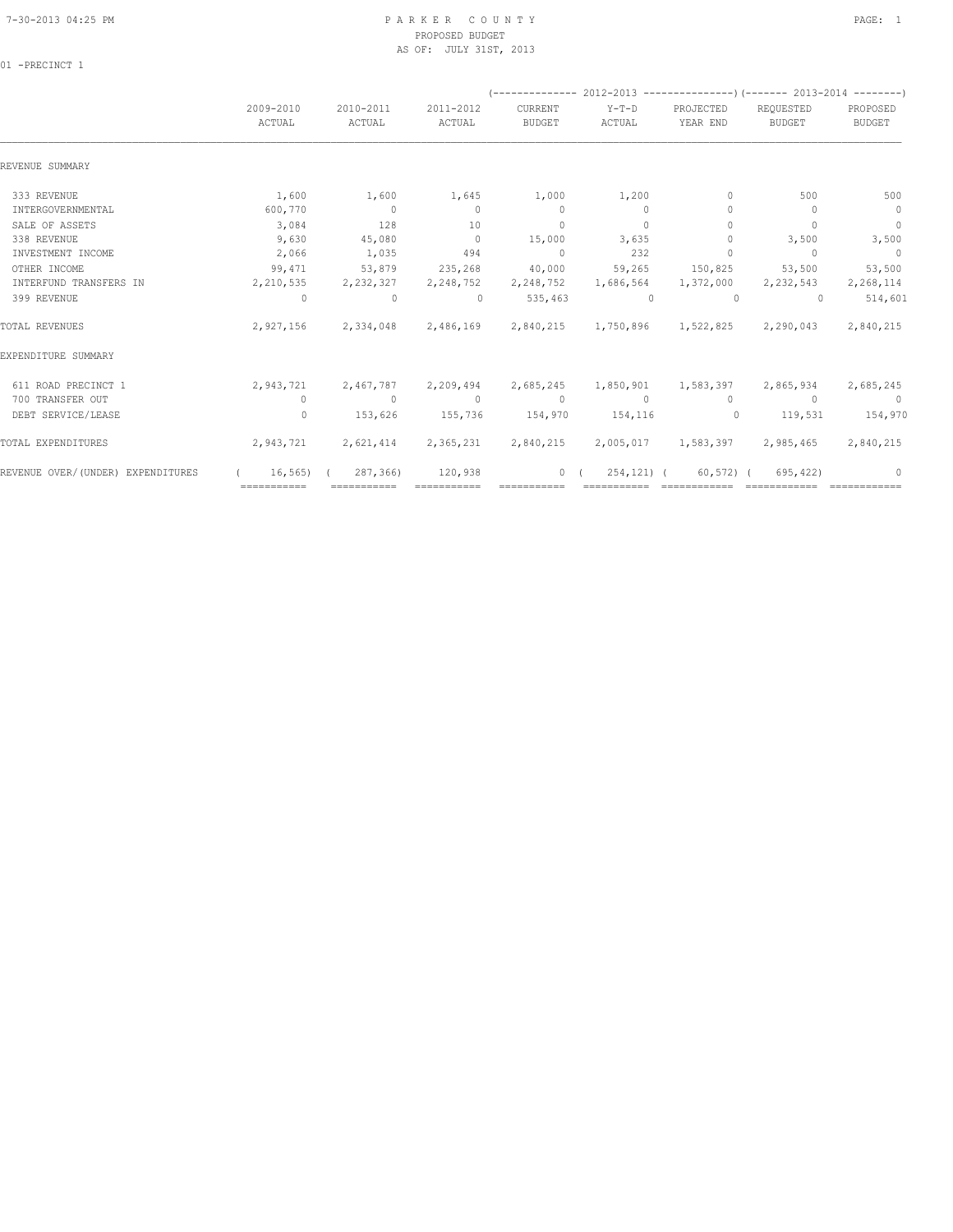# PARKER COUNTY
## PROPOSED BUDGET
### AS OF: JULY 31ST, 2013

01 -PRECINCT 1

| | 2009-2010 ACTUAL | 2010-2011 ACTUAL | 2011-2012 ACTUAL | 2012-2013 CURRENT BUDGET | 2012-2013 Y-T-D ACTUAL | 2012-2013 PROJECTED YEAR END | 2013-2014 REQUESTED BUDGET | 2013-2014 PROPOSED BUDGET |
|---|---|---|---|---|---|---|---|---|
| **REVENUE SUMMARY** | | | | | | | | |
| 333 REVENUE | 1,600 | 1,600 | 1,645 | 1,000 | 1,200 | 0 | 500 | 500 |
| INTERGOVERNMENTAL | 600,770 | 0 | 0 | 0 | 0 | 0 | 0 | 0 |
| SALE OF ASSETS | 3,084 | 128 | 10 | 0 | 0 | 0 | 0 | 0 |
| 338 REVENUE | 9,630 | 45,080 | 0 | 15,000 | 3,635 | 0 | 3,500 | 3,500 |
| INVESTMENT INCOME | 2,066 | 1,035 | 494 | 0 | 232 | 0 | 0 | 0 |
| OTHER INCOME | 99,471 | 53,879 | 235,268 | 40,000 | 59,265 | 150,825 | 53,500 | 53,500 |
| INTERFUND TRANSFERS IN | 2,210,535 | 2,232,327 | 2,248,752 | 2,248,752 | 1,686,564 | 1,372,000 | 2,232,543 | 2,268,114 |
| 399 REVENUE | 0 | 0 | 0 | 535,463 | 0 | 0 | 0 | 514,601 |
| TOTAL REVENUES | 2,927,156 | 2,334,048 | 2,486,169 | 2,840,215 | 1,750,896 | 1,522,825 | 2,290,043 | 2,840,215 |
| **EXPENDITURE SUMMARY** | | | | | | | | |
| 611 ROAD PRECINCT 1 | 2,943,721 | 2,467,787 | 2,209,494 | 2,685,245 | 1,850,901 | 1,583,397 | 2,865,934 | 2,685,245 |
| 700 TRANSFER OUT | 0 | 0 | 0 | 0 | 0 | 0 | 0 | 0 |
| DEBT SERVICE/LEASE | 0 | 153,626 | 155,736 | 154,970 | 154,116 | 0 | 119,531 | 154,970 |
| TOTAL EXPENDITURES | 2,943,721 | 2,621,414 | 2,365,231 | 2,840,215 | 2,005,017 | 1,583,397 | 2,985,465 | 2,840,215 |
| REVENUE OVER/(UNDER) EXPENDITURES | ( 16,565) | ( 287,366) | 120,938 | 0 | ( 254,121) | ( 60,572) | ( 695,422) | 0 |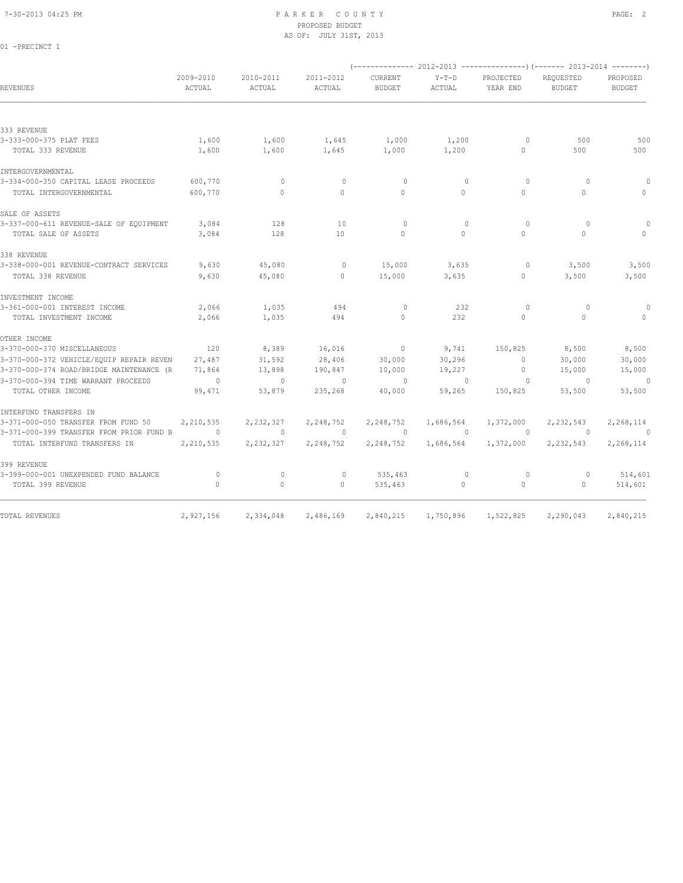# PARKER COUNTY
## PROPOSED BUDGET
### AS OF: JULY 31ST, 2013

01 -PRECINCT 1

| REVENUES | 2009-2010 ACTUAL | 2010-2011 ACTUAL | 2011-2012 ACTUAL | 2012-2013 CURRENT BUDGET | 2012-2013 Y-T-D ACTUAL | 2012-2013 PROJECTED YEAR END | 2013-2014 REQUESTED BUDGET | 2013-2014 PROPOSED BUDGET |
|---|---|---|---|---|---|---|---|---|
| 333 REVENUE | | | | | | | | |
| 3-333-000-375 PLAT FEES | 1,600 | 1,600 | 1,645 | 1,000 | 1,200 | 0 | 500 | 500 |
| TOTAL 333 REVENUE | 1,600 | 1,600 | 1,645 | 1,000 | 1,200 | 0 | 500 | 500 |
| INTERGOVERNMENTAL | | | | | | | | |
| 3-334-000-350 CAPITAL LEASE PROCEEDS | 600,770 | 0 | 0 | 0 | 0 | 0 | 0 | 0 |
| TOTAL INTERGOVERNMENTAL | 600,770 | 0 | 0 | 0 | 0 | 0 | 0 | 0 |
| SALE OF ASSETS | | | | | | | | |
| 3-337-000-611 REVENUE-SALE OF EQUIPMENT | 3,084 | 128 | 10 | 0 | 0 | 0 | 0 | 0 |
| TOTAL SALE OF ASSETS | 3,084 | 128 | 10 | 0 | 0 | 0 | 0 | 0 |
| 338 REVENUE | | | | | | | | |
| 3-338-000-001 REVENUE-CONTRACT SERVICES | 9,630 | 45,080 | 0 | 15,000 | 3,635 | 0 | 3,500 | 3,500 |
| TOTAL 338 REVENUE | 9,630 | 45,080 | 0 | 15,000 | 3,635 | 0 | 3,500 | 3,500 |
| INVESTMENT INCOME | | | | | | | | |
| 3-361-000-001 INTEREST INCOME | 2,066 | 1,035 | 494 | 0 | 232 | 0 | 0 | 0 |
| TOTAL INVESTMENT INCOME | 2,066 | 1,035 | 494 | 0 | 232 | 0 | 0 | 0 |
| OTHER INCOME | | | | | | | | |
| 3-370-000-370 MISCELLANEOUS | 120 | 8,389 | 16,016 | 0 | 9,741 | 150,825 | 8,500 | 8,500 |
| 3-370-000-372 VEHICLE/EQUIP REPAIR REVEN | 27,487 | 31,592 | 28,406 | 30,000 | 30,296 | 0 | 30,000 | 30,000 |
| 3-370-000-374 ROAD/BRIDGE MAINTENANCE (R | 71,864 | 13,898 | 190,847 | 10,000 | 19,227 | 0 | 15,000 | 15,000 |
| 3-370-000-394 TIME WARRANT PROCEEDS | 0 | 0 | 0 | 0 | 0 | 0 | 0 | 0 |
| TOTAL OTHER INCOME | 99,471 | 53,879 | 235,268 | 40,000 | 59,265 | 150,825 | 53,500 | 53,500 |
| INTERFUND TRANSFERS IN | | | | | | | | |
| 3-371-000-050 TRANSFER FROM FUND 50 | 2,210,535 | 2,232,327 | 2,248,752 | 2,248,752 | 1,686,564 | 1,372,000 | 2,232,543 | 2,268,114 |
| 3-371-000-399 TRANSFER FROM PRIOR FUND B | 0 | 0 | 0 | 0 | 0 | 0 | 0 | 0 |
| TOTAL INTERFUND TRANSFERS IN | 2,210,535 | 2,232,327 | 2,248,752 | 2,248,752 | 1,686,564 | 1,372,000 | 2,232,543 | 2,268,114 |
| 399 REVENUE | | | | | | | | |
| 3-399-000-001 UNEXPENDED FUND BALANCE | 0 | 0 | 0 | 535,463 | 0 | 0 | 0 | 514,601 |
| TOTAL 399 REVENUE | 0 | 0 | 0 | 535,463 | 0 | 0 | 0 | 514,601 |
| TOTAL REVENUES | 2,927,156 | 2,334,048 | 2,486,169 | 2,840,215 | 1,750,896 | 1,522,825 | 2,290,043 | 2,840,215 |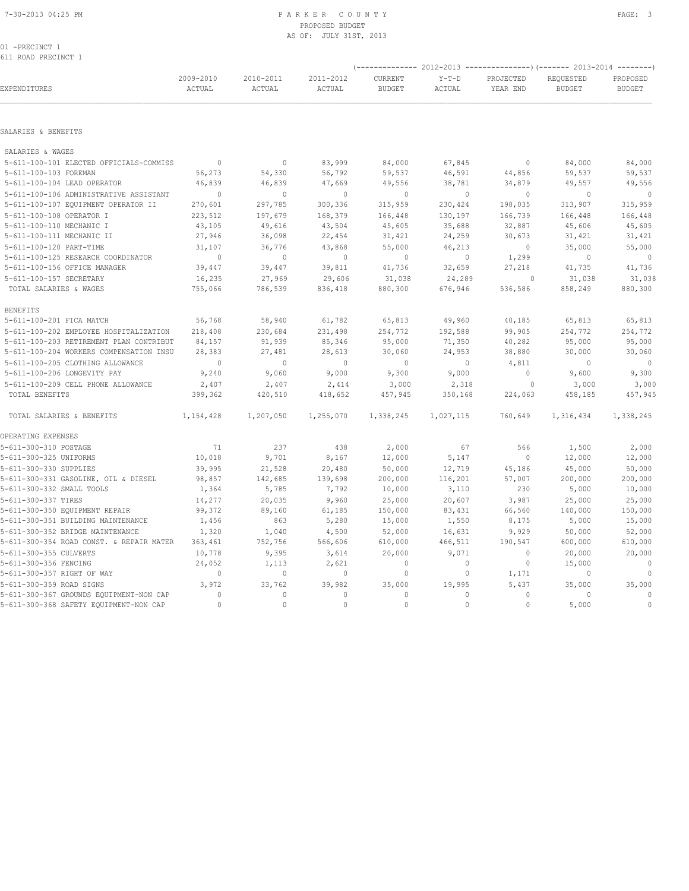PARKER COUNTY
PROPOSED BUDGET
AS OF: JULY 31ST, 2013

01 -PRECINCT 1
611 ROAD PRECINCT 1

| EXPENDITURES | 2009-2010 ACTUAL | 2010-2011 ACTUAL | 2011-2012 ACTUAL | 2012-2013 CURRENT BUDGET | 2012-2013 Y-T-D ACTUAL | 2012-2013 PROJECTED YEAR END | 2013-2014 REQUESTED BUDGET | 2013-2014 PROPOSED BUDGET |
|---|---|---|---|---|---|---|---|---|
| **SALARIES & BENEFITS** | | | | | | | | |
| SALARIES & WAGES | | | | | | | | |
| 5-611-100-101 ELECTED OFFICIALS-COMMISS | 0 | 0 | 83,999 | 84,000 | 67,845 | 0 | 84,000 | 84,000 |
| 5-611-100-103 FOREMAN | 56,273 | 54,330 | 56,792 | 59,537 | 46,591 | 44,856 | 59,537 | 59,537 |
| 5-611-100-104 LEAD OPERATOR | 46,839 | 46,839 | 47,669 | 49,556 | 38,781 | 34,879 | 49,557 | 49,556 |
| 5-611-100-106 ADMINISTRATIVE ASSISTANT | 0 | 0 | 0 | 0 | 0 | 0 | 0 | 0 |
| 5-611-100-107 EQUIPMENT OPERATOR II | 270,601 | 297,785 | 300,336 | 315,959 | 230,424 | 198,035 | 313,907 | 315,959 |
| 5-611-100-108 OPERATOR I | 223,512 | 197,679 | 168,379 | 166,448 | 130,197 | 166,739 | 166,448 | 166,448 |
| 5-611-100-110 MECHANIC I | 43,105 | 49,616 | 43,504 | 45,605 | 35,688 | 32,887 | 45,606 | 45,605 |
| 5-611-100-111 MECHANIC II | 27,946 | 36,098 | 22,454 | 31,421 | 24,259 | 30,673 | 31,421 | 31,421 |
| 5-611-100-120 PART-TIME | 31,107 | 36,776 | 43,868 | 55,000 | 46,213 | 0 | 35,000 | 55,000 |
| 5-611-100-125 RESEARCH COORDINATOR | 0 | 0 | 0 | 0 | 0 | 1,299 | 0 | 0 |
| 5-611-100-156 OFFICE MANAGER | 39,447 | 39,447 | 39,811 | 41,736 | 32,659 | 27,218 | 41,735 | 41,736 |
| 5-611-100-157 SECRETARY | 16,235 | 27,969 | 29,606 | 31,038 | 24,289 | 0 | 31,038 | 31,038 |
| TOTAL SALARIES & WAGES | 755,066 | 786,539 | 836,418 | 880,300 | 676,946 | 536,586 | 858,249 | 880,300 |
| BENEFITS | | | | | | | | |
| 5-611-100-201 FICA MATCH | 56,768 | 58,940 | 61,782 | 65,813 | 49,960 | 40,185 | 65,813 | 65,813 |
| 5-611-100-202 EMPLOYEE HOSPITALIZATION | 218,408 | 230,684 | 231,498 | 254,772 | 192,588 | 99,905 | 254,772 | 254,772 |
| 5-611-100-203 RETIREMENT PLAN CONTRIBUT | 84,157 | 91,939 | 85,346 | 95,000 | 71,350 | 40,282 | 95,000 | 95,000 |
| 5-611-100-204 WORKERS COMPENSATION INSU | 28,383 | 27,481 | 28,613 | 30,060 | 24,953 | 38,880 | 30,000 | 30,060 |
| 5-611-100-205 CLOTHING ALLOWANCE | 0 | 0 | 0 | 0 | 0 | 4,811 | 0 | 0 |
| 5-611-100-206 LONGEVITY PAY | 9,240 | 9,060 | 9,000 | 9,300 | 9,000 | 0 | 9,600 | 9,300 |
| 5-611-100-209 CELL PHONE ALLOWANCE | 2,407 | 2,407 | 2,414 | 3,000 | 2,318 | 0 | 3,000 | 3,000 |
| TOTAL BENEFITS | 399,362 | 420,510 | 418,652 | 457,945 | 350,168 | 224,063 | 458,185 | 457,945 |
| TOTAL SALARIES & BENEFITS | 1,154,428 | 1,207,050 | 1,255,070 | 1,338,245 | 1,027,115 | 760,649 | 1,316,434 | 1,338,245 |
| **OPERATING EXPENSES** | | | | | | | | |
| 5-611-300-310 POSTAGE | 71 | 237 | 438 | 2,000 | 67 | 566 | 1,500 | 2,000 |
| 5-611-300-325 UNIFORMS | 10,018 | 9,701 | 8,167 | 12,000 | 5,147 | 0 | 12,000 | 12,000 |
| 5-611-300-330 SUPPLIES | 39,995 | 21,528 | 20,480 | 50,000 | 12,719 | 45,186 | 45,000 | 50,000 |
| 5-611-300-331 GASOLINE, OIL & DIESEL | 98,857 | 142,685 | 139,698 | 200,000 | 116,201 | 57,007 | 200,000 | 200,000 |
| 5-611-300-332 SMALL TOOLS | 1,364 | 5,785 | 7,792 | 10,000 | 3,110 | 230 | 5,000 | 10,000 |
| 5-611-300-337 TIRES | 14,277 | 20,035 | 9,960 | 25,000 | 20,607 | 3,987 | 25,000 | 25,000 |
| 5-611-300-350 EQUIPMENT REPAIR | 99,372 | 89,160 | 61,185 | 150,000 | 83,431 | 66,560 | 140,000 | 150,000 |
| 5-611-300-351 BUILDING MAINTENANCE | 1,456 | 863 | 5,280 | 15,000 | 1,550 | 8,175 | 5,000 | 15,000 |
| 5-611-300-352 BRIDGE MAINTENANCE | 1,320 | 1,040 | 4,500 | 52,000 | 16,631 | 9,929 | 50,000 | 52,000 |
| 5-611-300-354 ROAD CONST. & REPAIR MATER | 363,461 | 752,756 | 566,606 | 610,000 | 466,511 | 190,547 | 600,000 | 610,000 |
| 5-611-300-355 CULVERTS | 10,778 | 9,395 | 3,614 | 20,000 | 9,071 | 0 | 20,000 | 20,000 |
| 5-611-300-356 FENCING | 24,052 | 1,113 | 2,621 | 0 | 0 | 0 | 15,000 | 0 |
| 5-611-300-357 RIGHT OF WAY | 0 | 0 | 0 | 0 | 0 | 1,171 | 0 | 0 |
| 5-611-300-359 ROAD SIGNS | 3,972 | 33,762 | 39,982 | 35,000 | 19,995 | 5,437 | 35,000 | 35,000 |
| 5-611-300-367 GROUNDS EQUIPMENT-NON CAP | 0 | 0 | 0 | 0 | 0 | 0 | 0 | 0 |
| 5-611-300-368 SAFETY EQUIPMENT-NON CAP | 0 | 0 | 0 | 0 | 0 | 0 | 5,000 | 0 |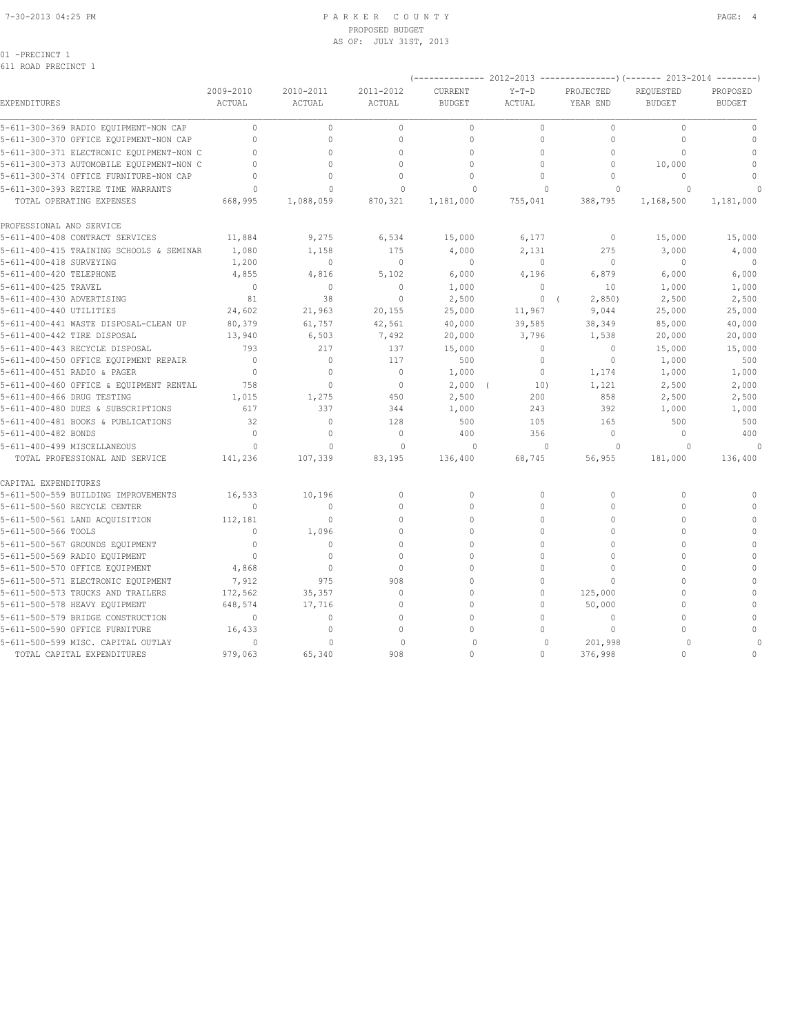PARKER COUNTY
PROPOSED BUDGET
AS OF: JULY 31ST, 2013

01 -PRECINCT 1
611 ROAD PRECINCT 1

| EXPENDITURES | 2009-2010 ACTUAL | 2010-2011 ACTUAL | 2011-2012 ACTUAL | 2012-2013 CURRENT BUDGET | 2012-2013 Y-T-D ACTUAL | 2012-2013 PROJECTED YEAR END | 2013-2014 REQUESTED BUDGET | 2013-2014 PROPOSED BUDGET |
|---|---|---|---|---|---|---|---|---|
| 5-611-300-369 RADIO EQUIPMENT-NON CAP | 0 | 0 | 0 | 0 | 0 | 0 | 0 | 0 |
| 5-611-300-370 OFFICE EQUIPMENT-NON CAP | 0 | 0 | 0 | 0 | 0 | 0 | 0 | 0 |
| 5-611-300-371 ELECTRONIC EQUIPMENT-NON C | 0 | 0 | 0 | 0 | 0 | 0 | 0 | 0 |
| 5-611-300-373 AUTOMOBILE EQUIPMENT-NON C | 0 | 0 | 0 | 0 | 0 | 0 | 10,000 | 0 |
| 5-611-300-374 OFFICE FURNITURE-NON CAP | 0 | 0 | 0 | 0 | 0 | 0 | 0 | 0 |
| 5-611-300-393 RETIRE TIME WARRANTS | 0 | 0 | 0 | 0 | 0 | 0 | 0 | 0 |
| TOTAL OPERATING EXPENSES | 668,995 | 1,088,059 | 870,321 | 1,181,000 | 755,041 | 388,795 | 1,168,500 | 1,181,000 |
| PROFESSIONAL AND SERVICE | | | | | | | | |
| 5-611-400-408 CONTRACT SERVICES | 11,884 | 9,275 | 6,534 | 15,000 | 6,177 | 0 | 15,000 | 15,000 |
| 5-611-400-415 TRAINING SCHOOLS & SEMINAR | 1,080 | 1,158 | 175 | 4,000 | 2,131 | 275 | 3,000 | 4,000 |
| 5-611-400-418 SURVEYING | 1,200 | 0 | 0 | 0 | 0 | 0 | 0 | 0 |
| 5-611-400-420 TELEPHONE | 4,855 | 4,816 | 5,102 | 6,000 | 4,196 | 6,879 | 6,000 | 6,000 |
| 5-611-400-425 TRAVEL | 0 | 0 | 0 | 1,000 | 0 | 10 | 1,000 | 1,000 |
| 5-611-400-430 ADVERTISING | 81 | 38 | 0 | 2,500 | 0 | ( 2,850) | 2,500 | 2,500 |
| 5-611-400-440 UTILITIES | 24,602 | 21,963 | 20,155 | 25,000 | 11,967 | 9,044 | 25,000 | 25,000 |
| 5-611-400-441 WASTE DISPOSAL-CLEAN UP | 80,379 | 61,757 | 42,561 | 40,000 | 39,585 | 38,349 | 85,000 | 40,000 |
| 5-611-400-442 TIRE DISPOSAL | 13,940 | 6,503 | 7,492 | 20,000 | 3,796 | 1,538 | 20,000 | 20,000 |
| 5-611-400-443 RECYCLE DISPOSAL | 793 | 217 | 137 | 15,000 | 0 | 0 | 15,000 | 15,000 |
| 5-611-400-450 OFFICE EQUIPMENT REPAIR | 0 | 0 | 117 | 500 | 0 | 0 | 1,000 | 500 |
| 5-611-400-451 RADIO & PAGER | 0 | 0 | 0 | 1,000 | 0 | 1,174 | 1,000 | 1,000 |
| 5-611-400-460 OFFICE & EQUIPMENT RENTAL | 758 | 0 | 0 | 2,000 | ( 10) | 1,121 | 2,500 | 2,000 |
| 5-611-400-466 DRUG TESTING | 1,015 | 1,275 | 450 | 2,500 | 200 | 858 | 2,500 | 2,500 |
| 5-611-400-480 DUES & SUBSCRIPTIONS | 617 | 337 | 344 | 1,000 | 243 | 392 | 1,000 | 1,000 |
| 5-611-400-481 BOOKS & PUBLICATIONS | 32 | 0 | 128 | 500 | 105 | 165 | 500 | 500 |
| 5-611-400-482 BONDS | 0 | 0 | 0 | 400 | 356 | 0 | 0 | 400 |
| 5-611-400-499 MISCELLANEOUS | 0 | 0 | 0 | 0 | 0 | 0 | 0 | 0 |
| TOTAL PROFESSIONAL AND SERVICE | 141,236 | 107,339 | 83,195 | 136,400 | 68,745 | 56,955 | 181,000 | 136,400 |
| CAPITAL EXPENDITURES | | | | | | | | |
| 5-611-500-559 BUILDING IMPROVEMENTS | 16,533 | 10,196 | 0 | 0 | 0 | 0 | 0 | 0 |
| 5-611-500-560 RECYCLE CENTER | 0 | 0 | 0 | 0 | 0 | 0 | 0 | 0 |
| 5-611-500-561 LAND ACQUISITION | 112,181 | 0 | 0 | 0 | 0 | 0 | 0 | 0 |
| 5-611-500-566 TOOLS | 0 | 1,096 | 0 | 0 | 0 | 0 | 0 | 0 |
| 5-611-500-567 GROUNDS EQUIPMENT | 0 | 0 | 0 | 0 | 0 | 0 | 0 | 0 |
| 5-611-500-569 RADIO EQUIPMENT | 0 | 0 | 0 | 0 | 0 | 0 | 0 | 0 |
| 5-611-500-570 OFFICE EQUIPMENT | 4,868 | 0 | 0 | 0 | 0 | 0 | 0 | 0 |
| 5-611-500-571 ELECTRONIC EQUIPMENT | 7,912 | 975 | 908 | 0 | 0 | 0 | 0 | 0 |
| 5-611-500-573 TRUCKS AND TRAILERS | 172,562 | 35,357 | 0 | 0 | 0 | 125,000 | 0 | 0 |
| 5-611-500-578 HEAVY EQUIPMENT | 648,574 | 17,716 | 0 | 0 | 0 | 50,000 | 0 | 0 |
| 5-611-500-579 BRIDGE CONSTRUCTION | 0 | 0 | 0 | 0 | 0 | 0 | 0 | 0 |
| 5-611-500-590 OFFICE FURNITURE | 16,433 | 0 | 0 | 0 | 0 | 0 | 0 | 0 |
| 5-611-500-599 MISC. CAPITAL OUTLAY | 0 | 0 | 0 | 0 | 0 | 201,998 | 0 | 0 |
| TOTAL CAPITAL EXPENDITURES | 979,063 | 65,340 | 908 | 0 | 0 | 376,998 | 0 | 0 |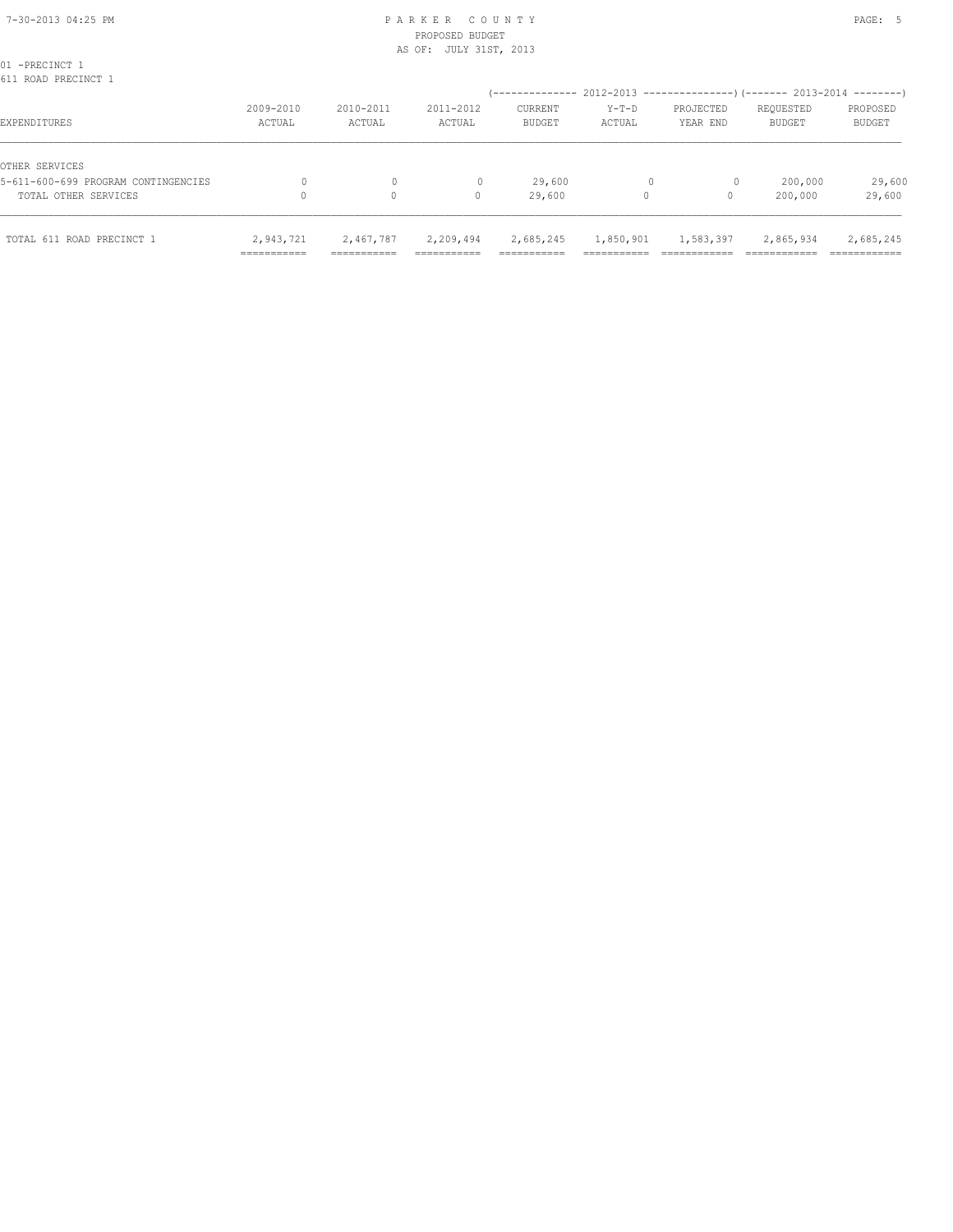01 -PRECINCT 1
611 ROAD PRECINCT 1

| EXPENDITURES | 2009-2010 ACTUAL | 2010-2011 ACTUAL | 2011-2012 ACTUAL | 2012-2013 CURRENT BUDGET | 2012-2013 Y-T-D ACTUAL | 2012-2013 PROJECTED YEAR END | 2013-2014 REQUESTED BUDGET | 2013-2014 PROPOSED BUDGET |
|---|---|---|---|---|---|---|---|---|
| OTHER SERVICES | | | | | | | | |
| 5-611-600-699 PROGRAM CONTINGENCIES | 0 | 0 | 0 | 29,600 | 0 | 0 | 200,000 | 29,600 |
| TOTAL OTHER SERVICES | 0 | 0 | 0 | 29,600 | 0 | 0 | 200,000 | 29,600 |
| TOTAL 611 ROAD PRECINCT 1 | 2,943,721 | 2,467,787 | 2,209,494 | 2,685,245 | 1,850,901 | 1,583,397 | 2,865,934 | 2,685,245 |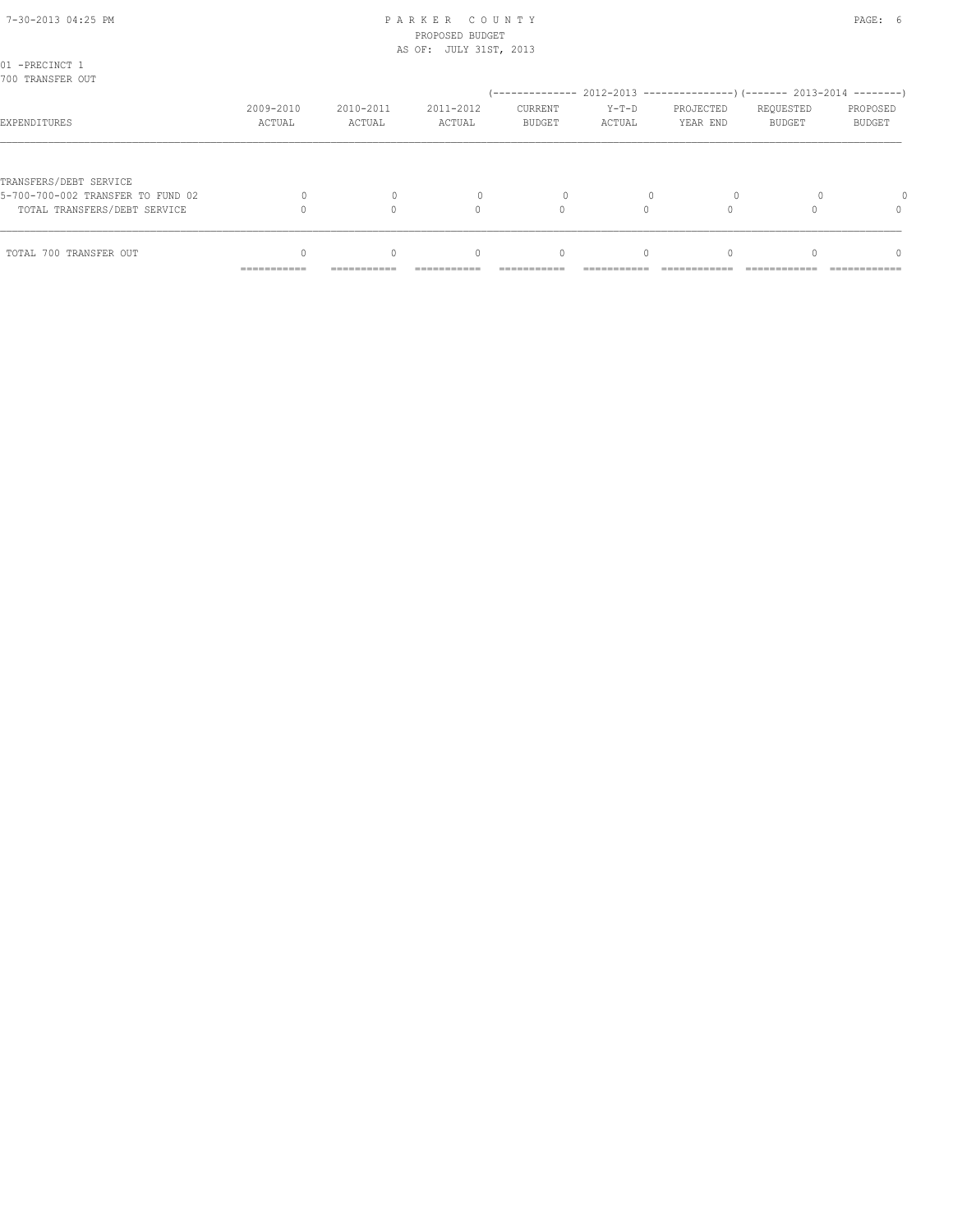01 -PRECINCT 1
700 TRANSFER OUT

| EXPENDITURES | 2009-2010 ACTUAL | 2010-2011 ACTUAL | 2011-2012 ACTUAL | 2012-2013 CURRENT BUDGET | 2012-2013 Y-T-D ACTUAL | 2012-2013 PROJECTED YEAR END | 2013-2014 REQUESTED BUDGET | 2013-2014 PROPOSED BUDGET |
|---|---|---|---|---|---|---|---|---|
| TRANSFERS/DEBT SERVICE | | | | | | | | |
| 5-700-700-002 TRANSFER TO FUND 02 | 0 | 0 | 0 | 0 | 0 | 0 | 0 | 0 |
| TOTAL TRANSFERS/DEBT SERVICE | 0 | 0 | 0 | 0 | 0 | 0 | 0 | 0 |
| TOTAL 700 TRANSFER OUT | 0 | 0 | 0 | 0 | 0 | 0 | 0 | 0 |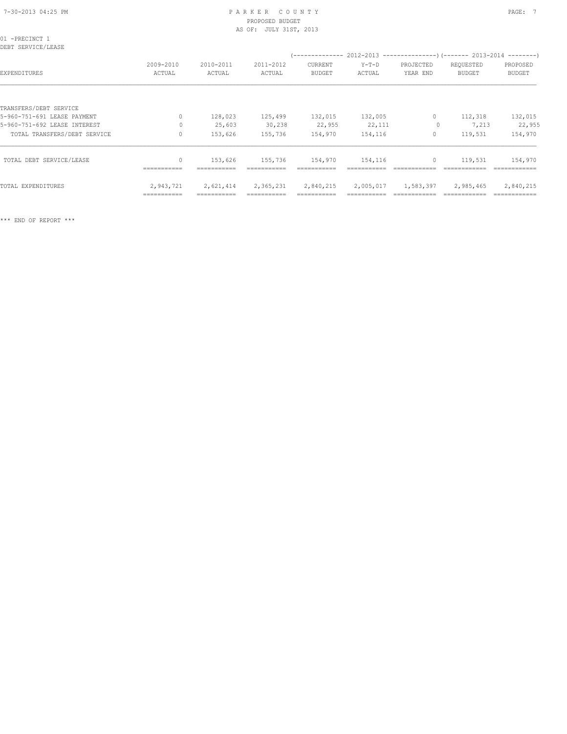PARKER COUNTY
PROPOSED BUDGET
AS OF: JULY 31ST, 2013

01 -PRECINCT 1
DEBT SERVICE/LEASE

| EXPENDITURES | 2009-2010 ACTUAL | 2010-2011 ACTUAL | 2011-2012 ACTUAL | (-------------- 2012-2013 CURRENT BUDGET | Y-T-D ACTUAL | PROJECTED YEAR END ---------------) | (------- 2013-2014 REQUESTED BUDGET | PROPOSED BUDGET --------) |
|---|---|---|---|---|---|---|---|---|
| TRANSFERS/DEBT SERVICE | | | | | | | | |
| 5-960-751-691 LEASE PAYMENT | 0 | 128,023 | 125,499 | 132,015 | 132,005 | 0 | 112,318 | 132,015 |
| 5-960-751-692 LEASE INTEREST | 0 | 25,603 | 30,238 | 22,955 | 22,111 | 0 | 7,213 | 22,955 |
| TOTAL TRANSFERS/DEBT SERVICE | 0 | 153,626 | 155,736 | 154,970 | 154,116 | 0 | 119,531 | 154,970 |
| TOTAL DEBT SERVICE/LEASE | 0 | 153,626 | 155,736 | 154,970 | 154,116 | 0 | 119,531 | 154,970 |
| TOTAL EXPENDITURES | 2,943,721 | 2,621,414 | 2,365,231 | 2,840,215 | 2,005,017 | 1,583,397 | 2,985,465 | 2,840,215 |

*** END OF REPORT ***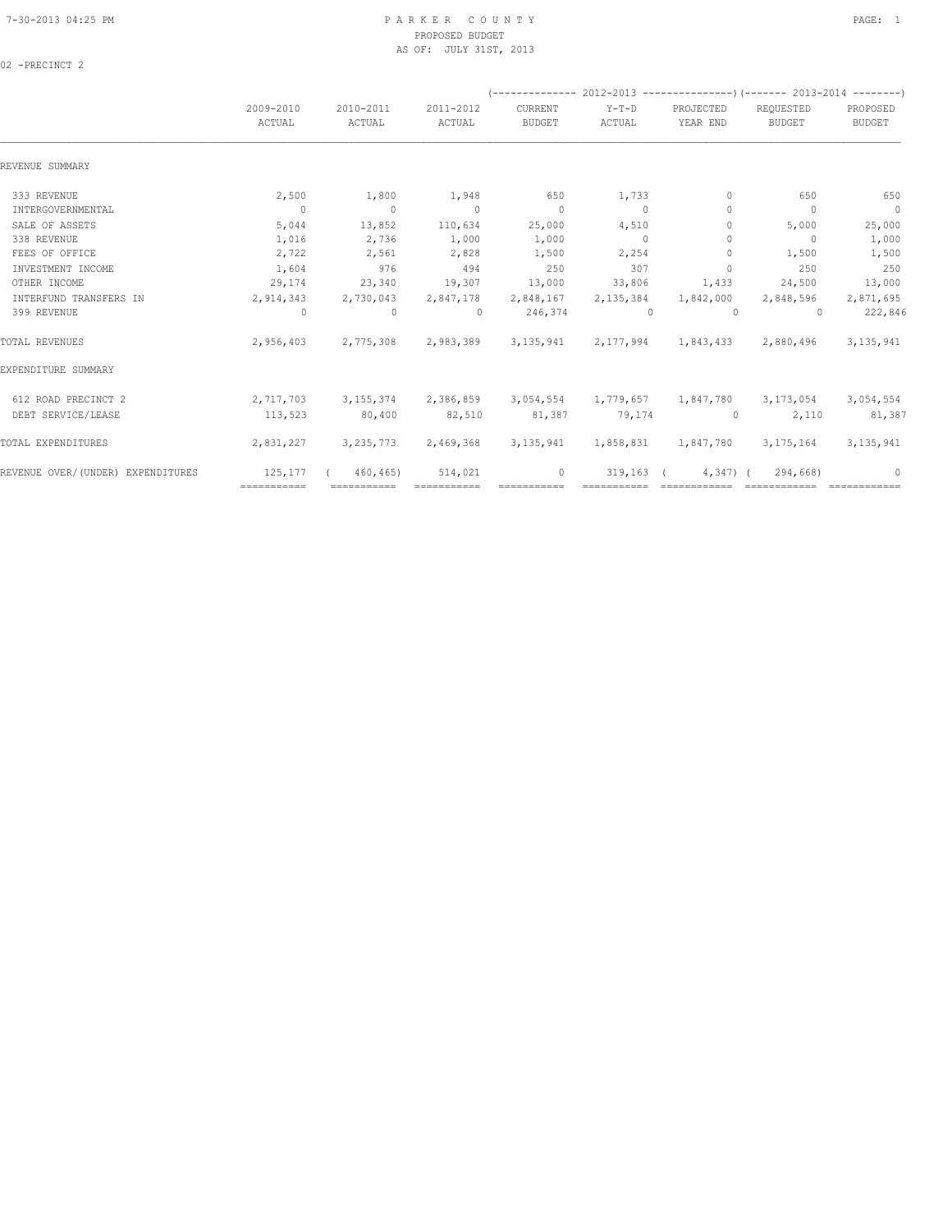# PARKER COUNTY
## PROPOSED BUDGET
### AS OF: JULY 31ST, 2013

02 -PRECINCT 2

| | 2009-2010 ACTUAL | 2010-2011 ACTUAL | 2011-2012 ACTUAL | 2012-2013 CURRENT BUDGET | 2012-2013 Y-T-D ACTUAL | 2012-2013 PROJECTED YEAR END | 2013-2014 REQUESTED BUDGET | 2013-2014 PROPOSED BUDGET |
|---|---|---|---|---|---|---|---|---|
| REVENUE SUMMARY | | | | | | | | |
| 333 REVENUE | 2,500 | 1,800 | 1,948 | 650 | 1,733 | 0 | 650 | 650 |
| INTERGOVERNMENTAL | 0 | 0 | 0 | 0 | 0 | 0 | 0 | 0 |
| SALE OF ASSETS | 5,044 | 13,852 | 110,634 | 25,000 | 4,510 | 0 | 5,000 | 25,000 |
| 338 REVENUE | 1,016 | 2,736 | 1,000 | 1,000 | 0 | 0 | 0 | 1,000 |
| FEES OF OFFICE | 2,722 | 2,561 | 2,828 | 1,500 | 2,254 | 0 | 1,500 | 1,500 |
| INVESTMENT INCOME | 1,604 | 976 | 494 | 250 | 307 | 0 | 250 | 250 |
| OTHER INCOME | 29,174 | 23,340 | 19,307 | 13,000 | 33,806 | 1,433 | 24,500 | 13,000 |
| INTERFUND TRANSFERS IN | 2,914,343 | 2,730,043 | 2,847,178 | 2,848,167 | 2,135,384 | 1,842,000 | 2,848,596 | 2,871,695 |
| 399 REVENUE | 0 | 0 | 0 | 246,374 | 0 | 0 | 0 | 222,846 |
| TOTAL REVENUES | 2,956,403 | 2,775,308 | 2,983,389 | 3,135,941 | 2,177,994 | 1,843,433 | 2,880,496 | 3,135,941 |
| EXPENDITURE SUMMARY | | | | | | | | |
| 612 ROAD PRECINCT 2 | 2,717,703 | 3,155,374 | 2,386,859 | 3,054,554 | 1,779,657 | 1,847,780 | 3,173,054 | 3,054,554 |
| DEBT SERVICE/LEASE | 113,523 | 80,400 | 82,510 | 81,387 | 79,174 | 0 | 2,110 | 81,387 |
| TOTAL EXPENDITURES | 2,831,227 | 3,235,773 | 2,469,368 | 3,135,941 | 1,858,831 | 1,847,780 | 3,175,164 | 3,135,941 |
| REVENUE OVER/(UNDER) EXPENDITURES | 125,177 | ( 460,465) | 514,021 | 0 | 319,163 | ( 4,347) | ( 294,668) | 0 |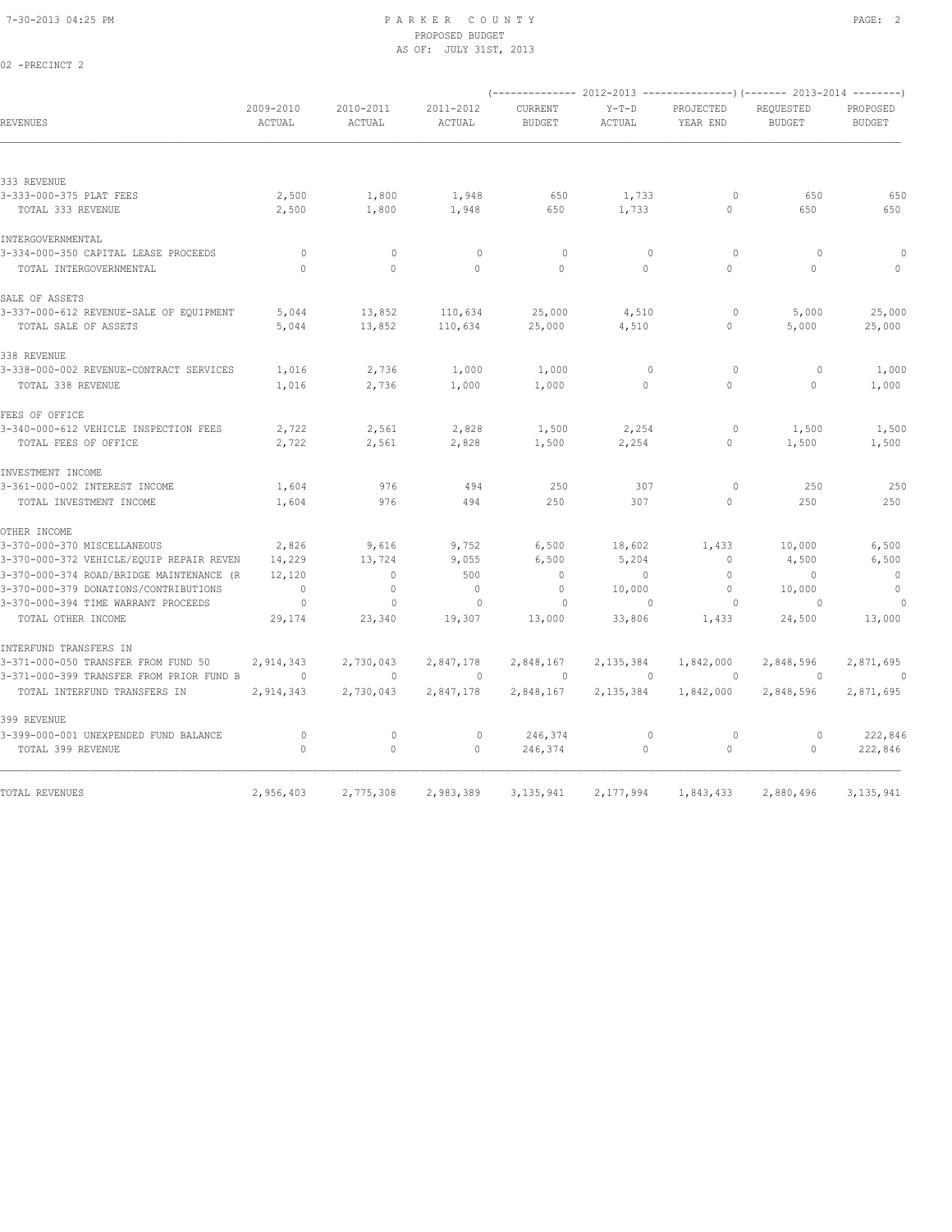PARKER COUNTY
PROPOSED BUDGET
AS OF: JULY 31ST, 2013

02 -PRECINCT 2

| REVENUES | 2009-2010 ACTUAL | 2010-2011 ACTUAL | 2011-2012 ACTUAL | 2012-2013 CURRENT BUDGET | 2012-2013 Y-T-D ACTUAL | 2012-2013 PROJECTED YEAR END | 2013-2014 REQUESTED BUDGET | 2013-2014 PROPOSED BUDGET |
|---|---|---|---|---|---|---|---|---|
| 333 REVENUE | | | | | | | | |
| 3-333-000-375 PLAT FEES | 2,500 | 1,800 | 1,948 | 650 | 1,733 | 0 | 650 | 650 |
| TOTAL 333 REVENUE | 2,500 | 1,800 | 1,948 | 650 | 1,733 | 0 | 650 | 650 |
| INTERGOVERNMENTAL | | | | | | | | |
| 3-334-000-350 CAPITAL LEASE PROCEEDS | 0 | 0 | 0 | 0 | 0 | 0 | 0 | 0 |
| TOTAL INTERGOVERNMENTAL | 0 | 0 | 0 | 0 | 0 | 0 | 0 | 0 |
| SALE OF ASSETS | | | | | | | | |
| 3-337-000-612 REVENUE-SALE OF EQUIPMENT | 5,044 | 13,852 | 110,634 | 25,000 | 4,510 | 0 | 5,000 | 25,000 |
| TOTAL SALE OF ASSETS | 5,044 | 13,852 | 110,634 | 25,000 | 4,510 | 0 | 5,000 | 25,000 |
| 338 REVENUE | | | | | | | | |
| 3-338-000-002 REVENUE-CONTRACT SERVICES | 1,016 | 2,736 | 1,000 | 1,000 | 0 | 0 | 0 | 1,000 |
| TOTAL 338 REVENUE | 1,016 | 2,736 | 1,000 | 1,000 | 0 | 0 | 0 | 1,000 |
| FEES OF OFFICE | | | | | | | | |
| 3-340-000-612 VEHICLE INSPECTION FEES | 2,722 | 2,561 | 2,828 | 1,500 | 2,254 | 0 | 1,500 | 1,500 |
| TOTAL FEES OF OFFICE | 2,722 | 2,561 | 2,828 | 1,500 | 2,254 | 0 | 1,500 | 1,500 |
| INVESTMENT INCOME | | | | | | | | |
| 3-361-000-002 INTEREST INCOME | 1,604 | 976 | 494 | 250 | 307 | 0 | 250 | 250 |
| TOTAL INVESTMENT INCOME | 1,604 | 976 | 494 | 250 | 307 | 0 | 250 | 250 |
| OTHER INCOME | | | | | | | | |
| 3-370-000-370 MISCELLANEOUS | 2,826 | 9,616 | 9,752 | 6,500 | 18,602 | 1,433 | 10,000 | 6,500 |
| 3-370-000-372 VEHICLE/EQUIP REPAIR REVEN | 14,229 | 13,724 | 9,055 | 6,500 | 5,204 | 0 | 4,500 | 6,500 |
| 3-370-000-374 ROAD/BRIDGE MAINTENANCE (R | 12,120 | 0 | 500 | 0 | 0 | 0 | 0 | 0 |
| 3-370-000-379 DONATIONS/CONTRIBUTIONS | 0 | 0 | 0 | 0 | 10,000 | 0 | 10,000 | 0 |
| 3-370-000-394 TIME WARRANT PROCEEDS | 0 | 0 | 0 | 0 | 0 | 0 | 0 | 0 |
| TOTAL OTHER INCOME | 29,174 | 23,340 | 19,307 | 13,000 | 33,806 | 1,433 | 24,500 | 13,000 |
| INTERFUND TRANSFERS IN | | | | | | | | |
| 3-371-000-050 TRANSFER FROM FUND 50 | 2,914,343 | 2,730,043 | 2,847,178 | 2,848,167 | 2,135,384 | 1,842,000 | 2,848,596 | 2,871,695 |
| 3-371-000-399 TRANSFER FROM PRIOR FUND B | 0 | 0 | 0 | 0 | 0 | 0 | 0 | 0 |
| TOTAL INTERFUND TRANSFERS IN | 2,914,343 | 2,730,043 | 2,847,178 | 2,848,167 | 2,135,384 | 1,842,000 | 2,848,596 | 2,871,695 |
| 399 REVENUE | | | | | | | | |
| 3-399-000-001 UNEXPENDED FUND BALANCE | 0 | 0 | 0 | 246,374 | 0 | 0 | 0 | 222,846 |
| TOTAL 399 REVENUE | 0 | 0 | 0 | 246,374 | 0 | 0 | 0 | 222,846 |
| TOTAL REVENUES | 2,956,403 | 2,775,308 | 2,983,389 | 3,135,941 | 2,177,994 | 1,843,433 | 2,880,496 | 3,135,941 |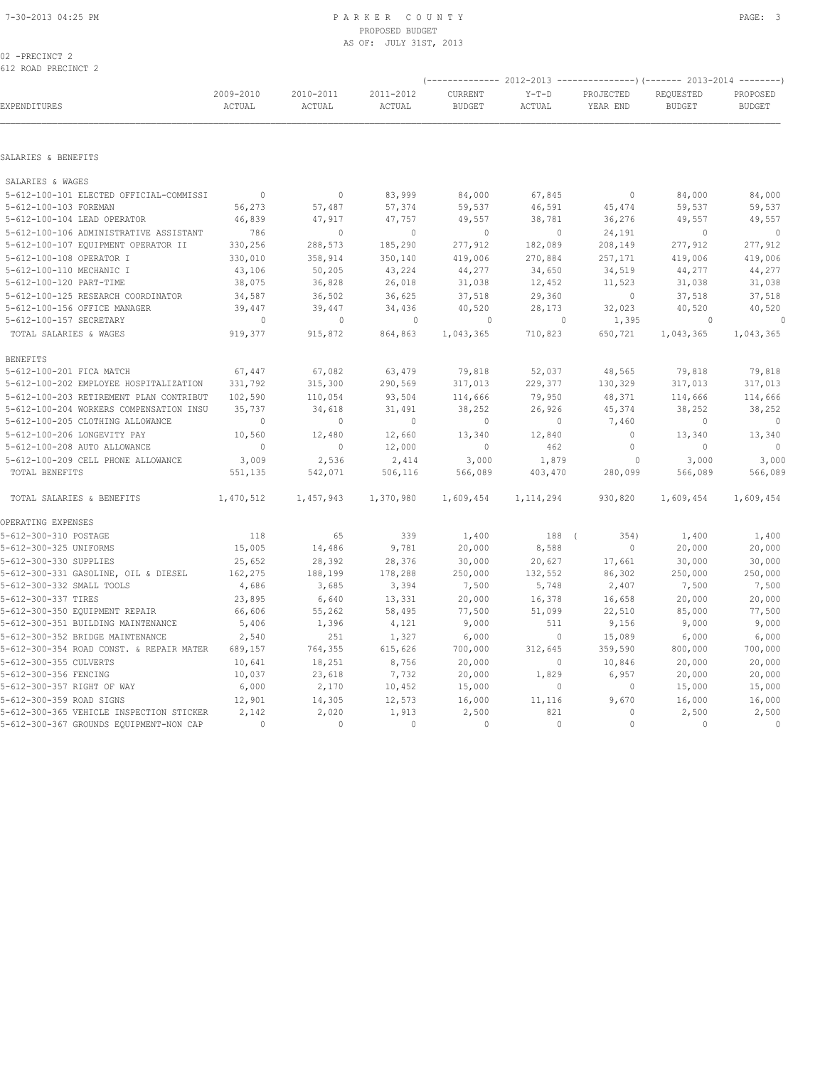# PARKER COUNTY
## PROPOSED BUDGET
### AS OF: JULY 31ST, 2013

02 -PRECINCT 2
612 ROAD PRECINCT 2

| EXPENDITURES | 2009-2010 ACTUAL | 2010-2011 ACTUAL | 2011-2012 ACTUAL | 2012-2013 CURRENT BUDGET | 2012-2013 Y-T-D ACTUAL | 2012-2013 PROJECTED YEAR END | 2013-2014 REQUESTED BUDGET | 2013-2014 PROPOSED BUDGET |
|---|---|---|---|---|---|---|---|---|
| **SALARIES & BENEFITS** | | | | | | | | |
| SALARIES & WAGES | | | | | | | | |
| 5-612-100-101 ELECTED OFFICIAL-COMMISSI | 0 | 0 | 83,999 | 84,000 | 67,845 | 0 | 84,000 | 84,000 |
| 5-612-100-103 FOREMAN | 56,273 | 57,487 | 57,374 | 59,537 | 46,591 | 45,474 | 59,537 | 59,537 |
| 5-612-100-104 LEAD OPERATOR | 46,839 | 47,917 | 47,757 | 49,557 | 38,781 | 36,276 | 49,557 | 49,557 |
| 5-612-100-106 ADMINISTRATIVE ASSISTANT | 786 | 0 | 0 | 0 | 0 | 24,191 | 0 | 0 |
| 5-612-100-107 EQUIPMENT OPERATOR II | 330,256 | 288,573 | 185,290 | 277,912 | 182,089 | 208,149 | 277,912 | 277,912 |
| 5-612-100-108 OPERATOR I | 330,010 | 358,914 | 350,140 | 419,006 | 270,884 | 257,171 | 419,006 | 419,006 |
| 5-612-100-110 MECHANIC I | 43,106 | 50,205 | 43,224 | 44,277 | 34,650 | 34,519 | 44,277 | 44,277 |
| 5-612-100-120 PART-TIME | 38,075 | 36,828 | 26,018 | 31,038 | 12,452 | 11,523 | 31,038 | 31,038 |
| 5-612-100-125 RESEARCH COORDINATOR | 34,587 | 36,502 | 36,625 | 37,518 | 29,360 | 0 | 37,518 | 37,518 |
| 5-612-100-156 OFFICE MANAGER | 39,447 | 39,447 | 34,436 | 40,520 | 28,173 | 32,023 | 40,520 | 40,520 |
| 5-612-100-157 SECRETARY | 0 | 0 | 0 | 0 | 0 | 1,395 | 0 | 0 |
| TOTAL SALARIES & WAGES | 919,377 | 915,872 | 864,863 | 1,043,365 | 710,823 | 650,721 | 1,043,365 | 1,043,365 |
| BENEFITS | | | | | | | | |
| 5-612-100-201 FICA MATCH | 67,447 | 67,082 | 63,479 | 79,818 | 52,037 | 48,565 | 79,818 | 79,818 |
| 5-612-100-202 EMPLOYEE HOSPITALIZATION | 331,792 | 315,300 | 290,569 | 317,013 | 229,377 | 130,329 | 317,013 | 317,013 |
| 5-612-100-203 RETIREMENT PLAN CONTRIBUT | 102,590 | 110,054 | 93,504 | 114,666 | 79,950 | 48,371 | 114,666 | 114,666 |
| 5-612-100-204 WORKERS COMPENSATION INSU | 35,737 | 34,618 | 31,491 | 38,252 | 26,926 | 45,374 | 38,252 | 38,252 |
| 5-612-100-205 CLOTHING ALLOWANCE | 0 | 0 | 0 | 0 | 0 | 7,460 | 0 | 0 |
| 5-612-100-206 LONGEVITY PAY | 10,560 | 12,480 | 12,660 | 13,340 | 12,840 | 0 | 13,340 | 13,340 |
| 5-612-100-208 AUTO ALLOWANCE | 0 | 0 | 12,000 | 0 | 462 | 0 | 0 | 0 |
| 5-612-100-209 CELL PHONE ALLOWANCE | 3,009 | 2,536 | 2,414 | 3,000 | 1,879 | 0 | 3,000 | 3,000 |
| TOTAL BENEFITS | 551,135 | 542,071 | 506,116 | 566,089 | 403,470 | 280,099 | 566,089 | 566,089 |
| TOTAL SALARIES & BENEFITS | 1,470,512 | 1,457,943 | 1,370,980 | 1,609,454 | 1,114,294 | 930,820 | 1,609,454 | 1,609,454 |
| **OPERATING EXPENSES** | | | | | | | | |
| 5-612-300-310 POSTAGE | 118 | 65 | 339 | 1,400 | 188 | ( 354) | 1,400 | 1,400 |
| 5-612-300-325 UNIFORMS | 15,005 | 14,486 | 9,781 | 20,000 | 8,588 | 0 | 20,000 | 20,000 |
| 5-612-300-330 SUPPLIES | 25,652 | 28,392 | 28,376 | 30,000 | 20,627 | 17,661 | 30,000 | 30,000 |
| 5-612-300-331 GASOLINE, OIL & DIESEL | 162,275 | 188,199 | 178,288 | 250,000 | 132,552 | 86,302 | 250,000 | 250,000 |
| 5-612-300-332 SMALL TOOLS | 4,686 | 3,685 | 3,394 | 7,500 | 5,748 | 2,407 | 7,500 | 7,500 |
| 5-612-300-337 TIRES | 23,895 | 6,640 | 13,331 | 20,000 | 16,378 | 16,658 | 20,000 | 20,000 |
| 5-612-300-350 EQUIPMENT REPAIR | 66,606 | 55,262 | 58,495 | 77,500 | 51,099 | 22,510 | 85,000 | 77,500 |
| 5-612-300-351 BUILDING MAINTENANCE | 5,406 | 1,396 | 4,121 | 9,000 | 511 | 9,156 | 9,000 | 9,000 |
| 5-612-300-352 BRIDGE MAINTENANCE | 2,540 | 251 | 1,327 | 6,000 | 0 | 15,089 | 6,000 | 6,000 |
| 5-612-300-354 ROAD CONST. & REPAIR MATER | 689,157 | 764,355 | 615,626 | 700,000 | 312,645 | 359,590 | 800,000 | 700,000 |
| 5-612-300-355 CULVERTS | 10,641 | 18,251 | 8,756 | 20,000 | 0 | 10,846 | 20,000 | 20,000 |
| 5-612-300-356 FENCING | 10,037 | 23,618 | 7,732 | 20,000 | 1,829 | 6,957 | 20,000 | 20,000 |
| 5-612-300-357 RIGHT OF WAY | 6,000 | 2,170 | 10,452 | 15,000 | 0 | 0 | 15,000 | 15,000 |
| 5-612-300-359 ROAD SIGNS | 12,901 | 14,305 | 12,573 | 16,000 | 11,116 | 9,670 | 16,000 | 16,000 |
| 5-612-300-365 VEHICLE INSPECTION STICKER | 2,142 | 2,020 | 1,913 | 2,500 | 821 | 0 | 2,500 | 2,500 |
| 5-612-300-367 GROUNDS EQUIPMENT-NON CAP | 0 | 0 | 0 | 0 | 0 | 0 | 0 | 0 |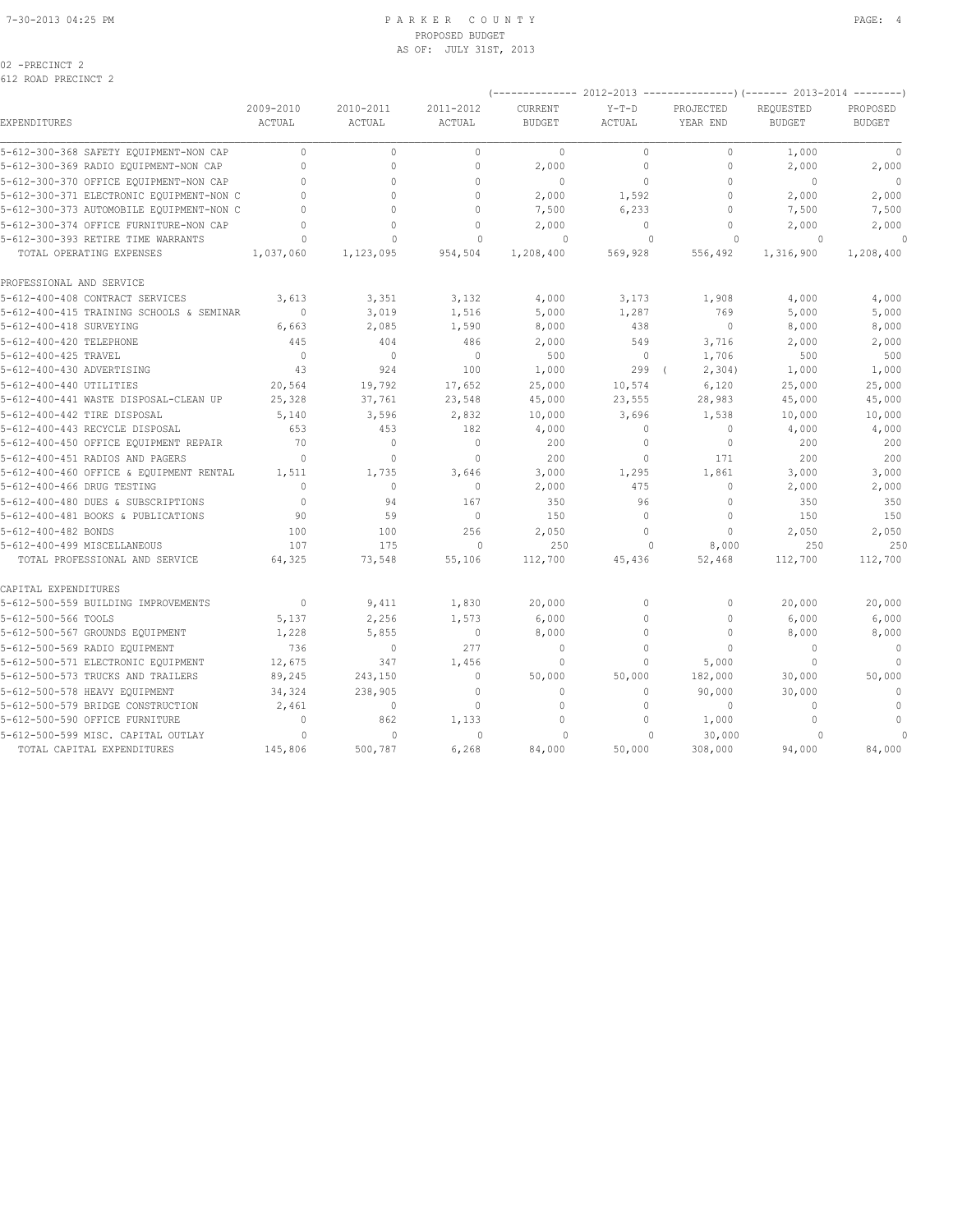PARKER COUNTY
PROPOSED BUDGET
AS OF: JULY 31ST, 2013

02 -PRECINCT 2
612 ROAD PRECINCT 2

| EXPENDITURES | 2009-2010 ACTUAL | 2010-2011 ACTUAL | 2011-2012 ACTUAL | 2012-2013 CURRENT BUDGET | 2012-2013 Y-T-D ACTUAL | 2012-2013 PROJECTED YEAR END | 2013-2014 REQUESTED BUDGET | 2013-2014 PROPOSED BUDGET |
|---|---|---|---|---|---|---|---|---|
| 5-612-300-368 SAFETY EQUIPMENT-NON CAP | 0 | 0 | 0 | 0 | 0 | 0 | 1,000 | 0 |
| 5-612-300-369 RADIO EQUIPMENT-NON CAP | 0 | 0 | 0 | 2,000 | 0 | 0 | 2,000 | 2,000 |
| 5-612-300-370 OFFICE EQUIPMENT-NON CAP | 0 | 0 | 0 | 0 | 0 | 0 | 0 | 0 |
| 5-612-300-371 ELECTRONIC EQUIPMENT-NON C | 0 | 0 | 0 | 2,000 | 1,592 | 0 | 2,000 | 2,000 |
| 5-612-300-373 AUTOMOBILE EQUIPMENT-NON C | 0 | 0 | 0 | 7,500 | 6,233 | 0 | 7,500 | 7,500 |
| 5-612-300-374 OFFICE FURNITURE-NON CAP | 0 | 0 | 0 | 2,000 | 0 | 0 | 2,000 | 2,000 |
| 5-612-300-393 RETIRE TIME WARRANTS | 0 | 0 | 0 | 0 | 0 | 0 | 0 | 0 |
| TOTAL OPERATING EXPENSES | 1,037,060 | 1,123,095 | 954,504 | 1,208,400 | 569,928 | 556,492 | 1,316,900 | 1,208,400 |
| PROFESSIONAL AND SERVICE | | | | | | | | |
| 5-612-400-408 CONTRACT SERVICES | 3,613 | 3,351 | 3,132 | 4,000 | 3,173 | 1,908 | 4,000 | 4,000 |
| 5-612-400-415 TRAINING SCHOOLS & SEMINAR | 0 | 3,019 | 1,516 | 5,000 | 1,287 | 769 | 5,000 | 5,000 |
| 5-612-400-418 SURVEYING | 6,663 | 2,085 | 1,590 | 8,000 | 438 | 0 | 8,000 | 8,000 |
| 5-612-400-420 TELEPHONE | 445 | 404 | 486 | 2,000 | 549 | 3,716 | 2,000 | 2,000 |
| 5-612-400-425 TRAVEL | 0 | 0 | 0 | 500 | 0 | 1,706 | 500 | 500 |
| 5-612-400-430 ADVERTISING | 43 | 924 | 100 | 1,000 | 299 | ( 2,304) | 1,000 | 1,000 |
| 5-612-400-440 UTILITIES | 20,564 | 19,792 | 17,652 | 25,000 | 10,574 | 6,120 | 25,000 | 25,000 |
| 5-612-400-441 WASTE DISPOSAL-CLEAN UP | 25,328 | 37,761 | 23,548 | 45,000 | 23,555 | 28,983 | 45,000 | 45,000 |
| 5-612-400-442 TIRE DISPOSAL | 5,140 | 3,596 | 2,832 | 10,000 | 3,696 | 1,538 | 10,000 | 10,000 |
| 5-612-400-443 RECYCLE DISPOSAL | 653 | 453 | 182 | 4,000 | 0 | 0 | 4,000 | 4,000 |
| 5-612-400-450 OFFICE EQUIPMENT REPAIR | 70 | 0 | 0 | 200 | 0 | 0 | 200 | 200 |
| 5-612-400-451 RADIOS AND PAGERS | 0 | 0 | 0 | 200 | 0 | 171 | 200 | 200 |
| 5-612-400-460 OFFICE & EQUIPMENT RENTAL | 1,511 | 1,735 | 3,646 | 3,000 | 1,295 | 1,861 | 3,000 | 3,000 |
| 5-612-400-466 DRUG TESTING | 0 | 0 | 0 | 2,000 | 475 | 0 | 2,000 | 2,000 |
| 5-612-400-480 DUES & SUBSCRIPTIONS | 0 | 94 | 167 | 350 | 96 | 0 | 350 | 350 |
| 5-612-400-481 BOOKS & PUBLICATIONS | 90 | 59 | 0 | 150 | 0 | 0 | 150 | 150 |
| 5-612-400-482 BONDS | 100 | 100 | 256 | 2,050 | 0 | 0 | 2,050 | 2,050 |
| 5-612-400-499 MISCELLANEOUS | 107 | 175 | 0 | 250 | 0 | 8,000 | 250 | 250 |
| TOTAL PROFESSIONAL AND SERVICE | 64,325 | 73,548 | 55,106 | 112,700 | 45,436 | 52,468 | 112,700 | 112,700 |
| CAPITAL EXPENDITURES | | | | | | | | |
| 5-612-500-559 BUILDING IMPROVEMENTS | 0 | 9,411 | 1,830 | 20,000 | 0 | 0 | 20,000 | 20,000 |
| 5-612-500-566 TOOLS | 5,137 | 2,256 | 1,573 | 6,000 | 0 | 0 | 6,000 | 6,000 |
| 5-612-500-567 GROUNDS EQUIPMENT | 1,228 | 5,855 | 0 | 8,000 | 0 | 0 | 8,000 | 8,000 |
| 5-612-500-569 RADIO EQUIPMENT | 736 | 0 | 277 | 0 | 0 | 0 | 0 | 0 |
| 5-612-500-571 ELECTRONIC EQUIPMENT | 12,675 | 347 | 1,456 | 0 | 0 | 5,000 | 0 | 0 |
| 5-612-500-573 TRUCKS AND TRAILERS | 89,245 | 243,150 | 0 | 50,000 | 50,000 | 182,000 | 30,000 | 50,000 |
| 5-612-500-578 HEAVY EQUIPMENT | 34,324 | 238,905 | 0 | 0 | 0 | 90,000 | 30,000 | 0 |
| 5-612-500-579 BRIDGE CONSTRUCTION | 2,461 | 0 | 0 | 0 | 0 | 0 | 0 | 0 |
| 5-612-500-590 OFFICE FURNITURE | 0 | 862 | 1,133 | 0 | 0 | 1,000 | 0 | 0 |
| 5-612-500-599 MISC. CAPITAL OUTLAY | 0 | 0 | 0 | 0 | 0 | 30,000 | 0 | 0 |
| TOTAL CAPITAL EXPENDITURES | 145,806 | 500,787 | 6,268 | 84,000 | 50,000 | 308,000 | 94,000 | 84,000 |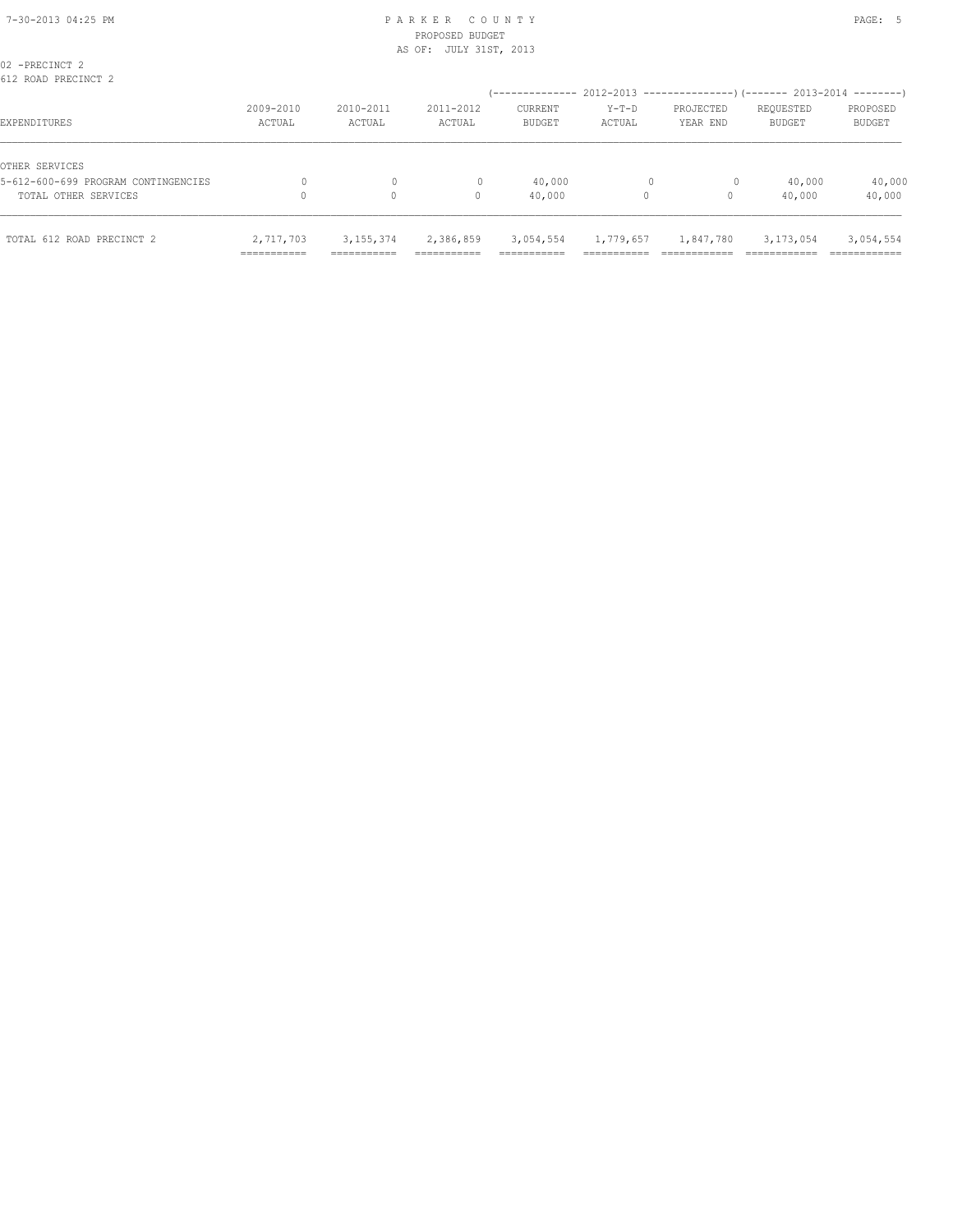PARKER COUNTY
PROPOSED BUDGET
AS OF: JULY 31ST, 2013

02 -PRECINCT 2
612 ROAD PRECINCT 2

| EXPENDITURES | 2009-2010 ACTUAL | 2010-2011 ACTUAL | 2011-2012 ACTUAL | 2012-2013 CURRENT BUDGET | 2012-2013 Y-T-D ACTUAL | 2012-2013 PROJECTED YEAR END | 2013-2014 REQUESTED BUDGET | 2013-2014 PROPOSED BUDGET |
|---|---|---|---|---|---|---|---|---|
| OTHER SERVICES | | | | | | | | |
| 5-612-600-699 PROGRAM CONTINGENCIES | 0 | 0 | 0 | 40,000 | 0 | 0 | 40,000 | 40,000 |
| TOTAL OTHER SERVICES | 0 | 0 | 0 | 40,000 | 0 | 0 | 40,000 | 40,000 |
| TOTAL 612 ROAD PRECINCT 2 | 2,717,703 | 3,155,374 | 2,386,859 | 3,054,554 | 1,779,657 | 1,847,780 | 3,173,054 | 3,054,554 |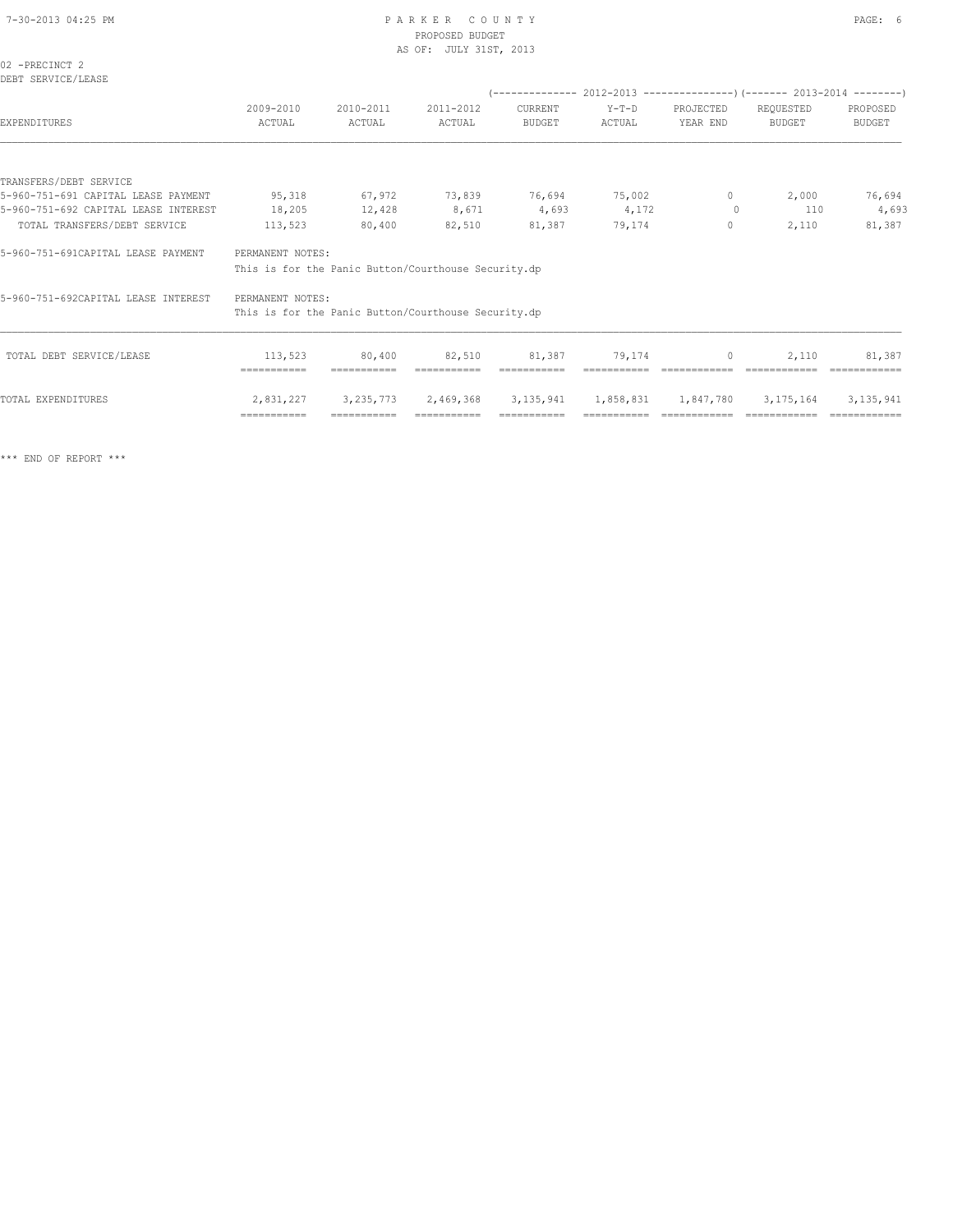# PARKER COUNTY
## PROPOSED BUDGET
### AS OF: JULY 31ST, 2013

02 -PRECINCT 2
DEBT SERVICE/LEASE

| EXPENDITURES | 2009-2010 ACTUAL | 2010-2011 ACTUAL | 2011-2012 ACTUAL | 2012-2013 CURRENT BUDGET | 2012-2013 Y-T-D ACTUAL | 2012-2013 PROJECTED YEAR END | 2013-2014 REQUESTED BUDGET | 2013-2014 PROPOSED BUDGET |
|---|---|---|---|---|---|---|---|---|
| TRANSFERS/DEBT SERVICE | | | | | | | | |
| 5-960-751-691 CAPITAL LEASE PAYMENT | 95,318 | 67,972 | 73,839 | 76,694 | 75,002 | 0 | 2,000 | 76,694 |
| 5-960-751-692 CAPITAL LEASE INTEREST | 18,205 | 12,428 | 8,671 | 4,693 | 4,172 | 0 | 110 | 4,693 |
| TOTAL TRANSFERS/DEBT SERVICE | 113,523 | 80,400 | 82,510 | 81,387 | 79,174 | 0 | 2,110 | 81,387 |

5-960-751-691CAPITAL LEASE PAYMENT    PERMANENT NOTES:
This is for the Panic Button/Courthouse Security.dp

5-960-751-692CAPITAL LEASE INTEREST    PERMANENT NOTES:
This is for the Panic Button/Courthouse Security.dp

| | 2009-2010 ACTUAL | 2010-2011 ACTUAL | 2011-2012 ACTUAL | 2012-2013 CURRENT BUDGET | 2012-2013 Y-T-D ACTUAL | 2012-2013 PROJECTED YEAR END | 2013-2014 REQUESTED BUDGET | 2013-2014 PROPOSED BUDGET |
|---|---|---|---|---|---|---|---|---|
| TOTAL DEBT SERVICE/LEASE | 113,523 | 80,400 | 82,510 | 81,387 | 79,174 | 0 | 2,110 | 81,387 |
| TOTAL EXPENDITURES | 2,831,227 | 3,235,773 | 2,469,368 | 3,135,941 | 1,858,831 | 1,847,780 | 3,175,164 | 3,135,941 |

*** END OF REPORT ***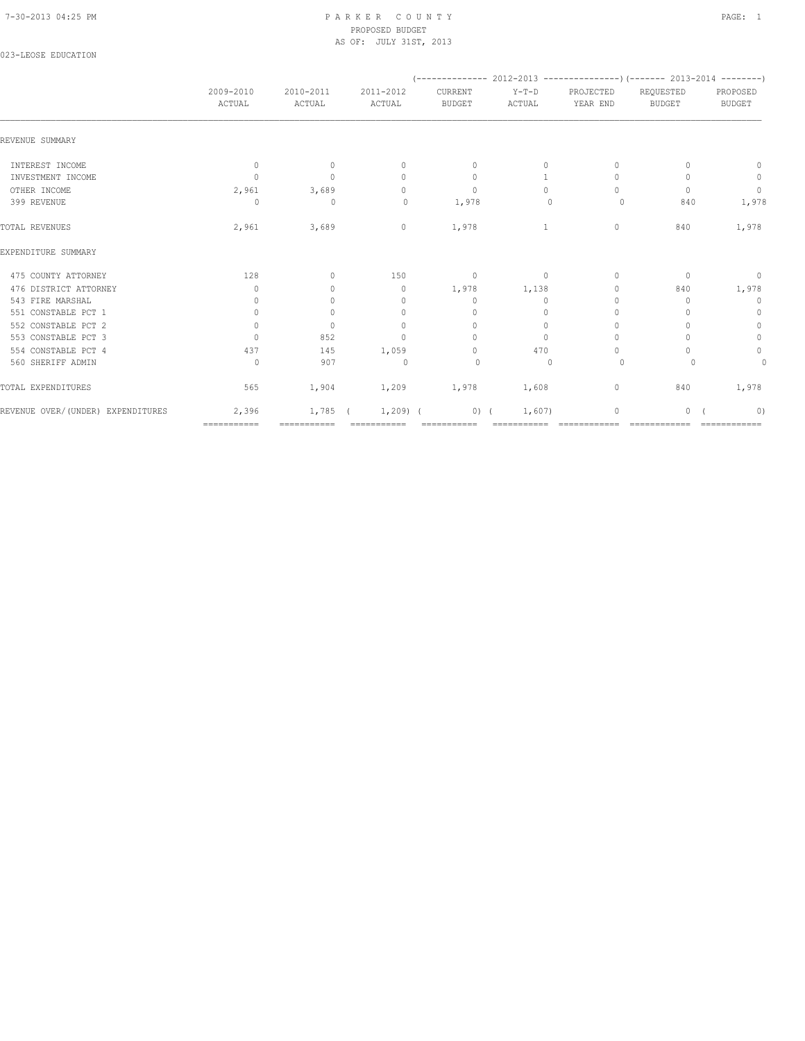# PARKER COUNTY
## PROPOSED BUDGET
## AS OF: JULY 31ST, 2013

023-LEOSE EDUCATION

| | 2009-2010 ACTUAL | 2010-2011 ACTUAL | 2011-2012 ACTUAL | 2012-2013 CURRENT BUDGET | 2012-2013 Y-T-D ACTUAL | 2012-2013 PROJECTED YEAR END | 2013-2014 REQUESTED BUDGET | 2013-2014 PROPOSED BUDGET |
|---|---|---|---|---|---|---|---|---|
| REVENUE SUMMARY | | | | | | | | |
| INTEREST INCOME | 0 | 0 | 0 | 0 | 0 | 0 | 0 | 0 |
| INVESTMENT INCOME | 0 | 0 | 0 | 0 | 1 | 0 | 0 | 0 |
| OTHER INCOME | 2,961 | 3,689 | 0 | 0 | 0 | 0 | 0 | 0 |
| 399 REVENUE | 0 | 0 | 0 | 1,978 | 0 | 0 | 840 | 1,978 |
| TOTAL REVENUES | 2,961 | 3,689 | 0 | 1,978 | 1 | 0 | 840 | 1,978 |
| EXPENDITURE SUMMARY | | | | | | | | |
| 475 COUNTY ATTORNEY | 128 | 0 | 150 | 0 | 0 | 0 | 0 | 0 |
| 476 DISTRICT ATTORNEY | 0 | 0 | 0 | 1,978 | 1,138 | 0 | 840 | 1,978 |
| 543 FIRE MARSHAL | 0 | 0 | 0 | 0 | 0 | 0 | 0 | 0 |
| 551 CONSTABLE PCT 1 | 0 | 0 | 0 | 0 | 0 | 0 | 0 | 0 |
| 552 CONSTABLE PCT 2 | 0 | 0 | 0 | 0 | 0 | 0 | 0 | 0 |
| 553 CONSTABLE PCT 3 | 0 | 852 | 0 | 0 | 0 | 0 | 0 | 0 |
| 554 CONSTABLE PCT 4 | 437 | 145 | 1,059 | 0 | 470 | 0 | 0 | 0 |
| 560 SHERIFF ADMIN | 0 | 907 | 0 | 0 | 0 | 0 | 0 | 0 |
| TOTAL EXPENDITURES | 565 | 1,904 | 1,209 | 1,978 | 1,608 | 0 | 840 | 1,978 |
| REVENUE OVER/(UNDER) EXPENDITURES | 2,396 | 1,785 | ( 1,209) | ( 0) | ( 1,607) | 0 | 0 | ( 0) |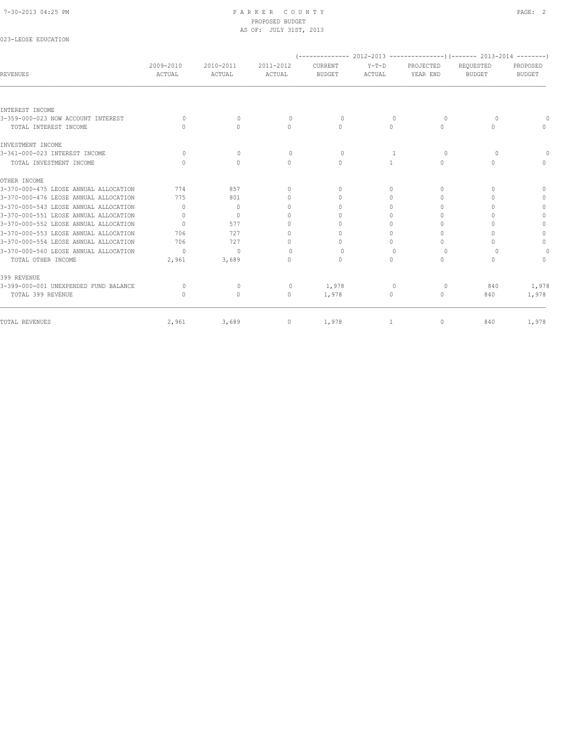# PARKER COUNTY
## PROPOSED BUDGET
### AS OF: JULY 31ST, 2013

023-LEOSE EDUCATION

| REVENUES | 2009-2010 ACTUAL | 2010-2011 ACTUAL | 2011-2012 ACTUAL | 2012-2013 CURRENT BUDGET | 2012-2013 Y-T-D ACTUAL | 2012-2013 PROJECTED YEAR END | 2013-2014 REQUESTED BUDGET | 2013-2014 PROPOSED BUDGET |
|---|---|---|---|---|---|---|---|---|
| INTEREST INCOME | | | | | | | | |
| 3-359-000-023 NOW ACCOUNT INTEREST | 0 | 0 | 0 | 0 | 0 | 0 | 0 | 0 |
| TOTAL INTEREST INCOME | 0 | 0 | 0 | 0 | 0 | 0 | 0 | 0 |
| INVESTMENT INCOME | | | | | | | | |
| 3-361-000-023 INTEREST INCOME | 0 | 0 | 0 | 0 | 1 | 0 | 0 | 0 |
| TOTAL INVESTMENT INCOME | 0 | 0 | 0 | 0 | 1 | 0 | 0 | 0 |
| OTHER INCOME | | | | | | | | |
| 3-370-000-475 LEOSE ANNUAL ALLOCATION | 774 | 857 | 0 | 0 | 0 | 0 | 0 | 0 |
| 3-370-000-476 LEOSE ANNUAL ALLOCATION | 775 | 801 | 0 | 0 | 0 | 0 | 0 | 0 |
| 3-370-000-543 LEOSE ANNUAL ALLOCATION | 0 | 0 | 0 | 0 | 0 | 0 | 0 | 0 |
| 3-370-000-551 LEOSE ANNUAL ALLOCATION | 0 | 0 | 0 | 0 | 0 | 0 | 0 | 0 |
| 3-370-000-552 LEOSE ANNUAL ALLOCATION | 0 | 577 | 0 | 0 | 0 | 0 | 0 | 0 |
| 3-370-000-553 LEOSE ANNUAL ALLOCATION | 706 | 727 | 0 | 0 | 0 | 0 | 0 | 0 |
| 3-370-000-554 LEOSE ANNUAL ALLOCATION | 706 | 727 | 0 | 0 | 0 | 0 | 0 | 0 |
| 3-370-000-560 LEOSE ANNUAL ALLOCATION | 0 | 0 | 0 | 0 | 0 | 0 | 0 | 0 |
| TOTAL OTHER INCOME | 2,961 | 3,689 | 0 | 0 | 0 | 0 | 0 | 0 |
| 399 REVENUE | | | | | | | | |
| 3-399-000-001 UNEXPENDED FUND BALANCE | 0 | 0 | 0 | 1,978 | 0 | 0 | 840 | 1,978 |
| TOTAL 399 REVENUE | 0 | 0 | 0 | 1,978 | 0 | 0 | 840 | 1,978 |
| TOTAL REVENUES | 2,961 | 3,689 | 0 | 1,978 | 1 | 0 | 840 | 1,978 |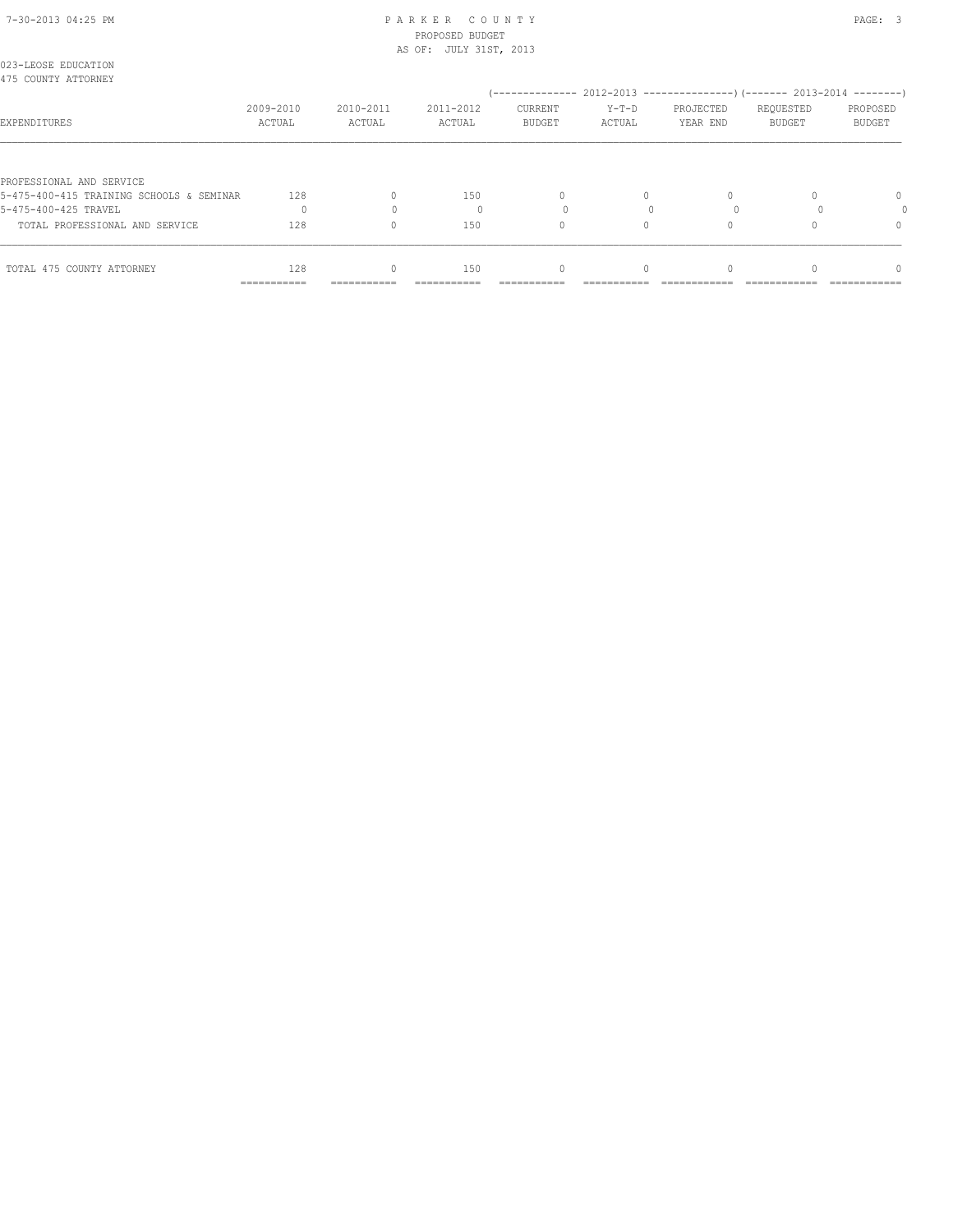PARKER COUNTY
PROPOSED BUDGET
AS OF: JULY 31ST, 2013

023-LEOSE EDUCATION
475 COUNTY ATTORNEY

| EXPENDITURES | 2009-2010 ACTUAL | 2010-2011 ACTUAL | 2011-2012 ACTUAL | 2012-2013 CURRENT BUDGET | 2012-2013 Y-T-D ACTUAL | 2012-2013 PROJECTED YEAR END | 2013-2014 REQUESTED BUDGET | 2013-2014 PROPOSED BUDGET |
|---|---|---|---|---|---|---|---|---|
| PROFESSIONAL AND SERVICE | | | | | | | | |
| 5-475-400-415 TRAINING SCHOOLS & SEMINAR | 128 | 0 | 150 | 0 | 0 | 0 | 0 | 0 |
| 5-475-400-425 TRAVEL | 0 | 0 | 0 | 0 | 0 | 0 | 0 | 0 |
| TOTAL PROFESSIONAL AND SERVICE | 128 | 0 | 150 | 0 | 0 | 0 | 0 | 0 |
| TOTAL 475 COUNTY ATTORNEY | 128 | 0 | 150 | 0 | 0 | 0 | 0 | 0 |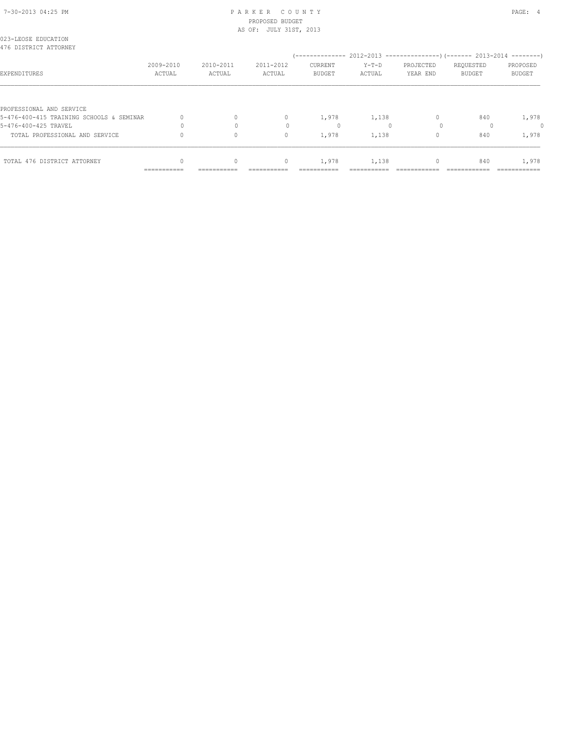023-LEOSE EDUCATION
476 DISTRICT ATTORNEY

| EXPENDITURES | 2009-2010 ACTUAL | 2010-2011 ACTUAL | 2011-2012 ACTUAL | 2012-2013 CURRENT BUDGET | 2012-2013 Y-T-D ACTUAL | 2012-2013 PROJECTED YEAR END | 2013-2014 REQUESTED BUDGET | 2013-2014 PROPOSED BUDGET |
|---|---|---|---|---|---|---|---|---|
| PROFESSIONAL AND SERVICE | | | | | | | | |
| 5-476-400-415 TRAINING SCHOOLS & SEMINAR | 0 | 0 | 0 | 1,978 | 1,138 | 0 | 840 | 1,978 |
| 5-476-400-425 TRAVEL | 0 | 0 | 0 | 0 | 0 | 0 | 0 | 0 |
| TOTAL PROFESSIONAL AND SERVICE | 0 | 0 | 0 | 1,978 | 1,138 | 0 | 840 | 1,978 |
| TOTAL 476 DISTRICT ATTORNEY | 0 | 0 | 0 | 1,978 | 1,138 | 0 | 840 | 1,978 |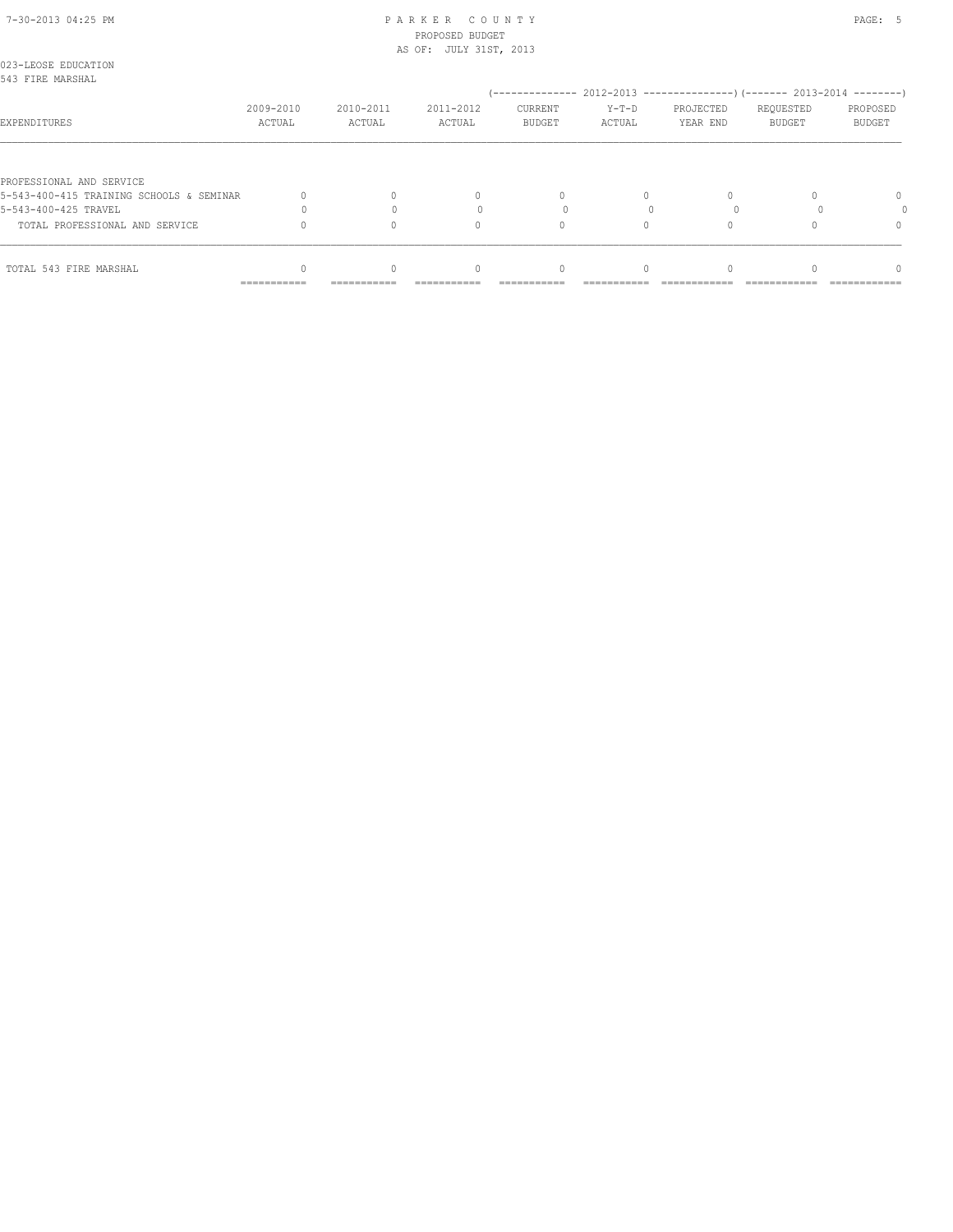023-LEOSE EDUCATION
543 FIRE MARSHAL

| EXPENDITURES | 2009-2010 ACTUAL | 2010-2011 ACTUAL | 2011-2012 ACTUAL | 2012-2013 CURRENT BUDGET | 2012-2013 Y-T-D ACTUAL | 2012-2013 PROJECTED YEAR END | 2013-2014 REQUESTED BUDGET | 2013-2014 PROPOSED BUDGET |
|---|---|---|---|---|---|---|---|---|
| PROFESSIONAL AND SERVICE | | | | | | | | |
| 5-543-400-415 TRAINING SCHOOLS & SEMINAR | 0 | 0 | 0 | 0 | 0 | 0 | 0 | 0 |
| 5-543-400-425 TRAVEL | 0 | 0 | 0 | 0 | 0 | 0 | 0 | 0 |
| TOTAL PROFESSIONAL AND SERVICE | 0 | 0 | 0 | 0 | 0 | 0 | 0 | 0 |
| TOTAL 543 FIRE MARSHAL | 0 | 0 | 0 | 0 | 0 | 0 | 0 | 0 |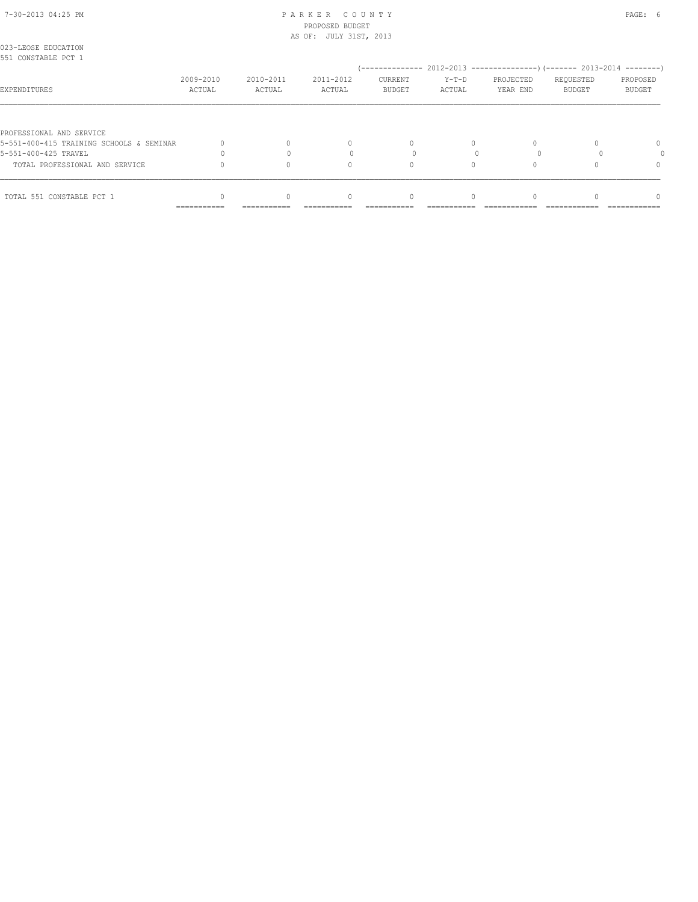023-LEOSE EDUCATION
551 CONSTABLE PCT 1

| EXPENDITURES | 2009-2010 ACTUAL | 2010-2011 ACTUAL | 2011-2012 ACTUAL | 2012-2013 CURRENT BUDGET | 2012-2013 Y-T-D ACTUAL | 2012-2013 PROJECTED YEAR END | 2013-2014 REQUESTED BUDGET | 2013-2014 PROPOSED BUDGET |
|---|---|---|---|---|---|---|---|---|
| PROFESSIONAL AND SERVICE | | | | | | | | |
| 5-551-400-415 TRAINING SCHOOLS & SEMINAR | 0 | 0 | 0 | 0 | 0 | 0 | 0 | 0 |
| 5-551-400-425 TRAVEL | 0 | 0 | 0 | 0 | 0 | 0 | 0 | 0 |
| TOTAL PROFESSIONAL AND SERVICE | 0 | 0 | 0 | 0 | 0 | 0 | 0 | 0 |
| TOTAL 551 CONSTABLE PCT 1 | 0 | 0 | 0 | 0 | 0 | 0 | 0 | 0 |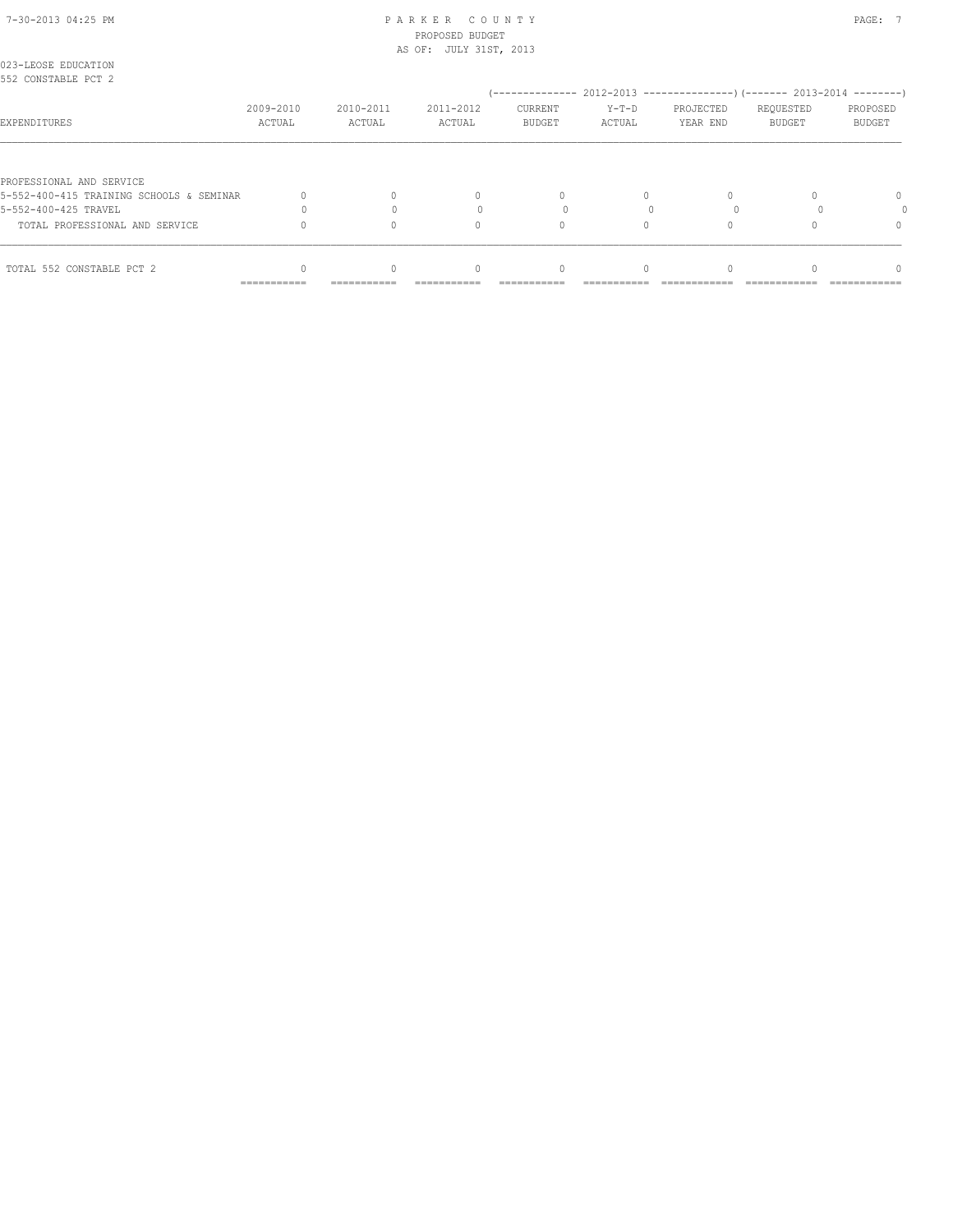PARKER COUNTY
PROPOSED BUDGET
AS OF: JULY 31ST, 2013

023-LEOSE EDUCATION
552 CONSTABLE PCT 2

| EXPENDITURES | 2009-2010 ACTUAL | 2010-2011 ACTUAL | 2011-2012 ACTUAL | 2012-2013 CURRENT BUDGET | 2012-2013 Y-T-D ACTUAL | 2012-2013 PROJECTED YEAR END | 2013-2014 REQUESTED BUDGET | 2013-2014 PROPOSED BUDGET |
|---|---|---|---|---|---|---|---|---|
| PROFESSIONAL AND SERVICE | | | | | | | | |
| 5-552-400-415 TRAINING SCHOOLS & SEMINAR | 0 | 0 | 0 | 0 | 0 | 0 | 0 | 0 |
| 5-552-400-425 TRAVEL | 0 | 0 | 0 | 0 | 0 | 0 | 0 | 0 |
| TOTAL PROFESSIONAL AND SERVICE | 0 | 0 | 0 | 0 | 0 | 0 | 0 | 0 |
| TOTAL 552 CONSTABLE PCT 2 | 0 | 0 | 0 | 0 | 0 | 0 | 0 | 0 |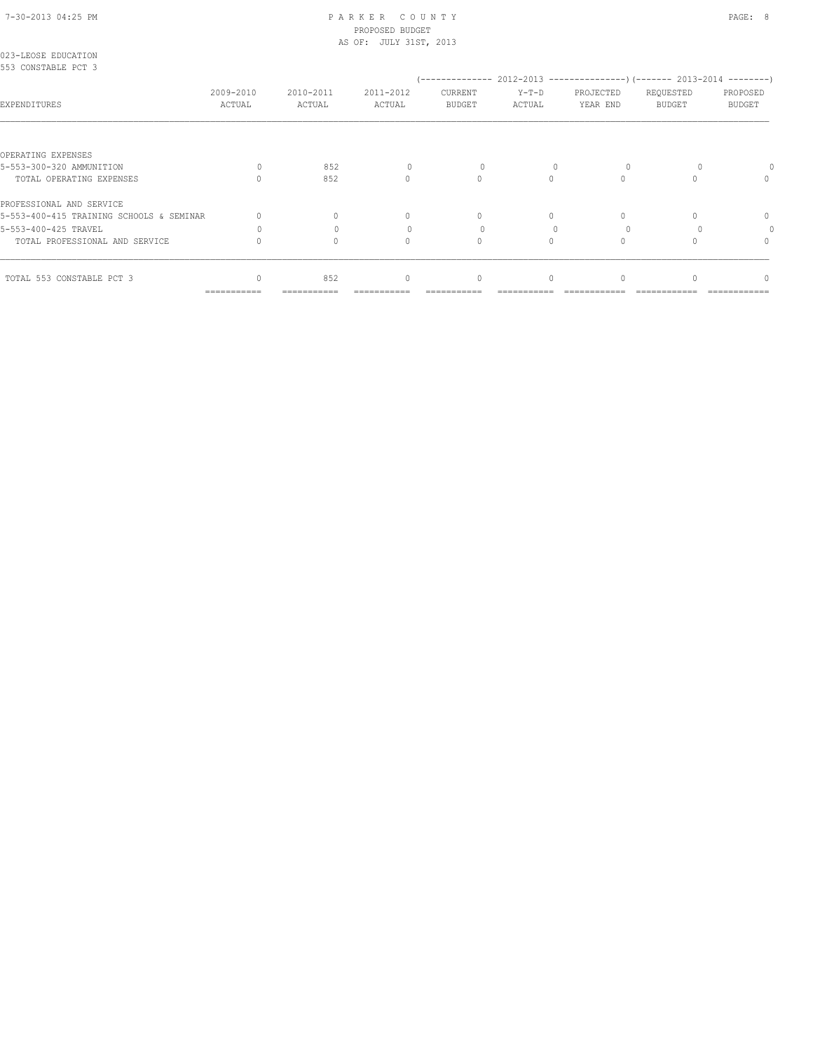PARKER COUNTY
PROPOSED BUDGET
AS OF: JULY 31ST, 2013

023-LEOSE EDUCATION
553 CONSTABLE PCT 3

| EXPENDITURES | 2009-2010 ACTUAL | 2010-2011 ACTUAL | 2011-2012 ACTUAL | 2012-2013 CURRENT BUDGET | 2012-2013 Y-T-D ACTUAL | 2012-2013 PROJECTED YEAR END | 2013-2014 REQUESTED BUDGET | 2013-2014 PROPOSED BUDGET |
|---|---|---|---|---|---|---|---|---|
| OPERATING EXPENSES | | | | | | | | |
| 5-553-300-320 AMMUNITION | 0 | 852 | 0 | 0 | 0 | 0 | 0 | 0 |
| TOTAL OPERATING EXPENSES | 0 | 852 | 0 | 0 | 0 | 0 | 0 | 0 |
| PROFESSIONAL AND SERVICE | | | | | | | | |
| 5-553-400-415 TRAINING SCHOOLS & SEMINAR | 0 | 0 | 0 | 0 | 0 | 0 | 0 | 0 |
| 5-553-400-425 TRAVEL | 0 | 0 | 0 | 0 | 0 | 0 | 0 | 0 |
| TOTAL PROFESSIONAL AND SERVICE | 0 | 0 | 0 | 0 | 0 | 0 | 0 | 0 |
| TOTAL 553 CONSTABLE PCT 3 | 0 | 852 | 0 | 0 | 0 | 0 | 0 | 0 |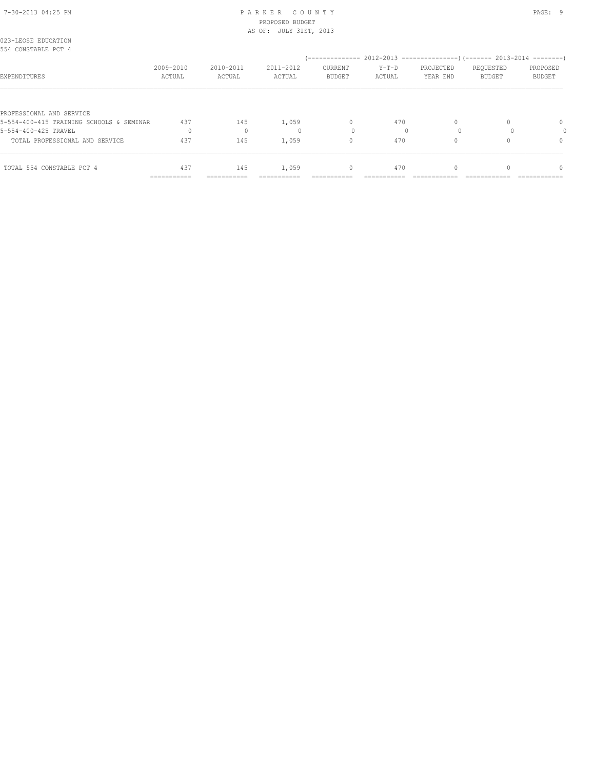023-LEOSE EDUCATION
554 CONSTABLE PCT 4

| EXPENDITURES | 2009-2010 ACTUAL | 2010-2011 ACTUAL | 2011-2012 ACTUAL | 2012-2013 CURRENT BUDGET | 2012-2013 Y-T-D ACTUAL | 2012-2013 PROJECTED YEAR END | 2013-2014 REQUESTED BUDGET | 2013-2014 PROPOSED BUDGET |
|---|---|---|---|---|---|---|---|---|
| PROFESSIONAL AND SERVICE | | | | | | | | |
| 5-554-400-415 TRAINING SCHOOLS & SEMINAR | 437 | 145 | 1,059 | 0 | 470 | 0 | 0 | 0 |
| 5-554-400-425 TRAVEL | 0 | 0 | 0 | 0 | 0 | 0 | 0 | 0 |
| TOTAL PROFESSIONAL AND SERVICE | 437 | 145 | 1,059 | 0 | 470 | 0 | 0 | 0 |
| TOTAL 554 CONSTABLE PCT 4 | 437 | 145 | 1,059 | 0 | 470 | 0 | 0 | 0 |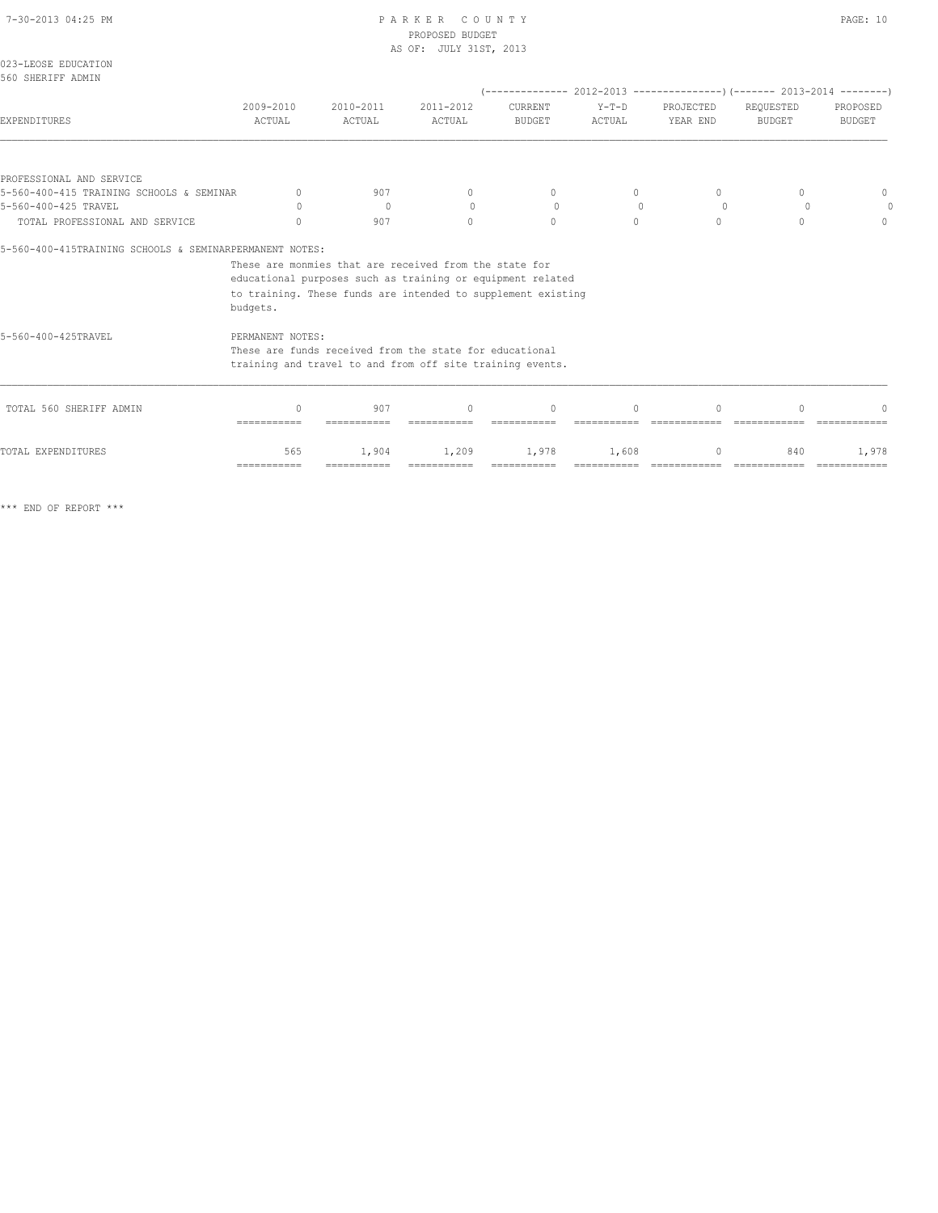023-LEOSE EDUCATION
560 SHERIFF ADMIN

| EXPENDITURES | 2009-2010 ACTUAL | 2010-2011 ACTUAL | 2011-2012 ACTUAL | 2012-2013 CURRENT BUDGET | 2012-2013 Y-T-D ACTUAL | 2012-2013 PROJECTED YEAR END | 2013-2014 REQUESTED BUDGET | 2013-2014 PROPOSED BUDGET |
|---|---|---|---|---|---|---|---|---|
| PROFESSIONAL AND SERVICE | | | | | | | | |
| 5-560-400-415 TRAINING SCHOOLS & SEMINAR | 0 | 907 | 0 | 0 | 0 | 0 | 0 | 0 |
| 5-560-400-425 TRAVEL | 0 | 0 | 0 | 0 | 0 | 0 | 0 | 0 |
| TOTAL PROFESSIONAL AND SERVICE | 0 | 907 | 0 | 0 | 0 | 0 | 0 | 0 |

5-560-400-415TRAINING SCHOOLS & SEMINARPERMANENT NOTES:
These are monmies that are received from the state for educational purposes such as training or equipment related to training. These funds are intended to supplement existing budgets.

5-560-400-425TRAVEL PERMANENT NOTES:
These are funds received from the state for educational training and travel to and from off site training events.

| | 2009-2010 ACTUAL | 2010-2011 ACTUAL | 2011-2012 ACTUAL | 2012-2013 CURRENT BUDGET | 2012-2013 Y-T-D ACTUAL | 2012-2013 PROJECTED YEAR END | 2013-2014 REQUESTED BUDGET | 2013-2014 PROPOSED BUDGET |
|---|---|---|---|---|---|---|---|---|
| TOTAL 560 SHERIFF ADMIN | 0 | 907 | 0 | 0 | 0 | 0 | 0 | 0 |
| TOTAL EXPENDITURES | 565 | 1,904 | 1,209 | 1,978 | 1,608 | 0 | 840 | 1,978 |

*** END OF REPORT ***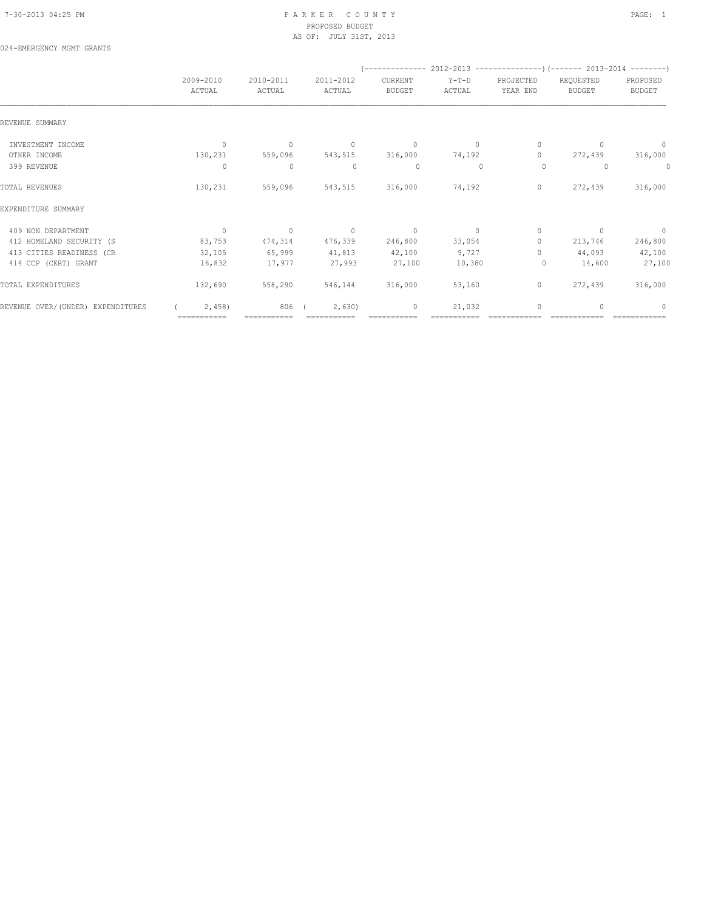PARKER COUNTY
PROPOSED BUDGET
AS OF: JULY 31ST, 2013

024-EMERGENCY MGMT GRANTS

| | 2009-2010 ACTUAL | 2010-2011 ACTUAL | 2011-2012 ACTUAL | 2012-2013 CURRENT BUDGET | 2012-2013 Y-T-D ACTUAL | 2012-2013 PROJECTED YEAR END | 2013-2014 REQUESTED BUDGET | 2013-2014 PROPOSED BUDGET |
|---|---|---|---|---|---|---|---|---|
| REVENUE SUMMARY | | | | | | | | |
| INVESTMENT INCOME | 0 | 0 | 0 | 0 | 0 | 0 | 0 | 0 |
| OTHER INCOME | 130,231 | 559,096 | 543,515 | 316,000 | 74,192 | 0 | 272,439 | 316,000 |
| 399 REVENUE | 0 | 0 | 0 | 0 | 0 | 0 | 0 | 0 |
| TOTAL REVENUES | 130,231 | 559,096 | 543,515 | 316,000 | 74,192 | 0 | 272,439 | 316,000 |
| EXPENDITURE SUMMARY | | | | | | | | |
| 409 NON DEPARTMENT | 0 | 0 | 0 | 0 | 0 | 0 | 0 | 0 |
| 412 HOMELAND SECURITY (S | 83,753 | 474,314 | 476,339 | 246,800 | 33,054 | 0 | 213,746 | 246,800 |
| 413 CITIES READINESS (CR | 32,105 | 65,999 | 41,813 | 42,100 | 9,727 | 0 | 44,093 | 42,100 |
| 414 CCP (CERT) GRANT | 16,832 | 17,977 | 27,993 | 27,100 | 10,380 | 0 | 14,600 | 27,100 |
| TOTAL EXPENDITURES | 132,690 | 558,290 | 546,144 | 316,000 | 53,160 | 0 | 272,439 | 316,000 |
| REVENUE OVER/(UNDER) EXPENDITURES | ( 2,458) | 806 | ( 2,630) | 0 | 21,032 | 0 | 0 | 0 |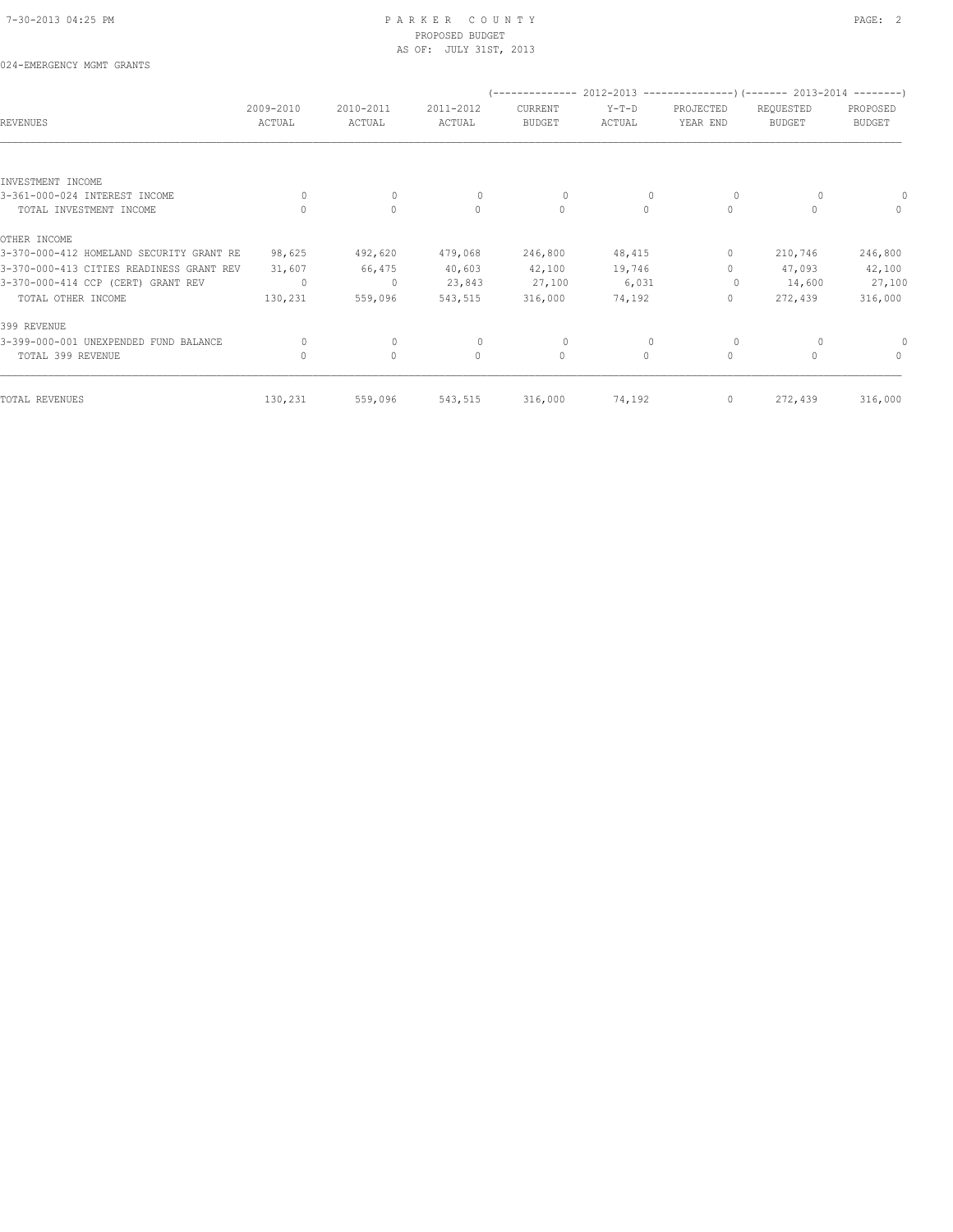024-EMERGENCY MGMT GRANTS

| REVENUES | 2009-2010 ACTUAL | 2010-2011 ACTUAL | 2011-2012 ACTUAL | 2012-2013 CURRENT BUDGET | 2012-2013 Y-T-D ACTUAL | 2012-2013 PROJECTED YEAR END | 2013-2014 REQUESTED BUDGET | 2013-2014 PROPOSED BUDGET |
|---|---|---|---|---|---|---|---|---|
| INVESTMENT INCOME | | | | | | | | |
| 3-361-000-024 INTEREST INCOME | 0 | 0 | 0 | 0 | 0 | 0 | 0 | 0 |
| TOTAL INVESTMENT INCOME | 0 | 0 | 0 | 0 | 0 | 0 | 0 | 0 |
| OTHER INCOME | | | | | | | | |
| 3-370-000-412 HOMELAND SECURITY GRANT RE | 98,625 | 492,620 | 479,068 | 246,800 | 48,415 | 0 | 210,746 | 246,800 |
| 3-370-000-413 CITIES READINESS GRANT REV | 31,607 | 66,475 | 40,603 | 42,100 | 19,746 | 0 | 47,093 | 42,100 |
| 3-370-000-414 CCP (CERT) GRANT REV | 0 | 0 | 23,843 | 27,100 | 6,031 | 0 | 14,600 | 27,100 |
| TOTAL OTHER INCOME | 130,231 | 559,096 | 543,515 | 316,000 | 74,192 | 0 | 272,439 | 316,000 |
| 399 REVENUE | | | | | | | | |
| 3-399-000-001 UNEXPENDED FUND BALANCE | 0 | 0 | 0 | 0 | 0 | 0 | 0 | 0 |
| TOTAL 399 REVENUE | 0 | 0 | 0 | 0 | 0 | 0 | 0 | 0 |
| TOTAL REVENUES | 130,231 | 559,096 | 543,515 | 316,000 | 74,192 | 0 | 272,439 | 316,000 |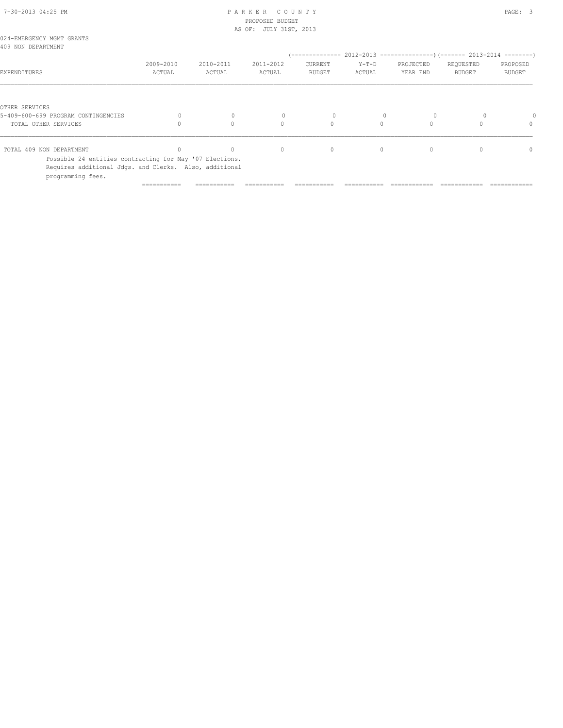# PARKER COUNTY
PROPOSED BUDGET
AS OF: JULY 31ST, 2013

024-EMERGENCY MGMT GRANTS
409 NON DEPARTMENT

| EXPENDITURES | 2009-2010 ACTUAL | 2010-2011 ACTUAL | 2011-2012 ACTUAL | 2012-2013 CURRENT BUDGET | 2012-2013 Y-T-D ACTUAL | 2012-2013 PROJECTED YEAR END | 2013-2014 REQUESTED BUDGET | 2013-2014 PROPOSED BUDGET |
|---|---|---|---|---|---|---|---|---|
| OTHER SERVICES | | | | | | | | |
| 5-409-600-699 PROGRAM CONTINGENCIES | 0 | 0 | 0 | 0 | 0 | 0 | 0 | 0 |
| TOTAL OTHER SERVICES | 0 | 0 | 0 | 0 | 0 | 0 | 0 | 0 |
| TOTAL 409 NON DEPARTMENT | 0 | 0 | 0 | 0 | 0 | 0 | 0 | 0 |

Possible 24 entities contracting for May '07 Elections. Requires additional Jdgs. and Clerks. Also, additional programming fees.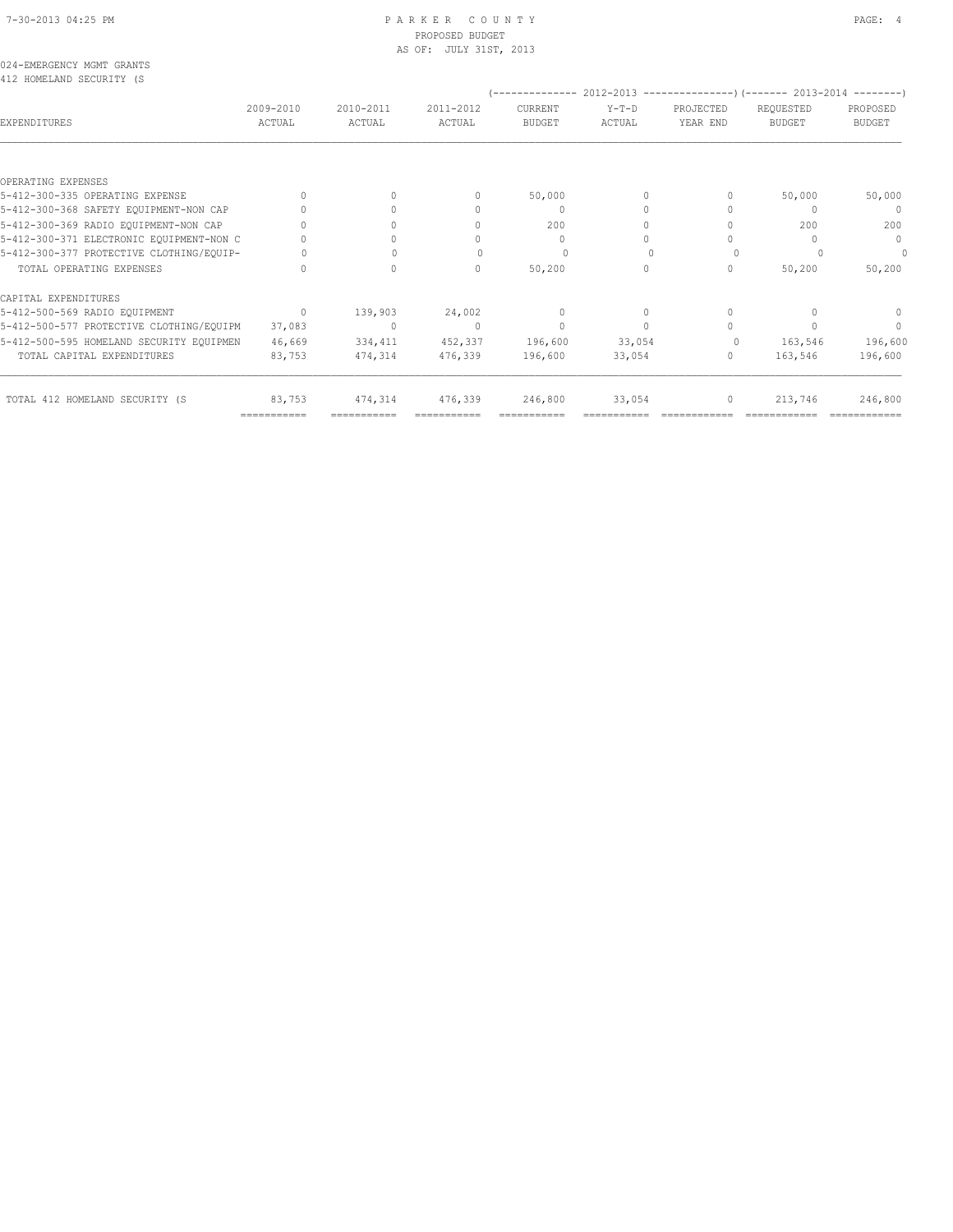# PARKER COUNTY

PROPOSED BUDGET

AS OF: JULY 31ST, 2013

024-EMERGENCY MGMT GRANTS

412 HOMELAND SECURITY (S

| EXPENDITURES | 2009-2010 ACTUAL | 2010-2011 ACTUAL | 2011-2012 ACTUAL | 2012-2013 CURRENT BUDGET | 2012-2013 Y-T-D ACTUAL | 2012-2013 PROJECTED YEAR END | 2013-2014 REQUESTED BUDGET | 2013-2014 PROPOSED BUDGET |
|---|---|---|---|---|---|---|---|---|
| OPERATING EXPENSES | | | | | | | | |
| 5-412-300-335 OPERATING EXPENSE | 0 | 0 | 0 | 50,000 | 0 | 0 | 50,000 | 50,000 |
| 5-412-300-368 SAFETY EQUIPMENT-NON CAP | 0 | 0 | 0 | 0 | 0 | 0 | 0 | 0 |
| 5-412-300-369 RADIO EQUIPMENT-NON CAP | 0 | 0 | 0 | 200 | 0 | 0 | 200 | 200 |
| 5-412-300-371 ELECTRONIC EQUIPMENT-NON C | 0 | 0 | 0 | 0 | 0 | 0 | 0 | 0 |
| 5-412-300-377 PROTECTIVE CLOTHING/EQUIP- | 0 | 0 | 0 | 0 | 0 | 0 | 0 | 0 |
| TOTAL OPERATING EXPENSES | 0 | 0 | 0 | 50,200 | 0 | 0 | 50,200 | 50,200 |
| CAPITAL EXPENDITURES | | | | | | | | |
| 5-412-500-569 RADIO EQUIPMENT | 0 | 139,903 | 24,002 | 0 | 0 | 0 | 0 | 0 |
| 5-412-500-577 PROTECTIVE CLOTHING/EQUIPM | 37,083 | 0 | 0 | 0 | 0 | 0 | 0 | 0 |
| 5-412-500-595 HOMELAND SECURITY EQUIPMEN | 46,669 | 334,411 | 452,337 | 196,600 | 33,054 | 0 | 163,546 | 196,600 |
| TOTAL CAPITAL EXPENDITURES | 83,753 | 474,314 | 476,339 | 196,600 | 33,054 | 0 | 163,546 | 196,600 |
| TOTAL 412 HOMELAND SECURITY (S | 83,753 | 474,314 | 476,339 | 246,800 | 33,054 | 0 | 213,746 | 246,800 |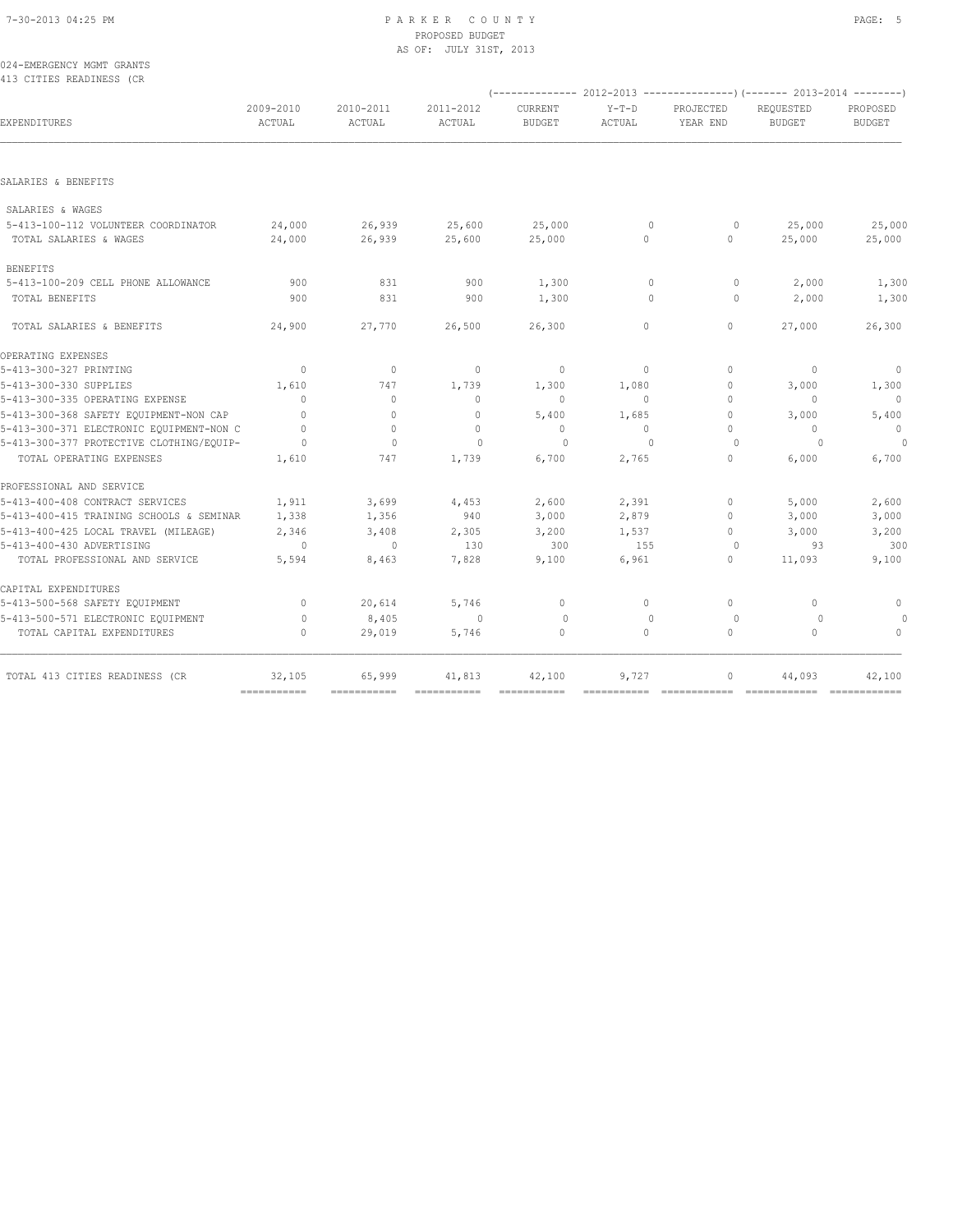PARKER COUNTY
PROPOSED BUDGET
AS OF: JULY 31ST, 2013

024-EMERGENCY MGMT GRANTS
413 CITIES READINESS (CR

| EXPENDITURES | 2009-2010 ACTUAL | 2010-2011 ACTUAL | 2011-2012 ACTUAL | 2012-2013 CURRENT BUDGET | 2012-2013 Y-T-D ACTUAL | 2012-2013 PROJECTED YEAR END | 2013-2014 REQUESTED BUDGET | 2013-2014 PROPOSED BUDGET |
|---|---|---|---|---|---|---|---|---|
| SALARIES & BENEFITS | | | | | | | | |
| SALARIES & WAGES | | | | | | | | |
| 5-413-100-112 VOLUNTEER COORDINATOR | 24,000 | 26,939 | 25,600 | 25,000 | 0 | 0 | 25,000 | 25,000 |
| TOTAL SALARIES & WAGES | 24,000 | 26,939 | 25,600 | 25,000 | 0 | 0 | 25,000 | 25,000 |
| BENEFITS | | | | | | | | |
| 5-413-100-209 CELL PHONE ALLOWANCE | 900 | 831 | 900 | 1,300 | 0 | 0 | 2,000 | 1,300 |
| TOTAL BENEFITS | 900 | 831 | 900 | 1,300 | 0 | 0 | 2,000 | 1,300 |
| TOTAL SALARIES & BENEFITS | 24,900 | 27,770 | 26,500 | 26,300 | 0 | 0 | 27,000 | 26,300 |
| OPERATING EXPENSES | | | | | | | | |
| 5-413-300-327 PRINTING | 0 | 0 | 0 | 0 | 0 | 0 | 0 | 0 |
| 5-413-300-330 SUPPLIES | 1,610 | 747 | 1,739 | 1,300 | 1,080 | 0 | 3,000 | 1,300 |
| 5-413-300-335 OPERATING EXPENSE | 0 | 0 | 0 | 0 | 0 | 0 | 0 | 0 |
| 5-413-300-368 SAFETY EQUIPMENT-NON CAP | 0 | 0 | 0 | 5,400 | 1,685 | 0 | 3,000 | 5,400 |
| 5-413-300-371 ELECTRONIC EQUIPMENT-NON C | 0 | 0 | 0 | 0 | 0 | 0 | 0 | 0 |
| 5-413-300-377 PROTECTIVE CLOTHING/EQUIP- | 0 | 0 | 0 | 0 | 0 | 0 | 0 | 0 |
| TOTAL OPERATING EXPENSES | 1,610 | 747 | 1,739 | 6,700 | 2,765 | 0 | 6,000 | 6,700 |
| PROFESSIONAL AND SERVICE | | | | | | | | |
| 5-413-400-408 CONTRACT SERVICES | 1,911 | 3,699 | 4,453 | 2,600 | 2,391 | 0 | 5,000 | 2,600 |
| 5-413-400-415 TRAINING SCHOOLS & SEMINAR | 1,338 | 1,356 | 940 | 3,000 | 2,879 | 0 | 3,000 | 3,000 |
| 5-413-400-425 LOCAL TRAVEL (MILEAGE) | 2,346 | 3,408 | 2,305 | 3,200 | 1,537 | 0 | 3,000 | 3,200 |
| 5-413-400-430 ADVERTISING | 0 | 0 | 130 | 300 | 155 | 0 | 93 | 300 |
| TOTAL PROFESSIONAL AND SERVICE | 5,594 | 8,463 | 7,828 | 9,100 | 6,961 | 0 | 11,093 | 9,100 |
| CAPITAL EXPENDITURES | | | | | | | | |
| 5-413-500-568 SAFETY EQUIPMENT | 0 | 20,614 | 5,746 | 0 | 0 | 0 | 0 | 0 |
| 5-413-500-571 ELECTRONIC EQUIPMENT | 0 | 8,405 | 0 | 0 | 0 | 0 | 0 | 0 |
| TOTAL CAPITAL EXPENDITURES | 0 | 29,019 | 5,746 | 0 | 0 | 0 | 0 | 0 |
| TOTAL 413 CITIES READINESS (CR | 32,105 | 65,999 | 41,813 | 42,100 | 9,727 | 0 | 44,093 | 42,100 |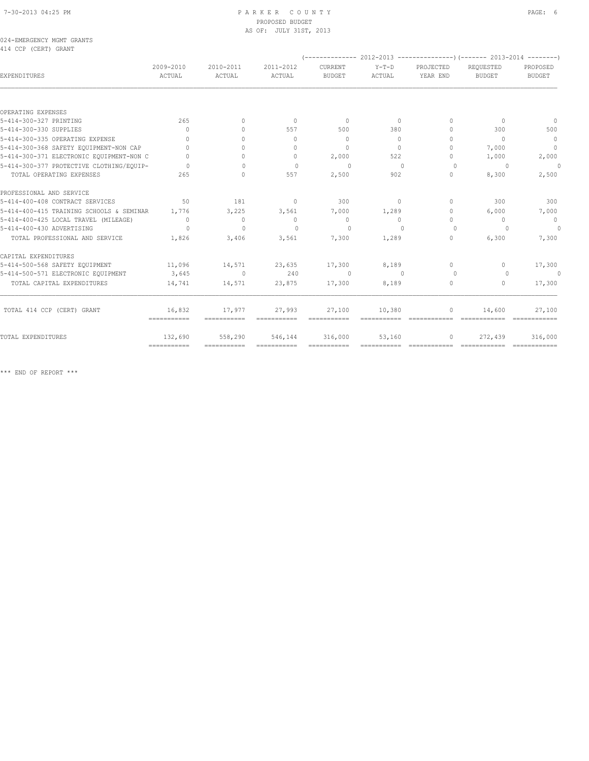PARKER COUNTY
PROPOSED BUDGET
AS OF: JULY 31ST, 2013

024-EMERGENCY MGMT GRANTS
414 CCP (CERT) GRANT

| EXPENDITURES | 2009-2010 ACTUAL | 2010-2011 ACTUAL | 2011-2012 ACTUAL | 2012-2013 CURRENT BUDGET | 2012-2013 Y-T-D ACTUAL | 2012-2013 PROJECTED YEAR END | 2013-2014 REQUESTED BUDGET | 2013-2014 PROPOSED BUDGET |
|---|---|---|---|---|---|---|---|---|
| **OPERATING EXPENSES** | | | | | | | | |
| 5-414-300-327 PRINTING | 265 | 0 | 0 | 0 | 0 | 0 | 0 | 0 |
| 5-414-300-330 SUPPLIES | 0 | 0 | 557 | 500 | 380 | 0 | 300 | 500 |
| 5-414-300-335 OPERATING EXPENSE | 0 | 0 | 0 | 0 | 0 | 0 | 0 | 0 |
| 5-414-300-368 SAFETY EQUIPMENT-NON CAP | 0 | 0 | 0 | 0 | 0 | 0 | 7,000 | 0 |
| 5-414-300-371 ELECTRONIC EQUIPMENT-NON C | 0 | 0 | 0 | 2,000 | 522 | 0 | 1,000 | 2,000 |
| 5-414-300-377 PROTECTIVE CLOTHING/EQUIP- | 0 | 0 | 0 | 0 | 0 | 0 | 0 | 0 |
| TOTAL OPERATING EXPENSES | 265 | 0 | 557 | 2,500 | 902 | 0 | 8,300 | 2,500 |
| **PROFESSIONAL AND SERVICE** | | | | | | | | |
| 5-414-400-408 CONTRACT SERVICES | 50 | 181 | 0 | 300 | 0 | 0 | 300 | 300 |
| 5-414-400-415 TRAINING SCHOOLS & SEMINAR | 1,776 | 3,225 | 3,561 | 7,000 | 1,289 | 0 | 6,000 | 7,000 |
| 5-414-400-425 LOCAL TRAVEL (MILEAGE) | 0 | 0 | 0 | 0 | 0 | 0 | 0 | 0 |
| 5-414-400-430 ADVERTISING | 0 | 0 | 0 | 0 | 0 | 0 | 0 | 0 |
| TOTAL PROFESSIONAL AND SERVICE | 1,826 | 3,406 | 3,561 | 7,300 | 1,289 | 0 | 6,300 | 7,300 |
| **CAPITAL EXPENDITURES** | | | | | | | | |
| 5-414-500-568 SAFETY EQUIPMENT | 11,096 | 14,571 | 23,635 | 17,300 | 8,189 | 0 | 0 | 17,300 |
| 5-414-500-571 ELECTRONIC EQUIPMENT | 3,645 | 0 | 240 | 0 | 0 | 0 | 0 | 0 |
| TOTAL CAPITAL EXPENDITURES | 14,741 | 14,571 | 23,875 | 17,300 | 8,189 | 0 | 0 | 17,300 |
| TOTAL 414 CCP (CERT) GRANT | 16,832 | 17,977 | 27,993 | 27,100 | 10,380 | 0 | 14,600 | 27,100 |
| TOTAL EXPENDITURES | 132,690 | 558,290 | 546,144 | 316,000 | 53,160 | 0 | 272,439 | 316,000 |

*** END OF REPORT ***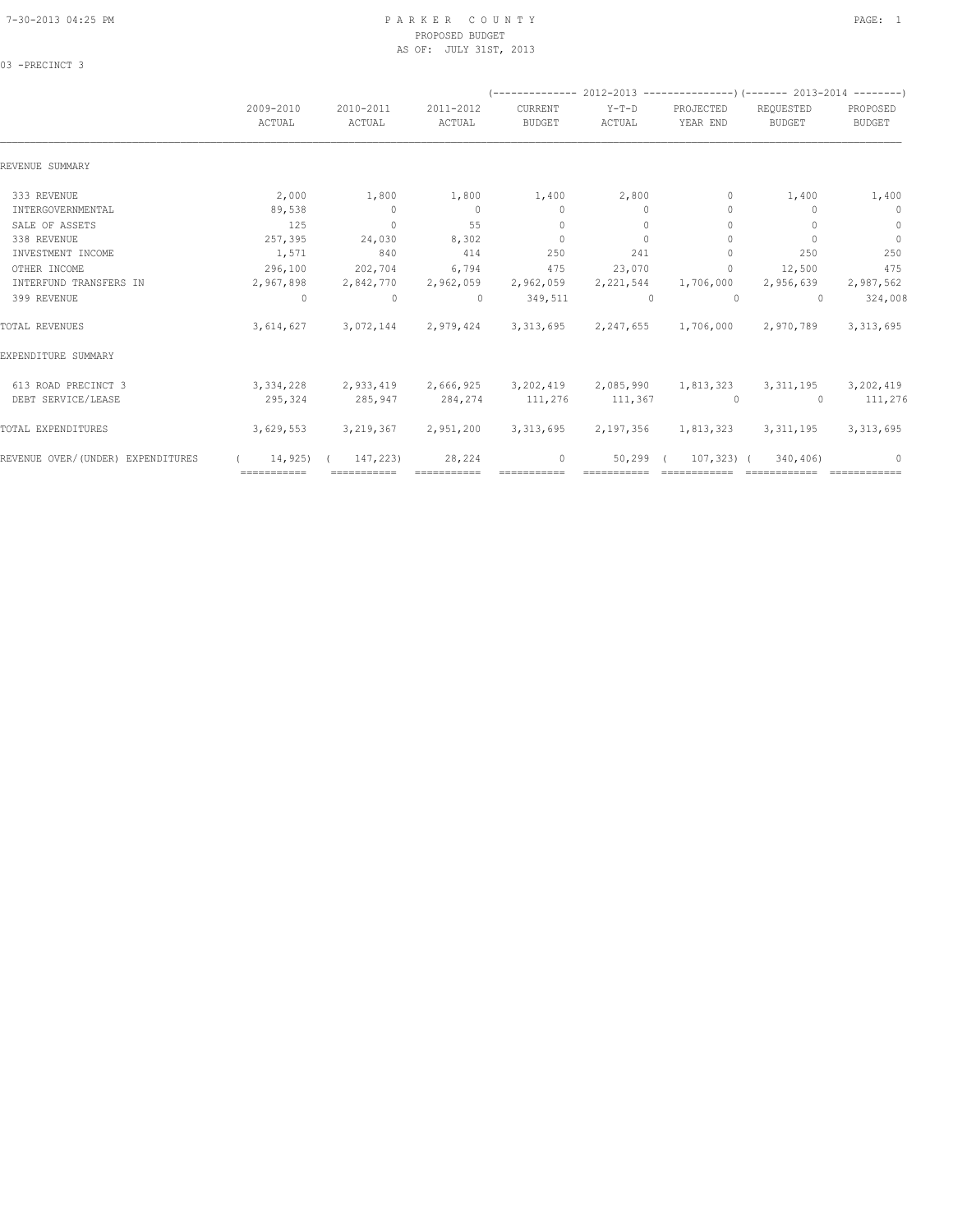# PARKER COUNTY
## PROPOSED BUDGET
### AS OF: JULY 31ST, 2013

03 -PRECINCT 3

| | 2009-2010 ACTUAL | 2010-2011 ACTUAL | 2011-2012 ACTUAL | 2012-2013 CURRENT BUDGET | 2012-2013 Y-T-D ACTUAL | 2012-2013 PROJECTED YEAR END | 2013-2014 REQUESTED BUDGET | 2013-2014 PROPOSED BUDGET |
|---|---|---|---|---|---|---|---|---|
| **REVENUE SUMMARY** | | | | | | | | |
| 333 REVENUE | 2,000 | 1,800 | 1,800 | 1,400 | 2,800 | 0 | 1,400 | 1,400 |
| INTERGOVERNMENTAL | 89,538 | 0 | 0 | 0 | 0 | 0 | 0 | 0 |
| SALE OF ASSETS | 125 | 0 | 55 | 0 | 0 | 0 | 0 | 0 |
| 338 REVENUE | 257,395 | 24,030 | 8,302 | 0 | 0 | 0 | 0 | 0 |
| INVESTMENT INCOME | 1,571 | 840 | 414 | 250 | 241 | 0 | 250 | 250 |
| OTHER INCOME | 296,100 | 202,704 | 6,794 | 475 | 23,070 | 0 | 12,500 | 475 |
| INTERFUND TRANSFERS IN | 2,967,898 | 2,842,770 | 2,962,059 | 2,962,059 | 2,221,544 | 1,706,000 | 2,956,639 | 2,987,562 |
| 399 REVENUE | 0 | 0 | 0 | 349,511 | 0 | 0 | 0 | 324,008 |
| TOTAL REVENUES | 3,614,627 | 3,072,144 | 2,979,424 | 3,313,695 | 2,247,655 | 1,706,000 | 2,970,789 | 3,313,695 |
| **EXPENDITURE SUMMARY** | | | | | | | | |
| 613 ROAD PRECINCT 3 | 3,334,228 | 2,933,419 | 2,666,925 | 3,202,419 | 2,085,990 | 1,813,323 | 3,311,195 | 3,202,419 |
| DEBT SERVICE/LEASE | 295,324 | 285,947 | 284,274 | 111,276 | 111,367 | 0 | 0 | 111,276 |
| TOTAL EXPENDITURES | 3,629,553 | 3,219,367 | 2,951,200 | 3,313,695 | 2,197,356 | 1,813,323 | 3,311,195 | 3,313,695 |
| REVENUE OVER/(UNDER) EXPENDITURES | ( 14,925) | ( 147,223) | 28,224 | 0 | 50,299 | ( 107,323) | ( 340,406) | 0 |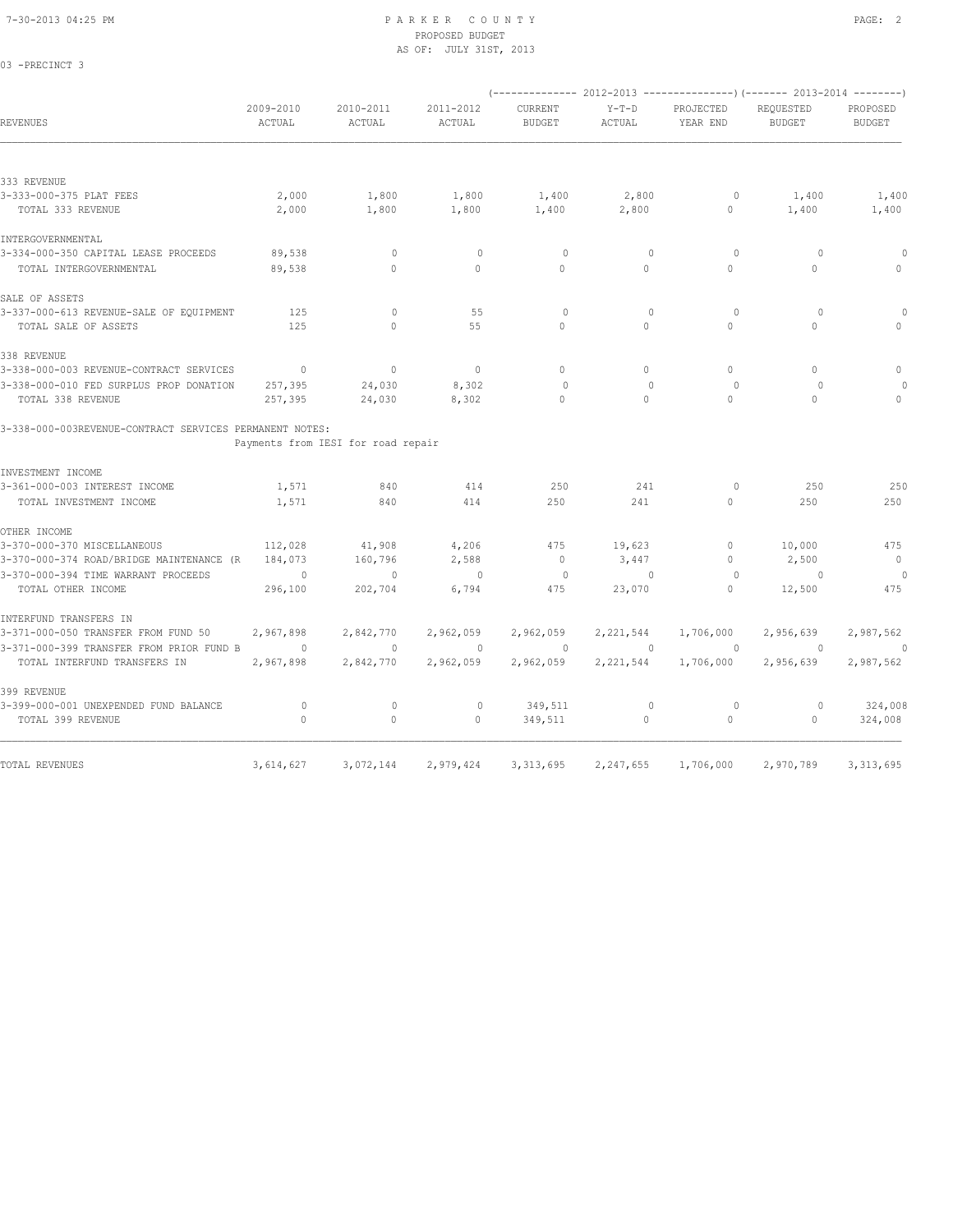# PARKER COUNTY
## PROPOSED BUDGET
### AS OF: JULY 31ST, 2013

03 -PRECINCT 3

| REVENUES | 2009-2010 ACTUAL | 2010-2011 ACTUAL | 2011-2012 ACTUAL | 2012-2013 CURRENT BUDGET | 2012-2013 Y-T-D ACTUAL | 2012-2013 PROJECTED YEAR END | 2013-2014 REQUESTED BUDGET | 2013-2014 PROPOSED BUDGET |
|---|---|---|---|---|---|---|---|---|
| **333 REVENUE** | | | | | | | | |
| 3-333-000-375 PLAT FEES | 2,000 | 1,800 | 1,800 | 1,400 | 2,800 | 0 | 1,400 | 1,400 |
| TOTAL 333 REVENUE | 2,000 | 1,800 | 1,800 | 1,400 | 2,800 | 0 | 1,400 | 1,400 |
| **INTERGOVERNMENTAL** | | | | | | | | |
| 3-334-000-350 CAPITAL LEASE PROCEEDS | 89,538 | 0 | 0 | 0 | 0 | 0 | 0 | 0 |
| TOTAL INTERGOVERNMENTAL | 89,538 | 0 | 0 | 0 | 0 | 0 | 0 | 0 |
| **SALE OF ASSETS** | | | | | | | | |
| 3-337-000-613 REVENUE-SALE OF EQUIPMENT | 125 | 0 | 55 | 0 | 0 | 0 | 0 | 0 |
| TOTAL SALE OF ASSETS | 125 | 0 | 55 | 0 | 0 | 0 | 0 | 0 |
| **338 REVENUE** | | | | | | | | |
| 3-338-000-003 REVENUE-CONTRACT SERVICES | 0 | 0 | 0 | 0 | 0 | 0 | 0 | 0 |
| 3-338-000-010 FED SURPLUS PROP DONATION | 257,395 | 24,030 | 8,302 | 0 | 0 | 0 | 0 | 0 |
| TOTAL 338 REVENUE | 257,395 | 24,030 | 8,302 | 0 | 0 | 0 | 0 | 0 |
| 3-338-000-003REVENUE-CONTRACT SERVICES PERMANENT NOTES: Payments from IESI for road repair | | | | | | | | |
| **INVESTMENT INCOME** | | | | | | | | |
| 3-361-000-003 INTEREST INCOME | 1,571 | 840 | 414 | 250 | 241 | 0 | 250 | 250 |
| TOTAL INVESTMENT INCOME | 1,571 | 840 | 414 | 250 | 241 | 0 | 250 | 250 |
| **OTHER INCOME** | | | | | | | | |
| 3-370-000-370 MISCELLANEOUS | 112,028 | 41,908 | 4,206 | 475 | 19,623 | 0 | 10,000 | 475 |
| 3-370-000-374 ROAD/BRIDGE MAINTENANCE (R | 184,073 | 160,796 | 2,588 | 0 | 3,447 | 0 | 2,500 | 0 |
| 3-370-000-394 TIME WARRANT PROCEEDS | 0 | 0 | 0 | 0 | 0 | 0 | 0 | 0 |
| TOTAL OTHER INCOME | 296,100 | 202,704 | 6,794 | 475 | 23,070 | 0 | 12,500 | 475 |
| **INTERFUND TRANSFERS IN** | | | | | | | | |
| 3-371-000-050 TRANSFER FROM FUND 50 | 2,967,898 | 2,842,770 | 2,962,059 | 2,962,059 | 2,221,544 | 1,706,000 | 2,956,639 | 2,987,562 |
| 3-371-000-399 TRANSFER FROM PRIOR FUND B | 0 | 0 | 0 | 0 | 0 | 0 | 0 | 0 |
| TOTAL INTERFUND TRANSFERS IN | 2,967,898 | 2,842,770 | 2,962,059 | 2,962,059 | 2,221,544 | 1,706,000 | 2,956,639 | 2,987,562 |
| **399 REVENUE** | | | | | | | | |
| 3-399-000-001 UNEXPENDED FUND BALANCE | 0 | 0 | 0 | 349,511 | 0 | 0 | 0 | 324,008 |
| TOTAL 399 REVENUE | 0 | 0 | 0 | 349,511 | 0 | 0 | 0 | 324,008 |
| **TOTAL REVENUES** | 3,614,627 | 3,072,144 | 2,979,424 | 3,313,695 | 2,247,655 | 1,706,000 | 2,970,789 | 3,313,695 |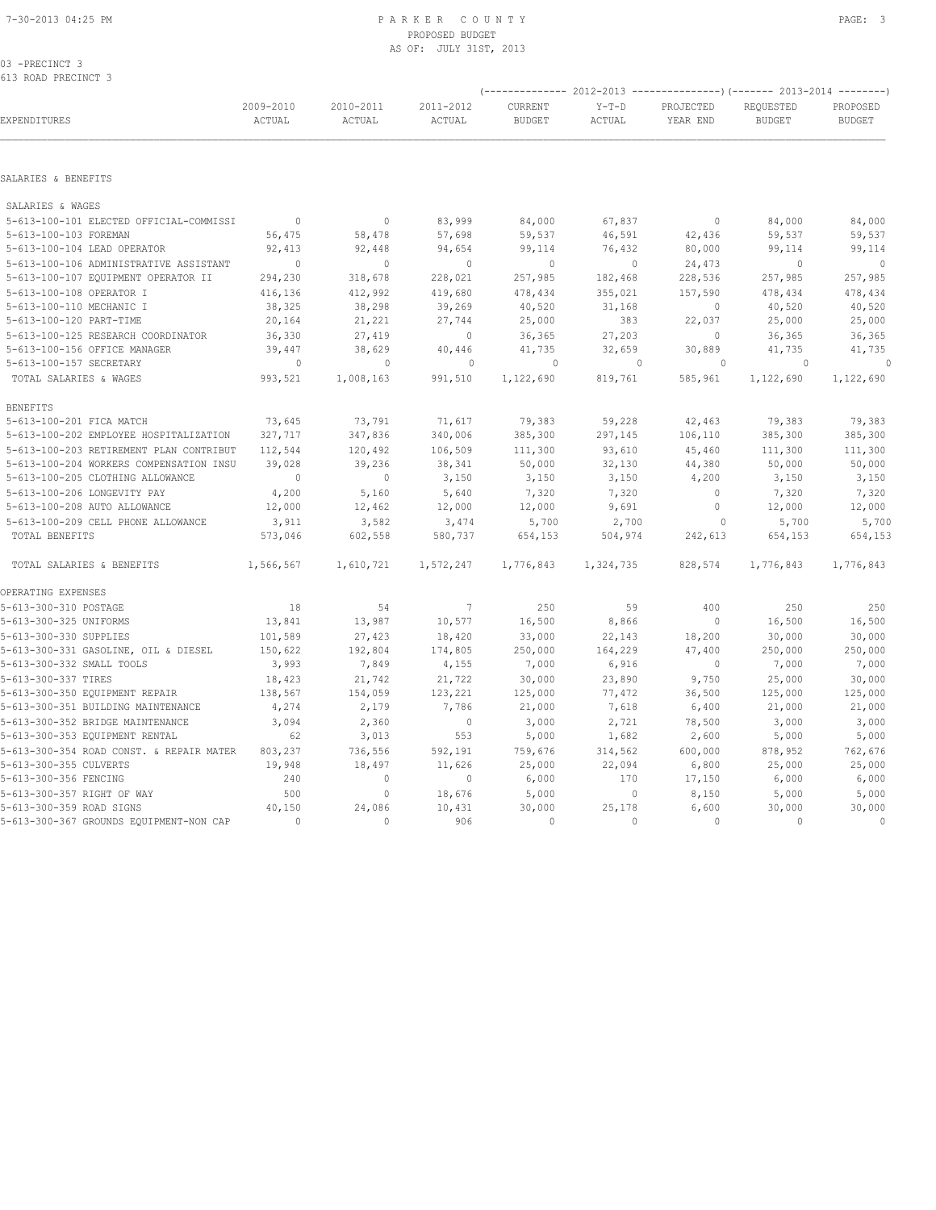PARKER COUNTY
PROPOSED BUDGET
AS OF: JULY 31ST, 2013

03 -PRECINCT 3
613 ROAD PRECINCT 3

| EXPENDITURES | 2009-2010 ACTUAL | 2010-2011 ACTUAL | 2011-2012 ACTUAL | 2012-2013 CURRENT BUDGET | 2012-2013 Y-T-D ACTUAL | 2012-2013 PROJECTED YEAR END | 2013-2014 REQUESTED BUDGET | 2013-2014 PROPOSED BUDGET |
|---|---|---|---|---|---|---|---|---|
| **SALARIES & BENEFITS** | | | | | | | | |
| SALARIES & WAGES | | | | | | | | |
| 5-613-100-101 ELECTED OFFICIAL-COMMISSI | 0 | 0 | 83,999 | 84,000 | 67,837 | 0 | 84,000 | 84,000 |
| 5-613-100-103 FOREMAN | 56,475 | 58,478 | 57,698 | 59,537 | 46,591 | 42,436 | 59,537 | 59,537 |
| 5-613-100-104 LEAD OPERATOR | 92,413 | 92,448 | 94,654 | 99,114 | 76,432 | 80,000 | 99,114 | 99,114 |
| 5-613-100-106 ADMINISTRATIVE ASSISTANT | 0 | 0 | 0 | 0 | 0 | 24,473 | 0 | 0 |
| 5-613-100-107 EQUIPMENT OPERATOR II | 294,230 | 318,678 | 228,021 | 257,985 | 182,468 | 228,536 | 257,985 | 257,985 |
| 5-613-100-108 OPERATOR I | 416,136 | 412,992 | 419,680 | 478,434 | 355,021 | 157,590 | 478,434 | 478,434 |
| 5-613-100-110 MECHANIC I | 38,325 | 38,298 | 39,269 | 40,520 | 31,168 | 0 | 40,520 | 40,520 |
| 5-613-100-120 PART-TIME | 20,164 | 21,221 | 27,744 | 25,000 | 383 | 22,037 | 25,000 | 25,000 |
| 5-613-100-125 RESEARCH COORDINATOR | 36,330 | 27,419 | 0 | 36,365 | 27,203 | 0 | 36,365 | 36,365 |
| 5-613-100-156 OFFICE MANAGER | 39,447 | 38,629 | 40,446 | 41,735 | 32,659 | 30,889 | 41,735 | 41,735 |
| 5-613-100-157 SECRETARY | 0 | 0 | 0 | 0 | 0 | 0 | 0 | 0 |
| TOTAL SALARIES & WAGES | 993,521 | 1,008,163 | 991,510 | 1,122,690 | 819,761 | 585,961 | 1,122,690 | 1,122,690 |
| BENEFITS | | | | | | | | |
| 5-613-100-201 FICA MATCH | 73,645 | 73,791 | 71,617 | 79,383 | 59,228 | 42,463 | 79,383 | 79,383 |
| 5-613-100-202 EMPLOYEE HOSPITALIZATION | 327,717 | 347,836 | 340,006 | 385,300 | 297,145 | 106,110 | 385,300 | 385,300 |
| 5-613-100-203 RETIREMENT PLAN CONTRIBUT | 112,544 | 120,492 | 106,509 | 111,300 | 93,610 | 45,460 | 111,300 | 111,300 |
| 5-613-100-204 WORKERS COMPENSATION INSU | 39,028 | 39,236 | 38,341 | 50,000 | 32,130 | 44,380 | 50,000 | 50,000 |
| 5-613-100-205 CLOTHING ALLOWANCE | 0 | 0 | 3,150 | 3,150 | 3,150 | 4,200 | 3,150 | 3,150 |
| 5-613-100-206 LONGEVITY PAY | 4,200 | 5,160 | 5,640 | 7,320 | 7,320 | 0 | 7,320 | 7,320 |
| 5-613-100-208 AUTO ALLOWANCE | 12,000 | 12,462 | 12,000 | 12,000 | 9,691 | 0 | 12,000 | 12,000 |
| 5-613-100-209 CELL PHONE ALLOWANCE | 3,911 | 3,582 | 3,474 | 5,700 | 2,700 | 0 | 5,700 | 5,700 |
| TOTAL BENEFITS | 573,046 | 602,558 | 580,737 | 654,153 | 504,974 | 242,613 | 654,153 | 654,153 |
| TOTAL SALARIES & BENEFITS | 1,566,567 | 1,610,721 | 1,572,247 | 1,776,843 | 1,324,735 | 828,574 | 1,776,843 | 1,776,843 |
| **OPERATING EXPENSES** | | | | | | | | |
| 5-613-300-310 POSTAGE | 18 | 54 | 7 | 250 | 59 | 400 | 250 | 250 |
| 5-613-300-325 UNIFORMS | 13,841 | 13,987 | 10,577 | 16,500 | 8,866 | 0 | 16,500 | 16,500 |
| 5-613-300-330 SUPPLIES | 101,589 | 27,423 | 18,420 | 33,000 | 22,143 | 18,200 | 30,000 | 30,000 |
| 5-613-300-331 GASOLINE, OIL & DIESEL | 150,622 | 192,804 | 174,805 | 250,000 | 164,229 | 47,400 | 250,000 | 250,000 |
| 5-613-300-332 SMALL TOOLS | 3,993 | 7,849 | 4,155 | 7,000 | 6,916 | 0 | 7,000 | 7,000 |
| 5-613-300-337 TIRES | 18,423 | 21,742 | 21,722 | 30,000 | 23,890 | 9,750 | 25,000 | 30,000 |
| 5-613-300-350 EQUIPMENT REPAIR | 138,567 | 154,059 | 123,221 | 125,000 | 77,472 | 36,500 | 125,000 | 125,000 |
| 5-613-300-351 BUILDING MAINTENANCE | 4,274 | 2,179 | 7,786 | 21,000 | 7,618 | 6,400 | 21,000 | 21,000 |
| 5-613-300-352 BRIDGE MAINTENANCE | 3,094 | 2,360 | 0 | 3,000 | 2,721 | 78,500 | 3,000 | 3,000 |
| 5-613-300-353 EQUIPMENT RENTAL | 62 | 3,013 | 553 | 5,000 | 1,682 | 2,600 | 5,000 | 5,000 |
| 5-613-300-354 ROAD CONST. & REPAIR MATER | 803,237 | 736,556 | 592,191 | 759,676 | 314,562 | 600,000 | 878,952 | 762,676 |
| 5-613-300-355 CULVERTS | 19,948 | 18,497 | 11,626 | 25,000 | 22,094 | 6,800 | 25,000 | 25,000 |
| 5-613-300-356 FENCING | 240 | 0 | 0 | 6,000 | 170 | 17,150 | 6,000 | 6,000 |
| 5-613-300-357 RIGHT OF WAY | 500 | 0 | 18,676 | 5,000 | 0 | 8,150 | 5,000 | 5,000 |
| 5-613-300-359 ROAD SIGNS | 40,150 | 24,086 | 10,431 | 30,000 | 25,178 | 6,600 | 30,000 | 30,000 |
| 5-613-300-367 GROUNDS EQUIPMENT-NON CAP | 0 | 0 | 906 | 0 | 0 | 0 | 0 | 0 |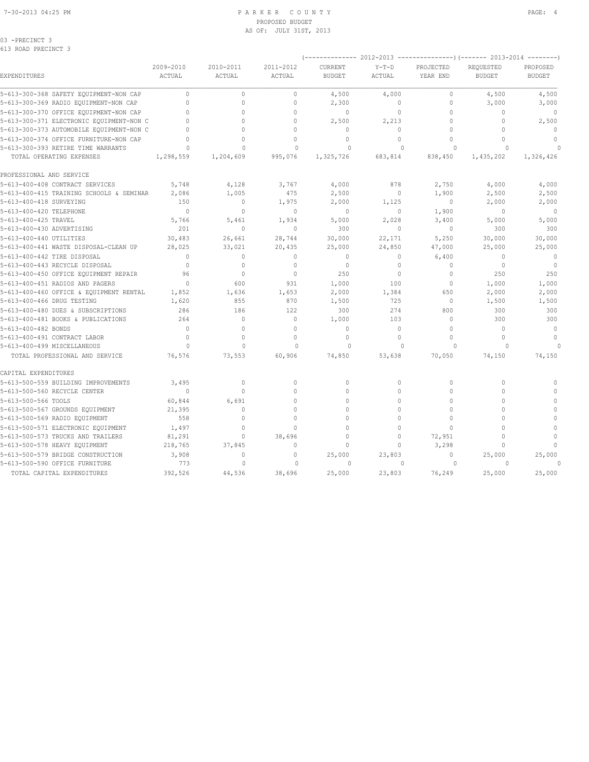PARKER COUNTY
PROPOSED BUDGET
AS OF: JULY 31ST, 2013

03 -PRECINCT 3
613 ROAD PRECINCT 3

| EXPENDITURES | 2009-2010 ACTUAL | 2010-2011 ACTUAL | 2011-2012 ACTUAL | 2012-2013 CURRENT BUDGET | 2012-2013 Y-T-D ACTUAL | 2012-2013 PROJECTED YEAR END | 2013-2014 REQUESTED BUDGET | 2013-2014 PROPOSED BUDGET |
|---|---|---|---|---|---|---|---|---|
| 5-613-300-368 SAFETY EQUIPMENT-NON CAP | 0 | 0 | 0 | 4,500 | 4,000 | 0 | 4,500 | 4,500 |
| 5-613-300-369 RADIO EQUIPMENT-NON CAP | 0 | 0 | 0 | 2,300 | 0 | 0 | 3,000 | 3,000 |
| 5-613-300-370 OFFICE EQUIPMENT-NON CAP | 0 | 0 | 0 | 0 | 0 | 0 | 0 | 0 |
| 5-613-300-371 ELECTRONIC EQUIPMENT-NON C | 0 | 0 | 0 | 2,500 | 2,213 | 0 | 0 | 2,500 |
| 5-613-300-373 AUTOMOBILE EQUIPMENT-NON C | 0 | 0 | 0 | 0 | 0 | 0 | 0 | 0 |
| 5-613-300-374 OFFICE FURNITURE-NON CAP | 0 | 0 | 0 | 0 | 0 | 0 | 0 | 0 |
| 5-613-300-393 RETIRE TIME WARRANTS | 0 | 0 | 0 | 0 | 0 | 0 | 0 | 0 |
| TOTAL OPERATING EXPENSES | 1,298,559 | 1,204,609 | 995,076 | 1,325,726 | 683,814 | 838,450 | 1,435,202 | 1,326,426 |
| PROFESSIONAL AND SERVICE | | | | | | | | |
| 5-613-400-408 CONTRACT SERVICES | 5,748 | 4,128 | 3,767 | 4,000 | 878 | 2,750 | 4,000 | 4,000 |
| 5-613-400-415 TRAINING SCHOOLS & SEMINAR | 2,086 | 1,005 | 475 | 2,500 | 0 | 1,900 | 2,500 | 2,500 |
| 5-613-400-418 SURVEYING | 150 | 0 | 1,975 | 2,000 | 1,125 | 0 | 2,000 | 2,000 |
| 5-613-400-420 TELEPHONE | 0 | 0 | 0 | 0 | 0 | 1,900 | 0 | 0 |
| 5-613-400-425 TRAVEL | 5,766 | 5,461 | 1,934 | 5,000 | 2,028 | 3,400 | 5,000 | 5,000 |
| 5-613-400-430 ADVERTISING | 201 | 0 | 0 | 300 | 0 | 0 | 300 | 300 |
| 5-613-400-440 UTILITIES | 30,483 | 26,661 | 28,744 | 30,000 | 22,171 | 5,250 | 30,000 | 30,000 |
| 5-613-400-441 WASTE DISPOSAL-CLEAN UP | 28,025 | 33,021 | 20,435 | 25,000 | 24,850 | 47,000 | 25,000 | 25,000 |
| 5-613-400-442 TIRE DISPOSAL | 0 | 0 | 0 | 0 | 0 | 6,400 | 0 | 0 |
| 5-613-400-443 RECYCLE DISPOSAL | 0 | 0 | 0 | 0 | 0 | 0 | 0 | 0 |
| 5-613-400-450 OFFICE EQUIPMENT REPAIR | 96 | 0 | 0 | 250 | 0 | 0 | 250 | 250 |
| 5-613-400-451 RADIOS AND PAGERS | 0 | 600 | 931 | 1,000 | 100 | 0 | 1,000 | 1,000 |
| 5-613-400-460 OFFICE & EQUIPMENT RENTAL | 1,852 | 1,636 | 1,653 | 2,000 | 1,384 | 650 | 2,000 | 2,000 |
| 5-613-400-466 DRUG TESTING | 1,620 | 855 | 870 | 1,500 | 725 | 0 | 1,500 | 1,500 |
| 5-613-400-480 DUES & SUBSCRIPTIONS | 286 | 186 | 122 | 300 | 274 | 800 | 300 | 300 |
| 5-613-400-481 BOOKS & PUBLICATIONS | 264 | 0 | 0 | 1,000 | 103 | 0 | 300 | 300 |
| 5-613-400-482 BONDS | 0 | 0 | 0 | 0 | 0 | 0 | 0 | 0 |
| 5-613-400-491 CONTRACT LABOR | 0 | 0 | 0 | 0 | 0 | 0 | 0 | 0 |
| 5-613-400-499 MISCELLANEOUS | 0 | 0 | 0 | 0 | 0 | 0 | 0 | 0 |
| TOTAL PROFESSIONAL AND SERVICE | 76,576 | 73,553 | 60,906 | 74,850 | 53,638 | 70,050 | 74,150 | 74,150 |
| CAPITAL EXPENDITURES | | | | | | | | |
| 5-613-500-559 BUILDING IMPROVEMENTS | 3,495 | 0 | 0 | 0 | 0 | 0 | 0 | 0 |
| 5-613-500-560 RECYCLE CENTER | 0 | 0 | 0 | 0 | 0 | 0 | 0 | 0 |
| 5-613-500-566 TOOLS | 60,844 | 6,691 | 0 | 0 | 0 | 0 | 0 | 0 |
| 5-613-500-567 GROUNDS EQUIPMENT | 21,395 | 0 | 0 | 0 | 0 | 0 | 0 | 0 |
| 5-613-500-569 RADIO EQUIPMENT | 558 | 0 | 0 | 0 | 0 | 0 | 0 | 0 |
| 5-613-500-571 ELECTRONIC EQUIPMENT | 1,497 | 0 | 0 | 0 | 0 | 0 | 0 | 0 |
| 5-613-500-573 TRUCKS AND TRAILERS | 81,291 | 0 | 38,696 | 0 | 0 | 72,951 | 0 | 0 |
| 5-613-500-578 HEAVY EQUIPMENT | 218,765 | 37,845 | 0 | 0 | 0 | 3,298 | 0 | 0 |
| 5-613-500-579 BRIDGE CONSTRUCTION | 3,908 | 0 | 0 | 25,000 | 23,803 | 0 | 25,000 | 25,000 |
| 5-613-500-590 OFFICE FURNITURE | 773 | 0 | 0 | 0 | 0 | 0 | 0 | 0 |
| TOTAL CAPITAL EXPENDITURES | 392,526 | 44,536 | 38,696 | 25,000 | 23,803 | 76,249 | 25,000 | 25,000 |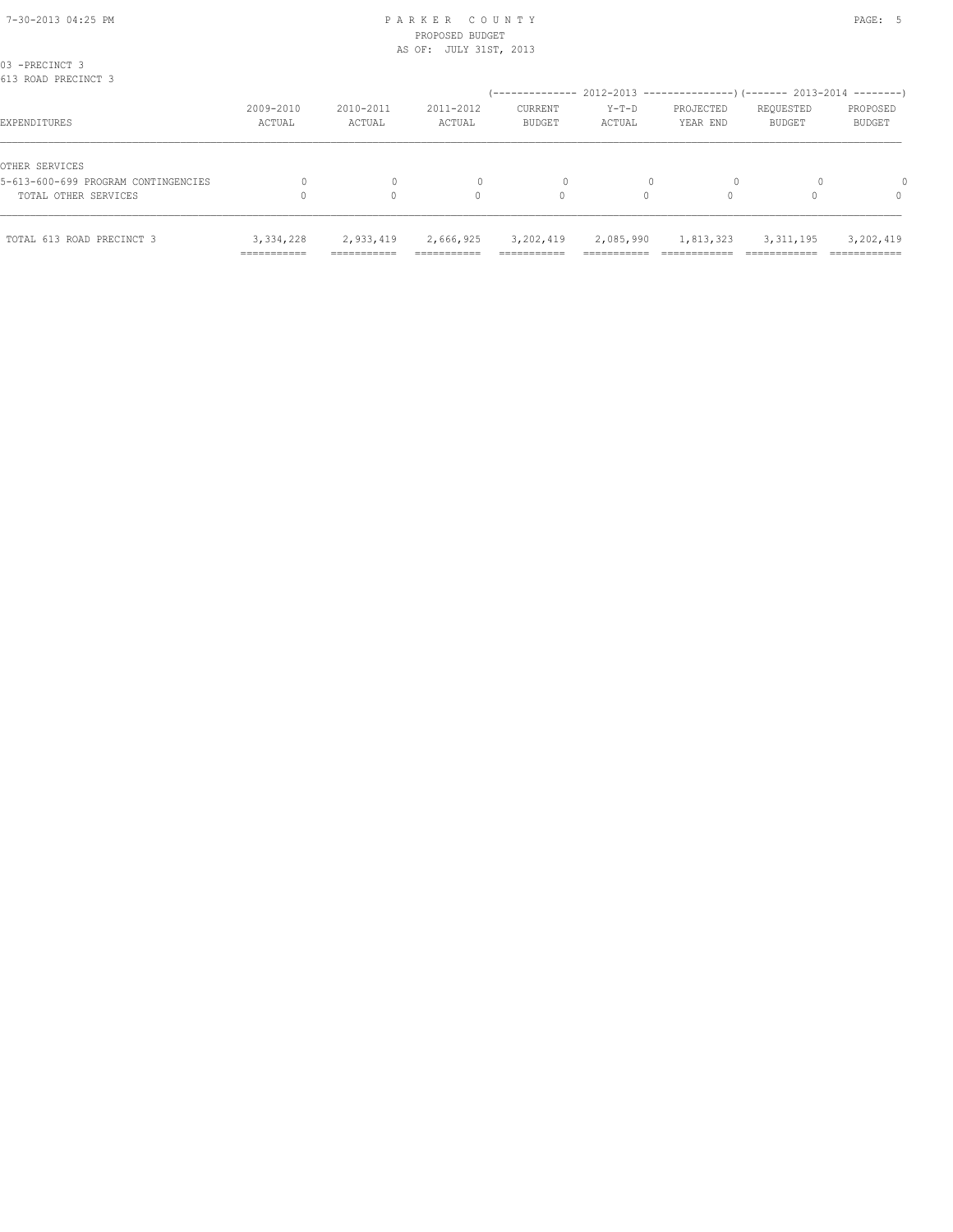03 -PRECINCT 3
613 ROAD PRECINCT 3

| EXPENDITURES | 2009-2010 ACTUAL | 2010-2011 ACTUAL | 2011-2012 ACTUAL | 2012-2013 CURRENT BUDGET | 2012-2013 Y-T-D ACTUAL | 2012-2013 PROJECTED YEAR END | 2013-2014 REQUESTED BUDGET | 2013-2014 PROPOSED BUDGET |
|---|---|---|---|---|---|---|---|---|
| OTHER SERVICES | | | | | | | | |
| 5-613-600-699 PROGRAM CONTINGENCIES | 0 | 0 | 0 | 0 | 0 | 0 | 0 | 0 |
| TOTAL OTHER SERVICES | 0 | 0 | 0 | 0 | 0 | 0 | 0 | 0 |
| TOTAL 613 ROAD PRECINCT 3 | 3,334,228 | 2,933,419 | 2,666,925 | 3,202,419 | 2,085,990 | 1,813,323 | 3,311,195 | 3,202,419 |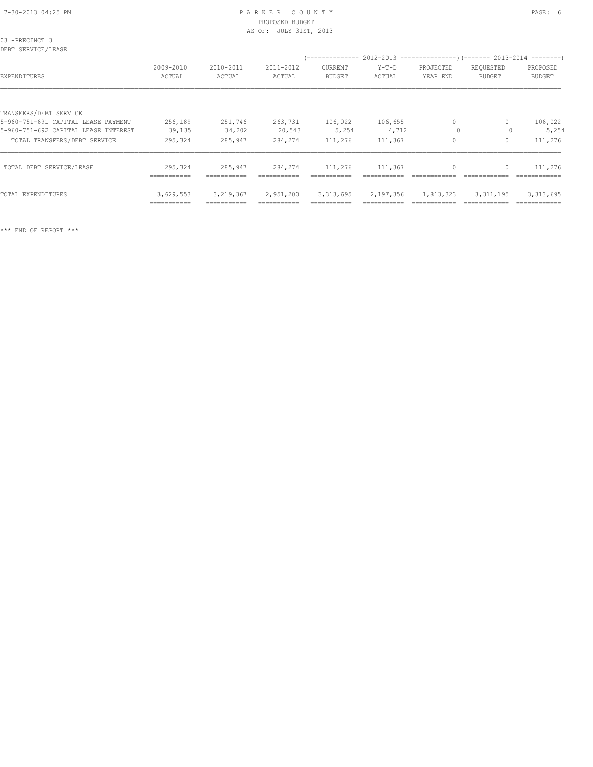PARKER COUNTY
PROPOSED BUDGET
AS OF: JULY 31ST, 2013

03 -PRECINCT 3
DEBT SERVICE/LEASE

| EXPENDITURES | 2009-2010 ACTUAL | 2010-2011 ACTUAL | 2011-2012 ACTUAL | 2012-2013 CURRENT BUDGET | 2012-2013 Y-T-D ACTUAL | 2012-2013 PROJECTED YEAR END | 2013-2014 REQUESTED BUDGET | 2013-2014 PROPOSED BUDGET |
|---|---|---|---|---|---|---|---|---|
| TRANSFERS/DEBT SERVICE | | | | | | | | |
| 5-960-751-691 CAPITAL LEASE PAYMENT | 256,189 | 251,746 | 263,731 | 106,022 | 106,655 | 0 | 0 | 106,022 |
| 5-960-751-692 CAPITAL LEASE INTEREST | 39,135 | 34,202 | 20,543 | 5,254 | 4,712 | 0 | 0 | 5,254 |
| TOTAL TRANSFERS/DEBT SERVICE | 295,324 | 285,947 | 284,274 | 111,276 | 111,367 | 0 | 0 | 111,276 |
| TOTAL DEBT SERVICE/LEASE | 295,324 | 285,947 | 284,274 | 111,276 | 111,367 | 0 | 0 | 111,276 |
| TOTAL EXPENDITURES | 3,629,553 | 3,219,367 | 2,951,200 | 3,313,695 | 2,197,356 | 1,813,323 | 3,311,195 | 3,313,695 |

*** END OF REPORT ***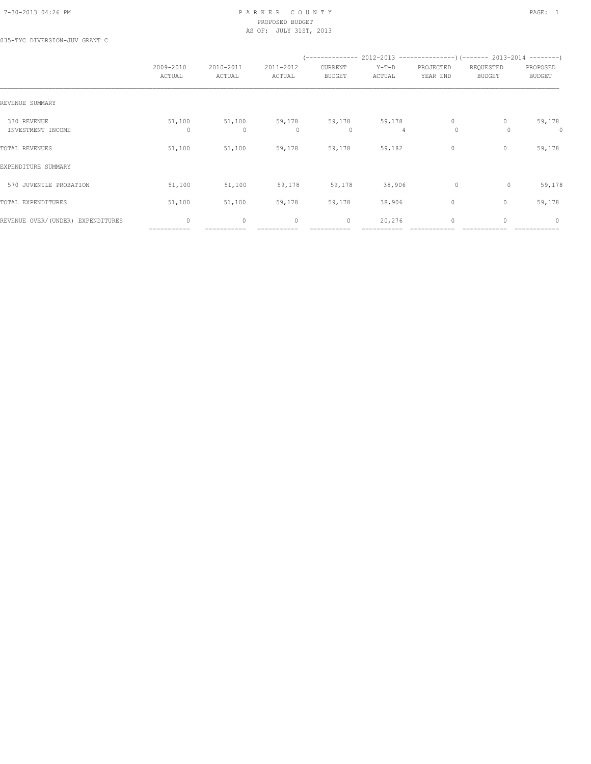# PARKER COUNTY
## PROPOSED BUDGET
## AS OF: JULY 31ST, 2013

035-TYC DIVERSION-JUV GRANT C

| | 2009-2010 ACTUAL | 2010-2011 ACTUAL | 2011-2012 ACTUAL | 2012-2013 CURRENT BUDGET | 2012-2013 Y-T-D ACTUAL | 2012-2013 PROJECTED YEAR END | 2013-2014 REQUESTED BUDGET | 2013-2014 PROPOSED BUDGET |
|---|---|---|---|---|---|---|---|---|
| REVENUE SUMMARY | | | | | | | | |
| 330 REVENUE | 51,100 | 51,100 | 59,178 | 59,178 | 59,178 | 0 | 0 | 59,178 |
| INVESTMENT INCOME | 0 | 0 | 0 | 0 | 4 | 0 | 0 | 0 |
| TOTAL REVENUES | 51,100 | 51,100 | 59,178 | 59,178 | 59,182 | 0 | 0 | 59,178 |
| EXPENDITURE SUMMARY | | | | | | | | |
| 570 JUVENILE PROBATION | 51,100 | 51,100 | 59,178 | 59,178 | 38,906 | 0 | 0 | 59,178 |
| TOTAL EXPENDITURES | 51,100 | 51,100 | 59,178 | 59,178 | 38,906 | 0 | 0 | 59,178 |
| REVENUE OVER/(UNDER) EXPENDITURES | 0 | 0 | 0 | 0 | 20,276 | 0 | 0 | 0 |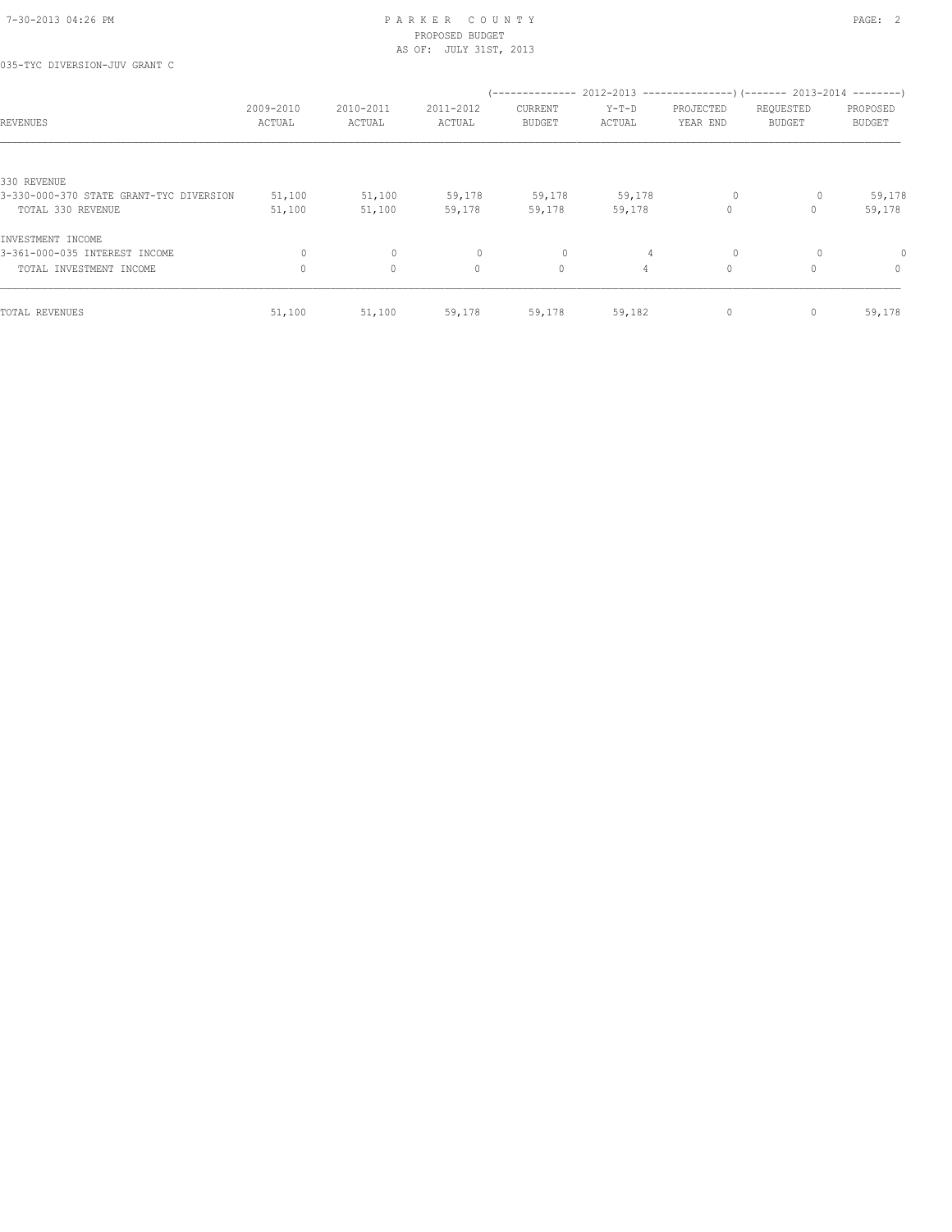035-TYC DIVERSION-JUV GRANT C

| REVENUES | 2009-2010 ACTUAL | 2010-2011 ACTUAL | 2011-2012 ACTUAL | 2012-2013 CURRENT BUDGET | 2012-2013 Y-T-D ACTUAL | 2012-2013 PROJECTED YEAR END | 2013-2014 REQUESTED BUDGET | 2013-2014 PROPOSED BUDGET |
|---|---|---|---|---|---|---|---|---|
| 330 REVENUE | | | | | | | | |
| 3-330-000-370 STATE GRANT-TYC DIVERSION | 51,100 | 51,100 | 59,178 | 59,178 | 59,178 | 0 | 0 | 59,178 |
| TOTAL 330 REVENUE | 51,100 | 51,100 | 59,178 | 59,178 | 59,178 | 0 | 0 | 59,178 |
| INVESTMENT INCOME | | | | | | | | |
| 3-361-000-035 INTEREST INCOME | 0 | 0 | 0 | 0 | 4 | 0 | 0 | 0 |
| TOTAL INVESTMENT INCOME | 0 | 0 | 0 | 0 | 4 | 0 | 0 | 0 |
| TOTAL REVENUES | 51,100 | 51,100 | 59,178 | 59,178 | 59,182 | 0 | 0 | 59,178 |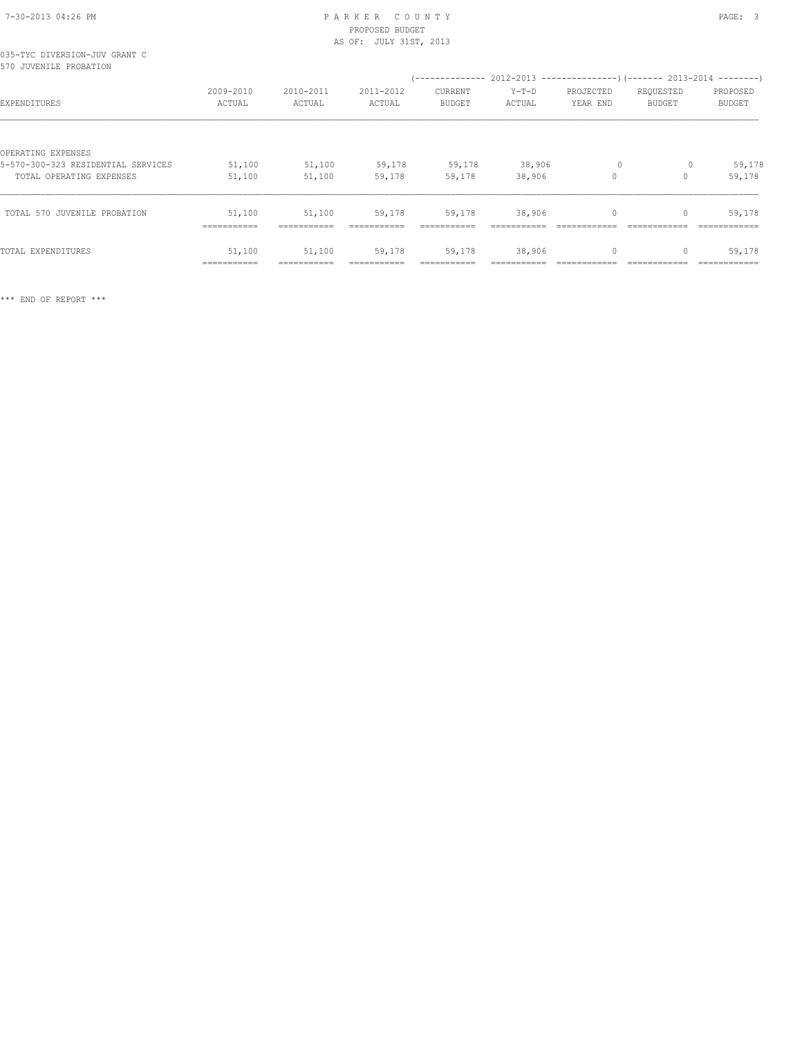035-TYC DIVERSION-JUV GRANT C
570 JUVENILE PROBATION

| EXPENDITURES | 2009-2010 ACTUAL | 2010-2011 ACTUAL | 2011-2012 ACTUAL | 2012-2013 CURRENT BUDGET | 2012-2013 Y-T-D ACTUAL | 2012-2013 PROJECTED YEAR END | 2013-2014 REQUESTED BUDGET | 2013-2014 PROPOSED BUDGET |
|---|---|---|---|---|---|---|---|---|
| OPERATING EXPENSES | | | | | | | | |
| 5-570-300-323 RESIDENTIAL SERVICES | 51,100 | 51,100 | 59,178 | 59,178 | 38,906 | 0 | 0 | 59,178 |
| TOTAL OPERATING EXPENSES | 51,100 | 51,100 | 59,178 | 59,178 | 38,906 | 0 | 0 | 59,178 |
| TOTAL 570 JUVENILE PROBATION | 51,100 | 51,100 | 59,178 | 59,178 | 38,906 | 0 | 0 | 59,178 |
| TOTAL EXPENDITURES | 51,100 | 51,100 | 59,178 | 59,178 | 38,906 | 0 | 0 | 59,178 |

*** END OF REPORT ***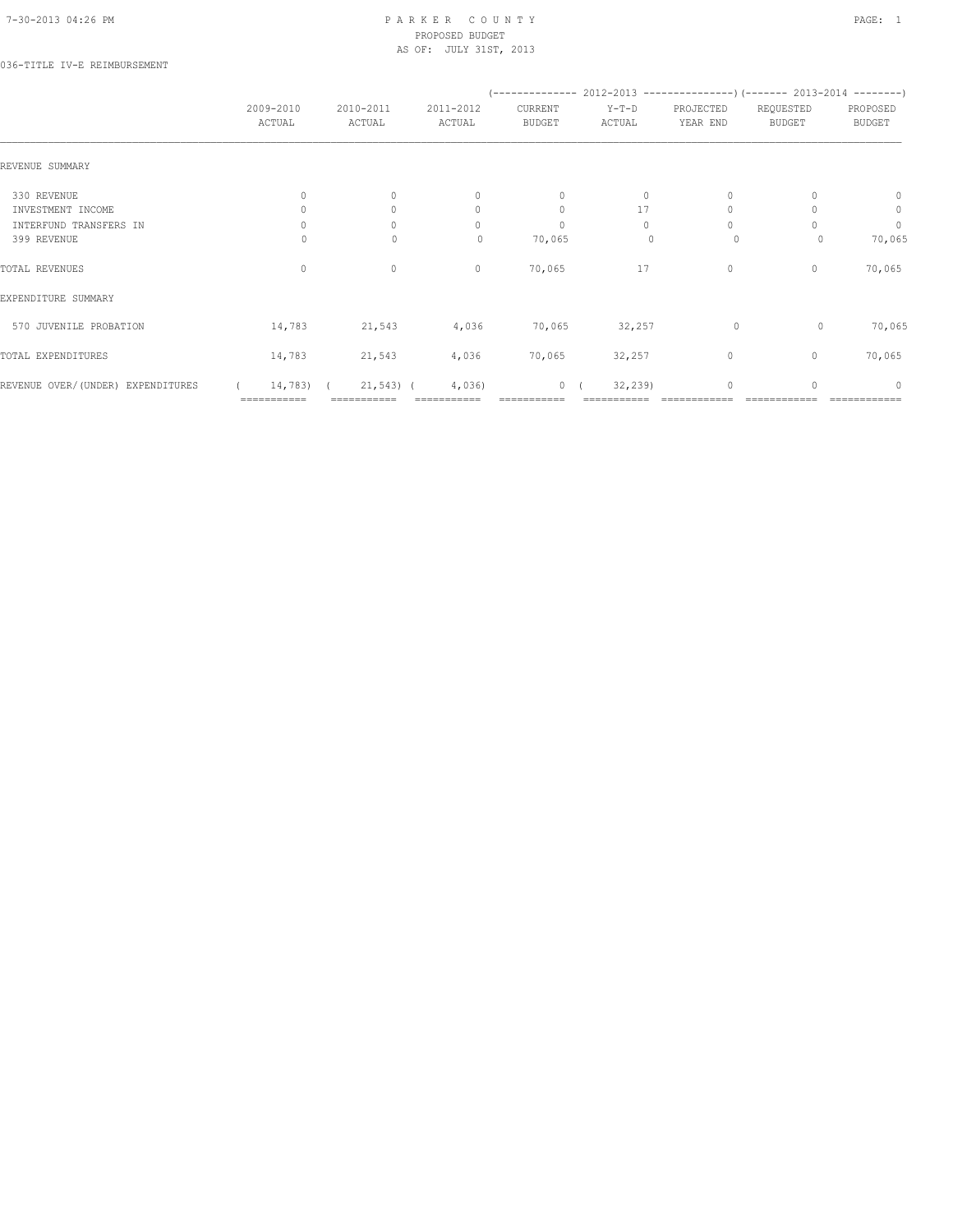PARKER COUNTY
PROPOSED BUDGET
AS OF: JULY 31ST, 2013

036-TITLE IV-E REIMBURSEMENT

| | 2009-2010 ACTUAL | 2010-2011 ACTUAL | 2011-2012 ACTUAL | 2012-2013 CURRENT BUDGET | 2012-2013 Y-T-D ACTUAL | 2012-2013 PROJECTED YEAR END | 2013-2014 REQUESTED BUDGET | 2013-2014 PROPOSED BUDGET |
|---|---|---|---|---|---|---|---|---|
| REVENUE SUMMARY | | | | | | | | |
| 330 REVENUE | 0 | 0 | 0 | 0 | 0 | 0 | 0 | 0 |
| INVESTMENT INCOME | 0 | 0 | 0 | 0 | 17 | 0 | 0 | 0 |
| INTERFUND TRANSFERS IN | 0 | 0 | 0 | 0 | 0 | 0 | 0 | 0 |
| 399 REVENUE | 0 | 0 | 0 | 70,065 | 0 | 0 | 0 | 70,065 |
| TOTAL REVENUES | 0 | 0 | 0 | 70,065 | 17 | 0 | 0 | 70,065 |
| EXPENDITURE SUMMARY | | | | | | | | |
| 570 JUVENILE PROBATION | 14,783 | 21,543 | 4,036 | 70,065 | 32,257 | 0 | 0 | 70,065 |
| TOTAL EXPENDITURES | 14,783 | 21,543 | 4,036 | 70,065 | 32,257 | 0 | 0 | 70,065 |
| REVENUE OVER/(UNDER) EXPENDITURES | ( 14,783) | ( 21,543) | ( 4,036) | 0 | ( 32,239) | 0 | 0 | 0 |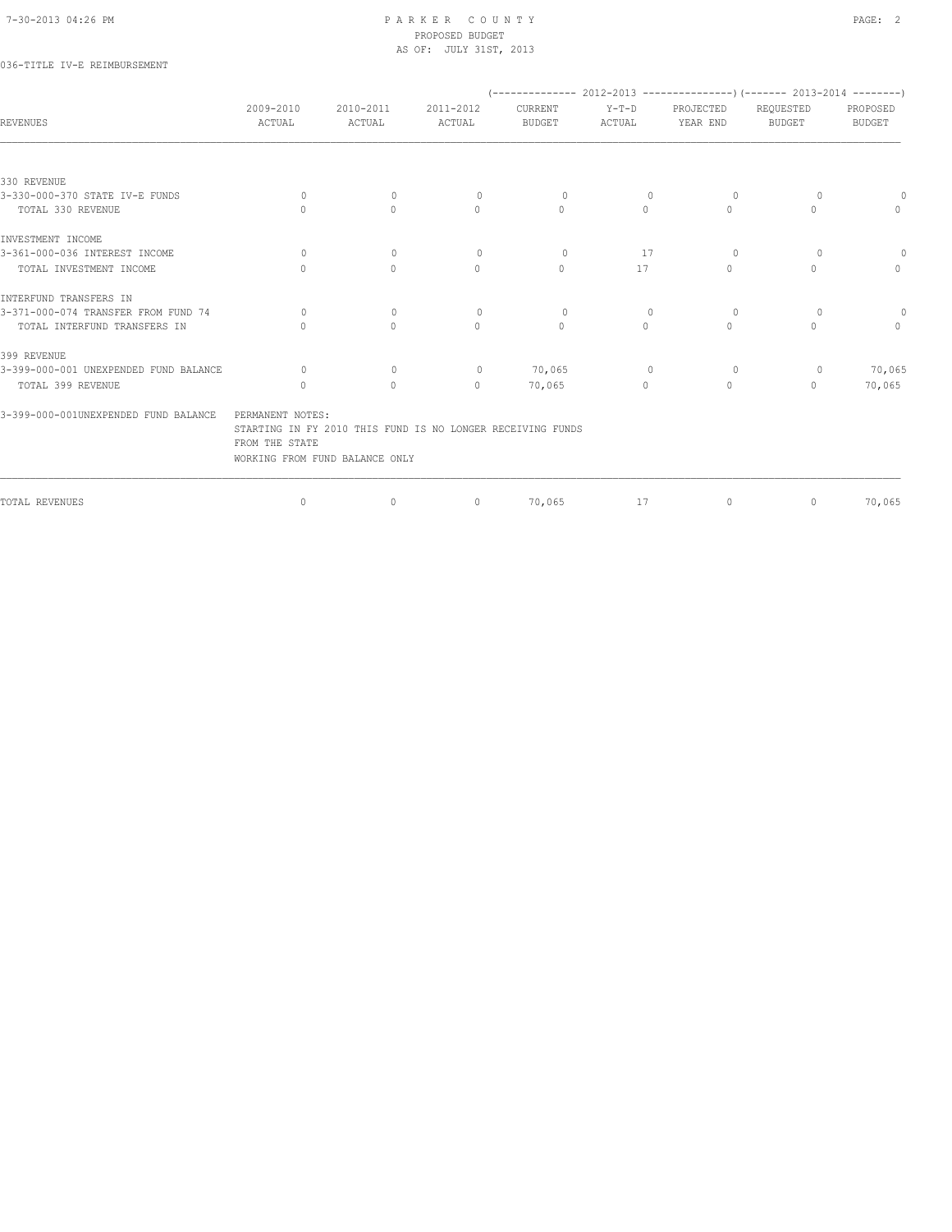036-TITLE IV-E REIMBURSEMENT

| REVENUES | 2009-2010 ACTUAL | 2010-2011 ACTUAL | 2011-2012 ACTUAL | 2012-2013 CURRENT BUDGET | 2012-2013 Y-T-D ACTUAL | 2012-2013 PROJECTED YEAR END | 2013-2014 REQUESTED BUDGET | 2013-2014 PROPOSED BUDGET |
|---|---|---|---|---|---|---|---|---|
| **330 REVENUE** | | | | | | | | |
| 3-330-000-370 STATE IV-E FUNDS | 0 | 0 | 0 | 0 | 0 | 0 | 0 | 0 |
| TOTAL 330 REVENUE | 0 | 0 | 0 | 0 | 0 | 0 | 0 | 0 |
| **INVESTMENT INCOME** | | | | | | | | |
| 3-361-000-036 INTEREST INCOME | 0 | 0 | 0 | 0 | 17 | 0 | 0 | 0 |
| TOTAL INVESTMENT INCOME | 0 | 0 | 0 | 0 | 17 | 0 | 0 | 0 |
| **INTERFUND TRANSFERS IN** | | | | | | | | |
| 3-371-000-074 TRANSFER FROM FUND 74 | 0 | 0 | 0 | 0 | 0 | 0 | 0 | 0 |
| TOTAL INTERFUND TRANSFERS IN | 0 | 0 | 0 | 0 | 0 | 0 | 0 | 0 |
| **399 REVENUE** | | | | | | | | |
| 3-399-000-001 UNEXPENDED FUND BALANCE | 0 | 0 | 0 | 70,065 | 0 | 0 | 0 | 70,065 |
| TOTAL 399 REVENUE | 0 | 0 | 0 | 70,065 | 0 | 0 | 0 | 70,065 |

3-399-000-001UNEXPENDED FUND BALANCE    PERMANENT NOTES:
STARTING IN FY 2010 THIS FUND IS NO LONGER RECEIVING FUNDS
FROM THE STATE
WORKING FROM FUND BALANCE ONLY

| | 2009-2010 ACTUAL | 2010-2011 ACTUAL | 2011-2012 ACTUAL | 2012-2013 CURRENT BUDGET | 2012-2013 Y-T-D ACTUAL | 2012-2013 PROJECTED YEAR END | 2013-2014 REQUESTED BUDGET | 2013-2014 PROPOSED BUDGET |
|---|---|---|---|---|---|---|---|---|
| TOTAL REVENUES | 0 | 0 | 0 | 70,065 | 17 | 0 | 0 | 70,065 |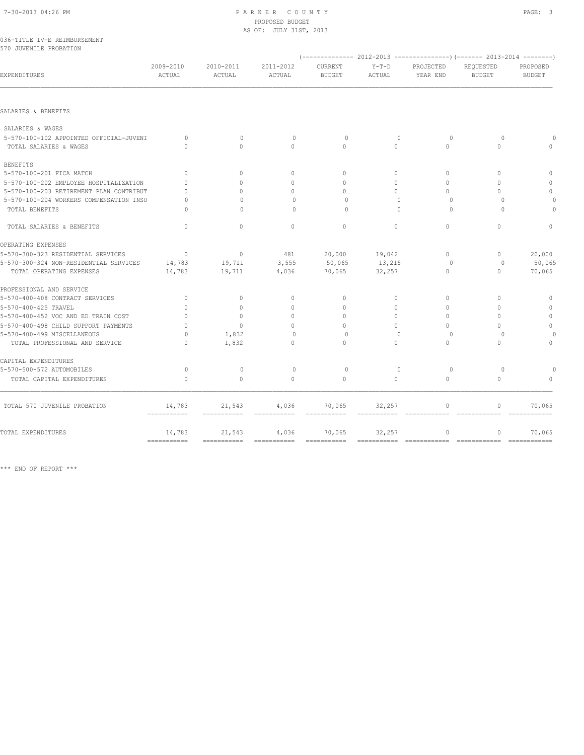PARKER COUNTY
PROPOSED BUDGET
AS OF: JULY 31ST, 2013

036-TITLE IV-E REIMBURSEMENT
570 JUVENILE PROBATION

| EXPENDITURES | 2009-2010 ACTUAL | 2010-2011 ACTUAL | 2011-2012 ACTUAL | 2012-2013 CURRENT BUDGET | 2012-2013 Y-T-D ACTUAL | 2012-2013 PROJECTED YEAR END | 2013-2014 REQUESTED BUDGET | 2013-2014 PROPOSED BUDGET |
|---|---|---|---|---|---|---|---|---|
| SALARIES & BENEFITS | | | | | | | | |
| SALARIES & WAGES | | | | | | | | |
| 5-570-100-102 APPOINTED OFFICIAL-JUVENI | 0 | 0 | 0 | 0 | 0 | 0 | 0 | 0 |
| TOTAL SALARIES & WAGES | 0 | 0 | 0 | 0 | 0 | 0 | 0 | 0 |
| BENEFITS | | | | | | | | |
| 5-570-100-201 FICA MATCH | 0 | 0 | 0 | 0 | 0 | 0 | 0 | 0 |
| 5-570-100-202 EMPLOYEE HOSPITALIZATION | 0 | 0 | 0 | 0 | 0 | 0 | 0 | 0 |
| 5-570-100-203 RETIREMENT PLAN CONTRIBUT | 0 | 0 | 0 | 0 | 0 | 0 | 0 | 0 |
| 5-570-100-204 WORKERS COMPENSATION INSU | 0 | 0 | 0 | 0 | 0 | 0 | 0 | 0 |
| TOTAL BENEFITS | 0 | 0 | 0 | 0 | 0 | 0 | 0 | 0 |
| TOTAL SALARIES & BENEFITS | 0 | 0 | 0 | 0 | 0 | 0 | 0 | 0 |
| OPERATING EXPENSES | | | | | | | | |
| 5-570-300-323 RESIDENTIAL SERVICES | 0 | 0 | 481 | 20,000 | 19,042 | 0 | 0 | 20,000 |
| 5-570-300-324 NON-RESIDENTIAL SERVICES | 14,783 | 19,711 | 3,555 | 50,065 | 13,215 | 0 | 0 | 50,065 |
| TOTAL OPERATING EXPENSES | 14,783 | 19,711 | 4,036 | 70,065 | 32,257 | 0 | 0 | 70,065 |
| PROFESSIONAL AND SERVICE | | | | | | | | |
| 5-570-400-408 CONTRACT SERVICES | 0 | 0 | 0 | 0 | 0 | 0 | 0 | 0 |
| 5-570-400-425 TRAVEL | 0 | 0 | 0 | 0 | 0 | 0 | 0 | 0 |
| 5-570-400-452 VOC AND ED TRAIN COST | 0 | 0 | 0 | 0 | 0 | 0 | 0 | 0 |
| 5-570-400-498 CHILD SUPPORT PAYMENTS | 0 | 0 | 0 | 0 | 0 | 0 | 0 | 0 |
| 5-570-400-499 MISCELLANEOUS | 0 | 1,832 | 0 | 0 | 0 | 0 | 0 | 0 |
| TOTAL PROFESSIONAL AND SERVICE | 0 | 1,832 | 0 | 0 | 0 | 0 | 0 | 0 |
| CAPITAL EXPENDITURES | | | | | | | | |
| 5-570-500-572 AUTOMOBILES | 0 | 0 | 0 | 0 | 0 | 0 | 0 | 0 |
| TOTAL CAPITAL EXPENDITURES | 0 | 0 | 0 | 0 | 0 | 0 | 0 | 0 |
| TOTAL 570 JUVENILE PROBATION | 14,783 | 21,543 | 4,036 | 70,065 | 32,257 | 0 | 0 | 70,065 |
| TOTAL EXPENDITURES | 14,783 | 21,543 | 4,036 | 70,065 | 32,257 | 0 | 0 | 70,065 |

*** END OF REPORT ***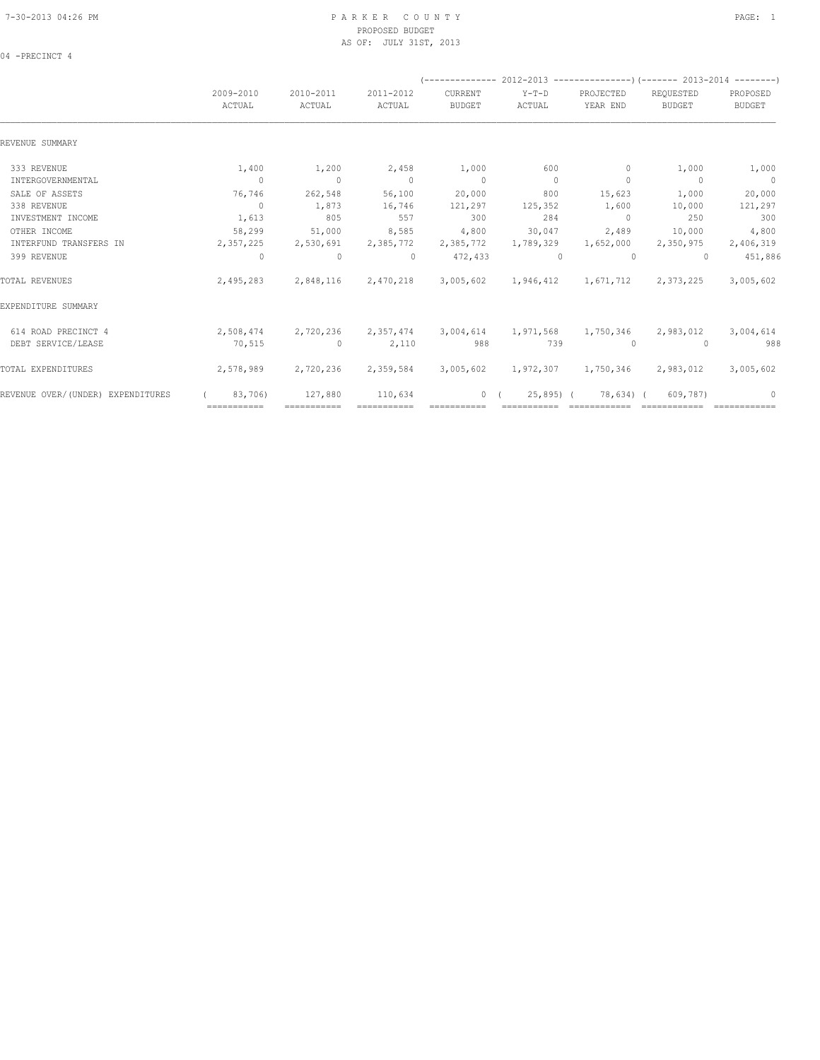# PARKER COUNTY
## PROPOSED BUDGET
### AS OF: JULY 31ST, 2013

04 -PRECINCT 4

| | 2009-2010 ACTUAL | 2010-2011 ACTUAL | 2011-2012 ACTUAL | 2012-2013 CURRENT BUDGET | 2012-2013 Y-T-D ACTUAL | 2012-2013 PROJECTED YEAR END | 2013-2014 REQUESTED BUDGET | 2013-2014 PROPOSED BUDGET |
|---|---|---|---|---|---|---|---|---|
| REVENUE SUMMARY | | | | | | | | |
| 333 REVENUE | 1,400 | 1,200 | 2,458 | 1,000 | 600 | 0 | 1,000 | 1,000 |
| INTERGOVERNMENTAL | 0 | 0 | 0 | 0 | 0 | 0 | 0 | 0 |
| SALE OF ASSETS | 76,746 | 262,548 | 56,100 | 20,000 | 800 | 15,623 | 1,000 | 20,000 |
| 338 REVENUE | 0 | 1,873 | 16,746 | 121,297 | 125,352 | 1,600 | 10,000 | 121,297 |
| INVESTMENT INCOME | 1,613 | 805 | 557 | 300 | 284 | 0 | 250 | 300 |
| OTHER INCOME | 58,299 | 51,000 | 8,585 | 4,800 | 30,047 | 2,489 | 10,000 | 4,800 |
| INTERFUND TRANSFERS IN | 2,357,225 | 2,530,691 | 2,385,772 | 2,385,772 | 1,789,329 | 1,652,000 | 2,350,975 | 2,406,319 |
| 399 REVENUE | 0 | 0 | 0 | 472,433 | 0 | 0 | 0 | 451,886 |
| TOTAL REVENUES | 2,495,283 | 2,848,116 | 2,470,218 | 3,005,602 | 1,946,412 | 1,671,712 | 2,373,225 | 3,005,602 |
| EXPENDITURE SUMMARY | | | | | | | | |
| 614 ROAD PRECINCT 4 | 2,508,474 | 2,720,236 | 2,357,474 | 3,004,614 | 1,971,568 | 1,750,346 | 2,983,012 | 3,004,614 |
| DEBT SERVICE/LEASE | 70,515 | 0 | 2,110 | 988 | 739 | 0 | 0 | 988 |
| TOTAL EXPENDITURES | 2,578,989 | 2,720,236 | 2,359,584 | 3,005,602 | 1,972,307 | 1,750,346 | 2,983,012 | 3,005,602 |
| REVENUE OVER/(UNDER) EXPENDITURES | ( 83,706) | 127,880 | 110,634 | 0 | ( 25,895) | ( 78,634) | ( 609,787) | 0 |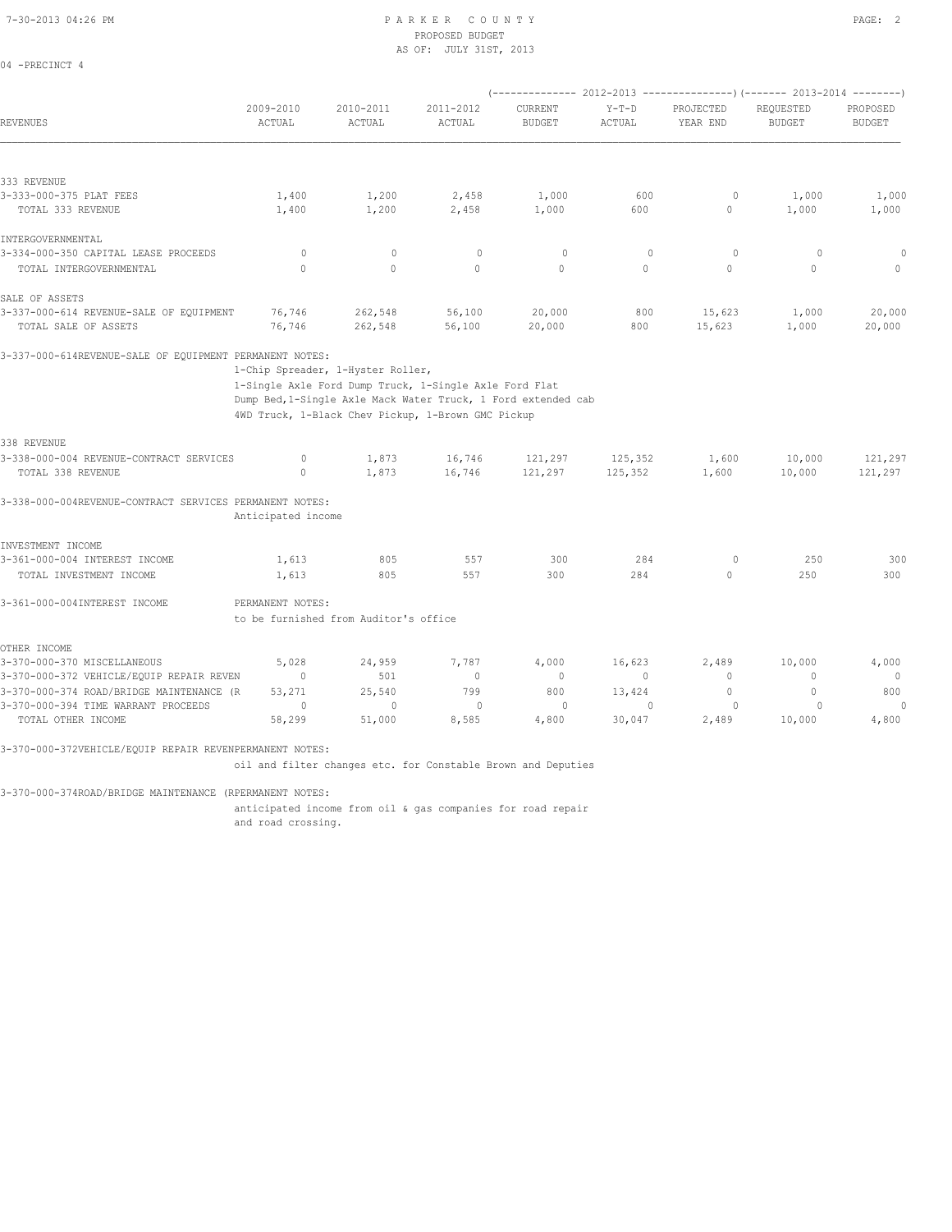PARKER COUNTY
PROPOSED BUDGET
AS OF: JULY 31ST, 2013

04 -PRECINCT 4

| REVENUES | 2009-2010 ACTUAL | 2010-2011 ACTUAL | 2011-2012 ACTUAL | 2012-2013 CURRENT BUDGET | 2012-2013 Y-T-D ACTUAL | 2012-2013 PROJECTED YEAR END | 2013-2014 REQUESTED BUDGET | 2013-2014 PROPOSED BUDGET |
|---|---|---|---|---|---|---|---|---|
| **333 REVENUE** | | | | | | | | |
| 3-333-000-375 PLAT FEES | 1,400 | 1,200 | 2,458 | 1,000 | 600 | 0 | 1,000 | 1,000 |
| TOTAL 333 REVENUE | 1,400 | 1,200 | 2,458 | 1,000 | 600 | 0 | 1,000 | 1,000 |
| **INTERGOVERNMENTAL** | | | | | | | | |
| 3-334-000-350 CAPITAL LEASE PROCEEDS | 0 | 0 | 0 | 0 | 0 | 0 | 0 | 0 |
| TOTAL INTERGOVERNMENTAL | 0 | 0 | 0 | 0 | 0 | 0 | 0 | 0 |
| **SALE OF ASSETS** | | | | | | | | |
| 3-337-000-614 REVENUE-SALE OF EQUIPMENT | 76,746 | 262,548 | 56,100 | 20,000 | 800 | 15,623 | 1,000 | 20,000 |
| TOTAL SALE OF ASSETS | 76,746 | 262,548 | 56,100 | 20,000 | 800 | 15,623 | 1,000 | 20,000 |

3-337-000-614REVENUE-SALE OF EQUIPMENT PERMANENT NOTES:
1-Chip Spreader, 1-Hyster Roller,
1-Single Axle Ford Dump Truck, 1-Single Axle Ford Flat
Dump Bed,1-Single Axle Mack Water Truck, 1 Ford extended cab
4WD Truck, 1-Black Chev Pickup, 1-Brown GMC Pickup

| REVENUES | 2009-2010 ACTUAL | 2010-2011 ACTUAL | 2011-2012 ACTUAL | 2012-2013 CURRENT BUDGET | 2012-2013 Y-T-D ACTUAL | 2012-2013 PROJECTED YEAR END | 2013-2014 REQUESTED BUDGET | 2013-2014 PROPOSED BUDGET |
|---|---|---|---|---|---|---|---|---|
| **338 REVENUE** | | | | | | | | |
| 3-338-000-004 REVENUE-CONTRACT SERVICES | 0 | 1,873 | 16,746 | 121,297 | 125,352 | 1,600 | 10,000 | 121,297 |
| TOTAL 338 REVENUE | 0 | 1,873 | 16,746 | 121,297 | 125,352 | 1,600 | 10,000 | 121,297 |

3-338-000-004REVENUE-CONTRACT SERVICES PERMANENT NOTES:
Anticipated income

| REVENUES | 2009-2010 ACTUAL | 2010-2011 ACTUAL | 2011-2012 ACTUAL | 2012-2013 CURRENT BUDGET | 2012-2013 Y-T-D ACTUAL | 2012-2013 PROJECTED YEAR END | 2013-2014 REQUESTED BUDGET | 2013-2014 PROPOSED BUDGET |
|---|---|---|---|---|---|---|---|---|
| **INVESTMENT INCOME** | | | | | | | | |
| 3-361-000-004 INTEREST INCOME | 1,613 | 805 | 557 | 300 | 284 | 0 | 250 | 300 |
| TOTAL INVESTMENT INCOME | 1,613 | 805 | 557 | 300 | 284 | 0 | 250 | 300 |

3-361-000-004INTEREST INCOME PERMANENT NOTES:
to be furnished from Auditor's office

| REVENUES | 2009-2010 ACTUAL | 2010-2011 ACTUAL | 2011-2012 ACTUAL | 2012-2013 CURRENT BUDGET | 2012-2013 Y-T-D ACTUAL | 2012-2013 PROJECTED YEAR END | 2013-2014 REQUESTED BUDGET | 2013-2014 PROPOSED BUDGET |
|---|---|---|---|---|---|---|---|---|
| **OTHER INCOME** | | | | | | | | |
| 3-370-000-370 MISCELLANEOUS | 5,028 | 24,959 | 7,787 | 4,000 | 16,623 | 2,489 | 10,000 | 4,000 |
| 3-370-000-372 VEHICLE/EQUIP REPAIR REVEN | 0 | 501 | 0 | 0 | 0 | 0 | 0 | 0 |
| 3-370-000-374 ROAD/BRIDGE MAINTENANCE (R | 53,271 | 25,540 | 799 | 800 | 13,424 | 0 | 0 | 800 |
| 3-370-000-394 TIME WARRANT PROCEEDS | 0 | 0 | 0 | 0 | 0 | 0 | 0 | 0 |
| TOTAL OTHER INCOME | 58,299 | 51,000 | 8,585 | 4,800 | 30,047 | 2,489 | 10,000 | 4,800 |

3-370-000-372VEHICLE/EQUIP REPAIR REVENPERMANENT NOTES:
oil and filter changes etc. for Constable Brown and Deputies

3-370-000-374ROAD/BRIDGE MAINTENANCE (RPERMANENT NOTES:
anticipated income from oil & gas companies for road repair
and road crossing.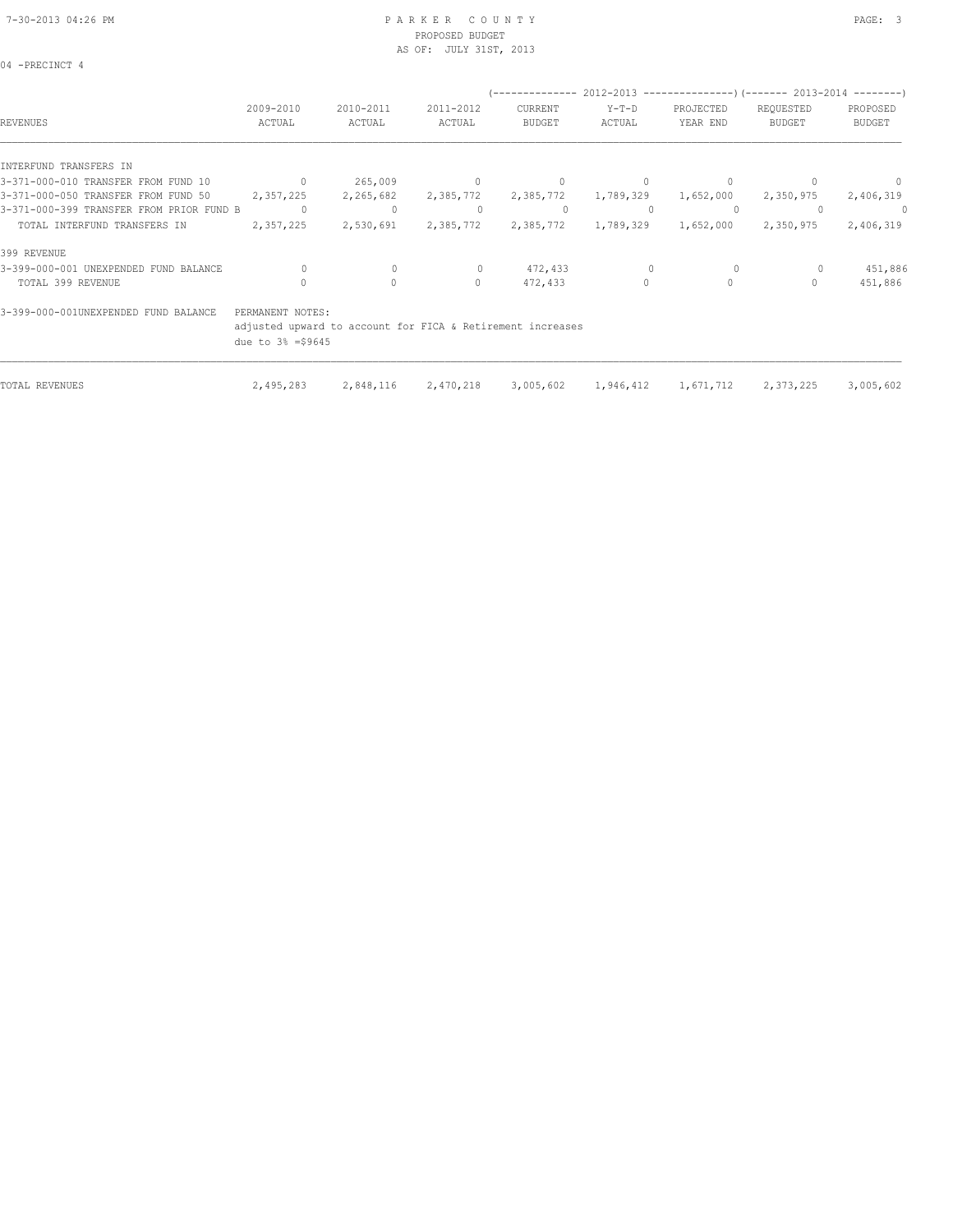04 -PRECINCT 4

| REVENUES | 2009-2010 ACTUAL | 2010-2011 ACTUAL | 2011-2012 ACTUAL | (2012-2013) CURRENT BUDGET | (2012-2013) Y-T-D ACTUAL | (2012-2013) PROJECTED YEAR END | (2013-2014) REQUESTED BUDGET | (2013-2014) PROPOSED BUDGET |
|---|---|---|---|---|---|---|---|---|
| INTERFUND TRANSFERS IN | | | | | | | | |
| 3-371-000-010 TRANSFER FROM FUND 10 | 0 | 265,009 | 0 | 0 | 0 | 0 | 0 | 0 |
| 3-371-000-050 TRANSFER FROM FUND 50 | 2,357,225 | 2,265,682 | 2,385,772 | 2,385,772 | 1,789,329 | 1,652,000 | 2,350,975 | 2,406,319 |
| 3-371-000-399 TRANSFER FROM PRIOR FUND B | 0 | 0 | 0 | 0 | 0 | 0 | 0 | 0 |
| TOTAL INTERFUND TRANSFERS IN | 2,357,225 | 2,530,691 | 2,385,772 | 2,385,772 | 1,789,329 | 1,652,000 | 2,350,975 | 2,406,319 |
| 399 REVENUE | | | | | | | | |
| 3-399-000-001 UNEXPENDED FUND BALANCE | 0 | 0 | 0 | 472,433 | 0 | 0 | 0 | 451,886 |
| TOTAL 399 REVENUE | 0 | 0 | 0 | 472,433 | 0 | 0 | 0 | 451,886 |

3-399-000-001UNEXPENDED FUND BALANCE PERMANENT NOTES:
adjusted upward to account for FICA & Retirement increases due to 3% =$9645

| | 2009-2010 ACTUAL | 2010-2011 ACTUAL | 2011-2012 ACTUAL | CURRENT BUDGET | Y-T-D ACTUAL | PROJECTED YEAR END | REQUESTED BUDGET | PROPOSED BUDGET |
|---|---|---|---|---|---|---|---|---|
| TOTAL REVENUES | 2,495,283 | 2,848,116 | 2,470,218 | 3,005,602 | 1,946,412 | 1,671,712 | 2,373,225 | 3,005,602 |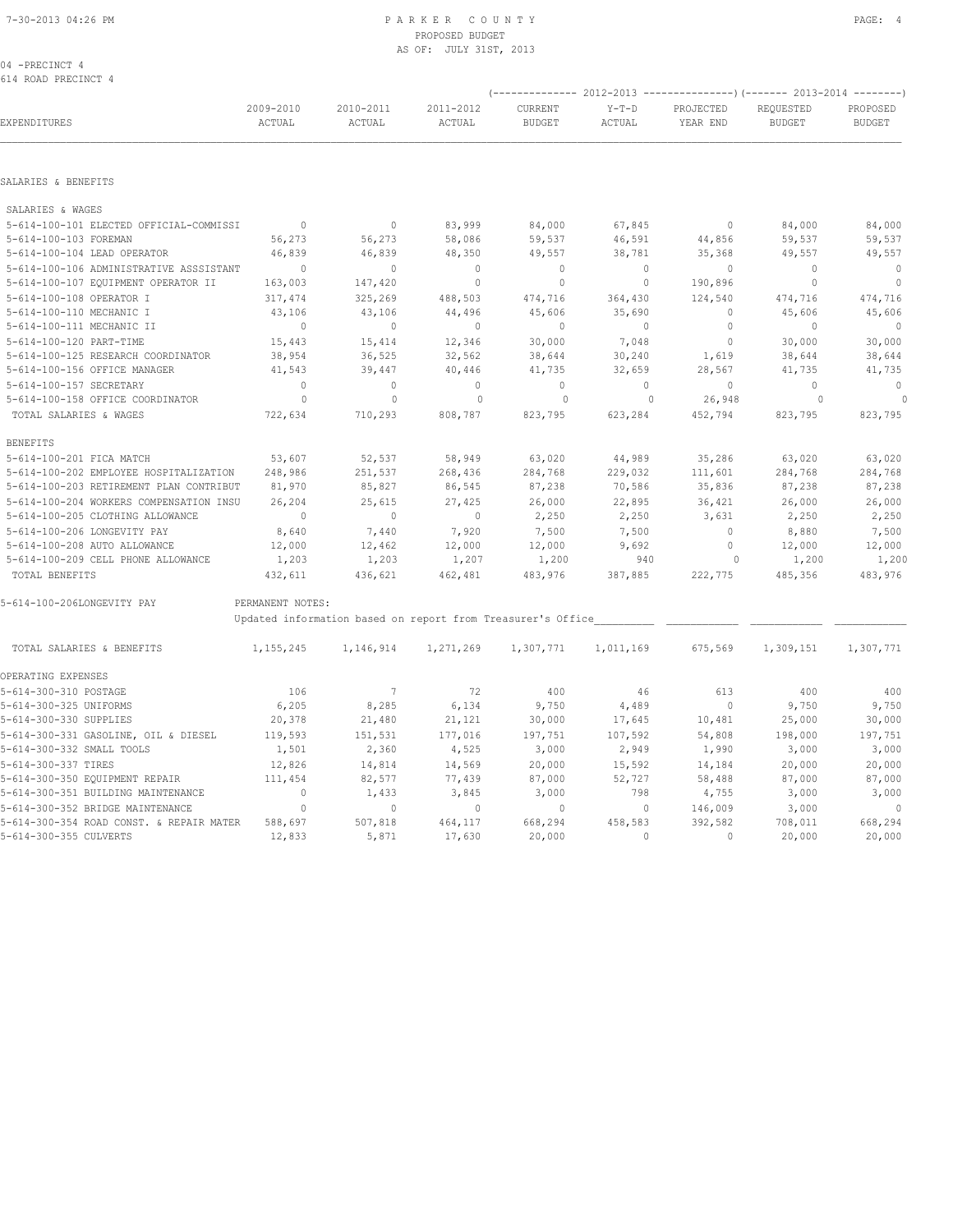# PARKER COUNTY
## PROPOSED BUDGET
### AS OF: JULY 31ST, 2013

04 -PRECINCT 4
614 ROAD PRECINCT 4

| EXPENDITURES | 2009-2010 ACTUAL | 2010-2011 ACTUAL | 2011-2012 ACTUAL | 2012-2013 CURRENT BUDGET | 2012-2013 Y-T-D ACTUAL | 2012-2013 PROJECTED YEAR END | 2013-2014 REQUESTED BUDGET | 2013-2014 PROPOSED BUDGET |
|---|---|---|---|---|---|---|---|---|
| **SALARIES & BENEFITS** | | | | | | | | |
| SALARIES & WAGES | | | | | | | | |
| 5-614-100-101 ELECTED OFFICIAL-COMMISSI | 0 | 0 | 83,999 | 84,000 | 67,845 | 0 | 84,000 | 84,000 |
| 5-614-100-103 FOREMAN | 56,273 | 56,273 | 58,086 | 59,537 | 46,591 | 44,856 | 59,537 | 59,537 |
| 5-614-100-104 LEAD OPERATOR | 46,839 | 46,839 | 48,350 | 49,557 | 38,781 | 35,368 | 49,557 | 49,557 |
| 5-614-100-106 ADMINISTRATIVE ASSSISTANT | 0 | 0 | 0 | 0 | 0 | 0 | 0 | 0 |
| 5-614-100-107 EQUIPMENT OPERATOR II | 163,003 | 147,420 | 0 | 0 | 0 | 190,896 | 0 | 0 |
| 5-614-100-108 OPERATOR I | 317,474 | 325,269 | 488,503 | 474,716 | 364,430 | 124,540 | 474,716 | 474,716 |
| 5-614-100-110 MECHANIC I | 43,106 | 43,106 | 44,496 | 45,606 | 35,690 | 0 | 45,606 | 45,606 |
| 5-614-100-111 MECHANIC II | 0 | 0 | 0 | 0 | 0 | 0 | 0 | 0 |
| 5-614-100-120 PART-TIME | 15,443 | 15,414 | 12,346 | 30,000 | 7,048 | 0 | 30,000 | 30,000 |
| 5-614-100-125 RESEARCH COORDINATOR | 38,954 | 36,525 | 32,562 | 38,644 | 30,240 | 1,619 | 38,644 | 38,644 |
| 5-614-100-156 OFFICE MANAGER | 41,543 | 39,447 | 40,446 | 41,735 | 32,659 | 28,567 | 41,735 | 41,735 |
| 5-614-100-157 SECRETARY | 0 | 0 | 0 | 0 | 0 | 0 | 0 | 0 |
| 5-614-100-158 OFFICE COORDINATOR | 0 | 0 | 0 | 0 | 0 | 26,948 | 0 | 0 |
| TOTAL SALARIES & WAGES | 722,634 | 710,293 | 808,787 | 823,795 | 623,284 | 452,794 | 823,795 | 823,795 |
| BENEFITS | | | | | | | | |
| 5-614-100-201 FICA MATCH | 53,607 | 52,537 | 58,949 | 63,020 | 44,989 | 35,286 | 63,020 | 63,020 |
| 5-614-100-202 EMPLOYEE HOSPITALIZATION | 248,986 | 251,537 | 268,436 | 284,768 | 229,032 | 111,601 | 284,768 | 284,768 |
| 5-614-100-203 RETIREMENT PLAN CONTRIBUT | 81,970 | 85,827 | 86,545 | 87,238 | 70,586 | 35,836 | 87,238 | 87,238 |
| 5-614-100-204 WORKERS COMPENSATION INSU | 26,204 | 25,615 | 27,425 | 26,000 | 22,895 | 36,421 | 26,000 | 26,000 |
| 5-614-100-205 CLOTHING ALLOWANCE | 0 | 0 | 0 | 2,250 | 2,250 | 3,631 | 2,250 | 2,250 |
| 5-614-100-206 LONGEVITY PAY | 8,640 | 7,440 | 7,920 | 7,500 | 7,500 | 0 | 8,880 | 7,500 |
| 5-614-100-208 AUTO ALLOWANCE | 12,000 | 12,462 | 12,000 | 12,000 | 9,692 | 0 | 12,000 | 12,000 |
| 5-614-100-209 CELL PHONE ALLOWANCE | 1,203 | 1,203 | 1,207 | 1,200 | 940 | 0 | 1,200 | 1,200 |
| TOTAL BENEFITS | 432,611 | 436,621 | 462,481 | 483,976 | 387,885 | 222,775 | 485,356 | 483,976 |
| 5-614-100-206LONGEVITY PAY | PERMANENT NOTES: Updated information based on report from Treasurer's Office | | | | | | | |
| TOTAL SALARIES & BENEFITS | 1,155,245 | 1,146,914 | 1,271,269 | 1,307,771 | 1,011,169 | 675,569 | 1,309,151 | 1,307,771 |
| **OPERATING EXPENSES** | | | | | | | | |
| 5-614-300-310 POSTAGE | 106 | 7 | 72 | 400 | 46 | 613 | 400 | 400 |
| 5-614-300-325 UNIFORMS | 6,205 | 8,285 | 6,134 | 9,750 | 4,489 | 0 | 9,750 | 9,750 |
| 5-614-300-330 SUPPLIES | 20,378 | 21,480 | 21,121 | 30,000 | 17,645 | 10,481 | 25,000 | 30,000 |
| 5-614-300-331 GASOLINE, OIL & DIESEL | 119,593 | 151,531 | 177,016 | 197,751 | 107,592 | 54,808 | 198,000 | 197,751 |
| 5-614-300-332 SMALL TOOLS | 1,501 | 2,360 | 4,525 | 3,000 | 2,949 | 1,990 | 3,000 | 3,000 |
| 5-614-300-337 TIRES | 12,826 | 14,814 | 14,569 | 20,000 | 15,592 | 14,184 | 20,000 | 20,000 |
| 5-614-300-350 EQUIPMENT REPAIR | 111,454 | 82,577 | 77,439 | 87,000 | 52,727 | 58,488 | 87,000 | 87,000 |
| 5-614-300-351 BUILDING MAINTENANCE | 0 | 1,433 | 3,845 | 3,000 | 798 | 4,755 | 3,000 | 3,000 |
| 5-614-300-352 BRIDGE MAINTENANCE | 0 | 0 | 0 | 0 | 0 | 146,009 | 3,000 | 0 |
| 5-614-300-354 ROAD CONST. & REPAIR MATER | 588,697 | 507,818 | 464,117 | 668,294 | 458,583 | 392,582 | 708,011 | 668,294 |
| 5-614-300-355 CULVERTS | 12,833 | 5,871 | 17,630 | 20,000 | 0 | 0 | 20,000 | 20,000 |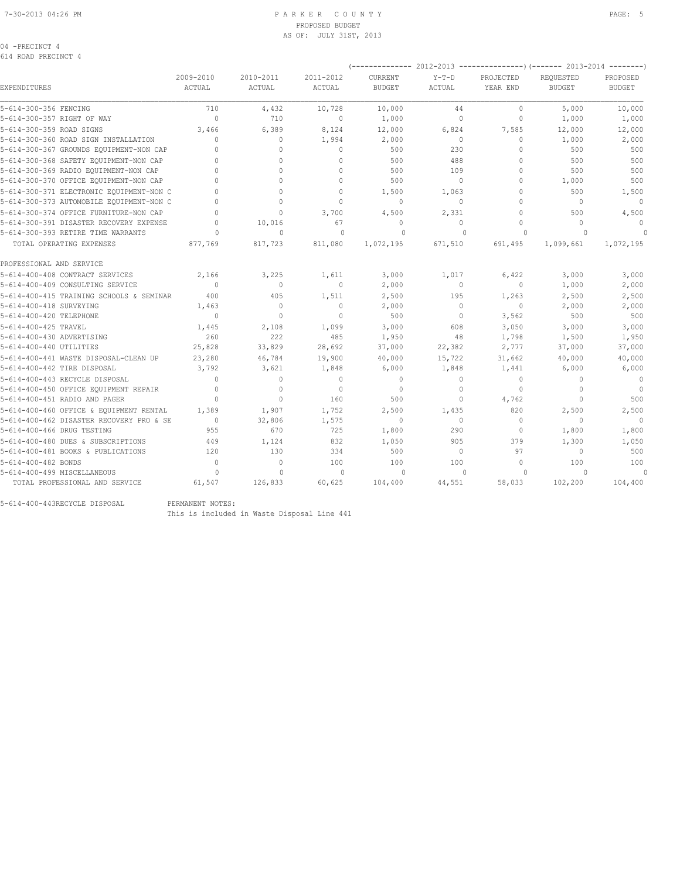PARKER COUNTY
PROPOSED BUDGET
AS OF: JULY 31ST, 2013

04 -PRECINCT 4
614 ROAD PRECINCT 4

| EXPENDITURES | 2009-2010 ACTUAL | 2010-2011 ACTUAL | 2011-2012 ACTUAL | 2012-2013 CURRENT BUDGET | 2012-2013 Y-T-D ACTUAL | 2012-2013 PROJECTED YEAR END | 2013-2014 REQUESTED BUDGET | 2013-2014 PROPOSED BUDGET |
|---|---|---|---|---|---|---|---|---|
| 5-614-300-356 FENCING | 710 | 4,432 | 10,728 | 10,000 | 44 | 0 | 5,000 | 10,000 |
| 5-614-300-357 RIGHT OF WAY | 0 | 710 | 0 | 1,000 | 0 | 0 | 1,000 | 1,000 |
| 5-614-300-359 ROAD SIGNS | 3,466 | 6,389 | 8,124 | 12,000 | 6,824 | 7,585 | 12,000 | 12,000 |
| 5-614-300-360 ROAD SIGN INSTALLATION | 0 | 0 | 1,994 | 2,000 | 0 | 0 | 1,000 | 2,000 |
| 5-614-300-367 GROUNDS EQUIPMENT-NON CAP | 0 | 0 | 0 | 500 | 230 | 0 | 500 | 500 |
| 5-614-300-368 SAFETY EQUIPMENT-NON CAP | 0 | 0 | 0 | 500 | 488 | 0 | 500 | 500 |
| 5-614-300-369 RADIO EQUIPMENT-NON CAP | 0 | 0 | 0 | 500 | 109 | 0 | 500 | 500 |
| 5-614-300-370 OFFICE EQUIPMENT-NON CAP | 0 | 0 | 0 | 500 | 0 | 0 | 1,000 | 500 |
| 5-614-300-371 ELECTRONIC EQUIPMENT-NON C | 0 | 0 | 0 | 1,500 | 1,063 | 0 | 500 | 1,500 |
| 5-614-300-373 AUTOMOBILE EQUIPMENT-NON C | 0 | 0 | 0 | 0 | 0 | 0 | 0 | 0 |
| 5-614-300-374 OFFICE FURNITURE-NON CAP | 0 | 0 | 3,700 | 4,500 | 2,331 | 0 | 500 | 4,500 |
| 5-614-300-391 DISASTER RECOVERY EXPENSE | 0 | 10,016 | 67 | 0 | 0 | 0 | 0 | 0 |
| 5-614-300-393 RETIRE TIME WARRANTS | 0 | 0 | 0 | 0 | 0 | 0 | 0 | 0 |
| TOTAL OPERATING EXPENSES | 877,769 | 817,723 | 811,080 | 1,072,195 | 671,510 | 691,495 | 1,099,661 | 1,072,195 |
| PROFESSIONAL AND SERVICE | | | | | | | | |
| 5-614-400-408 CONTRACT SERVICES | 2,166 | 3,225 | 1,611 | 3,000 | 1,017 | 6,422 | 3,000 | 3,000 |
| 5-614-400-409 CONSULTING SERVICE | 0 | 0 | 0 | 2,000 | 0 | 0 | 1,000 | 2,000 |
| 5-614-400-415 TRAINING SCHOOLS & SEMINAR | 400 | 405 | 1,511 | 2,500 | 195 | 1,263 | 2,500 | 2,500 |
| 5-614-400-418 SURVEYING | 1,463 | 0 | 0 | 2,000 | 0 | 0 | 2,000 | 2,000 |
| 5-614-400-420 TELEPHONE | 0 | 0 | 0 | 500 | 0 | 3,562 | 500 | 500 |
| 5-614-400-425 TRAVEL | 1,445 | 2,108 | 1,099 | 3,000 | 608 | 3,050 | 3,000 | 3,000 |
| 5-614-400-430 ADVERTISING | 260 | 222 | 485 | 1,950 | 48 | 1,798 | 1,500 | 1,950 |
| 5-614-400-440 UTILITIES | 25,828 | 33,829 | 28,692 | 37,000 | 22,382 | 2,777 | 37,000 | 37,000 |
| 5-614-400-441 WASTE DISPOSAL-CLEAN UP | 23,280 | 46,784 | 19,900 | 40,000 | 15,722 | 31,662 | 40,000 | 40,000 |
| 5-614-400-442 TIRE DISPOSAL | 3,792 | 3,621 | 1,848 | 6,000 | 1,848 | 1,441 | 6,000 | 6,000 |
| 5-614-400-443 RECYCLE DISPOSAL | 0 | 0 | 0 | 0 | 0 | 0 | 0 | 0 |
| 5-614-400-450 OFFICE EQUIPMENT REPAIR | 0 | 0 | 0 | 0 | 0 | 0 | 0 | 0 |
| 5-614-400-451 RADIO AND PAGER | 0 | 0 | 160 | 500 | 0 | 4,762 | 0 | 500 |
| 5-614-400-460 OFFICE & EQUIPMENT RENTAL | 1,389 | 1,907 | 1,752 | 2,500 | 1,435 | 820 | 2,500 | 2,500 |
| 5-614-400-462 DISASTER RECOVERY PRO & SE | 0 | 32,806 | 1,575 | 0 | 0 | 0 | 0 | 0 |
| 5-614-400-466 DRUG TESTING | 955 | 670 | 725 | 1,800 | 290 | 0 | 1,800 | 1,800 |
| 5-614-400-480 DUES & SUBSCRIPTIONS | 449 | 1,124 | 832 | 1,050 | 905 | 379 | 1,300 | 1,050 |
| 5-614-400-481 BOOKS & PUBLICATIONS | 120 | 130 | 334 | 500 | 0 | 97 | 0 | 500 |
| 5-614-400-482 BONDS | 0 | 0 | 100 | 100 | 100 | 0 | 100 | 100 |
| 5-614-400-499 MISCELLANEOUS | 0 | 0 | 0 | 0 | 0 | 0 | 0 | 0 |
| TOTAL PROFESSIONAL AND SERVICE | 61,547 | 126,833 | 60,625 | 104,400 | 44,551 | 58,033 | 102,200 | 104,400 |

5-614-400-443RECYCLE DISPOSAL    PERMANENT NOTES:
This is included in Waste Disposal Line 441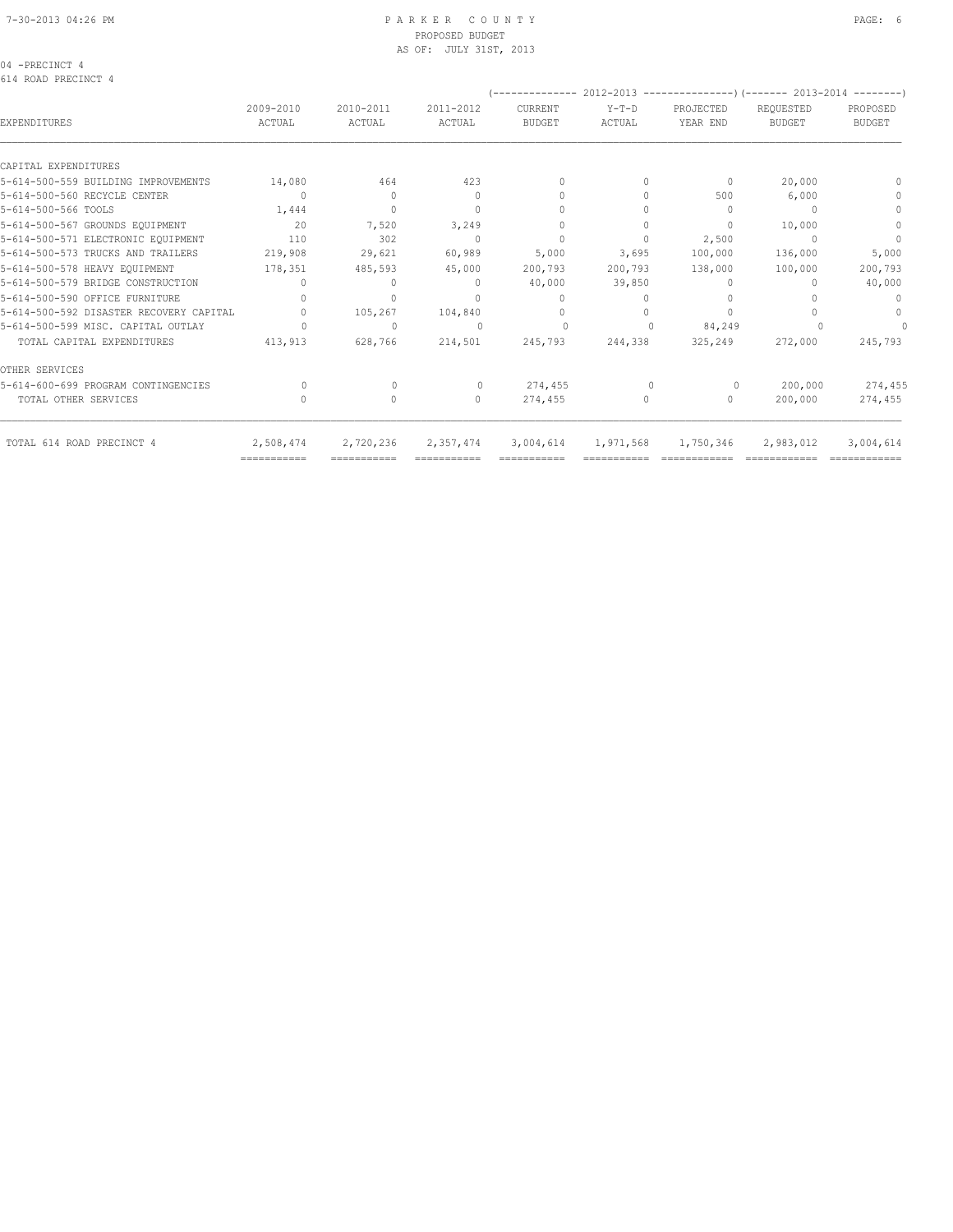PARKER COUNTY
PROPOSED BUDGET
AS OF: JULY 31ST, 2013

04 -PRECINCT 4
614 ROAD PRECINCT 4

| EXPENDITURES | 2009-2010 ACTUAL | 2010-2011 ACTUAL | 2011-2012 ACTUAL | 2012-2013 CURRENT BUDGET | 2012-2013 Y-T-D ACTUAL | 2012-2013 PROJECTED YEAR END | 2013-2014 REQUESTED BUDGET | 2013-2014 PROPOSED BUDGET |
|---|---|---|---|---|---|---|---|---|
| CAPITAL EXPENDITURES | | | | | | | | |
| 5-614-500-559 BUILDING IMPROVEMENTS | 14,080 | 464 | 423 | 0 | 0 | 0 | 20,000 | 0 |
| 5-614-500-560 RECYCLE CENTER | 0 | 0 | 0 | 0 | 0 | 500 | 6,000 | 0 |
| 5-614-500-566 TOOLS | 1,444 | 0 | 0 | 0 | 0 | 0 | 0 | 0 |
| 5-614-500-567 GROUNDS EQUIPMENT | 20 | 7,520 | 3,249 | 0 | 0 | 0 | 10,000 | 0 |
| 5-614-500-571 ELECTRONIC EQUIPMENT | 110 | 302 | 0 | 0 | 0 | 2,500 | 0 | 0 |
| 5-614-500-573 TRUCKS AND TRAILERS | 219,908 | 29,621 | 60,989 | 5,000 | 3,695 | 100,000 | 136,000 | 5,000 |
| 5-614-500-578 HEAVY EQUIPMENT | 178,351 | 485,593 | 45,000 | 200,793 | 200,793 | 138,000 | 100,000 | 200,793 |
| 5-614-500-579 BRIDGE CONSTRUCTION | 0 | 0 | 0 | 40,000 | 39,850 | 0 | 0 | 40,000 |
| 5-614-500-590 OFFICE FURNITURE | 0 | 0 | 0 | 0 | 0 | 0 | 0 | 0 |
| 5-614-500-592 DISASTER RECOVERY CAPITAL | 0 | 105,267 | 104,840 | 0 | 0 | 0 | 0 | 0 |
| 5-614-500-599 MISC. CAPITAL OUTLAY | 0 | 0 | 0 | 0 | 0 | 84,249 | 0 | 0 |
| TOTAL CAPITAL EXPENDITURES | 413,913 | 628,766 | 214,501 | 245,793 | 244,338 | 325,249 | 272,000 | 245,793 |
| OTHER SERVICES | | | | | | | | |
| 5-614-600-699 PROGRAM CONTINGENCIES | 0 | 0 | 0 | 274,455 | 0 | 0 | 200,000 | 274,455 |
| TOTAL OTHER SERVICES | 0 | 0 | 0 | 274,455 | 0 | 0 | 200,000 | 274,455 |
| TOTAL 614 ROAD PRECINCT 4 | 2,508,474 | 2,720,236 | 2,357,474 | 3,004,614 | 1,971,568 | 1,750,346 | 2,983,012 | 3,004,614 |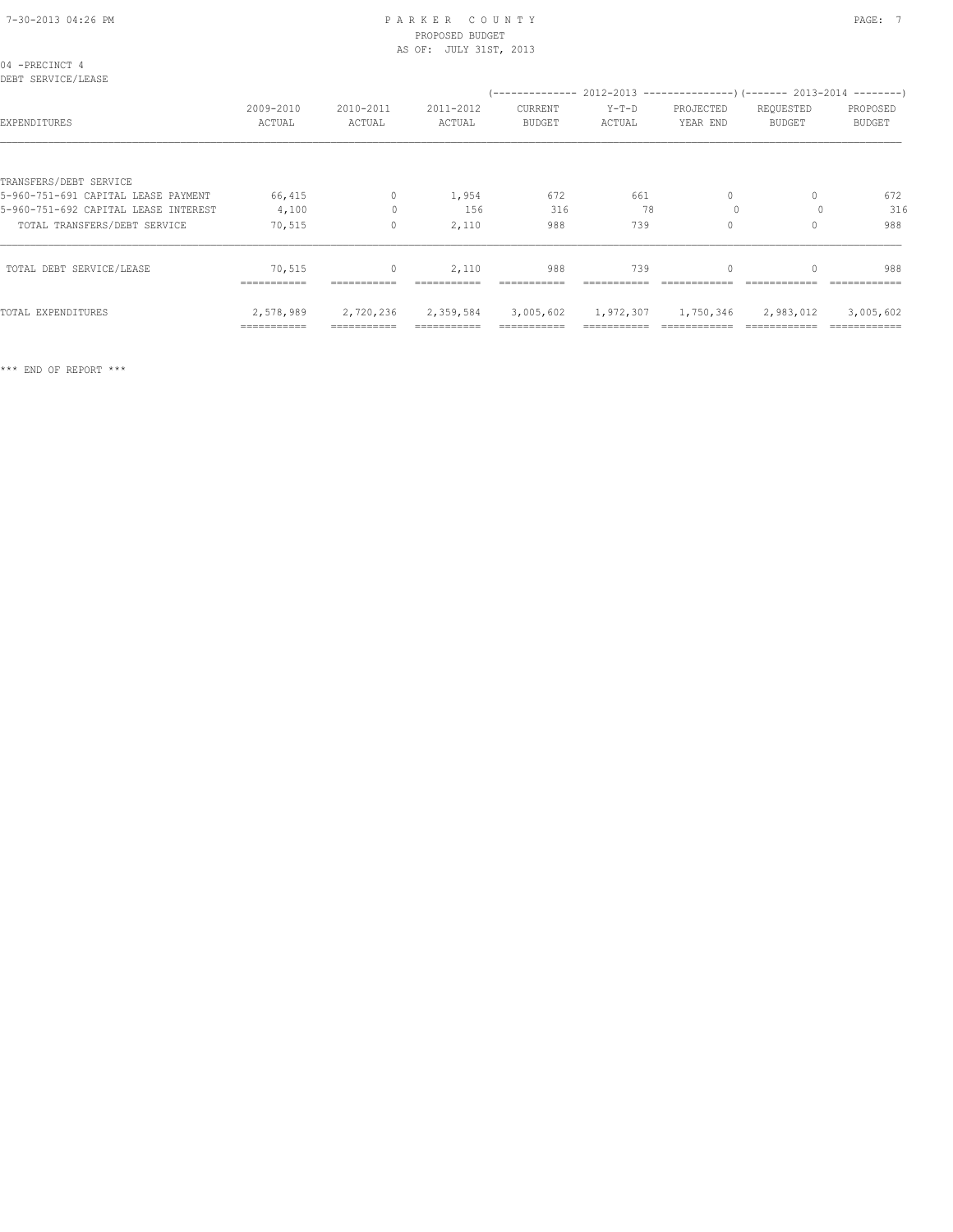# PARKER COUNTY
PROPOSED BUDGET
AS OF: JULY 31ST, 2013

04 -PRECINCT 4
DEBT SERVICE/LEASE

| EXPENDITURES | 2009-2010 ACTUAL | 2010-2011 ACTUAL | 2011-2012 ACTUAL | 2012-2013 CURRENT BUDGET | 2012-2013 Y-T-D ACTUAL | 2012-2013 PROJECTED YEAR END | 2013-2014 REQUESTED BUDGET | 2013-2014 PROPOSED BUDGET |
|---|---|---|---|---|---|---|---|---|
| TRANSFERS/DEBT SERVICE | | | | | | | | |
| 5-960-751-691 CAPITAL LEASE PAYMENT | 66,415 | 0 | 1,954 | 672 | 661 | 0 | 0 | 672 |
| 5-960-751-692 CAPITAL LEASE INTEREST | 4,100 | 0 | 156 | 316 | 78 | 0 | 0 | 316 |
| TOTAL TRANSFERS/DEBT SERVICE | 70,515 | 0 | 2,110 | 988 | 739 | 0 | 0 | 988 |
| TOTAL DEBT SERVICE/LEASE | 70,515 | 0 | 2,110 | 988 | 739 | 0 | 0 | 988 |
| TOTAL EXPENDITURES | 2,578,989 | 2,720,236 | 2,359,584 | 3,005,602 | 1,972,307 | 1,750,346 | 2,983,012 | 3,005,602 |

*** END OF REPORT ***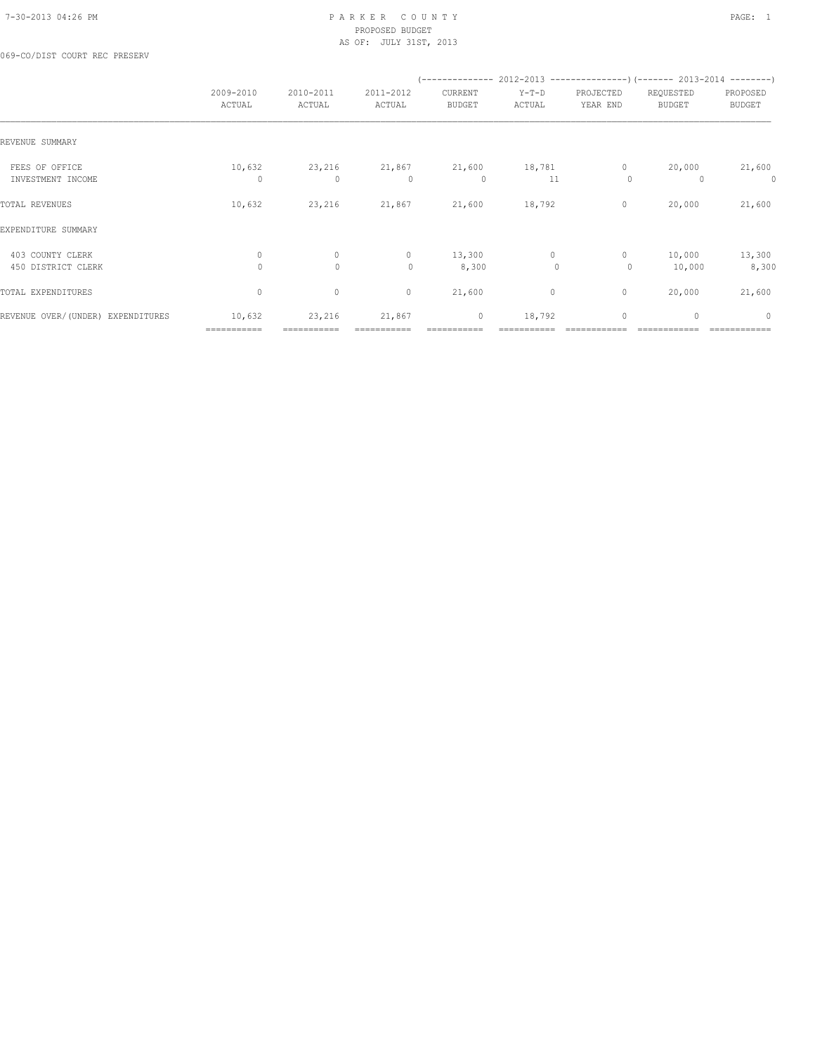PARKER COUNTY
PROPOSED BUDGET
AS OF: JULY 31ST, 2013

069-CO/DIST COURT REC PRESERV

| | 2009-2010 ACTUAL | 2010-2011 ACTUAL | 2011-2012 ACTUAL | 2012-2013 CURRENT BUDGET | 2012-2013 Y-T-D ACTUAL | 2012-2013 PROJECTED YEAR END | 2013-2014 REQUESTED BUDGET | 2013-2014 PROPOSED BUDGET |
|---|---|---|---|---|---|---|---|---|
| REVENUE SUMMARY | | | | | | | | |
| FEES OF OFFICE | 10,632 | 23,216 | 21,867 | 21,600 | 18,781 | 0 | 20,000 | 21,600 |
| INVESTMENT INCOME | 0 | 0 | 0 | 0 | 11 | 0 | 0 | 0 |
| TOTAL REVENUES | 10,632 | 23,216 | 21,867 | 21,600 | 18,792 | 0 | 20,000 | 21,600 |
| EXPENDITURE SUMMARY | | | | | | | | |
| 403 COUNTY CLERK | 0 | 0 | 0 | 13,300 | 0 | 0 | 10,000 | 13,300 |
| 450 DISTRICT CLERK | 0 | 0 | 0 | 8,300 | 0 | 0 | 10,000 | 8,300 |
| TOTAL EXPENDITURES | 0 | 0 | 0 | 21,600 | 0 | 0 | 20,000 | 21,600 |
| REVENUE OVER/(UNDER) EXPENDITURES | 10,632 | 23,216 | 21,867 | 0 | 18,792 | 0 | 0 | 0 |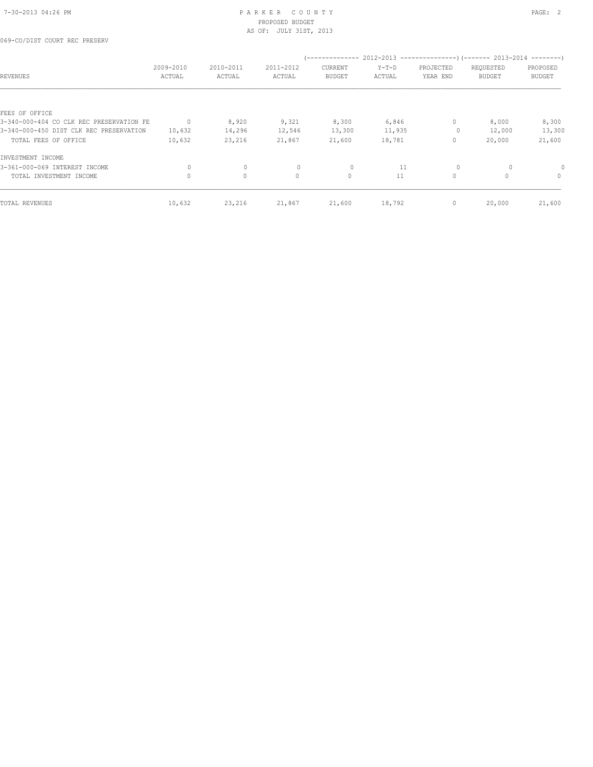069-CO/DIST COURT REC PRESERV

| REVENUES | 2009-2010 ACTUAL | 2010-2011 ACTUAL | 2011-2012 ACTUAL | 2012-2013 CURRENT BUDGET | 2012-2013 Y-T-D ACTUAL | 2012-2013 PROJECTED YEAR END | 2013-2014 REQUESTED BUDGET | 2013-2014 PROPOSED BUDGET |
|---|---|---|---|---|---|---|---|---|
| FEES OF OFFICE | | | | | | | | |
| 3-340-000-404 CO CLK REC PRESERVATION FE | 0 | 8,920 | 9,321 | 8,300 | 6,846 | 0 | 8,000 | 8,300 |
| 3-340-000-450 DIST CLK REC PRESERVATION | 10,632 | 14,296 | 12,546 | 13,300 | 11,935 | 0 | 12,000 | 13,300 |
| TOTAL FEES OF OFFICE | 10,632 | 23,216 | 21,867 | 21,600 | 18,781 | 0 | 20,000 | 21,600 |
| INVESTMENT INCOME | | | | | | | | |
| 3-361-000-069 INTEREST INCOME | 0 | 0 | 0 | 0 | 11 | 0 | 0 | 0 |
| TOTAL INVESTMENT INCOME | 0 | 0 | 0 | 0 | 11 | 0 | 0 | 0 |
| TOTAL REVENUES | 10,632 | 23,216 | 21,867 | 21,600 | 18,792 | 0 | 20,000 | 21,600 |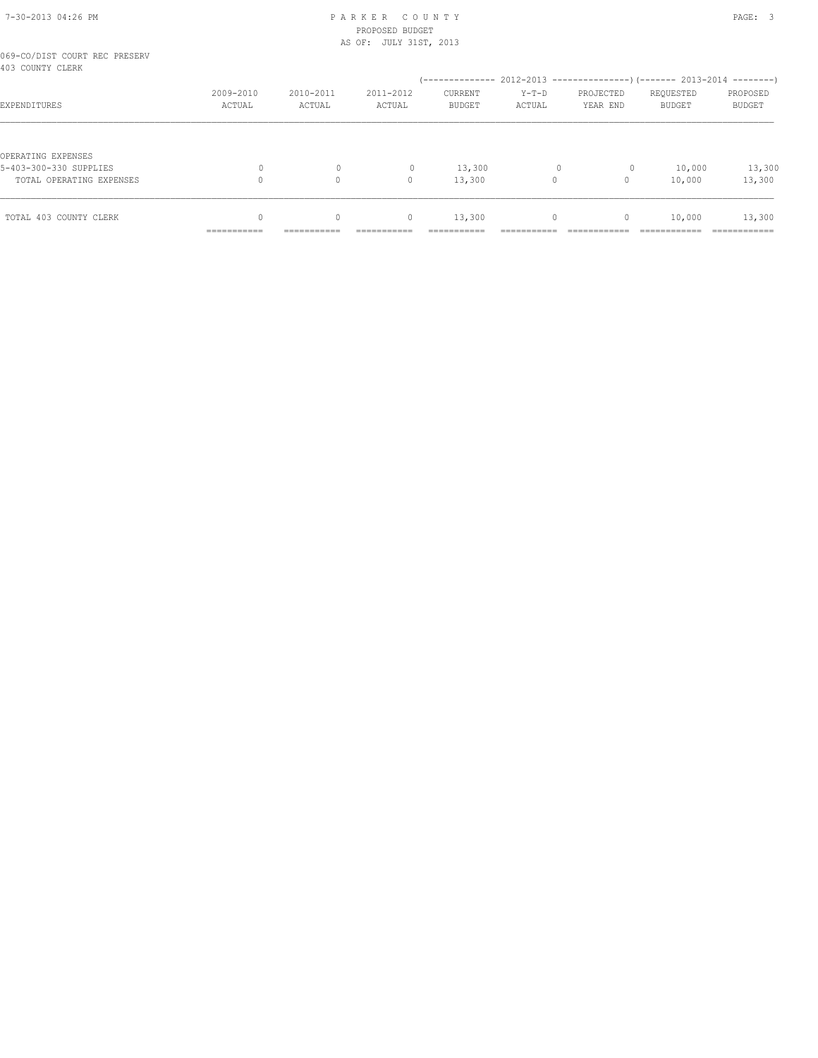069-CO/DIST COURT REC PRESERV
403 COUNTY CLERK

| EXPENDITURES | 2009-2010 ACTUAL | 2010-2011 ACTUAL | 2011-2012 ACTUAL | 2012-2013 CURRENT BUDGET | 2012-2013 Y-T-D ACTUAL | 2012-2013 PROJECTED YEAR END | 2013-2014 REQUESTED BUDGET | 2013-2014 PROPOSED BUDGET |
|---|---|---|---|---|---|---|---|---|
| OPERATING EXPENSES | | | | | | | | |
| 5-403-300-330 SUPPLIES | 0 | 0 | 0 | 13,300 | 0 | 0 | 10,000 | 13,300 |
| TOTAL OPERATING EXPENSES | 0 | 0 | 0 | 13,300 | 0 | 0 | 10,000 | 13,300 |
| TOTAL 403 COUNTY CLERK | 0 | 0 | 0 | 13,300 | 0 | 0 | 10,000 | 13,300 |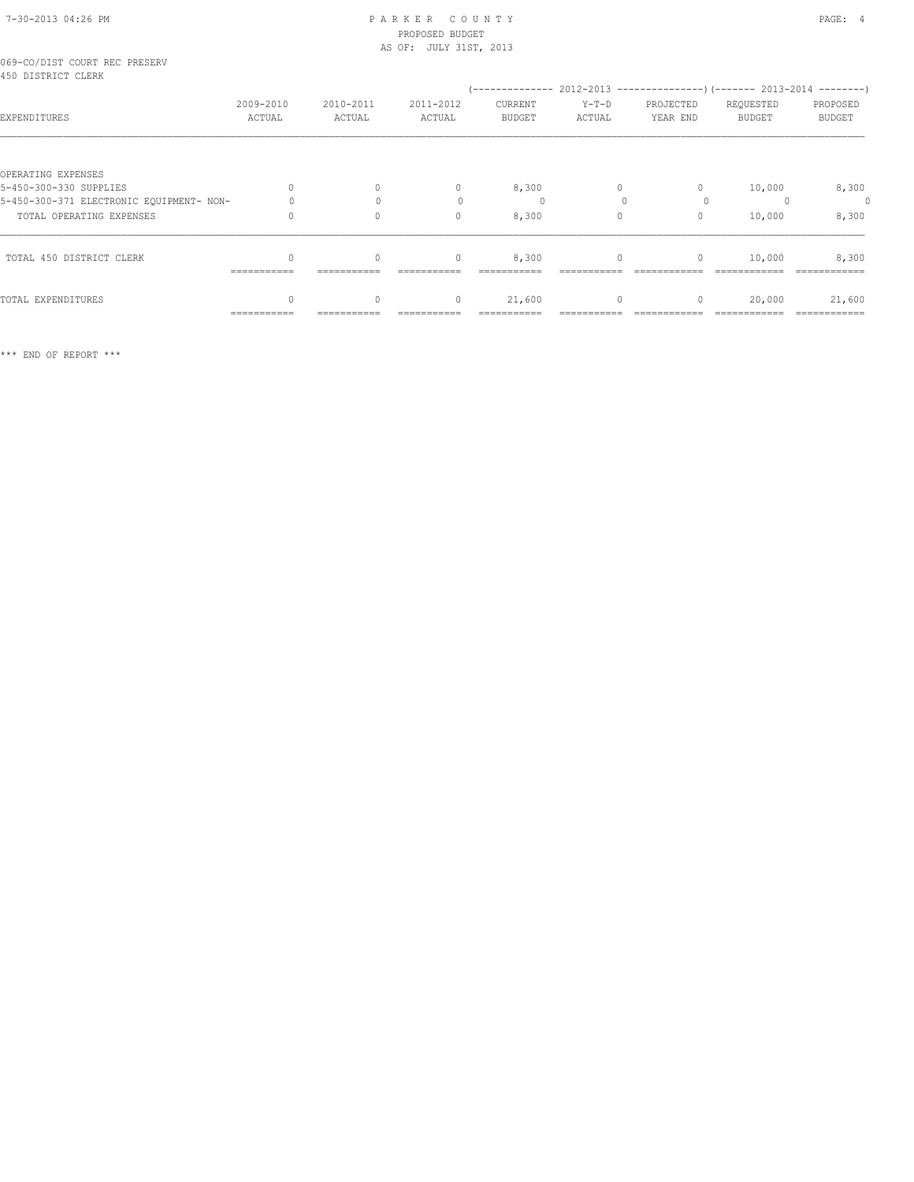PARKER COUNTY
PROPOSED BUDGET
AS OF: JULY 31ST, 2013

069-CO/DIST COURT REC PRESERV
450 DISTRICT CLERK

| EXPENDITURES | 2009-2010 ACTUAL | 2010-2011 ACTUAL | 2011-2012 ACTUAL | (2012-2013) CURRENT BUDGET | Y-T-D ACTUAL | PROJECTED YEAR END | (2013-2014) REQUESTED BUDGET | PROPOSED BUDGET |
|---|---|---|---|---|---|---|---|---|
| OPERATING EXPENSES | | | | | | | | |
| 5-450-300-330 SUPPLIES | 0 | 0 | 0 | 8,300 | 0 | 0 | 10,000 | 8,300 |
| 5-450-300-371 ELECTRONIC EQUIPMENT- NON- | 0 | 0 | 0 | 0 | 0 | 0 | 0 | 0 |
| TOTAL OPERATING EXPENSES | 0 | 0 | 0 | 8,300 | 0 | 0 | 10,000 | 8,300 |
| TOTAL 450 DISTRICT CLERK | 0 | 0 | 0 | 8,300 | 0 | 0 | 10,000 | 8,300 |
| TOTAL EXPENDITURES | 0 | 0 | 0 | 21,600 | 0 | 0 | 20,000 | 21,600 |

*** END OF REPORT ***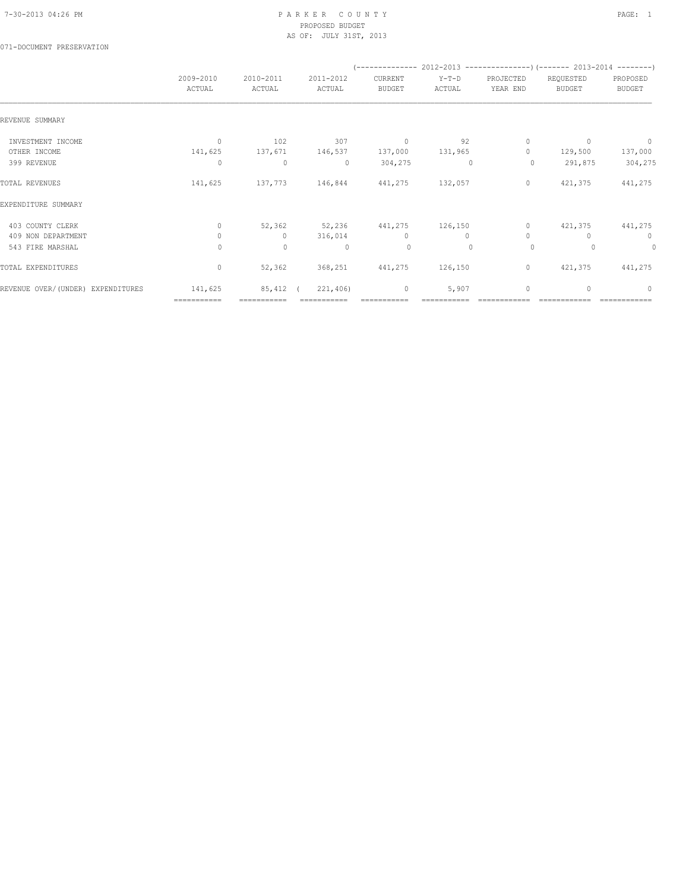PARKER COUNTY
PROPOSED BUDGET
AS OF: JULY 31ST, 2013

071-DOCUMENT PRESERVATION

| | 2009-2010 ACTUAL | 2010-2011 ACTUAL | 2011-2012 ACTUAL | 2012-2013 CURRENT BUDGET | 2012-2013 Y-T-D ACTUAL | 2012-2013 PROJECTED YEAR END | 2013-2014 REQUESTED BUDGET | 2013-2014 PROPOSED BUDGET |
|---|---|---|---|---|---|---|---|---|
| REVENUE SUMMARY | | | | | | | | |
| INVESTMENT INCOME | 0 | 102 | 307 | 0 | 92 | 0 | 0 | 0 |
| OTHER INCOME | 141,625 | 137,671 | 146,537 | 137,000 | 131,965 | 0 | 129,500 | 137,000 |
| 399 REVENUE | 0 | 0 | 0 | 304,275 | 0 | 0 | 291,875 | 304,275 |
| TOTAL REVENUES | 141,625 | 137,773 | 146,844 | 441,275 | 132,057 | 0 | 421,375 | 441,275 |
| EXPENDITURE SUMMARY | | | | | | | | |
| 403 COUNTY CLERK | 0 | 52,362 | 52,236 | 441,275 | 126,150 | 0 | 421,375 | 441,275 |
| 409 NON DEPARTMENT | 0 | 0 | 316,014 | 0 | 0 | 0 | 0 | 0 |
| 543 FIRE MARSHAL | 0 | 0 | 0 | 0 | 0 | 0 | 0 | 0 |
| TOTAL EXPENDITURES | 0 | 52,362 | 368,251 | 441,275 | 126,150 | 0 | 421,375 | 441,275 |
| REVENUE OVER/(UNDER) EXPENDITURES | 141,625 | 85,412 | (221,406) | 0 | 5,907 | 0 | 0 | 0 |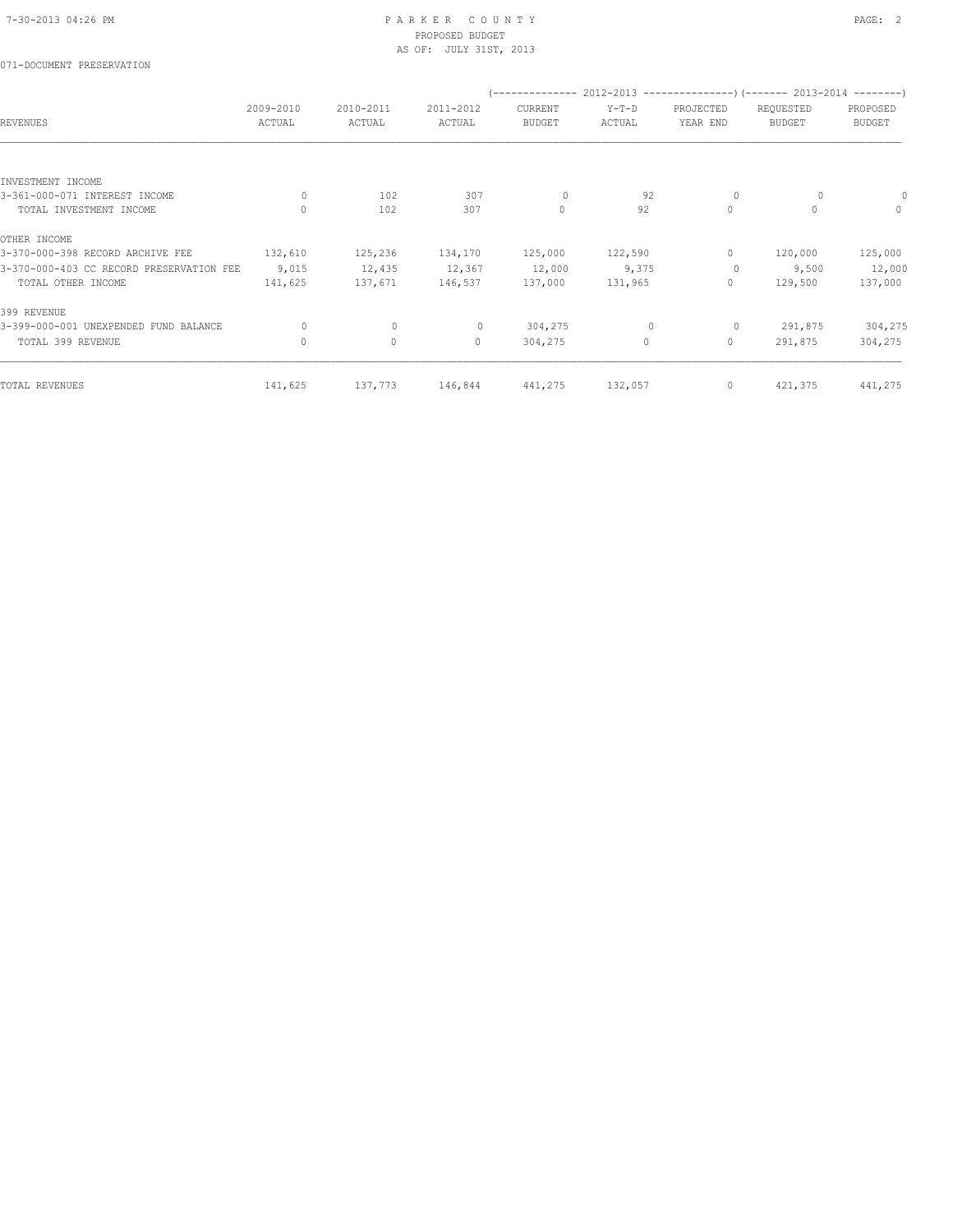# PARKER COUNTY
## PROPOSED BUDGET
### AS OF: JULY 31ST, 2013

071-DOCUMENT PRESERVATION

| REVENUES | 2009-2010 ACTUAL | 2010-2011 ACTUAL | 2011-2012 ACTUAL | 2012-2013 CURRENT BUDGET | 2012-2013 Y-T-D ACTUAL | 2012-2013 PROJECTED YEAR END | 2013-2014 REQUESTED BUDGET | 2013-2014 PROPOSED BUDGET |
|---|---|---|---|---|---|---|---|---|
| INVESTMENT INCOME | | | | | | | | |
| 3-361-000-071 INTEREST INCOME | 0 | 102 | 307 | 0 | 92 | 0 | 0 | 0 |
| TOTAL INVESTMENT INCOME | 0 | 102 | 307 | 0 | 92 | 0 | 0 | 0 |
| OTHER INCOME | | | | | | | | |
| 3-370-000-398 RECORD ARCHIVE FEE | 132,610 | 125,236 | 134,170 | 125,000 | 122,590 | 0 | 120,000 | 125,000 |
| 3-370-000-403 CC RECORD PRESERVATION FEE | 9,015 | 12,435 | 12,367 | 12,000 | 9,375 | 0 | 9,500 | 12,000 |
| TOTAL OTHER INCOME | 141,625 | 137,671 | 146,537 | 137,000 | 131,965 | 0 | 129,500 | 137,000 |
| 399 REVENUE | | | | | | | | |
| 3-399-000-001 UNEXPENDED FUND BALANCE | 0 | 0 | 0 | 304,275 | 0 | 0 | 291,875 | 304,275 |
| TOTAL 399 REVENUE | 0 | 0 | 0 | 304,275 | 0 | 0 | 291,875 | 304,275 |
| TOTAL REVENUES | 141,625 | 137,773 | 146,844 | 441,275 | 132,057 | 0 | 421,375 | 441,275 |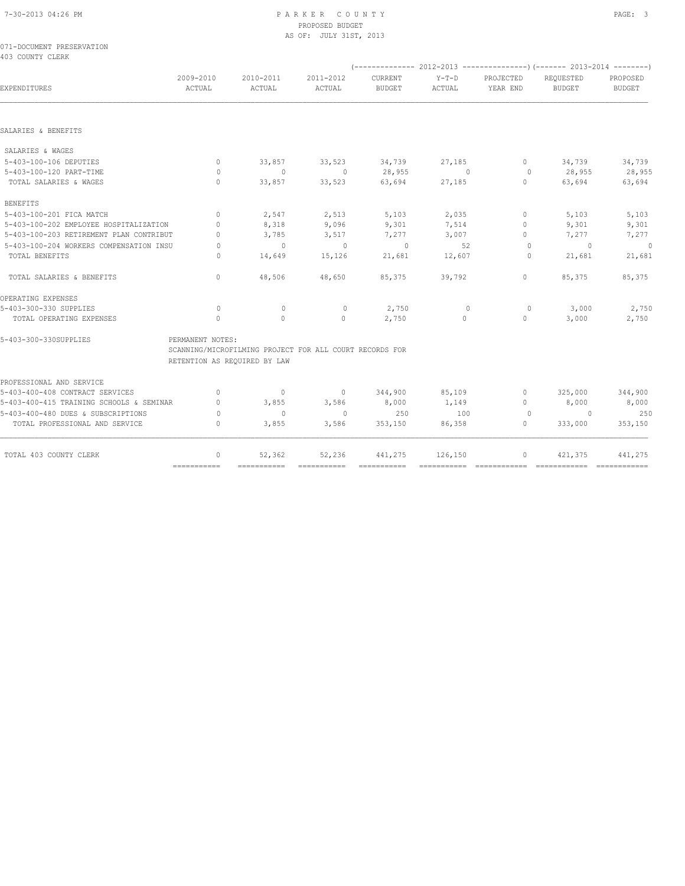# PARKER COUNTY
## PROPOSED BUDGET
### AS OF: JULY 31ST, 2013

071-DOCUMENT PRESERVATION
403 COUNTY CLERK

| EXPENDITURES | 2009-2010 ACTUAL | 2010-2011 ACTUAL | 2011-2012 ACTUAL | 2012-2013 CURRENT BUDGET | 2012-2013 Y-T-D ACTUAL | 2012-2013 PROJECTED YEAR END | 2013-2014 REQUESTED BUDGET | 2013-2014 PROPOSED BUDGET |
|---|---|---|---|---|---|---|---|---|
| **SALARIES & BENEFITS** | | | | | | | | |
| SALARIES & WAGES | | | | | | | | |
| 5-403-100-106 DEPUTIES | 0 | 33,857 | 33,523 | 34,739 | 27,185 | 0 | 34,739 | 34,739 |
| 5-403-100-120 PART-TIME | 0 | 0 | 0 | 28,955 | 0 | 0 | 28,955 | 28,955 |
| TOTAL SALARIES & WAGES | 0 | 33,857 | 33,523 | 63,694 | 27,185 | 0 | 63,694 | 63,694 |
| BENEFITS | | | | | | | | |
| 5-403-100-201 FICA MATCH | 0 | 2,547 | 2,513 | 5,103 | 2,035 | 0 | 5,103 | 5,103 |
| 5-403-100-202 EMPLOYEE HOSPITALIZATION | 0 | 8,318 | 9,096 | 9,301 | 7,514 | 0 | 9,301 | 9,301 |
| 5-403-100-203 RETIREMENT PLAN CONTRIBUT | 0 | 3,785 | 3,517 | 7,277 | 3,007 | 0 | 7,277 | 7,277 |
| 5-403-100-204 WORKERS COMPENSATION INSU | 0 | 0 | 0 | 0 | 52 | 0 | 0 | 0 |
| TOTAL BENEFITS | 0 | 14,649 | 15,126 | 21,681 | 12,607 | 0 | 21,681 | 21,681 |
| TOTAL SALARIES & BENEFITS | 0 | 48,506 | 48,650 | 85,375 | 39,792 | 0 | 85,375 | 85,375 |
| **OPERATING EXPENSES** | | | | | | | | |
| 5-403-300-330 SUPPLIES | 0 | 0 | 0 | 2,750 | 0 | 0 | 3,000 | 2,750 |
| TOTAL OPERATING EXPENSES | 0 | 0 | 0 | 2,750 | 0 | 0 | 3,000 | 2,750 |
| 5-403-300-330SUPPLIES | PERMANENT NOTES: SCANNING/MICROFILMING PROJECT FOR ALL COURT RECORDS FOR RETENTION AS REQUIRED BY LAW | | | | | | | |
| **PROFESSIONAL AND SERVICE** | | | | | | | | |
| 5-403-400-408 CONTRACT SERVICES | 0 | 0 | 0 | 344,900 | 85,109 | 0 | 325,000 | 344,900 |
| 5-403-400-415 TRAINING SCHOOLS & SEMINAR | 0 | 3,855 | 3,586 | 8,000 | 1,149 | 0 | 8,000 | 8,000 |
| 5-403-400-480 DUES & SUBSCRIPTIONS | 0 | 0 | 0 | 250 | 100 | 0 | 0 | 250 |
| TOTAL PROFESSIONAL AND SERVICE | 0 | 3,855 | 3,586 | 353,150 | 86,358 | 0 | 333,000 | 353,150 |
| TOTAL 403 COUNTY CLERK | 0 | 52,362 | 52,236 | 441,275 | 126,150 | 0 | 421,375 | 441,275 |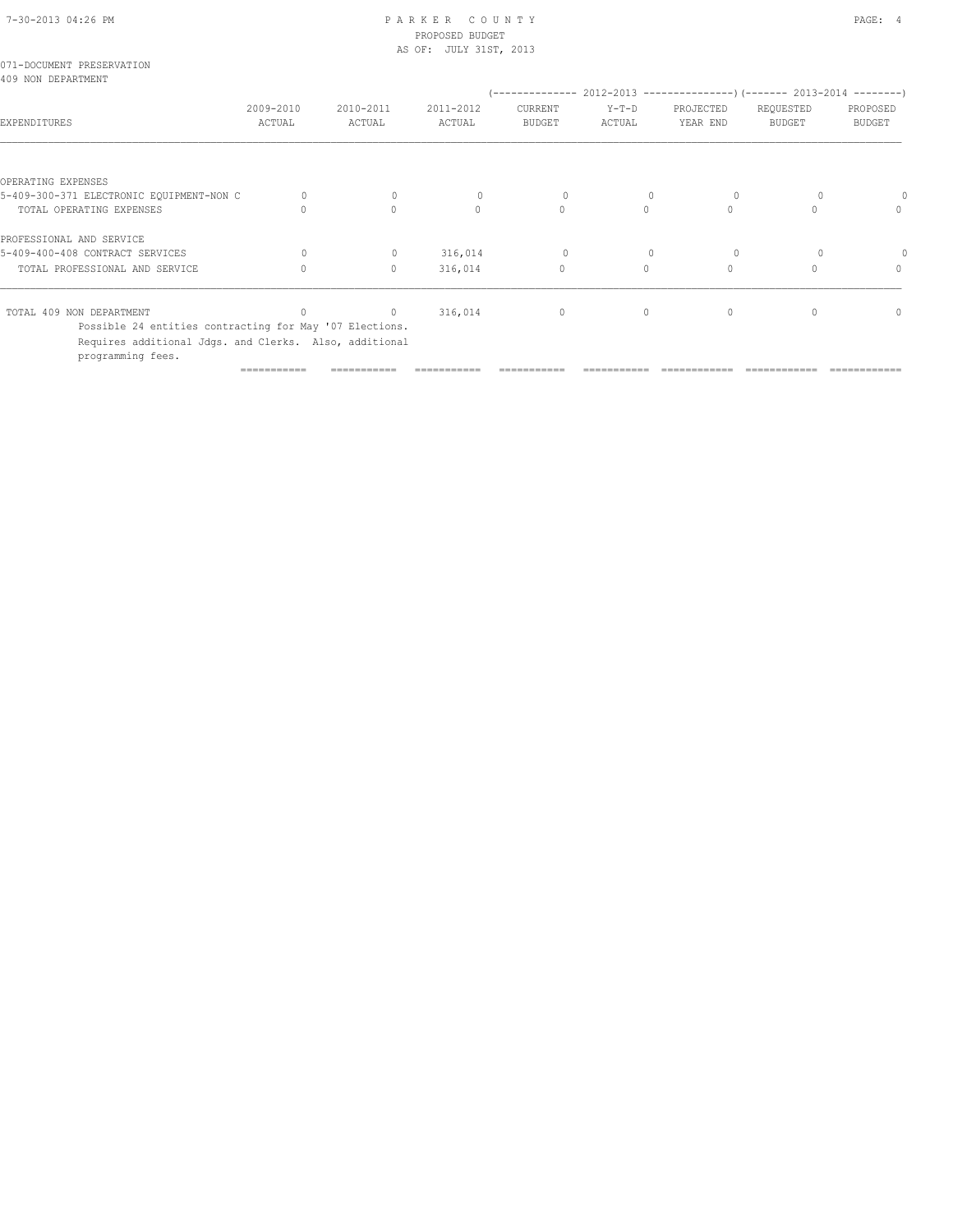071-DOCUMENT PRESERVATION
409 NON DEPARTMENT

| EXPENDITURES | 2009-2010 ACTUAL | 2010-2011 ACTUAL | 2011-2012 ACTUAL | 2012-2013 CURRENT BUDGET | 2012-2013 Y-T-D ACTUAL | 2012-2013 PROJECTED YEAR END | 2013-2014 REQUESTED BUDGET | 2013-2014 PROPOSED BUDGET |
|---|---|---|---|---|---|---|---|---|
| OPERATING EXPENSES | | | | | | | | |
| 5-409-300-371 ELECTRONIC EQUIPMENT-NON C | 0 | 0 | 0 | 0 | 0 | 0 | 0 | 0 |
| TOTAL OPERATING EXPENSES | 0 | 0 | 0 | 0 | 0 | 0 | 0 | 0 |
| PROFESSIONAL AND SERVICE | | | | | | | | |
| 5-409-400-408 CONTRACT SERVICES | 0 | 0 | 316,014 | 0 | 0 | 0 | 0 | 0 |
| TOTAL PROFESSIONAL AND SERVICE | 0 | 0 | 316,014 | 0 | 0 | 0 | 0 | 0 |
| TOTAL 409 NON DEPARTMENT | 0 | 0 | 316,014 | 0 | 0 | 0 | 0 | 0 |

Possible 24 entities contracting for May '07 Elections.
Requires additional Jdgs. and Clerks. Also, additional programming fees.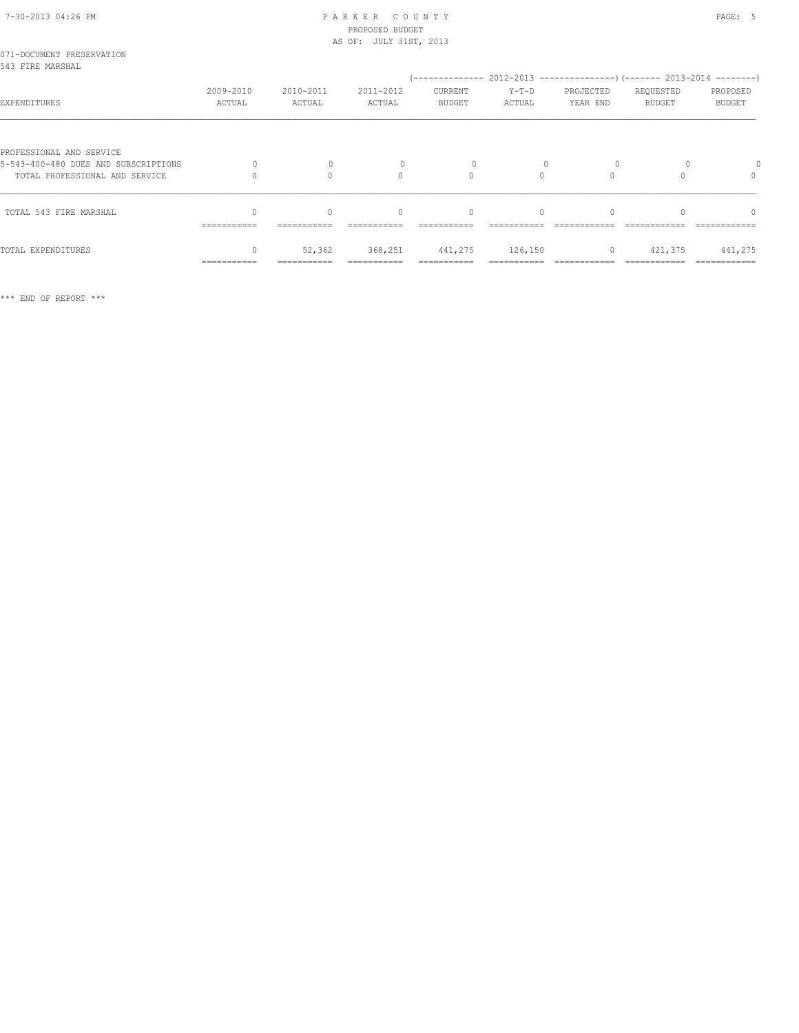PARKER COUNTY
PROPOSED BUDGET
AS OF: JULY 31ST, 2013

071-DOCUMENT PRESERVATION
543 FIRE MARSHAL

| EXPENDITURES | 2009-2010 ACTUAL | 2010-2011 ACTUAL | 2011-2012 ACTUAL | 2012-2013 CURRENT BUDGET | 2012-2013 Y-T-D ACTUAL | 2012-2013 PROJECTED YEAR END | 2013-2014 REQUESTED BUDGET | 2013-2014 PROPOSED BUDGET |
|---|---|---|---|---|---|---|---|---|
| PROFESSIONAL AND SERVICE | | | | | | | | |
| 5-543-400-480 DUES AND SUBSCRIPTIONS | 0 | 0 | 0 | 0 | 0 | 0 | 0 | 0 |
| TOTAL PROFESSIONAL AND SERVICE | 0 | 0 | 0 | 0 | 0 | 0 | 0 | 0 |
| TOTAL 543 FIRE MARSHAL | 0 | 0 | 0 | 0 | 0 | 0 | 0 | 0 |
| TOTAL EXPENDITURES | 0 | 52,362 | 368,251 | 441,275 | 126,150 | 0 | 421,375 | 441,275 |

*** END OF REPORT ***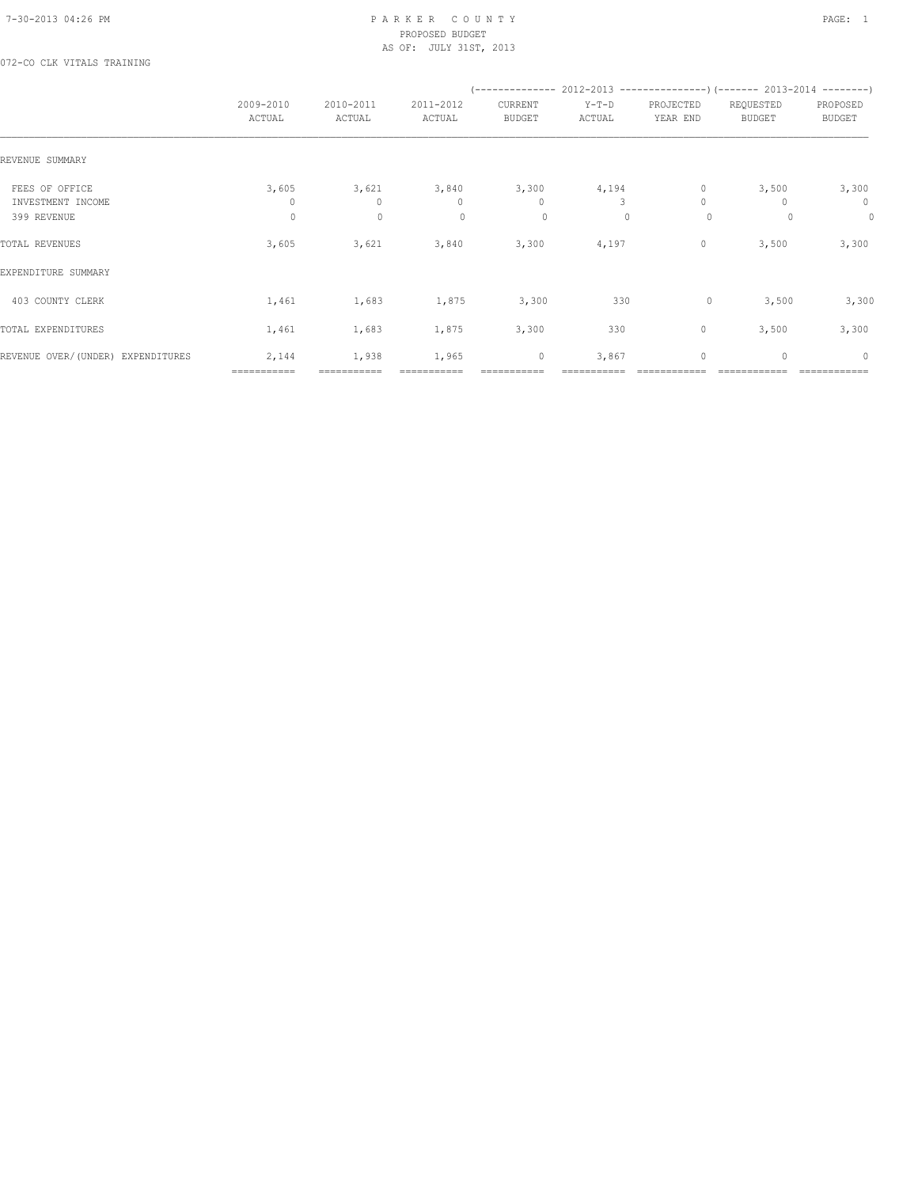PARKER COUNTY
PROPOSED BUDGET
AS OF: JULY 31ST, 2013

072-CO CLK VITALS TRAINING

| | 2009-2010 ACTUAL | 2010-2011 ACTUAL | 2011-2012 ACTUAL | 2012-2013 CURRENT BUDGET | 2012-2013 Y-T-D ACTUAL | 2012-2013 PROJECTED YEAR END | 2013-2014 REQUESTED BUDGET | 2013-2014 PROPOSED BUDGET |
|---|---|---|---|---|---|---|---|---|
| REVENUE SUMMARY | | | | | | | | |
| FEES OF OFFICE | 3,605 | 3,621 | 3,840 | 3,300 | 4,194 | 0 | 3,500 | 3,300 |
| INVESTMENT INCOME | 0 | 0 | 0 | 0 | 3 | 0 | 0 | 0 |
| 399 REVENUE | 0 | 0 | 0 | 0 | 0 | 0 | 0 | 0 |
| TOTAL REVENUES | 3,605 | 3,621 | 3,840 | 3,300 | 4,197 | 0 | 3,500 | 3,300 |
| EXPENDITURE SUMMARY | | | | | | | | |
| 403 COUNTY CLERK | 1,461 | 1,683 | 1,875 | 3,300 | 330 | 0 | 3,500 | 3,300 |
| TOTAL EXPENDITURES | 1,461 | 1,683 | 1,875 | 3,300 | 330 | 0 | 3,500 | 3,300 |
| REVENUE OVER/(UNDER) EXPENDITURES | 2,144 | 1,938 | 1,965 | 0 | 3,867 | 0 | 0 | 0 |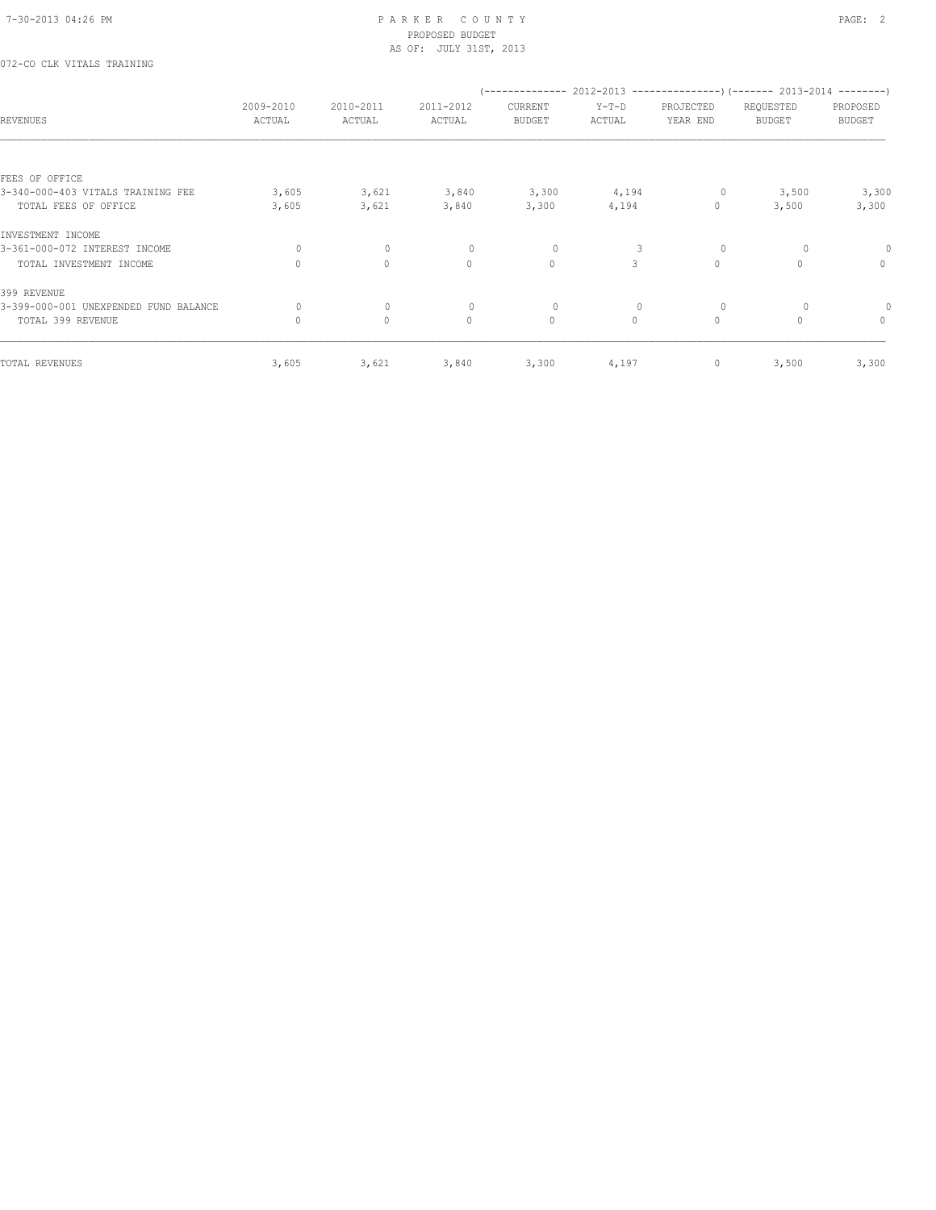PARKER COUNTY
PROPOSED BUDGET
AS OF: JULY 31ST, 2013

072-CO CLK VITALS TRAINING

| REVENUES | 2009-2010 ACTUAL | 2010-2011 ACTUAL | 2011-2012 ACTUAL | 2012-2013 CURRENT BUDGET | 2012-2013 Y-T-D ACTUAL | 2012-2013 PROJECTED YEAR END | 2013-2014 REQUESTED BUDGET | 2013-2014 PROPOSED BUDGET |
|---|---|---|---|---|---|---|---|---|
| FEES OF OFFICE | | | | | | | | |
| 3-340-000-403 VITALS TRAINING FEE | 3,605 | 3,621 | 3,840 | 3,300 | 4,194 | 0 | 3,500 | 3,300 |
| TOTAL FEES OF OFFICE | 3,605 | 3,621 | 3,840 | 3,300 | 4,194 | 0 | 3,500 | 3,300 |
| INVESTMENT INCOME | | | | | | | | |
| 3-361-000-072 INTEREST INCOME | 0 | 0 | 0 | 0 | 3 | 0 | 0 | 0 |
| TOTAL INVESTMENT INCOME | 0 | 0 | 0 | 0 | 3 | 0 | 0 | 0 |
| 399 REVENUE | | | | | | | | |
| 3-399-000-001 UNEXPENDED FUND BALANCE | 0 | 0 | 0 | 0 | 0 | 0 | 0 | 0 |
| TOTAL 399 REVENUE | 0 | 0 | 0 | 0 | 0 | 0 | 0 | 0 |
| TOTAL REVENUES | 3,605 | 3,621 | 3,840 | 3,300 | 4,197 | 0 | 3,500 | 3,300 |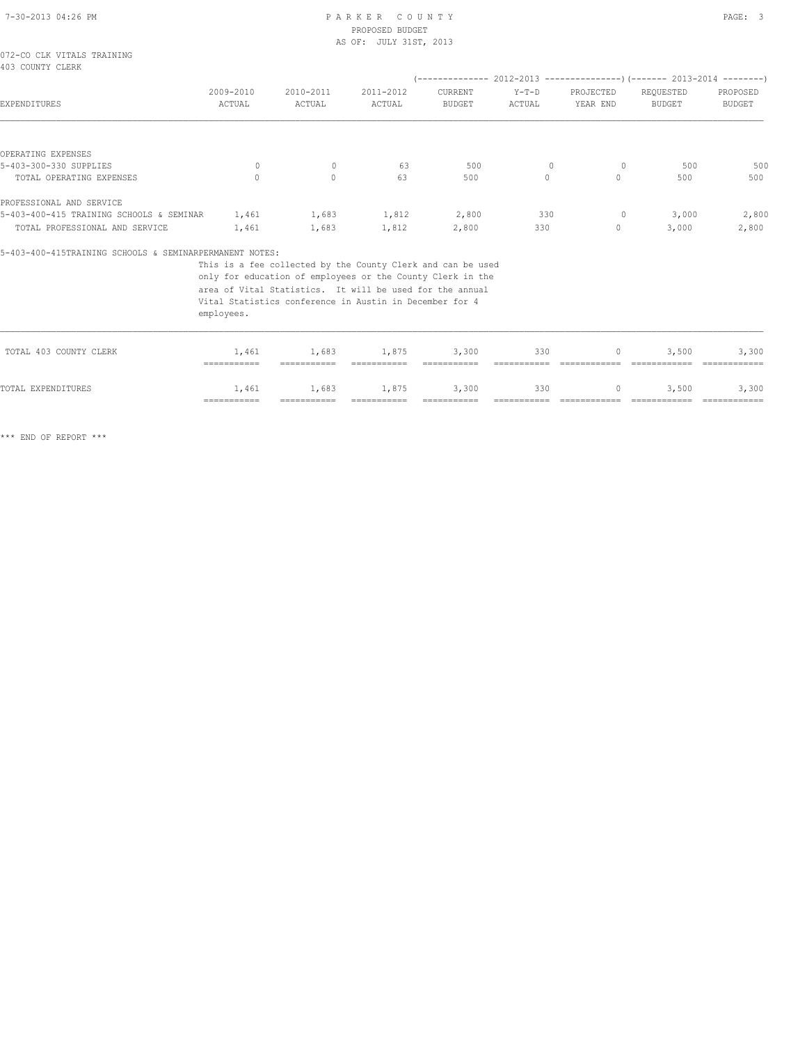072-CO CLK VITALS TRAINING
403 COUNTY CLERK

| EXPENDITURES | 2009-2010 ACTUAL | 2010-2011 ACTUAL | 2011-2012 ACTUAL | 2012-2013 CURRENT BUDGET | 2012-2013 Y-T-D ACTUAL | 2012-2013 PROJECTED YEAR END | 2013-2014 REQUESTED BUDGET | 2013-2014 PROPOSED BUDGET |
|---|---|---|---|---|---|---|---|---|
| OPERATING EXPENSES | | | | | | | | |
| 5-403-300-330 SUPPLIES | 0 | 0 | 63 | 500 | 0 | 0 | 500 | 500 |
| TOTAL OPERATING EXPENSES | 0 | 0 | 63 | 500 | 0 | 0 | 500 | 500 |
| PROFESSIONAL AND SERVICE | | | | | | | | |
| 5-403-400-415 TRAINING SCHOOLS & SEMINAR | 1,461 | 1,683 | 1,812 | 2,800 | 330 | 0 | 3,000 | 2,800 |
| TOTAL PROFESSIONAL AND SERVICE | 1,461 | 1,683 | 1,812 | 2,800 | 330 | 0 | 3,000 | 2,800 |

5-403-400-415TRAINING SCHOOLS & SEMINARPERMANENT NOTES:

This is a fee collected by the County Clerk and can be used only for education of employees or the County Clerk in the area of Vital Statistics. It will be used for the annual Vital Statistics conference in Austin in December for 4 employees.

| | 2009-2010 ACTUAL | 2010-2011 ACTUAL | 2011-2012 ACTUAL | 2012-2013 CURRENT BUDGET | 2012-2013 Y-T-D ACTUAL | 2012-2013 PROJECTED YEAR END | 2013-2014 REQUESTED BUDGET | 2013-2014 PROPOSED BUDGET |
|---|---|---|---|---|---|---|---|---|
| TOTAL 403 COUNTY CLERK | 1,461 | 1,683 | 1,875 | 3,300 | 330 | 0 | 3,500 | 3,300 |
| TOTAL EXPENDITURES | 1,461 | 1,683 | 1,875 | 3,300 | 330 | 0 | 3,500 | 3,300 |

*** END OF REPORT ***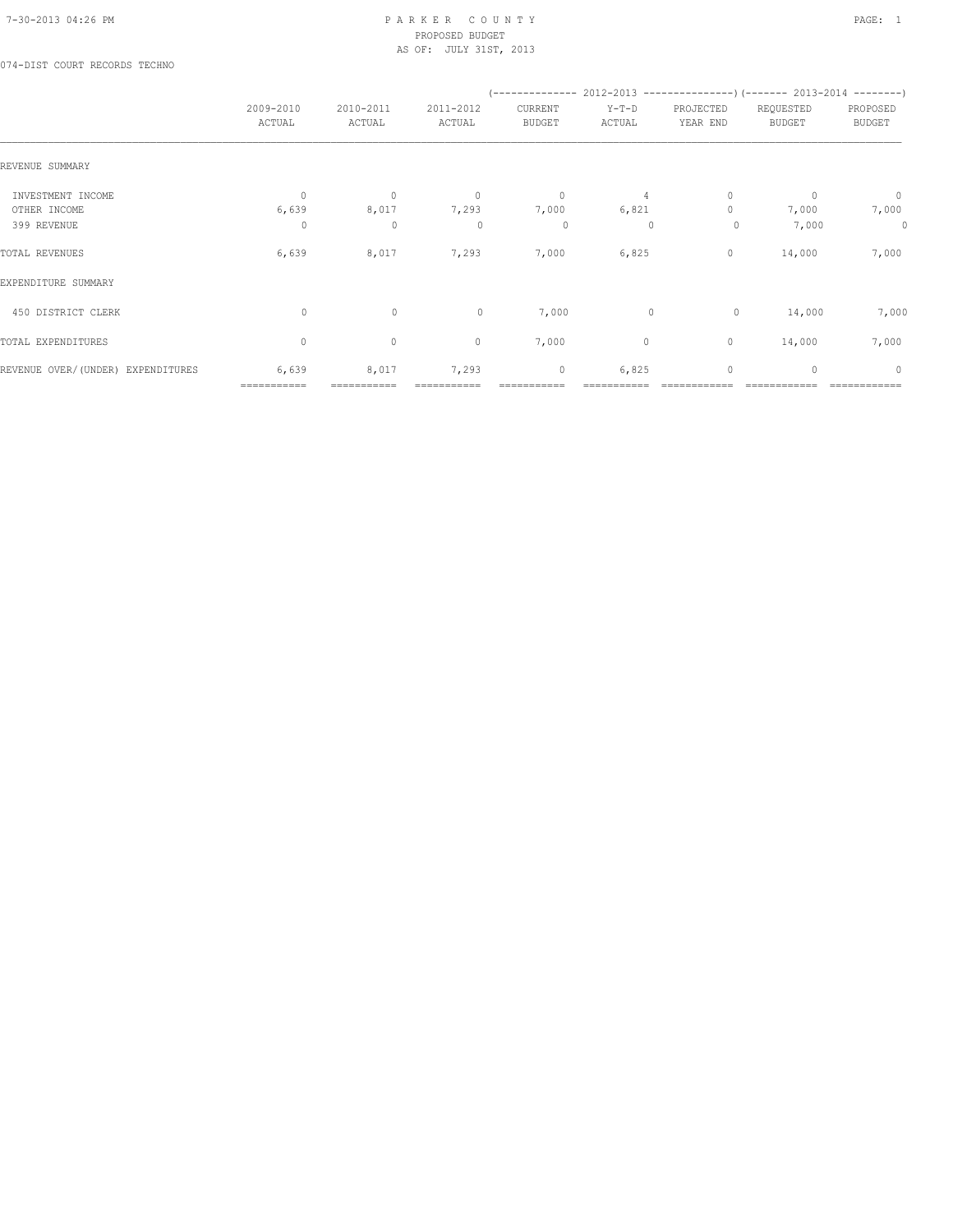PARKER COUNTY
PROPOSED BUDGET
AS OF: JULY 31ST, 2013

074-DIST COURT RECORDS TECHNO

| | 2009-2010 ACTUAL | 2010-2011 ACTUAL | 2011-2012 ACTUAL | 2012-2013 CURRENT BUDGET | 2012-2013 Y-T-D ACTUAL | 2012-2013 PROJECTED YEAR END | 2013-2014 REQUESTED BUDGET | 2013-2014 PROPOSED BUDGET |
|---|---|---|---|---|---|---|---|---|
| REVENUE SUMMARY | | | | | | | | |
| INVESTMENT INCOME | 0 | 0 | 0 | 0 | 4 | 0 | 0 | 0 |
| OTHER INCOME | 6,639 | 8,017 | 7,293 | 7,000 | 6,821 | 0 | 7,000 | 7,000 |
| 399 REVENUE | 0 | 0 | 0 | 0 | 0 | 0 | 7,000 | 0 |
| TOTAL REVENUES | 6,639 | 8,017 | 7,293 | 7,000 | 6,825 | 0 | 14,000 | 7,000 |
| EXPENDITURE SUMMARY | | | | | | | | |
| 450 DISTRICT CLERK | 0 | 0 | 0 | 7,000 | 0 | 0 | 14,000 | 7,000 |
| TOTAL EXPENDITURES | 0 | 0 | 0 | 7,000 | 0 | 0 | 14,000 | 7,000 |
| REVENUE OVER/(UNDER) EXPENDITURES | 6,639 | 8,017 | 7,293 | 0 | 6,825 | 0 | 0 | 0 |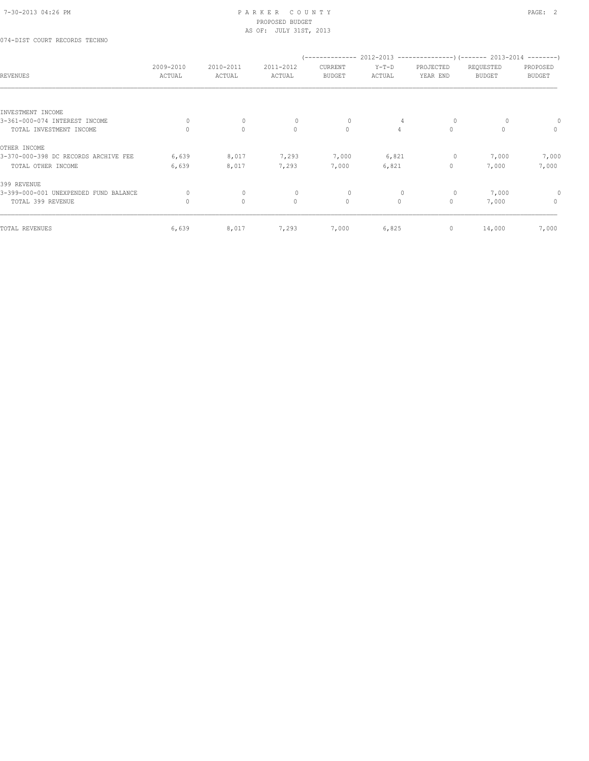# PARKER COUNTY
## PROPOSED BUDGET
### AS OF: JULY 31ST, 2013

074-DIST COURT RECORDS TECHNO

| REVENUES | 2009-2010 ACTUAL | 2010-2011 ACTUAL | 2011-2012 ACTUAL | 2012-2013 CURRENT BUDGET | 2012-2013 Y-T-D ACTUAL | 2012-2013 PROJECTED YEAR END | 2013-2014 REQUESTED BUDGET | 2013-2014 PROPOSED BUDGET |
|---|---|---|---|---|---|---|---|---|
| INVESTMENT INCOME | | | | | | | | |
| 3-361-000-074 INTEREST INCOME | 0 | 0 | 0 | 0 | 4 | 0 | 0 | 0 |
| TOTAL INVESTMENT INCOME | 0 | 0 | 0 | 0 | 4 | 0 | 0 | 0 |
| OTHER INCOME | | | | | | | | |
| 3-370-000-398 DC RECORDS ARCHIVE FEE | 6,639 | 8,017 | 7,293 | 7,000 | 6,821 | 0 | 7,000 | 7,000 |
| TOTAL OTHER INCOME | 6,639 | 8,017 | 7,293 | 7,000 | 6,821 | 0 | 7,000 | 7,000 |
| 399 REVENUE | | | | | | | | |
| 3-399-000-001 UNEXPENDED FUND BALANCE | 0 | 0 | 0 | 0 | 0 | 0 | 7,000 | 0 |
| TOTAL 399 REVENUE | 0 | 0 | 0 | 0 | 0 | 0 | 7,000 | 0 |
| TOTAL REVENUES | 6,639 | 8,017 | 7,293 | 7,000 | 6,825 | 0 | 14,000 | 7,000 |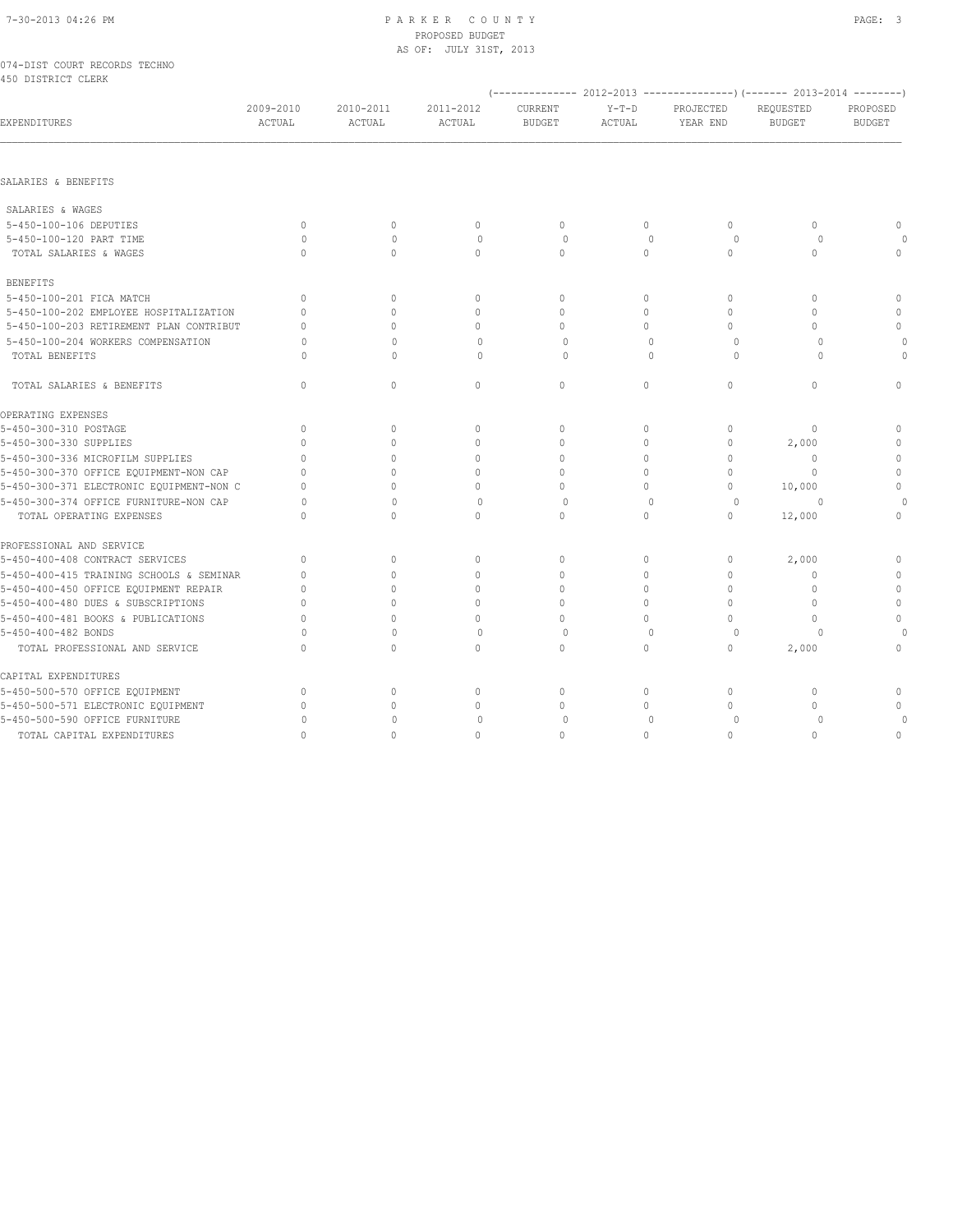PARKER COUNTY
PROPOSED BUDGET
AS OF: JULY 31ST, 2013

074-DIST COURT RECORDS TECHNO
450 DISTRICT CLERK

| EXPENDITURES | 2009-2010 ACTUAL | 2010-2011 ACTUAL | 2011-2012 ACTUAL | 2012-2013 CURRENT BUDGET | 2012-2013 Y-T-D ACTUAL | 2012-2013 PROJECTED YEAR END | 2013-2014 REQUESTED BUDGET | 2013-2014 PROPOSED BUDGET |
|---|---|---|---|---|---|---|---|---|
| SALARIES & BENEFITS | | | | | | | | |
| SALARIES & WAGES | | | | | | | | |
| 5-450-100-106 DEPUTIES | 0 | 0 | 0 | 0 | 0 | 0 | 0 | 0 |
| 5-450-100-120 PART TIME | 0 | 0 | 0 | 0 | 0 | 0 | 0 | 0 |
| TOTAL SALARIES & WAGES | 0 | 0 | 0 | 0 | 0 | 0 | 0 | 0 |
| BENEFITS | | | | | | | | |
| 5-450-100-201 FICA MATCH | 0 | 0 | 0 | 0 | 0 | 0 | 0 | 0 |
| 5-450-100-202 EMPLOYEE HOSPITALIZATION | 0 | 0 | 0 | 0 | 0 | 0 | 0 | 0 |
| 5-450-100-203 RETIREMENT PLAN CONTRIBUT | 0 | 0 | 0 | 0 | 0 | 0 | 0 | 0 |
| 5-450-100-204 WORKERS COMPENSATION | 0 | 0 | 0 | 0 | 0 | 0 | 0 | 0 |
| TOTAL BENEFITS | 0 | 0 | 0 | 0 | 0 | 0 | 0 | 0 |
| TOTAL SALARIES & BENEFITS | 0 | 0 | 0 | 0 | 0 | 0 | 0 | 0 |
| OPERATING EXPENSES | | | | | | | | |
| 5-450-300-310 POSTAGE | 0 | 0 | 0 | 0 | 0 | 0 | 0 | 0 |
| 5-450-300-330 SUPPLIES | 0 | 0 | 0 | 0 | 0 | 0 | 2,000 | 0 |
| 5-450-300-336 MICROFILM SUPPLIES | 0 | 0 | 0 | 0 | 0 | 0 | 0 | 0 |
| 5-450-300-370 OFFICE EQUIPMENT-NON CAP | 0 | 0 | 0 | 0 | 0 | 0 | 0 | 0 |
| 5-450-300-371 ELECTRONIC EQUIPMENT-NON C | 0 | 0 | 0 | 0 | 0 | 0 | 10,000 | 0 |
| 5-450-300-374 OFFICE FURNITURE-NON CAP | 0 | 0 | 0 | 0 | 0 | 0 | 0 | 0 |
| TOTAL OPERATING EXPENSES | 0 | 0 | 0 | 0 | 0 | 0 | 12,000 | 0 |
| PROFESSIONAL AND SERVICE | | | | | | | | |
| 5-450-400-408 CONTRACT SERVICES | 0 | 0 | 0 | 0 | 0 | 0 | 2,000 | 0 |
| 5-450-400-415 TRAINING SCHOOLS & SEMINAR | 0 | 0 | 0 | 0 | 0 | 0 | 0 | 0 |
| 5-450-400-450 OFFICE EQUIPMENT REPAIR | 0 | 0 | 0 | 0 | 0 | 0 | 0 | 0 |
| 5-450-400-480 DUES & SUBSCRIPTIONS | 0 | 0 | 0 | 0 | 0 | 0 | 0 | 0 |
| 5-450-400-481 BOOKS & PUBLICATIONS | 0 | 0 | 0 | 0 | 0 | 0 | 0 | 0 |
| 5-450-400-482 BONDS | 0 | 0 | 0 | 0 | 0 | 0 | 0 | 0 |
| TOTAL PROFESSIONAL AND SERVICE | 0 | 0 | 0 | 0 | 0 | 0 | 2,000 | 0 |
| CAPITAL EXPENDITURES | | | | | | | | |
| 5-450-500-570 OFFICE EQUIPMENT | 0 | 0 | 0 | 0 | 0 | 0 | 0 | 0 |
| 5-450-500-571 ELECTRONIC EQUIPMENT | 0 | 0 | 0 | 0 | 0 | 0 | 0 | 0 |
| 5-450-500-590 OFFICE FURNITURE | 0 | 0 | 0 | 0 | 0 | 0 | 0 | 0 |
| TOTAL CAPITAL EXPENDITURES | 0 | 0 | 0 | 0 | 0 | 0 | 0 | 0 |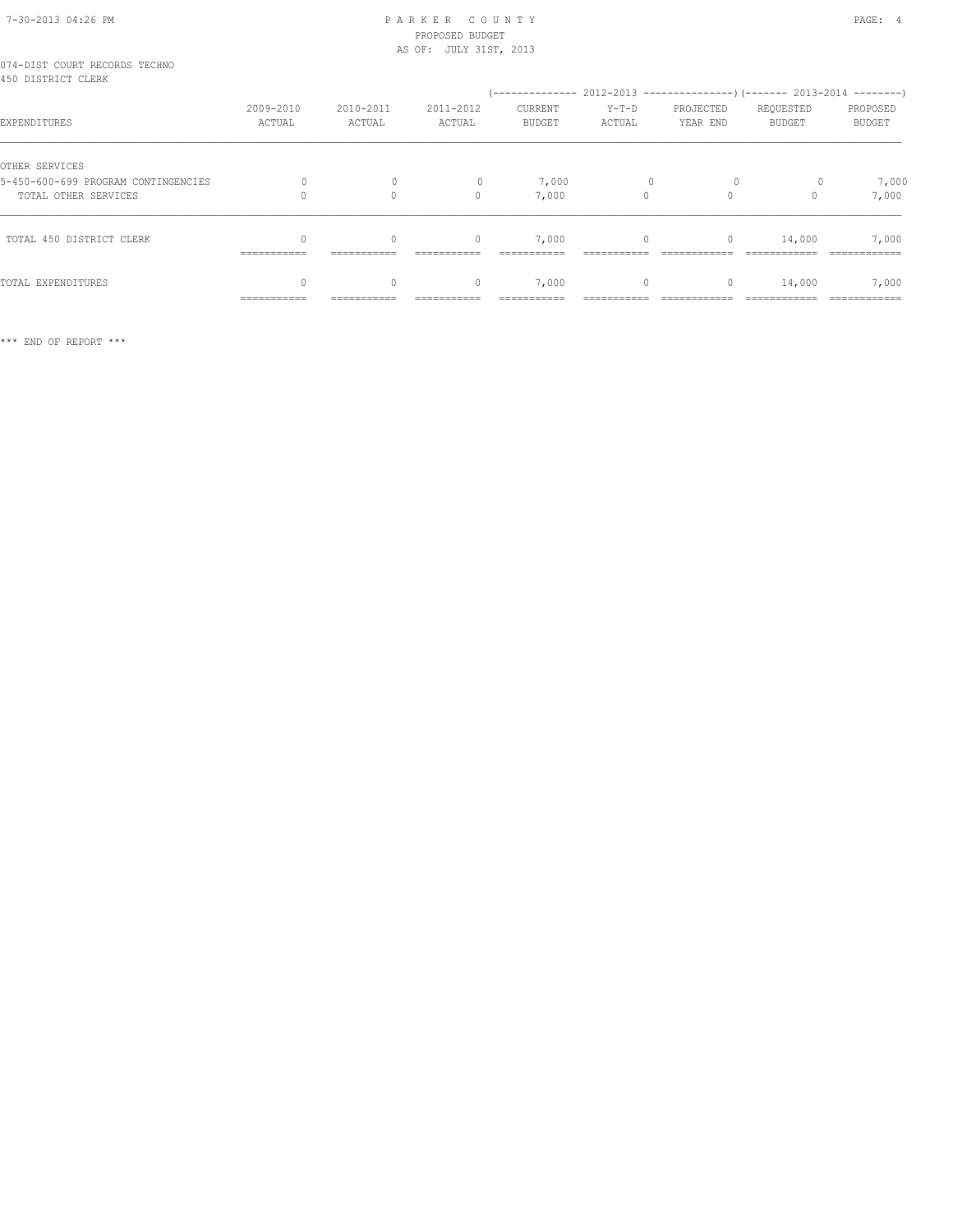PARKER COUNTY
PROPOSED BUDGET
AS OF: JULY 31ST, 2013

074-DIST COURT RECORDS TECHNO
450 DISTRICT CLERK

| EXPENDITURES | 2009-2010 ACTUAL | 2010-2011 ACTUAL | 2011-2012 ACTUAL | 2012-2013 CURRENT BUDGET | 2012-2013 Y-T-D ACTUAL | 2012-2013 PROJECTED YEAR END | 2013-2014 REQUESTED BUDGET | 2013-2014 PROPOSED BUDGET |
|---|---|---|---|---|---|---|---|---|
| OTHER SERVICES | | | | | | | | |
| 5-450-600-699 PROGRAM CONTINGENCIES | 0 | 0 | 0 | 7,000 | 0 | 0 | 0 | 7,000 |
| TOTAL OTHER SERVICES | 0 | 0 | 0 | 7,000 | 0 | 0 | 0 | 7,000 |
| TOTAL 450 DISTRICT CLERK | 0 | 0 | 0 | 7,000 | 0 | 0 | 14,000 | 7,000 |
| TOTAL EXPENDITURES | 0 | 0 | 0 | 7,000 | 0 | 0 | 14,000 | 7,000 |

*** END OF REPORT ***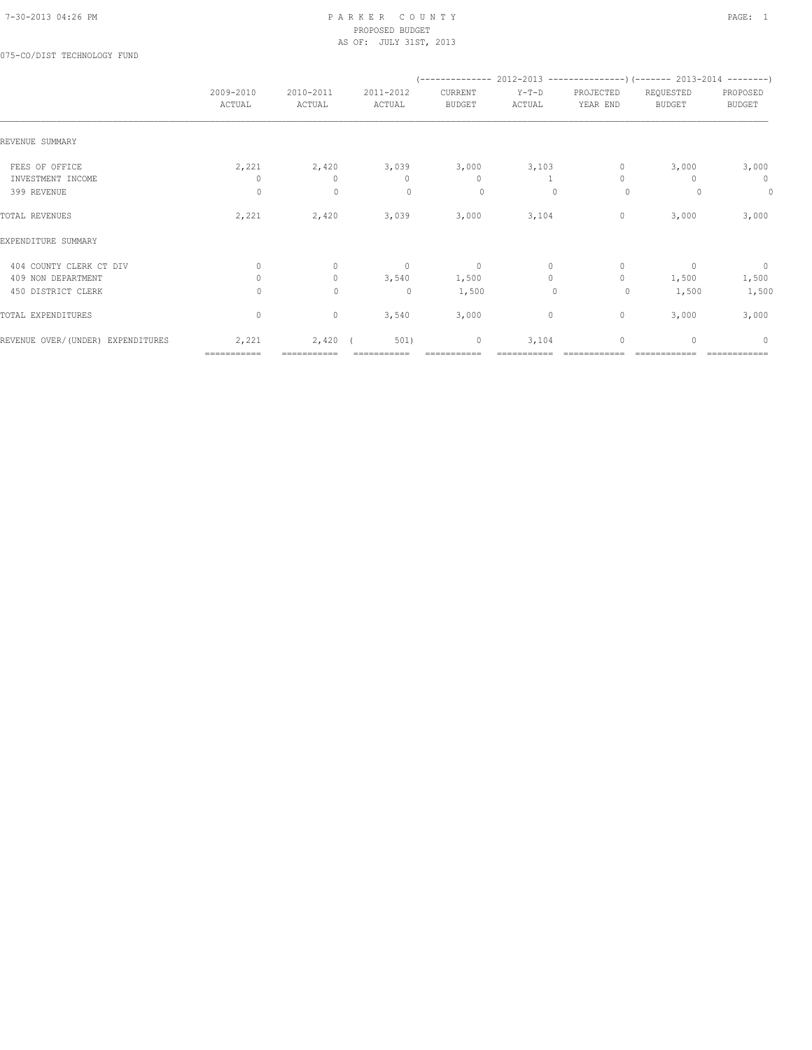# PARKER COUNTY
## PROPOSED BUDGET
### AS OF: JULY 31ST, 2013

075-CO/DIST TECHNOLOGY FUND

| | 2009-2010 ACTUAL | 2010-2011 ACTUAL | 2011-2012 ACTUAL | 2012-2013 CURRENT BUDGET | 2012-2013 Y-T-D ACTUAL | 2012-2013 PROJECTED YEAR END | 2013-2014 REQUESTED BUDGET | 2013-2014 PROPOSED BUDGET |
|---|---|---|---|---|---|---|---|---|
| REVENUE SUMMARY | | | | | | | | |
| FEES OF OFFICE | 2,221 | 2,420 | 3,039 | 3,000 | 3,103 | 0 | 3,000 | 3,000 |
| INVESTMENT INCOME | 0 | 0 | 0 | 0 | 1 | 0 | 0 | 0 |
| 399 REVENUE | 0 | 0 | 0 | 0 | 0 | 0 | 0 | 0 |
| TOTAL REVENUES | 2,221 | 2,420 | 3,039 | 3,000 | 3,104 | 0 | 3,000 | 3,000 |
| EXPENDITURE SUMMARY | | | | | | | | |
| 404 COUNTY CLERK CT DIV | 0 | 0 | 0 | 0 | 0 | 0 | 0 | 0 |
| 409 NON DEPARTMENT | 0 | 0 | 3,540 | 1,500 | 0 | 0 | 1,500 | 1,500 |
| 450 DISTRICT CLERK | 0 | 0 | 0 | 1,500 | 0 | 0 | 1,500 | 1,500 |
| TOTAL EXPENDITURES | 0 | 0 | 3,540 | 3,000 | 0 | 0 | 3,000 | 3,000 |
| REVENUE OVER/(UNDER) EXPENDITURES | 2,221 | 2,420 | ( 501) | 0 | 3,104 | 0 | 0 | 0 |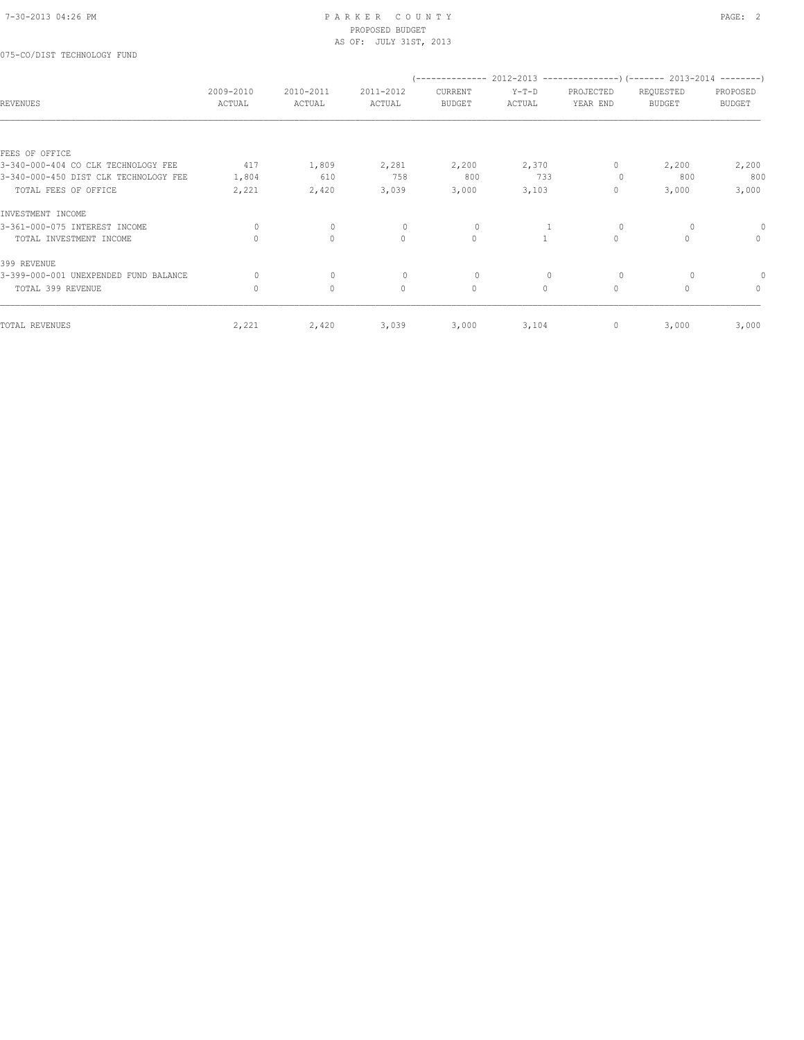# PARKER COUNTY
## PROPOSED BUDGET
## AS OF: JULY 31ST, 2013

075-CO/DIST TECHNOLOGY FUND

| REVENUES | 2009-2010 ACTUAL | 2010-2011 ACTUAL | 2011-2012 ACTUAL | 2012-2013 CURRENT BUDGET | 2012-2013 Y-T-D ACTUAL | 2012-2013 PROJECTED YEAR END | 2013-2014 REQUESTED BUDGET | 2013-2014 PROPOSED BUDGET |
|---|---|---|---|---|---|---|---|---|
| FEES OF OFFICE | | | | | | | | |
| 3-340-000-404 CO CLK TECHNOLOGY FEE | 417 | 1,809 | 2,281 | 2,200 | 2,370 | 0 | 2,200 | 2,200 |
| 3-340-000-450 DIST CLK TECHNOLOGY FEE | 1,804 | 610 | 758 | 800 | 733 | 0 | 800 | 800 |
| TOTAL FEES OF OFFICE | 2,221 | 2,420 | 3,039 | 3,000 | 3,103 | 0 | 3,000 | 3,000 |
| INVESTMENT INCOME | | | | | | | | |
| 3-361-000-075 INTEREST INCOME | 0 | 0 | 0 | 0 | 1 | 0 | 0 | 0 |
| TOTAL INVESTMENT INCOME | 0 | 0 | 0 | 0 | 1 | 0 | 0 | 0 |
| 399 REVENUE | | | | | | | | |
| 3-399-000-001 UNEXPENDED FUND BALANCE | 0 | 0 | 0 | 0 | 0 | 0 | 0 | 0 |
| TOTAL 399 REVENUE | 0 | 0 | 0 | 0 | 0 | 0 | 0 | 0 |
| TOTAL REVENUES | 2,221 | 2,420 | 3,039 | 3,000 | 3,104 | 0 | 3,000 | 3,000 |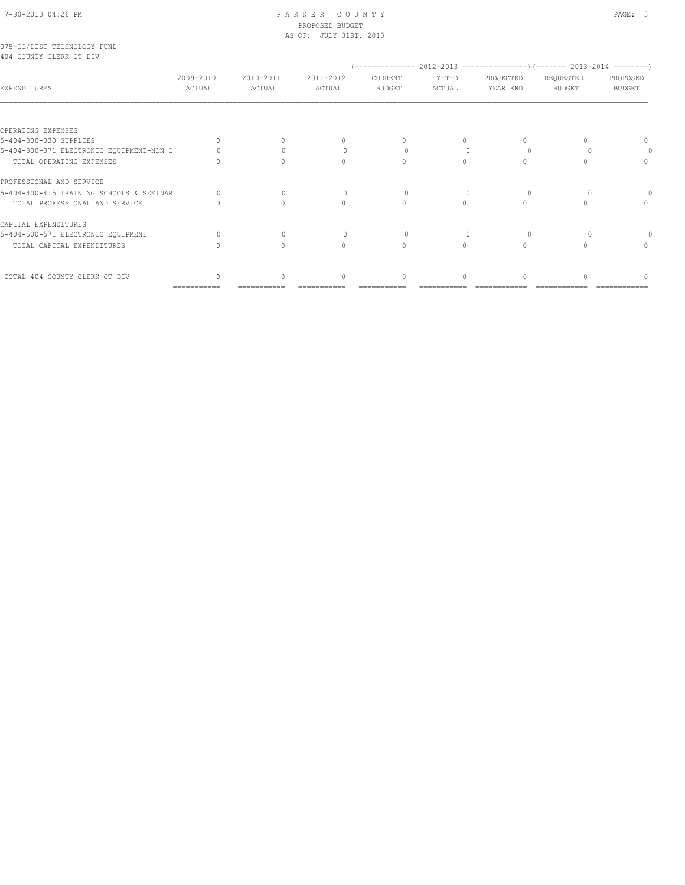075-CO/DIST TECHNOLOGY FUND
404 COUNTY CLERK CT DIV

| EXPENDITURES | 2009-2010 ACTUAL | 2010-2011 ACTUAL | 2011-2012 ACTUAL | 2012-2013 CURRENT BUDGET | 2012-2013 Y-T-D ACTUAL | 2012-2013 PROJECTED YEAR END | 2013-2014 REQUESTED BUDGET | 2013-2014 PROPOSED BUDGET |
|---|---|---|---|---|---|---|---|---|
| OPERATING EXPENSES | | | | | | | | |
| 5-404-300-330 SUPPLIES | 0 | 0 | 0 | 0 | 0 | 0 | 0 | 0 |
| 5-404-300-371 ELECTRONIC EQUIPMENT-NON C | 0 | 0 | 0 | 0 | 0 | 0 | 0 | 0 |
| TOTAL OPERATING EXPENSES | 0 | 0 | 0 | 0 | 0 | 0 | 0 | 0 |
| PROFESSIONAL AND SERVICE | | | | | | | | |
| 5-404-400-415 TRAINING SCHOOLS & SEMINAR | 0 | 0 | 0 | 0 | 0 | 0 | 0 | 0 |
| TOTAL PROFESSIONAL AND SERVICE | 0 | 0 | 0 | 0 | 0 | 0 | 0 | 0 |
| CAPITAL EXPENDITURES | | | | | | | | |
| 5-404-500-571 ELECTRONIC EQUIPMENT | 0 | 0 | 0 | 0 | 0 | 0 | 0 | 0 |
| TOTAL CAPITAL EXPENDITURES | 0 | 0 | 0 | 0 | 0 | 0 | 0 | 0 |
| TOTAL 404 COUNTY CLERK CT DIV | 0 | 0 | 0 | 0 | 0 | 0 | 0 | 0 |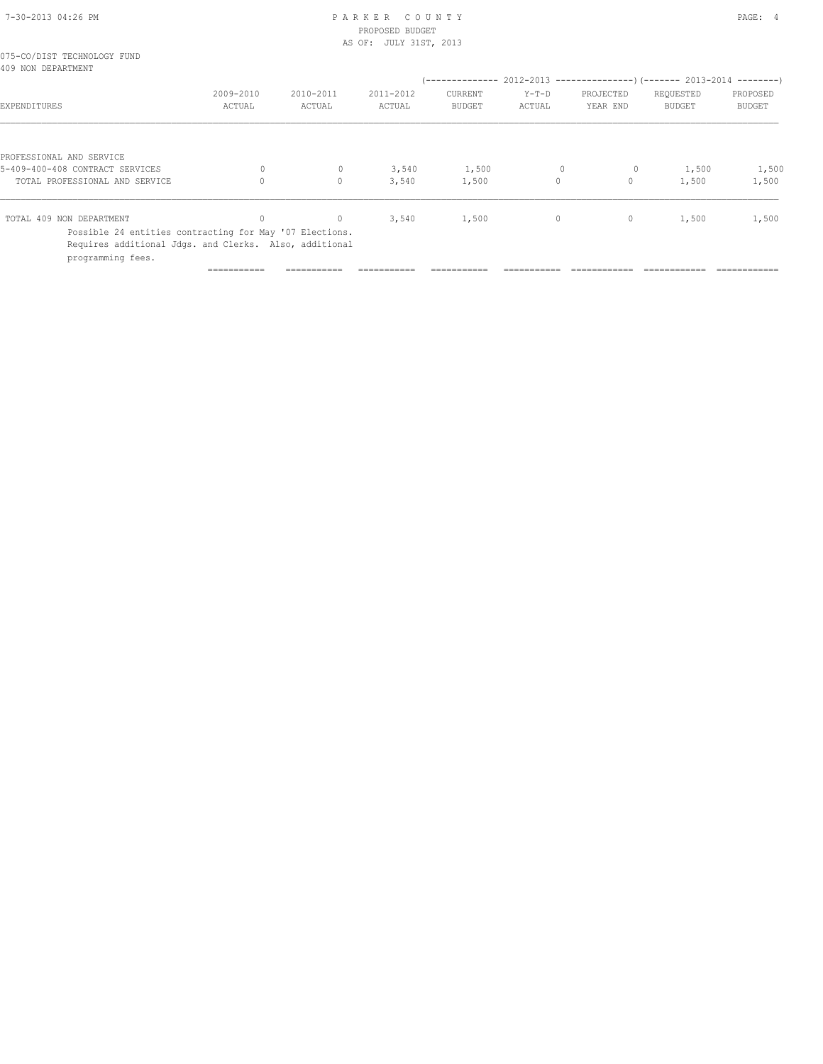PARKER COUNTY
PROPOSED BUDGET
AS OF: JULY 31ST, 2013

075-CO/DIST TECHNOLOGY FUND
409 NON DEPARTMENT

| EXPENDITURES | 2009-2010 ACTUAL | 2010-2011 ACTUAL | 2011-2012 ACTUAL | 2012-2013 CURRENT BUDGET | 2012-2013 Y-T-D ACTUAL | 2012-2013 PROJECTED YEAR END | 2013-2014 REQUESTED BUDGET | 2013-2014 PROPOSED BUDGET |
|---|---|---|---|---|---|---|---|---|
| PROFESSIONAL AND SERVICE | | | | | | | | |
| 5-409-400-408 CONTRACT SERVICES | 0 | 0 | 3,540 | 1,500 | 0 | 0 | 1,500 | 1,500 |
| TOTAL PROFESSIONAL AND SERVICE | 0 | 0 | 3,540 | 1,500 | 0 | 0 | 1,500 | 1,500 |
| TOTAL 409 NON DEPARTMENT | 0 | 0 | 3,540 | 1,500 | 0 | 0 | 1,500 | 1,500 |

Possible 24 entities contracting for May '07 Elections.
Requires additional Jdgs. and Clerks. Also, additional
programming fees.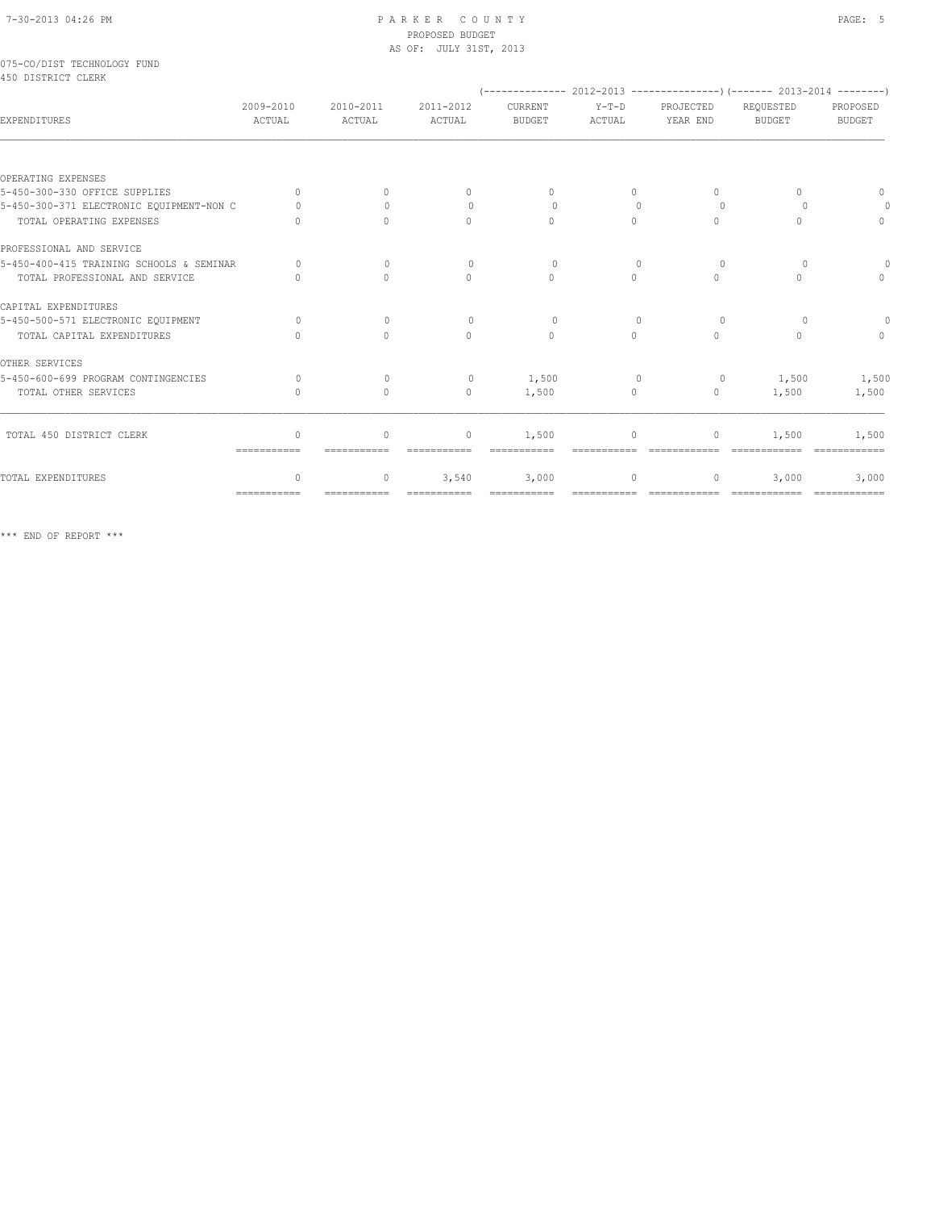PARKER COUNTY
PROPOSED BUDGET
AS OF: JULY 31ST, 2013

075-CO/DIST TECHNOLOGY FUND
450 DISTRICT CLERK

| | | | | 2012-2013 | | | 2013-2014 | |
|---|---|---|---|---|---|---|---|---|
| EXPENDITURES | 2009-2010 ACTUAL | 2010-2011 ACTUAL | 2011-2012 ACTUAL | CURRENT BUDGET | Y-T-D ACTUAL | PROJECTED YEAR END | REQUESTED BUDGET | PROPOSED BUDGET |
| OPERATING EXPENSES | | | | | | | | |
| 5-450-300-330 OFFICE SUPPLIES | 0 | 0 | 0 | 0 | 0 | 0 | 0 | 0 |
| 5-450-300-371 ELECTRONIC EQUIPMENT-NON C | 0 | 0 | 0 | 0 | 0 | 0 | 0 | 0 |
| TOTAL OPERATING EXPENSES | 0 | 0 | 0 | 0 | 0 | 0 | 0 | 0 |
| PROFESSIONAL AND SERVICE | | | | | | | | |
| 5-450-400-415 TRAINING SCHOOLS & SEMINAR | 0 | 0 | 0 | 0 | 0 | 0 | 0 | 0 |
| TOTAL PROFESSIONAL AND SERVICE | 0 | 0 | 0 | 0 | 0 | 0 | 0 | 0 |
| CAPITAL EXPENDITURES | | | | | | | | |
| 5-450-500-571 ELECTRONIC EQUIPMENT | 0 | 0 | 0 | 0 | 0 | 0 | 0 | 0 |
| TOTAL CAPITAL EXPENDITURES | 0 | 0 | 0 | 0 | 0 | 0 | 0 | 0 |
| OTHER SERVICES | | | | | | | | |
| 5-450-600-699 PROGRAM CONTINGENCIES | 0 | 0 | 0 | 1,500 | 0 | 0 | 1,500 | 1,500 |
| TOTAL OTHER SERVICES | 0 | 0 | 0 | 1,500 | 0 | 0 | 1,500 | 1,500 |
| TOTAL 450 DISTRICT CLERK | 0 | 0 | 0 | 1,500 | 0 | 0 | 1,500 | 1,500 |
| TOTAL EXPENDITURES | 0 | 0 | 3,540 | 3,000 | 0 | 0 | 3,000 | 3,000 |

*** END OF REPORT ***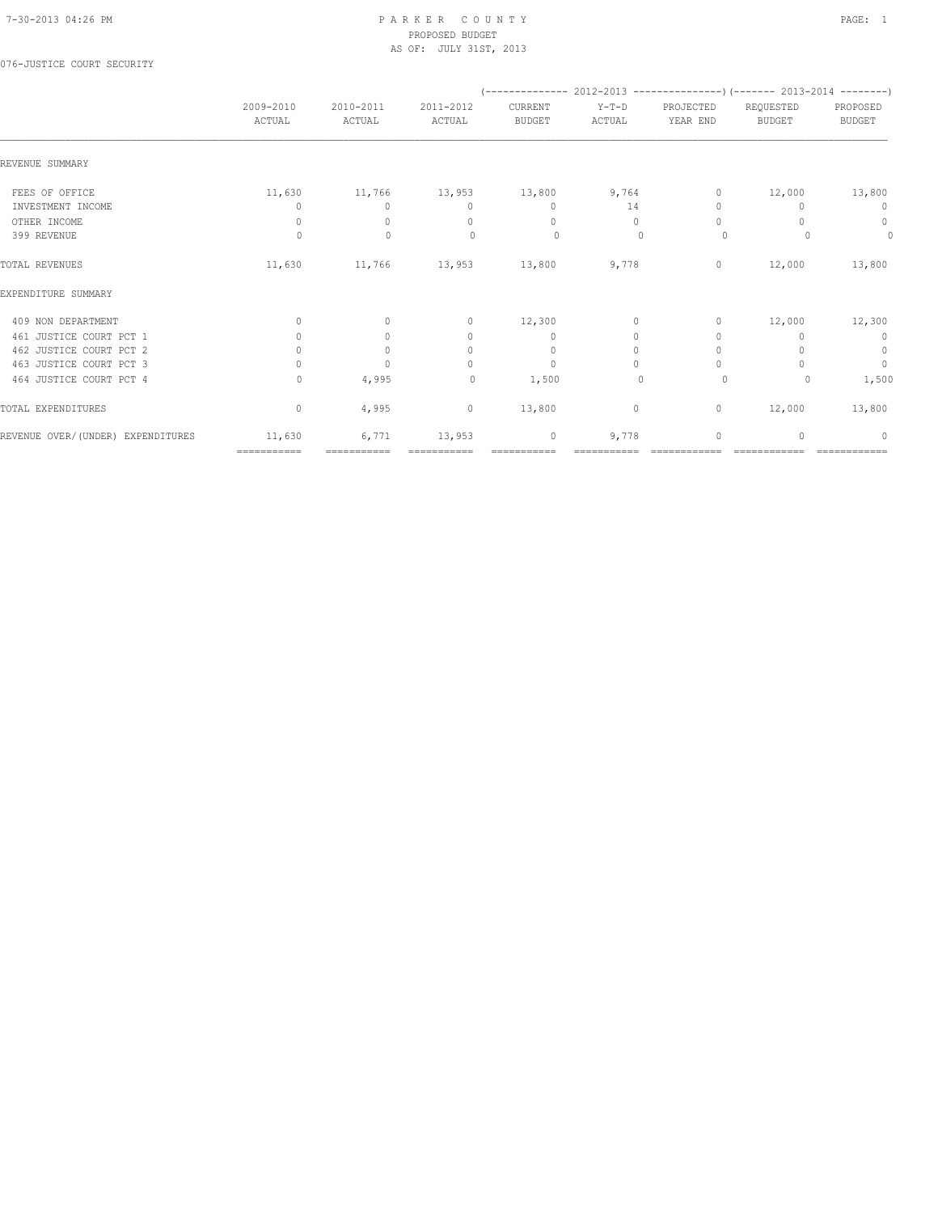PARKER COUNTY
PROPOSED BUDGET
AS OF: JULY 31ST, 2013

076-JUSTICE COURT SECURITY

| | 2009-2010 ACTUAL | 2010-2011 ACTUAL | 2011-2012 ACTUAL | 2012-2013 CURRENT BUDGET | 2012-2013 Y-T-D ACTUAL | 2012-2013 PROJECTED YEAR END | 2013-2014 REQUESTED BUDGET | 2013-2014 PROPOSED BUDGET |
|---|---|---|---|---|---|---|---|---|
| REVENUE SUMMARY | | | | | | | | |
| FEES OF OFFICE | 11,630 | 11,766 | 13,953 | 13,800 | 9,764 | 0 | 12,000 | 13,800 |
| INVESTMENT INCOME | 0 | 0 | 0 | 0 | 14 | 0 | 0 | 0 |
| OTHER INCOME | 0 | 0 | 0 | 0 | 0 | 0 | 0 | 0 |
| 399 REVENUE | 0 | 0 | 0 | 0 | 0 | 0 | 0 | 0 |
| TOTAL REVENUES | 11,630 | 11,766 | 13,953 | 13,800 | 9,778 | 0 | 12,000 | 13,800 |
| EXPENDITURE SUMMARY | | | | | | | | |
| 409 NON DEPARTMENT | 0 | 0 | 0 | 12,300 | 0 | 0 | 12,000 | 12,300 |
| 461 JUSTICE COURT PCT 1 | 0 | 0 | 0 | 0 | 0 | 0 | 0 | 0 |
| 462 JUSTICE COURT PCT 2 | 0 | 0 | 0 | 0 | 0 | 0 | 0 | 0 |
| 463 JUSTICE COURT PCT 3 | 0 | 0 | 0 | 0 | 0 | 0 | 0 | 0 |
| 464 JUSTICE COURT PCT 4 | 0 | 4,995 | 0 | 1,500 | 0 | 0 | 0 | 1,500 |
| TOTAL EXPENDITURES | 0 | 4,995 | 0 | 13,800 | 0 | 0 | 12,000 | 13,800 |
| REVENUE OVER/(UNDER) EXPENDITURES | 11,630 | 6,771 | 13,953 | 0 | 9,778 | 0 | 0 | 0 |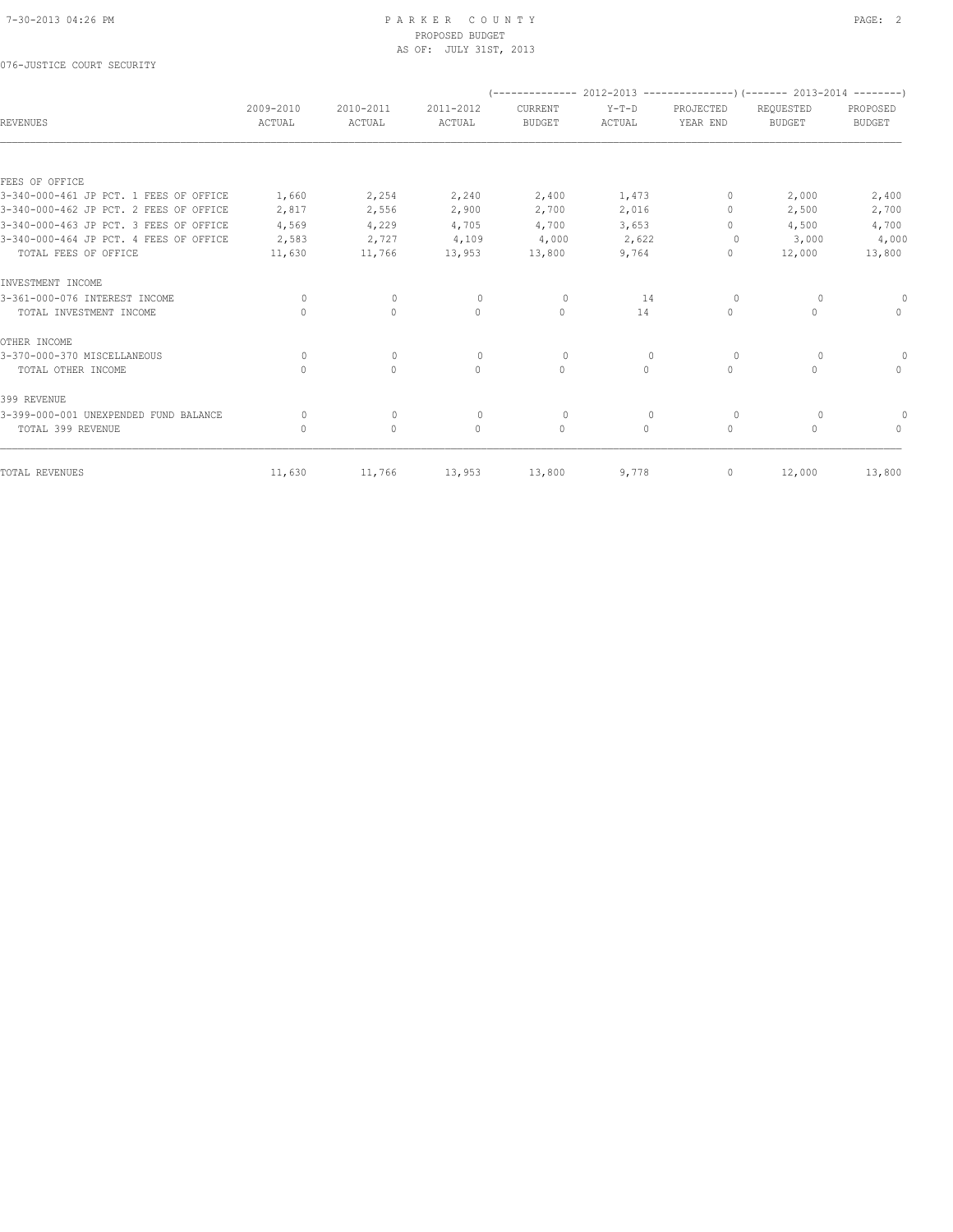076-JUSTICE COURT SECURITY

| REVENUES | 2009-2010 ACTUAL | 2010-2011 ACTUAL | 2011-2012 ACTUAL | (-------------- 2012-2013 CURRENT BUDGET | Y-T-D ACTUAL | PROJECTED YEAR END ---------------) | (------- 2013-2014 REQUESTED BUDGET | PROPOSED BUDGET --------) |
|---|---|---|---|---|---|---|---|---|
| FEES OF OFFICE | | | | | | | | |
| 3-340-000-461 JP PCT. 1 FEES OF OFFICE | 1,660 | 2,254 | 2,240 | 2,400 | 1,473 | 0 | 2,000 | 2,400 |
| 3-340-000-462 JP PCT. 2 FEES OF OFFICE | 2,817 | 2,556 | 2,900 | 2,700 | 2,016 | 0 | 2,500 | 2,700 |
| 3-340-000-463 JP PCT. 3 FEES OF OFFICE | 4,569 | 4,229 | 4,705 | 4,700 | 3,653 | 0 | 4,500 | 4,700 |
| 3-340-000-464 JP PCT. 4 FEES OF OFFICE | 2,583 | 2,727 | 4,109 | 4,000 | 2,622 | 0 | 3,000 | 4,000 |
| TOTAL FEES OF OFFICE | 11,630 | 11,766 | 13,953 | 13,800 | 9,764 | 0 | 12,000 | 13,800 |
| INVESTMENT INCOME | | | | | | | | |
| 3-361-000-076 INTEREST INCOME | 0 | 0 | 0 | 0 | 14 | 0 | 0 | 0 |
| TOTAL INVESTMENT INCOME | 0 | 0 | 0 | 0 | 14 | 0 | 0 | 0 |
| OTHER INCOME | | | | | | | | |
| 3-370-000-370 MISCELLANEOUS | 0 | 0 | 0 | 0 | 0 | 0 | 0 | 0 |
| TOTAL OTHER INCOME | 0 | 0 | 0 | 0 | 0 | 0 | 0 | 0 |
| 399 REVENUE | | | | | | | | |
| 3-399-000-001 UNEXPENDED FUND BALANCE | 0 | 0 | 0 | 0 | 0 | 0 | 0 | 0 |
| TOTAL 399 REVENUE | 0 | 0 | 0 | 0 | 0 | 0 | 0 | 0 |
| TOTAL REVENUES | 11,630 | 11,766 | 13,953 | 13,800 | 9,778 | 0 | 12,000 | 13,800 |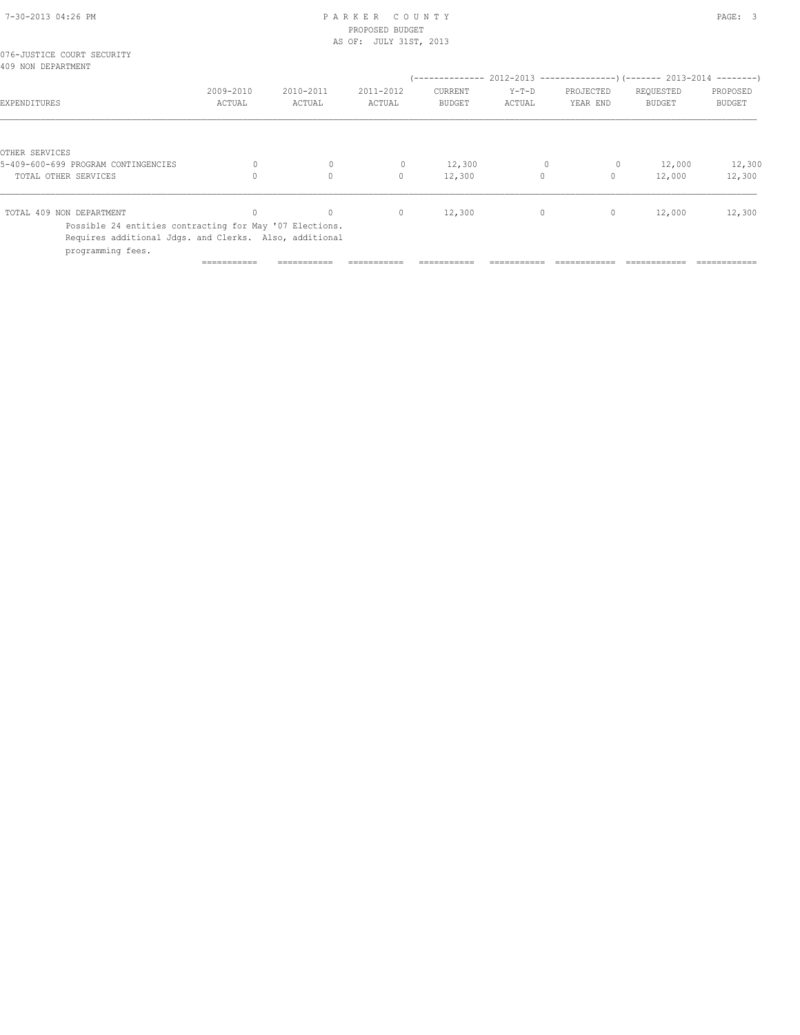076-JUSTICE COURT SECURITY
409 NON DEPARTMENT

| EXPENDITURES | 2009-2010 ACTUAL | 2010-2011 ACTUAL | 2011-2012 ACTUAL | 2012-2013 CURRENT BUDGET | 2012-2013 Y-T-D ACTUAL | 2012-2013 PROJECTED YEAR END | 2013-2014 REQUESTED BUDGET | 2013-2014 PROPOSED BUDGET |
|---|---|---|---|---|---|---|---|---|
| OTHER SERVICES | | | | | | | | |
| 5-409-600-699 PROGRAM CONTINGENCIES | 0 | 0 | 0 | 12,300 | 0 | 0 | 12,000 | 12,300 |
| TOTAL OTHER SERVICES | 0 | 0 | 0 | 12,300 | 0 | 0 | 12,000 | 12,300 |
| TOTAL 409 NON DEPARTMENT | 0 | 0 | 0 | 12,300 | 0 | 0 | 12,000 | 12,300 |

Possible 24 entities contracting for May '07 Elections.
Requires additional Jdgs. and Clerks. Also, additional programming fees.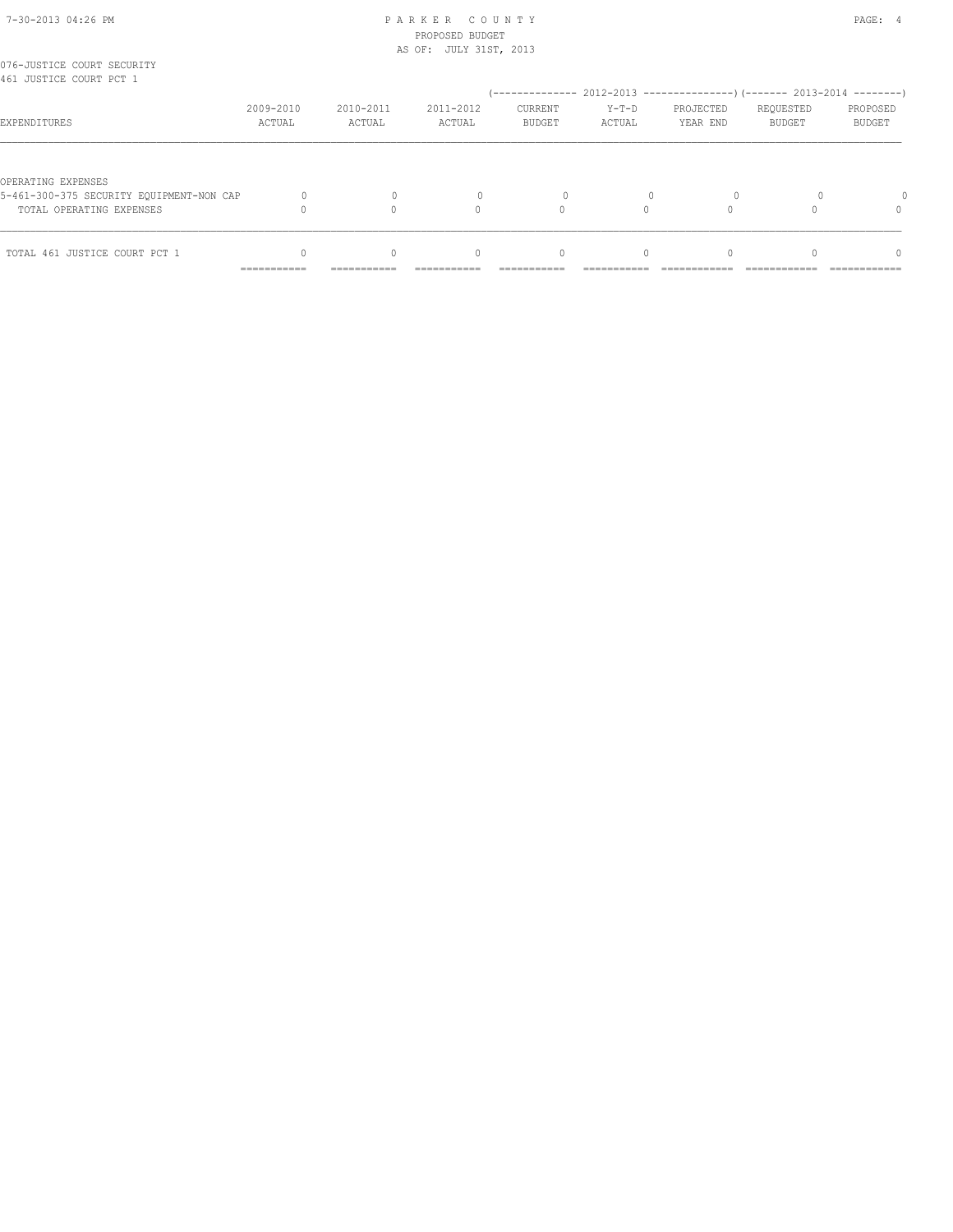076-JUSTICE COURT SECURITY
461 JUSTICE COURT PCT 1

| EXPENDITURES | 2009-2010 ACTUAL | 2010-2011 ACTUAL | 2011-2012 ACTUAL | 2012-2013 CURRENT BUDGET | 2012-2013 Y-T-D ACTUAL | 2012-2013 PROJECTED YEAR END | 2013-2014 REQUESTED BUDGET | 2013-2014 PROPOSED BUDGET |
|---|---|---|---|---|---|---|---|---|
| OPERATING EXPENSES | | | | | | | | |
| 5-461-300-375 SECURITY EQUIPMENT-NON CAP | 0 | 0 | 0 | 0 | 0 | 0 | 0 | 0 |
| TOTAL OPERATING EXPENSES | 0 | 0 | 0 | 0 | 0 | 0 | 0 | 0 |
| TOTAL 461 JUSTICE COURT PCT 1 | 0 | 0 | 0 | 0 | 0 | 0 | 0 | 0 |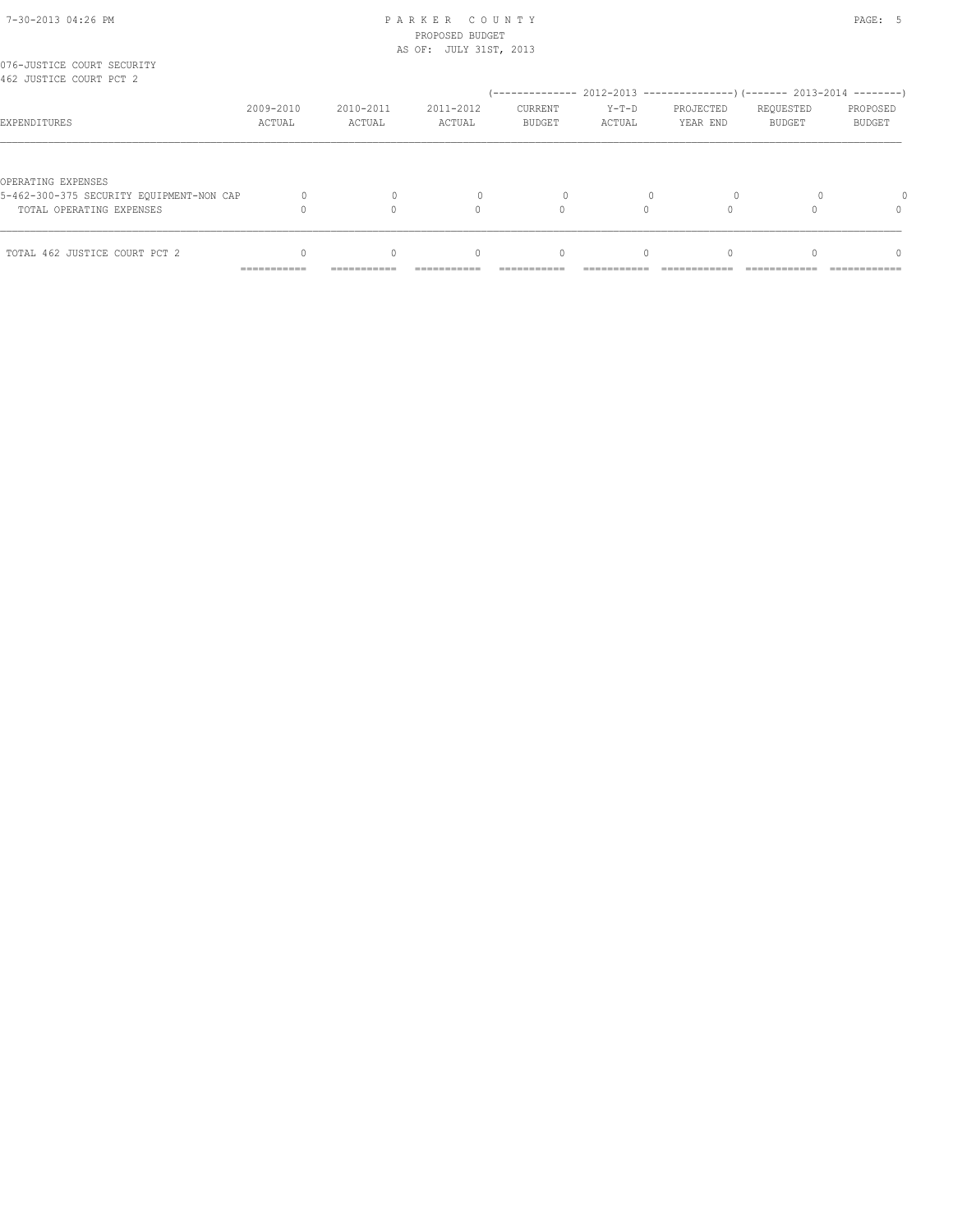076-JUSTICE COURT SECURITY
462 JUSTICE COURT PCT 2

| EXPENDITURES | 2009-2010 ACTUAL | 2010-2011 ACTUAL | 2011-2012 ACTUAL | 2012-2013 CURRENT BUDGET | 2012-2013 Y-T-D ACTUAL | 2012-2013 PROJECTED YEAR END | 2013-2014 REQUESTED BUDGET | 2013-2014 PROPOSED BUDGET |
|---|---|---|---|---|---|---|---|---|
| OPERATING EXPENSES | | | | | | | | |
| 5-462-300-375 SECURITY EQUIPMENT-NON CAP | 0 | 0 | 0 | 0 | 0 | 0 | 0 | 0 |
| TOTAL OPERATING EXPENSES | 0 | 0 | 0 | 0 | 0 | 0 | 0 | 0 |
| TOTAL 462 JUSTICE COURT PCT 2 | 0 | 0 | 0 | 0 | 0 | 0 | 0 | 0 |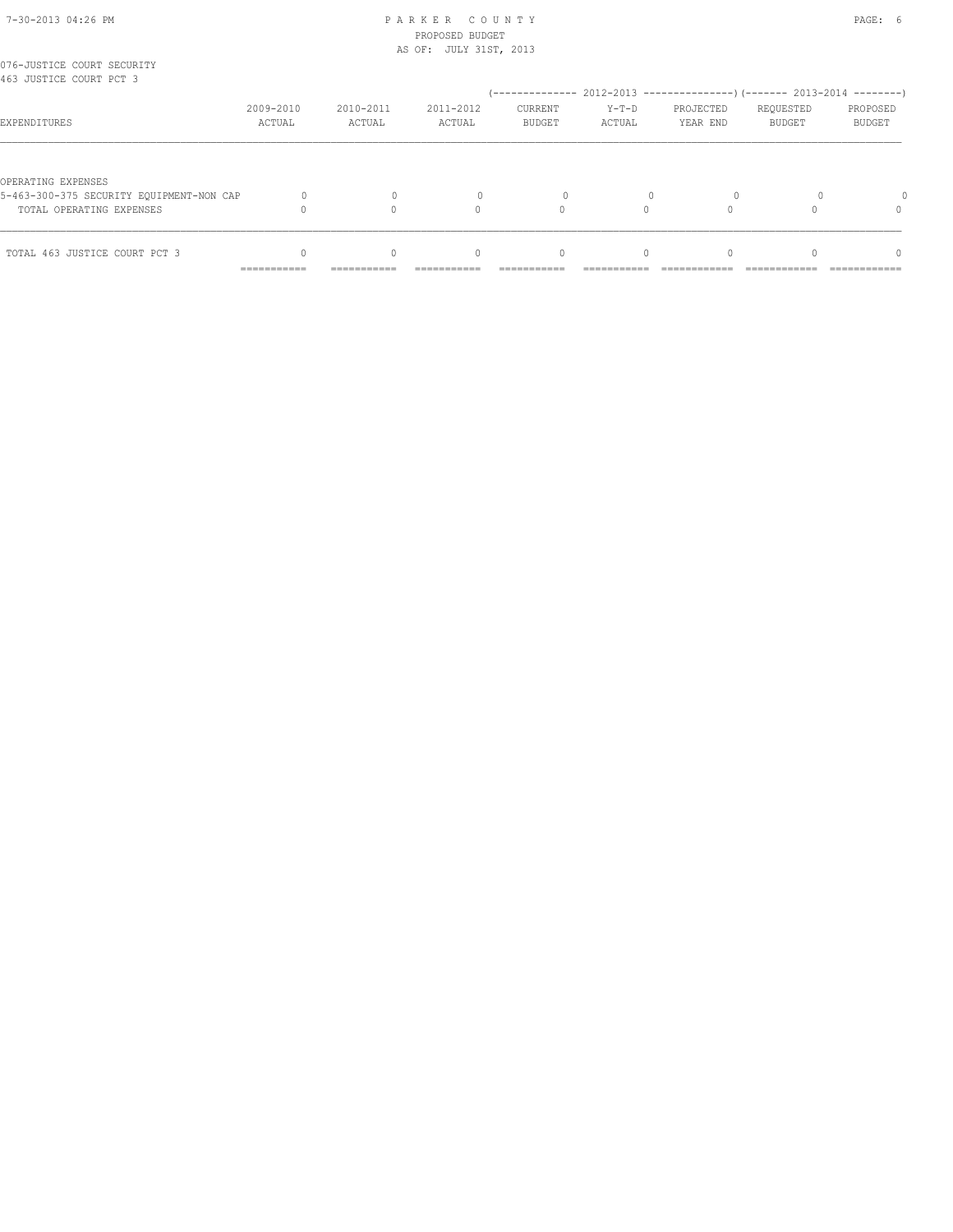076-JUSTICE COURT SECURITY
463 JUSTICE COURT PCT 3

| EXPENDITURES | 2009-2010 ACTUAL | 2010-2011 ACTUAL | 2011-2012 ACTUAL | 2012-2013 CURRENT BUDGET | 2012-2013 Y-T-D ACTUAL | 2012-2013 PROJECTED YEAR END | 2013-2014 REQUESTED BUDGET | 2013-2014 PROPOSED BUDGET |
|---|---|---|---|---|---|---|---|---|
| OPERATING EXPENSES | | | | | | | | |
| 5-463-300-375 SECURITY EQUIPMENT-NON CAP | 0 | 0 | 0 | 0 | 0 | 0 | 0 | 0 |
| TOTAL OPERATING EXPENSES | 0 | 0 | 0 | 0 | 0 | 0 | 0 | 0 |
| TOTAL 463 JUSTICE COURT PCT 3 | 0 | 0 | 0 | 0 | 0 | 0 | 0 | 0 |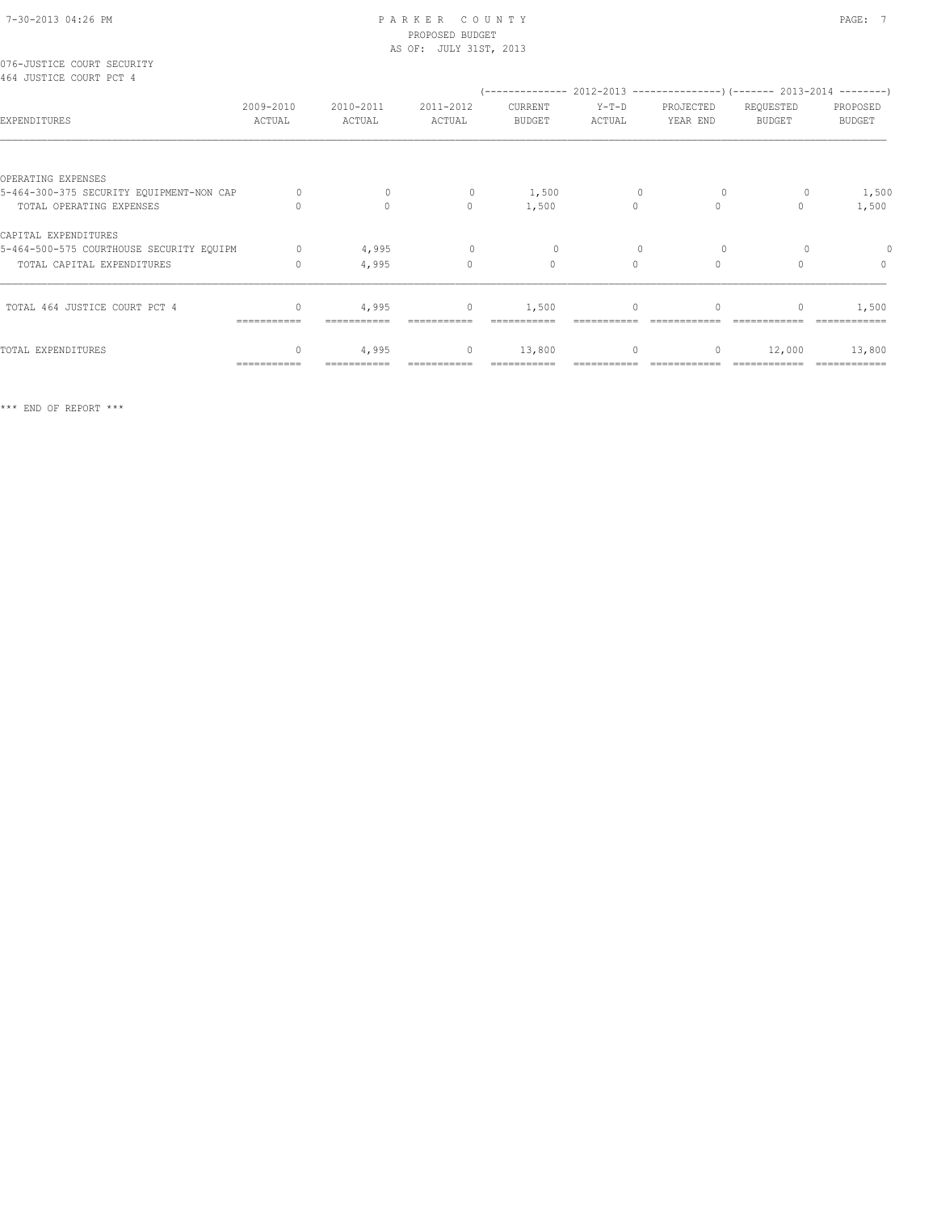PARKER COUNTY
PROPOSED BUDGET
AS OF: JULY 31ST, 2013

076-JUSTICE COURT SECURITY
464 JUSTICE COURT PCT 4

| EXPENDITURES | 2009-2010 ACTUAL | 2010-2011 ACTUAL | 2011-2012 ACTUAL | 2012-2013 CURRENT BUDGET | 2012-2013 Y-T-D ACTUAL | 2012-2013 PROJECTED YEAR END | 2013-2014 REQUESTED BUDGET | 2013-2014 PROPOSED BUDGET |
|---|---|---|---|---|---|---|---|---|
| OPERATING EXPENSES | | | | | | | | |
| 5-464-300-375 SECURITY EQUIPMENT-NON CAP | 0 | 0 | 0 | 1,500 | 0 | 0 | 0 | 1,500 |
| TOTAL OPERATING EXPENSES | 0 | 0 | 0 | 1,500 | 0 | 0 | 0 | 1,500 |
| CAPITAL EXPENDITURES | | | | | | | | |
| 5-464-500-575 COURTHOUSE SECURITY EQUIPM | 0 | 4,995 | 0 | 0 | 0 | 0 | 0 | 0 |
| TOTAL CAPITAL EXPENDITURES | 0 | 4,995 | 0 | 0 | 0 | 0 | 0 | 0 |
| TOTAL 464 JUSTICE COURT PCT 4 | 0 | 4,995 | 0 | 1,500 | 0 | 0 | 0 | 1,500 |
| TOTAL EXPENDITURES | 0 | 4,995 | 0 | 13,800 | 0 | 0 | 12,000 | 13,800 |

*** END OF REPORT ***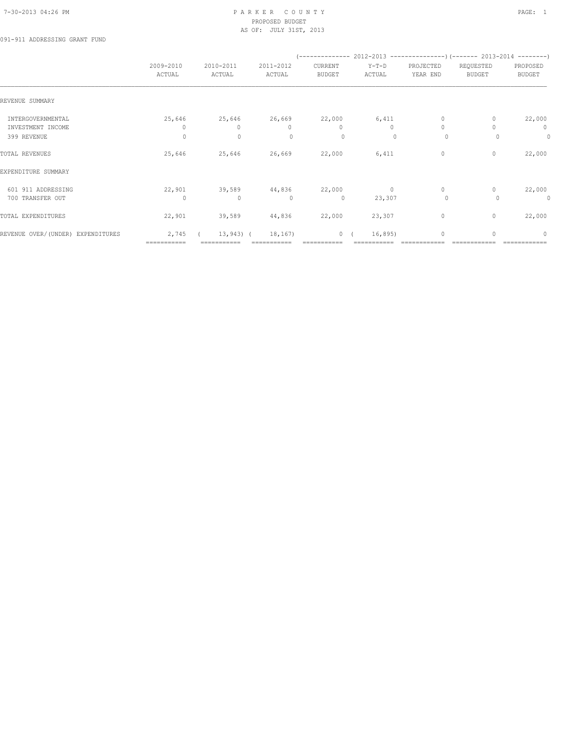# PARKER COUNTY
## PROPOSED BUDGET
### AS OF: JULY 31ST, 2013

091-911 ADDRESSING GRANT FUND

| | 2009-2010 ACTUAL | 2010-2011 ACTUAL | 2011-2012 ACTUAL | 2012-2013 CURRENT BUDGET | 2012-2013 Y-T-D ACTUAL | 2012-2013 PROJECTED YEAR END | 2013-2014 REQUESTED BUDGET | 2013-2014 PROPOSED BUDGET |
|---|---|---|---|---|---|---|---|---|
| REVENUE SUMMARY | | | | | | | | |
| INTERGOVERNMENTAL | 25,646 | 25,646 | 26,669 | 22,000 | 6,411 | 0 | 0 | 22,000 |
| INVESTMENT INCOME | 0 | 0 | 0 | 0 | 0 | 0 | 0 | 0 |
| 399 REVENUE | 0 | 0 | 0 | 0 | 0 | 0 | 0 | 0 |
| TOTAL REVENUES | 25,646 | 25,646 | 26,669 | 22,000 | 6,411 | 0 | 0 | 22,000 |
| EXPENDITURE SUMMARY | | | | | | | | |
| 601 911 ADDRESSING | 22,901 | 39,589 | 44,836 | 22,000 | 0 | 0 | 0 | 22,000 |
| 700 TRANSFER OUT | 0 | 0 | 0 | 0 | 23,307 | 0 | 0 | 0 |
| TOTAL EXPENDITURES | 22,901 | 39,589 | 44,836 | 22,000 | 23,307 | 0 | 0 | 22,000 |
| REVENUE OVER/(UNDER) EXPENDITURES | 2,745 | ( 13,943) | ( 18,167) | 0 | ( 16,895) | 0 | 0 | 0 |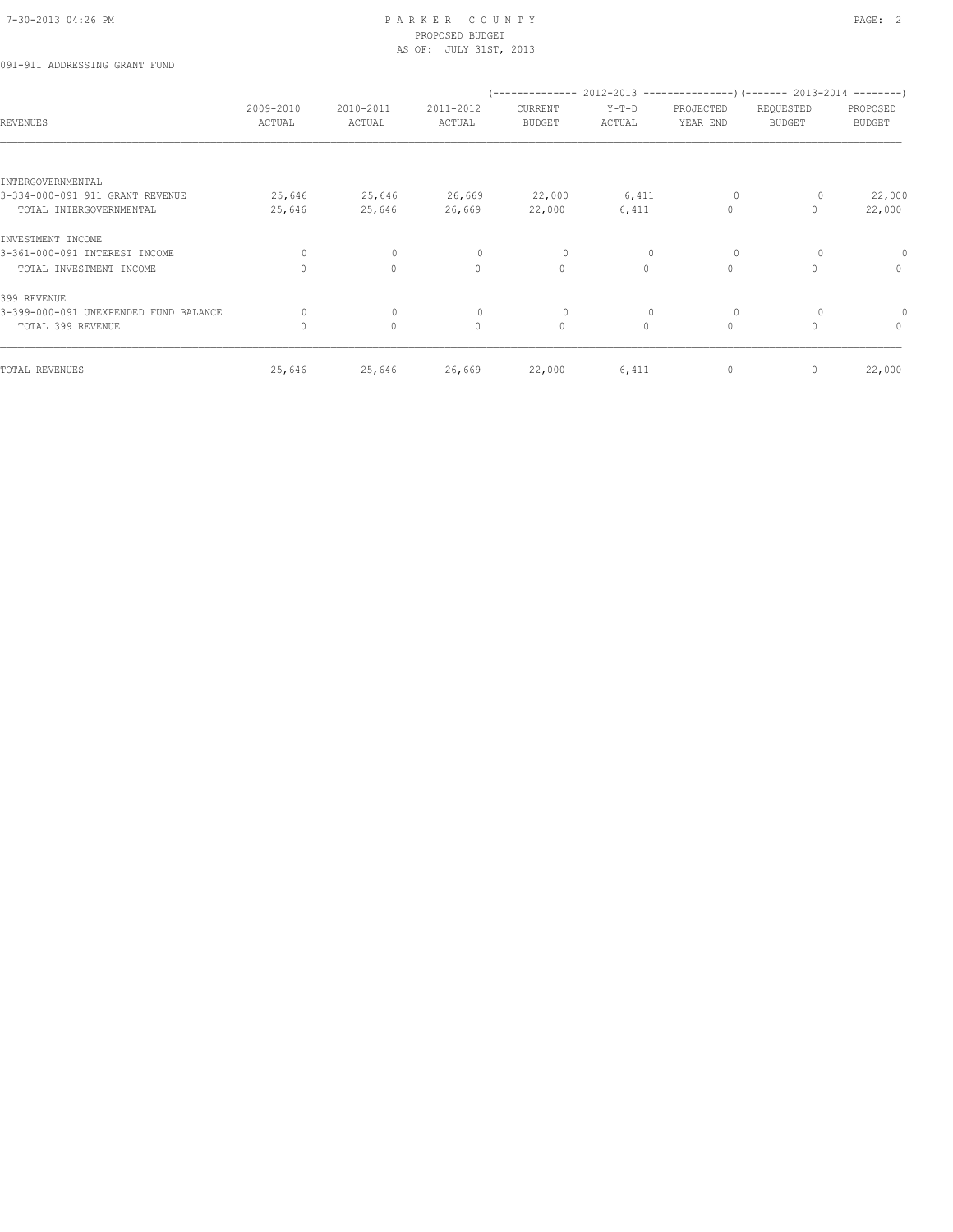PARKER COUNTY
PROPOSED BUDGET
AS OF: JULY 31ST, 2013

091-911 ADDRESSING GRANT FUND

| REVENUES | 2009-2010 ACTUAL | 2010-2011 ACTUAL | 2011-2012 ACTUAL | 2012-2013 CURRENT BUDGET | 2012-2013 Y-T-D ACTUAL | 2012-2013 PROJECTED YEAR END | 2013-2014 REQUESTED BUDGET | 2013-2014 PROPOSED BUDGET |
|---|---|---|---|---|---|---|---|---|
| INTERGOVERNMENTAL | | | | | | | | |
| 3-334-000-091 911 GRANT REVENUE | 25,646 | 25,646 | 26,669 | 22,000 | 6,411 | 0 | 0 | 22,000 |
| TOTAL INTERGOVERNMENTAL | 25,646 | 25,646 | 26,669 | 22,000 | 6,411 | 0 | 0 | 22,000 |
| INVESTMENT INCOME | | | | | | | | |
| 3-361-000-091 INTEREST INCOME | 0 | 0 | 0 | 0 | 0 | 0 | 0 | 0 |
| TOTAL INVESTMENT INCOME | 0 | 0 | 0 | 0 | 0 | 0 | 0 | 0 |
| 399 REVENUE | | | | | | | | |
| 3-399-000-091 UNEXPENDED FUND BALANCE | 0 | 0 | 0 | 0 | 0 | 0 | 0 | 0 |
| TOTAL 399 REVENUE | 0 | 0 | 0 | 0 | 0 | 0 | 0 | 0 |
| TOTAL REVENUES | 25,646 | 25,646 | 26,669 | 22,000 | 6,411 | 0 | 0 | 22,000 |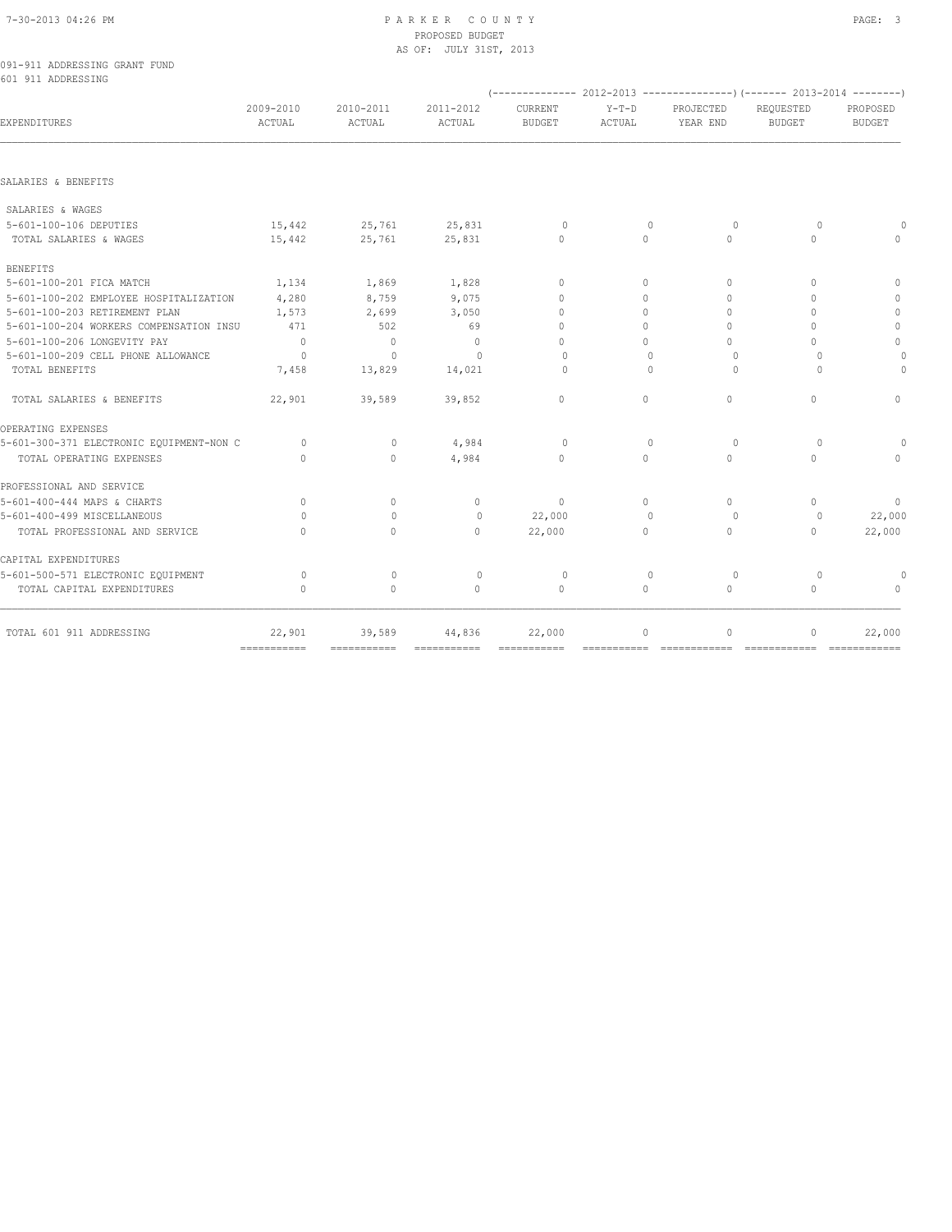PARKER COUNTY
PROPOSED BUDGET
AS OF: JULY 31ST, 2013

091-911 ADDRESSING GRANT FUND
601 911 ADDRESSING

| EXPENDITURES | 2009-2010 ACTUAL | 2010-2011 ACTUAL | 2011-2012 ACTUAL | 2012-2013 CURRENT BUDGET | 2012-2013 Y-T-D ACTUAL | 2012-2013 PROJECTED YEAR END | 2013-2014 REQUESTED BUDGET | 2013-2014 PROPOSED BUDGET |
|---|---|---|---|---|---|---|---|---|
| SALARIES & BENEFITS | | | | | | | | |
| SALARIES & WAGES | | | | | | | | |
| 5-601-100-106 DEPUTIES | 15,442 | 25,761 | 25,831 | 0 | 0 | 0 | 0 | 0 |
| TOTAL SALARIES & WAGES | 15,442 | 25,761 | 25,831 | 0 | 0 | 0 | 0 | 0 |
| BENEFITS | | | | | | | | |
| 5-601-100-201 FICA MATCH | 1,134 | 1,869 | 1,828 | 0 | 0 | 0 | 0 | 0 |
| 5-601-100-202 EMPLOYEE HOSPITALIZATION | 4,280 | 8,759 | 9,075 | 0 | 0 | 0 | 0 | 0 |
| 5-601-100-203 RETIREMENT PLAN | 1,573 | 2,699 | 3,050 | 0 | 0 | 0 | 0 | 0 |
| 5-601-100-204 WORKERS COMPENSATION INSU | 471 | 502 | 69 | 0 | 0 | 0 | 0 | 0 |
| 5-601-100-206 LONGEVITY PAY | 0 | 0 | 0 | 0 | 0 | 0 | 0 | 0 |
| 5-601-100-209 CELL PHONE ALLOWANCE | 0 | 0 | 0 | 0 | 0 | 0 | 0 | 0 |
| TOTAL BENEFITS | 7,458 | 13,829 | 14,021 | 0 | 0 | 0 | 0 | 0 |
| TOTAL SALARIES & BENEFITS | 22,901 | 39,589 | 39,852 | 0 | 0 | 0 | 0 | 0 |
| OPERATING EXPENSES | | | | | | | | |
| 5-601-300-371 ELECTRONIC EQUIPMENT-NON C | 0 | 0 | 4,984 | 0 | 0 | 0 | 0 | 0 |
| TOTAL OPERATING EXPENSES | 0 | 0 | 4,984 | 0 | 0 | 0 | 0 | 0 |
| PROFESSIONAL AND SERVICE | | | | | | | | |
| 5-601-400-444 MAPS & CHARTS | 0 | 0 | 0 | 0 | 0 | 0 | 0 | 0 |
| 5-601-400-499 MISCELLANEOUS | 0 | 0 | 0 | 22,000 | 0 | 0 | 0 | 22,000 |
| TOTAL PROFESSIONAL AND SERVICE | 0 | 0 | 0 | 22,000 | 0 | 0 | 0 | 22,000 |
| CAPITAL EXPENDITURES | | | | | | | | |
| 5-601-500-571 ELECTRONIC EQUIPMENT | 0 | 0 | 0 | 0 | 0 | 0 | 0 | 0 |
| TOTAL CAPITAL EXPENDITURES | 0 | 0 | 0 | 0 | 0 | 0 | 0 | 0 |
| TOTAL 601 911 ADDRESSING | 22,901 | 39,589 | 44,836 | 22,000 | 0 | 0 | 0 | 22,000 |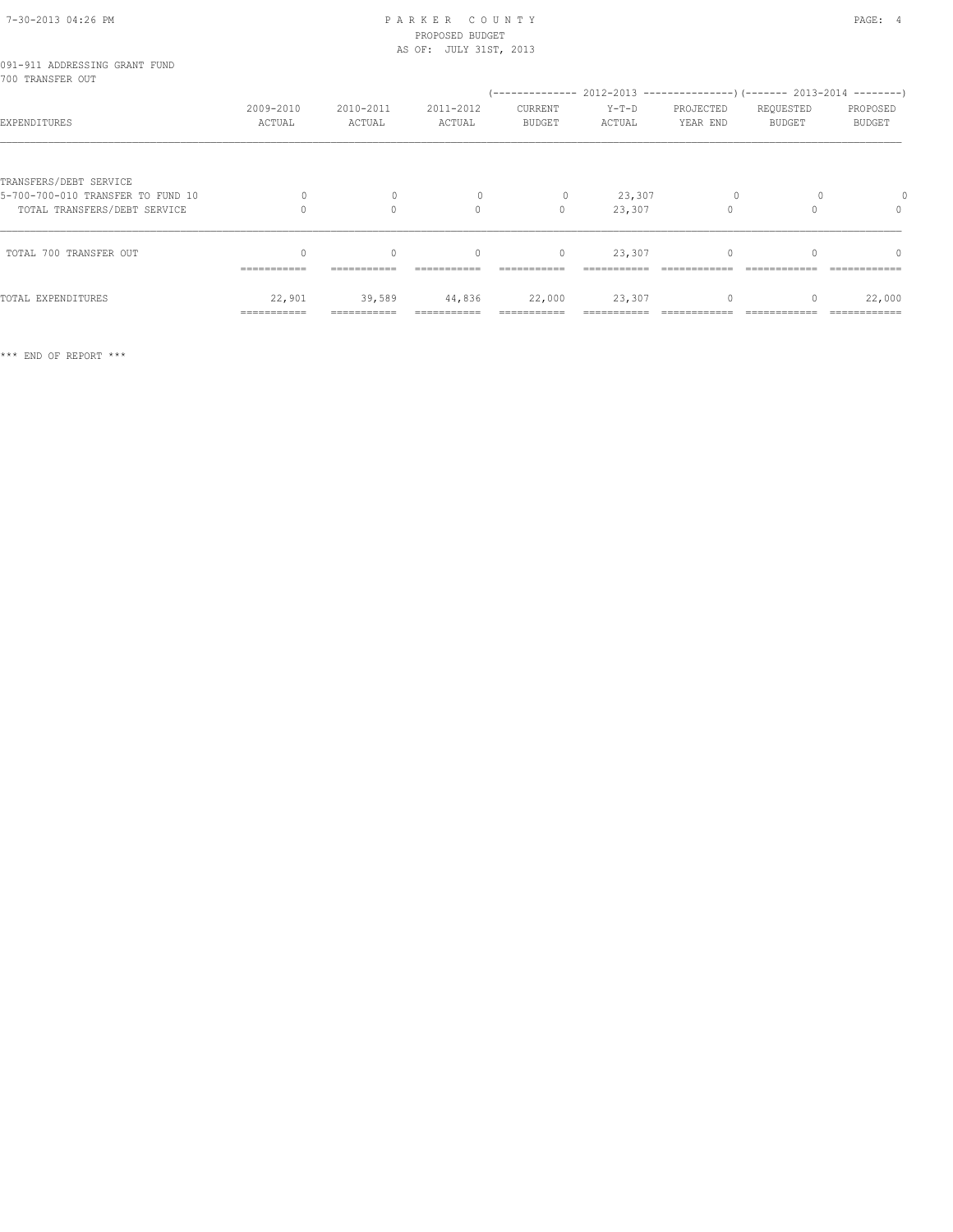091-911 ADDRESSING GRANT FUND
700 TRANSFER OUT

| EXPENDITURES | 2009-2010 ACTUAL | 2010-2011 ACTUAL | 2011-2012 ACTUAL | 2012-2013 CURRENT BUDGET | 2012-2013 Y-T-D ACTUAL | 2012-2013 PROJECTED YEAR END | 2013-2014 REQUESTED BUDGET | 2013-2014 PROPOSED BUDGET |
|---|---|---|---|---|---|---|---|---|
| TRANSFERS/DEBT SERVICE | | | | | | | | |
| 5-700-700-010 TRANSFER TO FUND 10 | 0 | 0 | 0 | 0 | 23,307 | 0 | 0 | 0 |
| TOTAL TRANSFERS/DEBT SERVICE | 0 | 0 | 0 | 0 | 23,307 | 0 | 0 | 0 |
| TOTAL 700 TRANSFER OUT | 0 | 0 | 0 | 0 | 23,307 | 0 | 0 | 0 |
| TOTAL EXPENDITURES | 22,901 | 39,589 | 44,836 | 22,000 | 23,307 | 0 | 0 | 22,000 |

*** END OF REPORT ***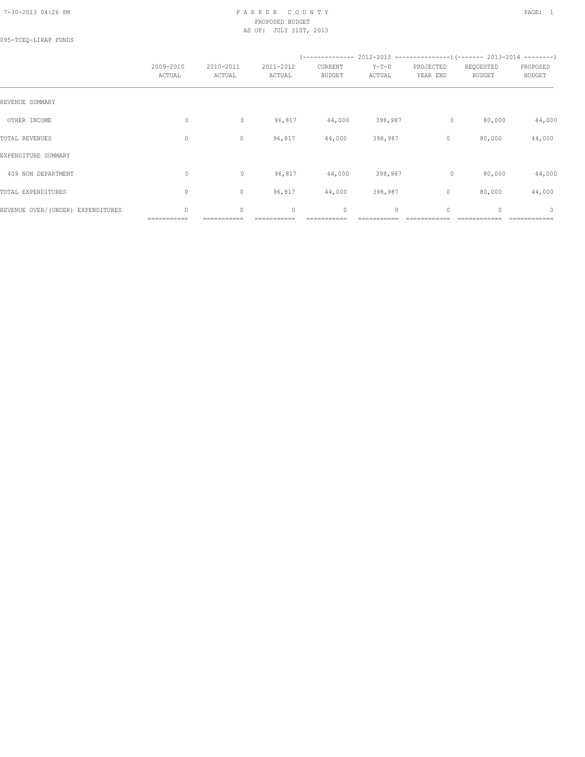# PARKER COUNTY
PROPOSED BUDGET
AS OF: JULY 31ST, 2013

095-TCEQ-LIRAP FUNDS

| | 2009-2010 ACTUAL | 2010-2011 ACTUAL | 2011-2012 ACTUAL | 2012-2013 CURRENT BUDGET | 2012-2013 Y-T-D ACTUAL | 2012-2013 PROJECTED YEAR END | 2013-2014 REQUESTED BUDGET | 2013-2014 PROPOSED BUDGET |
|---|---|---|---|---|---|---|---|---|
| REVENUE SUMMARY | | | | | | | | |
| OTHER INCOME | 0 | 0 | 96,817 | 44,000 | 398,987 | 0 | 80,000 | 44,000 |
| TOTAL REVENUES | 0 | 0 | 96,817 | 44,000 | 398,987 | 0 | 80,000 | 44,000 |
| EXPENDITURE SUMMARY | | | | | | | | |
| 409 NON DEPARTMENT | 0 | 0 | 96,817 | 44,000 | 398,987 | 0 | 80,000 | 44,000 |
| TOTAL EXPENDITURES | 0 | 0 | 96,817 | 44,000 | 398,987 | 0 | 80,000 | 44,000 |
| REVENUE OVER/(UNDER) EXPENDITURES | 0 | 0 | 0 | 0 | 0 | 0 | 0 | 0 |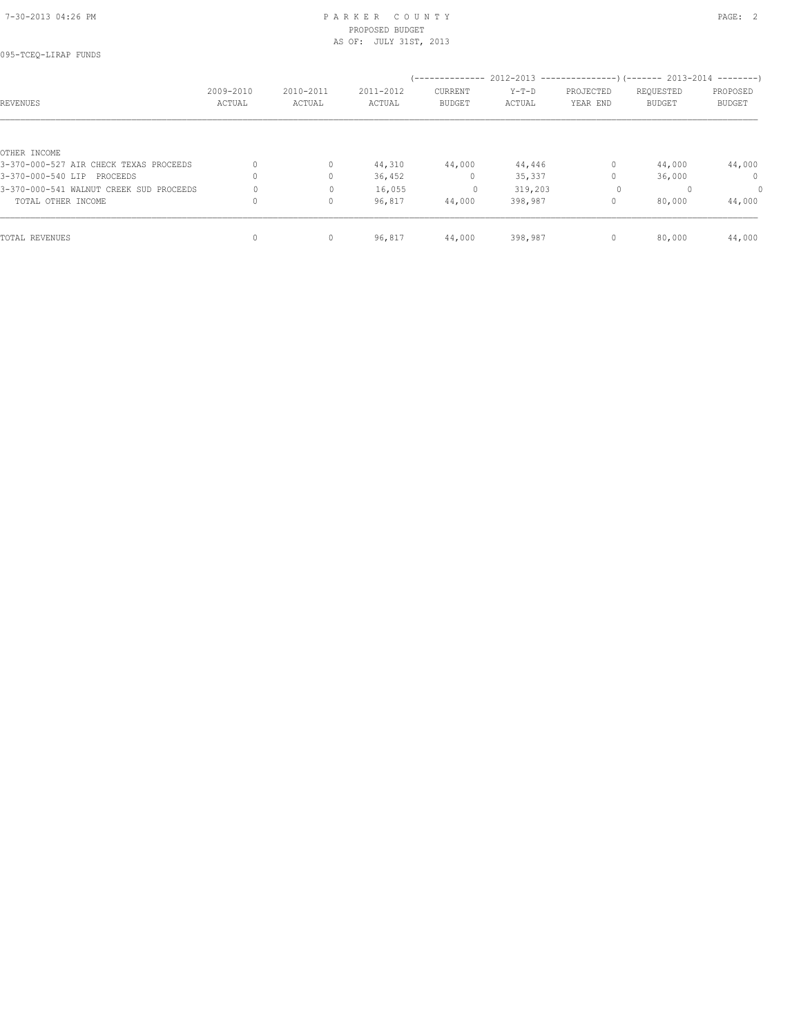095-TCEQ-LIRAP FUNDS

| REVENUES | 2009-2010 ACTUAL | 2010-2011 ACTUAL | 2011-2012 ACTUAL | 2012-2013 CURRENT BUDGET | 2012-2013 Y-T-D ACTUAL | 2012-2013 PROJECTED YEAR END | 2013-2014 REQUESTED BUDGET | 2013-2014 PROPOSED BUDGET |
|---|---|---|---|---|---|---|---|---|
| OTHER INCOME | | | | | | | | |
| 3-370-000-527 AIR CHECK TEXAS PROCEEDS | 0 | 0 | 44,310 | 44,000 | 44,446 | 0 | 44,000 | 44,000 |
| 3-370-000-540 LIP PROCEEDS | 0 | 0 | 36,452 | 0 | 35,337 | 0 | 36,000 | 0 |
| 3-370-000-541 WALNUT CREEK SUD PROCEEDS | 0 | 0 | 16,055 | 0 | 319,203 | 0 | 0 | 0 |
| TOTAL OTHER INCOME | 0 | 0 | 96,817 | 44,000 | 398,987 | 0 | 80,000 | 44,000 |
| TOTAL REVENUES | 0 | 0 | 96,817 | 44,000 | 398,987 | 0 | 80,000 | 44,000 |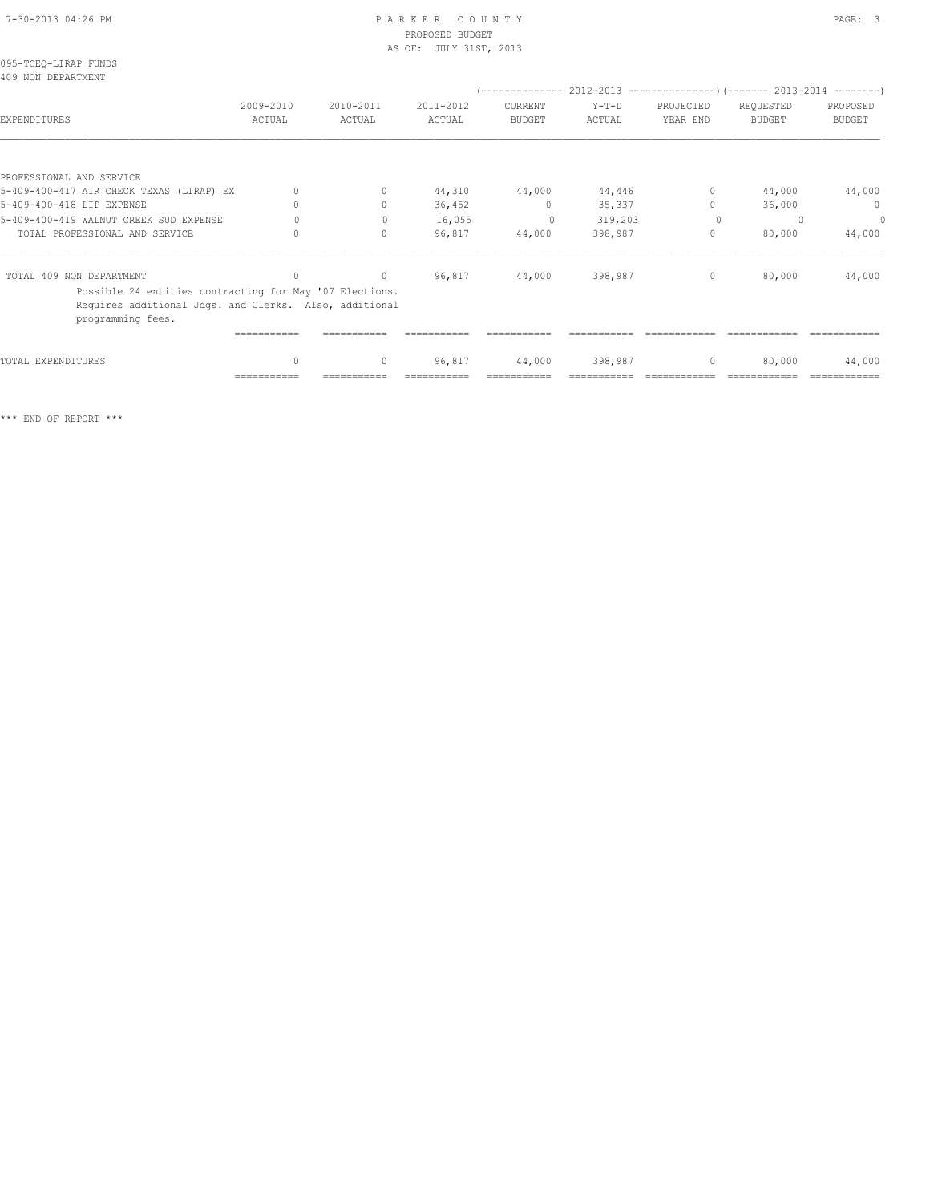PARKER COUNTY
PROPOSED BUDGET
AS OF: JULY 31ST, 2013

095-TCEQ-LIRAP FUNDS
409 NON DEPARTMENT

| EXPENDITURES | 2009-2010 ACTUAL | 2010-2011 ACTUAL | 2011-2012 ACTUAL | 2012-2013 CURRENT BUDGET | 2012-2013 Y-T-D ACTUAL | 2012-2013 PROJECTED YEAR END | 2013-2014 REQUESTED BUDGET | 2013-2014 PROPOSED BUDGET |
|---|---|---|---|---|---|---|---|---|
| PROFESSIONAL AND SERVICE | | | | | | | | |
| 5-409-400-417 AIR CHECK TEXAS (LIRAP) EX | 0 | 0 | 44,310 | 44,000 | 44,446 | 0 | 44,000 | 44,000 |
| 5-409-400-418 LIP EXPENSE | 0 | 0 | 36,452 | 0 | 35,337 | 0 | 36,000 | 0 |
| 5-409-400-419 WALNUT CREEK SUD EXPENSE | 0 | 0 | 16,055 | 0 | 319,203 | 0 | 0 | 0 |
| TOTAL PROFESSIONAL AND SERVICE | 0 | 0 | 96,817 | 44,000 | 398,987 | 0 | 80,000 | 44,000 |
| TOTAL 409 NON DEPARTMENT | 0 | 0 | 96,817 | 44,000 | 398,987 | 0 | 80,000 | 44,000 |
| TOTAL EXPENDITURES | 0 | 0 | 96,817 | 44,000 | 398,987 | 0 | 80,000 | 44,000 |

Possible 24 entities contracting for May '07 Elections. Requires additional Jdgs. and Clerks. Also, additional programming fees.

*** END OF REPORT ***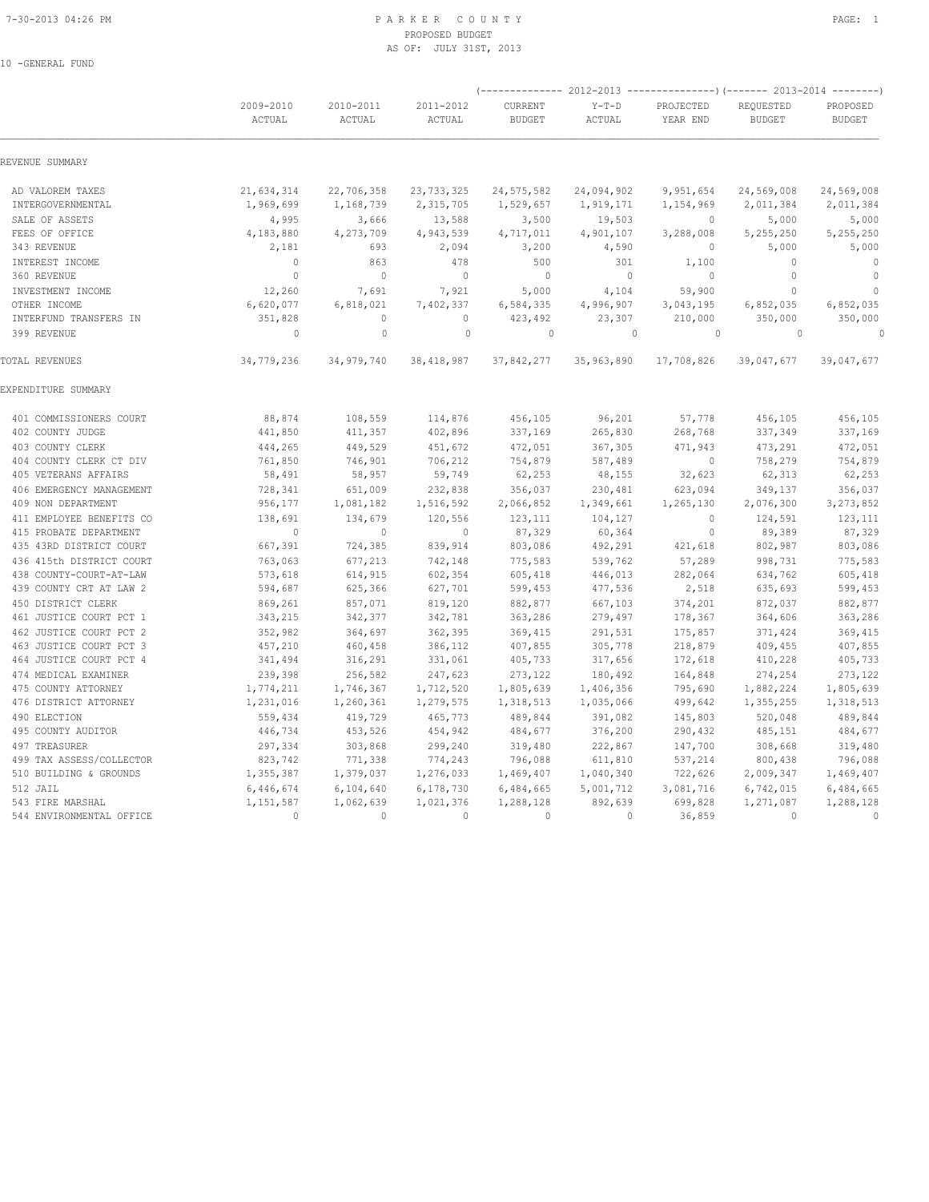# PARKER COUNTY
## PROPOSED BUDGET
### AS OF: JULY 31ST, 2013

10 -GENERAL FUND

| | 2009-2010 ACTUAL | 2010-2011 ACTUAL | 2011-2012 ACTUAL | 2012-2013 CURRENT BUDGET | 2012-2013 Y-T-D ACTUAL | 2012-2013 PROJECTED YEAR END | 2013-2014 REQUESTED BUDGET | 2013-2014 PROPOSED BUDGET |
|---|---|---|---|---|---|---|---|---|
| **REVENUE SUMMARY** | | | | | | | | |
| AD VALOREM TAXES | 21,634,314 | 22,706,358 | 23,733,325 | 24,575,582 | 24,094,902 | 9,951,654 | 24,569,008 | 24,569,008 |
| INTERGOVERNMENTAL | 1,969,699 | 1,168,739 | 2,315,705 | 1,529,657 | 1,919,171 | 1,154,969 | 2,011,384 | 2,011,384 |
| SALE OF ASSETS | 4,995 | 3,666 | 13,588 | 3,500 | 19,503 | 0 | 5,000 | 5,000 |
| FEES OF OFFICE | 4,183,880 | 4,273,709 | 4,943,539 | 4,717,011 | 4,901,107 | 3,288,008 | 5,255,250 | 5,255,250 |
| 343 REVENUE | 2,181 | 693 | 2,094 | 3,200 | 4,590 | 0 | 5,000 | 5,000 |
| INTEREST INCOME | 0 | 863 | 478 | 500 | 301 | 1,100 | 0 | 0 |
| 360 REVENUE | 0 | 0 | 0 | 0 | 0 | 0 | 0 | 0 |
| INVESTMENT INCOME | 12,260 | 7,691 | 7,921 | 5,000 | 4,104 | 59,900 | 0 | 0 |
| OTHER INCOME | 6,620,077 | 6,818,021 | 7,402,337 | 6,584,335 | 4,996,907 | 3,043,195 | 6,852,035 | 6,852,035 |
| INTERFUND TRANSFERS IN | 351,828 | 0 | 0 | 423,492 | 23,307 | 210,000 | 350,000 | 350,000 |
| 399 REVENUE | 0 | 0 | 0 | 0 | 0 | 0 | 0 | 0 |
| **TOTAL REVENUES** | 34,779,236 | 34,979,740 | 38,418,987 | 37,842,277 | 35,963,890 | 17,708,826 | 39,047,677 | 39,047,677 |
| **EXPENDITURE SUMMARY** | | | | | | | | |
| 401 COMMISSIONERS COURT | 88,874 | 108,559 | 114,876 | 456,105 | 96,201 | 57,778 | 456,105 | 456,105 |
| 402 COUNTY JUDGE | 441,850 | 411,357 | 402,896 | 337,169 | 265,830 | 268,768 | 337,349 | 337,169 |
| 403 COUNTY CLERK | 444,265 | 449,529 | 451,672 | 472,051 | 367,305 | 471,943 | 473,291 | 472,051 |
| 404 COUNTY CLERK CT DIV | 761,850 | 746,901 | 706,212 | 754,879 | 587,489 | 0 | 758,279 | 754,879 |
| 405 VETERANS AFFAIRS | 58,491 | 58,957 | 59,749 | 62,253 | 48,155 | 32,623 | 62,313 | 62,253 |
| 406 EMERGENCY MANAGEMENT | 728,341 | 651,009 | 232,838 | 356,037 | 230,481 | 623,094 | 349,137 | 356,037 |
| 409 NON DEPARTMENT | 956,177 | 1,081,182 | 1,516,592 | 2,066,852 | 1,349,661 | 1,265,130 | 2,076,300 | 3,273,852 |
| 411 EMPLOYEE BENEFITS CO | 138,691 | 134,679 | 120,556 | 123,111 | 104,127 | 0 | 124,591 | 123,111 |
| 415 PROBATE DEPARTMENT | 0 | 0 | 0 | 87,329 | 60,364 | 0 | 89,389 | 87,329 |
| 435 43RD DISTRICT COURT | 667,391 | 724,385 | 839,914 | 803,086 | 492,291 | 421,618 | 802,987 | 803,086 |
| 436 415th DISTRICT COURT | 763,063 | 677,213 | 742,148 | 775,583 | 539,762 | 57,289 | 998,731 | 775,583 |
| 438 COUNTY-COURT-AT-LAW | 573,618 | 614,915 | 602,354 | 605,418 | 446,013 | 282,064 | 634,762 | 605,418 |
| 439 COUNTY CRT AT LAW 2 | 594,687 | 625,366 | 627,701 | 599,453 | 477,536 | 2,518 | 635,693 | 599,453 |
| 450 DISTRICT CLERK | 869,261 | 857,071 | 819,120 | 882,877 | 667,103 | 374,201 | 872,037 | 882,877 |
| 461 JUSTICE COURT PCT 1 | 343,215 | 342,377 | 342,781 | 363,286 | 279,497 | 178,367 | 364,606 | 363,286 |
| 462 JUSTICE COURT PCT 2 | 352,982 | 364,697 | 362,395 | 369,415 | 291,531 | 175,857 | 371,424 | 369,415 |
| 463 JUSTICE COURT PCT 3 | 457,210 | 460,458 | 386,112 | 407,855 | 305,778 | 218,879 | 409,455 | 407,855 |
| 464 JUSTICE COURT PCT 4 | 341,494 | 316,291 | 331,061 | 405,733 | 317,656 | 172,618 | 410,228 | 405,733 |
| 474 MEDICAL EXAMINER | 239,398 | 256,582 | 247,623 | 273,122 | 180,492 | 164,848 | 274,254 | 273,122 |
| 475 COUNTY ATTORNEY | 1,774,211 | 1,746,367 | 1,712,520 | 1,805,639 | 1,406,356 | 795,690 | 1,882,224 | 1,805,639 |
| 476 DISTRICT ATTORNEY | 1,231,016 | 1,260,361 | 1,279,575 | 1,318,513 | 1,035,066 | 499,642 | 1,355,255 | 1,318,513 |
| 490 ELECTION | 559,434 | 419,729 | 465,773 | 489,844 | 391,082 | 145,803 | 520,048 | 489,844 |
| 495 COUNTY AUDITOR | 446,734 | 453,526 | 454,942 | 484,677 | 376,200 | 290,432 | 485,151 | 484,677 |
| 497 TREASURER | 297,334 | 303,868 | 299,240 | 319,480 | 222,867 | 147,700 | 308,668 | 319,480 |
| 499 TAX ASSESS/COLLECTOR | 823,742 | 771,338 | 774,243 | 796,088 | 611,810 | 537,214 | 800,438 | 796,088 |
| 510 BUILDING & GROUNDS | 1,355,387 | 1,379,037 | 1,276,033 | 1,469,407 | 1,040,340 | 722,626 | 2,009,347 | 1,469,407 |
| 512 JAIL | 6,446,674 | 6,104,640 | 6,178,730 | 6,484,665 | 5,001,712 | 3,081,716 | 6,742,015 | 6,484,665 |
| 543 FIRE MARSHAL | 1,151,587 | 1,062,639 | 1,021,376 | 1,288,128 | 892,639 | 699,828 | 1,271,087 | 1,288,128 |
| 544 ENVIRONMENTAL OFFICE | 0 | 0 | 0 | 0 | 0 | 36,859 | 0 | 0 |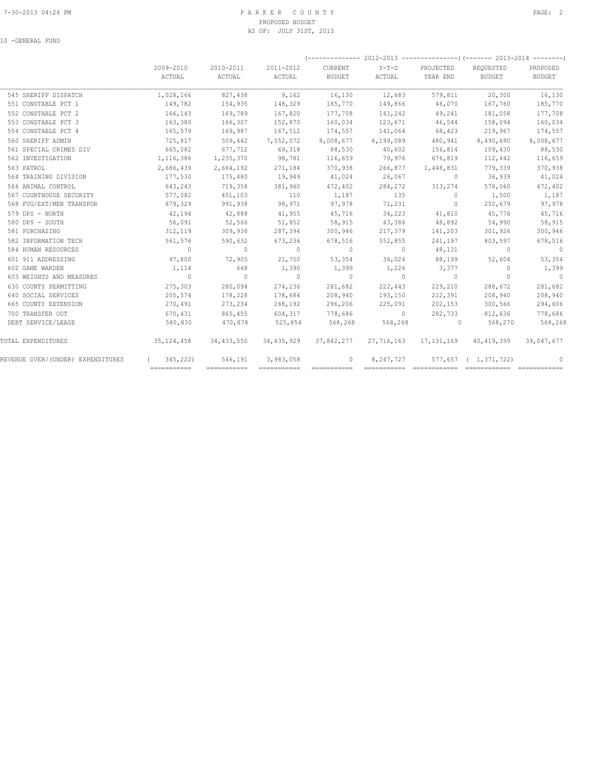PARKER COUNTY
PROPOSED BUDGET
AS OF: JULY 31ST, 2013

10 -GENERAL FUND

| | 2009-2010 ACTUAL | 2010-2011 ACTUAL | 2011-2012 ACTUAL | 2012-2013 CURRENT BUDGET | 2012-2013 Y-T-D ACTUAL | 2012-2013 PROJECTED YEAR END | 2013-2014 REQUESTED BUDGET | 2013-2014 PROPOSED BUDGET |
|---|---|---|---|---|---|---|---|---|
| 545 SHERIFF DISPATCH | 1,028,166 | 827,438 | 9,162 | 16,130 | 12,683 | 579,811 | 20,300 | 16,130 |
| 551 CONSTABLE PCT 1 | 149,782 | 154,935 | 148,329 | 185,770 | 149,866 | 46,070 | 167,760 | 185,770 |
| 552 CONSTABLE PCT 2 | 166,143 | 169,789 | 167,820 | 177,708 | 141,242 | 49,241 | 181,058 | 177,708 |
| 553 CONSTABLE PCT 3 | 163,380 | 166,307 | 152,870 | 160,034 | 123,671 | 46,544 | 158,094 | 160,034 |
| 554 CONSTABLE PCT 4 | 165,579 | 169,987 | 167,512 | 174,557 | 141,064 | 68,423 | 219,967 | 174,557 |
| 560 SHERIFF ADMIN | 725,817 | 509,442 | 7,552,072 | 8,008,677 | 6,199,089 | 480,941 | 8,490,690 | 8,008,677 |
| 561 SPECIAL CRIMES DIV | 665,082 | 677,712 | 69,318 | 88,530 | 40,602 | 156,814 | 109,430 | 88,530 |
| 562 INVESTIGATION | 1,116,386 | 1,235,370 | 98,781 | 116,659 | 79,976 | 676,819 | 112,442 | 116,659 |
| 563 PATROL | 2,686,439 | 2,664,192 | 271,184 | 370,938 | 266,877 | 1,448,831 | 779,339 | 370,938 |
| 564 TRAINING DIVISION | 177,530 | 175,480 | 19,949 | 41,024 | 26,067 | 0 | 36,939 | 41,024 |
| 566 ANIMAL CONTROL | 643,243 | 719,358 | 381,960 | 472,402 | 284,272 | 313,274 | 578,060 | 472,402 |
| 567 COURTHOUSE SECURITY | 577,082 | 451,103 | 110 | 1,187 | 135 | 0 | 1,500 | 1,187 |
| 568 FUG/EXT/MEN TRANSPOR | 879,329 | 991,938 | 98,971 | 97,978 | 71,231 | 0 | 250,679 | 97,978 |
| 579 DPS - NORTH | 42,194 | 42,888 | 41,955 | 45,716 | 34,223 | 41,810 | 45,776 | 45,716 |
| 580 DPS - SOUTH | 56,091 | 52,566 | 51,852 | 58,915 | 43,386 | 48,892 | 54,990 | 58,915 |
| 581 PURCHASING | 312,119 | 309,938 | 287,394 | 300,946 | 217,379 | 141,203 | 301,926 | 300,946 |
| 582 INFORMATION TECH | 561,576 | 590,632 | 673,236 | 678,516 | 552,855 | 241,197 | 803,597 | 678,516 |
| 584 HUMAN RESOURCES | 0 | 0 | 0 | 0 | 0 | 48,131 | 0 | 0 |
| 601 911 ADDRESSING | 97,800 | 72,905 | 21,750 | 53,354 | 36,024 | 88,199 | 52,604 | 53,354 |
| 602 GAME WARDEN | 1,114 | 648 | 1,390 | 1,399 | 1,226 | 3,377 | 0 | 1,399 |
| 603 WEIGHTS AND MEASURES | 0 | 0 | 0 | 0 | 0 | 0 | 0 | 0 |
| 630 COUNTY PERMITTING | 275,303 | 280,094 | 274,236 | 281,682 | 222,443 | 229,210 | 288,672 | 281,682 |
| 640 SOCIAL SERVICES | 205,574 | 178,228 | 178,684 | 208,940 | 193,150 | 212,391 | 208,940 | 208,940 |
| 665 COUNTY EXTENSION | 270,491 | 273,234 | 268,192 | 296,206 | 225,091 | 202,153 | 300,566 | 294,606 |
| 700 TRANSFER OUT | 670,431 | 865,455 | 604,317 | 778,686 | 0 | 282,733 | 812,636 | 778,686 |
| DEBT SERVICE/LEASE | 580,830 | 470,878 | 525,854 | 568,268 | 568,268 | 0 | 568,270 | 568,268 |
| TOTAL EXPENDITURES | 35,124,458 | 34,433,550 | 34,435,929 | 37,842,277 | 27,716,163 | 17,131,169 | 40,419,399 | 39,047,677 |
| REVENUE OVER/(UNDER) EXPENDITURES | ( 345,222) | 546,191 | 3,983,058 | 0 | 8,247,727 | 577,657 | ( 1,371,722) | 0 |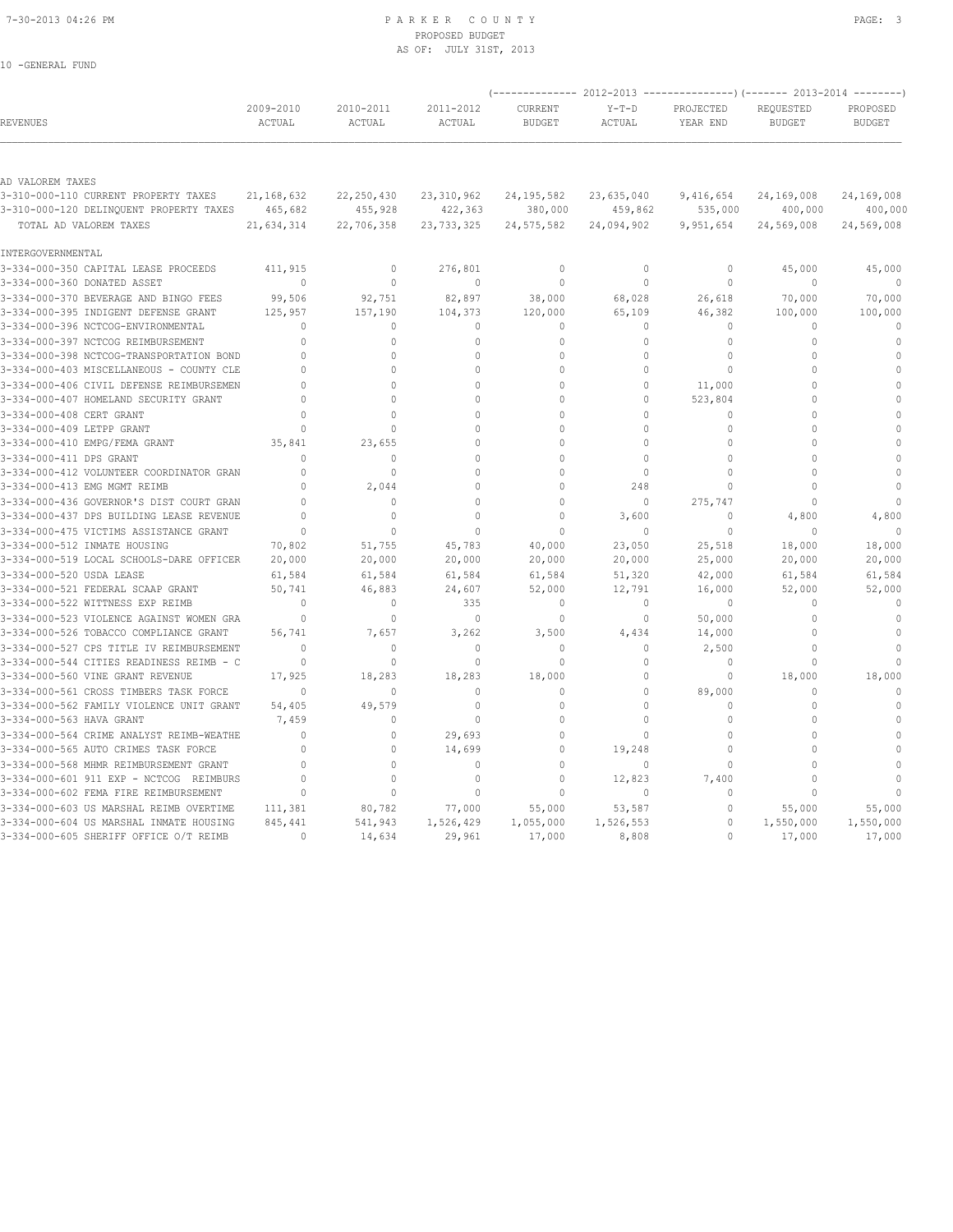# PARKER COUNTY
## PROPOSED BUDGET
### AS OF: JULY 31ST, 2013

10 -GENERAL FUND

| REVENUES | 2009-2010 ACTUAL | 2010-2011 ACTUAL | 2011-2012 ACTUAL | (---- 2012-2013 ----) CURRENT BUDGET | Y-T-D ACTUAL | PROJECTED YEAR END | (---- 2013-2014 ----) REQUESTED BUDGET | PROPOSED BUDGET |
|---|---|---|---|---|---|---|---|---|
| **AD VALOREM TAXES** | | | | | | | | |
| 3-310-000-110 CURRENT PROPERTY TAXES | 21,168,632 | 22,250,430 | 23,310,962 | 24,195,582 | 23,635,040 | 9,416,654 | 24,169,008 | 24,169,008 |
| 3-310-000-120 DELINQUENT PROPERTY TAXES | 465,682 | 455,928 | 422,363 | 380,000 | 459,862 | 535,000 | 400,000 | 400,000 |
| TOTAL AD VALOREM TAXES | 21,634,314 | 22,706,358 | 23,733,325 | 24,575,582 | 24,094,902 | 9,951,654 | 24,569,008 | 24,569,008 |
| **INTERGOVERNMENTAL** | | | | | | | | |
| 3-334-000-350 CAPITAL LEASE PROCEEDS | 411,915 | 0 | 276,801 | 0 | 0 | 0 | 45,000 | 45,000 |
| 3-334-000-360 DONATED ASSET | 0 | 0 | 0 | 0 | 0 | 0 | 0 | 0 |
| 3-334-000-370 BEVERAGE AND BINGO FEES | 99,506 | 92,751 | 82,897 | 38,000 | 68,028 | 26,618 | 70,000 | 70,000 |
| 3-334-000-395 INDIGENT DEFENSE GRANT | 125,957 | 157,190 | 104,373 | 120,000 | 65,109 | 46,382 | 100,000 | 100,000 |
| 3-334-000-396 NCTCOG-ENVIRONMENTAL | 0 | 0 | 0 | 0 | 0 | 0 | 0 | 0 |
| 3-334-000-397 NCTCOG REIMBURSEMENT | 0 | 0 | 0 | 0 | 0 | 0 | 0 | 0 |
| 3-334-000-398 NCTCOG-TRANSPORTATION BOND | 0 | 0 | 0 | 0 | 0 | 0 | 0 | 0 |
| 3-334-000-403 MISCELLANEOUS - COUNTY CLE | 0 | 0 | 0 | 0 | 0 | 0 | 0 | 0 |
| 3-334-000-406 CIVIL DEFENSE REIMBURSEMEN | 0 | 0 | 0 | 0 | 0 | 11,000 | 0 | 0 |
| 3-334-000-407 HOMELAND SECURITY GRANT | 0 | 0 | 0 | 0 | 0 | 523,804 | 0 | 0 |
| 3-334-000-408 CERT GRANT | 0 | 0 | 0 | 0 | 0 | 0 | 0 | 0 |
| 3-334-000-409 LETPP GRANT | 0 | 0 | 0 | 0 | 0 | 0 | 0 | 0 |
| 3-334-000-410 EMPG/FEMA GRANT | 35,841 | 23,655 | 0 | 0 | 0 | 0 | 0 | 0 |
| 3-334-000-411 DPS GRANT | 0 | 0 | 0 | 0 | 0 | 0 | 0 | 0 |
| 3-334-000-412 VOLUNTEER COORDINATOR GRAN | 0 | 0 | 0 | 0 | 0 | 0 | 0 | 0 |
| 3-334-000-413 EMG MGMT REIMB | 0 | 2,044 | 0 | 0 | 248 | 0 | 0 | 0 |
| 3-334-000-436 GOVERNOR'S DIST COURT GRAN | 0 | 0 | 0 | 0 | 0 | 275,747 | 0 | 0 |
| 3-334-000-437 DPS BUILDING LEASE REVENUE | 0 | 0 | 0 | 0 | 3,600 | 0 | 4,800 | 4,800 |
| 3-334-000-475 VICTIMS ASSISTANCE GRANT | 0 | 0 | 0 | 0 | 0 | 0 | 0 | 0 |
| 3-334-000-512 INMATE HOUSING | 70,802 | 51,755 | 45,783 | 40,000 | 23,050 | 25,518 | 18,000 | 18,000 |
| 3-334-000-519 LOCAL SCHOOLS-DARE OFFICER | 20,000 | 20,000 | 20,000 | 20,000 | 20,000 | 25,000 | 20,000 | 20,000 |
| 3-334-000-520 USDA LEASE | 61,584 | 61,584 | 61,584 | 61,584 | 51,320 | 42,000 | 61,584 | 61,584 |
| 3-334-000-521 FEDERAL SCAAP GRANT | 50,741 | 46,883 | 24,607 | 52,000 | 12,791 | 16,000 | 52,000 | 52,000 |
| 3-334-000-522 WITTNESS EXP REIMB | 0 | 0 | 335 | 0 | 0 | 0 | 0 | 0 |
| 3-334-000-523 VIOLENCE AGAINST WOMEN GRA | 0 | 0 | 0 | 0 | 0 | 50,000 | 0 | 0 |
| 3-334-000-526 TOBACCO COMPLIANCE GRANT | 56,741 | 7,657 | 3,262 | 3,500 | 4,434 | 14,000 | 0 | 0 |
| 3-334-000-527 CPS TITLE IV REIMBURSEMENT | 0 | 0 | 0 | 0 | 0 | 2,500 | 0 | 0 |
| 3-334-000-544 CITIES READINESS REIMB - C | 0 | 0 | 0 | 0 | 0 | 0 | 0 | 0 |
| 3-334-000-560 VINE GRANT REVENUE | 17,925 | 18,283 | 18,283 | 18,000 | 0 | 0 | 18,000 | 18,000 |
| 3-334-000-561 CROSS TIMBERS TASK FORCE | 0 | 0 | 0 | 0 | 0 | 89,000 | 0 | 0 |
| 3-334-000-562 FAMILY VIOLENCE UNIT GRANT | 54,405 | 49,579 | 0 | 0 | 0 | 0 | 0 | 0 |
| 3-334-000-563 HAVA GRANT | 7,459 | 0 | 0 | 0 | 0 | 0 | 0 | 0 |
| 3-334-000-564 CRIME ANALYST REIMB-WEATHE | 0 | 0 | 29,693 | 0 | 0 | 0 | 0 | 0 |
| 3-334-000-565 AUTO CRIMES TASK FORCE | 0 | 0 | 14,699 | 0 | 19,248 | 0 | 0 | 0 |
| 3-334-000-568 MHMR REIMBURSEMENT GRANT | 0 | 0 | 0 | 0 | 0 | 0 | 0 | 0 |
| 3-334-000-601 911 EXP - NCTCOG REIMBURS | 0 | 0 | 0 | 0 | 12,823 | 7,400 | 0 | 0 |
| 3-334-000-602 FEMA FIRE REIMBURSEMENT | 0 | 0 | 0 | 0 | 0 | 0 | 0 | 0 |
| 3-334-000-603 US MARSHAL REIMB OVERTIME | 111,381 | 80,782 | 77,000 | 55,000 | 53,587 | 0 | 55,000 | 55,000 |
| 3-334-000-604 US MARSHAL INMATE HOUSING | 845,441 | 541,943 | 1,526,429 | 1,055,000 | 1,526,553 | 0 | 1,550,000 | 1,550,000 |
| 3-334-000-605 SHERIFF OFFICE O/T REIMB | 0 | 14,634 | 29,961 | 17,000 | 8,808 | 0 | 17,000 | 17,000 |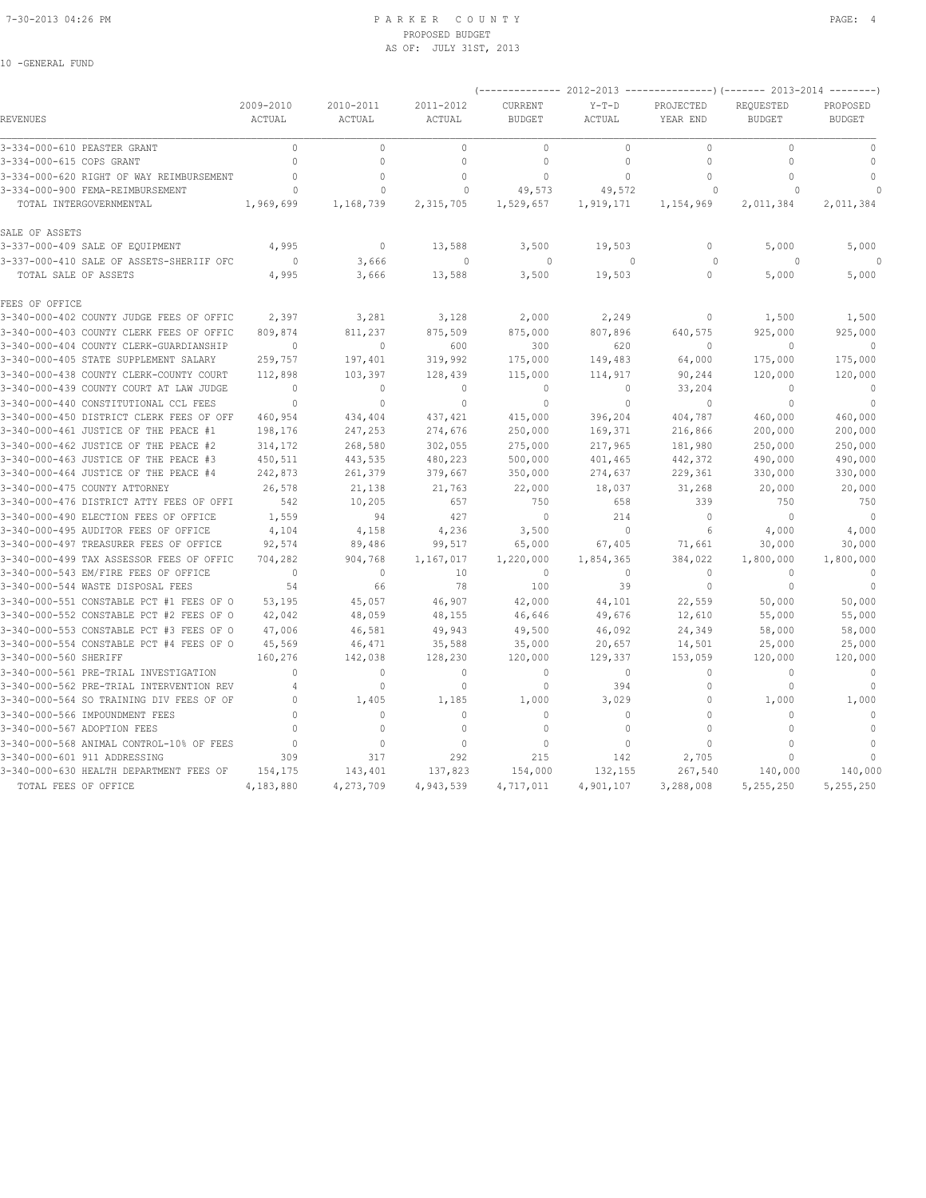PROPOSED BUDGET
AS OF: JULY 31ST, 2013

10 -GENERAL FUND

| REVENUES | 2009-2010 ACTUAL | 2010-2011 ACTUAL | 2011-2012 ACTUAL | (2012-2013) CURRENT BUDGET | (2012-2013) Y-T-D ACTUAL | (2012-2013) PROJECTED YEAR END | (2013-2014) REQUESTED BUDGET | (2013-2014) PROPOSED BUDGET |
|---|---|---|---|---|---|---|---|---|
| 3-334-000-610 PEASTER GRANT | 0 | 0 | 0 | 0 | 0 | 0 | 0 | 0 |
| 3-334-000-615 COPS GRANT | 0 | 0 | 0 | 0 | 0 | 0 | 0 | 0 |
| 3-334-000-620 RIGHT OF WAY REIMBURSEMENT | 0 | 0 | 0 | 0 | 0 | 0 | 0 | 0 |
| 3-334-000-900 FEMA-REIMBURSEMENT | 0 | 0 | 0 | 49,573 | 49,572 | 0 | 0 | 0 |
| TOTAL INTERGOVERNMENTAL | 1,969,699 | 1,168,739 | 2,315,705 | 1,529,657 | 1,919,171 | 1,154,969 | 2,011,384 | 2,011,384 |
| SALE OF ASSETS | | | | | | | | |
| 3-337-000-409 SALE OF EQUIPMENT | 4,995 | 0 | 13,588 | 3,500 | 19,503 | 0 | 5,000 | 5,000 |
| 3-337-000-410 SALE OF ASSETS-SHERIIF OFC | 0 | 3,666 | 0 | 0 | 0 | 0 | 0 | 0 |
| TOTAL SALE OF ASSETS | 4,995 | 3,666 | 13,588 | 3,500 | 19,503 | 0 | 5,000 | 5,000 |
| FEES OF OFFICE | | | | | | | | |
| 3-340-000-402 COUNTY JUDGE FEES OF OFFIC | 2,397 | 3,281 | 3,128 | 2,000 | 2,249 | 0 | 1,500 | 1,500 |
| 3-340-000-403 COUNTY CLERK FEES OF OFFIC | 809,874 | 811,237 | 875,509 | 875,000 | 807,896 | 640,575 | 925,000 | 925,000 |
| 3-340-000-404 COUNTY CLERK-GUARDIANSHIP | 0 | 0 | 600 | 300 | 620 | 0 | 0 | 0 |
| 3-340-000-405 STATE SUPPLEMENT SALARY | 259,757 | 197,401 | 319,992 | 175,000 | 149,483 | 64,000 | 175,000 | 175,000 |
| 3-340-000-438 COUNTY CLERK-COUNTY COURT | 112,898 | 103,397 | 128,439 | 115,000 | 114,917 | 90,244 | 120,000 | 120,000 |
| 3-340-000-439 COUNTY COURT AT LAW JUDGE | 0 | 0 | 0 | 0 | 0 | 33,204 | 0 | 0 |
| 3-340-000-440 CONSTITUTIONAL CCL FEES | 0 | 0 | 0 | 0 | 0 | 0 | 0 | 0 |
| 3-340-000-450 DISTRICT CLERK FEES OF OFF | 460,954 | 434,404 | 437,421 | 415,000 | 396,204 | 404,787 | 460,000 | 460,000 |
| 3-340-000-461 JUSTICE OF THE PEACE #1 | 198,176 | 247,253 | 274,676 | 250,000 | 169,371 | 216,866 | 200,000 | 200,000 |
| 3-340-000-462 JUSTICE OF THE PEACE #2 | 314,172 | 268,580 | 302,055 | 275,000 | 217,965 | 181,980 | 250,000 | 250,000 |
| 3-340-000-463 JUSTICE OF THE PEACE #3 | 450,511 | 443,535 | 480,223 | 500,000 | 401,465 | 442,372 | 490,000 | 490,000 |
| 3-340-000-464 JUSTICE OF THE PEACE #4 | 242,873 | 261,379 | 379,667 | 350,000 | 274,637 | 229,361 | 330,000 | 330,000 |
| 3-340-000-475 COUNTY ATTORNEY | 26,578 | 21,138 | 21,763 | 22,000 | 18,037 | 31,268 | 20,000 | 20,000 |
| 3-340-000-476 DISTRICT ATTY FEES OF OFFI | 542 | 10,205 | 657 | 750 | 658 | 339 | 750 | 750 |
| 3-340-000-490 ELECTION FEES OF OFFICE | 1,559 | 94 | 427 | 0 | 214 | 0 | 0 | 0 |
| 3-340-000-495 AUDITOR FEES OF OFFICE | 4,104 | 4,158 | 4,236 | 3,500 | 0 | 6 | 4,000 | 4,000 |
| 3-340-000-497 TREASURER FEES OF OFFICE | 92,574 | 89,486 | 99,517 | 65,000 | 67,405 | 71,661 | 30,000 | 30,000 |
| 3-340-000-499 TAX ASSESSOR FEES OF OFFIC | 704,282 | 904,768 | 1,167,017 | 1,220,000 | 1,854,365 | 384,022 | 1,800,000 | 1,800,000 |
| 3-340-000-543 EM/FIRE FEES OF OFFICE | 0 | 0 | 10 | 0 | 0 | 0 | 0 | 0 |
| 3-340-000-544 WASTE DISPOSAL FEES | 54 | 66 | 78 | 100 | 39 | 0 | 0 | 0 |
| 3-340-000-551 CONSTABLE PCT #1 FEES OF O | 53,195 | 45,057 | 46,907 | 42,000 | 44,101 | 22,559 | 50,000 | 50,000 |
| 3-340-000-552 CONSTABLE PCT #2 FEES OF O | 42,042 | 48,059 | 48,155 | 46,646 | 49,676 | 12,610 | 55,000 | 55,000 |
| 3-340-000-553 CONSTABLE PCT #3 FEES OF O | 47,006 | 46,581 | 49,943 | 49,500 | 46,092 | 24,349 | 58,000 | 58,000 |
| 3-340-000-554 CONSTABLE PCT #4 FEES OF O | 45,569 | 46,471 | 35,588 | 35,000 | 20,657 | 14,501 | 25,000 | 25,000 |
| 3-340-000-560 SHERIFF | 160,276 | 142,038 | 128,230 | 120,000 | 129,337 | 153,059 | 120,000 | 120,000 |
| 3-340-000-561 PRE-TRIAL INVESTIGATION | 0 | 0 | 0 | 0 | 0 | 0 | 0 | 0 |
| 3-340-000-562 PRE-TRIAL INTERVENTION REV | 4 | 0 | 0 | 0 | 394 | 0 | 0 | 0 |
| 3-340-000-564 SO TRAINING DIV FEES OF OF | 0 | 1,405 | 1,185 | 1,000 | 3,029 | 0 | 1,000 | 1,000 |
| 3-340-000-566 IMPOUNDMENT FEES | 0 | 0 | 0 | 0 | 0 | 0 | 0 | 0 |
| 3-340-000-567 ADOPTION FEES | 0 | 0 | 0 | 0 | 0 | 0 | 0 | 0 |
| 3-340-000-568 ANIMAL CONTROL-10% OF FEES | 0 | 0 | 0 | 0 | 0 | 0 | 0 | 0 |
| 3-340-000-601 911 ADDRESSING | 309 | 317 | 292 | 215 | 142 | 2,705 | 0 | 0 |
| 3-340-000-630 HEALTH DEPARTMENT FEES OF | 154,175 | 143,401 | 137,823 | 154,000 | 132,155 | 267,540 | 140,000 | 140,000 |
| TOTAL FEES OF OFFICE | 4,183,880 | 4,273,709 | 4,943,539 | 4,717,011 | 4,901,107 | 3,288,008 | 5,255,250 | 5,255,250 |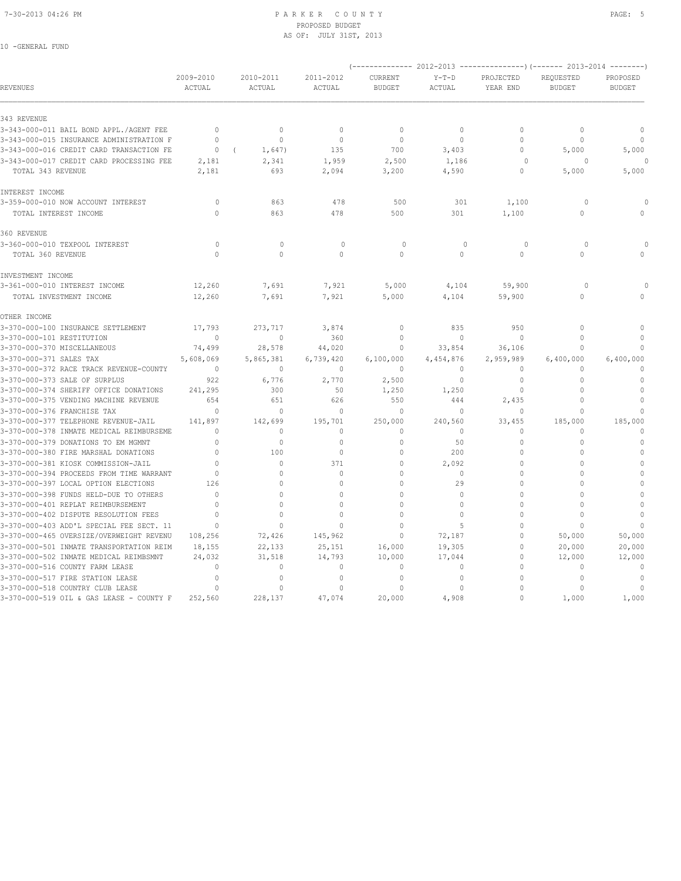PARKER COUNTY
PROPOSED BUDGET
AS OF: JULY 31ST, 2013

10 -GENERAL FUND

| REVENUES | 2009-2010 ACTUAL | 2010-2011 ACTUAL | 2011-2012 ACTUAL | 2012-2013 CURRENT BUDGET | 2012-2013 Y-T-D ACTUAL | 2012-2013 PROJECTED YEAR END | 2013-2014 REQUESTED BUDGET | 2013-2014 PROPOSED BUDGET |
|---|---|---|---|---|---|---|---|---|
| **343 REVENUE** | | | | | | | | |
| 3-343-000-011 BAIL BOND APPL./AGENT FEE | 0 | 0 | 0 | 0 | 0 | 0 | 0 | 0 |
| 3-343-000-015 INSURANCE ADMINISTRATION F | 0 | 0 | 0 | 0 | 0 | 0 | 0 | 0 |
| 3-343-000-016 CREDIT CARD TRANSACTION FE | 0 | ( 1,647) | 135 | 700 | 3,403 | 0 | 5,000 | 5,000 |
| 3-343-000-017 CREDIT CARD PROCESSING FEE | 2,181 | 2,341 | 1,959 | 2,500 | 1,186 | 0 | 0 | 0 |
| TOTAL 343 REVENUE | 2,181 | 693 | 2,094 | 3,200 | 4,590 | 0 | 5,000 | 5,000 |
| **INTEREST INCOME** | | | | | | | | |
| 3-359-000-010 NOW ACCOUNT INTEREST | 0 | 863 | 478 | 500 | 301 | 1,100 | 0 | 0 |
| TOTAL INTEREST INCOME | 0 | 863 | 478 | 500 | 301 | 1,100 | 0 | 0 |
| **360 REVENUE** | | | | | | | | |
| 3-360-000-010 TEXPOOL INTEREST | 0 | 0 | 0 | 0 | 0 | 0 | 0 | 0 |
| TOTAL 360 REVENUE | 0 | 0 | 0 | 0 | 0 | 0 | 0 | 0 |
| **INVESTMENT INCOME** | | | | | | | | |
| 3-361-000-010 INTEREST INCOME | 12,260 | 7,691 | 7,921 | 5,000 | 4,104 | 59,900 | 0 | 0 |
| TOTAL INVESTMENT INCOME | 12,260 | 7,691 | 7,921 | 5,000 | 4,104 | 59,900 | 0 | 0 |
| **OTHER INCOME** | | | | | | | | |
| 3-370-000-100 INSURANCE SETTLEMENT | 17,793 | 273,717 | 3,874 | 0 | 835 | 950 | 0 | 0 |
| 3-370-000-101 RESTITUTION | 0 | 0 | 360 | 0 | 0 | 0 | 0 | 0 |
| 3-370-000-370 MISCELLANEOUS | 74,499 | 28,578 | 44,020 | 0 | 33,854 | 36,106 | 0 | 0 |
| 3-370-000-371 SALES TAX | 5,608,069 | 5,865,381 | 6,739,420 | 6,100,000 | 4,454,876 | 2,959,989 | 6,400,000 | 6,400,000 |
| 3-370-000-372 RACE TRACK REVENUE-COUNTY | 0 | 0 | 0 | 0 | 0 | 0 | 0 | 0 |
| 3-370-000-373 SALE OF SURPLUS | 922 | 6,776 | 2,770 | 2,500 | 0 | 0 | 0 | 0 |
| 3-370-000-374 SHERIFF OFFICE DONATIONS | 241,295 | 300 | 50 | 1,250 | 1,250 | 0 | 0 | 0 |
| 3-370-000-375 VENDING MACHINE REVENUE | 654 | 651 | 626 | 550 | 444 | 2,435 | 0 | 0 |
| 3-370-000-376 FRANCHISE TAX | 0 | 0 | 0 | 0 | 0 | 0 | 0 | 0 |
| 3-370-000-377 TELEPHONE REVENUE-JAIL | 141,897 | 142,699 | 195,701 | 250,000 | 240,560 | 33,455 | 185,000 | 185,000 |
| 3-370-000-378 INMATE MEDICAL REIMBURSEME | 0 | 0 | 0 | 0 | 0 | 0 | 0 | 0 |
| 3-370-000-379 DONATIONS TO EM MGMNT | 0 | 0 | 0 | 0 | 50 | 0 | 0 | 0 |
| 3-370-000-380 FIRE MARSHAL DONATIONS | 0 | 100 | 0 | 0 | 200 | 0 | 0 | 0 |
| 3-370-000-381 KIOSK COMMISSION-JAIL | 0 | 0 | 371 | 0 | 2,092 | 0 | 0 | 0 |
| 3-370-000-394 PROCEEDS FROM TIME WARRANT | 0 | 0 | 0 | 0 | 0 | 0 | 0 | 0 |
| 3-370-000-397 LOCAL OPTION ELECTIONS | 126 | 0 | 0 | 0 | 29 | 0 | 0 | 0 |
| 3-370-000-398 FUNDS HELD-DUE TO OTHERS | 0 | 0 | 0 | 0 | 0 | 0 | 0 | 0 |
| 3-370-000-401 REPLAT REIMBURSEMENT | 0 | 0 | 0 | 0 | 0 | 0 | 0 | 0 |
| 3-370-000-402 DISPUTE RESOLUTION FEES | 0 | 0 | 0 | 0 | 0 | 0 | 0 | 0 |
| 3-370-000-403 ADD'L SPECIAL FEE SECT. 11 | 0 | 0 | 0 | 0 | 5 | 0 | 0 | 0 |
| 3-370-000-465 OVERSIZE/OVERWEIGHT REVENU | 108,256 | 72,426 | 145,962 | 0 | 72,187 | 0 | 50,000 | 50,000 |
| 3-370-000-501 INMATE TRANSPORTATION REIM | 18,155 | 22,133 | 25,151 | 16,000 | 19,305 | 0 | 20,000 | 20,000 |
| 3-370-000-502 INMATE MEDICAL REIMBSMNT | 24,032 | 31,518 | 14,793 | 10,000 | 17,044 | 0 | 12,000 | 12,000 |
| 3-370-000-516 COUNTY FARM LEASE | 0 | 0 | 0 | 0 | 0 | 0 | 0 | 0 |
| 3-370-000-517 FIRE STATION LEASE | 0 | 0 | 0 | 0 | 0 | 0 | 0 | 0 |
| 3-370-000-518 COUNTRY CLUB LEASE | 0 | 0 | 0 | 0 | 0 | 0 | 0 | 0 |
| 3-370-000-519 OIL & GAS LEASE - COUNTY F | 252,560 | 228,137 | 47,074 | 20,000 | 4,908 | 0 | 1,000 | 1,000 |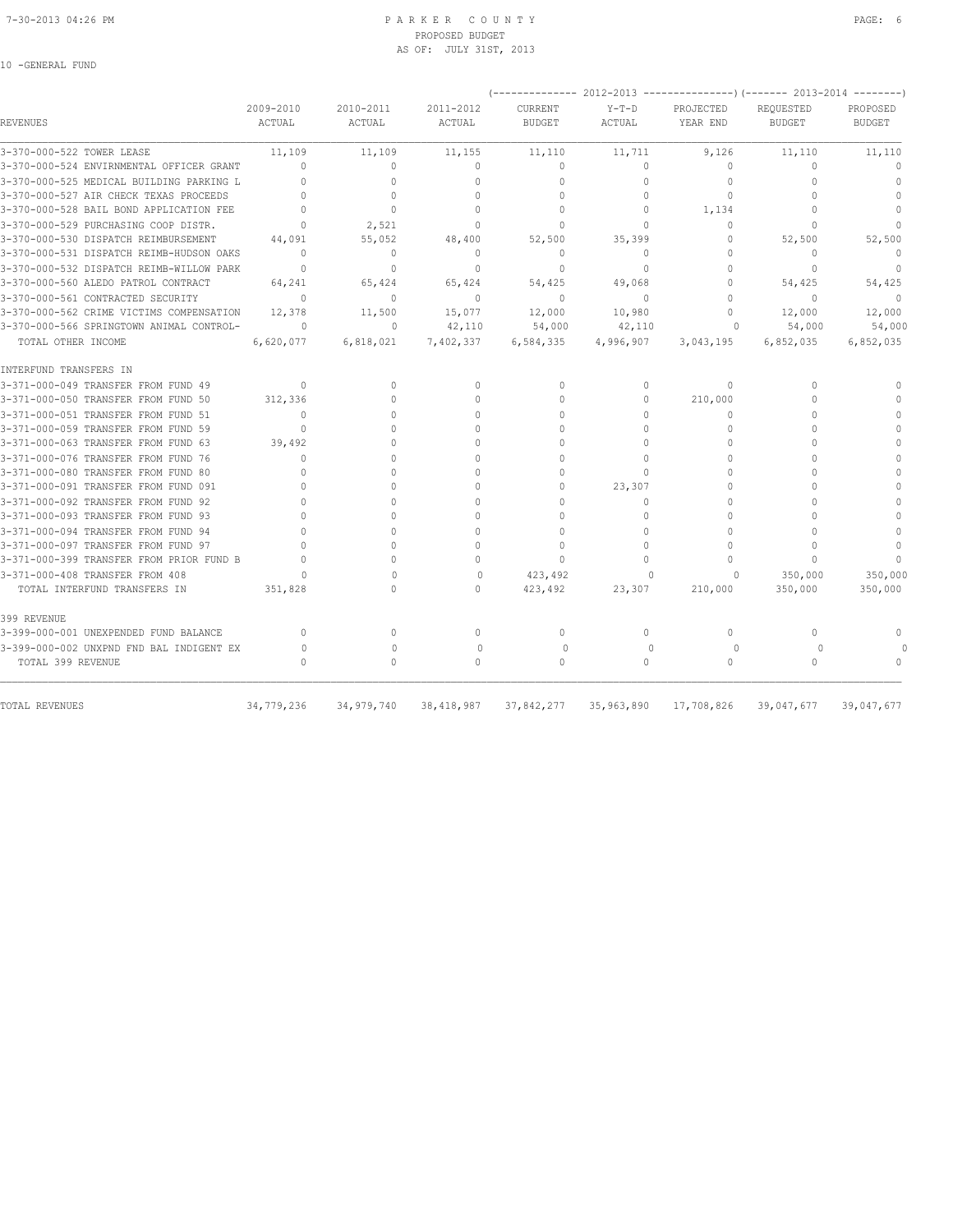PARKER COUNTY
PROPOSED BUDGET
AS OF: JULY 31ST, 2013

10 -GENERAL FUND

| REVENUES | 2009-2010 ACTUAL | 2010-2011 ACTUAL | 2011-2012 ACTUAL | (-------------- 2012-2013 CURRENT BUDGET | Y-T-D ACTUAL | PROJECTED YEAR END ---------------) | (------- 2013-2014 REQUESTED BUDGET | PROPOSED BUDGET --------) |
|---|---|---|---|---|---|---|---|---|
| 3-370-000-522 TOWER LEASE | 11,109 | 11,109 | 11,155 | 11,110 | 11,711 | 9,126 | 11,110 | 11,110 |
| 3-370-000-524 ENVIRNMENTAL OFFICER GRANT | 0 | 0 | 0 | 0 | 0 | 0 | 0 | 0 |
| 3-370-000-525 MEDICAL BUILDING PARKING L | 0 | 0 | 0 | 0 | 0 | 0 | 0 | 0 |
| 3-370-000-527 AIR CHECK TEXAS PROCEEDS | 0 | 0 | 0 | 0 | 0 | 0 | 0 | 0 |
| 3-370-000-528 BAIL BOND APPLICATION FEE | 0 | 0 | 0 | 0 | 0 | 1,134 | 0 | 0 |
| 3-370-000-529 PURCHASING COOP DISTR. | 0 | 2,521 | 0 | 0 | 0 | 0 | 0 | 0 |
| 3-370-000-530 DISPATCH REIMBURSEMENT | 44,091 | 55,052 | 48,400 | 52,500 | 35,399 | 0 | 52,500 | 52,500 |
| 3-370-000-531 DISPATCH REIMB-HUDSON OAKS | 0 | 0 | 0 | 0 | 0 | 0 | 0 | 0 |
| 3-370-000-532 DISPATCH REIMB-WILLOW PARK | 0 | 0 | 0 | 0 | 0 | 0 | 0 | 0 |
| 3-370-000-560 ALEDO PATROL CONTRACT | 64,241 | 65,424 | 65,424 | 54,425 | 49,068 | 0 | 54,425 | 54,425 |
| 3-370-000-561 CONTRACTED SECURITY | 0 | 0 | 0 | 0 | 0 | 0 | 0 | 0 |
| 3-370-000-562 CRIME VICTIMS COMPENSATION | 12,378 | 11,500 | 15,077 | 12,000 | 10,980 | 0 | 12,000 | 12,000 |
| 3-370-000-566 SPRINGTOWN ANIMAL CONTROL- | 0 | 0 | 42,110 | 54,000 | 42,110 | 0 | 54,000 | 54,000 |
| TOTAL OTHER INCOME | 6,620,077 | 6,818,021 | 7,402,337 | 6,584,335 | 4,996,907 | 3,043,195 | 6,852,035 | 6,852,035 |
| INTERFUND TRANSFERS IN | | | | | | | | |
| 3-371-000-049 TRANSFER FROM FUND 49 | 0 | 0 | 0 | 0 | 0 | 0 | 0 | 0 |
| 3-371-000-050 TRANSFER FROM FUND 50 | 312,336 | 0 | 0 | 0 | 0 | 210,000 | 0 | 0 |
| 3-371-000-051 TRANSFER FROM FUND 51 | 0 | 0 | 0 | 0 | 0 | 0 | 0 | 0 |
| 3-371-000-059 TRANSFER FROM FUND 59 | 0 | 0 | 0 | 0 | 0 | 0 | 0 | 0 |
| 3-371-000-063 TRANSFER FROM FUND 63 | 39,492 | 0 | 0 | 0 | 0 | 0 | 0 | 0 |
| 3-371-000-076 TRANSFER FROM FUND 76 | 0 | 0 | 0 | 0 | 0 | 0 | 0 | 0 |
| 3-371-000-080 TRANSFER FROM FUND 80 | 0 | 0 | 0 | 0 | 0 | 0 | 0 | 0 |
| 3-371-000-091 TRANSFER FROM FUND 091 | 0 | 0 | 0 | 0 | 23,307 | 0 | 0 | 0 |
| 3-371-000-092 TRANSFER FROM FUND 92 | 0 | 0 | 0 | 0 | 0 | 0 | 0 | 0 |
| 3-371-000-093 TRANSFER FROM FUND 93 | 0 | 0 | 0 | 0 | 0 | 0 | 0 | 0 |
| 3-371-000-094 TRANSFER FROM FUND 94 | 0 | 0 | 0 | 0 | 0 | 0 | 0 | 0 |
| 3-371-000-097 TRANSFER FROM FUND 97 | 0 | 0 | 0 | 0 | 0 | 0 | 0 | 0 |
| 3-371-000-399 TRANSFER FROM PRIOR FUND B | 0 | 0 | 0 | 0 | 0 | 0 | 0 | 0 |
| 3-371-000-408 TRANSFER FROM 408 | 0 | 0 | 0 | 423,492 | 0 | 0 | 350,000 | 350,000 |
| TOTAL INTERFUND TRANSFERS IN | 351,828 | 0 | 0 | 423,492 | 23,307 | 210,000 | 350,000 | 350,000 |
| 399 REVENUE | | | | | | | | |
| 3-399-000-001 UNEXPENDED FUND BALANCE | 0 | 0 | 0 | 0 | 0 | 0 | 0 | 0 |
| 3-399-000-002 UNXPND FND BAL INDIGENT EX | 0 | 0 | 0 | 0 | 0 | 0 | 0 | 0 |
| TOTAL 399 REVENUE | 0 | 0 | 0 | 0 | 0 | 0 | 0 | 0 |
| TOTAL REVENUES | 34,779,236 | 34,979,740 | 38,418,987 | 37,842,277 | 35,963,890 | 17,708,826 | 39,047,677 | 39,047,677 |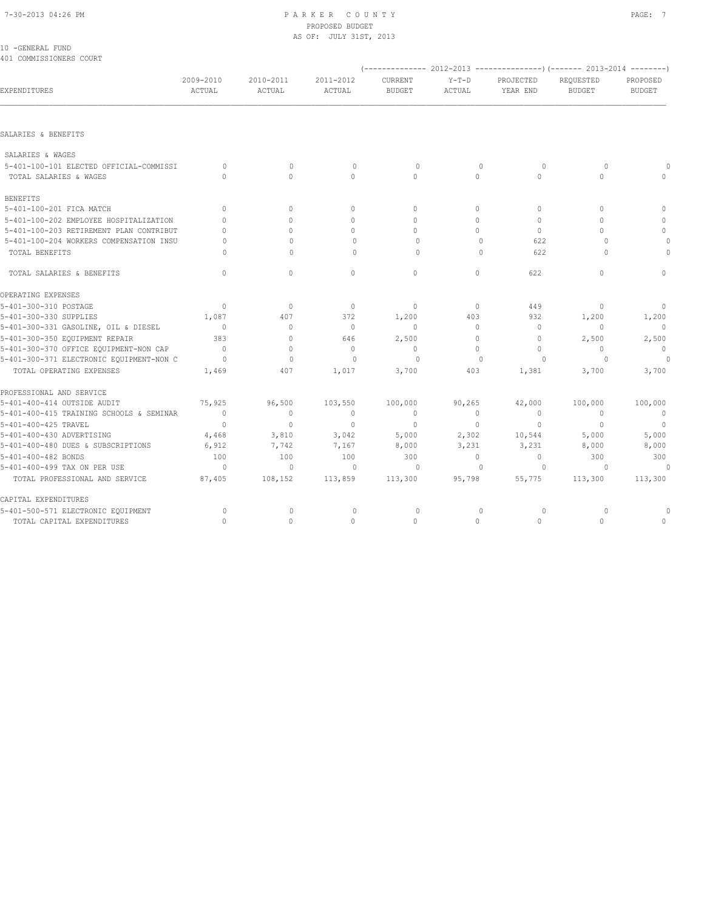10 -GENERAL FUND
401 COMMISSIONERS COURT

| EXPENDITURES | 2009-2010 ACTUAL | 2010-2011 ACTUAL | 2011-2012 ACTUAL | 2012-2013 CURRENT BUDGET | 2012-2013 Y-T-D ACTUAL | 2012-2013 PROJECTED YEAR END | 2013-2014 REQUESTED BUDGET | 2013-2014 PROPOSED BUDGET |
|---|---|---|---|---|---|---|---|---|
| SALARIES & BENEFITS | | | | | | | | |
| SALARIES & WAGES | | | | | | | | |
| 5-401-100-101 ELECTED OFFICIAL-COMMISSI | 0 | 0 | 0 | 0 | 0 | 0 | 0 | 0 |
| TOTAL SALARIES & WAGES | 0 | 0 | 0 | 0 | 0 | 0 | 0 | 0 |
| BENEFITS | | | | | | | | |
| 5-401-100-201 FICA MATCH | 0 | 0 | 0 | 0 | 0 | 0 | 0 | 0 |
| 5-401-100-202 EMPLOYEE HOSPITALIZATION | 0 | 0 | 0 | 0 | 0 | 0 | 0 | 0 |
| 5-401-100-203 RETIREMENT PLAN CONTRIBUT | 0 | 0 | 0 | 0 | 0 | 0 | 0 | 0 |
| 5-401-100-204 WORKERS COMPENSATION INSU | 0 | 0 | 0 | 0 | 0 | 622 | 0 | 0 |
| TOTAL BENEFITS | 0 | 0 | 0 | 0 | 0 | 622 | 0 | 0 |
| TOTAL SALARIES & BENEFITS | 0 | 0 | 0 | 0 | 0 | 622 | 0 | 0 |
| OPERATING EXPENSES | | | | | | | | |
| 5-401-300-310 POSTAGE | 0 | 0 | 0 | 0 | 0 | 449 | 0 | 0 |
| 5-401-300-330 SUPPLIES | 1,087 | 407 | 372 | 1,200 | 403 | 932 | 1,200 | 1,200 |
| 5-401-300-331 GASOLINE, OIL & DIESEL | 0 | 0 | 0 | 0 | 0 | 0 | 0 | 0 |
| 5-401-300-350 EQUIPMENT REPAIR | 383 | 0 | 646 | 2,500 | 0 | 0 | 2,500 | 2,500 |
| 5-401-300-370 OFFICE EQUIPMENT-NON CAP | 0 | 0 | 0 | 0 | 0 | 0 | 0 | 0 |
| 5-401-300-371 ELECTRONIC EQUIPMENT-NON C | 0 | 0 | 0 | 0 | 0 | 0 | 0 | 0 |
| TOTAL OPERATING EXPENSES | 1,469 | 407 | 1,017 | 3,700 | 403 | 1,381 | 3,700 | 3,700 |
| PROFESSIONAL AND SERVICE | | | | | | | | |
| 5-401-400-414 OUTSIDE AUDIT | 75,925 | 96,500 | 103,550 | 100,000 | 90,265 | 42,000 | 100,000 | 100,000 |
| 5-401-400-415 TRAINING SCHOOLS & SEMINAR | 0 | 0 | 0 | 0 | 0 | 0 | 0 | 0 |
| 5-401-400-425 TRAVEL | 0 | 0 | 0 | 0 | 0 | 0 | 0 | 0 |
| 5-401-400-430 ADVERTISING | 4,468 | 3,810 | 3,042 | 5,000 | 2,302 | 10,544 | 5,000 | 5,000 |
| 5-401-400-480 DUES & SUBSCRIPTIONS | 6,912 | 7,742 | 7,167 | 8,000 | 3,231 | 3,231 | 8,000 | 8,000 |
| 5-401-400-482 BONDS | 100 | 100 | 100 | 300 | 0 | 0 | 300 | 300 |
| 5-401-400-499 TAX ON PER USE | 0 | 0 | 0 | 0 | 0 | 0 | 0 | 0 |
| TOTAL PROFESSIONAL AND SERVICE | 87,405 | 108,152 | 113,859 | 113,300 | 95,798 | 55,775 | 113,300 | 113,300 |
| CAPITAL EXPENDITURES | | | | | | | | |
| 5-401-500-571 ELECTRONIC EQUIPMENT | 0 | 0 | 0 | 0 | 0 | 0 | 0 | 0 |
| TOTAL CAPITAL EXPENDITURES | 0 | 0 | 0 | 0 | 0 | 0 | 0 | 0 |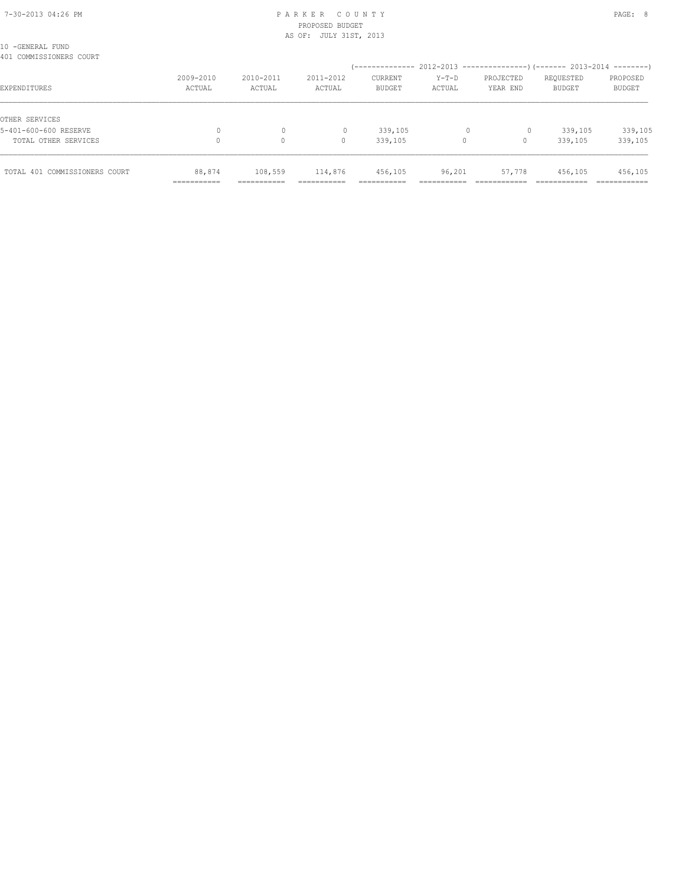PARKER COUNTY
PROPOSED BUDGET
AS OF: JULY 31ST, 2013

10 -GENERAL FUND
401 COMMISSIONERS COURT

| EXPENDITURES | 2009-2010 ACTUAL | 2010-2011 ACTUAL | 2011-2012 ACTUAL | 2012-2013 CURRENT BUDGET | 2012-2013 Y-T-D ACTUAL | 2012-2013 PROJECTED YEAR END | 2013-2014 REQUESTED BUDGET | 2013-2014 PROPOSED BUDGET |
|---|---|---|---|---|---|---|---|---|
| OTHER SERVICES | | | | | | | | |
| 5-401-600-600 RESERVE | 0 | 0 | 0 | 339,105 | 0 | 0 | 339,105 | 339,105 |
| TOTAL OTHER SERVICES | 0 | 0 | 0 | 339,105 | 0 | 0 | 339,105 | 339,105 |
| TOTAL 401 COMMISSIONERS COURT | 88,874 | 108,559 | 114,876 | 456,105 | 96,201 | 57,778 | 456,105 | 456,105 |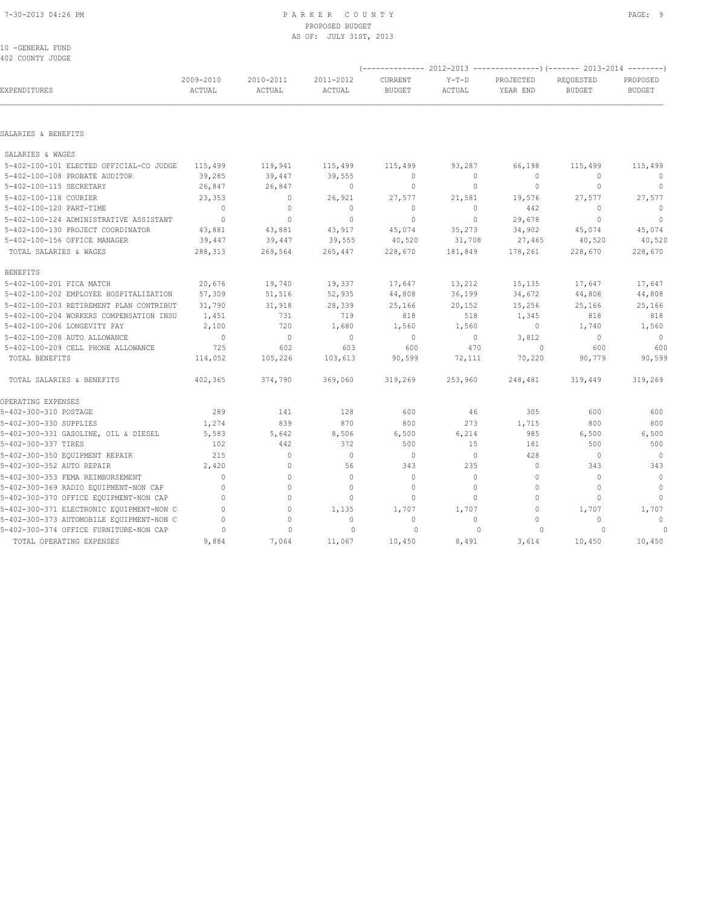# PARKER COUNTY
## PROPOSED BUDGET
### AS OF: JULY 31ST, 2013

10 -GENERAL FUND
402 COUNTY JUDGE

| EXPENDITURES | 2009-2010 ACTUAL | 2010-2011 ACTUAL | 2011-2012 ACTUAL | 2012-2013 CURRENT BUDGET | 2012-2013 Y-T-D ACTUAL | 2012-2013 PROJECTED YEAR END | 2013-2014 REQUESTED BUDGET | 2013-2014 PROPOSED BUDGET |
|---|---|---|---|---|---|---|---|---|
| SALARIES & BENEFITS | | | | | | | | |
| SALARIES & WAGES | | | | | | | | |
| 5-402-100-101 ELECTED OFFICIAL-CO JUDGE | 115,499 | 119,941 | 115,499 | 115,499 | 93,287 | 66,198 | 115,499 | 115,499 |
| 5-402-100-108 PROBATE AUDITOR | 39,285 | 39,447 | 39,555 | 0 | 0 | 0 | 0 | 0 |
| 5-402-100-115 SECRETARY | 26,847 | 26,847 | 0 | 0 | 0 | 0 | 0 | 0 |
| 5-402-100-118 COURIER | 23,353 | 0 | 26,921 | 27,577 | 21,581 | 19,576 | 27,577 | 27,577 |
| 5-402-100-120 PART-TIME | 0 | 0 | 0 | 0 | 0 | 442 | 0 | 0 |
| 5-402-100-124 ADMINISTRATIVE ASSISTANT | 0 | 0 | 0 | 0 | 0 | 29,678 | 0 | 0 |
| 5-402-100-130 PROJECT COORDINATOR | 43,881 | 43,881 | 43,917 | 45,074 | 35,273 | 34,902 | 45,074 | 45,074 |
| 5-402-100-156 OFFICE MANAGER | 39,447 | 39,447 | 39,555 | 40,520 | 31,708 | 27,465 | 40,520 | 40,520 |
| TOTAL SALARIES & WAGES | 288,313 | 269,564 | 265,447 | 228,670 | 181,849 | 178,261 | 228,670 | 228,670 |
| BENEFITS | | | | | | | | |
| 5-402-100-201 FICA MATCH | 20,676 | 19,740 | 19,337 | 17,647 | 13,212 | 15,135 | 17,647 | 17,647 |
| 5-402-100-202 EMPLOYEE HOSPITALIZATION | 57,309 | 51,516 | 52,935 | 44,808 | 36,199 | 34,672 | 44,808 | 44,808 |
| 5-402-100-203 RETIREMENT PLAN CONTRIBUT | 31,790 | 31,918 | 28,339 | 25,166 | 20,152 | 15,256 | 25,166 | 25,166 |
| 5-402-100-204 WORKERS COMPENSATION INSU | 1,451 | 731 | 719 | 818 | 518 | 1,345 | 818 | 818 |
| 5-402-100-206 LONGEVITY PAY | 2,100 | 720 | 1,680 | 1,560 | 1,560 | 0 | 1,740 | 1,560 |
| 5-402-100-208 AUTO ALLOWANCE | 0 | 0 | 0 | 0 | 0 | 3,812 | 0 | 0 |
| 5-402-100-209 CELL PHONE ALLOWANCE | 725 | 602 | 603 | 600 | 470 | 0 | 600 | 600 |
| TOTAL BENEFITS | 114,052 | 105,226 | 103,613 | 90,599 | 72,111 | 70,220 | 90,779 | 90,599 |
| TOTAL SALARIES & BENEFITS | 402,365 | 374,790 | 369,060 | 319,269 | 253,960 | 248,481 | 319,449 | 319,269 |
| OPERATING EXPENSES | | | | | | | | |
| 5-402-300-310 POSTAGE | 289 | 141 | 128 | 600 | 46 | 305 | 600 | 600 |
| 5-402-300-330 SUPPLIES | 1,274 | 839 | 870 | 800 | 273 | 1,715 | 800 | 800 |
| 5-402-300-331 GASOLINE, OIL & DIESEL | 5,583 | 5,642 | 8,506 | 6,500 | 6,214 | 985 | 6,500 | 6,500 |
| 5-402-300-337 TIRES | 102 | 442 | 372 | 500 | 15 | 181 | 500 | 500 |
| 5-402-300-350 EQUIPMENT REPAIR | 215 | 0 | 0 | 0 | 0 | 428 | 0 | 0 |
| 5-402-300-352 AUTO REPAIR | 2,420 | 0 | 56 | 343 | 235 | 0 | 343 | 343 |
| 5-402-300-353 FEMA REIMBURSEMENT | 0 | 0 | 0 | 0 | 0 | 0 | 0 | 0 |
| 5-402-300-369 RADIO EQUIPMENT-NON CAP | 0 | 0 | 0 | 0 | 0 | 0 | 0 | 0 |
| 5-402-300-370 OFFICE EQUIPMENT-NON CAP | 0 | 0 | 0 | 0 | 0 | 0 | 0 | 0 |
| 5-402-300-371 ELECTRONIC EQUIPMENT-NON C | 0 | 0 | 1,135 | 1,707 | 1,707 | 0 | 1,707 | 1,707 |
| 5-402-300-373 AUTOMOBILE EQUIPMENT-NON C | 0 | 0 | 0 | 0 | 0 | 0 | 0 | 0 |
| 5-402-300-374 OFFICE FURNITURE-NON CAP | 0 | 0 | 0 | 0 | 0 | 0 | 0 | 0 |
| TOTAL OPERATING EXPENSES | 9,884 | 7,064 | 11,067 | 10,450 | 8,491 | 3,614 | 10,450 | 10,450 |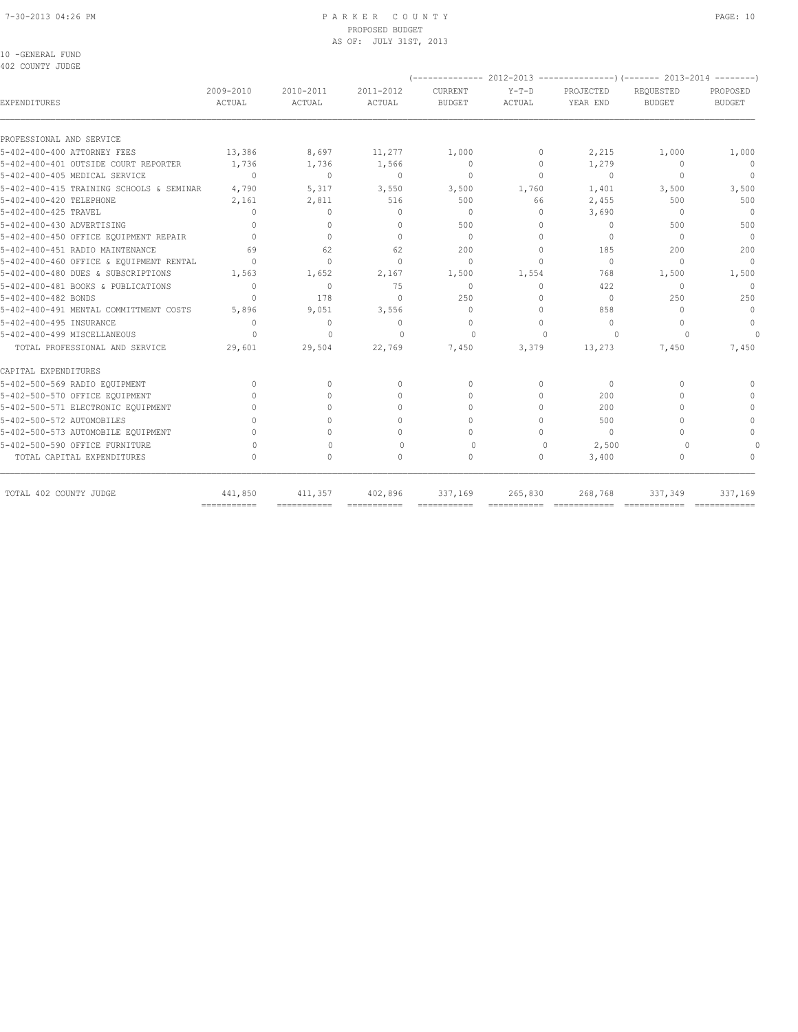# PARKER COUNTY
## PROPOSED BUDGET
### AS OF: JULY 31ST, 2013

10 -GENERAL FUND
402 COUNTY JUDGE

| EXPENDITURES | 2009-2010 ACTUAL | 2010-2011 ACTUAL | 2011-2012 ACTUAL | 2012-2013 CURRENT BUDGET | 2012-2013 Y-T-D ACTUAL | 2012-2013 PROJECTED YEAR END | 2013-2014 REQUESTED BUDGET | 2013-2014 PROPOSED BUDGET |
|---|---|---|---|---|---|---|---|---|
| PROFESSIONAL AND SERVICE | | | | | | | | |
| 5-402-400-400 ATTORNEY FEES | 13,386 | 8,697 | 11,277 | 1,000 | 0 | 2,215 | 1,000 | 1,000 |
| 5-402-400-401 OUTSIDE COURT REPORTER | 1,736 | 1,736 | 1,566 | 0 | 0 | 1,279 | 0 | 0 |
| 5-402-400-405 MEDICAL SERVICE | 0 | 0 | 0 | 0 | 0 | 0 | 0 | 0 |
| 5-402-400-415 TRAINING SCHOOLS & SEMINAR | 4,790 | 5,317 | 3,550 | 3,500 | 1,760 | 1,401 | 3,500 | 3,500 |
| 5-402-400-420 TELEPHONE | 2,161 | 2,811 | 516 | 500 | 66 | 2,455 | 500 | 500 |
| 5-402-400-425 TRAVEL | 0 | 0 | 0 | 0 | 0 | 3,690 | 0 | 0 |
| 5-402-400-430 ADVERTISING | 0 | 0 | 0 | 500 | 0 | 0 | 500 | 500 |
| 5-402-400-450 OFFICE EQUIPMENT REPAIR | 0 | 0 | 0 | 0 | 0 | 0 | 0 | 0 |
| 5-402-400-451 RADIO MAINTENANCE | 69 | 62 | 62 | 200 | 0 | 185 | 200 | 200 |
| 5-402-400-460 OFFICE & EQUIPMENT RENTAL | 0 | 0 | 0 | 0 | 0 | 0 | 0 | 0 |
| 5-402-400-480 DUES & SUBSCRIPTIONS | 1,563 | 1,652 | 2,167 | 1,500 | 1,554 | 768 | 1,500 | 1,500 |
| 5-402-400-481 BOOKS & PUBLICATIONS | 0 | 0 | 75 | 0 | 0 | 422 | 0 | 0 |
| 5-402-400-482 BONDS | 0 | 178 | 0 | 250 | 0 | 0 | 250 | 250 |
| 5-402-400-491 MENTAL COMMITTMENT COSTS | 5,896 | 9,051 | 3,556 | 0 | 0 | 858 | 0 | 0 |
| 5-402-400-495 INSURANCE | 0 | 0 | 0 | 0 | 0 | 0 | 0 | 0 |
| 5-402-400-499 MISCELLANEOUS | 0 | 0 | 0 | 0 | 0 | 0 | 0 | 0 |
| TOTAL PROFESSIONAL AND SERVICE | 29,601 | 29,504 | 22,769 | 7,450 | 3,379 | 13,273 | 7,450 | 7,450 |
| CAPITAL EXPENDITURES | | | | | | | | |
| 5-402-500-569 RADIO EQUIPMENT | 0 | 0 | 0 | 0 | 0 | 0 | 0 | 0 |
| 5-402-500-570 OFFICE EQUIPMENT | 0 | 0 | 0 | 0 | 0 | 200 | 0 | 0 |
| 5-402-500-571 ELECTRONIC EQUIPMENT | 0 | 0 | 0 | 0 | 0 | 200 | 0 | 0 |
| 5-402-500-572 AUTOMOBILES | 0 | 0 | 0 | 0 | 0 | 500 | 0 | 0 |
| 5-402-500-573 AUTOMOBILE EQUIPMENT | 0 | 0 | 0 | 0 | 0 | 0 | 0 | 0 |
| 5-402-500-590 OFFICE FURNITURE | 0 | 0 | 0 | 0 | 0 | 2,500 | 0 | 0 |
| TOTAL CAPITAL EXPENDITURES | 0 | 0 | 0 | 0 | 0 | 3,400 | 0 | 0 |
| TOTAL 402 COUNTY JUDGE | 441,850 | 411,357 | 402,896 | 337,169 | 265,830 | 268,768 | 337,349 | 337,169 |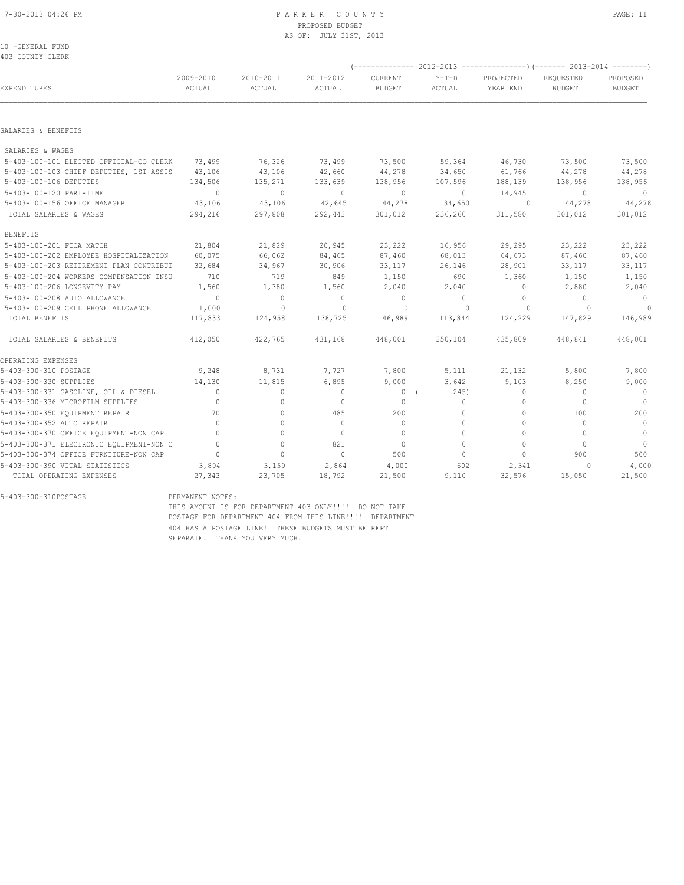10 -GENERAL FUND
403 COUNTY CLERK

PROPOSED BUDGET
AS OF: JULY 31ST, 2013

| EXPENDITURES | 2009-2010 ACTUAL | 2010-2011 ACTUAL | 2011-2012 ACTUAL | 2012-2013 CURRENT BUDGET | 2012-2013 Y-T-D ACTUAL | 2012-2013 PROJECTED YEAR END | 2013-2014 REQUESTED BUDGET | 2013-2014 PROPOSED BUDGET |
|---|---|---|---|---|---|---|---|---|
| SALARIES & BENEFITS | | | | | | | | |
| SALARIES & WAGES | | | | | | | | |
| 5-403-100-101 ELECTED OFFICIAL-CO CLERK | 73,499 | 76,326 | 73,499 | 73,500 | 59,364 | 46,730 | 73,500 | 73,500 |
| 5-403-100-103 CHIEF DEPUTIES, 1ST ASSIS | 43,106 | 43,106 | 42,660 | 44,278 | 34,650 | 61,766 | 44,278 | 44,278 |
| 5-403-100-106 DEPUTIES | 134,506 | 135,271 | 133,639 | 138,956 | 107,596 | 188,139 | 138,956 | 138,956 |
| 5-403-100-120 PART-TIME | 0 | 0 | 0 | 0 | 0 | 14,945 | 0 | 0 |
| 5-403-100-156 OFFICE MANAGER | 43,106 | 43,106 | 42,645 | 44,278 | 34,650 | 0 | 44,278 | 44,278 |
| TOTAL SALARIES & WAGES | 294,216 | 297,808 | 292,443 | 301,012 | 236,260 | 311,580 | 301,012 | 301,012 |
| BENEFITS | | | | | | | | |
| 5-403-100-201 FICA MATCH | 21,804 | 21,829 | 20,945 | 23,222 | 16,956 | 29,295 | 23,222 | 23,222 |
| 5-403-100-202 EMPLOYEE HOSPITALIZATION | 60,075 | 66,062 | 84,465 | 87,460 | 68,013 | 64,673 | 87,460 | 87,460 |
| 5-403-100-203 RETIREMENT PLAN CONTRIBUT | 32,684 | 34,967 | 30,906 | 33,117 | 26,146 | 28,901 | 33,117 | 33,117 |
| 5-403-100-204 WORKERS COMPENSATION INSU | 710 | 719 | 849 | 1,150 | 690 | 1,360 | 1,150 | 1,150 |
| 5-403-100-206 LONGEVITY PAY | 1,560 | 1,380 | 1,560 | 2,040 | 2,040 | 0 | 2,880 | 2,040 |
| 5-403-100-208 AUTO ALLOWANCE | 0 | 0 | 0 | 0 | 0 | 0 | 0 | 0 |
| 5-403-100-209 CELL PHONE ALLOWANCE | 1,000 | 0 | 0 | 0 | 0 | 0 | 0 | 0 |
| TOTAL BENEFITS | 117,833 | 124,958 | 138,725 | 146,989 | 113,844 | 124,229 | 147,829 | 146,989 |
| TOTAL SALARIES & BENEFITS | 412,050 | 422,765 | 431,168 | 448,001 | 350,104 | 435,809 | 448,841 | 448,001 |
| OPERATING EXPENSES | | | | | | | | |
| 5-403-300-310 POSTAGE | 9,248 | 8,731 | 7,727 | 7,800 | 5,111 | 21,132 | 5,800 | 7,800 |
| 5-403-300-330 SUPPLIES | 14,130 | 11,815 | 6,895 | 9,000 | 3,642 | 9,103 | 8,250 | 9,000 |
| 5-403-300-331 GASOLINE, OIL & DIESEL | 0 | 0 | 0 | 0 | ( 245) | 0 | 0 | 0 |
| 5-403-300-336 MICROFILM SUPPLIES | 0 | 0 | 0 | 0 | 0 | 0 | 0 | 0 |
| 5-403-300-350 EQUIPMENT REPAIR | 70 | 0 | 485 | 200 | 0 | 0 | 100 | 200 |
| 5-403-300-352 AUTO REPAIR | 0 | 0 | 0 | 0 | 0 | 0 | 0 | 0 |
| 5-403-300-370 OFFICE EQUIPMENT-NON CAP | 0 | 0 | 0 | 0 | 0 | 0 | 0 | 0 |
| 5-403-300-371 ELECTRONIC EQUIPMENT-NON C | 0 | 0 | 821 | 0 | 0 | 0 | 0 | 0 |
| 5-403-300-374 OFFICE FURNITURE-NON CAP | 0 | 0 | 0 | 500 | 0 | 0 | 900 | 500 |
| 5-403-300-390 VITAL STATISTICS | 3,894 | 3,159 | 2,864 | 4,000 | 602 | 2,341 | 0 | 4,000 |
| TOTAL OPERATING EXPENSES | 27,343 | 23,705 | 18,792 | 21,500 | 9,110 | 32,576 | 15,050 | 21,500 |

5-403-300-310POSTAGE PERMANENT NOTES:
THIS AMOUNT IS FOR DEPARTMENT 403 ONLY!!!! DO NOT TAKE POSTAGE FOR DEPARTMENT 404 FROM THIS LINE!!!! DEPARTMENT 404 HAS A POSTAGE LINE! THESE BUDGETS MUST BE KEPT SEPARATE. THANK YOU VERY MUCH.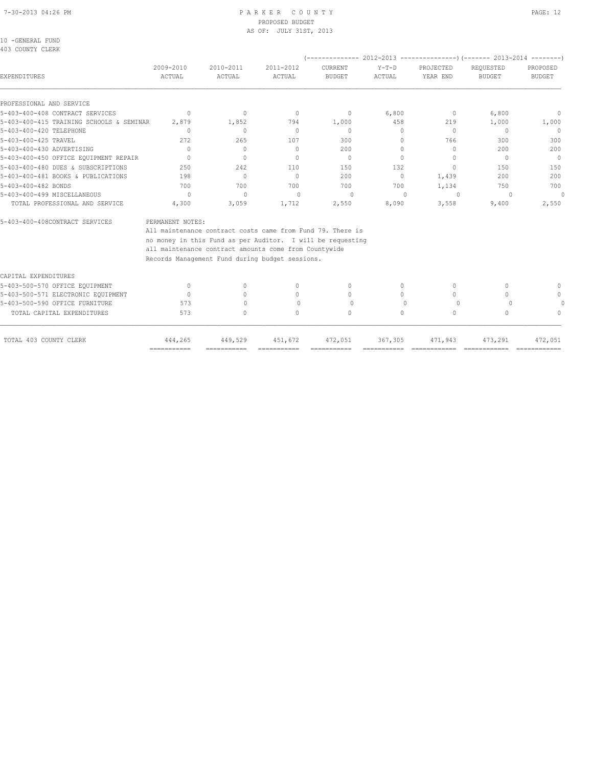10 -GENERAL FUND
403 COUNTY CLERK

| EXPENDITURES | 2009-2010 ACTUAL | 2010-2011 ACTUAL | 2011-2012 ACTUAL | 2012-2013 CURRENT BUDGET | 2012-2013 Y-T-D ACTUAL | 2012-2013 PROJECTED YEAR END | 2013-2014 REQUESTED BUDGET | 2013-2014 PROPOSED BUDGET |
|---|---|---|---|---|---|---|---|---|
| PROFESSIONAL AND SERVICE | | | | | | | | |
| 5-403-400-408 CONTRACT SERVICES | 0 | 0 | 0 | 0 | 6,800 | 0 | 6,800 | 0 |
| 5-403-400-415 TRAINING SCHOOLS & SEMINAR | 2,879 | 1,852 | 794 | 1,000 | 458 | 219 | 1,000 | 1,000 |
| 5-403-400-420 TELEPHONE | 0 | 0 | 0 | 0 | 0 | 0 | 0 | 0 |
| 5-403-400-425 TRAVEL | 272 | 265 | 107 | 300 | 0 | 766 | 300 | 300 |
| 5-403-400-430 ADVERTISING | 0 | 0 | 0 | 200 | 0 | 0 | 200 | 200 |
| 5-403-400-450 OFFICE EQUIPMENT REPAIR | 0 | 0 | 0 | 0 | 0 | 0 | 0 | 0 |
| 5-403-400-480 DUES & SUBSCRIPTIONS | 250 | 242 | 110 | 150 | 132 | 0 | 150 | 150 |
| 5-403-400-481 BOOKS & PUBLICATIONS | 198 | 0 | 0 | 200 | 0 | 1,439 | 200 | 200 |
| 5-403-400-482 BONDS | 700 | 700 | 700 | 700 | 700 | 1,134 | 750 | 700 |
| 5-403-400-499 MISCELLANEOUS | 0 | 0 | 0 | 0 | 0 | 0 | 0 | 0 |
| TOTAL PROFESSIONAL AND SERVICE | 4,300 | 3,059 | 1,712 | 2,550 | 8,090 | 3,558 | 9,400 | 2,550 |

5-403-400-408CONTRACT SERVICES — PERMANENT NOTES:
All maintenance contract costs came from Fund 79. There is no money in this Fund as per Auditor. I will be requesting all maintenance contract amounts come from Countywide Records Management Fund during budget sessions.

| EXPENDITURES | 2009-2010 ACTUAL | 2010-2011 ACTUAL | 2011-2012 ACTUAL | 2012-2013 CURRENT BUDGET | 2012-2013 Y-T-D ACTUAL | 2012-2013 PROJECTED YEAR END | 2013-2014 REQUESTED BUDGET | 2013-2014 PROPOSED BUDGET |
|---|---|---|---|---|---|---|---|---|
| CAPITAL EXPENDITURES | | | | | | | | |
| 5-403-500-570 OFFICE EQUIPMENT | 0 | 0 | 0 | 0 | 0 | 0 | 0 | 0 |
| 5-403-500-571 ELECTRONIC EQUIPMENT | 0 | 0 | 0 | 0 | 0 | 0 | 0 | 0 |
| 5-403-500-590 OFFICE FURNITURE | 573 | 0 | 0 | 0 | 0 | 0 | 0 | 0 |
| TOTAL CAPITAL EXPENDITURES | 573 | 0 | 0 | 0 | 0 | 0 | 0 | 0 |
| TOTAL 403 COUNTY CLERK | 444,265 | 449,529 | 451,672 | 472,051 | 367,305 | 471,943 | 473,291 | 472,051 |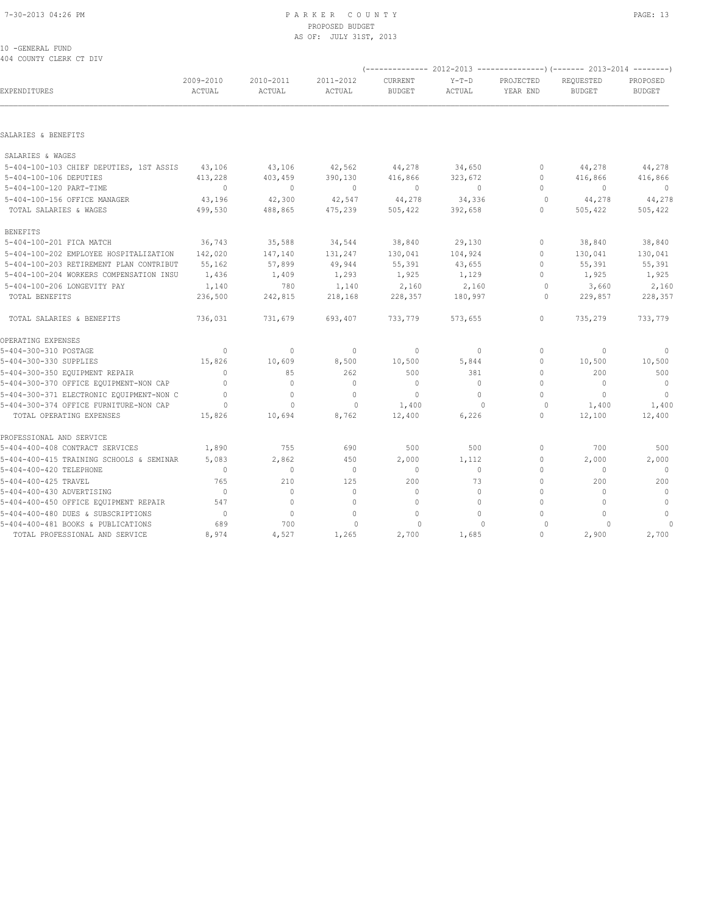10 -GENERAL FUND
404 COUNTY CLERK CT DIV

| EXPENDITURES | 2009-2010 ACTUAL | 2010-2011 ACTUAL | 2011-2012 ACTUAL | 2012-2013 CURRENT BUDGET | 2012-2013 Y-T-D ACTUAL | 2012-2013 PROJECTED YEAR END | 2013-2014 REQUESTED BUDGET | 2013-2014 PROPOSED BUDGET |
|---|---|---|---|---|---|---|---|---|
| SALARIES & BENEFITS | | | | | | | | |
| SALARIES & WAGES | | | | | | | | |
| 5-404-100-103 CHIEF DEPUTIES, 1ST ASSIS | 43,106 | 43,106 | 42,562 | 44,278 | 34,650 | 0 | 44,278 | 44,278 |
| 5-404-100-106 DEPUTIES | 413,228 | 403,459 | 390,130 | 416,866 | 323,672 | 0 | 416,866 | 416,866 |
| 5-404-100-120 PART-TIME | 0 | 0 | 0 | 0 | 0 | 0 | 0 | 0 |
| 5-404-100-156 OFFICE MANAGER | 43,196 | 42,300 | 42,547 | 44,278 | 34,336 | 0 | 44,278 | 44,278 |
| TOTAL SALARIES & WAGES | 499,530 | 488,865 | 475,239 | 505,422 | 392,658 | 0 | 505,422 | 505,422 |
| BENEFITS | | | | | | | | |
| 5-404-100-201 FICA MATCH | 36,743 | 35,588 | 34,544 | 38,840 | 29,130 | 0 | 38,840 | 38,840 |
| 5-404-100-202 EMPLOYEE HOSPITALIZATION | 142,020 | 147,140 | 131,247 | 130,041 | 104,924 | 0 | 130,041 | 130,041 |
| 5-404-100-203 RETIREMENT PLAN CONTRIBUT | 55,162 | 57,899 | 49,944 | 55,391 | 43,655 | 0 | 55,391 | 55,391 |
| 5-404-100-204 WORKERS COMPENSATION INSU | 1,436 | 1,409 | 1,293 | 1,925 | 1,129 | 0 | 1,925 | 1,925 |
| 5-404-100-206 LONGEVITY PAY | 1,140 | 780 | 1,140 | 2,160 | 2,160 | 0 | 3,660 | 2,160 |
| TOTAL BENEFITS | 236,500 | 242,815 | 218,168 | 228,357 | 180,997 | 0 | 229,857 | 228,357 |
| TOTAL SALARIES & BENEFITS | 736,031 | 731,679 | 693,407 | 733,779 | 573,655 | 0 | 735,279 | 733,779 |
| OPERATING EXPENSES | | | | | | | | |
| 5-404-300-310 POSTAGE | 0 | 0 | 0 | 0 | 0 | 0 | 0 | 0 |
| 5-404-300-330 SUPPLIES | 15,826 | 10,609 | 8,500 | 10,500 | 5,844 | 0 | 10,500 | 10,500 |
| 5-404-300-350 EQUIPMENT REPAIR | 0 | 85 | 262 | 500 | 381 | 0 | 200 | 500 |
| 5-404-300-370 OFFICE EQUIPMENT-NON CAP | 0 | 0 | 0 | 0 | 0 | 0 | 0 | 0 |
| 5-404-300-371 ELECTRONIC EQUIPMENT-NON C | 0 | 0 | 0 | 0 | 0 | 0 | 0 | 0 |
| 5-404-300-374 OFFICE FURNITURE-NON CAP | 0 | 0 | 0 | 1,400 | 0 | 0 | 1,400 | 1,400 |
| TOTAL OPERATING EXPENSES | 15,826 | 10,694 | 8,762 | 12,400 | 6,226 | 0 | 12,100 | 12,400 |
| PROFESSIONAL AND SERVICE | | | | | | | | |
| 5-404-400-408 CONTRACT SERVICES | 1,890 | 755 | 690 | 500 | 500 | 0 | 700 | 500 |
| 5-404-400-415 TRAINING SCHOOLS & SEMINAR | 5,083 | 2,862 | 450 | 2,000 | 1,112 | 0 | 2,000 | 2,000 |
| 5-404-400-420 TELEPHONE | 0 | 0 | 0 | 0 | 0 | 0 | 0 | 0 |
| 5-404-400-425 TRAVEL | 765 | 210 | 125 | 200 | 73 | 0 | 200 | 200 |
| 5-404-400-430 ADVERTISING | 0 | 0 | 0 | 0 | 0 | 0 | 0 | 0 |
| 5-404-400-450 OFFICE EQUIPMENT REPAIR | 547 | 0 | 0 | 0 | 0 | 0 | 0 | 0 |
| 5-404-400-480 DUES & SUBSCRIPTIONS | 0 | 0 | 0 | 0 | 0 | 0 | 0 | 0 |
| 5-404-400-481 BOOKS & PUBLICATIONS | 689 | 700 | 0 | 0 | 0 | 0 | 0 | 0 |
| TOTAL PROFESSIONAL AND SERVICE | 8,974 | 4,527 | 1,265 | 2,700 | 1,685 | 0 | 2,900 | 2,700 |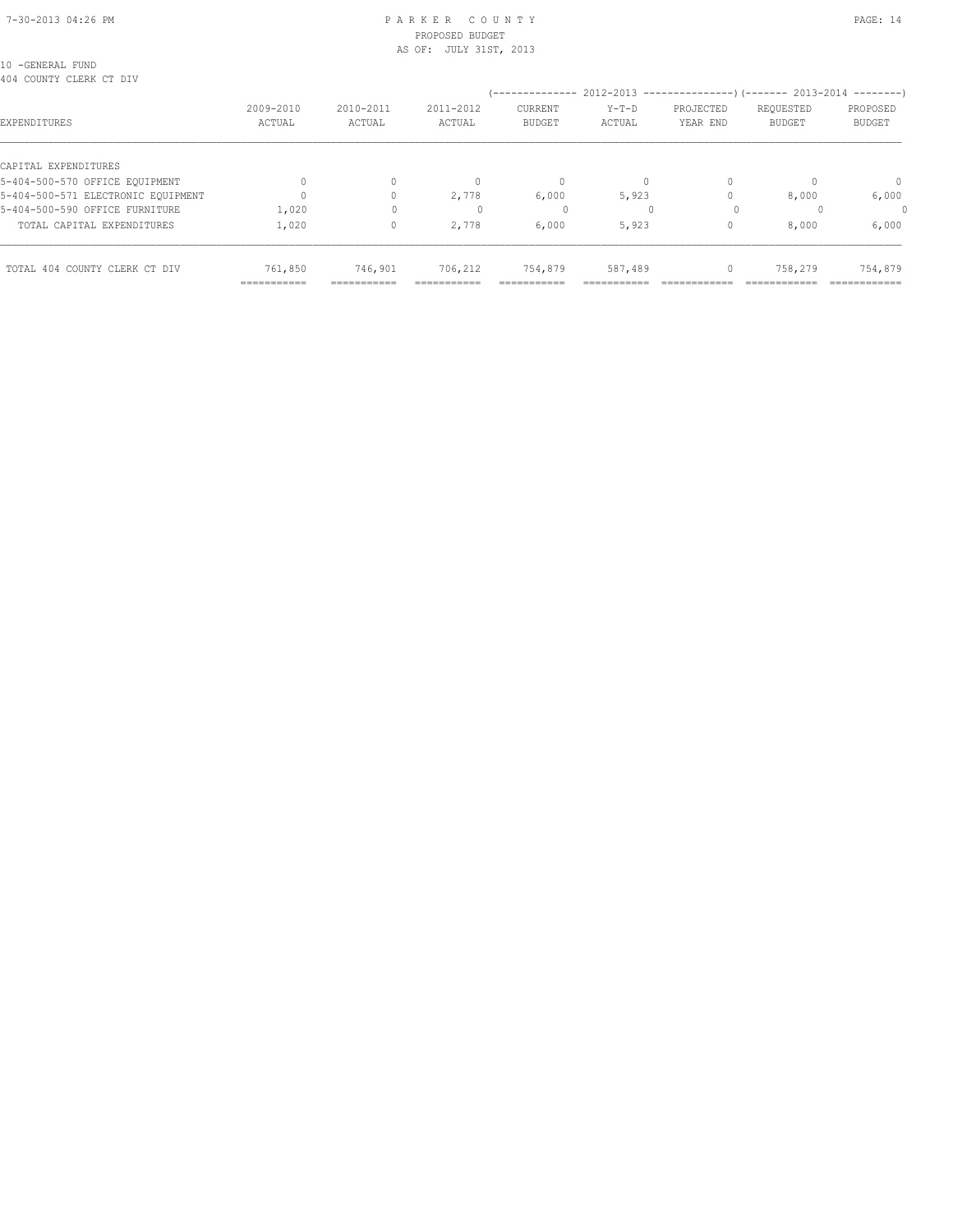10 -GENERAL FUND
404 COUNTY CLERK CT DIV

| EXPENDITURES | 2009-2010 ACTUAL | 2010-2011 ACTUAL | 2011-2012 ACTUAL | (---- 2012-2013 ---- CURRENT BUDGET | Y-T-D ACTUAL | PROJECTED YEAR END ----) | (---- 2013-2014 ---- REQUESTED BUDGET | PROPOSED BUDGET ----) |
|---|---|---|---|---|---|---|---|---|
| CAPITAL EXPENDITURES | | | | | | | | |
| 5-404-500-570 OFFICE EQUIPMENT | 0 | 0 | 0 | 0 | 0 | 0 | 0 | 0 |
| 5-404-500-571 ELECTRONIC EQUIPMENT | 0 | 0 | 2,778 | 6,000 | 5,923 | 0 | 8,000 | 6,000 |
| 5-404-500-590 OFFICE FURNITURE | 1,020 | 0 | 0 | 0 | 0 | 0 | 0 | 0 |
| TOTAL CAPITAL EXPENDITURES | 1,020 | 0 | 2,778 | 6,000 | 5,923 | 0 | 8,000 | 6,000 |
| TOTAL 404 COUNTY CLERK CT DIV | 761,850 | 746,901 | 706,212 | 754,879 | 587,489 | 0 | 758,279 | 754,879 |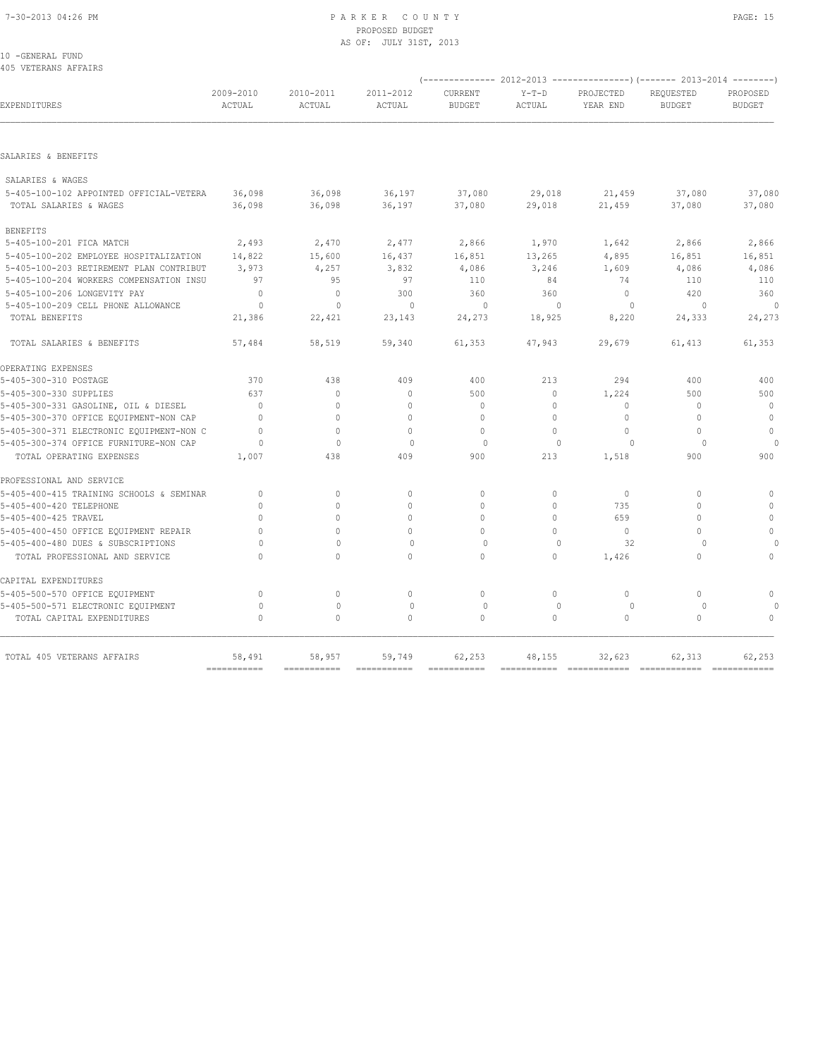# PARKER COUNTY
PROPOSED BUDGET
AS OF: JULY 31ST, 2013

10 -GENERAL FUND
405 VETERANS AFFAIRS

| EXPENDITURES | 2009-2010 ACTUAL | 2010-2011 ACTUAL | 2011-2012 ACTUAL | 2012-2013 CURRENT BUDGET | 2012-2013 Y-T-D ACTUAL | 2012-2013 PROJECTED YEAR END | 2013-2014 REQUESTED BUDGET | 2013-2014 PROPOSED BUDGET |
|---|---|---|---|---|---|---|---|---|
| **SALARIES & BENEFITS** | | | | | | | | |
| SALARIES & WAGES | | | | | | | | |
| 5-405-100-102 APPOINTED OFFICIAL-VETERA | 36,098 | 36,098 | 36,197 | 37,080 | 29,018 | 21,459 | 37,080 | 37,080 |
| TOTAL SALARIES & WAGES | 36,098 | 36,098 | 36,197 | 37,080 | 29,018 | 21,459 | 37,080 | 37,080 |
| BENEFITS | | | | | | | | |
| 5-405-100-201 FICA MATCH | 2,493 | 2,470 | 2,477 | 2,866 | 1,970 | 1,642 | 2,866 | 2,866 |
| 5-405-100-202 EMPLOYEE HOSPITALIZATION | 14,822 | 15,600 | 16,437 | 16,851 | 13,265 | 4,895 | 16,851 | 16,851 |
| 5-405-100-203 RETIREMENT PLAN CONTRIBUT | 3,973 | 4,257 | 3,832 | 4,086 | 3,246 | 1,609 | 4,086 | 4,086 |
| 5-405-100-204 WORKERS COMPENSATION INSU | 97 | 95 | 97 | 110 | 84 | 74 | 110 | 110 |
| 5-405-100-206 LONGEVITY PAY | 0 | 0 | 300 | 360 | 360 | 0 | 420 | 360 |
| 5-405-100-209 CELL PHONE ALLOWANCE | 0 | 0 | 0 | 0 | 0 | 0 | 0 | 0 |
| TOTAL BENEFITS | 21,386 | 22,421 | 23,143 | 24,273 | 18,925 | 8,220 | 24,333 | 24,273 |
| TOTAL SALARIES & BENEFITS | 57,484 | 58,519 | 59,340 | 61,353 | 47,943 | 29,679 | 61,413 | 61,353 |
| **OPERATING EXPENSES** | | | | | | | | |
| 5-405-300-310 POSTAGE | 370 | 438 | 409 | 400 | 213 | 294 | 400 | 400 |
| 5-405-300-330 SUPPLIES | 637 | 0 | 0 | 500 | 0 | 1,224 | 500 | 500 |
| 5-405-300-331 GASOLINE, OIL & DIESEL | 0 | 0 | 0 | 0 | 0 | 0 | 0 | 0 |
| 5-405-300-370 OFFICE EQUIPMENT-NON CAP | 0 | 0 | 0 | 0 | 0 | 0 | 0 | 0 |
| 5-405-300-371 ELECTRONIC EQUIPMENT-NON C | 0 | 0 | 0 | 0 | 0 | 0 | 0 | 0 |
| 5-405-300-374 OFFICE FURNITURE-NON CAP | 0 | 0 | 0 | 0 | 0 | 0 | 0 | 0 |
| TOTAL OPERATING EXPENSES | 1,007 | 438 | 409 | 900 | 213 | 1,518 | 900 | 900 |
| **PROFESSIONAL AND SERVICE** | | | | | | | | |
| 5-405-400-415 TRAINING SCHOOLS & SEMINAR | 0 | 0 | 0 | 0 | 0 | 0 | 0 | 0 |
| 5-405-400-420 TELEPHONE | 0 | 0 | 0 | 0 | 0 | 735 | 0 | 0 |
| 5-405-400-425 TRAVEL | 0 | 0 | 0 | 0 | 0 | 659 | 0 | 0 |
| 5-405-400-450 OFFICE EQUIPMENT REPAIR | 0 | 0 | 0 | 0 | 0 | 0 | 0 | 0 |
| 5-405-400-480 DUES & SUBSCRIPTIONS | 0 | 0 | 0 | 0 | 0 | 32 | 0 | 0 |
| TOTAL PROFESSIONAL AND SERVICE | 0 | 0 | 0 | 0 | 0 | 1,426 | 0 | 0 |
| **CAPITAL EXPENDITURES** | | | | | | | | |
| 5-405-500-570 OFFICE EQUIPMENT | 0 | 0 | 0 | 0 | 0 | 0 | 0 | 0 |
| 5-405-500-571 ELECTRONIC EQUIPMENT | 0 | 0 | 0 | 0 | 0 | 0 | 0 | 0 |
| TOTAL CAPITAL EXPENDITURES | 0 | 0 | 0 | 0 | 0 | 0 | 0 | 0 |
| TOTAL 405 VETERANS AFFAIRS | 58,491 | 58,957 | 59,749 | 62,253 | 48,155 | 32,623 | 62,313 | 62,253 |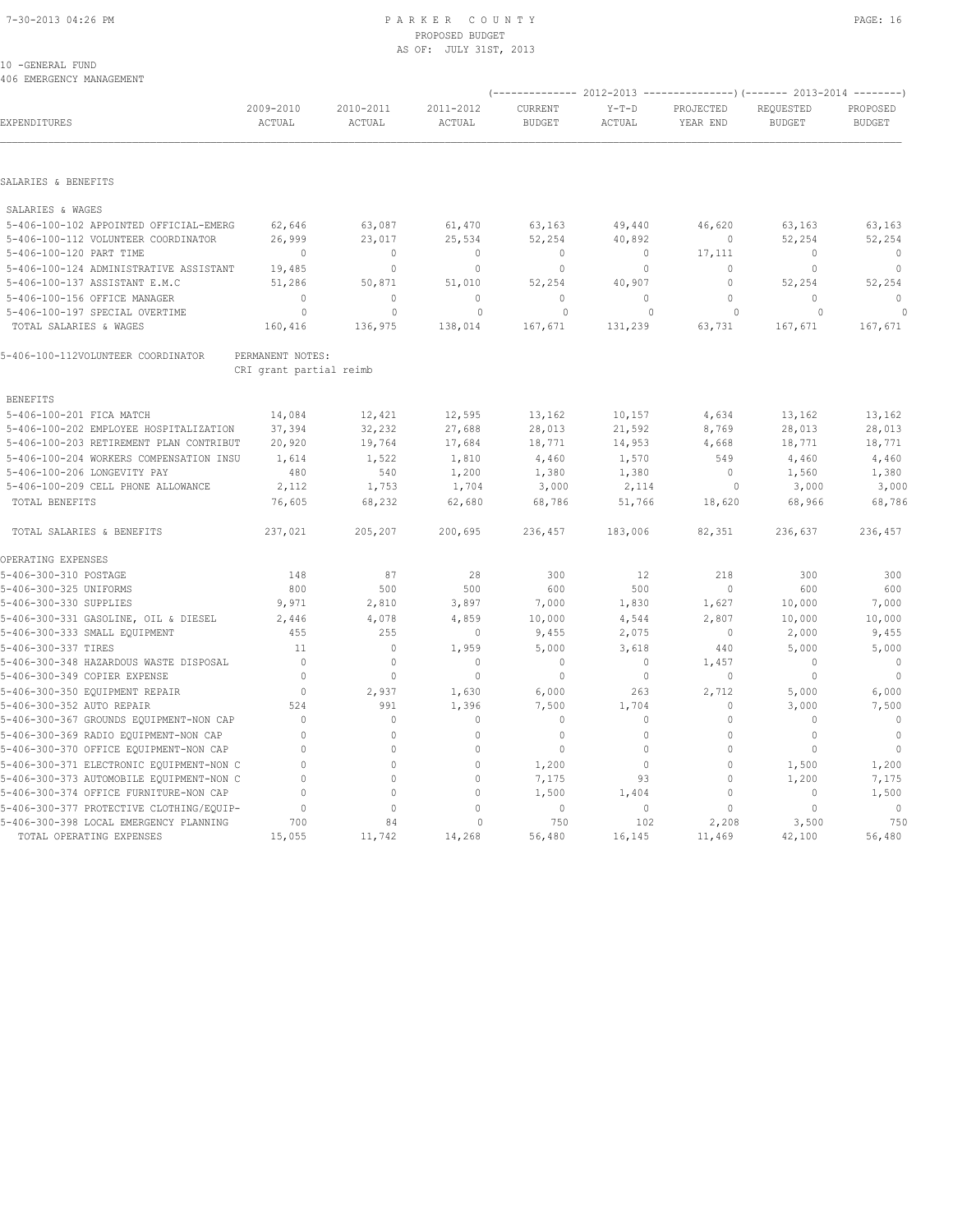# PARKER COUNTY
PROPOSED BUDGET
AS OF: JULY 31ST, 2013

10 -GENERAL FUND
406 EMERGENCY MANAGEMENT

| EXPENDITURES | 2009-2010 ACTUAL | 2010-2011 ACTUAL | 2011-2012 ACTUAL | 2012-2013 CURRENT BUDGET | 2012-2013 Y-T-D ACTUAL | 2012-2013 PROJECTED YEAR END | 2013-2014 REQUESTED BUDGET | 2013-2014 PROPOSED BUDGET |
|---|---|---|---|---|---|---|---|---|
| **SALARIES & BENEFITS** | | | | | | | | |
| SALARIES & WAGES | | | | | | | | |
| 5-406-100-102 APPOINTED OFFICIAL-EMERG | 62,646 | 63,087 | 61,470 | 63,163 | 49,440 | 46,620 | 63,163 | 63,163 |
| 5-406-100-112 VOLUNTEER COORDINATOR | 26,999 | 23,017 | 25,534 | 52,254 | 40,892 | 0 | 52,254 | 52,254 |
| 5-406-100-120 PART TIME | 0 | 0 | 0 | 0 | 0 | 17,111 | 0 | 0 |
| 5-406-100-124 ADMINISTRATIVE ASSISTANT | 19,485 | 0 | 0 | 0 | 0 | 0 | 0 | 0 |
| 5-406-100-137 ASSISTANT E.M.C | 51,286 | 50,871 | 51,010 | 52,254 | 40,907 | 0 | 52,254 | 52,254 |
| 5-406-100-156 OFFICE MANAGER | 0 | 0 | 0 | 0 | 0 | 0 | 0 | 0 |
| 5-406-100-197 SPECIAL OVERTIME | 0 | 0 | 0 | 0 | 0 | 0 | 0 | 0 |
| TOTAL SALARIES & WAGES | 160,416 | 136,975 | 138,014 | 167,671 | 131,239 | 63,731 | 167,671 | 167,671 |
| 5-406-100-112VOLUNTEER COORDINATOR | PERMANENT NOTES: CRI grant partial reimb | | | | | | | |
| BENEFITS | | | | | | | | |
| 5-406-100-201 FICA MATCH | 14,084 | 12,421 | 12,595 | 13,162 | 10,157 | 4,634 | 13,162 | 13,162 |
| 5-406-100-202 EMPLOYEE HOSPITALIZATION | 37,394 | 32,232 | 27,688 | 28,013 | 21,592 | 8,769 | 28,013 | 28,013 |
| 5-406-100-203 RETIREMENT PLAN CONTRIBUT | 20,920 | 19,764 | 17,684 | 18,771 | 14,953 | 4,668 | 18,771 | 18,771 |
| 5-406-100-204 WORKERS COMPENSATION INSU | 1,614 | 1,522 | 1,810 | 4,460 | 1,570 | 549 | 4,460 | 4,460 |
| 5-406-100-206 LONGEVITY PAY | 480 | 540 | 1,200 | 1,380 | 1,380 | 0 | 1,560 | 1,380 |
| 5-406-100-209 CELL PHONE ALLOWANCE | 2,112 | 1,753 | 1,704 | 3,000 | 2,114 | 0 | 3,000 | 3,000 |
| TOTAL BENEFITS | 76,605 | 68,232 | 62,680 | 68,786 | 51,766 | 18,620 | 68,966 | 68,786 |
| TOTAL SALARIES & BENEFITS | 237,021 | 205,207 | 200,695 | 236,457 | 183,006 | 82,351 | 236,637 | 236,457 |
| **OPERATING EXPENSES** | | | | | | | | |
| 5-406-300-310 POSTAGE | 148 | 87 | 28 | 300 | 12 | 218 | 300 | 300 |
| 5-406-300-325 UNIFORMS | 800 | 500 | 500 | 600 | 500 | 0 | 600 | 600 |
| 5-406-300-330 SUPPLIES | 9,971 | 2,810 | 3,897 | 7,000 | 1,830 | 1,627 | 10,000 | 7,000 |
| 5-406-300-331 GASOLINE, OIL & DIESEL | 2,446 | 4,078 | 4,859 | 10,000 | 4,544 | 2,807 | 10,000 | 10,000 |
| 5-406-300-333 SMALL EQUIPMENT | 455 | 255 | 0 | 9,455 | 2,075 | 0 | 2,000 | 9,455 |
| 5-406-300-337 TIRES | 11 | 0 | 1,959 | 5,000 | 3,618 | 440 | 5,000 | 5,000 |
| 5-406-300-348 HAZARDOUS WASTE DISPOSAL | 0 | 0 | 0 | 0 | 0 | 1,457 | 0 | 0 |
| 5-406-300-349 COPIER EXPENSE | 0 | 0 | 0 | 0 | 0 | 0 | 0 | 0 |
| 5-406-300-350 EQUIPMENT REPAIR | 0 | 2,937 | 1,630 | 6,000 | 263 | 2,712 | 5,000 | 6,000 |
| 5-406-300-352 AUTO REPAIR | 524 | 991 | 1,396 | 7,500 | 1,704 | 0 | 3,000 | 7,500 |
| 5-406-300-367 GROUNDS EQUIPMENT-NON CAP | 0 | 0 | 0 | 0 | 0 | 0 | 0 | 0 |
| 5-406-300-369 RADIO EQUIPMENT-NON CAP | 0 | 0 | 0 | 0 | 0 | 0 | 0 | 0 |
| 5-406-300-370 OFFICE EQUIPMENT-NON CAP | 0 | 0 | 0 | 0 | 0 | 0 | 0 | 0 |
| 5-406-300-371 ELECTRONIC EQUIPMENT-NON C | 0 | 0 | 0 | 1,200 | 0 | 0 | 1,500 | 1,200 |
| 5-406-300-373 AUTOMOBILE EQUIPMENT-NON C | 0 | 0 | 0 | 7,175 | 93 | 0 | 1,200 | 7,175 |
| 5-406-300-374 OFFICE FURNITURE-NON CAP | 0 | 0 | 0 | 1,500 | 1,404 | 0 | 0 | 1,500 |
| 5-406-300-377 PROTECTIVE CLOTHING/EQUIP- | 0 | 0 | 0 | 0 | 0 | 0 | 0 | 0 |
| 5-406-300-398 LOCAL EMERGENCY PLANNING | 700 | 84 | 0 | 750 | 102 | 2,208 | 3,500 | 750 |
| TOTAL OPERATING EXPENSES | 15,055 | 11,742 | 14,268 | 56,480 | 16,145 | 11,469 | 42,100 | 56,480 |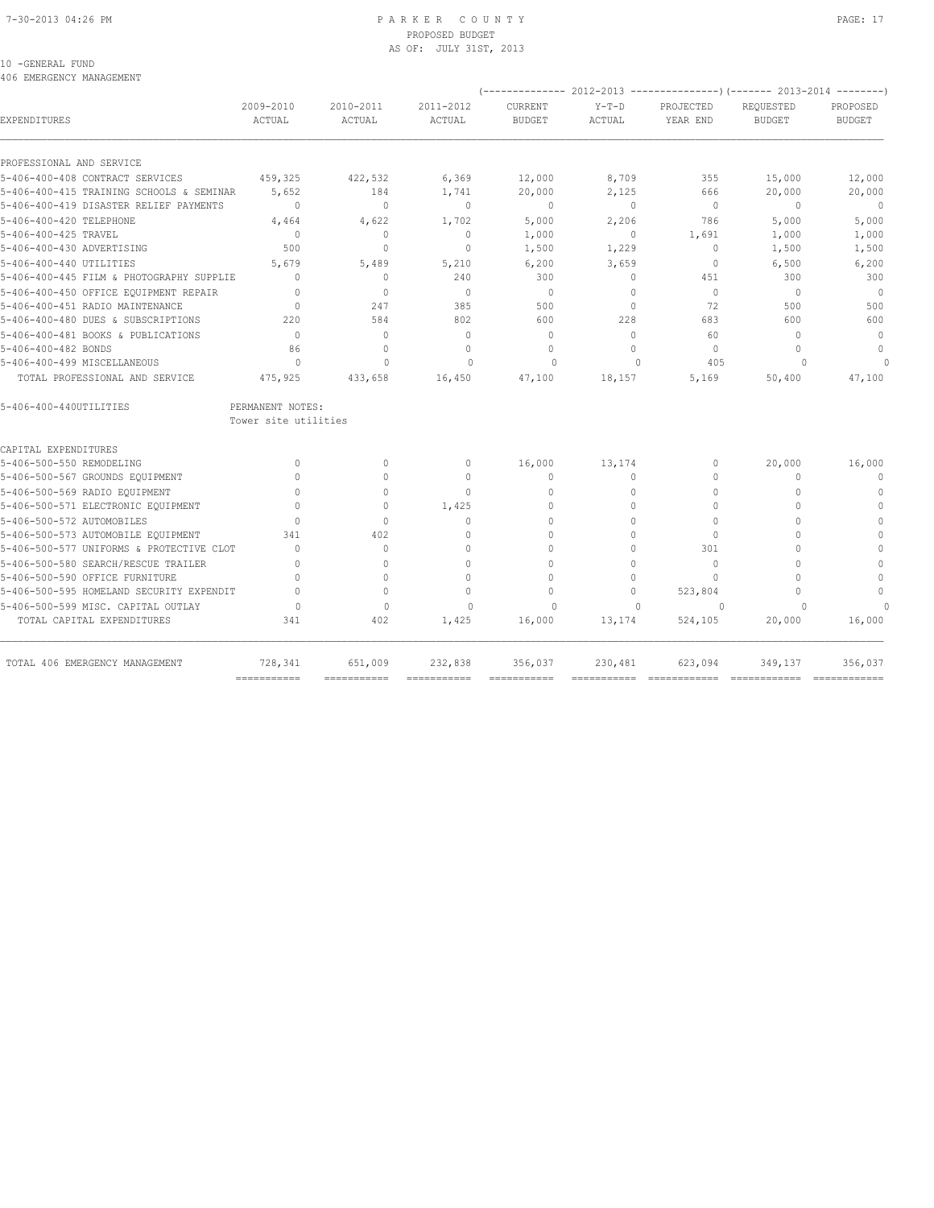PARKER COUNTY
PROPOSED BUDGET
AS OF: JULY 31ST, 2013

10 -GENERAL FUND
406 EMERGENCY MANAGEMENT

| EXPENDITURES | 2009-2010 ACTUAL | 2010-2011 ACTUAL | 2011-2012 ACTUAL | 2012-2013 CURRENT BUDGET | 2012-2013 Y-T-D ACTUAL | 2012-2013 PROJECTED YEAR END | 2013-2014 REQUESTED BUDGET | 2013-2014 PROPOSED BUDGET |
|---|---|---|---|---|---|---|---|---|
| PROFESSIONAL AND SERVICE | | | | | | | | |
| 5-406-400-408 CONTRACT SERVICES | 459,325 | 422,532 | 6,369 | 12,000 | 8,709 | 355 | 15,000 | 12,000 |
| 5-406-400-415 TRAINING SCHOOLS & SEMINAR | 5,652 | 184 | 1,741 | 20,000 | 2,125 | 666 | 20,000 | 20,000 |
| 5-406-400-419 DISASTER RELIEF PAYMENTS | 0 | 0 | 0 | 0 | 0 | 0 | 0 | 0 |
| 5-406-400-420 TELEPHONE | 4,464 | 4,622 | 1,702 | 5,000 | 2,206 | 786 | 5,000 | 5,000 |
| 5-406-400-425 TRAVEL | 0 | 0 | 0 | 1,000 | 0 | 1,691 | 1,000 | 1,000 |
| 5-406-400-430 ADVERTISING | 500 | 0 | 0 | 1,500 | 1,229 | 0 | 1,500 | 1,500 |
| 5-406-400-440 UTILITIES | 5,679 | 5,489 | 5,210 | 6,200 | 3,659 | 0 | 6,500 | 6,200 |
| 5-406-400-445 FILM & PHOTOGRAPHY SUPPLIE | 0 | 0 | 240 | 300 | 0 | 451 | 300 | 300 |
| 5-406-400-450 OFFICE EQUIPMENT REPAIR | 0 | 0 | 0 | 0 | 0 | 0 | 0 | 0 |
| 5-406-400-451 RADIO MAINTENANCE | 0 | 247 | 385 | 500 | 0 | 72 | 500 | 500 |
| 5-406-400-480 DUES & SUBSCRIPTIONS | 220 | 584 | 802 | 600 | 228 | 683 | 600 | 600 |
| 5-406-400-481 BOOKS & PUBLICATIONS | 0 | 0 | 0 | 0 | 0 | 60 | 0 | 0 |
| 5-406-400-482 BONDS | 86 | 0 | 0 | 0 | 0 | 0 | 0 | 0 |
| 5-406-400-499 MISCELLANEOUS | 0 | 0 | 0 | 0 | 0 | 405 | 0 | 0 |
| TOTAL PROFESSIONAL AND SERVICE | 475,925 | 433,658 | 16,450 | 47,100 | 18,157 | 5,169 | 50,400 | 47,100 |

5-406-400-440UTILITIES — PERMANENT NOTES: Tower site utilities

| EXPENDITURES | 2009-2010 ACTUAL | 2010-2011 ACTUAL | 2011-2012 ACTUAL | 2012-2013 CURRENT BUDGET | 2012-2013 Y-T-D ACTUAL | 2012-2013 PROJECTED YEAR END | 2013-2014 REQUESTED BUDGET | 2013-2014 PROPOSED BUDGET |
|---|---|---|---|---|---|---|---|---|
| CAPITAL EXPENDITURES | | | | | | | | |
| 5-406-500-550 REMODELING | 0 | 0 | 0 | 16,000 | 13,174 | 0 | 20,000 | 16,000 |
| 5-406-500-567 GROUNDS EQUIPMENT | 0 | 0 | 0 | 0 | 0 | 0 | 0 | 0 |
| 5-406-500-569 RADIO EQUIPMENT | 0 | 0 | 0 | 0 | 0 | 0 | 0 | 0 |
| 5-406-500-571 ELECTRONIC EQUIPMENT | 0 | 0 | 1,425 | 0 | 0 | 0 | 0 | 0 |
| 5-406-500-572 AUTOMOBILES | 0 | 0 | 0 | 0 | 0 | 0 | 0 | 0 |
| 5-406-500-573 AUTOMOBILE EQUIPMENT | 341 | 402 | 0 | 0 | 0 | 0 | 0 | 0 |
| 5-406-500-577 UNIFORMS & PROTECTIVE CLOT | 0 | 0 | 0 | 0 | 0 | 301 | 0 | 0 |
| 5-406-500-580 SEARCH/RESCUE TRAILER | 0 | 0 | 0 | 0 | 0 | 0 | 0 | 0 |
| 5-406-500-590 OFFICE FURNITURE | 0 | 0 | 0 | 0 | 0 | 0 | 0 | 0 |
| 5-406-500-595 HOMELAND SECURITY EXPENDIT | 0 | 0 | 0 | 0 | 0 | 523,804 | 0 | 0 |
| 5-406-500-599 MISC. CAPITAL OUTLAY | 0 | 0 | 0 | 0 | 0 | 0 | 0 | 0 |
| TOTAL CAPITAL EXPENDITURES | 341 | 402 | 1,425 | 16,000 | 13,174 | 524,105 | 20,000 | 16,000 |
| TOTAL 406 EMERGENCY MANAGEMENT | 728,341 | 651,009 | 232,838 | 356,037 | 230,481 | 623,094 | 349,137 | 356,037 |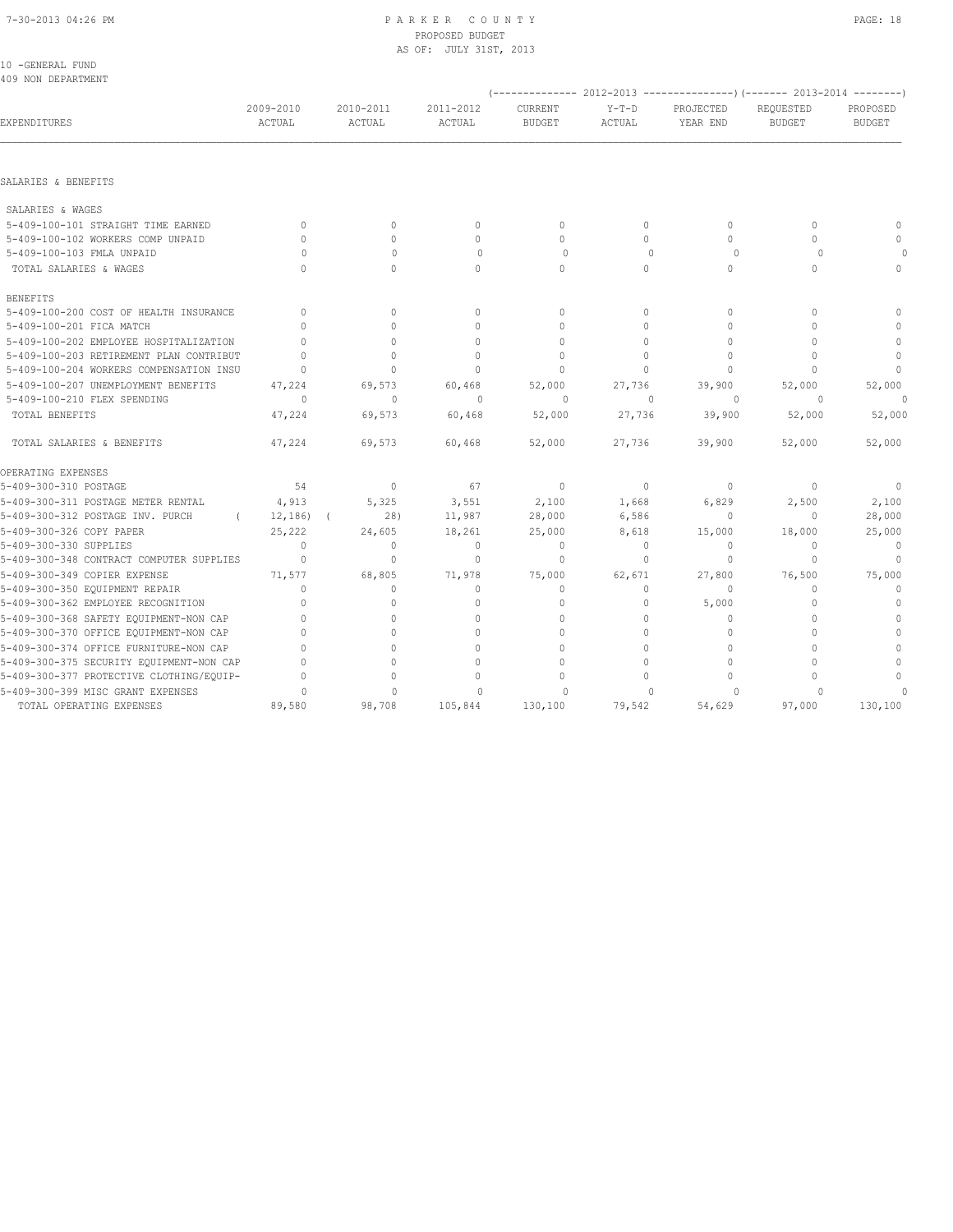PARKER COUNTY
PROPOSED BUDGET
AS OF: JULY 31ST, 2013

10 -GENERAL FUND
409 NON DEPARTMENT

| EXPENDITURES | 2009-2010 ACTUAL | 2010-2011 ACTUAL | 2011-2012 ACTUAL | 2012-2013 CURRENT BUDGET | 2012-2013 Y-T-D ACTUAL | 2012-2013 PROJECTED YEAR END | 2013-2014 REQUESTED BUDGET | 2013-2014 PROPOSED BUDGET |
|---|---|---|---|---|---|---|---|---|
| SALARIES & BENEFITS | | | | | | | | |
| SALARIES & WAGES | | | | | | | | |
| 5-409-100-101 STRAIGHT TIME EARNED | 0 | 0 | 0 | 0 | 0 | 0 | 0 | 0 |
| 5-409-100-102 WORKERS COMP UNPAID | 0 | 0 | 0 | 0 | 0 | 0 | 0 | 0 |
| 5-409-100-103 FMLA UNPAID | 0 | 0 | 0 | 0 | 0 | 0 | 0 | 0 |
| TOTAL SALARIES & WAGES | 0 | 0 | 0 | 0 | 0 | 0 | 0 | 0 |
| BENEFITS | | | | | | | | |
| 5-409-100-200 COST OF HEALTH INSURANCE | 0 | 0 | 0 | 0 | 0 | 0 | 0 | 0 |
| 5-409-100-201 FICA MATCH | 0 | 0 | 0 | 0 | 0 | 0 | 0 | 0 |
| 5-409-100-202 EMPLOYEE HOSPITALIZATION | 0 | 0 | 0 | 0 | 0 | 0 | 0 | 0 |
| 5-409-100-203 RETIREMENT PLAN CONTRIBUT | 0 | 0 | 0 | 0 | 0 | 0 | 0 | 0 |
| 5-409-100-204 WORKERS COMPENSATION INSU | 0 | 0 | 0 | 0 | 0 | 0 | 0 | 0 |
| 5-409-100-207 UNEMPLOYMENT BENEFITS | 47,224 | 69,573 | 60,468 | 52,000 | 27,736 | 39,900 | 52,000 | 52,000 |
| 5-409-100-210 FLEX SPENDING | 0 | 0 | 0 | 0 | 0 | 0 | 0 | 0 |
| TOTAL BENEFITS | 47,224 | 69,573 | 60,468 | 52,000 | 27,736 | 39,900 | 52,000 | 52,000 |
| TOTAL SALARIES & BENEFITS | 47,224 | 69,573 | 60,468 | 52,000 | 27,736 | 39,900 | 52,000 | 52,000 |
| OPERATING EXPENSES | | | | | | | | |
| 5-409-300-310 POSTAGE | 54 | 0 | 67 | 0 | 0 | 0 | 0 | 0 |
| 5-409-300-311 POSTAGE METER RENTAL | 4,913 | 5,325 | 3,551 | 2,100 | 1,668 | 6,829 | 2,500 | 2,100 |
| 5-409-300-312 POSTAGE INV. PURCH | ( 12,186) | ( 28) | 11,987 | 28,000 | 6,586 | 0 | 0 | 28,000 |
| 5-409-300-326 COPY PAPER | 25,222 | 24,605 | 18,261 | 25,000 | 8,618 | 15,000 | 18,000 | 25,000 |
| 5-409-300-330 SUPPLIES | 0 | 0 | 0 | 0 | 0 | 0 | 0 | 0 |
| 5-409-300-348 CONTRACT COMPUTER SUPPLIES | 0 | 0 | 0 | 0 | 0 | 0 | 0 | 0 |
| 5-409-300-349 COPIER EXPENSE | 71,577 | 68,805 | 71,978 | 75,000 | 62,671 | 27,800 | 76,500 | 75,000 |
| 5-409-300-350 EQUIPMENT REPAIR | 0 | 0 | 0 | 0 | 0 | 0 | 0 | 0 |
| 5-409-300-362 EMPLOYEE RECOGNITION | 0 | 0 | 0 | 0 | 0 | 5,000 | 0 | 0 |
| 5-409-300-368 SAFETY EQUIPMENT-NON CAP | 0 | 0 | 0 | 0 | 0 | 0 | 0 | 0 |
| 5-409-300-370 OFFICE EQUIPMENT-NON CAP | 0 | 0 | 0 | 0 | 0 | 0 | 0 | 0 |
| 5-409-300-374 OFFICE FURNITURE-NON CAP | 0 | 0 | 0 | 0 | 0 | 0 | 0 | 0 |
| 5-409-300-375 SECURITY EQUIPMENT-NON CAP | 0 | 0 | 0 | 0 | 0 | 0 | 0 | 0 |
| 5-409-300-377 PROTECTIVE CLOTHING/EQUIP- | 0 | 0 | 0 | 0 | 0 | 0 | 0 | 0 |
| 5-409-300-399 MISC GRANT EXPENSES | 0 | 0 | 0 | 0 | 0 | 0 | 0 | 0 |
| TOTAL OPERATING EXPENSES | 89,580 | 98,708 | 105,844 | 130,100 | 79,542 | 54,629 | 97,000 | 130,100 |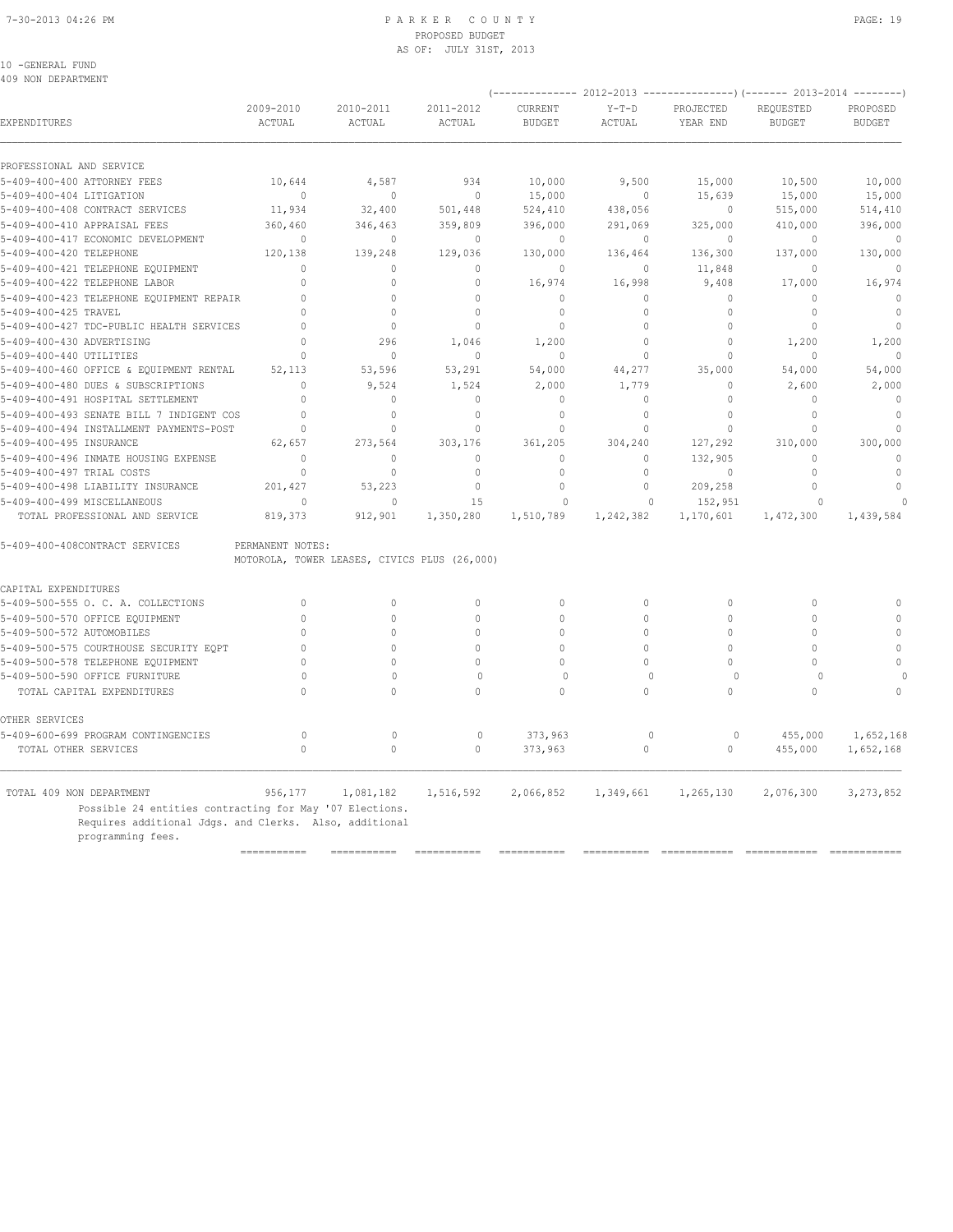PARKER COUNTY
PROPOSED BUDGET
AS OF: JULY 31ST, 2013

10 -GENERAL FUND
409 NON DEPARTMENT

| EXPENDITURES | 2009-2010 ACTUAL | 2010-2011 ACTUAL | 2011-2012 ACTUAL | 2012-2013 CURRENT BUDGET | 2012-2013 Y-T-D ACTUAL | 2012-2013 PROJECTED YEAR END | 2013-2014 REQUESTED BUDGET | 2013-2014 PROPOSED BUDGET |
|---|---|---|---|---|---|---|---|---|
| PROFESSIONAL AND SERVICE | | | | | | | | |
| 5-409-400-400 ATTORNEY FEES | 10,644 | 4,587 | 934 | 10,000 | 9,500 | 15,000 | 10,500 | 10,000 |
| 5-409-400-404 LITIGATION | 0 | 0 | 0 | 15,000 | 0 | 15,639 | 15,000 | 15,000 |
| 5-409-400-408 CONTRACT SERVICES | 11,934 | 32,400 | 501,448 | 524,410 | 438,056 | 0 | 515,000 | 514,410 |
| 5-409-400-410 APPRAISAL FEES | 360,460 | 346,463 | 359,809 | 396,000 | 291,069 | 325,000 | 410,000 | 396,000 |
| 5-409-400-417 ECONOMIC DEVELOPMENT | 0 | 0 | 0 | 0 | 0 | 0 | 0 | 0 |
| 5-409-400-420 TELEPHONE | 120,138 | 139,248 | 129,036 | 130,000 | 136,464 | 136,300 | 137,000 | 130,000 |
| 5-409-400-421 TELEPHONE EQUIPMENT | 0 | 0 | 0 | 0 | 0 | 11,848 | 0 | 0 |
| 5-409-400-422 TELEPHONE LABOR | 0 | 0 | 0 | 16,974 | 16,998 | 9,408 | 17,000 | 16,974 |
| 5-409-400-423 TELEPHONE EQUIPMENT REPAIR | 0 | 0 | 0 | 0 | 0 | 0 | 0 | 0 |
| 5-409-400-425 TRAVEL | 0 | 0 | 0 | 0 | 0 | 0 | 0 | 0 |
| 5-409-400-427 TDC-PUBLIC HEALTH SERVICES | 0 | 0 | 0 | 0 | 0 | 0 | 0 | 0 |
| 5-409-400-430 ADVERTISING | 0 | 296 | 1,046 | 1,200 | 0 | 0 | 1,200 | 1,200 |
| 5-409-400-440 UTILITIES | 0 | 0 | 0 | 0 | 0 | 0 | 0 | 0 |
| 5-409-400-460 OFFICE & EQUIPMENT RENTAL | 52,113 | 53,596 | 53,291 | 54,000 | 44,277 | 35,000 | 54,000 | 54,000 |
| 5-409-400-480 DUES & SUBSCRIPTIONS | 0 | 9,524 | 1,524 | 2,000 | 1,779 | 0 | 2,600 | 2,000 |
| 5-409-400-491 HOSPITAL SETTLEMENT | 0 | 0 | 0 | 0 | 0 | 0 | 0 | 0 |
| 5-409-400-493 SENATE BILL 7 INDIGENT COS | 0 | 0 | 0 | 0 | 0 | 0 | 0 | 0 |
| 5-409-400-494 INSTALLMENT PAYMENTS-POST | 0 | 0 | 0 | 0 | 0 | 0 | 0 | 0 |
| 5-409-400-495 INSURANCE | 62,657 | 273,564 | 303,176 | 361,205 | 304,240 | 127,292 | 310,000 | 300,000 |
| 5-409-400-496 INMATE HOUSING EXPENSE | 0 | 0 | 0 | 0 | 0 | 132,905 | 0 | 0 |
| 5-409-400-497 TRIAL COSTS | 0 | 0 | 0 | 0 | 0 | 0 | 0 | 0 |
| 5-409-400-498 LIABILITY INSURANCE | 201,427 | 53,223 | 0 | 0 | 0 | 209,258 | 0 | 0 |
| 5-409-400-499 MISCELLANEOUS | 0 | 0 | 15 | 0 | 0 | 152,951 | 0 | 0 |
| TOTAL PROFESSIONAL AND SERVICE | 819,373 | 912,901 | 1,350,280 | 1,510,789 | 1,242,382 | 1,170,601 | 1,472,300 | 1,439,584 |

5-409-400-408CONTRACT SERVICES PERMANENT NOTES:
MOTOROLA, TOWER LEASES, CIVICS PLUS (26,000)

| EXPENDITURES | 2009-2010 ACTUAL | 2010-2011 ACTUAL | 2011-2012 ACTUAL | 2012-2013 CURRENT BUDGET | 2012-2013 Y-T-D ACTUAL | 2012-2013 PROJECTED YEAR END | 2013-2014 REQUESTED BUDGET | 2013-2014 PROPOSED BUDGET |
|---|---|---|---|---|---|---|---|---|
| CAPITAL EXPENDITURES | | | | | | | | |
| 5-409-500-555 O. C. A. COLLECTIONS | 0 | 0 | 0 | 0 | 0 | 0 | 0 | 0 |
| 5-409-500-570 OFFICE EQUIPMENT | 0 | 0 | 0 | 0 | 0 | 0 | 0 | 0 |
| 5-409-500-572 AUTOMOBILES | 0 | 0 | 0 | 0 | 0 | 0 | 0 | 0 |
| 5-409-500-575 COURTHOUSE SECURITY EQPT | 0 | 0 | 0 | 0 | 0 | 0 | 0 | 0 |
| 5-409-500-578 TELEPHONE EQUIPMENT | 0 | 0 | 0 | 0 | 0 | 0 | 0 | 0 |
| 5-409-500-590 OFFICE FURNITURE | 0 | 0 | 0 | 0 | 0 | 0 | 0 | 0 |
| TOTAL CAPITAL EXPENDITURES | 0 | 0 | 0 | 0 | 0 | 0 | 0 | 0 |
| OTHER SERVICES | | | | | | | | |
| 5-409-600-699 PROGRAM CONTINGENCIES | 0 | 0 | 0 | 373,963 | 0 | 0 | 455,000 | 1,652,168 |
| TOTAL OTHER SERVICES | 0 | 0 | 0 | 373,963 | 0 | 0 | 455,000 | 1,652,168 |
| TOTAL 409 NON DEPARTMENT | 956,177 | 1,081,182 | 1,516,592 | 2,066,852 | 1,349,661 | 1,265,130 | 2,076,300 | 3,273,852 |

Possible 24 entities contracting for May '07 Elections.
Requires additional Jdgs. and Clerks. Also, additional programming fees.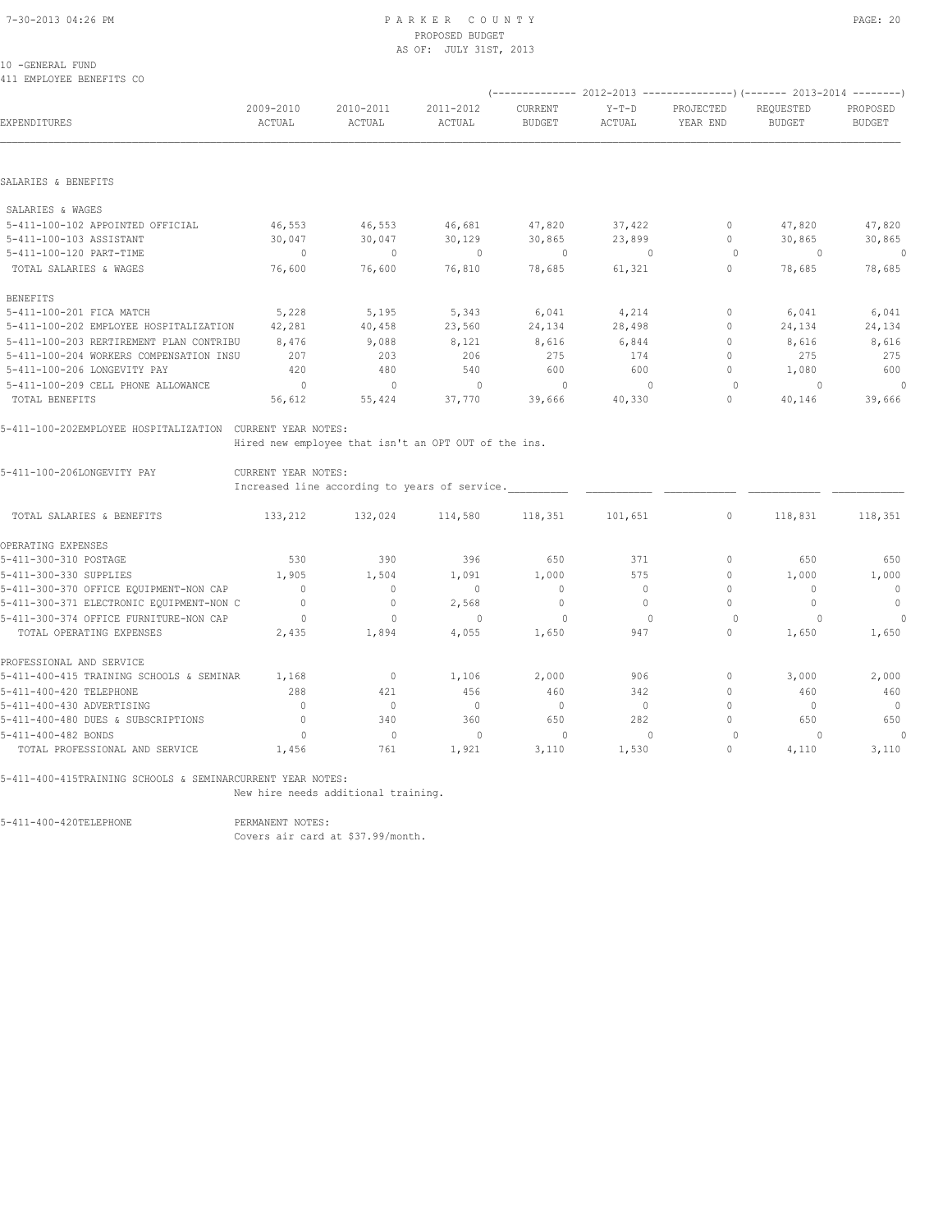PARKER COUNTY
PROPOSED BUDGET
AS OF: JULY 31ST, 2013

10 -GENERAL FUND
411 EMPLOYEE BENEFITS CO

| EXPENDITURES | 2009-2010 ACTUAL | 2010-2011 ACTUAL | 2011-2012 ACTUAL | 2012-2013 CURRENT BUDGET | 2012-2013 Y-T-D ACTUAL | 2012-2013 PROJECTED YEAR END | 2013-2014 REQUESTED BUDGET | 2013-2014 PROPOSED BUDGET |
|---|---|---|---|---|---|---|---|---|
| **SALARIES & BENEFITS** | | | | | | | | |
| SALARIES & WAGES | | | | | | | | |
| 5-411-100-102 APPOINTED OFFICIAL | 46,553 | 46,553 | 46,681 | 47,820 | 37,422 | 0 | 47,820 | 47,820 |
| 5-411-100-103 ASSISTANT | 30,047 | 30,047 | 30,129 | 30,865 | 23,899 | 0 | 30,865 | 30,865 |
| 5-411-100-120 PART-TIME | 0 | 0 | 0 | 0 | 0 | 0 | 0 | 0 |
| TOTAL SALARIES & WAGES | 76,600 | 76,600 | 76,810 | 78,685 | 61,321 | 0 | 78,685 | 78,685 |
| BENEFITS | | | | | | | | |
| 5-411-100-201 FICA MATCH | 5,228 | 5,195 | 5,343 | 6,041 | 4,214 | 0 | 6,041 | 6,041 |
| 5-411-100-202 EMPLOYEE HOSPITALIZATION | 42,281 | 40,458 | 23,560 | 24,134 | 28,498 | 0 | 24,134 | 24,134 |
| 5-411-100-203 RERTIREMENT PLAN CONTRIBU | 8,476 | 9,088 | 8,121 | 8,616 | 6,844 | 0 | 8,616 | 8,616 |
| 5-411-100-204 WORKERS COMPENSATION INSU | 207 | 203 | 206 | 275 | 174 | 0 | 275 | 275 |
| 5-411-100-206 LONGEVITY PAY | 420 | 480 | 540 | 600 | 600 | 0 | 1,080 | 600 |
| 5-411-100-209 CELL PHONE ALLOWANCE | 0 | 0 | 0 | 0 | 0 | 0 | 0 | 0 |
| TOTAL BENEFITS | 56,612 | 55,424 | 37,770 | 39,666 | 40,330 | 0 | 40,146 | 39,666 |

5-411-100-202EMPLOYEE HOSPITALIZATION CURRENT YEAR NOTES:
Hired new employee that isn't an OPT OUT of the ins.

5-411-100-206LONGEVITY PAY CURRENT YEAR NOTES:
Increased line according to years of service.

| EXPENDITURES | 2009-2010 ACTUAL | 2010-2011 ACTUAL | 2011-2012 ACTUAL | 2012-2013 CURRENT BUDGET | 2012-2013 Y-T-D ACTUAL | 2012-2013 PROJECTED YEAR END | 2013-2014 REQUESTED BUDGET | 2013-2014 PROPOSED BUDGET |
|---|---|---|---|---|---|---|---|---|
| TOTAL SALARIES & BENEFITS | 133,212 | 132,024 | 114,580 | 118,351 | 101,651 | 0 | 118,831 | 118,351 |
| **OPERATING EXPENSES** | | | | | | | | |
| 5-411-300-310 POSTAGE | 530 | 390 | 396 | 650 | 371 | 0 | 650 | 650 |
| 5-411-300-330 SUPPLIES | 1,905 | 1,504 | 1,091 | 1,000 | 575 | 0 | 1,000 | 1,000 |
| 5-411-300-370 OFFICE EQUIPMENT-NON CAP | 0 | 0 | 0 | 0 | 0 | 0 | 0 | 0 |
| 5-411-300-371 ELECTRONIC EQUIPMENT-NON C | 0 | 0 | 2,568 | 0 | 0 | 0 | 0 | 0 |
| 5-411-300-374 OFFICE FURNITURE-NON CAP | 0 | 0 | 0 | 0 | 0 | 0 | 0 | 0 |
| TOTAL OPERATING EXPENSES | 2,435 | 1,894 | 4,055 | 1,650 | 947 | 0 | 1,650 | 1,650 |
| **PROFESSIONAL AND SERVICE** | | | | | | | | |
| 5-411-400-415 TRAINING SCHOOLS & SEMINAR | 1,168 | 0 | 1,106 | 2,000 | 906 | 0 | 3,000 | 2,000 |
| 5-411-400-420 TELEPHONE | 288 | 421 | 456 | 460 | 342 | 0 | 460 | 460 |
| 5-411-400-430 ADVERTISING | 0 | 0 | 0 | 0 | 0 | 0 | 0 | 0 |
| 5-411-400-480 DUES & SUBSCRIPTIONS | 0 | 340 | 360 | 650 | 282 | 0 | 650 | 650 |
| 5-411-400-482 BONDS | 0 | 0 | 0 | 0 | 0 | 0 | 0 | 0 |
| TOTAL PROFESSIONAL AND SERVICE | 1,456 | 761 | 1,921 | 3,110 | 1,530 | 0 | 4,110 | 3,110 |

5-411-400-415TRAINING SCHOOLS & SEMINARCURRENT YEAR NOTES:
New hire needs additional training.

5-411-400-420TELEPHONE PERMANENT NOTES:
Covers air card at $37.99/month.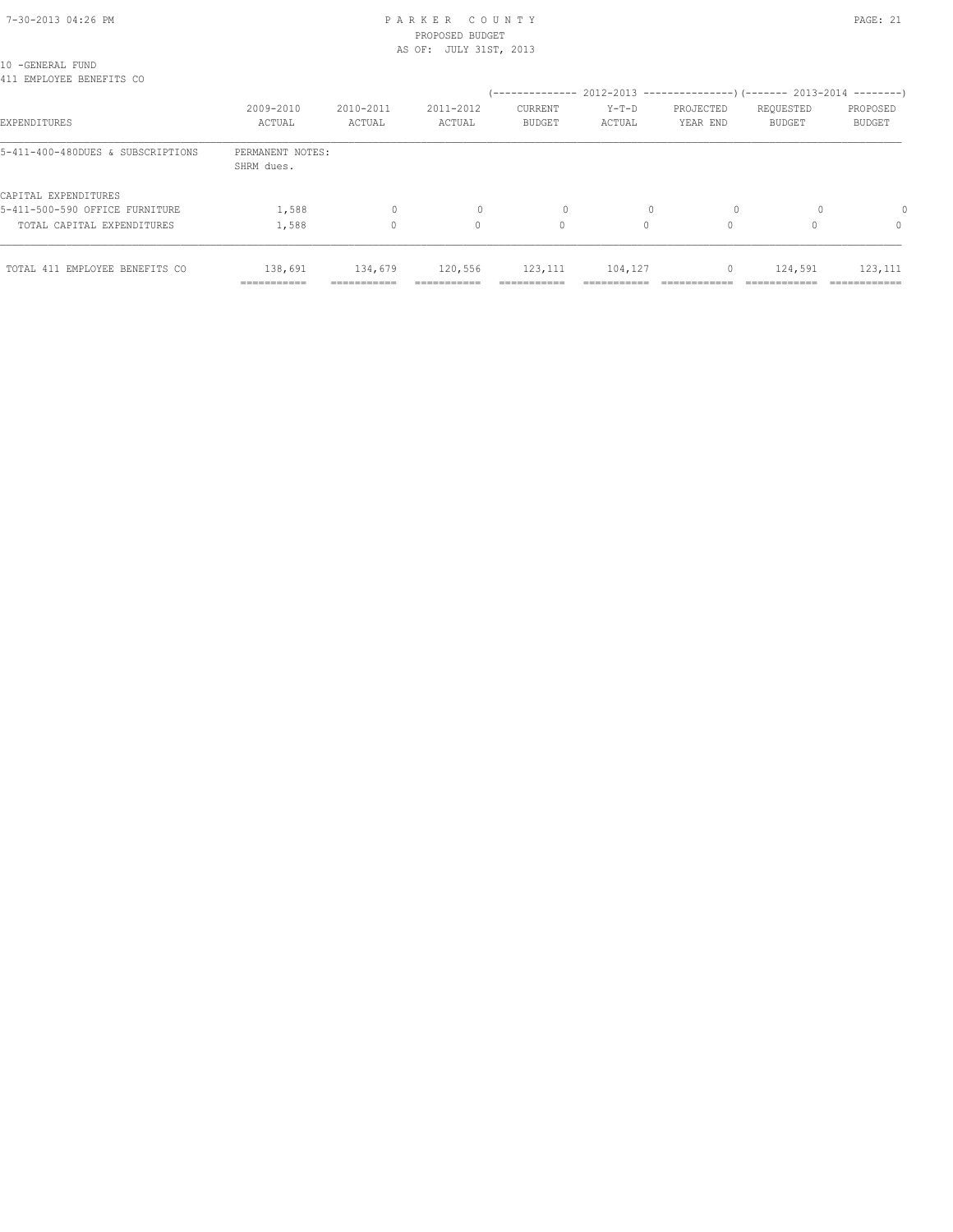10 -GENERAL FUND
411 EMPLOYEE BENEFITS CO

| EXPENDITURES | 2009-2010 ACTUAL | 2010-2011 ACTUAL | 2011-2012 ACTUAL | 2012-2013 CURRENT BUDGET | 2012-2013 Y-T-D ACTUAL | 2012-2013 PROJECTED YEAR END | 2013-2014 REQUESTED BUDGET | 2013-2014 PROPOSED BUDGET |
|---|---|---|---|---|---|---|---|---|
| 5-411-400-480DUES & SUBSCRIPTIONS | PERMANENT NOTES: SHRM dues. | | | | | | | |
| CAPITAL EXPENDITURES | | | | | | | | |
| 5-411-500-590 OFFICE FURNITURE | 1,588 | 0 | 0 | 0 | 0 | 0 | 0 | 0 |
| TOTAL CAPITAL EXPENDITURES | 1,588 | 0 | 0 | 0 | 0 | 0 | 0 | 0 |
| TOTAL 411 EMPLOYEE BENEFITS CO | 138,691 | 134,679 | 120,556 | 123,111 | 104,127 | 0 | 124,591 | 123,111 |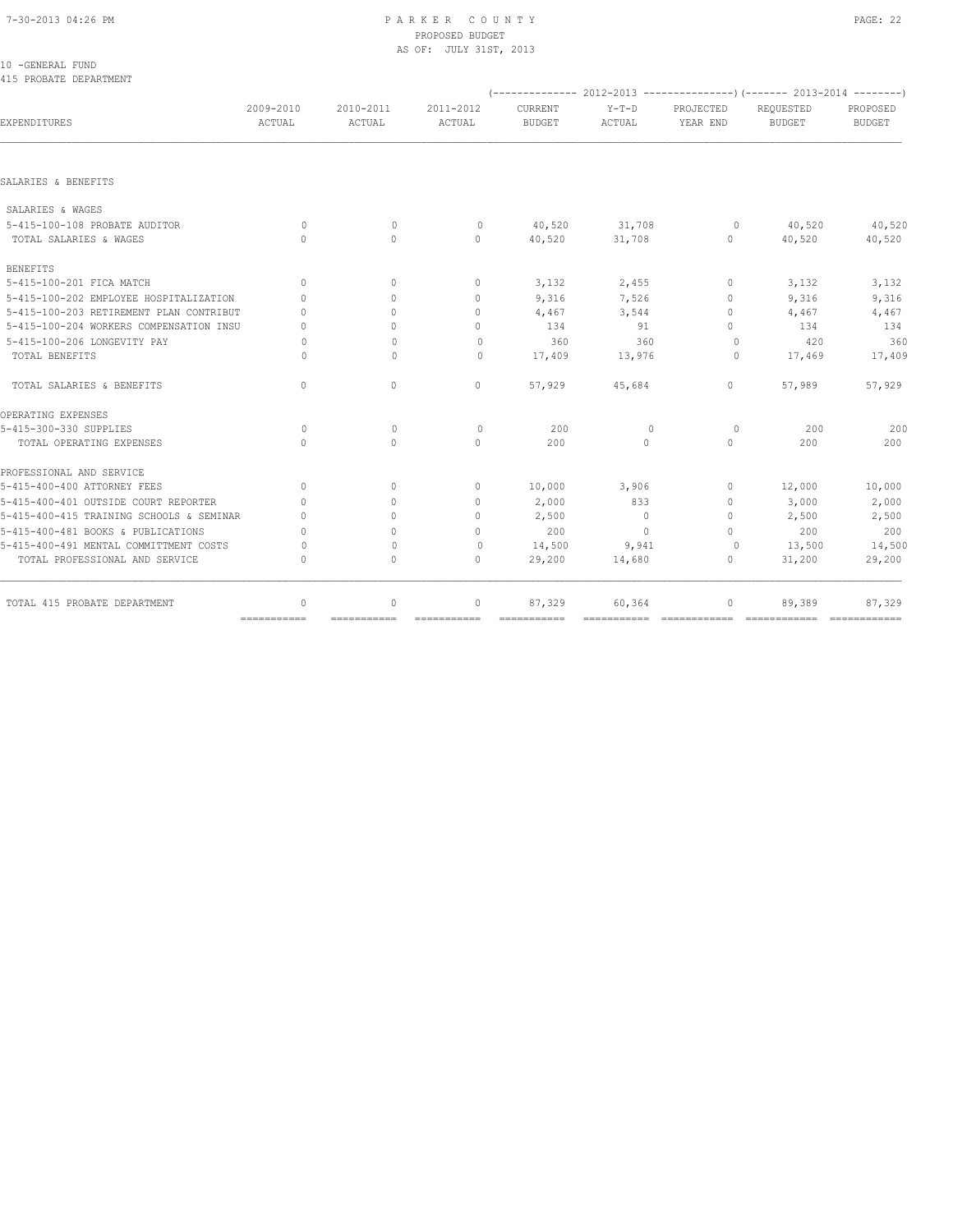10 -GENERAL FUND
415 PROBATE DEPARTMENT

| EXPENDITURES | 2009-2010 ACTUAL | 2010-2011 ACTUAL | 2011-2012 ACTUAL | 2012-2013 CURRENT BUDGET | 2012-2013 Y-T-D ACTUAL | 2012-2013 PROJECTED YEAR END | 2013-2014 REQUESTED BUDGET | 2013-2014 PROPOSED BUDGET |
|---|---|---|---|---|---|---|---|---|
| SALARIES & BENEFITS | | | | | | | | |
| SALARIES & WAGES | | | | | | | | |
| 5-415-100-108 PROBATE AUDITOR | 0 | 0 | 0 | 40,520 | 31,708 | 0 | 40,520 | 40,520 |
| TOTAL SALARIES & WAGES | 0 | 0 | 0 | 40,520 | 31,708 | 0 | 40,520 | 40,520 |
| BENEFITS | | | | | | | | |
| 5-415-100-201 FICA MATCH | 0 | 0 | 0 | 3,132 | 2,455 | 0 | 3,132 | 3,132 |
| 5-415-100-202 EMPLOYEE HOSPITALIZATION | 0 | 0 | 0 | 9,316 | 7,526 | 0 | 9,316 | 9,316 |
| 5-415-100-203 RETIREMENT PLAN CONTRIBUT | 0 | 0 | 0 | 4,467 | 3,544 | 0 | 4,467 | 4,467 |
| 5-415-100-204 WORKERS COMPENSATION INSU | 0 | 0 | 0 | 134 | 91 | 0 | 134 | 134 |
| 5-415-100-206 LONGEVITY PAY | 0 | 0 | 0 | 360 | 360 | 0 | 420 | 360 |
| TOTAL BENEFITS | 0 | 0 | 0 | 17,409 | 13,976 | 0 | 17,469 | 17,409 |
| TOTAL SALARIES & BENEFITS | 0 | 0 | 0 | 57,929 | 45,684 | 0 | 57,989 | 57,929 |
| OPERATING EXPENSES | | | | | | | | |
| 5-415-300-330 SUPPLIES | 0 | 0 | 0 | 200 | 0 | 0 | 200 | 200 |
| TOTAL OPERATING EXPENSES | 0 | 0 | 0 | 200 | 0 | 0 | 200 | 200 |
| PROFESSIONAL AND SERVICE | | | | | | | | |
| 5-415-400-400 ATTORNEY FEES | 0 | 0 | 0 | 10,000 | 3,906 | 0 | 12,000 | 10,000 |
| 5-415-400-401 OUTSIDE COURT REPORTER | 0 | 0 | 0 | 2,000 | 833 | 0 | 3,000 | 2,000 |
| 5-415-400-415 TRAINING SCHOOLS & SEMINAR | 0 | 0 | 0 | 2,500 | 0 | 0 | 2,500 | 2,500 |
| 5-415-400-481 BOOKS & PUBLICATIONS | 0 | 0 | 0 | 200 | 0 | 0 | 200 | 200 |
| 5-415-400-491 MENTAL COMMITTMENT COSTS | 0 | 0 | 0 | 14,500 | 9,941 | 0 | 13,500 | 14,500 |
| TOTAL PROFESSIONAL AND SERVICE | 0 | 0 | 0 | 29,200 | 14,680 | 0 | 31,200 | 29,200 |
| TOTAL 415 PROBATE DEPARTMENT | 0 | 0 | 0 | 87,329 | 60,364 | 0 | 89,389 | 87,329 |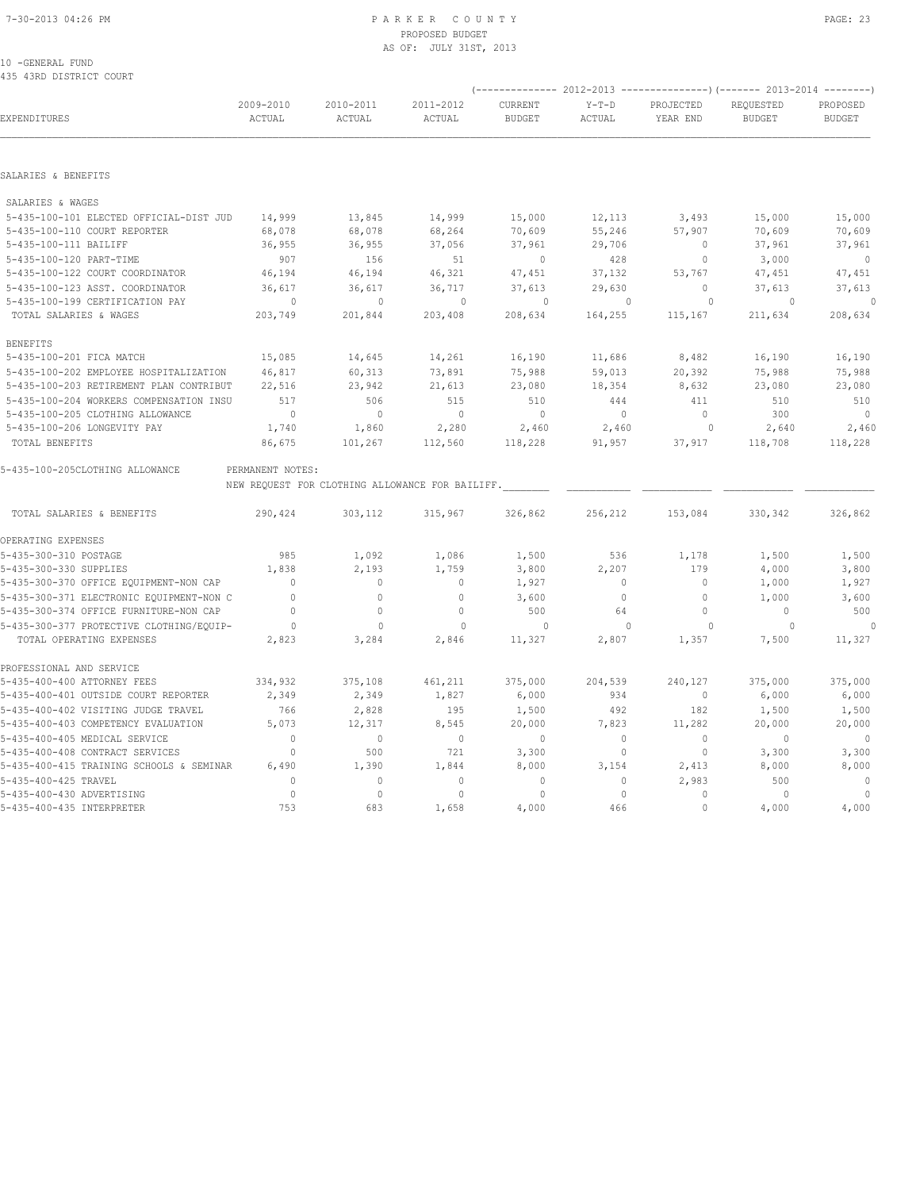# PARKER COUNTY
## PROPOSED BUDGET
### AS OF: JULY 31ST, 2013

10 -GENERAL FUND
435 43RD DISTRICT COURT

| EXPENDITURES | 2009-2010 ACTUAL | 2010-2011 ACTUAL | 2011-2012 ACTUAL | 2012-2013 CURRENT BUDGET | 2012-2013 Y-T-D ACTUAL | 2012-2013 PROJECTED YEAR END | 2013-2014 REQUESTED BUDGET | 2013-2014 PROPOSED BUDGET |
|---|---|---|---|---|---|---|---|---|
| **SALARIES & BENEFITS** | | | | | | | | |
| SALARIES & WAGES | | | | | | | | |
| 5-435-100-101 ELECTED OFFICIAL-DIST JUD | 14,999 | 13,845 | 14,999 | 15,000 | 12,113 | 3,493 | 15,000 | 15,000 |
| 5-435-100-110 COURT REPORTER | 68,078 | 68,078 | 68,264 | 70,609 | 55,246 | 57,907 | 70,609 | 70,609 |
| 5-435-100-111 BAILIFF | 36,955 | 36,955 | 37,056 | 37,961 | 29,706 | 0 | 37,961 | 37,961 |
| 5-435-100-120 PART-TIME | 907 | 156 | 51 | 0 | 428 | 0 | 3,000 | 0 |
| 5-435-100-122 COURT COORDINATOR | 46,194 | 46,194 | 46,321 | 47,451 | 37,132 | 53,767 | 47,451 | 47,451 |
| 5-435-100-123 ASST. COORDINATOR | 36,617 | 36,617 | 36,717 | 37,613 | 29,630 | 0 | 37,613 | 37,613 |
| 5-435-100-199 CERTIFICATION PAY | 0 | 0 | 0 | 0 | 0 | 0 | 0 | 0 |
| TOTAL SALARIES & WAGES | 203,749 | 201,844 | 203,408 | 208,634 | 164,255 | 115,167 | 211,634 | 208,634 |
| BENEFITS | | | | | | | | |
| 5-435-100-201 FICA MATCH | 15,085 | 14,645 | 14,261 | 16,190 | 11,686 | 8,482 | 16,190 | 16,190 |
| 5-435-100-202 EMPLOYEE HOSPITALIZATION | 46,817 | 60,313 | 73,891 | 75,988 | 59,013 | 20,392 | 75,988 | 75,988 |
| 5-435-100-203 RETIREMENT PLAN CONTRIBUT | 22,516 | 23,942 | 21,613 | 23,080 | 18,354 | 8,632 | 23,080 | 23,080 |
| 5-435-100-204 WORKERS COMPENSATION INSU | 517 | 506 | 515 | 510 | 444 | 411 | 510 | 510 |
| 5-435-100-205 CLOTHING ALLOWANCE | 0 | 0 | 0 | 0 | 0 | 0 | 300 | 0 |
| 5-435-100-206 LONGEVITY PAY | 1,740 | 1,860 | 2,280 | 2,460 | 2,460 | 0 | 2,640 | 2,460 |
| TOTAL BENEFITS | 86,675 | 101,267 | 112,560 | 118,228 | 91,957 | 37,917 | 118,708 | 118,228 |
| 5-435-100-205CLOTHING ALLOWANCE | PERMANENT NOTES: NEW REQUEST FOR CLOTHING ALLOWANCE FOR BAILIFF. | | | | | | | |
| TOTAL SALARIES & BENEFITS | 290,424 | 303,112 | 315,967 | 326,862 | 256,212 | 153,084 | 330,342 | 326,862 |
| **OPERATING EXPENSES** | | | | | | | | |
| 5-435-300-310 POSTAGE | 985 | 1,092 | 1,086 | 1,500 | 536 | 1,178 | 1,500 | 1,500 |
| 5-435-300-330 SUPPLIES | 1,838 | 2,193 | 1,759 | 3,800 | 2,207 | 179 | 4,000 | 3,800 |
| 5-435-300-370 OFFICE EQUIPMENT-NON CAP | 0 | 0 | 0 | 1,927 | 0 | 0 | 1,000 | 1,927 |
| 5-435-300-371 ELECTRONIC EQUIPMENT-NON C | 0 | 0 | 0 | 3,600 | 0 | 0 | 1,000 | 3,600 |
| 5-435-300-374 OFFICE FURNITURE-NON CAP | 0 | 0 | 0 | 500 | 64 | 0 | 0 | 500 |
| 5-435-300-377 PROTECTIVE CLOTHING/EQUIP- | 0 | 0 | 0 | 0 | 0 | 0 | 0 | 0 |
| TOTAL OPERATING EXPENSES | 2,823 | 3,284 | 2,846 | 11,327 | 2,807 | 1,357 | 7,500 | 11,327 |
| **PROFESSIONAL AND SERVICE** | | | | | | | | |
| 5-435-400-400 ATTORNEY FEES | 334,932 | 375,108 | 461,211 | 375,000 | 204,539 | 240,127 | 375,000 | 375,000 |
| 5-435-400-401 OUTSIDE COURT REPORTER | 2,349 | 2,349 | 1,827 | 6,000 | 934 | 0 | 6,000 | 6,000 |
| 5-435-400-402 VISITING JUDGE TRAVEL | 766 | 2,828 | 195 | 1,500 | 492 | 182 | 1,500 | 1,500 |
| 5-435-400-403 COMPETENCY EVALUATION | 5,073 | 12,317 | 8,545 | 20,000 | 7,823 | 11,282 | 20,000 | 20,000 |
| 5-435-400-405 MEDICAL SERVICE | 0 | 0 | 0 | 0 | 0 | 0 | 0 | 0 |
| 5-435-400-408 CONTRACT SERVICES | 0 | 500 | 721 | 3,300 | 0 | 0 | 3,300 | 3,300 |
| 5-435-400-415 TRAINING SCHOOLS & SEMINAR | 6,490 | 1,390 | 1,844 | 8,000 | 3,154 | 2,413 | 8,000 | 8,000 |
| 5-435-400-425 TRAVEL | 0 | 0 | 0 | 0 | 0 | 2,983 | 500 | 0 |
| 5-435-400-430 ADVERTISING | 0 | 0 | 0 | 0 | 0 | 0 | 0 | 0 |
| 5-435-400-435 INTERPRETER | 753 | 683 | 1,658 | 4,000 | 466 | 0 | 4,000 | 4,000 |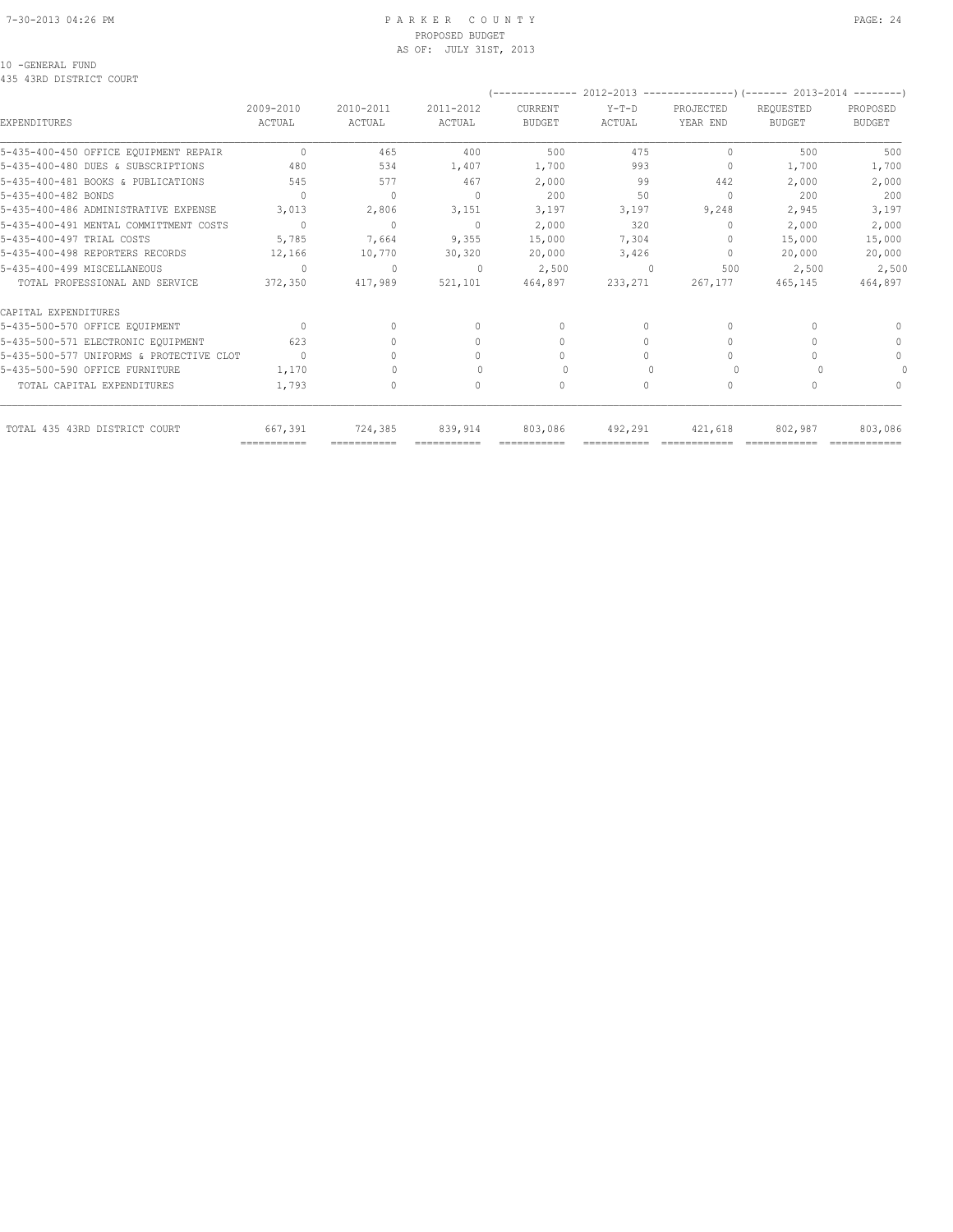10 -GENERAL FUND
435 43RD DISTRICT COURT

| EXPENDITURES | 2009-2010 ACTUAL | 2010-2011 ACTUAL | 2011-2012 ACTUAL | 2012-2013 CURRENT BUDGET | 2012-2013 Y-T-D ACTUAL | 2012-2013 PROJECTED YEAR END | 2013-2014 REQUESTED BUDGET | 2013-2014 PROPOSED BUDGET |
|---|---|---|---|---|---|---|---|---|
| 5-435-400-450 OFFICE EQUIPMENT REPAIR | 0 | 465 | 400 | 500 | 475 | 0 | 500 | 500 |
| 5-435-400-480 DUES & SUBSCRIPTIONS | 480 | 534 | 1,407 | 1,700 | 993 | 0 | 1,700 | 1,700 |
| 5-435-400-481 BOOKS & PUBLICATIONS | 545 | 577 | 467 | 2,000 | 99 | 442 | 2,000 | 2,000 |
| 5-435-400-482 BONDS | 0 | 0 | 0 | 200 | 50 | 0 | 200 | 200 |
| 5-435-400-486 ADMINISTRATIVE EXPENSE | 3,013 | 2,806 | 3,151 | 3,197 | 3,197 | 9,248 | 2,945 | 3,197 |
| 5-435-400-491 MENTAL COMMITTMENT COSTS | 0 | 0 | 0 | 2,000 | 320 | 0 | 2,000 | 2,000 |
| 5-435-400-497 TRIAL COSTS | 5,785 | 7,664 | 9,355 | 15,000 | 7,304 | 0 | 15,000 | 15,000 |
| 5-435-400-498 REPORTERS RECORDS | 12,166 | 10,770 | 30,320 | 20,000 | 3,426 | 0 | 20,000 | 20,000 |
| 5-435-400-499 MISCELLANEOUS | 0 | 0 | 0 | 2,500 | 0 | 500 | 2,500 | 2,500 |
| TOTAL PROFESSIONAL AND SERVICE | 372,350 | 417,989 | 521,101 | 464,897 | 233,271 | 267,177 | 465,145 | 464,897 |
| CAPITAL EXPENDITURES | | | | | | | | |
| 5-435-500-570 OFFICE EQUIPMENT | 0 | 0 | 0 | 0 | 0 | 0 | 0 | 0 |
| 5-435-500-571 ELECTRONIC EQUIPMENT | 623 | 0 | 0 | 0 | 0 | 0 | 0 | 0 |
| 5-435-500-577 UNIFORMS & PROTECTIVE CLOT | 0 | 0 | 0 | 0 | 0 | 0 | 0 | 0 |
| 5-435-500-590 OFFICE FURNITURE | 1,170 | 0 | 0 | 0 | 0 | 0 | 0 | 0 |
| TOTAL CAPITAL EXPENDITURES | 1,793 | 0 | 0 | 0 | 0 | 0 | 0 | 0 |
| TOTAL 435 43RD DISTRICT COURT | 667,391 | 724,385 | 839,914 | 803,086 | 492,291 | 421,618 | 802,987 | 803,086 |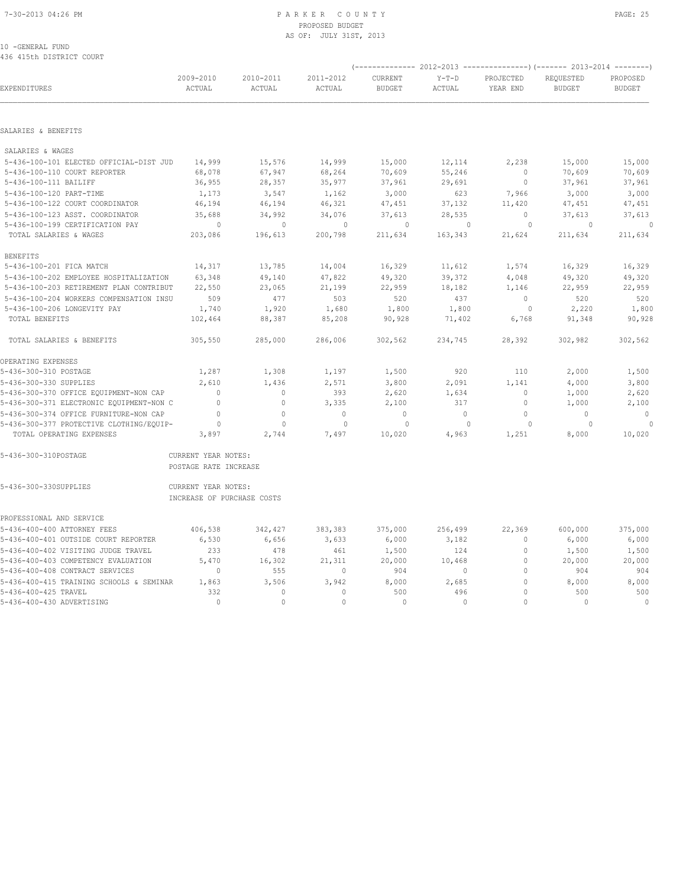PARKER COUNTY
PROPOSED BUDGET
AS OF: JULY 31ST, 2013

10 -GENERAL FUND
436 415th DISTRICT COURT

| EXPENDITURES | 2009-2010 ACTUAL | 2010-2011 ACTUAL | 2011-2012 ACTUAL | 2012-2013 CURRENT BUDGET | 2012-2013 Y-T-D ACTUAL | 2012-2013 PROJECTED YEAR END | 2013-2014 REQUESTED BUDGET | 2013-2014 PROPOSED BUDGET |
|---|---|---|---|---|---|---|---|---|
| **SALARIES & BENEFITS** | | | | | | | | |
| SALARIES & WAGES | | | | | | | | |
| 5-436-100-101 ELECTED OFFICIAL-DIST JUD | 14,999 | 15,576 | 14,999 | 15,000 | 12,114 | 2,238 | 15,000 | 15,000 |
| 5-436-100-110 COURT REPORTER | 68,078 | 67,947 | 68,264 | 70,609 | 55,246 | 0 | 70,609 | 70,609 |
| 5-436-100-111 BAILIFF | 36,955 | 28,357 | 35,977 | 37,961 | 29,691 | 0 | 37,961 | 37,961 |
| 5-436-100-120 PART-TIME | 1,173 | 3,547 | 1,162 | 3,000 | 623 | 7,966 | 3,000 | 3,000 |
| 5-436-100-122 COURT COORDINATOR | 46,194 | 46,194 | 46,321 | 47,451 | 37,132 | 11,420 | 47,451 | 47,451 |
| 5-436-100-123 ASST. COORDINATOR | 35,688 | 34,992 | 34,076 | 37,613 | 28,535 | 0 | 37,613 | 37,613 |
| 5-436-100-199 CERTIFICATION PAY | 0 | 0 | 0 | 0 | 0 | 0 | 0 | 0 |
| TOTAL SALARIES & WAGES | 203,086 | 196,613 | 200,798 | 211,634 | 163,343 | 21,624 | 211,634 | 211,634 |
| BENEFITS | | | | | | | | |
| 5-436-100-201 FICA MATCH | 14,317 | 13,785 | 14,004 | 16,329 | 11,612 | 1,574 | 16,329 | 16,329 |
| 5-436-100-202 EMPLOYEE HOSPITALIZATION | 63,348 | 49,140 | 47,822 | 49,320 | 39,372 | 4,048 | 49,320 | 49,320 |
| 5-436-100-203 RETIREMENT PLAN CONTRIBUT | 22,550 | 23,065 | 21,199 | 22,959 | 18,182 | 1,146 | 22,959 | 22,959 |
| 5-436-100-204 WORKERS COMPENSATION INSU | 509 | 477 | 503 | 520 | 437 | 0 | 520 | 520 |
| 5-436-100-206 LONGEVITY PAY | 1,740 | 1,920 | 1,680 | 1,800 | 1,800 | 0 | 2,220 | 1,800 |
| TOTAL BENEFITS | 102,464 | 88,387 | 85,208 | 90,928 | 71,402 | 6,768 | 91,348 | 90,928 |
| TOTAL SALARIES & BENEFITS | 305,550 | 285,000 | 286,006 | 302,562 | 234,745 | 28,392 | 302,982 | 302,562 |
| **OPERATING EXPENSES** | | | | | | | | |
| 5-436-300-310 POSTAGE | 1,287 | 1,308 | 1,197 | 1,500 | 920 | 110 | 2,000 | 1,500 |
| 5-436-300-330 SUPPLIES | 2,610 | 1,436 | 2,571 | 3,800 | 2,091 | 1,141 | 4,000 | 3,800 |
| 5-436-300-370 OFFICE EQUIPMENT-NON CAP | 0 | 0 | 393 | 2,620 | 1,634 | 0 | 1,000 | 2,620 |
| 5-436-300-371 ELECTRONIC EQUIPMENT-NON C | 0 | 0 | 3,335 | 2,100 | 317 | 0 | 1,000 | 2,100 |
| 5-436-300-374 OFFICE FURNITURE-NON CAP | 0 | 0 | 0 | 0 | 0 | 0 | 0 | 0 |
| 5-436-300-377 PROTECTIVE CLOTHING/EQUIP- | 0 | 0 | 0 | 0 | 0 | 0 | 0 | 0 |
| TOTAL OPERATING EXPENSES | 3,897 | 2,744 | 7,497 | 10,020 | 4,963 | 1,251 | 8,000 | 10,020 |

5-436-300-310POSTAGE — CURRENT YEAR NOTES: POSTAGE RATE INCREASE

5-436-300-330SUPPLIES — CURRENT YEAR NOTES: INCREASE OF PURCHASE COSTS

| EXPENDITURES | 2009-2010 ACTUAL | 2010-2011 ACTUAL | 2011-2012 ACTUAL | 2012-2013 CURRENT BUDGET | 2012-2013 Y-T-D ACTUAL | 2012-2013 PROJECTED YEAR END | 2013-2014 REQUESTED BUDGET | 2013-2014 PROPOSED BUDGET |
|---|---|---|---|---|---|---|---|---|
| **PROFESSIONAL AND SERVICE** | | | | | | | | |
| 5-436-400-400 ATTORNEY FEES | 406,538 | 342,427 | 383,383 | 375,000 | 256,499 | 22,369 | 600,000 | 375,000 |
| 5-436-400-401 OUTSIDE COURT REPORTER | 6,530 | 6,656 | 3,633 | 6,000 | 3,182 | 0 | 6,000 | 6,000 |
| 5-436-400-402 VISITING JUDGE TRAVEL | 233 | 478 | 461 | 1,500 | 124 | 0 | 1,500 | 1,500 |
| 5-436-400-403 COMPETENCY EVALUATION | 5,470 | 16,302 | 21,311 | 20,000 | 10,468 | 0 | 20,000 | 20,000 |
| 5-436-400-408 CONTRACT SERVICES | 0 | 555 | 0 | 904 | 0 | 0 | 904 | 904 |
| 5-436-400-415 TRAINING SCHOOLS & SEMINAR | 1,863 | 3,506 | 3,942 | 8,000 | 2,685 | 0 | 8,000 | 8,000 |
| 5-436-400-425 TRAVEL | 332 | 0 | 0 | 500 | 496 | 0 | 500 | 500 |
| 5-436-400-430 ADVERTISING | 0 | 0 | 0 | 0 | 0 | 0 | 0 | 0 |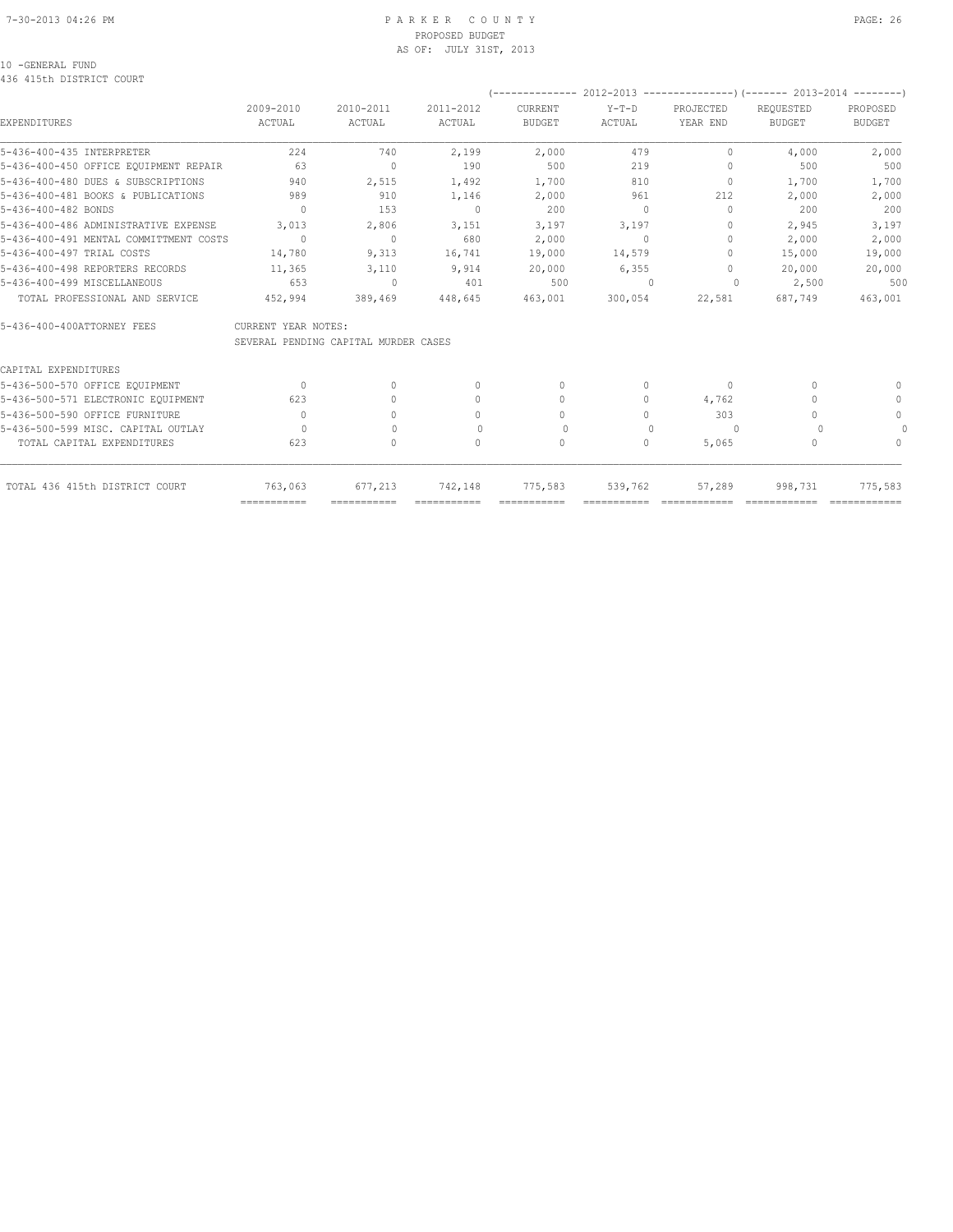10 -GENERAL FUND
436 415th DISTRICT COURT

| EXPENDITURES | 2009-2010 ACTUAL | 2010-2011 ACTUAL | 2011-2012 ACTUAL | 2012-2013 CURRENT BUDGET | 2012-2013 Y-T-D ACTUAL | 2012-2013 PROJECTED YEAR END | 2013-2014 REQUESTED BUDGET | 2013-2014 PROPOSED BUDGET |
|---|---|---|---|---|---|---|---|---|
| 5-436-400-435 INTERPRETER | 224 | 740 | 2,199 | 2,000 | 479 | 0 | 4,000 | 2,000 |
| 5-436-400-450 OFFICE EQUIPMENT REPAIR | 63 | 0 | 190 | 500 | 219 | 0 | 500 | 500 |
| 5-436-400-480 DUES & SUBSCRIPTIONS | 940 | 2,515 | 1,492 | 1,700 | 810 | 0 | 1,700 | 1,700 |
| 5-436-400-481 BOOKS & PUBLICATIONS | 989 | 910 | 1,146 | 2,000 | 961 | 212 | 2,000 | 2,000 |
| 5-436-400-482 BONDS | 0 | 153 | 0 | 200 | 0 | 0 | 200 | 200 |
| 5-436-400-486 ADMINISTRATIVE EXPENSE | 3,013 | 2,806 | 3,151 | 3,197 | 3,197 | 0 | 2,945 | 3,197 |
| 5-436-400-491 MENTAL COMMITTMENT COSTS | 0 | 0 | 680 | 2,000 | 0 | 0 | 2,000 | 2,000 |
| 5-436-400-497 TRIAL COSTS | 14,780 | 9,313 | 16,741 | 19,000 | 14,579 | 0 | 15,000 | 19,000 |
| 5-436-400-498 REPORTERS RECORDS | 11,365 | 3,110 | 9,914 | 20,000 | 6,355 | 0 | 20,000 | 20,000 |
| 5-436-400-499 MISCELLANEOUS | 653 | 0 | 401 | 500 | 0 | 0 | 2,500 | 500 |
| TOTAL PROFESSIONAL AND SERVICE | 452,994 | 389,469 | 448,645 | 463,001 | 300,054 | 22,581 | 687,749 | 463,001 |

5-436-400-400ATTORNEY FEES — CURRENT YEAR NOTES:
SEVERAL PENDING CAPITAL MURDER CASES

| CAPITAL EXPENDITURES | 2009-2010 ACTUAL | 2010-2011 ACTUAL | 2011-2012 ACTUAL | 2012-2013 CURRENT BUDGET | 2012-2013 Y-T-D ACTUAL | 2012-2013 PROJECTED YEAR END | 2013-2014 REQUESTED BUDGET | 2013-2014 PROPOSED BUDGET |
|---|---|---|---|---|---|---|---|---|
| 5-436-500-570 OFFICE EQUIPMENT | 0 | 0 | 0 | 0 | 0 | 0 | 0 | 0 |
| 5-436-500-571 ELECTRONIC EQUIPMENT | 623 | 0 | 0 | 0 | 0 | 4,762 | 0 | 0 |
| 5-436-500-590 OFFICE FURNITURE | 0 | 0 | 0 | 0 | 0 | 303 | 0 | 0 |
| 5-436-500-599 MISC. CAPITAL OUTLAY | 0 | 0 | 0 | 0 | 0 | 0 | 0 | 0 |
| TOTAL CAPITAL EXPENDITURES | 623 | 0 | 0 | 0 | 0 | 5,065 | 0 | 0 |
| TOTAL 436 415th DISTRICT COURT | 763,063 | 677,213 | 742,148 | 775,583 | 539,762 | 57,289 | 998,731 | 775,583 |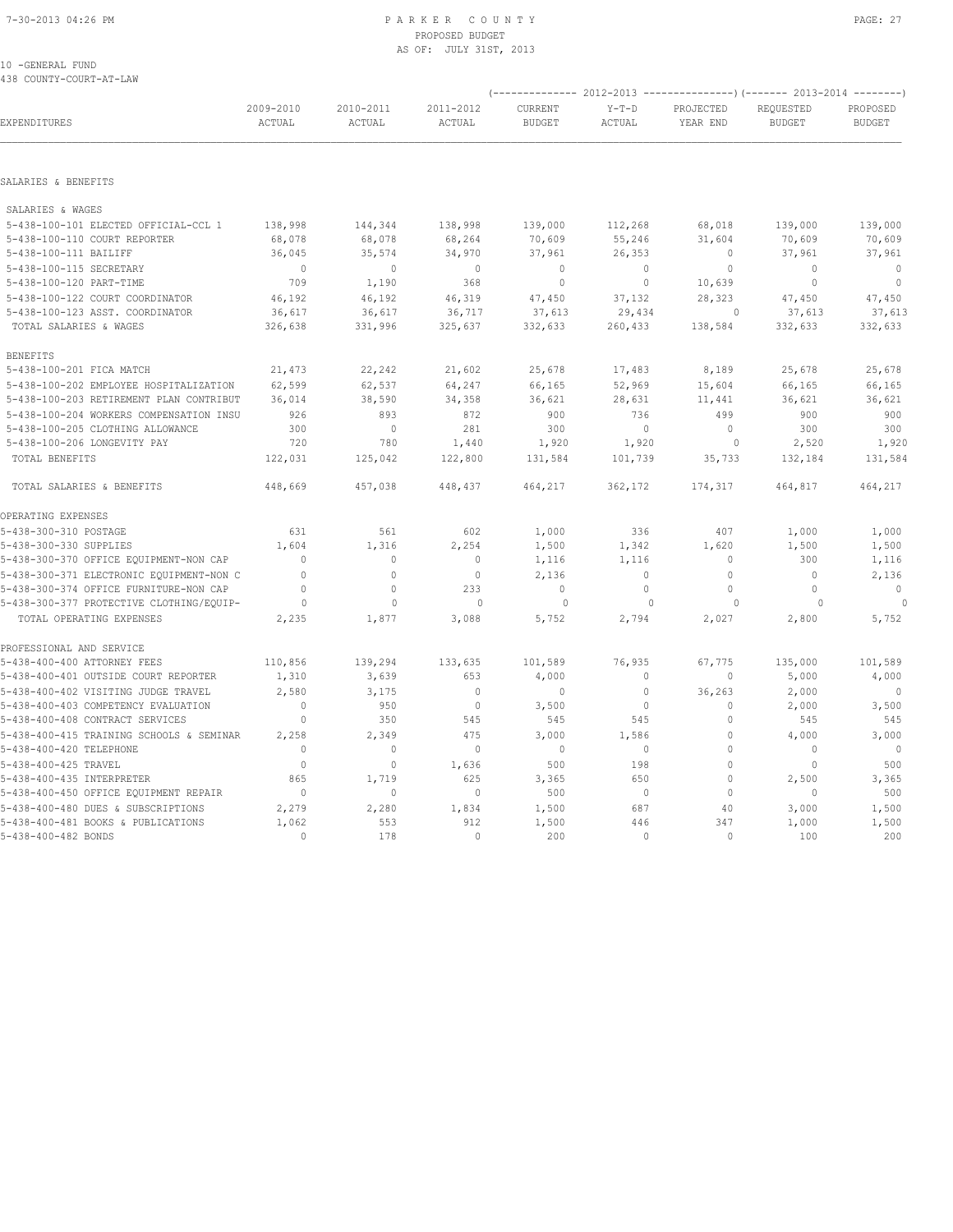# PARKER COUNTY
PROPOSED BUDGET
AS OF: JULY 31ST, 2013

10 -GENERAL FUND
438 COUNTY-COURT-AT-LAW

| EXPENDITURES | 2009-2010 ACTUAL | 2010-2011 ACTUAL | 2011-2012 ACTUAL | (2012-2013) CURRENT BUDGET | Y-T-D ACTUAL | PROJECTED YEAR END | (2013-2014) REQUESTED BUDGET | PROPOSED BUDGET |
|---|---|---|---|---|---|---|---|---|
| **SALARIES & BENEFITS** | | | | | | | | |
| SALARIES & WAGES | | | | | | | | |
| 5-438-100-101 ELECTED OFFICIAL-CCL 1 | 138,998 | 144,344 | 138,998 | 139,000 | 112,268 | 68,018 | 139,000 | 139,000 |
| 5-438-100-110 COURT REPORTER | 68,078 | 68,078 | 68,264 | 70,609 | 55,246 | 31,604 | 70,609 | 70,609 |
| 5-438-100-111 BAILIFF | 36,045 | 35,574 | 34,970 | 37,961 | 26,353 | 0 | 37,961 | 37,961 |
| 5-438-100-115 SECRETARY | 0 | 0 | 0 | 0 | 0 | 0 | 0 | 0 |
| 5-438-100-120 PART-TIME | 709 | 1,190 | 368 | 0 | 0 | 10,639 | 0 | 0 |
| 5-438-100-122 COURT COORDINATOR | 46,192 | 46,192 | 46,319 | 47,450 | 37,132 | 28,323 | 47,450 | 47,450 |
| 5-438-100-123 ASST. COORDINATOR | 36,617 | 36,617 | 36,717 | 37,613 | 29,434 | 0 | 37,613 | 37,613 |
| TOTAL SALARIES & WAGES | 326,638 | 331,996 | 325,637 | 332,633 | 260,433 | 138,584 | 332,633 | 332,633 |
| BENEFITS | | | | | | | | |
| 5-438-100-201 FICA MATCH | 21,473 | 22,242 | 21,602 | 25,678 | 17,483 | 8,189 | 25,678 | 25,678 |
| 5-438-100-202 EMPLOYEE HOSPITALIZATION | 62,599 | 62,537 | 64,247 | 66,165 | 52,969 | 15,604 | 66,165 | 66,165 |
| 5-438-100-203 RETIREMENT PLAN CONTRIBUT | 36,014 | 38,590 | 34,358 | 36,621 | 28,631 | 11,441 | 36,621 | 36,621 |
| 5-438-100-204 WORKERS COMPENSATION INSU | 926 | 893 | 872 | 900 | 736 | 499 | 900 | 900 |
| 5-438-100-205 CLOTHING ALLOWANCE | 300 | 0 | 281 | 300 | 0 | 0 | 300 | 300 |
| 5-438-100-206 LONGEVITY PAY | 720 | 780 | 1,440 | 1,920 | 1,920 | 0 | 2,520 | 1,920 |
| TOTAL BENEFITS | 122,031 | 125,042 | 122,800 | 131,584 | 101,739 | 35,733 | 132,184 | 131,584 |
| TOTAL SALARIES & BENEFITS | 448,669 | 457,038 | 448,437 | 464,217 | 362,172 | 174,317 | 464,817 | 464,217 |
| **OPERATING EXPENSES** | | | | | | | | |
| 5-438-300-310 POSTAGE | 631 | 561 | 602 | 1,000 | 336 | 407 | 1,000 | 1,000 |
| 5-438-300-330 SUPPLIES | 1,604 | 1,316 | 2,254 | 1,500 | 1,342 | 1,620 | 1,500 | 1,500 |
| 5-438-300-370 OFFICE EQUIPMENT-NON CAP | 0 | 0 | 0 | 1,116 | 1,116 | 0 | 300 | 1,116 |
| 5-438-300-371 ELECTRONIC EQUIPMENT-NON C | 0 | 0 | 0 | 2,136 | 0 | 0 | 0 | 2,136 |
| 5-438-300-374 OFFICE FURNITURE-NON CAP | 0 | 0 | 233 | 0 | 0 | 0 | 0 | 0 |
| 5-438-300-377 PROTECTIVE CLOTHING/EQUIP- | 0 | 0 | 0 | 0 | 0 | 0 | 0 | 0 |
| TOTAL OPERATING EXPENSES | 2,235 | 1,877 | 3,088 | 5,752 | 2,794 | 2,027 | 2,800 | 5,752 |
| **PROFESSIONAL AND SERVICE** | | | | | | | | |
| 5-438-400-400 ATTORNEY FEES | 110,856 | 139,294 | 133,635 | 101,589 | 76,935 | 67,775 | 135,000 | 101,589 |
| 5-438-400-401 OUTSIDE COURT REPORTER | 1,310 | 3,639 | 653 | 4,000 | 0 | 0 | 5,000 | 4,000 |
| 5-438-400-402 VISITING JUDGE TRAVEL | 2,580 | 3,175 | 0 | 0 | 0 | 36,263 | 2,000 | 0 |
| 5-438-400-403 COMPETENCY EVALUATION | 0 | 950 | 0 | 3,500 | 0 | 0 | 2,000 | 3,500 |
| 5-438-400-408 CONTRACT SERVICES | 0 | 350 | 545 | 545 | 545 | 0 | 545 | 545 |
| 5-438-400-415 TRAINING SCHOOLS & SEMINAR | 2,258 | 2,349 | 475 | 3,000 | 1,586 | 0 | 4,000 | 3,000 |
| 5-438-400-420 TELEPHONE | 0 | 0 | 0 | 0 | 0 | 0 | 0 | 0 |
| 5-438-400-425 TRAVEL | 0 | 0 | 1,636 | 500 | 198 | 0 | 0 | 500 |
| 5-438-400-435 INTERPRETER | 865 | 1,719 | 625 | 3,365 | 650 | 0 | 2,500 | 3,365 |
| 5-438-400-450 OFFICE EQUIPMENT REPAIR | 0 | 0 | 0 | 500 | 0 | 0 | 0 | 500 |
| 5-438-400-480 DUES & SUBSCRIPTIONS | 2,279 | 2,280 | 1,834 | 1,500 | 687 | 40 | 3,000 | 1,500 |
| 5-438-400-481 BOOKS & PUBLICATIONS | 1,062 | 553 | 912 | 1,500 | 446 | 347 | 1,000 | 1,500 |
| 5-438-400-482 BONDS | 0 | 178 | 0 | 200 | 0 | 0 | 100 | 200 |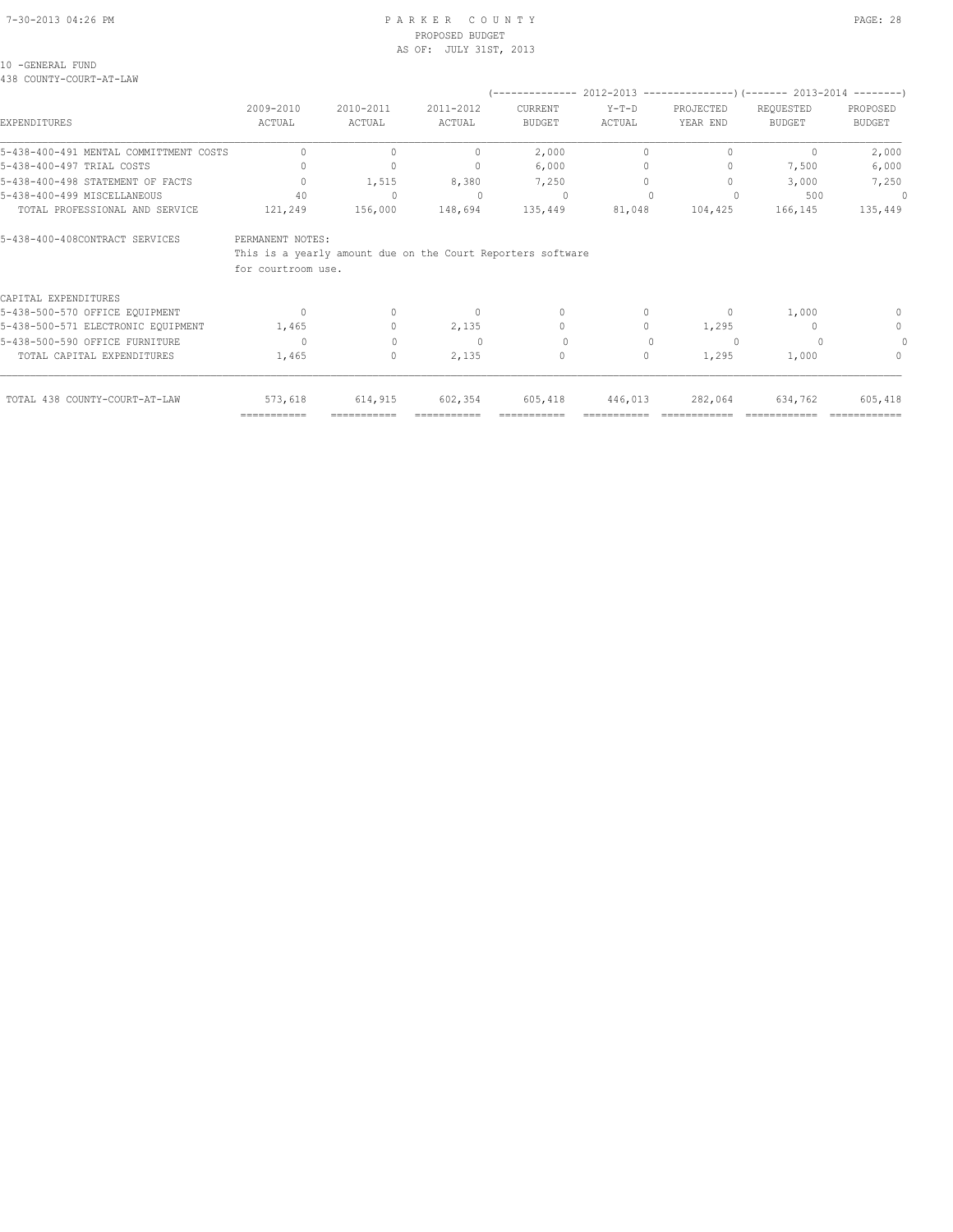10 -GENERAL FUND
438 COUNTY-COURT-AT-LAW

| EXPENDITURES | 2009-2010 ACTUAL | 2010-2011 ACTUAL | 2011-2012 ACTUAL | 2012-2013 CURRENT BUDGET | 2012-2013 Y-T-D ACTUAL | 2012-2013 PROJECTED YEAR END | 2013-2014 REQUESTED BUDGET | 2013-2014 PROPOSED BUDGET |
|---|---|---|---|---|---|---|---|---|
| 5-438-400-491 MENTAL COMMITTMENT COSTS | 0 | 0 | 0 | 2,000 | 0 | 0 | 0 | 2,000 |
| 5-438-400-497 TRIAL COSTS | 0 | 0 | 0 | 6,000 | 0 | 0 | 7,500 | 6,000 |
| 5-438-400-498 STATEMENT OF FACTS | 0 | 1,515 | 8,380 | 7,250 | 0 | 0 | 3,000 | 7,250 |
| 5-438-400-499 MISCELLANEOUS | 40 | 0 | 0 | 0 | 0 | 0 | 500 | 0 |
| TOTAL PROFESSIONAL AND SERVICE | 121,249 | 156,000 | 148,694 | 135,449 | 81,048 | 104,425 | 166,145 | 135,449 |

5-438-400-408CONTRACT SERVICES

PERMANENT NOTES:
This is a yearly amount due on the Court Reporters software for courtroom use.

| CAPITAL EXPENDITURES | 2009-2010 ACTUAL | 2010-2011 ACTUAL | 2011-2012 ACTUAL | 2012-2013 CURRENT BUDGET | 2012-2013 Y-T-D ACTUAL | 2012-2013 PROJECTED YEAR END | 2013-2014 REQUESTED BUDGET | 2013-2014 PROPOSED BUDGET |
|---|---|---|---|---|---|---|---|---|
| 5-438-500-570 OFFICE EQUIPMENT | 0 | 0 | 0 | 0 | 0 | 0 | 1,000 | 0 |
| 5-438-500-571 ELECTRONIC EQUIPMENT | 1,465 | 0 | 2,135 | 0 | 0 | 1,295 | 0 | 0 |
| 5-438-500-590 OFFICE FURNITURE | 0 | 0 | 0 | 0 | 0 | 0 | 0 | 0 |
| TOTAL CAPITAL EXPENDITURES | 1,465 | 0 | 2,135 | 0 | 0 | 1,295 | 1,000 | 0 |
| TOTAL 438 COUNTY-COURT-AT-LAW | 573,618 | 614,915 | 602,354 | 605,418 | 446,013 | 282,064 | 634,762 | 605,418 |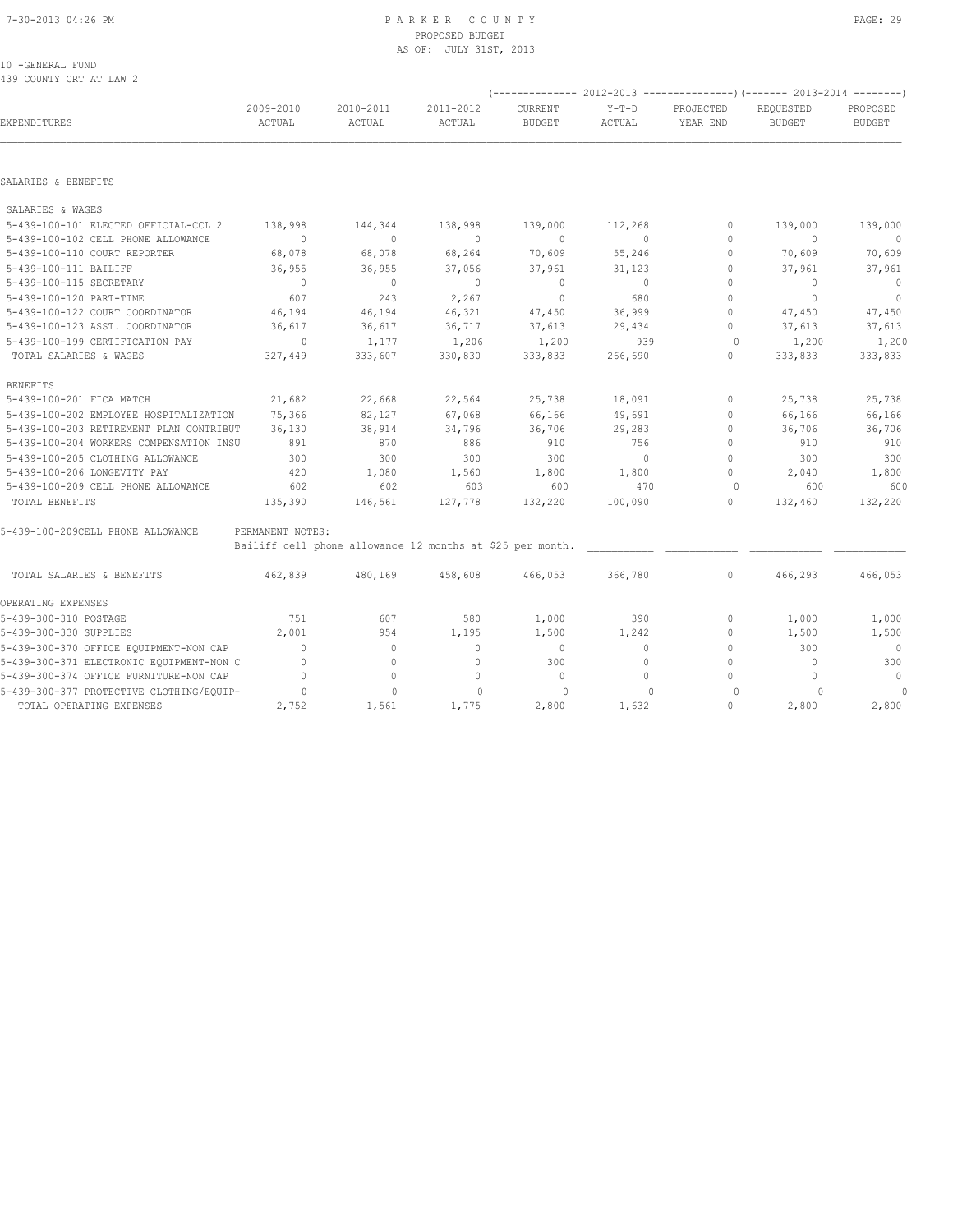PARKER COUNTY
PROPOSED BUDGET
AS OF: JULY 31ST, 2013

10 -GENERAL FUND
439 COUNTY CRT AT LAW 2

| EXPENDITURES | 2009-2010 ACTUAL | 2010-2011 ACTUAL | 2011-2012 ACTUAL | 2012-2013 CURRENT BUDGET | 2012-2013 Y-T-D ACTUAL | 2012-2013 PROJECTED YEAR END | 2013-2014 REQUESTED BUDGET | 2013-2014 PROPOSED BUDGET |
|---|---|---|---|---|---|---|---|---|
| **SALARIES & BENEFITS** | | | | | | | | |
| SALARIES & WAGES | | | | | | | | |
| 5-439-100-101 ELECTED OFFICIAL-CCL 2 | 138,998 | 144,344 | 138,998 | 139,000 | 112,268 | 0 | 139,000 | 139,000 |
| 5-439-100-102 CELL PHONE ALLOWANCE | 0 | 0 | 0 | 0 | 0 | 0 | 0 | 0 |
| 5-439-100-110 COURT REPORTER | 68,078 | 68,078 | 68,264 | 70,609 | 55,246 | 0 | 70,609 | 70,609 |
| 5-439-100-111 BAILIFF | 36,955 | 36,955 | 37,056 | 37,961 | 31,123 | 0 | 37,961 | 37,961 |
| 5-439-100-115 SECRETARY | 0 | 0 | 0 | 0 | 0 | 0 | 0 | 0 |
| 5-439-100-120 PART-TIME | 607 | 243 | 2,267 | 0 | 680 | 0 | 0 | 0 |
| 5-439-100-122 COURT COORDINATOR | 46,194 | 46,194 | 46,321 | 47,450 | 36,999 | 0 | 47,450 | 47,450 |
| 5-439-100-123 ASST. COORDINATOR | 36,617 | 36,617 | 36,717 | 37,613 | 29,434 | 0 | 37,613 | 37,613 |
| 5-439-100-199 CERTIFICATION PAY | 0 | 1,177 | 1,206 | 1,200 | 939 | 0 | 1,200 | 1,200 |
| TOTAL SALARIES & WAGES | 327,449 | 333,607 | 330,830 | 333,833 | 266,690 | 0 | 333,833 | 333,833 |
| BENEFITS | | | | | | | | |
| 5-439-100-201 FICA MATCH | 21,682 | 22,668 | 22,564 | 25,738 | 18,091 | 0 | 25,738 | 25,738 |
| 5-439-100-202 EMPLOYEE HOSPITALIZATION | 75,366 | 82,127 | 67,068 | 66,166 | 49,691 | 0 | 66,166 | 66,166 |
| 5-439-100-203 RETIREMENT PLAN CONTRIBUT | 36,130 | 38,914 | 34,796 | 36,706 | 29,283 | 0 | 36,706 | 36,706 |
| 5-439-100-204 WORKERS COMPENSATION INSU | 891 | 870 | 886 | 910 | 756 | 0 | 910 | 910 |
| 5-439-100-205 CLOTHING ALLOWANCE | 300 | 300 | 300 | 300 | 0 | 0 | 300 | 300 |
| 5-439-100-206 LONGEVITY PAY | 420 | 1,080 | 1,560 | 1,800 | 1,800 | 0 | 2,040 | 1,800 |
| 5-439-100-209 CELL PHONE ALLOWANCE | 602 | 602 | 603 | 600 | 470 | 0 | 600 | 600 |
| TOTAL BENEFITS | 135,390 | 146,561 | 127,778 | 132,220 | 100,090 | 0 | 132,460 | 132,220 |

5-439-100-209CELL PHONE ALLOWANCE — PERMANENT NOTES:
Bailiff cell phone allowance 12 months at $25 per month.

| EXPENDITURES | 2009-2010 ACTUAL | 2010-2011 ACTUAL | 2011-2012 ACTUAL | 2012-2013 CURRENT BUDGET | 2012-2013 Y-T-D ACTUAL | 2012-2013 PROJECTED YEAR END | 2013-2014 REQUESTED BUDGET | 2013-2014 PROPOSED BUDGET |
|---|---|---|---|---|---|---|---|---|
| TOTAL SALARIES & BENEFITS | 462,839 | 480,169 | 458,608 | 466,053 | 366,780 | 0 | 466,293 | 466,053 |
| **OPERATING EXPENSES** | | | | | | | | |
| 5-439-300-310 POSTAGE | 751 | 607 | 580 | 1,000 | 390 | 0 | 1,000 | 1,000 |
| 5-439-300-330 SUPPLIES | 2,001 | 954 | 1,195 | 1,500 | 1,242 | 0 | 1,500 | 1,500 |
| 5-439-300-370 OFFICE EQUIPMENT-NON CAP | 0 | 0 | 0 | 0 | 0 | 0 | 300 | 0 |
| 5-439-300-371 ELECTRONIC EQUIPMENT-NON C | 0 | 0 | 0 | 300 | 0 | 0 | 0 | 300 |
| 5-439-300-374 OFFICE FURNITURE-NON CAP | 0 | 0 | 0 | 0 | 0 | 0 | 0 | 0 |
| 5-439-300-377 PROTECTIVE CLOTHING/EQUIP- | 0 | 0 | 0 | 0 | 0 | 0 | 0 | 0 |
| TOTAL OPERATING EXPENSES | 2,752 | 1,561 | 1,775 | 2,800 | 1,632 | 0 | 2,800 | 2,800 |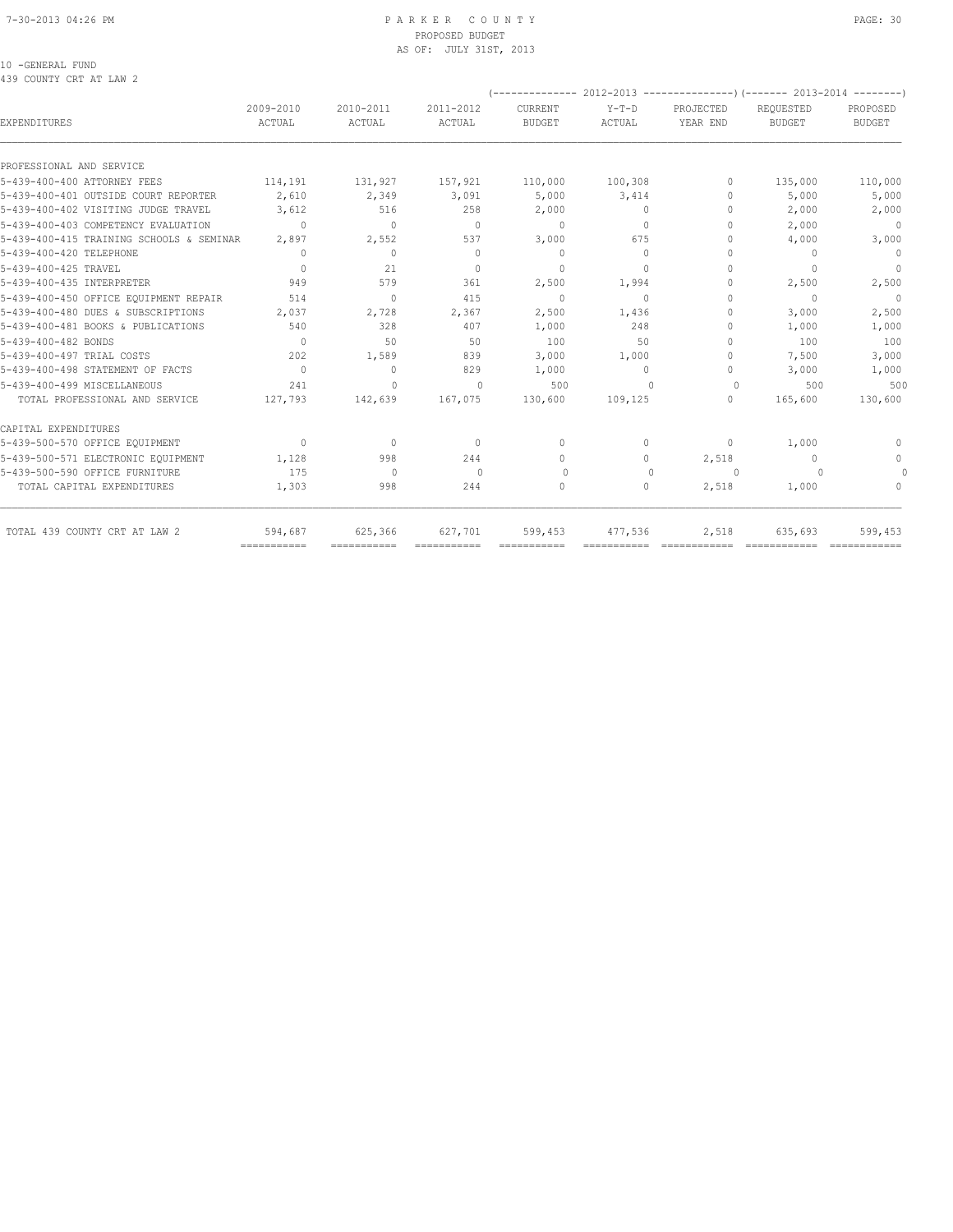10 -GENERAL FUND
439 COUNTY CRT AT LAW 2

| EXPENDITURES | 2009-2010 ACTUAL | 2010-2011 ACTUAL | 2011-2012 ACTUAL | 2012-2013 CURRENT BUDGET | 2012-2013 Y-T-D ACTUAL | 2012-2013 PROJECTED YEAR END | 2013-2014 REQUESTED BUDGET | 2013-2014 PROPOSED BUDGET |
|---|---|---|---|---|---|---|---|---|
| PROFESSIONAL AND SERVICE | | | | | | | | |
| 5-439-400-400 ATTORNEY FEES | 114,191 | 131,927 | 157,921 | 110,000 | 100,308 | 0 | 135,000 | 110,000 |
| 5-439-400-401 OUTSIDE COURT REPORTER | 2,610 | 2,349 | 3,091 | 5,000 | 3,414 | 0 | 5,000 | 5,000 |
| 5-439-400-402 VISITING JUDGE TRAVEL | 3,612 | 516 | 258 | 2,000 | 0 | 0 | 2,000 | 2,000 |
| 5-439-400-403 COMPETENCY EVALUATION | 0 | 0 | 0 | 0 | 0 | 0 | 2,000 | 0 |
| 5-439-400-415 TRAINING SCHOOLS & SEMINAR | 2,897 | 2,552 | 537 | 3,000 | 675 | 0 | 4,000 | 3,000 |
| 5-439-400-420 TELEPHONE | 0 | 0 | 0 | 0 | 0 | 0 | 0 | 0 |
| 5-439-400-425 TRAVEL | 0 | 21 | 0 | 0 | 0 | 0 | 0 | 0 |
| 5-439-400-435 INTERPRETER | 949 | 579 | 361 | 2,500 | 1,994 | 0 | 2,500 | 2,500 |
| 5-439-400-450 OFFICE EQUIPMENT REPAIR | 514 | 0 | 415 | 0 | 0 | 0 | 0 | 0 |
| 5-439-400-480 DUES & SUBSCRIPTIONS | 2,037 | 2,728 | 2,367 | 2,500 | 1,436 | 0 | 3,000 | 2,500 |
| 5-439-400-481 BOOKS & PUBLICATIONS | 540 | 328 | 407 | 1,000 | 248 | 0 | 1,000 | 1,000 |
| 5-439-400-482 BONDS | 0 | 50 | 50 | 100 | 50 | 0 | 100 | 100 |
| 5-439-400-497 TRIAL COSTS | 202 | 1,589 | 839 | 3,000 | 1,000 | 0 | 7,500 | 3,000 |
| 5-439-400-498 STATEMENT OF FACTS | 0 | 0 | 829 | 1,000 | 0 | 0 | 3,000 | 1,000 |
| 5-439-400-499 MISCELLANEOUS | 241 | 0 | 0 | 500 | 0 | 0 | 500 | 500 |
| TOTAL PROFESSIONAL AND SERVICE | 127,793 | 142,639 | 167,075 | 130,600 | 109,125 | 0 | 165,600 | 130,600 |
| CAPITAL EXPENDITURES | | | | | | | | |
| 5-439-500-570 OFFICE EQUIPMENT | 0 | 0 | 0 | 0 | 0 | 0 | 1,000 | 0 |
| 5-439-500-571 ELECTRONIC EQUIPMENT | 1,128 | 998 | 244 | 0 | 0 | 2,518 | 0 | 0 |
| 5-439-500-590 OFFICE FURNITURE | 175 | 0 | 0 | 0 | 0 | 0 | 0 | 0 |
| TOTAL CAPITAL EXPENDITURES | 1,303 | 998 | 244 | 0 | 0 | 2,518 | 1,000 | 0 |
| TOTAL 439 COUNTY CRT AT LAW 2 | 594,687 | 625,366 | 627,701 | 599,453 | 477,536 | 2,518 | 635,693 | 599,453 |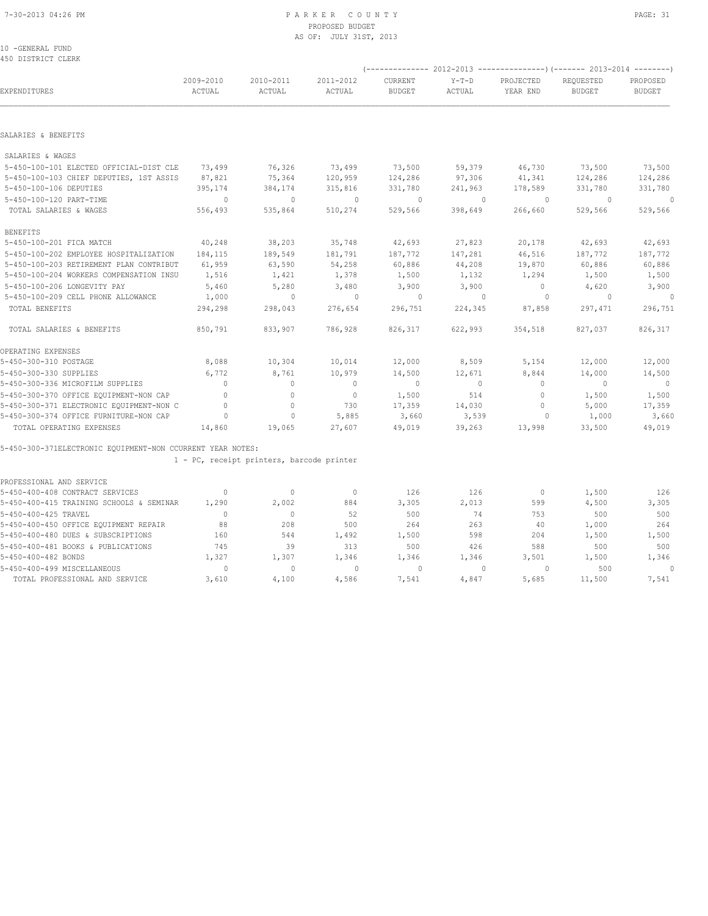10 -GENERAL FUND
450 DISTRICT CLERK

| EXPENDITURES | 2009-2010 ACTUAL | 2010-2011 ACTUAL | 2011-2012 ACTUAL | 2012-2013 CURRENT BUDGET | 2012-2013 Y-T-D ACTUAL | 2012-2013 PROJECTED YEAR END | 2013-2014 REQUESTED BUDGET | 2013-2014 PROPOSED BUDGET |
|---|---|---|---|---|---|---|---|---|
| SALARIES & BENEFITS | | | | | | | | |
| SALARIES & WAGES | | | | | | | | |
| 5-450-100-101 ELECTED OFFICIAL-DIST CLE | 73,499 | 76,326 | 73,499 | 73,500 | 59,379 | 46,730 | 73,500 | 73,500 |
| 5-450-100-103 CHIEF DEPUTIES, 1ST ASSIS | 87,821 | 75,364 | 120,959 | 124,286 | 97,306 | 41,341 | 124,286 | 124,286 |
| 5-450-100-106 DEPUTIES | 395,174 | 384,174 | 315,816 | 331,780 | 241,963 | 178,589 | 331,780 | 331,780 |
| 5-450-100-120 PART-TIME | 0 | 0 | 0 | 0 | 0 | 0 | 0 | 0 |
| TOTAL SALARIES & WAGES | 556,493 | 535,864 | 510,274 | 529,566 | 398,649 | 266,660 | 529,566 | 529,566 |
| BENEFITS | | | | | | | | |
| 5-450-100-201 FICA MATCH | 40,248 | 38,203 | 35,748 | 42,693 | 27,823 | 20,178 | 42,693 | 42,693 |
| 5-450-100-202 EMPLOYEE HOSPITALIZATION | 184,115 | 189,549 | 181,791 | 187,772 | 147,281 | 46,516 | 187,772 | 187,772 |
| 5-450-100-203 RETIREMENT PLAN CONTRIBUT | 61,959 | 63,590 | 54,258 | 60,886 | 44,208 | 19,870 | 60,886 | 60,886 |
| 5-450-100-204 WORKERS COMPENSATION INSU | 1,516 | 1,421 | 1,378 | 1,500 | 1,132 | 1,294 | 1,500 | 1,500 |
| 5-450-100-206 LONGEVITY PAY | 5,460 | 5,280 | 3,480 | 3,900 | 3,900 | 0 | 4,620 | 3,900 |
| 5-450-100-209 CELL PHONE ALLOWANCE | 1,000 | 0 | 0 | 0 | 0 | 0 | 0 | 0 |
| TOTAL BENEFITS | 294,298 | 298,043 | 276,654 | 296,751 | 224,345 | 87,858 | 297,471 | 296,751 |
| TOTAL SALARIES & BENEFITS | 850,791 | 833,907 | 786,928 | 826,317 | 622,993 | 354,518 | 827,037 | 826,317 |
| OPERATING EXPENSES | | | | | | | | |
| 5-450-300-310 POSTAGE | 8,088 | 10,304 | 10,014 | 12,000 | 8,509 | 5,154 | 12,000 | 12,000 |
| 5-450-300-330 SUPPLIES | 6,772 | 8,761 | 10,979 | 14,500 | 12,671 | 8,844 | 14,000 | 14,500 |
| 5-450-300-336 MICROFILM SUPPLIES | 0 | 0 | 0 | 0 | 0 | 0 | 0 | 0 |
| 5-450-300-370 OFFICE EQUIPMENT-NON CAP | 0 | 0 | 0 | 1,500 | 514 | 0 | 1,500 | 1,500 |
| 5-450-300-371 ELECTRONIC EQUIPMENT-NON C | 0 | 0 | 730 | 17,359 | 14,030 | 0 | 5,000 | 17,359 |
| 5-450-300-374 OFFICE FURNITURE-NON CAP | 0 | 0 | 5,885 | 3,660 | 3,539 | 0 | 1,000 | 3,660 |
| TOTAL OPERATING EXPENSES | 14,860 | 19,065 | 27,607 | 49,019 | 39,263 | 13,998 | 33,500 | 49,019 |

5-450-300-371ELECTRONIC EQUIPMENT-NON CCURRENT YEAR NOTES:

1 - PC, receipt printers, barcode printer

| EXPENDITURES | 2009-2010 ACTUAL | 2010-2011 ACTUAL | 2011-2012 ACTUAL | 2012-2013 CURRENT BUDGET | 2012-2013 Y-T-D ACTUAL | 2012-2013 PROJECTED YEAR END | 2013-2014 REQUESTED BUDGET | 2013-2014 PROPOSED BUDGET |
|---|---|---|---|---|---|---|---|---|
| PROFESSIONAL AND SERVICE | | | | | | | | |
| 5-450-400-408 CONTRACT SERVICES | 0 | 0 | 0 | 126 | 126 | 0 | 1,500 | 126 |
| 5-450-400-415 TRAINING SCHOOLS & SEMINAR | 1,290 | 2,002 | 884 | 3,305 | 2,013 | 599 | 4,500 | 3,305 |
| 5-450-400-425 TRAVEL | 0 | 0 | 52 | 500 | 74 | 753 | 500 | 500 |
| 5-450-400-450 OFFICE EQUIPMENT REPAIR | 88 | 208 | 500 | 264 | 263 | 40 | 1,000 | 264 |
| 5-450-400-480 DUES & SUBSCRIPTIONS | 160 | 544 | 1,492 | 1,500 | 598 | 204 | 1,500 | 1,500 |
| 5-450-400-481 BOOKS & PUBLICATIONS | 745 | 39 | 313 | 500 | 426 | 588 | 500 | 500 |
| 5-450-400-482 BONDS | 1,327 | 1,307 | 1,346 | 1,346 | 1,346 | 3,501 | 1,500 | 1,346 |
| 5-450-400-499 MISCELLANEOUS | 0 | 0 | 0 | 0 | 0 | 0 | 500 | 0 |
| TOTAL PROFESSIONAL AND SERVICE | 3,610 | 4,100 | 4,586 | 7,541 | 4,847 | 5,685 | 11,500 | 7,541 |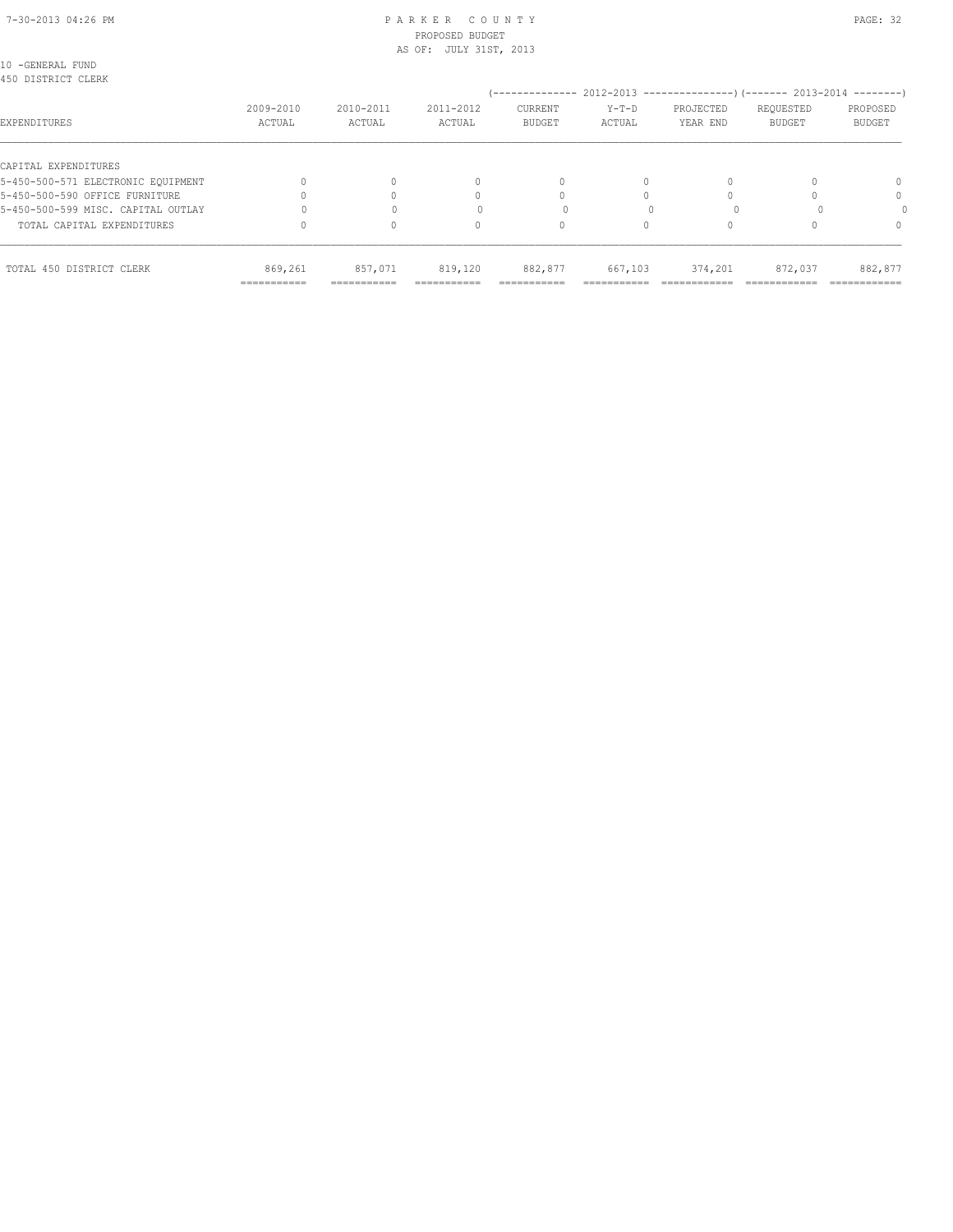10 -GENERAL FUND
450 DISTRICT CLERK

| EXPENDITURES | 2009-2010 ACTUAL | 2010-2011 ACTUAL | 2011-2012 ACTUAL | 2012-2013 CURRENT BUDGET | 2012-2013 Y-T-D ACTUAL | 2012-2013 PROJECTED YEAR END | 2013-2014 REQUESTED BUDGET | 2013-2014 PROPOSED BUDGET |
|---|---|---|---|---|---|---|---|---|
| CAPITAL EXPENDITURES | | | | | | | | |
| 5-450-500-571 ELECTRONIC EQUIPMENT | 0 | 0 | 0 | 0 | 0 | 0 | 0 | 0 |
| 5-450-500-590 OFFICE FURNITURE | 0 | 0 | 0 | 0 | 0 | 0 | 0 | 0 |
| 5-450-500-599 MISC. CAPITAL OUTLAY | 0 | 0 | 0 | 0 | 0 | 0 | 0 | 0 |
| TOTAL CAPITAL EXPENDITURES | 0 | 0 | 0 | 0 | 0 | 0 | 0 | 0 |
| TOTAL 450 DISTRICT CLERK | 869,261 | 857,071 | 819,120 | 882,877 | 667,103 | 374,201 | 872,037 | 882,877 |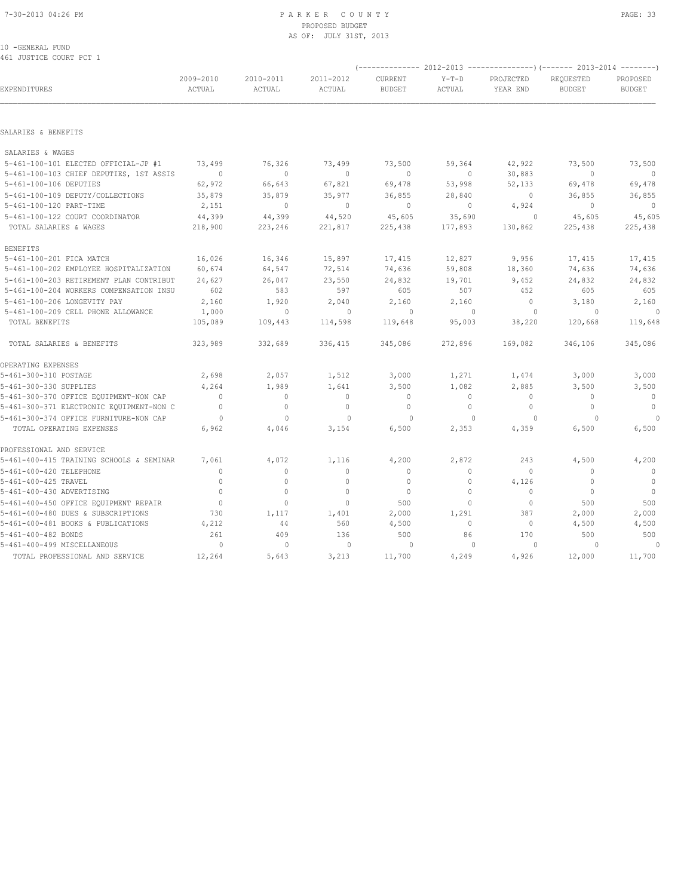PARKER COUNTY
PROPOSED BUDGET
AS OF: JULY 31ST, 2013

10 -GENERAL FUND
461 JUSTICE COURT PCT 1

| EXPENDITURES | 2009-2010 ACTUAL | 2010-2011 ACTUAL | 2011-2012 ACTUAL | 2012-2013 CURRENT BUDGET | 2012-2013 Y-T-D ACTUAL | 2012-2013 PROJECTED YEAR END | 2013-2014 REQUESTED BUDGET | 2013-2014 PROPOSED BUDGET |
|---|---|---|---|---|---|---|---|---|
| SALARIES & BENEFITS | | | | | | | | |
| SALARIES & WAGES | | | | | | | | |
| 5-461-100-101 ELECTED OFFICIAL-JP #1 | 73,499 | 76,326 | 73,499 | 73,500 | 59,364 | 42,922 | 73,500 | 73,500 |
| 5-461-100-103 CHIEF DEPUTIES, 1ST ASSIS | 0 | 0 | 0 | 0 | 0 | 30,883 | 0 | 0 |
| 5-461-100-106 DEPUTIES | 62,972 | 66,643 | 67,821 | 69,478 | 53,998 | 52,133 | 69,478 | 69,478 |
| 5-461-100-109 DEPUTY/COLLECTIONS | 35,879 | 35,879 | 35,977 | 36,855 | 28,840 | 0 | 36,855 | 36,855 |
| 5-461-100-120 PART-TIME | 2,151 | 0 | 0 | 0 | 0 | 4,924 | 0 | 0 |
| 5-461-100-122 COURT COORDINATOR | 44,399 | 44,399 | 44,520 | 45,605 | 35,690 | 0 | 45,605 | 45,605 |
| TOTAL SALARIES & WAGES | 218,900 | 223,246 | 221,817 | 225,438 | 177,893 | 130,862 | 225,438 | 225,438 |
| BENEFITS | | | | | | | | |
| 5-461-100-201 FICA MATCH | 16,026 | 16,346 | 15,897 | 17,415 | 12,827 | 9,956 | 17,415 | 17,415 |
| 5-461-100-202 EMPLOYEE HOSPITALIZATION | 60,674 | 64,547 | 72,514 | 74,636 | 59,808 | 18,360 | 74,636 | 74,636 |
| 5-461-100-203 RETIREMENT PLAN CONTRIBUT | 24,627 | 26,047 | 23,550 | 24,832 | 19,701 | 9,452 | 24,832 | 24,832 |
| 5-461-100-204 WORKERS COMPENSATION INSU | 602 | 583 | 597 | 605 | 507 | 452 | 605 | 605 |
| 5-461-100-206 LONGEVITY PAY | 2,160 | 1,920 | 2,040 | 2,160 | 2,160 | 0 | 3,180 | 2,160 |
| 5-461-100-209 CELL PHONE ALLOWANCE | 1,000 | 0 | 0 | 0 | 0 | 0 | 0 | 0 |
| TOTAL BENEFITS | 105,089 | 109,443 | 114,598 | 119,648 | 95,003 | 38,220 | 120,668 | 119,648 |
| TOTAL SALARIES & BENEFITS | 323,989 | 332,689 | 336,415 | 345,086 | 272,896 | 169,082 | 346,106 | 345,086 |
| OPERATING EXPENSES | | | | | | | | |
| 5-461-300-310 POSTAGE | 2,698 | 2,057 | 1,512 | 3,000 | 1,271 | 1,474 | 3,000 | 3,000 |
| 5-461-300-330 SUPPLIES | 4,264 | 1,989 | 1,641 | 3,500 | 1,082 | 2,885 | 3,500 | 3,500 |
| 5-461-300-370 OFFICE EQUIPMENT-NON CAP | 0 | 0 | 0 | 0 | 0 | 0 | 0 | 0 |
| 5-461-300-371 ELECTRONIC EQUIPMENT-NON C | 0 | 0 | 0 | 0 | 0 | 0 | 0 | 0 |
| 5-461-300-374 OFFICE FURNITURE-NON CAP | 0 | 0 | 0 | 0 | 0 | 0 | 0 | 0 |
| TOTAL OPERATING EXPENSES | 6,962 | 4,046 | 3,154 | 6,500 | 2,353 | 4,359 | 6,500 | 6,500 |
| PROFESSIONAL AND SERVICE | | | | | | | | |
| 5-461-400-415 TRAINING SCHOOLS & SEMINAR | 7,061 | 4,072 | 1,116 | 4,200 | 2,872 | 243 | 4,500 | 4,200 |
| 5-461-400-420 TELEPHONE | 0 | 0 | 0 | 0 | 0 | 0 | 0 | 0 |
| 5-461-400-425 TRAVEL | 0 | 0 | 0 | 0 | 0 | 4,126 | 0 | 0 |
| 5-461-400-430 ADVERTISING | 0 | 0 | 0 | 0 | 0 | 0 | 0 | 0 |
| 5-461-400-450 OFFICE EQUIPMENT REPAIR | 0 | 0 | 0 | 500 | 0 | 0 | 500 | 500 |
| 5-461-400-480 DUES & SUBSCRIPTIONS | 730 | 1,117 | 1,401 | 2,000 | 1,291 | 387 | 2,000 | 2,000 |
| 5-461-400-481 BOOKS & PUBLICATIONS | 4,212 | 44 | 560 | 4,500 | 0 | 0 | 4,500 | 4,500 |
| 5-461-400-482 BONDS | 261 | 409 | 136 | 500 | 86 | 170 | 500 | 500 |
| 5-461-400-499 MISCELLANEOUS | 0 | 0 | 0 | 0 | 0 | 0 | 0 | 0 |
| TOTAL PROFESSIONAL AND SERVICE | 12,264 | 5,643 | 3,213 | 11,700 | 4,249 | 4,926 | 12,000 | 11,700 |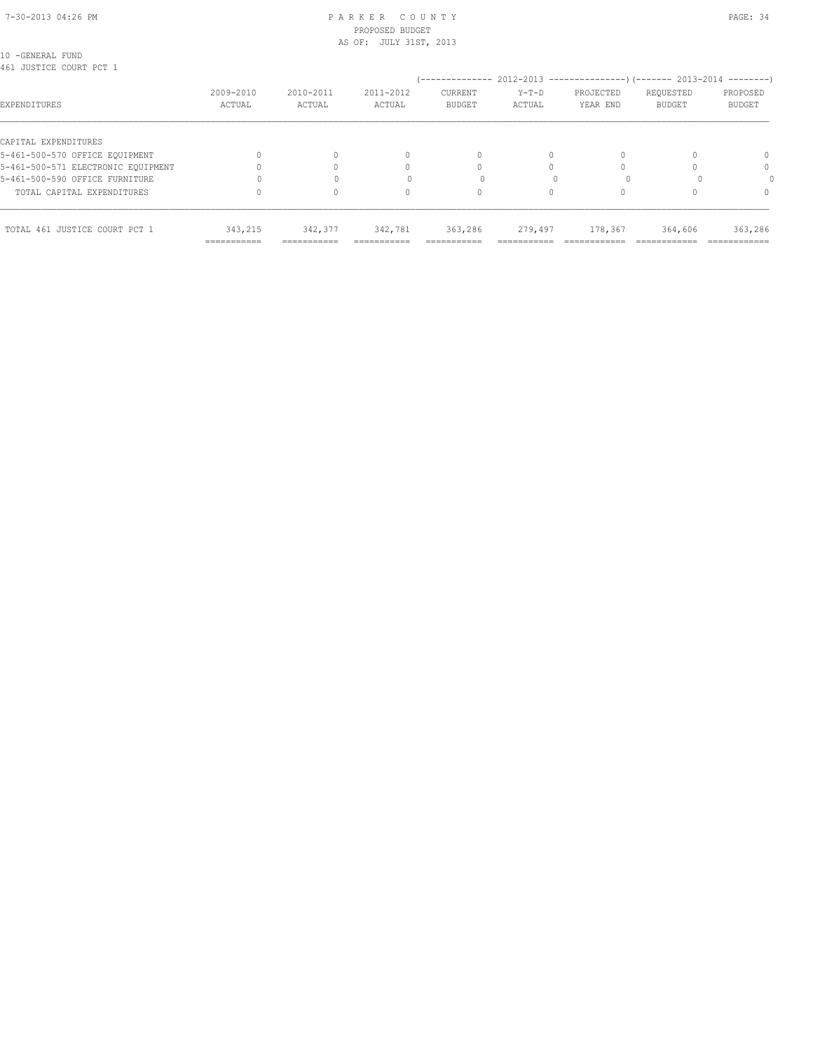10 -GENERAL FUND
461 JUSTICE COURT PCT 1

| EXPENDITURES | 2009-2010 ACTUAL | 2010-2011 ACTUAL | 2011-2012 ACTUAL | 2012-2013 CURRENT BUDGET | 2012-2013 Y-T-D ACTUAL | 2012-2013 PROJECTED YEAR END | 2013-2014 REQUESTED BUDGET | 2013-2014 PROPOSED BUDGET |
|---|---|---|---|---|---|---|---|---|
| CAPITAL EXPENDITURES | | | | | | | | |
| 5-461-500-570 OFFICE EQUIPMENT | 0 | 0 | 0 | 0 | 0 | 0 | 0 | 0 |
| 5-461-500-571 ELECTRONIC EQUIPMENT | 0 | 0 | 0 | 0 | 0 | 0 | 0 | 0 |
| 5-461-500-590 OFFICE FURNITURE | 0 | 0 | 0 | 0 | 0 | 0 | 0 | 0 |
| TOTAL CAPITAL EXPENDITURES | 0 | 0 | 0 | 0 | 0 | 0 | 0 | 0 |
| TOTAL 461 JUSTICE COURT PCT 1 | 343,215 | 342,377 | 342,781 | 363,286 | 279,497 | 178,367 | 364,606 | 363,286 |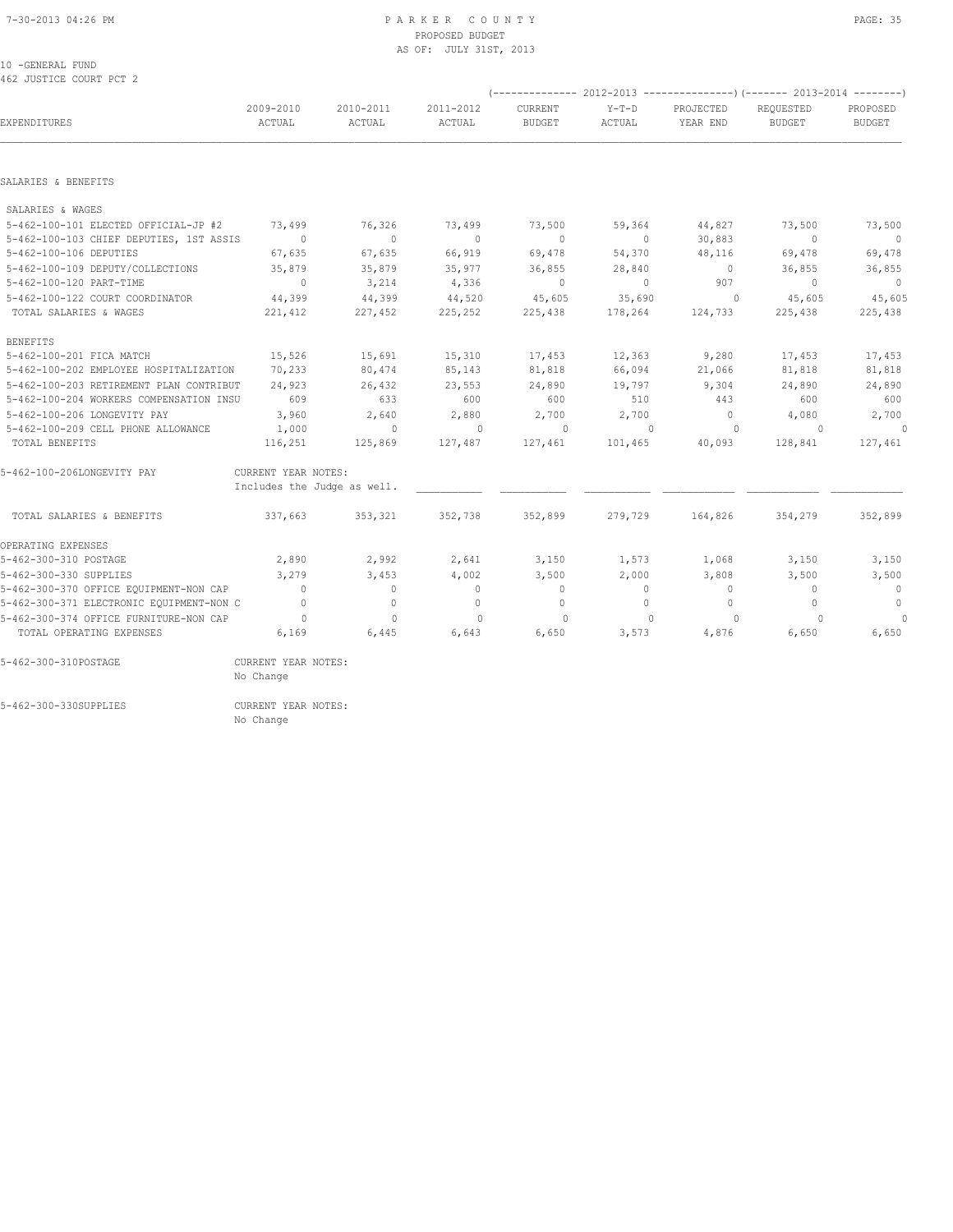10 -GENERAL FUND
462 JUSTICE COURT PCT 2

| EXPENDITURES | 2009-2010 ACTUAL | 2010-2011 ACTUAL | 2011-2012 ACTUAL | 2012-2013 CURRENT BUDGET | 2012-2013 Y-T-D ACTUAL | 2012-2013 PROJECTED YEAR END | 2013-2014 REQUESTED BUDGET | 2013-2014 PROPOSED BUDGET |
|---|---|---|---|---|---|---|---|---|
| SALARIES & BENEFITS | | | | | | | | |
| SALARIES & WAGES | | | | | | | | |
| 5-462-100-101 ELECTED OFFICIAL-JP #2 | 73,499 | 76,326 | 73,499 | 73,500 | 59,364 | 44,827 | 73,500 | 73,500 |
| 5-462-100-103 CHIEF DEPUTIES, 1ST ASSIS | 0 | 0 | 0 | 0 | 0 | 30,883 | 0 | 0 |
| 5-462-100-106 DEPUTIES | 67,635 | 67,635 | 66,919 | 69,478 | 54,370 | 48,116 | 69,478 | 69,478 |
| 5-462-100-109 DEPUTY/COLLECTIONS | 35,879 | 35,879 | 35,977 | 36,855 | 28,840 | 0 | 36,855 | 36,855 |
| 5-462-100-120 PART-TIME | 0 | 3,214 | 4,336 | 0 | 0 | 907 | 0 | 0 |
| 5-462-100-122 COURT COORDINATOR | 44,399 | 44,399 | 44,520 | 45,605 | 35,690 | 0 | 45,605 | 45,605 |
| TOTAL SALARIES & WAGES | 221,412 | 227,452 | 225,252 | 225,438 | 178,264 | 124,733 | 225,438 | 225,438 |
| BENEFITS | | | | | | | | |
| 5-462-100-201 FICA MATCH | 15,526 | 15,691 | 15,310 | 17,453 | 12,363 | 9,280 | 17,453 | 17,453 |
| 5-462-100-202 EMPLOYEE HOSPITALIZATION | 70,233 | 80,474 | 85,143 | 81,818 | 66,094 | 21,066 | 81,818 | 81,818 |
| 5-462-100-203 RETIREMENT PLAN CONTRIBUT | 24,923 | 26,432 | 23,553 | 24,890 | 19,797 | 9,304 | 24,890 | 24,890 |
| 5-462-100-204 WORKERS COMPENSATION INSU | 609 | 633 | 600 | 600 | 510 | 443 | 600 | 600 |
| 5-462-100-206 LONGEVITY PAY | 3,960 | 2,640 | 2,880 | 2,700 | 2,700 | 0 | 4,080 | 2,700 |
| 5-462-100-209 CELL PHONE ALLOWANCE | 1,000 | 0 | 0 | 0 | 0 | 0 | 0 | 0 |
| TOTAL BENEFITS | 116,251 | 125,869 | 127,487 | 127,461 | 101,465 | 40,093 | 128,841 | 127,461 |
| 5-462-100-206LONGEVITY PAY | CURRENT YEAR NOTES: Includes the Judge as well. | | | | | | | |
| TOTAL SALARIES & BENEFITS | 337,663 | 353,321 | 352,738 | 352,899 | 279,729 | 164,826 | 354,279 | 352,899 |
| OPERATING EXPENSES | | | | | | | | |
| 5-462-300-310 POSTAGE | 2,890 | 2,992 | 2,641 | 3,150 | 1,573 | 1,068 | 3,150 | 3,150 |
| 5-462-300-330 SUPPLIES | 3,279 | 3,453 | 4,002 | 3,500 | 2,000 | 3,808 | 3,500 | 3,500 |
| 5-462-300-370 OFFICE EQUIPMENT-NON CAP | 0 | 0 | 0 | 0 | 0 | 0 | 0 | 0 |
| 5-462-300-371 ELECTRONIC EQUIPMENT-NON C | 0 | 0 | 0 | 0 | 0 | 0 | 0 | 0 |
| 5-462-300-374 OFFICE FURNITURE-NON CAP | 0 | 0 | 0 | 0 | 0 | 0 | 0 | 0 |
| TOTAL OPERATING EXPENSES | 6,169 | 6,445 | 6,643 | 6,650 | 3,573 | 4,876 | 6,650 | 6,650 |

5-462-300-310POSTAGE — CURRENT YEAR NOTES: No Change

5-462-300-330SUPPLIES — CURRENT YEAR NOTES: No Change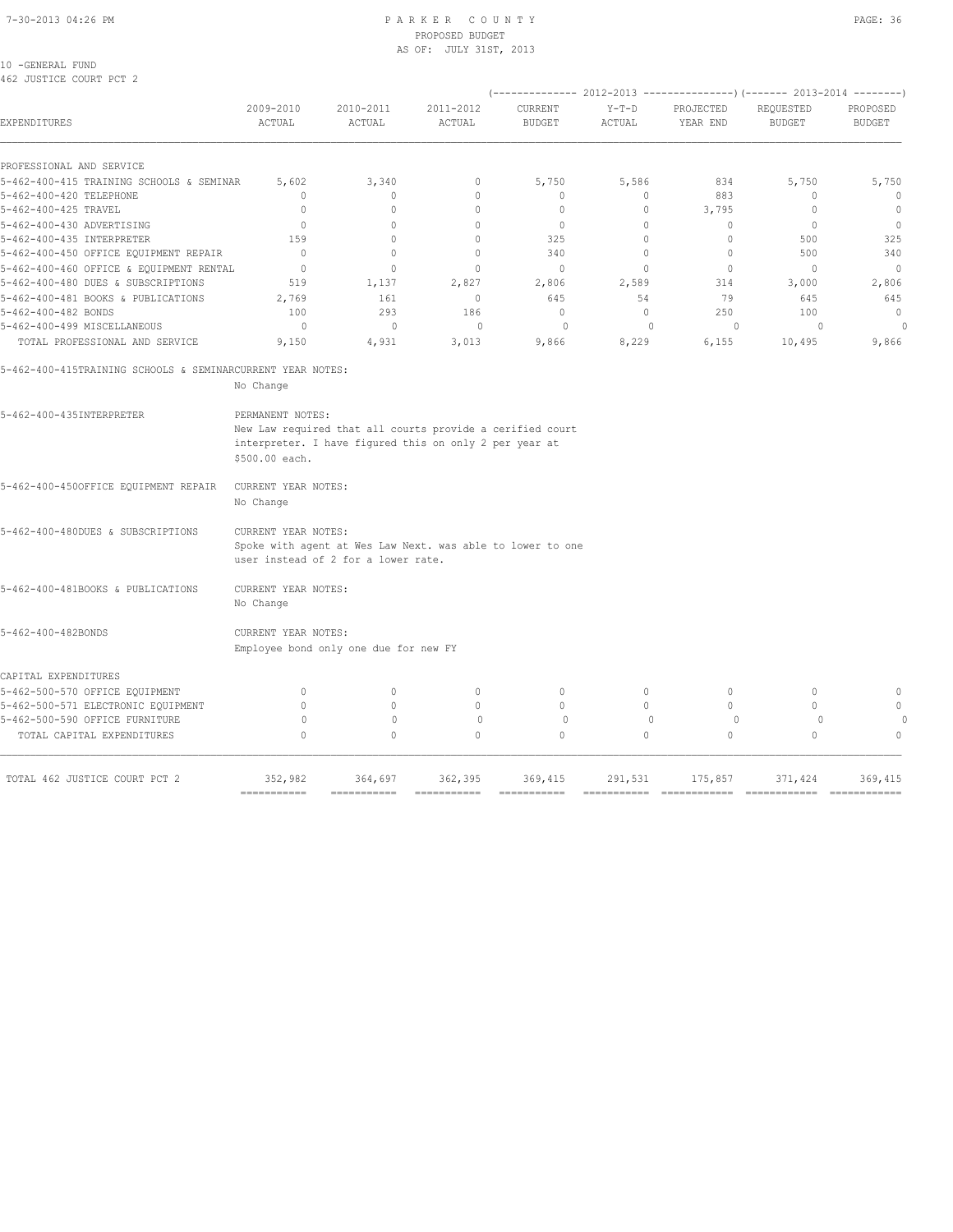10 -GENERAL FUND
462 JUSTICE COURT PCT 2

| EXPENDITURES | 2009-2010 ACTUAL | 2010-2011 ACTUAL | 2011-2012 ACTUAL | 2012-2013 CURRENT BUDGET | 2012-2013 Y-T-D ACTUAL | 2012-2013 PROJECTED YEAR END | 2013-2014 REQUESTED BUDGET | 2013-2014 PROPOSED BUDGET |
|---|---|---|---|---|---|---|---|---|
| PROFESSIONAL AND SERVICE | | | | | | | | |
| 5-462-400-415 TRAINING SCHOOLS & SEMINAR | 5,602 | 3,340 | 0 | 5,750 | 5,586 | 834 | 5,750 | 5,750 |
| 5-462-400-420 TELEPHONE | 0 | 0 | 0 | 0 | 0 | 883 | 0 | 0 |
| 5-462-400-425 TRAVEL | 0 | 0 | 0 | 0 | 0 | 3,795 | 0 | 0 |
| 5-462-400-430 ADVERTISING | 0 | 0 | 0 | 0 | 0 | 0 | 0 | 0 |
| 5-462-400-435 INTERPRETER | 159 | 0 | 0 | 325 | 0 | 0 | 500 | 325 |
| 5-462-400-450 OFFICE EQUIPMENT REPAIR | 0 | 0 | 0 | 340 | 0 | 0 | 500 | 340 |
| 5-462-400-460 OFFICE & EQUIPMENT RENTAL | 0 | 0 | 0 | 0 | 0 | 0 | 0 | 0 |
| 5-462-400-480 DUES & SUBSCRIPTIONS | 519 | 1,137 | 2,827 | 2,806 | 2,589 | 314 | 3,000 | 2,806 |
| 5-462-400-481 BOOKS & PUBLICATIONS | 2,769 | 161 | 0 | 645 | 54 | 79 | 645 | 645 |
| 5-462-400-482 BONDS | 100 | 293 | 186 | 0 | 0 | 250 | 100 | 0 |
| 5-462-400-499 MISCELLANEOUS | 0 | 0 | 0 | 0 | 0 | 0 | 0 | 0 |
| TOTAL PROFESSIONAL AND SERVICE | 9,150 | 4,931 | 3,013 | 9,866 | 8,229 | 6,155 | 10,495 | 9,866 |

5-462-400-415TRAINING SCHOOLS & SEMINARCURRENT YEAR NOTES:
No Change

5-462-400-435INTERPRETER — PERMANENT NOTES:
New Law required that all courts provide a cerified court interpreter. I have figured this on only 2 per year at $500.00 each.

5-462-400-450OFFICE EQUIPMENT REPAIR — CURRENT YEAR NOTES:
No Change

5-462-400-480DUES & SUBSCRIPTIONS — CURRENT YEAR NOTES:
Spoke with agent at Wes Law Next. was able to lower to one user instead of 2 for a lower rate.

5-462-400-481BOOKS & PUBLICATIONS — CURRENT YEAR NOTES:
No Change

5-462-400-482BONDS — CURRENT YEAR NOTES:
Employee bond only one due for new FY

| EXPENDITURES | 2009-2010 ACTUAL | 2010-2011 ACTUAL | 2011-2012 ACTUAL | 2012-2013 CURRENT BUDGET | 2012-2013 Y-T-D ACTUAL | 2012-2013 PROJECTED YEAR END | 2013-2014 REQUESTED BUDGET | 2013-2014 PROPOSED BUDGET |
|---|---|---|---|---|---|---|---|---|
| CAPITAL EXPENDITURES | | | | | | | | |
| 5-462-500-570 OFFICE EQUIPMENT | 0 | 0 | 0 | 0 | 0 | 0 | 0 | 0 |
| 5-462-500-571 ELECTRONIC EQUIPMENT | 0 | 0 | 0 | 0 | 0 | 0 | 0 | 0 |
| 5-462-500-590 OFFICE FURNITURE | 0 | 0 | 0 | 0 | 0 | 0 | 0 | 0 |
| TOTAL CAPITAL EXPENDITURES | 0 | 0 | 0 | 0 | 0 | 0 | 0 | 0 |
| TOTAL 462 JUSTICE COURT PCT 2 | 352,982 | 364,697 | 362,395 | 369,415 | 291,531 | 175,857 | 371,424 | 369,415 |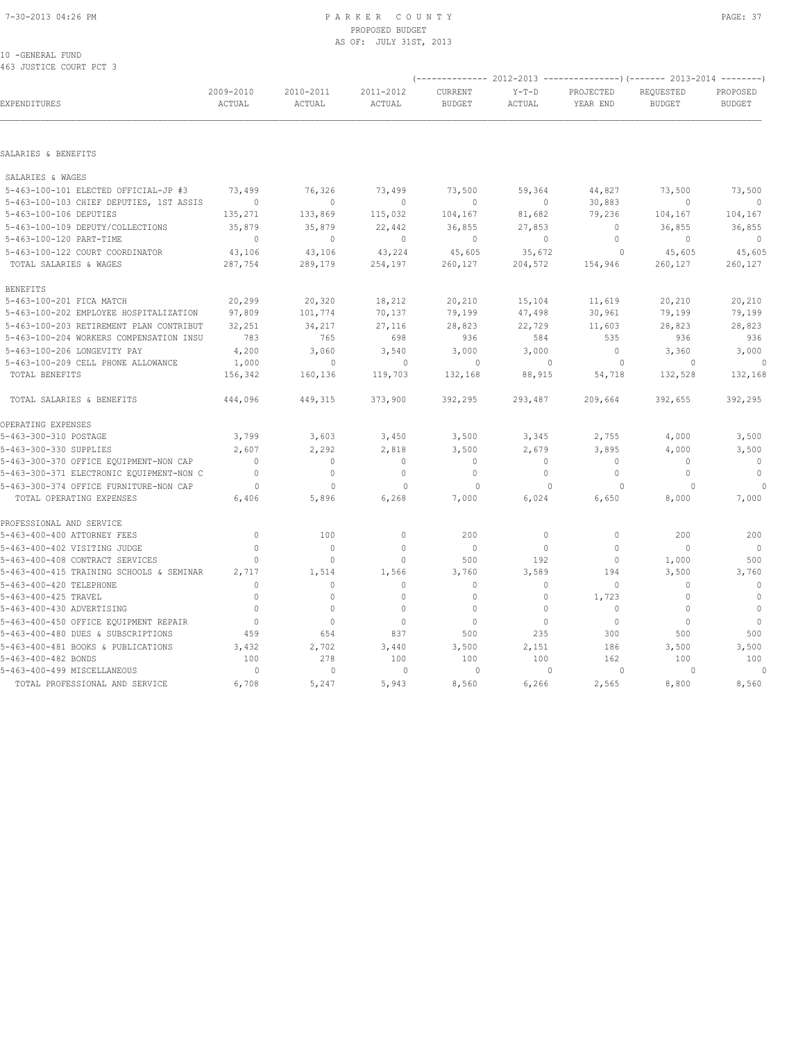# PARKER COUNTY
## PROPOSED BUDGET
### AS OF: JULY 31ST, 2013

10 -GENERAL FUND
463 JUSTICE COURT PCT 3

| EXPENDITURES | 2009-2010 ACTUAL | 2010-2011 ACTUAL | 2011-2012 ACTUAL | 2012-2013 CURRENT BUDGET | 2012-2013 Y-T-D ACTUAL | 2012-2013 PROJECTED YEAR END | 2013-2014 REQUESTED BUDGET | 2013-2014 PROPOSED BUDGET |
|---|---|---|---|---|---|---|---|---|
| **SALARIES & BENEFITS** | | | | | | | | |
| SALARIES & WAGES | | | | | | | | |
| 5-463-100-101 ELECTED OFFICIAL-JP #3 | 73,499 | 76,326 | 73,499 | 73,500 | 59,364 | 44,827 | 73,500 | 73,500 |
| 5-463-100-103 CHIEF DEPUTIES, 1ST ASSIS | 0 | 0 | 0 | 0 | 0 | 30,883 | 0 | 0 |
| 5-463-100-106 DEPUTIES | 135,271 | 133,869 | 115,032 | 104,167 | 81,682 | 79,236 | 104,167 | 104,167 |
| 5-463-100-109 DEPUTY/COLLECTIONS | 35,879 | 35,879 | 22,442 | 36,855 | 27,853 | 0 | 36,855 | 36,855 |
| 5-463-100-120 PART-TIME | 0 | 0 | 0 | 0 | 0 | 0 | 0 | 0 |
| 5-463-100-122 COURT COORDINATOR | 43,106 | 43,106 | 43,224 | 45,605 | 35,672 | 0 | 45,605 | 45,605 |
| TOTAL SALARIES & WAGES | 287,754 | 289,179 | 254,197 | 260,127 | 204,572 | 154,946 | 260,127 | 260,127 |
| BENEFITS | | | | | | | | |
| 5-463-100-201 FICA MATCH | 20,299 | 20,320 | 18,212 | 20,210 | 15,104 | 11,619 | 20,210 | 20,210 |
| 5-463-100-202 EMPLOYEE HOSPITALIZATION | 97,809 | 101,774 | 70,137 | 79,199 | 47,498 | 30,961 | 79,199 | 79,199 |
| 5-463-100-203 RETIREMENT PLAN CONTRIBUT | 32,251 | 34,217 | 27,116 | 28,823 | 22,729 | 11,603 | 28,823 | 28,823 |
| 5-463-100-204 WORKERS COMPENSATION INSU | 783 | 765 | 698 | 936 | 584 | 535 | 936 | 936 |
| 5-463-100-206 LONGEVITY PAY | 4,200 | 3,060 | 3,540 | 3,000 | 3,000 | 0 | 3,360 | 3,000 |
| 5-463-100-209 CELL PHONE ALLOWANCE | 1,000 | 0 | 0 | 0 | 0 | 0 | 0 | 0 |
| TOTAL BENEFITS | 156,342 | 160,136 | 119,703 | 132,168 | 88,915 | 54,718 | 132,528 | 132,168 |
| TOTAL SALARIES & BENEFITS | 444,096 | 449,315 | 373,900 | 392,295 | 293,487 | 209,664 | 392,655 | 392,295 |
| **OPERATING EXPENSES** | | | | | | | | |
| 5-463-300-310 POSTAGE | 3,799 | 3,603 | 3,450 | 3,500 | 3,345 | 2,755 | 4,000 | 3,500 |
| 5-463-300-330 SUPPLIES | 2,607 | 2,292 | 2,818 | 3,500 | 2,679 | 3,895 | 4,000 | 3,500 |
| 5-463-300-370 OFFICE EQUIPMENT-NON CAP | 0 | 0 | 0 | 0 | 0 | 0 | 0 | 0 |
| 5-463-300-371 ELECTRONIC EQUIPMENT-NON C | 0 | 0 | 0 | 0 | 0 | 0 | 0 | 0 |
| 5-463-300-374 OFFICE FURNITURE-NON CAP | 0 | 0 | 0 | 0 | 0 | 0 | 0 | 0 |
| TOTAL OPERATING EXPENSES | 6,406 | 5,896 | 6,268 | 7,000 | 6,024 | 6,650 | 8,000 | 7,000 |
| **PROFESSIONAL AND SERVICE** | | | | | | | | |
| 5-463-400-400 ATTORNEY FEES | 0 | 100 | 0 | 200 | 0 | 0 | 200 | 200 |
| 5-463-400-402 VISITING JUDGE | 0 | 0 | 0 | 0 | 0 | 0 | 0 | 0 |
| 5-463-400-408 CONTRACT SERVICES | 0 | 0 | 0 | 500 | 192 | 0 | 1,000 | 500 |
| 5-463-400-415 TRAINING SCHOOLS & SEMINAR | 2,717 | 1,514 | 1,566 | 3,760 | 3,589 | 194 | 3,500 | 3,760 |
| 5-463-400-420 TELEPHONE | 0 | 0 | 0 | 0 | 0 | 0 | 0 | 0 |
| 5-463-400-425 TRAVEL | 0 | 0 | 0 | 0 | 0 | 1,723 | 0 | 0 |
| 5-463-400-430 ADVERTISING | 0 | 0 | 0 | 0 | 0 | 0 | 0 | 0 |
| 5-463-400-450 OFFICE EQUIPMENT REPAIR | 0 | 0 | 0 | 0 | 0 | 0 | 0 | 0 |
| 5-463-400-480 DUES & SUBSCRIPTIONS | 459 | 654 | 837 | 500 | 235 | 300 | 500 | 500 |
| 5-463-400-481 BOOKS & PUBLICATIONS | 3,432 | 2,702 | 3,440 | 3,500 | 2,151 | 186 | 3,500 | 3,500 |
| 5-463-400-482 BONDS | 100 | 278 | 100 | 100 | 100 | 162 | 100 | 100 |
| 5-463-400-499 MISCELLANEOUS | 0 | 0 | 0 | 0 | 0 | 0 | 0 | 0 |
| TOTAL PROFESSIONAL AND SERVICE | 6,708 | 5,247 | 5,943 | 8,560 | 6,266 | 2,565 | 8,800 | 8,560 |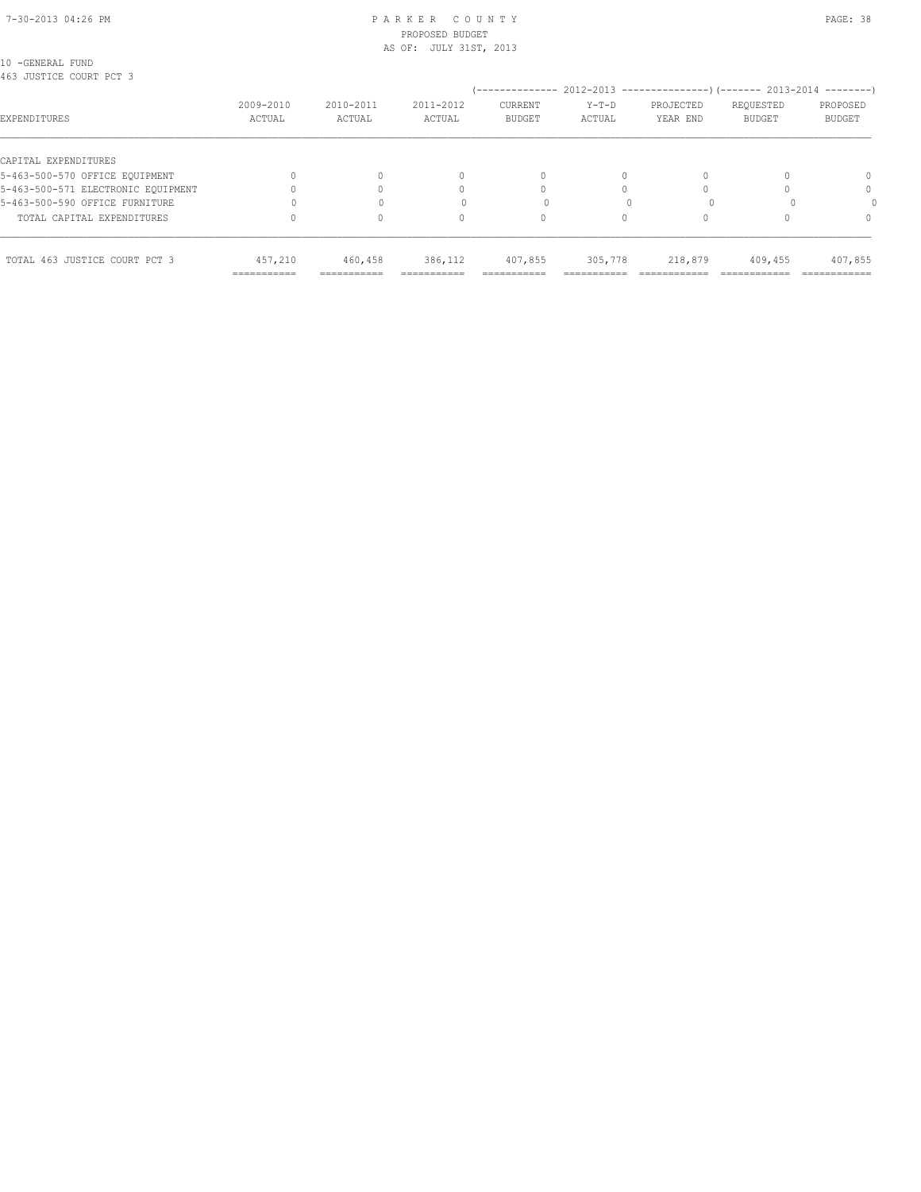10 -GENERAL FUND

463 JUSTICE COURT PCT 3

| EXPENDITURES | 2009-2010 ACTUAL | 2010-2011 ACTUAL | 2011-2012 ACTUAL | 2012-2013 CURRENT BUDGET | 2012-2013 Y-T-D ACTUAL | 2012-2013 PROJECTED YEAR END | 2013-2014 REQUESTED BUDGET | 2013-2014 PROPOSED BUDGET |
|---|---|---|---|---|---|---|---|---|
| CAPITAL EXPENDITURES | | | | | | | | |
| 5-463-500-570 OFFICE EQUIPMENT | 0 | 0 | 0 | 0 | 0 | 0 | 0 | 0 |
| 5-463-500-571 ELECTRONIC EQUIPMENT | 0 | 0 | 0 | 0 | 0 | 0 | 0 | 0 |
| 5-463-500-590 OFFICE FURNITURE | 0 | 0 | 0 | 0 | 0 | 0 | 0 | 0 |
| TOTAL CAPITAL EXPENDITURES | 0 | 0 | 0 | 0 | 0 | 0 | 0 | 0 |
| TOTAL 463 JUSTICE COURT PCT 3 | 457,210 | 460,458 | 386,112 | 407,855 | 305,778 | 218,879 | 409,455 | 407,855 |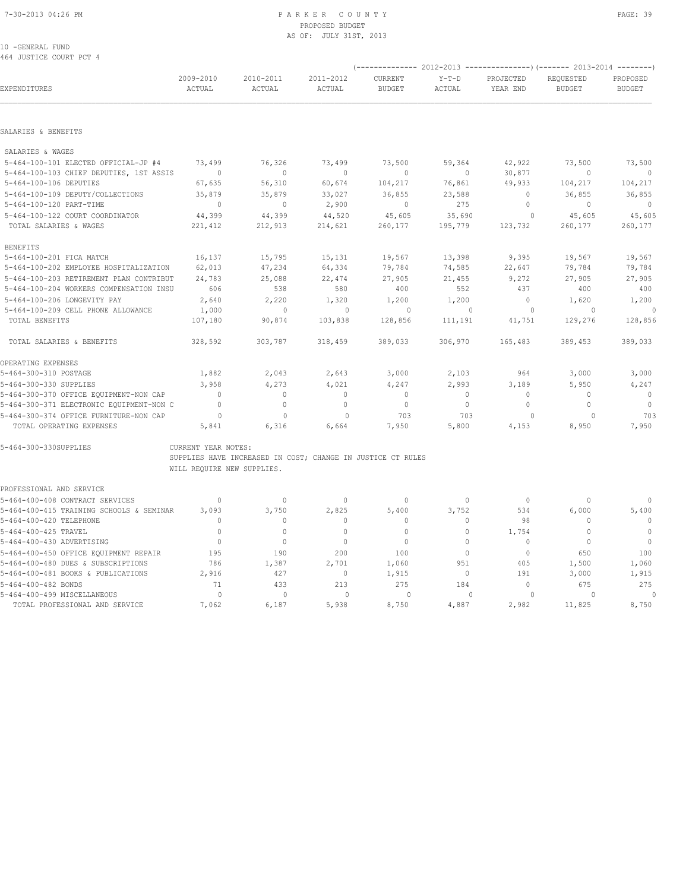# PARKER COUNTY
## PROPOSED BUDGET
### AS OF: JULY 31ST, 2013

10 -GENERAL FUND
464 JUSTICE COURT PCT 4

| EXPENDITURES | 2009-2010 ACTUAL | 2010-2011 ACTUAL | 2011-2012 ACTUAL | 2012-2013 CURRENT BUDGET | 2012-2013 Y-T-D ACTUAL | 2012-2013 PROJECTED YEAR END | 2013-2014 REQUESTED BUDGET | 2013-2014 PROPOSED BUDGET |
|---|---|---|---|---|---|---|---|---|
| **SALARIES & BENEFITS** | | | | | | | | |
| SALARIES & WAGES | | | | | | | | |
| 5-464-100-101 ELECTED OFFICIAL-JP #4 | 73,499 | 76,326 | 73,499 | 73,500 | 59,364 | 42,922 | 73,500 | 73,500 |
| 5-464-100-103 CHIEF DEPUTIES, 1ST ASSIS | 0 | 0 | 0 | 0 | 0 | 30,877 | 0 | 0 |
| 5-464-100-106 DEPUTIES | 67,635 | 56,310 | 60,674 | 104,217 | 76,861 | 49,933 | 104,217 | 104,217 |
| 5-464-100-109 DEPUTY/COLLECTIONS | 35,879 | 35,879 | 33,027 | 36,855 | 23,588 | 0 | 36,855 | 36,855 |
| 5-464-100-120 PART-TIME | 0 | 0 | 2,900 | 0 | 275 | 0 | 0 | 0 |
| 5-464-100-122 COURT COORDINATOR | 44,399 | 44,399 | 44,520 | 45,605 | 35,690 | 0 | 45,605 | 45,605 |
| TOTAL SALARIES & WAGES | 221,412 | 212,913 | 214,621 | 260,177 | 195,779 | 123,732 | 260,177 | 260,177 |
| BENEFITS | | | | | | | | |
| 5-464-100-201 FICA MATCH | 16,137 | 15,795 | 15,131 | 19,567 | 13,398 | 9,395 | 19,567 | 19,567 |
| 5-464-100-202 EMPLOYEE HOSPITALIZATION | 62,013 | 47,234 | 64,334 | 79,784 | 74,585 | 22,647 | 79,784 | 79,784 |
| 5-464-100-203 RETIREMENT PLAN CONTRIBUT | 24,783 | 25,088 | 22,474 | 27,905 | 21,455 | 9,272 | 27,905 | 27,905 |
| 5-464-100-204 WORKERS COMPENSATION INSU | 606 | 538 | 580 | 400 | 552 | 437 | 400 | 400 |
| 5-464-100-206 LONGEVITY PAY | 2,640 | 2,220 | 1,320 | 1,200 | 1,200 | 0 | 1,620 | 1,200 |
| 5-464-100-209 CELL PHONE ALLOWANCE | 1,000 | 0 | 0 | 0 | 0 | 0 | 0 | 0 |
| TOTAL BENEFITS | 107,180 | 90,874 | 103,838 | 128,856 | 111,191 | 41,751 | 129,276 | 128,856 |
| TOTAL SALARIES & BENEFITS | 328,592 | 303,787 | 318,459 | 389,033 | 306,970 | 165,483 | 389,453 | 389,033 |
| **OPERATING EXPENSES** | | | | | | | | |
| 5-464-300-310 POSTAGE | 1,882 | 2,043 | 2,643 | 3,000 | 2,103 | 964 | 3,000 | 3,000 |
| 5-464-300-330 SUPPLIES | 3,958 | 4,273 | 4,021 | 4,247 | 2,993 | 3,189 | 5,950 | 4,247 |
| 5-464-300-370 OFFICE EQUIPMENT-NON CAP | 0 | 0 | 0 | 0 | 0 | 0 | 0 | 0 |
| 5-464-300-371 ELECTRONIC EQUIPMENT-NON C | 0 | 0 | 0 | 0 | 0 | 0 | 0 | 0 |
| 5-464-300-374 OFFICE FURNITURE-NON CAP | 0 | 0 | 0 | 703 | 703 | 0 | 0 | 703 |
| TOTAL OPERATING EXPENSES | 5,841 | 6,316 | 6,664 | 7,950 | 5,800 | 4,153 | 8,950 | 7,950 |

5-464-300-330SUPPLIES — CURRENT YEAR NOTES:
SUPPLIES HAVE INCREASED IN COST; CHANGE IN JUSTICE CT RULES WILL REQUIRE NEW SUPPLIES.

| EXPENDITURES | 2009-2010 ACTUAL | 2010-2011 ACTUAL | 2011-2012 ACTUAL | 2012-2013 CURRENT BUDGET | 2012-2013 Y-T-D ACTUAL | 2012-2013 PROJECTED YEAR END | 2013-2014 REQUESTED BUDGET | 2013-2014 PROPOSED BUDGET |
|---|---|---|---|---|---|---|---|---|
| **PROFESSIONAL AND SERVICE** | | | | | | | | |
| 5-464-400-408 CONTRACT SERVICES | 0 | 0 | 0 | 0 | 0 | 0 | 0 | 0 |
| 5-464-400-415 TRAINING SCHOOLS & SEMINAR | 3,093 | 3,750 | 2,825 | 5,400 | 3,752 | 534 | 6,000 | 5,400 |
| 5-464-400-420 TELEPHONE | 0 | 0 | 0 | 0 | 0 | 98 | 0 | 0 |
| 5-464-400-425 TRAVEL | 0 | 0 | 0 | 0 | 0 | 1,754 | 0 | 0 |
| 5-464-400-430 ADVERTISING | 0 | 0 | 0 | 0 | 0 | 0 | 0 | 0 |
| 5-464-400-450 OFFICE EQUIPMENT REPAIR | 195 | 190 | 200 | 100 | 0 | 0 | 650 | 100 |
| 5-464-400-480 DUES & SUBSCRIPTIONS | 786 | 1,387 | 2,701 | 1,060 | 951 | 405 | 1,500 | 1,060 |
| 5-464-400-481 BOOKS & PUBLICATIONS | 2,916 | 427 | 0 | 1,915 | 0 | 191 | 3,000 | 1,915 |
| 5-464-400-482 BONDS | 71 | 433 | 213 | 275 | 184 | 0 | 675 | 275 |
| 5-464-400-499 MISCELLANEOUS | 0 | 0 | 0 | 0 | 0 | 0 | 0 | 0 |
| TOTAL PROFESSIONAL AND SERVICE | 7,062 | 6,187 | 5,938 | 8,750 | 4,887 | 2,982 | 11,825 | 8,750 |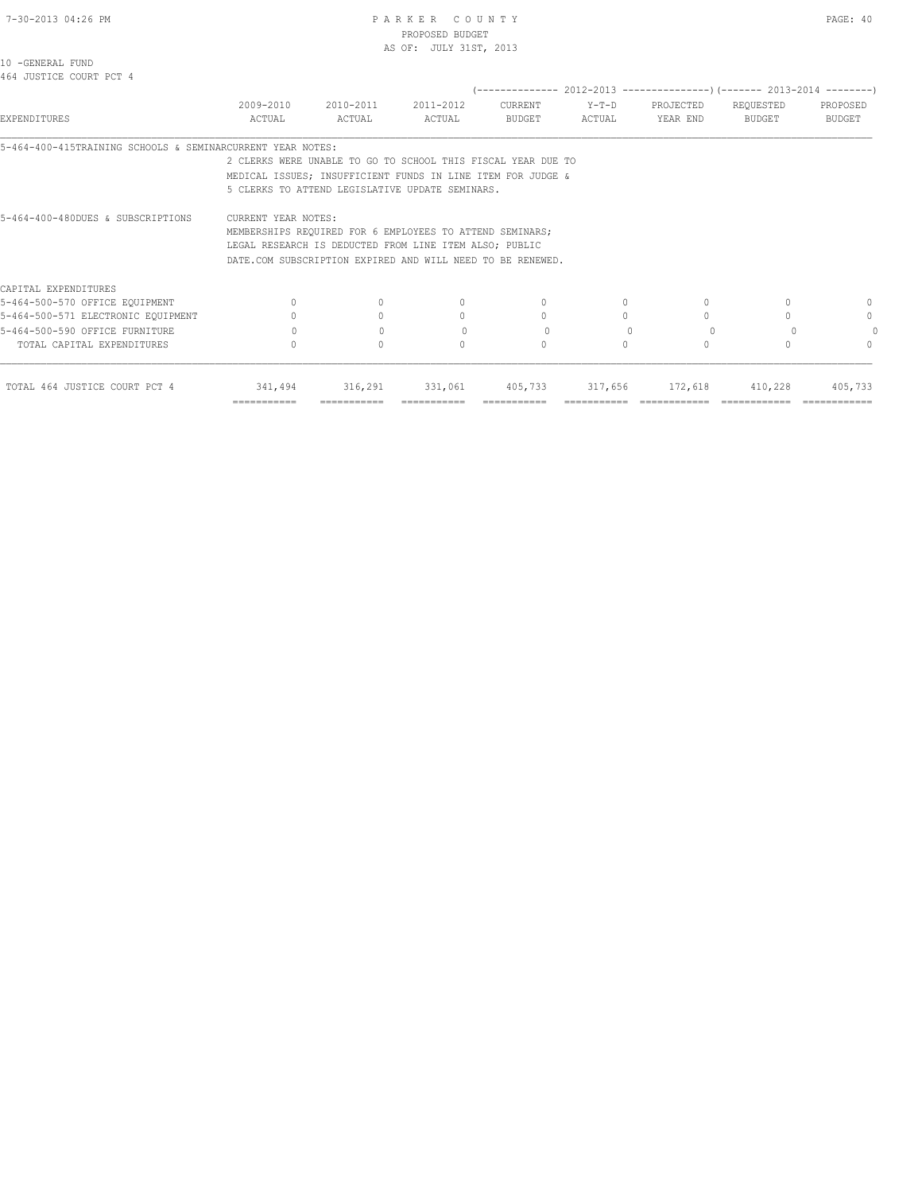10 -GENERAL FUND
464 JUSTICE COURT PCT 4

| EXPENDITURES | 2009-2010 ACTUAL | 2010-2011 ACTUAL | 2011-2012 ACTUAL | 2012-2013 CURRENT BUDGET | 2012-2013 Y-T-D ACTUAL | 2012-2013 PROJECTED YEAR END | 2013-2014 REQUESTED BUDGET | 2013-2014 PROPOSED BUDGET |
|---|---|---|---|---|---|---|---|---|
| 5-464-400-415TRAINING SCHOOLS & SEMINAR | CURRENT YEAR NOTES: 2 CLERKS WERE UNABLE TO GO TO SCHOOL THIS FISCAL YEAR DUE TO MEDICAL ISSUES; INSUFFICIENT FUNDS IN LINE ITEM FOR JUDGE & 5 CLERKS TO ATTEND LEGISLATIVE UPDATE SEMINARS. | | | | | | | |
| 5-464-400-480DUES & SUBSCRIPTIONS | CURRENT YEAR NOTES: MEMBERSHIPS REQUIRED FOR 6 EMPLOYEES TO ATTEND SEMINARS; LEGAL RESEARCH IS DEDUCTED FROM LINE ITEM ALSO; PUBLIC DATE.COM SUBSCRIPTION EXPIRED AND WILL NEED TO BE RENEWED. | | | | | | | |
| CAPITAL EXPENDITURES | | | | | | | | |
| 5-464-500-570 OFFICE EQUIPMENT | 0 | 0 | 0 | 0 | 0 | 0 | 0 | 0 |
| 5-464-500-571 ELECTRONIC EQUIPMENT | 0 | 0 | 0 | 0 | 0 | 0 | 0 | 0 |
| 5-464-500-590 OFFICE FURNITURE | 0 | 0 | 0 | 0 | 0 | 0 | 0 | 0 |
| TOTAL CAPITAL EXPENDITURES | 0 | 0 | 0 | 0 | 0 | 0 | 0 | 0 |
| TOTAL 464 JUSTICE COURT PCT 4 | 341,494 | 316,291 | 331,061 | 405,733 | 317,656 | 172,618 | 410,228 | 405,733 |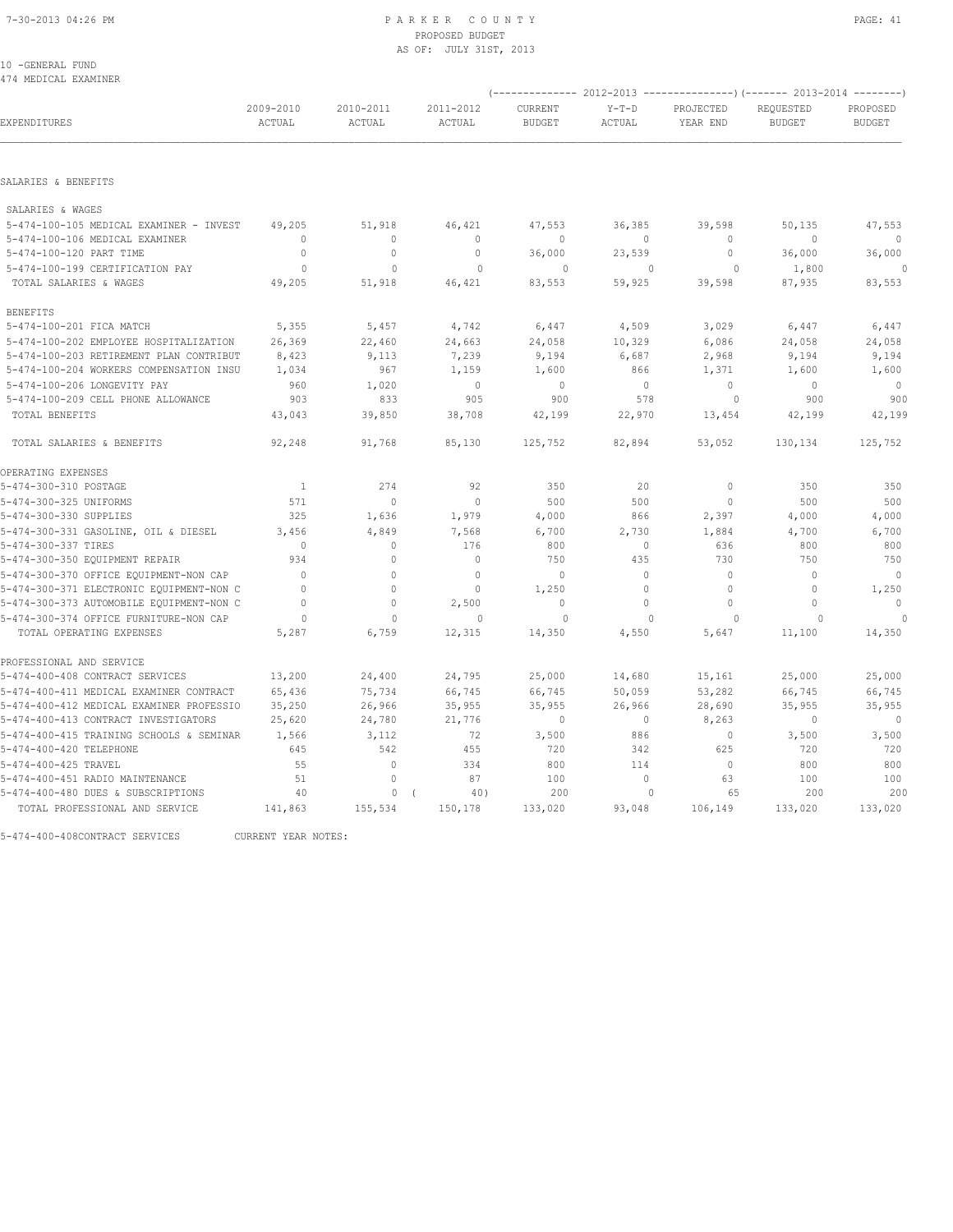10 -GENERAL FUND
474 MEDICAL EXAMINER

| EXPENDITURES | 2009-2010 ACTUAL | 2010-2011 ACTUAL | 2011-2012 ACTUAL | 2012-2013 CURRENT BUDGET | 2012-2013 Y-T-D ACTUAL | 2012-2013 PROJECTED YEAR END | 2013-2014 REQUESTED BUDGET | 2013-2014 PROPOSED BUDGET |
|---|---|---|---|---|---|---|---|---|
| SALARIES & BENEFITS | | | | | | | | |
| SALARIES & WAGES | | | | | | | | |
| 5-474-100-105 MEDICAL EXAMINER - INVEST | 49,205 | 51,918 | 46,421 | 47,553 | 36,385 | 39,598 | 50,135 | 47,553 |
| 5-474-100-106 MEDICAL EXAMINER | 0 | 0 | 0 | 0 | 0 | 0 | 0 | 0 |
| 5-474-100-120 PART TIME | 0 | 0 | 0 | 36,000 | 23,539 | 0 | 36,000 | 36,000 |
| 5-474-100-199 CERTIFICATION PAY | 0 | 0 | 0 | 0 | 0 | 0 | 1,800 | 0 |
| TOTAL SALARIES & WAGES | 49,205 | 51,918 | 46,421 | 83,553 | 59,925 | 39,598 | 87,935 | 83,553 |
| BENEFITS | | | | | | | | |
| 5-474-100-201 FICA MATCH | 5,355 | 5,457 | 4,742 | 6,447 | 4,509 | 3,029 | 6,447 | 6,447 |
| 5-474-100-202 EMPLOYEE HOSPITALIZATION | 26,369 | 22,460 | 24,663 | 24,058 | 10,329 | 6,086 | 24,058 | 24,058 |
| 5-474-100-203 RETIREMENT PLAN CONTRIBUT | 8,423 | 9,113 | 7,239 | 9,194 | 6,687 | 2,968 | 9,194 | 9,194 |
| 5-474-100-204 WORKERS COMPENSATION INSU | 1,034 | 967 | 1,159 | 1,600 | 866 | 1,371 | 1,600 | 1,600 |
| 5-474-100-206 LONGEVITY PAY | 960 | 1,020 | 0 | 0 | 0 | 0 | 0 | 0 |
| 5-474-100-209 CELL PHONE ALLOWANCE | 903 | 833 | 905 | 900 | 578 | 0 | 900 | 900 |
| TOTAL BENEFITS | 43,043 | 39,850 | 38,708 | 42,199 | 22,970 | 13,454 | 42,199 | 42,199 |
| TOTAL SALARIES & BENEFITS | 92,248 | 91,768 | 85,130 | 125,752 | 82,894 | 53,052 | 130,134 | 125,752 |
| OPERATING EXPENSES | | | | | | | | |
| 5-474-300-310 POSTAGE | 1 | 274 | 92 | 350 | 20 | 0 | 350 | 350 |
| 5-474-300-325 UNIFORMS | 571 | 0 | 0 | 500 | 500 | 0 | 500 | 500 |
| 5-474-300-330 SUPPLIES | 325 | 1,636 | 1,979 | 4,000 | 866 | 2,397 | 4,000 | 4,000 |
| 5-474-300-331 GASOLINE, OIL & DIESEL | 3,456 | 4,849 | 7,568 | 6,700 | 2,730 | 1,884 | 4,700 | 6,700 |
| 5-474-300-337 TIRES | 0 | 0 | 176 | 800 | 0 | 636 | 800 | 800 |
| 5-474-300-350 EQUIPMENT REPAIR | 934 | 0 | 0 | 750 | 435 | 730 | 750 | 750 |
| 5-474-300-370 OFFICE EQUIPMENT-NON CAP | 0 | 0 | 0 | 0 | 0 | 0 | 0 | 0 |
| 5-474-300-371 ELECTRONIC EQUIPMENT-NON C | 0 | 0 | 0 | 1,250 | 0 | 0 | 0 | 1,250 |
| 5-474-300-373 AUTOMOBILE EQUIPMENT-NON C | 0 | 0 | 2,500 | 0 | 0 | 0 | 0 | 0 |
| 5-474-300-374 OFFICE FURNITURE-NON CAP | 0 | 0 | 0 | 0 | 0 | 0 | 0 | 0 |
| TOTAL OPERATING EXPENSES | 5,287 | 6,759 | 12,315 | 14,350 | 4,550 | 5,647 | 11,100 | 14,350 |
| PROFESSIONAL AND SERVICE | | | | | | | | |
| 5-474-400-408 CONTRACT SERVICES | 13,200 | 24,400 | 24,795 | 25,000 | 14,680 | 15,161 | 25,000 | 25,000 |
| 5-474-400-411 MEDICAL EXAMINER CONTRACT | 65,436 | 75,734 | 66,745 | 66,745 | 50,059 | 53,282 | 66,745 | 66,745 |
| 5-474-400-412 MEDICAL EXAMINER PROFESSIO | 35,250 | 26,966 | 35,955 | 35,955 | 26,966 | 28,690 | 35,955 | 35,955 |
| 5-474-400-413 CONTRACT INVESTIGATORS | 25,620 | 24,780 | 21,776 | 0 | 0 | 8,263 | 0 | 0 |
| 5-474-400-415 TRAINING SCHOOLS & SEMINAR | 1,566 | 3,112 | 72 | 3,500 | 886 | 0 | 3,500 | 3,500 |
| 5-474-400-420 TELEPHONE | 645 | 542 | 455 | 720 | 342 | 625 | 720 | 720 |
| 5-474-400-425 TRAVEL | 55 | 0 | 334 | 800 | 114 | 0 | 800 | 800 |
| 5-474-400-451 RADIO MAINTENANCE | 51 | 0 | 87 | 100 | 0 | 63 | 100 | 100 |
| 5-474-400-480 DUES & SUBSCRIPTIONS | 40 | 0 | ( 40) | 200 | 0 | 65 | 200 | 200 |
| TOTAL PROFESSIONAL AND SERVICE | 141,863 | 155,534 | 150,178 | 133,020 | 93,048 | 106,149 | 133,020 | 133,020 |

5-474-400-408CONTRACT SERVICES CURRENT YEAR NOTES: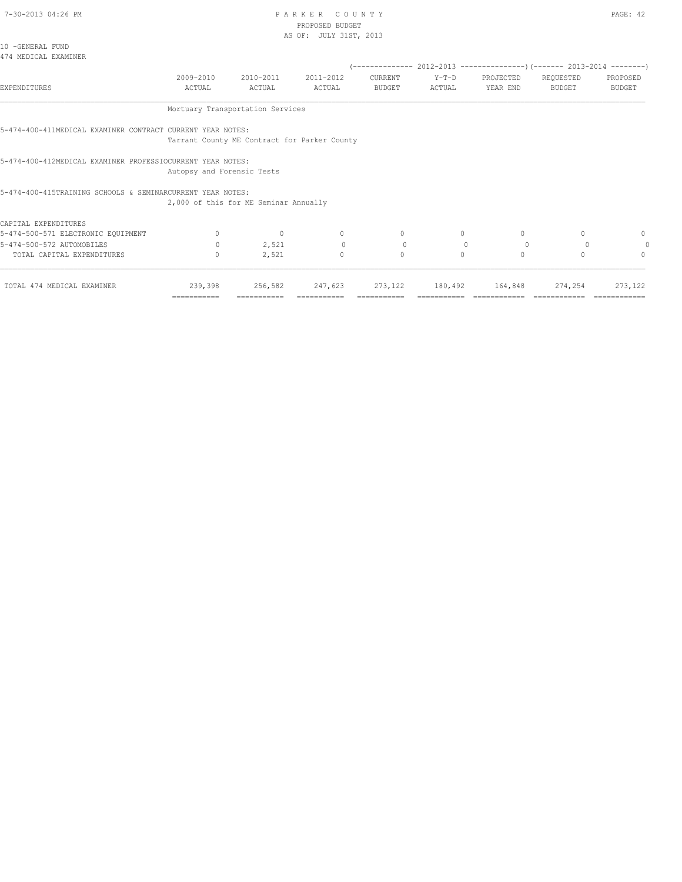10 -GENERAL FUND
474 MEDICAL EXAMINER

| EXPENDITURES | 2009-2010 ACTUAL | 2010-2011 ACTUAL | 2011-2012 ACTUAL | 2012-2013 CURRENT BUDGET | 2012-2013 Y-T-D ACTUAL | 2012-2013 PROJECTED YEAR END | 2013-2014 REQUESTED BUDGET | 2013-2014 PROPOSED BUDGET |
|---|---|---|---|---|---|---|---|---|
| | Mortuary Transportation Services | | | | | | | |
| 5-474-400-411MEDICAL EXAMINER CONTRACT CURRENT YEAR NOTES: | | | | | | | | |
| | Tarrant County ME Contract for Parker County | | | | | | | |
| 5-474-400-412MEDICAL EXAMINER PROFESSIOCURRENT YEAR NOTES: | | | | | | | | |
| | Autopsy and Forensic Tests | | | | | | | |
| 5-474-400-415TRAINING SCHOOLS & SEMINARCURRENT YEAR NOTES: | | | | | | | | |
| | 2,000 of this for ME Seminar Annually | | | | | | | |
| CAPITAL EXPENDITURES | | | | | | | | |
| 5-474-500-571 ELECTRONIC EQUIPMENT | 0 | 0 | 0 | 0 | 0 | 0 | 0 | 0 |
| 5-474-500-572 AUTOMOBILES | 0 | 2,521 | 0 | 0 | 0 | 0 | 0 | 0 |
| TOTAL CAPITAL EXPENDITURES | 0 | 2,521 | 0 | 0 | 0 | 0 | 0 | 0 |
| TOTAL 474 MEDICAL EXAMINER | 239,398 | 256,582 | 247,623 | 273,122 | 180,492 | 164,848 | 274,254 | 273,122 |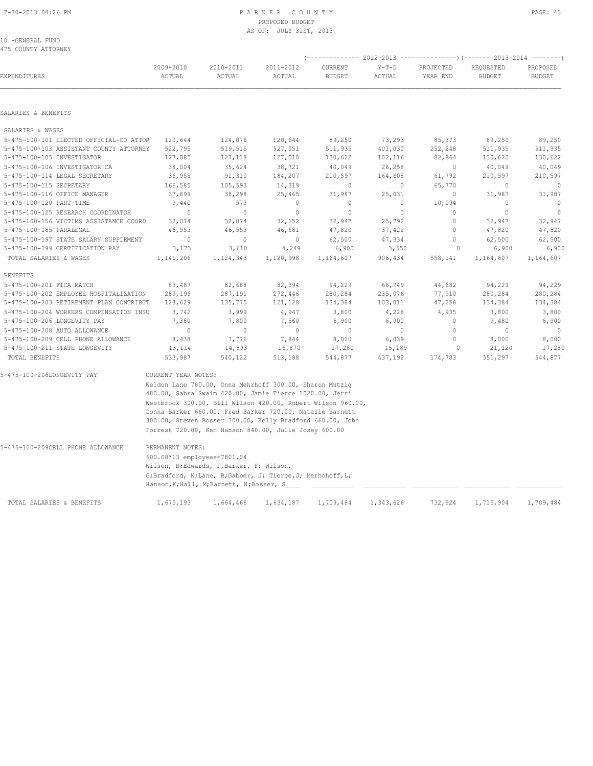PARKER COUNTY
PROPOSED BUDGET
AS OF: JULY 31ST, 2013

10 -GENERAL FUND
475 COUNTY ATTORNEY

| EXPENDITURES | 2009-2010 ACTUAL | 2010-2011 ACTUAL | 2011-2012 ACTUAL | 2012-2013 CURRENT BUDGET | 2012-2013 Y-T-D ACTUAL | 2012-2013 PROJECTED YEAR END | 2013-2014 REQUESTED BUDGET | 2013-2014 PROPOSED BUDGET |
|---|---|---|---|---|---|---|---|---|
| **SALARIES & BENEFITS** | | | | | | | | |
| SALARIES & WAGES | | | | | | | | |
| 5-475-100-101 ELECTED OFFICIAL-CO ATTOR | 120,644 | 124,076 | 120,644 | 89,250 | 73,293 | 85,373 | 89,250 | 89,250 |
| 5-475-100-103 ASSISTANT COUNTY ATTORNEY | 522,795 | 519,515 | 527,051 | 511,935 | 401,030 | 252,248 | 511,935 | 511,935 |
| 5-475-100-105 INVESTIGATOR | 127,085 | 127,118 | 127,510 | 130,622 | 102,116 | 82,864 | 130,622 | 130,622 |
| 5-475-100-106 INVESTIGATOR CA | 38,004 | 35,624 | 38,721 | 40,049 | 26,258 | 0 | 40,049 | 40,049 |
| 5-475-100-114 LEGAL SECRETARY | 36,955 | 91,310 | 184,207 | 210,597 | 164,608 | 61,792 | 210,597 | 210,597 |
| 5-475-100-115 SECRETARY | 166,585 | 105,593 | 14,319 | 0 | 0 | 65,770 | 0 | 0 |
| 5-475-100-116 OFFICE MANAGER | 37,899 | 38,298 | 25,465 | 31,987 | 25,031 | 0 | 31,987 | 31,987 |
| 5-475-100-120 PART-TIME | 9,440 | 573 | 0 | 0 | 0 | 10,094 | 0 | 0 |
| 5-475-100-125 RESEARCH COORDINATOR | 0 | 0 | 0 | 0 | 0 | 0 | 0 | 0 |
| 5-475-100-156 VICTIMS ASSISTANCE COORD | 32,074 | 32,074 | 32,152 | 32,947 | 25,792 | 0 | 32,947 | 32,947 |
| 5-475-100-185 PARALEGAL | 46,553 | 46,553 | 46,681 | 47,820 | 37,422 | 0 | 47,820 | 47,820 |
| 5-475-100-197 STATE SALARY SUPPLEMENT | 0 | 0 | 0 | 62,500 | 47,334 | 0 | 62,500 | 62,500 |
| 5-475-100-199 CERTIFICATION PAY | 3,173 | 3,610 | 4,249 | 6,900 | 3,550 | 0 | 6,900 | 6,900 |
| TOTAL SALARIES & WAGES | 1,141,206 | 1,124,343 | 1,120,998 | 1,164,607 | 906,434 | 558,141 | 1,164,607 | 1,164,607 |
| BENEFITS | | | | | | | | |
| 5-475-100-201 FICA MATCH | 83,487 | 82,688 | 82,394 | 94,229 | 66,749 | 44,682 | 94,229 | 94,229 |
| 5-475-100-202 EMPLOYEE HOSPITALIZATION | 289,196 | 287,191 | 272,446 | 280,284 | 235,076 | 77,910 | 280,284 | 280,284 |
| 5-475-100-203 RETIREMENT PLAN CONTRIBUT | 128,629 | 135,775 | 121,128 | 134,384 | 103,011 | 47,256 | 134,384 | 134,384 |
| 5-475-100-204 WORKERS COMPENSATION INSU | 3,742 | 3,999 | 4,947 | 3,800 | 4,228 | 4,935 | 3,800 | 3,800 |
| 5-475-100-206 LONGEVITY PAY | 7,380 | 7,800 | 7,560 | 6,900 | 6,900 | 0 | 9,480 | 6,900 |
| 5-475-100-208 AUTO ALLOWANCE | 0 | 0 | 0 | 0 | 0 | 0 | 0 | 0 |
| 5-475-100-209 CELL PHONE ALLOWANCE | 8,438 | 7,776 | 7,844 | 8,000 | 6,039 | 0 | 8,000 | 8,000 |
| 5-475-100-211 STATE LONGEVITY | 13,114 | 14,893 | 16,870 | 17,280 | 15,189 | 0 | 21,120 | 17,280 |
| TOTAL BENEFITS | 533,987 | 540,122 | 513,188 | 544,877 | 437,192 | 174,783 | 551,297 | 544,877 |

5-475-100-206LONGEVITY PAY — CURRENT YEAR NOTES:
Weldon Lane 780.00, Onna Mehrhoff 300.00, Sharon Mutzig 480.00, Sabra Swaim 420.00, Jamie Tierce 1020.00, Jerri Westbrook 300.00, Bill Wilson 420.00, Robert Wilson 960.00, Donna Barker 660.00, Fred Barker 720.00, Natalie Barnett 300.00, Steven Bosser 300.00, Kelly Bradford 660.00, John Forrest 720.00, Ken Hanson 840.00, Julie Josey 600.00

5-475-100-209CELL PHONE ALLOWANCE — PERMANENT NOTES:
600.08*13 employees=7801.04
Wilson, B;Edwards, F,Barker, F; Wilson, G;Bradford, K;Lane, B;Gabber, J; Tierce,J; Merhohoff,L; Hanson,K;Hall, M;Barnett, N;Bosser, S

| | 2009-2010 ACTUAL | 2010-2011 ACTUAL | 2011-2012 ACTUAL | 2012-2013 CURRENT BUDGET | 2012-2013 Y-T-D ACTUAL | 2012-2013 PROJECTED YEAR END | 2013-2014 REQUESTED BUDGET | 2013-2014 PROPOSED BUDGET |
|---|---|---|---|---|---|---|---|---|
| TOTAL SALARIES & BENEFITS | 1,675,193 | 1,664,466 | 1,634,187 | 1,709,484 | 1,343,626 | 732,924 | 1,715,904 | 1,709,484 |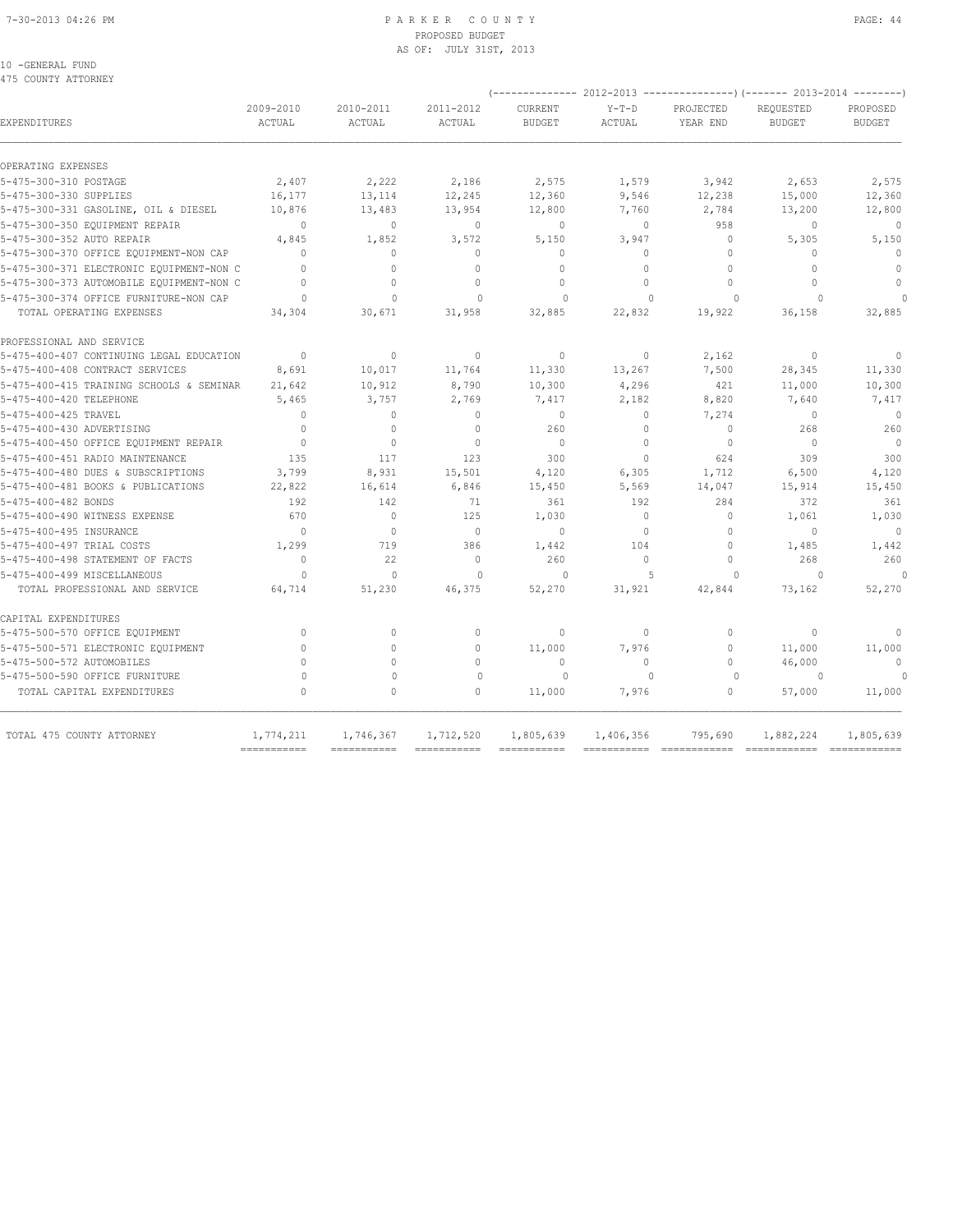10 -GENERAL FUND
475 COUNTY ATTORNEY

| EXPENDITURES | 2009-2010 ACTUAL | 2010-2011 ACTUAL | 2011-2012 ACTUAL | 2012-2013 CURRENT BUDGET | 2012-2013 Y-T-D ACTUAL | 2012-2013 PROJECTED YEAR END | 2013-2014 REQUESTED BUDGET | 2013-2014 PROPOSED BUDGET |
|---|---|---|---|---|---|---|---|---|
| OPERATING EXPENSES | | | | | | | | |
| 5-475-300-310 POSTAGE | 2,407 | 2,222 | 2,186 | 2,575 | 1,579 | 3,942 | 2,653 | 2,575 |
| 5-475-300-330 SUPPLIES | 16,177 | 13,114 | 12,245 | 12,360 | 9,546 | 12,238 | 15,000 | 12,360 |
| 5-475-300-331 GASOLINE, OIL & DIESEL | 10,876 | 13,483 | 13,954 | 12,800 | 7,760 | 2,784 | 13,200 | 12,800 |
| 5-475-300-350 EQUIPMENT REPAIR | 0 | 0 | 0 | 0 | 0 | 958 | 0 | 0 |
| 5-475-300-352 AUTO REPAIR | 4,845 | 1,852 | 3,572 | 5,150 | 3,947 | 0 | 5,305 | 5,150 |
| 5-475-300-370 OFFICE EQUIPMENT-NON CAP | 0 | 0 | 0 | 0 | 0 | 0 | 0 | 0 |
| 5-475-300-371 ELECTRONIC EQUIPMENT-NON C | 0 | 0 | 0 | 0 | 0 | 0 | 0 | 0 |
| 5-475-300-373 AUTOMOBILE EQUIPMENT-NON C | 0 | 0 | 0 | 0 | 0 | 0 | 0 | 0 |
| 5-475-300-374 OFFICE FURNITURE-NON CAP | 0 | 0 | 0 | 0 | 0 | 0 | 0 | 0 |
| TOTAL OPERATING EXPENSES | 34,304 | 30,671 | 31,958 | 32,885 | 22,832 | 19,922 | 36,158 | 32,885 |
| PROFESSIONAL AND SERVICE | | | | | | | | |
| 5-475-400-407 CONTINUING LEGAL EDUCATION | 0 | 0 | 0 | 0 | 0 | 2,162 | 0 | 0 |
| 5-475-400-408 CONTRACT SERVICES | 8,691 | 10,017 | 11,764 | 11,330 | 13,267 | 7,500 | 28,345 | 11,330 |
| 5-475-400-415 TRAINING SCHOOLS & SEMINAR | 21,642 | 10,912 | 8,790 | 10,300 | 4,296 | 421 | 11,000 | 10,300 |
| 5-475-400-420 TELEPHONE | 5,465 | 3,757 | 2,769 | 7,417 | 2,182 | 8,820 | 7,640 | 7,417 |
| 5-475-400-425 TRAVEL | 0 | 0 | 0 | 0 | 0 | 7,274 | 0 | 0 |
| 5-475-400-430 ADVERTISING | 0 | 0 | 0 | 260 | 0 | 0 | 268 | 260 |
| 5-475-400-450 OFFICE EQUIPMENT REPAIR | 0 | 0 | 0 | 0 | 0 | 0 | 0 | 0 |
| 5-475-400-451 RADIO MAINTENANCE | 135 | 117 | 123 | 300 | 0 | 624 | 309 | 300 |
| 5-475-400-480 DUES & SUBSCRIPTIONS | 3,799 | 8,931 | 15,501 | 4,120 | 6,305 | 1,712 | 6,500 | 4,120 |
| 5-475-400-481 BOOKS & PUBLICATIONS | 22,822 | 16,614 | 6,846 | 15,450 | 5,569 | 14,047 | 15,914 | 15,450 |
| 5-475-400-482 BONDS | 192 | 142 | 71 | 361 | 192 | 284 | 372 | 361 |
| 5-475-400-490 WITNESS EXPENSE | 670 | 0 | 125 | 1,030 | 0 | 0 | 1,061 | 1,030 |
| 5-475-400-495 INSURANCE | 0 | 0 | 0 | 0 | 0 | 0 | 0 | 0 |
| 5-475-400-497 TRIAL COSTS | 1,299 | 719 | 386 | 1,442 | 104 | 0 | 1,485 | 1,442 |
| 5-475-400-498 STATEMENT OF FACTS | 0 | 22 | 0 | 260 | 0 | 0 | 268 | 260 |
| 5-475-400-499 MISCELLANEOUS | 0 | 0 | 0 | 0 | 5 | 0 | 0 | 0 |
| TOTAL PROFESSIONAL AND SERVICE | 64,714 | 51,230 | 46,375 | 52,270 | 31,921 | 42,844 | 73,162 | 52,270 |
| CAPITAL EXPENDITURES | | | | | | | | |
| 5-475-500-570 OFFICE EQUIPMENT | 0 | 0 | 0 | 0 | 0 | 0 | 0 | 0 |
| 5-475-500-571 ELECTRONIC EQUIPMENT | 0 | 0 | 0 | 11,000 | 7,976 | 0 | 11,000 | 11,000 |
| 5-475-500-572 AUTOMOBILES | 0 | 0 | 0 | 0 | 0 | 0 | 46,000 | 0 |
| 5-475-500-590 OFFICE FURNITURE | 0 | 0 | 0 | 0 | 0 | 0 | 0 | 0 |
| TOTAL CAPITAL EXPENDITURES | 0 | 0 | 0 | 11,000 | 7,976 | 0 | 57,000 | 11,000 |
| TOTAL 475 COUNTY ATTORNEY | 1,774,211 | 1,746,367 | 1,712,520 | 1,805,639 | 1,406,356 | 795,690 | 1,882,224 | 1,805,639 |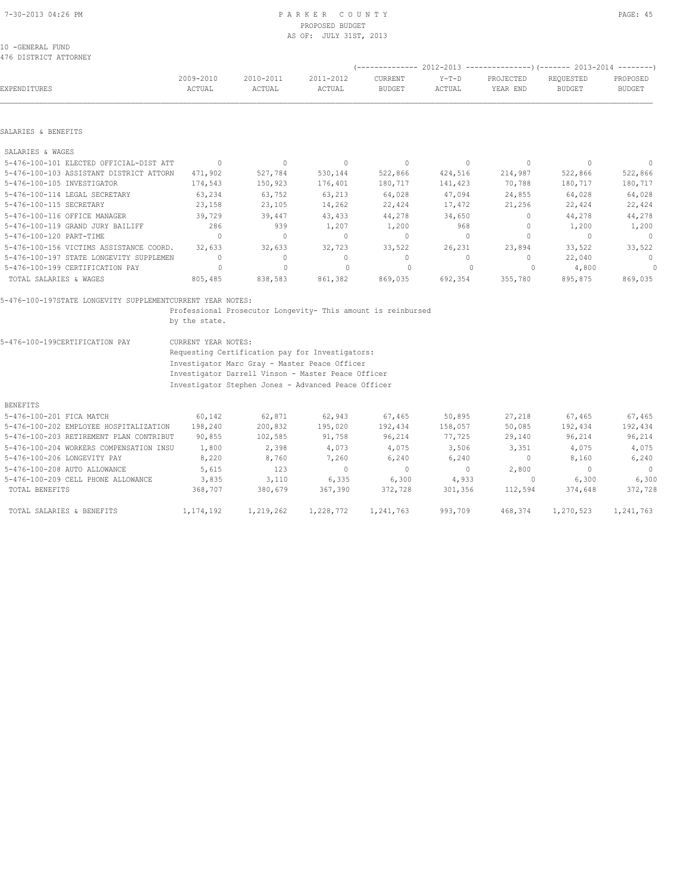10 -GENERAL FUND
476 DISTRICT ATTORNEY

| EXPENDITURES | 2009-2010 ACTUAL | 2010-2011 ACTUAL | 2011-2012 ACTUAL | 2012-2013 CURRENT BUDGET | 2012-2013 Y-T-D ACTUAL | 2012-2013 PROJECTED YEAR END | 2013-2014 REQUESTED BUDGET | 2013-2014 PROPOSED BUDGET |
|---|---|---|---|---|---|---|---|---|
| **SALARIES & BENEFITS** | | | | | | | | |
| SALARIES & WAGES | | | | | | | | |
| 5-476-100-101 ELECTED OFFICIAL-DIST ATT | 0 | 0 | 0 | 0 | 0 | 0 | 0 | 0 |
| 5-476-100-103 ASSISTANT DISTRICT ATTORN | 471,902 | 527,784 | 530,144 | 522,866 | 424,516 | 214,987 | 522,866 | 522,866 |
| 5-476-100-105 INVESTIGATOR | 174,543 | 150,923 | 176,401 | 180,717 | 141,423 | 70,788 | 180,717 | 180,717 |
| 5-476-100-114 LEGAL SECRETARY | 63,234 | 63,752 | 63,213 | 64,028 | 47,094 | 24,855 | 64,028 | 64,028 |
| 5-476-100-115 SECRETARY | 23,158 | 23,105 | 14,262 | 22,424 | 17,472 | 21,256 | 22,424 | 22,424 |
| 5-476-100-116 OFFICE MANAGER | 39,729 | 39,447 | 43,433 | 44,278 | 34,650 | 0 | 44,278 | 44,278 |
| 5-476-100-119 GRAND JURY BAILIFF | 286 | 939 | 1,207 | 1,200 | 968 | 0 | 1,200 | 1,200 |
| 5-476-100-120 PART-TIME | 0 | 0 | 0 | 0 | 0 | 0 | 0 | 0 |
| 5-476-100-156 VICTIMS ASSISTANCE COORD. | 32,633 | 32,633 | 32,723 | 33,522 | 26,231 | 23,894 | 33,522 | 33,522 |
| 5-476-100-197 STATE LONGEVITY SUPPLEMEN | 0 | 0 | 0 | 0 | 0 | 0 | 22,040 | 0 |
| 5-476-100-199 CERTIFICATION PAY | 0 | 0 | 0 | 0 | 0 | 0 | 4,800 | 0 |
| TOTAL SALARIES & WAGES | 805,485 | 838,583 | 861,382 | 869,035 | 692,354 | 355,780 | 895,875 | 869,035 |

5-476-100-197STATE LONGEVITY SUPPLEMENTCURRENT YEAR NOTES:
Professional Prosecutor Longevity- This amount is reinbursed by the state.

5-476-100-199CERTIFICATION PAY CURRENT YEAR NOTES:
Requesting Certification pay for Investigators:
Investigator Marc Gray - Master Peace Officer
Investigator Darrell Vinson - Master Peace Officer
Investigator Stephen Jones - Advanced Peace Officer

| EXPENDITURES | 2009-2010 ACTUAL | 2010-2011 ACTUAL | 2011-2012 ACTUAL | 2012-2013 CURRENT BUDGET | 2012-2013 Y-T-D ACTUAL | 2012-2013 PROJECTED YEAR END | 2013-2014 REQUESTED BUDGET | 2013-2014 PROPOSED BUDGET |
|---|---|---|---|---|---|---|---|---|
| BENEFITS | | | | | | | | |
| 5-476-100-201 FICA MATCH | 60,142 | 62,871 | 62,943 | 67,465 | 50,895 | 27,218 | 67,465 | 67,465 |
| 5-476-100-202 EMPLOYEE HOSPITALIZATION | 198,240 | 200,832 | 195,020 | 192,434 | 158,057 | 50,085 | 192,434 | 192,434 |
| 5-476-100-203 RETIREMENT PLAN CONTRIBUT | 90,855 | 102,585 | 91,758 | 96,214 | 77,725 | 29,140 | 96,214 | 96,214 |
| 5-476-100-204 WORKERS COMPENSATION INSU | 1,800 | 2,398 | 4,073 | 4,075 | 3,506 | 3,351 | 4,075 | 4,075 |
| 5-476-100-206 LONGEVITY PAY | 8,220 | 8,760 | 7,260 | 6,240 | 6,240 | 0 | 8,160 | 6,240 |
| 5-476-100-208 AUTO ALLOWANCE | 5,615 | 123 | 0 | 0 | 0 | 2,800 | 0 | 0 |
| 5-476-100-209 CELL PHONE ALLOWANCE | 3,835 | 3,110 | 6,335 | 6,300 | 4,933 | 0 | 6,300 | 6,300 |
| TOTAL BENEFITS | 368,707 | 380,679 | 367,390 | 372,728 | 301,356 | 112,594 | 374,648 | 372,728 |
| TOTAL SALARIES & BENEFITS | 1,174,192 | 1,219,262 | 1,228,772 | 1,241,763 | 993,709 | 468,374 | 1,270,523 | 1,241,763 |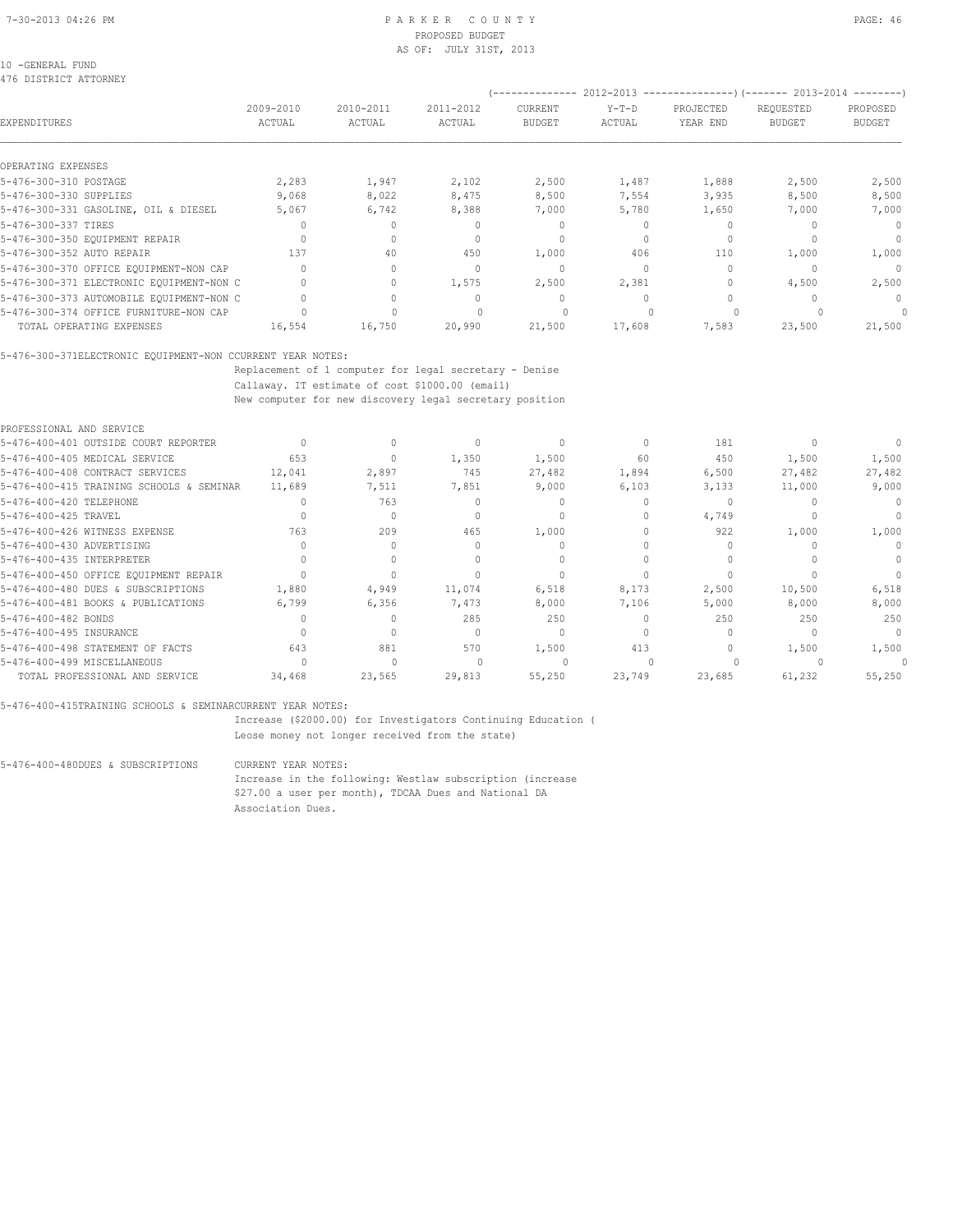PARKER COUNTY
PROPOSED BUDGET
AS OF: JULY 31ST, 2013

10 -GENERAL FUND
476 DISTRICT ATTORNEY

| EXPENDITURES | 2009-2010 ACTUAL | 2010-2011 ACTUAL | 2011-2012 ACTUAL | 2012-2013 CURRENT BUDGET | 2012-2013 Y-T-D ACTUAL | 2012-2013 PROJECTED YEAR END | 2013-2014 REQUESTED BUDGET | 2013-2014 PROPOSED BUDGET |
|---|---|---|---|---|---|---|---|---|
| OPERATING EXPENSES | | | | | | | | |
| 5-476-300-310 POSTAGE | 2,283 | 1,947 | 2,102 | 2,500 | 1,487 | 1,888 | 2,500 | 2,500 |
| 5-476-300-330 SUPPLIES | 9,068 | 8,022 | 8,475 | 8,500 | 7,554 | 3,935 | 8,500 | 8,500 |
| 5-476-300-331 GASOLINE, OIL & DIESEL | 5,067 | 6,742 | 8,388 | 7,000 | 5,780 | 1,650 | 7,000 | 7,000 |
| 5-476-300-337 TIRES | 0 | 0 | 0 | 0 | 0 | 0 | 0 | 0 |
| 5-476-300-350 EQUIPMENT REPAIR | 0 | 0 | 0 | 0 | 0 | 0 | 0 | 0 |
| 5-476-300-352 AUTO REPAIR | 137 | 40 | 450 | 1,000 | 406 | 110 | 1,000 | 1,000 |
| 5-476-300-370 OFFICE EQUIPMENT-NON CAP | 0 | 0 | 0 | 0 | 0 | 0 | 0 | 0 |
| 5-476-300-371 ELECTRONIC EQUIPMENT-NON C | 0 | 0 | 1,575 | 2,500 | 2,381 | 0 | 4,500 | 2,500 |
| 5-476-300-373 AUTOMOBILE EQUIPMENT-NON C | 0 | 0 | 0 | 0 | 0 | 0 | 0 | 0 |
| 5-476-300-374 OFFICE FURNITURE-NON CAP | 0 | 0 | 0 | 0 | 0 | 0 | 0 | 0 |
| TOTAL OPERATING EXPENSES | 16,554 | 16,750 | 20,990 | 21,500 | 17,608 | 7,583 | 23,500 | 21,500 |

5-476-300-371ELECTRONIC EQUIPMENT-NON CCURRENT YEAR NOTES:
Replacement of 1 computer for legal secretary - Denise
Callaway. IT estimate of cost $1000.00 (email)
New computer for new discovery legal secretary position

| EXPENDITURES | 2009-2010 ACTUAL | 2010-2011 ACTUAL | 2011-2012 ACTUAL | 2012-2013 CURRENT BUDGET | 2012-2013 Y-T-D ACTUAL | 2012-2013 PROJECTED YEAR END | 2013-2014 REQUESTED BUDGET | 2013-2014 PROPOSED BUDGET |
|---|---|---|---|---|---|---|---|---|
| PROFESSIONAL AND SERVICE | | | | | | | | |
| 5-476-400-401 OUTSIDE COURT REPORTER | 0 | 0 | 0 | 0 | 0 | 181 | 0 | 0 |
| 5-476-400-405 MEDICAL SERVICE | 653 | 0 | 1,350 | 1,500 | 60 | 450 | 1,500 | 1,500 |
| 5-476-400-408 CONTRACT SERVICES | 12,041 | 2,897 | 745 | 27,482 | 1,894 | 6,500 | 27,482 | 27,482 |
| 5-476-400-415 TRAINING SCHOOLS & SEMINAR | 11,689 | 7,511 | 7,851 | 9,000 | 6,103 | 3,133 | 11,000 | 9,000 |
| 5-476-400-420 TELEPHONE | 0 | 763 | 0 | 0 | 0 | 0 | 0 | 0 |
| 5-476-400-425 TRAVEL | 0 | 0 | 0 | 0 | 0 | 4,749 | 0 | 0 |
| 5-476-400-426 WITNESS EXPENSE | 763 | 209 | 465 | 1,000 | 0 | 922 | 1,000 | 1,000 |
| 5-476-400-430 ADVERTISING | 0 | 0 | 0 | 0 | 0 | 0 | 0 | 0 |
| 5-476-400-435 INTERPRETER | 0 | 0 | 0 | 0 | 0 | 0 | 0 | 0 |
| 5-476-400-450 OFFICE EQUIPMENT REPAIR | 0 | 0 | 0 | 0 | 0 | 0 | 0 | 0 |
| 5-476-400-480 DUES & SUBSCRIPTIONS | 1,880 | 4,949 | 11,074 | 6,518 | 8,173 | 2,500 | 10,500 | 6,518 |
| 5-476-400-481 BOOKS & PUBLICATIONS | 6,799 | 6,356 | 7,473 | 8,000 | 7,106 | 5,000 | 8,000 | 8,000 |
| 5-476-400-482 BONDS | 0 | 0 | 285 | 250 | 0 | 250 | 250 | 250 |
| 5-476-400-495 INSURANCE | 0 | 0 | 0 | 0 | 0 | 0 | 0 | 0 |
| 5-476-400-498 STATEMENT OF FACTS | 643 | 881 | 570 | 1,500 | 413 | 0 | 1,500 | 1,500 |
| 5-476-400-499 MISCELLANEOUS | 0 | 0 | 0 | 0 | 0 | 0 | 0 | 0 |
| TOTAL PROFESSIONAL AND SERVICE | 34,468 | 23,565 | 29,813 | 55,250 | 23,749 | 23,685 | 61,232 | 55,250 |

5-476-400-415TRAINING SCHOOLS & SEMINARCURRENT YEAR NOTES:
Increase ($2000.00) for Investigators Continuing Education (
Leose money not longer received from the state)

5-476-400-480DUES & SUBSCRIPTIONS CURRENT YEAR NOTES:
Increase in the following: Westlaw subscription (increase
$27.00 a user per month), TDCAA Dues and National DA
Association Dues.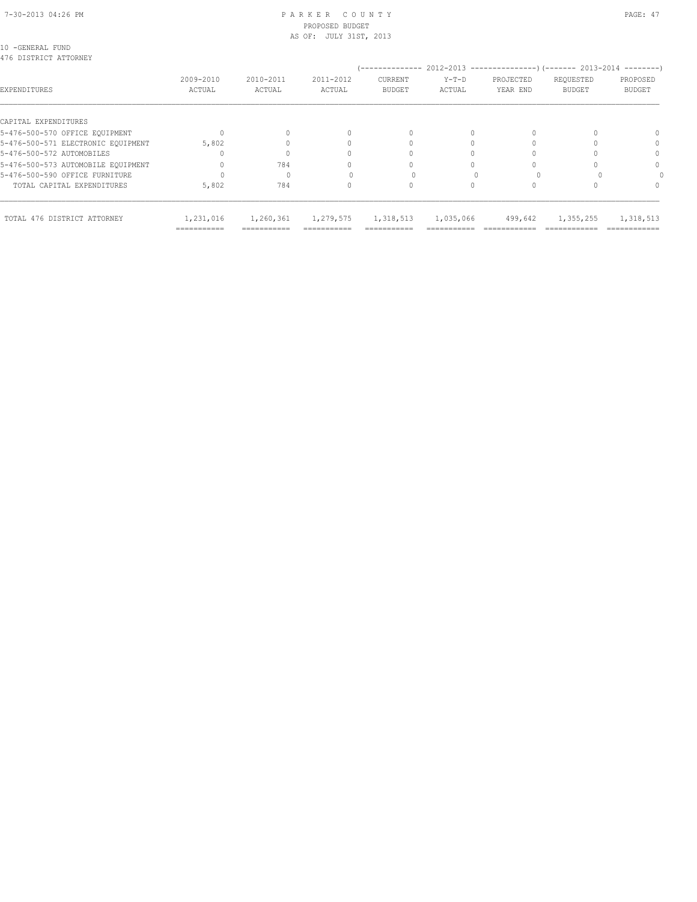PARKER COUNTY
PROPOSED BUDGET
AS OF: JULY 31ST, 2013

10 -GENERAL FUND
476 DISTRICT ATTORNEY

| EXPENDITURES | 2009-2010 ACTUAL | 2010-2011 ACTUAL | 2011-2012 ACTUAL | 2012-2013 CURRENT BUDGET | 2012-2013 Y-T-D ACTUAL | 2012-2013 PROJECTED YEAR END | 2013-2014 REQUESTED BUDGET | 2013-2014 PROPOSED BUDGET |
|---|---|---|---|---|---|---|---|---|
| CAPITAL EXPENDITURES | | | | | | | | |
| 5-476-500-570 OFFICE EQUIPMENT | 0 | 0 | 0 | 0 | 0 | 0 | 0 | 0 |
| 5-476-500-571 ELECTRONIC EQUIPMENT | 5,802 | 0 | 0 | 0 | 0 | 0 | 0 | 0 |
| 5-476-500-572 AUTOMOBILES | 0 | 0 | 0 | 0 | 0 | 0 | 0 | 0 |
| 5-476-500-573 AUTOMOBILE EQUIPMENT | 0 | 784 | 0 | 0 | 0 | 0 | 0 | 0 |
| 5-476-500-590 OFFICE FURNITURE | 0 | 0 | 0 | 0 | 0 | 0 | 0 | 0 |
| TOTAL CAPITAL EXPENDITURES | 5,802 | 784 | 0 | 0 | 0 | 0 | 0 | 0 |
| TOTAL 476 DISTRICT ATTORNEY | 1,231,016 | 1,260,361 | 1,279,575 | 1,318,513 | 1,035,066 | 499,642 | 1,355,255 | 1,318,513 |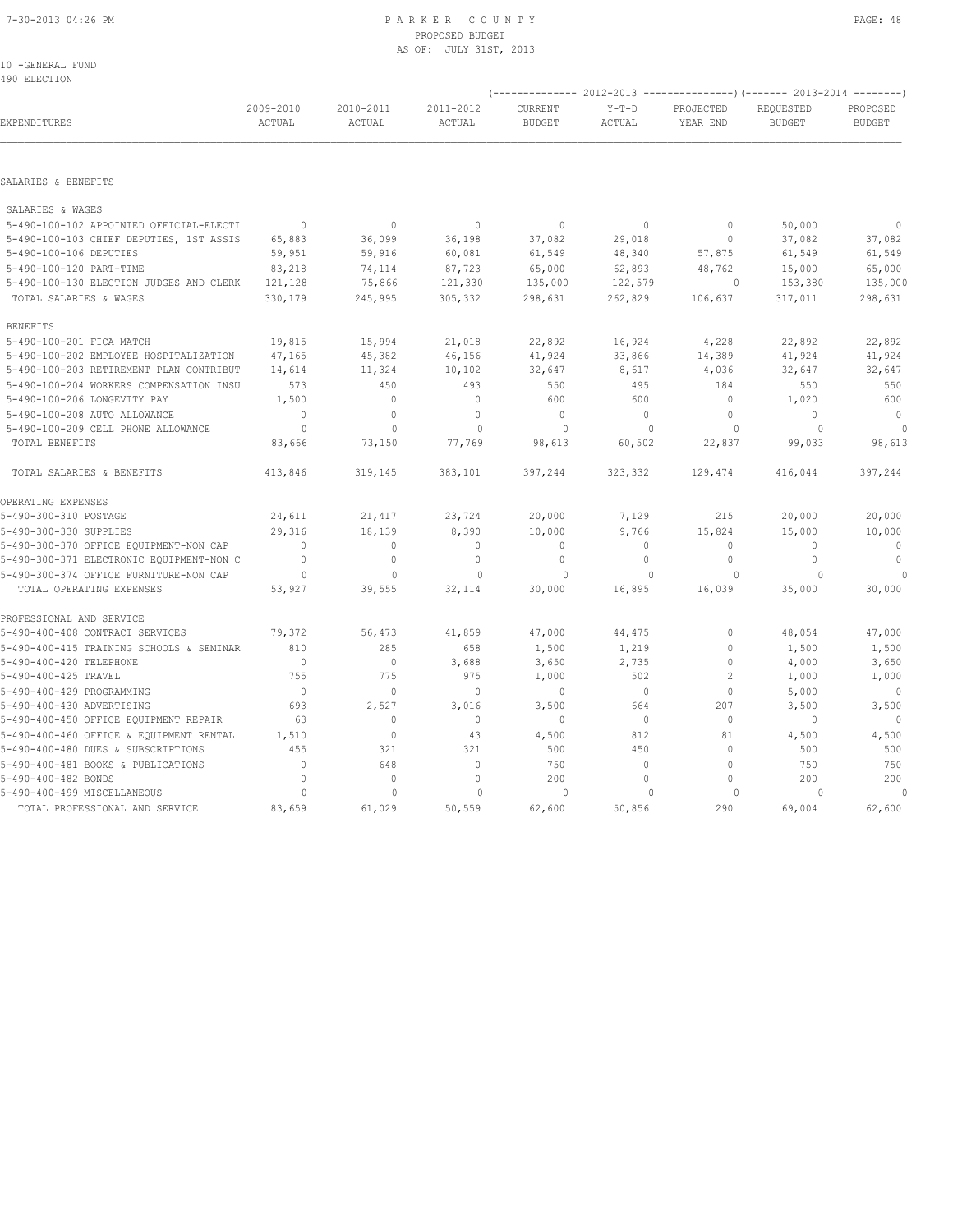# PARKER COUNTY
PROPOSED BUDGET
AS OF: JULY 31ST, 2013

10 -GENERAL FUND
490 ELECTION

| EXPENDITURES | 2009-2010 ACTUAL | 2010-2011 ACTUAL | 2011-2012 ACTUAL | 2012-2013 CURRENT BUDGET | 2012-2013 Y-T-D ACTUAL | 2012-2013 PROJECTED YEAR END | 2013-2014 REQUESTED BUDGET | 2013-2014 PROPOSED BUDGET |
|---|---|---|---|---|---|---|---|---|
| **SALARIES & BENEFITS** | | | | | | | | |
| SALARIES & WAGES | | | | | | | | |
| 5-490-100-102 APPOINTED OFFICIAL-ELECTI | 0 | 0 | 0 | 0 | 0 | 0 | 50,000 | 0 |
| 5-490-100-103 CHIEF DEPUTIES, 1ST ASSIS | 65,883 | 36,099 | 36,198 | 37,082 | 29,018 | 0 | 37,082 | 37,082 |
| 5-490-100-106 DEPUTIES | 59,951 | 59,916 | 60,081 | 61,549 | 48,340 | 57,875 | 61,549 | 61,549 |
| 5-490-100-120 PART-TIME | 83,218 | 74,114 | 87,723 | 65,000 | 62,893 | 48,762 | 15,000 | 65,000 |
| 5-490-100-130 ELECTION JUDGES AND CLERK | 121,128 | 75,866 | 121,330 | 135,000 | 122,579 | 0 | 153,380 | 135,000 |
| TOTAL SALARIES & WAGES | 330,179 | 245,995 | 305,332 | 298,631 | 262,829 | 106,637 | 317,011 | 298,631 |
| BENEFITS | | | | | | | | |
| 5-490-100-201 FICA MATCH | 19,815 | 15,994 | 21,018 | 22,892 | 16,924 | 4,228 | 22,892 | 22,892 |
| 5-490-100-202 EMPLOYEE HOSPITALIZATION | 47,165 | 45,382 | 46,156 | 41,924 | 33,866 | 14,389 | 41,924 | 41,924 |
| 5-490-100-203 RETIREMENT PLAN CONTRIBUT | 14,614 | 11,324 | 10,102 | 32,647 | 8,617 | 4,036 | 32,647 | 32,647 |
| 5-490-100-204 WORKERS COMPENSATION INSU | 573 | 450 | 493 | 550 | 495 | 184 | 550 | 550 |
| 5-490-100-206 LONGEVITY PAY | 1,500 | 0 | 0 | 600 | 600 | 0 | 1,020 | 600 |
| 5-490-100-208 AUTO ALLOWANCE | 0 | 0 | 0 | 0 | 0 | 0 | 0 | 0 |
| 5-490-100-209 CELL PHONE ALLOWANCE | 0 | 0 | 0 | 0 | 0 | 0 | 0 | 0 |
| TOTAL BENEFITS | 83,666 | 73,150 | 77,769 | 98,613 | 60,502 | 22,837 | 99,033 | 98,613 |
| TOTAL SALARIES & BENEFITS | 413,846 | 319,145 | 383,101 | 397,244 | 323,332 | 129,474 | 416,044 | 397,244 |
| **OPERATING EXPENSES** | | | | | | | | |
| 5-490-300-310 POSTAGE | 24,611 | 21,417 | 23,724 | 20,000 | 7,129 | 215 | 20,000 | 20,000 |
| 5-490-300-330 SUPPLIES | 29,316 | 18,139 | 8,390 | 10,000 | 9,766 | 15,824 | 15,000 | 10,000 |
| 5-490-300-370 OFFICE EQUIPMENT-NON CAP | 0 | 0 | 0 | 0 | 0 | 0 | 0 | 0 |
| 5-490-300-371 ELECTRONIC EQUIPMENT-NON C | 0 | 0 | 0 | 0 | 0 | 0 | 0 | 0 |
| 5-490-300-374 OFFICE FURNITURE-NON CAP | 0 | 0 | 0 | 0 | 0 | 0 | 0 | 0 |
| TOTAL OPERATING EXPENSES | 53,927 | 39,555 | 32,114 | 30,000 | 16,895 | 16,039 | 35,000 | 30,000 |
| **PROFESSIONAL AND SERVICE** | | | | | | | | |
| 5-490-400-408 CONTRACT SERVICES | 79,372 | 56,473 | 41,859 | 47,000 | 44,475 | 0 | 48,054 | 47,000 |
| 5-490-400-415 TRAINING SCHOOLS & SEMINAR | 810 | 285 | 658 | 1,500 | 1,219 | 0 | 1,500 | 1,500 |
| 5-490-400-420 TELEPHONE | 0 | 0 | 3,688 | 3,650 | 2,735 | 0 | 4,000 | 3,650 |
| 5-490-400-425 TRAVEL | 755 | 775 | 975 | 1,000 | 502 | 2 | 1,000 | 1,000 |
| 5-490-400-429 PROGRAMMING | 0 | 0 | 0 | 0 | 0 | 0 | 5,000 | 0 |
| 5-490-400-430 ADVERTISING | 693 | 2,527 | 3,016 | 3,500 | 664 | 207 | 3,500 | 3,500 |
| 5-490-400-450 OFFICE EQUIPMENT REPAIR | 63 | 0 | 0 | 0 | 0 | 0 | 0 | 0 |
| 5-490-400-460 OFFICE & EQUIPMENT RENTAL | 1,510 | 0 | 43 | 4,500 | 812 | 81 | 4,500 | 4,500 |
| 5-490-400-480 DUES & SUBSCRIPTIONS | 455 | 321 | 321 | 500 | 450 | 0 | 500 | 500 |
| 5-490-400-481 BOOKS & PUBLICATIONS | 0 | 648 | 0 | 750 | 0 | 0 | 750 | 750 |
| 5-490-400-482 BONDS | 0 | 0 | 0 | 200 | 0 | 0 | 200 | 200 |
| 5-490-400-499 MISCELLANEOUS | 0 | 0 | 0 | 0 | 0 | 0 | 0 | 0 |
| TOTAL PROFESSIONAL AND SERVICE | 83,659 | 61,029 | 50,559 | 62,600 | 50,856 | 290 | 69,004 | 62,600 |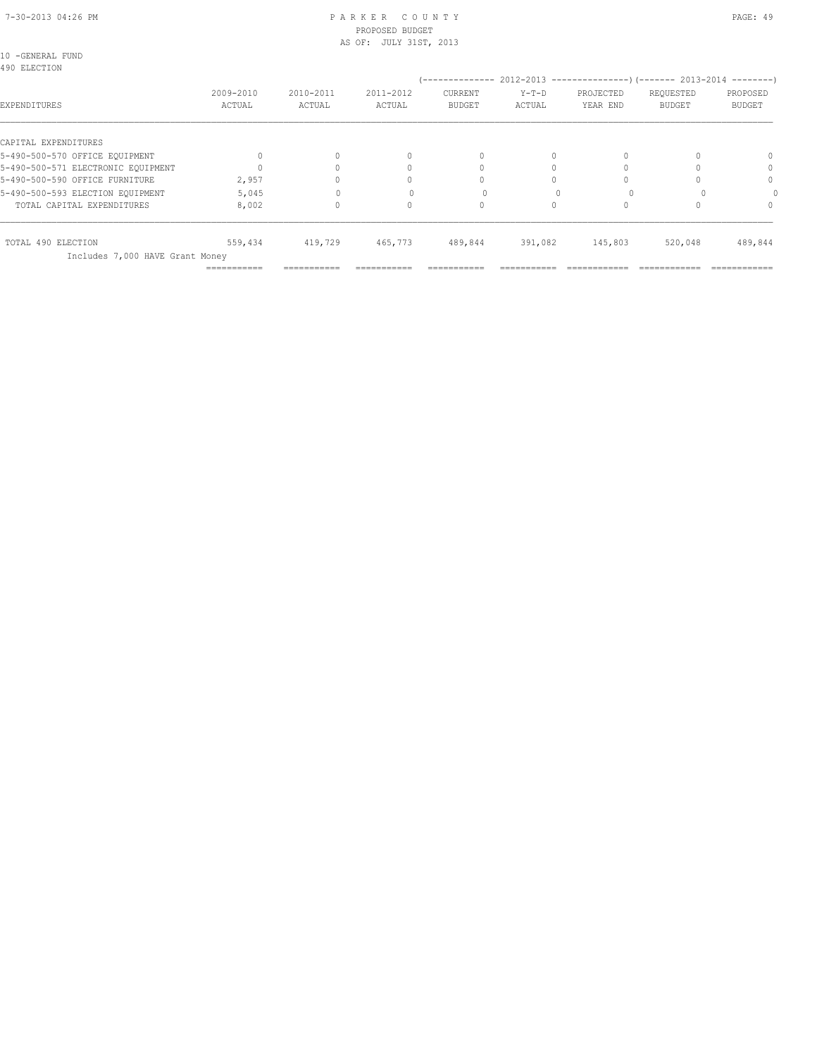10 -GENERAL FUND
490 ELECTION

| EXPENDITURES | 2009-2010 ACTUAL | 2010-2011 ACTUAL | 2011-2012 ACTUAL | 2012-2013 CURRENT BUDGET | 2012-2013 Y-T-D ACTUAL | 2012-2013 PROJECTED YEAR END | 2013-2014 REQUESTED BUDGET | 2013-2014 PROPOSED BUDGET |
|---|---|---|---|---|---|---|---|---|
| CAPITAL EXPENDITURES | | | | | | | | |
| 5-490-500-570 OFFICE EQUIPMENT | 0 | 0 | 0 | 0 | 0 | 0 | 0 | 0 |
| 5-490-500-571 ELECTRONIC EQUIPMENT | 0 | 0 | 0 | 0 | 0 | 0 | 0 | 0 |
| 5-490-500-590 OFFICE FURNITURE | 2,957 | 0 | 0 | 0 | 0 | 0 | 0 | 0 |
| 5-490-500-593 ELECTION EQUIPMENT | 5,045 | 0 | 0 | 0 | 0 | 0 | 0 | 0 |
| TOTAL CAPITAL EXPENDITURES | 8,002 | 0 | 0 | 0 | 0 | 0 | 0 | 0 |
| TOTAL 490 ELECTION | 559,434 | 419,729 | 465,773 | 489,844 | 391,082 | 145,803 | 520,048 | 489,844 |
| Includes 7,000 HAVE Grant Money | | | | | | | | |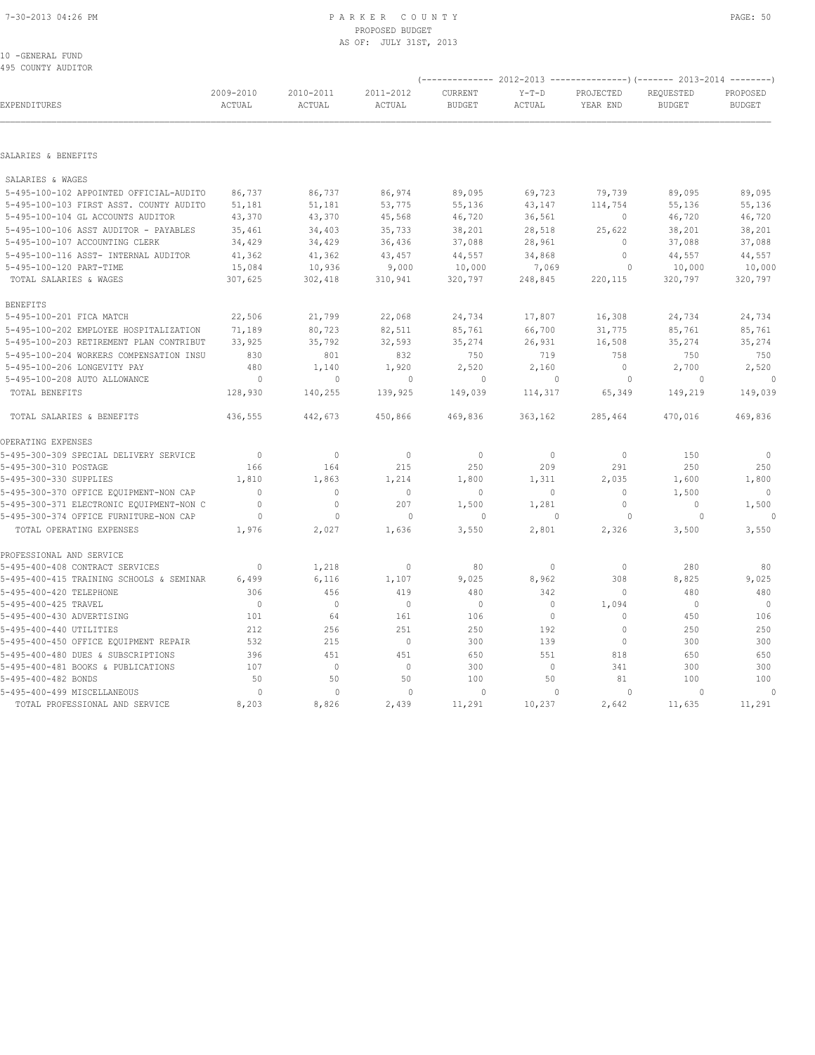# PARKER COUNTY
## PROPOSED BUDGET
### AS OF: JULY 31ST, 2013

10 -GENERAL FUND
495 COUNTY AUDITOR

| EXPENDITURES | 2009-2010 ACTUAL | 2010-2011 ACTUAL | 2011-2012 ACTUAL | 2012-2013 CURRENT BUDGET | 2012-2013 Y-T-D ACTUAL | 2012-2013 PROJECTED YEAR END | 2013-2014 REQUESTED BUDGET | 2013-2014 PROPOSED BUDGET |
|---|---|---|---|---|---|---|---|---|
| **SALARIES & BENEFITS** | | | | | | | | |
| SALARIES & WAGES | | | | | | | | |
| 5-495-100-102 APPOINTED OFFICIAL-AUDITO | 86,737 | 86,737 | 86,974 | 89,095 | 69,723 | 79,739 | 89,095 | 89,095 |
| 5-495-100-103 FIRST ASST. COUNTY AUDITO | 51,181 | 51,181 | 53,775 | 55,136 | 43,147 | 114,754 | 55,136 | 55,136 |
| 5-495-100-104 GL ACCOUNTS AUDITOR | 43,370 | 43,370 | 45,568 | 46,720 | 36,561 | 0 | 46,720 | 46,720 |
| 5-495-100-106 ASST AUDITOR - PAYABLES | 35,461 | 34,403 | 35,733 | 38,201 | 28,518 | 25,622 | 38,201 | 38,201 |
| 5-495-100-107 ACCOUNTING CLERK | 34,429 | 34,429 | 36,436 | 37,088 | 28,961 | 0 | 37,088 | 37,088 |
| 5-495-100-116 ASST- INTERNAL AUDITOR | 41,362 | 41,362 | 43,457 | 44,557 | 34,868 | 0 | 44,557 | 44,557 |
| 5-495-100-120 PART-TIME | 15,084 | 10,936 | 9,000 | 10,000 | 7,069 | 0 | 10,000 | 10,000 |
| TOTAL SALARIES & WAGES | 307,625 | 302,418 | 310,941 | 320,797 | 248,845 | 220,115 | 320,797 | 320,797 |
| BENEFITS | | | | | | | | |
| 5-495-100-201 FICA MATCH | 22,506 | 21,799 | 22,068 | 24,734 | 17,807 | 16,308 | 24,734 | 24,734 |
| 5-495-100-202 EMPLOYEE HOSPITALIZATION | 71,189 | 80,723 | 82,511 | 85,761 | 66,700 | 31,775 | 85,761 | 85,761 |
| 5-495-100-203 RETIREMENT PLAN CONTRIBUT | 33,925 | 35,792 | 32,593 | 35,274 | 26,931 | 16,508 | 35,274 | 35,274 |
| 5-495-100-204 WORKERS COMPENSATION INSU | 830 | 801 | 832 | 750 | 719 | 758 | 750 | 750 |
| 5-495-100-206 LONGEVITY PAY | 480 | 1,140 | 1,920 | 2,520 | 2,160 | 0 | 2,700 | 2,520 |
| 5-495-100-208 AUTO ALLOWANCE | 0 | 0 | 0 | 0 | 0 | 0 | 0 | 0 |
| TOTAL BENEFITS | 128,930 | 140,255 | 139,925 | 149,039 | 114,317 | 65,349 | 149,219 | 149,039 |
| TOTAL SALARIES & BENEFITS | 436,555 | 442,673 | 450,866 | 469,836 | 363,162 | 285,464 | 470,016 | 469,836 |
| **OPERATING EXPENSES** | | | | | | | | |
| 5-495-300-309 SPECIAL DELIVERY SERVICE | 0 | 0 | 0 | 0 | 0 | 0 | 150 | 0 |
| 5-495-300-310 POSTAGE | 166 | 164 | 215 | 250 | 209 | 291 | 250 | 250 |
| 5-495-300-330 SUPPLIES | 1,810 | 1,863 | 1,214 | 1,800 | 1,311 | 2,035 | 1,600 | 1,800 |
| 5-495-300-370 OFFICE EQUIPMENT-NON CAP | 0 | 0 | 0 | 0 | 0 | 0 | 1,500 | 0 |
| 5-495-300-371 ELECTRONIC EQUIPMENT-NON C | 0 | 0 | 207 | 1,500 | 1,281 | 0 | 0 | 1,500 |
| 5-495-300-374 OFFICE FURNITURE-NON CAP | 0 | 0 | 0 | 0 | 0 | 0 | 0 | 0 |
| TOTAL OPERATING EXPENSES | 1,976 | 2,027 | 1,636 | 3,550 | 2,801 | 2,326 | 3,500 | 3,550 |
| **PROFESSIONAL AND SERVICE** | | | | | | | | |
| 5-495-400-408 CONTRACT SERVICES | 0 | 1,218 | 0 | 80 | 0 | 0 | 280 | 80 |
| 5-495-400-415 TRAINING SCHOOLS & SEMINAR | 6,499 | 6,116 | 1,107 | 9,025 | 8,962 | 308 | 8,825 | 9,025 |
| 5-495-400-420 TELEPHONE | 306 | 456 | 419 | 480 | 342 | 0 | 480 | 480 |
| 5-495-400-425 TRAVEL | 0 | 0 | 0 | 0 | 0 | 1,094 | 0 | 0 |
| 5-495-400-430 ADVERTISING | 101 | 64 | 161 | 106 | 0 | 0 | 450 | 106 |
| 5-495-400-440 UTILITIES | 212 | 256 | 251 | 250 | 192 | 0 | 250 | 250 |
| 5-495-400-450 OFFICE EQUIPMENT REPAIR | 532 | 215 | 0 | 300 | 139 | 0 | 300 | 300 |
| 5-495-400-480 DUES & SUBSCRIPTIONS | 396 | 451 | 451 | 650 | 551 | 818 | 650 | 650 |
| 5-495-400-481 BOOKS & PUBLICATIONS | 107 | 0 | 0 | 300 | 0 | 341 | 300 | 300 |
| 5-495-400-482 BONDS | 50 | 50 | 50 | 100 | 50 | 81 | 100 | 100 |
| 5-495-400-499 MISCELLANEOUS | 0 | 0 | 0 | 0 | 0 | 0 | 0 | 0 |
| TOTAL PROFESSIONAL AND SERVICE | 8,203 | 8,826 | 2,439 | 11,291 | 10,237 | 2,642 | 11,635 | 11,291 |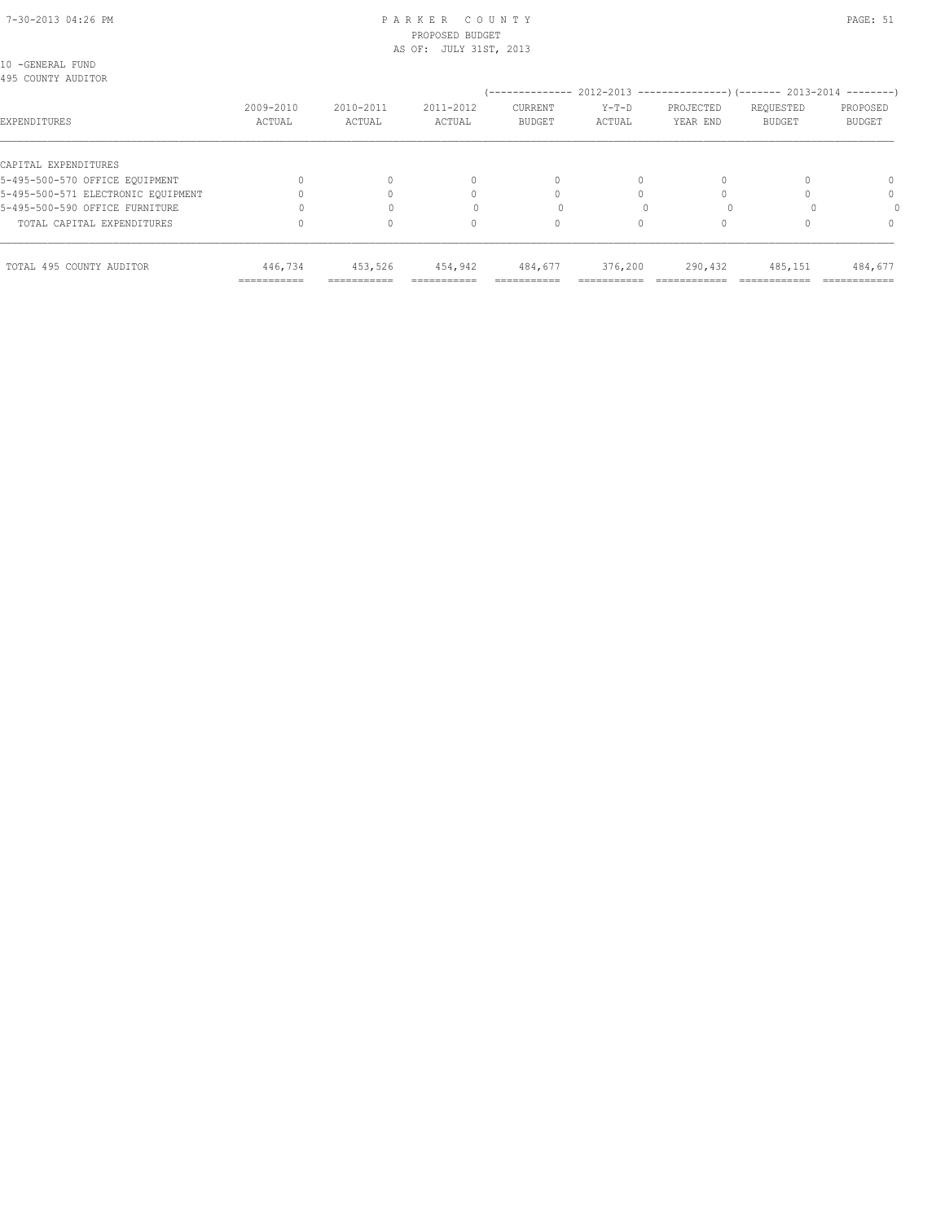# PARKER COUNTY

PROPOSED BUDGET

AS OF: JULY 31ST, 2013

10 -GENERAL FUND

495 COUNTY AUDITOR

| EXPENDITURES | 2009-2010 ACTUAL | 2010-2011 ACTUAL | 2011-2012 ACTUAL | 2012-2013 CURRENT BUDGET | 2012-2013 Y-T-D ACTUAL | 2012-2013 PROJECTED YEAR END | 2013-2014 REQUESTED BUDGET | 2013-2014 PROPOSED BUDGET |
|---|---|---|---|---|---|---|---|---|
| CAPITAL EXPENDITURES | | | | | | | | |
| 5-495-500-570 OFFICE EQUIPMENT | 0 | 0 | 0 | 0 | 0 | 0 | 0 | 0 |
| 5-495-500-571 ELECTRONIC EQUIPMENT | 0 | 0 | 0 | 0 | 0 | 0 | 0 | 0 |
| 5-495-500-590 OFFICE FURNITURE | 0 | 0 | 0 | 0 | 0 | 0 | 0 | 0 |
| TOTAL CAPITAL EXPENDITURES | 0 | 0 | 0 | 0 | 0 | 0 | 0 | 0 |
| TOTAL 495 COUNTY AUDITOR | 446,734 | 453,526 | 454,942 | 484,677 | 376,200 | 290,432 | 485,151 | 484,677 |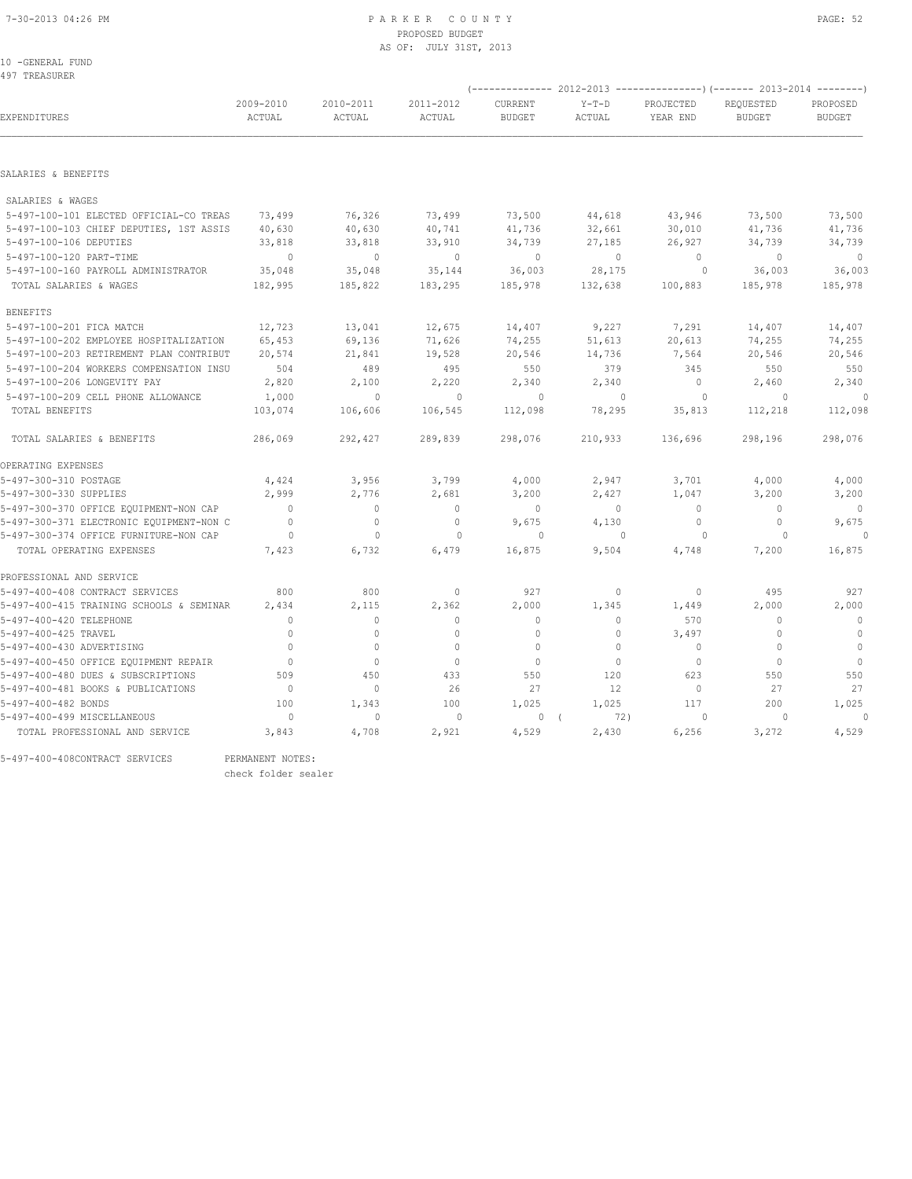10 -GENERAL FUND
497 TREASURER

PARKER COUNTY
PROPOSED BUDGET
AS OF: JULY 31ST, 2013

| EXPENDITURES | 2009-2010 ACTUAL | 2010-2011 ACTUAL | 2011-2012 ACTUAL | 2012-2013 CURRENT BUDGET | 2012-2013 Y-T-D ACTUAL | 2012-2013 PROJECTED YEAR END | 2013-2014 REQUESTED BUDGET | 2013-2014 PROPOSED BUDGET |
|---|---|---|---|---|---|---|---|---|
| **SALARIES & BENEFITS** | | | | | | | | |
| SALARIES & WAGES | | | | | | | | |
| 5-497-100-101 ELECTED OFFICIAL-CO TREAS | 73,499 | 76,326 | 73,499 | 73,500 | 44,618 | 43,946 | 73,500 | 73,500 |
| 5-497-100-103 CHIEF DEPUTIES, 1ST ASSIS | 40,630 | 40,630 | 40,741 | 41,736 | 32,661 | 30,010 | 41,736 | 41,736 |
| 5-497-100-106 DEPUTIES | 33,818 | 33,818 | 33,910 | 34,739 | 27,185 | 26,927 | 34,739 | 34,739 |
| 5-497-100-120 PART-TIME | 0 | 0 | 0 | 0 | 0 | 0 | 0 | 0 |
| 5-497-100-160 PAYROLL ADMINISTRATOR | 35,048 | 35,048 | 35,144 | 36,003 | 28,175 | 0 | 36,003 | 36,003 |
| TOTAL SALARIES & WAGES | 182,995 | 185,822 | 183,295 | 185,978 | 132,638 | 100,883 | 185,978 | 185,978 |
| BENEFITS | | | | | | | | |
| 5-497-100-201 FICA MATCH | 12,723 | 13,041 | 12,675 | 14,407 | 9,227 | 7,291 | 14,407 | 14,407 |
| 5-497-100-202 EMPLOYEE HOSPITALIZATION | 65,453 | 69,136 | 71,626 | 74,255 | 51,613 | 20,613 | 74,255 | 74,255 |
| 5-497-100-203 RETIREMENT PLAN CONTRIBUT | 20,574 | 21,841 | 19,528 | 20,546 | 14,736 | 7,564 | 20,546 | 20,546 |
| 5-497-100-204 WORKERS COMPENSATION INSU | 504 | 489 | 495 | 550 | 379 | 345 | 550 | 550 |
| 5-497-100-206 LONGEVITY PAY | 2,820 | 2,100 | 2,220 | 2,340 | 2,340 | 0 | 2,460 | 2,340 |
| 5-497-100-209 CELL PHONE ALLOWANCE | 1,000 | 0 | 0 | 0 | 0 | 0 | 0 | 0 |
| TOTAL BENEFITS | 103,074 | 106,606 | 106,545 | 112,098 | 78,295 | 35,813 | 112,218 | 112,098 |
| TOTAL SALARIES & BENEFITS | 286,069 | 292,427 | 289,839 | 298,076 | 210,933 | 136,696 | 298,196 | 298,076 |
| **OPERATING EXPENSES** | | | | | | | | |
| 5-497-300-310 POSTAGE | 4,424 | 3,956 | 3,799 | 4,000 | 2,947 | 3,701 | 4,000 | 4,000 |
| 5-497-300-330 SUPPLIES | 2,999 | 2,776 | 2,681 | 3,200 | 2,427 | 1,047 | 3,200 | 3,200 |
| 5-497-300-370 OFFICE EQUIPMENT-NON CAP | 0 | 0 | 0 | 0 | 0 | 0 | 0 | 0 |
| 5-497-300-371 ELECTRONIC EQUIPMENT-NON C | 0 | 0 | 0 | 9,675 | 4,130 | 0 | 0 | 9,675 |
| 5-497-300-374 OFFICE FURNITURE-NON CAP | 0 | 0 | 0 | 0 | 0 | 0 | 0 | 0 |
| TOTAL OPERATING EXPENSES | 7,423 | 6,732 | 6,479 | 16,875 | 9,504 | 4,748 | 7,200 | 16,875 |
| **PROFESSIONAL AND SERVICE** | | | | | | | | |
| 5-497-400-408 CONTRACT SERVICES | 800 | 800 | 0 | 927 | 0 | 0 | 495 | 927 |
| 5-497-400-415 TRAINING SCHOOLS & SEMINAR | 2,434 | 2,115 | 2,362 | 2,000 | 1,345 | 1,449 | 2,000 | 2,000 |
| 5-497-400-420 TELEPHONE | 0 | 0 | 0 | 0 | 0 | 570 | 0 | 0 |
| 5-497-400-425 TRAVEL | 0 | 0 | 0 | 0 | 0 | 3,497 | 0 | 0 |
| 5-497-400-430 ADVERTISING | 0 | 0 | 0 | 0 | 0 | 0 | 0 | 0 |
| 5-497-400-450 OFFICE EQUIPMENT REPAIR | 0 | 0 | 0 | 0 | 0 | 0 | 0 | 0 |
| 5-497-400-480 DUES & SUBSCRIPTIONS | 509 | 450 | 433 | 550 | 120 | 623 | 550 | 550 |
| 5-497-400-481 BOOKS & PUBLICATIONS | 0 | 0 | 26 | 27 | 12 | 0 | 27 | 27 |
| 5-497-400-482 BONDS | 100 | 1,343 | 100 | 1,025 | 1,025 | 117 | 200 | 1,025 |
| 5-497-400-499 MISCELLANEOUS | 0 | 0 | 0 | 0 | ( 72) | 0 | 0 | 0 |
| TOTAL PROFESSIONAL AND SERVICE | 3,843 | 4,708 | 2,921 | 4,529 | 2,430 | 6,256 | 3,272 | 4,529 |

5-497-400-408CONTRACT SERVICES PERMANENT NOTES:
check folder sealer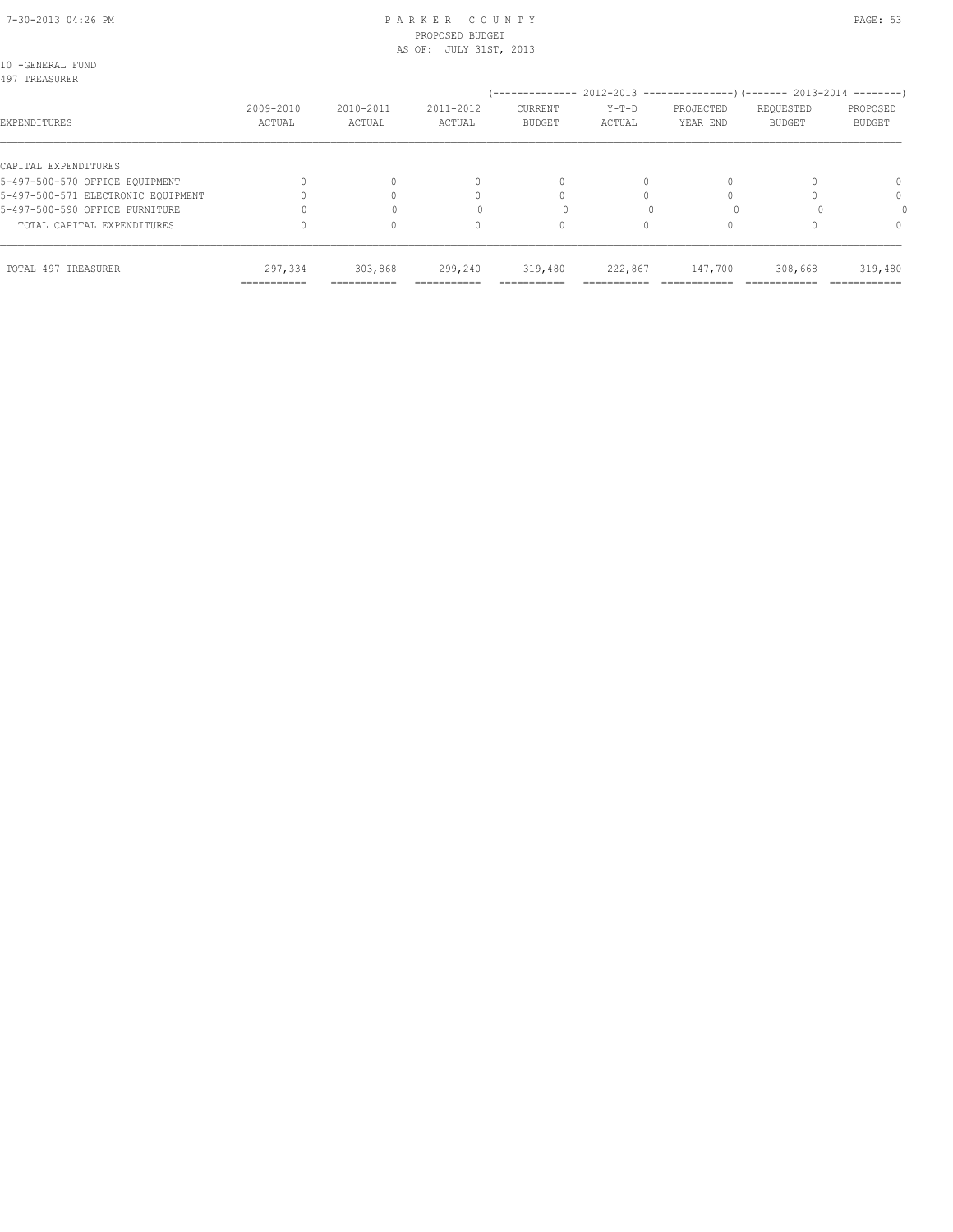10 -GENERAL FUND
497 TREASURER

| EXPENDITURES | 2009-2010 ACTUAL | 2010-2011 ACTUAL | 2011-2012 ACTUAL | 2012-2013 CURRENT BUDGET | 2012-2013 Y-T-D ACTUAL | 2012-2013 PROJECTED YEAR END | 2013-2014 REQUESTED BUDGET | 2013-2014 PROPOSED BUDGET |
|---|---|---|---|---|---|---|---|---|
| CAPITAL EXPENDITURES | | | | | | | | |
| 5-497-500-570 OFFICE EQUIPMENT | 0 | 0 | 0 | 0 | 0 | 0 | 0 | 0 |
| 5-497-500-571 ELECTRONIC EQUIPMENT | 0 | 0 | 0 | 0 | 0 | 0 | 0 | 0 |
| 5-497-500-590 OFFICE FURNITURE | 0 | 0 | 0 | 0 | 0 | 0 | 0 | 0 |
| TOTAL CAPITAL EXPENDITURES | 0 | 0 | 0 | 0 | 0 | 0 | 0 | 0 |
| TOTAL 497 TREASURER | 297,334 | 303,868 | 299,240 | 319,480 | 222,867 | 147,700 | 308,668 | 319,480 |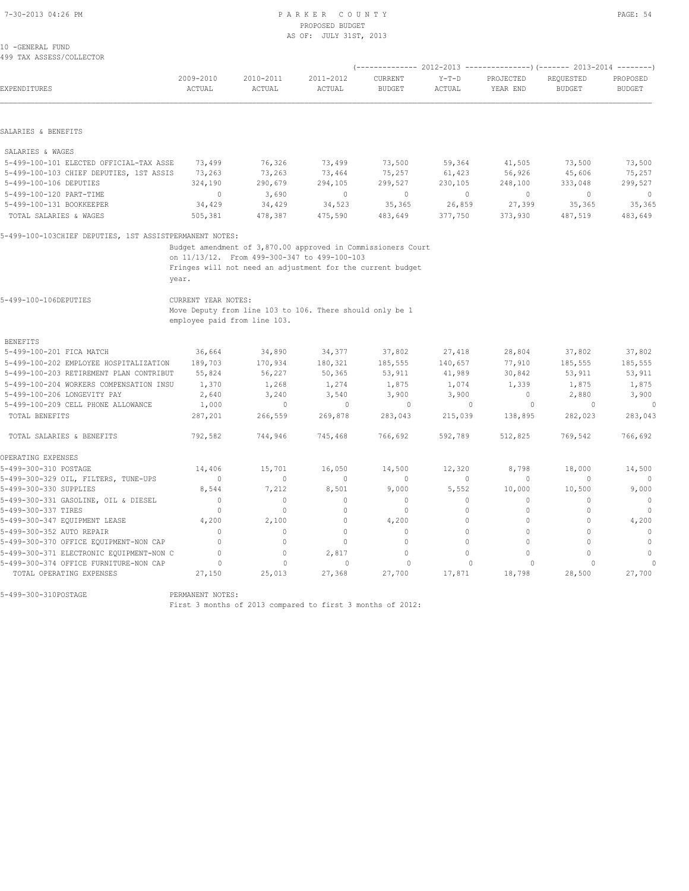10 -GENERAL FUND
499 TAX ASSESS/COLLECTOR

| EXPENDITURES | 2009-2010 ACTUAL | 2010-2011 ACTUAL | 2011-2012 ACTUAL | 2012-2013 CURRENT BUDGET | 2012-2013 Y-T-D ACTUAL | 2012-2013 PROJECTED YEAR END | 2013-2014 REQUESTED BUDGET | 2013-2014 PROPOSED BUDGET |
|---|---|---|---|---|---|---|---|---|
| **SALARIES & BENEFITS** | | | | | | | | |
| SALARIES & WAGES | | | | | | | | |
| 5-499-100-101 ELECTED OFFICIAL-TAX ASSE | 73,499 | 76,326 | 73,499 | 73,500 | 59,364 | 41,505 | 73,500 | 73,500 |
| 5-499-100-103 CHIEF DEPUTIES, 1ST ASSIS | 73,263 | 73,263 | 73,464 | 75,257 | 61,423 | 56,926 | 45,606 | 75,257 |
| 5-499-100-106 DEPUTIES | 324,190 | 290,679 | 294,105 | 299,527 | 230,105 | 248,100 | 333,048 | 299,527 |
| 5-499-100-120 PART-TIME | 0 | 3,690 | 0 | 0 | 0 | 0 | 0 | 0 |
| 5-499-100-131 BOOKKEEPER | 34,429 | 34,429 | 34,523 | 35,365 | 26,859 | 27,399 | 35,365 | 35,365 |
| TOTAL SALARIES & WAGES | 505,381 | 478,387 | 475,590 | 483,649 | 377,750 | 373,930 | 487,519 | 483,649 |

5-499-100-103CHIEF DEPUTIES, 1ST ASSISTPERMANENT NOTES:

Budget amendment of 3,870.00 approved in Commissioners Court on 11/13/12. From 499-300-347 to 499-100-103
Fringes will not need an adjustment for the current budget year.

5-499-100-106DEPUTIES CURRENT YEAR NOTES:

Move Deputy from line 103 to 106. There should only be 1 employee paid from line 103.

| EXPENDITURES | 2009-2010 ACTUAL | 2010-2011 ACTUAL | 2011-2012 ACTUAL | 2012-2013 CURRENT BUDGET | 2012-2013 Y-T-D ACTUAL | 2012-2013 PROJECTED YEAR END | 2013-2014 REQUESTED BUDGET | 2013-2014 PROPOSED BUDGET |
|---|---|---|---|---|---|---|---|---|
| BENEFITS | | | | | | | | |
| 5-499-100-201 FICA MATCH | 36,664 | 34,890 | 34,377 | 37,802 | 27,418 | 28,804 | 37,802 | 37,802 |
| 5-499-100-202 EMPLOYEE HOSPITALIZATION | 189,703 | 170,934 | 180,321 | 185,555 | 140,657 | 77,910 | 185,555 | 185,555 |
| 5-499-100-203 RETIREMENT PLAN CONTRIBUT | 55,824 | 56,227 | 50,365 | 53,911 | 41,989 | 30,842 | 53,911 | 53,911 |
| 5-499-100-204 WORKERS COMPENSATION INSU | 1,370 | 1,268 | 1,274 | 1,875 | 1,074 | 1,339 | 1,875 | 1,875 |
| 5-499-100-206 LONGEVITY PAY | 2,640 | 3,240 | 3,540 | 3,900 | 3,900 | 0 | 2,880 | 3,900 |
| 5-499-100-209 CELL PHONE ALLOWANCE | 1,000 | 0 | 0 | 0 | 0 | 0 | 0 | 0 |
| TOTAL BENEFITS | 287,201 | 266,559 | 269,878 | 283,043 | 215,039 | 138,895 | 282,023 | 283,043 |
| TOTAL SALARIES & BENEFITS | 792,582 | 744,946 | 745,468 | 766,692 | 592,789 | 512,825 | 769,542 | 766,692 |
| **OPERATING EXPENSES** | | | | | | | | |
| 5-499-300-310 POSTAGE | 14,406 | 15,701 | 16,050 | 14,500 | 12,320 | 8,798 | 18,000 | 14,500 |
| 5-499-300-329 OIL, FILTERS, TUNE-UPS | 0 | 0 | 0 | 0 | 0 | 0 | 0 | 0 |
| 5-499-300-330 SUPPLIES | 8,544 | 7,212 | 8,501 | 9,000 | 5,552 | 10,000 | 10,500 | 9,000 |
| 5-499-300-331 GASOLINE, OIL & DIESEL | 0 | 0 | 0 | 0 | 0 | 0 | 0 | 0 |
| 5-499-300-337 TIRES | 0 | 0 | 0 | 0 | 0 | 0 | 0 | 0 |
| 5-499-300-347 EQUIPMENT LEASE | 4,200 | 2,100 | 0 | 4,200 | 0 | 0 | 0 | 4,200 |
| 5-499-300-352 AUTO REPAIR | 0 | 0 | 0 | 0 | 0 | 0 | 0 | 0 |
| 5-499-300-370 OFFICE EQUIPMENT-NON CAP | 0 | 0 | 0 | 0 | 0 | 0 | 0 | 0 |
| 5-499-300-371 ELECTRONIC EQUIPMENT-NON C | 0 | 0 | 2,817 | 0 | 0 | 0 | 0 | 0 |
| 5-499-300-374 OFFICE FURNITURE-NON CAP | 0 | 0 | 0 | 0 | 0 | 0 | 0 | 0 |
| TOTAL OPERATING EXPENSES | 27,150 | 25,013 | 27,368 | 27,700 | 17,871 | 18,798 | 28,500 | 27,700 |

5-499-300-310POSTAGE PERMANENT NOTES:

First 3 months of 2013 compared to first 3 months of 2012: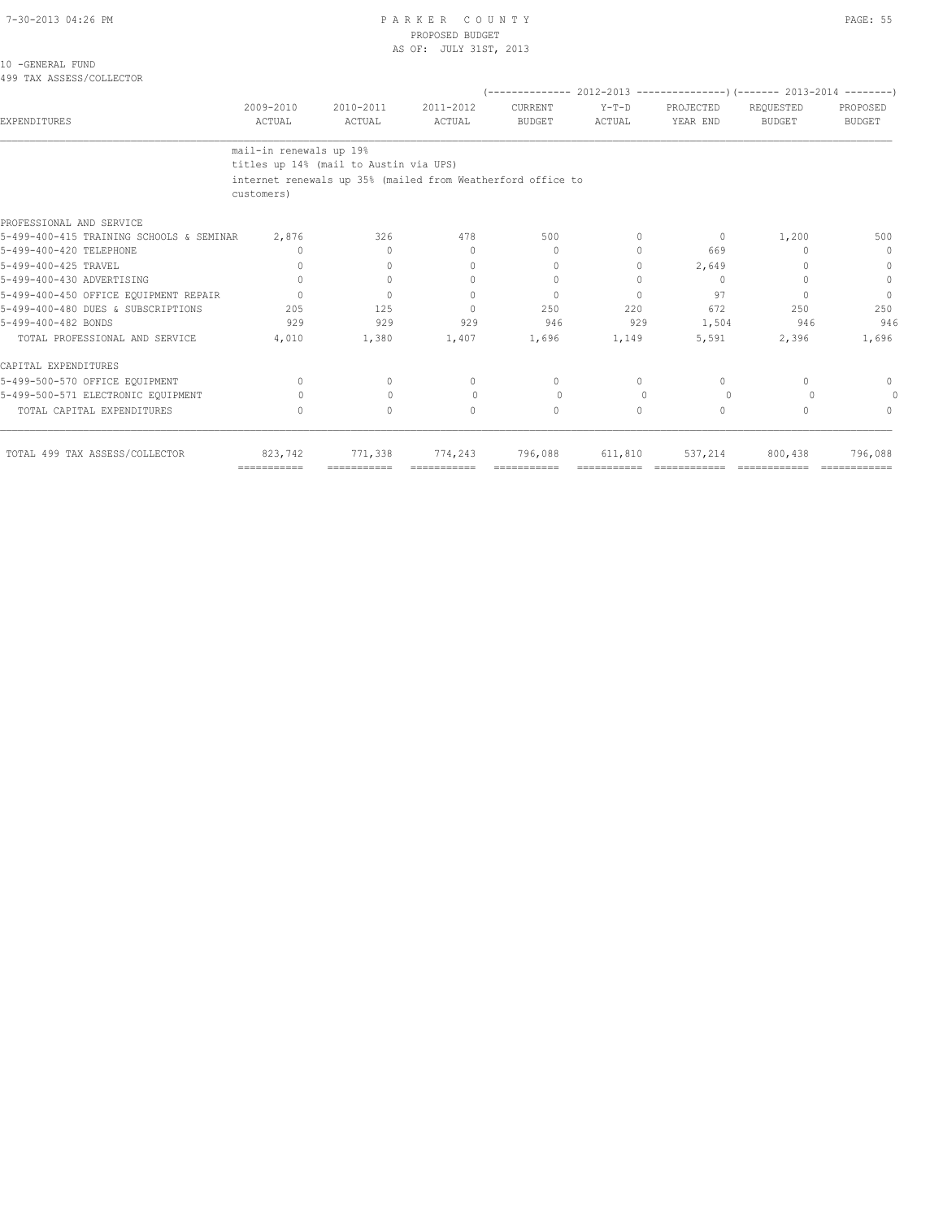10 -GENERAL FUND
499 TAX ASSESS/COLLECTOR

| EXPENDITURES | 2009-2010 ACTUAL | 2010-2011 ACTUAL | 2011-2012 ACTUAL | 2012-2013 CURRENT BUDGET | 2012-2013 Y-T-D ACTUAL | 2012-2013 PROJECTED YEAR END | 2013-2014 REQUESTED BUDGET | 2013-2014 PROPOSED BUDGET |
|---|---|---|---|---|---|---|---|---|
| | mail-in renewals up 19% | | | | | | | |
| | titles up 14% (mail to Austin via UPS) | | | | | | | |
| | internet renewals up 35% (mailed from Weatherford office to customers) | | | | | | | |
| PROFESSIONAL AND SERVICE | | | | | | | | |
| 5-499-400-415 TRAINING SCHOOLS & SEMINAR | 2,876 | 326 | 478 | 500 | 0 | 0 | 1,200 | 500 |
| 5-499-400-420 TELEPHONE | 0 | 0 | 0 | 0 | 0 | 669 | 0 | 0 |
| 5-499-400-425 TRAVEL | 0 | 0 | 0 | 0 | 0 | 2,649 | 0 | 0 |
| 5-499-400-430 ADVERTISING | 0 | 0 | 0 | 0 | 0 | 0 | 0 | 0 |
| 5-499-400-450 OFFICE EQUIPMENT REPAIR | 0 | 0 | 0 | 0 | 0 | 97 | 0 | 0 |
| 5-499-400-480 DUES & SUBSCRIPTIONS | 205 | 125 | 0 | 250 | 220 | 672 | 250 | 250 |
| 5-499-400-482 BONDS | 929 | 929 | 929 | 946 | 929 | 1,504 | 946 | 946 |
| TOTAL PROFESSIONAL AND SERVICE | 4,010 | 1,380 | 1,407 | 1,696 | 1,149 | 5,591 | 2,396 | 1,696 |
| CAPITAL EXPENDITURES | | | | | | | | |
| 5-499-500-570 OFFICE EQUIPMENT | 0 | 0 | 0 | 0 | 0 | 0 | 0 | 0 |
| 5-499-500-571 ELECTRONIC EQUIPMENT | 0 | 0 | 0 | 0 | 0 | 0 | 0 | 0 |
| TOTAL CAPITAL EXPENDITURES | 0 | 0 | 0 | 0 | 0 | 0 | 0 | 0 |
| TOTAL 499 TAX ASSESS/COLLECTOR | 823,742 | 771,338 | 774,243 | 796,088 | 611,810 | 537,214 | 800,438 | 796,088 |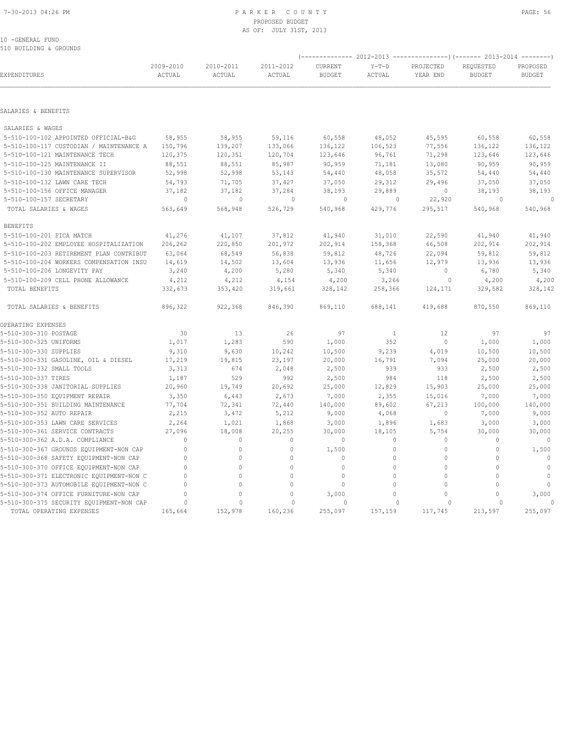# PARKER COUNTY
PROPOSED BUDGET
AS OF: JULY 31ST, 2013

10 -GENERAL FUND
510 BUILDING & GROUNDS

| EXPENDITURES | 2009-2010 ACTUAL | 2010-2011 ACTUAL | 2011-2012 ACTUAL | 2012-2013 CURRENT BUDGET | 2012-2013 Y-T-D ACTUAL | 2012-2013 PROJECTED YEAR END | 2013-2014 REQUESTED BUDGET | 2013-2014 PROPOSED BUDGET |
|---|---|---|---|---|---|---|---|---|
| **SALARIES & BENEFITS** | | | | | | | | |
| SALARIES & WAGES | | | | | | | | |
| 5-510-100-102 APPOINTED OFFICIAL-B&G | 58,955 | 58,955 | 59,116 | 60,558 | 48,052 | 45,595 | 60,558 | 60,558 |
| 5-510-100-117 CUSTODIAN / MAINTENANCE A | 150,796 | 139,207 | 133,066 | 136,122 | 106,523 | 77,556 | 136,122 | 136,122 |
| 5-510-100-121 MAINTENANCE TECH | 120,375 | 120,351 | 120,704 | 123,646 | 96,761 | 71,298 | 123,646 | 123,646 |
| 5-510-100-125 MAINTENANCE II | 88,551 | 88,551 | 85,987 | 90,959 | 71,181 | 13,080 | 90,959 | 90,959 |
| 5-510-100-130 MAINTENANCE SUPERVISOR | 52,998 | 52,998 | 53,143 | 54,440 | 48,058 | 35,572 | 54,440 | 54,440 |
| 5-510-100-132 LAWN CARE TECH | 54,793 | 71,705 | 37,427 | 37,050 | 29,312 | 29,496 | 37,050 | 37,050 |
| 5-510-100-156 OFFICE MANAGER | 37,182 | 37,182 | 37,284 | 38,193 | 29,889 | 0 | 38,193 | 38,193 |
| 5-510-100-157 SECRETARY | 0 | 0 | 0 | 0 | 0 | 22,920 | 0 | 0 |
| TOTAL SALARIES & WAGES | 563,649 | 568,948 | 526,729 | 540,968 | 429,776 | 295,517 | 540,968 | 540,968 |
| BENEFITS | | | | | | | | |
| 5-510-100-201 FICA MATCH | 41,276 | 41,107 | 37,812 | 41,940 | 31,010 | 22,590 | 41,940 | 41,940 |
| 5-510-100-202 EMPLOYEE HOSPITALIZATION | 206,262 | 220,850 | 201,972 | 202,914 | 158,368 | 66,508 | 202,914 | 202,914 |
| 5-510-100-203 RETIREMENT PLAN CONTRIBUT | 63,064 | 68,549 | 56,838 | 59,812 | 48,726 | 22,094 | 59,812 | 59,812 |
| 5-510-100-204 WORKERS COMPENSATION INSU | 14,619 | 14,502 | 13,604 | 13,936 | 11,656 | 12,979 | 13,936 | 13,936 |
| 5-510-100-206 LONGEVITY PAY | 3,240 | 4,200 | 5,280 | 5,340 | 5,340 | 0 | 6,780 | 5,340 |
| 5-510-100-209 CELL PHONE ALLOWANCE | 4,212 | 4,212 | 4,154 | 4,200 | 3,266 | 0 | 4,200 | 4,200 |
| TOTAL BENEFITS | 332,673 | 353,420 | 319,661 | 328,142 | 258,366 | 124,171 | 329,582 | 328,142 |
| TOTAL SALARIES & BENEFITS | 896,322 | 922,368 | 846,390 | 869,110 | 688,141 | 419,688 | 870,550 | 869,110 |
| **OPERATING EXPENSES** | | | | | | | | |
| 5-510-300-310 POSTAGE | 30 | 13 | 26 | 97 | 1 | 12 | 97 | 97 |
| 5-510-300-325 UNIFORMS | 1,017 | 1,283 | 590 | 1,000 | 352 | 0 | 1,000 | 1,000 |
| 5-510-300-330 SUPPLIES | 9,310 | 9,630 | 10,242 | 10,500 | 9,239 | 4,019 | 10,500 | 10,500 |
| 5-510-300-331 GASOLINE, OIL & DIESEL | 17,219 | 19,815 | 23,197 | 20,000 | 16,791 | 7,094 | 25,000 | 20,000 |
| 5-510-300-332 SMALL TOOLS | 3,313 | 674 | 2,048 | 2,500 | 939 | 933 | 2,500 | 2,500 |
| 5-510-300-337 TIRES | 1,187 | 529 | 992 | 2,500 | 984 | 118 | 2,500 | 2,500 |
| 5-510-300-338 JANITORIAL SUPPLIES | 20,960 | 19,749 | 20,692 | 25,000 | 12,829 | 15,903 | 25,000 | 25,000 |
| 5-510-300-350 EQUIPMENT REPAIR | 3,350 | 6,443 | 2,673 | 7,000 | 2,355 | 15,016 | 7,000 | 7,000 |
| 5-510-300-351 BUILDING MAINTENANCE | 77,704 | 72,341 | 72,440 | 140,000 | 89,602 | 67,213 | 100,000 | 140,000 |
| 5-510-300-352 AUTO REPAIR | 2,215 | 3,472 | 5,212 | 9,000 | 4,068 | 0 | 7,000 | 9,000 |
| 5-510-300-353 LAWN CARE SERVICES | 2,264 | 1,021 | 1,868 | 3,000 | 1,896 | 1,683 | 3,000 | 3,000 |
| 5-510-300-361 SERVICE CONTRACTS | 27,096 | 18,008 | 20,255 | 30,000 | 18,105 | 5,754 | 30,000 | 30,000 |
| 5-510-300-362 A.D.A. COMPLIANCE | 0 | 0 | 0 | 0 | 0 | 0 | 0 | 0 |
| 5-510-300-367 GROUNDS EQUIPMENT-NON CAP | 0 | 0 | 0 | 1,500 | 0 | 0 | 0 | 1,500 |
| 5-510-300-368 SAFETY EQUIPMENT-NON CAP | 0 | 0 | 0 | 0 | 0 | 0 | 0 | 0 |
| 5-510-300-370 OFFICE EQUIPMENT-NON CAP | 0 | 0 | 0 | 0 | 0 | 0 | 0 | 0 |
| 5-510-300-371 ELECTRONIC EQUIPMENT-NON C | 0 | 0 | 0 | 0 | 0 | 0 | 0 | 0 |
| 5-510-300-373 AUTOMOBILE EQUIPMENT-NON C | 0 | 0 | 0 | 0 | 0 | 0 | 0 | 0 |
| 5-510-300-374 OFFICE FURNITURE-NON CAP | 0 | 0 | 0 | 3,000 | 0 | 0 | 0 | 3,000 |
| 5-510-300-375 SECURITY EQUIPMENT-NON CAP | 0 | 0 | 0 | 0 | 0 | 0 | 0 | 0 |
| TOTAL OPERATING EXPENSES | 165,664 | 152,978 | 160,236 | 255,097 | 157,159 | 117,745 | 213,597 | 255,097 |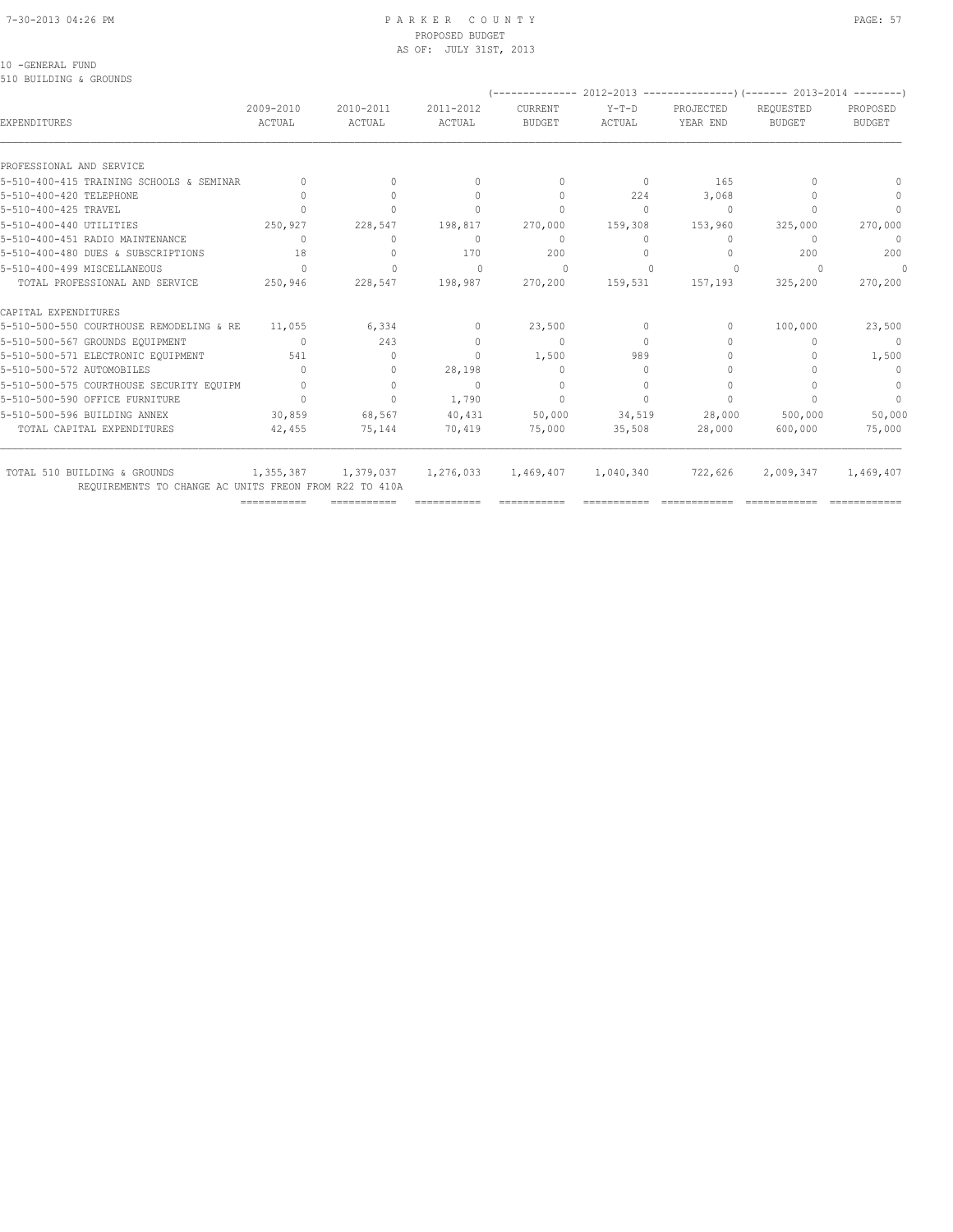10 -GENERAL FUND
510 BUILDING & GROUNDS

| EXPENDITURES | 2009-2010 ACTUAL | 2010-2011 ACTUAL | 2011-2012 ACTUAL | 2012-2013 CURRENT BUDGET | 2012-2013 Y-T-D ACTUAL | 2012-2013 PROJECTED YEAR END | 2013-2014 REQUESTED BUDGET | 2013-2014 PROPOSED BUDGET |
|---|---|---|---|---|---|---|---|---|
| PROFESSIONAL AND SERVICE | | | | | | | | |
| 5-510-400-415 TRAINING SCHOOLS & SEMINAR | 0 | 0 | 0 | 0 | 0 | 165 | 0 | 0 |
| 5-510-400-420 TELEPHONE | 0 | 0 | 0 | 0 | 224 | 3,068 | 0 | 0 |
| 5-510-400-425 TRAVEL | 0 | 0 | 0 | 0 | 0 | 0 | 0 | 0 |
| 5-510-400-440 UTILITIES | 250,927 | 228,547 | 198,817 | 270,000 | 159,308 | 153,960 | 325,000 | 270,000 |
| 5-510-400-451 RADIO MAINTENANCE | 0 | 0 | 0 | 0 | 0 | 0 | 0 | 0 |
| 5-510-400-480 DUES & SUBSCRIPTIONS | 18 | 0 | 170 | 200 | 0 | 0 | 200 | 200 |
| 5-510-400-499 MISCELLANEOUS | 0 | 0 | 0 | 0 | 0 | 0 | 0 | 0 |
| TOTAL PROFESSIONAL AND SERVICE | 250,946 | 228,547 | 198,987 | 270,200 | 159,531 | 157,193 | 325,200 | 270,200 |
| CAPITAL EXPENDITURES | | | | | | | | |
| 5-510-500-550 COURTHOUSE REMODELING & RE | 11,055 | 6,334 | 0 | 23,500 | 0 | 0 | 100,000 | 23,500 |
| 5-510-500-567 GROUNDS EQUIPMENT | 0 | 243 | 0 | 0 | 0 | 0 | 0 | 0 |
| 5-510-500-571 ELECTRONIC EQUIPMENT | 541 | 0 | 0 | 1,500 | 989 | 0 | 0 | 1,500 |
| 5-510-500-572 AUTOMOBILES | 0 | 0 | 28,198 | 0 | 0 | 0 | 0 | 0 |
| 5-510-500-575 COURTHOUSE SECURITY EQUIPM | 0 | 0 | 0 | 0 | 0 | 0 | 0 | 0 |
| 5-510-500-590 OFFICE FURNITURE | 0 | 0 | 1,790 | 0 | 0 | 0 | 0 | 0 |
| 5-510-500-596 BUILDING ANNEX | 30,859 | 68,567 | 40,431 | 50,000 | 34,519 | 28,000 | 500,000 | 50,000 |
| TOTAL CAPITAL EXPENDITURES | 42,455 | 75,144 | 70,419 | 75,000 | 35,508 | 28,000 | 600,000 | 75,000 |
| TOTAL 510 BUILDING & GROUNDS | 1,355,387 | 1,379,037 | 1,276,033 | 1,469,407 | 1,040,340 | 722,626 | 2,009,347 | 1,469,407 |

REQUIREMENTS TO CHANGE AC UNITS FREON FROM R22 TO 410A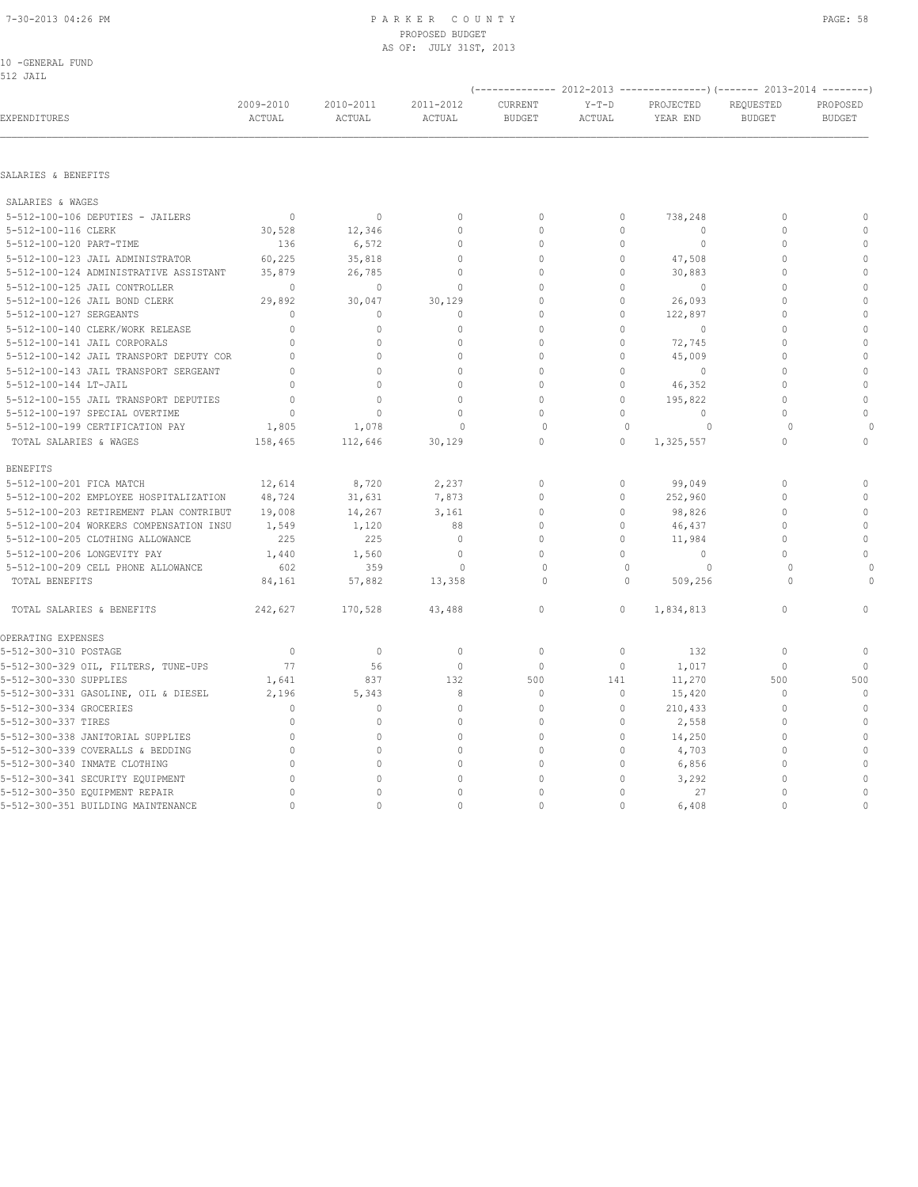PARKER COUNTY
PROPOSED BUDGET
AS OF: JULY 31ST, 2013

10 -GENERAL FUND
512 JAIL

| EXPENDITURES | 2009-2010 ACTUAL | 2010-2011 ACTUAL | 2011-2012 ACTUAL | 2012-2013 CURRENT BUDGET | 2012-2013 Y-T-D ACTUAL | 2012-2013 PROJECTED YEAR END | 2013-2014 REQUESTED BUDGET | 2013-2014 PROPOSED BUDGET |
|---|---|---|---|---|---|---|---|---|
| **SALARIES & BENEFITS** | | | | | | | | |
| SALARIES & WAGES | | | | | | | | |
| 5-512-100-106 DEPUTIES - JAILERS | 0 | 0 | 0 | 0 | 0 | 738,248 | 0 | 0 |
| 5-512-100-116 CLERK | 30,528 | 12,346 | 0 | 0 | 0 | 0 | 0 | 0 |
| 5-512-100-120 PART-TIME | 136 | 6,572 | 0 | 0 | 0 | 0 | 0 | 0 |
| 5-512-100-123 JAIL ADMINISTRATOR | 60,225 | 35,818 | 0 | 0 | 0 | 47,508 | 0 | 0 |
| 5-512-100-124 ADMINISTRATIVE ASSISTANT | 35,879 | 26,785 | 0 | 0 | 0 | 30,883 | 0 | 0 |
| 5-512-100-125 JAIL CONTROLLER | 0 | 0 | 0 | 0 | 0 | 0 | 0 | 0 |
| 5-512-100-126 JAIL BOND CLERK | 29,892 | 30,047 | 30,129 | 0 | 0 | 26,093 | 0 | 0 |
| 5-512-100-127 SERGEANTS | 0 | 0 | 0 | 0 | 0 | 122,897 | 0 | 0 |
| 5-512-100-140 CLERK/WORK RELEASE | 0 | 0 | 0 | 0 | 0 | 0 | 0 | 0 |
| 5-512-100-141 JAIL CORPORALS | 0 | 0 | 0 | 0 | 0 | 72,745 | 0 | 0 |
| 5-512-100-142 JAIL TRANSPORT DEPUTY COR | 0 | 0 | 0 | 0 | 0 | 45,009 | 0 | 0 |
| 5-512-100-143 JAIL TRANSPORT SERGEANT | 0 | 0 | 0 | 0 | 0 | 0 | 0 | 0 |
| 5-512-100-144 LT-JAIL | 0 | 0 | 0 | 0 | 0 | 46,352 | 0 | 0 |
| 5-512-100-155 JAIL TRANSPORT DEPUTIES | 0 | 0 | 0 | 0 | 0 | 195,822 | 0 | 0 |
| 5-512-100-197 SPECIAL OVERTIME | 0 | 0 | 0 | 0 | 0 | 0 | 0 | 0 |
| 5-512-100-199 CERTIFICATION PAY | 1,805 | 1,078 | 0 | 0 | 0 | 0 | 0 | 0 |
| TOTAL SALARIES & WAGES | 158,465 | 112,646 | 30,129 | 0 | 0 | 1,325,557 | 0 | 0 |
| BENEFITS | | | | | | | | |
| 5-512-100-201 FICA MATCH | 12,614 | 8,720 | 2,237 | 0 | 0 | 99,049 | 0 | 0 |
| 5-512-100-202 EMPLOYEE HOSPITALIZATION | 48,724 | 31,631 | 7,873 | 0 | 0 | 252,960 | 0 | 0 |
| 5-512-100-203 RETIREMENT PLAN CONTRIBUT | 19,008 | 14,267 | 3,161 | 0 | 0 | 98,826 | 0 | 0 |
| 5-512-100-204 WORKERS COMPENSATION INSU | 1,549 | 1,120 | 88 | 0 | 0 | 46,437 | 0 | 0 |
| 5-512-100-205 CLOTHING ALLOWANCE | 225 | 225 | 0 | 0 | 0 | 11,984 | 0 | 0 |
| 5-512-100-206 LONGEVITY PAY | 1,440 | 1,560 | 0 | 0 | 0 | 0 | 0 | 0 |
| 5-512-100-209 CELL PHONE ALLOWANCE | 602 | 359 | 0 | 0 | 0 | 0 | 0 | 0 |
| TOTAL BENEFITS | 84,161 | 57,882 | 13,358 | 0 | 0 | 509,256 | 0 | 0 |
| TOTAL SALARIES & BENEFITS | 242,627 | 170,528 | 43,488 | 0 | 0 | 1,834,813 | 0 | 0 |
| **OPERATING EXPENSES** | | | | | | | | |
| 5-512-300-310 POSTAGE | 0 | 0 | 0 | 0 | 0 | 132 | 0 | 0 |
| 5-512-300-329 OIL, FILTERS, TUNE-UPS | 77 | 56 | 0 | 0 | 0 | 1,017 | 0 | 0 |
| 5-512-300-330 SUPPLIES | 1,641 | 837 | 132 | 500 | 141 | 11,270 | 500 | 500 |
| 5-512-300-331 GASOLINE, OIL & DIESEL | 2,196 | 5,343 | 8 | 0 | 0 | 15,420 | 0 | 0 |
| 5-512-300-334 GROCERIES | 0 | 0 | 0 | 0 | 0 | 210,433 | 0 | 0 |
| 5-512-300-337 TIRES | 0 | 0 | 0 | 0 | 0 | 2,558 | 0 | 0 |
| 5-512-300-338 JANITORIAL SUPPLIES | 0 | 0 | 0 | 0 | 0 | 14,250 | 0 | 0 |
| 5-512-300-339 COVERALLS & BEDDING | 0 | 0 | 0 | 0 | 0 | 4,703 | 0 | 0 |
| 5-512-300-340 INMATE CLOTHING | 0 | 0 | 0 | 0 | 0 | 6,856 | 0 | 0 |
| 5-512-300-341 SECURITY EQUIPMENT | 0 | 0 | 0 | 0 | 0 | 3,292 | 0 | 0 |
| 5-512-300-350 EQUIPMENT REPAIR | 0 | 0 | 0 | 0 | 0 | 27 | 0 | 0 |
| 5-512-300-351 BUILDING MAINTENANCE | 0 | 0 | 0 | 0 | 0 | 6,408 | 0 | 0 |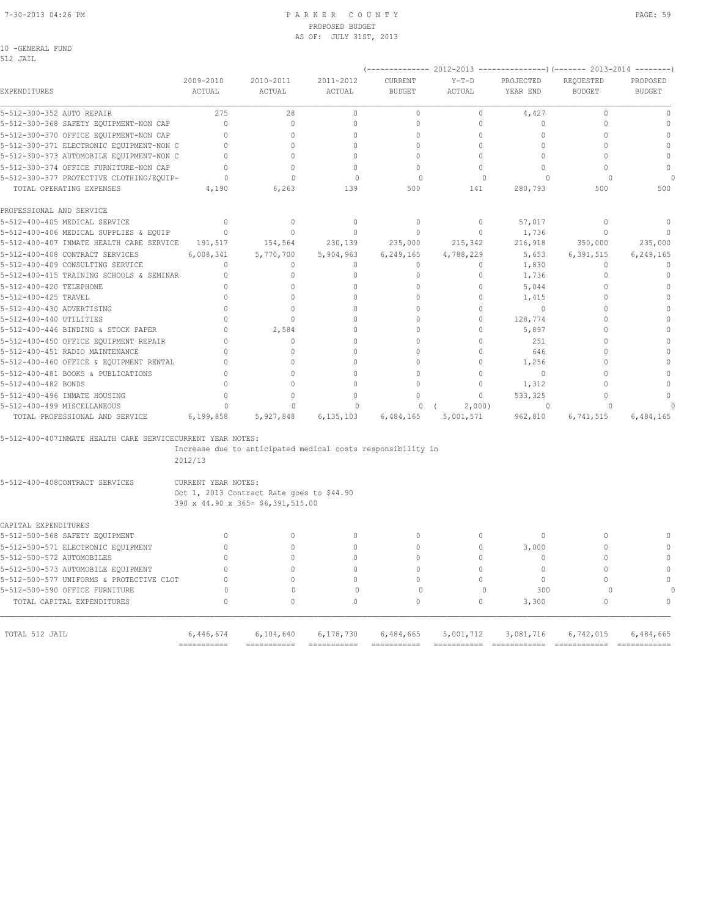10 -GENERAL FUND
512 JAIL

| EXPENDITURES | 2009-2010 ACTUAL | 2010-2011 ACTUAL | 2011-2012 ACTUAL | 2012-2013 CURRENT BUDGET | 2012-2013 Y-T-D ACTUAL | 2012-2013 PROJECTED YEAR END | 2013-2014 REQUESTED BUDGET | 2013-2014 PROPOSED BUDGET |
|---|---|---|---|---|---|---|---|---|
| 5-512-300-352 AUTO REPAIR | 275 | 28 | 0 | 0 | 0 | 4,427 | 0 | 0 |
| 5-512-300-368 SAFETY EQUIPMENT-NON CAP | 0 | 0 | 0 | 0 | 0 | 0 | 0 | 0 |
| 5-512-300-370 OFFICE EQUIPMENT-NON CAP | 0 | 0 | 0 | 0 | 0 | 0 | 0 | 0 |
| 5-512-300-371 ELECTRONIC EQUIPMENT-NON C | 0 | 0 | 0 | 0 | 0 | 0 | 0 | 0 |
| 5-512-300-373 AUTOMOBILE EQUIPMENT-NON C | 0 | 0 | 0 | 0 | 0 | 0 | 0 | 0 |
| 5-512-300-374 OFFICE FURNITURE-NON CAP | 0 | 0 | 0 | 0 | 0 | 0 | 0 | 0 |
| 5-512-300-377 PROTECTIVE CLOTHING/EQUIP- | 0 | 0 | 0 | 0 | 0 | 0 | 0 | 0 |
| TOTAL OPERATING EXPENSES | 4,190 | 6,263 | 139 | 500 | 141 | 280,793 | 500 | 500 |
| PROFESSIONAL AND SERVICE | | | | | | | | |
| 5-512-400-405 MEDICAL SERVICE | 0 | 0 | 0 | 0 | 0 | 57,017 | 0 | 0 |
| 5-512-400-406 MEDICAL SUPPLIES & EQUIP | 0 | 0 | 0 | 0 | 0 | 1,736 | 0 | 0 |
| 5-512-400-407 INMATE HEALTH CARE SERVICE | 191,517 | 154,564 | 230,139 | 235,000 | 215,342 | 216,918 | 350,000 | 235,000 |
| 5-512-400-408 CONTRACT SERVICES | 6,008,341 | 5,770,700 | 5,904,963 | 6,249,165 | 4,788,229 | 5,653 | 6,391,515 | 6,249,165 |
| 5-512-400-409 CONSULTING SERVICE | 0 | 0 | 0 | 0 | 0 | 1,830 | 0 | 0 |
| 5-512-400-415 TRAINING SCHOOLS & SEMINAR | 0 | 0 | 0 | 0 | 0 | 1,736 | 0 | 0 |
| 5-512-400-420 TELEPHONE | 0 | 0 | 0 | 0 | 0 | 5,044 | 0 | 0 |
| 5-512-400-425 TRAVEL | 0 | 0 | 0 | 0 | 0 | 1,415 | 0 | 0 |
| 5-512-400-430 ADVERTISING | 0 | 0 | 0 | 0 | 0 | 0 | 0 | 0 |
| 5-512-400-440 UTILITIES | 0 | 0 | 0 | 0 | 0 | 128,774 | 0 | 0 |
| 5-512-400-446 BINDING & STOCK PAPER | 0 | 2,584 | 0 | 0 | 0 | 5,897 | 0 | 0 |
| 5-512-400-450 OFFICE EQUIPMENT REPAIR | 0 | 0 | 0 | 0 | 0 | 251 | 0 | 0 |
| 5-512-400-451 RADIO MAINTENANCE | 0 | 0 | 0 | 0 | 0 | 646 | 0 | 0 |
| 5-512-400-460 OFFICE & EQUIPMENT RENTAL | 0 | 0 | 0 | 0 | 0 | 1,256 | 0 | 0 |
| 5-512-400-481 BOOKS & PUBLICATIONS | 0 | 0 | 0 | 0 | 0 | 0 | 0 | 0 |
| 5-512-400-482 BONDS | 0 | 0 | 0 | 0 | 0 | 1,312 | 0 | 0 |
| 5-512-400-496 INMATE HOUSING | 0 | 0 | 0 | 0 | 0 | 533,325 | 0 | 0 |
| 5-512-400-499 MISCELLANEOUS | 0 | 0 | 0 | 0 | ( 2,000) | 0 | 0 | 0 |
| TOTAL PROFESSIONAL AND SERVICE | 6,199,858 | 5,927,848 | 6,135,103 | 6,484,165 | 5,001,571 | 962,810 | 6,741,515 | 6,484,165 |

5-512-400-407INMATE HEALTH CARE SERVICECURRENT YEAR NOTES:
Increase due to anticipated medical costs responsibility in 2012/13

5-512-400-408CONTRACT SERVICES CURRENT YEAR NOTES:
Oct 1, 2013 Contract Rate goes to $44.90
390 x 44.90 x 365= $6,391,515.00

| EXPENDITURES | 2009-2010 ACTUAL | 2010-2011 ACTUAL | 2011-2012 ACTUAL | 2012-2013 CURRENT BUDGET | 2012-2013 Y-T-D ACTUAL | 2012-2013 PROJECTED YEAR END | 2013-2014 REQUESTED BUDGET | 2013-2014 PROPOSED BUDGET |
|---|---|---|---|---|---|---|---|---|
| CAPITAL EXPENDITURES | | | | | | | | |
| 5-512-500-568 SAFETY EQUIPMENT | 0 | 0 | 0 | 0 | 0 | 0 | 0 | 0 |
| 5-512-500-571 ELECTRONIC EQUIPMENT | 0 | 0 | 0 | 0 | 0 | 3,000 | 0 | 0 |
| 5-512-500-572 AUTOMOBILES | 0 | 0 | 0 | 0 | 0 | 0 | 0 | 0 |
| 5-512-500-573 AUTOMOBILE EQUIPMENT | 0 | 0 | 0 | 0 | 0 | 0 | 0 | 0 |
| 5-512-500-577 UNIFORMS & PROTECTIVE CLOT | 0 | 0 | 0 | 0 | 0 | 0 | 0 | 0 |
| 5-512-500-590 OFFICE FURNITURE | 0 | 0 | 0 | 0 | 0 | 300 | 0 | 0 |
| TOTAL CAPITAL EXPENDITURES | 0 | 0 | 0 | 0 | 0 | 3,300 | 0 | 0 |
| TOTAL 512 JAIL | 6,446,674 | 6,104,640 | 6,178,730 | 6,484,665 | 5,001,712 | 3,081,716 | 6,742,015 | 6,484,665 |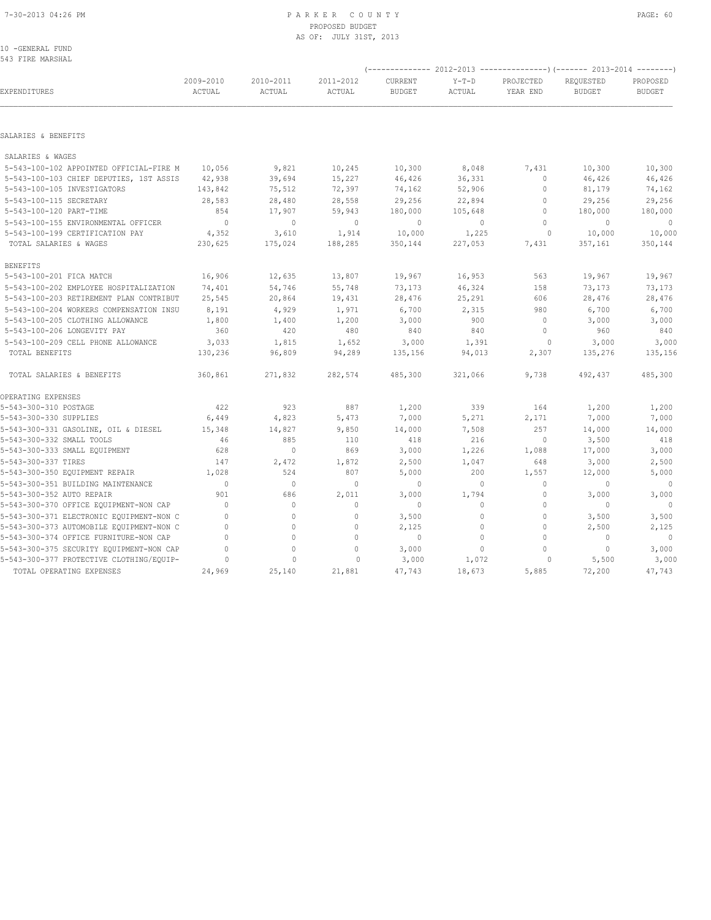# PARKER COUNTY

PROPOSED BUDGET
AS OF: JULY 31ST, 2013

10 -GENERAL FUND
543 FIRE MARSHAL

| EXPENDITURES | 2009-2010 ACTUAL | 2010-2011 ACTUAL | 2011-2012 ACTUAL | 2012-2013 CURRENT BUDGET | 2012-2013 Y-T-D ACTUAL | 2012-2013 PROJECTED YEAR END | 2013-2014 REQUESTED BUDGET | 2013-2014 PROPOSED BUDGET |
|---|---|---|---|---|---|---|---|---|
| SALARIES & BENEFITS | | | | | | | | |
| SALARIES & WAGES | | | | | | | | |
| 5-543-100-102 APPOINTED OFFICIAL-FIRE M | 10,056 | 9,821 | 10,245 | 10,300 | 8,048 | 7,431 | 10,300 | 10,300 |
| 5-543-100-103 CHIEF DEPUTIES, 1ST ASSIS | 42,938 | 39,694 | 15,227 | 46,426 | 36,331 | 0 | 46,426 | 46,426 |
| 5-543-100-105 INVESTIGATORS | 143,842 | 75,512 | 72,397 | 74,162 | 52,906 | 0 | 81,179 | 74,162 |
| 5-543-100-115 SECRETARY | 28,583 | 28,480 | 28,558 | 29,256 | 22,894 | 0 | 29,256 | 29,256 |
| 5-543-100-120 PART-TIME | 854 | 17,907 | 59,943 | 180,000 | 105,648 | 0 | 180,000 | 180,000 |
| 5-543-100-155 ENVIRONMENTAL OFFICER | 0 | 0 | 0 | 0 | 0 | 0 | 0 | 0 |
| 5-543-100-199 CERTIFICATION PAY | 4,352 | 3,610 | 1,914 | 10,000 | 1,225 | 0 | 10,000 | 10,000 |
| TOTAL SALARIES & WAGES | 230,625 | 175,024 | 188,285 | 350,144 | 227,053 | 7,431 | 357,161 | 350,144 |
| BENEFITS | | | | | | | | |
| 5-543-100-201 FICA MATCH | 16,906 | 12,635 | 13,807 | 19,967 | 16,953 | 563 | 19,967 | 19,967 |
| 5-543-100-202 EMPLOYEE HOSPITALIZATION | 74,401 | 54,746 | 55,748 | 73,173 | 46,324 | 158 | 73,173 | 73,173 |
| 5-543-100-203 RETIREMENT PLAN CONTRIBUT | 25,545 | 20,864 | 19,431 | 28,476 | 25,291 | 606 | 28,476 | 28,476 |
| 5-543-100-204 WORKERS COMPENSATION INSU | 8,191 | 4,929 | 1,971 | 6,700 | 2,315 | 980 | 6,700 | 6,700 |
| 5-543-100-205 CLOTHING ALLOWANCE | 1,800 | 1,400 | 1,200 | 3,000 | 900 | 0 | 3,000 | 3,000 |
| 5-543-100-206 LONGEVITY PAY | 360 | 420 | 480 | 840 | 840 | 0 | 960 | 840 |
| 5-543-100-209 CELL PHONE ALLOWANCE | 3,033 | 1,815 | 1,652 | 3,000 | 1,391 | 0 | 3,000 | 3,000 |
| TOTAL BENEFITS | 130,236 | 96,809 | 94,289 | 135,156 | 94,013 | 2,307 | 135,276 | 135,156 |
| TOTAL SALARIES & BENEFITS | 360,861 | 271,832 | 282,574 | 485,300 | 321,066 | 9,738 | 492,437 | 485,300 |
| OPERATING EXPENSES | | | | | | | | |
| 5-543-300-310 POSTAGE | 422 | 923 | 887 | 1,200 | 339 | 164 | 1,200 | 1,200 |
| 5-543-300-330 SUPPLIES | 6,449 | 4,823 | 5,473 | 7,000 | 5,271 | 2,171 | 7,000 | 7,000 |
| 5-543-300-331 GASOLINE, OIL & DIESEL | 15,348 | 14,827 | 9,850 | 14,000 | 7,508 | 257 | 14,000 | 14,000 |
| 5-543-300-332 SMALL TOOLS | 46 | 885 | 110 | 418 | 216 | 0 | 3,500 | 418 |
| 5-543-300-333 SMALL EQUIPMENT | 628 | 0 | 869 | 3,000 | 1,226 | 1,088 | 17,000 | 3,000 |
| 5-543-300-337 TIRES | 147 | 2,472 | 1,872 | 2,500 | 1,047 | 648 | 3,000 | 2,500 |
| 5-543-300-350 EQUIPMENT REPAIR | 1,028 | 524 | 807 | 5,000 | 200 | 1,557 | 12,000 | 5,000 |
| 5-543-300-351 BUILDING MAINTENANCE | 0 | 0 | 0 | 0 | 0 | 0 | 0 | 0 |
| 5-543-300-352 AUTO REPAIR | 901 | 686 | 2,011 | 3,000 | 1,794 | 0 | 3,000 | 3,000 |
| 5-543-300-370 OFFICE EQUIPMENT-NON CAP | 0 | 0 | 0 | 0 | 0 | 0 | 0 | 0 |
| 5-543-300-371 ELECTRONIC EQUIPMENT-NON C | 0 | 0 | 0 | 3,500 | 0 | 0 | 3,500 | 3,500 |
| 5-543-300-373 AUTOMOBILE EQUIPMENT-NON C | 0 | 0 | 0 | 2,125 | 0 | 0 | 2,500 | 2,125 |
| 5-543-300-374 OFFICE FURNITURE-NON CAP | 0 | 0 | 0 | 0 | 0 | 0 | 0 | 0 |
| 5-543-300-375 SECURITY EQUIPMENT-NON CAP | 0 | 0 | 0 | 3,000 | 0 | 0 | 0 | 3,000 |
| 5-543-300-377 PROTECTIVE CLOTHING/EQUIP- | 0 | 0 | 0 | 3,000 | 1,072 | 0 | 5,500 | 3,000 |
| TOTAL OPERATING EXPENSES | 24,969 | 25,140 | 21,881 | 47,743 | 18,673 | 5,885 | 72,200 | 47,743 |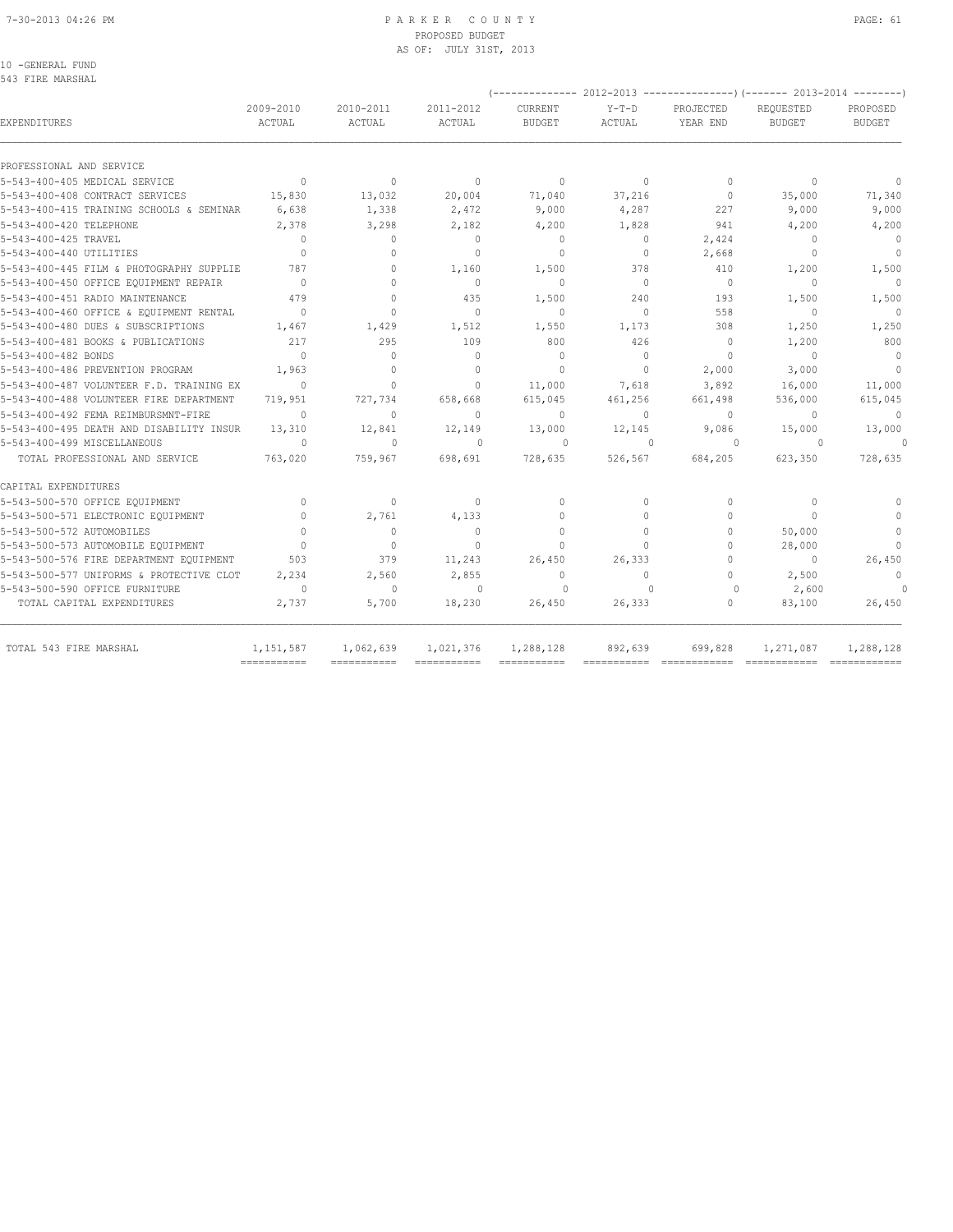10 -GENERAL FUND
543 FIRE MARSHAL

| EXPENDITURES | 2009-2010 ACTUAL | 2010-2011 ACTUAL | 2011-2012 ACTUAL | 2012-2013 CURRENT BUDGET | 2012-2013 Y-T-D ACTUAL | 2012-2013 PROJECTED YEAR END | 2013-2014 REQUESTED BUDGET | 2013-2014 PROPOSED BUDGET |
|---|---|---|---|---|---|---|---|---|
| PROFESSIONAL AND SERVICE | | | | | | | | |
| 5-543-400-405 MEDICAL SERVICE | 0 | 0 | 0 | 0 | 0 | 0 | 0 | 0 |
| 5-543-400-408 CONTRACT SERVICES | 15,830 | 13,032 | 20,004 | 71,040 | 37,216 | 0 | 35,000 | 71,340 |
| 5-543-400-415 TRAINING SCHOOLS & SEMINAR | 6,638 | 1,338 | 2,472 | 9,000 | 4,287 | 227 | 9,000 | 9,000 |
| 5-543-400-420 TELEPHONE | 2,378 | 3,298 | 2,182 | 4,200 | 1,828 | 941 | 4,200 | 4,200 |
| 5-543-400-425 TRAVEL | 0 | 0 | 0 | 0 | 0 | 2,424 | 0 | 0 |
| 5-543-400-440 UTILITIES | 0 | 0 | 0 | 0 | 0 | 2,668 | 0 | 0 |
| 5-543-400-445 FILM & PHOTOGRAPHY SUPPLIE | 787 | 0 | 1,160 | 1,500 | 378 | 410 | 1,200 | 1,500 |
| 5-543-400-450 OFFICE EQUIPMENT REPAIR | 0 | 0 | 0 | 0 | 0 | 0 | 0 | 0 |
| 5-543-400-451 RADIO MAINTENANCE | 479 | 0 | 435 | 1,500 | 240 | 193 | 1,500 | 1,500 |
| 5-543-400-460 OFFICE & EQUIPMENT RENTAL | 0 | 0 | 0 | 0 | 0 | 558 | 0 | 0 |
| 5-543-400-480 DUES & SUBSCRIPTIONS | 1,467 | 1,429 | 1,512 | 1,550 | 1,173 | 308 | 1,250 | 1,250 |
| 5-543-400-481 BOOKS & PUBLICATIONS | 217 | 295 | 109 | 800 | 426 | 0 | 1,200 | 800 |
| 5-543-400-482 BONDS | 0 | 0 | 0 | 0 | 0 | 0 | 0 | 0 |
| 5-543-400-486 PREVENTION PROGRAM | 1,963 | 0 | 0 | 0 | 0 | 2,000 | 3,000 | 0 |
| 5-543-400-487 VOLUNTEER F.D. TRAINING EX | 0 | 0 | 0 | 11,000 | 7,618 | 3,892 | 16,000 | 11,000 |
| 5-543-400-488 VOLUNTEER FIRE DEPARTMENT | 719,951 | 727,734 | 658,668 | 615,045 | 461,256 | 661,498 | 536,000 | 615,045 |
| 5-543-400-492 FEMA REIMBURSMNT-FIRE | 0 | 0 | 0 | 0 | 0 | 0 | 0 | 0 |
| 5-543-400-495 DEATH AND DISABILITY INSUR | 13,310 | 12,841 | 12,149 | 13,000 | 12,145 | 9,086 | 15,000 | 13,000 |
| 5-543-400-499 MISCELLANEOUS | 0 | 0 | 0 | 0 | 0 | 0 | 0 | 0 |
| TOTAL PROFESSIONAL AND SERVICE | 763,020 | 759,967 | 698,691 | 728,635 | 526,567 | 684,205 | 623,350 | 728,635 |
| CAPITAL EXPENDITURES | | | | | | | | |
| 5-543-500-570 OFFICE EQUIPMENT | 0 | 0 | 0 | 0 | 0 | 0 | 0 | 0 |
| 5-543-500-571 ELECTRONIC EQUIPMENT | 0 | 2,761 | 4,133 | 0 | 0 | 0 | 0 | 0 |
| 5-543-500-572 AUTOMOBILES | 0 | 0 | 0 | 0 | 0 | 0 | 50,000 | 0 |
| 5-543-500-573 AUTOMOBILE EQUIPMENT | 0 | 0 | 0 | 0 | 0 | 0 | 28,000 | 0 |
| 5-543-500-576 FIRE DEPARTMENT EQUIPMENT | 503 | 379 | 11,243 | 26,450 | 26,333 | 0 | 0 | 26,450 |
| 5-543-500-577 UNIFORMS & PROTECTIVE CLOT | 2,234 | 2,560 | 2,855 | 0 | 0 | 0 | 2,500 | 0 |
| 5-543-500-590 OFFICE FURNITURE | 0 | 0 | 0 | 0 | 0 | 0 | 2,600 | 0 |
| TOTAL CAPITAL EXPENDITURES | 2,737 | 5,700 | 18,230 | 26,450 | 26,333 | 0 | 83,100 | 26,450 |
| TOTAL 543 FIRE MARSHAL | 1,151,587 | 1,062,639 | 1,021,376 | 1,288,128 | 892,639 | 699,828 | 1,271,087 | 1,288,128 |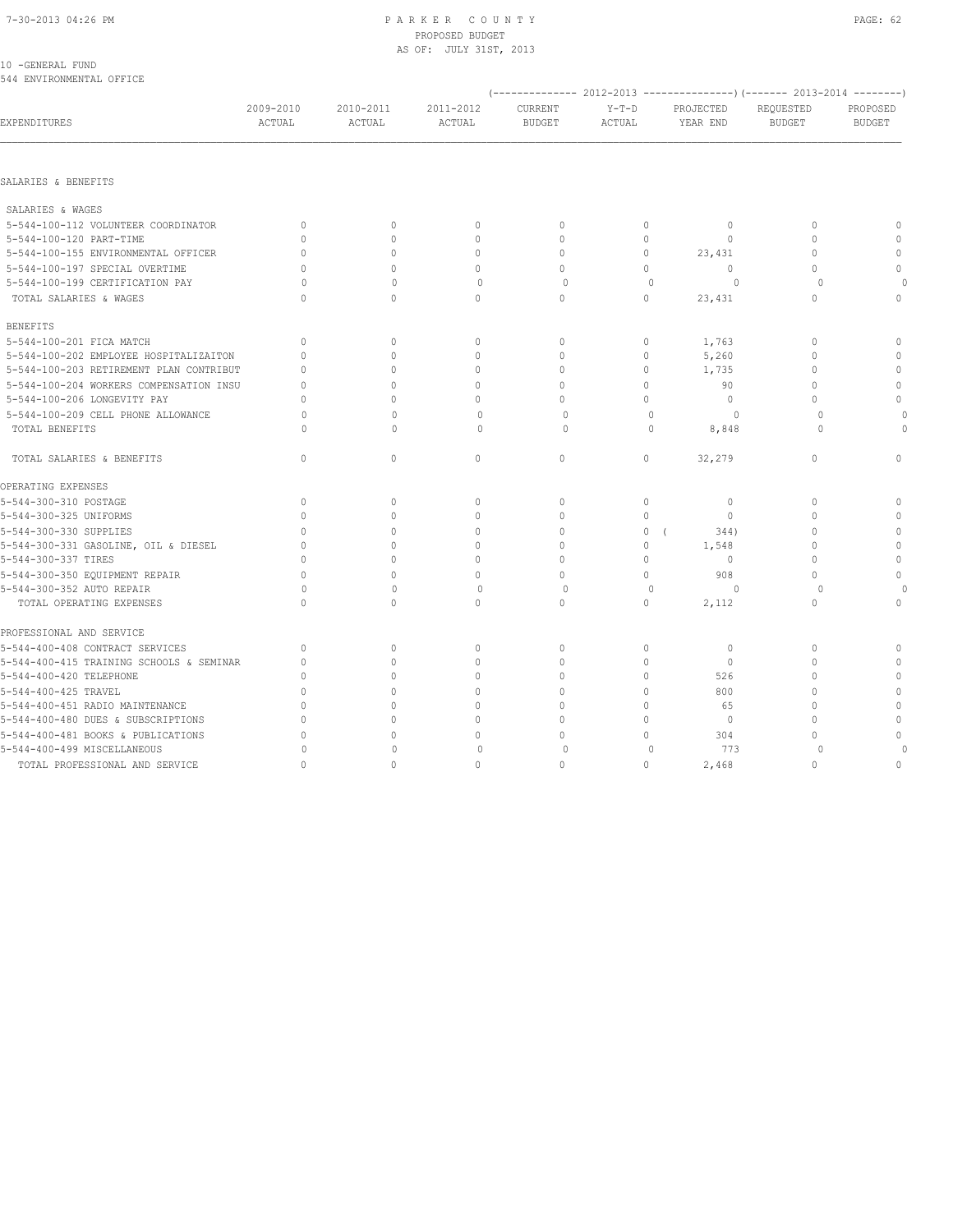PARKER COUNTY
PROPOSED BUDGET
AS OF: JULY 31ST, 2013

10 -GENERAL FUND
544 ENVIRONMENTAL OFFICE

| EXPENDITURES | 2009-2010 ACTUAL | 2010-2011 ACTUAL | 2011-2012 ACTUAL | 2012-2013 CURRENT BUDGET | 2012-2013 Y-T-D ACTUAL | 2012-2013 PROJECTED YEAR END | 2013-2014 REQUESTED BUDGET | 2013-2014 PROPOSED BUDGET |
|---|---|---|---|---|---|---|---|---|
| **SALARIES & BENEFITS** | | | | | | | | |
| SALARIES & WAGES | | | | | | | | |
| 5-544-100-112 VOLUNTEER COORDINATOR | 0 | 0 | 0 | 0 | 0 | 0 | 0 | 0 |
| 5-544-100-120 PART-TIME | 0 | 0 | 0 | 0 | 0 | 0 | 0 | 0 |
| 5-544-100-155 ENVIRONMENTAL OFFICER | 0 | 0 | 0 | 0 | 0 | 23,431 | 0 | 0 |
| 5-544-100-197 SPECIAL OVERTIME | 0 | 0 | 0 | 0 | 0 | 0 | 0 | 0 |
| 5-544-100-199 CERTIFICATION PAY | 0 | 0 | 0 | 0 | 0 | 0 | 0 | 0 |
| TOTAL SALARIES & WAGES | 0 | 0 | 0 | 0 | 0 | 23,431 | 0 | 0 |
| BENEFITS | | | | | | | | |
| 5-544-100-201 FICA MATCH | 0 | 0 | 0 | 0 | 0 | 1,763 | 0 | 0 |
| 5-544-100-202 EMPLOYEE HOSPITALIZAITON | 0 | 0 | 0 | 0 | 0 | 5,260 | 0 | 0 |
| 5-544-100-203 RETIREMENT PLAN CONTRIBUT | 0 | 0 | 0 | 0 | 0 | 1,735 | 0 | 0 |
| 5-544-100-204 WORKERS COMPENSATION INSU | 0 | 0 | 0 | 0 | 0 | 90 | 0 | 0 |
| 5-544-100-206 LONGEVITY PAY | 0 | 0 | 0 | 0 | 0 | 0 | 0 | 0 |
| 5-544-100-209 CELL PHONE ALLOWANCE | 0 | 0 | 0 | 0 | 0 | 0 | 0 | 0 |
| TOTAL BENEFITS | 0 | 0 | 0 | 0 | 0 | 8,848 | 0 | 0 |
| TOTAL SALARIES & BENEFITS | 0 | 0 | 0 | 0 | 0 | 32,279 | 0 | 0 |
| **OPERATING EXPENSES** | | | | | | | | |
| 5-544-300-310 POSTAGE | 0 | 0 | 0 | 0 | 0 | 0 | 0 | 0 |
| 5-544-300-325 UNIFORMS | 0 | 0 | 0 | 0 | 0 | 0 | 0 | 0 |
| 5-544-300-330 SUPPLIES | 0 | 0 | 0 | 0 | 0 | ( 344) | 0 | 0 |
| 5-544-300-331 GASOLINE, OIL & DIESEL | 0 | 0 | 0 | 0 | 0 | 1,548 | 0 | 0 |
| 5-544-300-337 TIRES | 0 | 0 | 0 | 0 | 0 | 0 | 0 | 0 |
| 5-544-300-350 EQUIPMENT REPAIR | 0 | 0 | 0 | 0 | 0 | 908 | 0 | 0 |
| 5-544-300-352 AUTO REPAIR | 0 | 0 | 0 | 0 | 0 | 0 | 0 | 0 |
| TOTAL OPERATING EXPENSES | 0 | 0 | 0 | 0 | 0 | 2,112 | 0 | 0 |
| **PROFESSIONAL AND SERVICE** | | | | | | | | |
| 5-544-400-408 CONTRACT SERVICES | 0 | 0 | 0 | 0 | 0 | 0 | 0 | 0 |
| 5-544-400-415 TRAINING SCHOOLS & SEMINAR | 0 | 0 | 0 | 0 | 0 | 0 | 0 | 0 |
| 5-544-400-420 TELEPHONE | 0 | 0 | 0 | 0 | 0 | 526 | 0 | 0 |
| 5-544-400-425 TRAVEL | 0 | 0 | 0 | 0 | 0 | 800 | 0 | 0 |
| 5-544-400-451 RADIO MAINTENANCE | 0 | 0 | 0 | 0 | 0 | 65 | 0 | 0 |
| 5-544-400-480 DUES & SUBSCRIPTIONS | 0 | 0 | 0 | 0 | 0 | 0 | 0 | 0 |
| 5-544-400-481 BOOKS & PUBLICATIONS | 0 | 0 | 0 | 0 | 0 | 304 | 0 | 0 |
| 5-544-400-499 MISCELLANEOUS | 0 | 0 | 0 | 0 | 0 | 773 | 0 | 0 |
| TOTAL PROFESSIONAL AND SERVICE | 0 | 0 | 0 | 0 | 0 | 2,468 | 0 | 0 |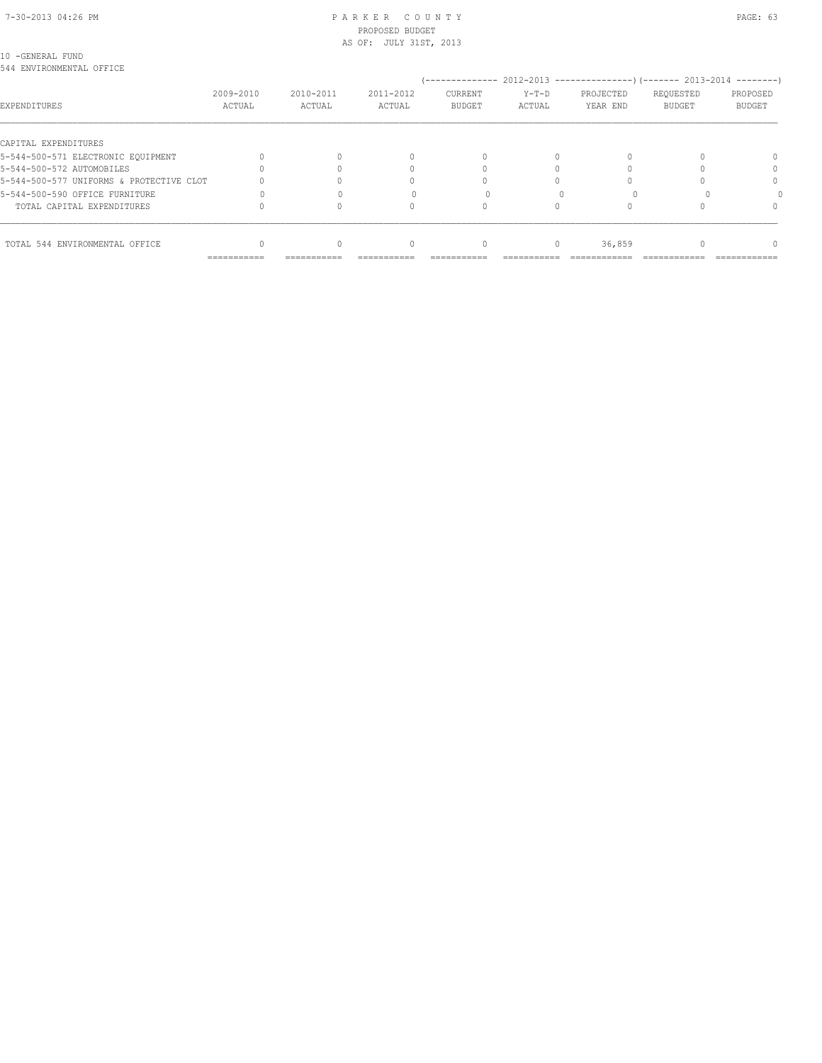10 -GENERAL FUND
544 ENVIRONMENTAL OFFICE

| EXPENDITURES | 2009-2010 ACTUAL | 2010-2011 ACTUAL | 2011-2012 ACTUAL | 2012-2013 CURRENT BUDGET | 2012-2013 Y-T-D ACTUAL | 2012-2013 PROJECTED YEAR END | 2013-2014 REQUESTED BUDGET | 2013-2014 PROPOSED BUDGET |
|---|---|---|---|---|---|---|---|---|
| CAPITAL EXPENDITURES | | | | | | | | |
| 5-544-500-571 ELECTRONIC EQUIPMENT | 0 | 0 | 0 | 0 | 0 | 0 | 0 | 0 |
| 5-544-500-572 AUTOMOBILES | 0 | 0 | 0 | 0 | 0 | 0 | 0 | 0 |
| 5-544-500-577 UNIFORMS & PROTECTIVE CLOT | 0 | 0 | 0 | 0 | 0 | 0 | 0 | 0 |
| 5-544-500-590 OFFICE FURNITURE | 0 | 0 | 0 | 0 | 0 | 0 | 0 | 0 |
| TOTAL CAPITAL EXPENDITURES | 0 | 0 | 0 | 0 | 0 | 0 | 0 | 0 |
| TOTAL 544 ENVIRONMENTAL OFFICE | 0 | 0 | 0 | 0 | 0 | 36,859 | 0 | 0 |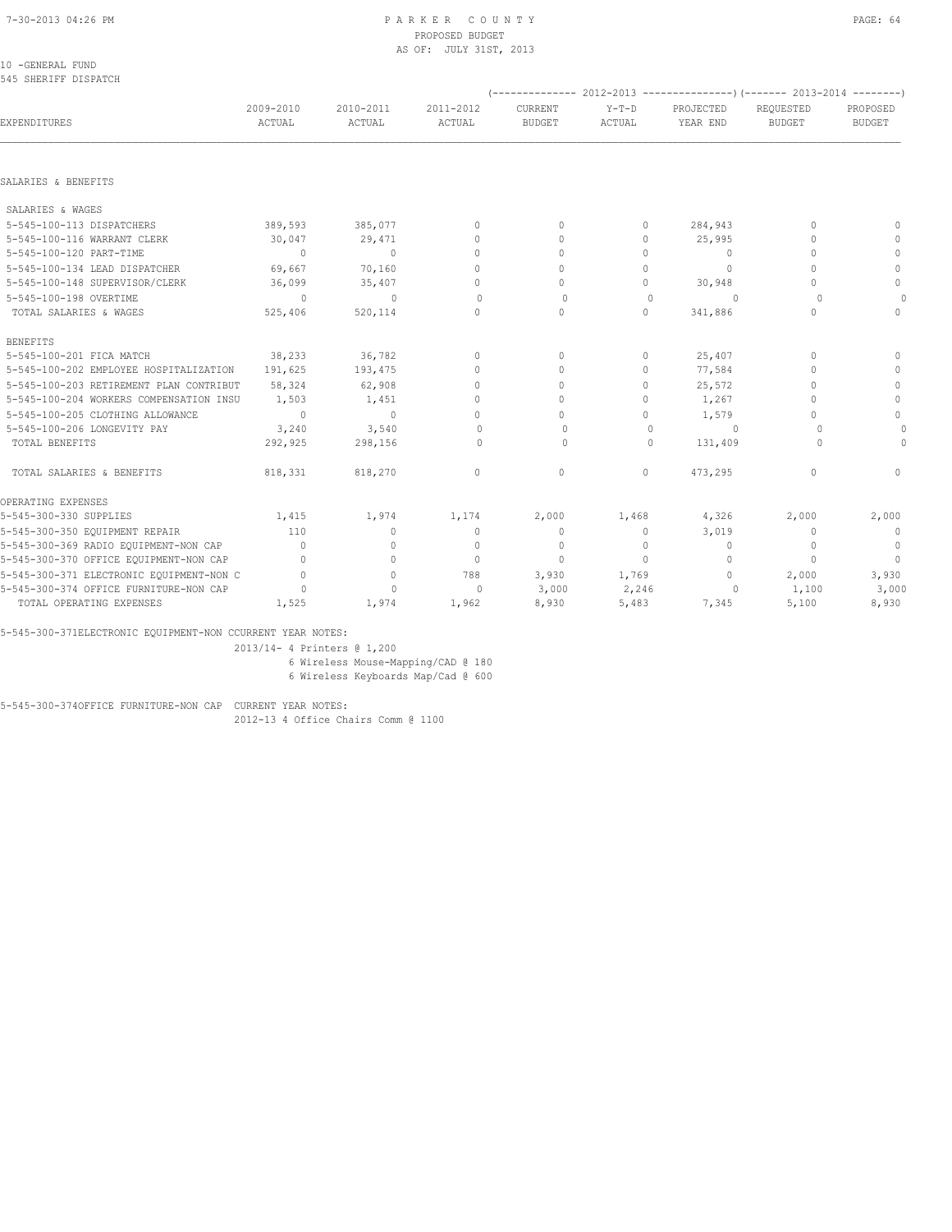10 -GENERAL FUND
545 SHERIFF DISPATCH

PARKER COUNTY
PROPOSED BUDGET
AS OF: JULY 31ST, 2013

| EXPENDITURES | 2009-2010 ACTUAL | 2010-2011 ACTUAL | 2011-2012 ACTUAL | 2012-2013 CURRENT BUDGET | 2012-2013 Y-T-D ACTUAL | 2012-2013 PROJECTED YEAR END | 2013-2014 REQUESTED BUDGET | 2013-2014 PROPOSED BUDGET |
|---|---|---|---|---|---|---|---|---|
| SALARIES & BENEFITS | | | | | | | | |
| SALARIES & WAGES | | | | | | | | |
| 5-545-100-113 DISPATCHERS | 389,593 | 385,077 | 0 | 0 | 0 | 284,943 | 0 | 0 |
| 5-545-100-116 WARRANT CLERK | 30,047 | 29,471 | 0 | 0 | 0 | 25,995 | 0 | 0 |
| 5-545-100-120 PART-TIME | 0 | 0 | 0 | 0 | 0 | 0 | 0 | 0 |
| 5-545-100-134 LEAD DISPATCHER | 69,667 | 70,160 | 0 | 0 | 0 | 0 | 0 | 0 |
| 5-545-100-148 SUPERVISOR/CLERK | 36,099 | 35,407 | 0 | 0 | 0 | 30,948 | 0 | 0 |
| 5-545-100-198 OVERTIME | 0 | 0 | 0 | 0 | 0 | 0 | 0 | 0 |
| TOTAL SALARIES & WAGES | 525,406 | 520,114 | 0 | 0 | 0 | 341,886 | 0 | 0 |
| BENEFITS | | | | | | | | |
| 5-545-100-201 FICA MATCH | 38,233 | 36,782 | 0 | 0 | 0 | 25,407 | 0 | 0 |
| 5-545-100-202 EMPLOYEE HOSPITALIZATION | 191,625 | 193,475 | 0 | 0 | 0 | 77,584 | 0 | 0 |
| 5-545-100-203 RETIREMENT PLAN CONTRIBUT | 58,324 | 62,908 | 0 | 0 | 0 | 25,572 | 0 | 0 |
| 5-545-100-204 WORKERS COMPENSATION INSU | 1,503 | 1,451 | 0 | 0 | 0 | 1,267 | 0 | 0 |
| 5-545-100-205 CLOTHING ALLOWANCE | 0 | 0 | 0 | 0 | 0 | 1,579 | 0 | 0 |
| 5-545-100-206 LONGEVITY PAY | 3,240 | 3,540 | 0 | 0 | 0 | 0 | 0 | 0 |
| TOTAL BENEFITS | 292,925 | 298,156 | 0 | 0 | 0 | 131,409 | 0 | 0 |
| TOTAL SALARIES & BENEFITS | 818,331 | 818,270 | 0 | 0 | 0 | 473,295 | 0 | 0 |
| OPERATING EXPENSES | | | | | | | | |
| 5-545-300-330 SUPPLIES | 1,415 | 1,974 | 1,174 | 2,000 | 1,468 | 4,326 | 2,000 | 2,000 |
| 5-545-300-350 EQUIPMENT REPAIR | 110 | 0 | 0 | 0 | 0 | 3,019 | 0 | 0 |
| 5-545-300-369 RADIO EQUIPMENT-NON CAP | 0 | 0 | 0 | 0 | 0 | 0 | 0 | 0 |
| 5-545-300-370 OFFICE EQUIPMENT-NON CAP | 0 | 0 | 0 | 0 | 0 | 0 | 0 | 0 |
| 5-545-300-371 ELECTRONIC EQUIPMENT-NON C | 0 | 0 | 788 | 3,930 | 1,769 | 0 | 2,000 | 3,930 |
| 5-545-300-374 OFFICE FURNITURE-NON CAP | 0 | 0 | 0 | 3,000 | 2,246 | 0 | 1,100 | 3,000 |
| TOTAL OPERATING EXPENSES | 1,525 | 1,974 | 1,962 | 8,930 | 5,483 | 7,345 | 5,100 | 8,930 |

5-545-300-371ELECTRONIC EQUIPMENT-NON CCURRENT YEAR NOTES:
2013/14- 4 Printers @ 1,200
6 Wireless Mouse-Mapping/CAD @ 180
6 Wireless Keyboards Map/Cad @ 600

5-545-300-374OFFICE FURNITURE-NON CAP CURRENT YEAR NOTES:
2012-13 4 Office Chairs Comm @ 1100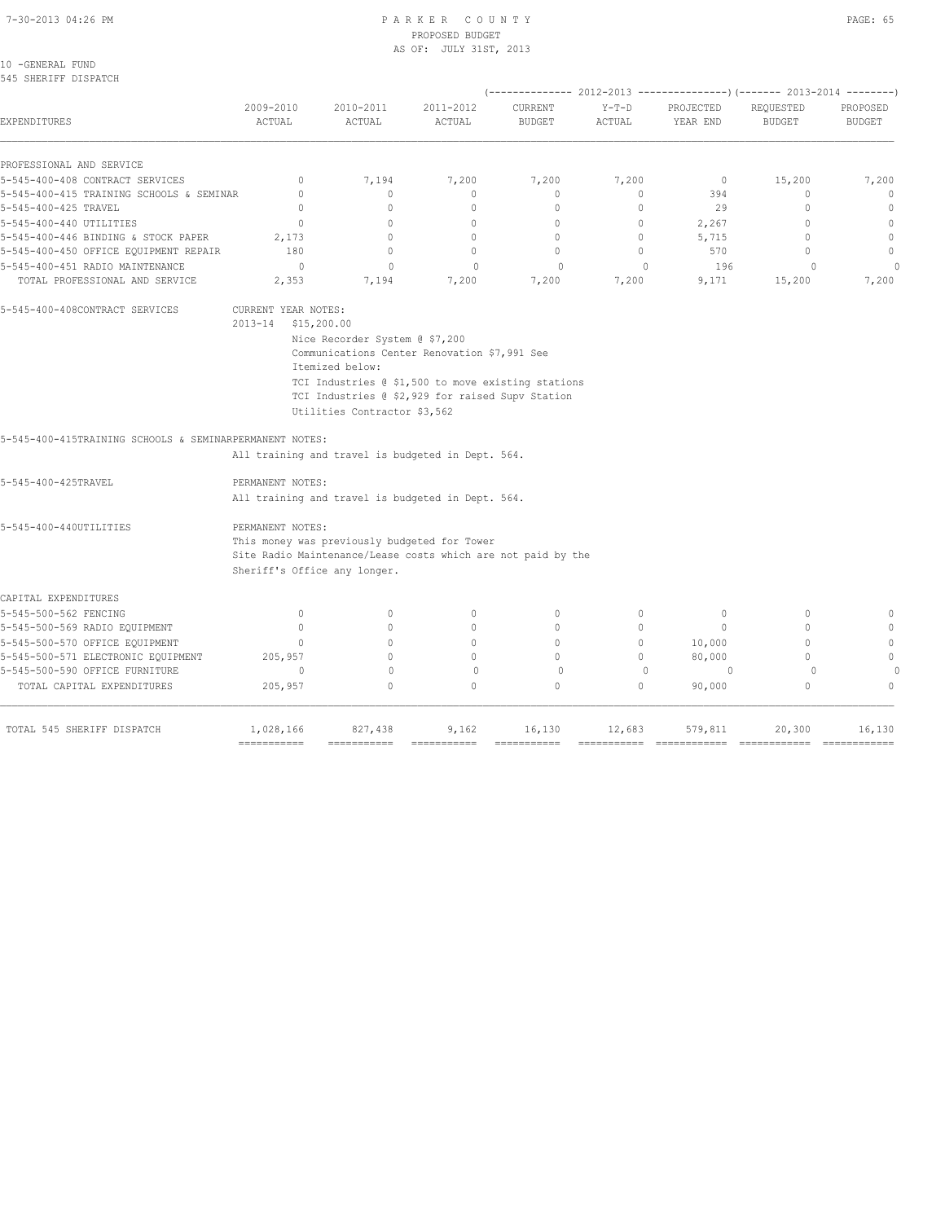10 -GENERAL FUND
545 SHERIFF DISPATCH

| EXPENDITURES | 2009-2010 ACTUAL | 2010-2011 ACTUAL | 2011-2012 ACTUAL | 2012-2013 CURRENT BUDGET | 2012-2013 Y-T-D ACTUAL | 2012-2013 PROJECTED YEAR END | 2013-2014 REQUESTED BUDGET | 2013-2014 PROPOSED BUDGET |
|---|---|---|---|---|---|---|---|---|
| PROFESSIONAL AND SERVICE | | | | | | | | |
| 5-545-400-408 CONTRACT SERVICES | 0 | 7,194 | 7,200 | 7,200 | 7,200 | 0 | 15,200 | 7,200 |
| 5-545-400-415 TRAINING SCHOOLS & SEMINAR | 0 | 0 | 0 | 0 | 0 | 394 | 0 | 0 |
| 5-545-400-425 TRAVEL | 0 | 0 | 0 | 0 | 0 | 29 | 0 | 0 |
| 5-545-400-440 UTILITIES | 0 | 0 | 0 | 0 | 0 | 2,267 | 0 | 0 |
| 5-545-400-446 BINDING & STOCK PAPER | 2,173 | 0 | 0 | 0 | 0 | 5,715 | 0 | 0 |
| 5-545-400-450 OFFICE EQUIPMENT REPAIR | 180 | 0 | 0 | 0 | 0 | 570 | 0 | 0 |
| 5-545-400-451 RADIO MAINTENANCE | 0 | 0 | 0 | 0 | 0 | 196 | 0 | 0 |
| TOTAL PROFESSIONAL AND SERVICE | 2,353 | 7,194 | 7,200 | 7,200 | 7,200 | 9,171 | 15,200 | 7,200 |

5-545-400-408CONTRACT SERVICES — CURRENT YEAR NOTES:
2013-14 $15,200.00
Nice Recorder System @ $7,200
Communications Center Renovation $7,991 See
Itemized below:
TCI Industries @ $1,500 to move existing stations
TCI Industries @ $2,929 for raised Supv Station
Utilities Contractor $3,562

5-545-400-415TRAINING SCHOOLS & SEMINAR — PERMANENT NOTES:
All training and travel is budgeted in Dept. 564.

5-545-400-425TRAVEL — PERMANENT NOTES:
All training and travel is budgeted in Dept. 564.

5-545-400-440UTILITIES — PERMANENT NOTES:
This money was previously budgeted for Tower
Site Radio Maintenance/Lease costs which are not paid by the
Sheriff's Office any longer.

| EXPENDITURES | 2009-2010 ACTUAL | 2010-2011 ACTUAL | 2011-2012 ACTUAL | 2012-2013 CURRENT BUDGET | 2012-2013 Y-T-D ACTUAL | 2012-2013 PROJECTED YEAR END | 2013-2014 REQUESTED BUDGET | 2013-2014 PROPOSED BUDGET |
|---|---|---|---|---|---|---|---|---|
| CAPITAL EXPENDITURES | | | | | | | | |
| 5-545-500-562 FENCING | 0 | 0 | 0 | 0 | 0 | 0 | 0 | 0 |
| 5-545-500-569 RADIO EQUIPMENT | 0 | 0 | 0 | 0 | 0 | 0 | 0 | 0 |
| 5-545-500-570 OFFICE EQUIPMENT | 0 | 0 | 0 | 0 | 0 | 10,000 | 0 | 0 |
| 5-545-500-571 ELECTRONIC EQUIPMENT | 205,957 | 0 | 0 | 0 | 0 | 80,000 | 0 | 0 |
| 5-545-500-590 OFFICE FURNITURE | 0 | 0 | 0 | 0 | 0 | 0 | 0 | 0 |
| TOTAL CAPITAL EXPENDITURES | 205,957 | 0 | 0 | 0 | 0 | 90,000 | 0 | 0 |
| TOTAL 545 SHERIFF DISPATCH | 1,028,166 | 827,438 | 9,162 | 16,130 | 12,683 | 579,811 | 20,300 | 16,130 |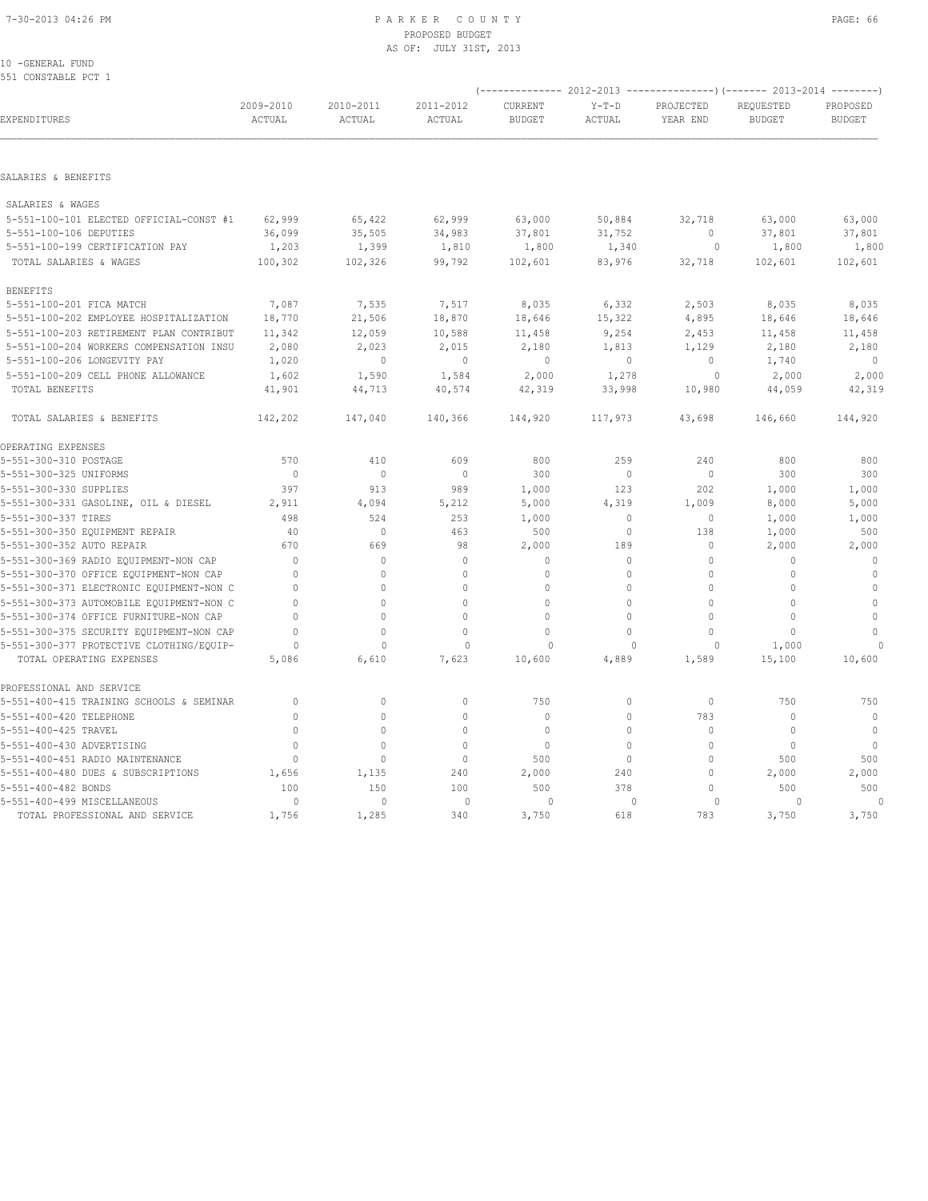PARKER COUNTY
PROPOSED BUDGET
AS OF: JULY 31ST, 2013

10 -GENERAL FUND
551 CONSTABLE PCT 1

| EXPENDITURES | 2009-2010 ACTUAL | 2010-2011 ACTUAL | 2011-2012 ACTUAL | (2012-2013) CURRENT BUDGET | Y-T-D ACTUAL | PROJECTED YEAR END | (2013-2014) REQUESTED BUDGET | PROPOSED BUDGET |
|---|---|---|---|---|---|---|---|---|
| SALARIES & BENEFITS | | | | | | | | |
| SALARIES & WAGES | | | | | | | | |
| 5-551-100-101 ELECTED OFFICIAL-CONST #1 | 62,999 | 65,422 | 62,999 | 63,000 | 50,884 | 32,718 | 63,000 | 63,000 |
| 5-551-100-106 DEPUTIES | 36,099 | 35,505 | 34,983 | 37,801 | 31,752 | 0 | 37,801 | 37,801 |
| 5-551-100-199 CERTIFICATION PAY | 1,203 | 1,399 | 1,810 | 1,800 | 1,340 | 0 | 1,800 | 1,800 |
| TOTAL SALARIES & WAGES | 100,302 | 102,326 | 99,792 | 102,601 | 83,976 | 32,718 | 102,601 | 102,601 |
| BENEFITS | | | | | | | | |
| 5-551-100-201 FICA MATCH | 7,087 | 7,535 | 7,517 | 8,035 | 6,332 | 2,503 | 8,035 | 8,035 |
| 5-551-100-202 EMPLOYEE HOSPITALIZATION | 18,770 | 21,506 | 18,870 | 18,646 | 15,322 | 4,895 | 18,646 | 18,646 |
| 5-551-100-203 RETIREMENT PLAN CONTRIBUT | 11,342 | 12,059 | 10,588 | 11,458 | 9,254 | 2,453 | 11,458 | 11,458 |
| 5-551-100-204 WORKERS COMPENSATION INSU | 2,080 | 2,023 | 2,015 | 2,180 | 1,813 | 1,129 | 2,180 | 2,180 |
| 5-551-100-206 LONGEVITY PAY | 1,020 | 0 | 0 | 0 | 0 | 0 | 1,740 | 0 |
| 5-551-100-209 CELL PHONE ALLOWANCE | 1,602 | 1,590 | 1,584 | 2,000 | 1,278 | 0 | 2,000 | 2,000 |
| TOTAL BENEFITS | 41,901 | 44,713 | 40,574 | 42,319 | 33,998 | 10,980 | 44,059 | 42,319 |
| TOTAL SALARIES & BENEFITS | 142,202 | 147,040 | 140,366 | 144,920 | 117,973 | 43,698 | 146,660 | 144,920 |
| OPERATING EXPENSES | | | | | | | | |
| 5-551-300-310 POSTAGE | 570 | 410 | 609 | 800 | 259 | 240 | 800 | 800 |
| 5-551-300-325 UNIFORMS | 0 | 0 | 0 | 300 | 0 | 0 | 300 | 300 |
| 5-551-300-330 SUPPLIES | 397 | 913 | 989 | 1,000 | 123 | 202 | 1,000 | 1,000 |
| 5-551-300-331 GASOLINE, OIL & DIESEL | 2,911 | 4,094 | 5,212 | 5,000 | 4,319 | 1,009 | 8,000 | 5,000 |
| 5-551-300-337 TIRES | 498 | 524 | 253 | 1,000 | 0 | 0 | 1,000 | 1,000 |
| 5-551-300-350 EQUIPMENT REPAIR | 40 | 0 | 463 | 500 | 0 | 138 | 1,000 | 500 |
| 5-551-300-352 AUTO REPAIR | 670 | 669 | 98 | 2,000 | 189 | 0 | 2,000 | 2,000 |
| 5-551-300-369 RADIO EQUIPMENT-NON CAP | 0 | 0 | 0 | 0 | 0 | 0 | 0 | 0 |
| 5-551-300-370 OFFICE EQUIPMENT-NON CAP | 0 | 0 | 0 | 0 | 0 | 0 | 0 | 0 |
| 5-551-300-371 ELECTRONIC EQUIPMENT-NON C | 0 | 0 | 0 | 0 | 0 | 0 | 0 | 0 |
| 5-551-300-373 AUTOMOBILE EQUIPMENT-NON C | 0 | 0 | 0 | 0 | 0 | 0 | 0 | 0 |
| 5-551-300-374 OFFICE FURNITURE-NON CAP | 0 | 0 | 0 | 0 | 0 | 0 | 0 | 0 |
| 5-551-300-375 SECURITY EQUIPMENT-NON CAP | 0 | 0 | 0 | 0 | 0 | 0 | 0 | 0 |
| 5-551-300-377 PROTECTIVE CLOTHING/EQUIP- | 0 | 0 | 0 | 0 | 0 | 0 | 1,000 | 0 |
| TOTAL OPERATING EXPENSES | 5,086 | 6,610 | 7,623 | 10,600 | 4,889 | 1,589 | 15,100 | 10,600 |
| PROFESSIONAL AND SERVICE | | | | | | | | |
| 5-551-400-415 TRAINING SCHOOLS & SEMINAR | 0 | 0 | 0 | 750 | 0 | 0 | 750 | 750 |
| 5-551-400-420 TELEPHONE | 0 | 0 | 0 | 0 | 0 | 783 | 0 | 0 |
| 5-551-400-425 TRAVEL | 0 | 0 | 0 | 0 | 0 | 0 | 0 | 0 |
| 5-551-400-430 ADVERTISING | 0 | 0 | 0 | 0 | 0 | 0 | 0 | 0 |
| 5-551-400-451 RADIO MAINTENANCE | 0 | 0 | 0 | 500 | 0 | 0 | 500 | 500 |
| 5-551-400-480 DUES & SUBSCRIPTIONS | 1,656 | 1,135 | 240 | 2,000 | 240 | 0 | 2,000 | 2,000 |
| 5-551-400-482 BONDS | 100 | 150 | 100 | 500 | 378 | 0 | 500 | 500 |
| 5-551-400-499 MISCELLANEOUS | 0 | 0 | 0 | 0 | 0 | 0 | 0 | 0 |
| TOTAL PROFESSIONAL AND SERVICE | 1,756 | 1,285 | 340 | 3,750 | 618 | 783 | 3,750 | 3,750 |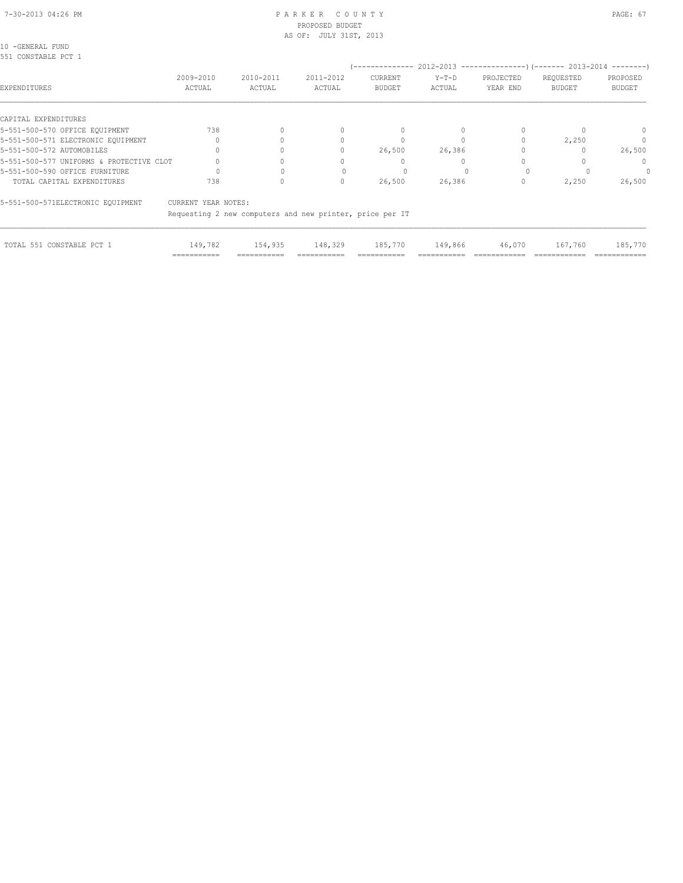PARKER COUNTY
PROPOSED BUDGET
AS OF: JULY 31ST, 2013

10 -GENERAL FUND
551 CONSTABLE PCT 1

| EXPENDITURES | 2009-2010 ACTUAL | 2010-2011 ACTUAL | 2011-2012 ACTUAL | (---- 2012-2013 ---- CURRENT BUDGET | Y-T-D ACTUAL | PROJECTED YEAR END ----) | (---- 2013-2014 ---- REQUESTED BUDGET | PROPOSED BUDGET ----) |
|---|---|---|---|---|---|---|---|---|
| CAPITAL EXPENDITURES | | | | | | | | |
| 5-551-500-570 OFFICE EQUIPMENT | 738 | 0 | 0 | 0 | 0 | 0 | 0 | 0 |
| 5-551-500-571 ELECTRONIC EQUIPMENT | 0 | 0 | 0 | 0 | 0 | 0 | 2,250 | 0 |
| 5-551-500-572 AUTOMOBILES | 0 | 0 | 0 | 26,500 | 26,386 | 0 | 0 | 26,500 |
| 5-551-500-577 UNIFORMS & PROTECTIVE CLOT | 0 | 0 | 0 | 0 | 0 | 0 | 0 | 0 |
| 5-551-500-590 OFFICE FURNITURE | 0 | 0 | 0 | 0 | 0 | 0 | 0 | 0 |
| TOTAL CAPITAL EXPENDITURES | 738 | 0 | 0 | 26,500 | 26,386 | 0 | 2,250 | 26,500 |

5-551-500-571ELECTRONIC EQUIPMENT — CURRENT YEAR NOTES:
Requesting 2 new computers and new printer, price per IT

| | 2009-2010 ACTUAL | 2010-2011 ACTUAL | 2011-2012 ACTUAL | CURRENT BUDGET | Y-T-D ACTUAL | PROJECTED YEAR END | REQUESTED BUDGET | PROPOSED BUDGET |
|---|---|---|---|---|---|---|---|---|
| TOTAL 551 CONSTABLE PCT 1 | 149,782 | 154,935 | 148,329 | 185,770 | 149,866 | 46,070 | 167,760 | 185,770 |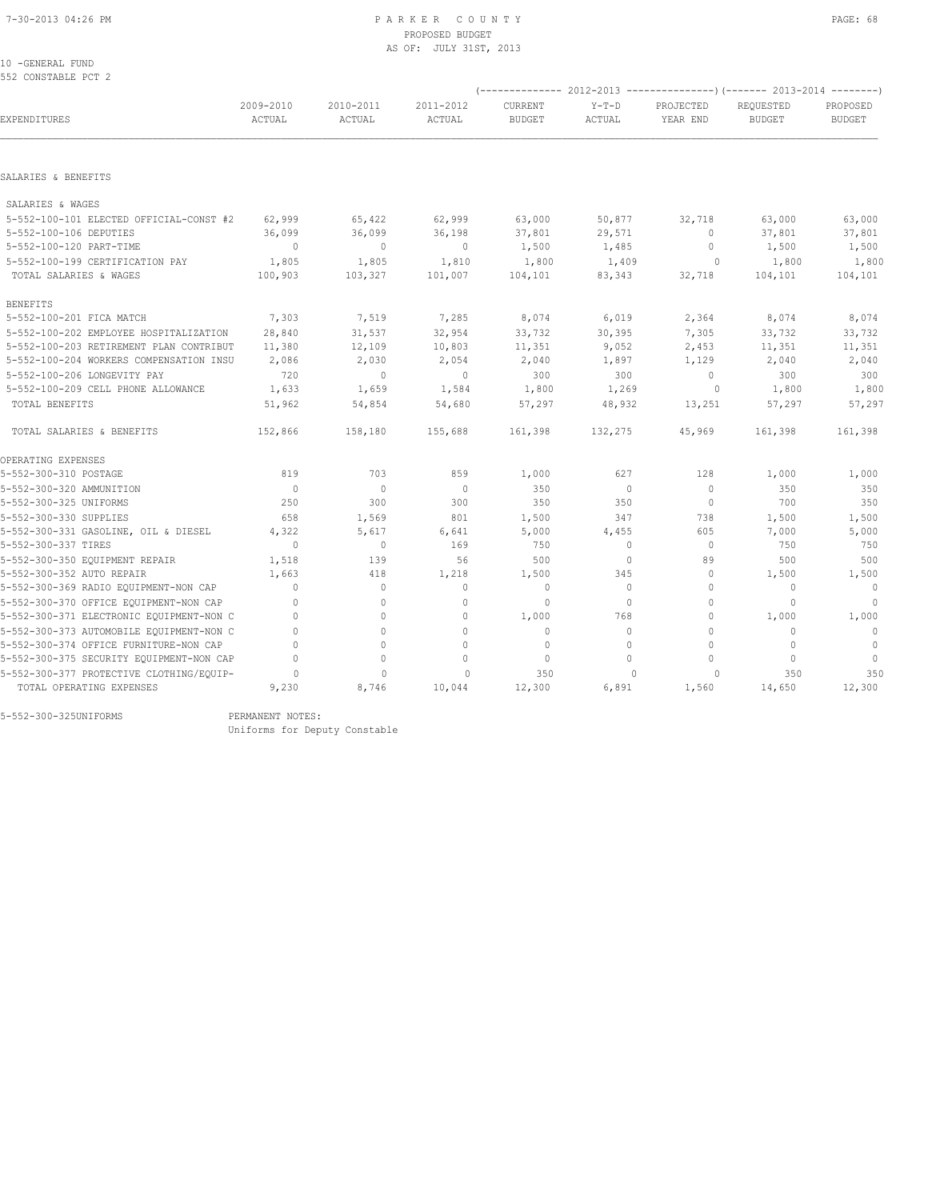PARKER COUNTY
PROPOSED BUDGET
AS OF: JULY 31ST, 2013

10 -GENERAL FUND
552 CONSTABLE PCT 2

| EXPENDITURES | 2009-2010 ACTUAL | 2010-2011 ACTUAL | 2011-2012 ACTUAL | 2012-2013 CURRENT BUDGET | 2012-2013 Y-T-D ACTUAL | 2012-2013 PROJECTED YEAR END | 2013-2014 REQUESTED BUDGET | 2013-2014 PROPOSED BUDGET |
|---|---|---|---|---|---|---|---|---|
| SALARIES & BENEFITS | | | | | | | | |
| SALARIES & WAGES | | | | | | | | |
| 5-552-100-101 ELECTED OFFICIAL-CONST #2 | 62,999 | 65,422 | 62,999 | 63,000 | 50,877 | 32,718 | 63,000 | 63,000 |
| 5-552-100-106 DEPUTIES | 36,099 | 36,099 | 36,198 | 37,801 | 29,571 | 0 | 37,801 | 37,801 |
| 5-552-100-120 PART-TIME | 0 | 0 | 0 | 1,500 | 1,485 | 0 | 1,500 | 1,500 |
| 5-552-100-199 CERTIFICATION PAY | 1,805 | 1,805 | 1,810 | 1,800 | 1,409 | 0 | 1,800 | 1,800 |
| TOTAL SALARIES & WAGES | 100,903 | 103,327 | 101,007 | 104,101 | 83,343 | 32,718 | 104,101 | 104,101 |
| BENEFITS | | | | | | | | |
| 5-552-100-201 FICA MATCH | 7,303 | 7,519 | 7,285 | 8,074 | 6,019 | 2,364 | 8,074 | 8,074 |
| 5-552-100-202 EMPLOYEE HOSPITALIZATION | 28,840 | 31,537 | 32,954 | 33,732 | 30,395 | 7,305 | 33,732 | 33,732 |
| 5-552-100-203 RETIREMENT PLAN CONTRIBUT | 11,380 | 12,109 | 10,803 | 11,351 | 9,052 | 2,453 | 11,351 | 11,351 |
| 5-552-100-204 WORKERS COMPENSATION INSU | 2,086 | 2,030 | 2,054 | 2,040 | 1,897 | 1,129 | 2,040 | 2,040 |
| 5-552-100-206 LONGEVITY PAY | 720 | 0 | 0 | 300 | 300 | 0 | 300 | 300 |
| 5-552-100-209 CELL PHONE ALLOWANCE | 1,633 | 1,659 | 1,584 | 1,800 | 1,269 | 0 | 1,800 | 1,800 |
| TOTAL BENEFITS | 51,962 | 54,854 | 54,680 | 57,297 | 48,932 | 13,251 | 57,297 | 57,297 |
| TOTAL SALARIES & BENEFITS | 152,866 | 158,180 | 155,688 | 161,398 | 132,275 | 45,969 | 161,398 | 161,398 |
| OPERATING EXPENSES | | | | | | | | |
| 5-552-300-310 POSTAGE | 819 | 703 | 859 | 1,000 | 627 | 128 | 1,000 | 1,000 |
| 5-552-300-320 AMMUNITION | 0 | 0 | 0 | 350 | 0 | 0 | 350 | 350 |
| 5-552-300-325 UNIFORMS | 250 | 300 | 300 | 350 | 350 | 0 | 700 | 350 |
| 5-552-300-330 SUPPLIES | 658 | 1,569 | 801 | 1,500 | 347 | 738 | 1,500 | 1,500 |
| 5-552-300-331 GASOLINE, OIL & DIESEL | 4,322 | 5,617 | 6,641 | 5,000 | 4,455 | 605 | 7,000 | 5,000 |
| 5-552-300-337 TIRES | 0 | 0 | 169 | 750 | 0 | 0 | 750 | 750 |
| 5-552-300-350 EQUIPMENT REPAIR | 1,518 | 139 | 56 | 500 | 0 | 89 | 500 | 500 |
| 5-552-300-352 AUTO REPAIR | 1,663 | 418 | 1,218 | 1,500 | 345 | 0 | 1,500 | 1,500 |
| 5-552-300-369 RADIO EQUIPMENT-NON CAP | 0 | 0 | 0 | 0 | 0 | 0 | 0 | 0 |
| 5-552-300-370 OFFICE EQUIPMENT-NON CAP | 0 | 0 | 0 | 0 | 0 | 0 | 0 | 0 |
| 5-552-300-371 ELECTRONIC EQUIPMENT-NON C | 0 | 0 | 0 | 1,000 | 768 | 0 | 1,000 | 1,000 |
| 5-552-300-373 AUTOMOBILE EQUIPMENT-NON C | 0 | 0 | 0 | 0 | 0 | 0 | 0 | 0 |
| 5-552-300-374 OFFICE FURNITURE-NON CAP | 0 | 0 | 0 | 0 | 0 | 0 | 0 | 0 |
| 5-552-300-375 SECURITY EQUIPMENT-NON CAP | 0 | 0 | 0 | 0 | 0 | 0 | 0 | 0 |
| 5-552-300-377 PROTECTIVE CLOTHING/EQUIP- | 0 | 0 | 0 | 350 | 0 | 0 | 350 | 350 |
| TOTAL OPERATING EXPENSES | 9,230 | 8,746 | 10,044 | 12,300 | 6,891 | 1,560 | 14,650 | 12,300 |

5-552-300-325UNIFORMS PERMANENT NOTES:
Uniforms for Deputy Constable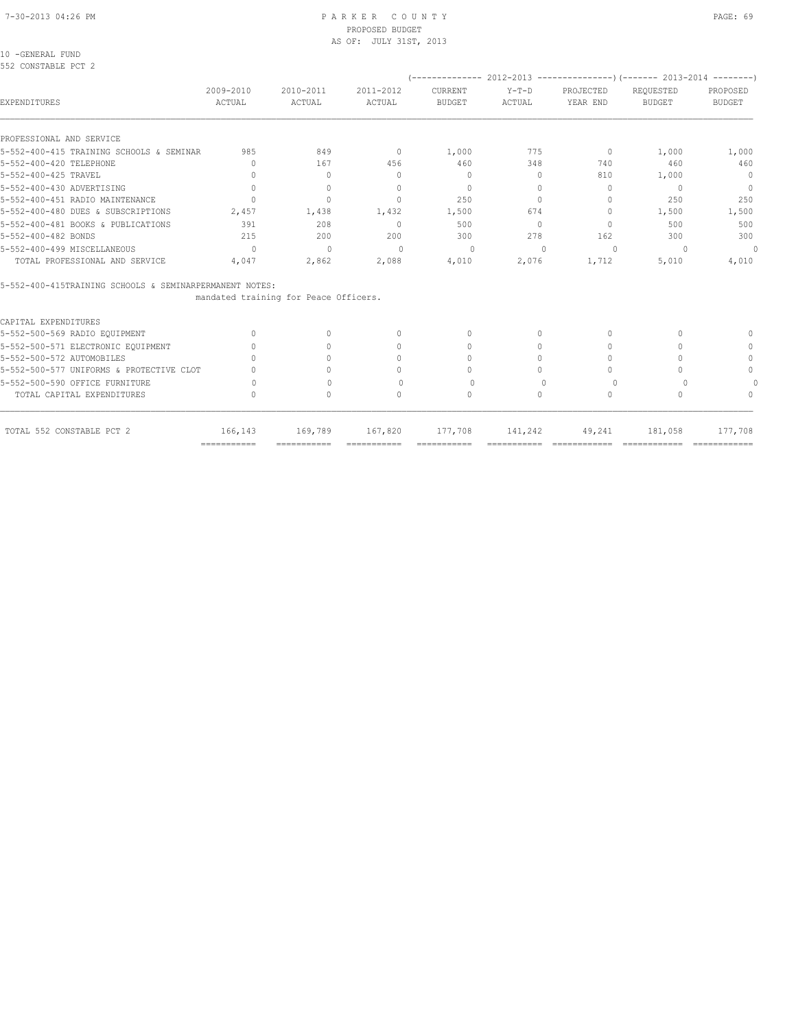PARKER COUNTY
PROPOSED BUDGET
AS OF: JULY 31ST, 2013

10 -GENERAL FUND
552 CONSTABLE PCT 2

| EXPENDITURES | 2009-2010 ACTUAL | 2010-2011 ACTUAL | 2011-2012 ACTUAL | 2012-2013 CURRENT BUDGET | 2012-2013 Y-T-D ACTUAL | 2012-2013 PROJECTED YEAR END | 2013-2014 REQUESTED BUDGET | 2013-2014 PROPOSED BUDGET |
|---|---|---|---|---|---|---|---|---|
| PROFESSIONAL AND SERVICE | | | | | | | | |
| 5-552-400-415 TRAINING SCHOOLS & SEMINAR | 985 | 849 | 0 | 1,000 | 775 | 0 | 1,000 | 1,000 |
| 5-552-400-420 TELEPHONE | 0 | 167 | 456 | 460 | 348 | 740 | 460 | 460 |
| 5-552-400-425 TRAVEL | 0 | 0 | 0 | 0 | 0 | 810 | 1,000 | 0 |
| 5-552-400-430 ADVERTISING | 0 | 0 | 0 | 0 | 0 | 0 | 0 | 0 |
| 5-552-400-451 RADIO MAINTENANCE | 0 | 0 | 0 | 250 | 0 | 0 | 250 | 250 |
| 5-552-400-480 DUES & SUBSCRIPTIONS | 2,457 | 1,438 | 1,432 | 1,500 | 674 | 0 | 1,500 | 1,500 |
| 5-552-400-481 BOOKS & PUBLICATIONS | 391 | 208 | 0 | 500 | 0 | 0 | 500 | 500 |
| 5-552-400-482 BONDS | 215 | 200 | 200 | 300 | 278 | 162 | 300 | 300 |
| 5-552-400-499 MISCELLANEOUS | 0 | 0 | 0 | 0 | 0 | 0 | 0 | 0 |
| TOTAL PROFESSIONAL AND SERVICE | 4,047 | 2,862 | 2,088 | 4,010 | 2,076 | 1,712 | 5,010 | 4,010 |

5-552-400-415TRAINING SCHOOLS & SEMINARPERMANENT NOTES:
mandated training for Peace Officers.

| EXPENDITURES | 2009-2010 ACTUAL | 2010-2011 ACTUAL | 2011-2012 ACTUAL | 2012-2013 CURRENT BUDGET | 2012-2013 Y-T-D ACTUAL | 2012-2013 PROJECTED YEAR END | 2013-2014 REQUESTED BUDGET | 2013-2014 PROPOSED BUDGET |
|---|---|---|---|---|---|---|---|---|
| CAPITAL EXPENDITURES | | | | | | | | |
| 5-552-500-569 RADIO EQUIPMENT | 0 | 0 | 0 | 0 | 0 | 0 | 0 | 0 |
| 5-552-500-571 ELECTRONIC EQUIPMENT | 0 | 0 | 0 | 0 | 0 | 0 | 0 | 0 |
| 5-552-500-572 AUTOMOBILES | 0 | 0 | 0 | 0 | 0 | 0 | 0 | 0 |
| 5-552-500-577 UNIFORMS & PROTECTIVE CLOT | 0 | 0 | 0 | 0 | 0 | 0 | 0 | 0 |
| 5-552-500-590 OFFICE FURNITURE | 0 | 0 | 0 | 0 | 0 | 0 | 0 | 0 |
| TOTAL CAPITAL EXPENDITURES | 0 | 0 | 0 | 0 | 0 | 0 | 0 | 0 |
| TOTAL 552 CONSTABLE PCT 2 | 166,143 | 169,789 | 167,820 | 177,708 | 141,242 | 49,241 | 181,058 | 177,708 |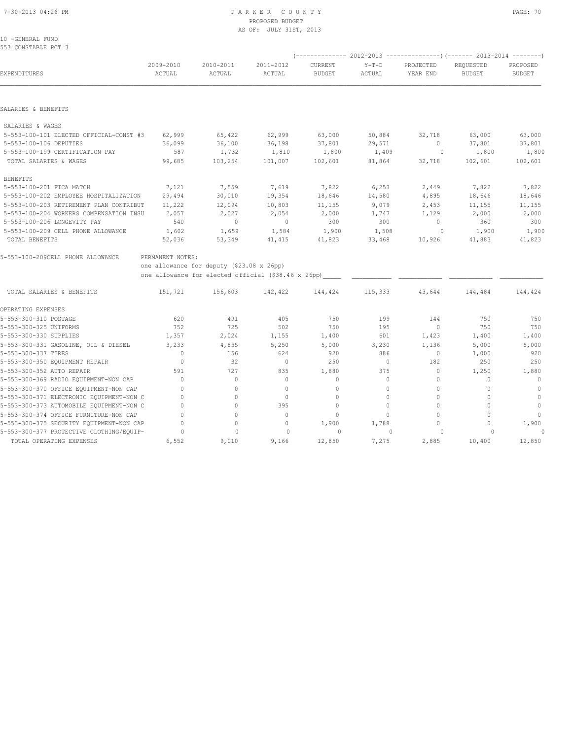PARKER COUNTY
PROPOSED BUDGET
AS OF: JULY 31ST, 2013

10 -GENERAL FUND
553 CONSTABLE PCT 3

| EXPENDITURES | 2009-2010 ACTUAL | 2010-2011 ACTUAL | 2011-2012 ACTUAL | 2012-2013 CURRENT BUDGET | 2012-2013 Y-T-D ACTUAL | 2012-2013 PROJECTED YEAR END | 2013-2014 REQUESTED BUDGET | 2013-2014 PROPOSED BUDGET |
|---|---|---|---|---|---|---|---|---|
| SALARIES & BENEFITS | | | | | | | | |
| SALARIES & WAGES | | | | | | | | |
| 5-553-100-101 ELECTED OFFICIAL-CONST #3 | 62,999 | 65,422 | 62,999 | 63,000 | 50,884 | 32,718 | 63,000 | 63,000 |
| 5-553-100-106 DEPUTIES | 36,099 | 36,100 | 36,198 | 37,801 | 29,571 | 0 | 37,801 | 37,801 |
| 5-553-100-199 CERTIFICATION PAY | 587 | 1,732 | 1,810 | 1,800 | 1,409 | 0 | 1,800 | 1,800 |
| TOTAL SALARIES & WAGES | 99,685 | 103,254 | 101,007 | 102,601 | 81,864 | 32,718 | 102,601 | 102,601 |
| BENEFITS | | | | | | | | |
| 5-553-100-201 FICA MATCH | 7,121 | 7,559 | 7,619 | 7,822 | 6,253 | 2,449 | 7,822 | 7,822 |
| 5-553-100-202 EMPLOYEE HOSPITALIZATION | 29,494 | 30,010 | 19,354 | 18,646 | 14,580 | 4,895 | 18,646 | 18,646 |
| 5-553-100-203 RETIREMENT PLAN CONTRIBUT | 11,222 | 12,094 | 10,803 | 11,155 | 9,079 | 2,453 | 11,155 | 11,155 |
| 5-553-100-204 WORKERS COMPENSATION INSU | 2,057 | 2,027 | 2,054 | 2,000 | 1,747 | 1,129 | 2,000 | 2,000 |
| 5-553-100-206 LONGEVITY PAY | 540 | 0 | 0 | 300 | 300 | 0 | 360 | 300 |
| 5-553-100-209 CELL PHONE ALLOWANCE | 1,602 | 1,659 | 1,584 | 1,900 | 1,508 | 0 | 1,900 | 1,900 |
| TOTAL BENEFITS | 52,036 | 53,349 | 41,415 | 41,823 | 33,468 | 10,926 | 41,883 | 41,823 |
| 5-553-100-209CELL PHONE ALLOWANCE | PERMANENT NOTES: one allowance for deputy ($23.08 x 26pp) one allowance for elected official ($38.46 x 26pp) | | | | | | | |
| TOTAL SALARIES & BENEFITS | 151,721 | 156,603 | 142,422 | 144,424 | 115,333 | 43,644 | 144,484 | 144,424 |
| OPERATING EXPENSES | | | | | | | | |
| 5-553-300-310 POSTAGE | 620 | 491 | 405 | 750 | 199 | 144 | 750 | 750 |
| 5-553-300-325 UNIFORMS | 752 | 725 | 502 | 750 | 195 | 0 | 750 | 750 |
| 5-553-300-330 SUPPLIES | 1,357 | 2,024 | 1,155 | 1,400 | 601 | 1,423 | 1,400 | 1,400 |
| 5-553-300-331 GASOLINE, OIL & DIESEL | 3,233 | 4,855 | 5,250 | 5,000 | 3,230 | 1,136 | 5,000 | 5,000 |
| 5-553-300-337 TIRES | 0 | 156 | 624 | 920 | 886 | 0 | 1,000 | 920 |
| 5-553-300-350 EQUIPMENT REPAIR | 0 | 32 | 0 | 250 | 0 | 182 | 250 | 250 |
| 5-553-300-352 AUTO REPAIR | 591 | 727 | 835 | 1,880 | 375 | 0 | 1,250 | 1,880 |
| 5-553-300-369 RADIO EQUIPMENT-NON CAP | 0 | 0 | 0 | 0 | 0 | 0 | 0 | 0 |
| 5-553-300-370 OFFICE EQUIPMENT-NON CAP | 0 | 0 | 0 | 0 | 0 | 0 | 0 | 0 |
| 5-553-300-371 ELECTRONIC EQUIPMENT-NON C | 0 | 0 | 0 | 0 | 0 | 0 | 0 | 0 |
| 5-553-300-373 AUTOMOBILE EQUIPMENT-NON C | 0 | 0 | 395 | 0 | 0 | 0 | 0 | 0 |
| 5-553-300-374 OFFICE FURNITURE-NON CAP | 0 | 0 | 0 | 0 | 0 | 0 | 0 | 0 |
| 5-553-300-375 SECURITY EQUIPMENT-NON CAP | 0 | 0 | 0 | 1,900 | 1,788 | 0 | 0 | 1,900 |
| 5-553-300-377 PROTECTIVE CLOTHING/EQUIP- | 0 | 0 | 0 | 0 | 0 | 0 | 0 | 0 |
| TOTAL OPERATING EXPENSES | 6,552 | 9,010 | 9,166 | 12,850 | 7,275 | 2,885 | 10,400 | 12,850 |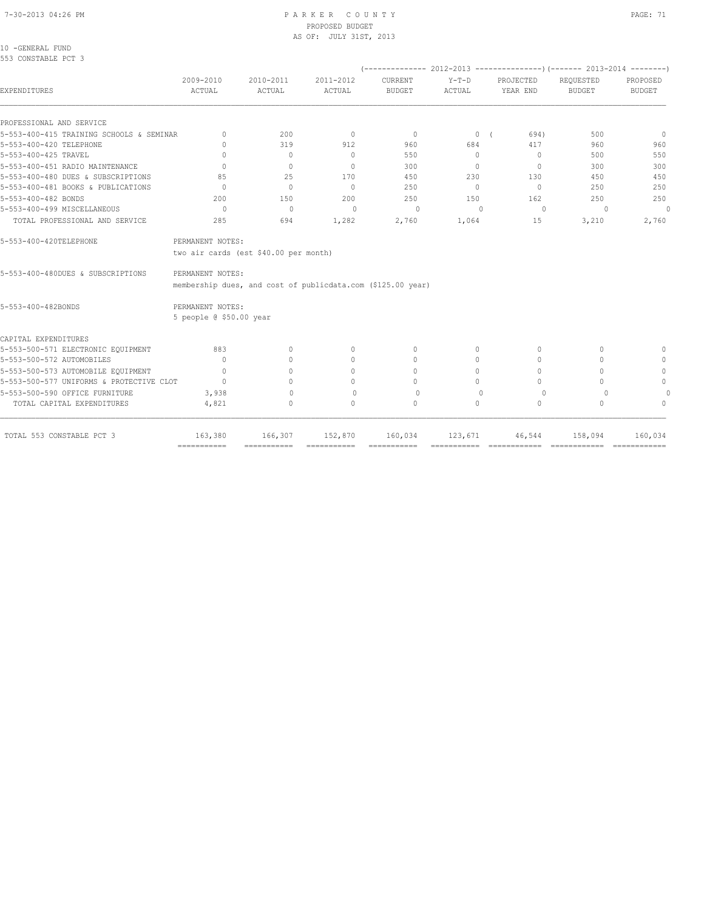10 -GENERAL FUND
553 CONSTABLE PCT 3

| EXPENDITURES | 2009-2010 ACTUAL | 2010-2011 ACTUAL | 2011-2012 ACTUAL | 2012-2013 CURRENT BUDGET | 2012-2013 Y-T-D ACTUAL | 2012-2013 PROJECTED YEAR END | 2013-2014 REQUESTED BUDGET | 2013-2014 PROPOSED BUDGET |
|---|---|---|---|---|---|---|---|---|
| PROFESSIONAL AND SERVICE | | | | | | | | |
| 5-553-400-415 TRAINING SCHOOLS & SEMINAR | 0 | 200 | 0 | 0 | 0 | ( 694) | 500 | 0 |
| 5-553-400-420 TELEPHONE | 0 | 319 | 912 | 960 | 684 | 417 | 960 | 960 |
| 5-553-400-425 TRAVEL | 0 | 0 | 0 | 550 | 0 | 0 | 500 | 550 |
| 5-553-400-451 RADIO MAINTENANCE | 0 | 0 | 0 | 300 | 0 | 0 | 300 | 300 |
| 5-553-400-480 DUES & SUBSCRIPTIONS | 85 | 25 | 170 | 450 | 230 | 130 | 450 | 450 |
| 5-553-400-481 BOOKS & PUBLICATIONS | 0 | 0 | 0 | 250 | 0 | 0 | 250 | 250 |
| 5-553-400-482 BONDS | 200 | 150 | 200 | 250 | 150 | 162 | 250 | 250 |
| 5-553-400-499 MISCELLANEOUS | 0 | 0 | 0 | 0 | 0 | 0 | 0 | 0 |
| TOTAL PROFESSIONAL AND SERVICE | 285 | 694 | 1,282 | 2,760 | 1,064 | 15 | 3,210 | 2,760 |

5-553-400-420TELEPHONE — PERMANENT NOTES:
two air cards (est $40.00 per month)

5-553-400-480DUES & SUBSCRIPTIONS — PERMANENT NOTES:
membership dues, and cost of publicdata.com ($125.00 year)

5-553-400-482BONDS — PERMANENT NOTES:
5 people @ $50.00 year

| EXPENDITURES | 2009-2010 ACTUAL | 2010-2011 ACTUAL | 2011-2012 ACTUAL | 2012-2013 CURRENT BUDGET | 2012-2013 Y-T-D ACTUAL | 2012-2013 PROJECTED YEAR END | 2013-2014 REQUESTED BUDGET | 2013-2014 PROPOSED BUDGET |
|---|---|---|---|---|---|---|---|---|
| CAPITAL EXPENDITURES | | | | | | | | |
| 5-553-500-571 ELECTRONIC EQUIPMENT | 883 | 0 | 0 | 0 | 0 | 0 | 0 | 0 |
| 5-553-500-572 AUTOMOBILES | 0 | 0 | 0 | 0 | 0 | 0 | 0 | 0 |
| 5-553-500-573 AUTOMOBILE EQUIPMENT | 0 | 0 | 0 | 0 | 0 | 0 | 0 | 0 |
| 5-553-500-577 UNIFORMS & PROTECTIVE CLOT | 0 | 0 | 0 | 0 | 0 | 0 | 0 | 0 |
| 5-553-500-590 OFFICE FURNITURE | 3,938 | 0 | 0 | 0 | 0 | 0 | 0 | 0 |
| TOTAL CAPITAL EXPENDITURES | 4,821 | 0 | 0 | 0 | 0 | 0 | 0 | 0 |
| TOTAL 553 CONSTABLE PCT 3 | 163,380 | 166,307 | 152,870 | 160,034 | 123,671 | 46,544 | 158,094 | 160,034 |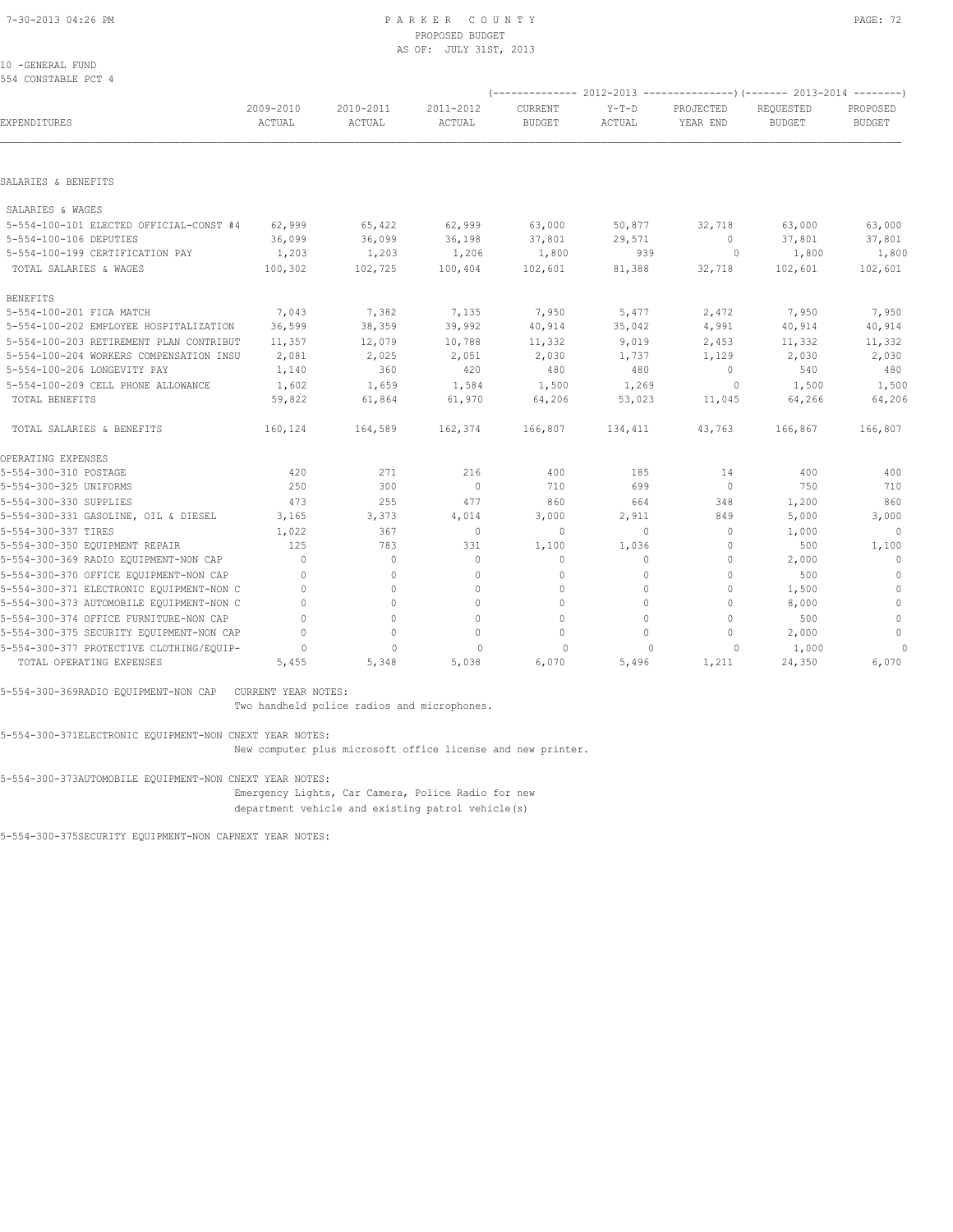10 -GENERAL FUND
554 CONSTABLE PCT 4

| EXPENDITURES | 2009-2010 ACTUAL | 2010-2011 ACTUAL | 2011-2012 ACTUAL | 2012-2013 CURRENT BUDGET | 2012-2013 Y-T-D ACTUAL | 2012-2013 PROJECTED YEAR END | 2013-2014 REQUESTED BUDGET | 2013-2014 PROPOSED BUDGET |
|---|---|---|---|---|---|---|---|---|
| SALARIES & BENEFITS | | | | | | | | |
| SALARIES & WAGES | | | | | | | | |
| 5-554-100-101 ELECTED OFFICIAL-CONST #4 | 62,999 | 65,422 | 62,999 | 63,000 | 50,877 | 32,718 | 63,000 | 63,000 |
| 5-554-100-106 DEPUTIES | 36,099 | 36,099 | 36,198 | 37,801 | 29,571 | 0 | 37,801 | 37,801 |
| 5-554-100-199 CERTIFICATION PAY | 1,203 | 1,203 | 1,206 | 1,800 | 939 | 0 | 1,800 | 1,800 |
| TOTAL SALARIES & WAGES | 100,302 | 102,725 | 100,404 | 102,601 | 81,388 | 32,718 | 102,601 | 102,601 |
| BENEFITS | | | | | | | | |
| 5-554-100-201 FICA MATCH | 7,043 | 7,382 | 7,135 | 7,950 | 5,477 | 2,472 | 7,950 | 7,950 |
| 5-554-100-202 EMPLOYEE HOSPITALIZATION | 36,599 | 38,359 | 39,992 | 40,914 | 35,042 | 4,991 | 40,914 | 40,914 |
| 5-554-100-203 RETIREMENT PLAN CONTRIBUT | 11,357 | 12,079 | 10,788 | 11,332 | 9,019 | 2,453 | 11,332 | 11,332 |
| 5-554-100-204 WORKERS COMPENSATION INSU | 2,081 | 2,025 | 2,051 | 2,030 | 1,737 | 1,129 | 2,030 | 2,030 |
| 5-554-100-206 LONGEVITY PAY | 1,140 | 360 | 420 | 480 | 480 | 0 | 540 | 480 |
| 5-554-100-209 CELL PHONE ALLOWANCE | 1,602 | 1,659 | 1,584 | 1,500 | 1,269 | 0 | 1,500 | 1,500 |
| TOTAL BENEFITS | 59,822 | 61,864 | 61,970 | 64,206 | 53,023 | 11,045 | 64,266 | 64,206 |
| TOTAL SALARIES & BENEFITS | 160,124 | 164,589 | 162,374 | 166,807 | 134,411 | 43,763 | 166,867 | 166,807 |
| OPERATING EXPENSES | | | | | | | | |
| 5-554-300-310 POSTAGE | 420 | 271 | 216 | 400 | 185 | 14 | 400 | 400 |
| 5-554-300-325 UNIFORMS | 250 | 300 | 0 | 710 | 699 | 0 | 750 | 710 |
| 5-554-300-330 SUPPLIES | 473 | 255 | 477 | 860 | 664 | 348 | 1,200 | 860 |
| 5-554-300-331 GASOLINE, OIL & DIESEL | 3,165 | 3,373 | 4,014 | 3,000 | 2,911 | 849 | 5,000 | 3,000 |
| 5-554-300-337 TIRES | 1,022 | 367 | 0 | 0 | 0 | 0 | 1,000 | 0 |
| 5-554-300-350 EQUIPMENT REPAIR | 125 | 783 | 331 | 1,100 | 1,036 | 0 | 500 | 1,100 |
| 5-554-300-369 RADIO EQUIPMENT-NON CAP | 0 | 0 | 0 | 0 | 0 | 0 | 2,000 | 0 |
| 5-554-300-370 OFFICE EQUIPMENT-NON CAP | 0 | 0 | 0 | 0 | 0 | 0 | 500 | 0 |
| 5-554-300-371 ELECTRONIC EQUIPMENT-NON C | 0 | 0 | 0 | 0 | 0 | 0 | 1,500 | 0 |
| 5-554-300-373 AUTOMOBILE EQUIPMENT-NON C | 0 | 0 | 0 | 0 | 0 | 0 | 8,000 | 0 |
| 5-554-300-374 OFFICE FURNITURE-NON CAP | 0 | 0 | 0 | 0 | 0 | 0 | 500 | 0 |
| 5-554-300-375 SECURITY EQUIPMENT-NON CAP | 0 | 0 | 0 | 0 | 0 | 0 | 2,000 | 0 |
| 5-554-300-377 PROTECTIVE CLOTHING/EQUIP- | 0 | 0 | 0 | 0 | 0 | 0 | 1,000 | 0 |
| TOTAL OPERATING EXPENSES | 5,455 | 5,348 | 5,038 | 6,070 | 5,496 | 1,211 | 24,350 | 6,070 |

5-554-300-369RADIO EQUIPMENT-NON CAP CURRENT YEAR NOTES:
Two handheld police radios and microphones.

5-554-300-371ELECTRONIC EQUIPMENT-NON CNEXT YEAR NOTES:
New computer plus microsoft office license and new printer.

5-554-300-373AUTOMOBILE EQUIPMENT-NON CNEXT YEAR NOTES:
Emergency Lights, Car Camera, Police Radio for new department vehicle and existing patrol vehicle(s)

5-554-300-375SECURITY EQUIPMENT-NON CAPNEXT YEAR NOTES: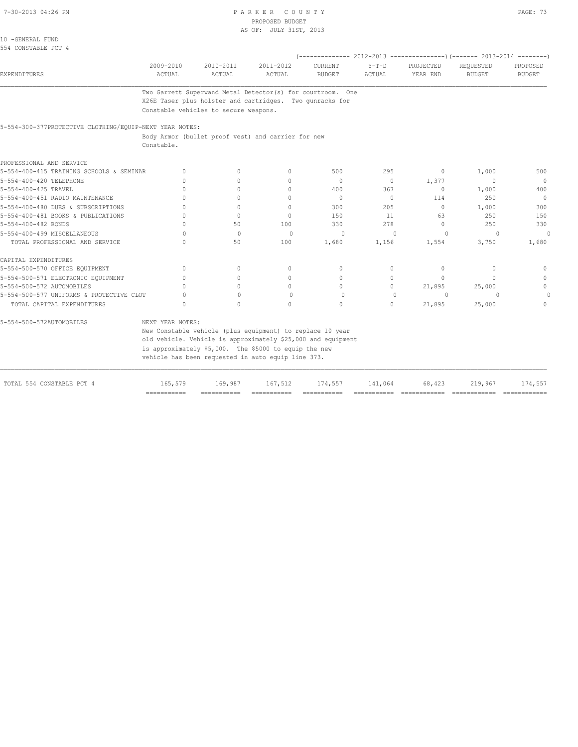10 -GENERAL FUND
554 CONSTABLE PCT 4

| EXPENDITURES | 2009-2010 ACTUAL | 2010-2011 ACTUAL | 2011-2012 ACTUAL | 2012-2013 CURRENT BUDGET | 2012-2013 Y-T-D ACTUAL | 2012-2013 PROJECTED YEAR END | 2013-2014 REQUESTED BUDGET | 2013-2014 PROPOSED BUDGET |
|---|---|---|---|---|---|---|---|---|
| | Two Garrett Superwand Metal Detector(s) for courtroom. One X26E Taser plus holster and cartridges. Two gunracks for Constable vehicles to secure weapons. | | | | | | | |
| 5-554-300-377PROTECTIVE CLOTHING/EQUIP-NEXT YEAR NOTES: | | | | | | | | |
| | Body Armor (bullet proof vest) and carrier for new Constable. | | | | | | | |
| PROFESSIONAL AND SERVICE | | | | | | | | |
| 5-554-400-415 TRAINING SCHOOLS & SEMINAR | 0 | 0 | 0 | 500 | 295 | 0 | 1,000 | 500 |
| 5-554-400-420 TELEPHONE | 0 | 0 | 0 | 0 | 0 | 1,377 | 0 | 0 |
| 5-554-400-425 TRAVEL | 0 | 0 | 0 | 400 | 367 | 0 | 1,000 | 400 |
| 5-554-400-451 RADIO MAINTENANCE | 0 | 0 | 0 | 0 | 0 | 114 | 250 | 0 |
| 5-554-400-480 DUES & SUBSCRIPTIONS | 0 | 0 | 0 | 300 | 205 | 0 | 1,000 | 300 |
| 5-554-400-481 BOOKS & PUBLICATIONS | 0 | 0 | 0 | 150 | 11 | 63 | 250 | 150 |
| 5-554-400-482 BONDS | 0 | 50 | 100 | 330 | 278 | 0 | 250 | 330 |
| 5-554-400-499 MISCELLANEOUS | 0 | 0 | 0 | 0 | 0 | 0 | 0 | 0 |
| TOTAL PROFESSIONAL AND SERVICE | 0 | 50 | 100 | 1,680 | 1,156 | 1,554 | 3,750 | 1,680 |
| CAPITAL EXPENDITURES | | | | | | | | |
| 5-554-500-570 OFFICE EQUIPMENT | 0 | 0 | 0 | 0 | 0 | 0 | 0 | 0 |
| 5-554-500-571 ELECTRONIC EQUIPMENT | 0 | 0 | 0 | 0 | 0 | 0 | 0 | 0 |
| 5-554-500-572 AUTOMOBILES | 0 | 0 | 0 | 0 | 0 | 21,895 | 25,000 | 0 |
| 5-554-500-577 UNIFORMS & PROTECTIVE CLOT | 0 | 0 | 0 | 0 | 0 | 0 | 0 | 0 |
| TOTAL CAPITAL EXPENDITURES | 0 | 0 | 0 | 0 | 0 | 21,895 | 25,000 | 0 |
| 5-554-500-572AUTOMOBILES | NEXT YEAR NOTES: New Constable vehicle (plus equipment) to replace 10 year old vehicle. Vehicle is approximately $25,000 and equipment is approximately $5,000. The $5000 to equip the new vehicle has been requested in auto equip line 373. | | | | | | | |
| TOTAL 554 CONSTABLE PCT 4 | 165,579 | 169,987 | 167,512 | 174,557 | 141,064 | 68,423 | 219,967 | 174,557 |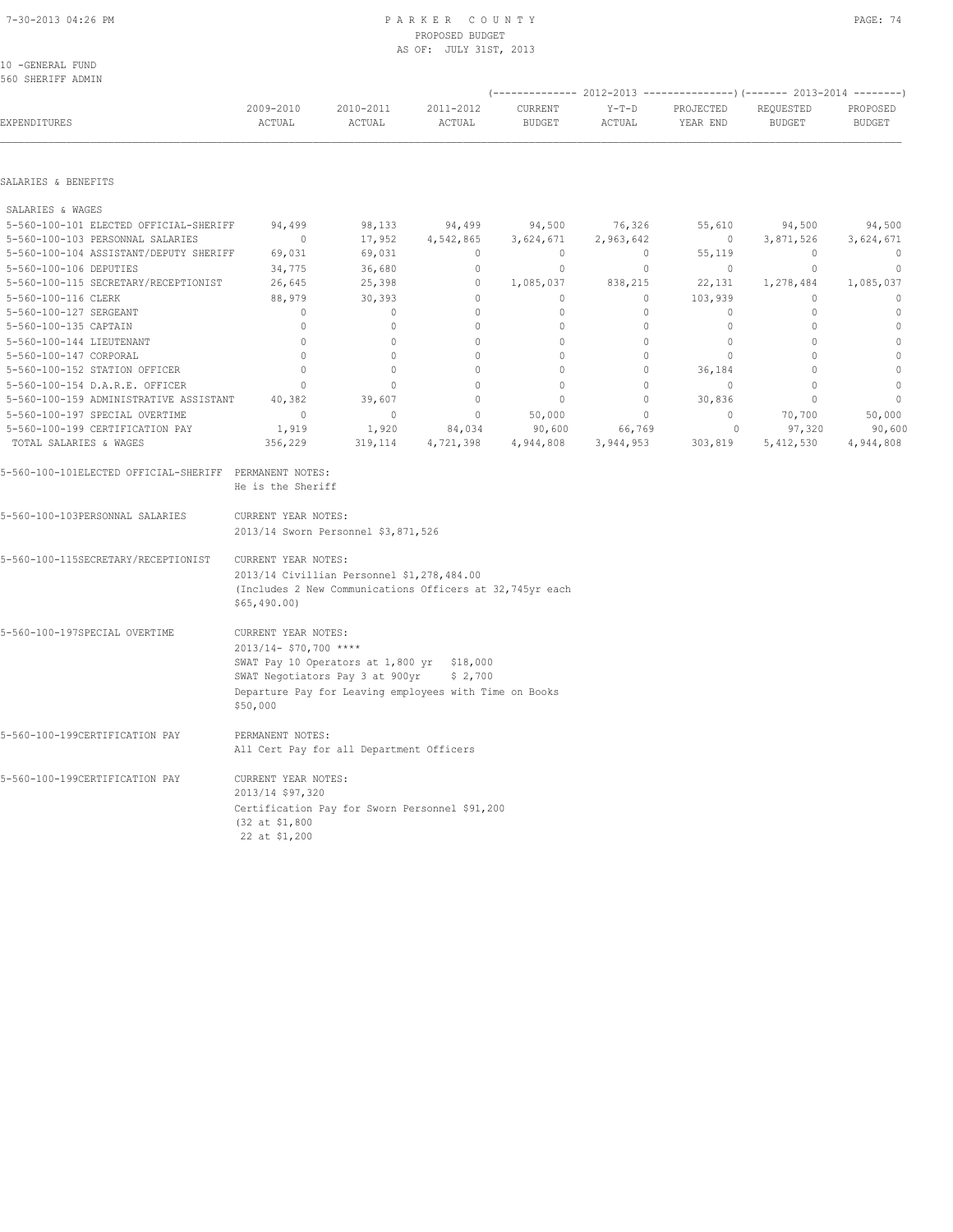10 -GENERAL FUND
560 SHERIFF ADMIN

| EXPENDITURES | 2009-2010 ACTUAL | 2010-2011 ACTUAL | 2011-2012 ACTUAL | 2012-2013 CURRENT BUDGET | 2012-2013 Y-T-D ACTUAL | 2012-2013 PROJECTED YEAR END | 2013-2014 REQUESTED BUDGET | 2013-2014 PROPOSED BUDGET |
|---|---|---|---|---|---|---|---|---|
| **SALARIES & BENEFITS** | | | | | | | | |
| SALARIES & WAGES | | | | | | | | |
| 5-560-100-101 ELECTED OFFICIAL-SHERIFF | 94,499 | 98,133 | 94,499 | 94,500 | 76,326 | 55,610 | 94,500 | 94,500 |
| 5-560-100-103 PERSONNAL SALARIES | 0 | 17,952 | 4,542,865 | 3,624,671 | 2,963,642 | 0 | 3,871,526 | 3,624,671 |
| 5-560-100-104 ASSISTANT/DEPUTY SHERIFF | 69,031 | 69,031 | 0 | 0 | 0 | 55,119 | 0 | 0 |
| 5-560-100-106 DEPUTIES | 34,775 | 36,680 | 0 | 0 | 0 | 0 | 0 | 0 |
| 5-560-100-115 SECRETARY/RECEPTIONIST | 26,645 | 25,398 | 0 | 1,085,037 | 838,215 | 22,131 | 1,278,484 | 1,085,037 |
| 5-560-100-116 CLERK | 88,979 | 30,393 | 0 | 0 | 0 | 103,939 | 0 | 0 |
| 5-560-100-127 SERGEANT | 0 | 0 | 0 | 0 | 0 | 0 | 0 | 0 |
| 5-560-100-135 CAPTAIN | 0 | 0 | 0 | 0 | 0 | 0 | 0 | 0 |
| 5-560-100-144 LIEUTENANT | 0 | 0 | 0 | 0 | 0 | 0 | 0 | 0 |
| 5-560-100-147 CORPORAL | 0 | 0 | 0 | 0 | 0 | 0 | 0 | 0 |
| 5-560-100-152 STATION OFFICER | 0 | 0 | 0 | 0 | 0 | 36,184 | 0 | 0 |
| 5-560-100-154 D.A.R.E. OFFICER | 0 | 0 | 0 | 0 | 0 | 0 | 0 | 0 |
| 5-560-100-159 ADMINISTRATIVE ASSISTANT | 40,382 | 39,607 | 0 | 0 | 0 | 30,836 | 0 | 0 |
| 5-560-100-197 SPECIAL OVERTIME | 0 | 0 | 0 | 50,000 | 0 | 0 | 70,700 | 50,000 |
| 5-560-100-199 CERTIFICATION PAY | 1,919 | 1,920 | 84,034 | 90,600 | 66,769 | 0 | 97,320 | 90,600 |
| TOTAL SALARIES & WAGES | 356,229 | 319,114 | 4,721,398 | 4,944,808 | 3,944,953 | 303,819 | 5,412,530 | 4,944,808 |

5-560-100-101ELECTED OFFICIAL-SHERIFF PERMANENT NOTES:
He is the Sheriff

5-560-100-103PERSONNAL SALARIES CURRENT YEAR NOTES:
2013/14 Sworn Personnel $3,871,526

5-560-100-115SECRETARY/RECEPTIONIST CURRENT YEAR NOTES:
2013/14 Civillian Personnel $1,278,484.00
(Includes 2 New Communications Officers at 32,745yr each
$65,490.00)

5-560-100-197SPECIAL OVERTIME CURRENT YEAR NOTES:
2013/14- $70,700 ****
SWAT Pay 10 Operators at 1,800 yr $18,000
SWAT Negotiators Pay 3 at 900yr $ 2,700
Departure Pay for Leaving employees with Time on Books
$50,000

5-560-100-199CERTIFICATION PAY PERMANENT NOTES:
All Cert Pay for all Department Officers

5-560-100-199CERTIFICATION PAY CURRENT YEAR NOTES:
2013/14 $97,320
Certification Pay for Sworn Personnel $91,200
(32 at $1,800
22 at $1,200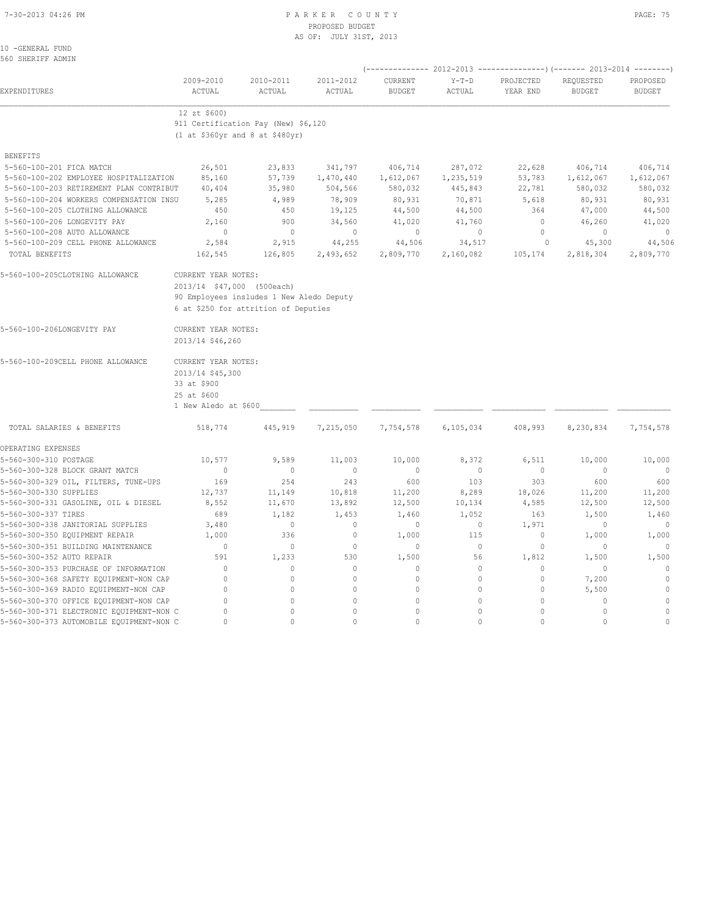10 -GENERAL FUND
560 SHERIFF ADMIN

| EXPENDITURES | 2009-2010 ACTUAL | 2010-2011 ACTUAL | 2011-2012 ACTUAL | 2012-2013 CURRENT BUDGET | 2012-2013 Y-T-D ACTUAL | 2012-2013 PROJECTED YEAR END | 2013-2014 REQUESTED BUDGET | 2013-2014 PROPOSED BUDGET |
|---|---|---|---|---|---|---|---|---|
| | 12 zt $600) | | | | | | | |
| | 911 Certification Pay (New) $6,120 | | | | | | | |
| | (1 at $360yr and 8 at $480yr) | | | | | | | |
| **BENEFITS** | | | | | | | | |
| 5-560-100-201 FICA MATCH | 26,501 | 23,833 | 341,797 | 406,714 | 287,072 | 22,628 | 406,714 | 406,714 |
| 5-560-100-202 EMPLOYEE HOSPITALIZATION | 85,160 | 57,739 | 1,470,440 | 1,612,067 | 1,235,519 | 53,783 | 1,612,067 | 1,612,067 |
| 5-560-100-203 RETIREMENT PLAN CONTRIBUT | 40,404 | 35,980 | 504,566 | 580,032 | 445,843 | 22,781 | 580,032 | 580,032 |
| 5-560-100-204 WORKERS COMPENSATION INSU | 5,285 | 4,989 | 78,909 | 80,931 | 70,871 | 5,618 | 80,931 | 80,931 |
| 5-560-100-205 CLOTHING ALLOWANCE | 450 | 450 | 19,125 | 44,500 | 44,500 | 364 | 47,000 | 44,500 |
| 5-560-100-206 LONGEVITY PAY | 2,160 | 900 | 34,560 | 41,020 | 41,760 | 0 | 46,260 | 41,020 |
| 5-560-100-208 AUTO ALLOWANCE | 0 | 0 | 0 | 0 | 0 | 0 | 0 | 0 |
| 5-560-100-209 CELL PHONE ALLOWANCE | 2,584 | 2,915 | 44,255 | 44,506 | 34,517 | 0 | 45,300 | 44,506 |
| TOTAL BENEFITS | 162,545 | 126,805 | 2,493,652 | 2,809,770 | 2,160,082 | 105,174 | 2,818,304 | 2,809,770 |
| 5-560-100-205CLOTHING ALLOWANCE | CURRENT YEAR NOTES: | | | | | | | |
| | 2013/14 $47,000 (500each) | | | | | | | |
| | 90 Employees insludes 1 New Aledo Deputy | | | | | | | |
| | 6 at $250 for attrition of Deputies | | | | | | | |
| 5-560-100-206LONGEVITY PAY | CURRENT YEAR NOTES: | | | | | | | |
| | 2013/14 $46,260 | | | | | | | |
| 5-560-100-209CELL PHONE ALLOWANCE | CURRENT YEAR NOTES: | | | | | | | |
| | 2013/14 $45,300 | | | | | | | |
| | 33 at $900 | | | | | | | |
| | 25 at $600 | | | | | | | |
| | 1 New Aledo at $600 | | | | | | | |
| TOTAL SALARIES & BENEFITS | 518,774 | 445,919 | 7,215,050 | 7,754,578 | 6,105,034 | 408,993 | 8,230,834 | 7,754,578 |
| **OPERATING EXPENSES** | | | | | | | | |
| 5-560-300-310 POSTAGE | 10,577 | 9,589 | 11,003 | 10,000 | 8,372 | 6,511 | 10,000 | 10,000 |
| 5-560-300-328 BLOCK GRANT MATCH | 0 | 0 | 0 | 0 | 0 | 0 | 0 | 0 |
| 5-560-300-329 OIL, FILTERS, TUNE-UPS | 169 | 254 | 243 | 600 | 103 | 303 | 600 | 600 |
| 5-560-300-330 SUPPLIES | 12,737 | 11,149 | 10,818 | 11,200 | 8,289 | 18,026 | 11,200 | 11,200 |
| 5-560-300-331 GASOLINE, OIL & DIESEL | 8,552 | 11,670 | 13,892 | 12,500 | 10,134 | 4,585 | 12,500 | 12,500 |
| 5-560-300-337 TIRES | 689 | 1,182 | 1,453 | 1,460 | 1,052 | 163 | 1,500 | 1,460 |
| 5-560-300-338 JANITORIAL SUPPLIES | 3,480 | 0 | 0 | 0 | 0 | 1,971 | 0 | 0 |
| 5-560-300-350 EQUIPMENT REPAIR | 1,000 | 336 | 0 | 1,000 | 115 | 0 | 1,000 | 1,000 |
| 5-560-300-351 BUILDING MAINTENANCE | 0 | 0 | 0 | 0 | 0 | 0 | 0 | 0 |
| 5-560-300-352 AUTO REPAIR | 591 | 1,233 | 530 | 1,500 | 56 | 1,812 | 1,500 | 1,500 |
| 5-560-300-353 PURCHASE OF INFORMATION | 0 | 0 | 0 | 0 | 0 | 0 | 0 | 0 |
| 5-560-300-368 SAFETY EQUIPMENT-NON CAP | 0 | 0 | 0 | 0 | 0 | 0 | 7,200 | 0 |
| 5-560-300-369 RADIO EQUIPMENT-NON CAP | 0 | 0 | 0 | 0 | 0 | 0 | 5,500 | 0 |
| 5-560-300-370 OFFICE EQUIPMENT-NON CAP | 0 | 0 | 0 | 0 | 0 | 0 | 0 | 0 |
| 5-560-300-371 ELECTRONIC EQUIPMENT-NON C | 0 | 0 | 0 | 0 | 0 | 0 | 0 | 0 |
| 5-560-300-373 AUTOMOBILE EQUIPMENT-NON C | 0 | 0 | 0 | 0 | 0 | 0 | 0 | 0 |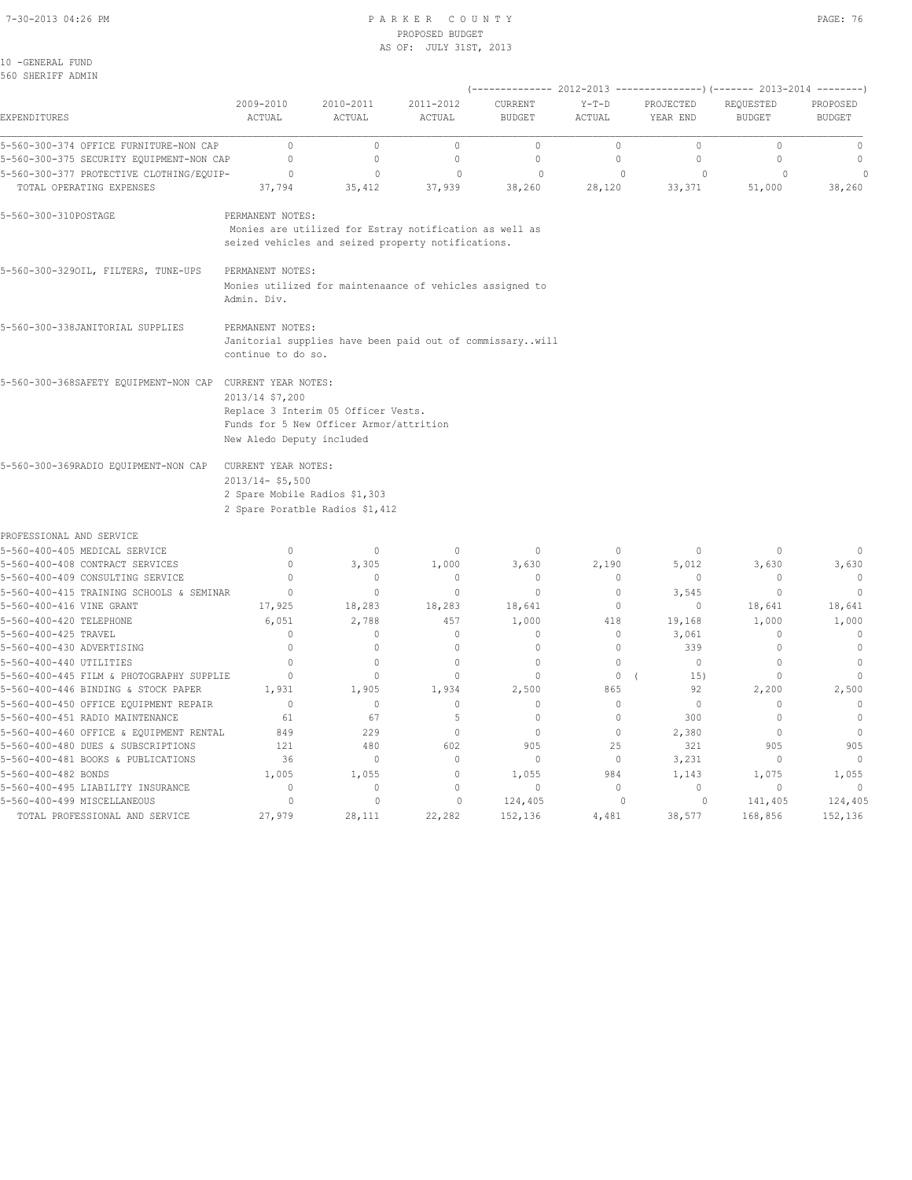10 -GENERAL FUND
560 SHERIFF ADMIN

| EXPENDITURES | 2009-2010 ACTUAL | 2010-2011 ACTUAL | 2011-2012 ACTUAL | 2012-2013 CURRENT BUDGET | 2012-2013 Y-T-D ACTUAL | 2012-2013 PROJECTED YEAR END | 2013-2014 REQUESTED BUDGET | 2013-2014 PROPOSED BUDGET |
|---|---|---|---|---|---|---|---|---|
| 5-560-300-374 OFFICE FURNITURE-NON CAP | 0 | 0 | 0 | 0 | 0 | 0 | 0 | 0 |
| 5-560-300-375 SECURITY EQUIPMENT-NON CAP | 0 | 0 | 0 | 0 | 0 | 0 | 0 | 0 |
| 5-560-300-377 PROTECTIVE CLOTHING/EQUIP- | 0 | 0 | 0 | 0 | 0 | 0 | 0 | 0 |
| TOTAL OPERATING EXPENSES | 37,794 | 35,412 | 37,939 | 38,260 | 28,120 | 33,371 | 51,000 | 38,260 |

5-560-300-310POSTAGE — PERMANENT NOTES:
Monies are utilized for Estray notification as well as seized vehicles and seized property notifications.

5-560-300-329OIL, FILTERS, TUNE-UPS — PERMANENT NOTES:
Monies utilized for maintenaance of vehicles assigned to Admin. Div.

5-560-300-338JANITORIAL SUPPLIES — PERMANENT NOTES:
Janitorial supplies have been paid out of commissary..will continue to do so.

5-560-300-368SAFETY EQUIPMENT-NON CAP — CURRENT YEAR NOTES:
2013/14 $7,200
Replace 3 Interim 05 Officer Vests.
Funds for 5 New Officer Armor/attrition
New Aledo Deputy included

5-560-300-369RADIO EQUIPMENT-NON CAP — CURRENT YEAR NOTES:
2013/14- $5,500
2 Spare Mobile Radios $1,303
2 Spare Poratble Radios $1,412

| PROFESSIONAL AND SERVICE | 2009-2010 ACTUAL | 2010-2011 ACTUAL | 2011-2012 ACTUAL | 2012-2013 CURRENT BUDGET | 2012-2013 Y-T-D ACTUAL | 2012-2013 PROJECTED YEAR END | 2013-2014 REQUESTED BUDGET | 2013-2014 PROPOSED BUDGET |
|---|---|---|---|---|---|---|---|---|
| 5-560-400-405 MEDICAL SERVICE | 0 | 0 | 0 | 0 | 0 | 0 | 0 | 0 |
| 5-560-400-408 CONTRACT SERVICES | 0 | 3,305 | 1,000 | 3,630 | 2,190 | 5,012 | 3,630 | 3,630 |
| 5-560-400-409 CONSULTING SERVICE | 0 | 0 | 0 | 0 | 0 | 0 | 0 | 0 |
| 5-560-400-415 TRAINING SCHOOLS & SEMINAR | 0 | 0 | 0 | 0 | 0 | 3,545 | 0 | 0 |
| 5-560-400-416 VINE GRANT | 17,925 | 18,283 | 18,283 | 18,641 | 0 | 0 | 18,641 | 18,641 |
| 5-560-400-420 TELEPHONE | 6,051 | 2,788 | 457 | 1,000 | 418 | 19,168 | 1,000 | 1,000 |
| 5-560-400-425 TRAVEL | 0 | 0 | 0 | 0 | 0 | 3,061 | 0 | 0 |
| 5-560-400-430 ADVERTISING | 0 | 0 | 0 | 0 | 0 | 339 | 0 | 0 |
| 5-560-400-440 UTILITIES | 0 | 0 | 0 | 0 | 0 | 0 | 0 | 0 |
| 5-560-400-445 FILM & PHOTOGRAPHY SUPPLIE | 0 | 0 | 0 | 0 | 0 | ( 15) | 0 | 0 |
| 5-560-400-446 BINDING & STOCK PAPER | 1,931 | 1,905 | 1,934 | 2,500 | 865 | 92 | 2,200 | 2,500 |
| 5-560-400-450 OFFICE EQUIPMENT REPAIR | 0 | 0 | 0 | 0 | 0 | 0 | 0 | 0 |
| 5-560-400-451 RADIO MAINTENANCE | 61 | 67 | 5 | 0 | 0 | 300 | 0 | 0 |
| 5-560-400-460 OFFICE & EQUIPMENT RENTAL | 849 | 229 | 0 | 0 | 0 | 2,380 | 0 | 0 |
| 5-560-400-480 DUES & SUBSCRIPTIONS | 121 | 480 | 602 | 905 | 25 | 321 | 905 | 905 |
| 5-560-400-481 BOOKS & PUBLICATIONS | 36 | 0 | 0 | 0 | 0 | 3,231 | 0 | 0 |
| 5-560-400-482 BONDS | 1,005 | 1,055 | 0 | 1,055 | 984 | 1,143 | 1,075 | 1,055 |
| 5-560-400-495 LIABILITY INSURANCE | 0 | 0 | 0 | 0 | 0 | 0 | 0 | 0 |
| 5-560-400-499 MISCELLANEOUS | 0 | 0 | 0 | 124,405 | 0 | 0 | 141,405 | 124,405 |
| TOTAL PROFESSIONAL AND SERVICE | 27,979 | 28,111 | 22,282 | 152,136 | 4,481 | 38,577 | 168,856 | 152,136 |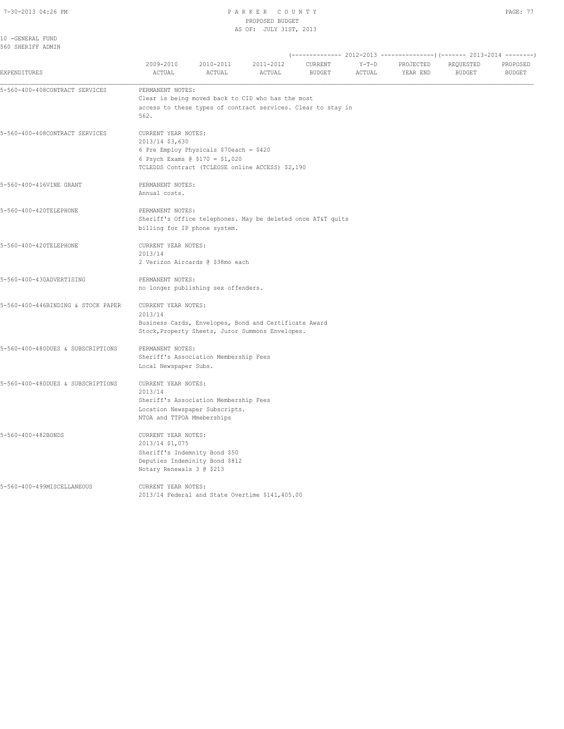PARKER COUNTY
PROPOSED BUDGET
AS OF: JULY 31ST, 2013

10 -GENERAL FUND
560 SHERIFF ADMIN

| EXPENDITURES | 2009-2010 ACTUAL | 2010-2011 ACTUAL | 2011-2012 ACTUAL | 2012-2013 CURRENT BUDGET | 2012-2013 Y-T-D ACTUAL | 2012-2013 PROJECTED YEAR END | 2013-2014 REQUESTED BUDGET | 2013-2014 PROPOSED BUDGET |
|---|---|---|---|---|---|---|---|---|

5-560-400-408CONTRACT SERVICES — PERMANENT NOTES:
Clear is being moved back to CID who has the most
access to these types of contract services. Clear to stay in
562.

5-560-400-408CONTRACT SERVICES — CURRENT YEAR NOTES:
2013/14 $3,630
6 Pre Employ Physicals $70each = $420
6 Psych Exams @ $170 = $1,020
TCLEDDS Contract (TCLEOSE online ACCESS) $2,190

5-560-400-416VINE GRANT — PERMANENT NOTES:
Annual costs.

5-560-400-420TELEPHONE — PERMANENT NOTES:
Sheriff's Office telephones. May be deleted once AT&T quits
billing for IP phone system.

5-560-400-420TELEPHONE — CURRENT YEAR NOTES:
2013/14
2 Verizon Aircards @ $38mo each

5-560-400-430ADVERTISING — PERMANENT NOTES:
no longer publishing sex offenders.

5-560-400-446BINDING & STOCK PAPER — CURRENT YEAR NOTES:
2013/14
Business Cards, Envelopes, Bond and Certificate Award
Stock,Property Sheets, Juror Summons Envelopes.

5-560-400-480DUES & SUBSCRIPTIONS — PERMANENT NOTES:
Sheriff's Association Membership Fees
Local Newspaper Subs.

5-560-400-480DUES & SUBSCRIPTIONS — CURRENT YEAR NOTES:
2013/14
Sheriff's Association Membership Fees
Location Newspaper Subscripts.
NTOA and TTPOA Mmeberships

5-560-400-482BONDS — CURRENT YEAR NOTES:
2013/14 $1,075
Sheriff's Indemnity Bond $50
Deputies Indeminity Bond $812
Notary Renewals 3 @ $213

5-560-400-499MISCELLANEOUS — CURRENT YEAR NOTES:
2013/14 Federal and State Overtime $141,405.00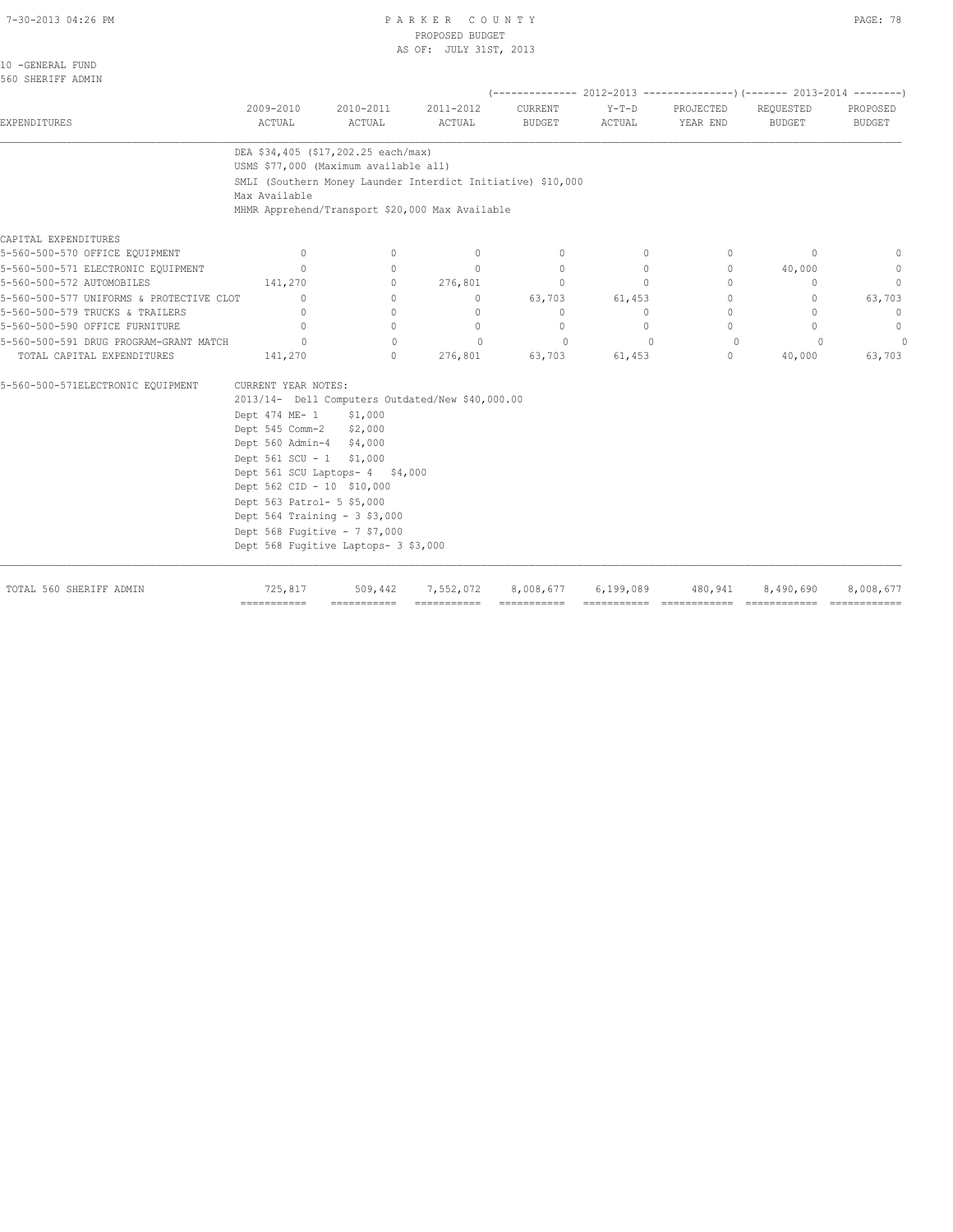10 -GENERAL FUND
560 SHERIFF ADMIN

| EXPENDITURES | 2009-2010 ACTUAL | 2010-2011 ACTUAL | 2011-2012 ACTUAL | 2012-2013 CURRENT BUDGET | 2012-2013 Y-T-D ACTUAL | 2012-2013 PROJECTED YEAR END | 2013-2014 REQUESTED BUDGET | 2013-2014 PROPOSED BUDGET |
|---|---|---|---|---|---|---|---|---|
| | DEA $34,405 ($17,202.25 each/max) | | | | | | | |
| | USMS $77,000 (Maximum available all) | | | | | | | |
| | SMLI (Southern Money Launder Interdict Initiative) $10,000 Max Available | | | | | | | |
| | MHMR Apprehend/Transport $20,000 Max Available | | | | | | | |
| CAPITAL EXPENDITURES | | | | | | | | |
| 5-560-500-570 OFFICE EQUIPMENT | 0 | 0 | 0 | 0 | 0 | 0 | 0 | 0 |
| 5-560-500-571 ELECTRONIC EQUIPMENT | 0 | 0 | 0 | 0 | 0 | 0 | 40,000 | 0 |
| 5-560-500-572 AUTOMOBILES | 141,270 | 0 | 276,801 | 0 | 0 | 0 | 0 | 0 |
| 5-560-500-577 UNIFORMS & PROTECTIVE CLOT | 0 | 0 | 0 | 63,703 | 61,453 | 0 | 0 | 63,703 |
| 5-560-500-579 TRUCKS & TRAILERS | 0 | 0 | 0 | 0 | 0 | 0 | 0 | 0 |
| 5-560-500-590 OFFICE FURNITURE | 0 | 0 | 0 | 0 | 0 | 0 | 0 | 0 |
| 5-560-500-591 DRUG PROGRAM-GRANT MATCH | 0 | 0 | 0 | 0 | 0 | 0 | 0 | 0 |
| TOTAL CAPITAL EXPENDITURES | 141,270 | 0 | 276,801 | 63,703 | 61,453 | 0 | 40,000 | 63,703 |

5-560-500-571ELECTRONIC EQUIPMENT

CURRENT YEAR NOTES:
2013/14- Dell Computers Outdated/New $40,000.00
Dept 474 ME- 1 $1,000
Dept 545 Comm-2 $2,000
Dept 560 Admin-4 $4,000
Dept 561 SCU - 1 $1,000
Dept 561 SCU Laptops- 4 $4,000
Dept 562 CID - 10 $10,000
Dept 563 Patrol- 5 $5,000
Dept 564 Training - 3 $3,000
Dept 568 Fugitive - 7 $7,000
Dept 568 Fugitive Laptops- 3 $3,000

| | 2009-2010 ACTUAL | 2010-2011 ACTUAL | 2011-2012 ACTUAL | 2012-2013 CURRENT BUDGET | 2012-2013 Y-T-D ACTUAL | 2012-2013 PROJECTED YEAR END | 2013-2014 REQUESTED BUDGET | 2013-2014 PROPOSED BUDGET |
|---|---|---|---|---|---|---|---|---|
| TOTAL 560 SHERIFF ADMIN | 725,817 | 509,442 | 7,552,072 | 8,008,677 | 6,199,089 | 480,941 | 8,490,690 | 8,008,677 |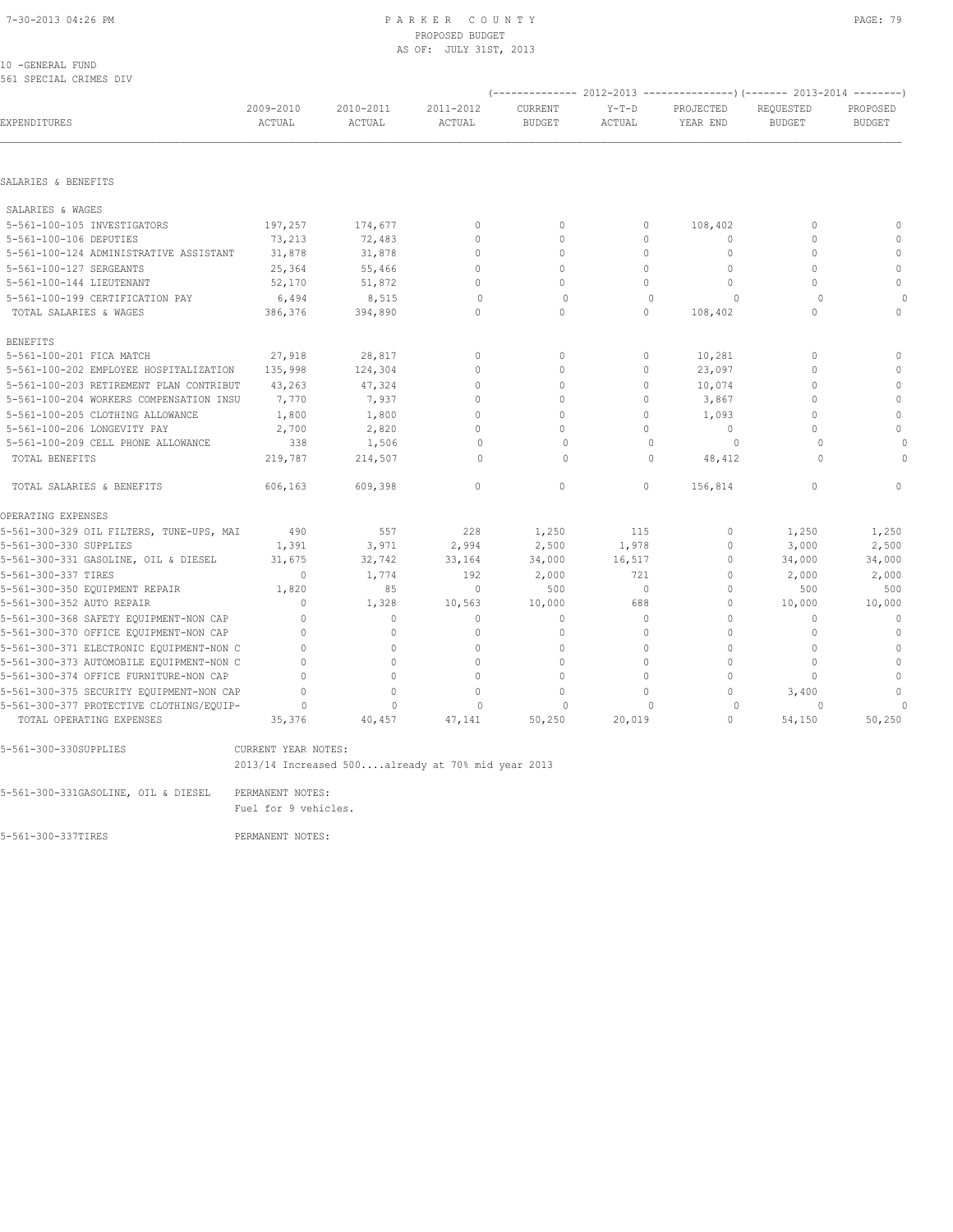PARKER COUNTY
PROPOSED BUDGET
AS OF: JULY 31ST, 2013

10 -GENERAL FUND
561 SPECIAL CRIMES DIV

| EXPENDITURES | 2009-2010 ACTUAL | 2010-2011 ACTUAL | 2011-2012 ACTUAL | (---- 2012-2013 ---- CURRENT BUDGET | Y-T-D ACTUAL | PROJECTED YEAR END ----) | (---- 2013-2014 ---- REQUESTED BUDGET | PROPOSED BUDGET ----) |
|---|---|---|---|---|---|---|---|---|
| SALARIES & BENEFITS | | | | | | | | |
| SALARIES & WAGES | | | | | | | | |
| 5-561-100-105 INVESTIGATORS | 197,257 | 174,677 | 0 | 0 | 0 | 108,402 | 0 | 0 |
| 5-561-100-106 DEPUTIES | 73,213 | 72,483 | 0 | 0 | 0 | 0 | 0 | 0 |
| 5-561-100-124 ADMINISTRATIVE ASSISTANT | 31,878 | 31,878 | 0 | 0 | 0 | 0 | 0 | 0 |
| 5-561-100-127 SERGEANTS | 25,364 | 55,466 | 0 | 0 | 0 | 0 | 0 | 0 |
| 5-561-100-144 LIEUTENANT | 52,170 | 51,872 | 0 | 0 | 0 | 0 | 0 | 0 |
| 5-561-100-199 CERTIFICATION PAY | 6,494 | 8,515 | 0 | 0 | 0 | 0 | 0 | 0 |
| TOTAL SALARIES & WAGES | 386,376 | 394,890 | 0 | 0 | 0 | 108,402 | 0 | 0 |
| BENEFITS | | | | | | | | |
| 5-561-100-201 FICA MATCH | 27,918 | 28,817 | 0 | 0 | 0 | 10,281 | 0 | 0 |
| 5-561-100-202 EMPLOYEE HOSPITALIZATION | 135,998 | 124,304 | 0 | 0 | 0 | 23,097 | 0 | 0 |
| 5-561-100-203 RETIREMENT PLAN CONTRIBUT | 43,263 | 47,324 | 0 | 0 | 0 | 10,074 | 0 | 0 |
| 5-561-100-204 WORKERS COMPENSATION INSU | 7,770 | 7,937 | 0 | 0 | 0 | 3,867 | 0 | 0 |
| 5-561-100-205 CLOTHING ALLOWANCE | 1,800 | 1,800 | 0 | 0 | 0 | 1,093 | 0 | 0 |
| 5-561-100-206 LONGEVITY PAY | 2,700 | 2,820 | 0 | 0 | 0 | 0 | 0 | 0 |
| 5-561-100-209 CELL PHONE ALLOWANCE | 338 | 1,506 | 0 | 0 | 0 | 0 | 0 | 0 |
| TOTAL BENEFITS | 219,787 | 214,507 | 0 | 0 | 0 | 48,412 | 0 | 0 |
| TOTAL SALARIES & BENEFITS | 606,163 | 609,398 | 0 | 0 | 0 | 156,814 | 0 | 0 |
| OPERATING EXPENSES | | | | | | | | |
| 5-561-300-329 OIL FILTERS, TUNE-UPS, MAI | 490 | 557 | 228 | 1,250 | 115 | 0 | 1,250 | 1,250 |
| 5-561-300-330 SUPPLIES | 1,391 | 3,971 | 2,994 | 2,500 | 1,978 | 0 | 3,000 | 2,500 |
| 5-561-300-331 GASOLINE, OIL & DIESEL | 31,675 | 32,742 | 33,164 | 34,000 | 16,517 | 0 | 34,000 | 34,000 |
| 5-561-300-337 TIRES | 0 | 1,774 | 192 | 2,000 | 721 | 0 | 2,000 | 2,000 |
| 5-561-300-350 EQUIPMENT REPAIR | 1,820 | 85 | 0 | 500 | 0 | 0 | 500 | 500 |
| 5-561-300-352 AUTO REPAIR | 0 | 1,328 | 10,563 | 10,000 | 688 | 0 | 10,000 | 10,000 |
| 5-561-300-368 SAFETY EQUIPMENT-NON CAP | 0 | 0 | 0 | 0 | 0 | 0 | 0 | 0 |
| 5-561-300-370 OFFICE EQUIPMENT-NON CAP | 0 | 0 | 0 | 0 | 0 | 0 | 0 | 0 |
| 5-561-300-371 ELECTRONIC EQUIPMENT-NON C | 0 | 0 | 0 | 0 | 0 | 0 | 0 | 0 |
| 5-561-300-373 AUTOMOBILE EQUIPMENT-NON C | 0 | 0 | 0 | 0 | 0 | 0 | 0 | 0 |
| 5-561-300-374 OFFICE FURNITURE-NON CAP | 0 | 0 | 0 | 0 | 0 | 0 | 0 | 0 |
| 5-561-300-375 SECURITY EQUIPMENT-NON CAP | 0 | 0 | 0 | 0 | 0 | 0 | 3,400 | 0 |
| 5-561-300-377 PROTECTIVE CLOTHING/EQUIP- | 0 | 0 | 0 | 0 | 0 | 0 | 0 | 0 |
| TOTAL OPERATING EXPENSES | 35,376 | 40,457 | 47,141 | 50,250 | 20,019 | 0 | 54,150 | 50,250 |

5-561-300-330SUPPLIES — CURRENT YEAR NOTES:
2013/14 Increased 500....already at 70% mid year 2013

5-561-300-331GASOLINE, OIL & DIESEL — PERMANENT NOTES:
Fuel for 9 vehicles.

5-561-300-337TIRES — PERMANENT NOTES: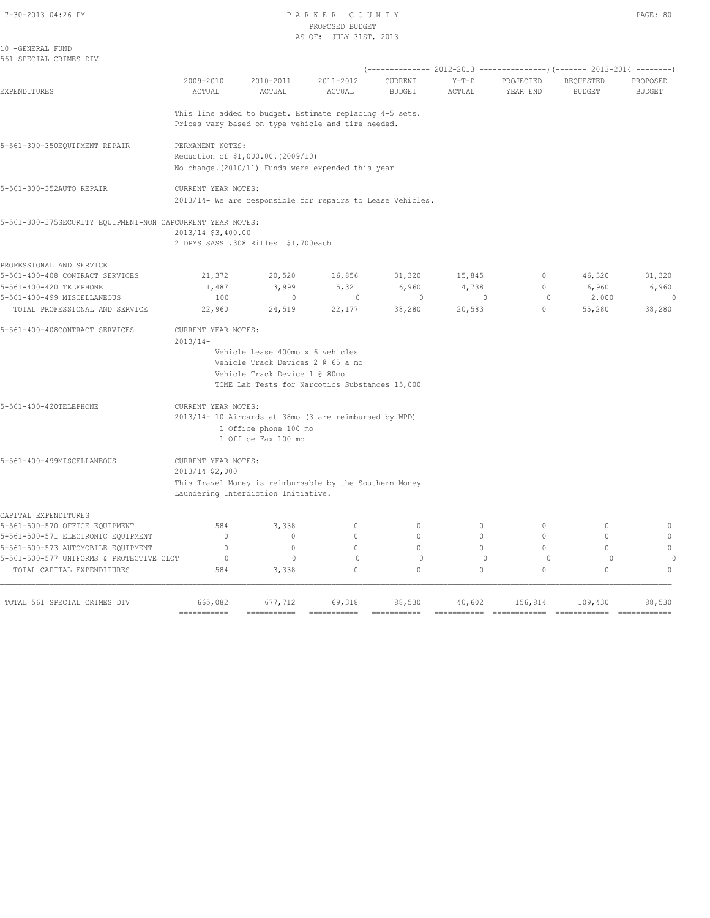10 -GENERAL FUND
561 SPECIAL CRIMES DIV

| EXPENDITURES | 2009-2010 ACTUAL | 2010-2011 ACTUAL | 2011-2012 ACTUAL | 2012-2013 CURRENT BUDGET | 2012-2013 Y-T-D ACTUAL | 2012-2013 PROJECTED YEAR END | 2013-2014 REQUESTED BUDGET | 2013-2014 PROPOSED BUDGET |
|---|---|---|---|---|---|---|---|---|

This line added to budget. Estimate replacing 4-5 sets.
Prices vary based on type vehicle and tire needed.

5-561-300-350EQUIPMENT REPAIR — PERMANENT NOTES:
Reduction of $1,000.00.(2009/10)
No change.(2010/11) Funds were expended this year

5-561-300-352AUTO REPAIR — CURRENT YEAR NOTES:
2013/14- We are responsible for repairs to Lease Vehicles.

5-561-300-375SECURITY EQUIPMENT-NON CAP — CURRENT YEAR NOTES:
2013/14 $3,400.00
2 DPMS SASS .308 Rifles $1,700each

| PROFESSIONAL AND SERVICE | | | | | | | | |
|---|---|---|---|---|---|---|---|---|
| 5-561-400-408 CONTRACT SERVICES | 21,372 | 20,520 | 16,856 | 31,320 | 15,845 | 0 | 46,320 | 31,320 |
| 5-561-400-420 TELEPHONE | 1,487 | 3,999 | 5,321 | 6,960 | 4,738 | 0 | 6,960 | 6,960 |
| 5-561-400-499 MISCELLANEOUS | 100 | 0 | 0 | 0 | 0 | 0 | 2,000 | 0 |
| TOTAL PROFESSIONAL AND SERVICE | 22,960 | 24,519 | 22,177 | 38,280 | 20,583 | 0 | 55,280 | 38,280 |

5-561-400-408CONTRACT SERVICES — CURRENT YEAR NOTES:
2013/14-
Vehicle Lease 400mo x 6 vehicles
Vehicle Track Devices 2 @ 65 a mo
Vehicle Track Device 1 @ 80mo
TCME Lab Tests for Narcotics Substances 15,000

5-561-400-420TELEPHONE — CURRENT YEAR NOTES:
2013/14- 10 Aircards at 38mo (3 are reimbursed by WPD)
1 Office phone 100 mo
1 Office Fax 100 mo

5-561-400-499MISCELLANEOUS — CURRENT YEAR NOTES:
2013/14 $2,000
This Travel Money is reimbursable by the Southern Money Laundering Interdiction Initiative.

| CAPITAL EXPENDITURES | | | | | | | | |
|---|---|---|---|---|---|---|---|---|
| 5-561-500-570 OFFICE EQUIPMENT | 584 | 3,338 | 0 | 0 | 0 | 0 | 0 | 0 |
| 5-561-500-571 ELECTRONIC EQUIPMENT | 0 | 0 | 0 | 0 | 0 | 0 | 0 | 0 |
| 5-561-500-573 AUTOMOBILE EQUIPMENT | 0 | 0 | 0 | 0 | 0 | 0 | 0 | 0 |
| 5-561-500-577 UNIFORMS & PROTECTIVE CLOT | 0 | 0 | 0 | 0 | 0 | 0 | 0 | 0 |
| TOTAL CAPITAL EXPENDITURES | 584 | 3,338 | 0 | 0 | 0 | 0 | 0 | 0 |
| TOTAL 561 SPECIAL CRIMES DIV | 665,082 | 677,712 | 69,318 | 88,530 | 40,602 | 156,814 | 109,430 | 88,530 |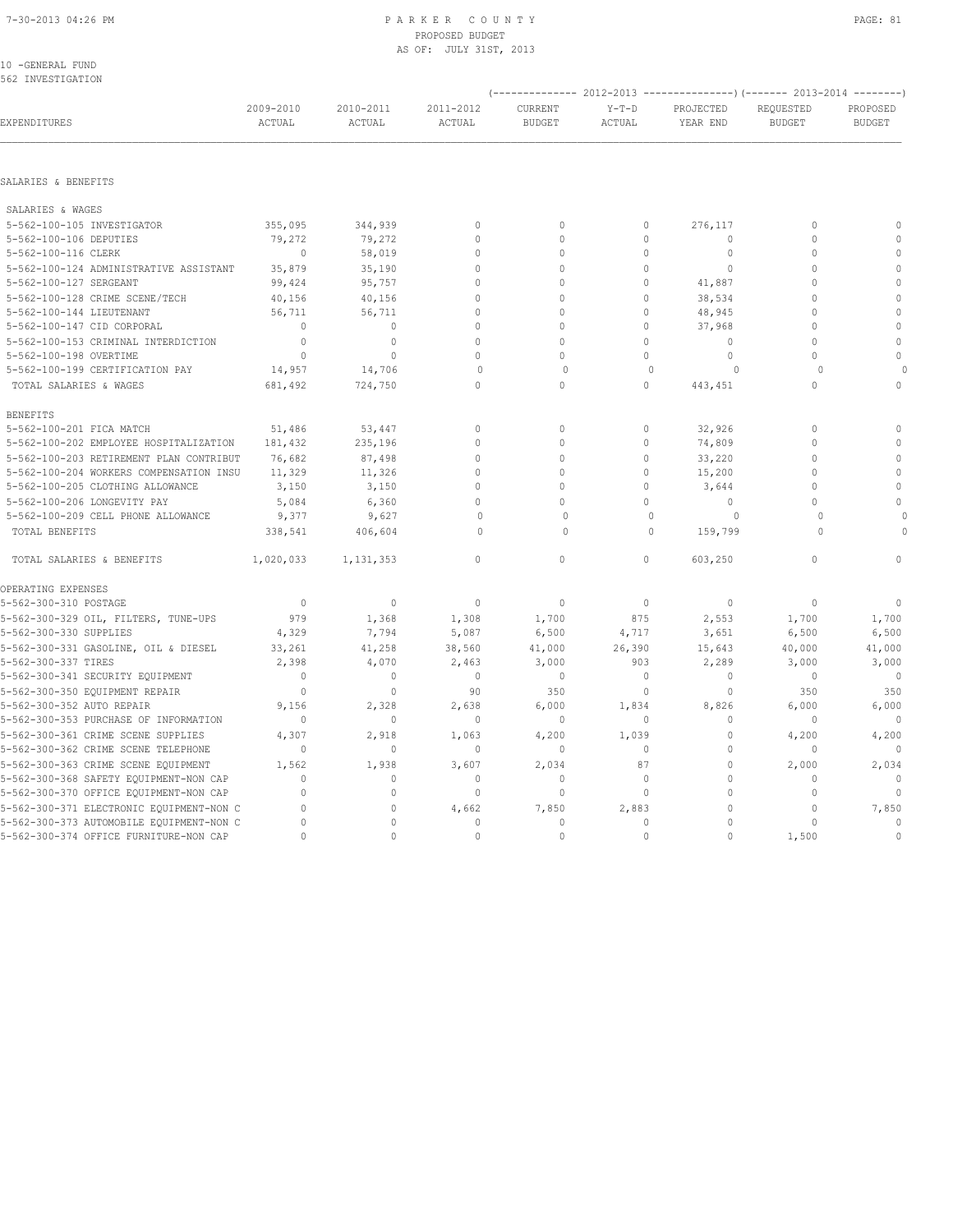# PARKER COUNTY
## PROPOSED BUDGET
### AS OF: JULY 31ST, 2013

10 -GENERAL FUND
562 INVESTIGATION

| EXPENDITURES | 2009-2010 ACTUAL | 2010-2011 ACTUAL | 2011-2012 ACTUAL | 2012-2013 CURRENT BUDGET | 2012-2013 Y-T-D ACTUAL | 2012-2013 PROJECTED YEAR END | 2013-2014 REQUESTED BUDGET | 2013-2014 PROPOSED BUDGET |
|---|---|---|---|---|---|---|---|---|
| **SALARIES & BENEFITS** | | | | | | | | |
| SALARIES & WAGES | | | | | | | | |
| 5-562-100-105 INVESTIGATOR | 355,095 | 344,939 | 0 | 0 | 0 | 276,117 | 0 | 0 |
| 5-562-100-106 DEPUTIES | 79,272 | 79,272 | 0 | 0 | 0 | 0 | 0 | 0 |
| 5-562-100-116 CLERK | 0 | 58,019 | 0 | 0 | 0 | 0 | 0 | 0 |
| 5-562-100-124 ADMINISTRATIVE ASSISTANT | 35,879 | 35,190 | 0 | 0 | 0 | 0 | 0 | 0 |
| 5-562-100-127 SERGEANT | 99,424 | 95,757 | 0 | 0 | 0 | 41,887 | 0 | 0 |
| 5-562-100-128 CRIME SCENE/TECH | 40,156 | 40,156 | 0 | 0 | 0 | 38,534 | 0 | 0 |
| 5-562-100-144 LIEUTENANT | 56,711 | 56,711 | 0 | 0 | 0 | 48,945 | 0 | 0 |
| 5-562-100-147 CID CORPORAL | 0 | 0 | 0 | 0 | 0 | 37,968 | 0 | 0 |
| 5-562-100-153 CRIMINAL INTERDICTION | 0 | 0 | 0 | 0 | 0 | 0 | 0 | 0 |
| 5-562-100-198 OVERTIME | 0 | 0 | 0 | 0 | 0 | 0 | 0 | 0 |
| 5-562-100-199 CERTIFICATION PAY | 14,957 | 14,706 | 0 | 0 | 0 | 0 | 0 | 0 |
| TOTAL SALARIES & WAGES | 681,492 | 724,750 | 0 | 0 | 0 | 443,451 | 0 | 0 |
| BENEFITS | | | | | | | | |
| 5-562-100-201 FICA MATCH | 51,486 | 53,447 | 0 | 0 | 0 | 32,926 | 0 | 0 |
| 5-562-100-202 EMPLOYEE HOSPITALIZATION | 181,432 | 235,196 | 0 | 0 | 0 | 74,809 | 0 | 0 |
| 5-562-100-203 RETIREMENT PLAN CONTRIBUT | 76,682 | 87,498 | 0 | 0 | 0 | 33,220 | 0 | 0 |
| 5-562-100-204 WORKERS COMPENSATION INSU | 11,329 | 11,326 | 0 | 0 | 0 | 15,200 | 0 | 0 |
| 5-562-100-205 CLOTHING ALLOWANCE | 3,150 | 3,150 | 0 | 0 | 0 | 3,644 | 0 | 0 |
| 5-562-100-206 LONGEVITY PAY | 5,084 | 6,360 | 0 | 0 | 0 | 0 | 0 | 0 |
| 5-562-100-209 CELL PHONE ALLOWANCE | 9,377 | 9,627 | 0 | 0 | 0 | 0 | 0 | 0 |
| TOTAL BENEFITS | 338,541 | 406,604 | 0 | 0 | 0 | 159,799 | 0 | 0 |
| TOTAL SALARIES & BENEFITS | 1,020,033 | 1,131,353 | 0 | 0 | 0 | 603,250 | 0 | 0 |
| **OPERATING EXPENSES** | | | | | | | | |
| 5-562-300-310 POSTAGE | 0 | 0 | 0 | 0 | 0 | 0 | 0 | 0 |
| 5-562-300-329 OIL, FILTERS, TUNE-UPS | 979 | 1,368 | 1,308 | 1,700 | 875 | 2,553 | 1,700 | 1,700 |
| 5-562-300-330 SUPPLIES | 4,329 | 7,794 | 5,087 | 6,500 | 4,717 | 3,651 | 6,500 | 6,500 |
| 5-562-300-331 GASOLINE, OIL & DIESEL | 33,261 | 41,258 | 38,560 | 41,000 | 26,390 | 15,643 | 40,000 | 41,000 |
| 5-562-300-337 TIRES | 2,398 | 4,070 | 2,463 | 3,000 | 903 | 2,289 | 3,000 | 3,000 |
| 5-562-300-341 SECURITY EQUIPMENT | 0 | 0 | 0 | 0 | 0 | 0 | 0 | 0 |
| 5-562-300-350 EQUIPMENT REPAIR | 0 | 0 | 90 | 350 | 0 | 0 | 350 | 350 |
| 5-562-300-352 AUTO REPAIR | 9,156 | 2,328 | 2,638 | 6,000 | 1,834 | 8,826 | 6,000 | 6,000 |
| 5-562-300-353 PURCHASE OF INFORMATION | 0 | 0 | 0 | 0 | 0 | 0 | 0 | 0 |
| 5-562-300-361 CRIME SCENE SUPPLIES | 4,307 | 2,918 | 1,063 | 4,200 | 1,039 | 0 | 4,200 | 4,200 |
| 5-562-300-362 CRIME SCENE TELEPHONE | 0 | 0 | 0 | 0 | 0 | 0 | 0 | 0 |
| 5-562-300-363 CRIME SCENE EQUIPMENT | 1,562 | 1,938 | 3,607 | 2,034 | 87 | 0 | 2,000 | 2,034 |
| 5-562-300-368 SAFETY EQUIPMENT-NON CAP | 0 | 0 | 0 | 0 | 0 | 0 | 0 | 0 |
| 5-562-300-370 OFFICE EQUIPMENT-NON CAP | 0 | 0 | 0 | 0 | 0 | 0 | 0 | 0 |
| 5-562-300-371 ELECTRONIC EQUIPMENT-NON C | 0 | 0 | 4,662 | 7,850 | 2,883 | 0 | 0 | 7,850 |
| 5-562-300-373 AUTOMOBILE EQUIPMENT-NON C | 0 | 0 | 0 | 0 | 0 | 0 | 0 | 0 |
| 5-562-300-374 OFFICE FURNITURE-NON CAP | 0 | 0 | 0 | 0 | 0 | 0 | 1,500 | 0 |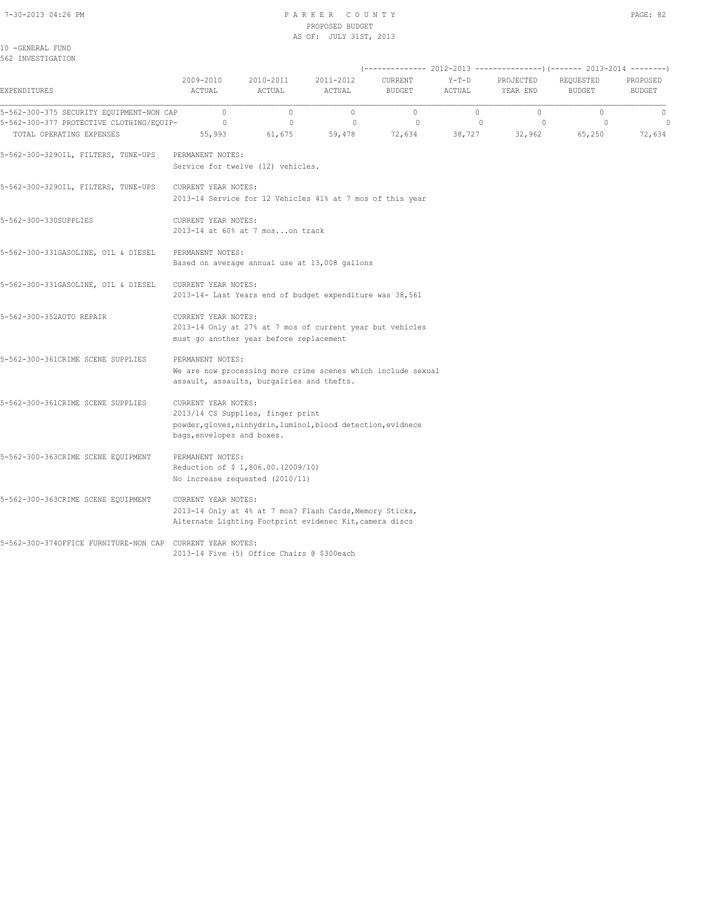10 -GENERAL FUND
562 INVESTIGATION

| EXPENDITURES | 2009-2010 ACTUAL | 2010-2011 ACTUAL | 2011-2012 ACTUAL | 2012-2013 CURRENT BUDGET | 2012-2013 Y-T-D ACTUAL | 2012-2013 PROJECTED YEAR END | 2013-2014 REQUESTED BUDGET | 2013-2014 PROPOSED BUDGET |
|---|---|---|---|---|---|---|---|---|
| 5-562-300-375 SECURITY EQUIPMENT-NON CAP | 0 | 0 | 0 | 0 | 0 | 0 | 0 | 0 |
| 5-562-300-377 PROTECTIVE CLOTHING/EQUIP- | 0 | 0 | 0 | 0 | 0 | 0 | 0 | 0 |
| TOTAL OPERATING EXPENSES | 55,993 | 61,675 | 59,478 | 72,634 | 38,727 | 32,962 | 65,250 | 72,634 |

5-562-300-329OIL, FILTERS, TUNE-UPS — PERMANENT NOTES:
Service for twelve (12) vehicles.

5-562-300-329OIL, FILTERS, TUNE-UPS — CURRENT YEAR NOTES:
2013-14 Service for 12 Vehicles 41% at 7 mos of this year

5-562-300-330SUPPLIES — CURRENT YEAR NOTES:
2013-14 at 60% at 7 mos...on track

5-562-300-331GASOLINE, OIL & DIESEL — PERMANENT NOTES:
Based on average annual use at 13,008 gallons

5-562-300-331GASOLINE, OIL & DIESEL — CURRENT YEAR NOTES:
2013-14- Last Years end of budget expenditure was 38,561

5-562-300-352AUTO REPAIR — CURRENT YEAR NOTES:
2013-14 Only at 27% at 7 mos of current year but vehicles
must go another year before replacement

5-562-300-361CRIME SCENE SUPPLIES — PERMANENT NOTES:
We are now processing more crime scenes which include sexual
assault, assaults, burgalries and thefts.

5-562-300-361CRIME SCENE SUPPLIES — CURRENT YEAR NOTES:
2013/14 CS Supplies, finger print
powder,gloves,ninhydrin,luminol,blood detection,evidnece
bags,envelopes and boxes.

5-562-300-363CRIME SCENE EQUIPMENT — PERMANENT NOTES:
Reduction of $ 1,806.00.(2009/10)
No increase requested (2010/11)

5-562-300-363CRIME SCENE EQUIPMENT — CURRENT YEAR NOTES:
2013-14 Only at 4% at 7 mos? Flash Cards,Memory Sticks,
Alternate Lighting Footprint evidenec Kit,camera discs

5-562-300-374OFFICE FURNITURE-NON CAP — CURRENT YEAR NOTES:
2013-14 Five (5) Office Chairs @ $300each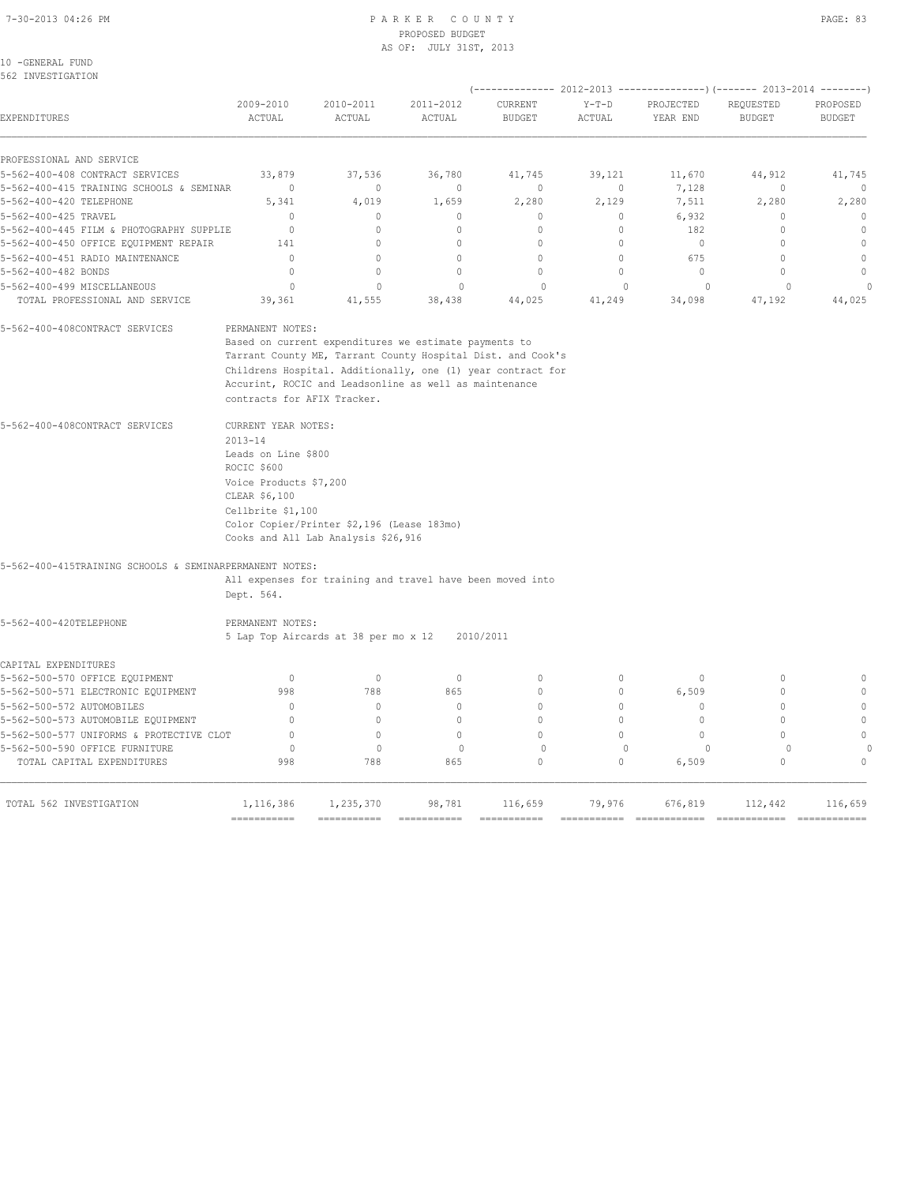10 -GENERAL FUND
562 INVESTIGATION

| EXPENDITURES | 2009-2010 ACTUAL | 2010-2011 ACTUAL | 2011-2012 ACTUAL | 2012-2013 CURRENT BUDGET | 2012-2013 Y-T-D ACTUAL | 2012-2013 PROJECTED YEAR END | 2013-2014 REQUESTED BUDGET | 2013-2014 PROPOSED BUDGET |
|---|---|---|---|---|---|---|---|---|
| PROFESSIONAL AND SERVICE | | | | | | | | |
| 5-562-400-408 CONTRACT SERVICES | 33,879 | 37,536 | 36,780 | 41,745 | 39,121 | 11,670 | 44,912 | 41,745 |
| 5-562-400-415 TRAINING SCHOOLS & SEMINAR | 0 | 0 | 0 | 0 | 0 | 7,128 | 0 | 0 |
| 5-562-400-420 TELEPHONE | 5,341 | 4,019 | 1,659 | 2,280 | 2,129 | 7,511 | 2,280 | 2,280 |
| 5-562-400-425 TRAVEL | 0 | 0 | 0 | 0 | 0 | 6,932 | 0 | 0 |
| 5-562-400-445 FILM & PHOTOGRAPHY SUPPLIE | 0 | 0 | 0 | 0 | 0 | 182 | 0 | 0 |
| 5-562-400-450 OFFICE EQUIPMENT REPAIR | 141 | 0 | 0 | 0 | 0 | 0 | 0 | 0 |
| 5-562-400-451 RADIO MAINTENANCE | 0 | 0 | 0 | 0 | 0 | 675 | 0 | 0 |
| 5-562-400-482 BONDS | 0 | 0 | 0 | 0 | 0 | 0 | 0 | 0 |
| 5-562-400-499 MISCELLANEOUS | 0 | 0 | 0 | 0 | 0 | 0 | 0 | 0 |
| TOTAL PROFESSIONAL AND SERVICE | 39,361 | 41,555 | 38,438 | 44,025 | 41,249 | 34,098 | 47,192 | 44,025 |

5-562-400-408CONTRACT SERVICES — PERMANENT NOTES:
Based on current expenditures we estimate payments to Tarrant County ME, Tarrant County Hospital Dist. and Cook's Childrens Hospital. Additionally, one (1) year contract for Accurint, ROCIC and Leadsonline as well as maintenance contracts for AFIX Tracker.

5-562-400-408CONTRACT SERVICES — CURRENT YEAR NOTES:
2013-14
Leads on Line $800
ROCIC $600
Voice Products $7,200
CLEAR $6,100
Cellbrite $1,100
Color Copier/Printer $2,196 (Lease 183mo)
Cooks and All Lab Analysis $26,916

5-562-400-415TRAINING SCHOOLS & SEMINARPERMANENT NOTES:
All expenses for training and travel have been moved into Dept. 564.

5-562-400-420TELEPHONE — PERMANENT NOTES:
5 Lap Top Aircards at 38 per mo x 12 2010/2011

| EXPENDITURES | 2009-2010 ACTUAL | 2010-2011 ACTUAL | 2011-2012 ACTUAL | 2012-2013 CURRENT BUDGET | 2012-2013 Y-T-D ACTUAL | 2012-2013 PROJECTED YEAR END | 2013-2014 REQUESTED BUDGET | 2013-2014 PROPOSED BUDGET |
|---|---|---|---|---|---|---|---|---|
| CAPITAL EXPENDITURES | | | | | | | | |
| 5-562-500-570 OFFICE EQUIPMENT | 0 | 0 | 0 | 0 | 0 | 0 | 0 | 0 |
| 5-562-500-571 ELECTRONIC EQUIPMENT | 998 | 788 | 865 | 0 | 0 | 6,509 | 0 | 0 |
| 5-562-500-572 AUTOMOBILES | 0 | 0 | 0 | 0 | 0 | 0 | 0 | 0 |
| 5-562-500-573 AUTOMOBILE EQUIPMENT | 0 | 0 | 0 | 0 | 0 | 0 | 0 | 0 |
| 5-562-500-577 UNIFORMS & PROTECTIVE CLOT | 0 | 0 | 0 | 0 | 0 | 0 | 0 | 0 |
| 5-562-500-590 OFFICE FURNITURE | 0 | 0 | 0 | 0 | 0 | 0 | 0 | 0 |
| TOTAL CAPITAL EXPENDITURES | 998 | 788 | 865 | 0 | 0 | 6,509 | 0 | 0 |
| TOTAL 562 INVESTIGATION | 1,116,386 | 1,235,370 | 98,781 | 116,659 | 79,976 | 676,819 | 112,442 | 116,659 |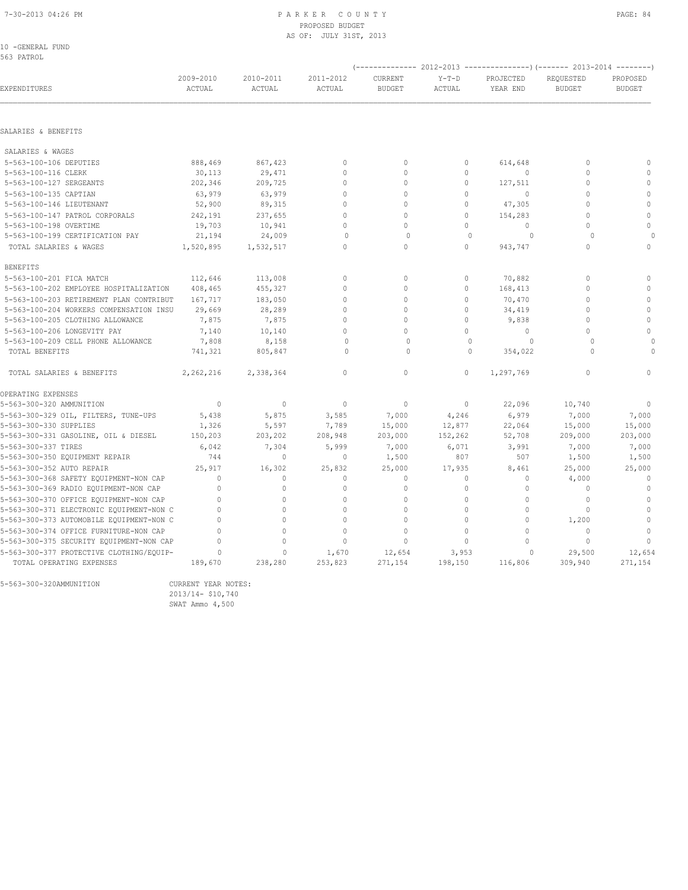PARKER COUNTY
PROPOSED BUDGET
AS OF: JULY 31ST, 2013

10 -GENERAL FUND
563 PATROL

| EXPENDITURES | 2009-2010 ACTUAL | 2010-2011 ACTUAL | 2011-2012 ACTUAL | 2012-2013 CURRENT BUDGET | 2012-2013 Y-T-D ACTUAL | 2012-2013 PROJECTED YEAR END | 2013-2014 REQUESTED BUDGET | 2013-2014 PROPOSED BUDGET |
|---|---|---|---|---|---|---|---|---|
| **SALARIES & BENEFITS** | | | | | | | | |
| SALARIES & WAGES | | | | | | | | |
| 5-563-100-106 DEPUTIES | 888,469 | 867,423 | 0 | 0 | 0 | 614,648 | 0 | 0 |
| 5-563-100-116 CLERK | 30,113 | 29,471 | 0 | 0 | 0 | 0 | 0 | 0 |
| 5-563-100-127 SERGEANTS | 202,346 | 209,725 | 0 | 0 | 0 | 127,511 | 0 | 0 |
| 5-563-100-135 CAPTIAN | 63,979 | 63,979 | 0 | 0 | 0 | 0 | 0 | 0 |
| 5-563-100-146 LIEUTENANT | 52,900 | 89,315 | 0 | 0 | 0 | 47,305 | 0 | 0 |
| 5-563-100-147 PATROL CORPORALS | 242,191 | 237,655 | 0 | 0 | 0 | 154,283 | 0 | 0 |
| 5-563-100-198 OVERTIME | 19,703 | 10,941 | 0 | 0 | 0 | 0 | 0 | 0 |
| 5-563-100-199 CERTIFICATION PAY | 21,194 | 24,009 | 0 | 0 | 0 | 0 | 0 | 0 |
| TOTAL SALARIES & WAGES | 1,520,895 | 1,532,517 | 0 | 0 | 0 | 943,747 | 0 | 0 |
| BENEFITS | | | | | | | | |
| 5-563-100-201 FICA MATCH | 112,646 | 113,008 | 0 | 0 | 0 | 70,882 | 0 | 0 |
| 5-563-100-202 EMPLOYEE HOSPITALIZATION | 408,465 | 455,327 | 0 | 0 | 0 | 168,413 | 0 | 0 |
| 5-563-100-203 RETIREMENT PLAN CONTRIBUT | 167,717 | 183,050 | 0 | 0 | 0 | 70,470 | 0 | 0 |
| 5-563-100-204 WORKERS COMPENSATION INSU | 29,669 | 28,289 | 0 | 0 | 0 | 34,419 | 0 | 0 |
| 5-563-100-205 CLOTHING ALLOWANCE | 7,875 | 7,875 | 0 | 0 | 0 | 9,838 | 0 | 0 |
| 5-563-100-206 LONGEVITY PAY | 7,140 | 10,140 | 0 | 0 | 0 | 0 | 0 | 0 |
| 5-563-100-209 CELL PHONE ALLOWANCE | 7,808 | 8,158 | 0 | 0 | 0 | 0 | 0 | 0 |
| TOTAL BENEFITS | 741,321 | 805,847 | 0 | 0 | 0 | 354,022 | 0 | 0 |
| TOTAL SALARIES & BENEFITS | 2,262,216 | 2,338,364 | 0 | 0 | 0 | 1,297,769 | 0 | 0 |
| **OPERATING EXPENSES** | | | | | | | | |
| 5-563-300-320 AMMUNITION | 0 | 0 | 0 | 0 | 0 | 22,096 | 10,740 | 0 |
| 5-563-300-329 OIL, FILTERS, TUNE-UPS | 5,438 | 5,875 | 3,585 | 7,000 | 4,246 | 6,979 | 7,000 | 7,000 |
| 5-563-300-330 SUPPLIES | 1,326 | 5,597 | 7,789 | 15,000 | 12,877 | 22,064 | 15,000 | 15,000 |
| 5-563-300-331 GASOLINE, OIL & DIESEL | 150,203 | 203,202 | 208,948 | 203,000 | 152,262 | 52,708 | 209,000 | 203,000 |
| 5-563-300-337 TIRES | 6,042 | 7,304 | 5,999 | 7,000 | 6,071 | 3,991 | 7,000 | 7,000 |
| 5-563-300-350 EQUIPMENT REPAIR | 744 | 0 | 0 | 1,500 | 807 | 507 | 1,500 | 1,500 |
| 5-563-300-352 AUTO REPAIR | 25,917 | 16,302 | 25,832 | 25,000 | 17,935 | 8,461 | 25,000 | 25,000 |
| 5-563-300-368 SAFETY EQUIPMENT-NON CAP | 0 | 0 | 0 | 0 | 0 | 0 | 4,000 | 0 |
| 5-563-300-369 RADIO EQUIPMENT-NON CAP | 0 | 0 | 0 | 0 | 0 | 0 | 0 | 0 |
| 5-563-300-370 OFFICE EQUIPMENT-NON CAP | 0 | 0 | 0 | 0 | 0 | 0 | 0 | 0 |
| 5-563-300-371 ELECTRONIC EQUIPMENT-NON C | 0 | 0 | 0 | 0 | 0 | 0 | 0 | 0 |
| 5-563-300-373 AUTOMOBILE EQUIPMENT-NON C | 0 | 0 | 0 | 0 | 0 | 0 | 1,200 | 0 |
| 5-563-300-374 OFFICE FURNITURE-NON CAP | 0 | 0 | 0 | 0 | 0 | 0 | 0 | 0 |
| 5-563-300-375 SECURITY EQUIPMENT-NON CAP | 0 | 0 | 0 | 0 | 0 | 0 | 0 | 0 |
| 5-563-300-377 PROTECTIVE CLOTHING/EQUIP- | 0 | 0 | 1,670 | 12,654 | 3,953 | 0 | 29,500 | 12,654 |
| TOTAL OPERATING EXPENSES | 189,670 | 238,280 | 253,823 | 271,154 | 198,150 | 116,806 | 309,940 | 271,154 |

5-563-300-320AMMUNITION CURRENT YEAR NOTES:
2013/14- $10,740
SWAT Ammo 4,500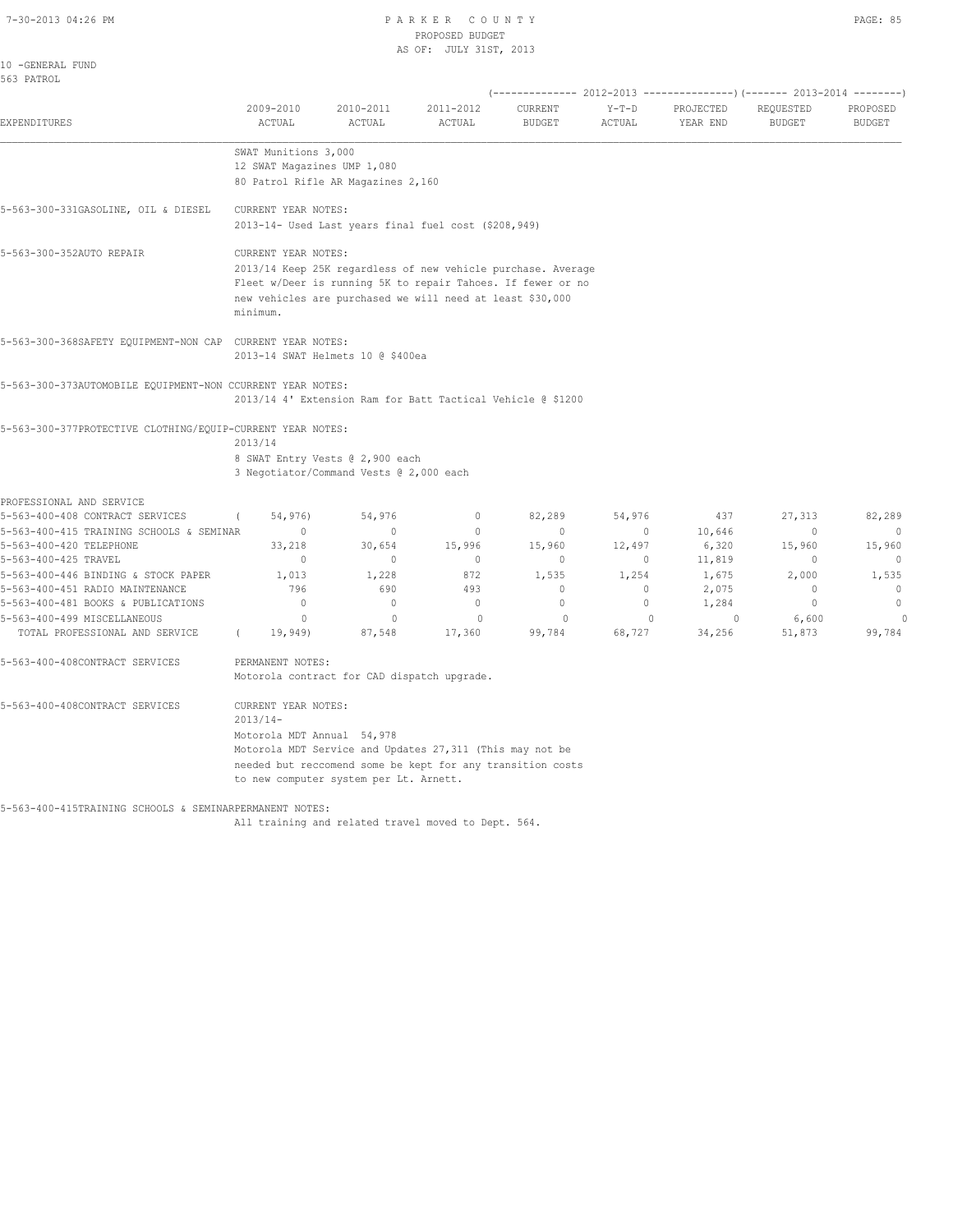10 -GENERAL FUND
563 PATROL

| EXPENDITURES | 2009-2010 ACTUAL | 2010-2011 ACTUAL | 2011-2012 ACTUAL | 2012-2013 CURRENT BUDGET | 2012-2013 Y-T-D ACTUAL | 2012-2013 PROJECTED YEAR END | 2013-2014 REQUESTED BUDGET | 2013-2014 PROPOSED BUDGET |
|---|---|---|---|---|---|---|---|---|

SWAT Munitions 3,000
12 SWAT Magazines UMP 1,080
80 Patrol Rifle AR Magazines 2,160

5-563-300-331GASOLINE, OIL & DIESEL — CURRENT YEAR NOTES:
2013-14- Used Last years final fuel cost ($208,949)

5-563-300-352AUTO REPAIR — CURRENT YEAR NOTES:
2013/14 Keep 25K regardless of new vehicle purchase. Average Fleet w/Deer is running 5K to repair Tahoes. If fewer or no new vehicles are purchased we will need at least $30,000 minimum.

5-563-300-368SAFETY EQUIPMENT-NON CAP — CURRENT YEAR NOTES:
2013-14 SWAT Helmets 10 @ $400ea

5-563-300-373AUTOMOBILE EQUIPMENT-NON C — CURRENT YEAR NOTES:
2013/14 4' Extension Ram for Batt Tactical Vehicle @ $1200

5-563-300-377PROTECTIVE CLOTHING/EQUIP- — CURRENT YEAR NOTES:
2013/14
8 SWAT Entry Vests @ 2,900 each
3 Negotiator/Command Vests @ 2,000 each

| PROFESSIONAL AND SERVICE | 2009-2010 ACTUAL | 2010-2011 ACTUAL | 2011-2012 ACTUAL | CURRENT BUDGET | Y-T-D ACTUAL | PROJECTED YEAR END | REQUESTED BUDGET | PROPOSED BUDGET |
|---|---|---|---|---|---|---|---|---|
| 5-563-400-408 CONTRACT SERVICES | ( 54,976) | 54,976 | 0 | 82,289 | 54,976 | 437 | 27,313 | 82,289 |
| 5-563-400-415 TRAINING SCHOOLS & SEMINAR | 0 | 0 | 0 | 0 | 0 | 10,646 | 0 | 0 |
| 5-563-400-420 TELEPHONE | 33,218 | 30,654 | 15,996 | 15,960 | 12,497 | 6,320 | 15,960 | 15,960 |
| 5-563-400-425 TRAVEL | 0 | 0 | 0 | 0 | 0 | 11,819 | 0 | 0 |
| 5-563-400-446 BINDING & STOCK PAPER | 1,013 | 1,228 | 872 | 1,535 | 1,254 | 1,675 | 2,000 | 1,535 |
| 5-563-400-451 RADIO MAINTENANCE | 796 | 690 | 493 | 0 | 0 | 2,075 | 0 | 0 |
| 5-563-400-481 BOOKS & PUBLICATIONS | 0 | 0 | 0 | 0 | 0 | 1,284 | 0 | 0 |
| 5-563-400-499 MISCELLANEOUS | 0 | 0 | 0 | 0 | 0 | 0 | 6,600 | 0 |
| TOTAL PROFESSIONAL AND SERVICE | ( 19,949) | 87,548 | 17,360 | 99,784 | 68,727 | 34,256 | 51,873 | 99,784 |

5-563-400-408CONTRACT SERVICES — PERMANENT NOTES:
Motorola contract for CAD dispatch upgrade.

5-563-400-408CONTRACT SERVICES — CURRENT YEAR NOTES:
2013/14-
Motorola MDT Annual 54,978
Motorola MDT Service and Updates 27,311 (This may not be needed but reccomend some be kept for any transition costs to new computer system per Lt. Arnett.

5-563-400-415TRAINING SCHOOLS & SEMINAR — PERMANENT NOTES:
All training and related travel moved to Dept. 564.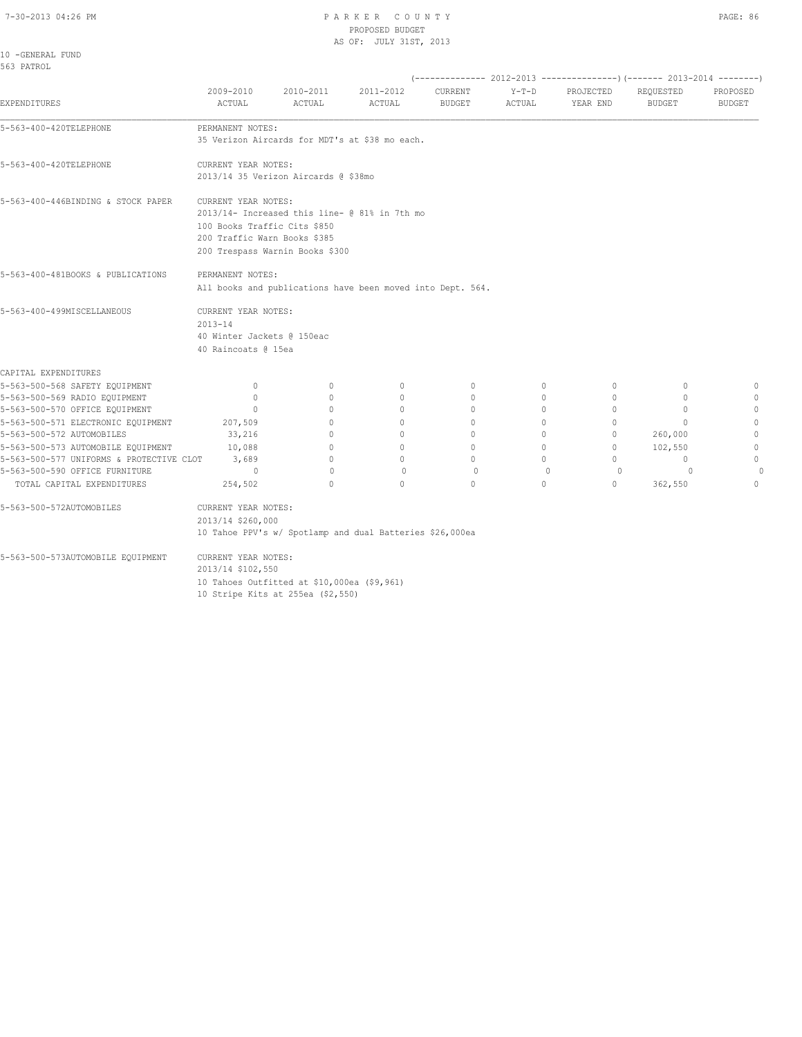PARKER COUNTY
PROPOSED BUDGET
AS OF: JULY 31ST, 2013

10 -GENERAL FUND
563 PATROL

| EXPENDITURES | 2009-2010 ACTUAL | 2010-2011 ACTUAL | 2011-2012 ACTUAL | 2012-2013 CURRENT BUDGET | 2012-2013 Y-T-D ACTUAL | 2012-2013 PROJECTED YEAR END | 2013-2014 REQUESTED BUDGET | 2013-2014 PROPOSED BUDGET |
|---|---|---|---|---|---|---|---|---|

5-563-400-420TELEPHONE — PERMANENT NOTES:
35 Verizon Aircards for MDT's at $38 mo each.

5-563-400-420TELEPHONE — CURRENT YEAR NOTES:
2013/14 35 Verizon Aircards @ $38mo

5-563-400-446BINDING & STOCK PAPER — CURRENT YEAR NOTES:
2013/14- Increased this line- @ 81% in 7th mo
100 Books Traffic Cits $850
200 Traffic Warn Books $385
200 Trespass Warnin Books $300

5-563-400-481BOOKS & PUBLICATIONS — PERMANENT NOTES:
All books and publications have been moved into Dept. 564.

5-563-400-499MISCELLANEOUS — CURRENT YEAR NOTES:
2013-14
40 Winter Jackets @ 150eac
40 Raincoats @ 15ea

| CAPITAL EXPENDITURES | 2009-2010 ACTUAL | 2010-2011 ACTUAL | 2011-2012 ACTUAL | CURRENT BUDGET | Y-T-D ACTUAL | PROJECTED YEAR END | REQUESTED BUDGET | PROPOSED BUDGET |
|---|---|---|---|---|---|---|---|---|
| 5-563-500-568 SAFETY EQUIPMENT | 0 | 0 | 0 | 0 | 0 | 0 | 0 | 0 |
| 5-563-500-569 RADIO EQUIPMENT | 0 | 0 | 0 | 0 | 0 | 0 | 0 | 0 |
| 5-563-500-570 OFFICE EQUIPMENT | 0 | 0 | 0 | 0 | 0 | 0 | 0 | 0 |
| 5-563-500-571 ELECTRONIC EQUIPMENT | 207,509 | 0 | 0 | 0 | 0 | 0 | 0 | 0 |
| 5-563-500-572 AUTOMOBILES | 33,216 | 0 | 0 | 0 | 0 | 0 | 260,000 | 0 |
| 5-563-500-573 AUTOMOBILE EQUIPMENT | 10,088 | 0 | 0 | 0 | 0 | 0 | 102,550 | 0 |
| 5-563-500-577 UNIFORMS & PROTECTIVE CLOT | 3,689 | 0 | 0 | 0 | 0 | 0 | 0 | 0 |
| 5-563-500-590 OFFICE FURNITURE | 0 | 0 | 0 | 0 | 0 | 0 | 0 | 0 |
| TOTAL CAPITAL EXPENDITURES | 254,502 | 0 | 0 | 0 | 0 | 0 | 362,550 | 0 |

5-563-500-572AUTOMOBILES — CURRENT YEAR NOTES:
2013/14 $260,000
10 Tahoe PPV's w/ Spotlamp and dual Batteries $26,000ea

5-563-500-573AUTOMOBILE EQUIPMENT — CURRENT YEAR NOTES:
2013/14 $102,550
10 Tahoes Outfitted at $10,000ea ($9,961)
10 Stripe Kits at 255ea ($2,550)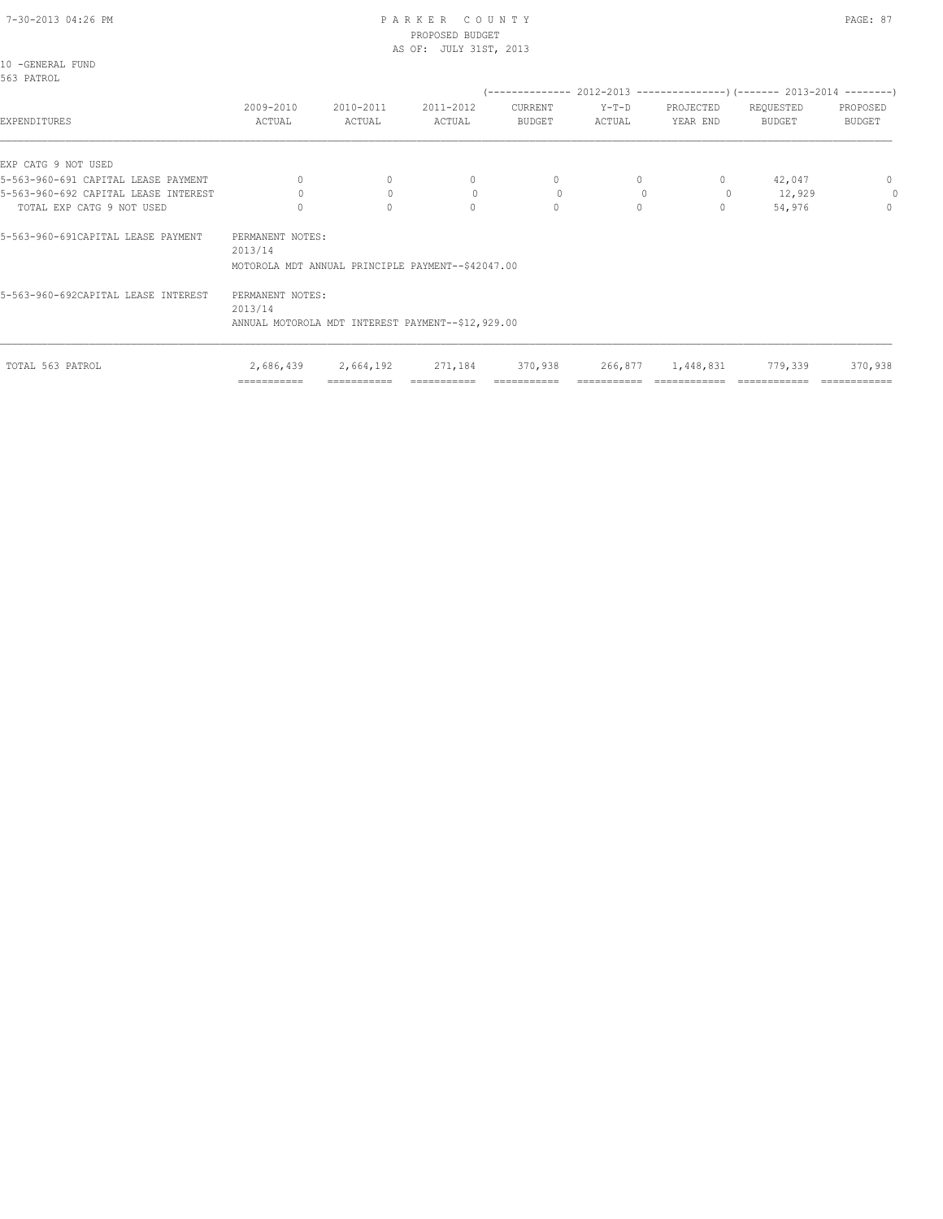PARKER COUNTY
PROPOSED BUDGET
AS OF: JULY 31ST, 2013

10 -GENERAL FUND
563 PATROL

| EXPENDITURES | 2009-2010 ACTUAL | 2010-2011 ACTUAL | 2011-2012 ACTUAL | 2012-2013 CURRENT BUDGET | 2012-2013 Y-T-D ACTUAL | 2012-2013 PROJECTED YEAR END | 2013-2014 REQUESTED BUDGET | 2013-2014 PROPOSED BUDGET |
|---|---|---|---|---|---|---|---|---|
| EXP CATG 9 NOT USED | | | | | | | | |
| 5-563-960-691 CAPITAL LEASE PAYMENT | 0 | 0 | 0 | 0 | 0 | 0 | 42,047 | 0 |
| 5-563-960-692 CAPITAL LEASE INTEREST | 0 | 0 | 0 | 0 | 0 | 0 | 12,929 | 0 |
| TOTAL EXP CATG 9 NOT USED | 0 | 0 | 0 | 0 | 0 | 0 | 54,976 | 0 |

5-563-960-691CAPITAL LEASE PAYMENT — PERMANENT NOTES:
2013/14
MOTOROLA MDT ANNUAL PRINCIPLE PAYMENT--$42047.00

5-563-960-692CAPITAL LEASE INTEREST — PERMANENT NOTES:
2013/14
ANNUAL MOTOROLA MDT INTEREST PAYMENT--$12,929.00

| | 2009-2010 ACTUAL | 2010-2011 ACTUAL | 2011-2012 ACTUAL | 2012-2013 CURRENT BUDGET | 2012-2013 Y-T-D ACTUAL | 2012-2013 PROJECTED YEAR END | 2013-2014 REQUESTED BUDGET | 2013-2014 PROPOSED BUDGET |
|---|---|---|---|---|---|---|---|---|
| TOTAL 563 PATROL | 2,686,439 | 2,664,192 | 271,184 | 370,938 | 266,877 | 1,448,831 | 779,339 | 370,938 |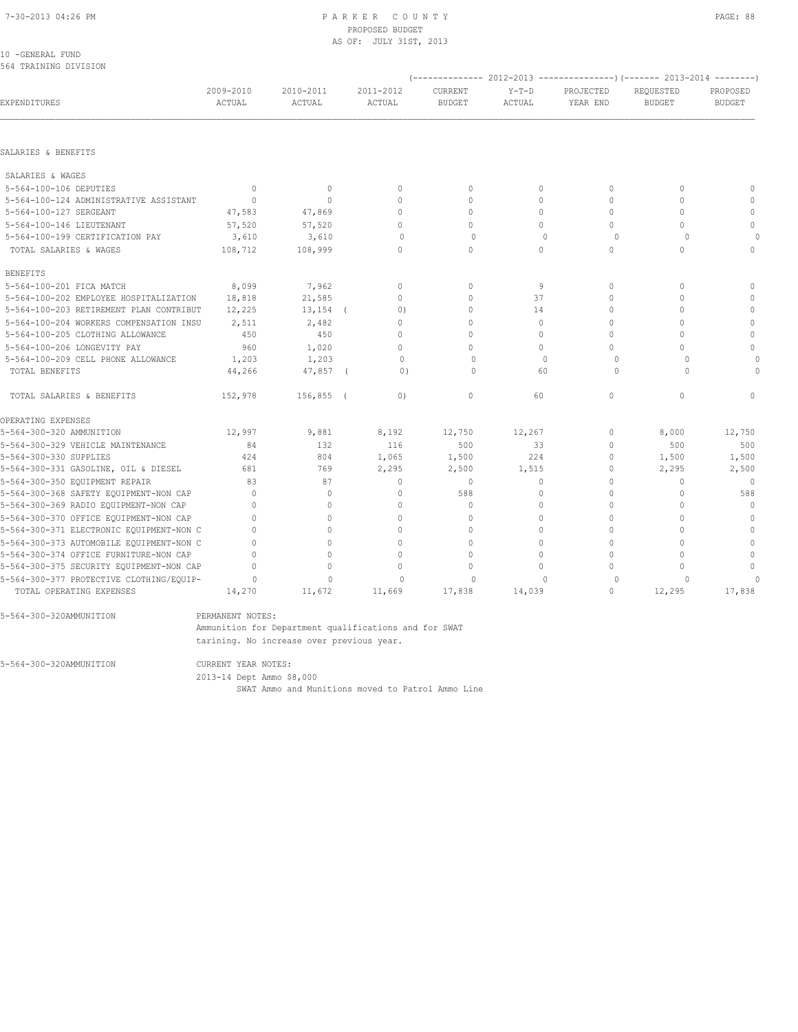10 -GENERAL FUND
564 TRAINING DIVISION

| EXPENDITURES | 2009-2010 ACTUAL | 2010-2011 ACTUAL | 2011-2012 ACTUAL | 2012-2013 CURRENT BUDGET | 2012-2013 Y-T-D ACTUAL | 2012-2013 PROJECTED YEAR END | 2013-2014 REQUESTED BUDGET | 2013-2014 PROPOSED BUDGET |
|---|---|---|---|---|---|---|---|---|
| SALARIES & BENEFITS | | | | | | | | |
| SALARIES & WAGES | | | | | | | | |
| 5-564-100-106 DEPUTIES | 0 | 0 | 0 | 0 | 0 | 0 | 0 | 0 |
| 5-564-100-124 ADMINISTRATIVE ASSISTANT | 0 | 0 | 0 | 0 | 0 | 0 | 0 | 0 |
| 5-564-100-127 SERGEANT | 47,583 | 47,869 | 0 | 0 | 0 | 0 | 0 | 0 |
| 5-564-100-146 LIEUTENANT | 57,520 | 57,520 | 0 | 0 | 0 | 0 | 0 | 0 |
| 5-564-100-199 CERTIFICATION PAY | 3,610 | 3,610 | 0 | 0 | 0 | 0 | 0 | 0 |
| TOTAL SALARIES & WAGES | 108,712 | 108,999 | 0 | 0 | 0 | 0 | 0 | 0 |
| BENEFITS | | | | | | | | |
| 5-564-100-201 FICA MATCH | 8,099 | 7,962 | 0 | 0 | 9 | 0 | 0 | 0 |
| 5-564-100-202 EMPLOYEE HOSPITALIZATION | 18,818 | 21,585 | 0 | 0 | 37 | 0 | 0 | 0 |
| 5-564-100-203 RETIREMENT PLAN CONTRIBUT | 12,225 | 13,154 | ( 0) | 0 | 14 | 0 | 0 | 0 |
| 5-564-100-204 WORKERS COMPENSATION INSU | 2,511 | 2,482 | 0 | 0 | 0 | 0 | 0 | 0 |
| 5-564-100-205 CLOTHING ALLOWANCE | 450 | 450 | 0 | 0 | 0 | 0 | 0 | 0 |
| 5-564-100-206 LONGEVITY PAY | 960 | 1,020 | 0 | 0 | 0 | 0 | 0 | 0 |
| 5-564-100-209 CELL PHONE ALLOWANCE | 1,203 | 1,203 | 0 | 0 | 0 | 0 | 0 | 0 |
| TOTAL BENEFITS | 44,266 | 47,857 | ( 0) | 0 | 60 | 0 | 0 | 0 |
| TOTAL SALARIES & BENEFITS | 152,978 | 156,855 | ( 0) | 0 | 60 | 0 | 0 | 0 |
| OPERATING EXPENSES | | | | | | | | |
| 5-564-300-320 AMMUNITION | 12,997 | 9,881 | 8,192 | 12,750 | 12,267 | 0 | 8,000 | 12,750 |
| 5-564-300-329 VEHICLE MAINTENANCE | 84 | 132 | 116 | 500 | 33 | 0 | 500 | 500 |
| 5-564-300-330 SUPPLIES | 424 | 804 | 1,065 | 1,500 | 224 | 0 | 1,500 | 1,500 |
| 5-564-300-331 GASOLINE, OIL & DIESEL | 681 | 769 | 2,295 | 2,500 | 1,515 | 0 | 2,295 | 2,500 |
| 5-564-300-350 EQUIPMENT REPAIR | 83 | 87 | 0 | 0 | 0 | 0 | 0 | 0 |
| 5-564-300-368 SAFETY EQUIPMENT-NON CAP | 0 | 0 | 0 | 588 | 0 | 0 | 0 | 588 |
| 5-564-300-369 RADIO EQUIPMENT-NON CAP | 0 | 0 | 0 | 0 | 0 | 0 | 0 | 0 |
| 5-564-300-370 OFFICE EQUIPMENT-NON CAP | 0 | 0 | 0 | 0 | 0 | 0 | 0 | 0 |
| 5-564-300-371 ELECTRONIC EQUIPMENT-NON C | 0 | 0 | 0 | 0 | 0 | 0 | 0 | 0 |
| 5-564-300-373 AUTOMOBILE EQUIPMENT-NON C | 0 | 0 | 0 | 0 | 0 | 0 | 0 | 0 |
| 5-564-300-374 OFFICE FURNITURE-NON CAP | 0 | 0 | 0 | 0 | 0 | 0 | 0 | 0 |
| 5-564-300-375 SECURITY EQUIPMENT-NON CAP | 0 | 0 | 0 | 0 | 0 | 0 | 0 | 0 |
| 5-564-300-377 PROTECTIVE CLOTHING/EQUIP- | 0 | 0 | 0 | 0 | 0 | 0 | 0 | 0 |
| TOTAL OPERATING EXPENSES | 14,270 | 11,672 | 11,669 | 17,838 | 14,039 | 0 | 12,295 | 17,838 |

5-564-300-320AMMUNITION — PERMANENT NOTES:
Ammunition for Department qualifications and for SWAT tarining. No increase over previous year.

5-564-300-320AMMUNITION — CURRENT YEAR NOTES:
2013-14 Dept Ammo $8,000
SWAT Ammo and Munitions moved to Patrol Ammo Line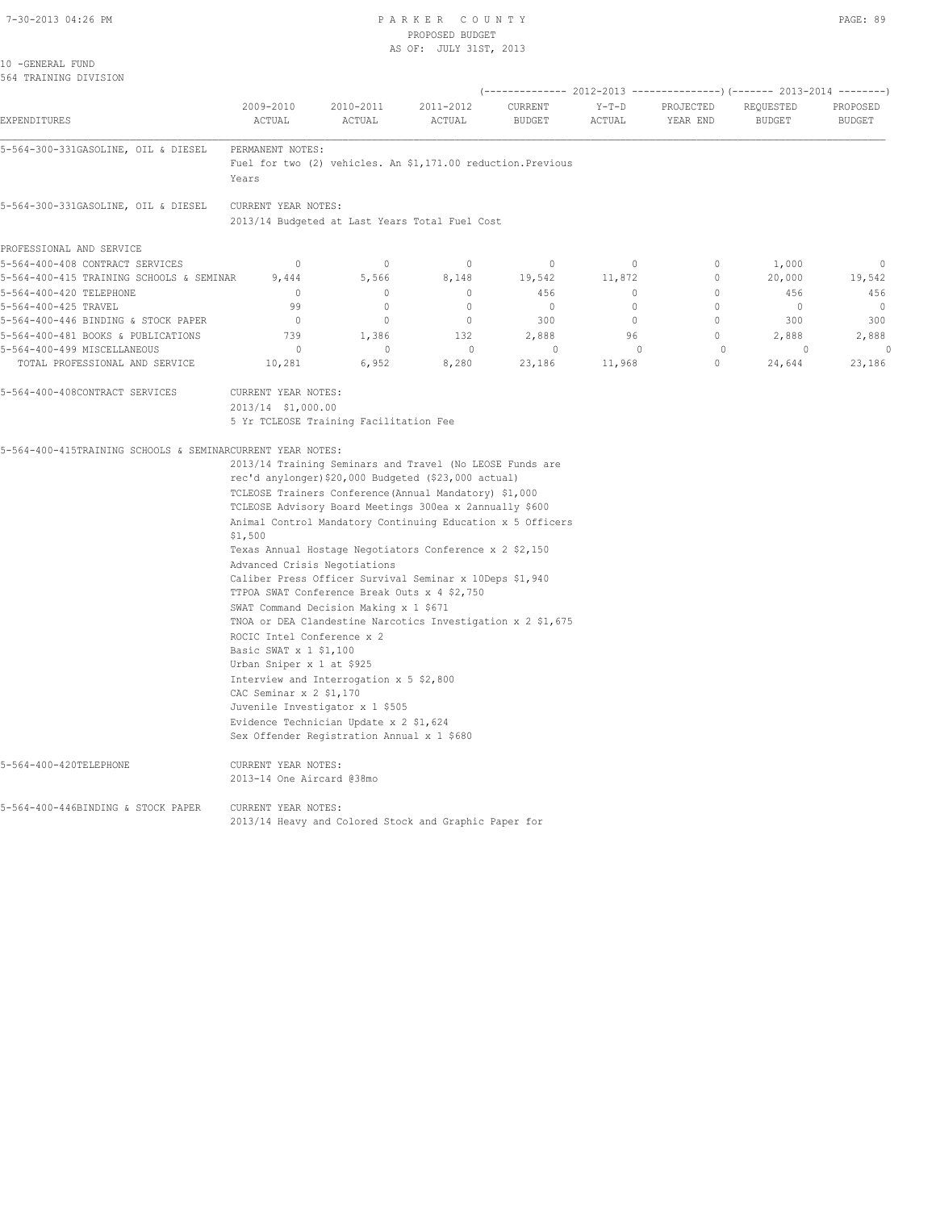10 -GENERAL FUND
564 TRAINING DIVISION

| EXPENDITURES | 2009-2010 ACTUAL | 2010-2011 ACTUAL | 2011-2012 ACTUAL | 2012-2013 CURRENT BUDGET | 2012-2013 Y-T-D ACTUAL | 2012-2013 PROJECTED YEAR END | 2013-2014 REQUESTED BUDGET | 2013-2014 PROPOSED BUDGET |
|---|---|---|---|---|---|---|---|---|
| 5-564-300-331GASOLINE, OIL & DIESEL | PERMANENT NOTES: Fuel for two (2) vehicles. An $1,171.00 reduction.Previous Years | | | | | | | |
| 5-564-300-331GASOLINE, OIL & DIESEL | CURRENT YEAR NOTES: 2013/14 Budgeted at Last Years Total Fuel Cost | | | | | | | |
| PROFESSIONAL AND SERVICE | | | | | | | | |
| 5-564-400-408 CONTRACT SERVICES | 0 | 0 | 0 | 0 | 0 | 0 | 1,000 | 0 |
| 5-564-400-415 TRAINING SCHOOLS & SEMINAR | 9,444 | 5,566 | 8,148 | 19,542 | 11,872 | 0 | 20,000 | 19,542 |
| 5-564-400-420 TELEPHONE | 0 | 0 | 0 | 456 | 0 | 0 | 456 | 456 |
| 5-564-400-425 TRAVEL | 99 | 0 | 0 | 0 | 0 | 0 | 0 | 0 |
| 5-564-400-446 BINDING & STOCK PAPER | 0 | 0 | 0 | 300 | 0 | 0 | 300 | 300 |
| 5-564-400-481 BOOKS & PUBLICATIONS | 739 | 1,386 | 132 | 2,888 | 96 | 0 | 2,888 | 2,888 |
| 5-564-400-499 MISCELLANEOUS | 0 | 0 | 0 | 0 | 0 | 0 | 0 | 0 |
| TOTAL PROFESSIONAL AND SERVICE | 10,281 | 6,952 | 8,280 | 23,186 | 11,968 | 0 | 24,644 | 23,186 |

5-564-400-408CONTRACT SERVICES — CURRENT YEAR NOTES:
2013/14 $1,000.00
5 Yr TCLEOSE Training Facilitation Fee

5-564-400-415TRAINING SCHOOLS & SEMINAR — CURRENT YEAR NOTES:
2013/14 Training Seminars and Travel (No LEOSE Funds are rec'd anylonger)$20,000 Budgeted ($23,000 actual)
TCLEOSE Trainers Conference(Annual Mandatory) $1,000
TCLEOSE Advisory Board Meetings 300ea x 2annually $600
Animal Control Mandatory Continuing Education x 5 Officers $1,500
Texas Annual Hostage Negotiators Conference x 2 $2,150
Advanced Crisis Negotiations
Caliber Press Officer Survival Seminar x 10Deps $1,940
TTPOA SWAT Conference Break Outs x 4 $2,750
SWAT Command Decision Making x 1 $671
TNOA or DEA Clandestine Narcotics Investigation x 2 $1,675
ROCIC Intel Conference x 2
Basic SWAT x 1 $1,100
Urban Sniper x 1 at $925
Interview and Interrogation x 5 $2,800
CAC Seminar x 2 $1,170
Juvenile Investigator x 1 $505
Evidence Technician Update x 2 $1,624
Sex Offender Registration Annual x 1 $680

5-564-400-420TELEPHONE — CURRENT YEAR NOTES:
2013-14 One Aircard @38mo

5-564-400-446BINDING & STOCK PAPER — CURRENT YEAR NOTES:
2013/14 Heavy and Colored Stock and Graphic Paper for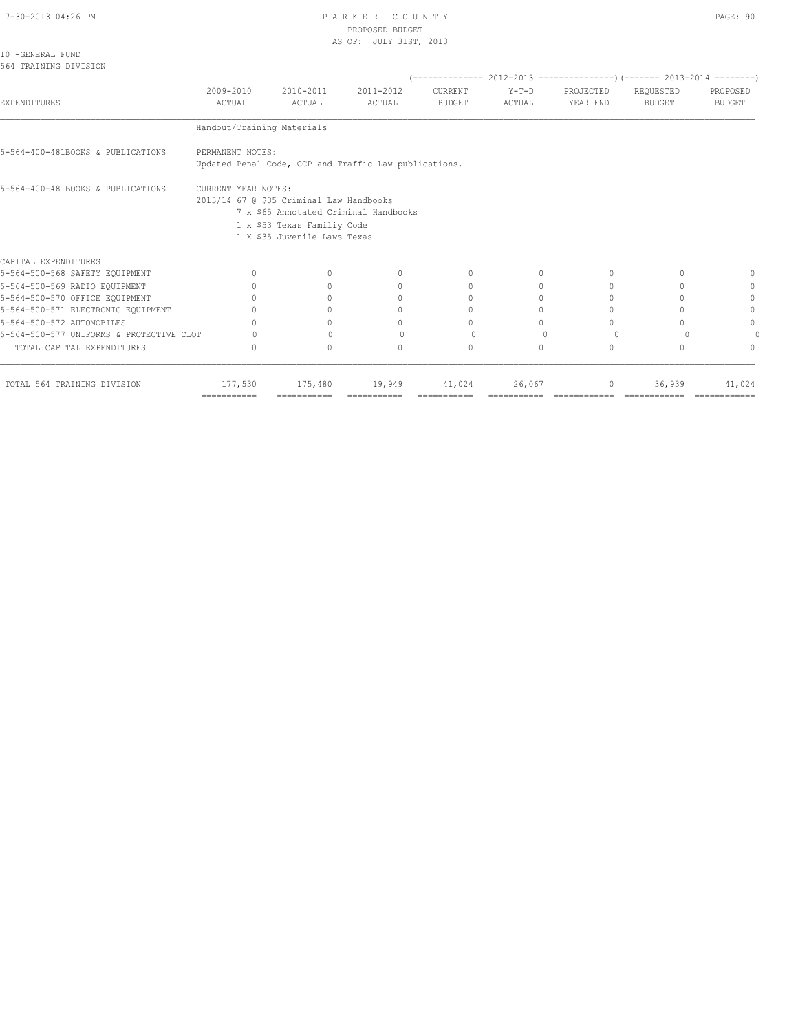10 -GENERAL FUND
564 TRAINING DIVISION

| EXPENDITURES | 2009-2010 ACTUAL | 2010-2011 ACTUAL | 2011-2012 ACTUAL | 2012-2013 CURRENT BUDGET | 2012-2013 Y-T-D ACTUAL | 2012-2013 PROJECTED YEAR END | 2013-2014 REQUESTED BUDGET | 2013-2014 PROPOSED BUDGET |
|---|---|---|---|---|---|---|---|---|
| | Handout/Training Materials | | | | | | | |
| 5-564-400-481BOOKS & PUBLICATIONS | PERMANENT NOTES: Updated Penal Code, CCP and Traffic Law publications. | | | | | | | |
| 5-564-400-481BOOKS & PUBLICATIONS | CURRENT YEAR NOTES: 2013/14 67 @ $35 Criminal Law Handbooks; 7 x $65 Annotated Criminal Handbooks; 1 x $53 Texas Familiy Code; 1 X $35 Juvenile Laws Texas | | | | | | | |
| CAPITAL EXPENDITURES | | | | | | | | |
| 5-564-500-568 SAFETY EQUIPMENT | 0 | 0 | 0 | 0 | 0 | 0 | 0 | 0 |
| 5-564-500-569 RADIO EQUIPMENT | 0 | 0 | 0 | 0 | 0 | 0 | 0 | 0 |
| 5-564-500-570 OFFICE EQUIPMENT | 0 | 0 | 0 | 0 | 0 | 0 | 0 | 0 |
| 5-564-500-571 ELECTRONIC EQUIPMENT | 0 | 0 | 0 | 0 | 0 | 0 | 0 | 0 |
| 5-564-500-572 AUTOMOBILES | 0 | 0 | 0 | 0 | 0 | 0 | 0 | 0 |
| 5-564-500-577 UNIFORMS & PROTECTIVE CLOT | 0 | 0 | 0 | 0 | 0 | 0 | 0 | 0 |
| TOTAL CAPITAL EXPENDITURES | 0 | 0 | 0 | 0 | 0 | 0 | 0 | 0 |
| TOTAL 564 TRAINING DIVISION | 177,530 | 175,480 | 19,949 | 41,024 | 26,067 | 0 | 36,939 | 41,024 |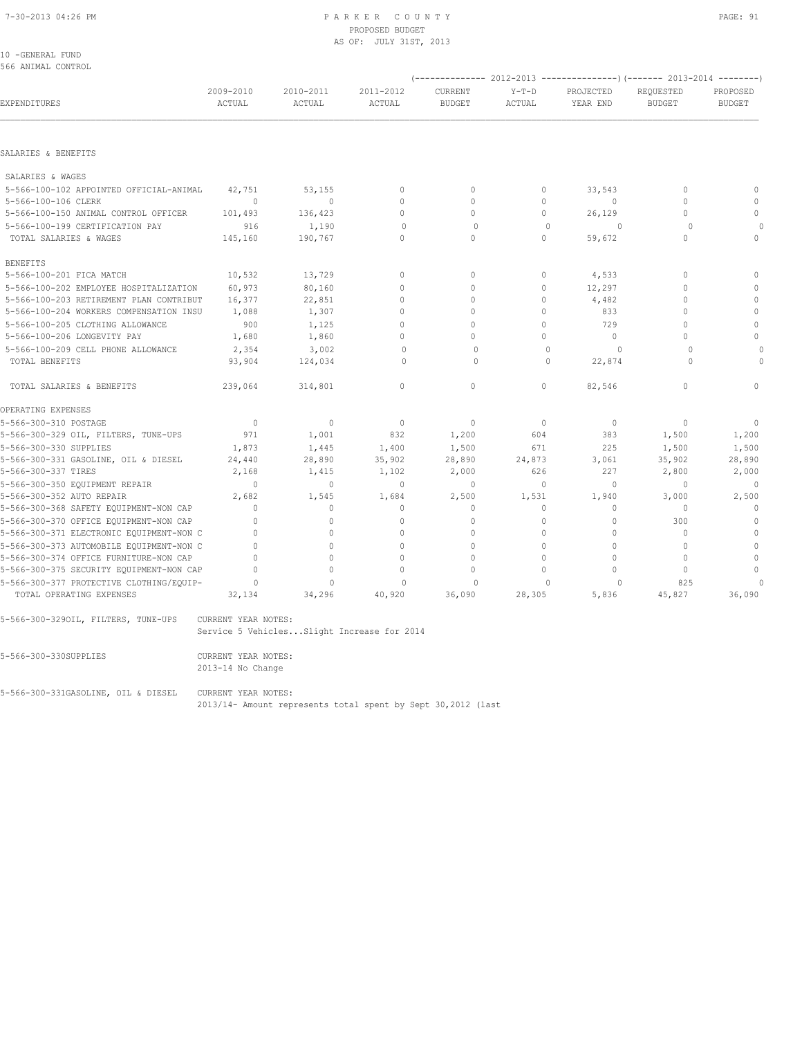10 -GENERAL FUND
566 ANIMAL CONTROL

| EXPENDITURES | 2009-2010 ACTUAL | 2010-2011 ACTUAL | 2011-2012 ACTUAL | 2012-2013 CURRENT BUDGET | 2012-2013 Y-T-D ACTUAL | 2012-2013 PROJECTED YEAR END | 2013-2014 REQUESTED BUDGET | 2013-2014 PROPOSED BUDGET |
|---|---|---|---|---|---|---|---|---|
| **SALARIES & BENEFITS** | | | | | | | | |
| SALARIES & WAGES | | | | | | | | |
| 5-566-100-102 APPOINTED OFFICIAL-ANIMAL | 42,751 | 53,155 | 0 | 0 | 0 | 33,543 | 0 | 0 |
| 5-566-100-106 CLERK | 0 | 0 | 0 | 0 | 0 | 0 | 0 | 0 |
| 5-566-100-150 ANIMAL CONTROL OFFICER | 101,493 | 136,423 | 0 | 0 | 0 | 26,129 | 0 | 0 |
| 5-566-100-199 CERTIFICATION PAY | 916 | 1,190 | 0 | 0 | 0 | 0 | 0 | 0 |
| TOTAL SALARIES & WAGES | 145,160 | 190,767 | 0 | 0 | 0 | 59,672 | 0 | 0 |
| BENEFITS | | | | | | | | |
| 5-566-100-201 FICA MATCH | 10,532 | 13,729 | 0 | 0 | 0 | 4,533 | 0 | 0 |
| 5-566-100-202 EMPLOYEE HOSPITALIZATION | 60,973 | 80,160 | 0 | 0 | 0 | 12,297 | 0 | 0 |
| 5-566-100-203 RETIREMENT PLAN CONTRIBUT | 16,377 | 22,851 | 0 | 0 | 0 | 4,482 | 0 | 0 |
| 5-566-100-204 WORKERS COMPENSATION INSU | 1,088 | 1,307 | 0 | 0 | 0 | 833 | 0 | 0 |
| 5-566-100-205 CLOTHING ALLOWANCE | 900 | 1,125 | 0 | 0 | 0 | 729 | 0 | 0 |
| 5-566-100-206 LONGEVITY PAY | 1,680 | 1,860 | 0 | 0 | 0 | 0 | 0 | 0 |
| 5-566-100-209 CELL PHONE ALLOWANCE | 2,354 | 3,002 | 0 | 0 | 0 | 0 | 0 | 0 |
| TOTAL BENEFITS | 93,904 | 124,034 | 0 | 0 | 0 | 22,874 | 0 | 0 |
| TOTAL SALARIES & BENEFITS | 239,064 | 314,801 | 0 | 0 | 0 | 82,546 | 0 | 0 |
| **OPERATING EXPENSES** | | | | | | | | |
| 5-566-300-310 POSTAGE | 0 | 0 | 0 | 0 | 0 | 0 | 0 | 0 |
| 5-566-300-329 OIL, FILTERS, TUNE-UPS | 971 | 1,001 | 832 | 1,200 | 604 | 383 | 1,500 | 1,200 |
| 5-566-300-330 SUPPLIES | 1,873 | 1,445 | 1,400 | 1,500 | 671 | 225 | 1,500 | 1,500 |
| 5-566-300-331 GASOLINE, OIL & DIESEL | 24,440 | 28,890 | 35,902 | 28,890 | 24,873 | 3,061 | 35,902 | 28,890 |
| 5-566-300-337 TIRES | 2,168 | 1,415 | 1,102 | 2,000 | 626 | 227 | 2,800 | 2,000 |
| 5-566-300-350 EQUIPMENT REPAIR | 0 | 0 | 0 | 0 | 0 | 0 | 0 | 0 |
| 5-566-300-352 AUTO REPAIR | 2,682 | 1,545 | 1,684 | 2,500 | 1,531 | 1,940 | 3,000 | 2,500 |
| 5-566-300-368 SAFETY EQUIPMENT-NON CAP | 0 | 0 | 0 | 0 | 0 | 0 | 0 | 0 |
| 5-566-300-370 OFFICE EQUIPMENT-NON CAP | 0 | 0 | 0 | 0 | 0 | 0 | 300 | 0 |
| 5-566-300-371 ELECTRONIC EQUIPMENT-NON C | 0 | 0 | 0 | 0 | 0 | 0 | 0 | 0 |
| 5-566-300-373 AUTOMOBILE EQUIPMENT-NON C | 0 | 0 | 0 | 0 | 0 | 0 | 0 | 0 |
| 5-566-300-374 OFFICE FURNITURE-NON CAP | 0 | 0 | 0 | 0 | 0 | 0 | 0 | 0 |
| 5-566-300-375 SECURITY EQUIPMENT-NON CAP | 0 | 0 | 0 | 0 | 0 | 0 | 0 | 0 |
| 5-566-300-377 PROTECTIVE CLOTHING/EQUIP- | 0 | 0 | 0 | 0 | 0 | 0 | 825 | 0 |
| TOTAL OPERATING EXPENSES | 32,134 | 34,296 | 40,920 | 36,090 | 28,305 | 5,836 | 45,827 | 36,090 |

5-566-300-329OIL, FILTERS, TUNE-UPS — CURRENT YEAR NOTES:
Service 5 Vehicles...Slight Increase for 2014

5-566-300-330SUPPLIES — CURRENT YEAR NOTES:
2013-14 No Change

5-566-300-331GASOLINE, OIL & DIESEL — CURRENT YEAR NOTES:
2013/14- Amount represents total spent by Sept 30,2012 (last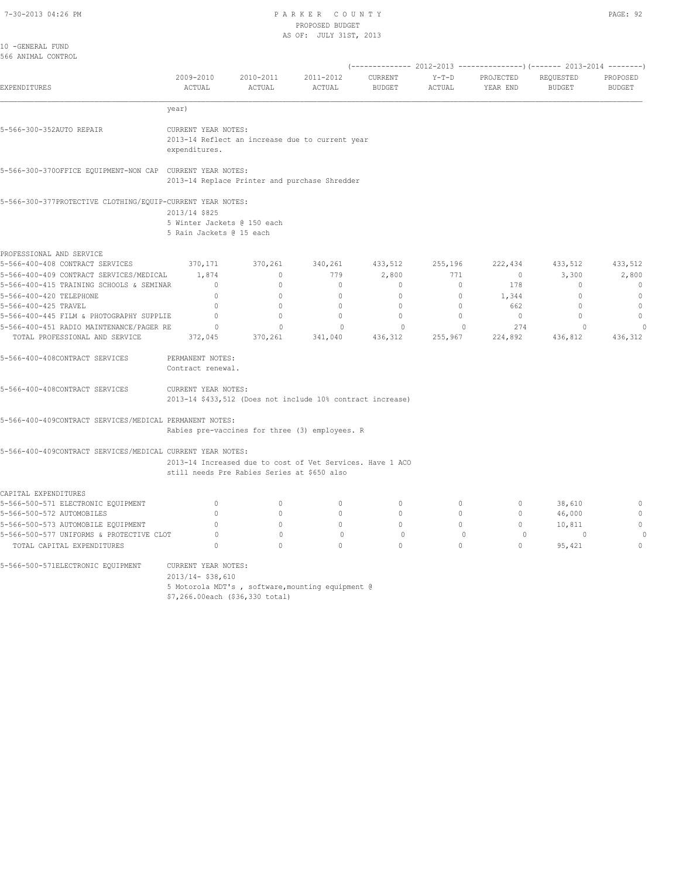10 -GENERAL FUND
566 ANIMAL CONTROL

| EXPENDITURES | 2009-2010 ACTUAL | 2010-2011 ACTUAL | 2011-2012 ACTUAL | 2012-2013 CURRENT BUDGET | 2012-2013 Y-T-D ACTUAL | 2012-2013 PROJECTED YEAR END | 2013-2014 REQUESTED BUDGET | 2013-2014 PROPOSED BUDGET |
|---|---|---|---|---|---|---|---|---|
| | year) | | | | | | | |
| 5-566-300-352AUTO REPAIR | CURRENT YEAR NOTES: 2013-14 Reflect an increase due to current year expenditures. | | | | | | | |
| 5-566-300-370OFFICE EQUIPMENT-NON CAP | CURRENT YEAR NOTES: 2013-14 Replace Printer and purchase Shredder | | | | | | | |
| 5-566-300-377PROTECTIVE CLOTHING/EQUIP- | CURRENT YEAR NOTES: 2013/14 $825 5 Winter Jackets @ 150 each 5 Rain Jackets @ 15 each | | | | | | | |
| PROFESSIONAL AND SERVICE | | | | | | | | |
| 5-566-400-408 CONTRACT SERVICES | 370,171 | 370,261 | 340,261 | 433,512 | 255,196 | 222,434 | 433,512 | 433,512 |
| 5-566-400-409 CONTRACT SERVICES/MEDICAL | 1,874 | 0 | 779 | 2,800 | 771 | 0 | 3,300 | 2,800 |
| 5-566-400-415 TRAINING SCHOOLS & SEMINAR | 0 | 0 | 0 | 0 | 0 | 178 | 0 | 0 |
| 5-566-400-420 TELEPHONE | 0 | 0 | 0 | 0 | 0 | 1,344 | 0 | 0 |
| 5-566-400-425 TRAVEL | 0 | 0 | 0 | 0 | 0 | 662 | 0 | 0 |
| 5-566-400-445 FILM & PHOTOGRAPHY SUPPLIE | 0 | 0 | 0 | 0 | 0 | 0 | 0 | 0 |
| 5-566-400-451 RADIO MAINTENANCE/PAGER RE | 0 | 0 | 0 | 0 | 0 | 274 | 0 | 0 |
| TOTAL PROFESSIONAL AND SERVICE | 372,045 | 370,261 | 341,040 | 436,312 | 255,967 | 224,892 | 436,812 | 436,312 |
| 5-566-400-408CONTRACT SERVICES | PERMANENT NOTES: Contract renewal. | | | | | | | |
| 5-566-400-408CONTRACT SERVICES | CURRENT YEAR NOTES: 2013-14 $433,512 (Does not include 10% contract increase) | | | | | | | |
| 5-566-400-409CONTRACT SERVICES/MEDICAL | PERMANENT NOTES: Rabies pre-vaccines for three (3) employees. R | | | | | | | |
| 5-566-400-409CONTRACT SERVICES/MEDICAL | CURRENT YEAR NOTES: 2013-14 Increased due to cost of Vet Services. Have 1 ACO still needs Pre Rabies Series at $650 also | | | | | | | |
| CAPITAL EXPENDITURES | | | | | | | | |
| 5-566-500-571 ELECTRONIC EQUIPMENT | 0 | 0 | 0 | 0 | 0 | 0 | 38,610 | 0 |
| 5-566-500-572 AUTOMOBILES | 0 | 0 | 0 | 0 | 0 | 0 | 46,000 | 0 |
| 5-566-500-573 AUTOMOBILE EQUIPMENT | 0 | 0 | 0 | 0 | 0 | 0 | 10,811 | 0 |
| 5-566-500-577 UNIFORMS & PROTECTIVE CLOT | 0 | 0 | 0 | 0 | 0 | 0 | 0 | 0 |
| TOTAL CAPITAL EXPENDITURES | 0 | 0 | 0 | 0 | 0 | 0 | 95,421 | 0 |
| 5-566-500-571ELECTRONIC EQUIPMENT | CURRENT YEAR NOTES: 2013/14- $38,610 5 Motorola MDT's , software,mounting equipment @ $7,266.00each ($36,330 total) | | | | | | | |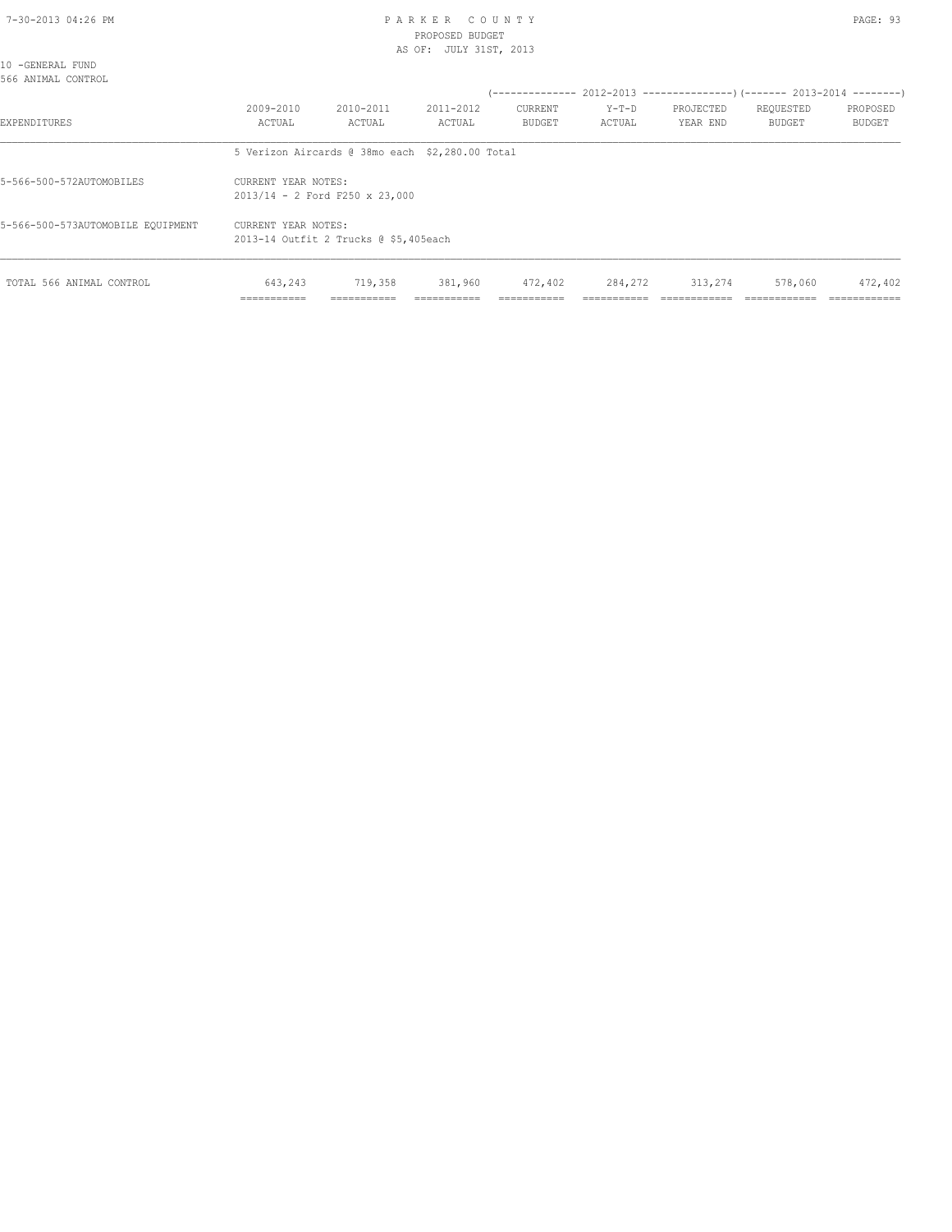10 -GENERAL FUND
566 ANIMAL CONTROL

| EXPENDITURES | 2009-2010 ACTUAL | 2010-2011 ACTUAL | 2011-2012 ACTUAL | 2012-2013 CURRENT BUDGET | 2012-2013 Y-T-D ACTUAL | 2012-2013 PROJECTED YEAR END | 2013-2014 REQUESTED BUDGET | 2013-2014 PROPOSED BUDGET |
|---|---|---|---|---|---|---|---|---|
| | 5 Verizon Aircards @ 38mo each $2,280.00 Total | | | | | | | |
| 5-566-500-572AUTOMOBILES | CURRENT YEAR NOTES: 2013/14 - 2 Ford F250 x 23,000 | | | | | | | |
| 5-566-500-573AUTOMOBILE EQUIPMENT | CURRENT YEAR NOTES: 2013-14 Outfit 2 Trucks @ $5,405each | | | | | | | |
| TOTAL 566 ANIMAL CONTROL | 643,243 | 719,358 | 381,960 | 472,402 | 284,272 | 313,274 | 578,060 | 472,402 |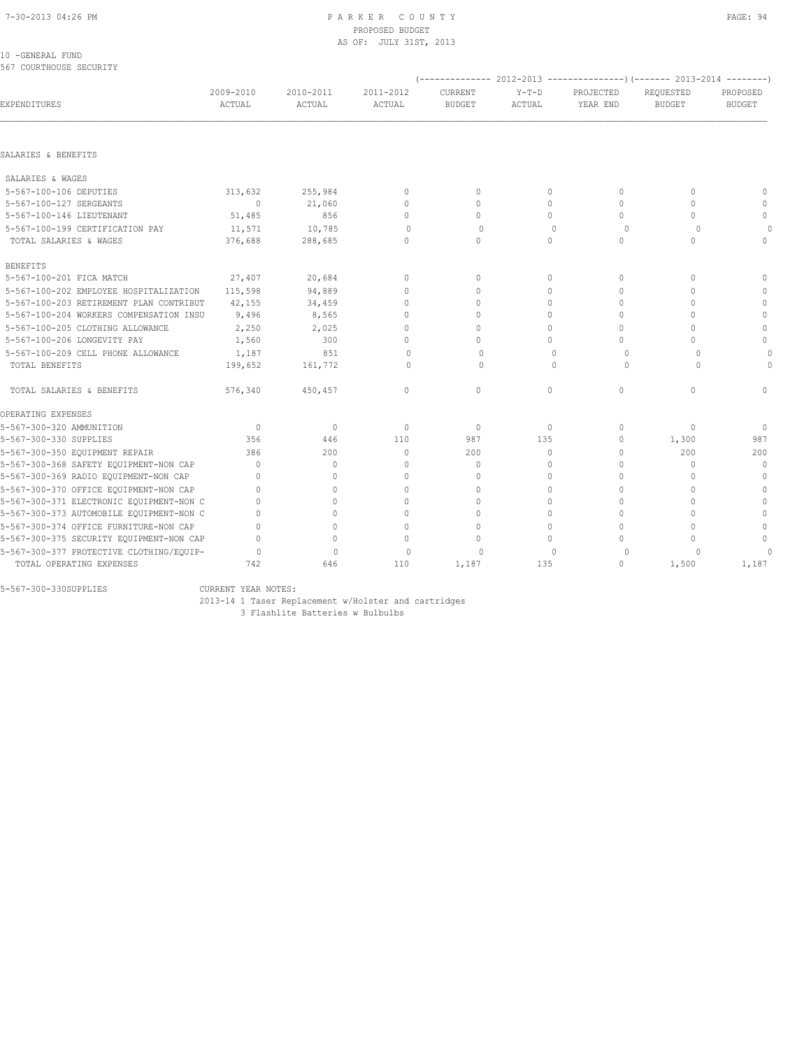PARKER COUNTY
PROPOSED BUDGET
AS OF: JULY 31ST, 2013

10 -GENERAL FUND
567 COURTHOUSE SECURITY

| EXPENDITURES | 2009-2010 ACTUAL | 2010-2011 ACTUAL | 2011-2012 ACTUAL | 2012-2013 CURRENT BUDGET | 2012-2013 Y-T-D ACTUAL | 2012-2013 PROJECTED YEAR END | 2013-2014 REQUESTED BUDGET | 2013-2014 PROPOSED BUDGET |
|---|---|---|---|---|---|---|---|---|
| SALARIES & BENEFITS | | | | | | | | |
| SALARIES & WAGES | | | | | | | | |
| 5-567-100-106 DEPUTIES | 313,632 | 255,984 | 0 | 0 | 0 | 0 | 0 | 0 |
| 5-567-100-127 SERGEANTS | 0 | 21,060 | 0 | 0 | 0 | 0 | 0 | 0 |
| 5-567-100-146 LIEUTENANT | 51,485 | 856 | 0 | 0 | 0 | 0 | 0 | 0 |
| 5-567-100-199 CERTIFICATION PAY | 11,571 | 10,785 | 0 | 0 | 0 | 0 | 0 | 0 |
| TOTAL SALARIES & WAGES | 376,688 | 288,685 | 0 | 0 | 0 | 0 | 0 | 0 |
| BENEFITS | | | | | | | | |
| 5-567-100-201 FICA MATCH | 27,407 | 20,684 | 0 | 0 | 0 | 0 | 0 | 0 |
| 5-567-100-202 EMPLOYEE HOSPITALIZATION | 115,598 | 94,889 | 0 | 0 | 0 | 0 | 0 | 0 |
| 5-567-100-203 RETIREMENT PLAN CONTRIBUT | 42,155 | 34,459 | 0 | 0 | 0 | 0 | 0 | 0 |
| 5-567-100-204 WORKERS COMPENSATION INSU | 9,496 | 8,565 | 0 | 0 | 0 | 0 | 0 | 0 |
| 5-567-100-205 CLOTHING ALLOWANCE | 2,250 | 2,025 | 0 | 0 | 0 | 0 | 0 | 0 |
| 5-567-100-206 LONGEVITY PAY | 1,560 | 300 | 0 | 0 | 0 | 0 | 0 | 0 |
| 5-567-100-209 CELL PHONE ALLOWANCE | 1,187 | 851 | 0 | 0 | 0 | 0 | 0 | 0 |
| TOTAL BENEFITS | 199,652 | 161,772 | 0 | 0 | 0 | 0 | 0 | 0 |
| TOTAL SALARIES & BENEFITS | 576,340 | 450,457 | 0 | 0 | 0 | 0 | 0 | 0 |
| OPERATING EXPENSES | | | | | | | | |
| 5-567-300-320 AMMUNITION | 0 | 0 | 0 | 0 | 0 | 0 | 0 | 0 |
| 5-567-300-330 SUPPLIES | 356 | 446 | 110 | 987 | 135 | 0 | 1,300 | 987 |
| 5-567-300-350 EQUIPMENT REPAIR | 386 | 200 | 0 | 200 | 0 | 0 | 200 | 200 |
| 5-567-300-368 SAFETY EQUIPMENT-NON CAP | 0 | 0 | 0 | 0 | 0 | 0 | 0 | 0 |
| 5-567-300-369 RADIO EQUIPMENT-NON CAP | 0 | 0 | 0 | 0 | 0 | 0 | 0 | 0 |
| 5-567-300-370 OFFICE EQUIPMENT-NON CAP | 0 | 0 | 0 | 0 | 0 | 0 | 0 | 0 |
| 5-567-300-371 ELECTRONIC EQUIPMENT-NON C | 0 | 0 | 0 | 0 | 0 | 0 | 0 | 0 |
| 5-567-300-373 AUTOMOBILE EQUIPMENT-NON C | 0 | 0 | 0 | 0 | 0 | 0 | 0 | 0 |
| 5-567-300-374 OFFICE FURNITURE-NON CAP | 0 | 0 | 0 | 0 | 0 | 0 | 0 | 0 |
| 5-567-300-375 SECURITY EQUIPMENT-NON CAP | 0 | 0 | 0 | 0 | 0 | 0 | 0 | 0 |
| 5-567-300-377 PROTECTIVE CLOTHING/EQUIP- | 0 | 0 | 0 | 0 | 0 | 0 | 0 | 0 |
| TOTAL OPERATING EXPENSES | 742 | 646 | 110 | 1,187 | 135 | 0 | 1,500 | 1,187 |

5-567-300-330SUPPLIES CURRENT YEAR NOTES:
2013-14 1 Taser Replacement w/Holster and cartridges
3 Flashlite Batteries w Bulbulbs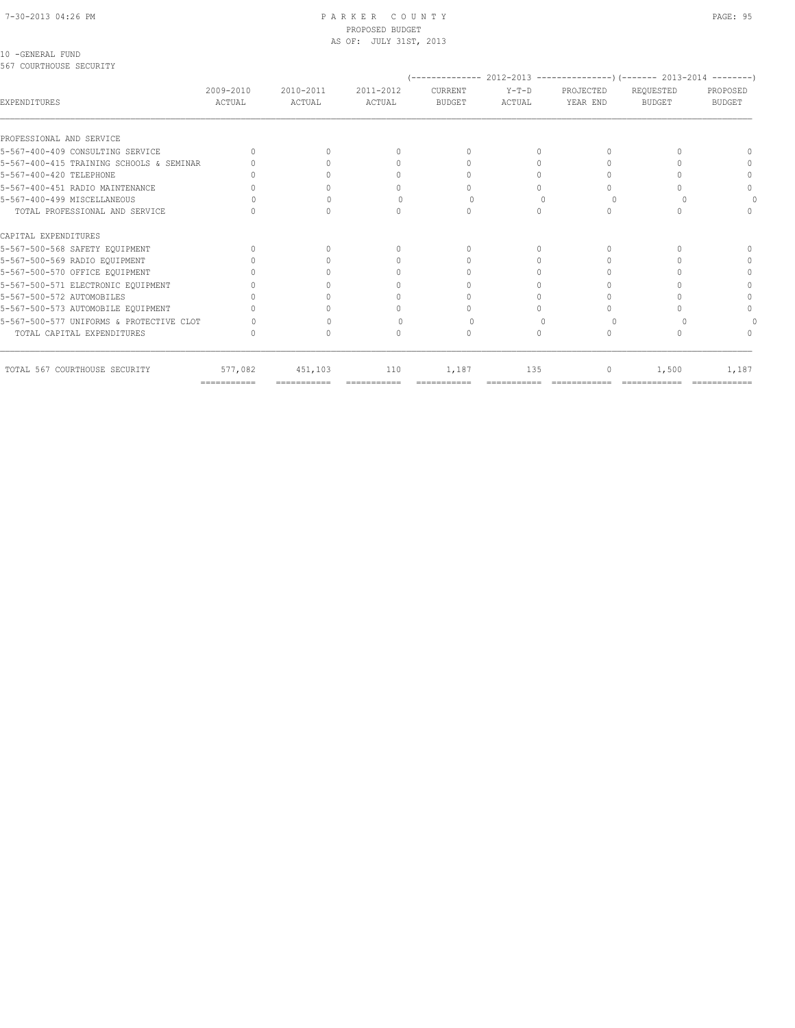PARKER COUNTY
PROPOSED BUDGET
AS OF: JULY 31ST, 2013

10 -GENERAL FUND
567 COURTHOUSE SECURITY

| EXPENDITURES | 2009-2010 ACTUAL | 2010-2011 ACTUAL | 2011-2012 ACTUAL | 2012-2013 CURRENT BUDGET | 2012-2013 Y-T-D ACTUAL | 2012-2013 PROJECTED YEAR END | 2013-2014 REQUESTED BUDGET | 2013-2014 PROPOSED BUDGET |
|---|---|---|---|---|---|---|---|---|
| PROFESSIONAL AND SERVICE | | | | | | | | |
| 5-567-400-409 CONSULTING SERVICE | 0 | 0 | 0 | 0 | 0 | 0 | 0 | 0 |
| 5-567-400-415 TRAINING SCHOOLS & SEMINAR | 0 | 0 | 0 | 0 | 0 | 0 | 0 | 0 |
| 5-567-400-420 TELEPHONE | 0 | 0 | 0 | 0 | 0 | 0 | 0 | 0 |
| 5-567-400-451 RADIO MAINTENANCE | 0 | 0 | 0 | 0 | 0 | 0 | 0 | 0 |
| 5-567-400-499 MISCELLANEOUS | 0 | 0 | 0 | 0 | 0 | 0 | 0 | 0 |
| TOTAL PROFESSIONAL AND SERVICE | 0 | 0 | 0 | 0 | 0 | 0 | 0 | 0 |
| CAPITAL EXPENDITURES | | | | | | | | |
| 5-567-500-568 SAFETY EQUIPMENT | 0 | 0 | 0 | 0 | 0 | 0 | 0 | 0 |
| 5-567-500-569 RADIO EQUIPMENT | 0 | 0 | 0 | 0 | 0 | 0 | 0 | 0 |
| 5-567-500-570 OFFICE EQUIPMENT | 0 | 0 | 0 | 0 | 0 | 0 | 0 | 0 |
| 5-567-500-571 ELECTRONIC EQUIPMENT | 0 | 0 | 0 | 0 | 0 | 0 | 0 | 0 |
| 5-567-500-572 AUTOMOBILES | 0 | 0 | 0 | 0 | 0 | 0 | 0 | 0 |
| 5-567-500-573 AUTOMOBILE EQUIPMENT | 0 | 0 | 0 | 0 | 0 | 0 | 0 | 0 |
| 5-567-500-577 UNIFORMS & PROTECTIVE CLOT | 0 | 0 | 0 | 0 | 0 | 0 | 0 | 0 |
| TOTAL CAPITAL EXPENDITURES | 0 | 0 | 0 | 0 | 0 | 0 | 0 | 0 |
| TOTAL 567 COURTHOUSE SECURITY | 577,082 | 451,103 | 110 | 1,187 | 135 | 0 | 1,500 | 1,187 |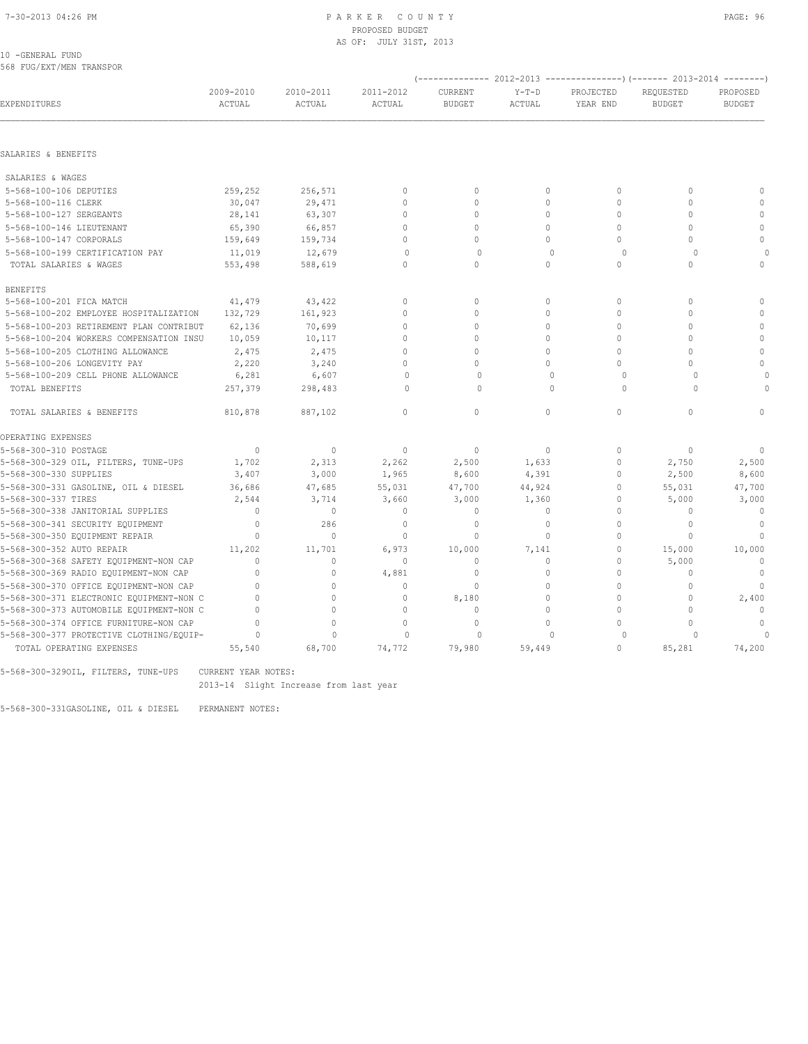PARKER COUNTY
PROPOSED BUDGET
AS OF: JULY 31ST, 2013

10 -GENERAL FUND
568 FUG/EXT/MEN TRANSPOR

| EXPENDITURES | 2009-2010 ACTUAL | 2010-2011 ACTUAL | 2011-2012 ACTUAL | 2012-2013 CURRENT BUDGET | 2012-2013 Y-T-D ACTUAL | 2012-2013 PROJECTED YEAR END | 2013-2014 REQUESTED BUDGET | 2013-2014 PROPOSED BUDGET |
|---|---|---|---|---|---|---|---|---|
| **SALARIES & BENEFITS** | | | | | | | | |
| SALARIES & WAGES | | | | | | | | |
| 5-568-100-106 DEPUTIES | 259,252 | 256,571 | 0 | 0 | 0 | 0 | 0 | 0 |
| 5-568-100-116 CLERK | 30,047 | 29,471 | 0 | 0 | 0 | 0 | 0 | 0 |
| 5-568-100-127 SERGEANTS | 28,141 | 63,307 | 0 | 0 | 0 | 0 | 0 | 0 |
| 5-568-100-146 LIEUTENANT | 65,390 | 66,857 | 0 | 0 | 0 | 0 | 0 | 0 |
| 5-568-100-147 CORPORALS | 159,649 | 159,734 | 0 | 0 | 0 | 0 | 0 | 0 |
| 5-568-100-199 CERTIFICATION PAY | 11,019 | 12,679 | 0 | 0 | 0 | 0 | 0 | 0 |
| TOTAL SALARIES & WAGES | 553,498 | 588,619 | 0 | 0 | 0 | 0 | 0 | 0 |
| BENEFITS | | | | | | | | |
| 5-568-100-201 FICA MATCH | 41,479 | 43,422 | 0 | 0 | 0 | 0 | 0 | 0 |
| 5-568-100-202 EMPLOYEE HOSPITALIZATION | 132,729 | 161,923 | 0 | 0 | 0 | 0 | 0 | 0 |
| 5-568-100-203 RETIREMENT PLAN CONTRIBUT | 62,136 | 70,699 | 0 | 0 | 0 | 0 | 0 | 0 |
| 5-568-100-204 WORKERS COMPENSATION INSU | 10,059 | 10,117 | 0 | 0 | 0 | 0 | 0 | 0 |
| 5-568-100-205 CLOTHING ALLOWANCE | 2,475 | 2,475 | 0 | 0 | 0 | 0 | 0 | 0 |
| 5-568-100-206 LONGEVITY PAY | 2,220 | 3,240 | 0 | 0 | 0 | 0 | 0 | 0 |
| 5-568-100-209 CELL PHONE ALLOWANCE | 6,281 | 6,607 | 0 | 0 | 0 | 0 | 0 | 0 |
| TOTAL BENEFITS | 257,379 | 298,483 | 0 | 0 | 0 | 0 | 0 | 0 |
| TOTAL SALARIES & BENEFITS | 810,878 | 887,102 | 0 | 0 | 0 | 0 | 0 | 0 |
| **OPERATING EXPENSES** | | | | | | | | |
| 5-568-300-310 POSTAGE | 0 | 0 | 0 | 0 | 0 | 0 | 0 | 0 |
| 5-568-300-329 OIL, FILTERS, TUNE-UPS | 1,702 | 2,313 | 2,262 | 2,500 | 1,633 | 0 | 2,750 | 2,500 |
| 5-568-300-330 SUPPLIES | 3,407 | 3,000 | 1,965 | 8,600 | 4,391 | 0 | 2,500 | 8,600 |
| 5-568-300-331 GASOLINE, OIL & DIESEL | 36,686 | 47,685 | 55,031 | 47,700 | 44,924 | 0 | 55,031 | 47,700 |
| 5-568-300-337 TIRES | 2,544 | 3,714 | 3,660 | 3,000 | 1,360 | 0 | 5,000 | 3,000 |
| 5-568-300-338 JANITORIAL SUPPLIES | 0 | 0 | 0 | 0 | 0 | 0 | 0 | 0 |
| 5-568-300-341 SECURITY EQUIPMENT | 0 | 286 | 0 | 0 | 0 | 0 | 0 | 0 |
| 5-568-300-350 EQUIPMENT REPAIR | 0 | 0 | 0 | 0 | 0 | 0 | 0 | 0 |
| 5-568-300-352 AUTO REPAIR | 11,202 | 11,701 | 6,973 | 10,000 | 7,141 | 0 | 15,000 | 10,000 |
| 5-568-300-368 SAFETY EQUIPMENT-NON CAP | 0 | 0 | 0 | 0 | 0 | 0 | 5,000 | 0 |
| 5-568-300-369 RADIO EQUIPMENT-NON CAP | 0 | 0 | 4,881 | 0 | 0 | 0 | 0 | 0 |
| 5-568-300-370 OFFICE EQUIPMENT-NON CAP | 0 | 0 | 0 | 0 | 0 | 0 | 0 | 0 |
| 5-568-300-371 ELECTRONIC EQUIPMENT-NON C | 0 | 0 | 0 | 8,180 | 0 | 0 | 0 | 2,400 |
| 5-568-300-373 AUTOMOBILE EQUIPMENT-NON C | 0 | 0 | 0 | 0 | 0 | 0 | 0 | 0 |
| 5-568-300-374 OFFICE FURNITURE-NON CAP | 0 | 0 | 0 | 0 | 0 | 0 | 0 | 0 |
| 5-568-300-377 PROTECTIVE CLOTHING/EQUIP- | 0 | 0 | 0 | 0 | 0 | 0 | 0 | 0 |
| TOTAL OPERATING EXPENSES | 55,540 | 68,700 | 74,772 | 79,980 | 59,449 | 0 | 85,281 | 74,200 |

5-568-300-329OIL, FILTERS, TUNE-UPS    CURRENT YEAR NOTES:
2013-14 Slight Increase from last year

5-568-300-331GASOLINE, OIL & DIESEL    PERMANENT NOTES: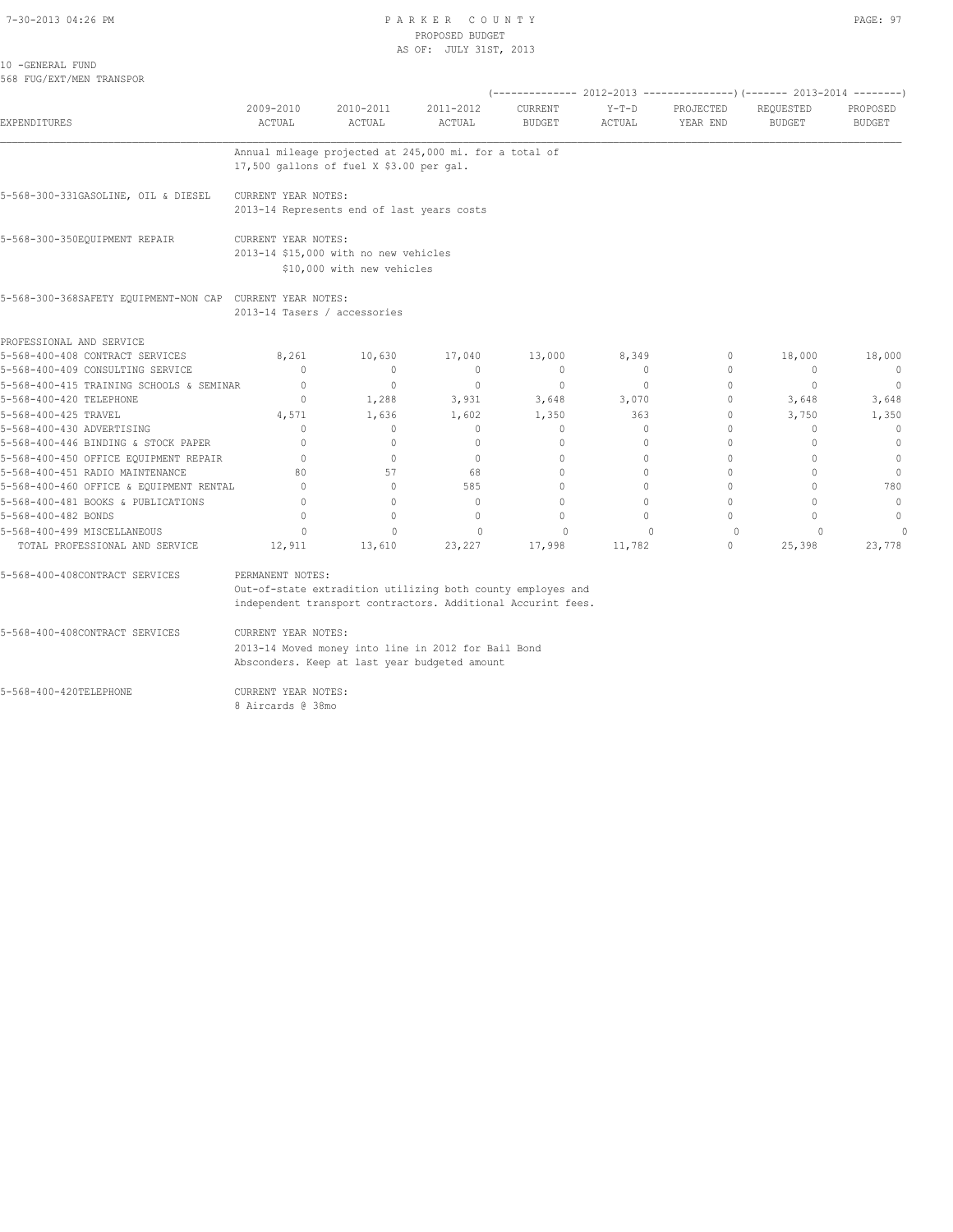10 -GENERAL FUND
568 FUG/EXT/MEN TRANSPOR

| EXPENDITURES | 2009-2010 ACTUAL | 2010-2011 ACTUAL | 2011-2012 ACTUAL | 2012-2013 CURRENT BUDGET | 2012-2013 Y-T-D ACTUAL | 2012-2013 PROJECTED YEAR END | 2013-2014 REQUESTED BUDGET | 2013-2014 PROPOSED BUDGET |
|---|---|---|---|---|---|---|---|---|

Annual mileage projected at 245,000 mi. for a total of 17,500 gallons of fuel X $3.00 per gal.

5-568-300-331GASOLINE, OIL & DIESEL — CURRENT YEAR NOTES:
2013-14 Represents end of last years costs

5-568-300-350EQUIPMENT REPAIR — CURRENT YEAR NOTES:
2013-14 $15,000 with no new vehicles
$10,000 with new vehicles

5-568-300-368SAFETY EQUIPMENT-NON CAP — CURRENT YEAR NOTES:
2013-14 Tasers / accessories

| PROFESSIONAL AND SERVICE | 2009-2010 ACTUAL | 2010-2011 ACTUAL | 2011-2012 ACTUAL | CURRENT BUDGET | Y-T-D ACTUAL | PROJECTED YEAR END | REQUESTED BUDGET | PROPOSED BUDGET |
|---|---|---|---|---|---|---|---|---|
| 5-568-400-408 CONTRACT SERVICES | 8,261 | 10,630 | 17,040 | 13,000 | 8,349 | 0 | 18,000 | 18,000 |
| 5-568-400-409 CONSULTING SERVICE | 0 | 0 | 0 | 0 | 0 | 0 | 0 | 0 |
| 5-568-400-415 TRAINING SCHOOLS & SEMINAR | 0 | 0 | 0 | 0 | 0 | 0 | 0 | 0 |
| 5-568-400-420 TELEPHONE | 0 | 1,288 | 3,931 | 3,648 | 3,070 | 0 | 3,648 | 3,648 |
| 5-568-400-425 TRAVEL | 4,571 | 1,636 | 1,602 | 1,350 | 363 | 0 | 3,750 | 1,350 |
| 5-568-400-430 ADVERTISING | 0 | 0 | 0 | 0 | 0 | 0 | 0 | 0 |
| 5-568-400-446 BINDING & STOCK PAPER | 0 | 0 | 0 | 0 | 0 | 0 | 0 | 0 |
| 5-568-400-450 OFFICE EQUIPMENT REPAIR | 0 | 0 | 0 | 0 | 0 | 0 | 0 | 0 |
| 5-568-400-451 RADIO MAINTENANCE | 80 | 57 | 68 | 0 | 0 | 0 | 0 | 0 |
| 5-568-400-460 OFFICE & EQUIPMENT RENTAL | 0 | 0 | 585 | 0 | 0 | 0 | 0 | 780 |
| 5-568-400-481 BOOKS & PUBLICATIONS | 0 | 0 | 0 | 0 | 0 | 0 | 0 | 0 |
| 5-568-400-482 BONDS | 0 | 0 | 0 | 0 | 0 | 0 | 0 | 0 |
| 5-568-400-499 MISCELLANEOUS | 0 | 0 | 0 | 0 | 0 | 0 | 0 | 0 |
| TOTAL PROFESSIONAL AND SERVICE | 12,911 | 13,610 | 23,227 | 17,998 | 11,782 | 0 | 25,398 | 23,778 |

5-568-400-408CONTRACT SERVICES — PERMANENT NOTES:
Out-of-state extradition utilizing both county employes and independent transport contractors. Additional Accurint fees.

5-568-400-408CONTRACT SERVICES — CURRENT YEAR NOTES:
2013-14 Moved money into line in 2012 for Bail Bond Absconders. Keep at last year budgeted amount

5-568-400-420TELEPHONE — CURRENT YEAR NOTES:
8 Aircards @ 38mo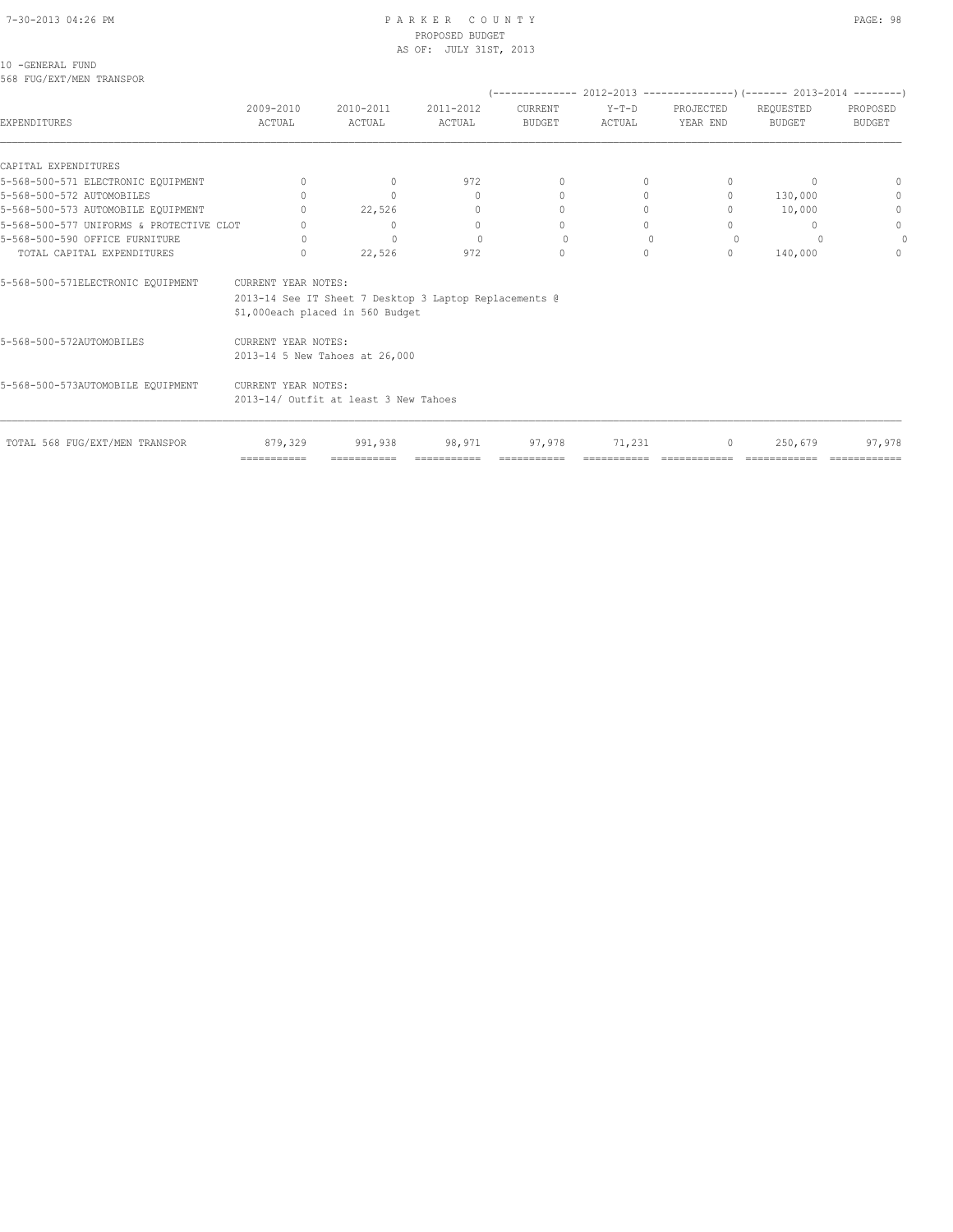PARKER COUNTY
PROPOSED BUDGET
AS OF: JULY 31ST, 2013

10 -GENERAL FUND
568 FUG/EXT/MEN TRANSPOR

| EXPENDITURES | 2009-2010 ACTUAL | 2010-2011 ACTUAL | 2011-2012 ACTUAL | (2012-2013) CURRENT BUDGET | (2012-2013) Y-T-D ACTUAL | (2012-2013) PROJECTED YEAR END | (2013-2014) REQUESTED BUDGET | (2013-2014) PROPOSED BUDGET |
|---|---|---|---|---|---|---|---|---|
| CAPITAL EXPENDITURES | | | | | | | | |
| 5-568-500-571 ELECTRONIC EQUIPMENT | 0 | 0 | 972 | 0 | 0 | 0 | 0 | 0 |
| 5-568-500-572 AUTOMOBILES | 0 | 0 | 0 | 0 | 0 | 0 | 130,000 | 0 |
| 5-568-500-573 AUTOMOBILE EQUIPMENT | 0 | 22,526 | 0 | 0 | 0 | 0 | 10,000 | 0 |
| 5-568-500-577 UNIFORMS & PROTECTIVE CLOT | 0 | 0 | 0 | 0 | 0 | 0 | 0 | 0 |
| 5-568-500-590 OFFICE FURNITURE | 0 | 0 | 0 | 0 | 0 | 0 | 0 | 0 |
| TOTAL CAPITAL EXPENDITURES | 0 | 22,526 | 972 | 0 | 0 | 0 | 140,000 | 0 |

5-568-500-571ELECTRONIC EQUIPMENT — CURRENT YEAR NOTES:
2013-14 See IT Sheet 7 Desktop 3 Laptop Replacements @ $1,000each placed in 560 Budget

5-568-500-572AUTOMOBILES — CURRENT YEAR NOTES:
2013-14 5 New Tahoes at 26,000

5-568-500-573AUTOMOBILE EQUIPMENT — CURRENT YEAR NOTES:
2013-14/ Outfit at least 3 New Tahoes

| | 2009-2010 ACTUAL | 2010-2011 ACTUAL | 2011-2012 ACTUAL | CURRENT BUDGET | Y-T-D ACTUAL | PROJECTED YEAR END | REQUESTED BUDGET | PROPOSED BUDGET |
|---|---|---|---|---|---|---|---|---|
| TOTAL 568 FUG/EXT/MEN TRANSPOR | 879,329 | 991,938 | 98,971 | 97,978 | 71,231 | 0 | 250,679 | 97,978 |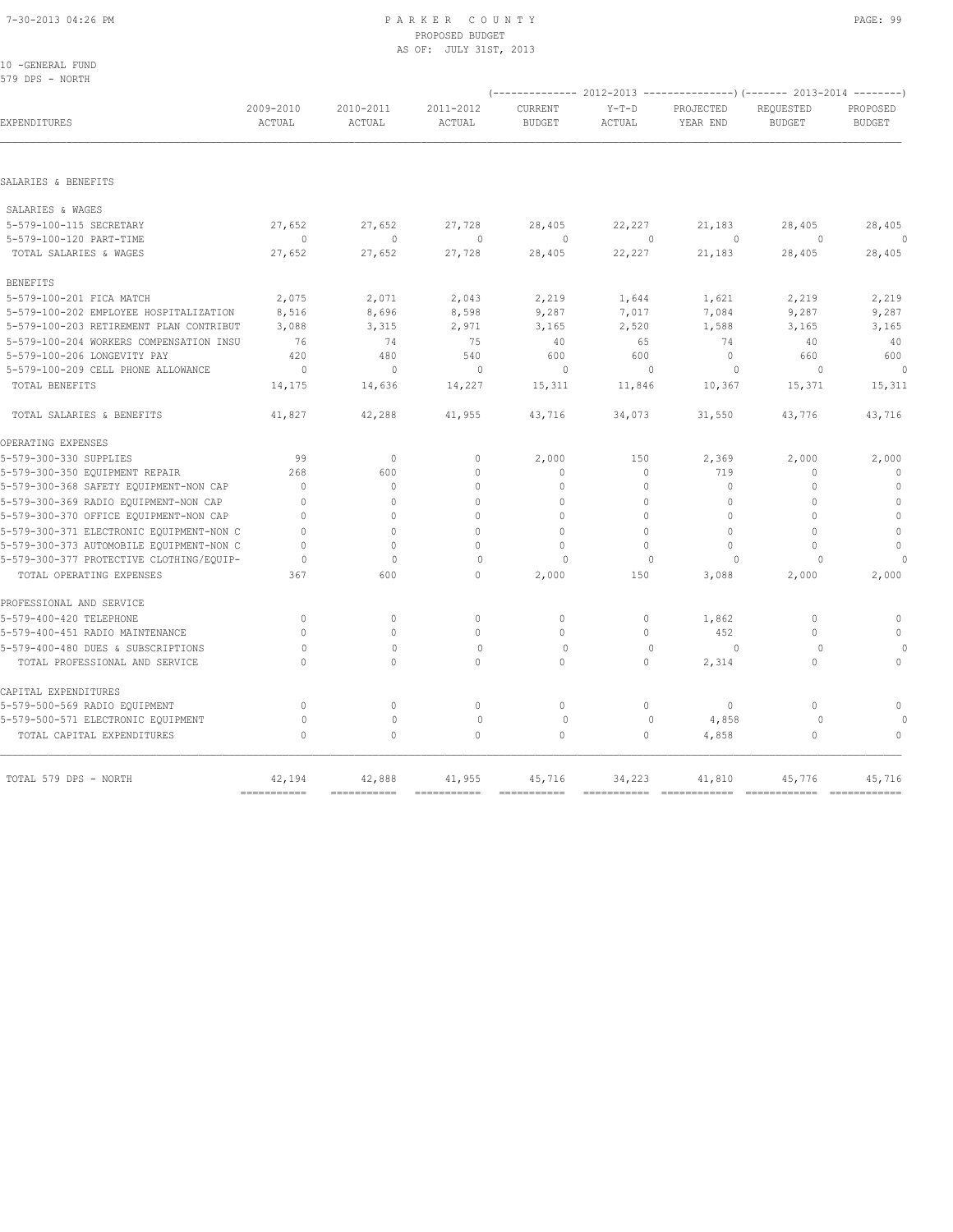10 -GENERAL FUND
579 DPS - NORTH

| EXPENDITURES | 2009-2010 ACTUAL | 2010-2011 ACTUAL | 2011-2012 ACTUAL | 2012-2013 CURRENT BUDGET | 2012-2013 Y-T-D ACTUAL | 2012-2013 PROJECTED YEAR END | 2013-2014 REQUESTED BUDGET | 2013-2014 PROPOSED BUDGET |
|---|---|---|---|---|---|---|---|---|
| SALARIES & BENEFITS | | | | | | | | |
| SALARIES & WAGES | | | | | | | | |
| 5-579-100-115 SECRETARY | 27,652 | 27,652 | 27,728 | 28,405 | 22,227 | 21,183 | 28,405 | 28,405 |
| 5-579-100-120 PART-TIME | 0 | 0 | 0 | 0 | 0 | 0 | 0 | 0 |
| TOTAL SALARIES & WAGES | 27,652 | 27,652 | 27,728 | 28,405 | 22,227 | 21,183 | 28,405 | 28,405 |
| BENEFITS | | | | | | | | |
| 5-579-100-201 FICA MATCH | 2,075 | 2,071 | 2,043 | 2,219 | 1,644 | 1,621 | 2,219 | 2,219 |
| 5-579-100-202 EMPLOYEE HOSPITALIZATION | 8,516 | 8,696 | 8,598 | 9,287 | 7,017 | 7,084 | 9,287 | 9,287 |
| 5-579-100-203 RETIREMENT PLAN CONTRIBUT | 3,088 | 3,315 | 2,971 | 3,165 | 2,520 | 1,588 | 3,165 | 3,165 |
| 5-579-100-204 WORKERS COMPENSATION INSU | 76 | 74 | 75 | 40 | 65 | 74 | 40 | 40 |
| 5-579-100-206 LONGEVITY PAY | 420 | 480 | 540 | 600 | 600 | 0 | 660 | 600 |
| 5-579-100-209 CELL PHONE ALLOWANCE | 0 | 0 | 0 | 0 | 0 | 0 | 0 | 0 |
| TOTAL BENEFITS | 14,175 | 14,636 | 14,227 | 15,311 | 11,846 | 10,367 | 15,371 | 15,311 |
| TOTAL SALARIES & BENEFITS | 41,827 | 42,288 | 41,955 | 43,716 | 34,073 | 31,550 | 43,776 | 43,716 |
| OPERATING EXPENSES | | | | | | | | |
| 5-579-300-330 SUPPLIES | 99 | 0 | 0 | 2,000 | 150 | 2,369 | 2,000 | 2,000 |
| 5-579-300-350 EQUIPMENT REPAIR | 268 | 600 | 0 | 0 | 0 | 719 | 0 | 0 |
| 5-579-300-368 SAFETY EQUIPMENT-NON CAP | 0 | 0 | 0 | 0 | 0 | 0 | 0 | 0 |
| 5-579-300-369 RADIO EQUIPMENT-NON CAP | 0 | 0 | 0 | 0 | 0 | 0 | 0 | 0 |
| 5-579-300-370 OFFICE EQUIPMENT-NON CAP | 0 | 0 | 0 | 0 | 0 | 0 | 0 | 0 |
| 5-579-300-371 ELECTRONIC EQUIPMENT-NON C | 0 | 0 | 0 | 0 | 0 | 0 | 0 | 0 |
| 5-579-300-373 AUTOMOBILE EQUIPMENT-NON C | 0 | 0 | 0 | 0 | 0 | 0 | 0 | 0 |
| 5-579-300-377 PROTECTIVE CLOTHING/EQUIP- | 0 | 0 | 0 | 0 | 0 | 0 | 0 | 0 |
| TOTAL OPERATING EXPENSES | 367 | 600 | 0 | 2,000 | 150 | 3,088 | 2,000 | 2,000 |
| PROFESSIONAL AND SERVICE | | | | | | | | |
| 5-579-400-420 TELEPHONE | 0 | 0 | 0 | 0 | 0 | 1,862 | 0 | 0 |
| 5-579-400-451 RADIO MAINTENANCE | 0 | 0 | 0 | 0 | 0 | 452 | 0 | 0 |
| 5-579-400-480 DUES & SUBSCRIPTIONS | 0 | 0 | 0 | 0 | 0 | 0 | 0 | 0 |
| TOTAL PROFESSIONAL AND SERVICE | 0 | 0 | 0 | 0 | 0 | 2,314 | 0 | 0 |
| CAPITAL EXPENDITURES | | | | | | | | |
| 5-579-500-569 RADIO EQUIPMENT | 0 | 0 | 0 | 0 | 0 | 0 | 0 | 0 |
| 5-579-500-571 ELECTRONIC EQUIPMENT | 0 | 0 | 0 | 0 | 0 | 4,858 | 0 | 0 |
| TOTAL CAPITAL EXPENDITURES | 0 | 0 | 0 | 0 | 0 | 4,858 | 0 | 0 |
| TOTAL 579 DPS - NORTH | 42,194 | 42,888 | 41,955 | 45,716 | 34,223 | 41,810 | 45,776 | 45,716 |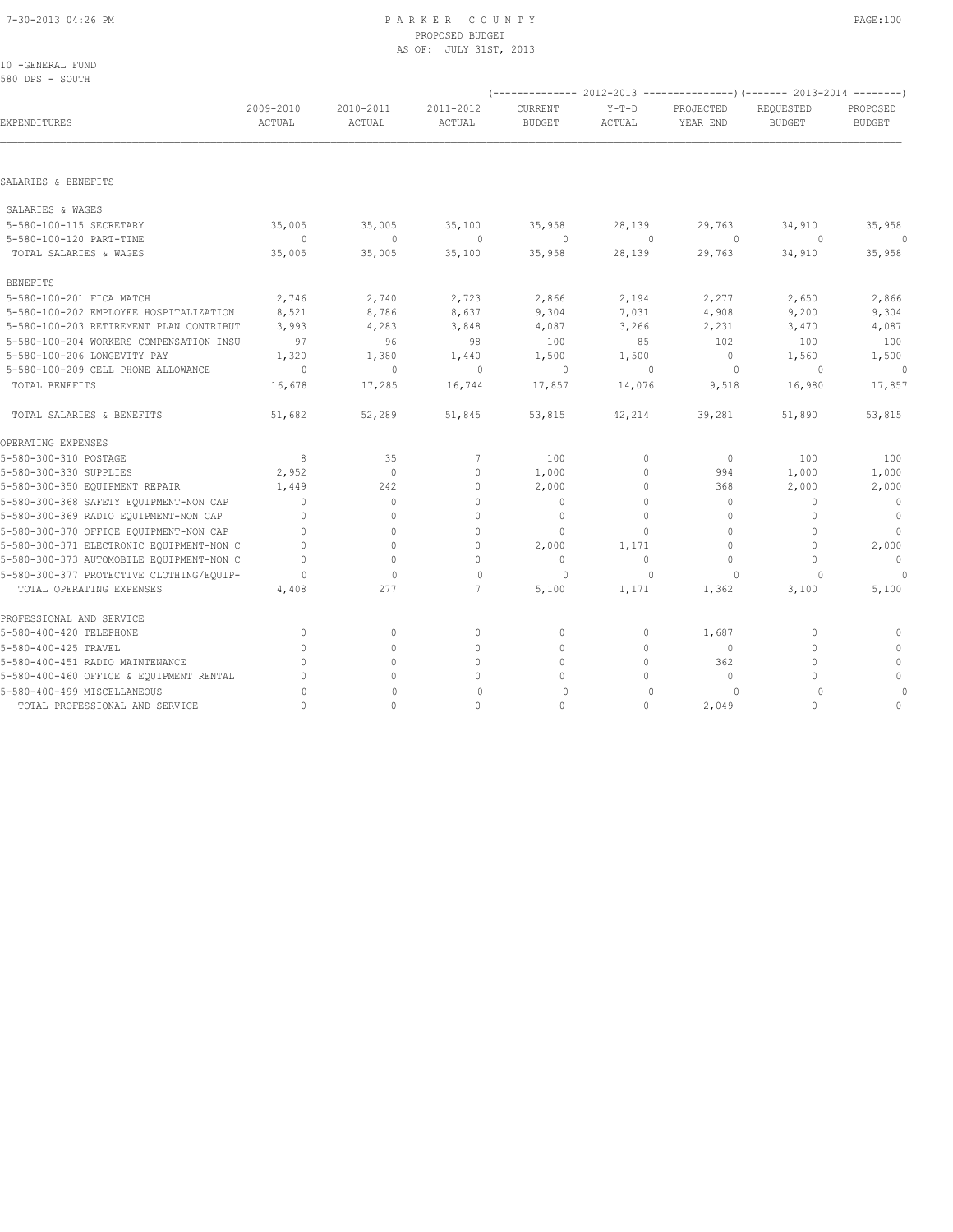# PARKER COUNTY
PROPOSED BUDGET
AS OF: JULY 31ST, 2013

10 -GENERAL FUND
580 DPS - SOUTH

| EXPENDITURES | 2009-2010 ACTUAL | 2010-2011 ACTUAL | 2011-2012 ACTUAL | 2012-2013 CURRENT BUDGET | 2012-2013 Y-T-D ACTUAL | 2012-2013 PROJECTED YEAR END | 2013-2014 REQUESTED BUDGET | 2013-2014 PROPOSED BUDGET |
|---|---|---|---|---|---|---|---|---|
| **SALARIES & BENEFITS** | | | | | | | | |
| SALARIES & WAGES | | | | | | | | |
| 5-580-100-115 SECRETARY | 35,005 | 35,005 | 35,100 | 35,958 | 28,139 | 29,763 | 34,910 | 35,958 |
| 5-580-100-120 PART-TIME | 0 | 0 | 0 | 0 | 0 | 0 | 0 | 0 |
| TOTAL SALARIES & WAGES | 35,005 | 35,005 | 35,100 | 35,958 | 28,139 | 29,763 | 34,910 | 35,958 |
| BENEFITS | | | | | | | | |
| 5-580-100-201 FICA MATCH | 2,746 | 2,740 | 2,723 | 2,866 | 2,194 | 2,277 | 2,650 | 2,866 |
| 5-580-100-202 EMPLOYEE HOSPITALIZATION | 8,521 | 8,786 | 8,637 | 9,304 | 7,031 | 4,908 | 9,200 | 9,304 |
| 5-580-100-203 RETIREMENT PLAN CONTRIBUT | 3,993 | 4,283 | 3,848 | 4,087 | 3,266 | 2,231 | 3,470 | 4,087 |
| 5-580-100-204 WORKERS COMPENSATION INSU | 97 | 96 | 98 | 100 | 85 | 102 | 100 | 100 |
| 5-580-100-206 LONGEVITY PAY | 1,320 | 1,380 | 1,440 | 1,500 | 1,500 | 0 | 1,560 | 1,500 |
| 5-580-100-209 CELL PHONE ALLOWANCE | 0 | 0 | 0 | 0 | 0 | 0 | 0 | 0 |
| TOTAL BENEFITS | 16,678 | 17,285 | 16,744 | 17,857 | 14,076 | 9,518 | 16,980 | 17,857 |
| TOTAL SALARIES & BENEFITS | 51,682 | 52,289 | 51,845 | 53,815 | 42,214 | 39,281 | 51,890 | 53,815 |
| **OPERATING EXPENSES** | | | | | | | | |
| 5-580-300-310 POSTAGE | 8 | 35 | 7 | 100 | 0 | 0 | 100 | 100 |
| 5-580-300-330 SUPPLIES | 2,952 | 0 | 0 | 1,000 | 0 | 994 | 1,000 | 1,000 |
| 5-580-300-350 EQUIPMENT REPAIR | 1,449 | 242 | 0 | 2,000 | 0 | 368 | 2,000 | 2,000 |
| 5-580-300-368 SAFETY EQUIPMENT-NON CAP | 0 | 0 | 0 | 0 | 0 | 0 | 0 | 0 |
| 5-580-300-369 RADIO EQUIPMENT-NON CAP | 0 | 0 | 0 | 0 | 0 | 0 | 0 | 0 |
| 5-580-300-370 OFFICE EQUIPMENT-NON CAP | 0 | 0 | 0 | 0 | 0 | 0 | 0 | 0 |
| 5-580-300-371 ELECTRONIC EQUIPMENT-NON C | 0 | 0 | 0 | 2,000 | 1,171 | 0 | 0 | 2,000 |
| 5-580-300-373 AUTOMOBILE EQUIPMENT-NON C | 0 | 0 | 0 | 0 | 0 | 0 | 0 | 0 |
| 5-580-300-377 PROTECTIVE CLOTHING/EQUIP- | 0 | 0 | 0 | 0 | 0 | 0 | 0 | 0 |
| TOTAL OPERATING EXPENSES | 4,408 | 277 | 7 | 5,100 | 1,171 | 1,362 | 3,100 | 5,100 |
| **PROFESSIONAL AND SERVICE** | | | | | | | | |
| 5-580-400-420 TELEPHONE | 0 | 0 | 0 | 0 | 0 | 1,687 | 0 | 0 |
| 5-580-400-425 TRAVEL | 0 | 0 | 0 | 0 | 0 | 0 | 0 | 0 |
| 5-580-400-451 RADIO MAINTENANCE | 0 | 0 | 0 | 0 | 0 | 362 | 0 | 0 |
| 5-580-400-460 OFFICE & EQUIPMENT RENTAL | 0 | 0 | 0 | 0 | 0 | 0 | 0 | 0 |
| 5-580-400-499 MISCELLANEOUS | 0 | 0 | 0 | 0 | 0 | 0 | 0 | 0 |
| TOTAL PROFESSIONAL AND SERVICE | 0 | 0 | 0 | 0 | 0 | 2,049 | 0 | 0 |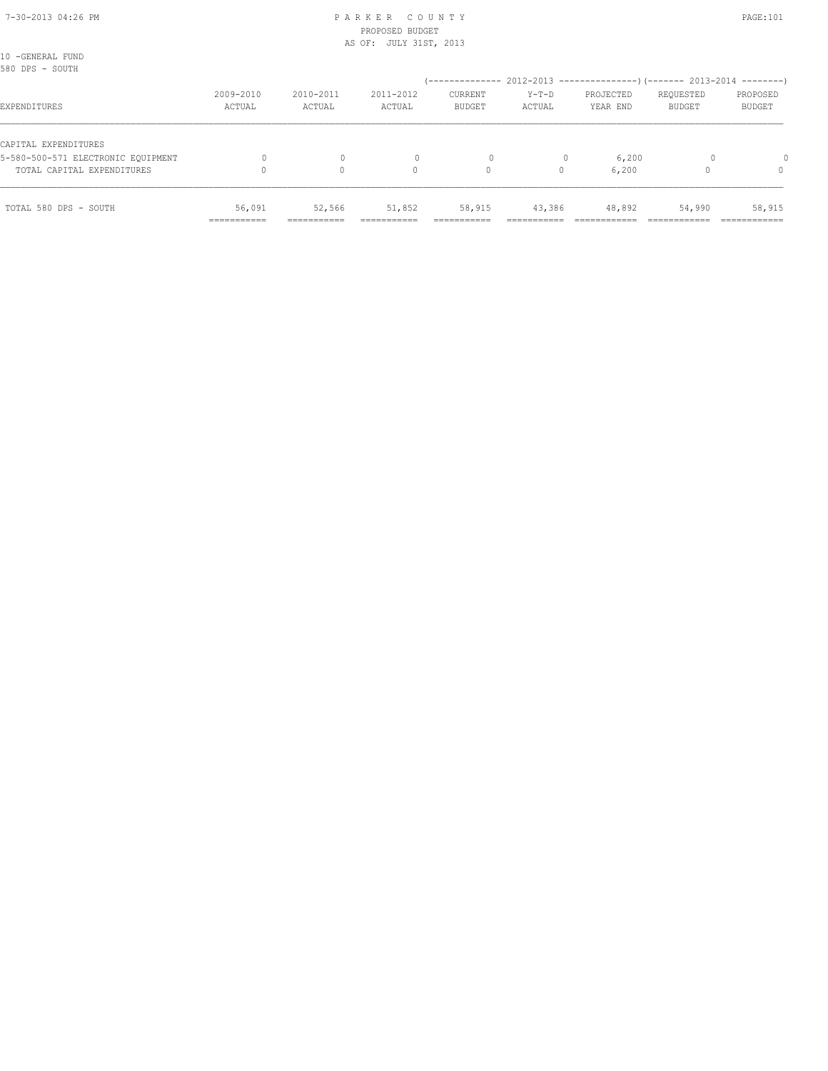10 -GENERAL FUND
580 DPS - SOUTH

| EXPENDITURES | 2009-2010 ACTUAL | 2010-2011 ACTUAL | 2011-2012 ACTUAL | 2012-2013 CURRENT BUDGET | 2012-2013 Y-T-D ACTUAL | 2012-2013 PROJECTED YEAR END | 2013-2014 REQUESTED BUDGET | 2013-2014 PROPOSED BUDGET |
|---|---|---|---|---|---|---|---|---|
| CAPITAL EXPENDITURES | | | | | | | | |
| 5-580-500-571 ELECTRONIC EQUIPMENT | 0 | 0 | 0 | 0 | 0 | 6,200 | 0 | 0 |
| TOTAL CAPITAL EXPENDITURES | 0 | 0 | 0 | 0 | 0 | 6,200 | 0 | 0 |
| TOTAL 580 DPS - SOUTH | 56,091 | 52,566 | 51,852 | 58,915 | 43,386 | 48,892 | 54,990 | 58,915 |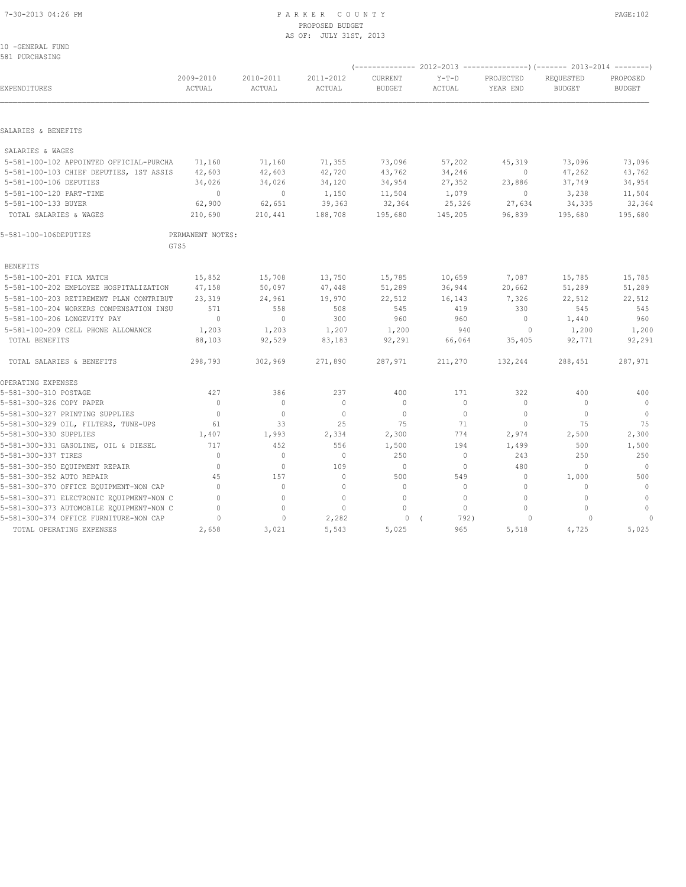PARKER COUNTY
PROPOSED BUDGET
AS OF: JULY 31ST, 2013

10 -GENERAL FUND
581 PURCHASING

| EXPENDITURES | 2009-2010 ACTUAL | 2010-2011 ACTUAL | 2011-2012 ACTUAL | 2012-2013 CURRENT BUDGET | 2012-2013 Y-T-D ACTUAL | 2012-2013 PROJECTED YEAR END | 2013-2014 REQUESTED BUDGET | 2013-2014 PROPOSED BUDGET |
|---|---|---|---|---|---|---|---|---|
| SALARIES & BENEFITS | | | | | | | | |
| SALARIES & WAGES | | | | | | | | |
| 5-581-100-102 APPOINTED OFFICIAL-PURCHA | 71,160 | 71,160 | 71,355 | 73,096 | 57,202 | 45,319 | 73,096 | 73,096 |
| 5-581-100-103 CHIEF DEPUTIES, 1ST ASSIS | 42,603 | 42,603 | 42,720 | 43,762 | 34,246 | 0 | 47,262 | 43,762 |
| 5-581-100-106 DEPUTIES | 34,026 | 34,026 | 34,120 | 34,954 | 27,352 | 23,886 | 37,749 | 34,954 |
| 5-581-100-120 PART-TIME | 0 | 0 | 1,150 | 11,504 | 1,079 | 0 | 3,238 | 11,504 |
| 5-581-100-133 BUYER | 62,900 | 62,651 | 39,363 | 32,364 | 25,326 | 27,634 | 34,335 | 32,364 |
| TOTAL SALARIES & WAGES | 210,690 | 210,441 | 188,708 | 195,680 | 145,205 | 96,839 | 195,680 | 195,680 |
| 5-581-100-106DEPUTIES | PERMANENT NOTES: G7S5 | | | | | | | |
| BENEFITS | | | | | | | | |
| 5-581-100-201 FICA MATCH | 15,852 | 15,708 | 13,750 | 15,785 | 10,659 | 7,087 | 15,785 | 15,785 |
| 5-581-100-202 EMPLOYEE HOSPITALIZATION | 47,158 | 50,097 | 47,448 | 51,289 | 36,944 | 20,662 | 51,289 | 51,289 |
| 5-581-100-203 RETIREMENT PLAN CONTRIBUT | 23,319 | 24,961 | 19,970 | 22,512 | 16,143 | 7,326 | 22,512 | 22,512 |
| 5-581-100-204 WORKERS COMPENSATION INSU | 571 | 558 | 508 | 545 | 419 | 330 | 545 | 545 |
| 5-581-100-206 LONGEVITY PAY | 0 | 0 | 300 | 960 | 960 | 0 | 1,440 | 960 |
| 5-581-100-209 CELL PHONE ALLOWANCE | 1,203 | 1,203 | 1,207 | 1,200 | 940 | 0 | 1,200 | 1,200 |
| TOTAL BENEFITS | 88,103 | 92,529 | 83,183 | 92,291 | 66,064 | 35,405 | 92,771 | 92,291 |
| TOTAL SALARIES & BENEFITS | 298,793 | 302,969 | 271,890 | 287,971 | 211,270 | 132,244 | 288,451 | 287,971 |
| OPERATING EXPENSES | | | | | | | | |
| 5-581-300-310 POSTAGE | 427 | 386 | 237 | 400 | 171 | 322 | 400 | 400 |
| 5-581-300-326 COPY PAPER | 0 | 0 | 0 | 0 | 0 | 0 | 0 | 0 |
| 5-581-300-327 PRINTING SUPPLIES | 0 | 0 | 0 | 0 | 0 | 0 | 0 | 0 |
| 5-581-300-329 OIL, FILTERS, TUNE-UPS | 61 | 33 | 25 | 75 | 71 | 0 | 75 | 75 |
| 5-581-300-330 SUPPLIES | 1,407 | 1,993 | 2,334 | 2,300 | 774 | 2,974 | 2,500 | 2,300 |
| 5-581-300-331 GASOLINE, OIL & DIESEL | 717 | 452 | 556 | 1,500 | 194 | 1,499 | 500 | 1,500 |
| 5-581-300-337 TIRES | 0 | 0 | 0 | 250 | 0 | 243 | 250 | 250 |
| 5-581-300-350 EQUIPMENT REPAIR | 0 | 0 | 109 | 0 | 0 | 480 | 0 | 0 |
| 5-581-300-352 AUTO REPAIR | 45 | 157 | 0 | 500 | 549 | 0 | 1,000 | 500 |
| 5-581-300-370 OFFICE EQUIPMENT-NON CAP | 0 | 0 | 0 | 0 | 0 | 0 | 0 | 0 |
| 5-581-300-371 ELECTRONIC EQUIPMENT-NON C | 0 | 0 | 0 | 0 | 0 | 0 | 0 | 0 |
| 5-581-300-373 AUTOMOBILE EQUIPMENT-NON C | 0 | 0 | 0 | 0 | 0 | 0 | 0 | 0 |
| 5-581-300-374 OFFICE FURNITURE-NON CAP | 0 | 0 | 2,282 | 0 | ( 792) | 0 | 0 | 0 |
| TOTAL OPERATING EXPENSES | 2,658 | 3,021 | 5,543 | 5,025 | 965 | 5,518 | 4,725 | 5,025 |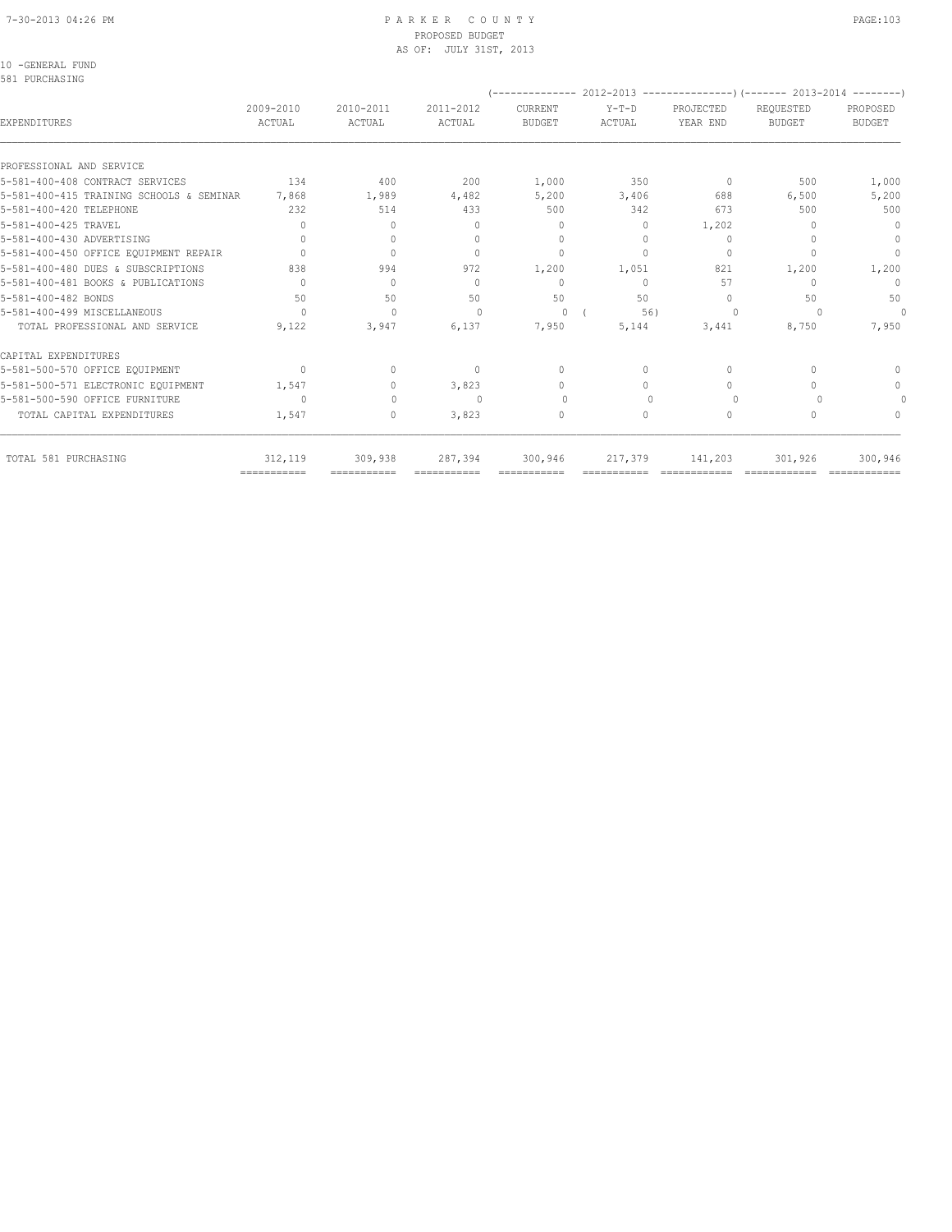10 -GENERAL FUND
581 PURCHASING

| EXPENDITURES | 2009-2010 ACTUAL | 2010-2011 ACTUAL | 2011-2012 ACTUAL | 2012-2013 CURRENT BUDGET | 2012-2013 Y-T-D ACTUAL | 2012-2013 PROJECTED YEAR END | 2013-2014 REQUESTED BUDGET | 2013-2014 PROPOSED BUDGET |
|---|---|---|---|---|---|---|---|---|
| PROFESSIONAL AND SERVICE | | | | | | | | |
| 5-581-400-408 CONTRACT SERVICES | 134 | 400 | 200 | 1,000 | 350 | 0 | 500 | 1,000 |
| 5-581-400-415 TRAINING SCHOOLS & SEMINAR | 7,868 | 1,989 | 4,482 | 5,200 | 3,406 | 688 | 6,500 | 5,200 |
| 5-581-400-420 TELEPHONE | 232 | 514 | 433 | 500 | 342 | 673 | 500 | 500 |
| 5-581-400-425 TRAVEL | 0 | 0 | 0 | 0 | 0 | 1,202 | 0 | 0 |
| 5-581-400-430 ADVERTISING | 0 | 0 | 0 | 0 | 0 | 0 | 0 | 0 |
| 5-581-400-450 OFFICE EQUIPMENT REPAIR | 0 | 0 | 0 | 0 | 0 | 0 | 0 | 0 |
| 5-581-400-480 DUES & SUBSCRIPTIONS | 838 | 994 | 972 | 1,200 | 1,051 | 821 | 1,200 | 1,200 |
| 5-581-400-481 BOOKS & PUBLICATIONS | 0 | 0 | 0 | 0 | 0 | 57 | 0 | 0 |
| 5-581-400-482 BONDS | 50 | 50 | 50 | 50 | 50 | 0 | 50 | 50 |
| 5-581-400-499 MISCELLANEOUS | 0 | 0 | 0 | 0 | ( 56) | 0 | 0 | 0 |
| TOTAL PROFESSIONAL AND SERVICE | 9,122 | 3,947 | 6,137 | 7,950 | 5,144 | 3,441 | 8,750 | 7,950 |
| CAPITAL EXPENDITURES | | | | | | | | |
| 5-581-500-570 OFFICE EQUIPMENT | 0 | 0 | 0 | 0 | 0 | 0 | 0 | 0 |
| 5-581-500-571 ELECTRONIC EQUIPMENT | 1,547 | 0 | 3,823 | 0 | 0 | 0 | 0 | 0 |
| 5-581-500-590 OFFICE FURNITURE | 0 | 0 | 0 | 0 | 0 | 0 | 0 | 0 |
| TOTAL CAPITAL EXPENDITURES | 1,547 | 0 | 3,823 | 0 | 0 | 0 | 0 | 0 |
| TOTAL 581 PURCHASING | 312,119 | 309,938 | 287,394 | 300,946 | 217,379 | 141,203 | 301,926 | 300,946 |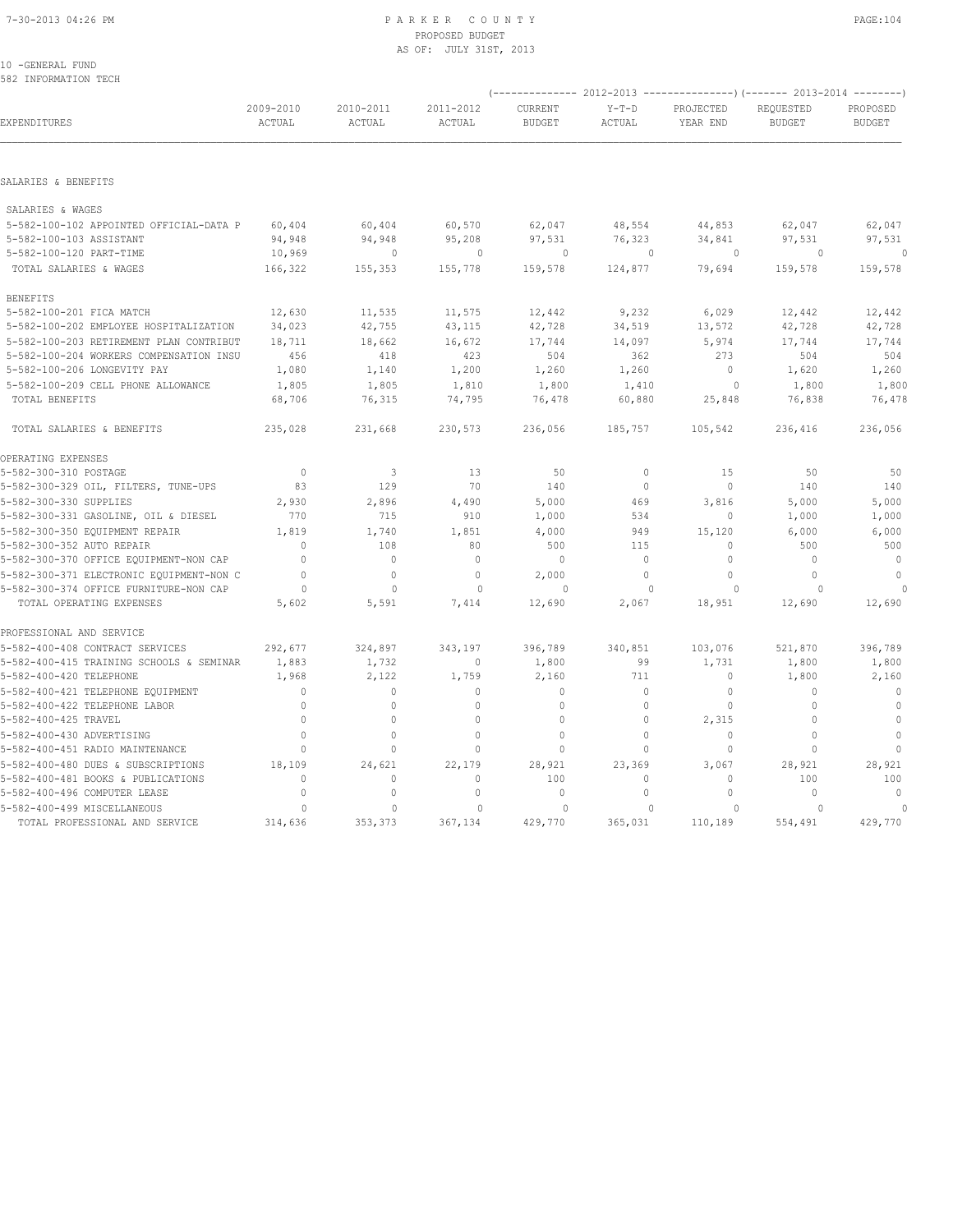PARKER COUNTY
PROPOSED BUDGET
AS OF: JULY 31ST, 2013

10 -GENERAL FUND
582 INFORMATION TECH

| EXPENDITURES | 2009-2010 ACTUAL | 2010-2011 ACTUAL | 2011-2012 ACTUAL | 2012-2013 CURRENT BUDGET | 2012-2013 Y-T-D ACTUAL | 2012-2013 PROJECTED YEAR END | 2013-2014 REQUESTED BUDGET | 2013-2014 PROPOSED BUDGET |
|---|---|---|---|---|---|---|---|---|
| SALARIES & BENEFITS | | | | | | | | |
| SALARIES & WAGES | | | | | | | | |
| 5-582-100-102 APPOINTED OFFICIAL-DATA P | 60,404 | 60,404 | 60,570 | 62,047 | 48,554 | 44,853 | 62,047 | 62,047 |
| 5-582-100-103 ASSISTANT | 94,948 | 94,948 | 95,208 | 97,531 | 76,323 | 34,841 | 97,531 | 97,531 |
| 5-582-100-120 PART-TIME | 10,969 | 0 | 0 | 0 | 0 | 0 | 0 | 0 |
| TOTAL SALARIES & WAGES | 166,322 | 155,353 | 155,778 | 159,578 | 124,877 | 79,694 | 159,578 | 159,578 |
| BENEFITS | | | | | | | | |
| 5-582-100-201 FICA MATCH | 12,630 | 11,535 | 11,575 | 12,442 | 9,232 | 6,029 | 12,442 | 12,442 |
| 5-582-100-202 EMPLOYEE HOSPITALIZATION | 34,023 | 42,755 | 43,115 | 42,728 | 34,519 | 13,572 | 42,728 | 42,728 |
| 5-582-100-203 RETIREMENT PLAN CONTRIBUT | 18,711 | 18,662 | 16,672 | 17,744 | 14,097 | 5,974 | 17,744 | 17,744 |
| 5-582-100-204 WORKERS COMPENSATION INSU | 456 | 418 | 423 | 504 | 362 | 273 | 504 | 504 |
| 5-582-100-206 LONGEVITY PAY | 1,080 | 1,140 | 1,200 | 1,260 | 1,260 | 0 | 1,620 | 1,260 |
| 5-582-100-209 CELL PHONE ALLOWANCE | 1,805 | 1,805 | 1,810 | 1,800 | 1,410 | 0 | 1,800 | 1,800 |
| TOTAL BENEFITS | 68,706 | 76,315 | 74,795 | 76,478 | 60,880 | 25,848 | 76,838 | 76,478 |
| TOTAL SALARIES & BENEFITS | 235,028 | 231,668 | 230,573 | 236,056 | 185,757 | 105,542 | 236,416 | 236,056 |
| OPERATING EXPENSES | | | | | | | | |
| 5-582-300-310 POSTAGE | 0 | 3 | 13 | 50 | 0 | 15 | 50 | 50 |
| 5-582-300-329 OIL, FILTERS, TUNE-UPS | 83 | 129 | 70 | 140 | 0 | 0 | 140 | 140 |
| 5-582-300-330 SUPPLIES | 2,930 | 2,896 | 4,490 | 5,000 | 469 | 3,816 | 5,000 | 5,000 |
| 5-582-300-331 GASOLINE, OIL & DIESEL | 770 | 715 | 910 | 1,000 | 534 | 0 | 1,000 | 1,000 |
| 5-582-300-350 EQUIPMENT REPAIR | 1,819 | 1,740 | 1,851 | 4,000 | 949 | 15,120 | 6,000 | 6,000 |
| 5-582-300-352 AUTO REPAIR | 0 | 108 | 80 | 500 | 115 | 0 | 500 | 500 |
| 5-582-300-370 OFFICE EQUIPMENT-NON CAP | 0 | 0 | 0 | 0 | 0 | 0 | 0 | 0 |
| 5-582-300-371 ELECTRONIC EQUIPMENT-NON C | 0 | 0 | 0 | 2,000 | 0 | 0 | 0 | 0 |
| 5-582-300-374 OFFICE FURNITURE-NON CAP | 0 | 0 | 0 | 0 | 0 | 0 | 0 | 0 |
| TOTAL OPERATING EXPENSES | 5,602 | 5,591 | 7,414 | 12,690 | 2,067 | 18,951 | 12,690 | 12,690 |
| PROFESSIONAL AND SERVICE | | | | | | | | |
| 5-582-400-408 CONTRACT SERVICES | 292,677 | 324,897 | 343,197 | 396,789 | 340,851 | 103,076 | 521,870 | 396,789 |
| 5-582-400-415 TRAINING SCHOOLS & SEMINAR | 1,883 | 1,732 | 0 | 1,800 | 99 | 1,731 | 1,800 | 1,800 |
| 5-582-400-420 TELEPHONE | 1,968 | 2,122 | 1,759 | 2,160 | 711 | 0 | 1,800 | 2,160 |
| 5-582-400-421 TELEPHONE EQUIPMENT | 0 | 0 | 0 | 0 | 0 | 0 | 0 | 0 |
| 5-582-400-422 TELEPHONE LABOR | 0 | 0 | 0 | 0 | 0 | 0 | 0 | 0 |
| 5-582-400-425 TRAVEL | 0 | 0 | 0 | 0 | 0 | 2,315 | 0 | 0 |
| 5-582-400-430 ADVERTISING | 0 | 0 | 0 | 0 | 0 | 0 | 0 | 0 |
| 5-582-400-451 RADIO MAINTENANCE | 0 | 0 | 0 | 0 | 0 | 0 | 0 | 0 |
| 5-582-400-480 DUES & SUBSCRIPTIONS | 18,109 | 24,621 | 22,179 | 28,921 | 23,369 | 3,067 | 28,921 | 28,921 |
| 5-582-400-481 BOOKS & PUBLICATIONS | 0 | 0 | 0 | 100 | 0 | 0 | 100 | 100 |
| 5-582-400-496 COMPUTER LEASE | 0 | 0 | 0 | 0 | 0 | 0 | 0 | 0 |
| 5-582-400-499 MISCELLANEOUS | 0 | 0 | 0 | 0 | 0 | 0 | 0 | 0 |
| TOTAL PROFESSIONAL AND SERVICE | 314,636 | 353,373 | 367,134 | 429,770 | 365,031 | 110,189 | 554,491 | 429,770 |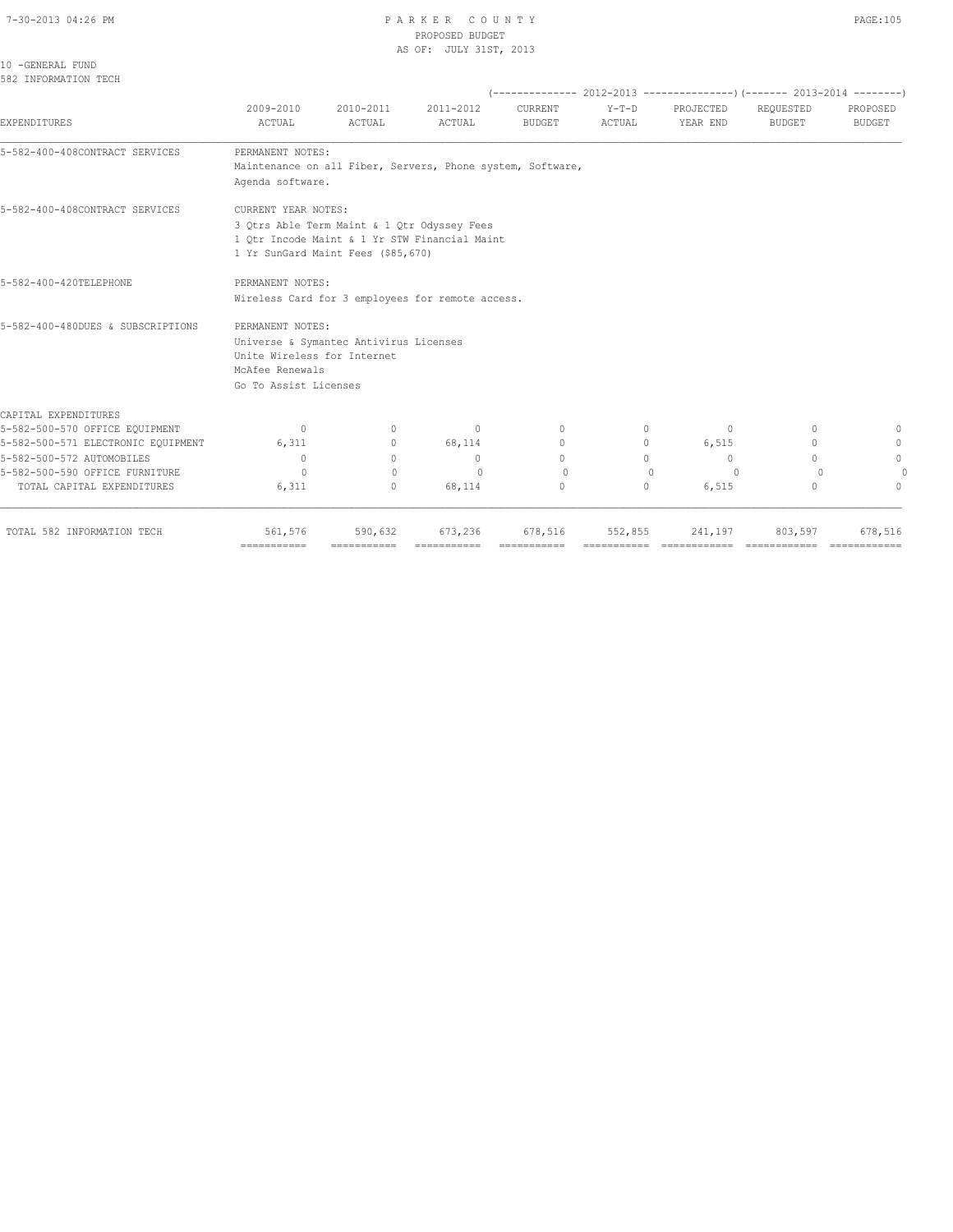10 -GENERAL FUND
582 INFORMATION TECH

| EXPENDITURES | 2009-2010 ACTUAL | 2010-2011 ACTUAL | 2011-2012 ACTUAL | 2012-2013 CURRENT BUDGET | 2012-2013 Y-T-D ACTUAL | 2012-2013 PROJECTED YEAR END | 2013-2014 REQUESTED BUDGET | 2013-2014 PROPOSED BUDGET |
|---|---|---|---|---|---|---|---|---|
| 5-582-400-408CONTRACT SERVICES | PERMANENT NOTES: Maintenance on all Fiber, Servers, Phone system, Software, Agenda software. | | | | | | | |
| 5-582-400-408CONTRACT SERVICES | CURRENT YEAR NOTES: 3 Qtrs Able Term Maint & 1 Qtr Odyssey Fees 1 Qtr Incode Maint & 1 Yr STW Financial Maint 1 Yr SunGard Maint Fees ($85,670) | | | | | | | |
| 5-582-400-420TELEPHONE | PERMANENT NOTES: Wireless Card for 3 employees for remote access. | | | | | | | |
| 5-582-400-480DUES & SUBSCRIPTIONS | PERMANENT NOTES: Universe & Symantec Antivirus Licenses Unite Wireless for Internet McAfee Renewals Go To Assist Licenses | | | | | | | |
| CAPITAL EXPENDITURES | | | | | | | | |
| 5-582-500-570 OFFICE EQUIPMENT | 0 | 0 | 0 | 0 | 0 | 0 | 0 | 0 |
| 5-582-500-571 ELECTRONIC EQUIPMENT | 6,311 | 0 | 68,114 | 0 | 0 | 6,515 | 0 | 0 |
| 5-582-500-572 AUTOMOBILES | 0 | 0 | 0 | 0 | 0 | 0 | 0 | 0 |
| 5-582-500-590 OFFICE FURNITURE | 0 | 0 | 0 | 0 | 0 | 0 | 0 | 0 |
| TOTAL CAPITAL EXPENDITURES | 6,311 | 0 | 68,114 | 0 | 0 | 6,515 | 0 | 0 |
| TOTAL 582 INFORMATION TECH | 561,576 | 590,632 | 673,236 | 678,516 | 552,855 | 241,197 | 803,597 | 678,516 |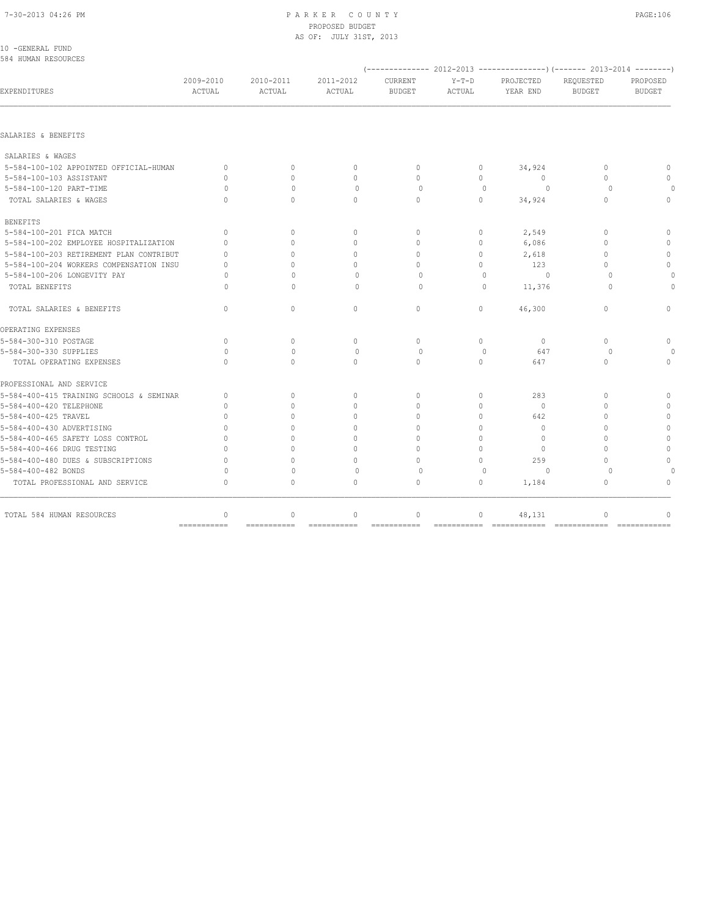10 -GENERAL FUND
584 HUMAN RESOURCES

| EXPENDITURES | 2009-2010 ACTUAL | 2010-2011 ACTUAL | 2011-2012 ACTUAL | 2012-2013 CURRENT BUDGET | 2012-2013 Y-T-D ACTUAL | 2012-2013 PROJECTED YEAR END | 2013-2014 REQUESTED BUDGET | 2013-2014 PROPOSED BUDGET |
|---|---|---|---|---|---|---|---|---|
| SALARIES & BENEFITS | | | | | | | | |
| SALARIES & WAGES | | | | | | | | |
| 5-584-100-102 APPOINTED OFFICIAL-HUMAN | 0 | 0 | 0 | 0 | 0 | 34,924 | 0 | 0 |
| 5-584-100-103 ASSISTANT | 0 | 0 | 0 | 0 | 0 | 0 | 0 | 0 |
| 5-584-100-120 PART-TIME | 0 | 0 | 0 | 0 | 0 | 0 | 0 | 0 |
| TOTAL SALARIES & WAGES | 0 | 0 | 0 | 0 | 0 | 34,924 | 0 | 0 |
| BENEFITS | | | | | | | | |
| 5-584-100-201 FICA MATCH | 0 | 0 | 0 | 0 | 0 | 2,549 | 0 | 0 |
| 5-584-100-202 EMPLOYEE HOSPITALIZATION | 0 | 0 | 0 | 0 | 0 | 6,086 | 0 | 0 |
| 5-584-100-203 RETIREMENT PLAN CONTRIBUT | 0 | 0 | 0 | 0 | 0 | 2,618 | 0 | 0 |
| 5-584-100-204 WORKERS COMPENSATION INSU | 0 | 0 | 0 | 0 | 0 | 123 | 0 | 0 |
| 5-584-100-206 LONGEVITY PAY | 0 | 0 | 0 | 0 | 0 | 0 | 0 | 0 |
| TOTAL BENEFITS | 0 | 0 | 0 | 0 | 0 | 11,376 | 0 | 0 |
| TOTAL SALARIES & BENEFITS | 0 | 0 | 0 | 0 | 0 | 46,300 | 0 | 0 |
| OPERATING EXPENSES | | | | | | | | |
| 5-584-300-310 POSTAGE | 0 | 0 | 0 | 0 | 0 | 0 | 0 | 0 |
| 5-584-300-330 SUPPLIES | 0 | 0 | 0 | 0 | 0 | 647 | 0 | 0 |
| TOTAL OPERATING EXPENSES | 0 | 0 | 0 | 0 | 0 | 647 | 0 | 0 |
| PROFESSIONAL AND SERVICE | | | | | | | | |
| 5-584-400-415 TRAINING SCHOOLS & SEMINAR | 0 | 0 | 0 | 0 | 0 | 283 | 0 | 0 |
| 5-584-400-420 TELEPHONE | 0 | 0 | 0 | 0 | 0 | 0 | 0 | 0 |
| 5-584-400-425 TRAVEL | 0 | 0 | 0 | 0 | 0 | 642 | 0 | 0 |
| 5-584-400-430 ADVERTISING | 0 | 0 | 0 | 0 | 0 | 0 | 0 | 0 |
| 5-584-400-465 SAFETY LOSS CONTROL | 0 | 0 | 0 | 0 | 0 | 0 | 0 | 0 |
| 5-584-400-466 DRUG TESTING | 0 | 0 | 0 | 0 | 0 | 0 | 0 | 0 |
| 5-584-400-480 DUES & SUBSCRIPTIONS | 0 | 0 | 0 | 0 | 0 | 259 | 0 | 0 |
| 5-584-400-482 BONDS | 0 | 0 | 0 | 0 | 0 | 0 | 0 | 0 |
| TOTAL PROFESSIONAL AND SERVICE | 0 | 0 | 0 | 0 | 0 | 1,184 | 0 | 0 |
| TOTAL 584 HUMAN RESOURCES | 0 | 0 | 0 | 0 | 0 | 48,131 | 0 | 0 |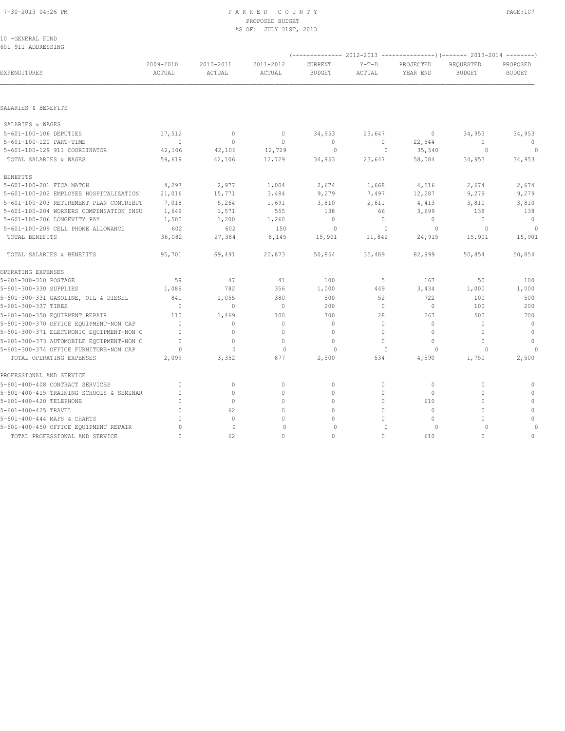PARKER COUNTY
PROPOSED BUDGET
AS OF: JULY 31ST, 2013

10 -GENERAL FUND
601 911 ADDRESSING

| EXPENDITURES | 2009-2010 ACTUAL | 2010-2011 ACTUAL | 2011-2012 ACTUAL | 2012-2013 CURRENT BUDGET | 2012-2013 Y-T-D ACTUAL | 2012-2013 PROJECTED YEAR END | 2013-2014 REQUESTED BUDGET | 2013-2014 PROPOSED BUDGET |
|---|---|---|---|---|---|---|---|---|
| **SALARIES & BENEFITS** | | | | | | | | |
| SALARIES & WAGES | | | | | | | | |
| 5-601-100-106 DEPUTIES | 17,512 | 0 | 0 | 34,953 | 23,647 | 0 | 34,953 | 34,953 |
| 5-601-100-120 PART-TIME | 0 | 0 | 0 | 0 | 0 | 22,544 | 0 | 0 |
| 5-601-100-129 911 COORDINATOR | 42,106 | 42,106 | 12,729 | 0 | 0 | 35,540 | 0 | 0 |
| TOTAL SALARIES & WAGES | 59,619 | 42,106 | 12,729 | 34,953 | 23,647 | 58,084 | 34,953 | 34,953 |
| BENEFITS | | | | | | | | |
| 5-601-100-201 FICA MATCH | 4,297 | 2,977 | 1,004 | 2,674 | 1,668 | 4,516 | 2,674 | 2,674 |
| 5-601-100-202 EMPLOYEE HOSPITALIZATION | 21,016 | 15,771 | 3,484 | 9,279 | 7,497 | 12,287 | 9,279 | 9,279 |
| 5-601-100-203 RETIREMENT PLAN CONTRIBUT | 7,018 | 5,264 | 1,691 | 3,810 | 2,611 | 4,413 | 3,810 | 3,810 |
| 5-601-100-204 WORKERS COMPENSATION INSU | 1,649 | 1,571 | 555 | 138 | 66 | 3,699 | 138 | 138 |
| 5-601-100-206 LONGEVITY PAY | 1,500 | 1,200 | 1,260 | 0 | 0 | 0 | 0 | 0 |
| 5-601-100-209 CELL PHONE ALLOWANCE | 602 | 602 | 150 | 0 | 0 | 0 | 0 | 0 |
| TOTAL BENEFITS | 36,082 | 27,384 | 8,145 | 15,901 | 11,842 | 24,915 | 15,901 | 15,901 |
| TOTAL SALARIES & BENEFITS | 95,701 | 69,491 | 20,873 | 50,854 | 35,489 | 82,999 | 50,854 | 50,854 |
| **OPERATING EXPENSES** | | | | | | | | |
| 5-601-300-310 POSTAGE | 59 | 47 | 41 | 100 | 5 | 167 | 50 | 100 |
| 5-601-300-330 SUPPLIES | 1,089 | 782 | 356 | 1,000 | 449 | 3,434 | 1,000 | 1,000 |
| 5-601-300-331 GASOLINE, OIL & DIESEL | 841 | 1,055 | 380 | 500 | 52 | 722 | 100 | 500 |
| 5-601-300-337 TIRES | 0 | 0 | 0 | 200 | 0 | 0 | 100 | 200 |
| 5-601-300-350 EQUIPMENT REPAIR | 110 | 1,469 | 100 | 700 | 28 | 267 | 500 | 700 |
| 5-601-300-370 OFFICE EQUIPMENT-NON CAP | 0 | 0 | 0 | 0 | 0 | 0 | 0 | 0 |
| 5-601-300-371 ELECTRONIC EQUIPMENT-NON C | 0 | 0 | 0 | 0 | 0 | 0 | 0 | 0 |
| 5-601-300-373 AUTOMOBILE EQUIPMENT-NON C | 0 | 0 | 0 | 0 | 0 | 0 | 0 | 0 |
| 5-601-300-374 OFFICE FURNITURE-NON CAP | 0 | 0 | 0 | 0 | 0 | 0 | 0 | 0 |
| TOTAL OPERATING EXPENSES | 2,099 | 3,352 | 877 | 2,500 | 534 | 4,590 | 1,750 | 2,500 |
| **PROFESSIONAL AND SERVICE** | | | | | | | | |
| 5-601-400-408 CONTRACT SERVICES | 0 | 0 | 0 | 0 | 0 | 0 | 0 | 0 |
| 5-601-400-415 TRAINING SCHOOLS & SEMINAR | 0 | 0 | 0 | 0 | 0 | 0 | 0 | 0 |
| 5-601-400-420 TELEPHONE | 0 | 0 | 0 | 0 | 0 | 610 | 0 | 0 |
| 5-601-400-425 TRAVEL | 0 | 62 | 0 | 0 | 0 | 0 | 0 | 0 |
| 5-601-400-444 MAPS & CHARTS | 0 | 0 | 0 | 0 | 0 | 0 | 0 | 0 |
| 5-601-400-450 OFFICE EQUIPMENT REPAIR | 0 | 0 | 0 | 0 | 0 | 0 | 0 | 0 |
| TOTAL PROFESSIONAL AND SERVICE | 0 | 62 | 0 | 0 | 0 | 610 | 0 | 0 |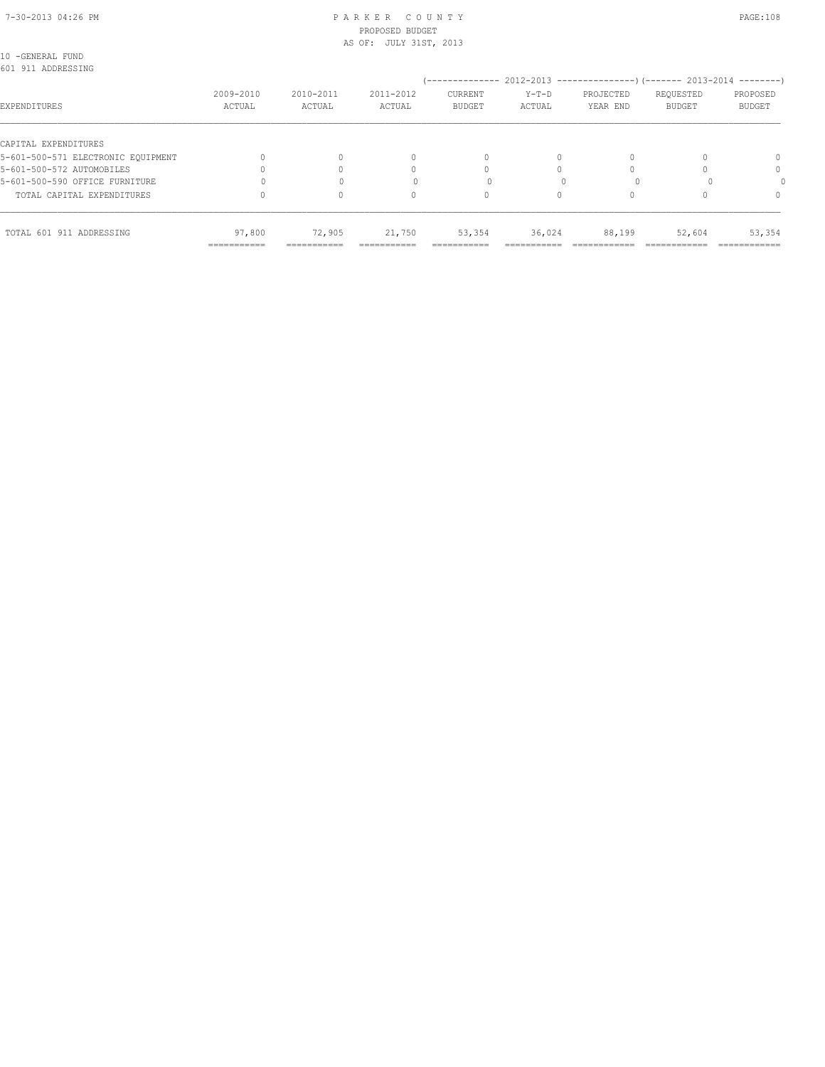PARKER COUNTY
PROPOSED BUDGET
AS OF: JULY 31ST, 2013

10 -GENERAL FUND
601 911 ADDRESSING

| EXPENDITURES | 2009-2010 ACTUAL | 2010-2011 ACTUAL | 2011-2012 ACTUAL | 2012-2013 CURRENT BUDGET | 2012-2013 Y-T-D ACTUAL | 2012-2013 PROJECTED YEAR END | 2013-2014 REQUESTED BUDGET | 2013-2014 PROPOSED BUDGET |
|---|---|---|---|---|---|---|---|---|
| CAPITAL EXPENDITURES | | | | | | | | |
| 5-601-500-571 ELECTRONIC EQUIPMENT | 0 | 0 | 0 | 0 | 0 | 0 | 0 | 0 |
| 5-601-500-572 AUTOMOBILES | 0 | 0 | 0 | 0 | 0 | 0 | 0 | 0 |
| 5-601-500-590 OFFICE FURNITURE | 0 | 0 | 0 | 0 | 0 | 0 | 0 | 0 |
| TOTAL CAPITAL EXPENDITURES | 0 | 0 | 0 | 0 | 0 | 0 | 0 | 0 |
| TOTAL 601 911 ADDRESSING | 97,800 | 72,905 | 21,750 | 53,354 | 36,024 | 88,199 | 52,604 | 53,354 |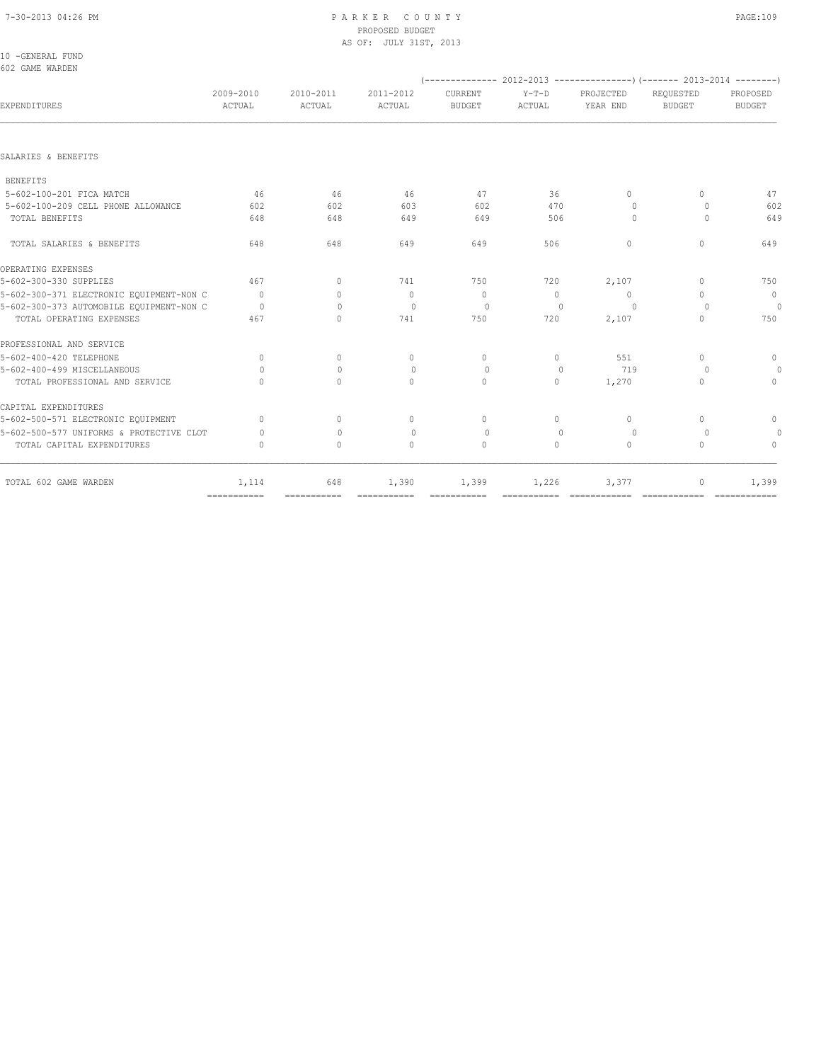10 -GENERAL FUND
602 GAME WARDEN

| EXPENDITURES | 2009-2010 ACTUAL | 2010-2011 ACTUAL | 2011-2012 ACTUAL | 2012-2013 CURRENT BUDGET | 2012-2013 Y-T-D ACTUAL | 2012-2013 PROJECTED YEAR END | 2013-2014 REQUESTED BUDGET | 2013-2014 PROPOSED BUDGET |
|---|---|---|---|---|---|---|---|---|
| SALARIES & BENEFITS | | | | | | | | |
| BENEFITS | | | | | | | | |
| 5-602-100-201 FICA MATCH | 46 | 46 | 46 | 47 | 36 | 0 | 0 | 47 |
| 5-602-100-209 CELL PHONE ALLOWANCE | 602 | 602 | 603 | 602 | 470 | 0 | 0 | 602 |
| TOTAL BENEFITS | 648 | 648 | 649 | 649 | 506 | 0 | 0 | 649 |
| TOTAL SALARIES & BENEFITS | 648 | 648 | 649 | 649 | 506 | 0 | 0 | 649 |
| OPERATING EXPENSES | | | | | | | | |
| 5-602-300-330 SUPPLIES | 467 | 0 | 741 | 750 | 720 | 2,107 | 0 | 750 |
| 5-602-300-371 ELECTRONIC EQUIPMENT-NON C | 0 | 0 | 0 | 0 | 0 | 0 | 0 | 0 |
| 5-602-300-373 AUTOMOBILE EQUIPMENT-NON C | 0 | 0 | 0 | 0 | 0 | 0 | 0 | 0 |
| TOTAL OPERATING EXPENSES | 467 | 0 | 741 | 750 | 720 | 2,107 | 0 | 750 |
| PROFESSIONAL AND SERVICE | | | | | | | | |
| 5-602-400-420 TELEPHONE | 0 | 0 | 0 | 0 | 0 | 551 | 0 | 0 |
| 5-602-400-499 MISCELLANEOUS | 0 | 0 | 0 | 0 | 0 | 719 | 0 | 0 |
| TOTAL PROFESSIONAL AND SERVICE | 0 | 0 | 0 | 0 | 0 | 1,270 | 0 | 0 |
| CAPITAL EXPENDITURES | | | | | | | | |
| 5-602-500-571 ELECTRONIC EQUIPMENT | 0 | 0 | 0 | 0 | 0 | 0 | 0 | 0 |
| 5-602-500-577 UNIFORMS & PROTECTIVE CLOT | 0 | 0 | 0 | 0 | 0 | 0 | 0 | 0 |
| TOTAL CAPITAL EXPENDITURES | 0 | 0 | 0 | 0 | 0 | 0 | 0 | 0 |
| TOTAL 602 GAME WARDEN | 1,114 | 648 | 1,390 | 1,399 | 1,226 | 3,377 | 0 | 1,399 |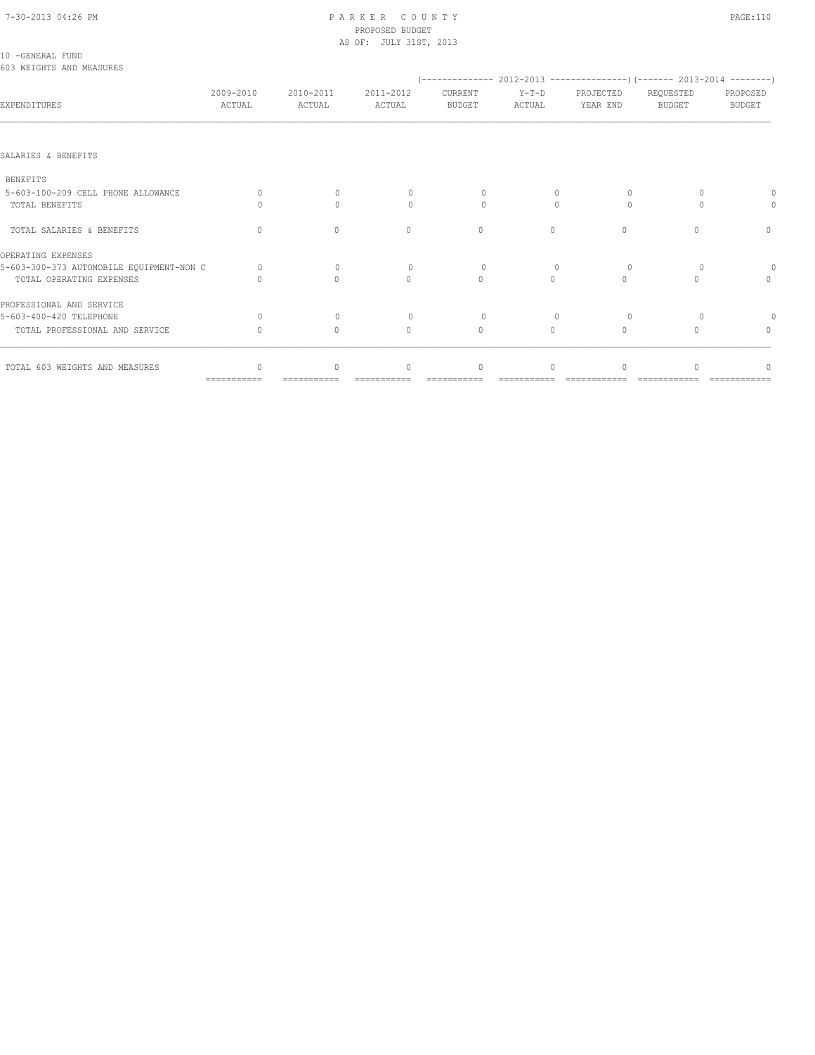PARKER COUNTY
PROPOSED BUDGET
AS OF: JULY 31ST, 2013

10 -GENERAL FUND
603 WEIGHTS AND MEASURES

| EXPENDITURES | 2009-2010 ACTUAL | 2010-2011 ACTUAL | 2011-2012 ACTUAL | 2012-2013 CURRENT BUDGET | 2012-2013 Y-T-D ACTUAL | 2012-2013 PROJECTED YEAR END | 2013-2014 REQUESTED BUDGET | 2013-2014 PROPOSED BUDGET |
|---|---|---|---|---|---|---|---|---|
| SALARIES & BENEFITS | | | | | | | | |
| BENEFITS | | | | | | | | |
| 5-603-100-209 CELL PHONE ALLOWANCE | 0 | 0 | 0 | 0 | 0 | 0 | 0 | 0 |
| TOTAL BENEFITS | 0 | 0 | 0 | 0 | 0 | 0 | 0 | 0 |
| TOTAL SALARIES & BENEFITS | 0 | 0 | 0 | 0 | 0 | 0 | 0 | 0 |
| OPERATING EXPENSES | | | | | | | | |
| 5-603-300-373 AUTOMOBILE EQUIPMENT-NON C | 0 | 0 | 0 | 0 | 0 | 0 | 0 | 0 |
| TOTAL OPERATING EXPENSES | 0 | 0 | 0 | 0 | 0 | 0 | 0 | 0 |
| PROFESSIONAL AND SERVICE | | | | | | | | |
| 5-603-400-420 TELEPHONE | 0 | 0 | 0 | 0 | 0 | 0 | 0 | 0 |
| TOTAL PROFESSIONAL AND SERVICE | 0 | 0 | 0 | 0 | 0 | 0 | 0 | 0 |
| TOTAL 603 WEIGHTS AND MEASURES | 0 | 0 | 0 | 0 | 0 | 0 | 0 | 0 |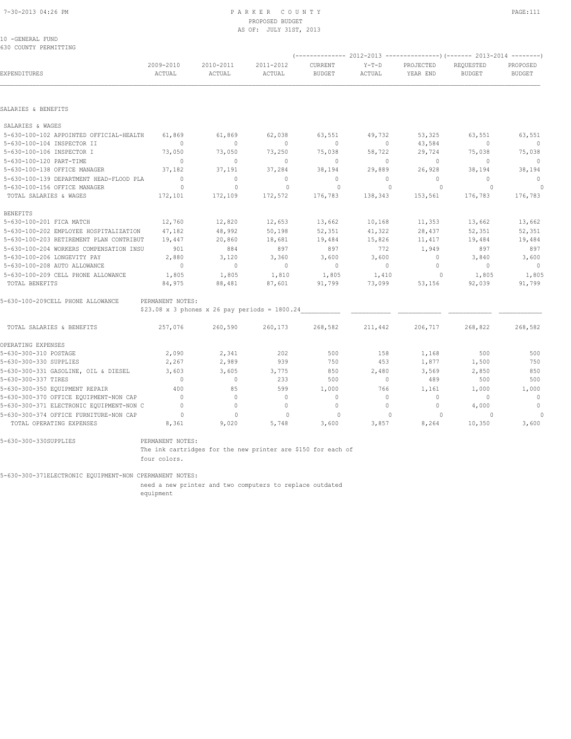10 -GENERAL FUND
630 COUNTY PERMITTING

| EXPENDITURES | 2009-2010 ACTUAL | 2010-2011 ACTUAL | 2011-2012 ACTUAL | 2012-2013 CURRENT BUDGET | 2012-2013 Y-T-D ACTUAL | 2012-2013 PROJECTED YEAR END | 2013-2014 REQUESTED BUDGET | 2013-2014 PROPOSED BUDGET |
|---|---|---|---|---|---|---|---|---|
| SALARIES & BENEFITS | | | | | | | | |
| SALARIES & WAGES | | | | | | | | |
| 5-630-100-102 APPOINTED OFFICIAL-HEALTH | 61,869 | 61,869 | 62,038 | 63,551 | 49,732 | 53,325 | 63,551 | 63,551 |
| 5-630-100-104 INSPECTOR II | 0 | 0 | 0 | 0 | 0 | 43,584 | 0 | 0 |
| 5-630-100-106 INSPECTOR I | 73,050 | 73,050 | 73,250 | 75,038 | 58,722 | 29,724 | 75,038 | 75,038 |
| 5-630-100-120 PART-TIME | 0 | 0 | 0 | 0 | 0 | 0 | 0 | 0 |
| 5-630-100-138 OFFICE MANAGER | 37,182 | 37,191 | 37,284 | 38,194 | 29,889 | 26,928 | 38,194 | 38,194 |
| 5-630-100-139 DEPARTMENT HEAD-FLOOD PLA | 0 | 0 | 0 | 0 | 0 | 0 | 0 | 0 |
| 5-630-100-156 OFFICE MANAGER | 0 | 0 | 0 | 0 | 0 | 0 | 0 | 0 |
| TOTAL SALARIES & WAGES | 172,101 | 172,109 | 172,572 | 176,783 | 138,343 | 153,561 | 176,783 | 176,783 |
| BENEFITS | | | | | | | | |
| 5-630-100-201 FICA MATCH | 12,760 | 12,820 | 12,653 | 13,662 | 10,168 | 11,353 | 13,662 | 13,662 |
| 5-630-100-202 EMPLOYEE HOSPITALIZATION | 47,182 | 48,992 | 50,198 | 52,351 | 41,322 | 28,437 | 52,351 | 52,351 |
| 5-630-100-203 RETIREMENT PLAN CONTRIBUT | 19,447 | 20,860 | 18,681 | 19,484 | 15,826 | 11,417 | 19,484 | 19,484 |
| 5-630-100-204 WORKERS COMPENSATION INSU | 901 | 884 | 897 | 897 | 772 | 1,949 | 897 | 897 |
| 5-630-100-206 LONGEVITY PAY | 2,880 | 3,120 | 3,360 | 3,600 | 3,600 | 0 | 3,840 | 3,600 |
| 5-630-100-208 AUTO ALLOWANCE | 0 | 0 | 0 | 0 | 0 | 0 | 0 | 0 |
| 5-630-100-209 CELL PHONE ALLOWANCE | 1,805 | 1,805 | 1,810 | 1,805 | 1,410 | 0 | 1,805 | 1,805 |
| TOTAL BENEFITS | 84,975 | 88,481 | 87,601 | 91,799 | 73,099 | 53,156 | 92,039 | 91,799 |

5-630-100-209CELL PHONE ALLOWANCE PERMANENT NOTES:
$23.08 x 3 phones x 26 pay periods = 1800.24

| | 2009-2010 ACTUAL | 2010-2011 ACTUAL | 2011-2012 ACTUAL | 2012-2013 CURRENT BUDGET | 2012-2013 Y-T-D ACTUAL | 2012-2013 PROJECTED YEAR END | 2013-2014 REQUESTED BUDGET | 2013-2014 PROPOSED BUDGET |
|---|---|---|---|---|---|---|---|---|
| TOTAL SALARIES & BENEFITS | 257,076 | 260,590 | 260,173 | 268,582 | 211,442 | 206,717 | 268,822 | 268,582 |
| OPERATING EXPENSES | | | | | | | | |
| 5-630-300-310 POSTAGE | 2,090 | 2,341 | 202 | 500 | 158 | 1,168 | 500 | 500 |
| 5-630-300-330 SUPPLIES | 2,267 | 2,989 | 939 | 750 | 453 | 1,877 | 1,500 | 750 |
| 5-630-300-331 GASOLINE, OIL & DIESEL | 3,603 | 3,605 | 3,775 | 850 | 2,480 | 3,569 | 2,850 | 850 |
| 5-630-300-337 TIRES | 0 | 0 | 233 | 500 | 0 | 489 | 500 | 500 |
| 5-630-300-350 EQUIPMENT REPAIR | 400 | 85 | 599 | 1,000 | 766 | 1,161 | 1,000 | 1,000 |
| 5-630-300-370 OFFICE EQUIPMENT-NON CAP | 0 | 0 | 0 | 0 | 0 | 0 | 0 | 0 |
| 5-630-300-371 ELECTRONIC EQUIPMENT-NON C | 0 | 0 | 0 | 0 | 0 | 0 | 4,000 | 0 |
| 5-630-300-374 OFFICE FURNITURE-NON CAP | 0 | 0 | 0 | 0 | 0 | 0 | 0 | 0 |
| TOTAL OPERATING EXPENSES | 8,361 | 9,020 | 5,748 | 3,600 | 3,857 | 8,264 | 10,350 | 3,600 |

5-630-300-330SUPPLIES PERMANENT NOTES:
The ink cartridges for the new printer are $150 for each of four colors.

5-630-300-371ELECTRONIC EQUIPMENT-NON CPERMANENT NOTES:
need a new printer and two computers to replace outdated equipment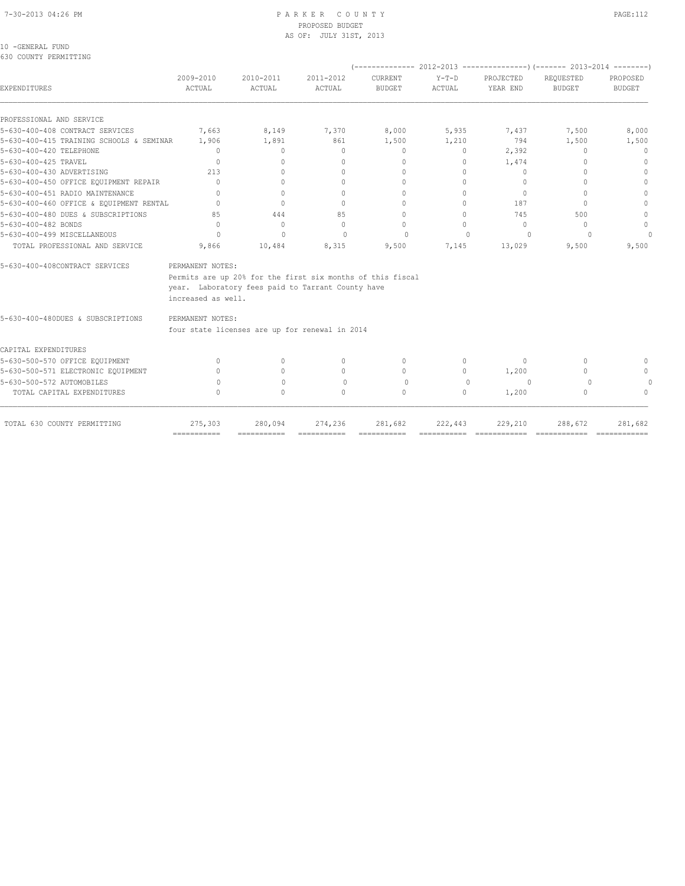10 -GENERAL FUND
630 COUNTY PERMITTING

| EXPENDITURES | 2009-2010 ACTUAL | 2010-2011 ACTUAL | 2011-2012 ACTUAL | 2012-2013 CURRENT BUDGET | 2012-2013 Y-T-D ACTUAL | 2012-2013 PROJECTED YEAR END | 2013-2014 REQUESTED BUDGET | 2013-2014 PROPOSED BUDGET |
|---|---|---|---|---|---|---|---|---|
| PROFESSIONAL AND SERVICE | | | | | | | | |
| 5-630-400-408 CONTRACT SERVICES | 7,663 | 8,149 | 7,370 | 8,000 | 5,935 | 7,437 | 7,500 | 8,000 |
| 5-630-400-415 TRAINING SCHOOLS & SEMINAR | 1,906 | 1,891 | 861 | 1,500 | 1,210 | 794 | 1,500 | 1,500 |
| 5-630-400-420 TELEPHONE | 0 | 0 | 0 | 0 | 0 | 2,392 | 0 | 0 |
| 5-630-400-425 TRAVEL | 0 | 0 | 0 | 0 | 0 | 1,474 | 0 | 0 |
| 5-630-400-430 ADVERTISING | 213 | 0 | 0 | 0 | 0 | 0 | 0 | 0 |
| 5-630-400-450 OFFICE EQUIPMENT REPAIR | 0 | 0 | 0 | 0 | 0 | 0 | 0 | 0 |
| 5-630-400-451 RADIO MAINTENANCE | 0 | 0 | 0 | 0 | 0 | 0 | 0 | 0 |
| 5-630-400-460 OFFICE & EQUIPMENT RENTAL | 0 | 0 | 0 | 0 | 0 | 187 | 0 | 0 |
| 5-630-400-480 DUES & SUBSCRIPTIONS | 85 | 444 | 85 | 0 | 0 | 745 | 500 | 0 |
| 5-630-400-482 BONDS | 0 | 0 | 0 | 0 | 0 | 0 | 0 | 0 |
| 5-630-400-499 MISCELLANEOUS | 0 | 0 | 0 | 0 | 0 | 0 | 0 | 0 |
| TOTAL PROFESSIONAL AND SERVICE | 9,866 | 10,484 | 8,315 | 9,500 | 7,145 | 13,029 | 9,500 | 9,500 |

5-630-400-408CONTRACT SERVICES — PERMANENT NOTES:
Permits are up 20% for the first six months of this fiscal year. Laboratory fees paid to Tarrant County have increased as well.

5-630-400-480DUES & SUBSCRIPTIONS — PERMANENT NOTES:
four state licenses are up for renewal in 2014

| EXPENDITURES | 2009-2010 ACTUAL | 2010-2011 ACTUAL | 2011-2012 ACTUAL | 2012-2013 CURRENT BUDGET | 2012-2013 Y-T-D ACTUAL | 2012-2013 PROJECTED YEAR END | 2013-2014 REQUESTED BUDGET | 2013-2014 PROPOSED BUDGET |
|---|---|---|---|---|---|---|---|---|
| CAPITAL EXPENDITURES | | | | | | | | |
| 5-630-500-570 OFFICE EQUIPMENT | 0 | 0 | 0 | 0 | 0 | 0 | 0 | 0 |
| 5-630-500-571 ELECTRONIC EQUIPMENT | 0 | 0 | 0 | 0 | 0 | 1,200 | 0 | 0 |
| 5-630-500-572 AUTOMOBILES | 0 | 0 | 0 | 0 | 0 | 0 | 0 | 0 |
| TOTAL CAPITAL EXPENDITURES | 0 | 0 | 0 | 0 | 0 | 1,200 | 0 | 0 |
| TOTAL 630 COUNTY PERMITTING | 275,303 | 280,094 | 274,236 | 281,682 | 222,443 | 229,210 | 288,672 | 281,682 |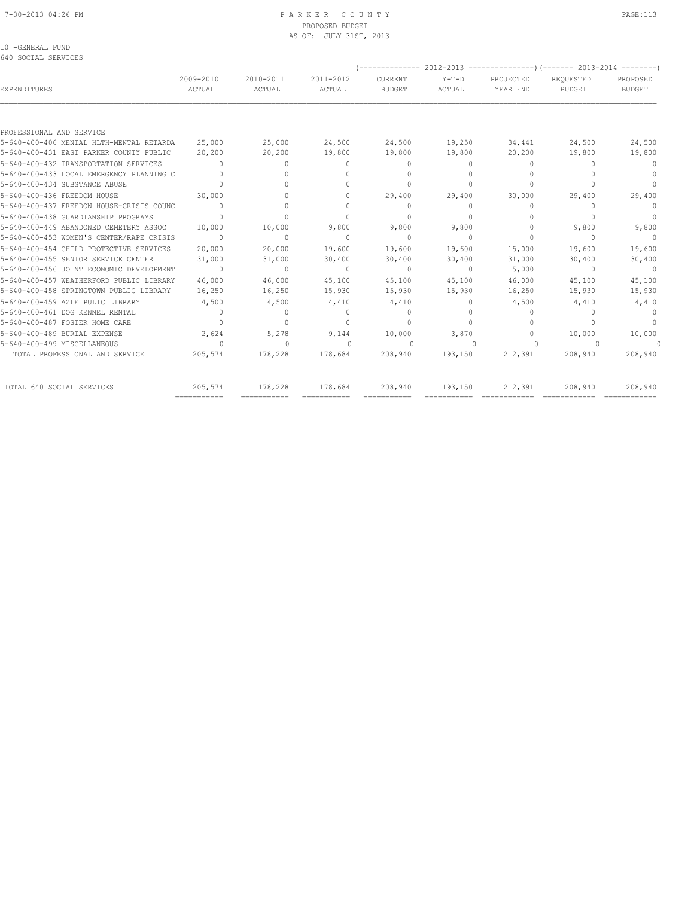# PARKER COUNTY
PROPOSED BUDGET
AS OF: JULY 31ST, 2013

10 -GENERAL FUND
640 SOCIAL SERVICES

| EXPENDITURES | 2009-2010 ACTUAL | 2010-2011 ACTUAL | 2011-2012 ACTUAL | (------ 2012-2013 CURRENT BUDGET | Y-T-D ACTUAL | PROJECTED YEAR END ------) | (---- 2013-2014 REQUESTED BUDGET | PROPOSED BUDGET ----) |
|---|---|---|---|---|---|---|---|---|
| PROFESSIONAL AND SERVICE | | | | | | | | |
| 5-640-400-406 MENTAL HLTH-MENTAL RETARDA | 25,000 | 25,000 | 24,500 | 24,500 | 19,250 | 34,441 | 24,500 | 24,500 |
| 5-640-400-431 EAST PARKER COUNTY PUBLIC | 20,200 | 20,200 | 19,800 | 19,800 | 19,800 | 20,200 | 19,800 | 19,800 |
| 5-640-400-432 TRANSPORTATION SERVICES | 0 | 0 | 0 | 0 | 0 | 0 | 0 | 0 |
| 5-640-400-433 LOCAL EMERGENCY PLANNING C | 0 | 0 | 0 | 0 | 0 | 0 | 0 | 0 |
| 5-640-400-434 SUBSTANCE ABUSE | 0 | 0 | 0 | 0 | 0 | 0 | 0 | 0 |
| 5-640-400-436 FREEDOM HOUSE | 30,000 | 0 | 0 | 29,400 | 29,400 | 30,000 | 29,400 | 29,400 |
| 5-640-400-437 FREEDON HOUSE-CRISIS COUNC | 0 | 0 | 0 | 0 | 0 | 0 | 0 | 0 |
| 5-640-400-438 GUARDIANSHIP PROGRAMS | 0 | 0 | 0 | 0 | 0 | 0 | 0 | 0 |
| 5-640-400-449 ABANDONED CEMETERY ASSOC | 10,000 | 10,000 | 9,800 | 9,800 | 9,800 | 0 | 9,800 | 9,800 |
| 5-640-400-453 WOMEN'S CENTER/RAPE CRISIS | 0 | 0 | 0 | 0 | 0 | 0 | 0 | 0 |
| 5-640-400-454 CHILD PROTECTIVE SERVICES | 20,000 | 20,000 | 19,600 | 19,600 | 19,600 | 15,000 | 19,600 | 19,600 |
| 5-640-400-455 SENIOR SERVICE CENTER | 31,000 | 31,000 | 30,400 | 30,400 | 30,400 | 31,000 | 30,400 | 30,400 |
| 5-640-400-456 JOINT ECONOMIC DEVELOPMENT | 0 | 0 | 0 | 0 | 0 | 15,000 | 0 | 0 |
| 5-640-400-457 WEATHERFORD PUBLIC LIBRARY | 46,000 | 46,000 | 45,100 | 45,100 | 45,100 | 46,000 | 45,100 | 45,100 |
| 5-640-400-458 SPRINGTOWN PUBLIC LIBRARY | 16,250 | 16,250 | 15,930 | 15,930 | 15,930 | 16,250 | 15,930 | 15,930 |
| 5-640-400-459 AZLE PULIC LIBRARY | 4,500 | 4,500 | 4,410 | 4,410 | 0 | 4,500 | 4,410 | 4,410 |
| 5-640-400-461 DOG KENNEL RENTAL | 0 | 0 | 0 | 0 | 0 | 0 | 0 | 0 |
| 5-640-400-487 FOSTER HOME CARE | 0 | 0 | 0 | 0 | 0 | 0 | 0 | 0 |
| 5-640-400-489 BURIAL EXPENSE | 2,624 | 5,278 | 9,144 | 10,000 | 3,870 | 0 | 10,000 | 10,000 |
| 5-640-400-499 MISCELLANEOUS | 0 | 0 | 0 | 0 | 0 | 0 | 0 | 0 |
| TOTAL PROFESSIONAL AND SERVICE | 205,574 | 178,228 | 178,684 | 208,940 | 193,150 | 212,391 | 208,940 | 208,940 |
| TOTAL 640 SOCIAL SERVICES | 205,574 | 178,228 | 178,684 | 208,940 | 193,150 | 212,391 | 208,940 | 208,940 |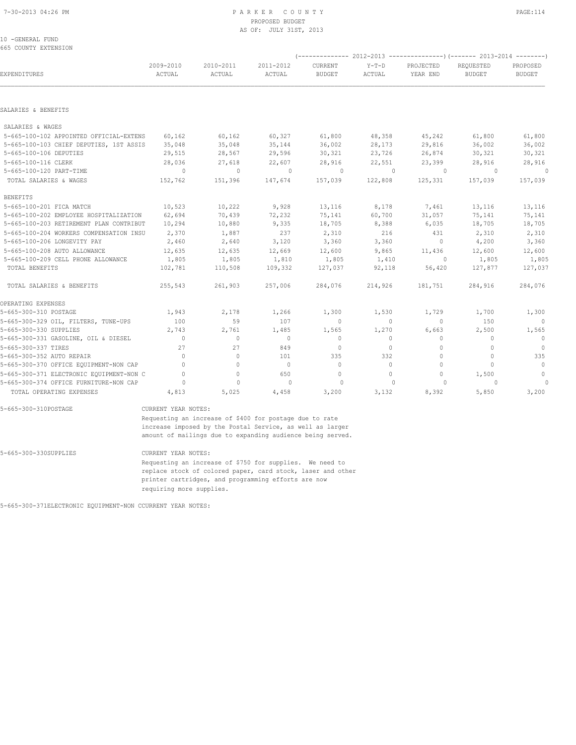PARKER COUNTY
PROPOSED BUDGET
AS OF: JULY 31ST, 2013

10 -GENERAL FUND
665 COUNTY EXTENSION

| EXPENDITURES | 2009-2010 ACTUAL | 2010-2011 ACTUAL | 2011-2012 ACTUAL | 2012-2013 CURRENT BUDGET | 2012-2013 Y-T-D ACTUAL | 2012-2013 PROJECTED YEAR END | 2013-2014 REQUESTED BUDGET | 2013-2014 PROPOSED BUDGET |
|---|---|---|---|---|---|---|---|---|
| **SALARIES & BENEFITS** | | | | | | | | |
| SALARIES & WAGES | | | | | | | | |
| 5-665-100-102 APPOINTED OFFICIAL-EXTENS | 60,162 | 60,162 | 60,327 | 61,800 | 48,358 | 45,242 | 61,800 | 61,800 |
| 5-665-100-103 CHIEF DEPUTIES, 1ST ASSIS | 35,048 | 35,048 | 35,144 | 36,002 | 28,173 | 29,816 | 36,002 | 36,002 |
| 5-665-100-106 DEPUTIES | 29,515 | 28,567 | 29,596 | 30,321 | 23,726 | 26,874 | 30,321 | 30,321 |
| 5-665-100-116 CLERK | 28,036 | 27,618 | 22,607 | 28,916 | 22,551 | 23,399 | 28,916 | 28,916 |
| 5-665-100-120 PART-TIME | 0 | 0 | 0 | 0 | 0 | 0 | 0 | 0 |
| TOTAL SALARIES & WAGES | 152,762 | 151,396 | 147,674 | 157,039 | 122,808 | 125,331 | 157,039 | 157,039 |
| BENEFITS | | | | | | | | |
| 5-665-100-201 FICA MATCH | 10,523 | 10,222 | 9,928 | 13,116 | 8,178 | 7,461 | 13,116 | 13,116 |
| 5-665-100-202 EMPLOYEE HOSPITALIZATION | 62,694 | 70,439 | 72,232 | 75,141 | 60,700 | 31,057 | 75,141 | 75,141 |
| 5-665-100-203 RETIREMENT PLAN CONTRIBUT | 10,294 | 10,880 | 9,335 | 18,705 | 8,388 | 6,035 | 18,705 | 18,705 |
| 5-665-100-204 WORKERS COMPENSATION INSU | 2,370 | 1,887 | 237 | 2,310 | 216 | 431 | 2,310 | 2,310 |
| 5-665-100-206 LONGEVITY PAY | 2,460 | 2,640 | 3,120 | 3,360 | 3,360 | 0 | 4,200 | 3,360 |
| 5-665-100-208 AUTO ALLOWANCE | 12,635 | 12,635 | 12,669 | 12,600 | 9,865 | 11,436 | 12,600 | 12,600 |
| 5-665-100-209 CELL PHONE ALLOWANCE | 1,805 | 1,805 | 1,810 | 1,805 | 1,410 | 0 | 1,805 | 1,805 |
| TOTAL BENEFITS | 102,781 | 110,508 | 109,332 | 127,037 | 92,118 | 56,420 | 127,877 | 127,037 |
| TOTAL SALARIES & BENEFITS | 255,543 | 261,903 | 257,006 | 284,076 | 214,926 | 181,751 | 284,916 | 284,076 |
| **OPERATING EXPENSES** | | | | | | | | |
| 5-665-300-310 POSTAGE | 1,943 | 2,178 | 1,266 | 1,300 | 1,530 | 1,729 | 1,700 | 1,300 |
| 5-665-300-329 OIL, FILTERS, TUNE-UPS | 100 | 59 | 107 | 0 | 0 | 0 | 150 | 0 |
| 5-665-300-330 SUPPLIES | 2,743 | 2,761 | 1,485 | 1,565 | 1,270 | 6,663 | 2,500 | 1,565 |
| 5-665-300-331 GASOLINE, OIL & DIESEL | 0 | 0 | 0 | 0 | 0 | 0 | 0 | 0 |
| 5-665-300-337 TIRES | 27 | 27 | 849 | 0 | 0 | 0 | 0 | 0 |
| 5-665-300-352 AUTO REPAIR | 0 | 0 | 101 | 335 | 332 | 0 | 0 | 335 |
| 5-665-300-370 OFFICE EQUIPMENT-NON CAP | 0 | 0 | 0 | 0 | 0 | 0 | 0 | 0 |
| 5-665-300-371 ELECTRONIC EQUIPMENT-NON C | 0 | 0 | 650 | 0 | 0 | 0 | 1,500 | 0 |
| 5-665-300-374 OFFICE FURNITURE-NON CAP | 0 | 0 | 0 | 0 | 0 | 0 | 0 | 0 |
| TOTAL OPERATING EXPENSES | 4,813 | 5,025 | 4,458 | 3,200 | 3,132 | 8,392 | 5,850 | 3,200 |

5-665-300-310POSTAGE — CURRENT YEAR NOTES:
Requesting an increase of $400 for postage due to rate increase imposed by the Postal Service, as well as larger amount of mailings due to expanding audience being served.

5-665-300-330SUPPLIES — CURRENT YEAR NOTES:
Requesting an increase of $750 for supplies. We need to replace stock of colored paper, card stock, laser and other printer cartridges, and programming efforts are now requiring more supplies.

5-665-300-371ELECTRONIC EQUIPMENT-NON CCURRENT YEAR NOTES: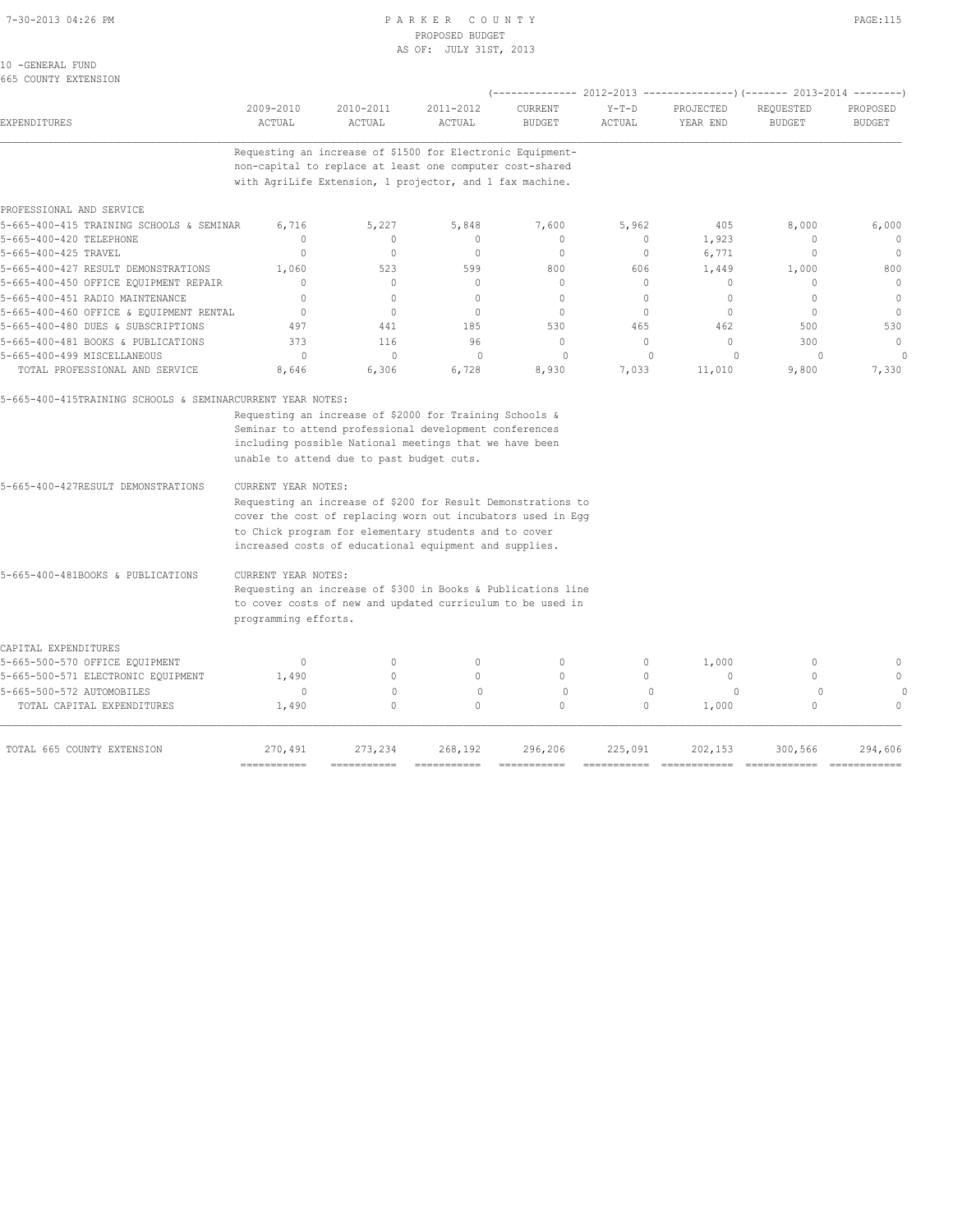10 -GENERAL FUND
665 COUNTY EXTENSION

| EXPENDITURES | 2009-2010 ACTUAL | 2010-2011 ACTUAL | 2011-2012 ACTUAL | 2012-2013 CURRENT BUDGET | 2012-2013 Y-T-D ACTUAL | 2012-2013 PROJECTED YEAR END | 2013-2014 REQUESTED BUDGET | 2013-2014 PROPOSED BUDGET |
|---|---|---|---|---|---|---|---|---|

Requesting an increase of $1500 for Electronic Equipment-non-capital to replace at least one computer cost-shared with AgriLife Extension, 1 projector, and 1 fax machine.

| EXPENDITURES | 2009-2010 ACTUAL | 2010-2011 ACTUAL | 2011-2012 ACTUAL | 2012-2013 CURRENT BUDGET | 2012-2013 Y-T-D ACTUAL | 2012-2013 PROJECTED YEAR END | 2013-2014 REQUESTED BUDGET | 2013-2014 PROPOSED BUDGET |
|---|---|---|---|---|---|---|---|---|
| PROFESSIONAL AND SERVICE | | | | | | | | |
| 5-665-400-415 TRAINING SCHOOLS & SEMINAR | 6,716 | 5,227 | 5,848 | 7,600 | 5,962 | 405 | 8,000 | 6,000 |
| 5-665-400-420 TELEPHONE | 0 | 0 | 0 | 0 | 0 | 1,923 | 0 | 0 |
| 5-665-400-425 TRAVEL | 0 | 0 | 0 | 0 | 0 | 6,771 | 0 | 0 |
| 5-665-400-427 RESULT DEMONSTRATIONS | 1,060 | 523 | 599 | 800 | 606 | 1,449 | 1,000 | 800 |
| 5-665-400-450 OFFICE EQUIPMENT REPAIR | 0 | 0 | 0 | 0 | 0 | 0 | 0 | 0 |
| 5-665-400-451 RADIO MAINTENANCE | 0 | 0 | 0 | 0 | 0 | 0 | 0 | 0 |
| 5-665-400-460 OFFICE & EQUIPMENT RENTAL | 0 | 0 | 0 | 0 | 0 | 0 | 0 | 0 |
| 5-665-400-480 DUES & SUBSCRIPTIONS | 497 | 441 | 185 | 530 | 465 | 462 | 500 | 530 |
| 5-665-400-481 BOOKS & PUBLICATIONS | 373 | 116 | 96 | 0 | 0 | 0 | 300 | 0 |
| 5-665-400-499 MISCELLANEOUS | 0 | 0 | 0 | 0 | 0 | 0 | 0 | 0 |
| TOTAL PROFESSIONAL AND SERVICE | 8,646 | 6,306 | 6,728 | 8,930 | 7,033 | 11,010 | 9,800 | 7,330 |

5-665-400-415TRAINING SCHOOLS & SEMINARCURRENT YEAR NOTES:

Requesting an increase of $2000 for Training Schools & Seminar to attend professional development conferences including possible National meetings that we have been unable to attend due to past budget cuts.

5-665-400-427RESULT DEMONSTRATIONS CURRENT YEAR NOTES:

Requesting an increase of $200 for Result Demonstrations to cover the cost of replacing worn out incubators used in Egg to Chick program for elementary students and to cover increased costs of educational equipment and supplies.

5-665-400-481BOOKS & PUBLICATIONS CURRENT YEAR NOTES:

Requesting an increase of $300 in Books & Publications line to cover costs of new and updated curriculum to be used in programming efforts.

| EXPENDITURES | 2009-2010 ACTUAL | 2010-2011 ACTUAL | 2011-2012 ACTUAL | 2012-2013 CURRENT BUDGET | 2012-2013 Y-T-D ACTUAL | 2012-2013 PROJECTED YEAR END | 2013-2014 REQUESTED BUDGET | 2013-2014 PROPOSED BUDGET |
|---|---|---|---|---|---|---|---|---|
| CAPITAL EXPENDITURES | | | | | | | | |
| 5-665-500-570 OFFICE EQUIPMENT | 0 | 0 | 0 | 0 | 0 | 1,000 | 0 | 0 |
| 5-665-500-571 ELECTRONIC EQUIPMENT | 1,490 | 0 | 0 | 0 | 0 | 0 | 0 | 0 |
| 5-665-500-572 AUTOMOBILES | 0 | 0 | 0 | 0 | 0 | 0 | 0 | 0 |
| TOTAL CAPITAL EXPENDITURES | 1,490 | 0 | 0 | 0 | 0 | 1,000 | 0 | 0 |
| TOTAL 665 COUNTY EXTENSION | 270,491 | 273,234 | 268,192 | 296,206 | 225,091 | 202,153 | 300,566 | 294,606 |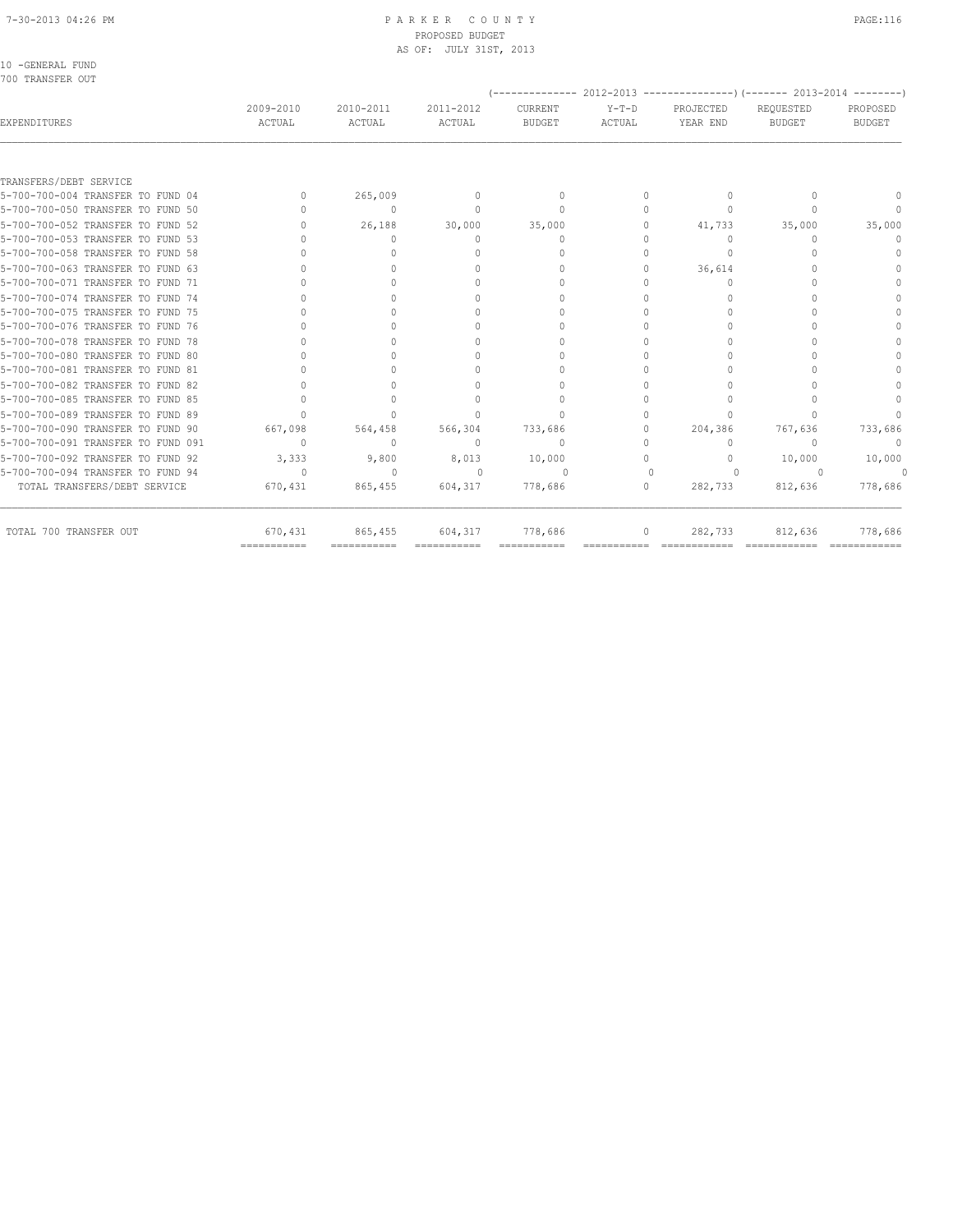10 -GENERAL FUND
700 TRANSFER OUT

| EXPENDITURES | 2009-2010 ACTUAL | 2010-2011 ACTUAL | 2011-2012 ACTUAL | 2012-2013 CURRENT BUDGET | 2012-2013 Y-T-D ACTUAL | 2012-2013 PROJECTED YEAR END | 2013-2014 REQUESTED BUDGET | 2013-2014 PROPOSED BUDGET |
|---|---|---|---|---|---|---|---|---|
| TRANSFERS/DEBT SERVICE | | | | | | | | |
| 5-700-700-004 TRANSFER TO FUND 04 | 0 | 265,009 | 0 | 0 | 0 | 0 | 0 | 0 |
| 5-700-700-050 TRANSFER TO FUND 50 | 0 | 0 | 0 | 0 | 0 | 0 | 0 | 0 |
| 5-700-700-052 TRANSFER TO FUND 52 | 0 | 26,188 | 30,000 | 35,000 | 0 | 41,733 | 35,000 | 35,000 |
| 5-700-700-053 TRANSFER TO FUND 53 | 0 | 0 | 0 | 0 | 0 | 0 | 0 | 0 |
| 5-700-700-058 TRANSFER TO FUND 58 | 0 | 0 | 0 | 0 | 0 | 0 | 0 | 0 |
| 5-700-700-063 TRANSFER TO FUND 63 | 0 | 0 | 0 | 0 | 0 | 36,614 | 0 | 0 |
| 5-700-700-071 TRANSFER TO FUND 71 | 0 | 0 | 0 | 0 | 0 | 0 | 0 | 0 |
| 5-700-700-074 TRANSFER TO FUND 74 | 0 | 0 | 0 | 0 | 0 | 0 | 0 | 0 |
| 5-700-700-075 TRANSFER TO FUND 75 | 0 | 0 | 0 | 0 | 0 | 0 | 0 | 0 |
| 5-700-700-076 TRANSFER TO FUND 76 | 0 | 0 | 0 | 0 | 0 | 0 | 0 | 0 |
| 5-700-700-078 TRANSFER TO FUND 78 | 0 | 0 | 0 | 0 | 0 | 0 | 0 | 0 |
| 5-700-700-080 TRANSFER TO FUND 80 | 0 | 0 | 0 | 0 | 0 | 0 | 0 | 0 |
| 5-700-700-081 TRANSFER TO FUND 81 | 0 | 0 | 0 | 0 | 0 | 0 | 0 | 0 |
| 5-700-700-082 TRANSFER TO FUND 82 | 0 | 0 | 0 | 0 | 0 | 0 | 0 | 0 |
| 5-700-700-085 TRANSFER TO FUND 85 | 0 | 0 | 0 | 0 | 0 | 0 | 0 | 0 |
| 5-700-700-089 TRANSFER TO FUND 89 | 0 | 0 | 0 | 0 | 0 | 0 | 0 | 0 |
| 5-700-700-090 TRANSFER TO FUND 90 | 667,098 | 564,458 | 566,304 | 733,686 | 0 | 204,386 | 767,636 | 733,686 |
| 5-700-700-091 TRANSFER TO FUND 091 | 0 | 0 | 0 | 0 | 0 | 0 | 0 | 0 |
| 5-700-700-092 TRANSFER TO FUND 92 | 3,333 | 9,800 | 8,013 | 10,000 | 0 | 0 | 10,000 | 10,000 |
| 5-700-700-094 TRANSFER TO FUND 94 | 0 | 0 | 0 | 0 | 0 | 0 | 0 | 0 |
| TOTAL TRANSFERS/DEBT SERVICE | 670,431 | 865,455 | 604,317 | 778,686 | 0 | 282,733 | 812,636 | 778,686 |
| TOTAL 700 TRANSFER OUT | 670,431 | 865,455 | 604,317 | 778,686 | 0 | 282,733 | 812,636 | 778,686 |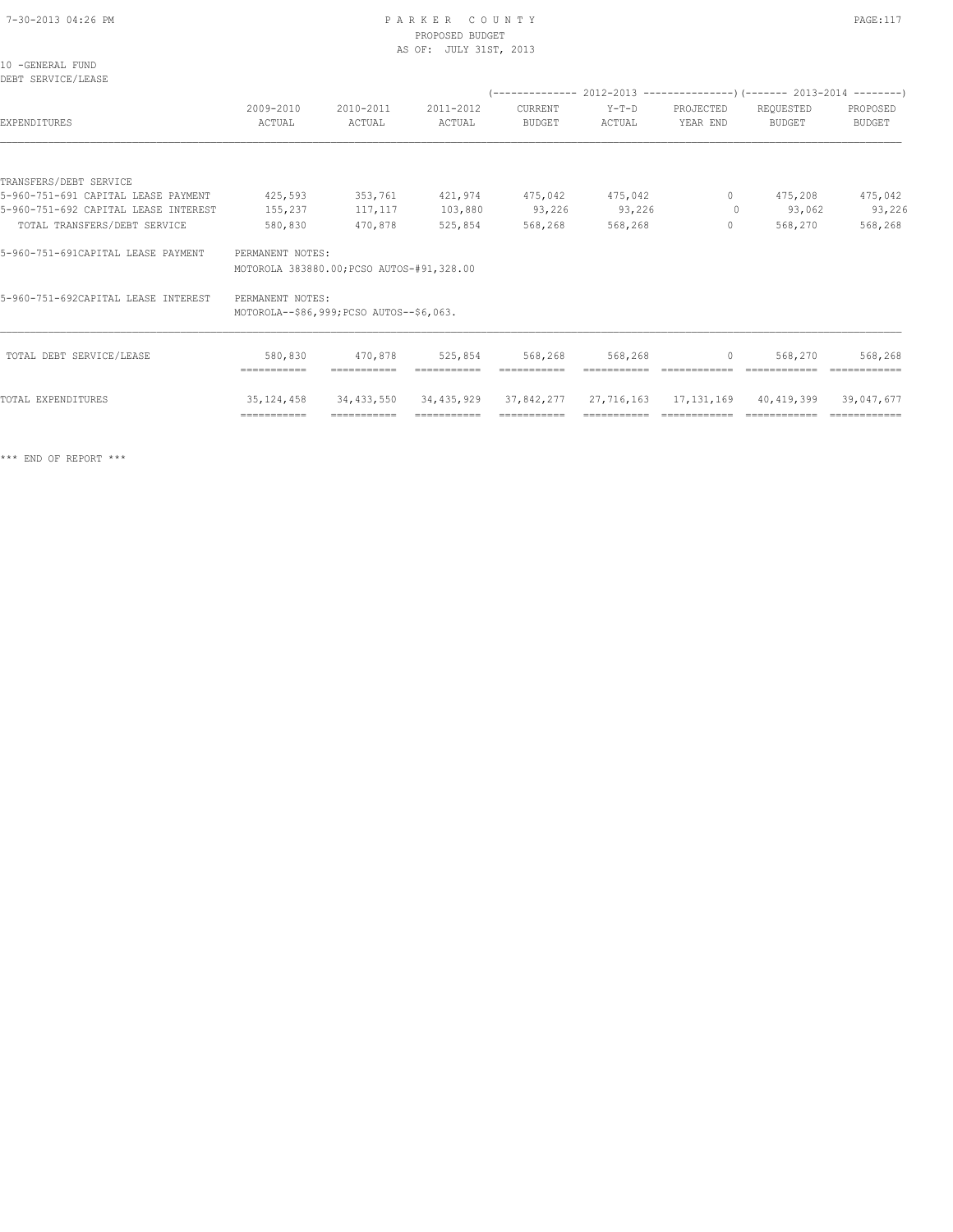10 -GENERAL FUND
DEBT SERVICE/LEASE

| EXPENDITURES | 2009-2010 ACTUAL | 2010-2011 ACTUAL | 2011-2012 ACTUAL | 2012-2013 CURRENT BUDGET | 2012-2013 Y-T-D ACTUAL | 2012-2013 PROJECTED YEAR END | 2013-2014 REQUESTED BUDGET | 2013-2014 PROPOSED BUDGET |
|---|---|---|---|---|---|---|---|---|
| TRANSFERS/DEBT SERVICE | | | | | | | | |
| 5-960-751-691 CAPITAL LEASE PAYMENT | 425,593 | 353,761 | 421,974 | 475,042 | 475,042 | 0 | 475,208 | 475,042 |
| 5-960-751-692 CAPITAL LEASE INTEREST | 155,237 | 117,117 | 103,880 | 93,226 | 93,226 | 0 | 93,062 | 93,226 |
| TOTAL TRANSFERS/DEBT SERVICE | 580,830 | 470,878 | 525,854 | 568,268 | 568,268 | 0 | 568,270 | 568,268 |

5-960-751-691CAPITAL LEASE PAYMENT — PERMANENT NOTES:
MOTOROLA 383880.00;PCSO AUTOS-#91,328.00

5-960-751-692CAPITAL LEASE INTEREST — PERMANENT NOTES:
MOTOROLA--$86,999;PCSO AUTOS--$6,063.

| | 2009-2010 ACTUAL | 2010-2011 ACTUAL | 2011-2012 ACTUAL | 2012-2013 CURRENT BUDGET | 2012-2013 Y-T-D ACTUAL | 2012-2013 PROJECTED YEAR END | 2013-2014 REQUESTED BUDGET | 2013-2014 PROPOSED BUDGET |
|---|---|---|---|---|---|---|---|---|
| TOTAL DEBT SERVICE/LEASE | 580,830 | 470,878 | 525,854 | 568,268 | 568,268 | 0 | 568,270 | 568,268 |
| TOTAL EXPENDITURES | 35,124,458 | 34,433,550 | 34,435,929 | 37,842,277 | 27,716,163 | 17,131,169 | 40,419,399 | 39,047,677 |

*** END OF REPORT ***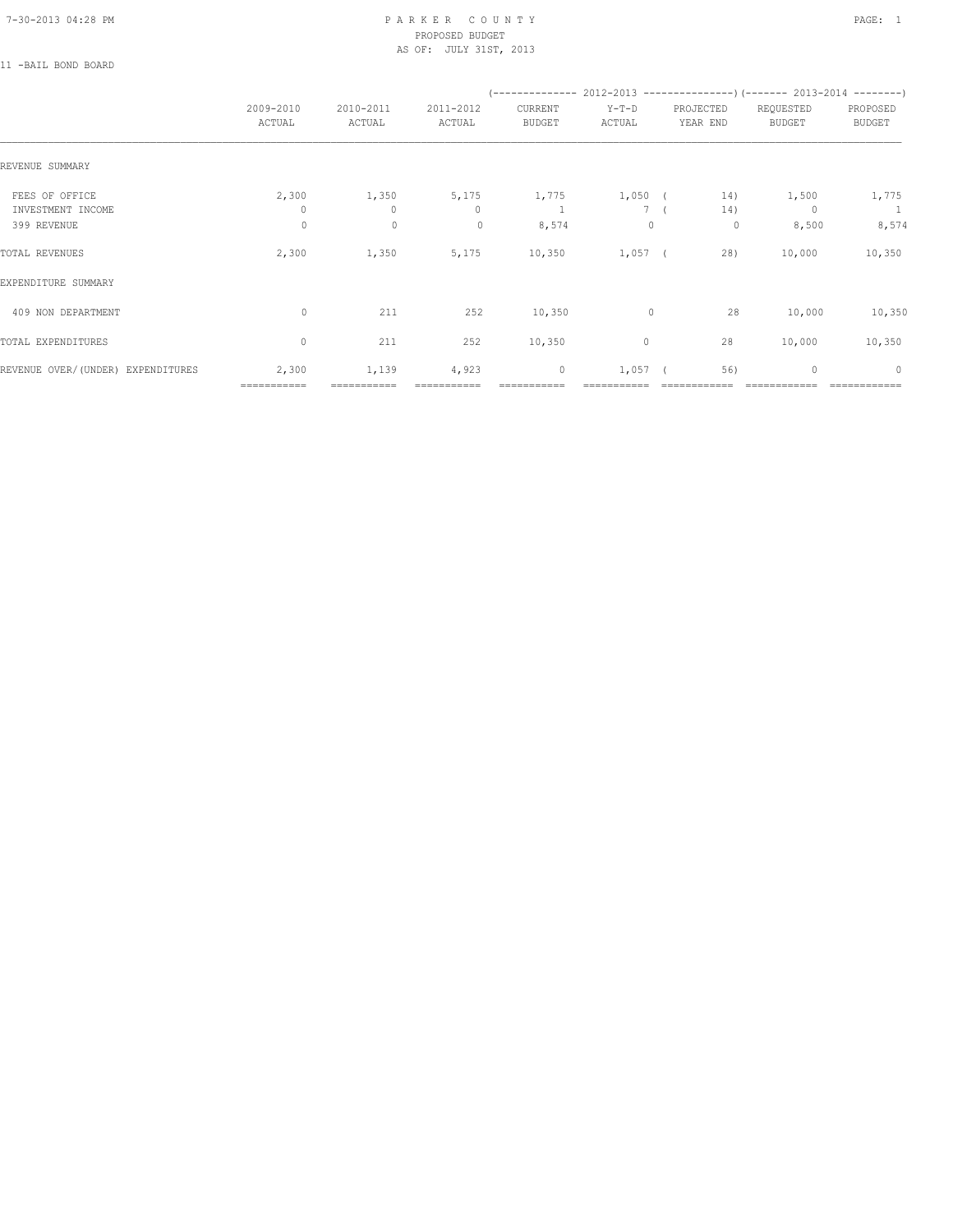# PARKER COUNTY
## PROPOSED BUDGET
### AS OF: JULY 31ST, 2013

11 -BAIL BOND BOARD

| | 2009-2010 ACTUAL | 2010-2011 ACTUAL | 2011-2012 ACTUAL | 2012-2013 CURRENT BUDGET | 2012-2013 Y-T-D ACTUAL | 2012-2013 PROJECTED YEAR END | 2013-2014 REQUESTED BUDGET | 2013-2014 PROPOSED BUDGET |
|---|---|---|---|---|---|---|---|---|
| REVENUE SUMMARY | | | | | | | | |
| FEES OF OFFICE | 2,300 | 1,350 | 5,175 | 1,775 | 1,050 | ( 14) | 1,500 | 1,775 |
| INVESTMENT INCOME | 0 | 0 | 0 | 1 | 7 | ( 14) | 0 | 1 |
| 399 REVENUE | 0 | 0 | 0 | 8,574 | 0 | 0 | 8,500 | 8,574 |
| TOTAL REVENUES | 2,300 | 1,350 | 5,175 | 10,350 | 1,057 | ( 28) | 10,000 | 10,350 |
| EXPENDITURE SUMMARY | | | | | | | | |
| 409 NON DEPARTMENT | 0 | 211 | 252 | 10,350 | 0 | 28 | 10,000 | 10,350 |
| TOTAL EXPENDITURES | 0 | 211 | 252 | 10,350 | 0 | 28 | 10,000 | 10,350 |
| REVENUE OVER/(UNDER) EXPENDITURES | 2,300 | 1,139 | 4,923 | 0 | 1,057 | ( 56) | 0 | 0 |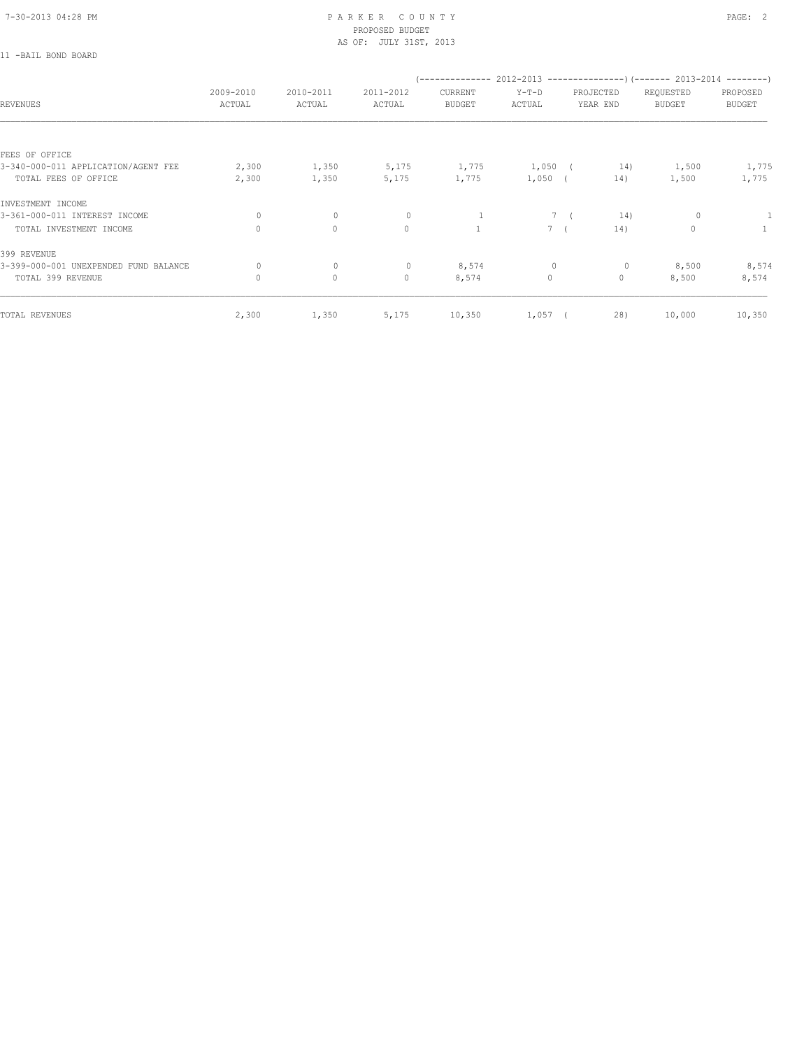PARKER COUNTY
PROPOSED BUDGET
AS OF: JULY 31ST, 2013

11 -BAIL BOND BOARD

| REVENUES | 2009-2010 ACTUAL | 2010-2011 ACTUAL | 2011-2012 ACTUAL | 2012-2013 CURRENT BUDGET | 2012-2013 Y-T-D ACTUAL | 2012-2013 PROJECTED YEAR END | 2013-2014 REQUESTED BUDGET | 2013-2014 PROPOSED BUDGET |
|---|---|---|---|---|---|---|---|---|
| FEES OF OFFICE | | | | | | | | |
| 3-340-000-011 APPLICATION/AGENT FEE | 2,300 | 1,350 | 5,175 | 1,775 | 1,050 | ( 14) | 1,500 | 1,775 |
| TOTAL FEES OF OFFICE | 2,300 | 1,350 | 5,175 | 1,775 | 1,050 | ( 14) | 1,500 | 1,775 |
| INVESTMENT INCOME | | | | | | | | |
| 3-361-000-011 INTEREST INCOME | 0 | 0 | 0 | 1 | 7 | ( 14) | 0 | 1 |
| TOTAL INVESTMENT INCOME | 0 | 0 | 0 | 1 | 7 | ( 14) | 0 | 1 |
| 399 REVENUE | | | | | | | | |
| 3-399-000-001 UNEXPENDED FUND BALANCE | 0 | 0 | 0 | 8,574 | 0 | 0 | 8,500 | 8,574 |
| TOTAL 399 REVENUE | 0 | 0 | 0 | 8,574 | 0 | 0 | 8,500 | 8,574 |
| TOTAL REVENUES | 2,300 | 1,350 | 5,175 | 10,350 | 1,057 | ( 28) | 10,000 | 10,350 |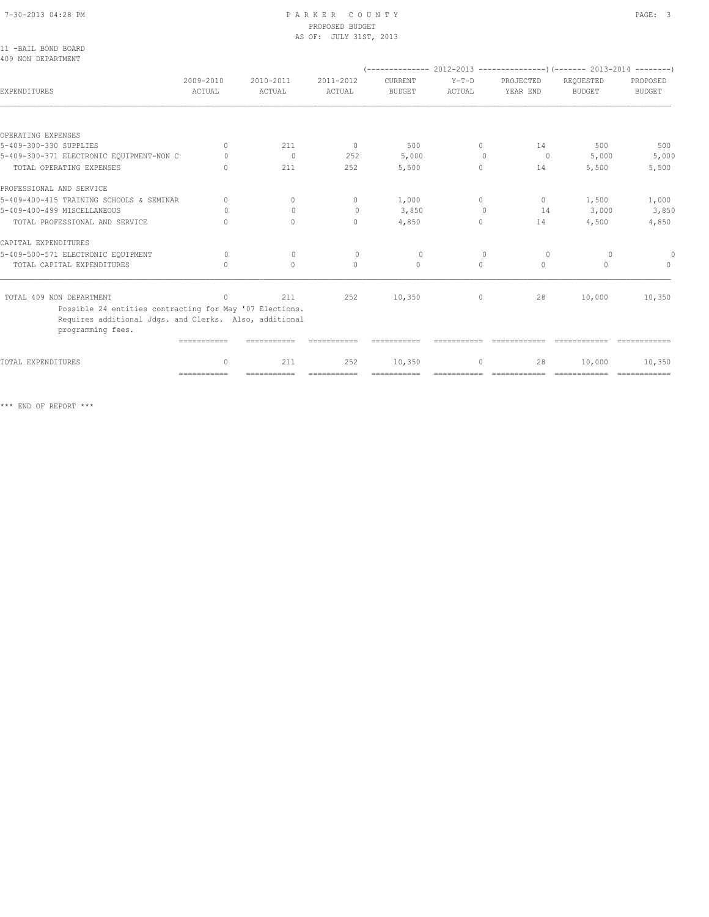PARKER COUNTY
PROPOSED BUDGET
AS OF: JULY 31ST, 2013

11 -BAIL BOND BOARD
409 NON DEPARTMENT

| EXPENDITURES | 2009-2010 ACTUAL | 2010-2011 ACTUAL | 2011-2012 ACTUAL | 2012-2013 CURRENT BUDGET | 2012-2013 Y-T-D ACTUAL | 2012-2013 PROJECTED YEAR END | 2013-2014 REQUESTED BUDGET | 2013-2014 PROPOSED BUDGET |
|---|---|---|---|---|---|---|---|---|
| OPERATING EXPENSES | | | | | | | | |
| 5-409-300-330 SUPPLIES | 0 | 211 | 0 | 500 | 0 | 14 | 500 | 500 |
| 5-409-300-371 ELECTRONIC EQUIPMENT-NON C | 0 | 0 | 252 | 5,000 | 0 | 0 | 5,000 | 5,000 |
| TOTAL OPERATING EXPENSES | 0 | 211 | 252 | 5,500 | 0 | 14 | 5,500 | 5,500 |
| PROFESSIONAL AND SERVICE | | | | | | | | |
| 5-409-400-415 TRAINING SCHOOLS & SEMINAR | 0 | 0 | 0 | 1,000 | 0 | 0 | 1,500 | 1,000 |
| 5-409-400-499 MISCELLANEOUS | 0 | 0 | 0 | 3,850 | 0 | 14 | 3,000 | 3,850 |
| TOTAL PROFESSIONAL AND SERVICE | 0 | 0 | 0 | 4,850 | 0 | 14 | 4,500 | 4,850 |
| CAPITAL EXPENDITURES | | | | | | | | |
| 5-409-500-571 ELECTRONIC EQUIPMENT | 0 | 0 | 0 | 0 | 0 | 0 | 0 | 0 |
| TOTAL CAPITAL EXPENDITURES | 0 | 0 | 0 | 0 | 0 | 0 | 0 | 0 |
| TOTAL 409 NON DEPARTMENT | 0 | 211 | 252 | 10,350 | 0 | 28 | 10,000 | 10,350 |
| TOTAL EXPENDITURES | 0 | 211 | 252 | 10,350 | 0 | 28 | 10,000 | 10,350 |

Possible 24 entities contracting for May '07 Elections. Requires additional Jdgs. and Clerks. Also, additional programming fees.

*** END OF REPORT ***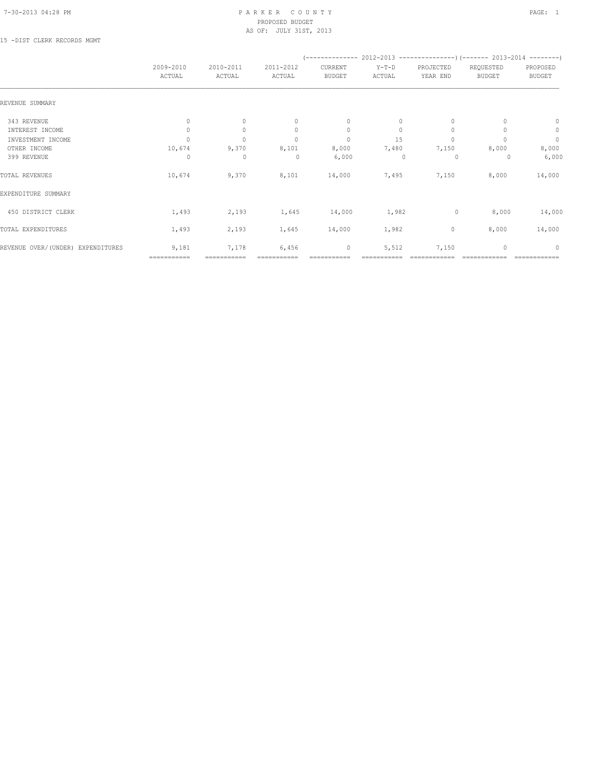PARKER COUNTY
PROPOSED BUDGET
AS OF: JULY 31ST, 2013

15 -DIST CLERK RECORDS MGMT

| | 2009-2010 ACTUAL | 2010-2011 ACTUAL | 2011-2012 ACTUAL | 2012-2013 CURRENT BUDGET | 2012-2013 Y-T-D ACTUAL | 2012-2013 PROJECTED YEAR END | 2013-2014 REQUESTED BUDGET | 2013-2014 PROPOSED BUDGET |
|---|---|---|---|---|---|---|---|---|
| REVENUE SUMMARY | | | | | | | | |
| 343 REVENUE | 0 | 0 | 0 | 0 | 0 | 0 | 0 | 0 |
| INTEREST INCOME | 0 | 0 | 0 | 0 | 0 | 0 | 0 | 0 |
| INVESTMENT INCOME | 0 | 0 | 0 | 0 | 15 | 0 | 0 | 0 |
| OTHER INCOME | 10,674 | 9,370 | 8,101 | 8,000 | 7,480 | 7,150 | 8,000 | 8,000 |
| 399 REVENUE | 0 | 0 | 0 | 6,000 | 0 | 0 | 0 | 6,000 |
| TOTAL REVENUES | 10,674 | 9,370 | 8,101 | 14,000 | 7,495 | 7,150 | 8,000 | 14,000 |
| EXPENDITURE SUMMARY | | | | | | | | |
| 450 DISTRICT CLERK | 1,493 | 2,193 | 1,645 | 14,000 | 1,982 | 0 | 8,000 | 14,000 |
| TOTAL EXPENDITURES | 1,493 | 2,193 | 1,645 | 14,000 | 1,982 | 0 | 8,000 | 14,000 |
| REVENUE OVER/(UNDER) EXPENDITURES | 9,181 | 7,178 | 6,456 | 0 | 5,512 | 7,150 | 0 | 0 |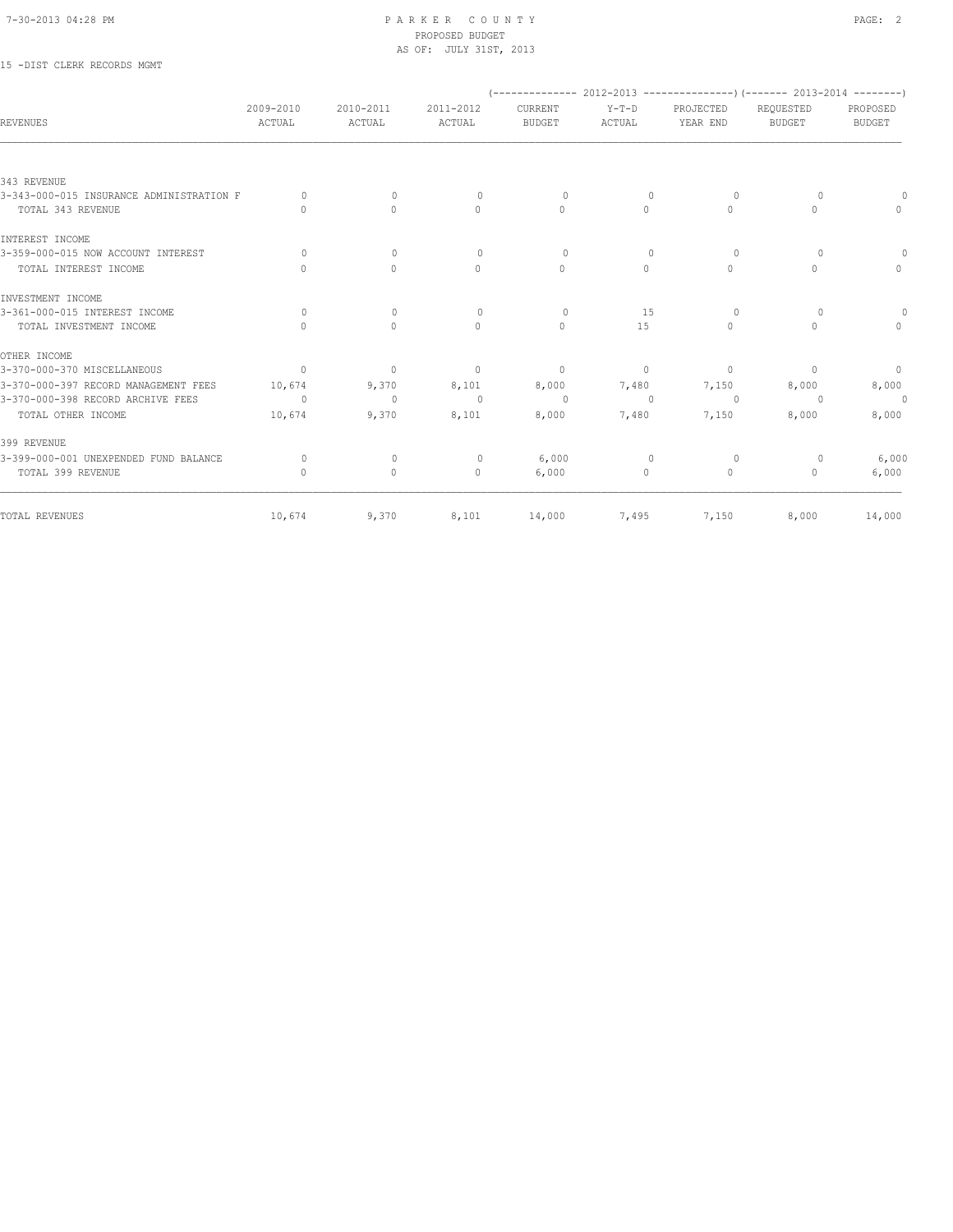PARKER COUNTY
PROPOSED BUDGET
AS OF: JULY 31ST, 2013

15 -DIST CLERK RECORDS MGMT

| REVENUES | 2009-2010 ACTUAL | 2010-2011 ACTUAL | 2011-2012 ACTUAL | 2012-2013 CURRENT BUDGET | 2012-2013 Y-T-D ACTUAL | 2012-2013 PROJECTED YEAR END | 2013-2014 REQUESTED BUDGET | 2013-2014 PROPOSED BUDGET |
|---|---|---|---|---|---|---|---|---|
| 343 REVENUE | | | | | | | | |
| 3-343-000-015 INSURANCE ADMINISTRATION F | 0 | 0 | 0 | 0 | 0 | 0 | 0 | 0 |
| TOTAL 343 REVENUE | 0 | 0 | 0 | 0 | 0 | 0 | 0 | 0 |
| INTEREST INCOME | | | | | | | | |
| 3-359-000-015 NOW ACCOUNT INTEREST | 0 | 0 | 0 | 0 | 0 | 0 | 0 | 0 |
| TOTAL INTEREST INCOME | 0 | 0 | 0 | 0 | 0 | 0 | 0 | 0 |
| INVESTMENT INCOME | | | | | | | | |
| 3-361-000-015 INTEREST INCOME | 0 | 0 | 0 | 0 | 15 | 0 | 0 | 0 |
| TOTAL INVESTMENT INCOME | 0 | 0 | 0 | 0 | 15 | 0 | 0 | 0 |
| OTHER INCOME | | | | | | | | |
| 3-370-000-370 MISCELLANEOUS | 0 | 0 | 0 | 0 | 0 | 0 | 0 | 0 |
| 3-370-000-397 RECORD MANAGEMENT FEES | 10,674 | 9,370 | 8,101 | 8,000 | 7,480 | 7,150 | 8,000 | 8,000 |
| 3-370-000-398 RECORD ARCHIVE FEES | 0 | 0 | 0 | 0 | 0 | 0 | 0 | 0 |
| TOTAL OTHER INCOME | 10,674 | 9,370 | 8,101 | 8,000 | 7,480 | 7,150 | 8,000 | 8,000 |
| 399 REVENUE | | | | | | | | |
| 3-399-000-001 UNEXPENDED FUND BALANCE | 0 | 0 | 0 | 6,000 | 0 | 0 | 0 | 6,000 |
| TOTAL 399 REVENUE | 0 | 0 | 0 | 6,000 | 0 | 0 | 0 | 6,000 |
| TOTAL REVENUES | 10,674 | 9,370 | 8,101 | 14,000 | 7,495 | 7,150 | 8,000 | 14,000 |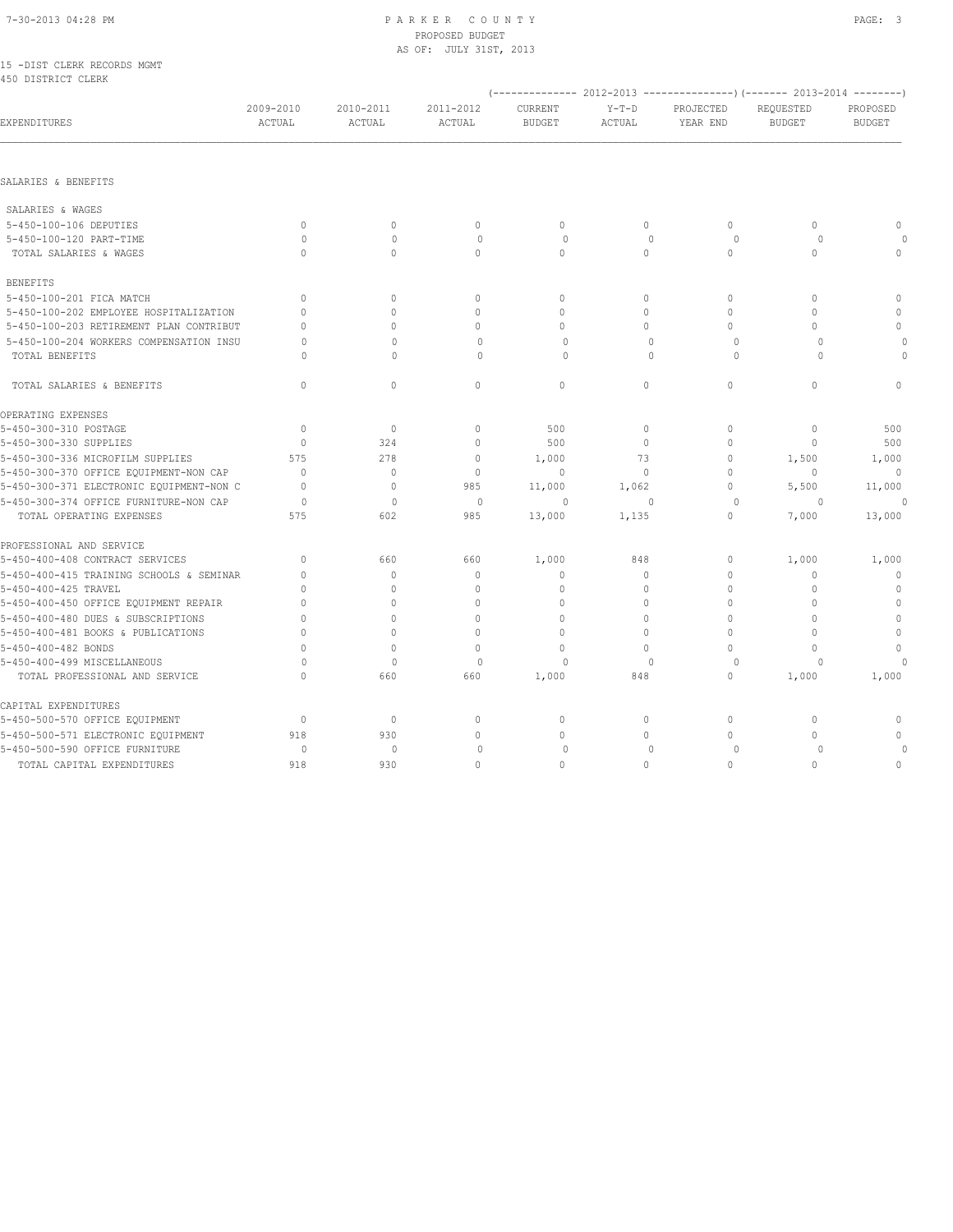# PARKER COUNTY
## PROPOSED BUDGET
### AS OF: JULY 31ST, 2013

15 -DIST CLERK RECORDS MGMT
450 DISTRICT CLERK

| EXPENDITURES | 2009-2010 ACTUAL | 2010-2011 ACTUAL | 2011-2012 ACTUAL | 2012-2013 CURRENT BUDGET | 2012-2013 Y-T-D ACTUAL | 2012-2013 PROJECTED YEAR END | 2013-2014 REQUESTED BUDGET | 2013-2014 PROPOSED BUDGET |
|---|---|---|---|---|---|---|---|---|
| SALARIES & BENEFITS | | | | | | | | |
| SALARIES & WAGES | | | | | | | | |
| 5-450-100-106 DEPUTIES | 0 | 0 | 0 | 0 | 0 | 0 | 0 | 0 |
| 5-450-100-120 PART-TIME | 0 | 0 | 0 | 0 | 0 | 0 | 0 | 0 |
| TOTAL SALARIES & WAGES | 0 | 0 | 0 | 0 | 0 | 0 | 0 | 0 |
| BENEFITS | | | | | | | | |
| 5-450-100-201 FICA MATCH | 0 | 0 | 0 | 0 | 0 | 0 | 0 | 0 |
| 5-450-100-202 EMPLOYEE HOSPITALIZATION | 0 | 0 | 0 | 0 | 0 | 0 | 0 | 0 |
| 5-450-100-203 RETIREMENT PLAN CONTRIBUT | 0 | 0 | 0 | 0 | 0 | 0 | 0 | 0 |
| 5-450-100-204 WORKERS COMPENSATION INSU | 0 | 0 | 0 | 0 | 0 | 0 | 0 | 0 |
| TOTAL BENEFITS | 0 | 0 | 0 | 0 | 0 | 0 | 0 | 0 |
| TOTAL SALARIES & BENEFITS | 0 | 0 | 0 | 0 | 0 | 0 | 0 | 0 |
| OPERATING EXPENSES | | | | | | | | |
| 5-450-300-310 POSTAGE | 0 | 0 | 0 | 500 | 0 | 0 | 0 | 500 |
| 5-450-300-330 SUPPLIES | 0 | 324 | 0 | 500 | 0 | 0 | 0 | 500 |
| 5-450-300-336 MICROFILM SUPPLIES | 575 | 278 | 0 | 1,000 | 73 | 0 | 1,500 | 1,000 |
| 5-450-300-370 OFFICE EQUIPMENT-NON CAP | 0 | 0 | 0 | 0 | 0 | 0 | 0 | 0 |
| 5-450-300-371 ELECTRONIC EQUIPMENT-NON C | 0 | 0 | 985 | 11,000 | 1,062 | 0 | 5,500 | 11,000 |
| 5-450-300-374 OFFICE FURNITURE-NON CAP | 0 | 0 | 0 | 0 | 0 | 0 | 0 | 0 |
| TOTAL OPERATING EXPENSES | 575 | 602 | 985 | 13,000 | 1,135 | 0 | 7,000 | 13,000 |
| PROFESSIONAL AND SERVICE | | | | | | | | |
| 5-450-400-408 CONTRACT SERVICES | 0 | 660 | 660 | 1,000 | 848 | 0 | 1,000 | 1,000 |
| 5-450-400-415 TRAINING SCHOOLS & SEMINAR | 0 | 0 | 0 | 0 | 0 | 0 | 0 | 0 |
| 5-450-400-425 TRAVEL | 0 | 0 | 0 | 0 | 0 | 0 | 0 | 0 |
| 5-450-400-450 OFFICE EQUIPMENT REPAIR | 0 | 0 | 0 | 0 | 0 | 0 | 0 | 0 |
| 5-450-400-480 DUES & SUBSCRIPTIONS | 0 | 0 | 0 | 0 | 0 | 0 | 0 | 0 |
| 5-450-400-481 BOOKS & PUBLICATIONS | 0 | 0 | 0 | 0 | 0 | 0 | 0 | 0 |
| 5-450-400-482 BONDS | 0 | 0 | 0 | 0 | 0 | 0 | 0 | 0 |
| 5-450-400-499 MISCELLANEOUS | 0 | 0 | 0 | 0 | 0 | 0 | 0 | 0 |
| TOTAL PROFESSIONAL AND SERVICE | 0 | 660 | 660 | 1,000 | 848 | 0 | 1,000 | 1,000 |
| CAPITAL EXPENDITURES | | | | | | | | |
| 5-450-500-570 OFFICE EQUIPMENT | 0 | 0 | 0 | 0 | 0 | 0 | 0 | 0 |
| 5-450-500-571 ELECTRONIC EQUIPMENT | 918 | 930 | 0 | 0 | 0 | 0 | 0 | 0 |
| 5-450-500-590 OFFICE FURNITURE | 0 | 0 | 0 | 0 | 0 | 0 | 0 | 0 |
| TOTAL CAPITAL EXPENDITURES | 918 | 930 | 0 | 0 | 0 | 0 | 0 | 0 |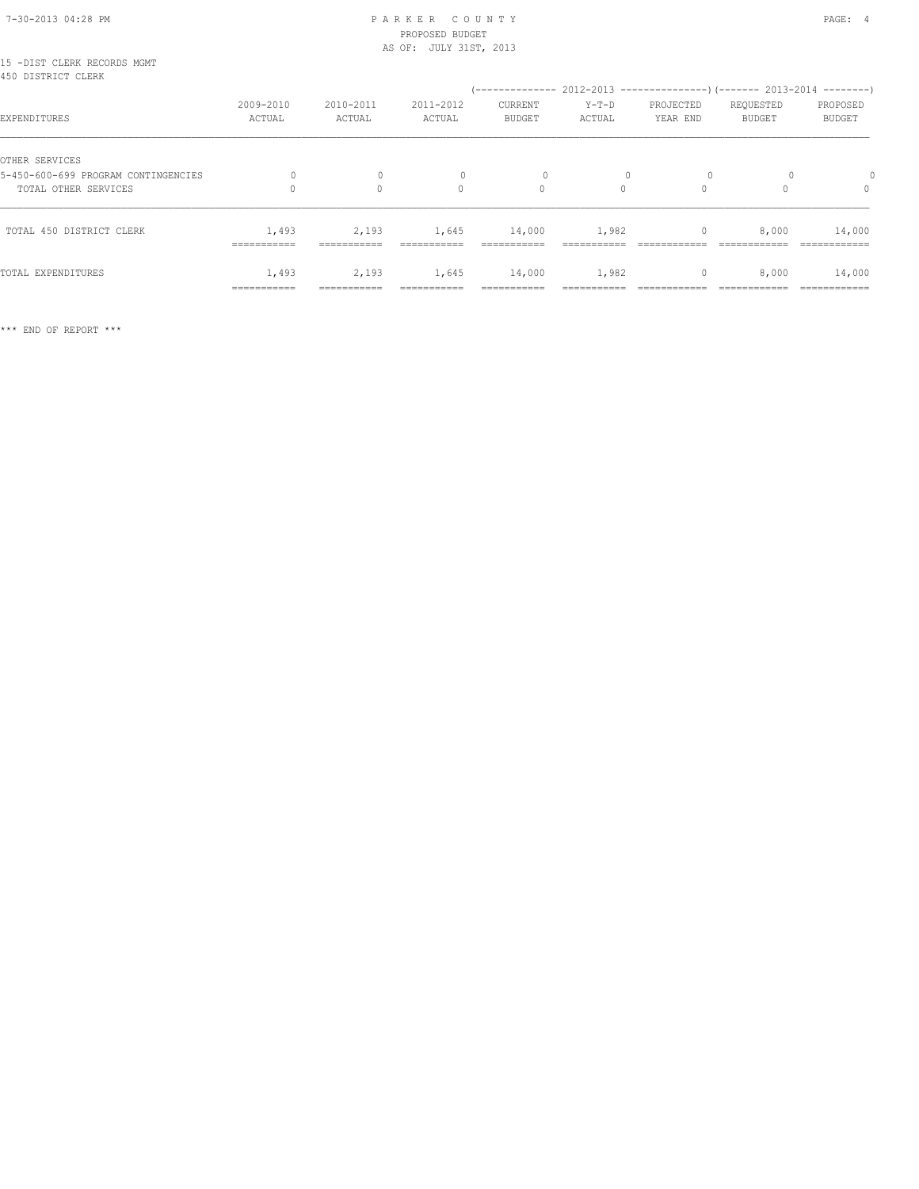PARKER COUNTY
PROPOSED BUDGET
AS OF: JULY 31ST, 2013

15 -DIST CLERK RECORDS MGMT
450 DISTRICT CLERK

| EXPENDITURES | 2009-2010 ACTUAL | 2010-2011 ACTUAL | 2011-2012 ACTUAL | 2012-2013 CURRENT BUDGET | 2012-2013 Y-T-D ACTUAL | 2012-2013 PROJECTED YEAR END | 2013-2014 REQUESTED BUDGET | 2013-2014 PROPOSED BUDGET |
|---|---|---|---|---|---|---|---|---|
| OTHER SERVICES | | | | | | | | |
| 5-450-600-699 PROGRAM CONTINGENCIES | 0 | 0 | 0 | 0 | 0 | 0 | 0 | 0 |
| TOTAL OTHER SERVICES | 0 | 0 | 0 | 0 | 0 | 0 | 0 | 0 |
| TOTAL 450 DISTRICT CLERK | 1,493 | 2,193 | 1,645 | 14,000 | 1,982 | 0 | 8,000 | 14,000 |
| TOTAL EXPENDITURES | 1,493 | 2,193 | 1,645 | 14,000 | 1,982 | 0 | 8,000 | 14,000 |

*** END OF REPORT ***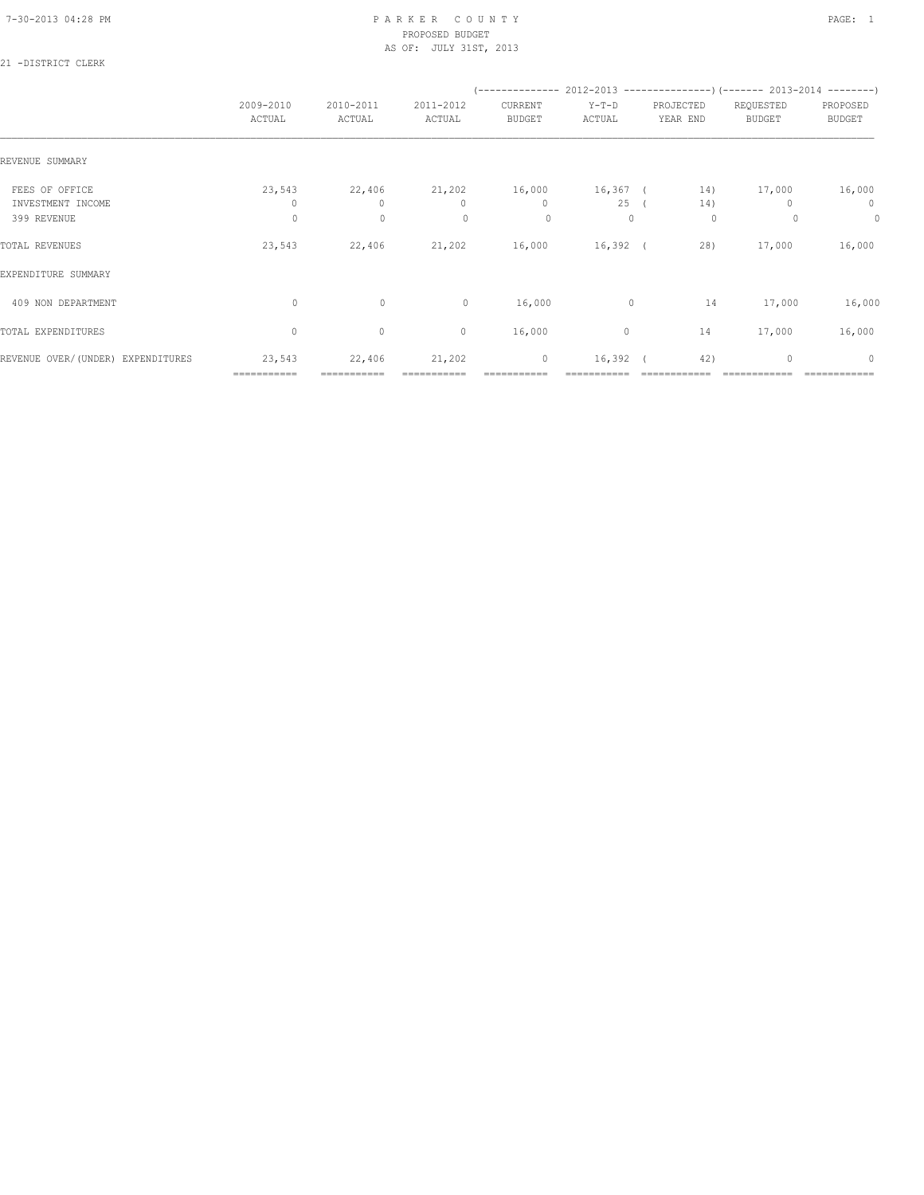PARKER COUNTY
PROPOSED BUDGET
AS OF: JULY 31ST, 2013

21 -DISTRICT CLERK

| | 2009-2010 ACTUAL | 2010-2011 ACTUAL | 2011-2012 ACTUAL | 2012-2013 CURRENT BUDGET | 2012-2013 Y-T-D ACTUAL | 2012-2013 PROJECTED YEAR END | 2013-2014 REQUESTED BUDGET | 2013-2014 PROPOSED BUDGET |
|---|---|---|---|---|---|---|---|---|
| REVENUE SUMMARY | | | | | | | | |
| FEES OF OFFICE | 23,543 | 22,406 | 21,202 | 16,000 | 16,367 | ( 14) | 17,000 | 16,000 |
| INVESTMENT INCOME | 0 | 0 | 0 | 0 | 25 | ( 14) | 0 | 0 |
| 399 REVENUE | 0 | 0 | 0 | 0 | 0 | 0 | 0 | 0 |
| TOTAL REVENUES | 23,543 | 22,406 | 21,202 | 16,000 | 16,392 | ( 28) | 17,000 | 16,000 |
| EXPENDITURE SUMMARY | | | | | | | | |
| 409 NON DEPARTMENT | 0 | 0 | 0 | 16,000 | 0 | 14 | 17,000 | 16,000 |
| TOTAL EXPENDITURES | 0 | 0 | 0 | 16,000 | 0 | 14 | 17,000 | 16,000 |
| REVENUE OVER/(UNDER) EXPENDITURES | 23,543 | 22,406 | 21,202 | 0 | 16,392 | ( 42) | 0 | 0 |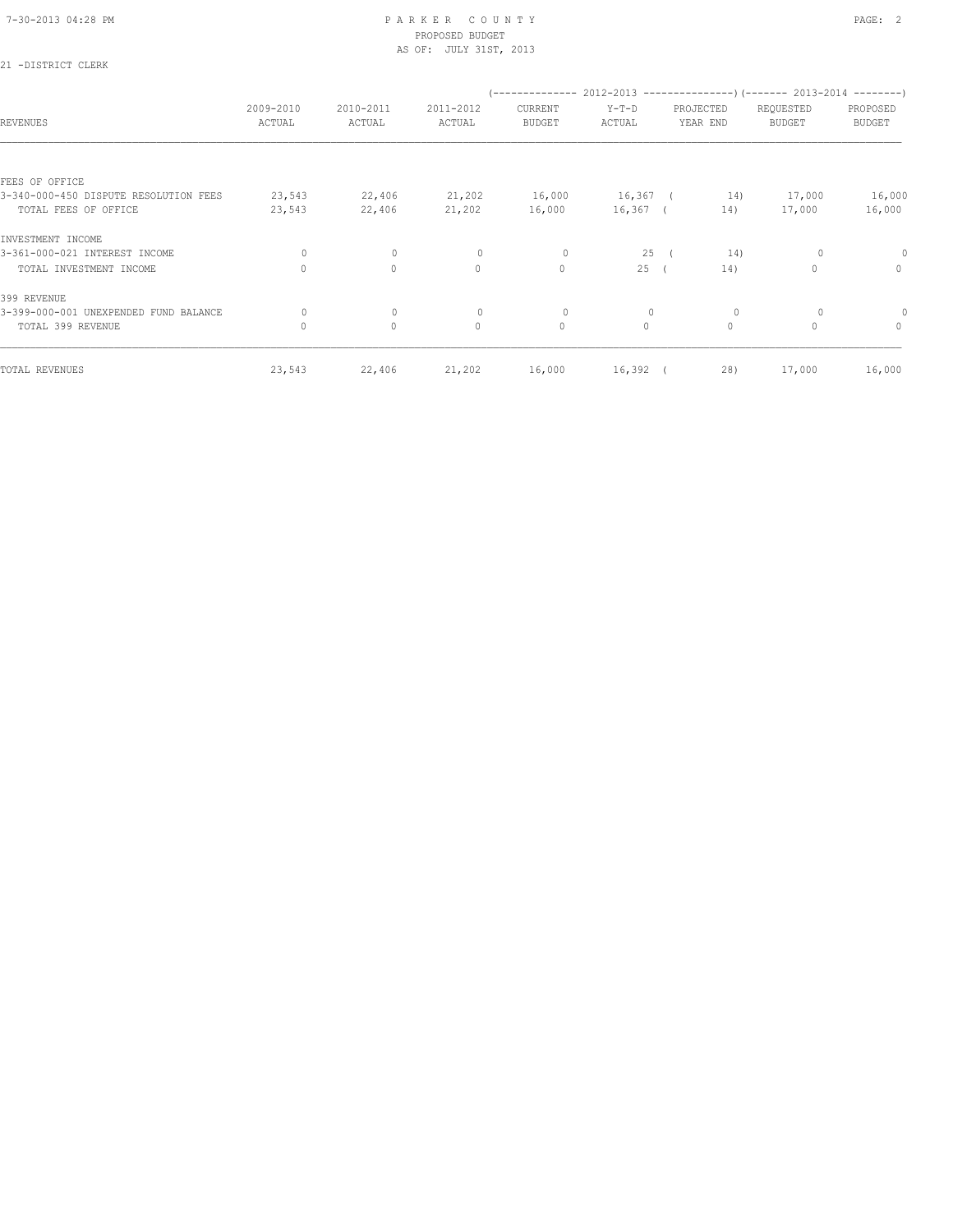PARKER COUNTY
PROPOSED BUDGET
AS OF: JULY 31ST, 2013

21 -DISTRICT CLERK

| REVENUES | 2009-2010 ACTUAL | 2010-2011 ACTUAL | 2011-2012 ACTUAL | 2012-2013 CURRENT BUDGET | 2012-2013 Y-T-D ACTUAL | 2012-2013 PROJECTED YEAR END | 2013-2014 REQUESTED BUDGET | 2013-2014 PROPOSED BUDGET |
|---|---|---|---|---|---|---|---|---|
| FEES OF OFFICE | | | | | | | | |
| 3-340-000-450 DISPUTE RESOLUTION FEES | 23,543 | 22,406 | 21,202 | 16,000 | 16,367 | ( 14) | 17,000 | 16,000 |
| TOTAL FEES OF OFFICE | 23,543 | 22,406 | 21,202 | 16,000 | 16,367 | ( 14) | 17,000 | 16,000 |
| INVESTMENT INCOME | | | | | | | | |
| 3-361-000-021 INTEREST INCOME | 0 | 0 | 0 | 0 | 25 | ( 14) | 0 | 0 |
| TOTAL INVESTMENT INCOME | 0 | 0 | 0 | 0 | 25 | ( 14) | 0 | 0 |
| 399 REVENUE | | | | | | | | |
| 3-399-000-001 UNEXPENDED FUND BALANCE | 0 | 0 | 0 | 0 | 0 | 0 | 0 | 0 |
| TOTAL 399 REVENUE | 0 | 0 | 0 | 0 | 0 | 0 | 0 | 0 |
| TOTAL REVENUES | 23,543 | 22,406 | 21,202 | 16,000 | 16,392 | ( 28) | 17,000 | 16,000 |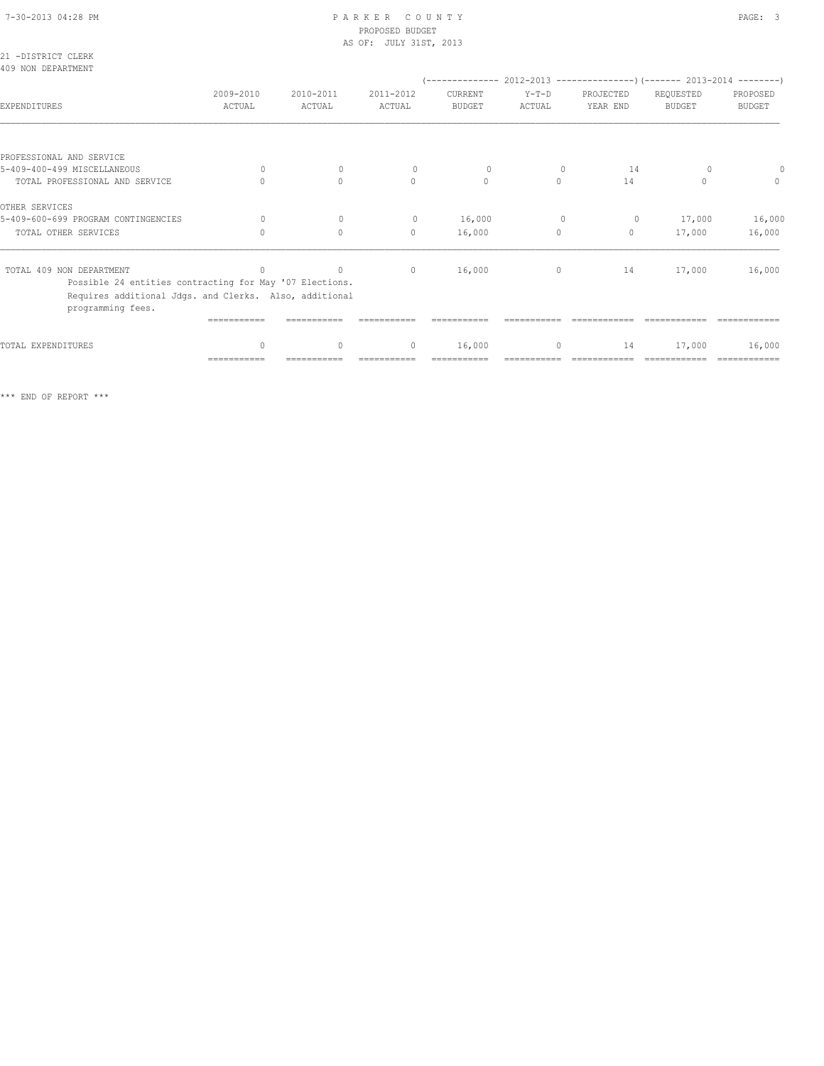PARKER COUNTY
PROPOSED BUDGET
AS OF: JULY 31ST, 2013

21 -DISTRICT CLERK
409 NON DEPARTMENT

| EXPENDITURES | 2009-2010 ACTUAL | 2010-2011 ACTUAL | 2011-2012 ACTUAL | 2012-2013 CURRENT BUDGET | 2012-2013 Y-T-D ACTUAL | 2012-2013 PROJECTED YEAR END | 2013-2014 REQUESTED BUDGET | 2013-2014 PROPOSED BUDGET |
|---|---|---|---|---|---|---|---|---|
| PROFESSIONAL AND SERVICE | | | | | | | | |
| 5-409-400-499 MISCELLANEOUS | 0 | 0 | 0 | 0 | 0 | 14 | 0 | 0 |
| TOTAL PROFESSIONAL AND SERVICE | 0 | 0 | 0 | 0 | 0 | 14 | 0 | 0 |
| OTHER SERVICES | | | | | | | | |
| 5-409-600-699 PROGRAM CONTINGENCIES | 0 | 0 | 0 | 16,000 | 0 | 0 | 17,000 | 16,000 |
| TOTAL OTHER SERVICES | 0 | 0 | 0 | 16,000 | 0 | 0 | 17,000 | 16,000 |
| TOTAL 409 NON DEPARTMENT | 0 | 0 | 0 | 16,000 | 0 | 14 | 17,000 | 16,000 |
| TOTAL EXPENDITURES | 0 | 0 | 0 | 16,000 | 0 | 14 | 17,000 | 16,000 |

Possible 24 entities contracting for May '07 Elections. Requires additional Jdgs. and Clerks. Also, additional programming fees.

*** END OF REPORT ***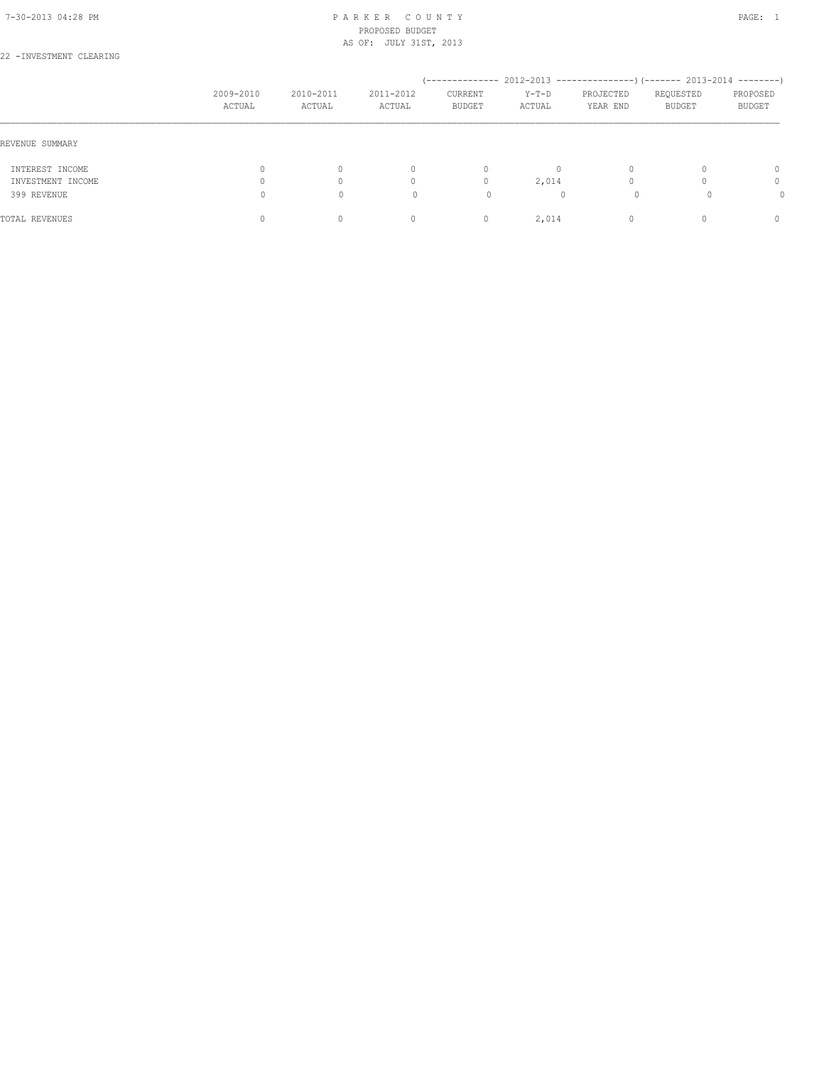PARKER COUNTY
PROPOSED BUDGET
AS OF: JULY 31ST, 2013

22 -INVESTMENT CLEARING

| | 2009-2010 ACTUAL | 2010-2011 ACTUAL | 2011-2012 ACTUAL | 2012-2013 CURRENT BUDGET | 2012-2013 Y-T-D ACTUAL | 2012-2013 PROJECTED YEAR END | 2013-2014 REQUESTED BUDGET | 2013-2014 PROPOSED BUDGET |
|---|---|---|---|---|---|---|---|---|
| REVENUE SUMMARY | | | | | | | | |
| INTEREST INCOME | 0 | 0 | 0 | 0 | 0 | 0 | 0 | 0 |
| INVESTMENT INCOME | 0 | 0 | 0 | 0 | 2,014 | 0 | 0 | 0 |
| 399 REVENUE | 0 | 0 | 0 | 0 | 0 | 0 | 0 | 0 |
| TOTAL REVENUES | 0 | 0 | 0 | 0 | 2,014 | 0 | 0 | 0 |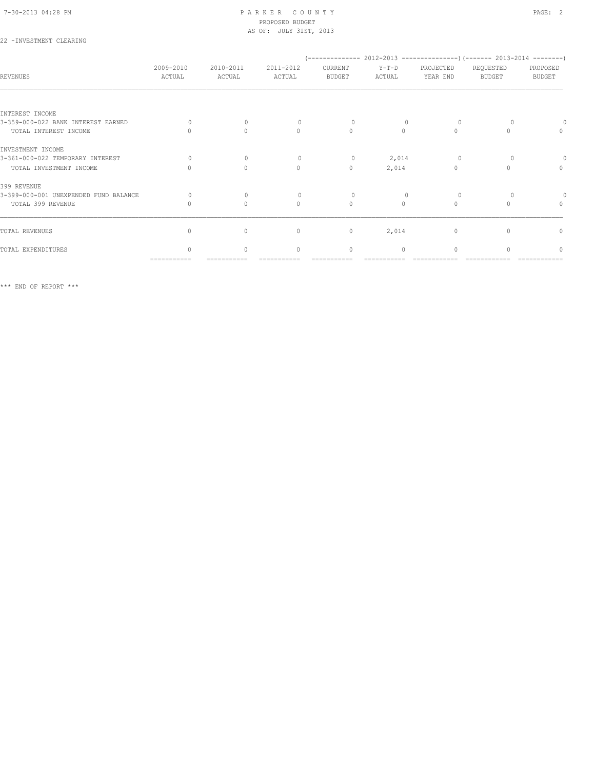PROPOSED BUDGET
AS OF: JULY 31ST, 2013

22 -INVESTMENT CLEARING

| REVENUES | 2009-2010 ACTUAL | 2010-2011 ACTUAL | 2011-2012 ACTUAL | 2012-2013 CURRENT BUDGET | 2012-2013 Y-T-D ACTUAL | 2012-2013 PROJECTED YEAR END | 2013-2014 REQUESTED BUDGET | 2013-2014 PROPOSED BUDGET |
|---|---|---|---|---|---|---|---|---|
| INTEREST INCOME | | | | | | | | |
| 3-359-000-022 BANK INTEREST EARNED | 0 | 0 | 0 | 0 | 0 | 0 | 0 | 0 |
| TOTAL INTEREST INCOME | 0 | 0 | 0 | 0 | 0 | 0 | 0 | 0 |
| INVESTMENT INCOME | | | | | | | | |
| 3-361-000-022 TEMPORARY INTEREST | 0 | 0 | 0 | 0 | 2,014 | 0 | 0 | 0 |
| TOTAL INVESTMENT INCOME | 0 | 0 | 0 | 0 | 2,014 | 0 | 0 | 0 |
| 399 REVENUE | | | | | | | | |
| 3-399-000-001 UNEXPENDED FUND BALANCE | 0 | 0 | 0 | 0 | 0 | 0 | 0 | 0 |
| TOTAL 399 REVENUE | 0 | 0 | 0 | 0 | 0 | 0 | 0 | 0 |
| TOTAL REVENUES | 0 | 0 | 0 | 0 | 2,014 | 0 | 0 | 0 |
| TOTAL EXPENDITURES | 0 | 0 | 0 | 0 | 0 | 0 | 0 | 0 |

*** END OF REPORT ***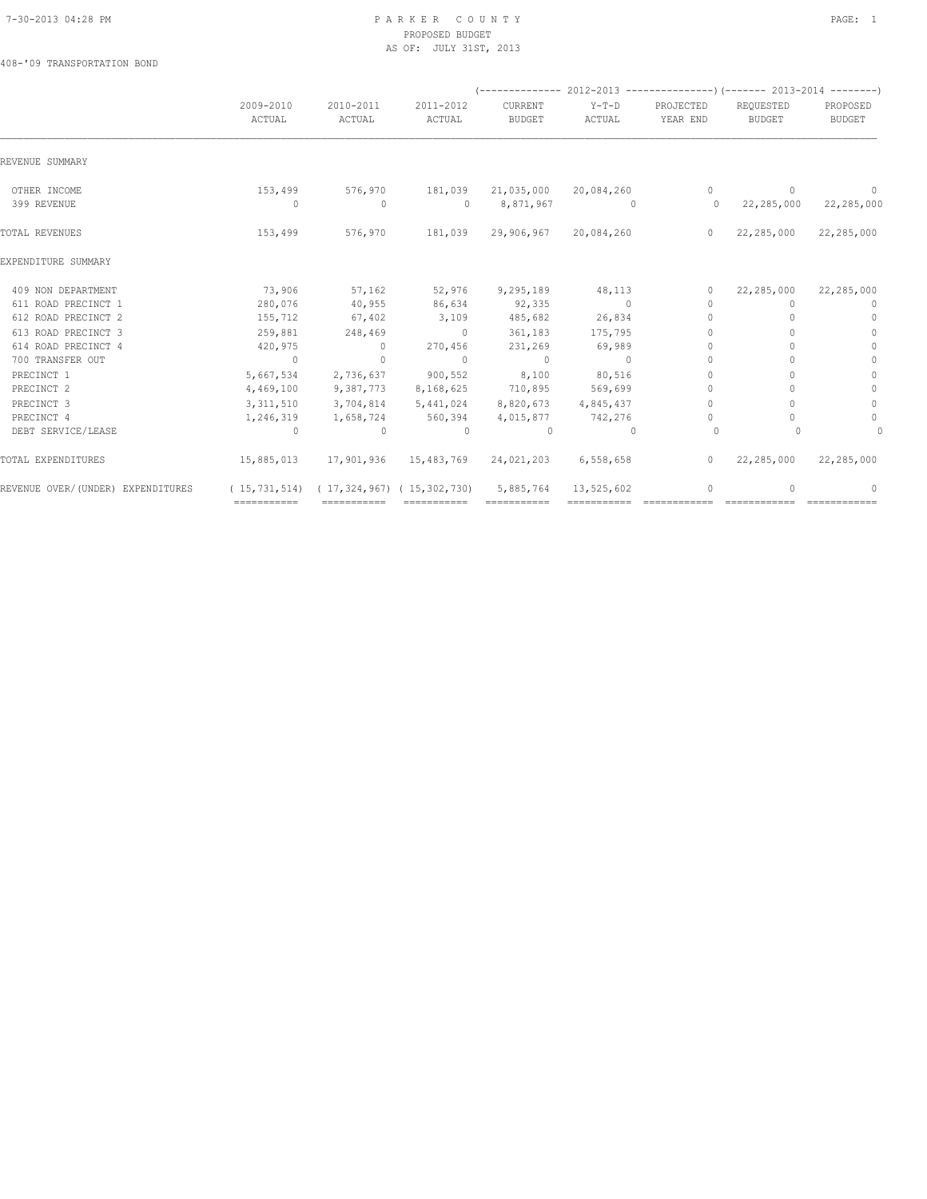PARKER COUNTY
PROPOSED BUDGET
AS OF: JULY 31ST, 2013

408-'09 TRANSPORTATION BOND

| | 2009-2010 ACTUAL | 2010-2011 ACTUAL | 2011-2012 ACTUAL | 2012-2013 CURRENT BUDGET | 2012-2013 Y-T-D ACTUAL | 2012-2013 PROJECTED YEAR END | 2013-2014 REQUESTED BUDGET | 2013-2014 PROPOSED BUDGET |
|---|---|---|---|---|---|---|---|---|
| REVENUE SUMMARY | | | | | | | | |
| OTHER INCOME | 153,499 | 576,970 | 181,039 | 21,035,000 | 20,084,260 | 0 | 0 | 0 |
| 399 REVENUE | 0 | 0 | 0 | 8,871,967 | 0 | 0 | 22,285,000 | 22,285,000 |
| TOTAL REVENUES | 153,499 | 576,970 | 181,039 | 29,906,967 | 20,084,260 | 0 | 22,285,000 | 22,285,000 |
| EXPENDITURE SUMMARY | | | | | | | | |
| 409 NON DEPARTMENT | 73,906 | 57,162 | 52,976 | 9,295,189 | 48,113 | 0 | 22,285,000 | 22,285,000 |
| 611 ROAD PRECINCT 1 | 280,076 | 40,955 | 86,634 | 92,335 | 0 | 0 | 0 | 0 |
| 612 ROAD PRECINCT 2 | 155,712 | 67,402 | 3,109 | 485,682 | 26,834 | 0 | 0 | 0 |
| 613 ROAD PRECINCT 3 | 259,881 | 248,469 | 0 | 361,183 | 175,795 | 0 | 0 | 0 |
| 614 ROAD PRECINCT 4 | 420,975 | 0 | 270,456 | 231,269 | 69,989 | 0 | 0 | 0 |
| 700 TRANSFER OUT | 0 | 0 | 0 | 0 | 0 | 0 | 0 | 0 |
| PRECINCT 1 | 5,667,534 | 2,736,637 | 900,552 | 8,100 | 80,516 | 0 | 0 | 0 |
| PRECINCT 2 | 4,469,100 | 9,387,773 | 8,168,625 | 710,895 | 569,699 | 0 | 0 | 0 |
| PRECINCT 3 | 3,311,510 | 3,704,814 | 5,441,024 | 8,820,673 | 4,845,437 | 0 | 0 | 0 |
| PRECINCT 4 | 1,246,319 | 1,658,724 | 560,394 | 4,015,877 | 742,276 | 0 | 0 | 0 |
| DEBT SERVICE/LEASE | 0 | 0 | 0 | 0 | 0 | 0 | 0 | 0 |
| TOTAL EXPENDITURES | 15,885,013 | 17,901,936 | 15,483,769 | 24,021,203 | 6,558,658 | 0 | 22,285,000 | 22,285,000 |
| REVENUE OVER/(UNDER) EXPENDITURES | ( 15,731,514) | ( 17,324,967) | ( 15,302,730) | 5,885,764 | 13,525,602 | 0 | 0 | 0 |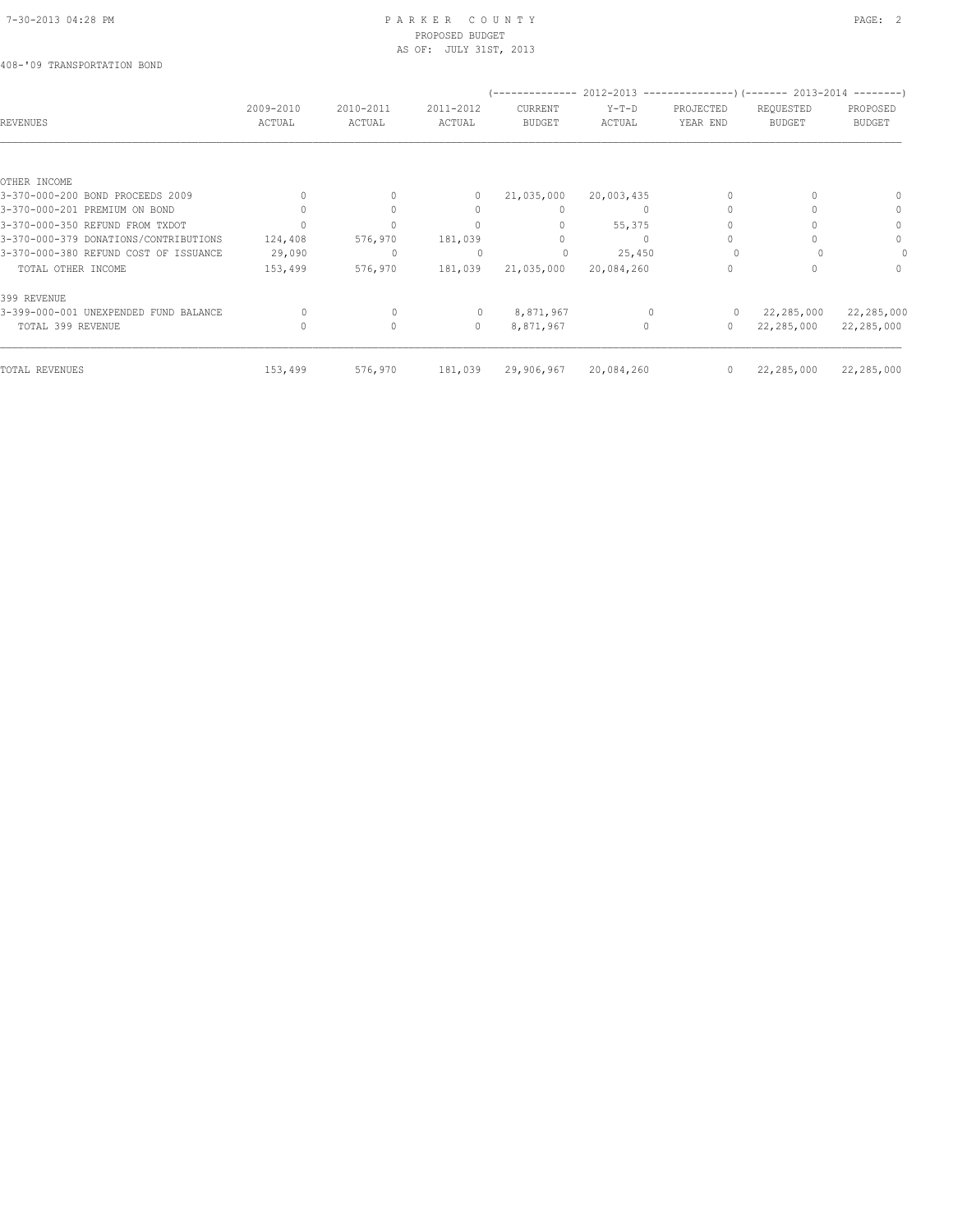PARKER COUNTY
PROPOSED BUDGET
AS OF: JULY 31ST, 2013

408-'09 TRANSPORTATION BOND

| REVENUES | 2009-2010 ACTUAL | 2010-2011 ACTUAL | 2011-2012 ACTUAL | 2012-2013 CURRENT BUDGET | 2012-2013 Y-T-D ACTUAL | 2012-2013 PROJECTED YEAR END | 2013-2014 REQUESTED BUDGET | 2013-2014 PROPOSED BUDGET |
|---|---|---|---|---|---|---|---|---|
| OTHER INCOME | | | | | | | | |
| 3-370-000-200 BOND PROCEEDS 2009 | 0 | 0 | 0 | 21,035,000 | 20,003,435 | 0 | 0 | 0 |
| 3-370-000-201 PREMIUM ON BOND | 0 | 0 | 0 | 0 | 0 | 0 | 0 | 0 |
| 3-370-000-350 REFUND FROM TXDOT | 0 | 0 | 0 | 0 | 55,375 | 0 | 0 | 0 |
| 3-370-000-379 DONATIONS/CONTRIBUTIONS | 124,408 | 576,970 | 181,039 | 0 | 0 | 0 | 0 | 0 |
| 3-370-000-380 REFUND COST OF ISSUANCE | 29,090 | 0 | 0 | 0 | 25,450 | 0 | 0 | 0 |
| TOTAL OTHER INCOME | 153,499 | 576,970 | 181,039 | 21,035,000 | 20,084,260 | 0 | 0 | 0 |
| 399 REVENUE | | | | | | | | |
| 3-399-000-001 UNEXPENDED FUND BALANCE | 0 | 0 | 0 | 8,871,967 | 0 | 0 | 22,285,000 | 22,285,000 |
| TOTAL 399 REVENUE | 0 | 0 | 0 | 8,871,967 | 0 | 0 | 22,285,000 | 22,285,000 |
| TOTAL REVENUES | 153,499 | 576,970 | 181,039 | 29,906,967 | 20,084,260 | 0 | 22,285,000 | 22,285,000 |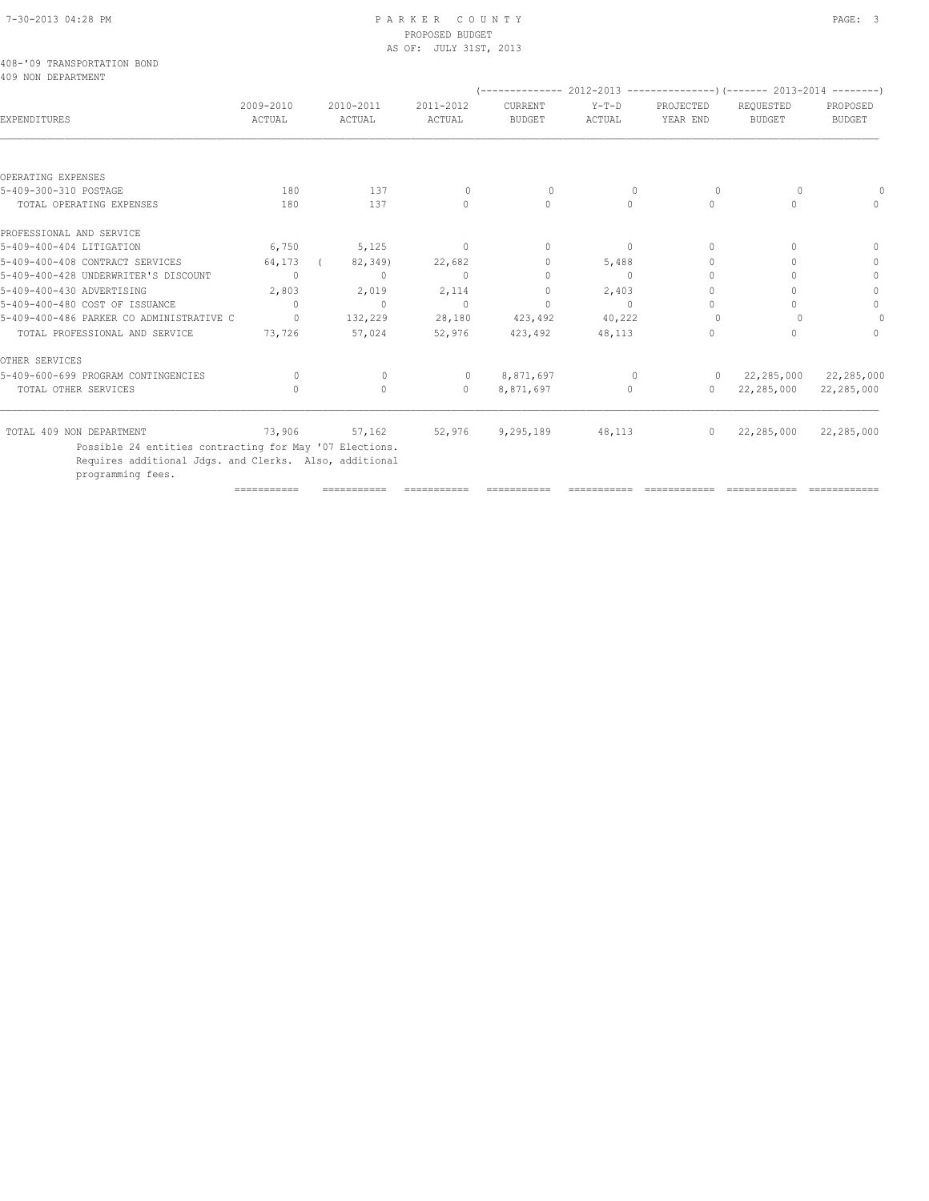# PARKER COUNTY
## PROPOSED BUDGET
### AS OF: JULY 31ST, 2013

408-'09 TRANSPORTATION BOND
409 NON DEPARTMENT

| EXPENDITURES | 2009-2010 ACTUAL | 2010-2011 ACTUAL | 2011-2012 ACTUAL | 2012-2013 CURRENT BUDGET | 2012-2013 Y-T-D ACTUAL | 2012-2013 PROJECTED YEAR END | 2013-2014 REQUESTED BUDGET | 2013-2014 PROPOSED BUDGET |
|---|---|---|---|---|---|---|---|---|
| OPERATING EXPENSES | | | | | | | | |
| 5-409-300-310 POSTAGE | 180 | 137 | 0 | 0 | 0 | 0 | 0 | 0 |
| TOTAL OPERATING EXPENSES | 180 | 137 | 0 | 0 | 0 | 0 | 0 | 0 |
| PROFESSIONAL AND SERVICE | | | | | | | | |
| 5-409-400-404 LITIGATION | 6,750 | 5,125 | 0 | 0 | 0 | 0 | 0 | 0 |
| 5-409-400-408 CONTRACT SERVICES | 64,173 | ( 82,349) | 22,682 | 0 | 5,488 | 0 | 0 | 0 |
| 5-409-400-428 UNDERWRITER'S DISCOUNT | 0 | 0 | 0 | 0 | 0 | 0 | 0 | 0 |
| 5-409-400-430 ADVERTISING | 2,803 | 2,019 | 2,114 | 0 | 2,403 | 0 | 0 | 0 |
| 5-409-400-480 COST OF ISSUANCE | 0 | 0 | 0 | 0 | 0 | 0 | 0 | 0 |
| 5-409-400-486 PARKER CO ADMINISTRATIVE C | 0 | 132,229 | 28,180 | 423,492 | 40,222 | 0 | 0 | 0 |
| TOTAL PROFESSIONAL AND SERVICE | 73,726 | 57,024 | 52,976 | 423,492 | 48,113 | 0 | 0 | 0 |
| OTHER SERVICES | | | | | | | | |
| 5-409-600-699 PROGRAM CONTINGENCIES | 0 | 0 | 0 | 8,871,697 | 0 | 0 | 22,285,000 | 22,285,000 |
| TOTAL OTHER SERVICES | 0 | 0 | 0 | 8,871,697 | 0 | 0 | 22,285,000 | 22,285,000 |
| TOTAL 409 NON DEPARTMENT | 73,906 | 57,162 | 52,976 | 9,295,189 | 48,113 | 0 | 22,285,000 | 22,285,000 |

Possible 24 entities contracting for May '07 Elections.
Requires additional Jdgs. and Clerks. Also, additional programming fees.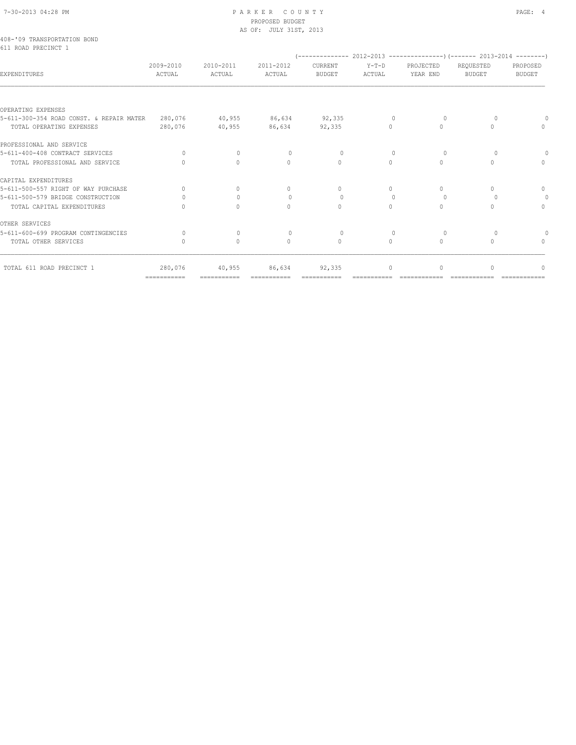PARKER COUNTY
PROPOSED BUDGET
AS OF: JULY 31ST, 2013

408-'09 TRANSPORTATION BOND
611 ROAD PRECINCT 1

| EXPENDITURES | 2009-2010 ACTUAL | 2010-2011 ACTUAL | 2011-2012 ACTUAL | 2012-2013 CURRENT BUDGET | 2012-2013 Y-T-D ACTUAL | 2012-2013 PROJECTED YEAR END | 2013-2014 REQUESTED BUDGET | 2013-2014 PROPOSED BUDGET |
|---|---|---|---|---|---|---|---|---|
| OPERATING EXPENSES | | | | | | | | |
| 5-611-300-354 ROAD CONST. & REPAIR MATER | 280,076 | 40,955 | 86,634 | 92,335 | 0 | 0 | 0 | 0 |
| TOTAL OPERATING EXPENSES | 280,076 | 40,955 | 86,634 | 92,335 | 0 | 0 | 0 | 0 |
| PROFESSIONAL AND SERVICE | | | | | | | | |
| 5-611-400-408 CONTRACT SERVICES | 0 | 0 | 0 | 0 | 0 | 0 | 0 | 0 |
| TOTAL PROFESSIONAL AND SERVICE | 0 | 0 | 0 | 0 | 0 | 0 | 0 | 0 |
| CAPITAL EXPENDITURES | | | | | | | | |
| 5-611-500-557 RIGHT OF WAY PURCHASE | 0 | 0 | 0 | 0 | 0 | 0 | 0 | 0 |
| 5-611-500-579 BRIDGE CONSTRUCTION | 0 | 0 | 0 | 0 | 0 | 0 | 0 | 0 |
| TOTAL CAPITAL EXPENDITURES | 0 | 0 | 0 | 0 | 0 | 0 | 0 | 0 |
| OTHER SERVICES | | | | | | | | |
| 5-611-600-699 PROGRAM CONTINGENCIES | 0 | 0 | 0 | 0 | 0 | 0 | 0 | 0 |
| TOTAL OTHER SERVICES | 0 | 0 | 0 | 0 | 0 | 0 | 0 | 0 |
| TOTAL 611 ROAD PRECINCT 1 | 280,076 | 40,955 | 86,634 | 92,335 | 0 | 0 | 0 | 0 |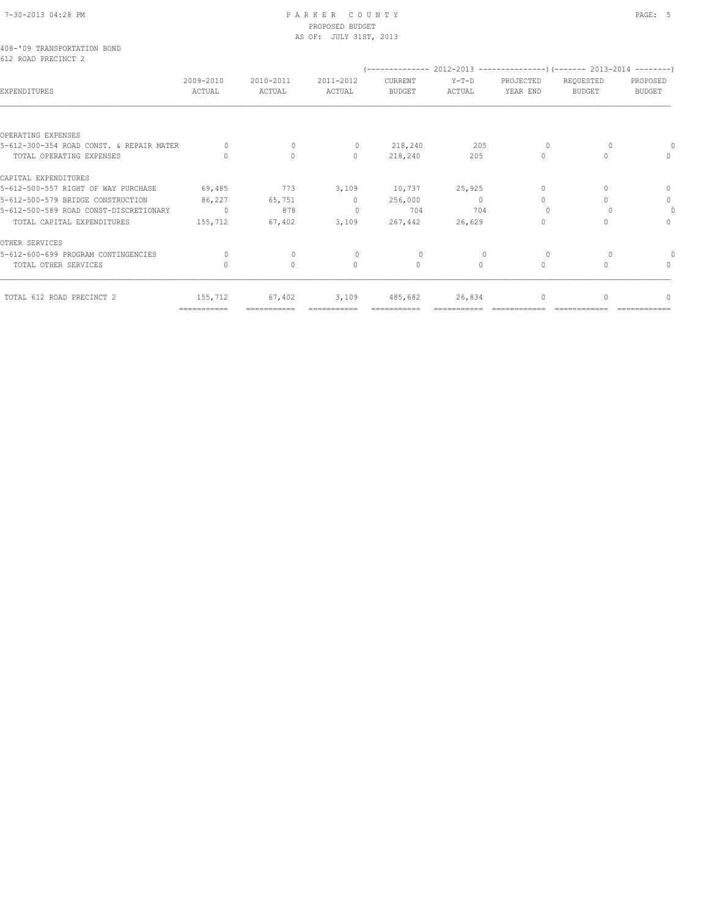# PARKER COUNTY

PROPOSED BUDGET

AS OF: JULY 31ST, 2013

408-'09 TRANSPORTATION BOND

612 ROAD PRECINCT 2

| EXPENDITURES | 2009-2010 ACTUAL | 2010-2011 ACTUAL | 2011-2012 ACTUAL | 2012-2013 CURRENT BUDGET | 2012-2013 Y-T-D ACTUAL | 2012-2013 PROJECTED YEAR END | 2013-2014 REQUESTED BUDGET | 2013-2014 PROPOSED BUDGET |
|---|---|---|---|---|---|---|---|---|
| OPERATING EXPENSES | | | | | | | | |
| 5-612-300-354 ROAD CONST. & REPAIR MATER | 0 | 0 | 0 | 218,240 | 205 | 0 | 0 | 0 |
| TOTAL OPERATING EXPENSES | 0 | 0 | 0 | 218,240 | 205 | 0 | 0 | 0 |
| CAPITAL EXPENDITURES | | | | | | | | |
| 5-612-500-557 RIGHT OF WAY PURCHASE | 69,485 | 773 | 3,109 | 10,737 | 25,925 | 0 | 0 | 0 |
| 5-612-500-579 BRIDGE CONSTRUCTION | 86,227 | 65,751 | 0 | 256,000 | 0 | 0 | 0 | 0 |
| 5-612-500-589 ROAD CONST-DISCRETIONARY | 0 | 878 | 0 | 704 | 704 | 0 | 0 | 0 |
| TOTAL CAPITAL EXPENDITURES | 155,712 | 67,402 | 3,109 | 267,442 | 26,629 | 0 | 0 | 0 |
| OTHER SERVICES | | | | | | | | |
| 5-612-600-699 PROGRAM CONTINGENCIES | 0 | 0 | 0 | 0 | 0 | 0 | 0 | 0 |
| TOTAL OTHER SERVICES | 0 | 0 | 0 | 0 | 0 | 0 | 0 | 0 |
| TOTAL 612 ROAD PRECINCT 2 | 155,712 | 67,402 | 3,109 | 485,682 | 26,834 | 0 | 0 | 0 |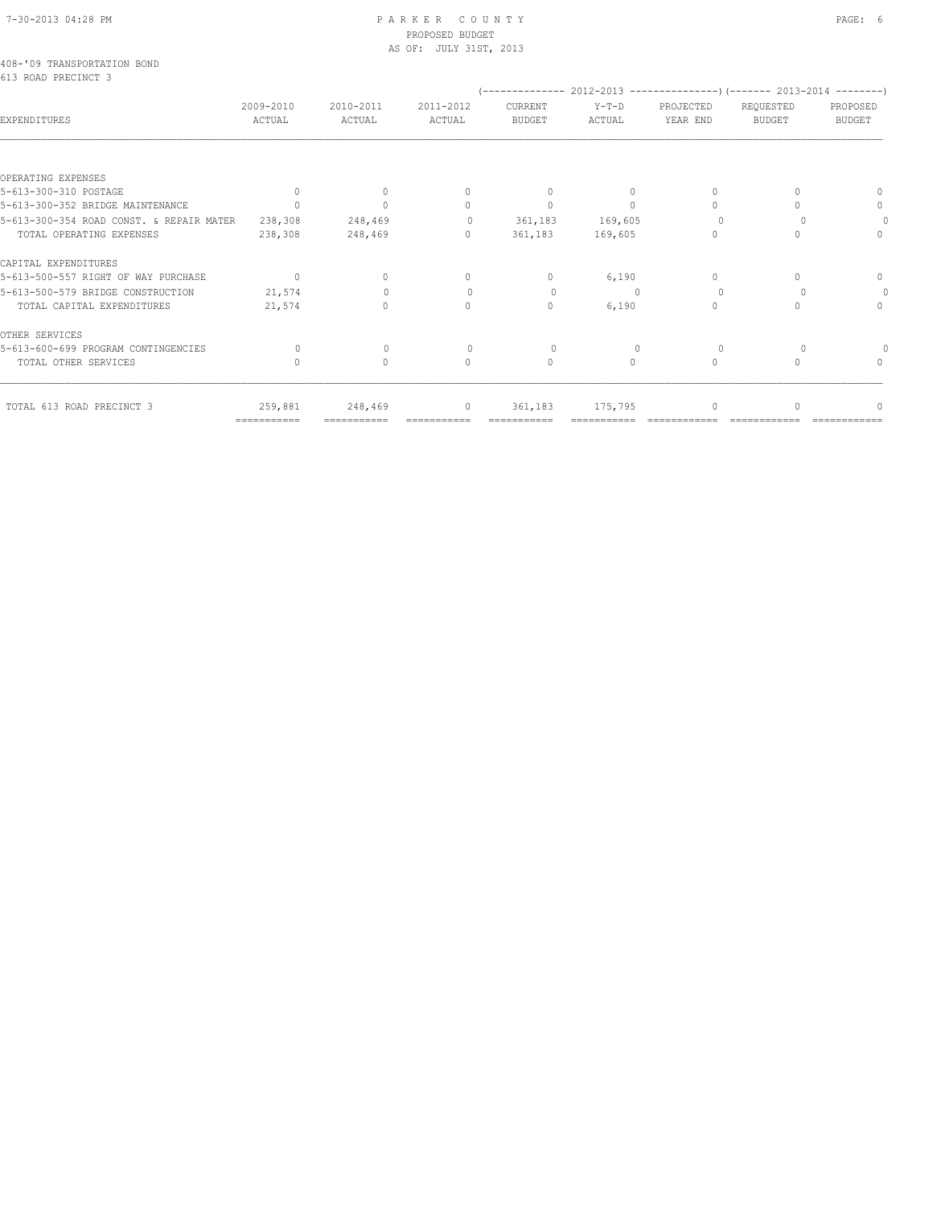PARKER COUNTY
PROPOSED BUDGET
AS OF: JULY 31ST, 2013

408-'09 TRANSPORTATION BOND
613 ROAD PRECINCT 3

| EXPENDITURES | 2009-2010 ACTUAL | 2010-2011 ACTUAL | 2011-2012 ACTUAL | 2012-2013 CURRENT BUDGET | 2012-2013 Y-T-D ACTUAL | 2012-2013 PROJECTED YEAR END | 2013-2014 REQUESTED BUDGET | 2013-2014 PROPOSED BUDGET |
|---|---|---|---|---|---|---|---|---|
| OPERATING EXPENSES | | | | | | | | |
| 5-613-300-310 POSTAGE | 0 | 0 | 0 | 0 | 0 | 0 | 0 | 0 |
| 5-613-300-352 BRIDGE MAINTENANCE | 0 | 0 | 0 | 0 | 0 | 0 | 0 | 0 |
| 5-613-300-354 ROAD CONST. & REPAIR MATER | 238,308 | 248,469 | 0 | 361,183 | 169,605 | 0 | 0 | 0 |
| TOTAL OPERATING EXPENSES | 238,308 | 248,469 | 0 | 361,183 | 169,605 | 0 | 0 | 0 |
| CAPITAL EXPENDITURES | | | | | | | | |
| 5-613-500-557 RIGHT OF WAY PURCHASE | 0 | 0 | 0 | 0 | 6,190 | 0 | 0 | 0 |
| 5-613-500-579 BRIDGE CONSTRUCTION | 21,574 | 0 | 0 | 0 | 0 | 0 | 0 | 0 |
| TOTAL CAPITAL EXPENDITURES | 21,574 | 0 | 0 | 0 | 6,190 | 0 | 0 | 0 |
| OTHER SERVICES | | | | | | | | |
| 5-613-600-699 PROGRAM CONTINGENCIES | 0 | 0 | 0 | 0 | 0 | 0 | 0 | 0 |
| TOTAL OTHER SERVICES | 0 | 0 | 0 | 0 | 0 | 0 | 0 | 0 |
| TOTAL 613 ROAD PRECINCT 3 | 259,881 | 248,469 | 0 | 361,183 | 175,795 | 0 | 0 | 0 |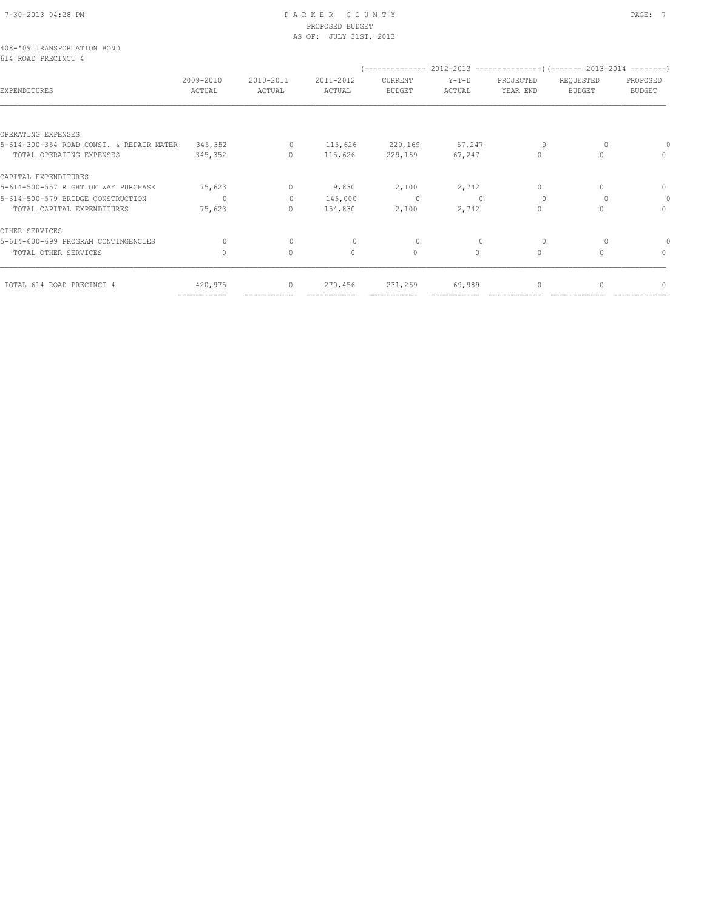408-'09 TRANSPORTATION BOND
614 ROAD PRECINCT 4

| EXPENDITURES | 2009-2010 ACTUAL | 2010-2011 ACTUAL | 2011-2012 ACTUAL | 2012-2013 CURRENT BUDGET | 2012-2013 Y-T-D ACTUAL | 2012-2013 PROJECTED YEAR END | 2013-2014 REQUESTED BUDGET | 2013-2014 PROPOSED BUDGET |
|---|---|---|---|---|---|---|---|---|
| OPERATING EXPENSES | | | | | | | | |
| 5-614-300-354 ROAD CONST. & REPAIR MATER | 345,352 | 0 | 115,626 | 229,169 | 67,247 | 0 | 0 | 0 |
| TOTAL OPERATING EXPENSES | 345,352 | 0 | 115,626 | 229,169 | 67,247 | 0 | 0 | 0 |
| CAPITAL EXPENDITURES | | | | | | | | |
| 5-614-500-557 RIGHT OF WAY PURCHASE | 75,623 | 0 | 9,830 | 2,100 | 2,742 | 0 | 0 | 0 |
| 5-614-500-579 BRIDGE CONSTRUCTION | 0 | 0 | 145,000 | 0 | 0 | 0 | 0 | 0 |
| TOTAL CAPITAL EXPENDITURES | 75,623 | 0 | 154,830 | 2,100 | 2,742 | 0 | 0 | 0 |
| OTHER SERVICES | | | | | | | | |
| 5-614-600-699 PROGRAM CONTINGENCIES | 0 | 0 | 0 | 0 | 0 | 0 | 0 | 0 |
| TOTAL OTHER SERVICES | 0 | 0 | 0 | 0 | 0 | 0 | 0 | 0 |
| TOTAL 614 ROAD PRECINCT 4 | 420,975 | 0 | 270,456 | 231,269 | 69,989 | 0 | 0 | 0 |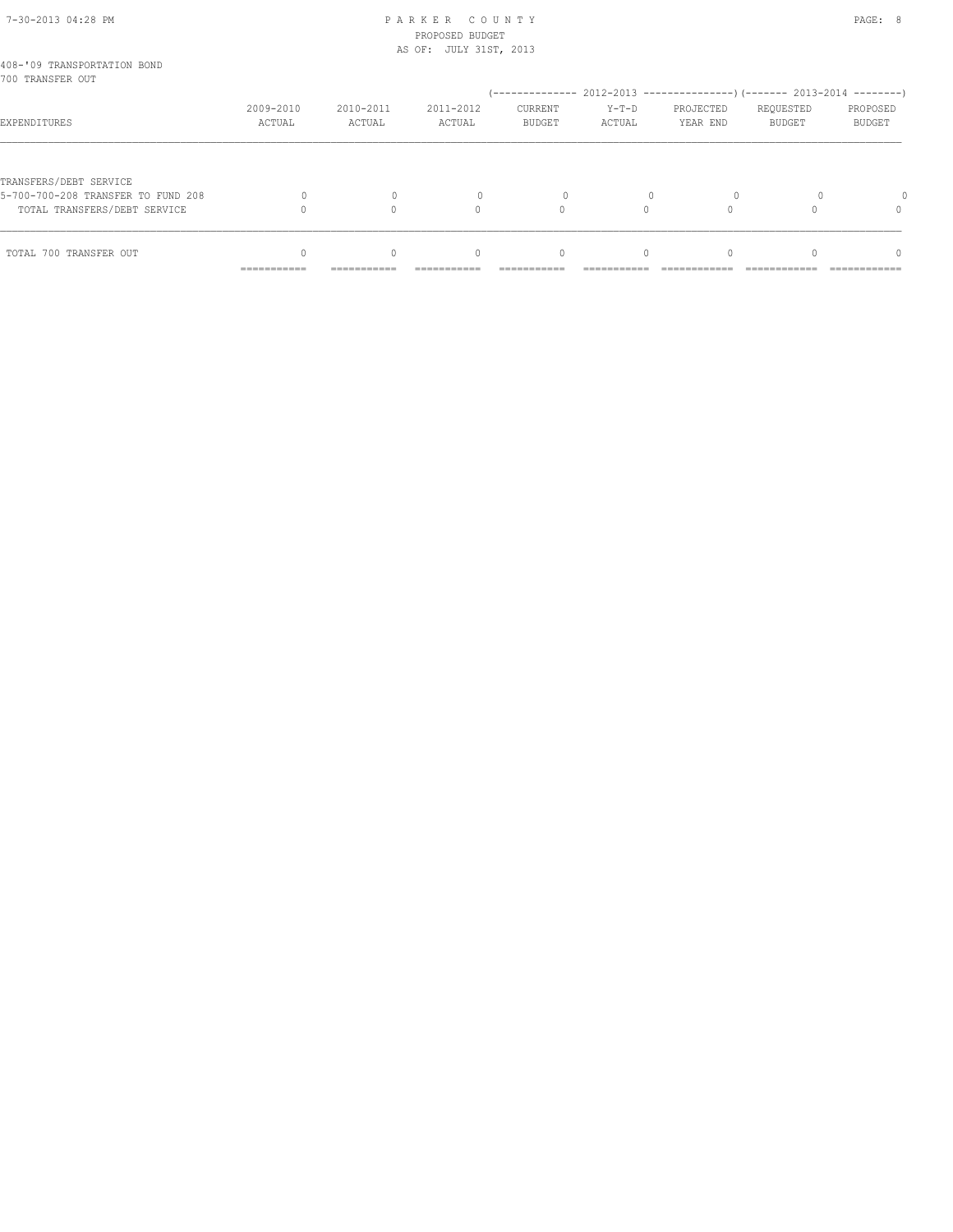PARKER COUNTY
PROPOSED BUDGET
AS OF: JULY 31ST, 2013

408-'09 TRANSPORTATION BOND
700 TRANSFER OUT

| EXPENDITURES | 2009-2010 ACTUAL | 2010-2011 ACTUAL | 2011-2012 ACTUAL | 2012-2013 CURRENT BUDGET | 2012-2013 Y-T-D ACTUAL | 2012-2013 PROJECTED YEAR END | 2013-2014 REQUESTED BUDGET | 2013-2014 PROPOSED BUDGET |
|---|---|---|---|---|---|---|---|---|
| TRANSFERS/DEBT SERVICE | | | | | | | | |
| 5-700-700-208 TRANSFER TO FUND 208 | 0 | 0 | 0 | 0 | 0 | 0 | 0 | 0 |
| TOTAL TRANSFERS/DEBT SERVICE | 0 | 0 | 0 | 0 | 0 | 0 | 0 | 0 |
| TOTAL 700 TRANSFER OUT | 0 | 0 | 0 | 0 | 0 | 0 | 0 | 0 |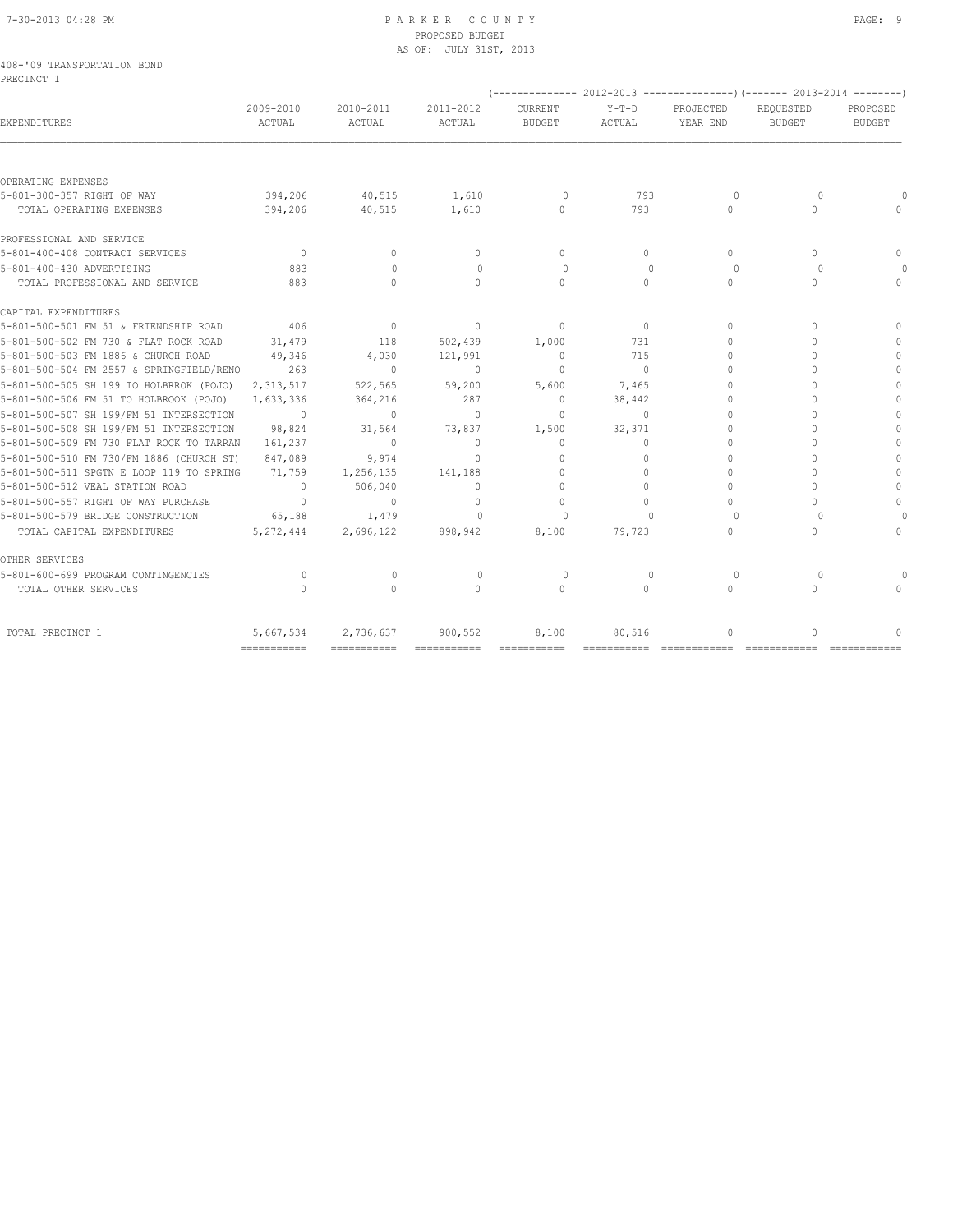# PARKER COUNTY
PROPOSED BUDGET
AS OF: JULY 31ST, 2013

408-'09 TRANSPORTATION BOND
PRECINCT 1

| EXPENDITURES | 2009-2010 ACTUAL | 2010-2011 ACTUAL | 2011-2012 ACTUAL | 2012-2013 CURRENT BUDGET | 2012-2013 Y-T-D ACTUAL | 2012-2013 PROJECTED YEAR END | 2013-2014 REQUESTED BUDGET | 2013-2014 PROPOSED BUDGET |
|---|---|---|---|---|---|---|---|---|
| OPERATING EXPENSES | | | | | | | | |
| 5-801-300-357 RIGHT OF WAY | 394,206 | 40,515 | 1,610 | 0 | 793 | 0 | 0 | 0 |
| TOTAL OPERATING EXPENSES | 394,206 | 40,515 | 1,610 | 0 | 793 | 0 | 0 | 0 |
| PROFESSIONAL AND SERVICE | | | | | | | | |
| 5-801-400-408 CONTRACT SERVICES | 0 | 0 | 0 | 0 | 0 | 0 | 0 | 0 |
| 5-801-400-430 ADVERTISING | 883 | 0 | 0 | 0 | 0 | 0 | 0 | 0 |
| TOTAL PROFESSIONAL AND SERVICE | 883 | 0 | 0 | 0 | 0 | 0 | 0 | 0 |
| CAPITAL EXPENDITURES | | | | | | | | |
| 5-801-500-501 FM 51 & FRIENDSHIP ROAD | 406 | 0 | 0 | 0 | 0 | 0 | 0 | 0 |
| 5-801-500-502 FM 730 & FLAT ROCK ROAD | 31,479 | 118 | 502,439 | 1,000 | 731 | 0 | 0 | 0 |
| 5-801-500-503 FM 1886 & CHURCH ROAD | 49,346 | 4,030 | 121,991 | 0 | 715 | 0 | 0 | 0 |
| 5-801-500-504 FM 2557 & SPRINGFIELD/RENO | 263 | 0 | 0 | 0 | 0 | 0 | 0 | 0 |
| 5-801-500-505 SH 199 TO HOLBRROK (POJO) | 2,313,517 | 522,565 | 59,200 | 5,600 | 7,465 | 0 | 0 | 0 |
| 5-801-500-506 FM 51 TO HOLBROOK (POJO) | 1,633,336 | 364,216 | 287 | 0 | 38,442 | 0 | 0 | 0 |
| 5-801-500-507 SH 199/FM 51 INTERSECTION | 0 | 0 | 0 | 0 | 0 | 0 | 0 | 0 |
| 5-801-500-508 SH 199/FM 51 INTERSECTION | 98,824 | 31,564 | 73,837 | 1,500 | 32,371 | 0 | 0 | 0 |
| 5-801-500-509 FM 730 FLAT ROCK TO TARRAN | 161,237 | 0 | 0 | 0 | 0 | 0 | 0 | 0 |
| 5-801-500-510 FM 730/FM 1886 (CHURCH ST) | 847,089 | 9,974 | 0 | 0 | 0 | 0 | 0 | 0 |
| 5-801-500-511 SPGTN E LOOP 119 TO SPRING | 71,759 | 1,256,135 | 141,188 | 0 | 0 | 0 | 0 | 0 |
| 5-801-500-512 VEAL STATION ROAD | 0 | 506,040 | 0 | 0 | 0 | 0 | 0 | 0 |
| 5-801-500-557 RIGHT OF WAY PURCHASE | 0 | 0 | 0 | 0 | 0 | 0 | 0 | 0 |
| 5-801-500-579 BRIDGE CONSTRUCTION | 65,188 | 1,479 | 0 | 0 | 0 | 0 | 0 | 0 |
| TOTAL CAPITAL EXPENDITURES | 5,272,444 | 2,696,122 | 898,942 | 8,100 | 79,723 | 0 | 0 | 0 |
| OTHER SERVICES | | | | | | | | |
| 5-801-600-699 PROGRAM CONTINGENCIES | 0 | 0 | 0 | 0 | 0 | 0 | 0 | 0 |
| TOTAL OTHER SERVICES | 0 | 0 | 0 | 0 | 0 | 0 | 0 | 0 |
| TOTAL PRECINCT 1 | 5,667,534 | 2,736,637 | 900,552 | 8,100 | 80,516 | 0 | 0 | 0 |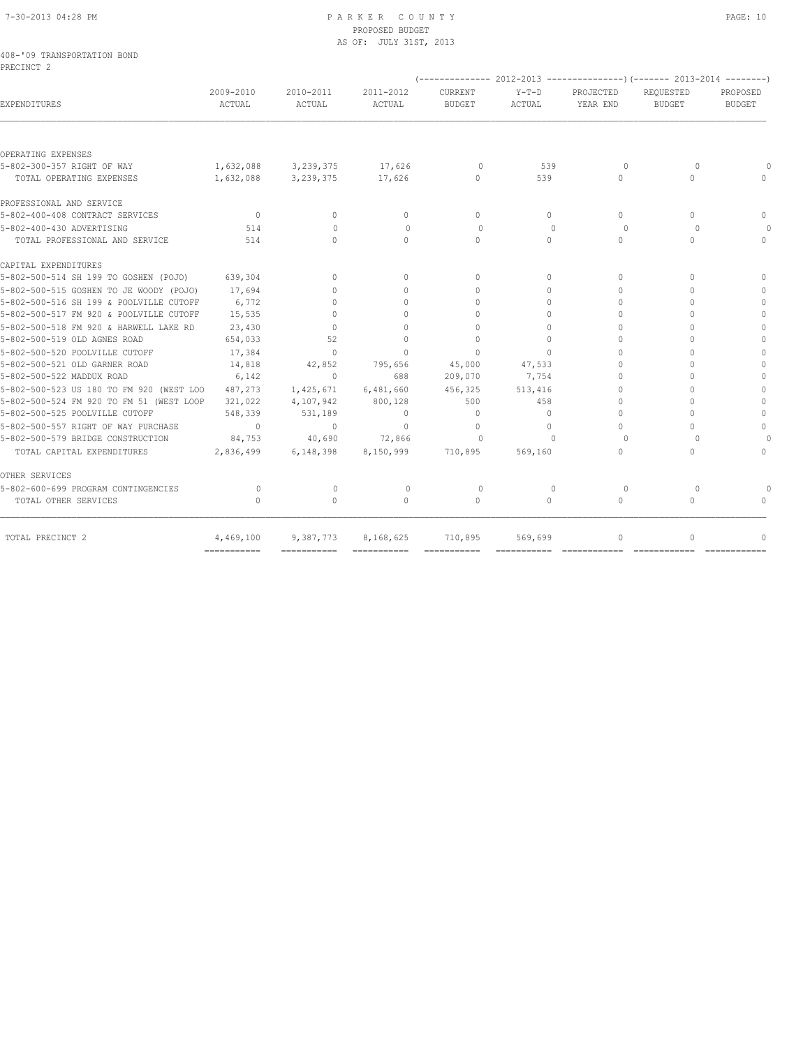PARKER COUNTY
PROPOSED BUDGET
AS OF: JULY 31ST, 2013

408-'09 TRANSPORTATION BOND
PRECINCT 2

| EXPENDITURES | 2009-2010 ACTUAL | 2010-2011 ACTUAL | 2011-2012 ACTUAL | 2012-2013 CURRENT BUDGET | 2012-2013 Y-T-D ACTUAL | 2012-2013 PROJECTED YEAR END | 2013-2014 REQUESTED BUDGET | 2013-2014 PROPOSED BUDGET |
|---|---|---|---|---|---|---|---|---|
| OPERATING EXPENSES | | | | | | | | |
| 5-802-300-357 RIGHT OF WAY | 1,632,088 | 3,239,375 | 17,626 | 0 | 539 | 0 | 0 | 0 |
| TOTAL OPERATING EXPENSES | 1,632,088 | 3,239,375 | 17,626 | 0 | 539 | 0 | 0 | 0 |
| PROFESSIONAL AND SERVICE | | | | | | | | |
| 5-802-400-408 CONTRACT SERVICES | 0 | 0 | 0 | 0 | 0 | 0 | 0 | 0 |
| 5-802-400-430 ADVERTISING | 514 | 0 | 0 | 0 | 0 | 0 | 0 | 0 |
| TOTAL PROFESSIONAL AND SERVICE | 514 | 0 | 0 | 0 | 0 | 0 | 0 | 0 |
| CAPITAL EXPENDITURES | | | | | | | | |
| 5-802-500-514 SH 199 TO GOSHEN (POJO) | 639,304 | 0 | 0 | 0 | 0 | 0 | 0 | 0 |
| 5-802-500-515 GOSHEN TO JE WOODY (POJO) | 17,694 | 0 | 0 | 0 | 0 | 0 | 0 | 0 |
| 5-802-500-516 SH 199 & POOLVILLE CUTOFF | 6,772 | 0 | 0 | 0 | 0 | 0 | 0 | 0 |
| 5-802-500-517 FM 920 & POOLVILLE CUTOFF | 15,535 | 0 | 0 | 0 | 0 | 0 | 0 | 0 |
| 5-802-500-518 FM 920 & HARWELL LAKE RD | 23,430 | 0 | 0 | 0 | 0 | 0 | 0 | 0 |
| 5-802-500-519 OLD AGNES ROAD | 654,033 | 52 | 0 | 0 | 0 | 0 | 0 | 0 |
| 5-802-500-520 POOLVILLE CUTOFF | 17,384 | 0 | 0 | 0 | 0 | 0 | 0 | 0 |
| 5-802-500-521 OLD GARNER ROAD | 14,818 | 42,852 | 795,656 | 45,000 | 47,533 | 0 | 0 | 0 |
| 5-802-500-522 MADDUX ROAD | 6,142 | 0 | 688 | 209,070 | 7,754 | 0 | 0 | 0 |
| 5-802-500-523 US 180 TO FM 920 (WEST LOO | 487,273 | 1,425,671 | 6,481,660 | 456,325 | 513,416 | 0 | 0 | 0 |
| 5-802-500-524 FM 920 TO FM 51 (WEST LOOP | 321,022 | 4,107,942 | 800,128 | 500 | 458 | 0 | 0 | 0 |
| 5-802-500-525 POOLVILLE CUTOFF | 548,339 | 531,189 | 0 | 0 | 0 | 0 | 0 | 0 |
| 5-802-500-557 RIGHT OF WAY PURCHASE | 0 | 0 | 0 | 0 | 0 | 0 | 0 | 0 |
| 5-802-500-579 BRIDGE CONSTRUCTION | 84,753 | 40,690 | 72,866 | 0 | 0 | 0 | 0 | 0 |
| TOTAL CAPITAL EXPENDITURES | 2,836,499 | 6,148,398 | 8,150,999 | 710,895 | 569,160 | 0 | 0 | 0 |
| OTHER SERVICES | | | | | | | | |
| 5-802-600-699 PROGRAM CONTINGENCIES | 0 | 0 | 0 | 0 | 0 | 0 | 0 | 0 |
| TOTAL OTHER SERVICES | 0 | 0 | 0 | 0 | 0 | 0 | 0 | 0 |
| TOTAL PRECINCT 2 | 4,469,100 | 9,387,773 | 8,168,625 | 710,895 | 569,699 | 0 | 0 | 0 |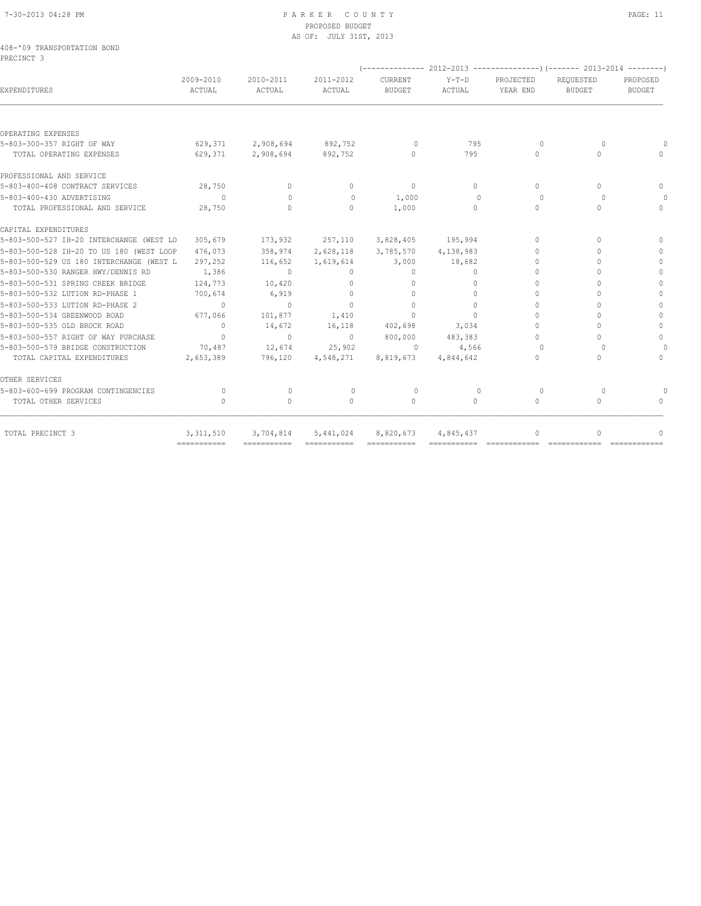PARKER COUNTY
PROPOSED BUDGET
AS OF: JULY 31ST, 2013

408-'09 TRANSPORTATION BOND
PRECINCT 3

| EXPENDITURES | 2009-2010 ACTUAL | 2010-2011 ACTUAL | 2011-2012 ACTUAL | 2012-2013 CURRENT BUDGET | 2012-2013 Y-T-D ACTUAL | 2012-2013 PROJECTED YEAR END | 2013-2014 REQUESTED BUDGET | 2013-2014 PROPOSED BUDGET |
|---|---|---|---|---|---|---|---|---|
| OPERATING EXPENSES | | | | | | | | |
| 5-803-300-357 RIGHT OF WAY | 629,371 | 2,908,694 | 892,752 | 0 | 795 | 0 | 0 | 0 |
| TOTAL OPERATING EXPENSES | 629,371 | 2,908,694 | 892,752 | 0 | 795 | 0 | 0 | 0 |
| PROFESSIONAL AND SERVICE | | | | | | | | |
| 5-803-400-408 CONTRACT SERVICES | 28,750 | 0 | 0 | 0 | 0 | 0 | 0 | 0 |
| 5-803-400-430 ADVERTISING | 0 | 0 | 0 | 1,000 | 0 | 0 | 0 | 0 |
| TOTAL PROFESSIONAL AND SERVICE | 28,750 | 0 | 0 | 1,000 | 0 | 0 | 0 | 0 |
| CAPITAL EXPENDITURES | | | | | | | | |
| 5-803-500-527 IH-20 INTERCHANGE (WEST LO | 305,679 | 173,932 | 257,110 | 3,828,405 | 195,994 | 0 | 0 | 0 |
| 5-803-500-528 IH-20 TO US 180 (WEST LOOP | 476,073 | 358,974 | 2,628,118 | 3,785,570 | 4,138,983 | 0 | 0 | 0 |
| 5-803-500-529 US 180 INTERCHANGE (WEST L | 297,252 | 116,652 | 1,619,614 | 3,000 | 18,682 | 0 | 0 | 0 |
| 5-803-500-530 RANGER HWY/DENNIS RD | 1,386 | 0 | 0 | 0 | 0 | 0 | 0 | 0 |
| 5-803-500-531 SPRING CREEK BRIDGE | 124,773 | 10,420 | 0 | 0 | 0 | 0 | 0 | 0 |
| 5-803-500-532 LUTION RD-PHASE 1 | 700,674 | 6,919 | 0 | 0 | 0 | 0 | 0 | 0 |
| 5-803-500-533 LUTION RD-PHASE 2 | 0 | 0 | 0 | 0 | 0 | 0 | 0 | 0 |
| 5-803-500-534 GREENWOOD ROAD | 677,066 | 101,877 | 1,410 | 0 | 0 | 0 | 0 | 0 |
| 5-803-500-535 OLD BROCK ROAD | 0 | 14,672 | 16,118 | 402,698 | 3,034 | 0 | 0 | 0 |
| 5-803-500-557 RIGHT OF WAY PURCHASE | 0 | 0 | 0 | 800,000 | 483,383 | 0 | 0 | 0 |
| 5-803-500-579 BRIDGE CONSTRUCTION | 70,487 | 12,674 | 25,902 | 0 | 4,566 | 0 | 0 | 0 |
| TOTAL CAPITAL EXPENDITURES | 2,653,389 | 796,120 | 4,548,271 | 8,819,673 | 4,844,642 | 0 | 0 | 0 |
| OTHER SERVICES | | | | | | | | |
| 5-803-600-699 PROGRAM CONTINGENCIES | 0 | 0 | 0 | 0 | 0 | 0 | 0 | 0 |
| TOTAL OTHER SERVICES | 0 | 0 | 0 | 0 | 0 | 0 | 0 | 0 |
| TOTAL PRECINCT 3 | 3,311,510 | 3,704,814 | 5,441,024 | 8,820,673 | 4,845,437 | 0 | 0 | 0 |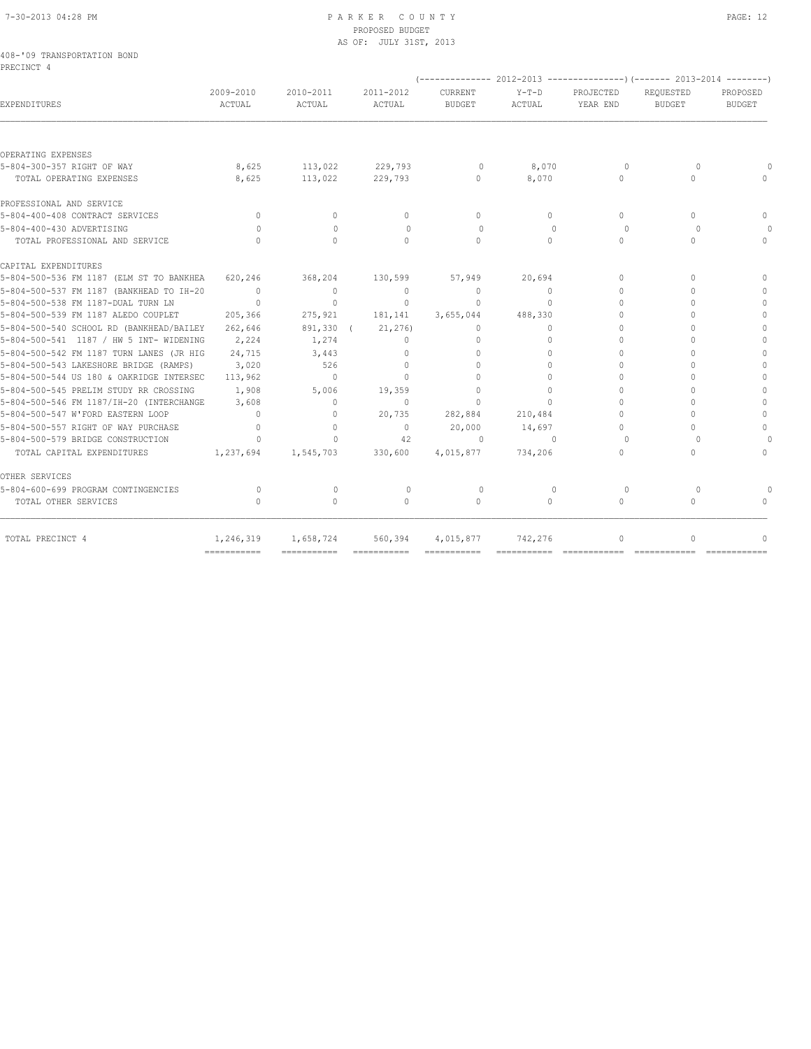## PARKER COUNTY
### PROPOSED BUDGET
### AS OF: JULY 31ST, 2013

408-'09 TRANSPORTATION BOND
PRECINCT 4

| EXPENDITURES | 2009-2010 ACTUAL | 2010-2011 ACTUAL | 2011-2012 ACTUAL | 2012-2013 CURRENT BUDGET | 2012-2013 Y-T-D ACTUAL | 2012-2013 PROJECTED YEAR END | 2013-2014 REQUESTED BUDGET | 2013-2014 PROPOSED BUDGET |
|---|---|---|---|---|---|---|---|---|
| OPERATING EXPENSES | | | | | | | | |
| 5-804-300-357 RIGHT OF WAY | 8,625 | 113,022 | 229,793 | 0 | 8,070 | 0 | 0 | 0 |
| TOTAL OPERATING EXPENSES | 8,625 | 113,022 | 229,793 | 0 | 8,070 | 0 | 0 | 0 |
| PROFESSIONAL AND SERVICE | | | | | | | | |
| 5-804-400-408 CONTRACT SERVICES | 0 | 0 | 0 | 0 | 0 | 0 | 0 | 0 |
| 5-804-400-430 ADVERTISING | 0 | 0 | 0 | 0 | 0 | 0 | 0 | 0 |
| TOTAL PROFESSIONAL AND SERVICE | 0 | 0 | 0 | 0 | 0 | 0 | 0 | 0 |
| CAPITAL EXPENDITURES | | | | | | | | |
| 5-804-500-536 FM 1187 (ELM ST TO BANKHEA | 620,246 | 368,204 | 130,599 | 57,949 | 20,694 | 0 | 0 | 0 |
| 5-804-500-537 FM 1187 (BANKHEAD TO IH-20 | 0 | 0 | 0 | 0 | 0 | 0 | 0 | 0 |
| 5-804-500-538 FM 1187-DUAL TURN LN | 0 | 0 | 0 | 0 | 0 | 0 | 0 | 0 |
| 5-804-500-539 FM 1187 ALEDO COUPLET | 205,366 | 275,921 | 181,141 | 3,655,044 | 488,330 | 0 | 0 | 0 |
| 5-804-500-540 SCHOOL RD (BANKHEAD/BAILEY | 262,646 | 891,330 | ( 21,276) | 0 | 0 | 0 | 0 | 0 |
| 5-804-500-541 1187 / HW 5 INT- WIDENING | 2,224 | 1,274 | 0 | 0 | 0 | 0 | 0 | 0 |
| 5-804-500-542 FM 1187 TURN LANES (JR HIG | 24,715 | 3,443 | 0 | 0 | 0 | 0 | 0 | 0 |
| 5-804-500-543 LAKESHORE BRIDGE (RAMPS) | 3,020 | 526 | 0 | 0 | 0 | 0 | 0 | 0 |
| 5-804-500-544 US 180 & OAKRIDGE INTERSEC | 113,962 | 0 | 0 | 0 | 0 | 0 | 0 | 0 |
| 5-804-500-545 PRELIM STUDY RR CROSSING | 1,908 | 5,006 | 19,359 | 0 | 0 | 0 | 0 | 0 |
| 5-804-500-546 FM 1187/IH-20 (INTERCHANGE | 3,608 | 0 | 0 | 0 | 0 | 0 | 0 | 0 |
| 5-804-500-547 W'FORD EASTERN LOOP | 0 | 0 | 20,735 | 282,884 | 210,484 | 0 | 0 | 0 |
| 5-804-500-557 RIGHT OF WAY PURCHASE | 0 | 0 | 0 | 20,000 | 14,697 | 0 | 0 | 0 |
| 5-804-500-579 BRIDGE CONSTRUCTION | 0 | 0 | 42 | 0 | 0 | 0 | 0 | 0 |
| TOTAL CAPITAL EXPENDITURES | 1,237,694 | 1,545,703 | 330,600 | 4,015,877 | 734,206 | 0 | 0 | 0 |
| OTHER SERVICES | | | | | | | | |
| 5-804-600-699 PROGRAM CONTINGENCIES | 0 | 0 | 0 | 0 | 0 | 0 | 0 | 0 |
| TOTAL OTHER SERVICES | 0 | 0 | 0 | 0 | 0 | 0 | 0 | 0 |
| TOTAL PRECINCT 4 | 1,246,319 | 1,658,724 | 560,394 | 4,015,877 | 742,276 | 0 | 0 | 0 |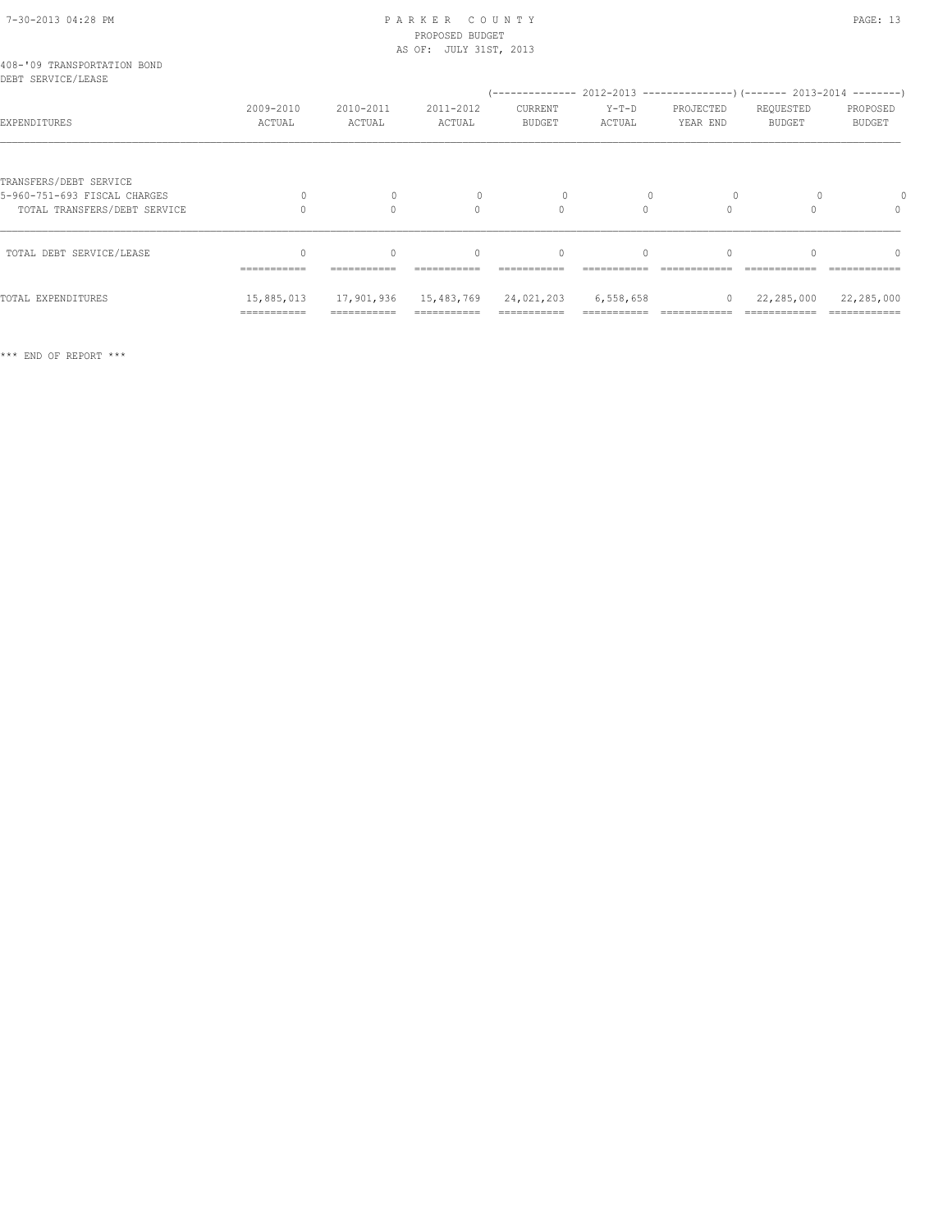PARKER COUNTY
PROPOSED BUDGET
AS OF: JULY 31ST, 2013

408-'09 TRANSPORTATION BOND
DEBT SERVICE/LEASE

| EXPENDITURES | 2009-2010 ACTUAL | 2010-2011 ACTUAL | 2011-2012 ACTUAL | 2012-2013 CURRENT BUDGET | 2012-2013 Y-T-D ACTUAL | 2012-2013 PROJECTED YEAR END | 2013-2014 REQUESTED BUDGET | 2013-2014 PROPOSED BUDGET |
|---|---|---|---|---|---|---|---|---|
| TRANSFERS/DEBT SERVICE | | | | | | | | |
| 5-960-751-693 FISCAL CHARGES | 0 | 0 | 0 | 0 | 0 | 0 | 0 | 0 |
| TOTAL TRANSFERS/DEBT SERVICE | 0 | 0 | 0 | 0 | 0 | 0 | 0 | 0 |
| TOTAL DEBT SERVICE/LEASE | 0 | 0 | 0 | 0 | 0 | 0 | 0 | 0 |
| TOTAL EXPENDITURES | 15,885,013 | 17,901,936 | 15,483,769 | 24,021,203 | 6,558,658 | 0 | 22,285,000 | 22,285,000 |

*** END OF REPORT ***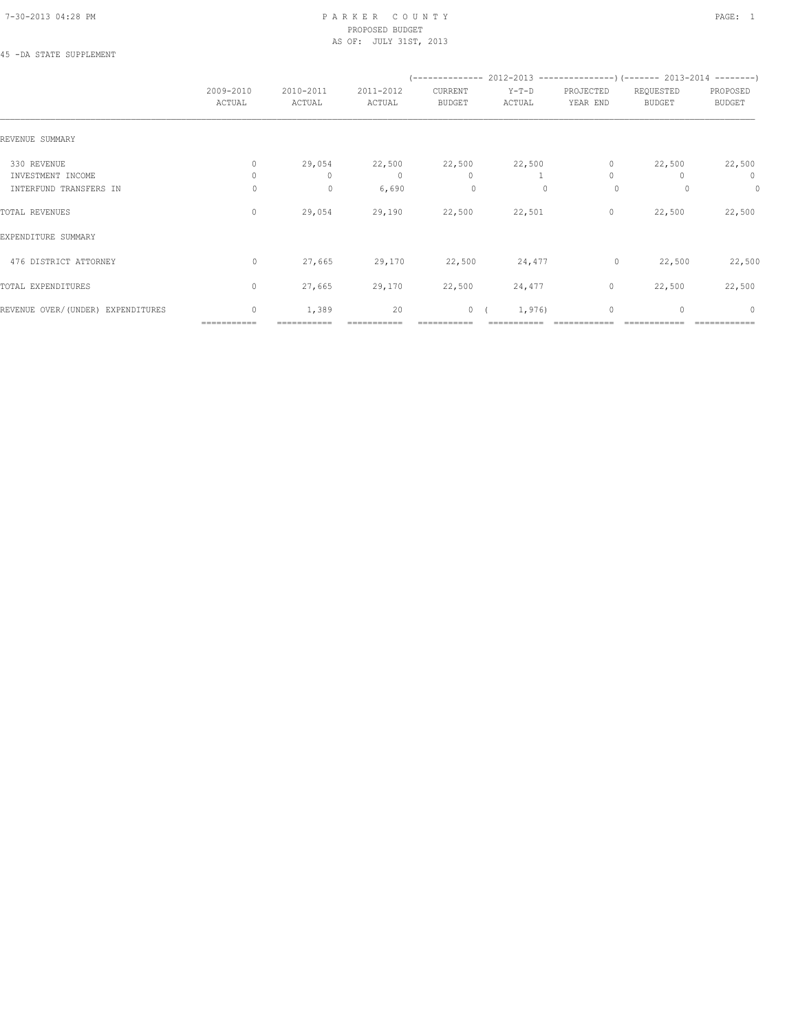PARKER COUNTY
PROPOSED BUDGET
AS OF: JULY 31ST, 2013

45 -DA STATE SUPPLEMENT

| | 2009-2010 ACTUAL | 2010-2011 ACTUAL | 2011-2012 ACTUAL | 2012-2013 CURRENT BUDGET | 2012-2013 Y-T-D ACTUAL | 2012-2013 PROJECTED YEAR END | 2013-2014 REQUESTED BUDGET | 2013-2014 PROPOSED BUDGET |
|---|---|---|---|---|---|---|---|---|
| REVENUE SUMMARY | | | | | | | | |
| 330 REVENUE | 0 | 29,054 | 22,500 | 22,500 | 22,500 | 0 | 22,500 | 22,500 |
| INVESTMENT INCOME | 0 | 0 | 0 | 0 | 1 | 0 | 0 | 0 |
| INTERFUND TRANSFERS IN | 0 | 0 | 6,690 | 0 | 0 | 0 | 0 | 0 |
| TOTAL REVENUES | 0 | 29,054 | 29,190 | 22,500 | 22,501 | 0 | 22,500 | 22,500 |
| EXPENDITURE SUMMARY | | | | | | | | |
| 476 DISTRICT ATTORNEY | 0 | 27,665 | 29,170 | 22,500 | 24,477 | 0 | 22,500 | 22,500 |
| TOTAL EXPENDITURES | 0 | 27,665 | 29,170 | 22,500 | 24,477 | 0 | 22,500 | 22,500 |
| REVENUE OVER/(UNDER) EXPENDITURES | 0 | 1,389 | 20 | 0 | ( 1,976) | 0 | 0 | 0 |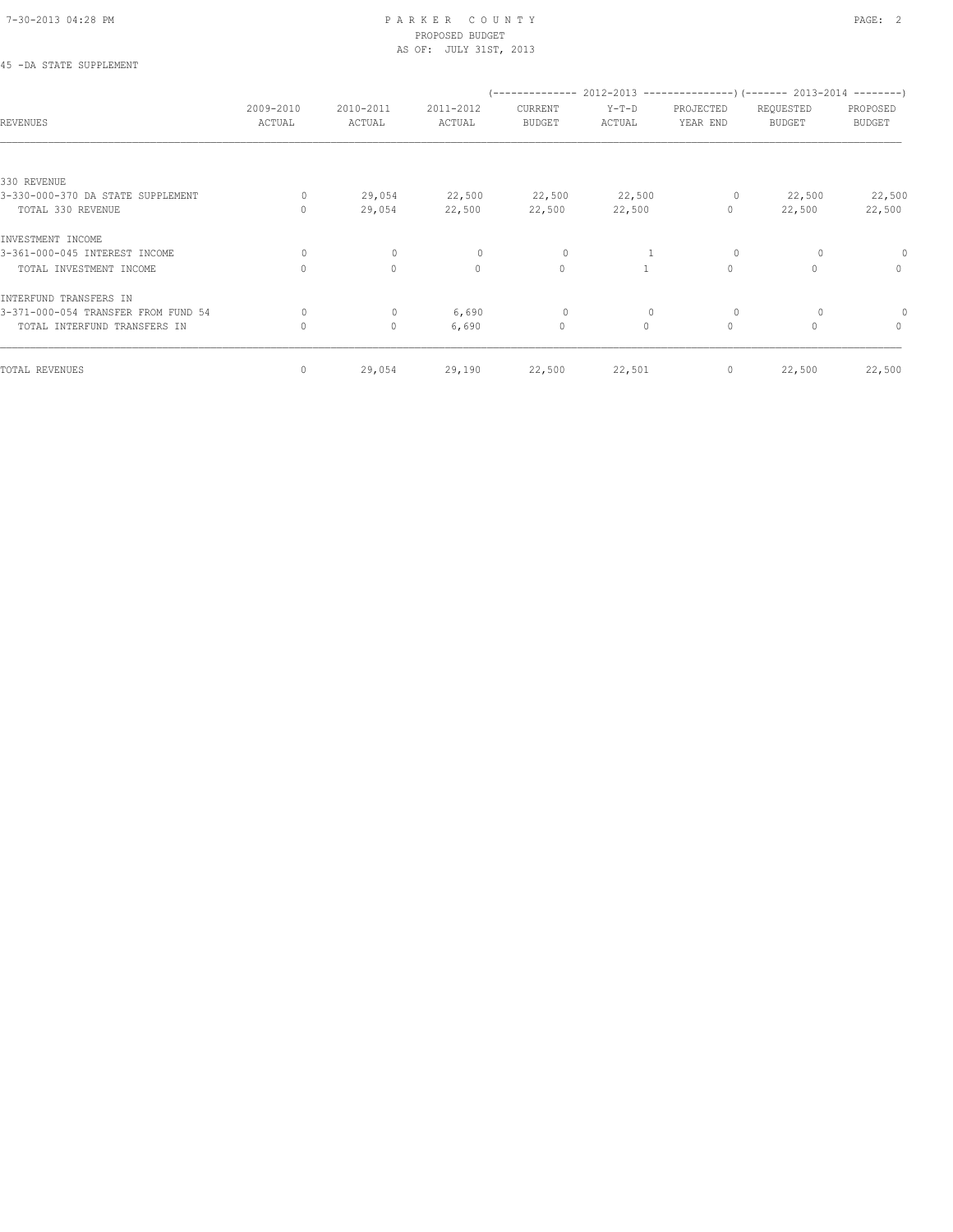# PARKER COUNTY

PROPOSED BUDGET

AS OF: JULY 31ST, 2013

45 -DA STATE SUPPLEMENT

| REVENUES | 2009-2010 ACTUAL | 2010-2011 ACTUAL | 2011-2012 ACTUAL | 2012-2013 CURRENT BUDGET | 2012-2013 Y-T-D ACTUAL | 2012-2013 PROJECTED YEAR END | 2013-2014 REQUESTED BUDGET | 2013-2014 PROPOSED BUDGET |
|---|---|---|---|---|---|---|---|---|
| 330 REVENUE | | | | | | | | |
| 3-330-000-370 DA STATE SUPPLEMENT | 0 | 29,054 | 22,500 | 22,500 | 22,500 | 0 | 22,500 | 22,500 |
| TOTAL 330 REVENUE | 0 | 29,054 | 22,500 | 22,500 | 22,500 | 0 | 22,500 | 22,500 |
| INVESTMENT INCOME | | | | | | | | |
| 3-361-000-045 INTEREST INCOME | 0 | 0 | 0 | 0 | 1 | 0 | 0 | 0 |
| TOTAL INVESTMENT INCOME | 0 | 0 | 0 | 0 | 1 | 0 | 0 | 0 |
| INTERFUND TRANSFERS IN | | | | | | | | |
| 3-371-000-054 TRANSFER FROM FUND 54 | 0 | 0 | 6,690 | 0 | 0 | 0 | 0 | 0 |
| TOTAL INTERFUND TRANSFERS IN | 0 | 0 | 6,690 | 0 | 0 | 0 | 0 | 0 |
| TOTAL REVENUES | 0 | 29,054 | 29,190 | 22,500 | 22,501 | 0 | 22,500 | 22,500 |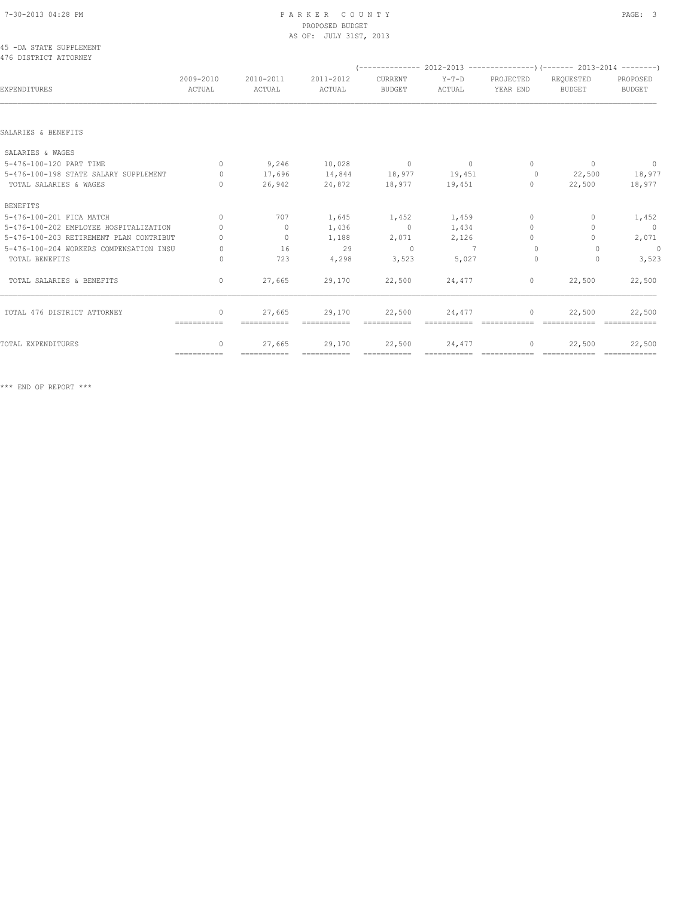PARKER COUNTY
PROPOSED BUDGET
AS OF: JULY 31ST, 2013

45 -DA STATE SUPPLEMENT
476 DISTRICT ATTORNEY

| EXPENDITURES | 2009-2010 ACTUAL | 2010-2011 ACTUAL | 2011-2012 ACTUAL | 2012-2013 CURRENT BUDGET | 2012-2013 Y-T-D ACTUAL | 2012-2013 PROJECTED YEAR END | 2013-2014 REQUESTED BUDGET | 2013-2014 PROPOSED BUDGET |
|---|---|---|---|---|---|---|---|---|
| SALARIES & BENEFITS | | | | | | | | |
| SALARIES & WAGES | | | | | | | | |
| 5-476-100-120 PART TIME | 0 | 9,246 | 10,028 | 0 | 0 | 0 | 0 | 0 |
| 5-476-100-198 STATE SALARY SUPPLEMENT | 0 | 17,696 | 14,844 | 18,977 | 19,451 | 0 | 22,500 | 18,977 |
| TOTAL SALARIES & WAGES | 0 | 26,942 | 24,872 | 18,977 | 19,451 | 0 | 22,500 | 18,977 |
| BENEFITS | | | | | | | | |
| 5-476-100-201 FICA MATCH | 0 | 707 | 1,645 | 1,452 | 1,459 | 0 | 0 | 1,452 |
| 5-476-100-202 EMPLOYEE HOSPITALIZATION | 0 | 0 | 1,436 | 0 | 1,434 | 0 | 0 | 0 |
| 5-476-100-203 RETIREMENT PLAN CONTRIBUT | 0 | 0 | 1,188 | 2,071 | 2,126 | 0 | 0 | 2,071 |
| 5-476-100-204 WORKERS COMPENSATION INSU | 0 | 16 | 29 | 0 | 7 | 0 | 0 | 0 |
| TOTAL BENEFITS | 0 | 723 | 4,298 | 3,523 | 5,027 | 0 | 0 | 3,523 |
| TOTAL SALARIES & BENEFITS | 0 | 27,665 | 29,170 | 22,500 | 24,477 | 0 | 22,500 | 22,500 |
| TOTAL 476 DISTRICT ATTORNEY | 0 | 27,665 | 29,170 | 22,500 | 24,477 | 0 | 22,500 | 22,500 |
| TOTAL EXPENDITURES | 0 | 27,665 | 29,170 | 22,500 | 24,477 | 0 | 22,500 | 22,500 |

*** END OF REPORT ***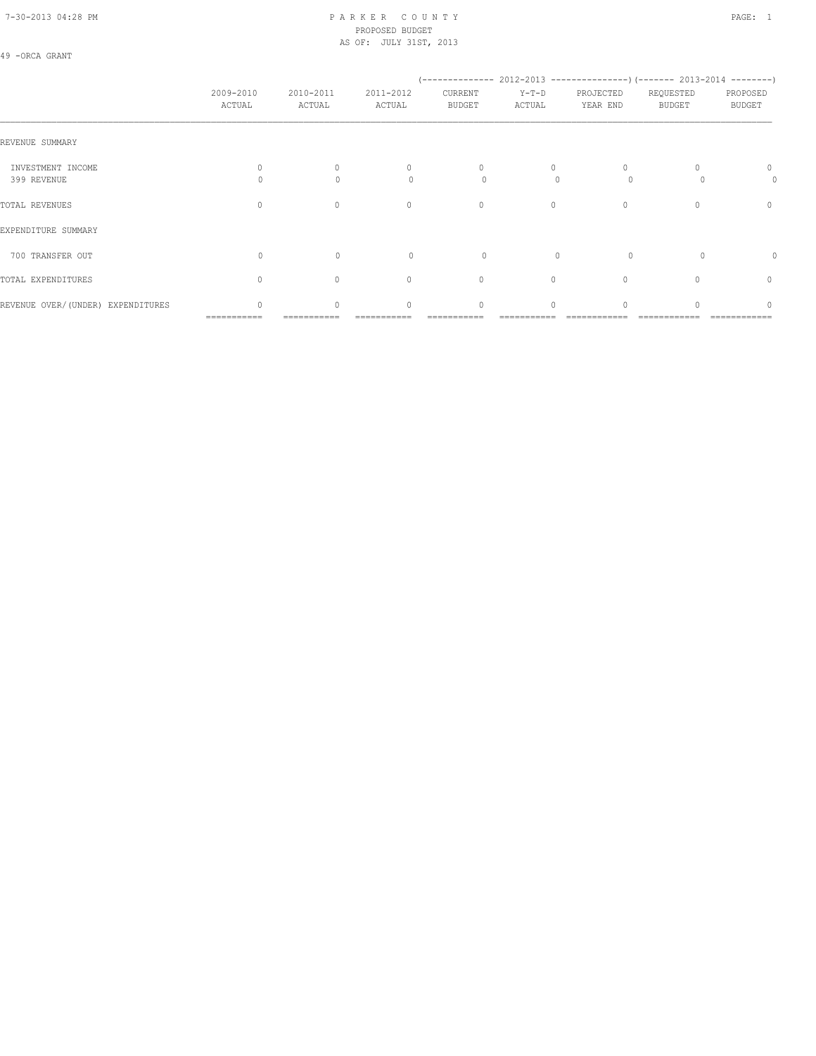# PARKER COUNTY
## PROPOSED BUDGET
AS OF: JULY 31ST, 2013

49 -ORCA GRANT

| | 2009-2010 ACTUAL | 2010-2011 ACTUAL | 2011-2012 ACTUAL | (-------------- 2012-2013 CURRENT BUDGET | Y-T-D ACTUAL | PROJECTED YEAR END ---------------) | (------- 2013-2014 REQUESTED BUDGET | PROPOSED BUDGET --------) |
|---|---|---|---|---|---|---|---|---|
| REVENUE SUMMARY | | | | | | | | |
| INVESTMENT INCOME | 0 | 0 | 0 | 0 | 0 | 0 | 0 | 0 |
| 399 REVENUE | 0 | 0 | 0 | 0 | 0 | 0 | 0 | 0 |
| TOTAL REVENUES | 0 | 0 | 0 | 0 | 0 | 0 | 0 | 0 |
| EXPENDITURE SUMMARY | | | | | | | | |
| 700 TRANSFER OUT | 0 | 0 | 0 | 0 | 0 | 0 | 0 | 0 |
| TOTAL EXPENDITURES | 0 | 0 | 0 | 0 | 0 | 0 | 0 | 0 |
| REVENUE OVER/(UNDER) EXPENDITURES | 0 | 0 | 0 | 0 | 0 | 0 | 0 | 0 |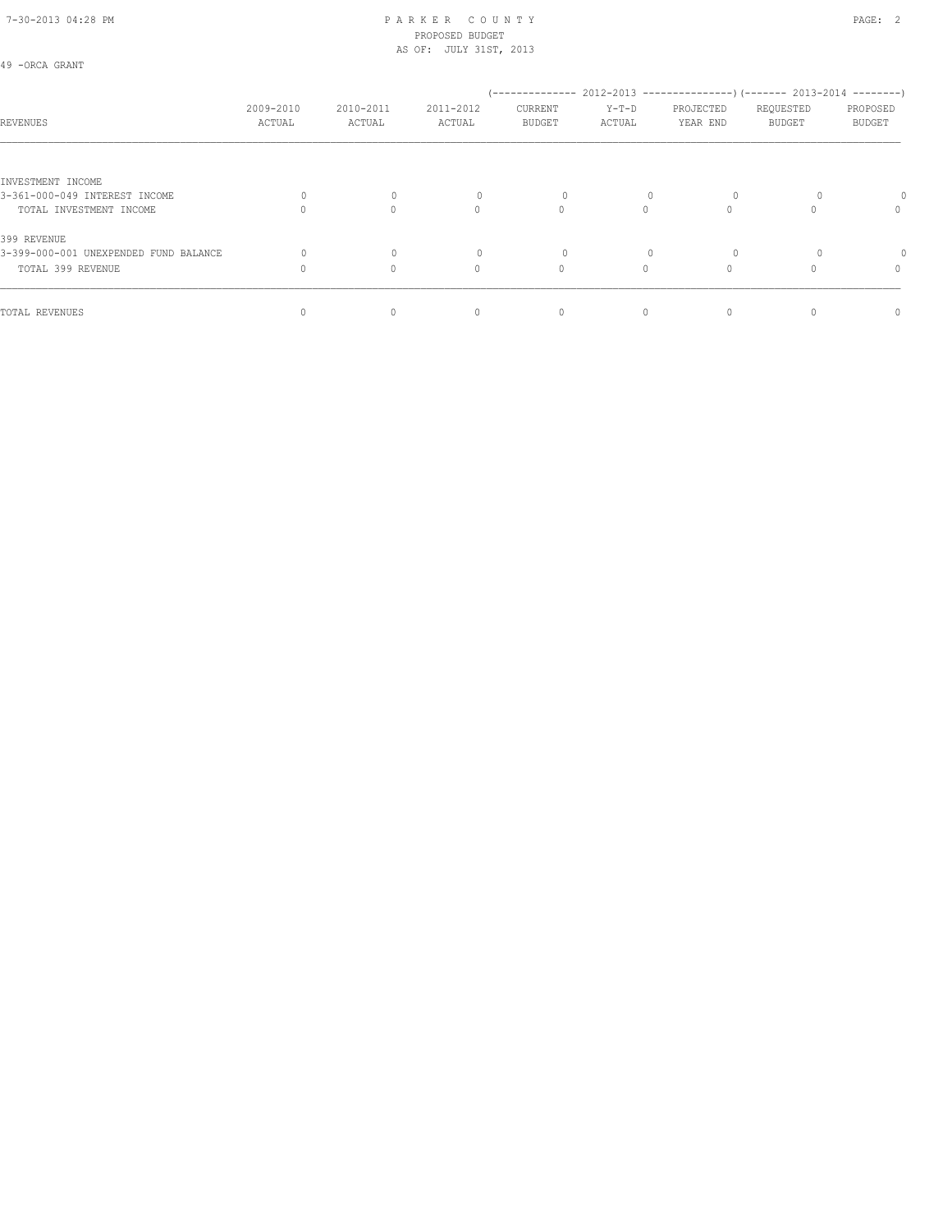PARKER COUNTY
PROPOSED BUDGET
AS OF: JULY 31ST, 2013

49 -ORCA GRANT

| REVENUES | 2009-2010 ACTUAL | 2010-2011 ACTUAL | 2011-2012 ACTUAL | 2012-2013 CURRENT BUDGET | 2012-2013 Y-T-D ACTUAL | 2012-2013 PROJECTED YEAR END | 2013-2014 REQUESTED BUDGET | 2013-2014 PROPOSED BUDGET |
|---|---|---|---|---|---|---|---|---|
| INVESTMENT INCOME | | | | | | | | |
| 3-361-000-049 INTEREST INCOME | 0 | 0 | 0 | 0 | 0 | 0 | 0 | 0 |
| TOTAL INVESTMENT INCOME | 0 | 0 | 0 | 0 | 0 | 0 | 0 | 0 |
| 399 REVENUE | | | | | | | | |
| 3-399-000-001 UNEXPENDED FUND BALANCE | 0 | 0 | 0 | 0 | 0 | 0 | 0 | 0 |
| TOTAL 399 REVENUE | 0 | 0 | 0 | 0 | 0 | 0 | 0 | 0 |
| TOTAL REVENUES | 0 | 0 | 0 | 0 | 0 | 0 | 0 | 0 |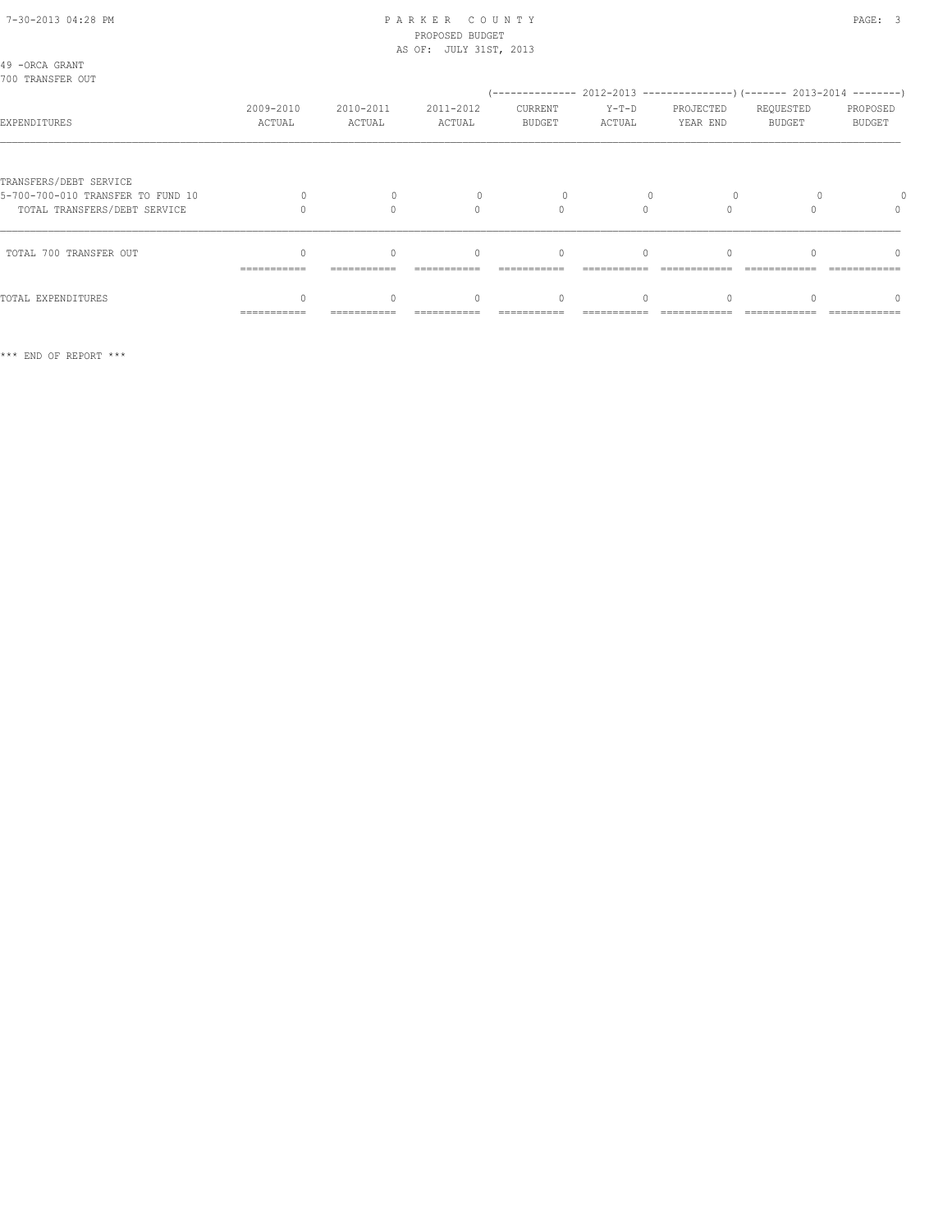49 -ORCA GRANT
700 TRANSFER OUT

| EXPENDITURES | 2009-2010 ACTUAL | 2010-2011 ACTUAL | 2011-2012 ACTUAL | 2012-2013 CURRENT BUDGET | 2012-2013 Y-T-D ACTUAL | 2012-2013 PROJECTED YEAR END | 2013-2014 REQUESTED BUDGET | 2013-2014 PROPOSED BUDGET |
|---|---|---|---|---|---|---|---|---|
| TRANSFERS/DEBT SERVICE | | | | | | | | |
| 5-700-700-010 TRANSFER TO FUND 10 | 0 | 0 | 0 | 0 | 0 | 0 | 0 | 0 |
| TOTAL TRANSFERS/DEBT SERVICE | 0 | 0 | 0 | 0 | 0 | 0 | 0 | 0 |
| TOTAL 700 TRANSFER OUT | 0 | 0 | 0 | 0 | 0 | 0 | 0 | 0 |
| TOTAL EXPENDITURES | 0 | 0 | 0 | 0 | 0 | 0 | 0 | 0 |

*** END OF REPORT ***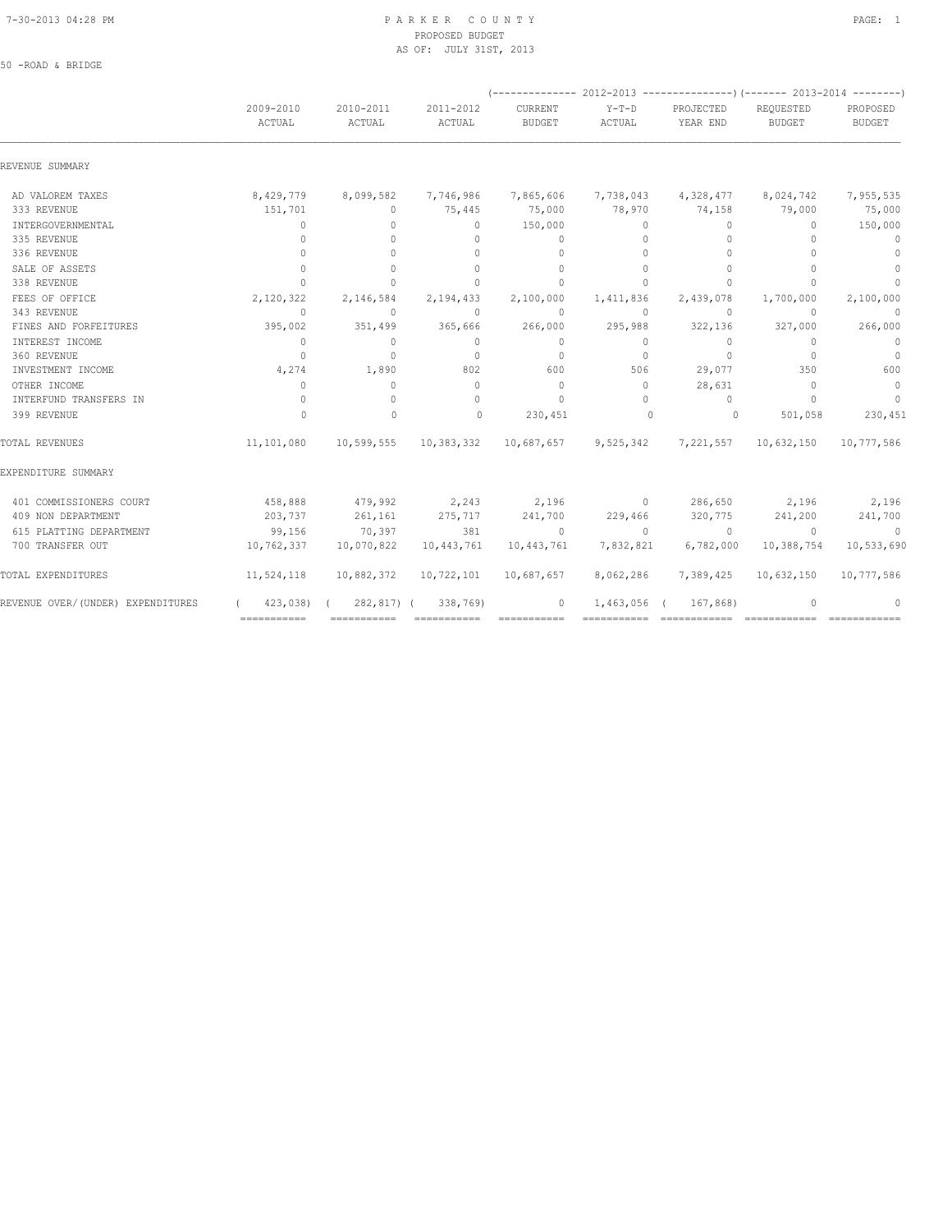PARKER COUNTY
PROPOSED BUDGET
AS OF: JULY 31ST, 2013

50 -ROAD & BRIDGE

| | 2009-2010 ACTUAL | 2010-2011 ACTUAL | 2011-2012 ACTUAL | 2012-2013 CURRENT BUDGET | 2012-2013 Y-T-D ACTUAL | 2012-2013 PROJECTED YEAR END | 2013-2014 REQUESTED BUDGET | 2013-2014 PROPOSED BUDGET |
|---|---|---|---|---|---|---|---|---|
| REVENUE SUMMARY | | | | | | | | |
| AD VALOREM TAXES | 8,429,779 | 8,099,582 | 7,746,986 | 7,865,606 | 7,738,043 | 4,328,477 | 8,024,742 | 7,955,535 |
| 333 REVENUE | 151,701 | 0 | 75,445 | 75,000 | 78,970 | 74,158 | 79,000 | 75,000 |
| INTERGOVERNMENTAL | 0 | 0 | 0 | 150,000 | 0 | 0 | 0 | 150,000 |
| 335 REVENUE | 0 | 0 | 0 | 0 | 0 | 0 | 0 | 0 |
| 336 REVENUE | 0 | 0 | 0 | 0 | 0 | 0 | 0 | 0 |
| SALE OF ASSETS | 0 | 0 | 0 | 0 | 0 | 0 | 0 | 0 |
| 338 REVENUE | 0 | 0 | 0 | 0 | 0 | 0 | 0 | 0 |
| FEES OF OFFICE | 2,120,322 | 2,146,584 | 2,194,433 | 2,100,000 | 1,411,836 | 2,439,078 | 1,700,000 | 2,100,000 |
| 343 REVENUE | 0 | 0 | 0 | 0 | 0 | 0 | 0 | 0 |
| FINES AND FORFEITURES | 395,002 | 351,499 | 365,666 | 266,000 | 295,988 | 322,136 | 327,000 | 266,000 |
| INTEREST INCOME | 0 | 0 | 0 | 0 | 0 | 0 | 0 | 0 |
| 360 REVENUE | 0 | 0 | 0 | 0 | 0 | 0 | 0 | 0 |
| INVESTMENT INCOME | 4,274 | 1,890 | 802 | 600 | 506 | 29,077 | 350 | 600 |
| OTHER INCOME | 0 | 0 | 0 | 0 | 0 | 28,631 | 0 | 0 |
| INTERFUND TRANSFERS IN | 0 | 0 | 0 | 0 | 0 | 0 | 0 | 0 |
| 399 REVENUE | 0 | 0 | 0 | 230,451 | 0 | 0 | 501,058 | 230,451 |
| TOTAL REVENUES | 11,101,080 | 10,599,555 | 10,383,332 | 10,687,657 | 9,525,342 | 7,221,557 | 10,632,150 | 10,777,586 |
| EXPENDITURE SUMMARY | | | | | | | | |
| 401 COMMISSIONERS COURT | 458,888 | 479,992 | 2,243 | 2,196 | 0 | 286,650 | 2,196 | 2,196 |
| 409 NON DEPARTMENT | 203,737 | 261,161 | 275,717 | 241,700 | 229,466 | 320,775 | 241,200 | 241,700 |
| 615 PLATTING DEPARTMENT | 99,156 | 70,397 | 381 | 0 | 0 | 0 | 0 | 0 |
| 700 TRANSFER OUT | 10,762,337 | 10,070,822 | 10,443,761 | 10,443,761 | 7,832,821 | 6,782,000 | 10,388,754 | 10,533,690 |
| TOTAL EXPENDITURES | 11,524,118 | 10,882,372 | 10,722,101 | 10,687,657 | 8,062,286 | 7,389,425 | 10,632,150 | 10,777,586 |
| REVENUE OVER/(UNDER) EXPENDITURES | ( 423,038) | ( 282,817) | ( 338,769) | 0 | 1,463,056 | ( 167,868) | 0 | 0 |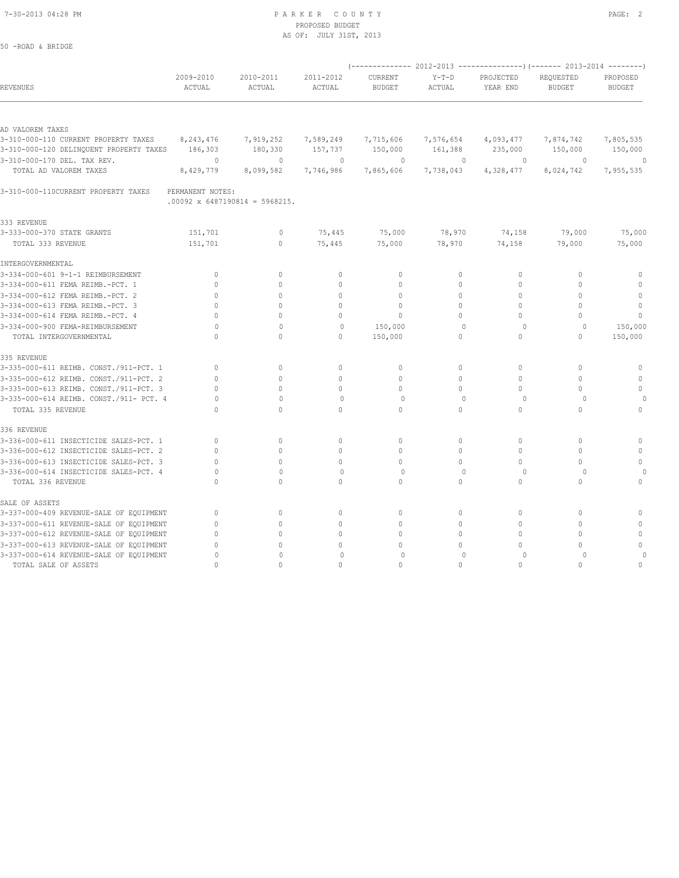PARKER COUNTY
PROPOSED BUDGET
AS OF: JULY 31ST, 2013

50 -ROAD & BRIDGE

| REVENUES | 2009-2010 ACTUAL | 2010-2011 ACTUAL | 2011-2012 ACTUAL | 2012-2013 CURRENT BUDGET | 2012-2013 Y-T-D ACTUAL | 2012-2013 PROJECTED YEAR END | 2013-2014 REQUESTED BUDGET | 2013-2014 PROPOSED BUDGET |
|---|---|---|---|---|---|---|---|---|
| **AD VALOREM TAXES** | | | | | | | | |
| 3-310-000-110 CURRENT PROPERTY TAXES | 8,243,476 | 7,919,252 | 7,589,249 | 7,715,606 | 7,576,654 | 4,093,477 | 7,874,742 | 7,805,535 |
| 3-310-000-120 DELINQUENT PROPERTY TAXES | 186,303 | 180,330 | 157,737 | 150,000 | 161,388 | 235,000 | 150,000 | 150,000 |
| 3-310-000-170 DEL. TAX REV. | 0 | 0 | 0 | 0 | 0 | 0 | 0 | 0 |
| TOTAL AD VALOREM TAXES | 8,429,779 | 8,099,582 | 7,746,986 | 7,865,606 | 7,738,043 | 4,328,477 | 8,024,742 | 7,955,535 |
| 3-310-000-110CURRENT PROPERTY TAXES | PERMANENT NOTES: .00092 x 6487190814 = 5968215. | | | | | | | |
| **333 REVENUE** | | | | | | | | |
| 3-333-000-370 STATE GRANTS | 151,701 | 0 | 75,445 | 75,000 | 78,970 | 74,158 | 79,000 | 75,000 |
| TOTAL 333 REVENUE | 151,701 | 0 | 75,445 | 75,000 | 78,970 | 74,158 | 79,000 | 75,000 |
| **INTERGOVERNMENTAL** | | | | | | | | |
| 3-334-000-601 9-1-1 REIMBURSEMENT | 0 | 0 | 0 | 0 | 0 | 0 | 0 | 0 |
| 3-334-000-611 FEMA REIMB.-PCT. 1 | 0 | 0 | 0 | 0 | 0 | 0 | 0 | 0 |
| 3-334-000-612 FEMA REIMB.-PCT. 2 | 0 | 0 | 0 | 0 | 0 | 0 | 0 | 0 |
| 3-334-000-613 FEMA REIMB.-PCT. 3 | 0 | 0 | 0 | 0 | 0 | 0 | 0 | 0 |
| 3-334-000-614 FEMA REIMB.-PCT. 4 | 0 | 0 | 0 | 0 | 0 | 0 | 0 | 0 |
| 3-334-000-900 FEMA-REIMBURSEMENT | 0 | 0 | 0 | 150,000 | 0 | 0 | 0 | 150,000 |
| TOTAL INTERGOVERNMENTAL | 0 | 0 | 0 | 150,000 | 0 | 0 | 0 | 150,000 |
| **335 REVENUE** | | | | | | | | |
| 3-335-000-611 REIMB. CONST./911-PCT. 1 | 0 | 0 | 0 | 0 | 0 | 0 | 0 | 0 |
| 3-335-000-612 REIMB. CONST./911-PCT. 2 | 0 | 0 | 0 | 0 | 0 | 0 | 0 | 0 |
| 3-335-000-613 REIMB. CONST./911-PCT. 3 | 0 | 0 | 0 | 0 | 0 | 0 | 0 | 0 |
| 3-335-000-614 REIMB. CONST./911- PCT. 4 | 0 | 0 | 0 | 0 | 0 | 0 | 0 | 0 |
| TOTAL 335 REVENUE | 0 | 0 | 0 | 0 | 0 | 0 | 0 | 0 |
| **336 REVENUE** | | | | | | | | |
| 3-336-000-611 INSECTICIDE SALES-PCT. 1 | 0 | 0 | 0 | 0 | 0 | 0 | 0 | 0 |
| 3-336-000-612 INSECTICIDE SALES-PCT. 2 | 0 | 0 | 0 | 0 | 0 | 0 | 0 | 0 |
| 3-336-000-613 INSECTICIDE SALES-PCT. 3 | 0 | 0 | 0 | 0 | 0 | 0 | 0 | 0 |
| 3-336-000-614 INSECTICIDE SALES-PCT. 4 | 0 | 0 | 0 | 0 | 0 | 0 | 0 | 0 |
| TOTAL 336 REVENUE | 0 | 0 | 0 | 0 | 0 | 0 | 0 | 0 |
| **SALE OF ASSETS** | | | | | | | | |
| 3-337-000-409 REVENUE-SALE OF EQUIPMENT | 0 | 0 | 0 | 0 | 0 | 0 | 0 | 0 |
| 3-337-000-611 REVENUE-SALE OF EQUIPMENT | 0 | 0 | 0 | 0 | 0 | 0 | 0 | 0 |
| 3-337-000-612 REVENUE-SALE OF EQUIPMENT | 0 | 0 | 0 | 0 | 0 | 0 | 0 | 0 |
| 3-337-000-613 REVENUE-SALE OF EQUIPMENT | 0 | 0 | 0 | 0 | 0 | 0 | 0 | 0 |
| 3-337-000-614 REVENUE-SALE OF EQUIPMENT | 0 | 0 | 0 | 0 | 0 | 0 | 0 | 0 |
| TOTAL SALE OF ASSETS | 0 | 0 | 0 | 0 | 0 | 0 | 0 | 0 |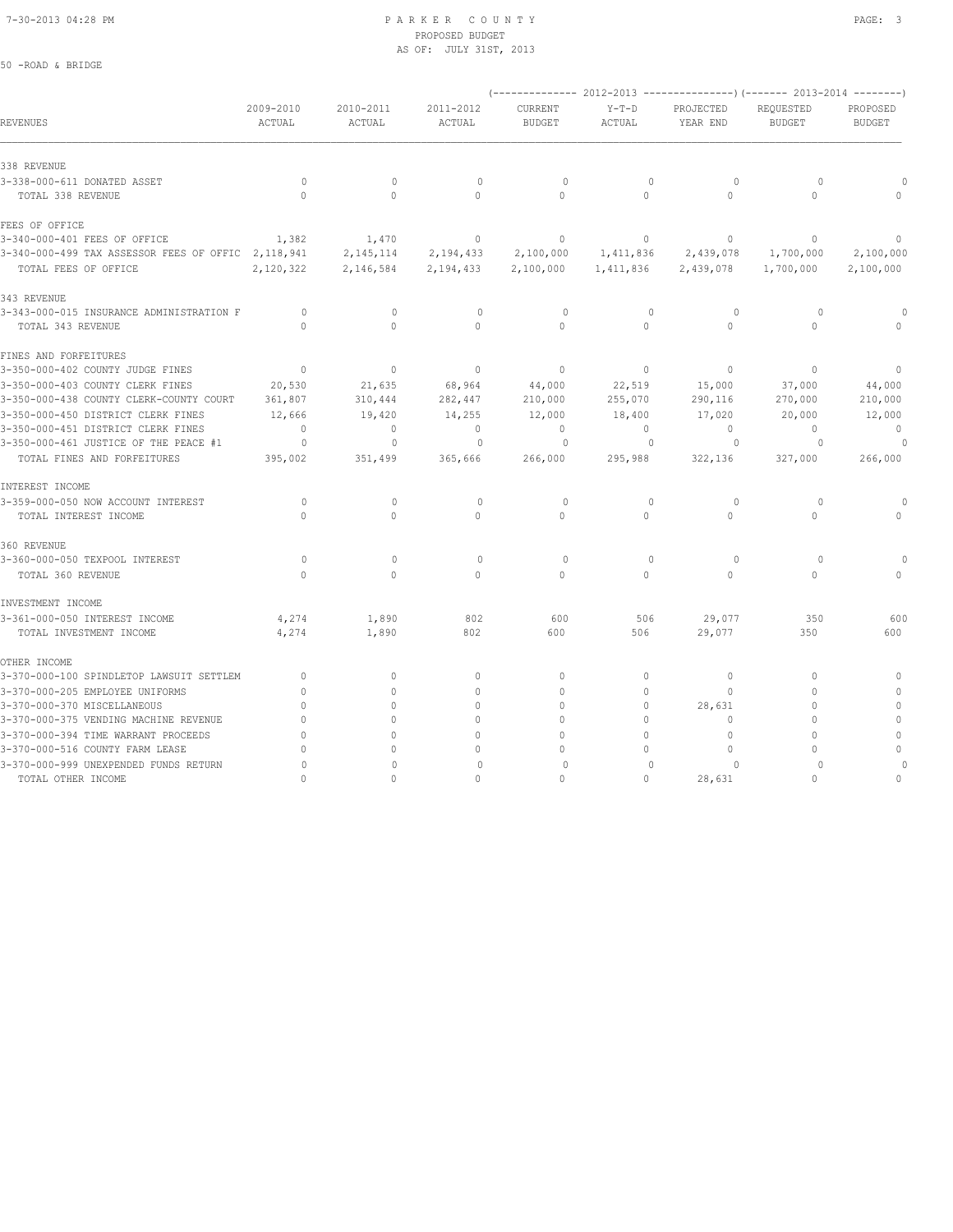PARKER COUNTY
PROPOSED BUDGET
AS OF: JULY 31ST, 2013

50 -ROAD & BRIDGE

| REVENUES | 2009-2010 ACTUAL | 2010-2011 ACTUAL | 2011-2012 ACTUAL | 2012-2013 CURRENT BUDGET | 2012-2013 Y-T-D ACTUAL | 2012-2013 PROJECTED YEAR END | 2013-2014 REQUESTED BUDGET | 2013-2014 PROPOSED BUDGET |
|---|---|---|---|---|---|---|---|---|
| **338 REVENUE** | | | | | | | | |
| 3-338-000-611 DONATED ASSET | 0 | 0 | 0 | 0 | 0 | 0 | 0 | 0 |
| TOTAL 338 REVENUE | 0 | 0 | 0 | 0 | 0 | 0 | 0 | 0 |
| **FEES OF OFFICE** | | | | | | | | |
| 3-340-000-401 FEES OF OFFICE | 1,382 | 1,470 | 0 | 0 | 0 | 0 | 0 | 0 |
| 3-340-000-499 TAX ASSESSOR FEES OF OFFIC | 2,118,941 | 2,145,114 | 2,194,433 | 2,100,000 | 1,411,836 | 2,439,078 | 1,700,000 | 2,100,000 |
| TOTAL FEES OF OFFICE | 2,120,322 | 2,146,584 | 2,194,433 | 2,100,000 | 1,411,836 | 2,439,078 | 1,700,000 | 2,100,000 |
| **343 REVENUE** | | | | | | | | |
| 3-343-000-015 INSURANCE ADMINISTRATION F | 0 | 0 | 0 | 0 | 0 | 0 | 0 | 0 |
| TOTAL 343 REVENUE | 0 | 0 | 0 | 0 | 0 | 0 | 0 | 0 |
| **FINES AND FORFEITURES** | | | | | | | | |
| 3-350-000-402 COUNTY JUDGE FINES | 0 | 0 | 0 | 0 | 0 | 0 | 0 | 0 |
| 3-350-000-403 COUNTY CLERK FINES | 20,530 | 21,635 | 68,964 | 44,000 | 22,519 | 15,000 | 37,000 | 44,000 |
| 3-350-000-438 COUNTY CLERK-COUNTY COURT | 361,807 | 310,444 | 282,447 | 210,000 | 255,070 | 290,116 | 270,000 | 210,000 |
| 3-350-000-450 DISTRICT CLERK FINES | 12,666 | 19,420 | 14,255 | 12,000 | 18,400 | 17,020 | 20,000 | 12,000 |
| 3-350-000-451 DISTRICT CLERK FINES | 0 | 0 | 0 | 0 | 0 | 0 | 0 | 0 |
| 3-350-000-461 JUSTICE OF THE PEACE #1 | 0 | 0 | 0 | 0 | 0 | 0 | 0 | 0 |
| TOTAL FINES AND FORFEITURES | 395,002 | 351,499 | 365,666 | 266,000 | 295,988 | 322,136 | 327,000 | 266,000 |
| **INTEREST INCOME** | | | | | | | | |
| 3-359-000-050 NOW ACCOUNT INTEREST | 0 | 0 | 0 | 0 | 0 | 0 | 0 | 0 |
| TOTAL INTEREST INCOME | 0 | 0 | 0 | 0 | 0 | 0 | 0 | 0 |
| **360 REVENUE** | | | | | | | | |
| 3-360-000-050 TEXPOOL INTEREST | 0 | 0 | 0 | 0 | 0 | 0 | 0 | 0 |
| TOTAL 360 REVENUE | 0 | 0 | 0 | 0 | 0 | 0 | 0 | 0 |
| **INVESTMENT INCOME** | | | | | | | | |
| 3-361-000-050 INTEREST INCOME | 4,274 | 1,890 | 802 | 600 | 506 | 29,077 | 350 | 600 |
| TOTAL INVESTMENT INCOME | 4,274 | 1,890 | 802 | 600 | 506 | 29,077 | 350 | 600 |
| **OTHER INCOME** | | | | | | | | |
| 3-370-000-100 SPINDLETOP LAWSUIT SETTLEM | 0 | 0 | 0 | 0 | 0 | 0 | 0 | 0 |
| 3-370-000-205 EMPLOYEE UNIFORMS | 0 | 0 | 0 | 0 | 0 | 0 | 0 | 0 |
| 3-370-000-370 MISCELLANEOUS | 0 | 0 | 0 | 0 | 0 | 28,631 | 0 | 0 |
| 3-370-000-375 VENDING MACHINE REVENUE | 0 | 0 | 0 | 0 | 0 | 0 | 0 | 0 |
| 3-370-000-394 TIME WARRANT PROCEEDS | 0 | 0 | 0 | 0 | 0 | 0 | 0 | 0 |
| 3-370-000-516 COUNTY FARM LEASE | 0 | 0 | 0 | 0 | 0 | 0 | 0 | 0 |
| 3-370-000-999 UNEXPENDED FUNDS RETURN | 0 | 0 | 0 | 0 | 0 | 0 | 0 | 0 |
| TOTAL OTHER INCOME | 0 | 0 | 0 | 0 | 0 | 28,631 | 0 | 0 |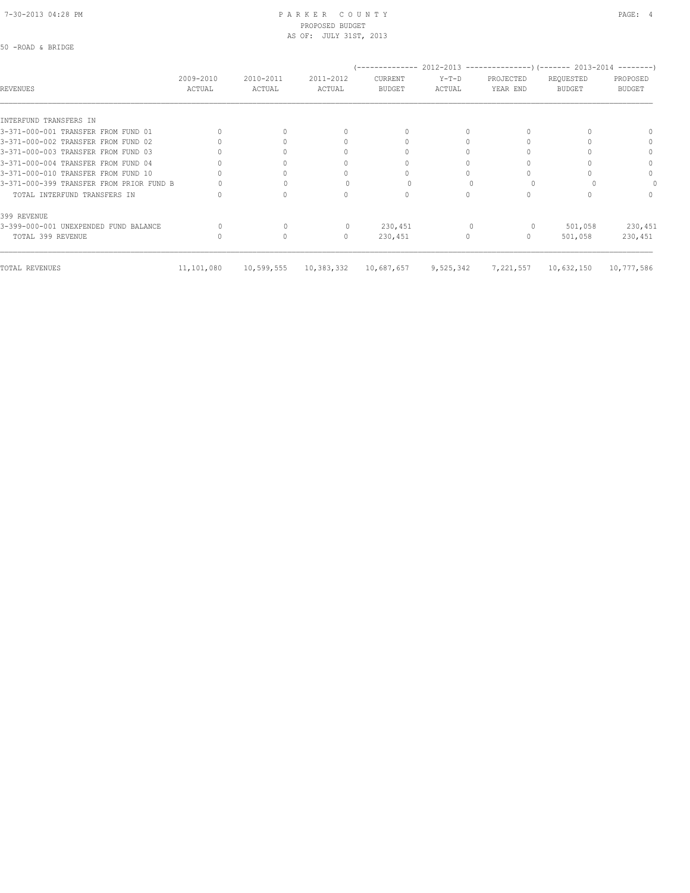PARKER COUNTY
PROPOSED BUDGET
AS OF: JULY 31ST, 2013

50 -ROAD & BRIDGE

| REVENUES | 2009-2010 ACTUAL | 2010-2011 ACTUAL | 2011-2012 ACTUAL | (-------------- 2012-2013 CURRENT BUDGET | Y-T-D ACTUAL | PROJECTED YEAR END ---------------) | (------- 2013-2014 REQUESTED BUDGET | PROPOSED BUDGET --------) |
|---|---|---|---|---|---|---|---|---|
| INTERFUND TRANSFERS IN | | | | | | | | |
| 3-371-000-001 TRANSFER FROM FUND 01 | 0 | 0 | 0 | 0 | 0 | 0 | 0 | 0 |
| 3-371-000-002 TRANSFER FROM FUND 02 | 0 | 0 | 0 | 0 | 0 | 0 | 0 | 0 |
| 3-371-000-003 TRANSFER FROM FUND 03 | 0 | 0 | 0 | 0 | 0 | 0 | 0 | 0 |
| 3-371-000-004 TRANSFER FROM FUND 04 | 0 | 0 | 0 | 0 | 0 | 0 | 0 | 0 |
| 3-371-000-010 TRANSFER FROM FUND 10 | 0 | 0 | 0 | 0 | 0 | 0 | 0 | 0 |
| 3-371-000-399 TRANSFER FROM PRIOR FUND B | 0 | 0 | 0 | 0 | 0 | 0 | 0 | 0 |
| TOTAL INTERFUND TRANSFERS IN | 0 | 0 | 0 | 0 | 0 | 0 | 0 | 0 |
| 399 REVENUE | | | | | | | | |
| 3-399-000-001 UNEXPENDED FUND BALANCE | 0 | 0 | 0 | 230,451 | 0 | 0 | 501,058 | 230,451 |
| TOTAL 399 REVENUE | 0 | 0 | 0 | 230,451 | 0 | 0 | 501,058 | 230,451 |
| TOTAL REVENUES | 11,101,080 | 10,599,555 | 10,383,332 | 10,687,657 | 9,525,342 | 7,221,557 | 10,632,150 | 10,777,586 |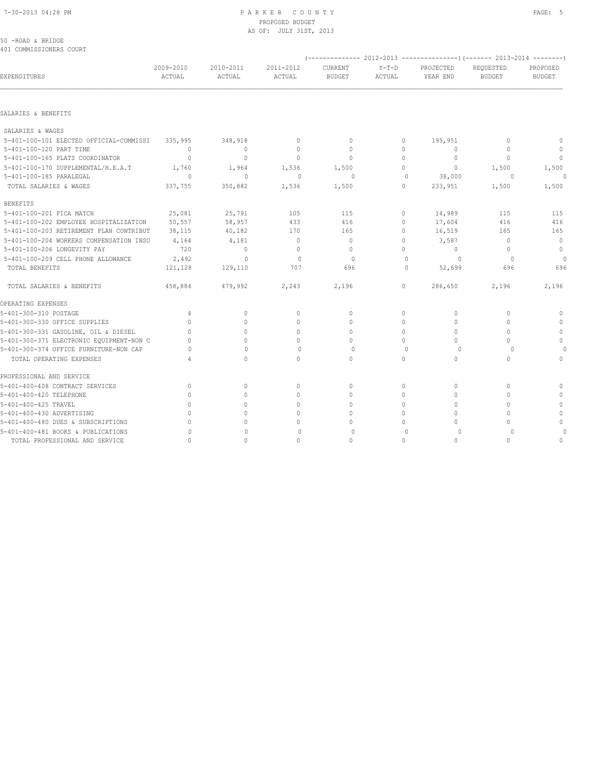PARKER COUNTY
PROPOSED BUDGET
AS OF: JULY 31ST, 2013

50 -ROAD & BRIDGE
401 COMMISSIONERS COURT

| EXPENDITURES | 2009-2010 ACTUAL | 2010-2011 ACTUAL | 2011-2012 ACTUAL | 2012-2013 CURRENT BUDGET | 2012-2013 Y-T-D ACTUAL | 2012-2013 PROJECTED YEAR END | 2013-2014 REQUESTED BUDGET | 2013-2014 PROPOSED BUDGET |
|---|---|---|---|---|---|---|---|---|
| **SALARIES & BENEFITS** | | | | | | | | |
| SALARIES & WAGES | | | | | | | | |
| 5-401-100-101 ELECTED OFFICIAL-COMMISSI | 335,995 | 348,918 | 0 | 0 | 0 | 195,951 | 0 | 0 |
| 5-401-100-120 PART TIME | 0 | 0 | 0 | 0 | 0 | 0 | 0 | 0 |
| 5-401-100-165 PLATS COORDINATOR | 0 | 0 | 0 | 0 | 0 | 0 | 0 | 0 |
| 5-401-100-170 SUPPLEMENTAL/H.E.A.T | 1,760 | 1,964 | 1,536 | 1,500 | 0 | 0 | 1,500 | 1,500 |
| 5-401-100-185 PARALEGAL | 0 | 0 | 0 | 0 | 0 | 38,000 | 0 | 0 |
| TOTAL SALARIES & WAGES | 337,755 | 350,882 | 1,536 | 1,500 | 0 | 233,951 | 1,500 | 1,500 |
| BENEFITS | | | | | | | | |
| 5-401-100-201 FICA MATCH | 25,081 | 25,791 | 105 | 115 | 0 | 14,989 | 115 | 115 |
| 5-401-100-202 EMPLOYEE HOSPITALIZATION | 50,557 | 58,957 | 433 | 416 | 0 | 17,604 | 416 | 416 |
| 5-401-100-203 RETIREMENT PLAN CONTRIBUT | 38,115 | 40,182 | 170 | 165 | 0 | 16,519 | 165 | 165 |
| 5-401-100-204 WORKERS COMPENSATION INSU | 4,164 | 4,181 | 0 | 0 | 0 | 3,587 | 0 | 0 |
| 5-401-100-206 LONGEVITY PAY | 720 | 0 | 0 | 0 | 0 | 0 | 0 | 0 |
| 5-401-100-209 CELL PHONE ALLOWANCE | 2,492 | 0 | 0 | 0 | 0 | 0 | 0 | 0 |
| TOTAL BENEFITS | 121,128 | 129,110 | 707 | 696 | 0 | 52,699 | 696 | 696 |
| TOTAL SALARIES & BENEFITS | 458,884 | 479,992 | 2,243 | 2,196 | 0 | 286,650 | 2,196 | 2,196 |
| **OPERATING EXPENSES** | | | | | | | | |
| 5-401-300-310 POSTAGE | 4 | 0 | 0 | 0 | 0 | 0 | 0 | 0 |
| 5-401-300-330 OFFICE SUPPLIES | 0 | 0 | 0 | 0 | 0 | 0 | 0 | 0 |
| 5-401-300-331 GASOLINE, OIL & DIESEL | 0 | 0 | 0 | 0 | 0 | 0 | 0 | 0 |
| 5-401-300-371 ELECTRONIC EQUIPMENT-NON C | 0 | 0 | 0 | 0 | 0 | 0 | 0 | 0 |
| 5-401-300-374 OFFICE FURNITURE-NON CAP | 0 | 0 | 0 | 0 | 0 | 0 | 0 | 0 |
| TOTAL OPERATING EXPENSES | 4 | 0 | 0 | 0 | 0 | 0 | 0 | 0 |
| **PROFESSIONAL AND SERVICE** | | | | | | | | |
| 5-401-400-408 CONTRACT SERVICES | 0 | 0 | 0 | 0 | 0 | 0 | 0 | 0 |
| 5-401-400-420 TELEPHONE | 0 | 0 | 0 | 0 | 0 | 0 | 0 | 0 |
| 5-401-400-425 TRAVEL | 0 | 0 | 0 | 0 | 0 | 0 | 0 | 0 |
| 5-401-400-430 ADVERTISING | 0 | 0 | 0 | 0 | 0 | 0 | 0 | 0 |
| 5-401-400-480 DUES & SUBSCRIPTIONS | 0 | 0 | 0 | 0 | 0 | 0 | 0 | 0 |
| 5-401-400-481 BOOKS & PUBLICATIONS | 0 | 0 | 0 | 0 | 0 | 0 | 0 | 0 |
| TOTAL PROFESSIONAL AND SERVICE | 0 | 0 | 0 | 0 | 0 | 0 | 0 | 0 |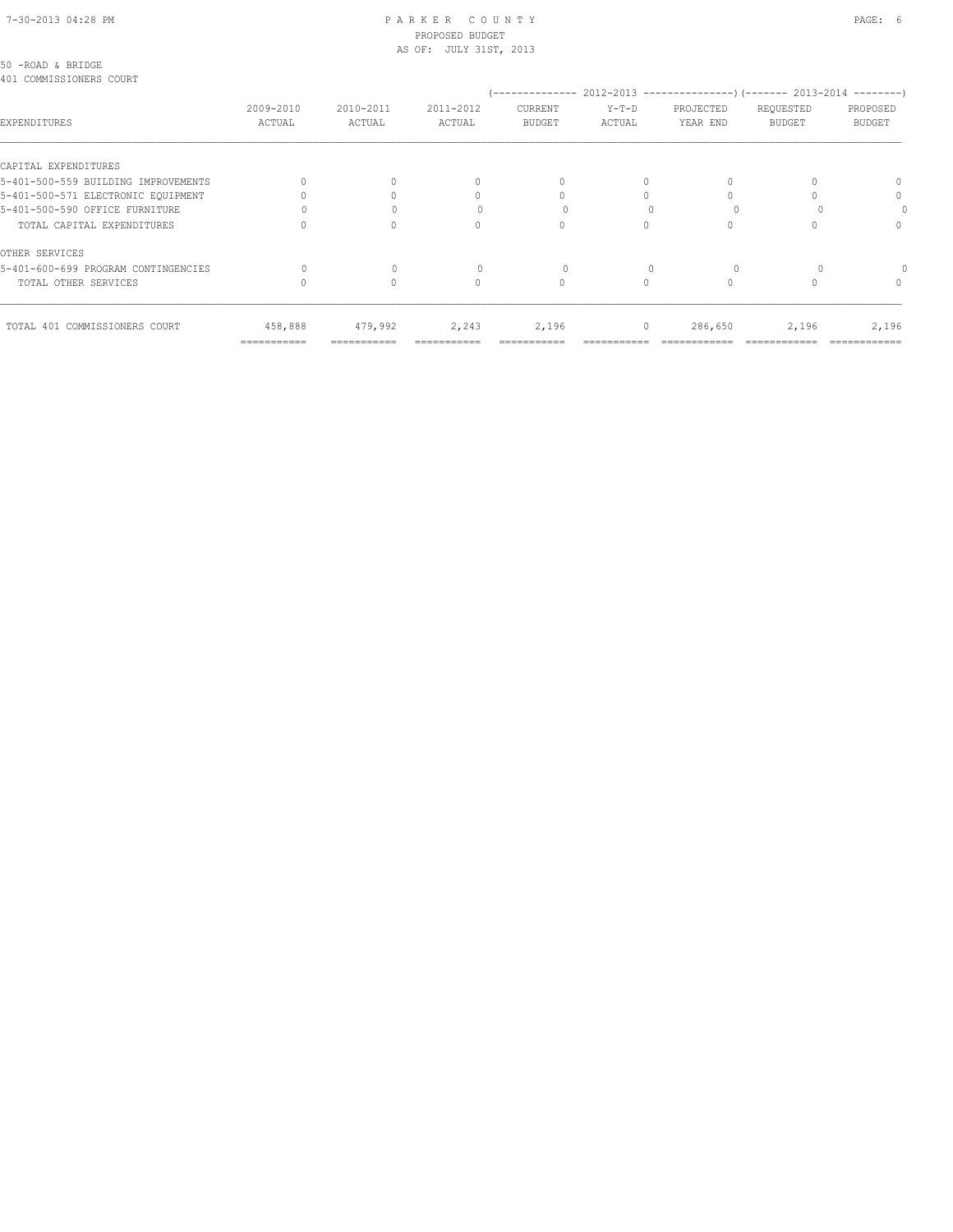PARKER COUNTY
PROPOSED BUDGET
AS OF: JULY 31ST, 2013

50 -ROAD & BRIDGE
401 COMMISSIONERS COURT

| EXPENDITURES | 2009-2010 ACTUAL | 2010-2011 ACTUAL | 2011-2012 ACTUAL | 2012-2013 CURRENT BUDGET | 2012-2013 Y-T-D ACTUAL | 2012-2013 PROJECTED YEAR END | 2013-2014 REQUESTED BUDGET | 2013-2014 PROPOSED BUDGET |
|---|---|---|---|---|---|---|---|---|
| CAPITAL EXPENDITURES | | | | | | | | |
| 5-401-500-559 BUILDING IMPROVEMENTS | 0 | 0 | 0 | 0 | 0 | 0 | 0 | 0 |
| 5-401-500-571 ELECTRONIC EQUIPMENT | 0 | 0 | 0 | 0 | 0 | 0 | 0 | 0 |
| 5-401-500-590 OFFICE FURNITURE | 0 | 0 | 0 | 0 | 0 | 0 | 0 | 0 |
| TOTAL CAPITAL EXPENDITURES | 0 | 0 | 0 | 0 | 0 | 0 | 0 | 0 |
| OTHER SERVICES | | | | | | | | |
| 5-401-600-699 PROGRAM CONTINGENCIES | 0 | 0 | 0 | 0 | 0 | 0 | 0 | 0 |
| TOTAL OTHER SERVICES | 0 | 0 | 0 | 0 | 0 | 0 | 0 | 0 |
| TOTAL 401 COMMISSIONERS COURT | 458,888 | 479,992 | 2,243 | 2,196 | 0 | 286,650 | 2,196 | 2,196 |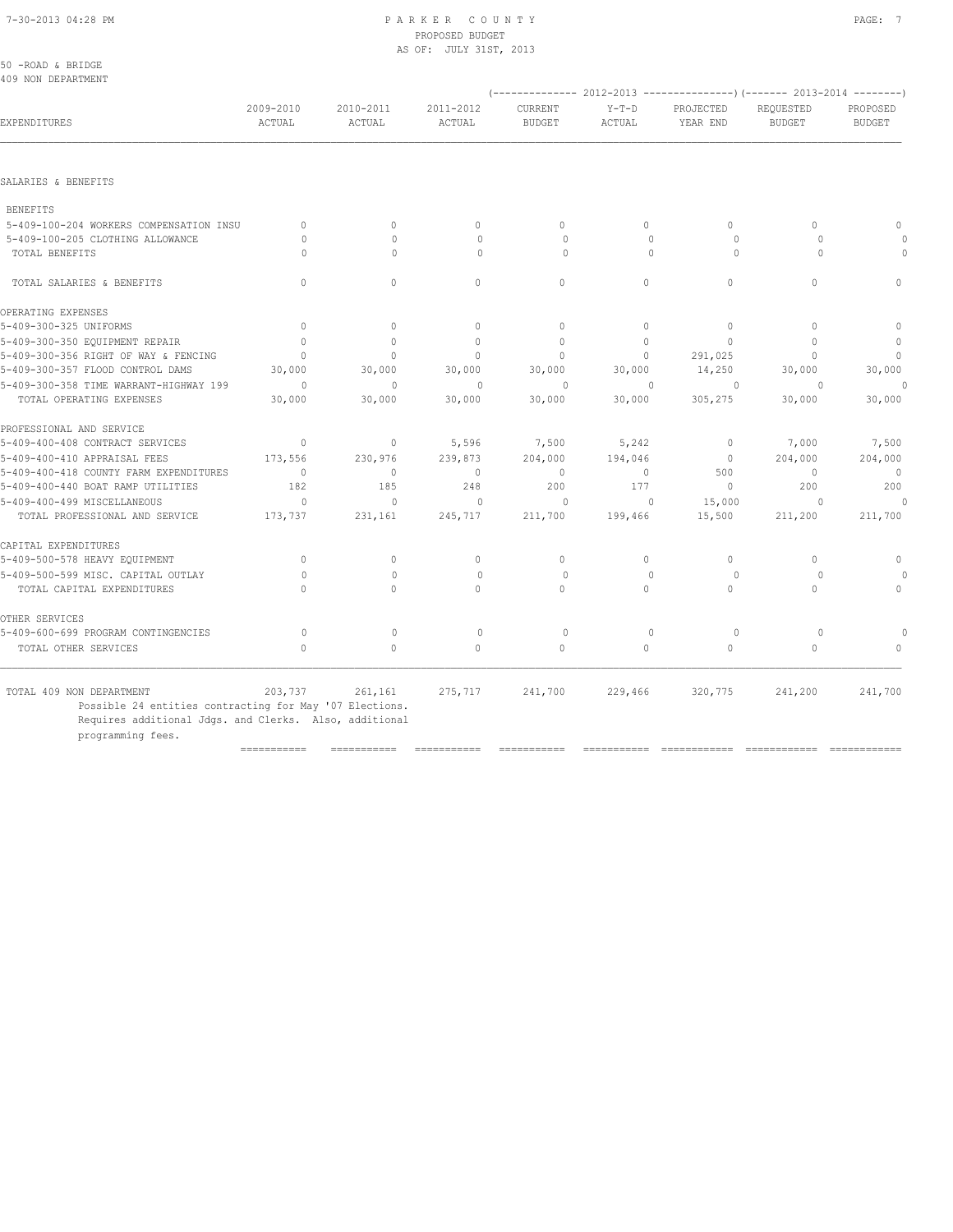PARKER COUNTY
PROPOSED BUDGET
AS OF: JULY 31ST, 2013

50 -ROAD & BRIDGE
409 NON DEPARTMENT

| EXPENDITURES | 2009-2010 ACTUAL | 2010-2011 ACTUAL | 2011-2012 ACTUAL | 2012-2013 CURRENT BUDGET | 2012-2013 Y-T-D ACTUAL | 2012-2013 PROJECTED YEAR END | 2013-2014 REQUESTED BUDGET | 2013-2014 PROPOSED BUDGET |
|---|---|---|---|---|---|---|---|---|
| SALARIES & BENEFITS | | | | | | | | |
| BENEFITS | | | | | | | | |
| 5-409-100-204 WORKERS COMPENSATION INSU | 0 | 0 | 0 | 0 | 0 | 0 | 0 | 0 |
| 5-409-100-205 CLOTHING ALLOWANCE | 0 | 0 | 0 | 0 | 0 | 0 | 0 | 0 |
| TOTAL BENEFITS | 0 | 0 | 0 | 0 | 0 | 0 | 0 | 0 |
| TOTAL SALARIES & BENEFITS | 0 | 0 | 0 | 0 | 0 | 0 | 0 | 0 |
| OPERATING EXPENSES | | | | | | | | |
| 5-409-300-325 UNIFORMS | 0 | 0 | 0 | 0 | 0 | 0 | 0 | 0 |
| 5-409-300-350 EQUIPMENT REPAIR | 0 | 0 | 0 | 0 | 0 | 0 | 0 | 0 |
| 5-409-300-356 RIGHT OF WAY & FENCING | 0 | 0 | 0 | 0 | 0 | 291,025 | 0 | 0 |
| 5-409-300-357 FLOOD CONTROL DAMS | 30,000 | 30,000 | 30,000 | 30,000 | 30,000 | 14,250 | 30,000 | 30,000 |
| 5-409-300-358 TIME WARRANT-HIGHWAY 199 | 0 | 0 | 0 | 0 | 0 | 0 | 0 | 0 |
| TOTAL OPERATING EXPENSES | 30,000 | 30,000 | 30,000 | 30,000 | 30,000 | 305,275 | 30,000 | 30,000 |
| PROFESSIONAL AND SERVICE | | | | | | | | |
| 5-409-400-408 CONTRACT SERVICES | 0 | 0 | 5,596 | 7,500 | 5,242 | 0 | 7,000 | 7,500 |
| 5-409-400-410 APPRAISAL FEES | 173,556 | 230,976 | 239,873 | 204,000 | 194,046 | 0 | 204,000 | 204,000 |
| 5-409-400-418 COUNTY FARM EXPENDITURES | 0 | 0 | 0 | 0 | 0 | 500 | 0 | 0 |
| 5-409-400-440 BOAT RAMP UTILITIES | 182 | 185 | 248 | 200 | 177 | 0 | 200 | 200 |
| 5-409-400-499 MISCELLANEOUS | 0 | 0 | 0 | 0 | 0 | 15,000 | 0 | 0 |
| TOTAL PROFESSIONAL AND SERVICE | 173,737 | 231,161 | 245,717 | 211,700 | 199,466 | 15,500 | 211,200 | 211,700 |
| CAPITAL EXPENDITURES | | | | | | | | |
| 5-409-500-578 HEAVY EQUIPMENT | 0 | 0 | 0 | 0 | 0 | 0 | 0 | 0 |
| 5-409-500-599 MISC. CAPITAL OUTLAY | 0 | 0 | 0 | 0 | 0 | 0 | 0 | 0 |
| TOTAL CAPITAL EXPENDITURES | 0 | 0 | 0 | 0 | 0 | 0 | 0 | 0 |
| OTHER SERVICES | | | | | | | | |
| 5-409-600-699 PROGRAM CONTINGENCIES | 0 | 0 | 0 | 0 | 0 | 0 | 0 | 0 |
| TOTAL OTHER SERVICES | 0 | 0 | 0 | 0 | 0 | 0 | 0 | 0 |
| TOTAL 409 NON DEPARTMENT | 203,737 | 261,161 | 275,717 | 241,700 | 229,466 | 320,775 | 241,200 | 241,700 |

Possible 24 entities contracting for May '07 Elections.
Requires additional Jdgs. and Clerks. Also, additional programming fees.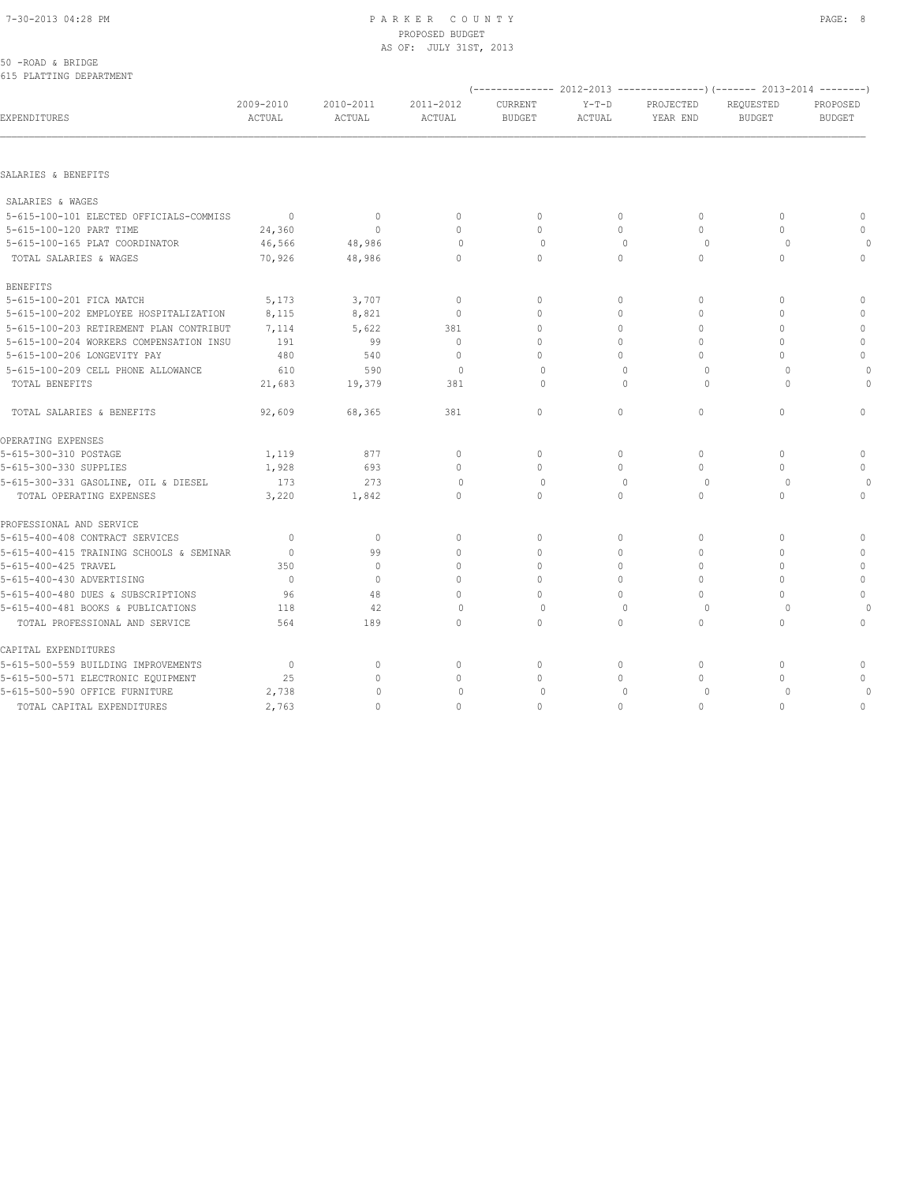PARKER COUNTY
PROPOSED BUDGET
AS OF: JULY 31ST, 2013

50 -ROAD & BRIDGE
615 PLATTING DEPARTMENT

| EXPENDITURES | 2009-2010 ACTUAL | 2010-2011 ACTUAL | 2011-2012 ACTUAL | (-------------- 2012-2013 CURRENT BUDGET | Y-T-D ACTUAL | PROJECTED YEAR END ---------------) | (------- 2013-2014 REQUESTED BUDGET | PROPOSED BUDGET --------) |
|---|---|---|---|---|---|---|---|---|
| SALARIES & BENEFITS | | | | | | | | |
| SALARIES & WAGES | | | | | | | | |
| 5-615-100-101 ELECTED OFFICIALS-COMMISS | 0 | 0 | 0 | 0 | 0 | 0 | 0 | 0 |
| 5-615-100-120 PART TIME | 24,360 | 0 | 0 | 0 | 0 | 0 | 0 | 0 |
| 5-615-100-165 PLAT COORDINATOR | 46,566 | 48,986 | 0 | 0 | 0 | 0 | 0 | 0 |
| TOTAL SALARIES & WAGES | 70,926 | 48,986 | 0 | 0 | 0 | 0 | 0 | 0 |
| BENEFITS | | | | | | | | |
| 5-615-100-201 FICA MATCH | 5,173 | 3,707 | 0 | 0 | 0 | 0 | 0 | 0 |
| 5-615-100-202 EMPLOYEE HOSPITALIZATION | 8,115 | 8,821 | 0 | 0 | 0 | 0 | 0 | 0 |
| 5-615-100-203 RETIREMENT PLAN CONTRIBUT | 7,114 | 5,622 | 381 | 0 | 0 | 0 | 0 | 0 |
| 5-615-100-204 WORKERS COMPENSATION INSU | 191 | 99 | 0 | 0 | 0 | 0 | 0 | 0 |
| 5-615-100-206 LONGEVITY PAY | 480 | 540 | 0 | 0 | 0 | 0 | 0 | 0 |
| 5-615-100-209 CELL PHONE ALLOWANCE | 610 | 590 | 0 | 0 | 0 | 0 | 0 | 0 |
| TOTAL BENEFITS | 21,683 | 19,379 | 381 | 0 | 0 | 0 | 0 | 0 |
| TOTAL SALARIES & BENEFITS | 92,609 | 68,365 | 381 | 0 | 0 | 0 | 0 | 0 |
| OPERATING EXPENSES | | | | | | | | |
| 5-615-300-310 POSTAGE | 1,119 | 877 | 0 | 0 | 0 | 0 | 0 | 0 |
| 5-615-300-330 SUPPLIES | 1,928 | 693 | 0 | 0 | 0 | 0 | 0 | 0 |
| 5-615-300-331 GASOLINE, OIL & DIESEL | 173 | 273 | 0 | 0 | 0 | 0 | 0 | 0 |
| TOTAL OPERATING EXPENSES | 3,220 | 1,842 | 0 | 0 | 0 | 0 | 0 | 0 |
| PROFESSIONAL AND SERVICE | | | | | | | | |
| 5-615-400-408 CONTRACT SERVICES | 0 | 0 | 0 | 0 | 0 | 0 | 0 | 0 |
| 5-615-400-415 TRAINING SCHOOLS & SEMINAR | 0 | 99 | 0 | 0 | 0 | 0 | 0 | 0 |
| 5-615-400-425 TRAVEL | 350 | 0 | 0 | 0 | 0 | 0 | 0 | 0 |
| 5-615-400-430 ADVERTISING | 0 | 0 | 0 | 0 | 0 | 0 | 0 | 0 |
| 5-615-400-480 DUES & SUBSCRIPTIONS | 96 | 48 | 0 | 0 | 0 | 0 | 0 | 0 |
| 5-615-400-481 BOOKS & PUBLICATIONS | 118 | 42 | 0 | 0 | 0 | 0 | 0 | 0 |
| TOTAL PROFESSIONAL AND SERVICE | 564 | 189 | 0 | 0 | 0 | 0 | 0 | 0 |
| CAPITAL EXPENDITURES | | | | | | | | |
| 5-615-500-559 BUILDING IMPROVEMENTS | 0 | 0 | 0 | 0 | 0 | 0 | 0 | 0 |
| 5-615-500-571 ELECTRONIC EQUIPMENT | 25 | 0 | 0 | 0 | 0 | 0 | 0 | 0 |
| 5-615-500-590 OFFICE FURNITURE | 2,738 | 0 | 0 | 0 | 0 | 0 | 0 | 0 |
| TOTAL CAPITAL EXPENDITURES | 2,763 | 0 | 0 | 0 | 0 | 0 | 0 | 0 |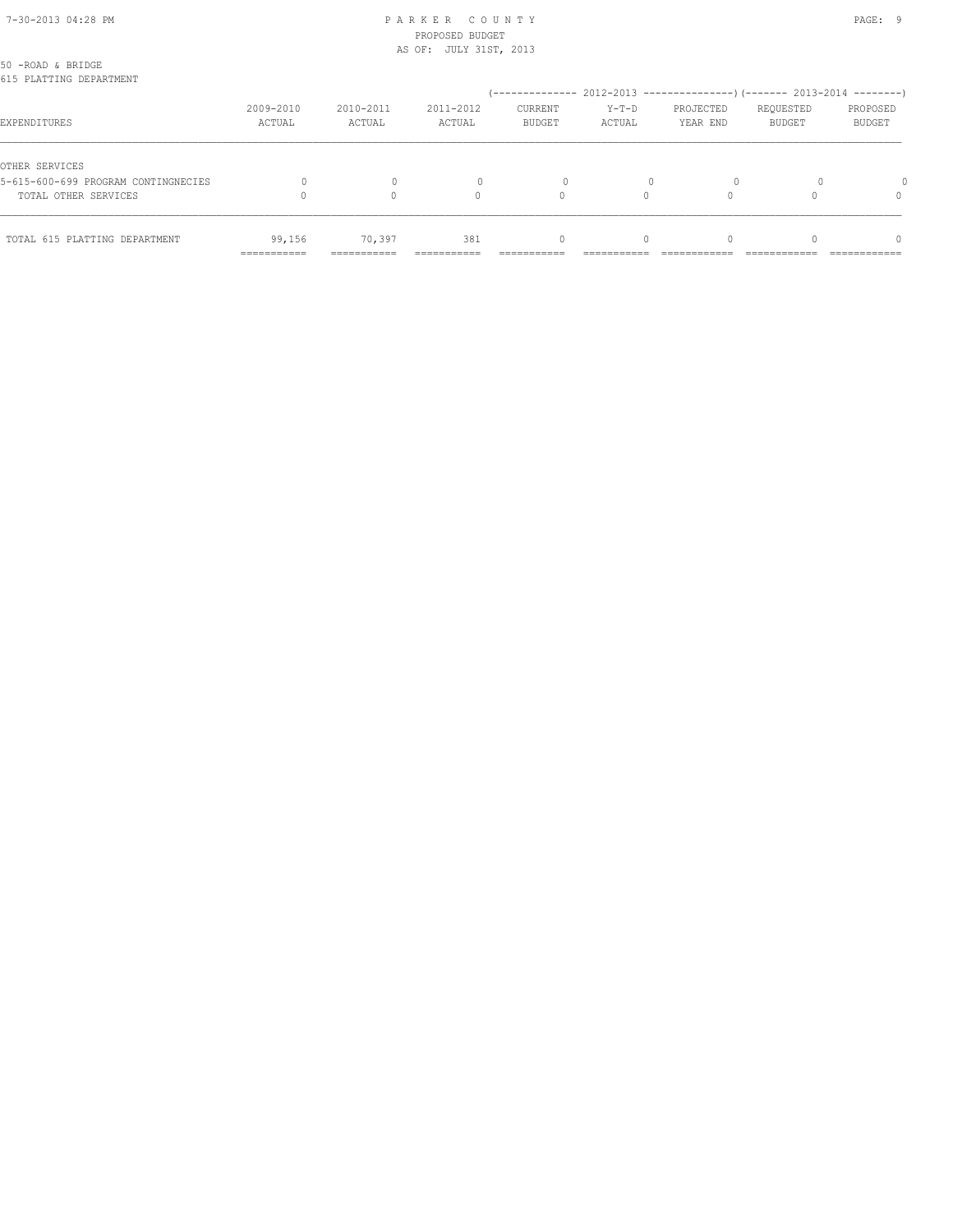# PARKER COUNTY
PROPOSED BUDGET
AS OF: JULY 31ST, 2013

50 -ROAD & BRIDGE
615 PLATTING DEPARTMENT

| EXPENDITURES | 2009-2010 ACTUAL | 2010-2011 ACTUAL | 2011-2012 ACTUAL | 2012-2013 CURRENT BUDGET | 2012-2013 Y-T-D ACTUAL | 2012-2013 PROJECTED YEAR END | 2013-2014 REQUESTED BUDGET | 2013-2014 PROPOSED BUDGET |
|---|---|---|---|---|---|---|---|---|
| OTHER SERVICES | | | | | | | | |
| 5-615-600-699 PROGRAM CONTINGNECIES | 0 | 0 | 0 | 0 | 0 | 0 | 0 | 0 |
| TOTAL OTHER SERVICES | 0 | 0 | 0 | 0 | 0 | 0 | 0 | 0 |
| TOTAL 615 PLATTING DEPARTMENT | 99,156 | 70,397 | 381 | 0 | 0 | 0 | 0 | 0 |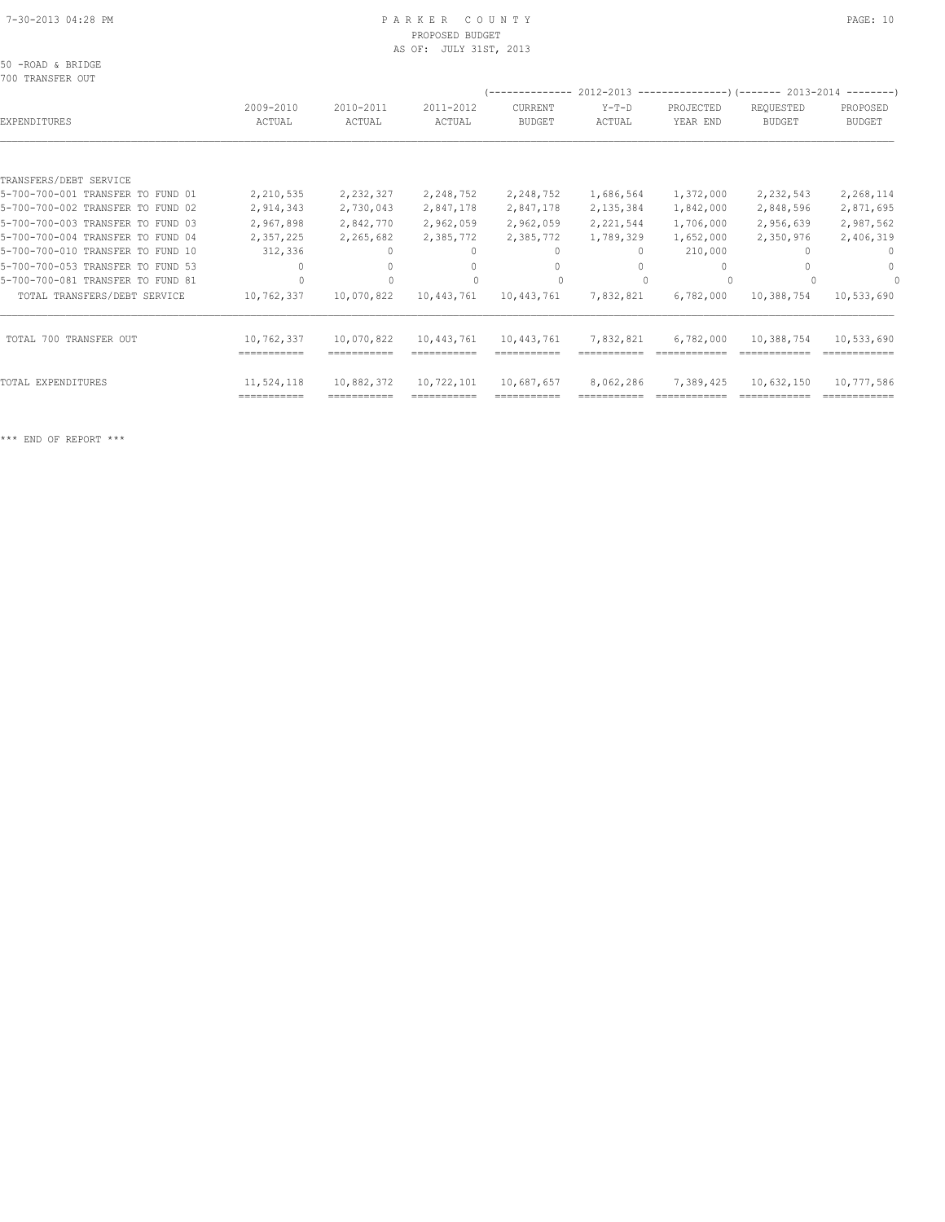PARKER COUNTY
PROPOSED BUDGET
AS OF: JULY 31ST, 2013

50 -ROAD & BRIDGE
700 TRANSFER OUT

| EXPENDITURES | 2009-2010 ACTUAL | 2010-2011 ACTUAL | 2011-2012 ACTUAL | 2012-2013 CURRENT BUDGET | 2012-2013 Y-T-D ACTUAL | 2012-2013 PROJECTED YEAR END | 2013-2014 REQUESTED BUDGET | 2013-2014 PROPOSED BUDGET |
|---|---|---|---|---|---|---|---|---|
| TRANSFERS/DEBT SERVICE | | | | | | | | |
| 5-700-700-001 TRANSFER TO FUND 01 | 2,210,535 | 2,232,327 | 2,248,752 | 2,248,752 | 1,686,564 | 1,372,000 | 2,232,543 | 2,268,114 |
| 5-700-700-002 TRANSFER TO FUND 02 | 2,914,343 | 2,730,043 | 2,847,178 | 2,847,178 | 2,135,384 | 1,842,000 | 2,848,596 | 2,871,695 |
| 5-700-700-003 TRANSFER TO FUND 03 | 2,967,898 | 2,842,770 | 2,962,059 | 2,962,059 | 2,221,544 | 1,706,000 | 2,956,639 | 2,987,562 |
| 5-700-700-004 TRANSFER TO FUND 04 | 2,357,225 | 2,265,682 | 2,385,772 | 2,385,772 | 1,789,329 | 1,652,000 | 2,350,976 | 2,406,319 |
| 5-700-700-010 TRANSFER TO FUND 10 | 312,336 | 0 | 0 | 0 | 0 | 210,000 | 0 | 0 |
| 5-700-700-053 TRANSFER TO FUND 53 | 0 | 0 | 0 | 0 | 0 | 0 | 0 | 0 |
| 5-700-700-081 TRANSFER TO FUND 81 | 0 | 0 | 0 | 0 | 0 | 0 | 0 | 0 |
| TOTAL TRANSFERS/DEBT SERVICE | 10,762,337 | 10,070,822 | 10,443,761 | 10,443,761 | 7,832,821 | 6,782,000 | 10,388,754 | 10,533,690 |
| TOTAL 700 TRANSFER OUT | 10,762,337 | 10,070,822 | 10,443,761 | 10,443,761 | 7,832,821 | 6,782,000 | 10,388,754 | 10,533,690 |
| TOTAL EXPENDITURES | 11,524,118 | 10,882,372 | 10,722,101 | 10,687,657 | 8,062,286 | 7,389,425 | 10,632,150 | 10,777,586 |

*** END OF REPORT ***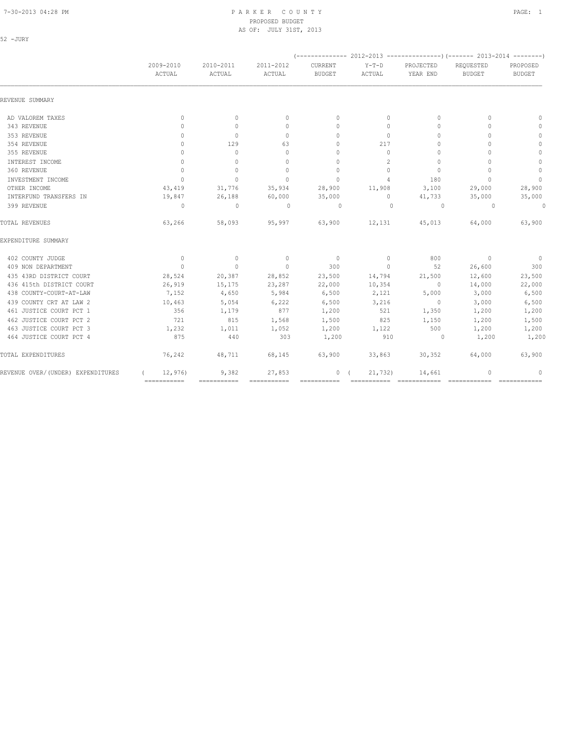PARKER COUNTY
PROPOSED BUDGET
AS OF: JULY 31ST, 2013

52 -JURY

| | 2009-2010 ACTUAL | 2010-2011 ACTUAL | 2011-2012 ACTUAL | 2012-2013 CURRENT BUDGET | 2012-2013 Y-T-D ACTUAL | 2012-2013 PROJECTED YEAR END | 2013-2014 REQUESTED BUDGET | 2013-2014 PROPOSED BUDGET |
|---|---|---|---|---|---|---|---|---|
| REVENUE SUMMARY | | | | | | | | |
| AD VALOREM TAXES | 0 | 0 | 0 | 0 | 0 | 0 | 0 | 0 |
| 343 REVENUE | 0 | 0 | 0 | 0 | 0 | 0 | 0 | 0 |
| 353 REVENUE | 0 | 0 | 0 | 0 | 0 | 0 | 0 | 0 |
| 354 REVENUE | 0 | 129 | 63 | 0 | 217 | 0 | 0 | 0 |
| 355 REVENUE | 0 | 0 | 0 | 0 | 0 | 0 | 0 | 0 |
| INTEREST INCOME | 0 | 0 | 0 | 0 | 2 | 0 | 0 | 0 |
| 360 REVENUE | 0 | 0 | 0 | 0 | 0 | 0 | 0 | 0 |
| INVESTMENT INCOME | 0 | 0 | 0 | 0 | 4 | 180 | 0 | 0 |
| OTHER INCOME | 43,419 | 31,776 | 35,934 | 28,900 | 11,908 | 3,100 | 29,000 | 28,900 |
| INTERFUND TRANSFERS IN | 19,847 | 26,188 | 60,000 | 35,000 | 0 | 41,733 | 35,000 | 35,000 |
| 399 REVENUE | 0 | 0 | 0 | 0 | 0 | 0 | 0 | 0 |
| TOTAL REVENUES | 63,266 | 58,093 | 95,997 | 63,900 | 12,131 | 45,013 | 64,000 | 63,900 |
| EXPENDITURE SUMMARY | | | | | | | | |
| 402 COUNTY JUDGE | 0 | 0 | 0 | 0 | 0 | 800 | 0 | 0 |
| 409 NON DEPARTMENT | 0 | 0 | 0 | 300 | 0 | 52 | 26,600 | 300 |
| 435 43RD DISTRICT COURT | 28,524 | 20,387 | 28,852 | 23,500 | 14,794 | 21,500 | 12,600 | 23,500 |
| 436 415th DISTRICT COURT | 26,919 | 15,175 | 23,287 | 22,000 | 10,354 | 0 | 14,000 | 22,000 |
| 438 COUNTY-COURT-AT-LAW | 7,152 | 4,650 | 5,984 | 6,500 | 2,121 | 5,000 | 3,000 | 6,500 |
| 439 COUNTY CRT AT LAW 2 | 10,463 | 5,054 | 6,222 | 6,500 | 3,216 | 0 | 3,000 | 6,500 |
| 461 JUSTICE COURT PCT 1 | 356 | 1,179 | 877 | 1,200 | 521 | 1,350 | 1,200 | 1,200 |
| 462 JUSTICE COURT PCT 2 | 721 | 815 | 1,568 | 1,500 | 825 | 1,150 | 1,200 | 1,500 |
| 463 JUSTICE COURT PCT 3 | 1,232 | 1,011 | 1,052 | 1,200 | 1,122 | 500 | 1,200 | 1,200 |
| 464 JUSTICE COURT PCT 4 | 875 | 440 | 303 | 1,200 | 910 | 0 | 1,200 | 1,200 |
| TOTAL EXPENDITURES | 76,242 | 48,711 | 68,145 | 63,900 | 33,863 | 30,352 | 64,000 | 63,900 |
| REVENUE OVER/(UNDER) EXPENDITURES | ( 12,976) | 9,382 | 27,853 | 0 | ( 21,732) | 14,661 | 0 | 0 |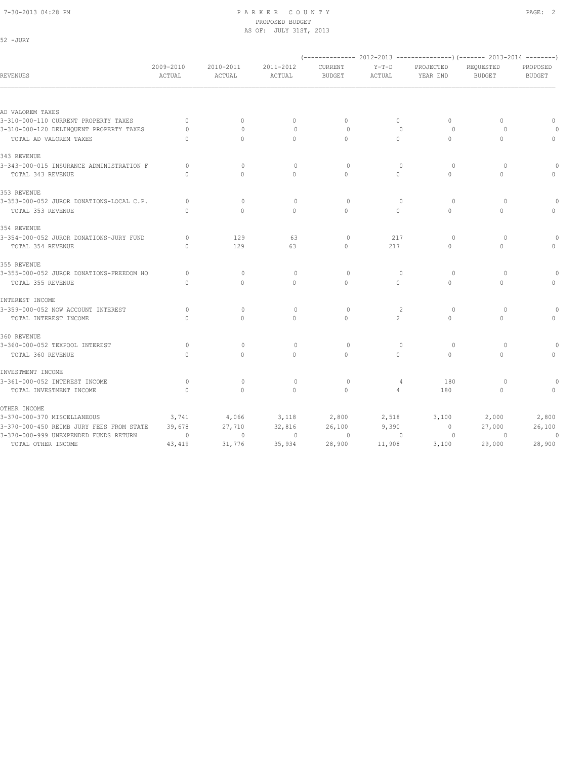# PARKER COUNTY

PROPOSED BUDGET
AS OF: JULY 31ST, 2013

52 -JURY

| REVENUES | 2009-2010 ACTUAL | 2010-2011 ACTUAL | 2011-2012 ACTUAL | (-------------- 2012-2013 CURRENT BUDGET | Y-T-D ACTUAL | PROJECTED YEAR END ---------------) | (------- 2013-2014 REQUESTED BUDGET | PROPOSED BUDGET --------) |
|---|---|---|---|---|---|---|---|---|
| AD VALOREM TAXES | | | | | | | | |
| 3-310-000-110 CURRENT PROPERTY TAXES | 0 | 0 | 0 | 0 | 0 | 0 | 0 | 0 |
| 3-310-000-120 DELINQUENT PROPERTY TAXES | 0 | 0 | 0 | 0 | 0 | 0 | 0 | 0 |
| TOTAL AD VALOREM TAXES | 0 | 0 | 0 | 0 | 0 | 0 | 0 | 0 |
| 343 REVENUE | | | | | | | | |
| 3-343-000-015 INSURANCE ADMINISTRATION F | 0 | 0 | 0 | 0 | 0 | 0 | 0 | 0 |
| TOTAL 343 REVENUE | 0 | 0 | 0 | 0 | 0 | 0 | 0 | 0 |
| 353 REVENUE | | | | | | | | |
| 3-353-000-052 JUROR DONATIONS-LOCAL C.P. | 0 | 0 | 0 | 0 | 0 | 0 | 0 | 0 |
| TOTAL 353 REVENUE | 0 | 0 | 0 | 0 | 0 | 0 | 0 | 0 |
| 354 REVENUE | | | | | | | | |
| 3-354-000-052 JUROR DONATIONS-JURY FUND | 0 | 129 | 63 | 0 | 217 | 0 | 0 | 0 |
| TOTAL 354 REVENUE | 0 | 129 | 63 | 0 | 217 | 0 | 0 | 0 |
| 355 REVENUE | | | | | | | | |
| 3-355-000-052 JUROR DONATIONS-FREEDOM HO | 0 | 0 | 0 | 0 | 0 | 0 | 0 | 0 |
| TOTAL 355 REVENUE | 0 | 0 | 0 | 0 | 0 | 0 | 0 | 0 |
| INTEREST INCOME | | | | | | | | |
| 3-359-000-052 NOW ACCOUNT INTEREST | 0 | 0 | 0 | 0 | 2 | 0 | 0 | 0 |
| TOTAL INTEREST INCOME | 0 | 0 | 0 | 0 | 2 | 0 | 0 | 0 |
| 360 REVENUE | | | | | | | | |
| 3-360-000-052 TEXPOOL INTEREST | 0 | 0 | 0 | 0 | 0 | 0 | 0 | 0 |
| TOTAL 360 REVENUE | 0 | 0 | 0 | 0 | 0 | 0 | 0 | 0 |
| INVESTMENT INCOME | | | | | | | | |
| 3-361-000-052 INTEREST INCOME | 0 | 0 | 0 | 0 | 4 | 180 | 0 | 0 |
| TOTAL INVESTMENT INCOME | 0 | 0 | 0 | 0 | 4 | 180 | 0 | 0 |
| OTHER INCOME | | | | | | | | |
| 3-370-000-370 MISCELLANEOUS | 3,741 | 4,066 | 3,118 | 2,800 | 2,518 | 3,100 | 2,000 | 2,800 |
| 3-370-000-450 REIMB JURY FEES FROM STATE | 39,678 | 27,710 | 32,816 | 26,100 | 9,390 | 0 | 27,000 | 26,100 |
| 3-370-000-999 UNEXPENDED FUNDS RETURN | 0 | 0 | 0 | 0 | 0 | 0 | 0 | 0 |
| TOTAL OTHER INCOME | 43,419 | 31,776 | 35,934 | 28,900 | 11,908 | 3,100 | 29,000 | 28,900 |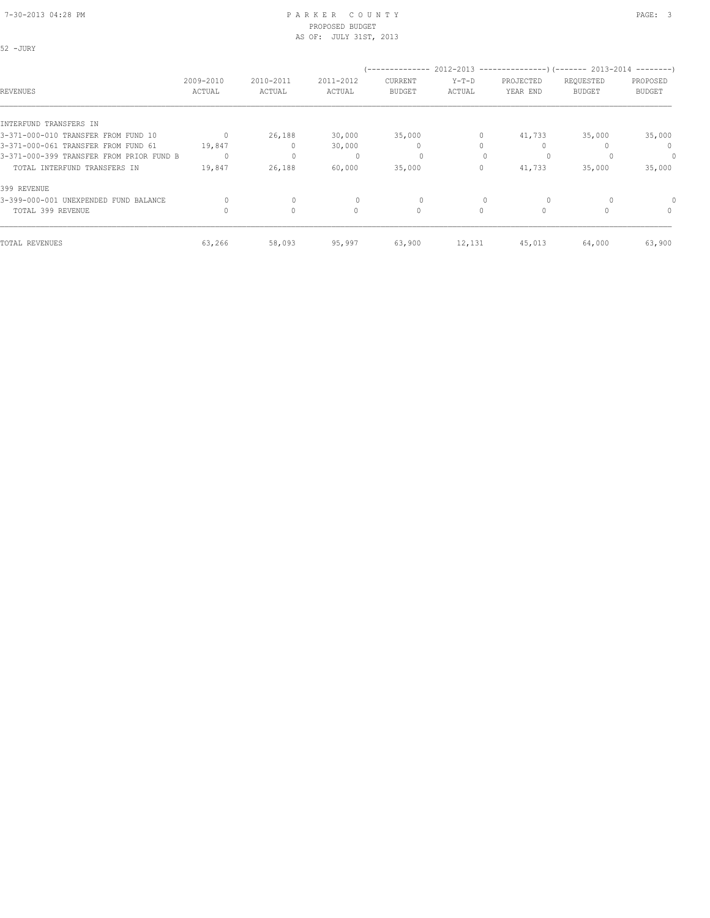52 -JURY

| REVENUES | 2009-2010 ACTUAL | 2010-2011 ACTUAL | 2011-2012 ACTUAL | 2012-2013 CURRENT BUDGET | 2012-2013 Y-T-D ACTUAL | 2012-2013 PROJECTED YEAR END | 2013-2014 REQUESTED BUDGET | 2013-2014 PROPOSED BUDGET |
|---|---|---|---|---|---|---|---|---|
| INTERFUND TRANSFERS IN | | | | | | | | |
| 3-371-000-010 TRANSFER FROM FUND 10 | 0 | 26,188 | 30,000 | 35,000 | 0 | 41,733 | 35,000 | 35,000 |
| 3-371-000-061 TRANSFER FROM FUND 61 | 19,847 | 0 | 30,000 | 0 | 0 | 0 | 0 | 0 |
| 3-371-000-399 TRANSFER FROM PRIOR FUND B | 0 | 0 | 0 | 0 | 0 | 0 | 0 | 0 |
| TOTAL INTERFUND TRANSFERS IN | 19,847 | 26,188 | 60,000 | 35,000 | 0 | 41,733 | 35,000 | 35,000 |
| 399 REVENUE | | | | | | | | |
| 3-399-000-001 UNEXPENDED FUND BALANCE | 0 | 0 | 0 | 0 | 0 | 0 | 0 | 0 |
| TOTAL 399 REVENUE | 0 | 0 | 0 | 0 | 0 | 0 | 0 | 0 |
| TOTAL REVENUES | 63,266 | 58,093 | 95,997 | 63,900 | 12,131 | 45,013 | 64,000 | 63,900 |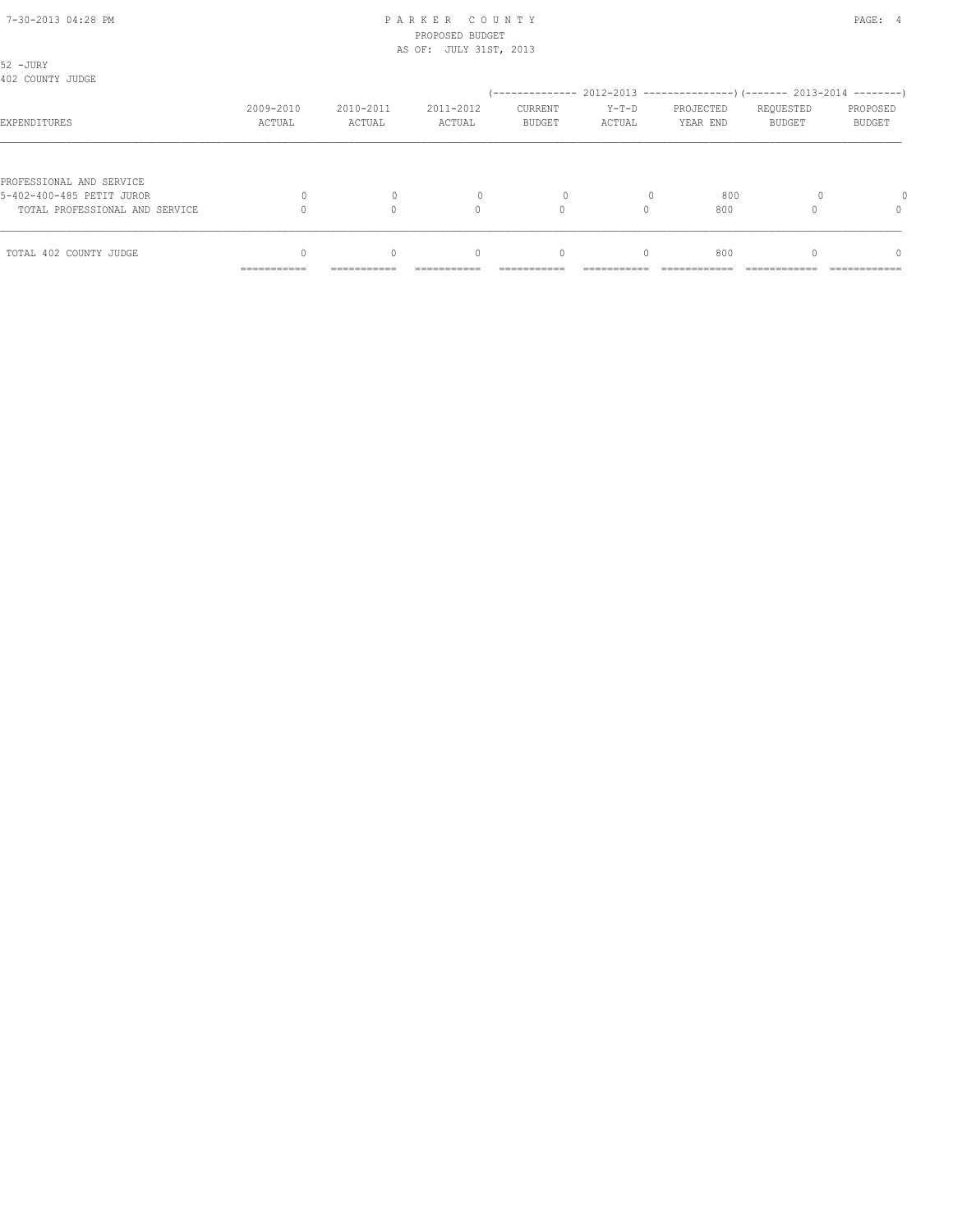52 -JURY
402 COUNTY JUDGE

| EXPENDITURES | 2009-2010 ACTUAL | 2010-2011 ACTUAL | 2011-2012 ACTUAL | (2012-2013) CURRENT BUDGET | (2012-2013) Y-T-D ACTUAL | (2012-2013) PROJECTED YEAR END | (2013-2014) REQUESTED BUDGET | (2013-2014) PROPOSED BUDGET |
|---|---|---|---|---|---|---|---|---|
| PROFESSIONAL AND SERVICE | | | | | | | | |
| 5-402-400-485 PETIT JUROR | 0 | 0 | 0 | 0 | 0 | 800 | 0 | 0 |
| TOTAL PROFESSIONAL AND SERVICE | 0 | 0 | 0 | 0 | 0 | 800 | 0 | 0 |
| TOTAL 402 COUNTY JUDGE | 0 | 0 | 0 | 0 | 0 | 800 | 0 | 0 |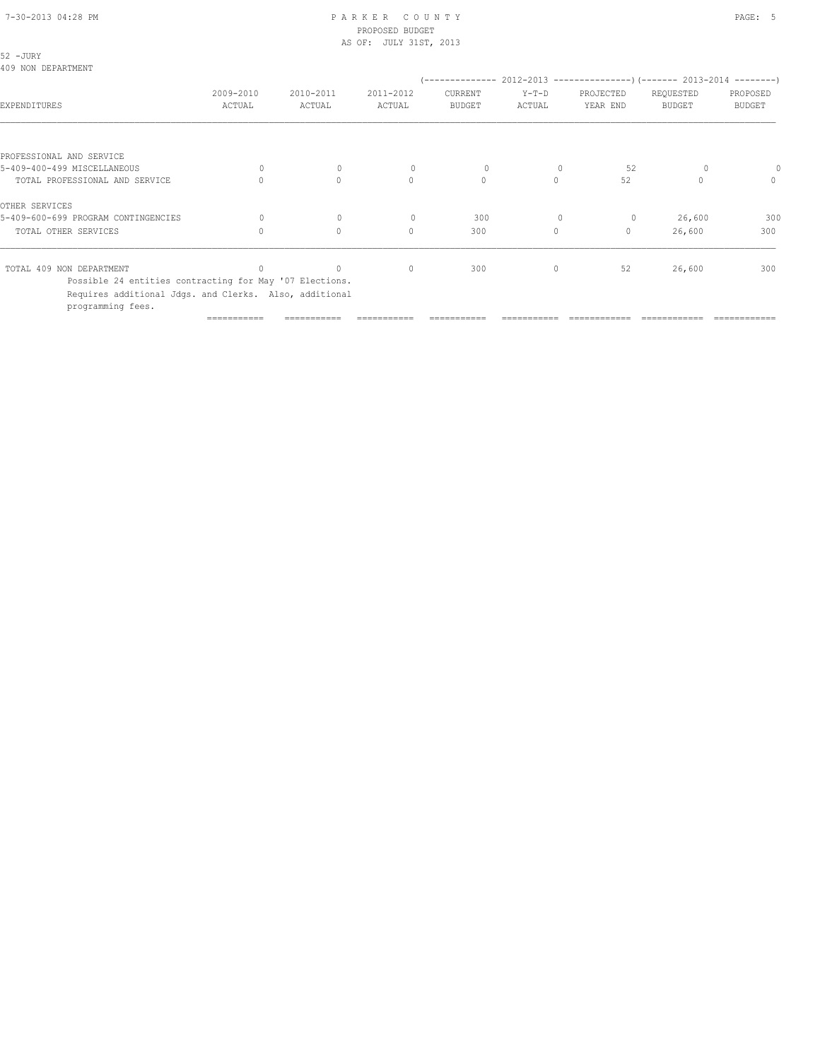# PARKER COUNTY
## PROPOSED BUDGET
## AS OF: JULY 31ST, 2013

52 -JURY
409 NON DEPARTMENT

| EXPENDITURES | 2009-2010 ACTUAL | 2010-2011 ACTUAL | 2011-2012 ACTUAL | 2012-2013 CURRENT BUDGET | 2012-2013 Y-T-D ACTUAL | 2012-2013 PROJECTED YEAR END | 2013-2014 REQUESTED BUDGET | 2013-2014 PROPOSED BUDGET |
|---|---|---|---|---|---|---|---|---|
| PROFESSIONAL AND SERVICE | | | | | | | | |
| 5-409-400-499 MISCELLANEOUS | 0 | 0 | 0 | 0 | 0 | 52 | 0 | 0 |
| TOTAL PROFESSIONAL AND SERVICE | 0 | 0 | 0 | 0 | 0 | 52 | 0 | 0 |
| OTHER SERVICES | | | | | | | | |
| 5-409-600-699 PROGRAM CONTINGENCIES | 0 | 0 | 0 | 300 | 0 | 0 | 26,600 | 300 |
| TOTAL OTHER SERVICES | 0 | 0 | 0 | 300 | 0 | 0 | 26,600 | 300 |
| TOTAL 409 NON DEPARTMENT | 0 | 0 | 0 | 300 | 0 | 52 | 26,600 | 300 |

Possible 24 entities contracting for May '07 Elections.
Requires additional Jdgs. and Clerks. Also, additional programming fees.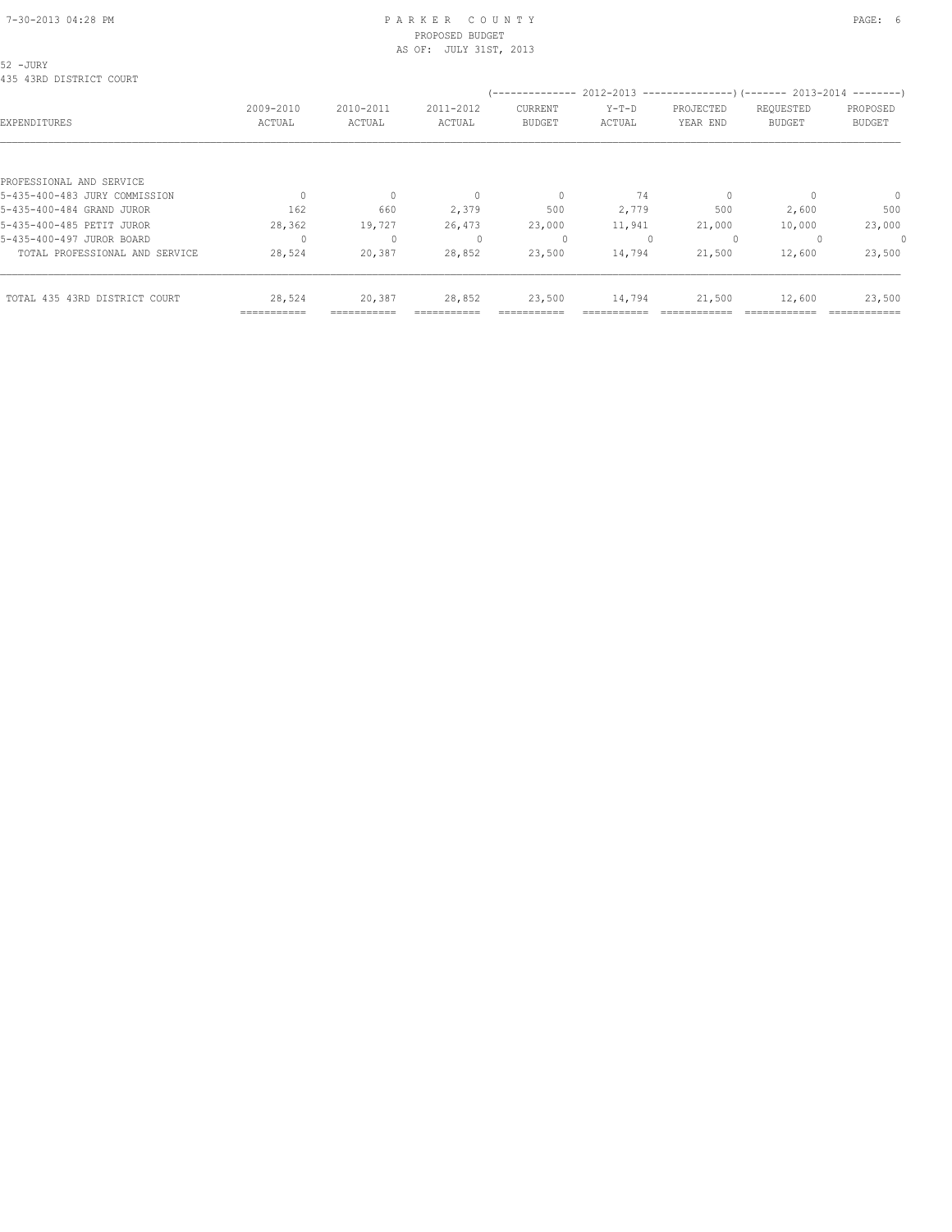52 -JURY
435 43RD DISTRICT COURT

| EXPENDITURES | 2009-2010 ACTUAL | 2010-2011 ACTUAL | 2011-2012 ACTUAL | 2012-2013 CURRENT BUDGET | 2012-2013 Y-T-D ACTUAL | 2012-2013 PROJECTED YEAR END | 2013-2014 REQUESTED BUDGET | 2013-2014 PROPOSED BUDGET |
|---|---|---|---|---|---|---|---|---|
| PROFESSIONAL AND SERVICE | | | | | | | | |
| 5-435-400-483 JURY COMMISSION | 0 | 0 | 0 | 0 | 74 | 0 | 0 | 0 |
| 5-435-400-484 GRAND JUROR | 162 | 660 | 2,379 | 500 | 2,779 | 500 | 2,600 | 500 |
| 5-435-400-485 PETIT JUROR | 28,362 | 19,727 | 26,473 | 23,000 | 11,941 | 21,000 | 10,000 | 23,000 |
| 5-435-400-497 JUROR BOARD | 0 | 0 | 0 | 0 | 0 | 0 | 0 | 0 |
| TOTAL PROFESSIONAL AND SERVICE | 28,524 | 20,387 | 28,852 | 23,500 | 14,794 | 21,500 | 12,600 | 23,500 |
| TOTAL 435 43RD DISTRICT COURT | 28,524 | 20,387 | 28,852 | 23,500 | 14,794 | 21,500 | 12,600 | 23,500 |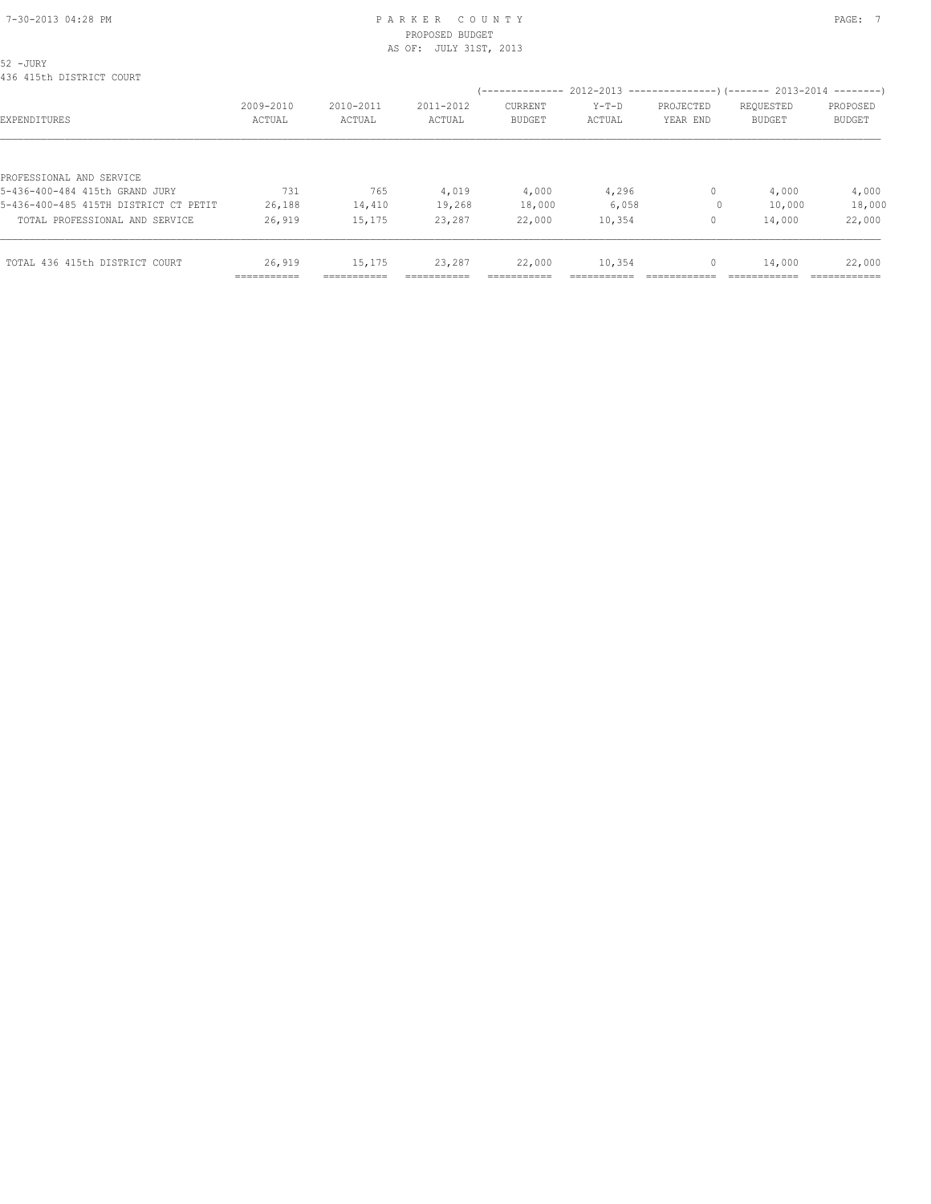PARKER COUNTY
PROPOSED BUDGET
AS OF: JULY 31ST, 2013

52 -JURY
436 415th DISTRICT COURT

| EXPENDITURES | 2009-2010 ACTUAL | 2010-2011 ACTUAL | 2011-2012 ACTUAL | 2012-2013 CURRENT BUDGET | 2012-2013 Y-T-D ACTUAL | 2012-2013 PROJECTED YEAR END | 2013-2014 REQUESTED BUDGET | 2013-2014 PROPOSED BUDGET |
|---|---|---|---|---|---|---|---|---|
| PROFESSIONAL AND SERVICE | | | | | | | | |
| 5-436-400-484 415th GRAND JURY | 731 | 765 | 4,019 | 4,000 | 4,296 | 0 | 4,000 | 4,000 |
| 5-436-400-485 415TH DISTRICT CT PETIT | 26,188 | 14,410 | 19,268 | 18,000 | 6,058 | 0 | 10,000 | 18,000 |
| TOTAL PROFESSIONAL AND SERVICE | 26,919 | 15,175 | 23,287 | 22,000 | 10,354 | 0 | 14,000 | 22,000 |
| TOTAL 436 415th DISTRICT COURT | 26,919 | 15,175 | 23,287 | 22,000 | 10,354 | 0 | 14,000 | 22,000 |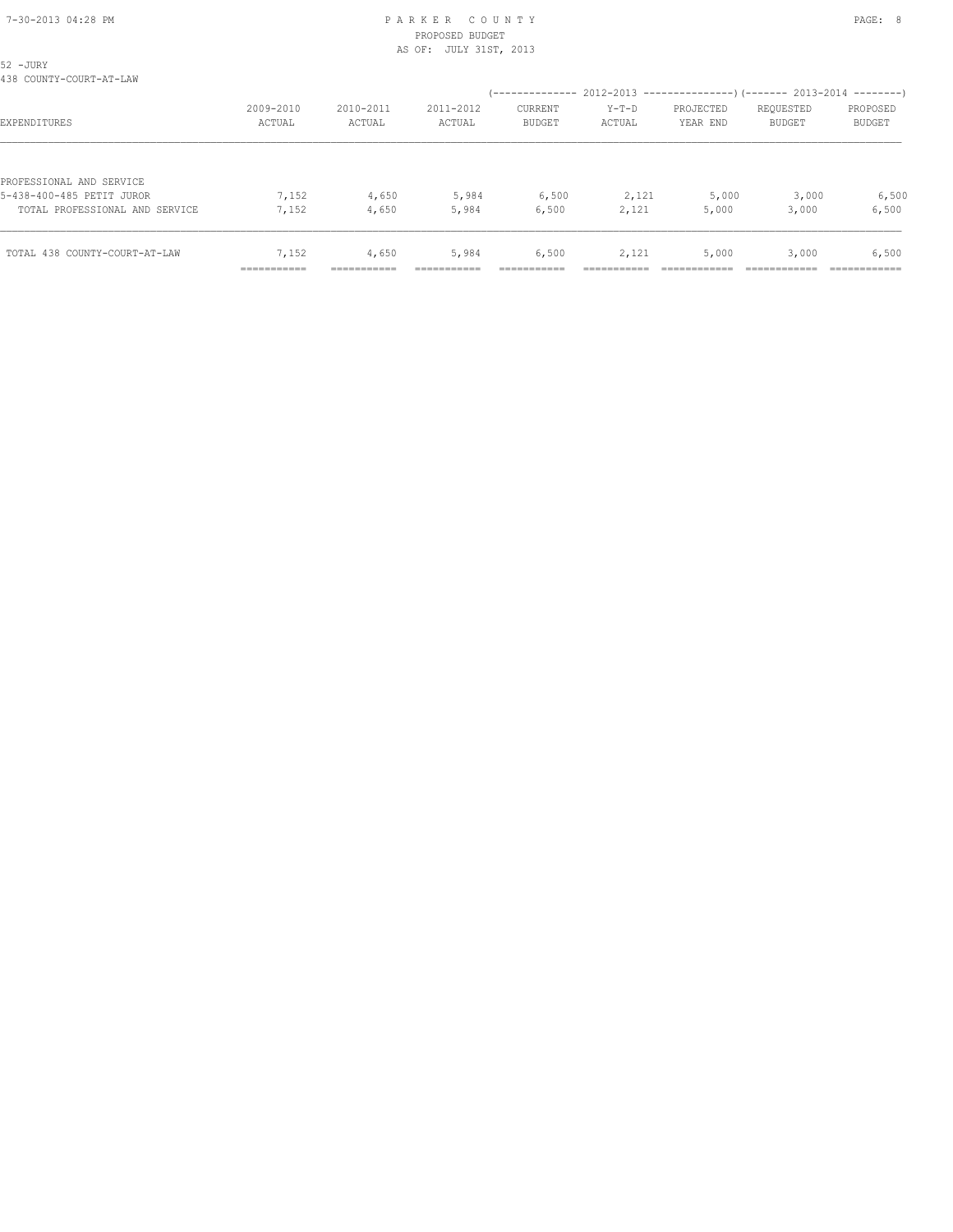52 -JURY

438 COUNTY-COURT-AT-LAW

| EXPENDITURES | 2009-2010 ACTUAL | 2010-2011 ACTUAL | 2011-2012 ACTUAL | 2012-2013 CURRENT BUDGET | 2012-2013 Y-T-D ACTUAL | 2012-2013 PROJECTED YEAR END | 2013-2014 REQUESTED BUDGET | 2013-2014 PROPOSED BUDGET |
|---|---|---|---|---|---|---|---|---|
| PROFESSIONAL AND SERVICE | | | | | | | | |
| 5-438-400-485 PETIT JUROR | 7,152 | 4,650 | 5,984 | 6,500 | 2,121 | 5,000 | 3,000 | 6,500 |
| TOTAL PROFESSIONAL AND SERVICE | 7,152 | 4,650 | 5,984 | 6,500 | 2,121 | 5,000 | 3,000 | 6,500 |
| TOTAL 438 COUNTY-COURT-AT-LAW | 7,152 | 4,650 | 5,984 | 6,500 | 2,121 | 5,000 | 3,000 | 6,500 |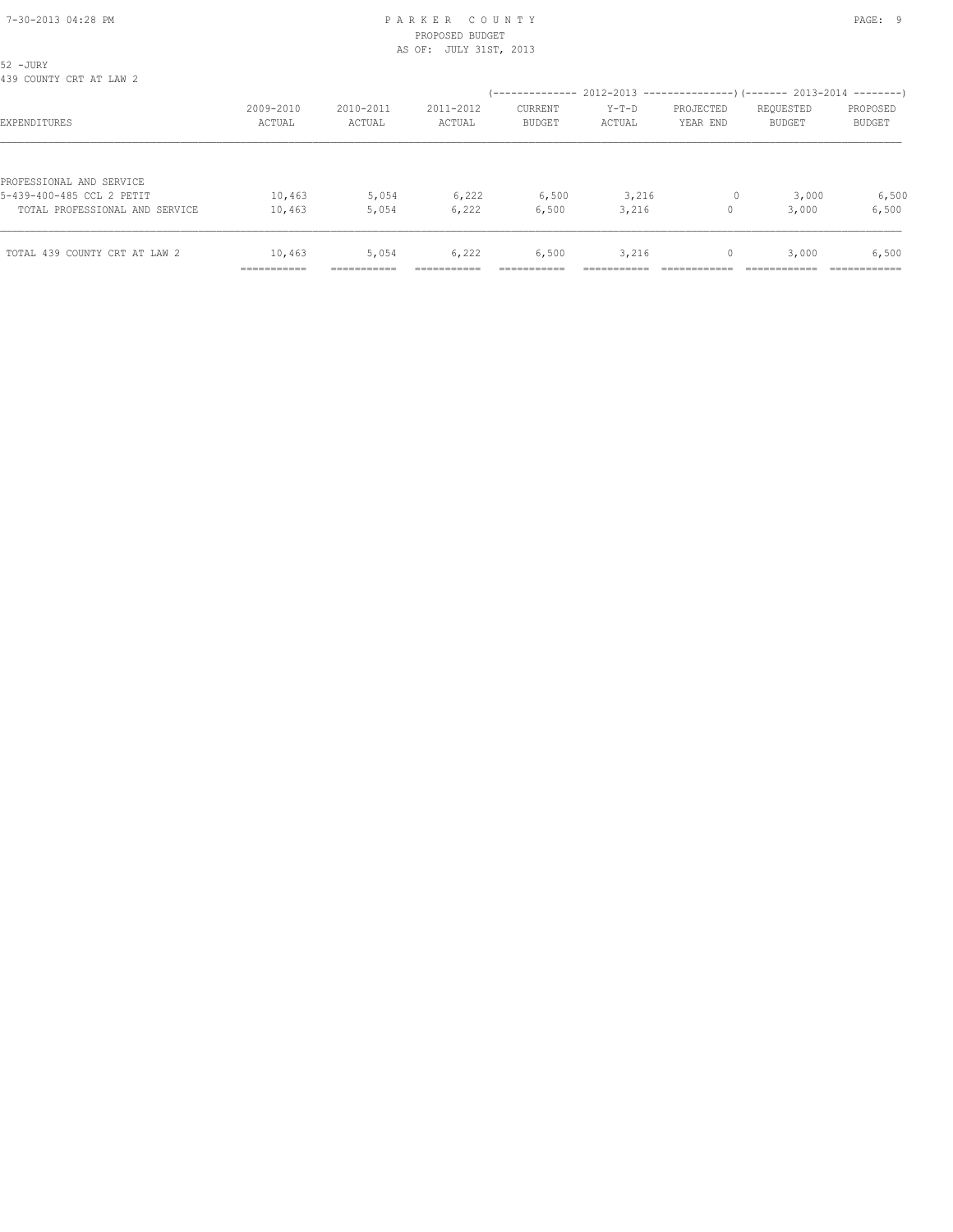52 -JURY

439 COUNTY CRT AT LAW 2

| EXPENDITURES | 2009-2010 ACTUAL | 2010-2011 ACTUAL | 2011-2012 ACTUAL | 2012-2013 CURRENT BUDGET | 2012-2013 Y-T-D ACTUAL | 2012-2013 PROJECTED YEAR END | 2013-2014 REQUESTED BUDGET | 2013-2014 PROPOSED BUDGET |
|---|---|---|---|---|---|---|---|---|
| PROFESSIONAL AND SERVICE | | | | | | | | |
| 5-439-400-485 CCL 2 PETIT | 10,463 | 5,054 | 6,222 | 6,500 | 3,216 | 0 | 3,000 | 6,500 |
| TOTAL PROFESSIONAL AND SERVICE | 10,463 | 5,054 | 6,222 | 6,500 | 3,216 | 0 | 3,000 | 6,500 |
| TOTAL 439 COUNTY CRT AT LAW 2 | 10,463 | 5,054 | 6,222 | 6,500 | 3,216 | 0 | 3,000 | 6,500 |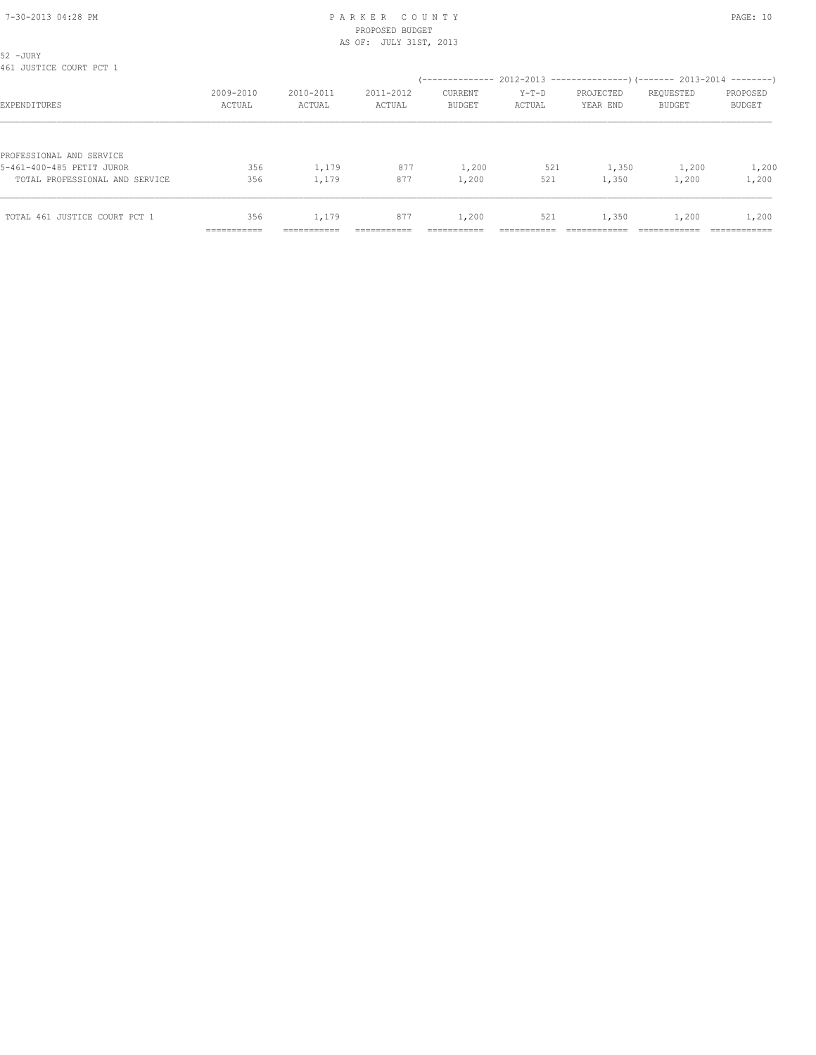PARKER COUNTY
PROPOSED BUDGET
AS OF: JULY 31ST, 2013

52 -JURY
461 JUSTICE COURT PCT 1

| EXPENDITURES | 2009-2010 ACTUAL | 2010-2011 ACTUAL | 2011-2012 ACTUAL | 2012-2013 CURRENT BUDGET | 2012-2013 Y-T-D ACTUAL | 2012-2013 PROJECTED YEAR END | 2013-2014 REQUESTED BUDGET | 2013-2014 PROPOSED BUDGET |
|---|---|---|---|---|---|---|---|---|
| PROFESSIONAL AND SERVICE | | | | | | | | |
| 5-461-400-485 PETIT JUROR | 356 | 1,179 | 877 | 1,200 | 521 | 1,350 | 1,200 | 1,200 |
| TOTAL PROFESSIONAL AND SERVICE | 356 | 1,179 | 877 | 1,200 | 521 | 1,350 | 1,200 | 1,200 |
| TOTAL 461 JUSTICE COURT PCT 1 | 356 | 1,179 | 877 | 1,200 | 521 | 1,350 | 1,200 | 1,200 |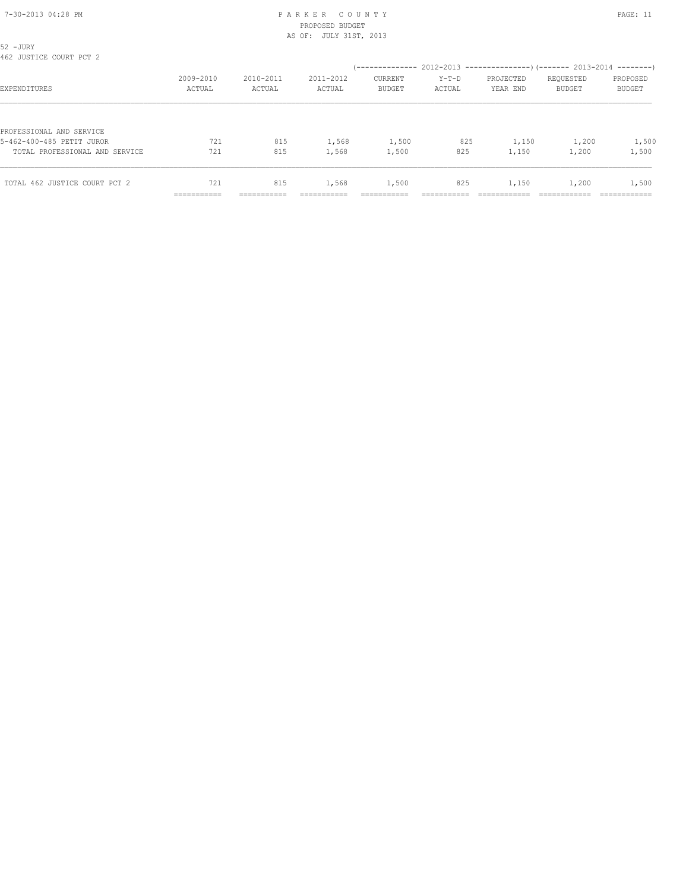52 -JURY
462 JUSTICE COURT PCT 2

| EXPENDITURES | 2009-2010 ACTUAL | 2010-2011 ACTUAL | 2011-2012 ACTUAL | 2012-2013 CURRENT BUDGET | 2012-2013 Y-T-D ACTUAL | 2012-2013 PROJECTED YEAR END | 2013-2014 REQUESTED BUDGET | 2013-2014 PROPOSED BUDGET |
|---|---|---|---|---|---|---|---|---|
| PROFESSIONAL AND SERVICE | | | | | | | | |
| 5-462-400-485 PETIT JUROR | 721 | 815 | 1,568 | 1,500 | 825 | 1,150 | 1,200 | 1,500 |
| TOTAL PROFESSIONAL AND SERVICE | 721 | 815 | 1,568 | 1,500 | 825 | 1,150 | 1,200 | 1,500 |
| TOTAL 462 JUSTICE COURT PCT 2 | 721 | 815 | 1,568 | 1,500 | 825 | 1,150 | 1,200 | 1,500 |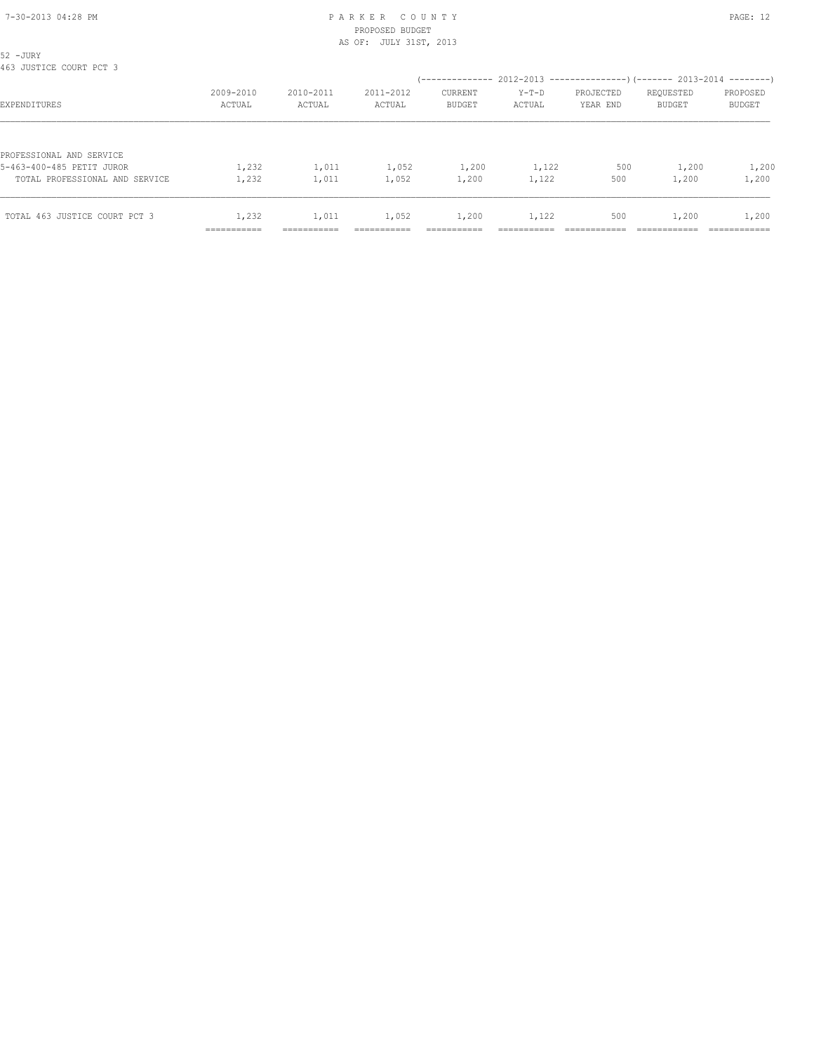PARKER COUNTY
PROPOSED BUDGET
AS OF: JULY 31ST, 2013

52 -JURY
463 JUSTICE COURT PCT 3

| EXPENDITURES | 2009-2010 ACTUAL | 2010-2011 ACTUAL | 2011-2012 ACTUAL | 2012-2013 CURRENT BUDGET | 2012-2013 Y-T-D ACTUAL | 2012-2013 PROJECTED YEAR END | 2013-2014 REQUESTED BUDGET | 2013-2014 PROPOSED BUDGET |
|---|---|---|---|---|---|---|---|---|
| PROFESSIONAL AND SERVICE | | | | | | | | |
| 5-463-400-485 PETIT JUROR | 1,232 | 1,011 | 1,052 | 1,200 | 1,122 | 500 | 1,200 | 1,200 |
| TOTAL PROFESSIONAL AND SERVICE | 1,232 | 1,011 | 1,052 | 1,200 | 1,122 | 500 | 1,200 | 1,200 |
| TOTAL 463 JUSTICE COURT PCT 3 | 1,232 | 1,011 | 1,052 | 1,200 | 1,122 | 500 | 1,200 | 1,200 |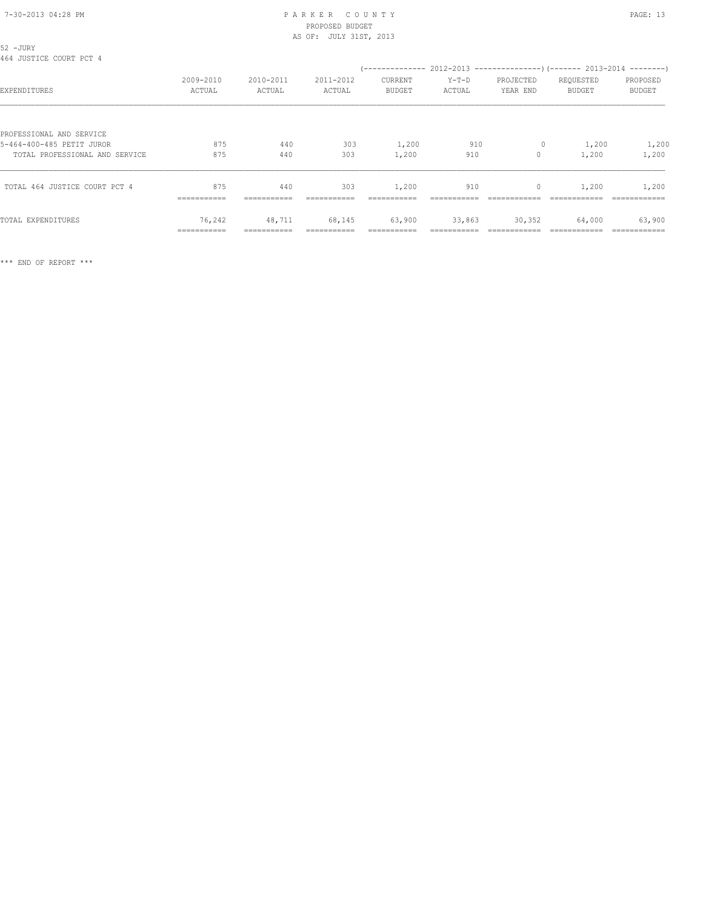52 -JURY
464 JUSTICE COURT PCT 4

| EXPENDITURES | 2009-2010 ACTUAL | 2010-2011 ACTUAL | 2011-2012 ACTUAL | 2012-2013 CURRENT BUDGET | 2012-2013 Y-T-D ACTUAL | 2012-2013 PROJECTED YEAR END | 2013-2014 REQUESTED BUDGET | 2013-2014 PROPOSED BUDGET |
|---|---|---|---|---|---|---|---|---|
| PROFESSIONAL AND SERVICE | | | | | | | | |
| 5-464-400-485 PETIT JUROR | 875 | 440 | 303 | 1,200 | 910 | 0 | 1,200 | 1,200 |
| TOTAL PROFESSIONAL AND SERVICE | 875 | 440 | 303 | 1,200 | 910 | 0 | 1,200 | 1,200 |
| TOTAL 464 JUSTICE COURT PCT 4 | 875 | 440 | 303 | 1,200 | 910 | 0 | 1,200 | 1,200 |
| TOTAL EXPENDITURES | 76,242 | 48,711 | 68,145 | 63,900 | 33,863 | 30,352 | 64,000 | 63,900 |

*** END OF REPORT ***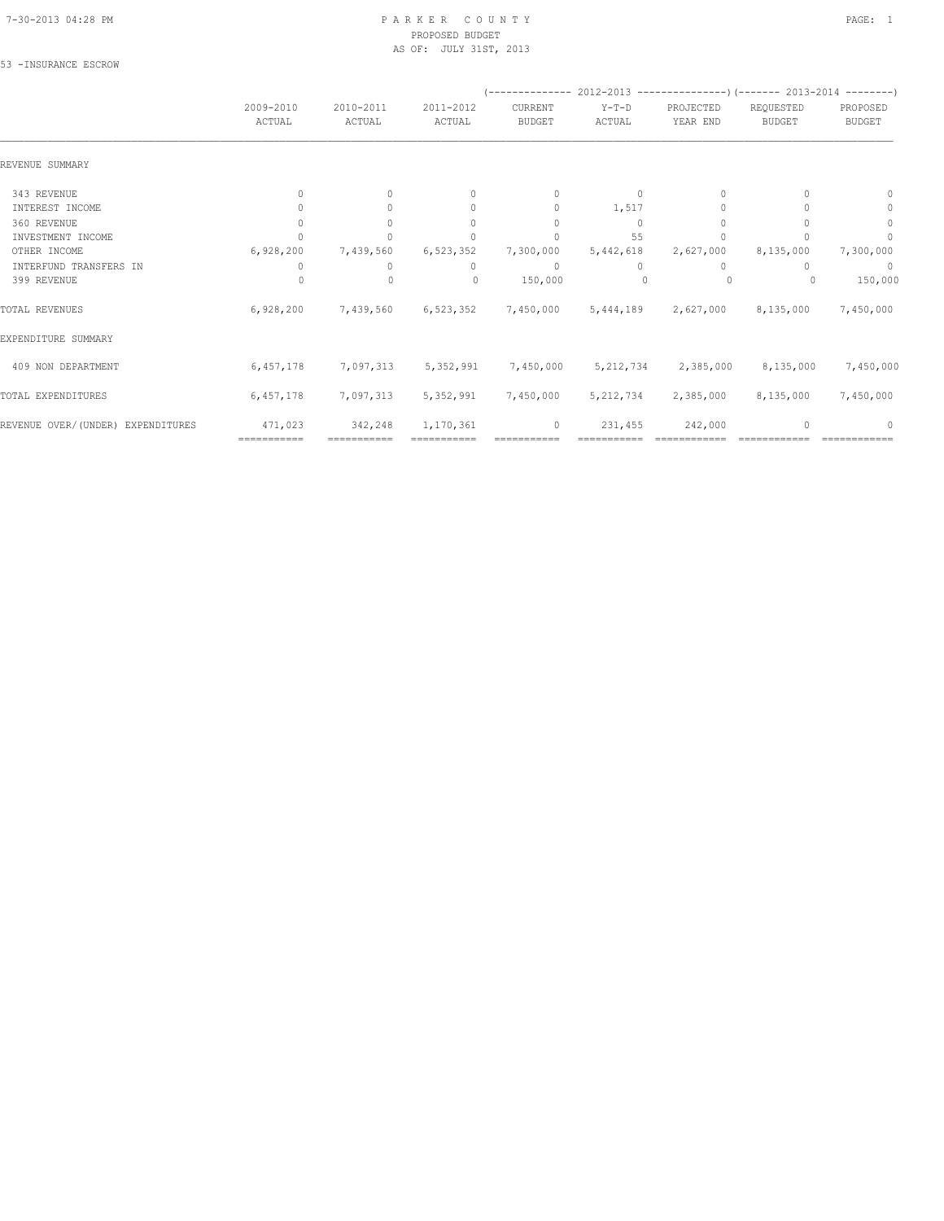PARKER COUNTY
PROPOSED BUDGET
AS OF: JULY 31ST, 2013

53 -INSURANCE ESCROW

| | 2009-2010 ACTUAL | 2010-2011 ACTUAL | 2011-2012 ACTUAL | (-------------- 2012-2013 CURRENT BUDGET | Y-T-D ACTUAL | ---------------) PROJECTED YEAR END | (------- 2013-2014 REQUESTED BUDGET | --------) PROPOSED BUDGET |
|---|---|---|---|---|---|---|---|---|
| REVENUE SUMMARY | | | | | | | | |
| 343 REVENUE | 0 | 0 | 0 | 0 | 0 | 0 | 0 | 0 |
| INTEREST INCOME | 0 | 0 | 0 | 0 | 1,517 | 0 | 0 | 0 |
| 360 REVENUE | 0 | 0 | 0 | 0 | 0 | 0 | 0 | 0 |
| INVESTMENT INCOME | 0 | 0 | 0 | 0 | 55 | 0 | 0 | 0 |
| OTHER INCOME | 6,928,200 | 7,439,560 | 6,523,352 | 7,300,000 | 5,442,618 | 2,627,000 | 8,135,000 | 7,300,000 |
| INTERFUND TRANSFERS IN | 0 | 0 | 0 | 0 | 0 | 0 | 0 | 0 |
| 399 REVENUE | 0 | 0 | 0 | 150,000 | 0 | 0 | 0 | 150,000 |
| TOTAL REVENUES | 6,928,200 | 7,439,560 | 6,523,352 | 7,450,000 | 5,444,189 | 2,627,000 | 8,135,000 | 7,450,000 |
| EXPENDITURE SUMMARY | | | | | | | | |
| 409 NON DEPARTMENT | 6,457,178 | 7,097,313 | 5,352,991 | 7,450,000 | 5,212,734 | 2,385,000 | 8,135,000 | 7,450,000 |
| TOTAL EXPENDITURES | 6,457,178 | 7,097,313 | 5,352,991 | 7,450,000 | 5,212,734 | 2,385,000 | 8,135,000 | 7,450,000 |
| REVENUE OVER/(UNDER) EXPENDITURES | 471,023 | 342,248 | 1,170,361 | 0 | 231,455 | 242,000 | 0 | 0 |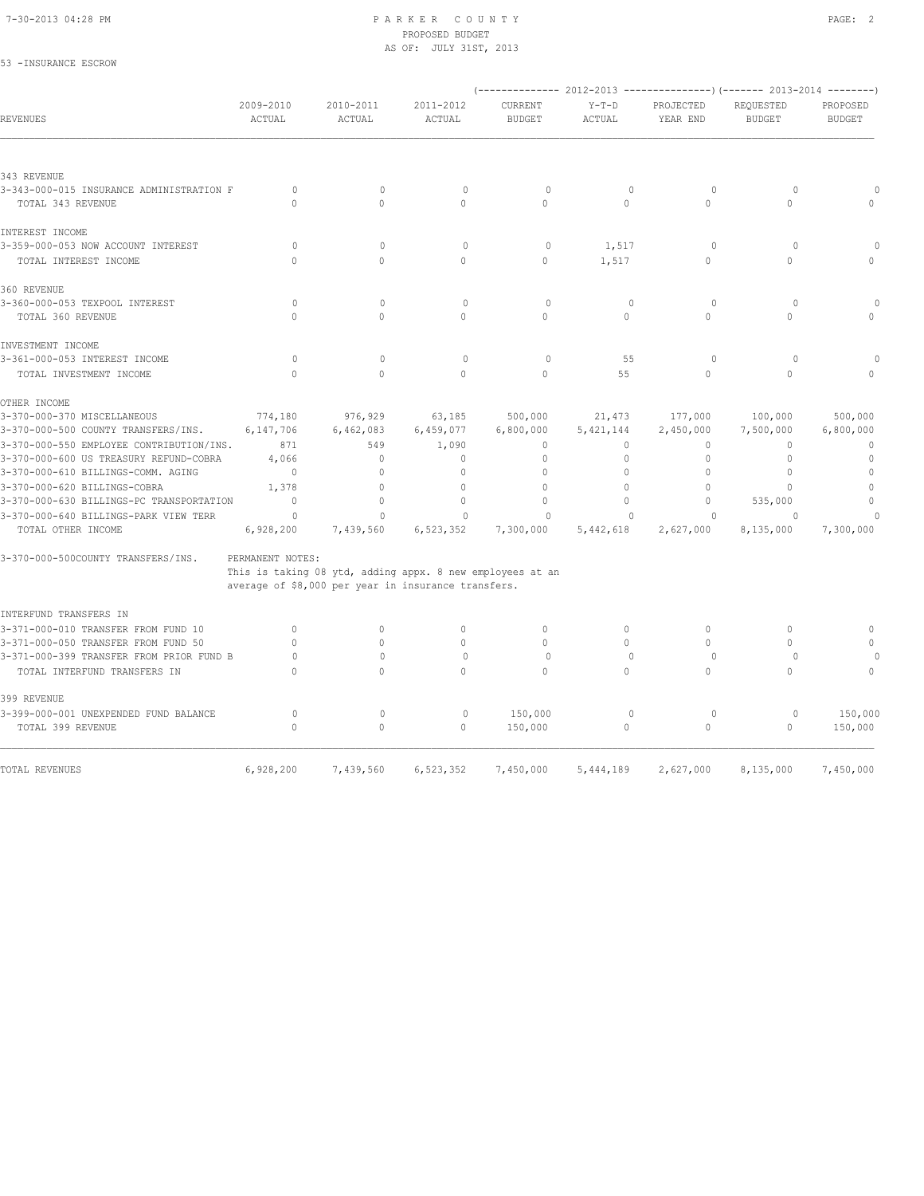PARKER COUNTY
PROPOSED BUDGET
AS OF: JULY 31ST, 2013

53 -INSURANCE ESCROW

| REVENUES | 2009-2010 ACTUAL | 2010-2011 ACTUAL | 2011-2012 ACTUAL | (2012-2013) CURRENT BUDGET | (2012-2013) Y-T-D ACTUAL | (2012-2013) PROJECTED YEAR END | (2013-2014) REQUESTED BUDGET | (2013-2014) PROPOSED BUDGET |
|---|---|---|---|---|---|---|---|---|
| **343 REVENUE** | | | | | | | | |
| 3-343-000-015 INSURANCE ADMINISTRATION F | 0 | 0 | 0 | 0 | 0 | 0 | 0 | 0 |
| TOTAL 343 REVENUE | 0 | 0 | 0 | 0 | 0 | 0 | 0 | 0 |
| **INTEREST INCOME** | | | | | | | | |
| 3-359-000-053 NOW ACCOUNT INTEREST | 0 | 0 | 0 | 0 | 1,517 | 0 | 0 | 0 |
| TOTAL INTEREST INCOME | 0 | 0 | 0 | 0 | 1,517 | 0 | 0 | 0 |
| **360 REVENUE** | | | | | | | | |
| 3-360-000-053 TEXPOOL INTEREST | 0 | 0 | 0 | 0 | 0 | 0 | 0 | 0 |
| TOTAL 360 REVENUE | 0 | 0 | 0 | 0 | 0 | 0 | 0 | 0 |
| **INVESTMENT INCOME** | | | | | | | | |
| 3-361-000-053 INTEREST INCOME | 0 | 0 | 0 | 0 | 55 | 0 | 0 | 0 |
| TOTAL INVESTMENT INCOME | 0 | 0 | 0 | 0 | 55 | 0 | 0 | 0 |
| **OTHER INCOME** | | | | | | | | |
| 3-370-000-370 MISCELLANEOUS | 774,180 | 976,929 | 63,185 | 500,000 | 21,473 | 177,000 | 100,000 | 500,000 |
| 3-370-000-500 COUNTY TRANSFERS/INS. | 6,147,706 | 6,462,083 | 6,459,077 | 6,800,000 | 5,421,144 | 2,450,000 | 7,500,000 | 6,800,000 |
| 3-370-000-550 EMPLOYEE CONTRIBUTION/INS. | 871 | 549 | 1,090 | 0 | 0 | 0 | 0 | 0 |
| 3-370-000-600 US TREASURY REFUND-COBRA | 4,066 | 0 | 0 | 0 | 0 | 0 | 0 | 0 |
| 3-370-000-610 BILLINGS-COMM. AGING | 0 | 0 | 0 | 0 | 0 | 0 | 0 | 0 |
| 3-370-000-620 BILLINGS-COBRA | 1,378 | 0 | 0 | 0 | 0 | 0 | 0 | 0 |
| 3-370-000-630 BILLINGS-PC TRANSPORTATION | 0 | 0 | 0 | 0 | 0 | 0 | 535,000 | 0 |
| 3-370-000-640 BILLINGS-PARK VIEW TERR | 0 | 0 | 0 | 0 | 0 | 0 | 0 | 0 |
| TOTAL OTHER INCOME | 6,928,200 | 7,439,560 | 6,523,352 | 7,300,000 | 5,442,618 | 2,627,000 | 8,135,000 | 7,300,000 |

3-370-000-500COUNTY TRANSFERS/INS. PERMANENT NOTES:
This is taking 08 ytd, adding appx. 8 new employees at an average of $8,000 per year in insurance transfers.

| REVENUES | 2009-2010 ACTUAL | 2010-2011 ACTUAL | 2011-2012 ACTUAL | (2012-2013) CURRENT BUDGET | (2012-2013) Y-T-D ACTUAL | (2012-2013) PROJECTED YEAR END | (2013-2014) REQUESTED BUDGET | (2013-2014) PROPOSED BUDGET |
|---|---|---|---|---|---|---|---|---|
| **INTERFUND TRANSFERS IN** | | | | | | | | |
| 3-371-000-010 TRANSFER FROM FUND 10 | 0 | 0 | 0 | 0 | 0 | 0 | 0 | 0 |
| 3-371-000-050 TRANSFER FROM FUND 50 | 0 | 0 | 0 | 0 | 0 | 0 | 0 | 0 |
| 3-371-000-399 TRANSFER FROM PRIOR FUND B | 0 | 0 | 0 | 0 | 0 | 0 | 0 | 0 |
| TOTAL INTERFUND TRANSFERS IN | 0 | 0 | 0 | 0 | 0 | 0 | 0 | 0 |
| **399 REVENUE** | | | | | | | | |
| 3-399-000-001 UNEXPENDED FUND BALANCE | 0 | 0 | 0 | 150,000 | 0 | 0 | 0 | 150,000 |
| TOTAL 399 REVENUE | 0 | 0 | 0 | 150,000 | 0 | 0 | 0 | 150,000 |
| TOTAL REVENUES | 6,928,200 | 7,439,560 | 6,523,352 | 7,450,000 | 5,444,189 | 2,627,000 | 8,135,000 | 7,450,000 |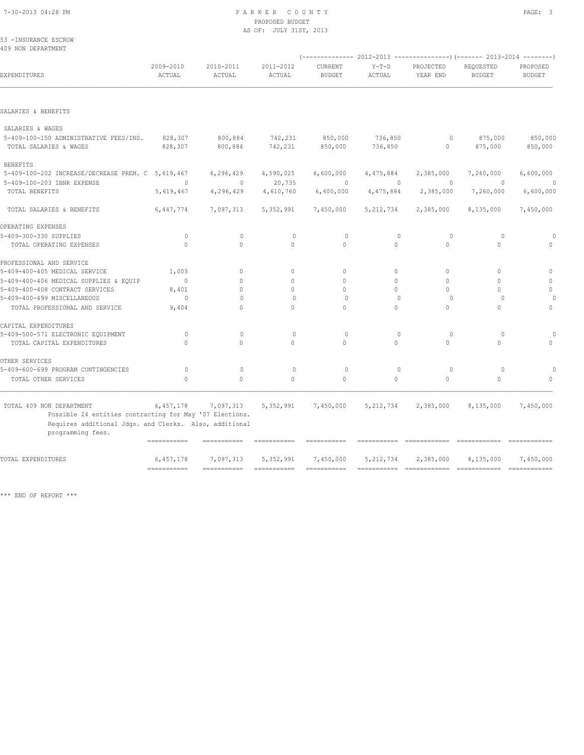PARKER COUNTY
PROPOSED BUDGET
AS OF: JULY 31ST, 2013

53 -INSURANCE ESCROW
409 NON DEPARTMENT

| EXPENDITURES | 2009-2010 ACTUAL | 2010-2011 ACTUAL | 2011-2012 ACTUAL | 2012-2013 CURRENT BUDGET | 2012-2013 Y-T-D ACTUAL | 2012-2013 PROJECTED YEAR END | 2013-2014 REQUESTED BUDGET | 2013-2014 PROPOSED BUDGET |
|---|---|---|---|---|---|---|---|---|
| **SALARIES & BENEFITS** | | | | | | | | |
| SALARIES & WAGES | | | | | | | | |
| 5-409-100-150 ADMINISTRATIVE FEES/INS. | 828,307 | 800,884 | 742,231 | 850,000 | 736,850 | 0 | 875,000 | 850,000 |
| TOTAL SALARIES & WAGES | 828,307 | 800,884 | 742,231 | 850,000 | 736,850 | 0 | 875,000 | 850,000 |
| BENEFITS | | | | | | | | |
| 5-409-100-202 INCREASE/DECREASE PREM. C | 5,619,467 | 6,296,429 | 4,590,025 | 6,600,000 | 4,475,884 | 2,385,000 | 7,260,000 | 6,600,000 |
| 5-409-100-203 IBNR EXPENSE | 0 | 0 | 20,735 | 0 | 0 | 0 | 0 | 0 |
| TOTAL BENEFITS | 5,619,467 | 6,296,429 | 4,610,760 | 6,600,000 | 4,475,884 | 2,385,000 | 7,260,000 | 6,600,000 |
| TOTAL SALARIES & BENEFITS | 6,447,774 | 7,097,313 | 5,352,991 | 7,450,000 | 5,212,734 | 2,385,000 | 8,135,000 | 7,450,000 |
| **OPERATING EXPENSES** | | | | | | | | |
| 5-409-300-330 SUPPLIES | 0 | 0 | 0 | 0 | 0 | 0 | 0 | 0 |
| TOTAL OPERATING EXPENSES | 0 | 0 | 0 | 0 | 0 | 0 | 0 | 0 |
| **PROFESSIONAL AND SERVICE** | | | | | | | | |
| 5-409-400-405 MEDICAL SERVICE | 1,003 | 0 | 0 | 0 | 0 | 0 | 0 | 0 |
| 5-409-400-406 MEDICAL SUPPLIES & EQUIP | 0 | 0 | 0 | 0 | 0 | 0 | 0 | 0 |
| 5-409-400-408 CONTRACT SERVICES | 8,401 | 0 | 0 | 0 | 0 | 0 | 0 | 0 |
| 5-409-400-499 MISCELLANEOUS | 0 | 0 | 0 | 0 | 0 | 0 | 0 | 0 |
| TOTAL PROFESSIONAL AND SERVICE | 9,404 | 0 | 0 | 0 | 0 | 0 | 0 | 0 |
| **CAPITAL EXPENDITURES** | | | | | | | | |
| 5-409-500-571 ELECTRONIC EQUIPMENT | 0 | 0 | 0 | 0 | 0 | 0 | 0 | 0 |
| TOTAL CAPITAL EXPENDITURES | 0 | 0 | 0 | 0 | 0 | 0 | 0 | 0 |
| **OTHER SERVICES** | | | | | | | | |
| 5-409-600-699 PROGRAM CONTINGENCIES | 0 | 0 | 0 | 0 | 0 | 0 | 0 | 0 |
| TOTAL OTHER SERVICES | 0 | 0 | 0 | 0 | 0 | 0 | 0 | 0 |
| TOTAL 409 NON DEPARTMENT | 6,457,178 | 7,097,313 | 5,352,991 | 7,450,000 | 5,212,734 | 2,385,000 | 8,135,000 | 7,450,000 |
| TOTAL EXPENDITURES | 6,457,178 | 7,097,313 | 5,352,991 | 7,450,000 | 5,212,734 | 2,385,000 | 8,135,000 | 7,450,000 |

Possible 24 entities contracting for May '07 Elections. Requires additional Jdgs. and Clerks. Also, additional programming fees.

*** END OF REPORT ***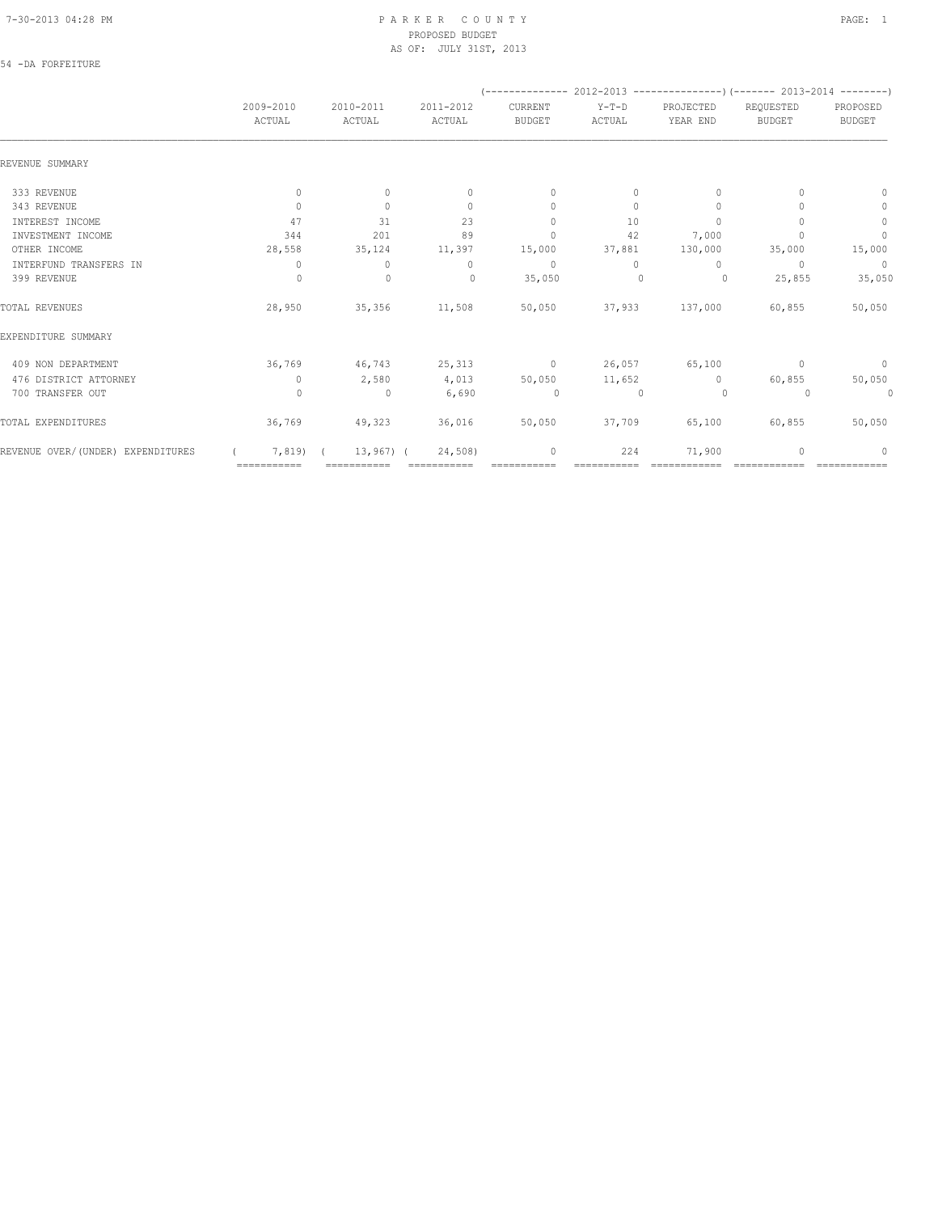PARKER COUNTY
PROPOSED BUDGET
AS OF: JULY 31ST, 2013

54 -DA FORFEITURE

| | 2009-2010 ACTUAL | 2010-2011 ACTUAL | 2011-2012 ACTUAL | 2012-2013 CURRENT BUDGET | 2012-2013 Y-T-D ACTUAL | 2012-2013 PROJECTED YEAR END | 2013-2014 REQUESTED BUDGET | 2013-2014 PROPOSED BUDGET |
|---|---|---|---|---|---|---|---|---|
| REVENUE SUMMARY | | | | | | | | |
| 333 REVENUE | 0 | 0 | 0 | 0 | 0 | 0 | 0 | 0 |
| 343 REVENUE | 0 | 0 | 0 | 0 | 0 | 0 | 0 | 0 |
| INTEREST INCOME | 47 | 31 | 23 | 0 | 10 | 0 | 0 | 0 |
| INVESTMENT INCOME | 344 | 201 | 89 | 0 | 42 | 7,000 | 0 | 0 |
| OTHER INCOME | 28,558 | 35,124 | 11,397 | 15,000 | 37,881 | 130,000 | 35,000 | 15,000 |
| INTERFUND TRANSFERS IN | 0 | 0 | 0 | 0 | 0 | 0 | 0 | 0 |
| 399 REVENUE | 0 | 0 | 0 | 35,050 | 0 | 0 | 25,855 | 35,050 |
| TOTAL REVENUES | 28,950 | 35,356 | 11,508 | 50,050 | 37,933 | 137,000 | 60,855 | 50,050 |
| EXPENDITURE SUMMARY | | | | | | | | |
| 409 NON DEPARTMENT | 36,769 | 46,743 | 25,313 | 0 | 26,057 | 65,100 | 0 | 0 |
| 476 DISTRICT ATTORNEY | 0 | 2,580 | 4,013 | 50,050 | 11,652 | 0 | 60,855 | 50,050 |
| 700 TRANSFER OUT | 0 | 0 | 6,690 | 0 | 0 | 0 | 0 | 0 |
| TOTAL EXPENDITURES | 36,769 | 49,323 | 36,016 | 50,050 | 37,709 | 65,100 | 60,855 | 50,050 |
| REVENUE OVER/(UNDER) EXPENDITURES | ( 7,819) | ( 13,967) | ( 24,508) | 0 | 224 | 71,900 | 0 | 0 |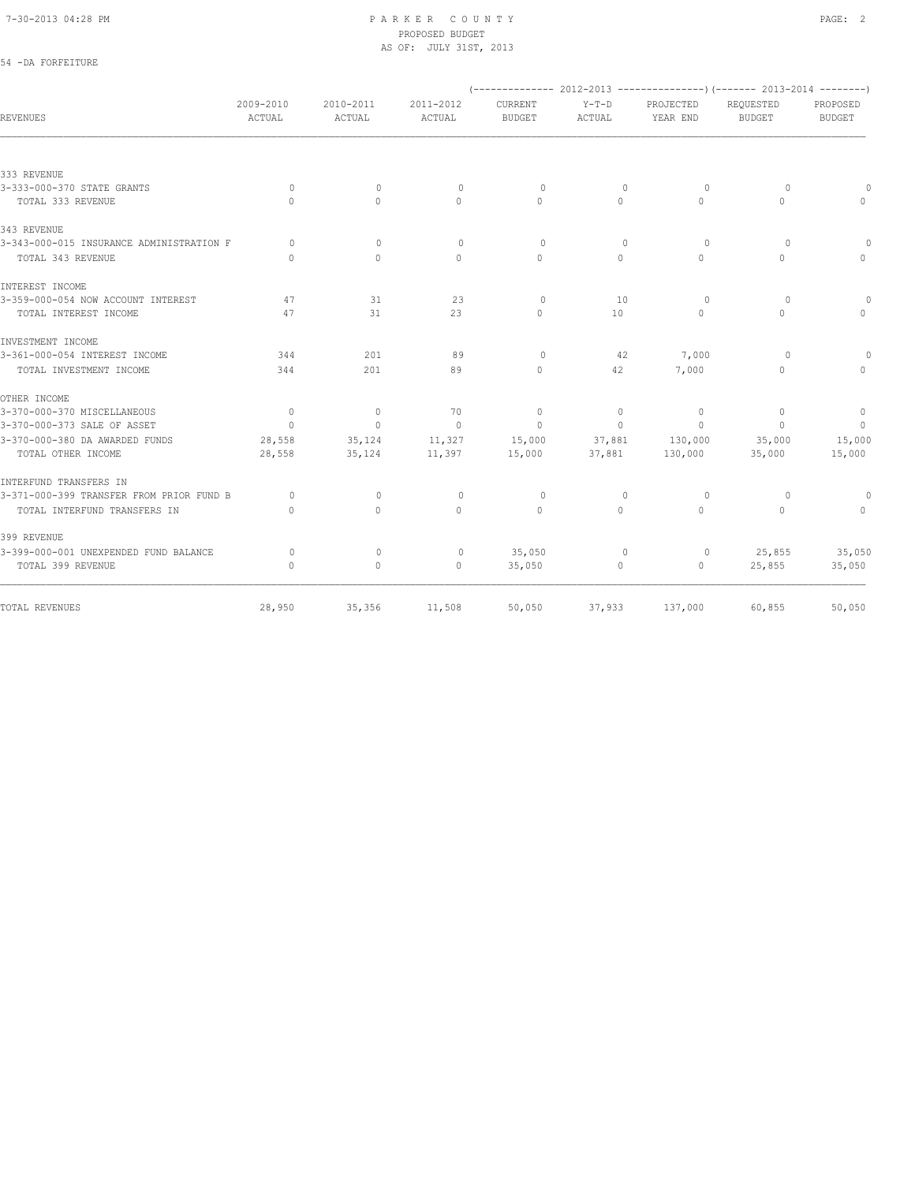PARKER COUNTY
PROPOSED BUDGET
AS OF: JULY 31ST, 2013

54 -DA FORFEITURE

| REVENUES | 2009-2010 ACTUAL | 2010-2011 ACTUAL | 2011-2012 ACTUAL | 2012-2013 CURRENT BUDGET | 2012-2013 Y-T-D ACTUAL | 2012-2013 PROJECTED YEAR END | 2013-2014 REQUESTED BUDGET | 2013-2014 PROPOSED BUDGET |
|---|---|---|---|---|---|---|---|---|
| **333 REVENUE** | | | | | | | | |
| 3-333-000-370 STATE GRANTS | 0 | 0 | 0 | 0 | 0 | 0 | 0 | 0 |
| TOTAL 333 REVENUE | 0 | 0 | 0 | 0 | 0 | 0 | 0 | 0 |
| **343 REVENUE** | | | | | | | | |
| 3-343-000-015 INSURANCE ADMINISTRATION F | 0 | 0 | 0 | 0 | 0 | 0 | 0 | 0 |
| TOTAL 343 REVENUE | 0 | 0 | 0 | 0 | 0 | 0 | 0 | 0 |
| **INTEREST INCOME** | | | | | | | | |
| 3-359-000-054 NOW ACCOUNT INTEREST | 47 | 31 | 23 | 0 | 10 | 0 | 0 | 0 |
| TOTAL INTEREST INCOME | 47 | 31 | 23 | 0 | 10 | 0 | 0 | 0 |
| **INVESTMENT INCOME** | | | | | | | | |
| 3-361-000-054 INTEREST INCOME | 344 | 201 | 89 | 0 | 42 | 7,000 | 0 | 0 |
| TOTAL INVESTMENT INCOME | 344 | 201 | 89 | 0 | 42 | 7,000 | 0 | 0 |
| **OTHER INCOME** | | | | | | | | |
| 3-370-000-370 MISCELLANEOUS | 0 | 0 | 70 | 0 | 0 | 0 | 0 | 0 |
| 3-370-000-373 SALE OF ASSET | 0 | 0 | 0 | 0 | 0 | 0 | 0 | 0 |
| 3-370-000-380 DA AWARDED FUNDS | 28,558 | 35,124 | 11,327 | 15,000 | 37,881 | 130,000 | 35,000 | 15,000 |
| TOTAL OTHER INCOME | 28,558 | 35,124 | 11,397 | 15,000 | 37,881 | 130,000 | 35,000 | 15,000 |
| **INTERFUND TRANSFERS IN** | | | | | | | | |
| 3-371-000-399 TRANSFER FROM PRIOR FUND B | 0 | 0 | 0 | 0 | 0 | 0 | 0 | 0 |
| TOTAL INTERFUND TRANSFERS IN | 0 | 0 | 0 | 0 | 0 | 0 | 0 | 0 |
| **399 REVENUE** | | | | | | | | |
| 3-399-000-001 UNEXPENDED FUND BALANCE | 0 | 0 | 0 | 35,050 | 0 | 0 | 25,855 | 35,050 |
| TOTAL 399 REVENUE | 0 | 0 | 0 | 35,050 | 0 | 0 | 25,855 | 35,050 |
| TOTAL REVENUES | 28,950 | 35,356 | 11,508 | 50,050 | 37,933 | 137,000 | 60,855 | 50,050 |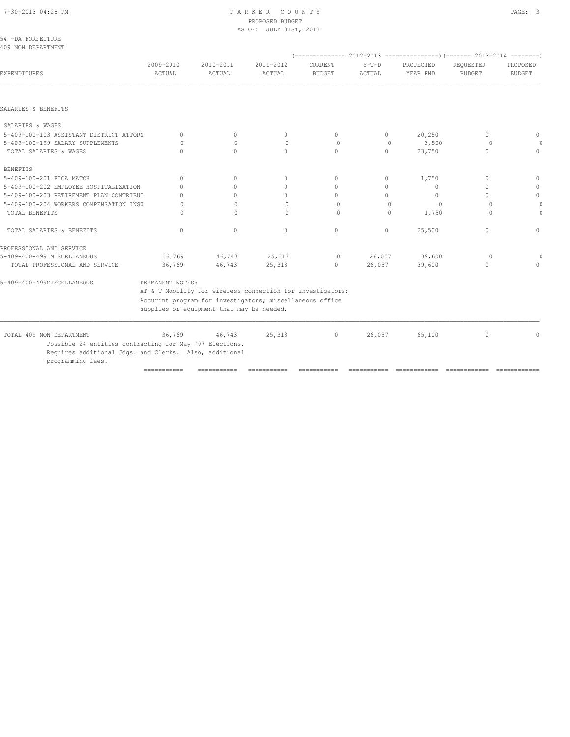PARKER COUNTY
PROPOSED BUDGET
AS OF: JULY 31ST, 2013

54 -DA FORFEITURE
409 NON DEPARTMENT

| EXPENDITURES | 2009-2010 ACTUAL | 2010-2011 ACTUAL | 2011-2012 ACTUAL | 2012-2013 CURRENT BUDGET | 2012-2013 Y-T-D ACTUAL | 2012-2013 PROJECTED YEAR END | 2013-2014 REQUESTED BUDGET | 2013-2014 PROPOSED BUDGET |
|---|---|---|---|---|---|---|---|---|
| SALARIES & BENEFITS | | | | | | | | |
| SALARIES & WAGES | | | | | | | | |
| 5-409-100-103 ASSISTANT DISTRICT ATTORN | 0 | 0 | 0 | 0 | 0 | 20,250 | 0 | 0 |
| 5-409-100-199 SALARY SUPPLEMENTS | 0 | 0 | 0 | 0 | 0 | 3,500 | 0 | 0 |
| TOTAL SALARIES & WAGES | 0 | 0 | 0 | 0 | 0 | 23,750 | 0 | 0 |
| BENEFITS | | | | | | | | |
| 5-409-100-201 FICA MATCH | 0 | 0 | 0 | 0 | 0 | 1,750 | 0 | 0 |
| 5-409-100-202 EMPLOYEE HOSPITALIZATION | 0 | 0 | 0 | 0 | 0 | 0 | 0 | 0 |
| 5-409-100-203 RETIREMENT PLAN CONTRIBUT | 0 | 0 | 0 | 0 | 0 | 0 | 0 | 0 |
| 5-409-100-204 WORKERS COMPENSATION INSU | 0 | 0 | 0 | 0 | 0 | 0 | 0 | 0 |
| TOTAL BENEFITS | 0 | 0 | 0 | 0 | 0 | 1,750 | 0 | 0 |
| TOTAL SALARIES & BENEFITS | 0 | 0 | 0 | 0 | 0 | 25,500 | 0 | 0 |
| PROFESSIONAL AND SERVICE | | | | | | | | |
| 5-409-400-499 MISCELLANEOUS | 36,769 | 46,743 | 25,313 | 0 | 26,057 | 39,600 | 0 | 0 |
| TOTAL PROFESSIONAL AND SERVICE | 36,769 | 46,743 | 25,313 | 0 | 26,057 | 39,600 | 0 | 0 |

5-409-400-499MISCELLANEOUS — PERMANENT NOTES:
AT & T Mobility for wireless connection for investigators; Accurint program for investigators; miscellaneous office supplies or equipment that may be needed.

| | 2009-2010 ACTUAL | 2010-2011 ACTUAL | 2011-2012 ACTUAL | CURRENT BUDGET | Y-T-D ACTUAL | PROJECTED YEAR END | REQUESTED BUDGET | PROPOSED BUDGET |
|---|---|---|---|---|---|---|---|---|
| TOTAL 409 NON DEPARTMENT | 36,769 | 46,743 | 25,313 | 0 | 26,057 | 65,100 | 0 | 0 |

Possible 24 entities contracting for May '07 Elections. Requires additional Jdgs. and Clerks. Also, additional programming fees.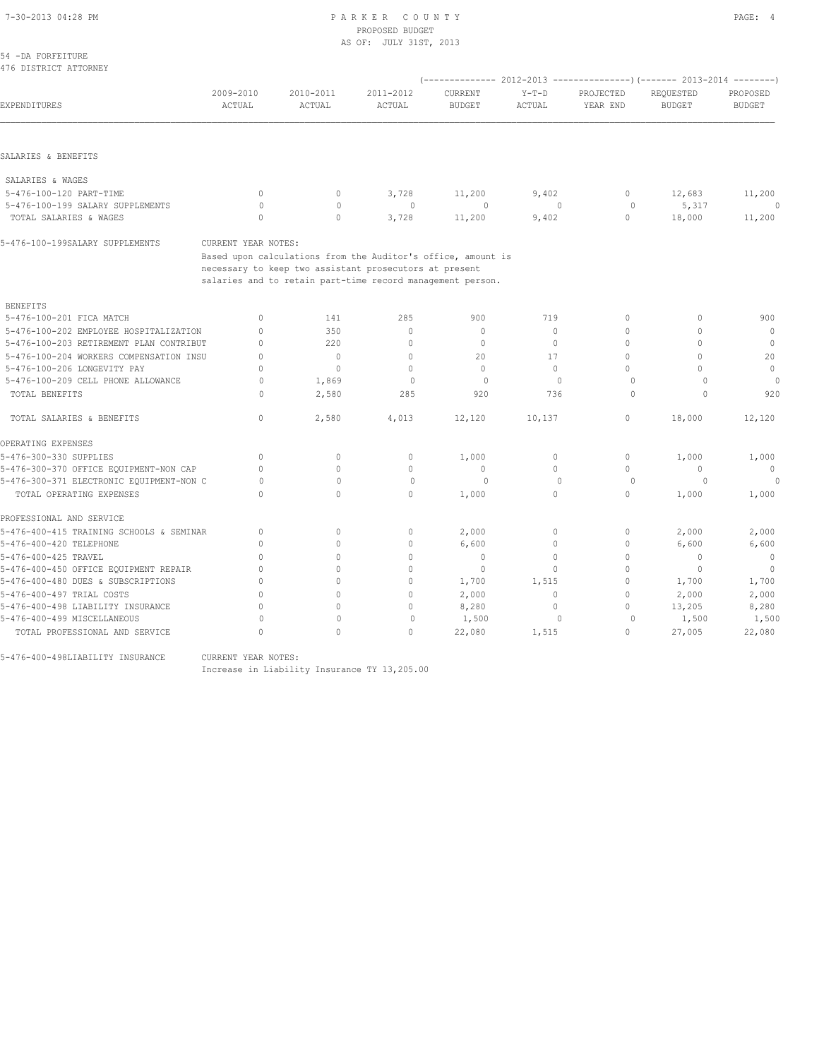PARKER COUNTY
PROPOSED BUDGET
AS OF: JULY 31ST, 2013

54 -DA FORFEITURE
476 DISTRICT ATTORNEY

| EXPENDITURES | 2009-2010 ACTUAL | 2010-2011 ACTUAL | 2011-2012 ACTUAL | 2012-2013 CURRENT BUDGET | 2012-2013 Y-T-D ACTUAL | 2012-2013 PROJECTED YEAR END | 2013-2014 REQUESTED BUDGET | 2013-2014 PROPOSED BUDGET |
|---|---|---|---|---|---|---|---|---|
| **SALARIES & BENEFITS** | | | | | | | | |
| SALARIES & WAGES | | | | | | | | |
| 5-476-100-120 PART-TIME | 0 | 0 | 3,728 | 11,200 | 9,402 | 0 | 12,683 | 11,200 |
| 5-476-100-199 SALARY SUPPLEMENTS | 0 | 0 | 0 | 0 | 0 | 0 | 5,317 | 0 |
| TOTAL SALARIES & WAGES | 0 | 0 | 3,728 | 11,200 | 9,402 | 0 | 18,000 | 11,200 |

5-476-100-199SALARY SUPPLEMENTS — CURRENT YEAR NOTES:
Based upon calculations from the Auditor's office, amount is necessary to keep two assistant prosecutors at present salaries and to retain part-time record management person.

| EXPENDITURES | 2009-2010 ACTUAL | 2010-2011 ACTUAL | 2011-2012 ACTUAL | 2012-2013 CURRENT BUDGET | 2012-2013 Y-T-D ACTUAL | 2012-2013 PROJECTED YEAR END | 2013-2014 REQUESTED BUDGET | 2013-2014 PROPOSED BUDGET |
|---|---|---|---|---|---|---|---|---|
| BENEFITS | | | | | | | | |
| 5-476-100-201 FICA MATCH | 0 | 141 | 285 | 900 | 719 | 0 | 0 | 900 |
| 5-476-100-202 EMPLOYEE HOSPITALIZATION | 0 | 350 | 0 | 0 | 0 | 0 | 0 | 0 |
| 5-476-100-203 RETIREMENT PLAN CONTRIBUT | 0 | 220 | 0 | 0 | 0 | 0 | 0 | 0 |
| 5-476-100-204 WORKERS COMPENSATION INSU | 0 | 0 | 0 | 20 | 17 | 0 | 0 | 20 |
| 5-476-100-206 LONGEVITY PAY | 0 | 0 | 0 | 0 | 0 | 0 | 0 | 0 |
| 5-476-100-209 CELL PHONE ALLOWANCE | 0 | 1,869 | 0 | 0 | 0 | 0 | 0 | 0 |
| TOTAL BENEFITS | 0 | 2,580 | 285 | 920 | 736 | 0 | 0 | 920 |
| TOTAL SALARIES & BENEFITS | 0 | 2,580 | 4,013 | 12,120 | 10,137 | 0 | 18,000 | 12,120 |
| **OPERATING EXPENSES** | | | | | | | | |
| 5-476-300-330 SUPPLIES | 0 | 0 | 0 | 1,000 | 0 | 0 | 1,000 | 1,000 |
| 5-476-300-370 OFFICE EQUIPMENT-NON CAP | 0 | 0 | 0 | 0 | 0 | 0 | 0 | 0 |
| 5-476-300-371 ELECTRONIC EQUIPMENT-NON C | 0 | 0 | 0 | 0 | 0 | 0 | 0 | 0 |
| TOTAL OPERATING EXPENSES | 0 | 0 | 0 | 1,000 | 0 | 0 | 1,000 | 1,000 |
| **PROFESSIONAL AND SERVICE** | | | | | | | | |
| 5-476-400-415 TRAINING SCHOOLS & SEMINAR | 0 | 0 | 0 | 2,000 | 0 | 0 | 2,000 | 2,000 |
| 5-476-400-420 TELEPHONE | 0 | 0 | 0 | 6,600 | 0 | 0 | 6,600 | 6,600 |
| 5-476-400-425 TRAVEL | 0 | 0 | 0 | 0 | 0 | 0 | 0 | 0 |
| 5-476-400-450 OFFICE EQUIPMENT REPAIR | 0 | 0 | 0 | 0 | 0 | 0 | 0 | 0 |
| 5-476-400-480 DUES & SUBSCRIPTIONS | 0 | 0 | 0 | 1,700 | 1,515 | 0 | 1,700 | 1,700 |
| 5-476-400-497 TRIAL COSTS | 0 | 0 | 0 | 2,000 | 0 | 0 | 2,000 | 2,000 |
| 5-476-400-498 LIABILITY INSURANCE | 0 | 0 | 0 | 8,280 | 0 | 0 | 13,205 | 8,280 |
| 5-476-400-499 MISCELLANEOUS | 0 | 0 | 0 | 1,500 | 0 | 0 | 1,500 | 1,500 |
| TOTAL PROFESSIONAL AND SERVICE | 0 | 0 | 0 | 22,080 | 1,515 | 0 | 27,005 | 22,080 |

5-476-400-498LIABILITY INSURANCE — CURRENT YEAR NOTES:
Increase in Liability Insurance TY 13,205.00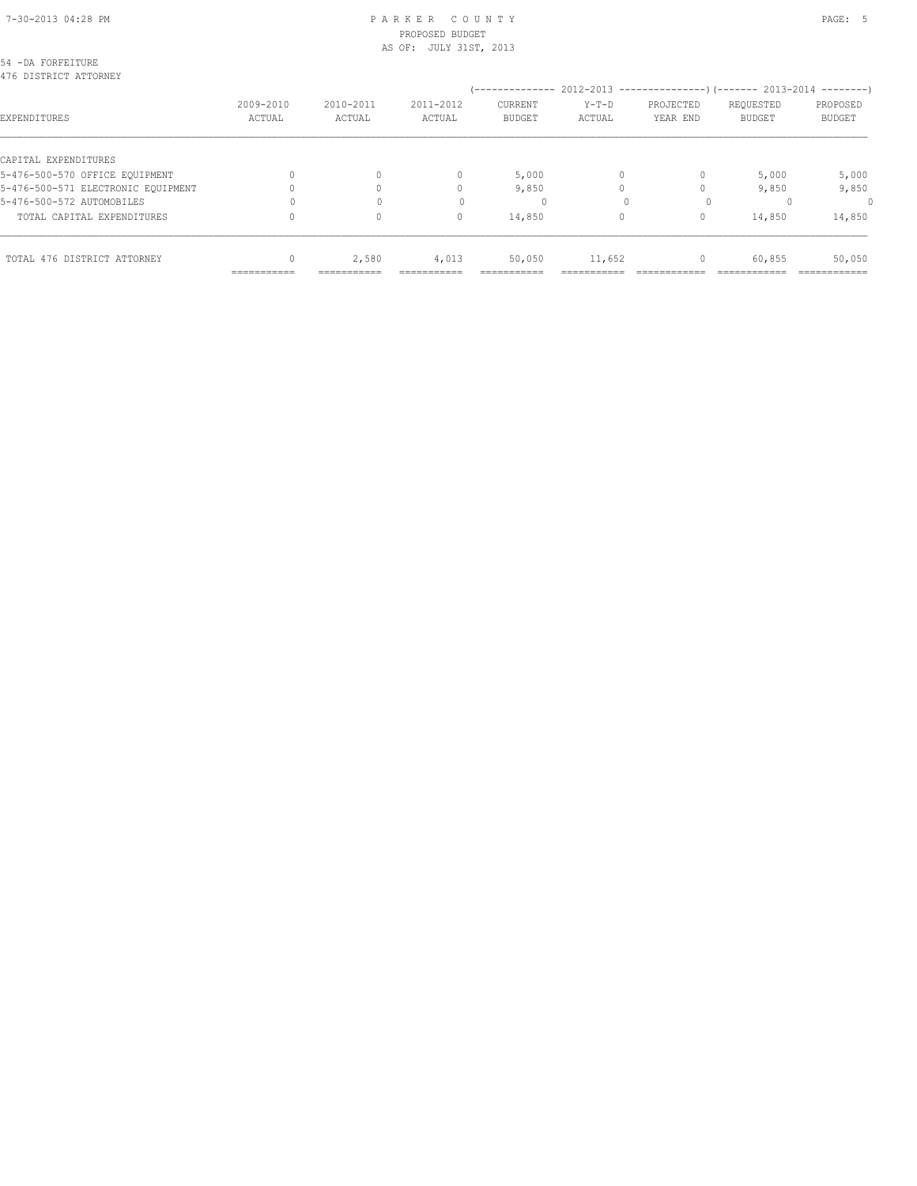PARKER COUNTY
PROPOSED BUDGET
AS OF: JULY 31ST, 2013

54 -DA FORFEITURE
476 DISTRICT ATTORNEY

| EXPENDITURES | 2009-2010 ACTUAL | 2010-2011 ACTUAL | 2011-2012 ACTUAL | 2012-2013 CURRENT BUDGET | 2012-2013 Y-T-D ACTUAL | 2012-2013 PROJECTED YEAR END | 2013-2014 REQUESTED BUDGET | 2013-2014 PROPOSED BUDGET |
|---|---|---|---|---|---|---|---|---|
| CAPITAL EXPENDITURES | | | | | | | | |
| 5-476-500-570 OFFICE EQUIPMENT | 0 | 0 | 0 | 5,000 | 0 | 0 | 5,000 | 5,000 |
| 5-476-500-571 ELECTRONIC EQUIPMENT | 0 | 0 | 0 | 9,850 | 0 | 0 | 9,850 | 9,850 |
| 5-476-500-572 AUTOMOBILES | 0 | 0 | 0 | 0 | 0 | 0 | 0 | 0 |
| TOTAL CAPITAL EXPENDITURES | 0 | 0 | 0 | 14,850 | 0 | 0 | 14,850 | 14,850 |
| TOTAL 476 DISTRICT ATTORNEY | 0 | 2,580 | 4,013 | 50,050 | 11,652 | 0 | 60,855 | 50,050 |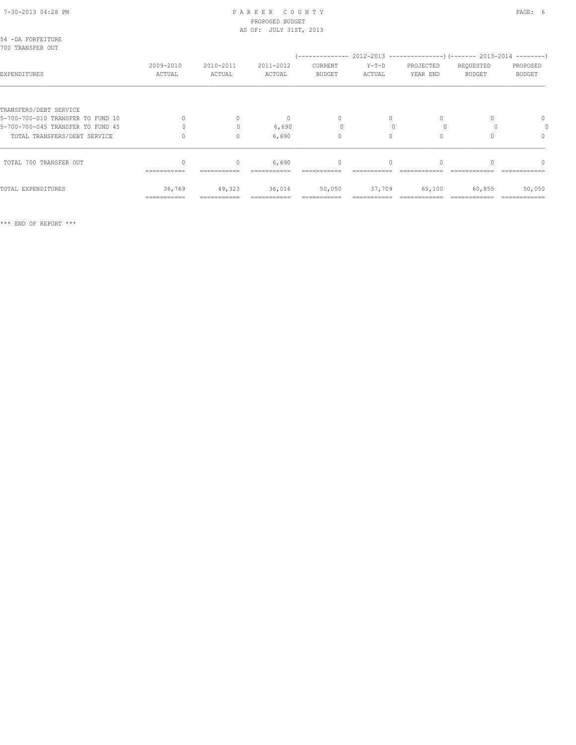PARKER COUNTY
PROPOSED BUDGET
AS OF: JULY 31ST, 2013

54 -DA FORFEITURE
700 TRANSFER OUT

| EXPENDITURES | 2009-2010 ACTUAL | 2010-2011 ACTUAL | 2011-2012 ACTUAL | 2012-2013 CURRENT BUDGET | 2012-2013 Y-T-D ACTUAL | 2012-2013 PROJECTED YEAR END | 2013-2014 REQUESTED BUDGET | 2013-2014 PROPOSED BUDGET |
|---|---|---|---|---|---|---|---|---|
| TRANSFERS/DEBT SERVICE | | | | | | | | |
| 5-700-700-010 TRANSFER TO FUND 10 | 0 | 0 | 0 | 0 | 0 | 0 | 0 | 0 |
| 5-700-700-045 TRANSFER TO FUND 45 | 0 | 0 | 6,690 | 0 | 0 | 0 | 0 | 0 |
| TOTAL TRANSFERS/DEBT SERVICE | 0 | 0 | 6,690 | 0 | 0 | 0 | 0 | 0 |
| TOTAL 700 TRANSFER OUT | 0 | 0 | 6,690 | 0 | 0 | 0 | 0 | 0 |
| TOTAL EXPENDITURES | 36,769 | 49,323 | 36,016 | 50,050 | 37,709 | 65,100 | 60,855 | 50,050 |

*** END OF REPORT ***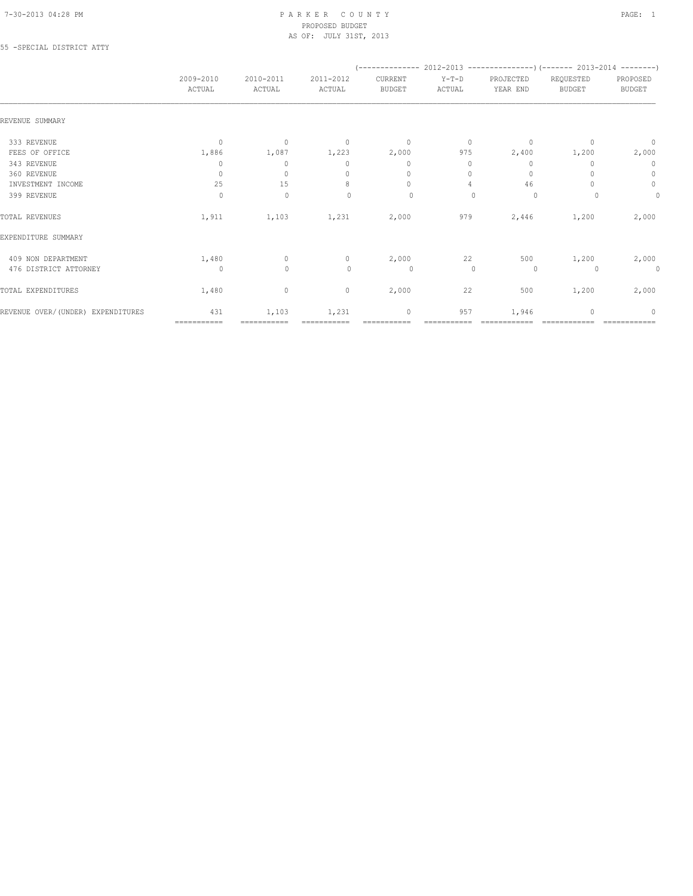PARKER COUNTY
PROPOSED BUDGET
AS OF: JULY 31ST, 2013

55 -SPECIAL DISTRICT ATTY

| | 2009-2010 ACTUAL | 2010-2011 ACTUAL | 2011-2012 ACTUAL | 2012-2013 CURRENT BUDGET | 2012-2013 Y-T-D ACTUAL | 2012-2013 PROJECTED YEAR END | 2013-2014 REQUESTED BUDGET | 2013-2014 PROPOSED BUDGET |
|---|---|---|---|---|---|---|---|---|
| REVENUE SUMMARY | | | | | | | | |
| 333 REVENUE | 0 | 0 | 0 | 0 | 0 | 0 | 0 | 0 |
| FEES OF OFFICE | 1,886 | 1,087 | 1,223 | 2,000 | 975 | 2,400 | 1,200 | 2,000 |
| 343 REVENUE | 0 | 0 | 0 | 0 | 0 | 0 | 0 | 0 |
| 360 REVENUE | 0 | 0 | 0 | 0 | 0 | 0 | 0 | 0 |
| INVESTMENT INCOME | 25 | 15 | 8 | 0 | 4 | 46 | 0 | 0 |
| 399 REVENUE | 0 | 0 | 0 | 0 | 0 | 0 | 0 | 0 |
| TOTAL REVENUES | 1,911 | 1,103 | 1,231 | 2,000 | 979 | 2,446 | 1,200 | 2,000 |
| EXPENDITURE SUMMARY | | | | | | | | |
| 409 NON DEPARTMENT | 1,480 | 0 | 0 | 2,000 | 22 | 500 | 1,200 | 2,000 |
| 476 DISTRICT ATTORNEY | 0 | 0 | 0 | 0 | 0 | 0 | 0 | 0 |
| TOTAL EXPENDITURES | 1,480 | 0 | 0 | 2,000 | 22 | 500 | 1,200 | 2,000 |
| REVENUE OVER/(UNDER) EXPENDITURES | 431 | 1,103 | 1,231 | 0 | 957 | 1,946 | 0 | 0 |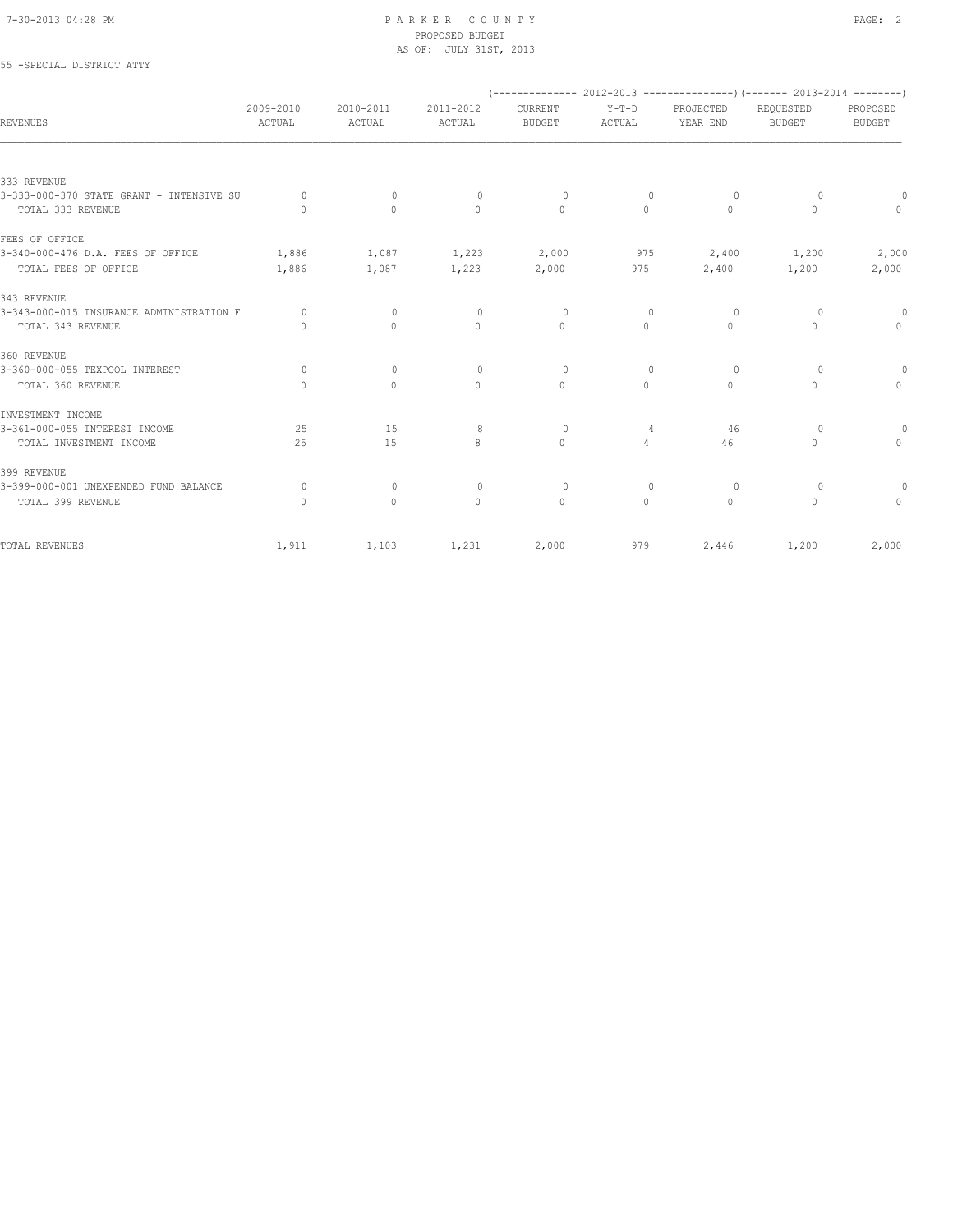55 -SPECIAL DISTRICT ATTY

| REVENUES | 2009-2010 ACTUAL | 2010-2011 ACTUAL | 2011-2012 ACTUAL | 2012-2013 CURRENT BUDGET | 2012-2013 Y-T-D ACTUAL | 2012-2013 PROJECTED YEAR END | 2013-2014 REQUESTED BUDGET | 2013-2014 PROPOSED BUDGET |
|---|---|---|---|---|---|---|---|---|
| 333 REVENUE | | | | | | | | |
| 3-333-000-370 STATE GRANT - INTENSIVE SU | 0 | 0 | 0 | 0 | 0 | 0 | 0 | 0 |
| TOTAL 333 REVENUE | 0 | 0 | 0 | 0 | 0 | 0 | 0 | 0 |
| FEES OF OFFICE | | | | | | | | |
| 3-340-000-476 D.A. FEES OF OFFICE | 1,886 | 1,087 | 1,223 | 2,000 | 975 | 2,400 | 1,200 | 2,000 |
| TOTAL FEES OF OFFICE | 1,886 | 1,087 | 1,223 | 2,000 | 975 | 2,400 | 1,200 | 2,000 |
| 343 REVENUE | | | | | | | | |
| 3-343-000-015 INSURANCE ADMINISTRATION F | 0 | 0 | 0 | 0 | 0 | 0 | 0 | 0 |
| TOTAL 343 REVENUE | 0 | 0 | 0 | 0 | 0 | 0 | 0 | 0 |
| 360 REVENUE | | | | | | | | |
| 3-360-000-055 TEXPOOL INTEREST | 0 | 0 | 0 | 0 | 0 | 0 | 0 | 0 |
| TOTAL 360 REVENUE | 0 | 0 | 0 | 0 | 0 | 0 | 0 | 0 |
| INVESTMENT INCOME | | | | | | | | |
| 3-361-000-055 INTEREST INCOME | 25 | 15 | 8 | 0 | 4 | 46 | 0 | 0 |
| TOTAL INVESTMENT INCOME | 25 | 15 | 8 | 0 | 4 | 46 | 0 | 0 |
| 399 REVENUE | | | | | | | | |
| 3-399-000-001 UNEXPENDED FUND BALANCE | 0 | 0 | 0 | 0 | 0 | 0 | 0 | 0 |
| TOTAL 399 REVENUE | 0 | 0 | 0 | 0 | 0 | 0 | 0 | 0 |
| TOTAL REVENUES | 1,911 | 1,103 | 1,231 | 2,000 | 979 | 2,446 | 1,200 | 2,000 |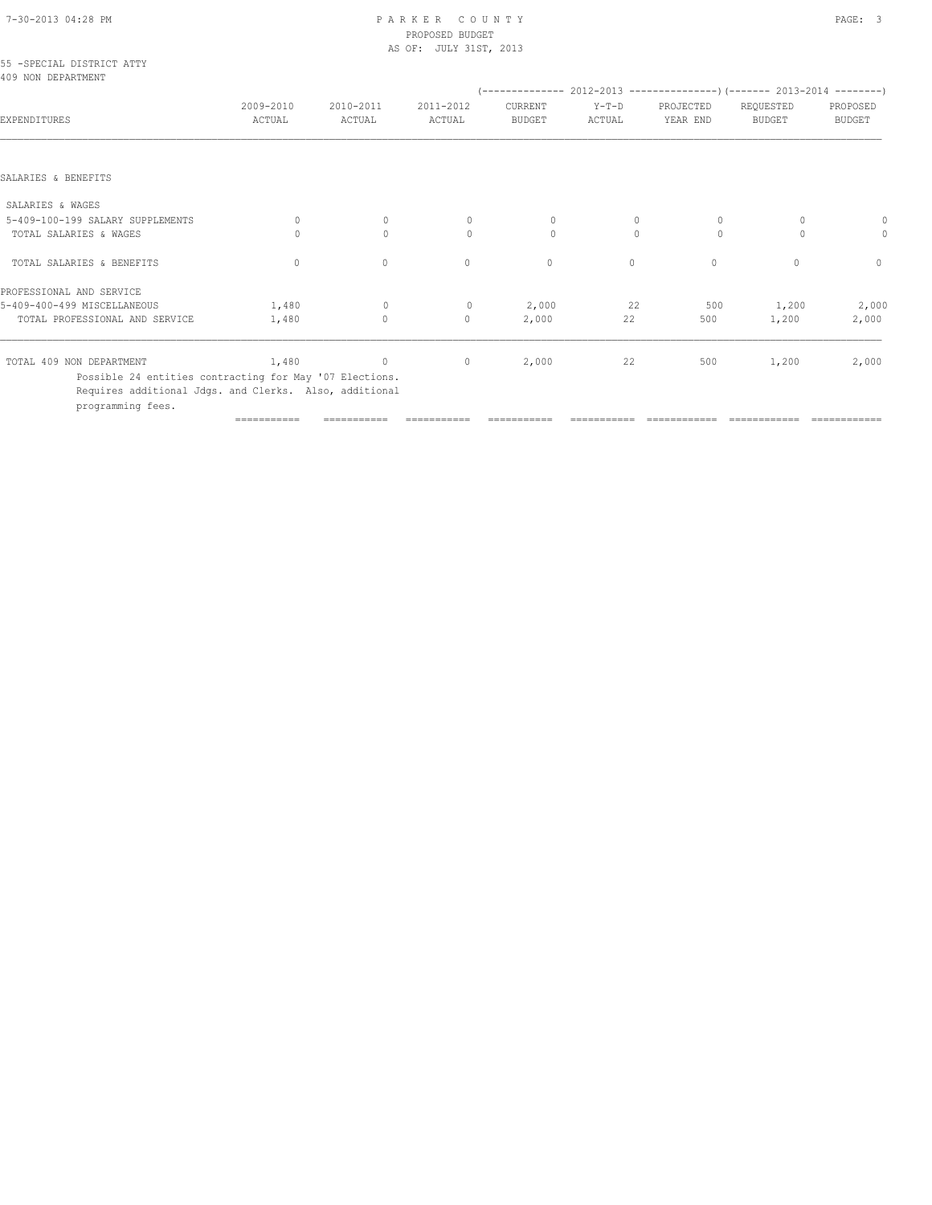PARKER COUNTY
PROPOSED BUDGET
AS OF: JULY 31ST, 2013

55 -SPECIAL DISTRICT ATTY
409 NON DEPARTMENT

| EXPENDITURES | 2009-2010 ACTUAL | 2010-2011 ACTUAL | 2011-2012 ACTUAL | 2012-2013 CURRENT BUDGET | 2012-2013 Y-T-D ACTUAL | 2012-2013 PROJECTED YEAR END | 2013-2014 REQUESTED BUDGET | 2013-2014 PROPOSED BUDGET |
|---|---|---|---|---|---|---|---|---|
| SALARIES & BENEFITS | | | | | | | | |
| SALARIES & WAGES | | | | | | | | |
| 5-409-100-199 SALARY SUPPLEMENTS | 0 | 0 | 0 | 0 | 0 | 0 | 0 | 0 |
| TOTAL SALARIES & WAGES | 0 | 0 | 0 | 0 | 0 | 0 | 0 | 0 |
| TOTAL SALARIES & BENEFITS | 0 | 0 | 0 | 0 | 0 | 0 | 0 | 0 |
| PROFESSIONAL AND SERVICE | | | | | | | | |
| 5-409-400-499 MISCELLANEOUS | 1,480 | 0 | 0 | 2,000 | 22 | 500 | 1,200 | 2,000 |
| TOTAL PROFESSIONAL AND SERVICE | 1,480 | 0 | 0 | 2,000 | 22 | 500 | 1,200 | 2,000 |
| TOTAL 409 NON DEPARTMENT | 1,480 | 0 | 0 | 2,000 | 22 | 500 | 1,200 | 2,000 |

Possible 24 entities contracting for May '07 Elections. Requires additional Jdgs. and Clerks. Also, additional programming fees.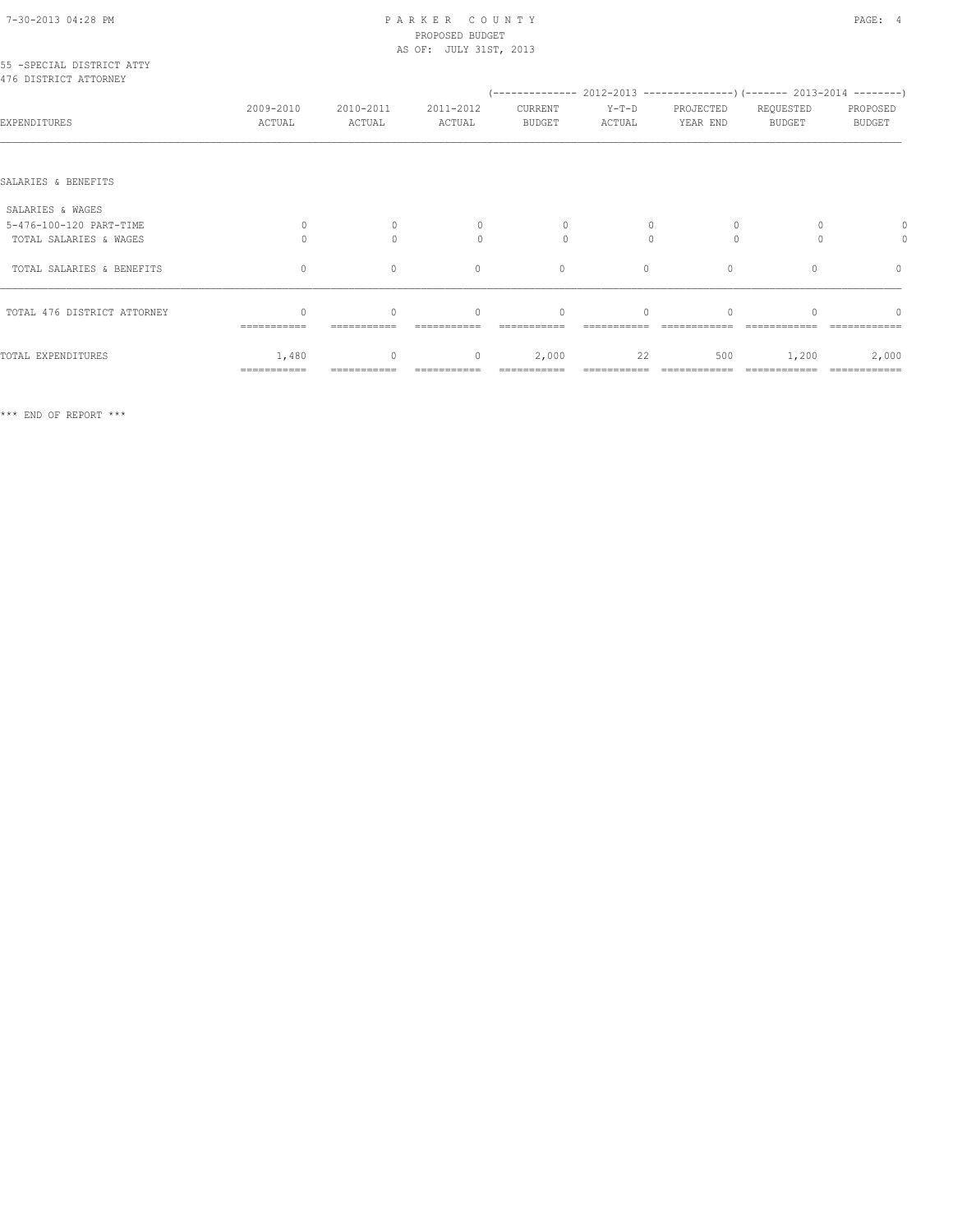PARKER COUNTY
PROPOSED BUDGET
AS OF: JULY 31ST, 2013

55 -SPECIAL DISTRICT ATTY
476 DISTRICT ATTORNEY

| EXPENDITURES | 2009-2010 ACTUAL | 2010-2011 ACTUAL | 2011-2012 ACTUAL | 2012-2013 CURRENT BUDGET | 2012-2013 Y-T-D ACTUAL | 2012-2013 PROJECTED YEAR END | 2013-2014 REQUESTED BUDGET | 2013-2014 PROPOSED BUDGET |
|---|---|---|---|---|---|---|---|---|
| SALARIES & BENEFITS | | | | | | | | |
| SALARIES & WAGES | | | | | | | | |
| 5-476-100-120 PART-TIME | 0 | 0 | 0 | 0 | 0 | 0 | 0 | 0 |
| TOTAL SALARIES & WAGES | 0 | 0 | 0 | 0 | 0 | 0 | 0 | 0 |
| TOTAL SALARIES & BENEFITS | 0 | 0 | 0 | 0 | 0 | 0 | 0 | 0 |
| TOTAL 476 DISTRICT ATTORNEY | 0 | 0 | 0 | 0 | 0 | 0 | 0 | 0 |
| TOTAL EXPENDITURES | 1,480 | 0 | 0 | 2,000 | 22 | 500 | 1,200 | 2,000 |

*** END OF REPORT ***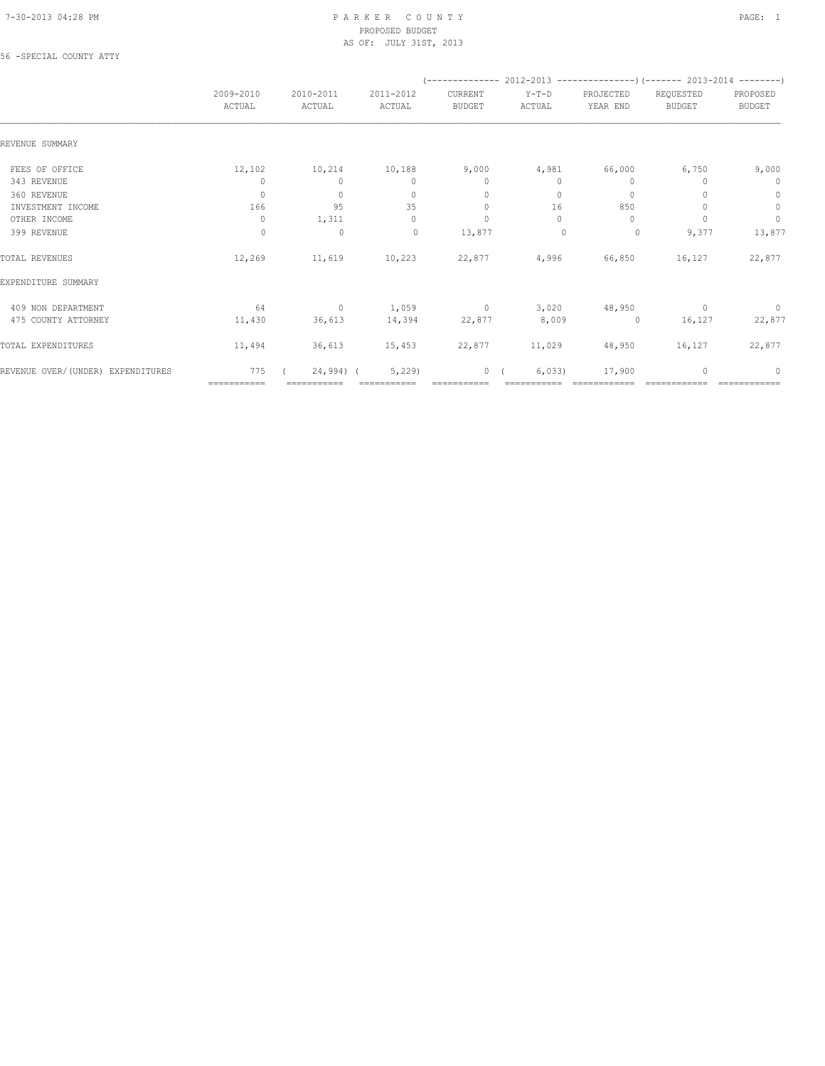PARKER COUNTY
PROPOSED BUDGET
AS OF: JULY 31ST, 2013

56 -SPECIAL COUNTY ATTY

| | 2009-2010 ACTUAL | 2010-2011 ACTUAL | 2011-2012 ACTUAL | 2012-2013 CURRENT BUDGET | 2012-2013 Y-T-D ACTUAL | 2012-2013 PROJECTED YEAR END | 2013-2014 REQUESTED BUDGET | 2013-2014 PROPOSED BUDGET |
|---|---|---|---|---|---|---|---|---|
| REVENUE SUMMARY | | | | | | | | |
| FEES OF OFFICE | 12,102 | 10,214 | 10,188 | 9,000 | 4,981 | 66,000 | 6,750 | 9,000 |
| 343 REVENUE | 0 | 0 | 0 | 0 | 0 | 0 | 0 | 0 |
| 360 REVENUE | 0 | 0 | 0 | 0 | 0 | 0 | 0 | 0 |
| INVESTMENT INCOME | 166 | 95 | 35 | 0 | 16 | 850 | 0 | 0 |
| OTHER INCOME | 0 | 1,311 | 0 | 0 | 0 | 0 | 0 | 0 |
| 399 REVENUE | 0 | 0 | 0 | 13,877 | 0 | 0 | 9,377 | 13,877 |
| TOTAL REVENUES | 12,269 | 11,619 | 10,223 | 22,877 | 4,996 | 66,850 | 16,127 | 22,877 |
| EXPENDITURE SUMMARY | | | | | | | | |
| 409 NON DEPARTMENT | 64 | 0 | 1,059 | 0 | 3,020 | 48,950 | 0 | 0 |
| 475 COUNTY ATTORNEY | 11,430 | 36,613 | 14,394 | 22,877 | 8,009 | 0 | 16,127 | 22,877 |
| TOTAL EXPENDITURES | 11,494 | 36,613 | 15,453 | 22,877 | 11,029 | 48,950 | 16,127 | 22,877 |
| REVENUE OVER/(UNDER) EXPENDITURES | 775 | ( 24,994) | ( 5,229) | 0 | ( 6,033) | 17,900 | 0 | 0 |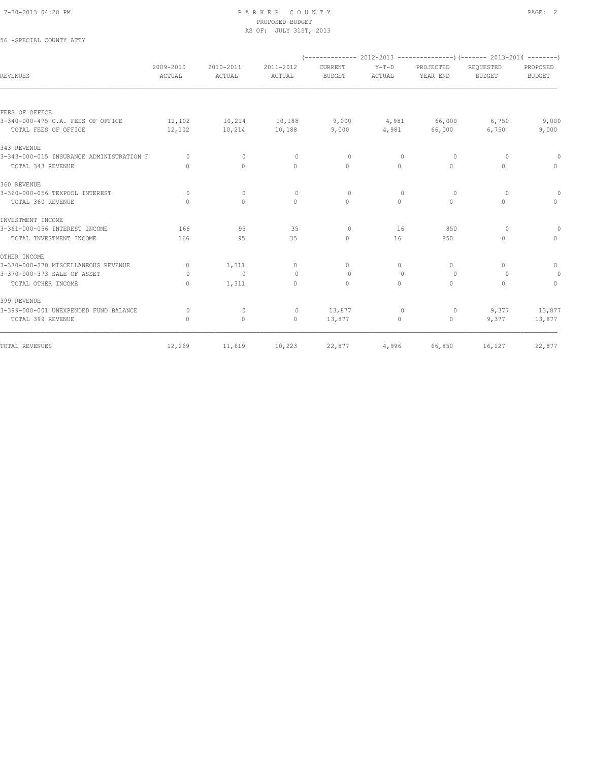# PARKER COUNTY
PROPOSED BUDGET
AS OF: JULY 31ST, 2013

56 -SPECIAL COUNTY ATTY

| REVENUES | 2009-2010 ACTUAL | 2010-2011 ACTUAL | 2011-2012 ACTUAL | (------------- 2012-2013 CURRENT BUDGET | Y-T-D ACTUAL | PROJECTED YEAR END --------------) | (------- 2013-2014 REQUESTED BUDGET | PROPOSED BUDGET --------) |
|---|---|---|---|---|---|---|---|---|
| FEES OF OFFICE | | | | | | | | |
| 3-340-000-475 C.A. FEES OF OFFICE | 12,102 | 10,214 | 10,188 | 9,000 | 4,981 | 66,000 | 6,750 | 9,000 |
| TOTAL FEES OF OFFICE | 12,102 | 10,214 | 10,188 | 9,000 | 4,981 | 66,000 | 6,750 | 9,000 |
| 343 REVENUE | | | | | | | | |
| 3-343-000-015 INSURANCE ADMINISTRATION F | 0 | 0 | 0 | 0 | 0 | 0 | 0 | 0 |
| TOTAL 343 REVENUE | 0 | 0 | 0 | 0 | 0 | 0 | 0 | 0 |
| 360 REVENUE | | | | | | | | |
| 3-360-000-056 TEXPOOL INTEREST | 0 | 0 | 0 | 0 | 0 | 0 | 0 | 0 |
| TOTAL 360 REVENUE | 0 | 0 | 0 | 0 | 0 | 0 | 0 | 0 |
| INVESTMENT INCOME | | | | | | | | |
| 3-361-000-056 INTEREST INCOME | 166 | 95 | 35 | 0 | 16 | 850 | 0 | 0 |
| TOTAL INVESTMENT INCOME | 166 | 95 | 35 | 0 | 16 | 850 | 0 | 0 |
| OTHER INCOME | | | | | | | | |
| 3-370-000-370 MISCELLANEOUS REVENUE | 0 | 1,311 | 0 | 0 | 0 | 0 | 0 | 0 |
| 3-370-000-373 SALE OF ASSET | 0 | 0 | 0 | 0 | 0 | 0 | 0 | 0 |
| TOTAL OTHER INCOME | 0 | 1,311 | 0 | 0 | 0 | 0 | 0 | 0 |
| 399 REVENUE | | | | | | | | |
| 3-399-000-001 UNEXPENDED FUND BALANCE | 0 | 0 | 0 | 13,877 | 0 | 0 | 9,377 | 13,877 |
| TOTAL 399 REVENUE | 0 | 0 | 0 | 13,877 | 0 | 0 | 9,377 | 13,877 |
| TOTAL REVENUES | 12,269 | 11,619 | 10,223 | 22,877 | 4,996 | 66,850 | 16,127 | 22,877 |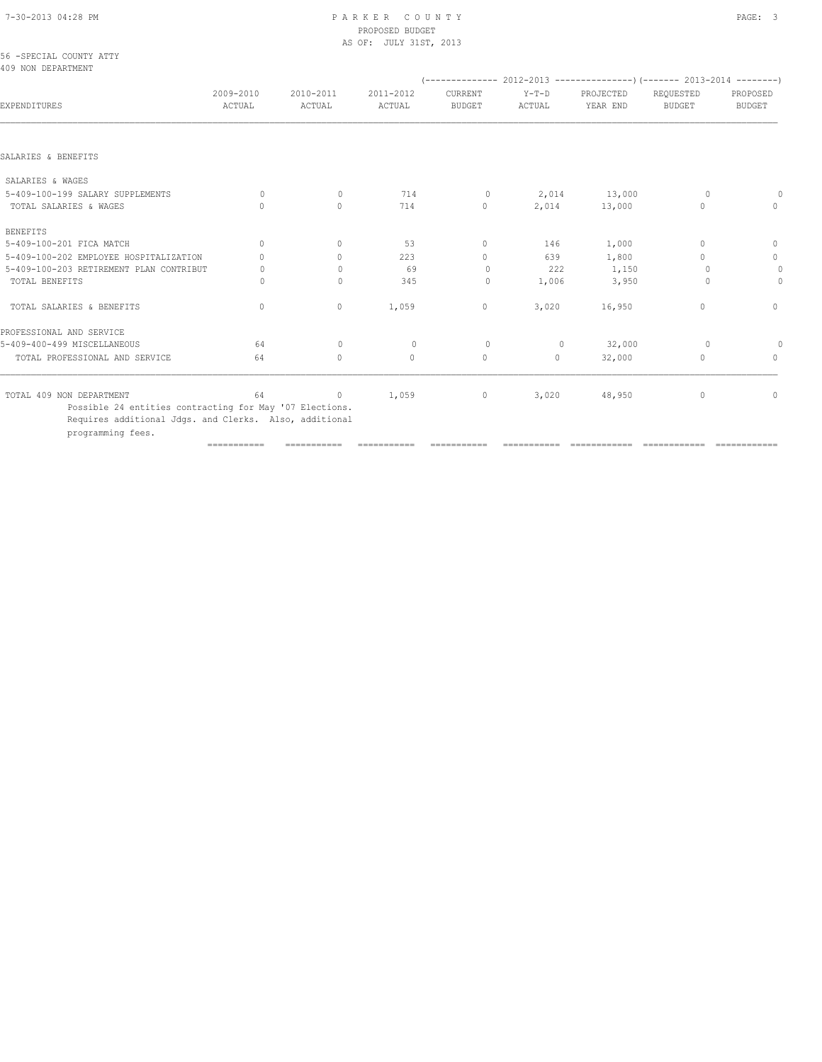PARKER COUNTY
PROPOSED BUDGET
AS OF: JULY 31ST, 2013

56 -SPECIAL COUNTY ATTY
409 NON DEPARTMENT

| EXPENDITURES | 2009-2010 ACTUAL | 2010-2011 ACTUAL | 2011-2012 ACTUAL | 2012-2013 CURRENT BUDGET | 2012-2013 Y-T-D ACTUAL | 2012-2013 PROJECTED YEAR END | 2013-2014 REQUESTED BUDGET | 2013-2014 PROPOSED BUDGET |
|---|---|---|---|---|---|---|---|---|
| SALARIES & BENEFITS | | | | | | | | |
| SALARIES & WAGES | | | | | | | | |
| 5-409-100-199 SALARY SUPPLEMENTS | 0 | 0 | 714 | 0 | 2,014 | 13,000 | 0 | 0 |
| TOTAL SALARIES & WAGES | 0 | 0 | 714 | 0 | 2,014 | 13,000 | 0 | 0 |
| BENEFITS | | | | | | | | |
| 5-409-100-201 FICA MATCH | 0 | 0 | 53 | 0 | 146 | 1,000 | 0 | 0 |
| 5-409-100-202 EMPLOYEE HOSPITALIZATION | 0 | 0 | 223 | 0 | 639 | 1,800 | 0 | 0 |
| 5-409-100-203 RETIREMENT PLAN CONTRIBUT | 0 | 0 | 69 | 0 | 222 | 1,150 | 0 | 0 |
| TOTAL BENEFITS | 0 | 0 | 345 | 0 | 1,006 | 3,950 | 0 | 0 |
| TOTAL SALARIES & BENEFITS | 0 | 0 | 1,059 | 0 | 3,020 | 16,950 | 0 | 0 |
| PROFESSIONAL AND SERVICE | | | | | | | | |
| 5-409-400-499 MISCELLANEOUS | 64 | 0 | 0 | 0 | 0 | 32,000 | 0 | 0 |
| TOTAL PROFESSIONAL AND SERVICE | 64 | 0 | 0 | 0 | 0 | 32,000 | 0 | 0 |
| TOTAL 409 NON DEPARTMENT | 64 | 0 | 1,059 | 0 | 3,020 | 48,950 | 0 | 0 |

Possible 24 entities contracting for May '07 Elections. Requires additional Jdgs. and Clerks. Also, additional programming fees.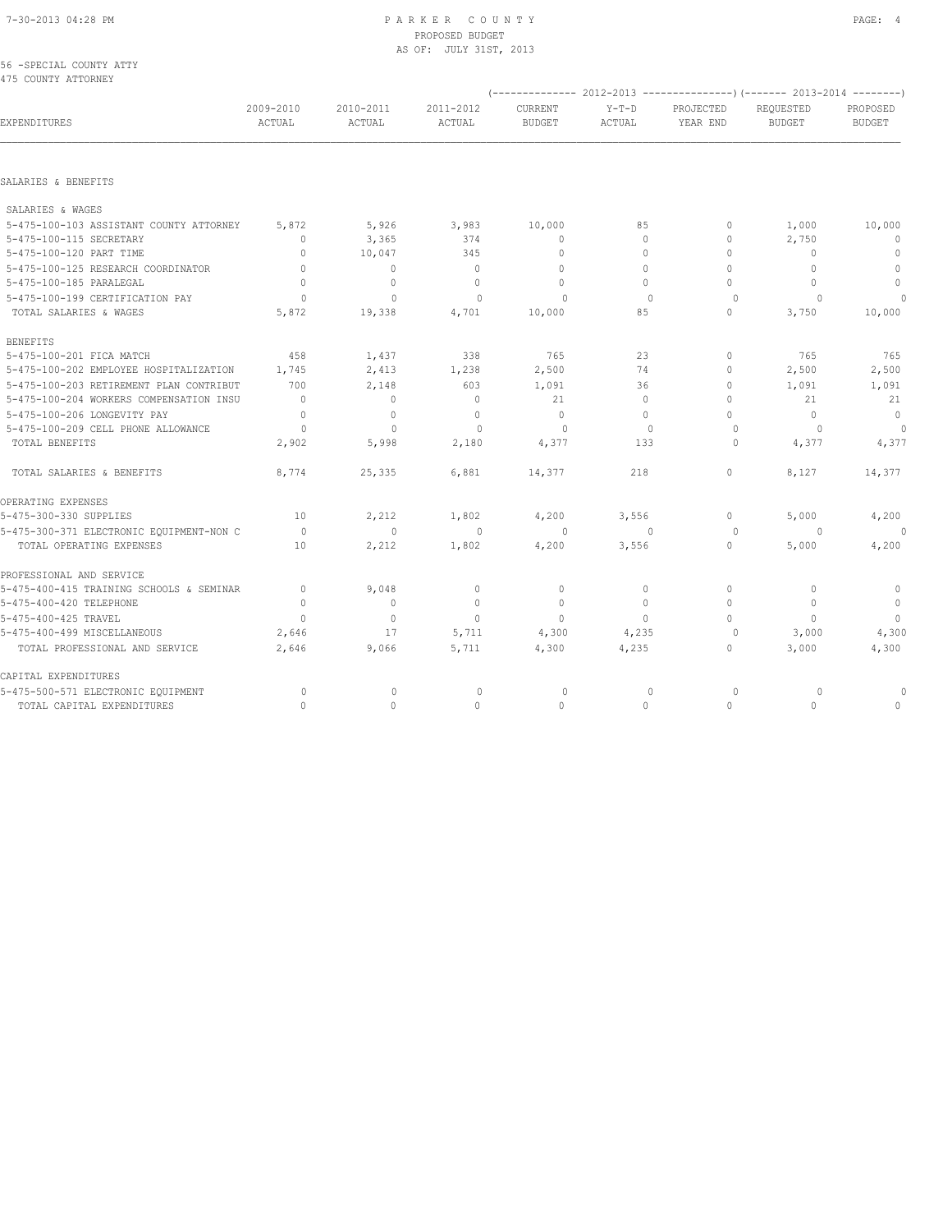PARKER COUNTY
PROPOSED BUDGET
AS OF: JULY 31ST, 2013

56 -SPECIAL COUNTY ATTY
475 COUNTY ATTORNEY

| EXPENDITURES | 2009-2010 ACTUAL | 2010-2011 ACTUAL | 2011-2012 ACTUAL | (------------- 2012-2013 CURRENT BUDGET | Y-T-D ACTUAL | PROJECTED YEAR END ---------------) | (------- 2013-2014 REQUESTED BUDGET | PROPOSED BUDGET --------) |
|---|---|---|---|---|---|---|---|---|
| **SALARIES & BENEFITS** | | | | | | | | |
| SALARIES & WAGES | | | | | | | | |
| 5-475-100-103 ASSISTANT COUNTY ATTORNEY | 5,872 | 5,926 | 3,983 | 10,000 | 85 | 0 | 1,000 | 10,000 |
| 5-475-100-115 SECRETARY | 0 | 3,365 | 374 | 0 | 0 | 0 | 2,750 | 0 |
| 5-475-100-120 PART TIME | 0 | 10,047 | 345 | 0 | 0 | 0 | 0 | 0 |
| 5-475-100-125 RESEARCH COORDINATOR | 0 | 0 | 0 | 0 | 0 | 0 | 0 | 0 |
| 5-475-100-185 PARALEGAL | 0 | 0 | 0 | 0 | 0 | 0 | 0 | 0 |
| 5-475-100-199 CERTIFICATION PAY | 0 | 0 | 0 | 0 | 0 | 0 | 0 | 0 |
| TOTAL SALARIES & WAGES | 5,872 | 19,338 | 4,701 | 10,000 | 85 | 0 | 3,750 | 10,000 |
| BENEFITS | | | | | | | | |
| 5-475-100-201 FICA MATCH | 458 | 1,437 | 338 | 765 | 23 | 0 | 765 | 765 |
| 5-475-100-202 EMPLOYEE HOSPITALIZATION | 1,745 | 2,413 | 1,238 | 2,500 | 74 | 0 | 2,500 | 2,500 |
| 5-475-100-203 RETIREMENT PLAN CONTRIBUT | 700 | 2,148 | 603 | 1,091 | 36 | 0 | 1,091 | 1,091 |
| 5-475-100-204 WORKERS COMPENSATION INSU | 0 | 0 | 0 | 21 | 0 | 0 | 21 | 21 |
| 5-475-100-206 LONGEVITY PAY | 0 | 0 | 0 | 0 | 0 | 0 | 0 | 0 |
| 5-475-100-209 CELL PHONE ALLOWANCE | 0 | 0 | 0 | 0 | 0 | 0 | 0 | 0 |
| TOTAL BENEFITS | 2,902 | 5,998 | 2,180 | 4,377 | 133 | 0 | 4,377 | 4,377 |
| TOTAL SALARIES & BENEFITS | 8,774 | 25,335 | 6,881 | 14,377 | 218 | 0 | 8,127 | 14,377 |
| **OPERATING EXPENSES** | | | | | | | | |
| 5-475-300-330 SUPPLIES | 10 | 2,212 | 1,802 | 4,200 | 3,556 | 0 | 5,000 | 4,200 |
| 5-475-300-371 ELECTRONIC EQUIPMENT-NON C | 0 | 0 | 0 | 0 | 0 | 0 | 0 | 0 |
| TOTAL OPERATING EXPENSES | 10 | 2,212 | 1,802 | 4,200 | 3,556 | 0 | 5,000 | 4,200 |
| **PROFESSIONAL AND SERVICE** | | | | | | | | |
| 5-475-400-415 TRAINING SCHOOLS & SEMINAR | 0 | 9,048 | 0 | 0 | 0 | 0 | 0 | 0 |
| 5-475-400-420 TELEPHONE | 0 | 0 | 0 | 0 | 0 | 0 | 0 | 0 |
| 5-475-400-425 TRAVEL | 0 | 0 | 0 | 0 | 0 | 0 | 0 | 0 |
| 5-475-400-499 MISCELLANEOUS | 2,646 | 17 | 5,711 | 4,300 | 4,235 | 0 | 3,000 | 4,300 |
| TOTAL PROFESSIONAL AND SERVICE | 2,646 | 9,066 | 5,711 | 4,300 | 4,235 | 0 | 3,000 | 4,300 |
| **CAPITAL EXPENDITURES** | | | | | | | | |
| 5-475-500-571 ELECTRONIC EQUIPMENT | 0 | 0 | 0 | 0 | 0 | 0 | 0 | 0 |
| TOTAL CAPITAL EXPENDITURES | 0 | 0 | 0 | 0 | 0 | 0 | 0 | 0 |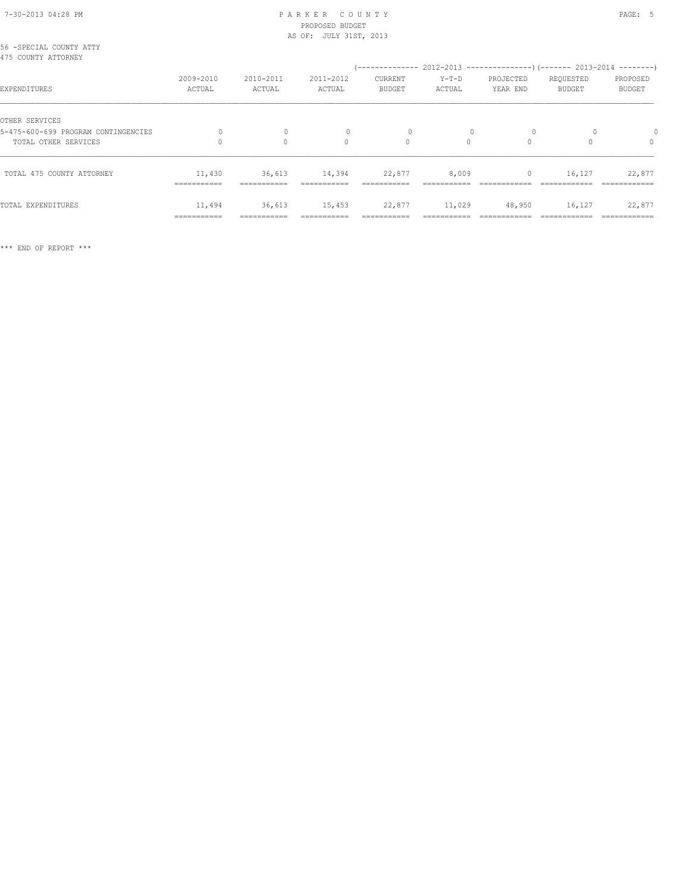56 -SPECIAL COUNTY ATTY
475 COUNTY ATTORNEY

| EXPENDITURES | 2009-2010 ACTUAL | 2010-2011 ACTUAL | 2011-2012 ACTUAL | 2012-2013 CURRENT BUDGET | 2012-2013 Y-T-D ACTUAL | 2012-2013 PROJECTED YEAR END | 2013-2014 REQUESTED BUDGET | 2013-2014 PROPOSED BUDGET |
|---|---|---|---|---|---|---|---|---|
| OTHER SERVICES | | | | | | | | |
| 5-475-600-699 PROGRAM CONTINGENCIES | 0 | 0 | 0 | 0 | 0 | 0 | 0 | 0 |
| TOTAL OTHER SERVICES | 0 | 0 | 0 | 0 | 0 | 0 | 0 | 0 |
| TOTAL 475 COUNTY ATTORNEY | 11,430 | 36,613 | 14,394 | 22,877 | 8,009 | 0 | 16,127 | 22,877 |
| TOTAL EXPENDITURES | 11,494 | 36,613 | 15,453 | 22,877 | 11,029 | 48,950 | 16,127 | 22,877 |

*** END OF REPORT ***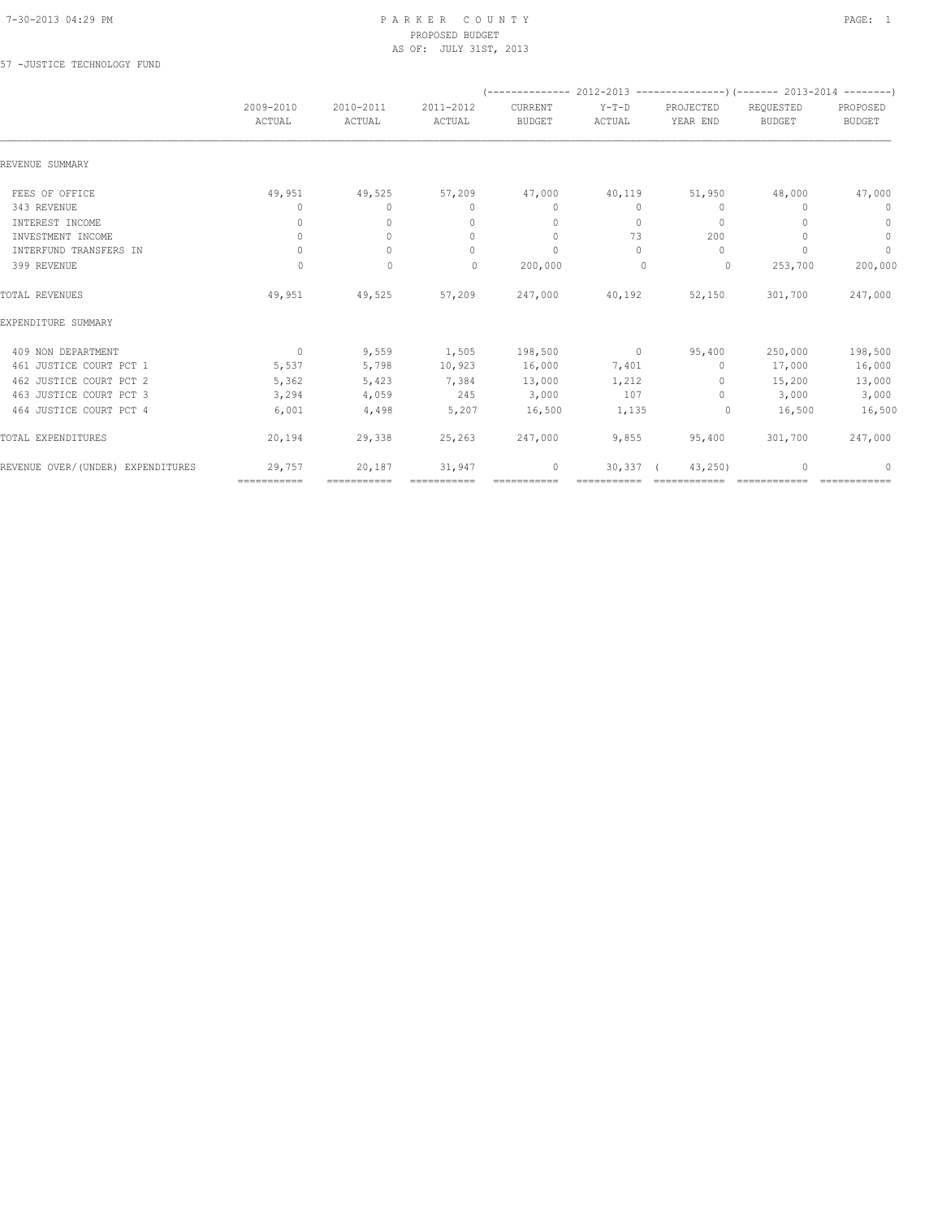# PARKER COUNTY
## PROPOSED BUDGET
### AS OF: JULY 31ST, 2013

57 -JUSTICE TECHNOLOGY FUND

| | 2009-2010 ACTUAL | 2010-2011 ACTUAL | 2011-2012 ACTUAL | 2012-2013 CURRENT BUDGET | 2012-2013 Y-T-D ACTUAL | 2012-2013 PROJECTED YEAR END | 2013-2014 REQUESTED BUDGET | 2013-2014 PROPOSED BUDGET |
|---|---|---|---|---|---|---|---|---|
| REVENUE SUMMARY | | | | | | | | |
| FEES OF OFFICE | 49,951 | 49,525 | 57,209 | 47,000 | 40,119 | 51,950 | 48,000 | 47,000 |
| 343 REVENUE | 0 | 0 | 0 | 0 | 0 | 0 | 0 | 0 |
| INTEREST INCOME | 0 | 0 | 0 | 0 | 0 | 0 | 0 | 0 |
| INVESTMENT INCOME | 0 | 0 | 0 | 0 | 73 | 200 | 0 | 0 |
| INTERFUND TRANSFERS IN | 0 | 0 | 0 | 0 | 0 | 0 | 0 | 0 |
| 399 REVENUE | 0 | 0 | 0 | 200,000 | 0 | 0 | 253,700 | 200,000 |
| TOTAL REVENUES | 49,951 | 49,525 | 57,209 | 247,000 | 40,192 | 52,150 | 301,700 | 247,000 |
| EXPENDITURE SUMMARY | | | | | | | | |
| 409 NON DEPARTMENT | 0 | 9,559 | 1,505 | 198,500 | 0 | 95,400 | 250,000 | 198,500 |
| 461 JUSTICE COURT PCT 1 | 5,537 | 5,798 | 10,923 | 16,000 | 7,401 | 0 | 17,000 | 16,000 |
| 462 JUSTICE COURT PCT 2 | 5,362 | 5,423 | 7,384 | 13,000 | 1,212 | 0 | 15,200 | 13,000 |
| 463 JUSTICE COURT PCT 3 | 3,294 | 4,059 | 245 | 3,000 | 107 | 0 | 3,000 | 3,000 |
| 464 JUSTICE COURT PCT 4 | 6,001 | 4,498 | 5,207 | 16,500 | 1,135 | 0 | 16,500 | 16,500 |
| TOTAL EXPENDITURES | 20,194 | 29,338 | 25,263 | 247,000 | 9,855 | 95,400 | 301,700 | 247,000 |
| REVENUE OVER/(UNDER) EXPENDITURES | 29,757 | 20,187 | 31,947 | 0 | 30,337 | ( 43,250) | 0 | 0 |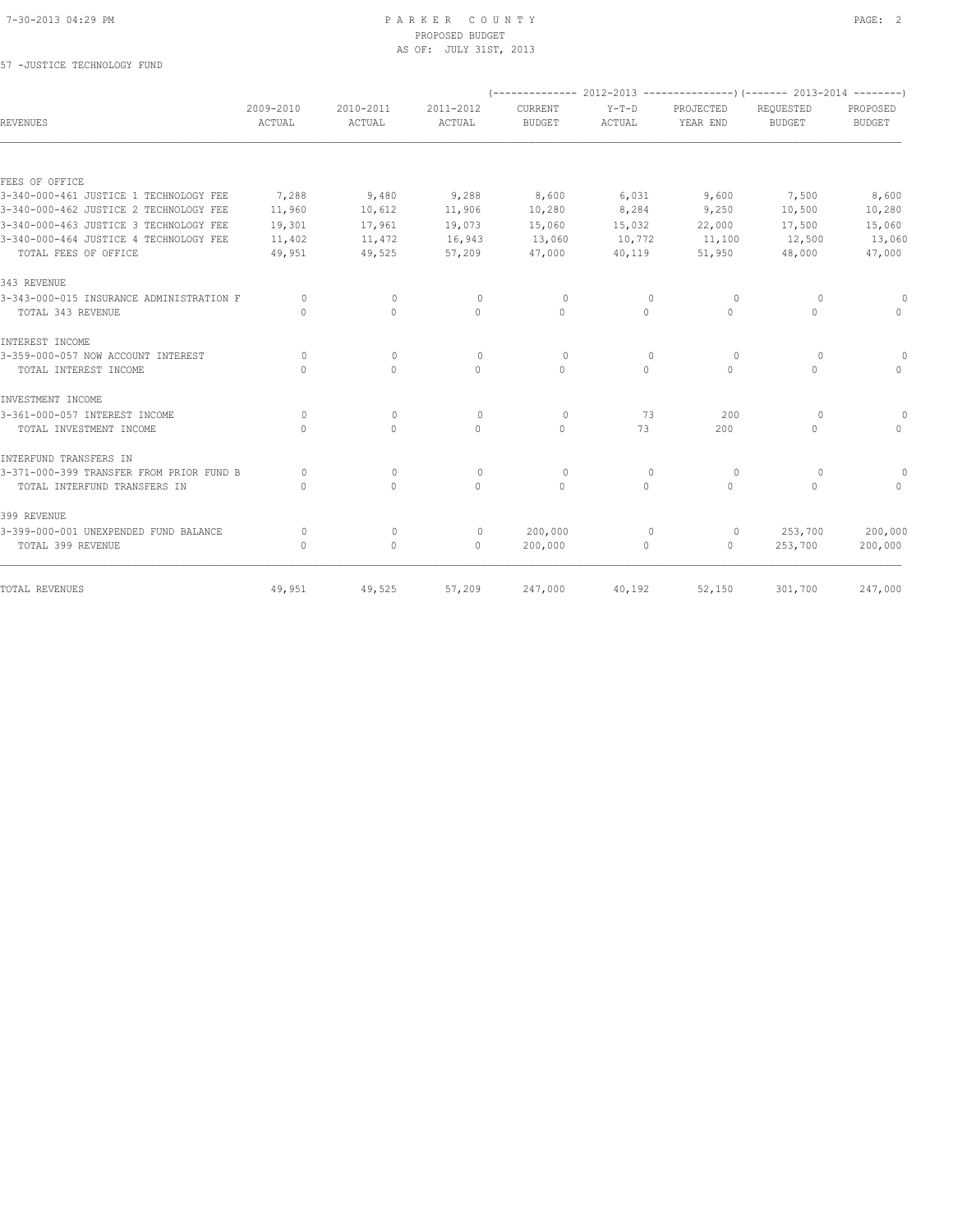# PARKER COUNTY
## PROPOSED BUDGET
### AS OF: JULY 31ST, 2013

57 -JUSTICE TECHNOLOGY FUND

| REVENUES | 2009-2010 ACTUAL | 2010-2011 ACTUAL | 2011-2012 ACTUAL | 2012-2013 CURRENT BUDGET | 2012-2013 Y-T-D ACTUAL | 2012-2013 PROJECTED YEAR END | 2013-2014 REQUESTED BUDGET | 2013-2014 PROPOSED BUDGET |
|---|---|---|---|---|---|---|---|---|
| FEES OF OFFICE | | | | | | | | |
| 3-340-000-461 JUSTICE 1 TECHNOLOGY FEE | 7,288 | 9,480 | 9,288 | 8,600 | 6,031 | 9,600 | 7,500 | 8,600 |
| 3-340-000-462 JUSTICE 2 TECHNOLOGY FEE | 11,960 | 10,612 | 11,906 | 10,280 | 8,284 | 9,250 | 10,500 | 10,280 |
| 3-340-000-463 JUSTICE 3 TECHNOLOGY FEE | 19,301 | 17,961 | 19,073 | 15,060 | 15,032 | 22,000 | 17,500 | 15,060 |
| 3-340-000-464 JUSTICE 4 TECHNOLOGY FEE | 11,402 | 11,472 | 16,943 | 13,060 | 10,772 | 11,100 | 12,500 | 13,060 |
| TOTAL FEES OF OFFICE | 49,951 | 49,525 | 57,209 | 47,000 | 40,119 | 51,950 | 48,000 | 47,000 |
| 343 REVENUE | | | | | | | | |
| 3-343-000-015 INSURANCE ADMINISTRATION F | 0 | 0 | 0 | 0 | 0 | 0 | 0 | 0 |
| TOTAL 343 REVENUE | 0 | 0 | 0 | 0 | 0 | 0 | 0 | 0 |
| INTEREST INCOME | | | | | | | | |
| 3-359-000-057 NOW ACCOUNT INTEREST | 0 | 0 | 0 | 0 | 0 | 0 | 0 | 0 |
| TOTAL INTEREST INCOME | 0 | 0 | 0 | 0 | 0 | 0 | 0 | 0 |
| INVESTMENT INCOME | | | | | | | | |
| 3-361-000-057 INTEREST INCOME | 0 | 0 | 0 | 0 | 73 | 200 | 0 | 0 |
| TOTAL INVESTMENT INCOME | 0 | 0 | 0 | 0 | 73 | 200 | 0 | 0 |
| INTERFUND TRANSFERS IN | | | | | | | | |
| 3-371-000-399 TRANSFER FROM PRIOR FUND B | 0 | 0 | 0 | 0 | 0 | 0 | 0 | 0 |
| TOTAL INTERFUND TRANSFERS IN | 0 | 0 | 0 | 0 | 0 | 0 | 0 | 0 |
| 399 REVENUE | | | | | | | | |
| 3-399-000-001 UNEXPENDED FUND BALANCE | 0 | 0 | 0 | 200,000 | 0 | 0 | 253,700 | 200,000 |
| TOTAL 399 REVENUE | 0 | 0 | 0 | 200,000 | 0 | 0 | 253,700 | 200,000 |
| TOTAL REVENUES | 49,951 | 49,525 | 57,209 | 247,000 | 40,192 | 52,150 | 301,700 | 247,000 |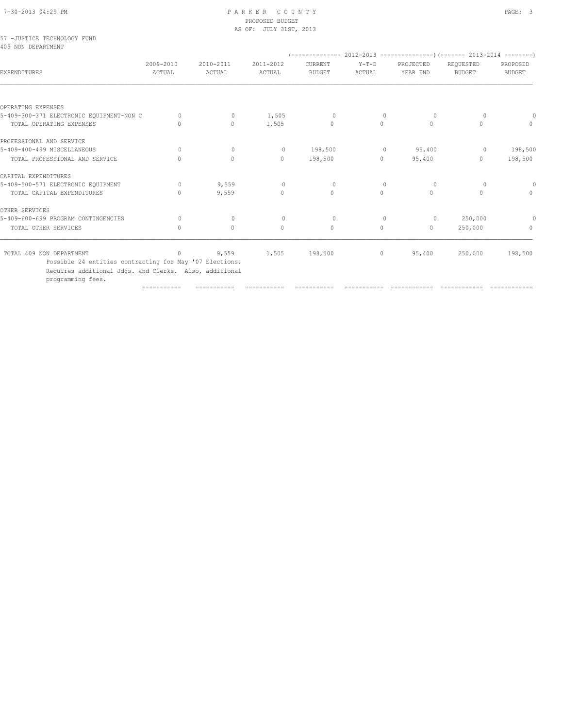PARKER COUNTY
PROPOSED BUDGET
AS OF: JULY 31ST, 2013

57 -JUSTICE TECHNOLOGY FUND
409 NON DEPARTMENT

| EXPENDITURES | 2009-2010 ACTUAL | 2010-2011 ACTUAL | 2011-2012 ACTUAL | 2012-2013 CURRENT BUDGET | 2012-2013 Y-T-D ACTUAL | 2012-2013 PROJECTED YEAR END | 2013-2014 REQUESTED BUDGET | 2013-2014 PROPOSED BUDGET |
|---|---|---|---|---|---|---|---|---|
| OPERATING EXPENSES | | | | | | | | |
| 5-409-300-371 ELECTRONIC EQUIPMENT-NON C | 0 | 0 | 1,505 | 0 | 0 | 0 | 0 | 0 |
| TOTAL OPERATING EXPENSES | 0 | 0 | 1,505 | 0 | 0 | 0 | 0 | 0 |
| PROFESSIONAL AND SERVICE | | | | | | | | |
| 5-409-400-499 MISCELLANEOUS | 0 | 0 | 0 | 198,500 | 0 | 95,400 | 0 | 198,500 |
| TOTAL PROFESSIONAL AND SERVICE | 0 | 0 | 0 | 198,500 | 0 | 95,400 | 0 | 198,500 |
| CAPITAL EXPENDITURES | | | | | | | | |
| 5-409-500-571 ELECTRONIC EQUIPMENT | 0 | 9,559 | 0 | 0 | 0 | 0 | 0 | 0 |
| TOTAL CAPITAL EXPENDITURES | 0 | 9,559 | 0 | 0 | 0 | 0 | 0 | 0 |
| OTHER SERVICES | | | | | | | | |
| 5-409-600-699 PROGRAM CONTINGENCIES | 0 | 0 | 0 | 0 | 0 | 0 | 250,000 | 0 |
| TOTAL OTHER SERVICES | 0 | 0 | 0 | 0 | 0 | 0 | 250,000 | 0 |
| TOTAL 409 NON DEPARTMENT | 0 | 9,559 | 1,505 | 198,500 | 0 | 95,400 | 250,000 | 198,500 |

Possible 24 entities contracting for May '07 Elections. Requires additional Jdgs. and Clerks. Also, additional programming fees.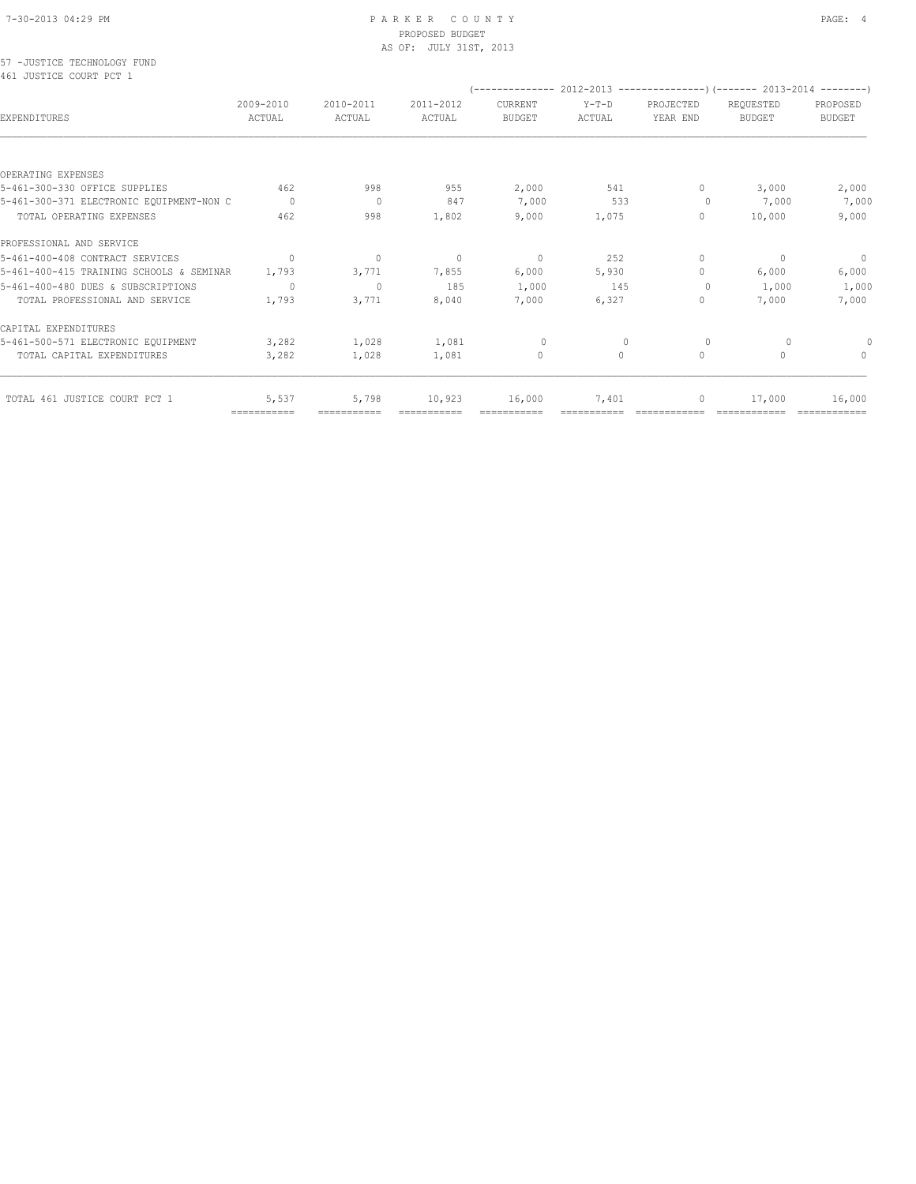PARKER COUNTY
PROPOSED BUDGET
AS OF: JULY 31ST, 2013

57 -JUSTICE TECHNOLOGY FUND
461 JUSTICE COURT PCT 1

| EXPENDITURES | 2009-2010 ACTUAL | 2010-2011 ACTUAL | 2011-2012 ACTUAL | (2012-2013) CURRENT BUDGET | (2012-2013) Y-T-D ACTUAL | (2012-2013) PROJECTED YEAR END | (2013-2014) REQUESTED BUDGET | (2013-2014) PROPOSED BUDGET |
|---|---|---|---|---|---|---|---|---|
| OPERATING EXPENSES | | | | | | | | |
| 5-461-300-330 OFFICE SUPPLIES | 462 | 998 | 955 | 2,000 | 541 | 0 | 3,000 | 2,000 |
| 5-461-300-371 ELECTRONIC EQUIPMENT-NON C | 0 | 0 | 847 | 7,000 | 533 | 0 | 7,000 | 7,000 |
| TOTAL OPERATING EXPENSES | 462 | 998 | 1,802 | 9,000 | 1,075 | 0 | 10,000 | 9,000 |
| PROFESSIONAL AND SERVICE | | | | | | | | |
| 5-461-400-408 CONTRACT SERVICES | 0 | 0 | 0 | 0 | 252 | 0 | 0 | 0 |
| 5-461-400-415 TRAINING SCHOOLS & SEMINAR | 1,793 | 3,771 | 7,855 | 6,000 | 5,930 | 0 | 6,000 | 6,000 |
| 5-461-400-480 DUES & SUBSCRIPTIONS | 0 | 0 | 185 | 1,000 | 145 | 0 | 1,000 | 1,000 |
| TOTAL PROFESSIONAL AND SERVICE | 1,793 | 3,771 | 8,040 | 7,000 | 6,327 | 0 | 7,000 | 7,000 |
| CAPITAL EXPENDITURES | | | | | | | | |
| 5-461-500-571 ELECTRONIC EQUIPMENT | 3,282 | 1,028 | 1,081 | 0 | 0 | 0 | 0 | 0 |
| TOTAL CAPITAL EXPENDITURES | 3,282 | 1,028 | 1,081 | 0 | 0 | 0 | 0 | 0 |
| TOTAL 461 JUSTICE COURT PCT 1 | 5,537 | 5,798 | 10,923 | 16,000 | 7,401 | 0 | 17,000 | 16,000 |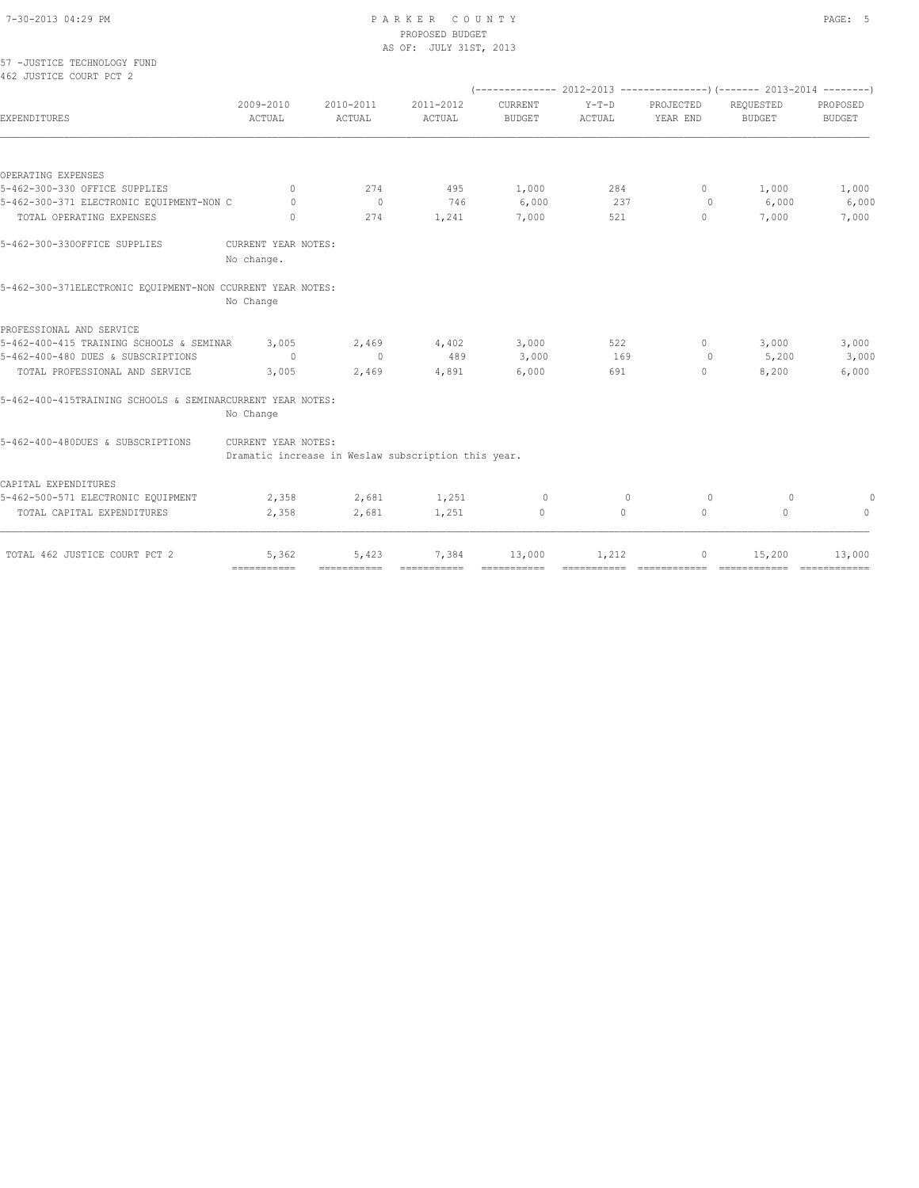PARKER COUNTY
PROPOSED BUDGET
AS OF: JULY 31ST, 2013

57 -JUSTICE TECHNOLOGY FUND
462 JUSTICE COURT PCT 2

| EXPENDITURES | 2009-2010 ACTUAL | 2010-2011 ACTUAL | 2011-2012 ACTUAL | 2012-2013 CURRENT BUDGET | 2012-2013 Y-T-D ACTUAL | 2012-2013 PROJECTED YEAR END | 2013-2014 REQUESTED BUDGET | 2013-2014 PROPOSED BUDGET |
|---|---|---|---|---|---|---|---|---|
| OPERATING EXPENSES | | | | | | | | |
| 5-462-300-330 OFFICE SUPPLIES | 0 | 274 | 495 | 1,000 | 284 | 0 | 1,000 | 1,000 |
| 5-462-300-371 ELECTRONIC EQUIPMENT-NON C | 0 | 0 | 746 | 6,000 | 237 | 0 | 6,000 | 6,000 |
| TOTAL OPERATING EXPENSES | 0 | 274 | 1,241 | 7,000 | 521 | 0 | 7,000 | 7,000 |

5-462-300-330OFFICE SUPPLIES CURRENT YEAR NOTES:
No change.

5-462-300-371ELECTRONIC EQUIPMENT-NON CCURRENT YEAR NOTES:
No Change

| EXPENDITURES | 2009-2010 ACTUAL | 2010-2011 ACTUAL | 2011-2012 ACTUAL | 2012-2013 CURRENT BUDGET | 2012-2013 Y-T-D ACTUAL | 2012-2013 PROJECTED YEAR END | 2013-2014 REQUESTED BUDGET | 2013-2014 PROPOSED BUDGET |
|---|---|---|---|---|---|---|---|---|
| PROFESSIONAL AND SERVICE | | | | | | | | |
| 5-462-400-415 TRAINING SCHOOLS & SEMINAR | 3,005 | 2,469 | 4,402 | 3,000 | 522 | 0 | 3,000 | 3,000 |
| 5-462-400-480 DUES & SUBSCRIPTIONS | 0 | 0 | 489 | 3,000 | 169 | 0 | 5,200 | 3,000 |
| TOTAL PROFESSIONAL AND SERVICE | 3,005 | 2,469 | 4,891 | 6,000 | 691 | 0 | 8,200 | 6,000 |

5-462-400-415TRAINING SCHOOLS & SEMINARCURRENT YEAR NOTES:
No Change

5-462-400-480DUES & SUBSCRIPTIONS CURRENT YEAR NOTES:
Dramatic increase in Weslaw subscription this year.

| EXPENDITURES | 2009-2010 ACTUAL | 2010-2011 ACTUAL | 2011-2012 ACTUAL | 2012-2013 CURRENT BUDGET | 2012-2013 Y-T-D ACTUAL | 2012-2013 PROJECTED YEAR END | 2013-2014 REQUESTED BUDGET | 2013-2014 PROPOSED BUDGET |
|---|---|---|---|---|---|---|---|---|
| CAPITAL EXPENDITURES | | | | | | | | |
| 5-462-500-571 ELECTRONIC EQUIPMENT | 2,358 | 2,681 | 1,251 | 0 | 0 | 0 | 0 | 0 |
| TOTAL CAPITAL EXPENDITURES | 2,358 | 2,681 | 1,251 | 0 | 0 | 0 | 0 | 0 |
| TOTAL 462 JUSTICE COURT PCT 2 | 5,362 | 5,423 | 7,384 | 13,000 | 1,212 | 0 | 15,200 | 13,000 |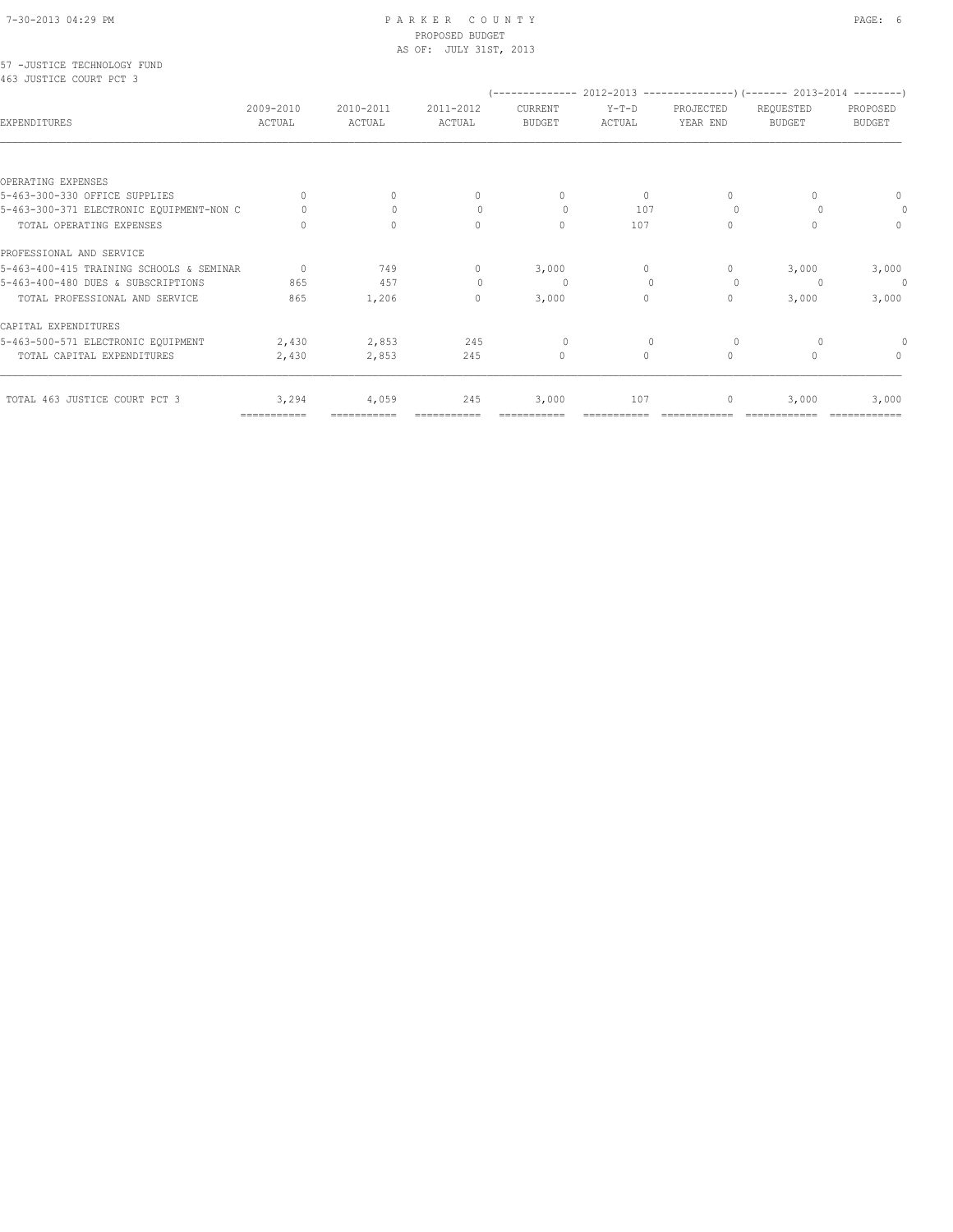PARKER COUNTY
PROPOSED BUDGET
AS OF: JULY 31ST, 2013

57 -JUSTICE TECHNOLOGY FUND
463 JUSTICE COURT PCT 3

| EXPENDITURES | 2009-2010 ACTUAL | 2010-2011 ACTUAL | 2011-2012 ACTUAL | 2012-2013 CURRENT BUDGET | 2012-2013 Y-T-D ACTUAL | 2012-2013 PROJECTED YEAR END | 2013-2014 REQUESTED BUDGET | 2013-2014 PROPOSED BUDGET |
|---|---|---|---|---|---|---|---|---|
| OPERATING EXPENSES | | | | | | | | |
| 5-463-300-330 OFFICE SUPPLIES | 0 | 0 | 0 | 0 | 0 | 0 | 0 | 0 |
| 5-463-300-371 ELECTRONIC EQUIPMENT-NON C | 0 | 0 | 0 | 0 | 107 | 0 | 0 | 0 |
| TOTAL OPERATING EXPENSES | 0 | 0 | 0 | 0 | 107 | 0 | 0 | 0 |
| PROFESSIONAL AND SERVICE | | | | | | | | |
| 5-463-400-415 TRAINING SCHOOLS & SEMINAR | 0 | 749 | 0 | 3,000 | 0 | 0 | 3,000 | 3,000 |
| 5-463-400-480 DUES & SUBSCRIPTIONS | 865 | 457 | 0 | 0 | 0 | 0 | 0 | 0 |
| TOTAL PROFESSIONAL AND SERVICE | 865 | 1,206 | 0 | 3,000 | 0 | 0 | 3,000 | 3,000 |
| CAPITAL EXPENDITURES | | | | | | | | |
| 5-463-500-571 ELECTRONIC EQUIPMENT | 2,430 | 2,853 | 245 | 0 | 0 | 0 | 0 | 0 |
| TOTAL CAPITAL EXPENDITURES | 2,430 | 2,853 | 245 | 0 | 0 | 0 | 0 | 0 |
| TOTAL 463 JUSTICE COURT PCT 3 | 3,294 | 4,059 | 245 | 3,000 | 107 | 0 | 3,000 | 3,000 |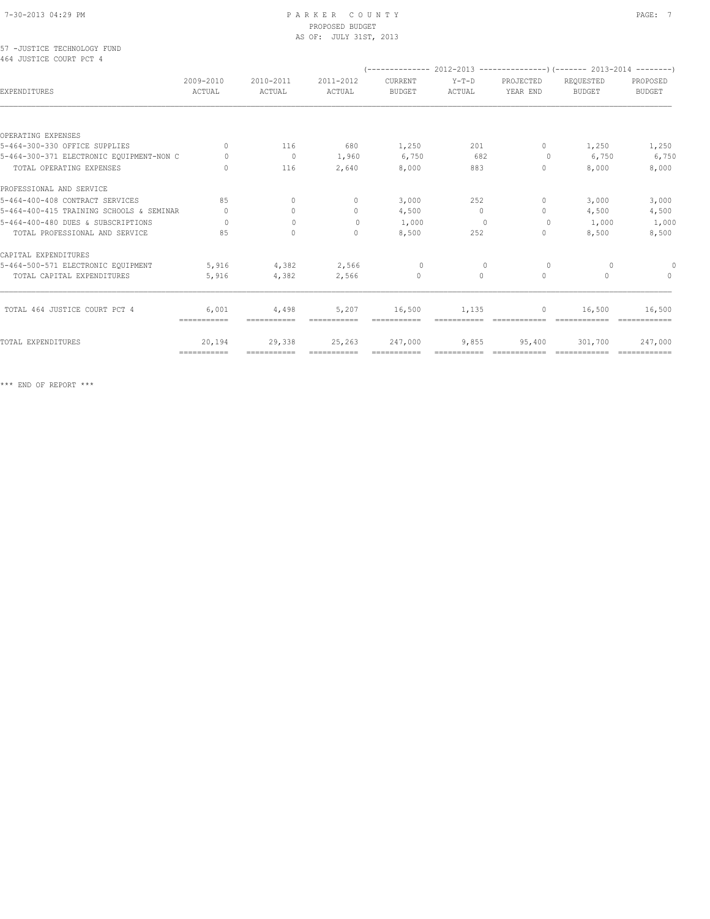PARKER COUNTY
PROPOSED BUDGET
AS OF: JULY 31ST, 2013

57 -JUSTICE TECHNOLOGY FUND
464 JUSTICE COURT PCT 4

| EXPENDITURES | 2009-2010 ACTUAL | 2010-2011 ACTUAL | 2011-2012 ACTUAL | 2012-2013 CURRENT BUDGET | 2012-2013 Y-T-D ACTUAL | 2012-2013 PROJECTED YEAR END | 2013-2014 REQUESTED BUDGET | 2013-2014 PROPOSED BUDGET |
|---|---|---|---|---|---|---|---|---|
| OPERATING EXPENSES | | | | | | | | |
| 5-464-300-330 OFFICE SUPPLIES | 0 | 116 | 680 | 1,250 | 201 | 0 | 1,250 | 1,250 |
| 5-464-300-371 ELECTRONIC EQUIPMENT-NON C | 0 | 0 | 1,960 | 6,750 | 682 | 0 | 6,750 | 6,750 |
| TOTAL OPERATING EXPENSES | 0 | 116 | 2,640 | 8,000 | 883 | 0 | 8,000 | 8,000 |
| PROFESSIONAL AND SERVICE | | | | | | | | |
| 5-464-400-408 CONTRACT SERVICES | 85 | 0 | 0 | 3,000 | 252 | 0 | 3,000 | 3,000 |
| 5-464-400-415 TRAINING SCHOOLS & SEMINAR | 0 | 0 | 0 | 4,500 | 0 | 0 | 4,500 | 4,500 |
| 5-464-400-480 DUES & SUBSCRIPTIONS | 0 | 0 | 0 | 1,000 | 0 | 0 | 1,000 | 1,000 |
| TOTAL PROFESSIONAL AND SERVICE | 85 | 0 | 0 | 8,500 | 252 | 0 | 8,500 | 8,500 |
| CAPITAL EXPENDITURES | | | | | | | | |
| 5-464-500-571 ELECTRONIC EQUIPMENT | 5,916 | 4,382 | 2,566 | 0 | 0 | 0 | 0 | 0 |
| TOTAL CAPITAL EXPENDITURES | 5,916 | 4,382 | 2,566 | 0 | 0 | 0 | 0 | 0 |
| TOTAL 464 JUSTICE COURT PCT 4 | 6,001 | 4,498 | 5,207 | 16,500 | 1,135 | 0 | 16,500 | 16,500 |
| TOTAL EXPENDITURES | 20,194 | 29,338 | 25,263 | 247,000 | 9,855 | 95,400 | 301,700 | 247,000 |

*** END OF REPORT ***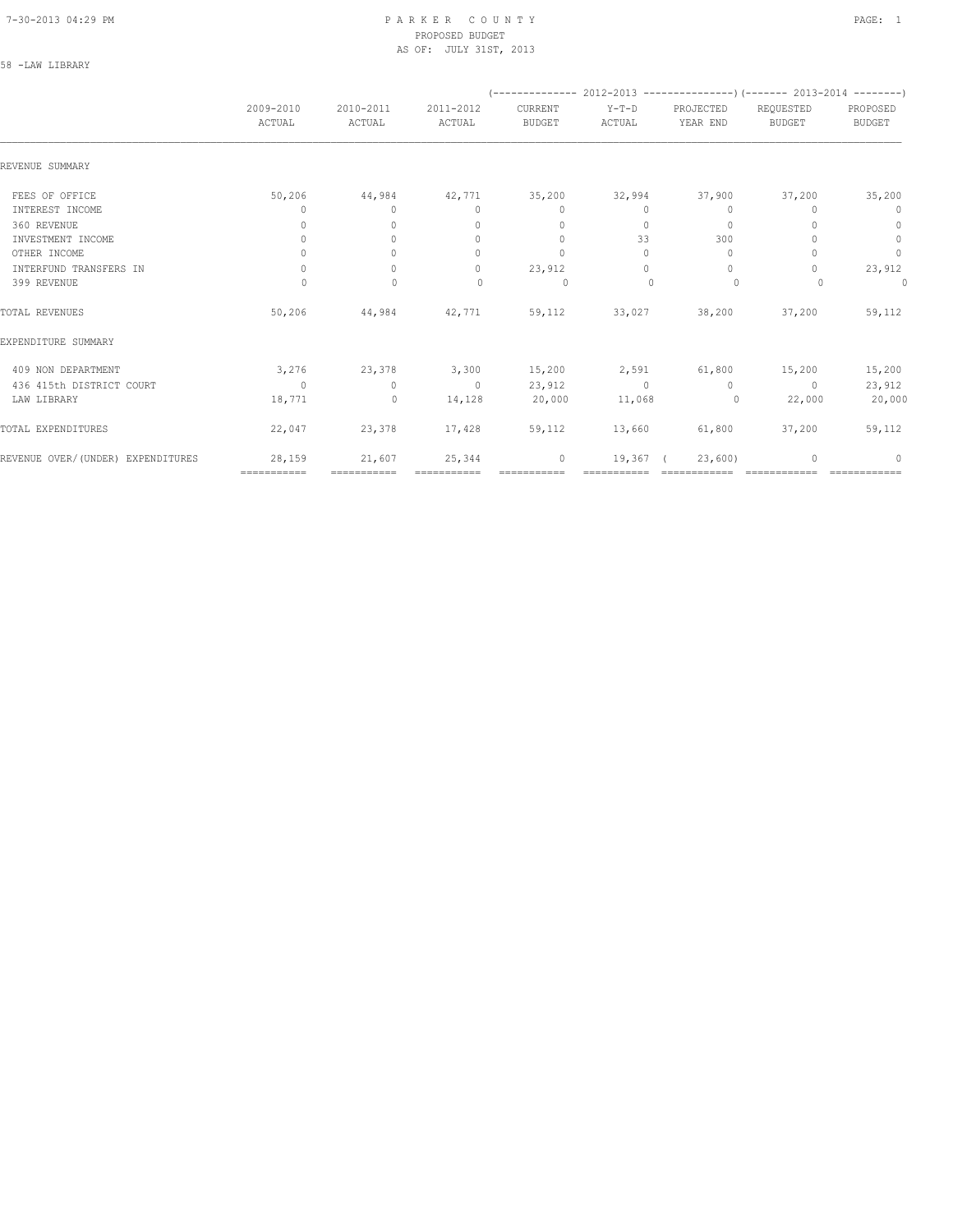# PARKER COUNTY
## PROPOSED BUDGET
### AS OF: JULY 31ST, 2013

58 -LAW LIBRARY

| | 2009-2010 ACTUAL | 2010-2011 ACTUAL | 2011-2012 ACTUAL | 2012-2013 CURRENT BUDGET | 2012-2013 Y-T-D ACTUAL | 2012-2013 PROJECTED YEAR END | 2013-2014 REQUESTED BUDGET | 2013-2014 PROPOSED BUDGET |
|---|---|---|---|---|---|---|---|---|
| REVENUE SUMMARY | | | | | | | | |
| FEES OF OFFICE | 50,206 | 44,984 | 42,771 | 35,200 | 32,994 | 37,900 | 37,200 | 35,200 |
| INTEREST INCOME | 0 | 0 | 0 | 0 | 0 | 0 | 0 | 0 |
| 360 REVENUE | 0 | 0 | 0 | 0 | 0 | 0 | 0 | 0 |
| INVESTMENT INCOME | 0 | 0 | 0 | 0 | 33 | 300 | 0 | 0 |
| OTHER INCOME | 0 | 0 | 0 | 0 | 0 | 0 | 0 | 0 |
| INTERFUND TRANSFERS IN | 0 | 0 | 0 | 23,912 | 0 | 0 | 0 | 23,912 |
| 399 REVENUE | 0 | 0 | 0 | 0 | 0 | 0 | 0 | 0 |
| TOTAL REVENUES | 50,206 | 44,984 | 42,771 | 59,112 | 33,027 | 38,200 | 37,200 | 59,112 |
| EXPENDITURE SUMMARY | | | | | | | | |
| 409 NON DEPARTMENT | 3,276 | 23,378 | 3,300 | 15,200 | 2,591 | 61,800 | 15,200 | 15,200 |
| 436 415th DISTRICT COURT | 0 | 0 | 0 | 23,912 | 0 | 0 | 0 | 23,912 |
| LAW LIBRARY | 18,771 | 0 | 14,128 | 20,000 | 11,068 | 0 | 22,000 | 20,000 |
| TOTAL EXPENDITURES | 22,047 | 23,378 | 17,428 | 59,112 | 13,660 | 61,800 | 37,200 | 59,112 |
| REVENUE OVER/(UNDER) EXPENDITURES | 28,159 | 21,607 | 25,344 | 0 | 19,367 | ( 23,600) | 0 | 0 |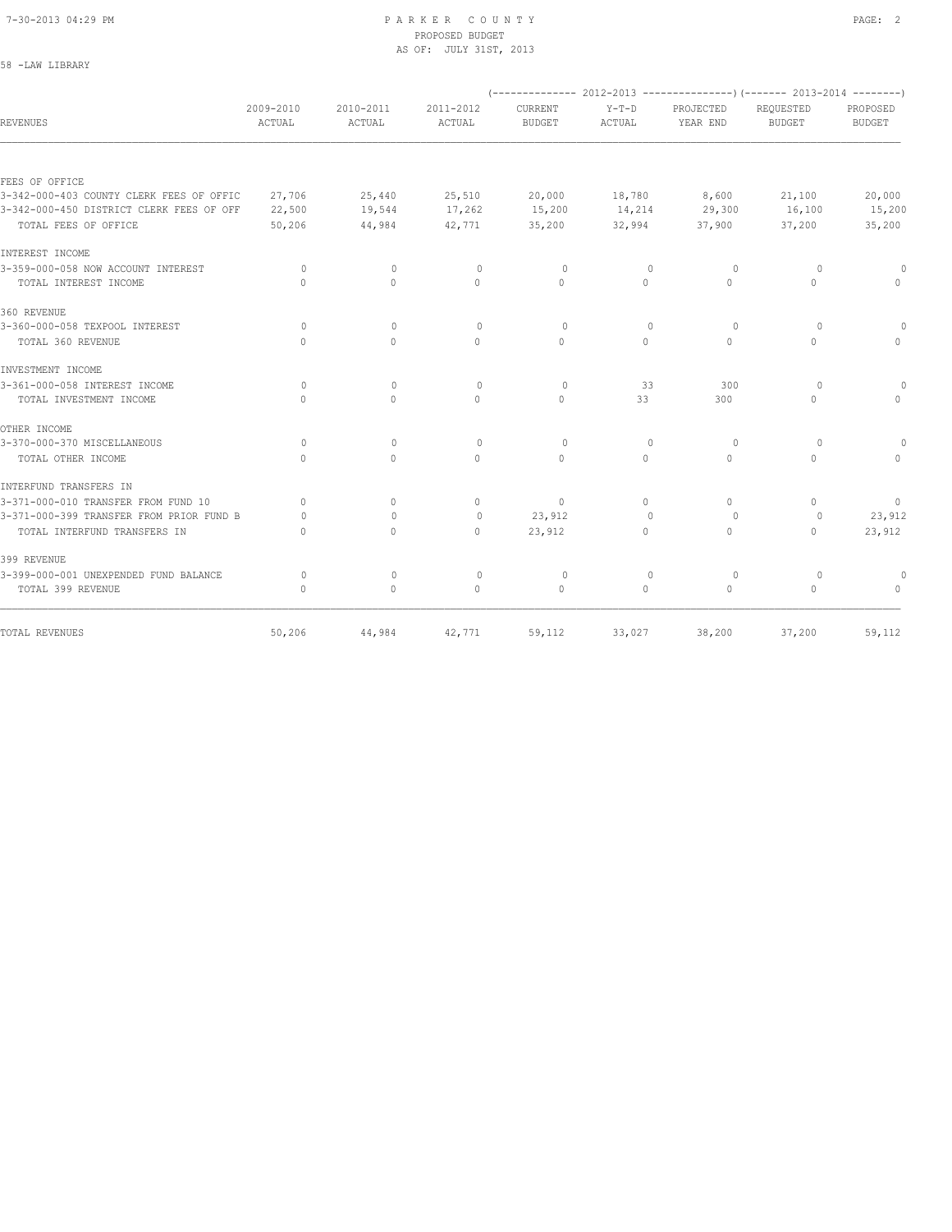PARKER COUNTY
PROPOSED BUDGET
AS OF: JULY 31ST, 2013

58 -LAW LIBRARY

| REVENUES | 2009-2010 ACTUAL | 2010-2011 ACTUAL | 2011-2012 ACTUAL | (------------- 2012-2013 CURRENT BUDGET | Y-T-D ACTUAL | PROJECTED YEAR END --------------) | (------- 2013-2014 REQUESTED BUDGET | PROPOSED BUDGET --------) |
|---|---|---|---|---|---|---|---|---|
| FEES OF OFFICE | | | | | | | | |
| 3-342-000-403 COUNTY CLERK FEES OF OFFIC | 27,706 | 25,440 | 25,510 | 20,000 | 18,780 | 8,600 | 21,100 | 20,000 |
| 3-342-000-450 DISTRICT CLERK FEES OF OFF | 22,500 | 19,544 | 17,262 | 15,200 | 14,214 | 29,300 | 16,100 | 15,200 |
| TOTAL FEES OF OFFICE | 50,206 | 44,984 | 42,771 | 35,200 | 32,994 | 37,900 | 37,200 | 35,200 |
| INTEREST INCOME | | | | | | | | |
| 3-359-000-058 NOW ACCOUNT INTEREST | 0 | 0 | 0 | 0 | 0 | 0 | 0 | 0 |
| TOTAL INTEREST INCOME | 0 | 0 | 0 | 0 | 0 | 0 | 0 | 0 |
| 360 REVENUE | | | | | | | | |
| 3-360-000-058 TEXPOOL INTEREST | 0 | 0 | 0 | 0 | 0 | 0 | 0 | 0 |
| TOTAL 360 REVENUE | 0 | 0 | 0 | 0 | 0 | 0 | 0 | 0 |
| INVESTMENT INCOME | | | | | | | | |
| 3-361-000-058 INTEREST INCOME | 0 | 0 | 0 | 0 | 33 | 300 | 0 | 0 |
| TOTAL INVESTMENT INCOME | 0 | 0 | 0 | 0 | 33 | 300 | 0 | 0 |
| OTHER INCOME | | | | | | | | |
| 3-370-000-370 MISCELLANEOUS | 0 | 0 | 0 | 0 | 0 | 0 | 0 | 0 |
| TOTAL OTHER INCOME | 0 | 0 | 0 | 0 | 0 | 0 | 0 | 0 |
| INTERFUND TRANSFERS IN | | | | | | | | |
| 3-371-000-010 TRANSFER FROM FUND 10 | 0 | 0 | 0 | 0 | 0 | 0 | 0 | 0 |
| 3-371-000-399 TRANSFER FROM PRIOR FUND B | 0 | 0 | 0 | 23,912 | 0 | 0 | 0 | 23,912 |
| TOTAL INTERFUND TRANSFERS IN | 0 | 0 | 0 | 23,912 | 0 | 0 | 0 | 23,912 |
| 399 REVENUE | | | | | | | | |
| 3-399-000-001 UNEXPENDED FUND BALANCE | 0 | 0 | 0 | 0 | 0 | 0 | 0 | 0 |
| TOTAL 399 REVENUE | 0 | 0 | 0 | 0 | 0 | 0 | 0 | 0 |
| TOTAL REVENUES | 50,206 | 44,984 | 42,771 | 59,112 | 33,027 | 38,200 | 37,200 | 59,112 |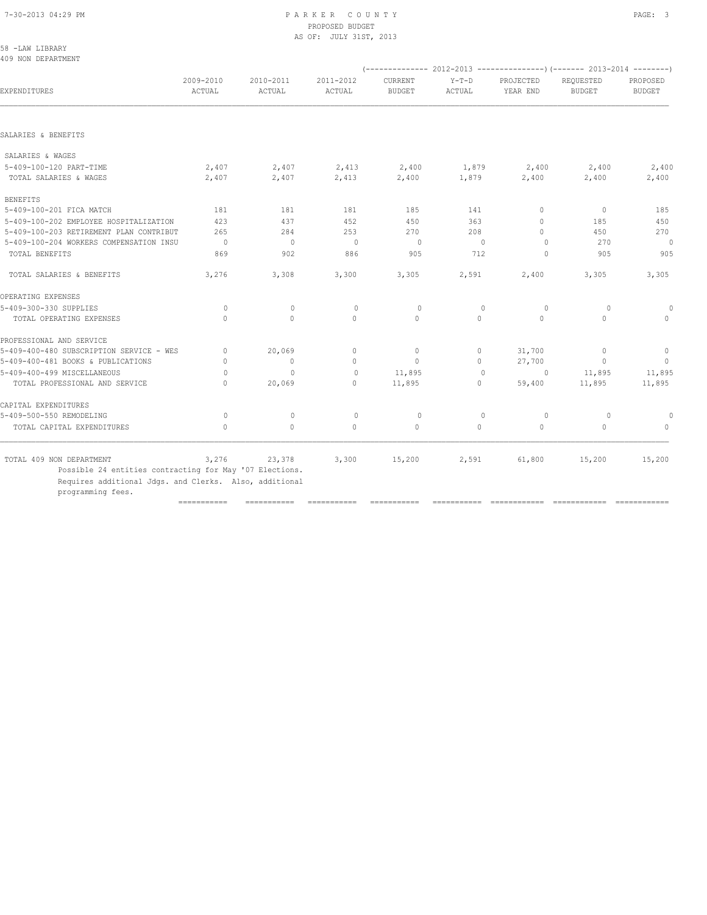PARKER COUNTY
PROPOSED BUDGET
AS OF: JULY 31ST, 2013

58 -LAW LIBRARY
409 NON DEPARTMENT

| EXPENDITURES | 2009-2010 ACTUAL | 2010-2011 ACTUAL | 2011-2012 ACTUAL | 2012-2013 CURRENT BUDGET | 2012-2013 Y-T-D ACTUAL | 2012-2013 PROJECTED YEAR END | 2013-2014 REQUESTED BUDGET | 2013-2014 PROPOSED BUDGET |
|---|---|---|---|---|---|---|---|---|
| SALARIES & BENEFITS | | | | | | | | |
| SALARIES & WAGES | | | | | | | | |
| 5-409-100-120 PART-TIME | 2,407 | 2,407 | 2,413 | 2,400 | 1,879 | 2,400 | 2,400 | 2,400 |
| TOTAL SALARIES & WAGES | 2,407 | 2,407 | 2,413 | 2,400 | 1,879 | 2,400 | 2,400 | 2,400 |
| BENEFITS | | | | | | | | |
| 5-409-100-201 FICA MATCH | 181 | 181 | 181 | 185 | 141 | 0 | 0 | 185 |
| 5-409-100-202 EMPLOYEE HOSPITALIZATION | 423 | 437 | 452 | 450 | 363 | 0 | 185 | 450 |
| 5-409-100-203 RETIREMENT PLAN CONTRIBUT | 265 | 284 | 253 | 270 | 208 | 0 | 450 | 270 |
| 5-409-100-204 WORKERS COMPENSATION INSU | 0 | 0 | 0 | 0 | 0 | 0 | 270 | 0 |
| TOTAL BENEFITS | 869 | 902 | 886 | 905 | 712 | 0 | 905 | 905 |
| TOTAL SALARIES & BENEFITS | 3,276 | 3,308 | 3,300 | 3,305 | 2,591 | 2,400 | 3,305 | 3,305 |
| OPERATING EXPENSES | | | | | | | | |
| 5-409-300-330 SUPPLIES | 0 | 0 | 0 | 0 | 0 | 0 | 0 | 0 |
| TOTAL OPERATING EXPENSES | 0 | 0 | 0 | 0 | 0 | 0 | 0 | 0 |
| PROFESSIONAL AND SERVICE | | | | | | | | |
| 5-409-400-480 SUBSCRIPTION SERVICE - WES | 0 | 20,069 | 0 | 0 | 0 | 31,700 | 0 | 0 |
| 5-409-400-481 BOOKS & PUBLICATIONS | 0 | 0 | 0 | 0 | 0 | 27,700 | 0 | 0 |
| 5-409-400-499 MISCELLANEOUS | 0 | 0 | 0 | 11,895 | 0 | 0 | 11,895 | 11,895 |
| TOTAL PROFESSIONAL AND SERVICE | 0 | 20,069 | 0 | 11,895 | 0 | 59,400 | 11,895 | 11,895 |
| CAPITAL EXPENDITURES | | | | | | | | |
| 5-409-500-550 REMODELING | 0 | 0 | 0 | 0 | 0 | 0 | 0 | 0 |
| TOTAL CAPITAL EXPENDITURES | 0 | 0 | 0 | 0 | 0 | 0 | 0 | 0 |
| TOTAL 409 NON DEPARTMENT | 3,276 | 23,378 | 3,300 | 15,200 | 2,591 | 61,800 | 15,200 | 15,200 |

Possible 24 entities contracting for May '07 Elections.
Requires additional Jdgs. and Clerks. Also, additional programming fees.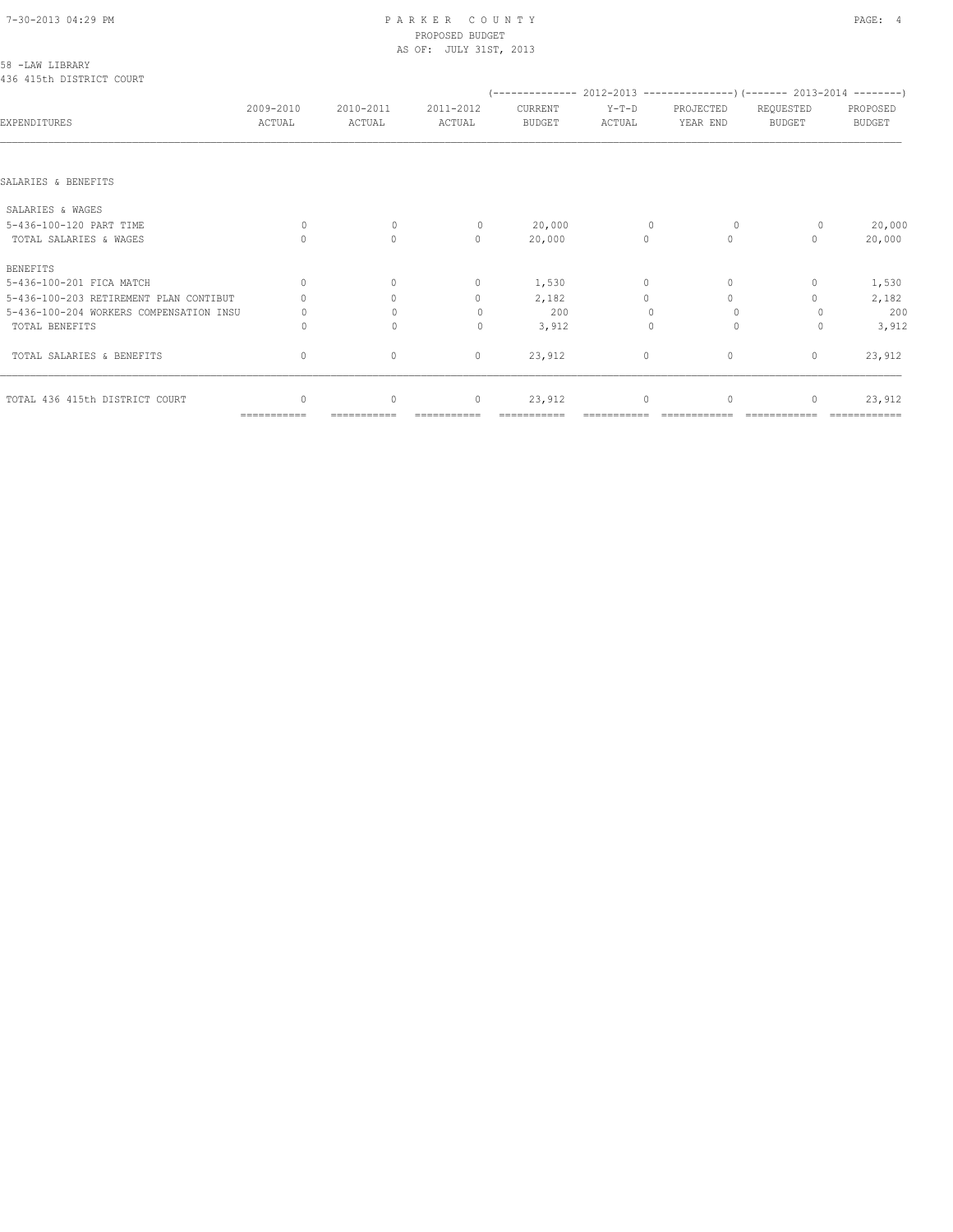58 -LAW LIBRARY
436 415th DISTRICT COURT

| EXPENDITURES | 2009-2010 ACTUAL | 2010-2011 ACTUAL | 2011-2012 ACTUAL | 2012-2013 CURRENT BUDGET | 2012-2013 Y-T-D ACTUAL | 2012-2013 PROJECTED YEAR END | 2013-2014 REQUESTED BUDGET | 2013-2014 PROPOSED BUDGET |
|---|---|---|---|---|---|---|---|---|
| SALARIES & BENEFITS | | | | | | | | |
| SALARIES & WAGES | | | | | | | | |
| 5-436-100-120 PART TIME | 0 | 0 | 0 | 20,000 | 0 | 0 | 0 | 20,000 |
| TOTAL SALARIES & WAGES | 0 | 0 | 0 | 20,000 | 0 | 0 | 0 | 20,000 |
| BENEFITS | | | | | | | | |
| 5-436-100-201 FICA MATCH | 0 | 0 | 0 | 1,530 | 0 | 0 | 0 | 1,530 |
| 5-436-100-203 RETIREMENT PLAN CONTIBUT | 0 | 0 | 0 | 2,182 | 0 | 0 | 0 | 2,182 |
| 5-436-100-204 WORKERS COMPENSATION INSU | 0 | 0 | 0 | 200 | 0 | 0 | 0 | 200 |
| TOTAL BENEFITS | 0 | 0 | 0 | 3,912 | 0 | 0 | 0 | 3,912 |
| TOTAL SALARIES & BENEFITS | 0 | 0 | 0 | 23,912 | 0 | 0 | 0 | 23,912 |
| TOTAL 436 415th DISTRICT COURT | 0 | 0 | 0 | 23,912 | 0 | 0 | 0 | 23,912 |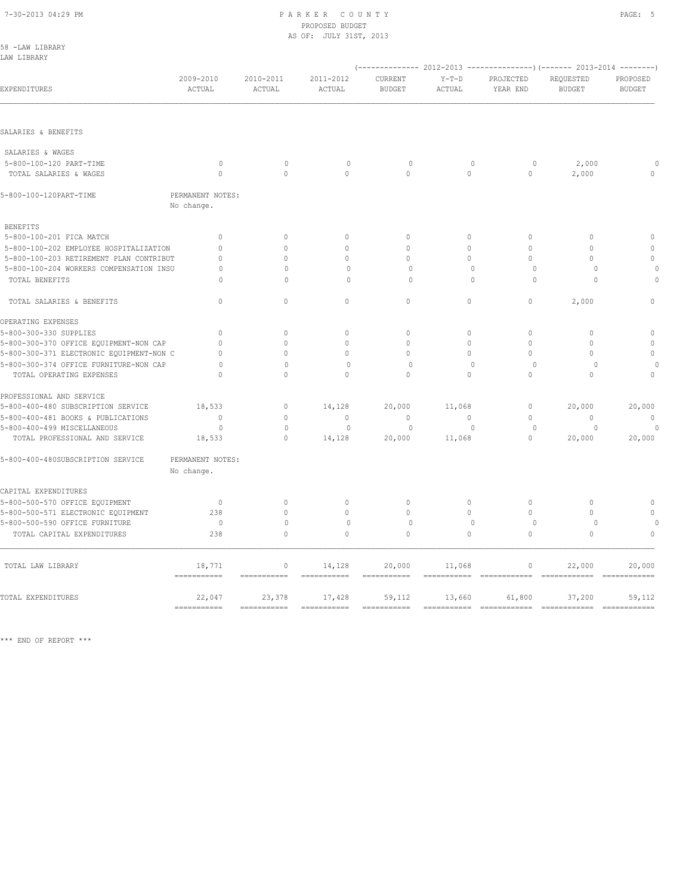PARKER COUNTY
PROPOSED BUDGET
AS OF: JULY 31ST, 2013

58 -LAW LIBRARY
LAW LIBRARY

| EXPENDITURES | 2009-2010 ACTUAL | 2010-2011 ACTUAL | 2011-2012 ACTUAL | (2012-2013) CURRENT BUDGET | (2012-2013) Y-T-D ACTUAL | (2012-2013) PROJECTED YEAR END | (2013-2014) REQUESTED BUDGET | (2013-2014) PROPOSED BUDGET |
|---|---|---|---|---|---|---|---|---|
| SALARIES & BENEFITS | | | | | | | | |
| SALARIES & WAGES | | | | | | | | |
| 5-800-100-120 PART-TIME | 0 | 0 | 0 | 0 | 0 | 0 | 2,000 | 0 |
| TOTAL SALARIES & WAGES | 0 | 0 | 0 | 0 | 0 | 0 | 2,000 | 0 |
| 5-800-100-120PART-TIME | PERMANENT NOTES: No change. | | | | | | | |
| BENEFITS | | | | | | | | |
| 5-800-100-201 FICA MATCH | 0 | 0 | 0 | 0 | 0 | 0 | 0 | 0 |
| 5-800-100-202 EMPLOYEE HOSPITALIZATION | 0 | 0 | 0 | 0 | 0 | 0 | 0 | 0 |
| 5-800-100-203 RETIREMENT PLAN CONTRIBUT | 0 | 0 | 0 | 0 | 0 | 0 | 0 | 0 |
| 5-800-100-204 WORKERS COMPENSATION INSU | 0 | 0 | 0 | 0 | 0 | 0 | 0 | 0 |
| TOTAL BENEFITS | 0 | 0 | 0 | 0 | 0 | 0 | 0 | 0 |
| TOTAL SALARIES & BENEFITS | 0 | 0 | 0 | 0 | 0 | 0 | 2,000 | 0 |
| OPERATING EXPENSES | | | | | | | | |
| 5-800-300-330 SUPPLIES | 0 | 0 | 0 | 0 | 0 | 0 | 0 | 0 |
| 5-800-300-370 OFFICE EQUIPMENT-NON CAP | 0 | 0 | 0 | 0 | 0 | 0 | 0 | 0 |
| 5-800-300-371 ELECTRONIC EQUIPMENT-NON C | 0 | 0 | 0 | 0 | 0 | 0 | 0 | 0 |
| 5-800-300-374 OFFICE FURNITURE-NON CAP | 0 | 0 | 0 | 0 | 0 | 0 | 0 | 0 |
| TOTAL OPERATING EXPENSES | 0 | 0 | 0 | 0 | 0 | 0 | 0 | 0 |
| PROFESSIONAL AND SERVICE | | | | | | | | |
| 5-800-400-480 SUBSCRIPTION SERVICE | 18,533 | 0 | 14,128 | 20,000 | 11,068 | 0 | 20,000 | 20,000 |
| 5-800-400-481 BOOKS & PUBLICATIONS | 0 | 0 | 0 | 0 | 0 | 0 | 0 | 0 |
| 5-800-400-499 MISCELLANEOUS | 0 | 0 | 0 | 0 | 0 | 0 | 0 | 0 |
| TOTAL PROFESSIONAL AND SERVICE | 18,533 | 0 | 14,128 | 20,000 | 11,068 | 0 | 20,000 | 20,000 |
| 5-800-400-480SUBSCRIPTION SERVICE | PERMANENT NOTES: No change. | | | | | | | |
| CAPITAL EXPENDITURES | | | | | | | | |
| 5-800-500-570 OFFICE EQUIPMENT | 0 | 0 | 0 | 0 | 0 | 0 | 0 | 0 |
| 5-800-500-571 ELECTRONIC EQUIPMENT | 238 | 0 | 0 | 0 | 0 | 0 | 0 | 0 |
| 5-800-500-590 OFFICE FURNITURE | 0 | 0 | 0 | 0 | 0 | 0 | 0 | 0 |
| TOTAL CAPITAL EXPENDITURES | 238 | 0 | 0 | 0 | 0 | 0 | 0 | 0 |
| TOTAL LAW LIBRARY | 18,771 | 0 | 14,128 | 20,000 | 11,068 | 0 | 22,000 | 20,000 |
| TOTAL EXPENDITURES | 22,047 | 23,378 | 17,428 | 59,112 | 13,660 | 61,800 | 37,200 | 59,112 |

*** END OF REPORT ***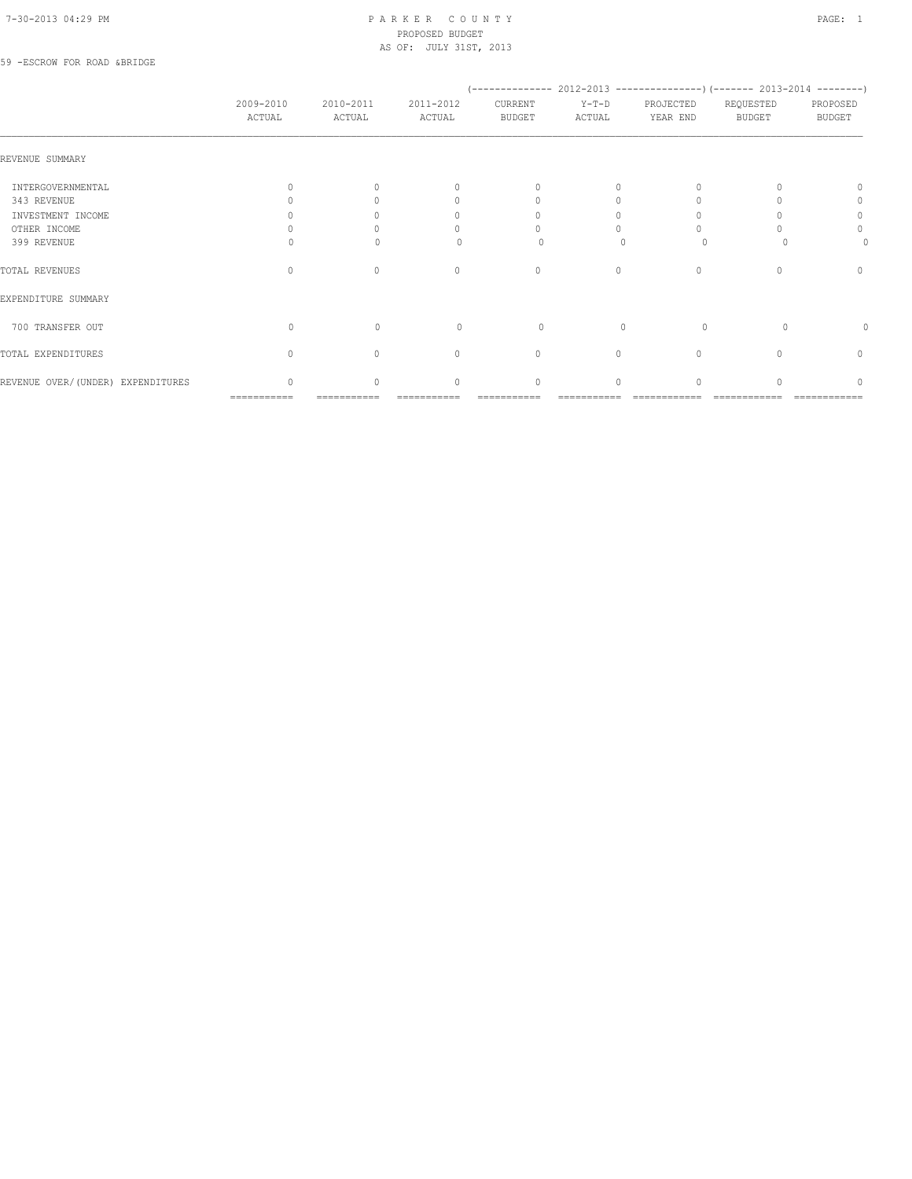# PARKER COUNTY
## PROPOSED BUDGET
### AS OF: JULY 31ST, 2013

59 -ESCROW FOR ROAD &BRIDGE

| | 2009-2010 ACTUAL | 2010-2011 ACTUAL | 2011-2012 ACTUAL | 2012-2013 CURRENT BUDGET | 2012-2013 Y-T-D ACTUAL | 2012-2013 PROJECTED YEAR END | 2013-2014 REQUESTED BUDGET | 2013-2014 PROPOSED BUDGET |
|---|---|---|---|---|---|---|---|---|
| REVENUE SUMMARY | | | | | | | | |
| INTERGOVERNMENTAL | 0 | 0 | 0 | 0 | 0 | 0 | 0 | 0 |
| 343 REVENUE | 0 | 0 | 0 | 0 | 0 | 0 | 0 | 0 |
| INVESTMENT INCOME | 0 | 0 | 0 | 0 | 0 | 0 | 0 | 0 |
| OTHER INCOME | 0 | 0 | 0 | 0 | 0 | 0 | 0 | 0 |
| 399 REVENUE | 0 | 0 | 0 | 0 | 0 | 0 | 0 | 0 |
| TOTAL REVENUES | 0 | 0 | 0 | 0 | 0 | 0 | 0 | 0 |
| EXPENDITURE SUMMARY | | | | | | | | |
| 700 TRANSFER OUT | 0 | 0 | 0 | 0 | 0 | 0 | 0 | 0 |
| TOTAL EXPENDITURES | 0 | 0 | 0 | 0 | 0 | 0 | 0 | 0 |
| REVENUE OVER/(UNDER) EXPENDITURES | 0 | 0 | 0 | 0 | 0 | 0 | 0 | 0 |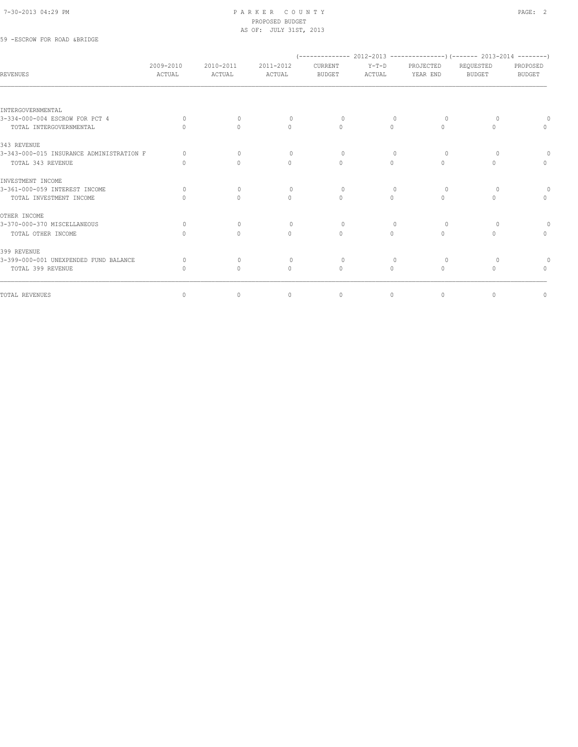PARKER COUNTY
PROPOSED BUDGET
AS OF: JULY 31ST, 2013

59 -ESCROW FOR ROAD &BRIDGE

| REVENUES | 2009-2010 ACTUAL | 2010-2011 ACTUAL | 2011-2012 ACTUAL | (-------------- 2012-2013 CURRENT BUDGET | Y-T-D ACTUAL | PROJECTED YEAR END ---------------) | (------- 2013-2014 REQUESTED BUDGET | PROPOSED BUDGET --------) |
|---|---|---|---|---|---|---|---|---|
| INTERGOVERNMENTAL | | | | | | | | |
| 3-334-000-004 ESCROW FOR PCT 4 | 0 | 0 | 0 | 0 | 0 | 0 | 0 | 0 |
| TOTAL INTERGOVERNMENTAL | 0 | 0 | 0 | 0 | 0 | 0 | 0 | 0 |
| 343 REVENUE | | | | | | | | |
| 3-343-000-015 INSURANCE ADMINISTRATION F | 0 | 0 | 0 | 0 | 0 | 0 | 0 | 0 |
| TOTAL 343 REVENUE | 0 | 0 | 0 | 0 | 0 | 0 | 0 | 0 |
| INVESTMENT INCOME | | | | | | | | |
| 3-361-000-059 INTEREST INCOME | 0 | 0 | 0 | 0 | 0 | 0 | 0 | 0 |
| TOTAL INVESTMENT INCOME | 0 | 0 | 0 | 0 | 0 | 0 | 0 | 0 |
| OTHER INCOME | | | | | | | | |
| 3-370-000-370 MISCELLANEOUS | 0 | 0 | 0 | 0 | 0 | 0 | 0 | 0 |
| TOTAL OTHER INCOME | 0 | 0 | 0 | 0 | 0 | 0 | 0 | 0 |
| 399 REVENUE | | | | | | | | |
| 3-399-000-001 UNEXPENDED FUND BALANCE | 0 | 0 | 0 | 0 | 0 | 0 | 0 | 0 |
| TOTAL 399 REVENUE | 0 | 0 | 0 | 0 | 0 | 0 | 0 | 0 |
| TOTAL REVENUES | 0 | 0 | 0 | 0 | 0 | 0 | 0 | 0 |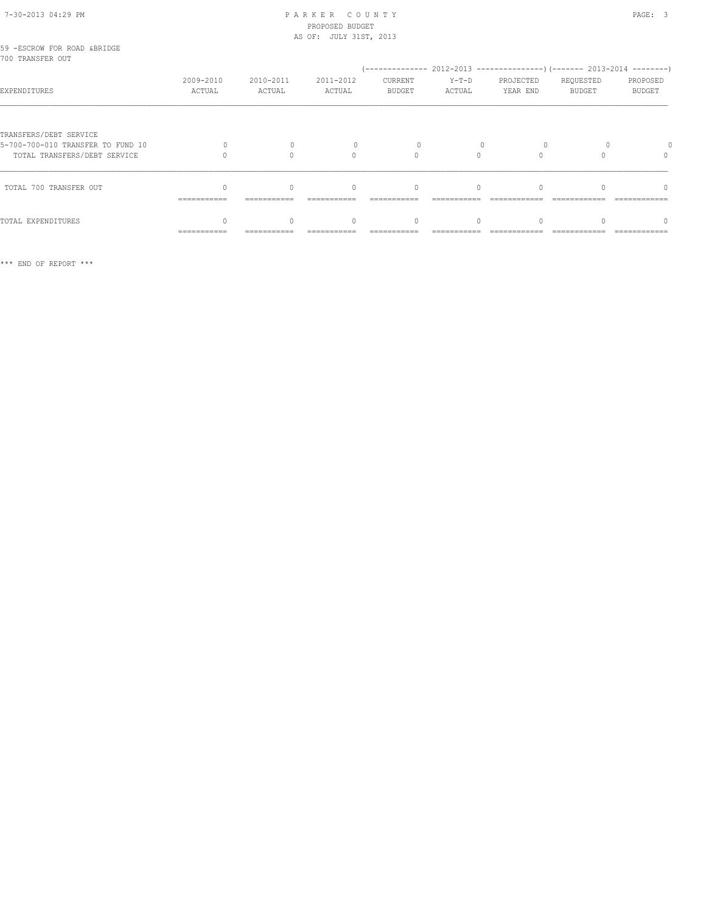PARKER COUNTY
PROPOSED BUDGET
AS OF: JULY 31ST, 2013

59 -ESCROW FOR ROAD &BRIDGE
700 TRANSFER OUT

| EXPENDITURES | 2009-2010 ACTUAL | 2010-2011 ACTUAL | 2011-2012 ACTUAL | 2012-2013 CURRENT BUDGET | 2012-2013 Y-T-D ACTUAL | 2012-2013 PROJECTED YEAR END | 2013-2014 REQUESTED BUDGET | 2013-2014 PROPOSED BUDGET |
|---|---|---|---|---|---|---|---|---|
| TRANSFERS/DEBT SERVICE | | | | | | | | |
| 5-700-700-010 TRANSFER TO FUND 10 | 0 | 0 | 0 | 0 | 0 | 0 | 0 | 0 |
| TOTAL TRANSFERS/DEBT SERVICE | 0 | 0 | 0 | 0 | 0 | 0 | 0 | 0 |
| TOTAL 700 TRANSFER OUT | 0 | 0 | 0 | 0 | 0 | 0 | 0 | 0 |
| TOTAL EXPENDITURES | 0 | 0 | 0 | 0 | 0 | 0 | 0 | 0 |

*** END OF REPORT ***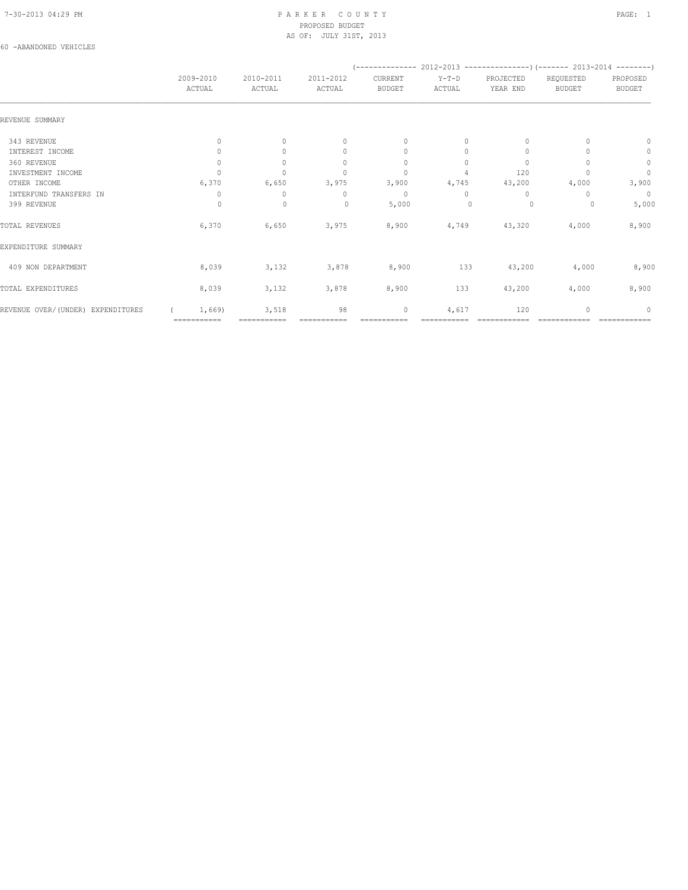# PARKER COUNTY
## PROPOSED BUDGET
### AS OF: JULY 31ST, 2013

60 -ABANDONED VEHICLES

| | 2009-2010 ACTUAL | 2010-2011 ACTUAL | 2011-2012 ACTUAL | 2012-2013 CURRENT BUDGET | 2012-2013 Y-T-D ACTUAL | 2012-2013 PROJECTED YEAR END | 2013-2014 REQUESTED BUDGET | 2013-2014 PROPOSED BUDGET |
|---|---|---|---|---|---|---|---|---|
| REVENUE SUMMARY | | | | | | | | |
| 343 REVENUE | 0 | 0 | 0 | 0 | 0 | 0 | 0 | 0 |
| INTEREST INCOME | 0 | 0 | 0 | 0 | 0 | 0 | 0 | 0 |
| 360 REVENUE | 0 | 0 | 0 | 0 | 0 | 0 | 0 | 0 |
| INVESTMENT INCOME | 0 | 0 | 0 | 0 | 4 | 120 | 0 | 0 |
| OTHER INCOME | 6,370 | 6,650 | 3,975 | 3,900 | 4,745 | 43,200 | 4,000 | 3,900 |
| INTERFUND TRANSFERS IN | 0 | 0 | 0 | 0 | 0 | 0 | 0 | 0 |
| 399 REVENUE | 0 | 0 | 0 | 5,000 | 0 | 0 | 0 | 5,000 |
| TOTAL REVENUES | 6,370 | 6,650 | 3,975 | 8,900 | 4,749 | 43,320 | 4,000 | 8,900 |
| EXPENDITURE SUMMARY | | | | | | | | |
| 409 NON DEPARTMENT | 8,039 | 3,132 | 3,878 | 8,900 | 133 | 43,200 | 4,000 | 8,900 |
| TOTAL EXPENDITURES | 8,039 | 3,132 | 3,878 | 8,900 | 133 | 43,200 | 4,000 | 8,900 |
| REVENUE OVER/(UNDER) EXPENDITURES | ( 1,669) | 3,518 | 98 | 0 | 4,617 | 120 | 0 | 0 |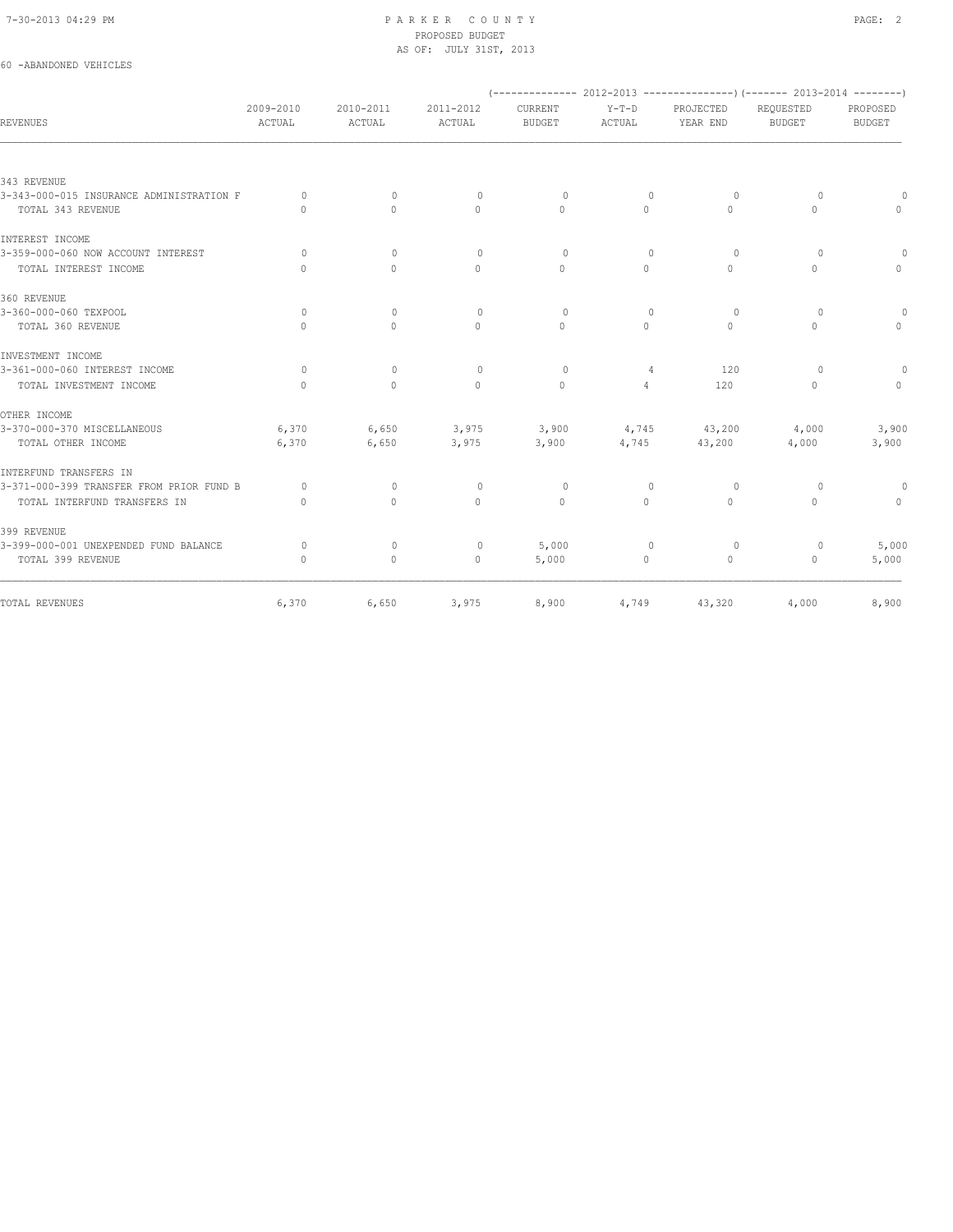# PARKER COUNTY
## PROPOSED BUDGET
### AS OF: JULY 31ST, 2013

60 -ABANDONED VEHICLES

| REVENUES | 2009-2010 ACTUAL | 2010-2011 ACTUAL | 2011-2012 ACTUAL | 2012-2013 CURRENT BUDGET | 2012-2013 Y-T-D ACTUAL | 2012-2013 PROJECTED YEAR END | 2013-2014 REQUESTED BUDGET | 2013-2014 PROPOSED BUDGET |
|---|---|---|---|---|---|---|---|---|
| **343 REVENUE** | | | | | | | | |
| 3-343-000-015 INSURANCE ADMINISTRATION F | 0 | 0 | 0 | 0 | 0 | 0 | 0 | 0 |
| TOTAL 343 REVENUE | 0 | 0 | 0 | 0 | 0 | 0 | 0 | 0 |
| **INTEREST INCOME** | | | | | | | | |
| 3-359-000-060 NOW ACCOUNT INTEREST | 0 | 0 | 0 | 0 | 0 | 0 | 0 | 0 |
| TOTAL INTEREST INCOME | 0 | 0 | 0 | 0 | 0 | 0 | 0 | 0 |
| **360 REVENUE** | | | | | | | | |
| 3-360-000-060 TEXPOOL | 0 | 0 | 0 | 0 | 0 | 0 | 0 | 0 |
| TOTAL 360 REVENUE | 0 | 0 | 0 | 0 | 0 | 0 | 0 | 0 |
| **INVESTMENT INCOME** | | | | | | | | |
| 3-361-000-060 INTEREST INCOME | 0 | 0 | 0 | 0 | 4 | 120 | 0 | 0 |
| TOTAL INVESTMENT INCOME | 0 | 0 | 0 | 0 | 4 | 120 | 0 | 0 |
| **OTHER INCOME** | | | | | | | | |
| 3-370-000-370 MISCELLANEOUS | 6,370 | 6,650 | 3,975 | 3,900 | 4,745 | 43,200 | 4,000 | 3,900 |
| TOTAL OTHER INCOME | 6,370 | 6,650 | 3,975 | 3,900 | 4,745 | 43,200 | 4,000 | 3,900 |
| **INTERFUND TRANSFERS IN** | | | | | | | | |
| 3-371-000-399 TRANSFER FROM PRIOR FUND B | 0 | 0 | 0 | 0 | 0 | 0 | 0 | 0 |
| TOTAL INTERFUND TRANSFERS IN | 0 | 0 | 0 | 0 | 0 | 0 | 0 | 0 |
| **399 REVENUE** | | | | | | | | |
| 3-399-000-001 UNEXPENDED FUND BALANCE | 0 | 0 | 0 | 5,000 | 0 | 0 | 0 | 5,000 |
| TOTAL 399 REVENUE | 0 | 0 | 0 | 5,000 | 0 | 0 | 0 | 5,000 |
| **TOTAL REVENUES** | 6,370 | 6,650 | 3,975 | 8,900 | 4,749 | 43,320 | 4,000 | 8,900 |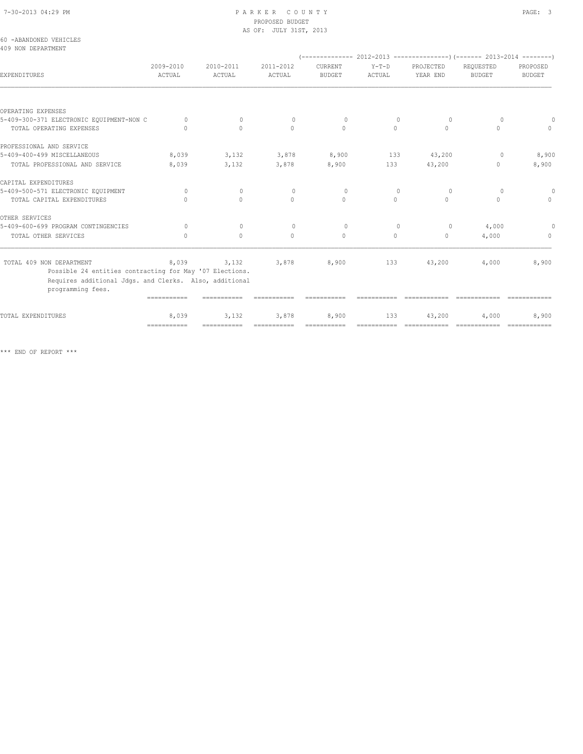PARKER COUNTY
PROPOSED BUDGET
AS OF: JULY 31ST, 2013

60 -ABANDONED VEHICLES
409 NON DEPARTMENT

| EXPENDITURES | 2009-2010 ACTUAL | 2010-2011 ACTUAL | 2011-2012 ACTUAL | 2012-2013 CURRENT BUDGET | 2012-2013 Y-T-D ACTUAL | 2012-2013 PROJECTED YEAR END | 2013-2014 REQUESTED BUDGET | 2013-2014 PROPOSED BUDGET |
|---|---|---|---|---|---|---|---|---|
| OPERATING EXPENSES | | | | | | | | |
| 5-409-300-371 ELECTRONIC EQUIPMENT-NON C | 0 | 0 | 0 | 0 | 0 | 0 | 0 | 0 |
| TOTAL OPERATING EXPENSES | 0 | 0 | 0 | 0 | 0 | 0 | 0 | 0 |
| PROFESSIONAL AND SERVICE | | | | | | | | |
| 5-409-400-499 MISCELLANEOUS | 8,039 | 3,132 | 3,878 | 8,900 | 133 | 43,200 | 0 | 8,900 |
| TOTAL PROFESSIONAL AND SERVICE | 8,039 | 3,132 | 3,878 | 8,900 | 133 | 43,200 | 0 | 8,900 |
| CAPITAL EXPENDITURES | | | | | | | | |
| 5-409-500-571 ELECTRONIC EQUIPMENT | 0 | 0 | 0 | 0 | 0 | 0 | 0 | 0 |
| TOTAL CAPITAL EXPENDITURES | 0 | 0 | 0 | 0 | 0 | 0 | 0 | 0 |
| OTHER SERVICES | | | | | | | | |
| 5-409-600-699 PROGRAM CONTINGENCIES | 0 | 0 | 0 | 0 | 0 | 0 | 4,000 | 0 |
| TOTAL OTHER SERVICES | 0 | 0 | 0 | 0 | 0 | 0 | 4,000 | 0 |
| TOTAL 409 NON DEPARTMENT | 8,039 | 3,132 | 3,878 | 8,900 | 133 | 43,200 | 4,000 | 8,900 |
| TOTAL EXPENDITURES | 8,039 | 3,132 | 3,878 | 8,900 | 133 | 43,200 | 4,000 | 8,900 |

Possible 24 entities contracting for May '07 Elections. Requires additional Jdgs. and Clerks. Also, additional programming fees.

*** END OF REPORT ***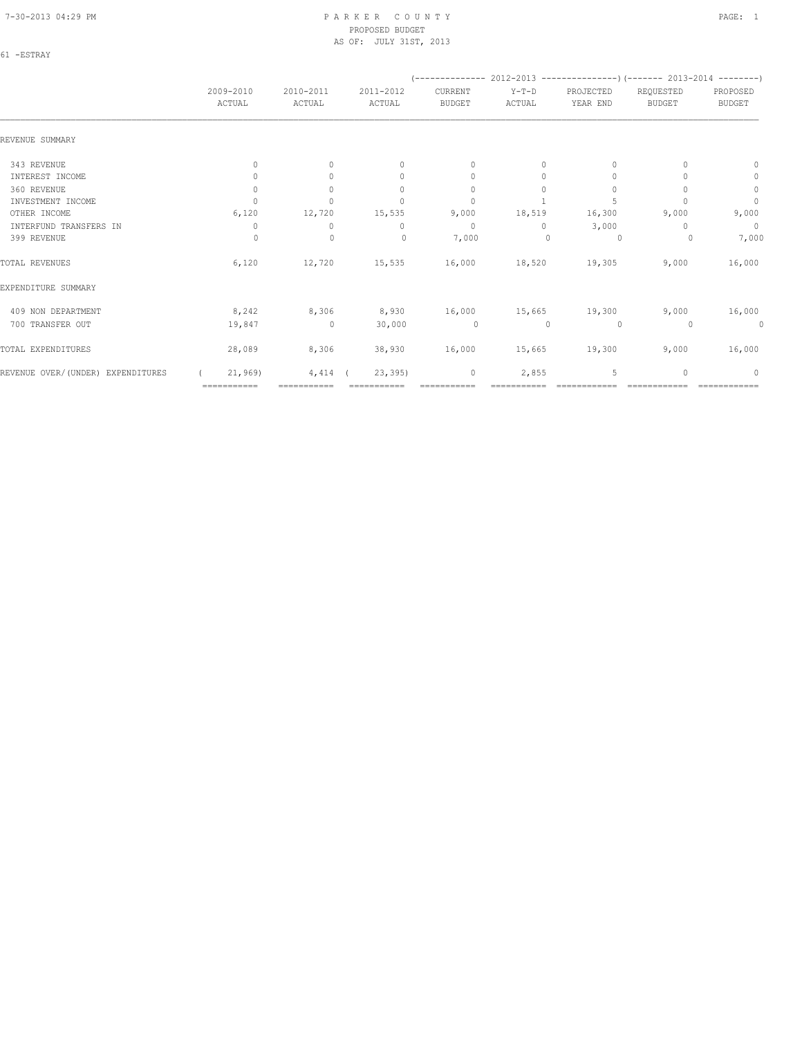PARKER COUNTY
PROPOSED BUDGET
AS OF: JULY 31ST, 2013

61 -ESTRAY

| | 2009-2010 ACTUAL | 2010-2011 ACTUAL | 2011-2012 ACTUAL | 2012-2013 CURRENT BUDGET | 2012-2013 Y-T-D ACTUAL | 2012-2013 PROJECTED YEAR END | 2013-2014 REQUESTED BUDGET | 2013-2014 PROPOSED BUDGET |
|---|---|---|---|---|---|---|---|---|
| REVENUE SUMMARY | | | | | | | | |
| 343 REVENUE | 0 | 0 | 0 | 0 | 0 | 0 | 0 | 0 |
| INTEREST INCOME | 0 | 0 | 0 | 0 | 0 | 0 | 0 | 0 |
| 360 REVENUE | 0 | 0 | 0 | 0 | 0 | 0 | 0 | 0 |
| INVESTMENT INCOME | 0 | 0 | 0 | 0 | 1 | 5 | 0 | 0 |
| OTHER INCOME | 6,120 | 12,720 | 15,535 | 9,000 | 18,519 | 16,300 | 9,000 | 9,000 |
| INTERFUND TRANSFERS IN | 0 | 0 | 0 | 0 | 0 | 3,000 | 0 | 0 |
| 399 REVENUE | 0 | 0 | 0 | 7,000 | 0 | 0 | 0 | 7,000 |
| TOTAL REVENUES | 6,120 | 12,720 | 15,535 | 16,000 | 18,520 | 19,305 | 9,000 | 16,000 |
| EXPENDITURE SUMMARY | | | | | | | | |
| 409 NON DEPARTMENT | 8,242 | 8,306 | 8,930 | 16,000 | 15,665 | 19,300 | 9,000 | 16,000 |
| 700 TRANSFER OUT | 19,847 | 0 | 30,000 | 0 | 0 | 0 | 0 | 0 |
| TOTAL EXPENDITURES | 28,089 | 8,306 | 38,930 | 16,000 | 15,665 | 19,300 | 9,000 | 16,000 |
| REVENUE OVER/(UNDER) EXPENDITURES | ( 21,969) | 4,414 | ( 23,395) | 0 | 2,855 | 5 | 0 | 0 |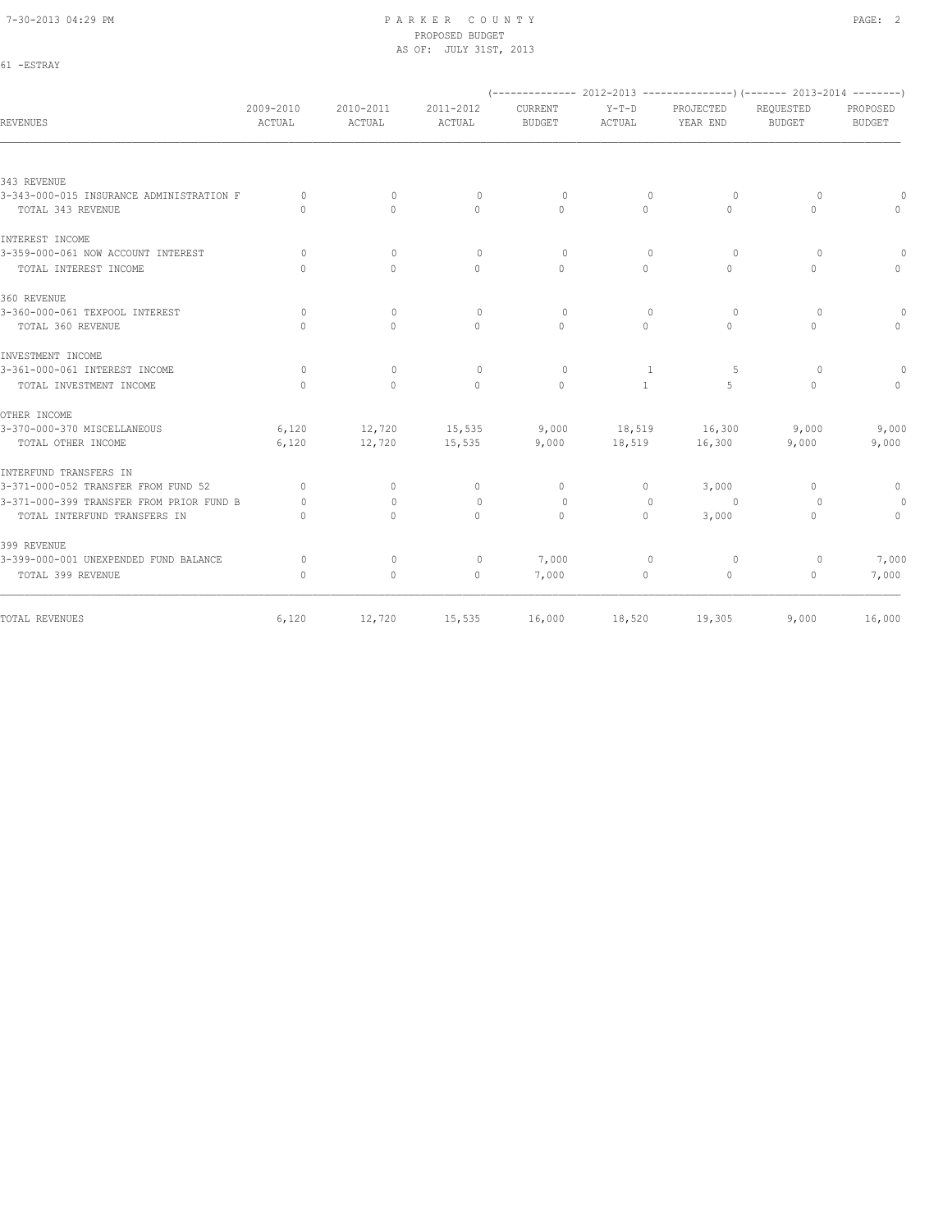PARKER COUNTY
PROPOSED BUDGET
AS OF: JULY 31ST, 2013

61 -ESTRAY

| REVENUES | 2009-2010 ACTUAL | 2010-2011 ACTUAL | 2011-2012 ACTUAL | 2012-2013 CURRENT BUDGET | 2012-2013 Y-T-D ACTUAL | 2012-2013 PROJECTED YEAR END | 2013-2014 REQUESTED BUDGET | 2013-2014 PROPOSED BUDGET |
|---|---|---|---|---|---|---|---|---|
| 343 REVENUE | | | | | | | | |
| 3-343-000-015 INSURANCE ADMINISTRATION F | 0 | 0 | 0 | 0 | 0 | 0 | 0 | 0 |
| TOTAL 343 REVENUE | 0 | 0 | 0 | 0 | 0 | 0 | 0 | 0 |
| INTEREST INCOME | | | | | | | | |
| 3-359-000-061 NOW ACCOUNT INTEREST | 0 | 0 | 0 | 0 | 0 | 0 | 0 | 0 |
| TOTAL INTEREST INCOME | 0 | 0 | 0 | 0 | 0 | 0 | 0 | 0 |
| 360 REVENUE | | | | | | | | |
| 3-360-000-061 TEXPOOL INTEREST | 0 | 0 | 0 | 0 | 0 | 0 | 0 | 0 |
| TOTAL 360 REVENUE | 0 | 0 | 0 | 0 | 0 | 0 | 0 | 0 |
| INVESTMENT INCOME | | | | | | | | |
| 3-361-000-061 INTEREST INCOME | 0 | 0 | 0 | 0 | 1 | 5 | 0 | 0 |
| TOTAL INVESTMENT INCOME | 0 | 0 | 0 | 0 | 1 | 5 | 0 | 0 |
| OTHER INCOME | | | | | | | | |
| 3-370-000-370 MISCELLANEOUS | 6,120 | 12,720 | 15,535 | 9,000 | 18,519 | 16,300 | 9,000 | 9,000 |
| TOTAL OTHER INCOME | 6,120 | 12,720 | 15,535 | 9,000 | 18,519 | 16,300 | 9,000 | 9,000 |
| INTERFUND TRANSFERS IN | | | | | | | | |
| 3-371-000-052 TRANSFER FROM FUND 52 | 0 | 0 | 0 | 0 | 0 | 3,000 | 0 | 0 |
| 3-371-000-399 TRANSFER FROM PRIOR FUND B | 0 | 0 | 0 | 0 | 0 | 0 | 0 | 0 |
| TOTAL INTERFUND TRANSFERS IN | 0 | 0 | 0 | 0 | 0 | 3,000 | 0 | 0 |
| 399 REVENUE | | | | | | | | |
| 3-399-000-001 UNEXPENDED FUND BALANCE | 0 | 0 | 0 | 7,000 | 0 | 0 | 0 | 7,000 |
| TOTAL 399 REVENUE | 0 | 0 | 0 | 7,000 | 0 | 0 | 0 | 7,000 |
| TOTAL REVENUES | 6,120 | 12,720 | 15,535 | 16,000 | 18,520 | 19,305 | 9,000 | 16,000 |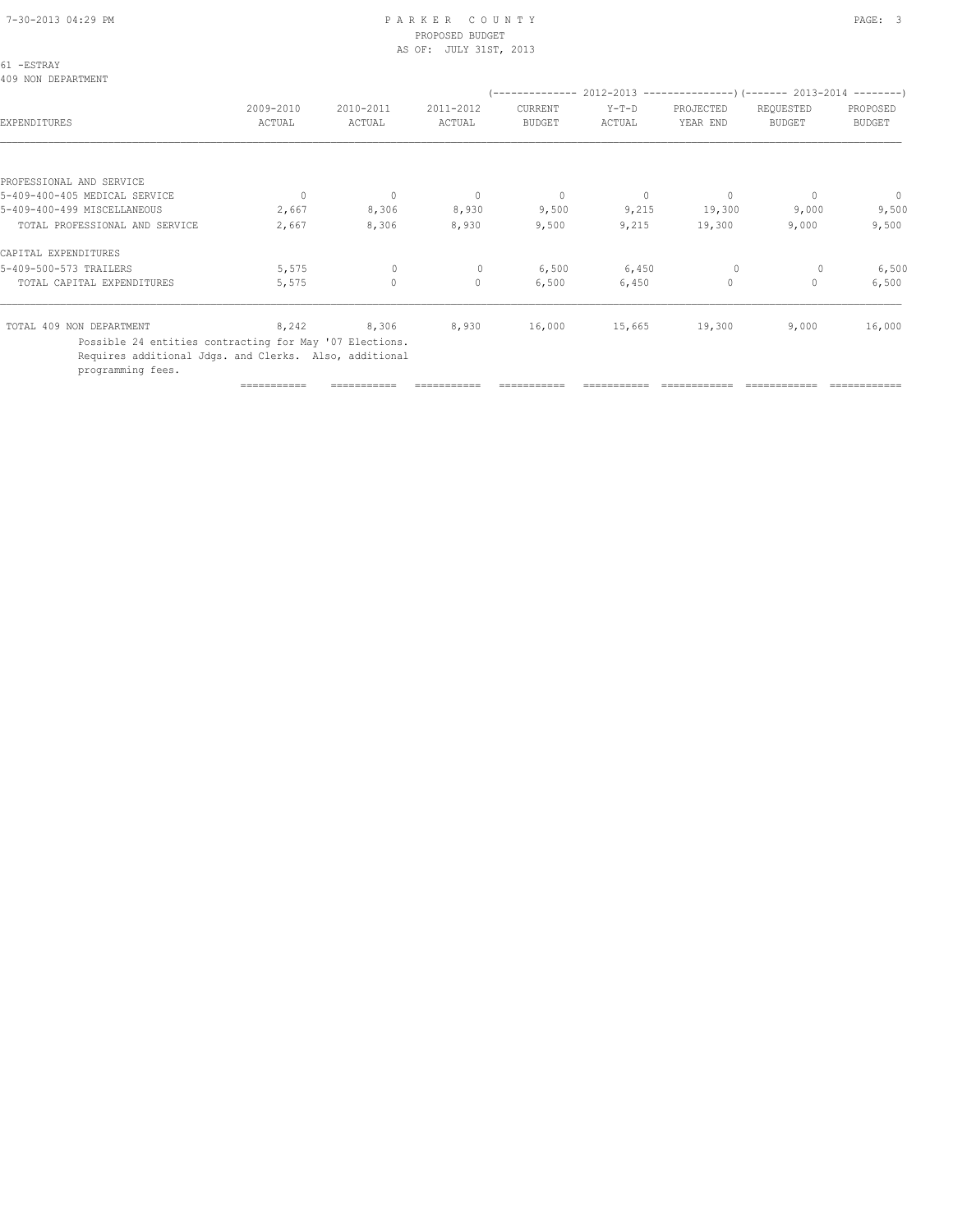PARKER COUNTY
PROPOSED BUDGET
AS OF: JULY 31ST, 2013

61 -ESTRAY
409 NON DEPARTMENT

| EXPENDITURES | 2009-2010 ACTUAL | 2010-2011 ACTUAL | 2011-2012 ACTUAL | 2012-2013 CURRENT BUDGET | 2012-2013 Y-T-D ACTUAL | 2012-2013 PROJECTED YEAR END | 2013-2014 REQUESTED BUDGET | 2013-2014 PROPOSED BUDGET |
|---|---|---|---|---|---|---|---|---|
| PROFESSIONAL AND SERVICE | | | | | | | | |
| 5-409-400-405 MEDICAL SERVICE | 0 | 0 | 0 | 0 | 0 | 0 | 0 | 0 |
| 5-409-400-499 MISCELLANEOUS | 2,667 | 8,306 | 8,930 | 9,500 | 9,215 | 19,300 | 9,000 | 9,500 |
| TOTAL PROFESSIONAL AND SERVICE | 2,667 | 8,306 | 8,930 | 9,500 | 9,215 | 19,300 | 9,000 | 9,500 |
| CAPITAL EXPENDITURES | | | | | | | | |
| 5-409-500-573 TRAILERS | 5,575 | 0 | 0 | 6,500 | 6,450 | 0 | 0 | 6,500 |
| TOTAL CAPITAL EXPENDITURES | 5,575 | 0 | 0 | 6,500 | 6,450 | 0 | 0 | 6,500 |
| TOTAL 409 NON DEPARTMENT | 8,242 | 8,306 | 8,930 | 16,000 | 15,665 | 19,300 | 9,000 | 16,000 |

Possible 24 entities contracting for May '07 Elections.
Requires additional Jdgs. and Clerks. Also, additional programming fees.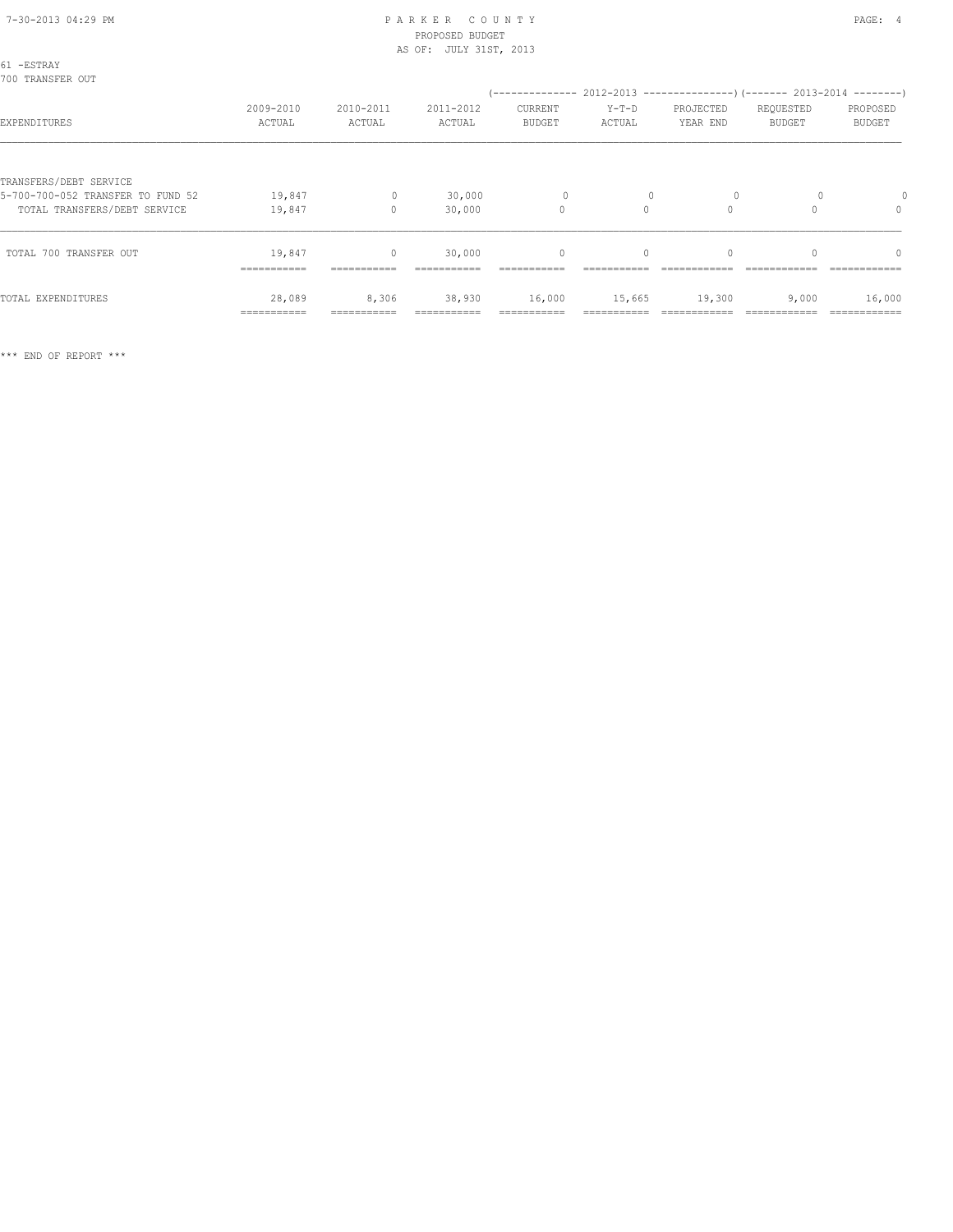# PARKER COUNTY
PROPOSED BUDGET
AS OF: JULY 31ST, 2013

61 -ESTRAY
700 TRANSFER OUT

| EXPENDITURES | 2009-2010 ACTUAL | 2010-2011 ACTUAL | 2011-2012 ACTUAL | 2012-2013 CURRENT BUDGET | 2012-2013 Y-T-D ACTUAL | 2012-2013 PROJECTED YEAR END | 2013-2014 REQUESTED BUDGET | 2013-2014 PROPOSED BUDGET |
|---|---|---|---|---|---|---|---|---|
| TRANSFERS/DEBT SERVICE | | | | | | | | |
| 5-700-700-052 TRANSFER TO FUND 52 | 19,847 | 0 | 30,000 | 0 | 0 | 0 | 0 | 0 |
| TOTAL TRANSFERS/DEBT SERVICE | 19,847 | 0 | 30,000 | 0 | 0 | 0 | 0 | 0 |
| TOTAL 700 TRANSFER OUT | 19,847 | 0 | 30,000 | 0 | 0 | 0 | 0 | 0 |
| TOTAL EXPENDITURES | 28,089 | 8,306 | 38,930 | 16,000 | 15,665 | 19,300 | 9,000 | 16,000 |

*** END OF REPORT ***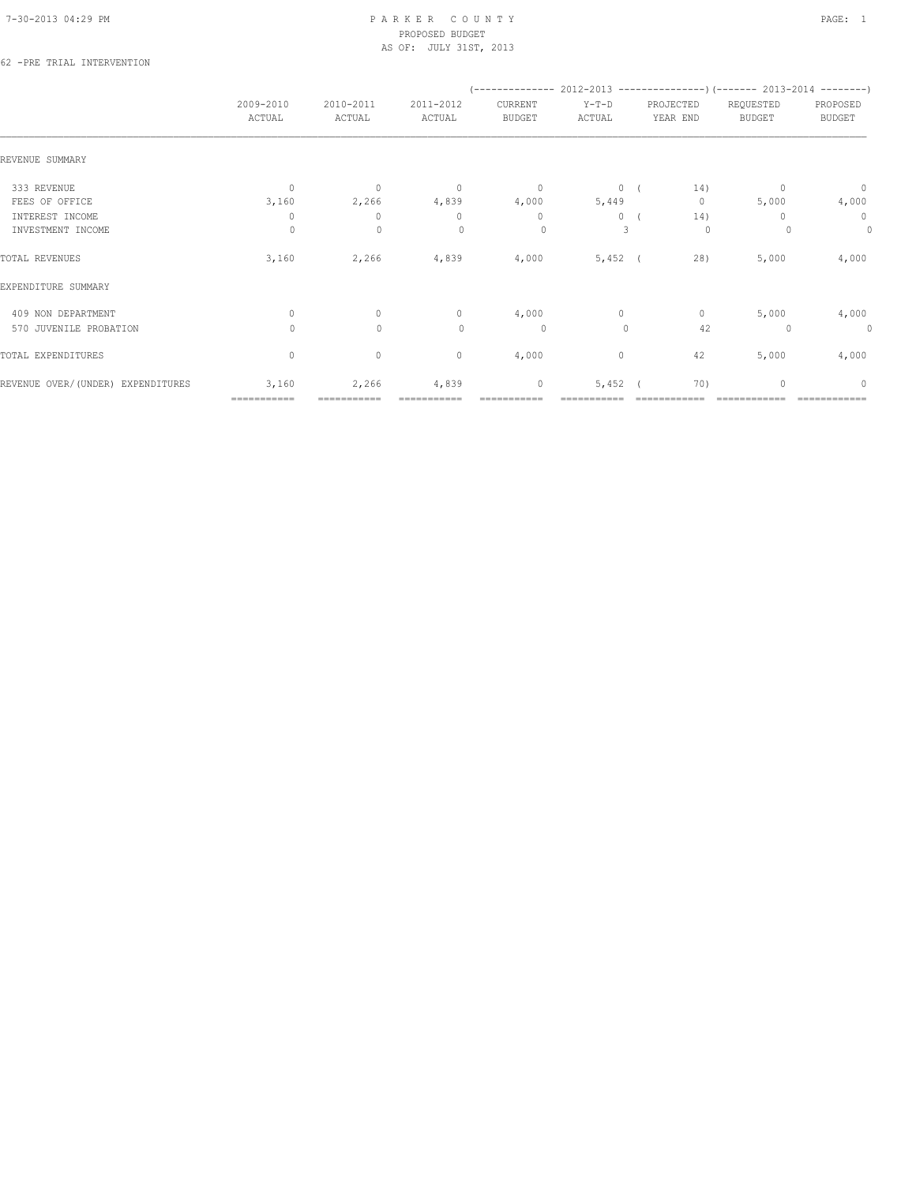PARKER COUNTY
PROPOSED BUDGET
AS OF: JULY 31ST, 2013

62 -PRE TRIAL INTERVENTION

| | 2009-2010 ACTUAL | 2010-2011 ACTUAL | 2011-2012 ACTUAL | 2012-2013 CURRENT BUDGET | 2012-2013 Y-T-D ACTUAL | 2012-2013 PROJECTED YEAR END | 2013-2014 REQUESTED BUDGET | 2013-2014 PROPOSED BUDGET |
|---|---|---|---|---|---|---|---|---|
| REVENUE SUMMARY | | | | | | | | |
| 333 REVENUE | 0 | 0 | 0 | 0 | 0 | ( 14) | 0 | 0 |
| FEES OF OFFICE | 3,160 | 2,266 | 4,839 | 4,000 | 5,449 | 0 | 5,000 | 4,000 |
| INTEREST INCOME | 0 | 0 | 0 | 0 | 0 | ( 14) | 0 | 0 |
| INVESTMENT INCOME | 0 | 0 | 0 | 0 | 3 | 0 | 0 | 0 |
| TOTAL REVENUES | 3,160 | 2,266 | 4,839 | 4,000 | 5,452 | ( 28) | 5,000 | 4,000 |
| EXPENDITURE SUMMARY | | | | | | | | |
| 409 NON DEPARTMENT | 0 | 0 | 0 | 4,000 | 0 | 0 | 5,000 | 4,000 |
| 570 JUVENILE PROBATION | 0 | 0 | 0 | 0 | 0 | 42 | 0 | 0 |
| TOTAL EXPENDITURES | 0 | 0 | 0 | 4,000 | 0 | 42 | 5,000 | 4,000 |
| REVENUE OVER/(UNDER) EXPENDITURES | 3,160 | 2,266 | 4,839 | 0 | 5,452 | ( 70) | 0 | 0 |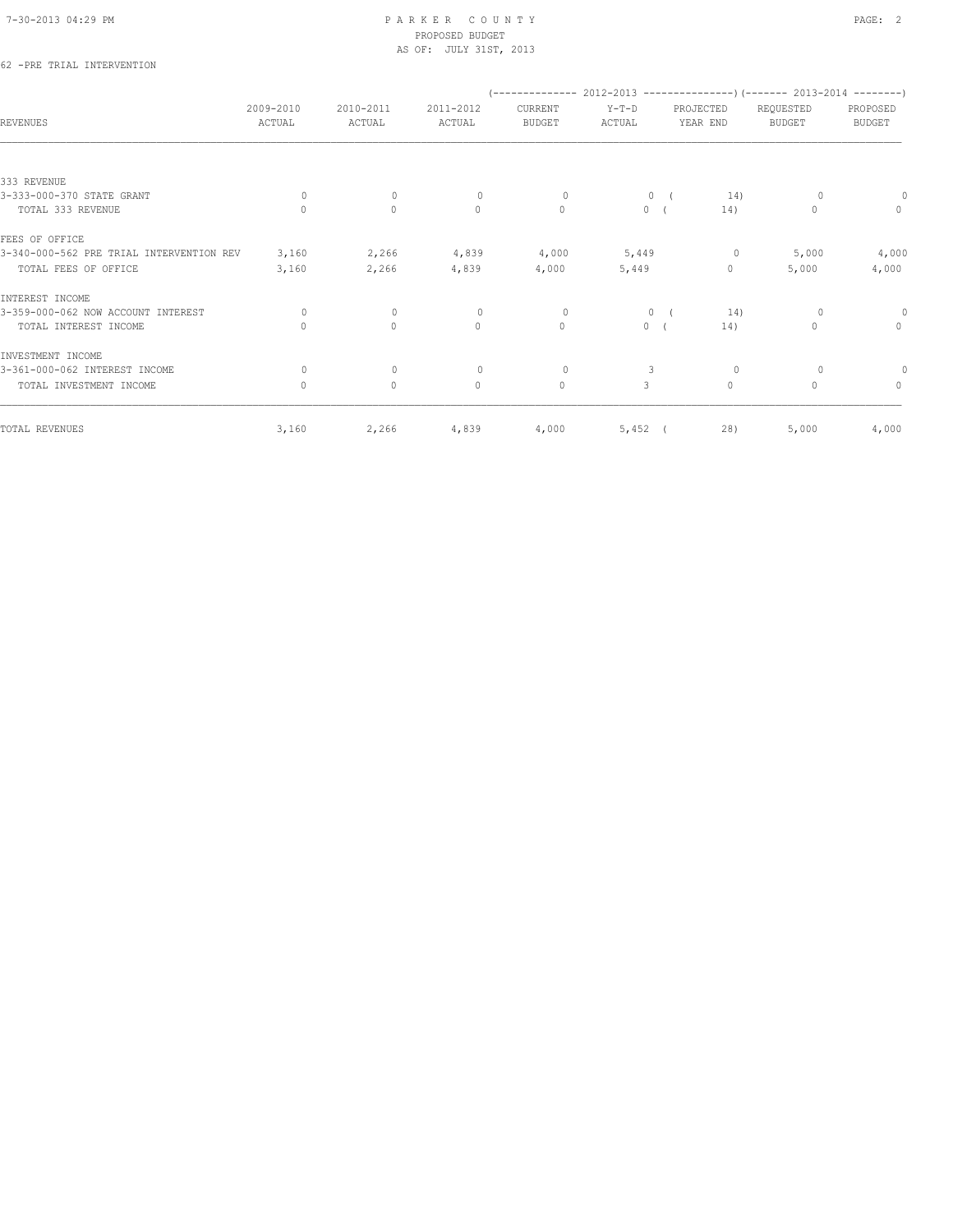# PARKER COUNTY
## PROPOSED BUDGET
### AS OF: JULY 31ST, 2013

62 -PRE TRIAL INTERVENTION

| REVENUES | 2009-2010 ACTUAL | 2010-2011 ACTUAL | 2011-2012 ACTUAL | (------------- 2012-2013 CURRENT BUDGET | Y-T-D ACTUAL | PROJECTED YEAR END --------------) | (------- 2013-2014 REQUESTED BUDGET | PROPOSED BUDGET --------) |
|---|---|---|---|---|---|---|---|---|
| 333 REVENUE | | | | | | | | |
| 3-333-000-370 STATE GRANT | 0 | 0 | 0 | 0 | 0 | ( 14) | 0 | 0 |
| TOTAL 333 REVENUE | 0 | 0 | 0 | 0 | 0 | ( 14) | 0 | 0 |
| FEES OF OFFICE | | | | | | | | |
| 3-340-000-562 PRE TRIAL INTERVENTION REV | 3,160 | 2,266 | 4,839 | 4,000 | 5,449 | 0 | 5,000 | 4,000 |
| TOTAL FEES OF OFFICE | 3,160 | 2,266 | 4,839 | 4,000 | 5,449 | 0 | 5,000 | 4,000 |
| INTEREST INCOME | | | | | | | | |
| 3-359-000-062 NOW ACCOUNT INTEREST | 0 | 0 | 0 | 0 | 0 | ( 14) | 0 | 0 |
| TOTAL INTEREST INCOME | 0 | 0 | 0 | 0 | 0 | ( 14) | 0 | 0 |
| INVESTMENT INCOME | | | | | | | | |
| 3-361-000-062 INTEREST INCOME | 0 | 0 | 0 | 0 | 3 | 0 | 0 | 0 |
| TOTAL INVESTMENT INCOME | 0 | 0 | 0 | 0 | 3 | 0 | 0 | 0 |
| TOTAL REVENUES | 3,160 | 2,266 | 4,839 | 4,000 | 5,452 | ( 28) | 5,000 | 4,000 |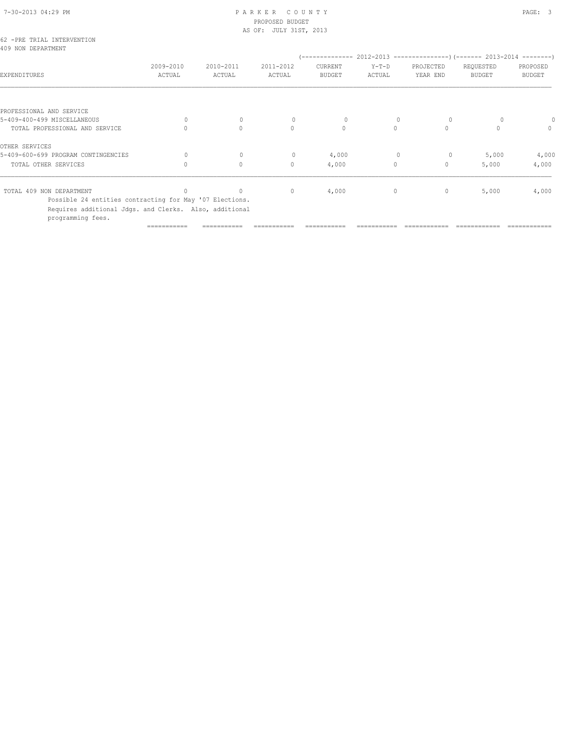PARKER COUNTY
PROPOSED BUDGET
AS OF: JULY 31ST, 2013

62 -PRE TRIAL INTERVENTION
409 NON DEPARTMENT

| EXPENDITURES | 2009-2010 ACTUAL | 2010-2011 ACTUAL | 2011-2012 ACTUAL | 2012-2013 CURRENT BUDGET | 2012-2013 Y-T-D ACTUAL | 2012-2013 PROJECTED YEAR END | 2013-2014 REQUESTED BUDGET | 2013-2014 PROPOSED BUDGET |
|---|---|---|---|---|---|---|---|---|
| PROFESSIONAL AND SERVICE | | | | | | | | |
| 5-409-400-499 MISCELLANEOUS | 0 | 0 | 0 | 0 | 0 | 0 | 0 | 0 |
| TOTAL PROFESSIONAL AND SERVICE | 0 | 0 | 0 | 0 | 0 | 0 | 0 | 0 |
| OTHER SERVICES | | | | | | | | |
| 5-409-600-699 PROGRAM CONTINGENCIES | 0 | 0 | 0 | 4,000 | 0 | 0 | 5,000 | 4,000 |
| TOTAL OTHER SERVICES | 0 | 0 | 0 | 4,000 | 0 | 0 | 5,000 | 4,000 |
| TOTAL 409 NON DEPARTMENT | 0 | 0 | 0 | 4,000 | 0 | 0 | 5,000 | 4,000 |

Possible 24 entities contracting for May '07 Elections. Requires additional Jdgs. and Clerks. Also, additional programming fees.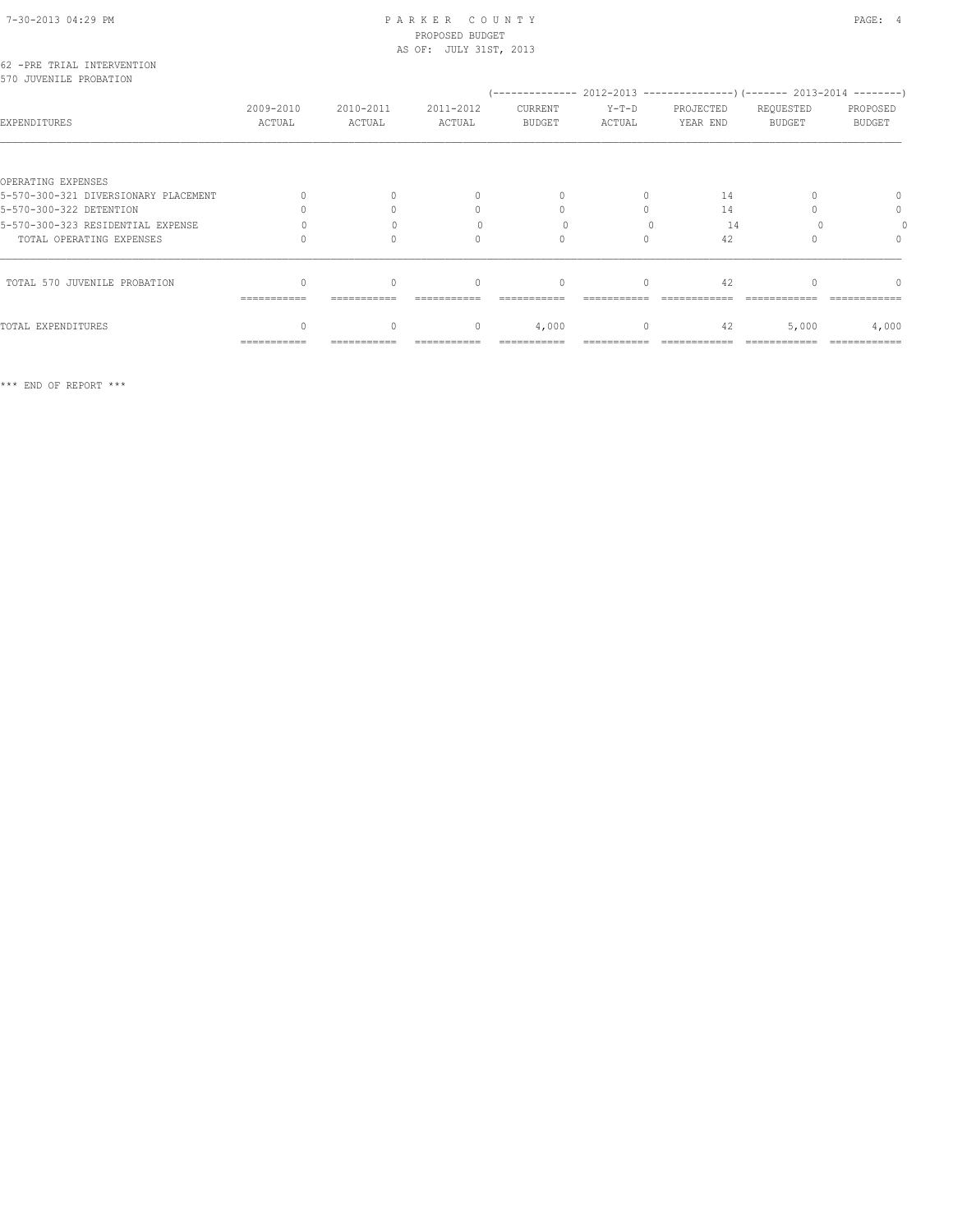PARKER COUNTY
PROPOSED BUDGET
AS OF: JULY 31ST, 2013

62 -PRE TRIAL INTERVENTION
570 JUVENILE PROBATION

| EXPENDITURES | 2009-2010 ACTUAL | 2010-2011 ACTUAL | 2011-2012 ACTUAL | 2012-2013 CURRENT BUDGET | 2012-2013 Y-T-D ACTUAL | 2012-2013 PROJECTED YEAR END | 2013-2014 REQUESTED BUDGET | 2013-2014 PROPOSED BUDGET |
|---|---|---|---|---|---|---|---|---|
| OPERATING EXPENSES | | | | | | | | |
| 5-570-300-321 DIVERSIONARY PLACEMENT | 0 | 0 | 0 | 0 | 0 | 14 | 0 | 0 |
| 5-570-300-322 DETENTION | 0 | 0 | 0 | 0 | 0 | 14 | 0 | 0 |
| 5-570-300-323 RESIDENTIAL EXPENSE | 0 | 0 | 0 | 0 | 0 | 14 | 0 | 0 |
| TOTAL OPERATING EXPENSES | 0 | 0 | 0 | 0 | 0 | 42 | 0 | 0 |
| TOTAL 570 JUVENILE PROBATION | 0 | 0 | 0 | 0 | 0 | 42 | 0 | 0 |
| TOTAL EXPENDITURES | 0 | 0 | 0 | 4,000 | 0 | 42 | 5,000 | 4,000 |

*** END OF REPORT ***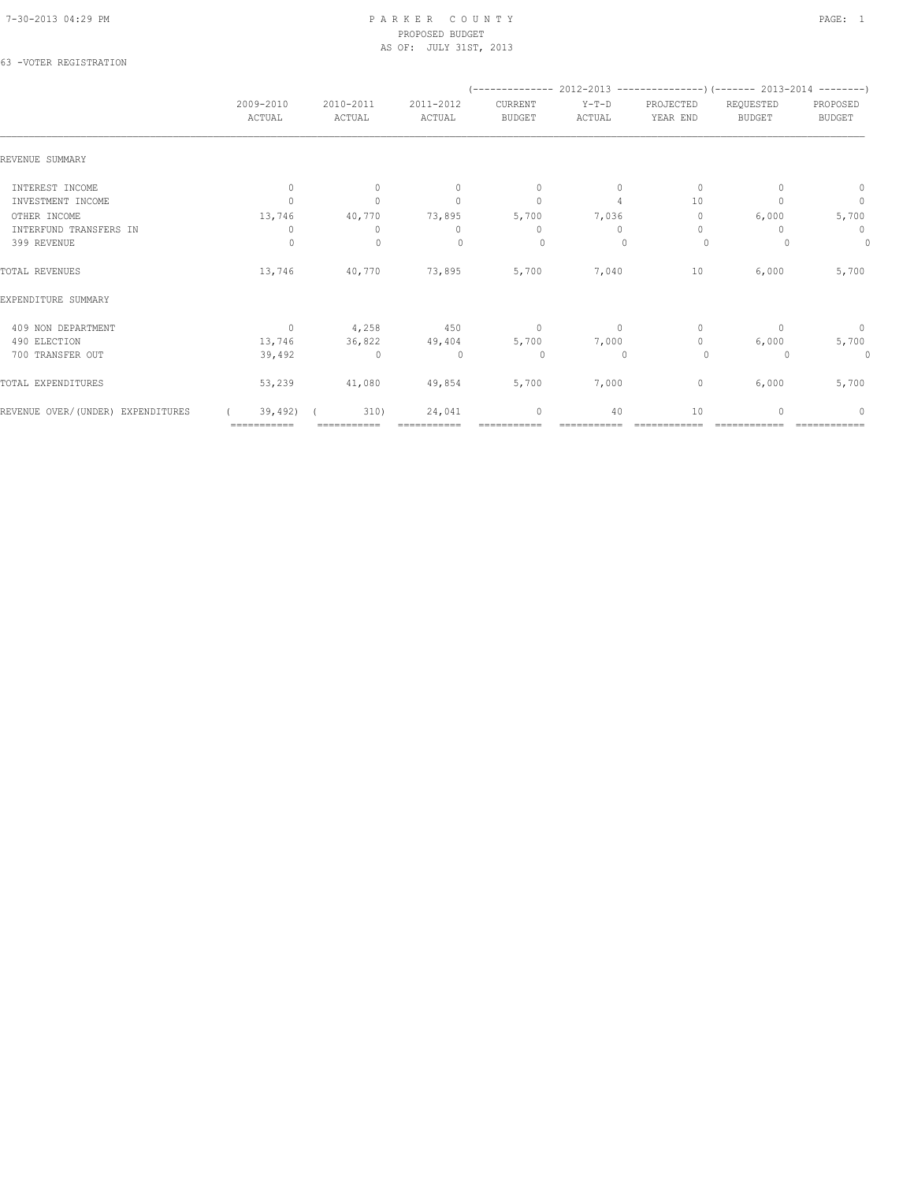PARKER COUNTY
PROPOSED BUDGET
AS OF: JULY 31ST, 2013

63 -VOTER REGISTRATION

| | 2009-2010 ACTUAL | 2010-2011 ACTUAL | 2011-2012 ACTUAL | 2012-2013 CURRENT BUDGET | 2012-2013 Y-T-D ACTUAL | 2012-2013 PROJECTED YEAR END | 2013-2014 REQUESTED BUDGET | 2013-2014 PROPOSED BUDGET |
|---|---|---|---|---|---|---|---|---|
| REVENUE SUMMARY | | | | | | | | |
| INTEREST INCOME | 0 | 0 | 0 | 0 | 0 | 0 | 0 | 0 |
| INVESTMENT INCOME | 0 | 0 | 0 | 0 | 4 | 10 | 0 | 0 |
| OTHER INCOME | 13,746 | 40,770 | 73,895 | 5,700 | 7,036 | 0 | 6,000 | 5,700 |
| INTERFUND TRANSFERS IN | 0 | 0 | 0 | 0 | 0 | 0 | 0 | 0 |
| 399 REVENUE | 0 | 0 | 0 | 0 | 0 | 0 | 0 | 0 |
| TOTAL REVENUES | 13,746 | 40,770 | 73,895 | 5,700 | 7,040 | 10 | 6,000 | 5,700 |
| EXPENDITURE SUMMARY | | | | | | | | |
| 409 NON DEPARTMENT | 0 | 4,258 | 450 | 0 | 0 | 0 | 0 | 0 |
| 490 ELECTION | 13,746 | 36,822 | 49,404 | 5,700 | 7,000 | 0 | 6,000 | 5,700 |
| 700 TRANSFER OUT | 39,492 | 0 | 0 | 0 | 0 | 0 | 0 | 0 |
| TOTAL EXPENDITURES | 53,239 | 41,080 | 49,854 | 5,700 | 7,000 | 0 | 6,000 | 5,700 |
| REVENUE OVER/(UNDER) EXPENDITURES | ( 39,492) | ( 310) | 24,041 | 0 | 40 | 10 | 0 | 0 |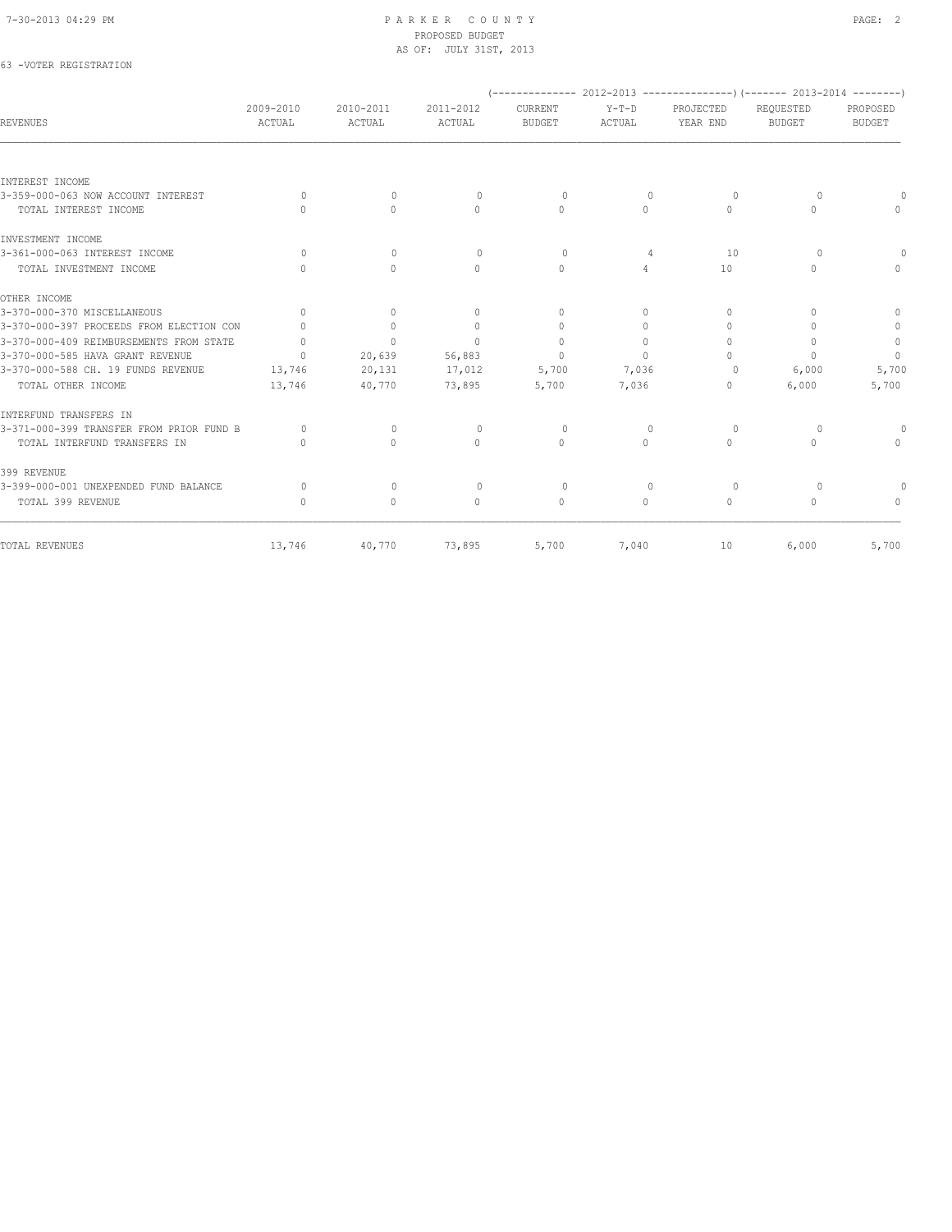# PARKER COUNTY
## PROPOSED BUDGET
### AS OF: JULY 31ST, 2013

63 -VOTER REGISTRATION

| REVENUES | 2009-2010 ACTUAL | 2010-2011 ACTUAL | 2011-2012 ACTUAL | (------------- 2012-2013 CURRENT BUDGET | Y-T-D ACTUAL | PROJECTED YEAR END ---------------) | (------- 2013-2014 REQUESTED BUDGET | PROPOSED BUDGET --------) |
|---|---|---|---|---|---|---|---|---|
| INTEREST INCOME | | | | | | | | |
| 3-359-000-063 NOW ACCOUNT INTEREST | 0 | 0 | 0 | 0 | 0 | 0 | 0 | 0 |
| TOTAL INTEREST INCOME | 0 | 0 | 0 | 0 | 0 | 0 | 0 | 0 |
| INVESTMENT INCOME | | | | | | | | |
| 3-361-000-063 INTEREST INCOME | 0 | 0 | 0 | 0 | 4 | 10 | 0 | 0 |
| TOTAL INVESTMENT INCOME | 0 | 0 | 0 | 0 | 4 | 10 | 0 | 0 |
| OTHER INCOME | | | | | | | | |
| 3-370-000-370 MISCELLANEOUS | 0 | 0 | 0 | 0 | 0 | 0 | 0 | 0 |
| 3-370-000-397 PROCEEDS FROM ELECTION CON | 0 | 0 | 0 | 0 | 0 | 0 | 0 | 0 |
| 3-370-000-409 REIMBURSEMENTS FROM STATE | 0 | 0 | 0 | 0 | 0 | 0 | 0 | 0 |
| 3-370-000-585 HAVA GRANT REVENUE | 0 | 20,639 | 56,883 | 0 | 0 | 0 | 0 | 0 |
| 3-370-000-588 CH. 19 FUNDS REVENUE | 13,746 | 20,131 | 17,012 | 5,700 | 7,036 | 0 | 6,000 | 5,700 |
| TOTAL OTHER INCOME | 13,746 | 40,770 | 73,895 | 5,700 | 7,036 | 0 | 6,000 | 5,700 |
| INTERFUND TRANSFERS IN | | | | | | | | |
| 3-371-000-399 TRANSFER FROM PRIOR FUND B | 0 | 0 | 0 | 0 | 0 | 0 | 0 | 0 |
| TOTAL INTERFUND TRANSFERS IN | 0 | 0 | 0 | 0 | 0 | 0 | 0 | 0 |
| 399 REVENUE | | | | | | | | |
| 3-399-000-001 UNEXPENDED FUND BALANCE | 0 | 0 | 0 | 0 | 0 | 0 | 0 | 0 |
| TOTAL 399 REVENUE | 0 | 0 | 0 | 0 | 0 | 0 | 0 | 0 |
| TOTAL REVENUES | 13,746 | 40,770 | 73,895 | 5,700 | 7,040 | 10 | 6,000 | 5,700 |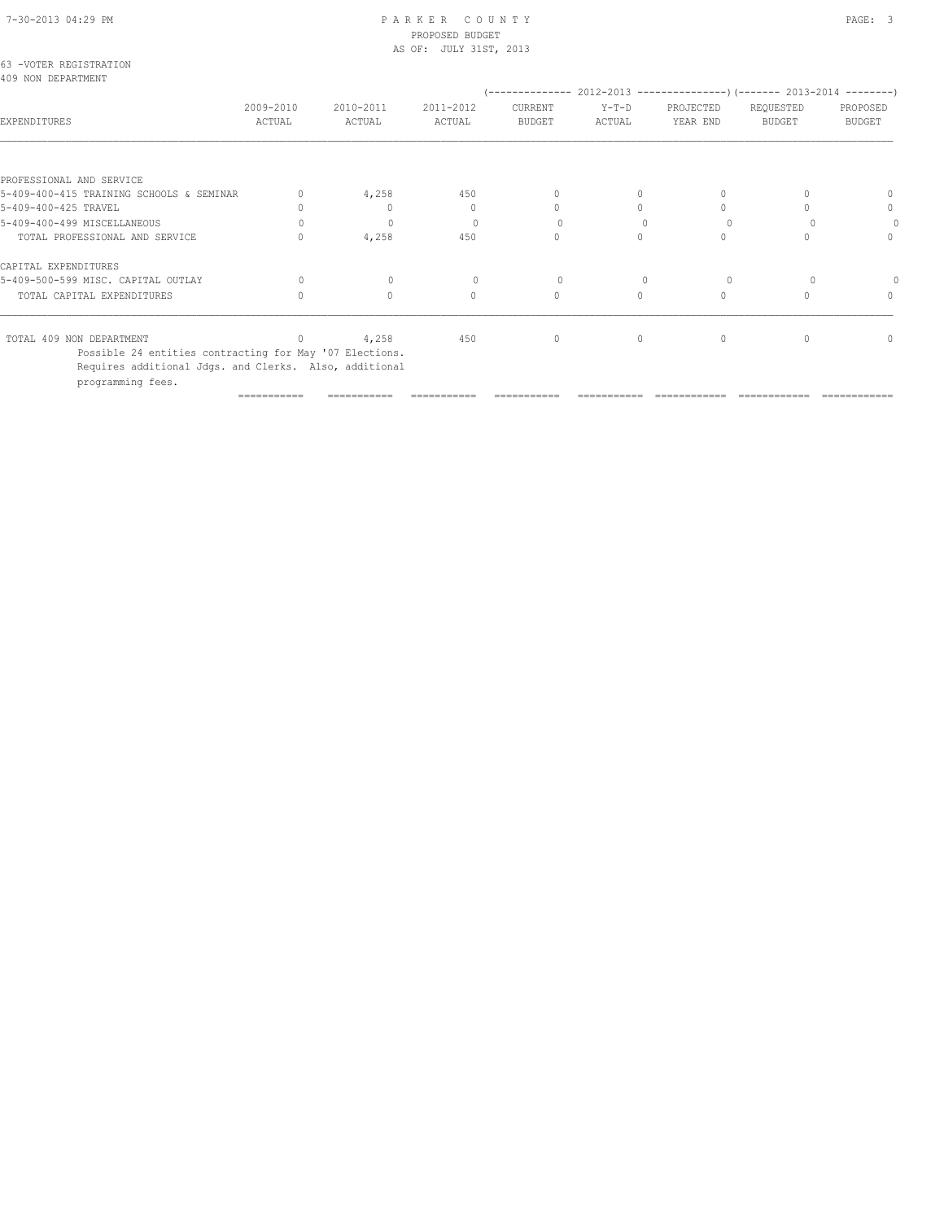PARKER COUNTY
PROPOSED BUDGET
AS OF: JULY 31ST, 2013

63 -VOTER REGISTRATION
409 NON DEPARTMENT

| EXPENDITURES | 2009-2010 ACTUAL | 2010-2011 ACTUAL | 2011-2012 ACTUAL | 2012-2013 CURRENT BUDGET | 2012-2013 Y-T-D ACTUAL | 2012-2013 PROJECTED YEAR END | 2013-2014 REQUESTED BUDGET | 2013-2014 PROPOSED BUDGET |
|---|---|---|---|---|---|---|---|---|
| PROFESSIONAL AND SERVICE | | | | | | | | |
| 5-409-400-415 TRAINING SCHOOLS & SEMINAR | 0 | 4,258 | 450 | 0 | 0 | 0 | 0 | 0 |
| 5-409-400-425 TRAVEL | 0 | 0 | 0 | 0 | 0 | 0 | 0 | 0 |
| 5-409-400-499 MISCELLANEOUS | 0 | 0 | 0 | 0 | 0 | 0 | 0 | 0 |
| TOTAL PROFESSIONAL AND SERVICE | 0 | 4,258 | 450 | 0 | 0 | 0 | 0 | 0 |
| CAPITAL EXPENDITURES | | | | | | | | |
| 5-409-500-599 MISC. CAPITAL OUTLAY | 0 | 0 | 0 | 0 | 0 | 0 | 0 | 0 |
| TOTAL CAPITAL EXPENDITURES | 0 | 0 | 0 | 0 | 0 | 0 | 0 | 0 |
| TOTAL 409 NON DEPARTMENT | 0 | 4,258 | 450 | 0 | 0 | 0 | 0 | 0 |

Possible 24 entities contracting for May '07 Elections.
Requires additional Jdgs. and Clerks. Also, additional programming fees.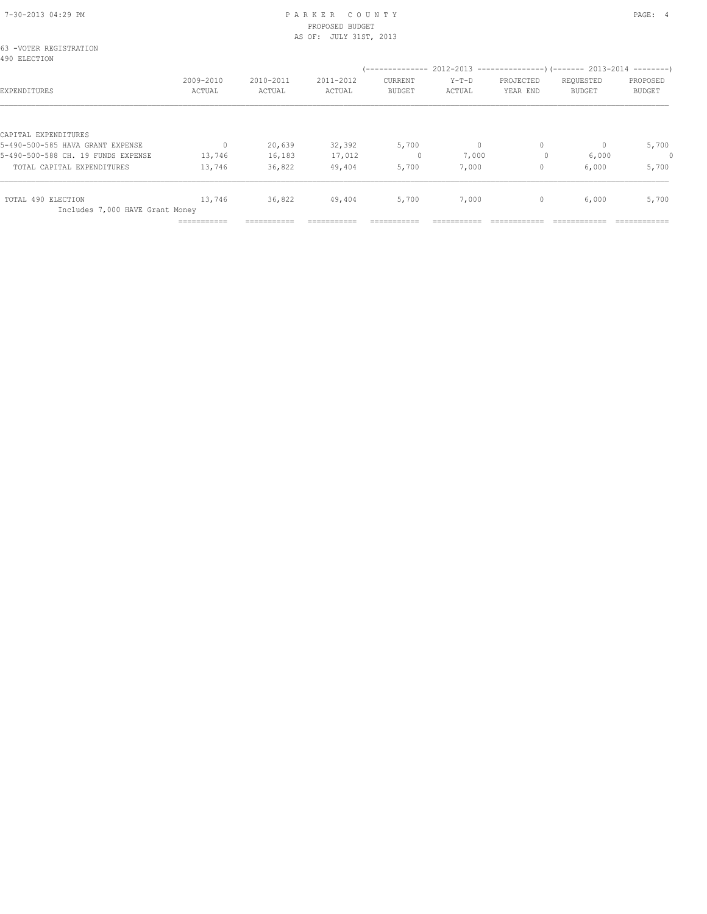PARKER COUNTY
PROPOSED BUDGET
AS OF: JULY 31ST, 2013

63 -VOTER REGISTRATION
490 ELECTION

| EXPENDITURES | 2009-2010 ACTUAL | 2010-2011 ACTUAL | 2011-2012 ACTUAL | 2012-2013 CURRENT BUDGET | 2012-2013 Y-T-D ACTUAL | 2012-2013 PROJECTED YEAR END | 2013-2014 REQUESTED BUDGET | 2013-2014 PROPOSED BUDGET |
|---|---|---|---|---|---|---|---|---|
| CAPITAL EXPENDITURES | | | | | | | | |
| 5-490-500-585 HAVA GRANT EXPENSE | 0 | 20,639 | 32,392 | 5,700 | 0 | 0 | 0 | 5,700 |
| 5-490-500-588 CH. 19 FUNDS EXPENSE | 13,746 | 16,183 | 17,012 | 0 | 7,000 | 0 | 6,000 | 0 |
| TOTAL CAPITAL EXPENDITURES | 13,746 | 36,822 | 49,404 | 5,700 | 7,000 | 0 | 6,000 | 5,700 |
| TOTAL 490 ELECTION | 13,746 | 36,822 | 49,404 | 5,700 | 7,000 | 0 | 6,000 | 5,700 |
| Includes 7,000 HAVE Grant Money | | | | | | | | |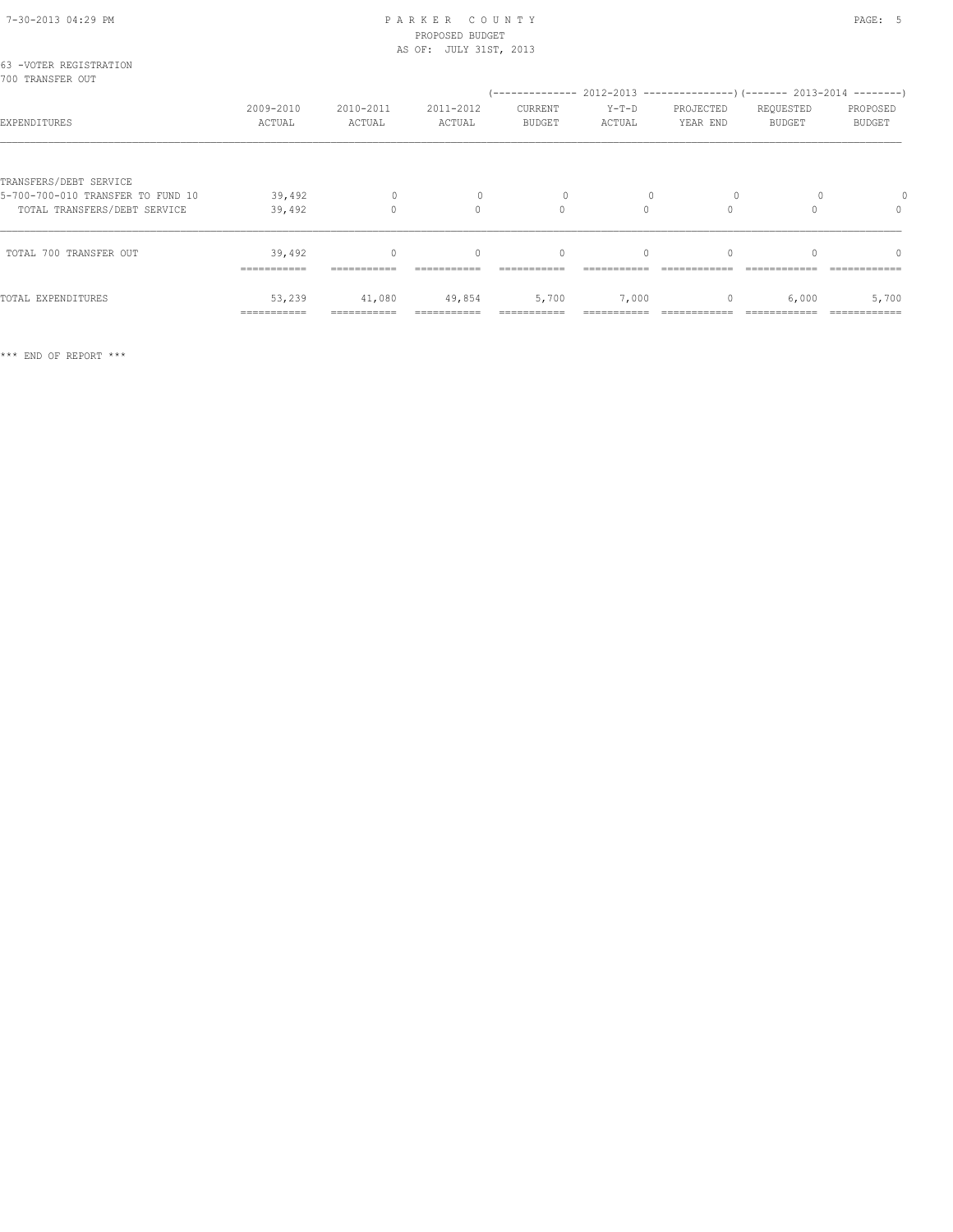PARKER COUNTY
PROPOSED BUDGET
AS OF: JULY 31ST, 2013

63 -VOTER REGISTRATION
700 TRANSFER OUT

| EXPENDITURES | 2009-2010 ACTUAL | 2010-2011 ACTUAL | 2011-2012 ACTUAL | 2012-2013 CURRENT BUDGET | 2012-2013 Y-T-D ACTUAL | 2012-2013 PROJECTED YEAR END | 2013-2014 REQUESTED BUDGET | 2013-2014 PROPOSED BUDGET |
|---|---|---|---|---|---|---|---|---|
| TRANSFERS/DEBT SERVICE | | | | | | | | |
| 5-700-700-010 TRANSFER TO FUND 10 | 39,492 | 0 | 0 | 0 | 0 | 0 | 0 | 0 |
| TOTAL TRANSFERS/DEBT SERVICE | 39,492 | 0 | 0 | 0 | 0 | 0 | 0 | 0 |
| TOTAL 700 TRANSFER OUT | 39,492 | 0 | 0 | 0 | 0 | 0 | 0 | 0 |
| TOTAL EXPENDITURES | 53,239 | 41,080 | 49,854 | 5,700 | 7,000 | 0 | 6,000 | 5,700 |

*** END OF REPORT ***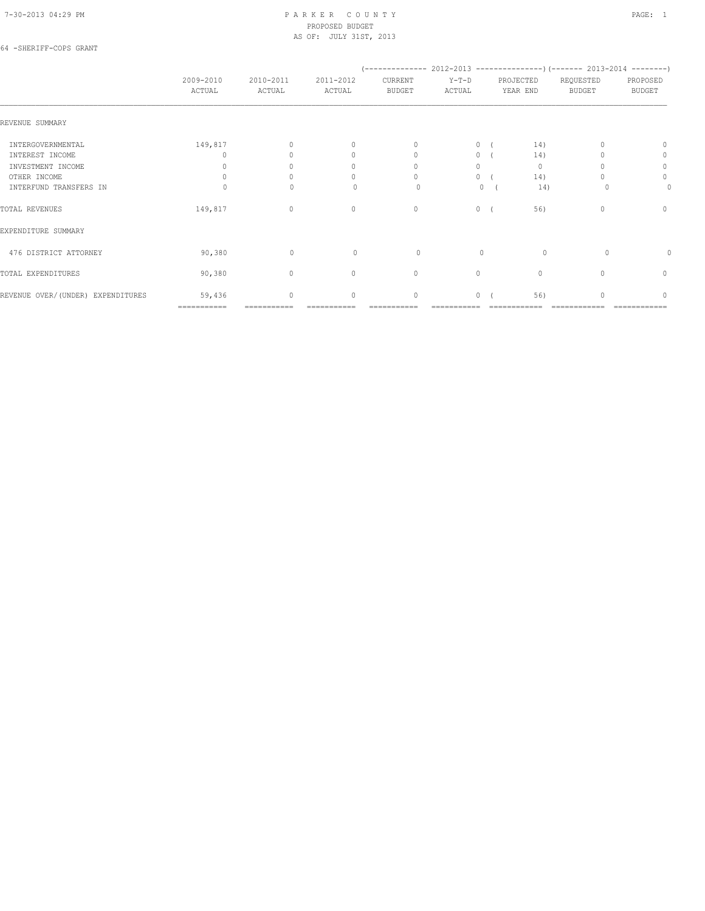# PARKER COUNTY
PROPOSED BUDGET
AS OF: JULY 31ST, 2013

64 -SHERIFF-COPS GRANT

| | 2009-2010 ACTUAL | 2010-2011 ACTUAL | 2011-2012 ACTUAL | 2012-2013 CURRENT BUDGET | 2012-2013 Y-T-D ACTUAL | 2012-2013 PROJECTED YEAR END | 2013-2014 REQUESTED BUDGET | 2013-2014 PROPOSED BUDGET |
|---|---|---|---|---|---|---|---|---|
| REVENUE SUMMARY | | | | | | | | |
| INTERGOVERNMENTAL | 149,817 | 0 | 0 | 0 | 0 | ( 14) | 0 | 0 |
| INTEREST INCOME | 0 | 0 | 0 | 0 | 0 | ( 14) | 0 | 0 |
| INVESTMENT INCOME | 0 | 0 | 0 | 0 | 0 | 0 | 0 | 0 |
| OTHER INCOME | 0 | 0 | 0 | 0 | 0 | ( 14) | 0 | 0 |
| INTERFUND TRANSFERS IN | 0 | 0 | 0 | 0 | 0 | ( 14) | 0 | 0 |
| TOTAL REVENUES | 149,817 | 0 | 0 | 0 | 0 | ( 56) | 0 | 0 |
| EXPENDITURE SUMMARY | | | | | | | | |
| 476 DISTRICT ATTORNEY | 90,380 | 0 | 0 | 0 | 0 | 0 | 0 | 0 |
| TOTAL EXPENDITURES | 90,380 | 0 | 0 | 0 | 0 | 0 | 0 | 0 |
| REVENUE OVER/(UNDER) EXPENDITURES | 59,436 | 0 | 0 | 0 | 0 | ( 56) | 0 | 0 |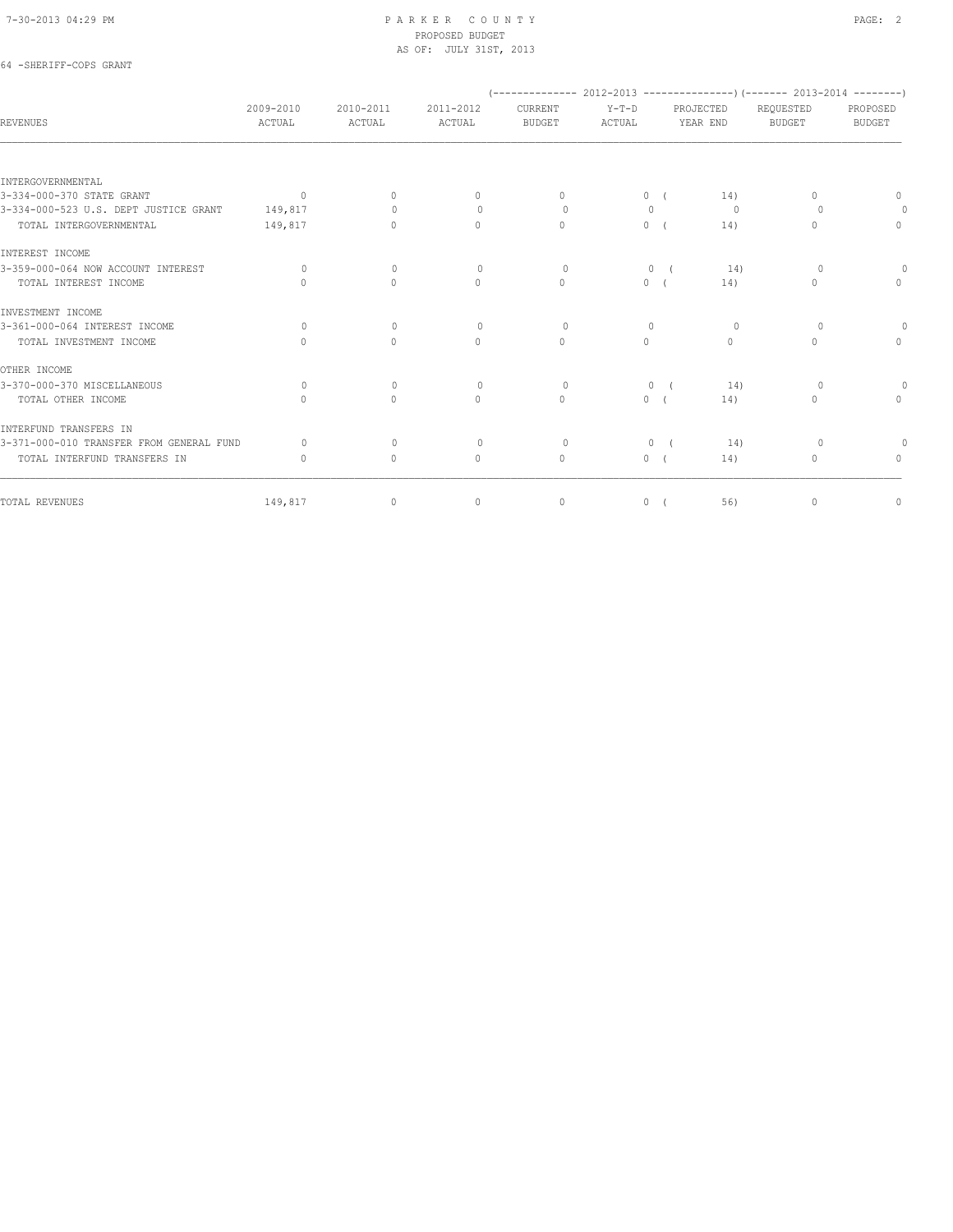PARKER COUNTY
PROPOSED BUDGET
AS OF: JULY 31ST, 2013

64 -SHERIFF-COPS GRANT

| REVENUES | 2009-2010 ACTUAL | 2010-2011 ACTUAL | 2011-2012 ACTUAL | 2012-2013 CURRENT BUDGET | 2012-2013 Y-T-D ACTUAL | 2012-2013 PROJECTED YEAR END | 2013-2014 REQUESTED BUDGET | 2013-2014 PROPOSED BUDGET |
|---|---|---|---|---|---|---|---|---|
| INTERGOVERNMENTAL | | | | | | | | |
| 3-334-000-370 STATE GRANT | 0 | 0 | 0 | 0 | 0 | ( 14) | 0 | 0 |
| 3-334-000-523 U.S. DEPT JUSTICE GRANT | 149,817 | 0 | 0 | 0 | 0 | 0 | 0 | 0 |
| TOTAL INTERGOVERNMENTAL | 149,817 | 0 | 0 | 0 | 0 | ( 14) | 0 | 0 |
| INTEREST INCOME | | | | | | | | |
| 3-359-000-064 NOW ACCOUNT INTEREST | 0 | 0 | 0 | 0 | 0 | ( 14) | 0 | 0 |
| TOTAL INTEREST INCOME | 0 | 0 | 0 | 0 | 0 | ( 14) | 0 | 0 |
| INVESTMENT INCOME | | | | | | | | |
| 3-361-000-064 INTEREST INCOME | 0 | 0 | 0 | 0 | 0 | 0 | 0 | 0 |
| TOTAL INVESTMENT INCOME | 0 | 0 | 0 | 0 | 0 | 0 | 0 | 0 |
| OTHER INCOME | | | | | | | | |
| 3-370-000-370 MISCELLANEOUS | 0 | 0 | 0 | 0 | 0 | ( 14) | 0 | 0 |
| TOTAL OTHER INCOME | 0 | 0 | 0 | 0 | 0 | ( 14) | 0 | 0 |
| INTERFUND TRANSFERS IN | | | | | | | | |
| 3-371-000-010 TRANSFER FROM GENERAL FUND | 0 | 0 | 0 | 0 | 0 | ( 14) | 0 | 0 |
| TOTAL INTERFUND TRANSFERS IN | 0 | 0 | 0 | 0 | 0 | ( 14) | 0 | 0 |
| TOTAL REVENUES | 149,817 | 0 | 0 | 0 | 0 | ( 56) | 0 | 0 |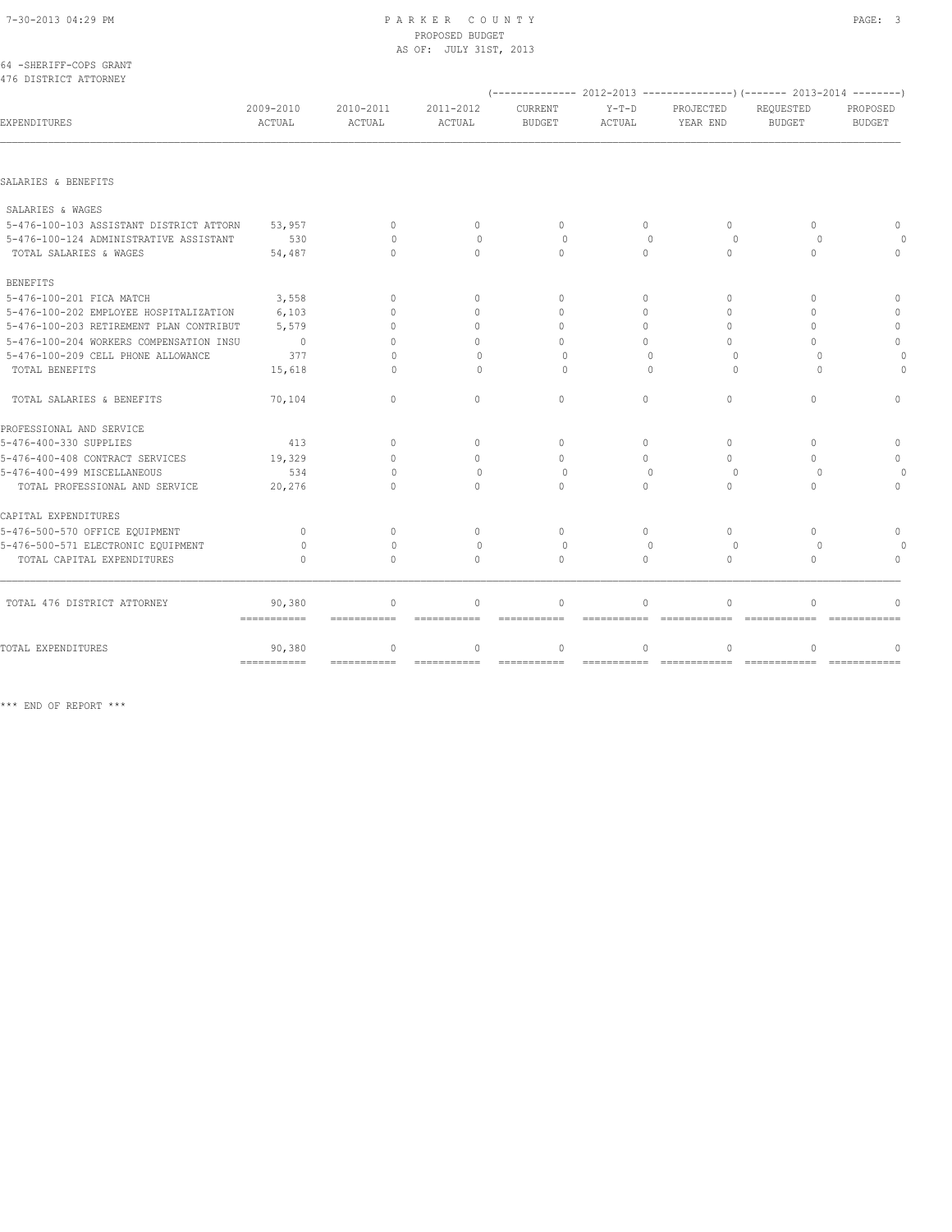PARKER COUNTY
PROPOSED BUDGET
AS OF: JULY 31ST, 2013

64 -SHERIFF-COPS GRANT
476 DISTRICT ATTORNEY

| EXPENDITURES | 2009-2010 ACTUAL | 2010-2011 ACTUAL | 2011-2012 ACTUAL | 2012-2013 CURRENT BUDGET | 2012-2013 Y-T-D ACTUAL | 2012-2013 PROJECTED YEAR END | 2013-2014 REQUESTED BUDGET | 2013-2014 PROPOSED BUDGET |
|---|---|---|---|---|---|---|---|---|
| SALARIES & BENEFITS | | | | | | | | |
| SALARIES & WAGES | | | | | | | | |
| 5-476-100-103 ASSISTANT DISTRICT ATTORN | 53,957 | 0 | 0 | 0 | 0 | 0 | 0 | 0 |
| 5-476-100-124 ADMINISTRATIVE ASSISTANT | 530 | 0 | 0 | 0 | 0 | 0 | 0 | 0 |
| TOTAL SALARIES & WAGES | 54,487 | 0 | 0 | 0 | 0 | 0 | 0 | 0 |
| BENEFITS | | | | | | | | |
| 5-476-100-201 FICA MATCH | 3,558 | 0 | 0 | 0 | 0 | 0 | 0 | 0 |
| 5-476-100-202 EMPLOYEE HOSPITALIZATION | 6,103 | 0 | 0 | 0 | 0 | 0 | 0 | 0 |
| 5-476-100-203 RETIREMENT PLAN CONTRIBUT | 5,579 | 0 | 0 | 0 | 0 | 0 | 0 | 0 |
| 5-476-100-204 WORKERS COMPENSATION INSU | 0 | 0 | 0 | 0 | 0 | 0 | 0 | 0 |
| 5-476-100-209 CELL PHONE ALLOWANCE | 377 | 0 | 0 | 0 | 0 | 0 | 0 | 0 |
| TOTAL BENEFITS | 15,618 | 0 | 0 | 0 | 0 | 0 | 0 | 0 |
| TOTAL SALARIES & BENEFITS | 70,104 | 0 | 0 | 0 | 0 | 0 | 0 | 0 |
| PROFESSIONAL AND SERVICE | | | | | | | | |
| 5-476-400-330 SUPPLIES | 413 | 0 | 0 | 0 | 0 | 0 | 0 | 0 |
| 5-476-400-408 CONTRACT SERVICES | 19,329 | 0 | 0 | 0 | 0 | 0 | 0 | 0 |
| 5-476-400-499 MISCELLANEOUS | 534 | 0 | 0 | 0 | 0 | 0 | 0 | 0 |
| TOTAL PROFESSIONAL AND SERVICE | 20,276 | 0 | 0 | 0 | 0 | 0 | 0 | 0 |
| CAPITAL EXPENDITURES | | | | | | | | |
| 5-476-500-570 OFFICE EQUIPMENT | 0 | 0 | 0 | 0 | 0 | 0 | 0 | 0 |
| 5-476-500-571 ELECTRONIC EQUIPMENT | 0 | 0 | 0 | 0 | 0 | 0 | 0 | 0 |
| TOTAL CAPITAL EXPENDITURES | 0 | 0 | 0 | 0 | 0 | 0 | 0 | 0 |
| TOTAL 476 DISTRICT ATTORNEY | 90,380 | 0 | 0 | 0 | 0 | 0 | 0 | 0 |
| TOTAL EXPENDITURES | 90,380 | 0 | 0 | 0 | 0 | 0 | 0 | 0 |

*** END OF REPORT ***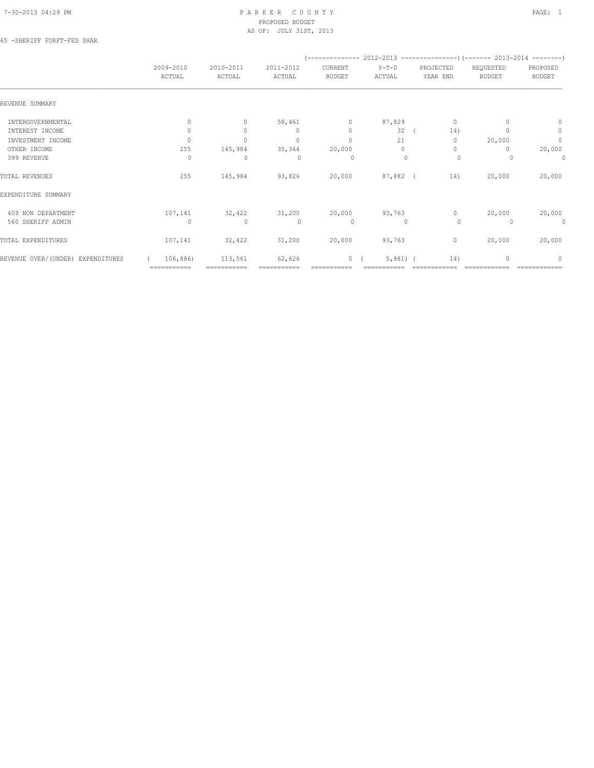# PARKER COUNTY
## PROPOSED BUDGET
### AS OF: JULY 31ST, 2013

65 -SHERIFF FORFT-FED SHAR

| | 2009-2010 ACTUAL | 2010-2011 ACTUAL | 2011-2012 ACTUAL | 2012-2013 CURRENT BUDGET | 2012-2013 Y-T-D ACTUAL | 2012-2013 PROJECTED YEAR END | 2013-2014 REQUESTED BUDGET | 2013-2014 PROPOSED BUDGET |
|---|---|---|---|---|---|---|---|---|
| REVENUE SUMMARY | | | | | | | | |
| INTERGOVERNMENTAL | 0 | 0 | 58,461 | 0 | 87,829 | 0 | 0 | 0 |
| INTEREST INCOME | 0 | 0 | 0 | 0 | 32 | ( 14) | 0 | 0 |
| INVESTMENT INCOME | 0 | 0 | 0 | 0 | 21 | 0 | 20,000 | 0 |
| OTHER INCOME | 255 | 145,984 | 35,364 | 20,000 | 0 | 0 | 0 | 20,000 |
| 399 REVENUE | 0 | 0 | 0 | 0 | 0 | 0 | 0 | 0 |
| TOTAL REVENUES | 255 | 145,984 | 93,826 | 20,000 | 87,882 | ( 14) | 20,000 | 20,000 |
| EXPENDITURE SUMMARY | | | | | | | | |
| 409 NON DEPARTMENT | 107,141 | 32,422 | 31,200 | 20,000 | 93,763 | 0 | 20,000 | 20,000 |
| 560 SHERIFF ADMIN | 0 | 0 | 0 | 0 | 0 | 0 | 0 | 0 |
| TOTAL EXPENDITURES | 107,141 | 32,422 | 31,200 | 20,000 | 93,763 | 0 | 20,000 | 20,000 |
| REVENUE OVER/(UNDER) EXPENDITURES | ( 106,886) | 113,561 | 62,626 | 0 | ( 5,881) | ( 14) | 0 | 0 |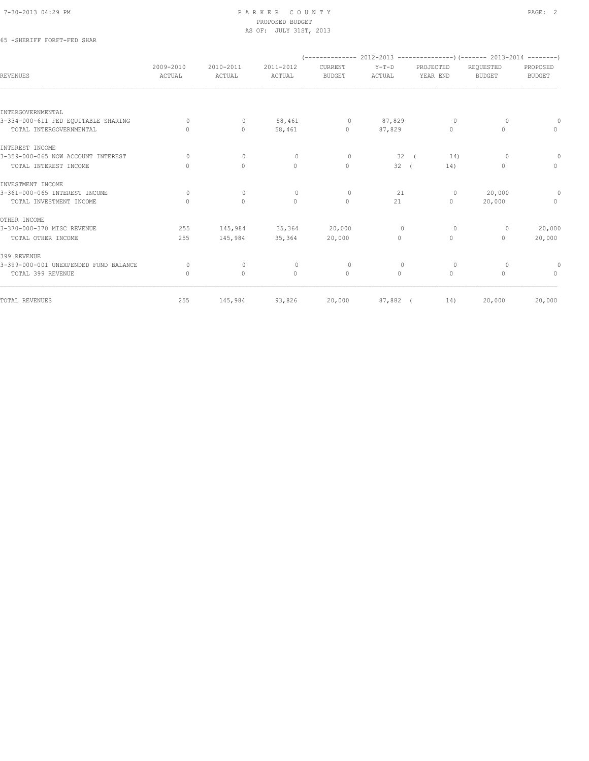PARKER COUNTY
PROPOSED BUDGET
AS OF: JULY 31ST, 2013

65 -SHERIFF FORFT-FED SHAR

| REVENUES | 2009-2010 ACTUAL | 2010-2011 ACTUAL | 2011-2012 ACTUAL | (-------------- 2012-2013 CURRENT BUDGET | Y-T-D ACTUAL | PROJECTED YEAR END ---------------) | (------- 2013-2014 REQUESTED BUDGET | PROPOSED BUDGET --------) |
|---|---|---|---|---|---|---|---|---|
| INTERGOVERNMENTAL | | | | | | | | |
| 3-334-000-611 FED EQUITABLE SHARING | 0 | 0 | 58,461 | 0 | 87,829 | 0 | 0 | 0 |
| TOTAL INTERGOVERNMENTAL | 0 | 0 | 58,461 | 0 | 87,829 | 0 | 0 | 0 |
| INTEREST INCOME | | | | | | | | |
| 3-359-000-065 NOW ACCOUNT INTEREST | 0 | 0 | 0 | 0 | 32 | ( 14) | 0 | 0 |
| TOTAL INTEREST INCOME | 0 | 0 | 0 | 0 | 32 | ( 14) | 0 | 0 |
| INVESTMENT INCOME | | | | | | | | |
| 3-361-000-065 INTEREST INCOME | 0 | 0 | 0 | 0 | 21 | 0 | 20,000 | 0 |
| TOTAL INVESTMENT INCOME | 0 | 0 | 0 | 0 | 21 | 0 | 20,000 | 0 |
| OTHER INCOME | | | | | | | | |
| 3-370-000-370 MISC REVENUE | 255 | 145,984 | 35,364 | 20,000 | 0 | 0 | 0 | 20,000 |
| TOTAL OTHER INCOME | 255 | 145,984 | 35,364 | 20,000 | 0 | 0 | 0 | 20,000 |
| 399 REVENUE | | | | | | | | |
| 3-399-000-001 UNEXPENDED FUND BALANCE | 0 | 0 | 0 | 0 | 0 | 0 | 0 | 0 |
| TOTAL 399 REVENUE | 0 | 0 | 0 | 0 | 0 | 0 | 0 | 0 |
| TOTAL REVENUES | 255 | 145,984 | 93,826 | 20,000 | 87,882 | ( 14) | 20,000 | 20,000 |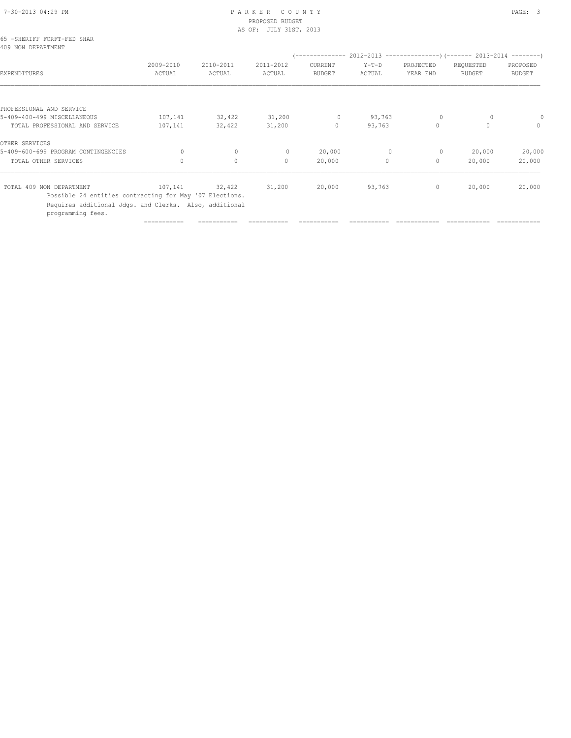PARKER COUNTY
PROPOSED BUDGET
AS OF: JULY 31ST, 2013

65 -SHERIFF FORFT-FED SHAR
409 NON DEPARTMENT

| EXPENDITURES | 2009-2010 ACTUAL | 2010-2011 ACTUAL | 2011-2012 ACTUAL | 2012-2013 CURRENT BUDGET | 2012-2013 Y-T-D ACTUAL | 2012-2013 PROJECTED YEAR END | 2013-2014 REQUESTED BUDGET | 2013-2014 PROPOSED BUDGET |
|---|---|---|---|---|---|---|---|---|
| PROFESSIONAL AND SERVICE | | | | | | | | |
| 5-409-400-499 MISCELLANEOUS | 107,141 | 32,422 | 31,200 | 0 | 93,763 | 0 | 0 | 0 |
| TOTAL PROFESSIONAL AND SERVICE | 107,141 | 32,422 | 31,200 | 0 | 93,763 | 0 | 0 | 0 |
| OTHER SERVICES | | | | | | | | |
| 5-409-600-699 PROGRAM CONTINGENCIES | 0 | 0 | 0 | 20,000 | 0 | 0 | 20,000 | 20,000 |
| TOTAL OTHER SERVICES | 0 | 0 | 0 | 20,000 | 0 | 0 | 20,000 | 20,000 |
| TOTAL 409 NON DEPARTMENT | 107,141 | 32,422 | 31,200 | 20,000 | 93,763 | 0 | 20,000 | 20,000 |

Possible 24 entities contracting for May '07 Elections.
Requires additional Jdgs. and Clerks. Also, additional programming fees.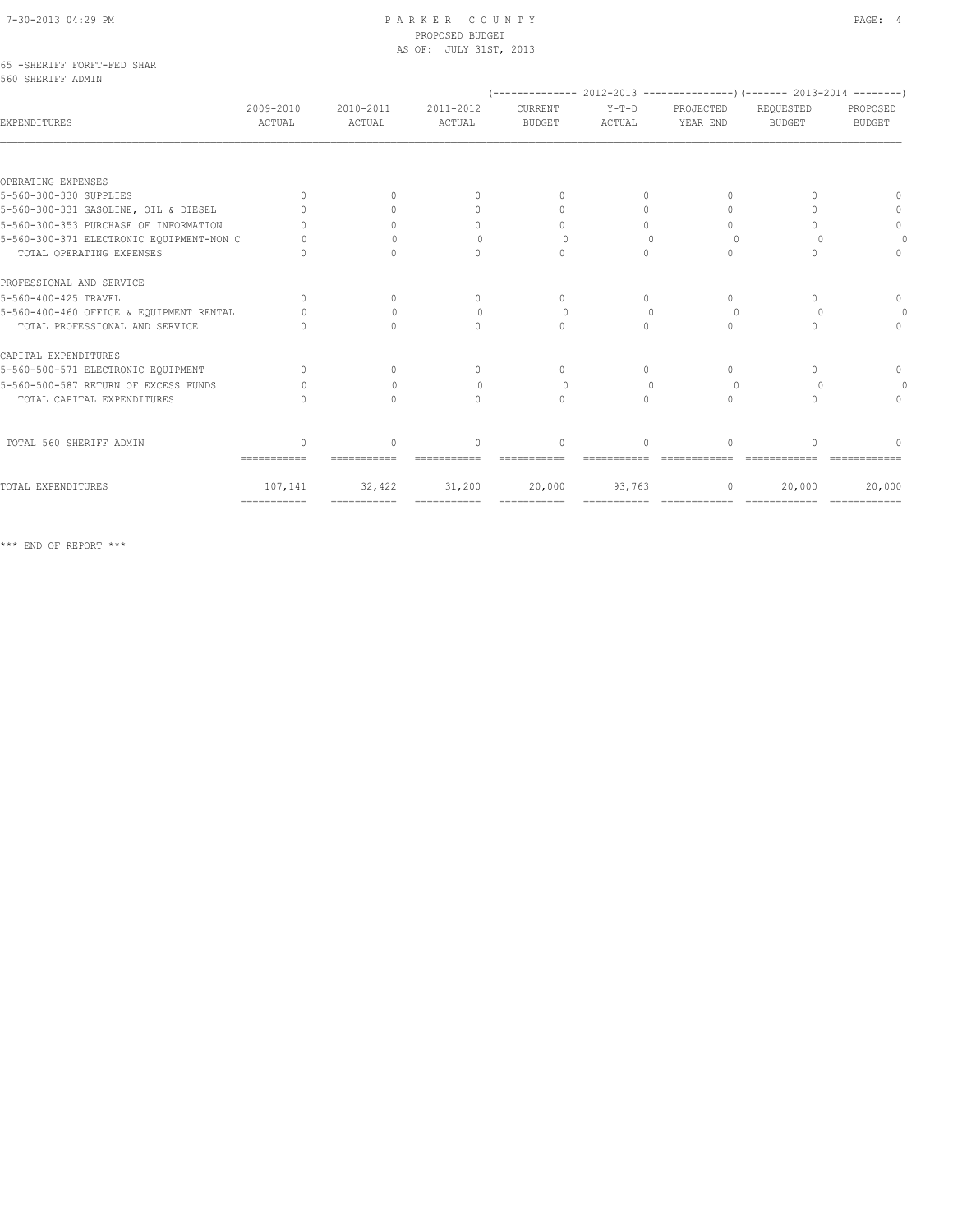PARKER COUNTY
PROPOSED BUDGET
AS OF: JULY 31ST, 2013

65 -SHERIFF FORFT-FED SHAR
560 SHERIFF ADMIN

| EXPENDITURES | 2009-2010 ACTUAL | 2010-2011 ACTUAL | 2011-2012 ACTUAL | 2012-2013 CURRENT BUDGET | 2012-2013 Y-T-D ACTUAL | 2012-2013 PROJECTED YEAR END | 2013-2014 REQUESTED BUDGET | 2013-2014 PROPOSED BUDGET |
|---|---|---|---|---|---|---|---|---|
| OPERATING EXPENSES | | | | | | | | |
| 5-560-300-330 SUPPLIES | 0 | 0 | 0 | 0 | 0 | 0 | 0 | 0 |
| 5-560-300-331 GASOLINE, OIL & DIESEL | 0 | 0 | 0 | 0 | 0 | 0 | 0 | 0 |
| 5-560-300-353 PURCHASE OF INFORMATION | 0 | 0 | 0 | 0 | 0 | 0 | 0 | 0 |
| 5-560-300-371 ELECTRONIC EQUIPMENT-NON C | 0 | 0 | 0 | 0 | 0 | 0 | 0 | 0 |
| TOTAL OPERATING EXPENSES | 0 | 0 | 0 | 0 | 0 | 0 | 0 | 0 |
| PROFESSIONAL AND SERVICE | | | | | | | | |
| 5-560-400-425 TRAVEL | 0 | 0 | 0 | 0 | 0 | 0 | 0 | 0 |
| 5-560-400-460 OFFICE & EQUIPMENT RENTAL | 0 | 0 | 0 | 0 | 0 | 0 | 0 | 0 |
| TOTAL PROFESSIONAL AND SERVICE | 0 | 0 | 0 | 0 | 0 | 0 | 0 | 0 |
| CAPITAL EXPENDITURES | | | | | | | | |
| 5-560-500-571 ELECTRONIC EQUIPMENT | 0 | 0 | 0 | 0 | 0 | 0 | 0 | 0 |
| 5-560-500-587 RETURN OF EXCESS FUNDS | 0 | 0 | 0 | 0 | 0 | 0 | 0 | 0 |
| TOTAL CAPITAL EXPENDITURES | 0 | 0 | 0 | 0 | 0 | 0 | 0 | 0 |
| TOTAL 560 SHERIFF ADMIN | 0 | 0 | 0 | 0 | 0 | 0 | 0 | 0 |
| TOTAL EXPENDITURES | 107,141 | 32,422 | 31,200 | 20,000 | 93,763 | 0 | 20,000 | 20,000 |

*** END OF REPORT ***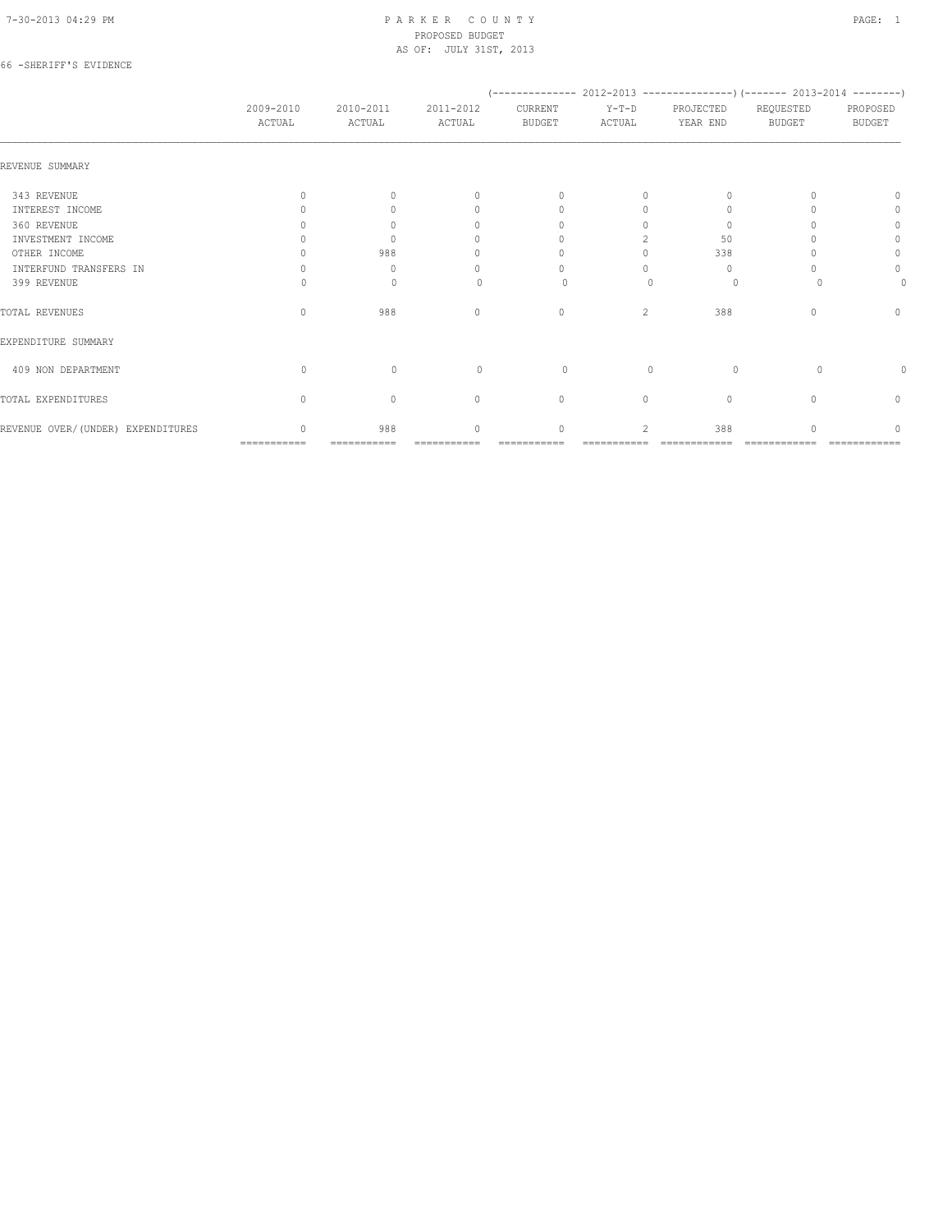PARKER COUNTY
PROPOSED BUDGET
AS OF: JULY 31ST, 2013

66 -SHERIFF'S EVIDENCE

| | 2009-2010 ACTUAL | 2010-2011 ACTUAL | 2011-2012 ACTUAL | 2012-2013 CURRENT BUDGET | 2012-2013 Y-T-D ACTUAL | 2012-2013 PROJECTED YEAR END | 2013-2014 REQUESTED BUDGET | 2013-2014 PROPOSED BUDGET |
|---|---|---|---|---|---|---|---|---|
| REVENUE SUMMARY | | | | | | | | |
| 343 REVENUE | 0 | 0 | 0 | 0 | 0 | 0 | 0 | 0 |
| INTEREST INCOME | 0 | 0 | 0 | 0 | 0 | 0 | 0 | 0 |
| 360 REVENUE | 0 | 0 | 0 | 0 | 0 | 0 | 0 | 0 |
| INVESTMENT INCOME | 0 | 0 | 0 | 0 | 2 | 50 | 0 | 0 |
| OTHER INCOME | 0 | 988 | 0 | 0 | 0 | 338 | 0 | 0 |
| INTERFUND TRANSFERS IN | 0 | 0 | 0 | 0 | 0 | 0 | 0 | 0 |
| 399 REVENUE | 0 | 0 | 0 | 0 | 0 | 0 | 0 | 0 |
| TOTAL REVENUES | 0 | 988 | 0 | 0 | 2 | 388 | 0 | 0 |
| EXPENDITURE SUMMARY | | | | | | | | |
| 409 NON DEPARTMENT | 0 | 0 | 0 | 0 | 0 | 0 | 0 | 0 |
| TOTAL EXPENDITURES | 0 | 0 | 0 | 0 | 0 | 0 | 0 | 0 |
| REVENUE OVER/(UNDER) EXPENDITURES | 0 | 988 | 0 | 0 | 2 | 388 | 0 | 0 |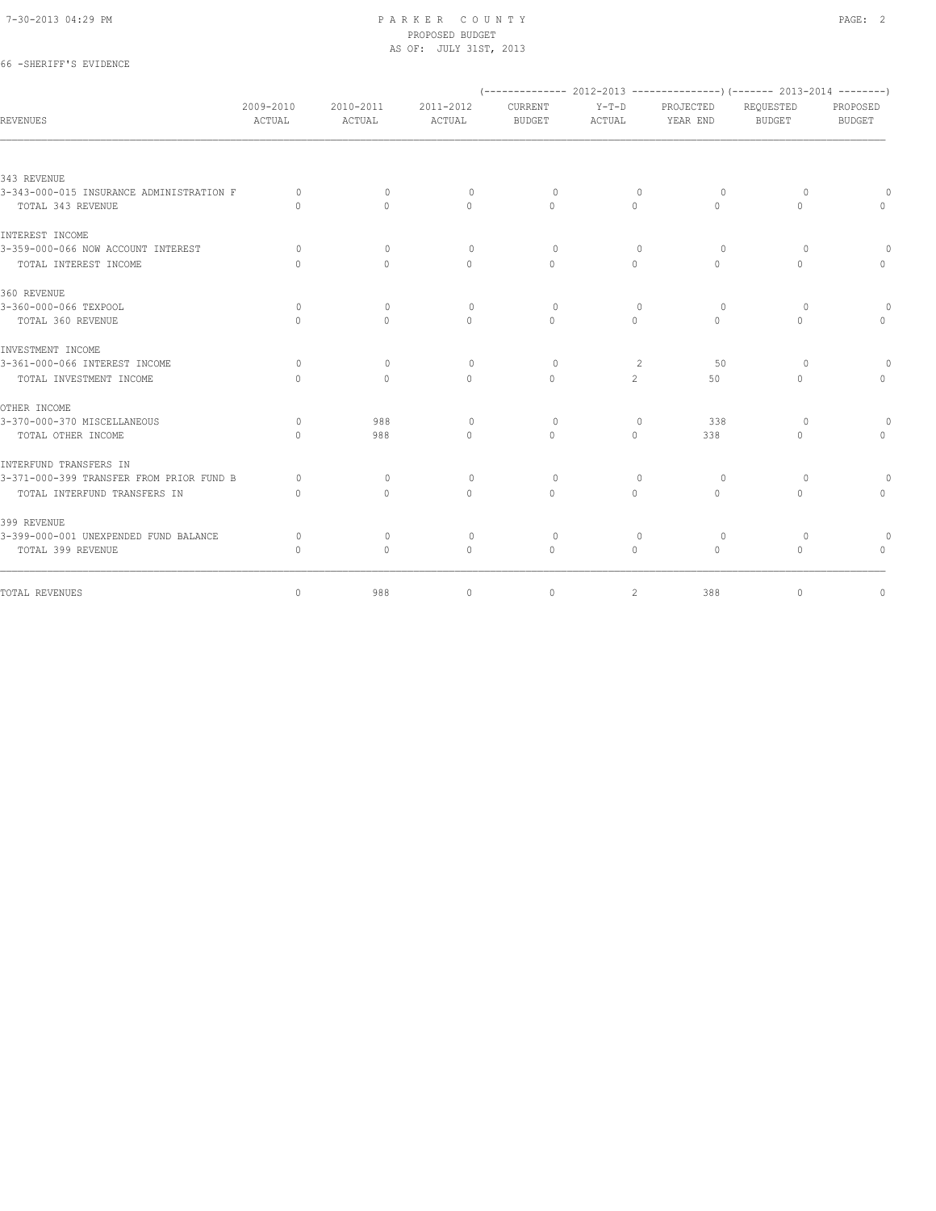PARKER COUNTY
PROPOSED BUDGET
AS OF: JULY 31ST, 2013

66 -SHERIFF'S EVIDENCE

| REVENUES | 2009-2010 ACTUAL | 2010-2011 ACTUAL | 2011-2012 ACTUAL | 2012-2013 CURRENT BUDGET | 2012-2013 Y-T-D ACTUAL | 2012-2013 PROJECTED YEAR END | 2013-2014 REQUESTED BUDGET | 2013-2014 PROPOSED BUDGET |
|---|---|---|---|---|---|---|---|---|
| 343 REVENUE | | | | | | | | |
| 3-343-000-015 INSURANCE ADMINISTRATION F | 0 | 0 | 0 | 0 | 0 | 0 | 0 | 0 |
| TOTAL 343 REVENUE | 0 | 0 | 0 | 0 | 0 | 0 | 0 | 0 |
| INTEREST INCOME | | | | | | | | |
| 3-359-000-066 NOW ACCOUNT INTEREST | 0 | 0 | 0 | 0 | 0 | 0 | 0 | 0 |
| TOTAL INTEREST INCOME | 0 | 0 | 0 | 0 | 0 | 0 | 0 | 0 |
| 360 REVENUE | | | | | | | | |
| 3-360-000-066 TEXPOOL | 0 | 0 | 0 | 0 | 0 | 0 | 0 | 0 |
| TOTAL 360 REVENUE | 0 | 0 | 0 | 0 | 0 | 0 | 0 | 0 |
| INVESTMENT INCOME | | | | | | | | |
| 3-361-000-066 INTEREST INCOME | 0 | 0 | 0 | 0 | 2 | 50 | 0 | 0 |
| TOTAL INVESTMENT INCOME | 0 | 0 | 0 | 0 | 2 | 50 | 0 | 0 |
| OTHER INCOME | | | | | | | | |
| 3-370-000-370 MISCELLANEOUS | 0 | 988 | 0 | 0 | 0 | 338 | 0 | 0 |
| TOTAL OTHER INCOME | 0 | 988 | 0 | 0 | 0 | 338 | 0 | 0 |
| INTERFUND TRANSFERS IN | | | | | | | | |
| 3-371-000-399 TRANSFER FROM PRIOR FUND B | 0 | 0 | 0 | 0 | 0 | 0 | 0 | 0 |
| TOTAL INTERFUND TRANSFERS IN | 0 | 0 | 0 | 0 | 0 | 0 | 0 | 0 |
| 399 REVENUE | | | | | | | | |
| 3-399-000-001 UNEXPENDED FUND BALANCE | 0 | 0 | 0 | 0 | 0 | 0 | 0 | 0 |
| TOTAL 399 REVENUE | 0 | 0 | 0 | 0 | 0 | 0 | 0 | 0 |
| TOTAL REVENUES | 0 | 988 | 0 | 0 | 2 | 388 | 0 | 0 |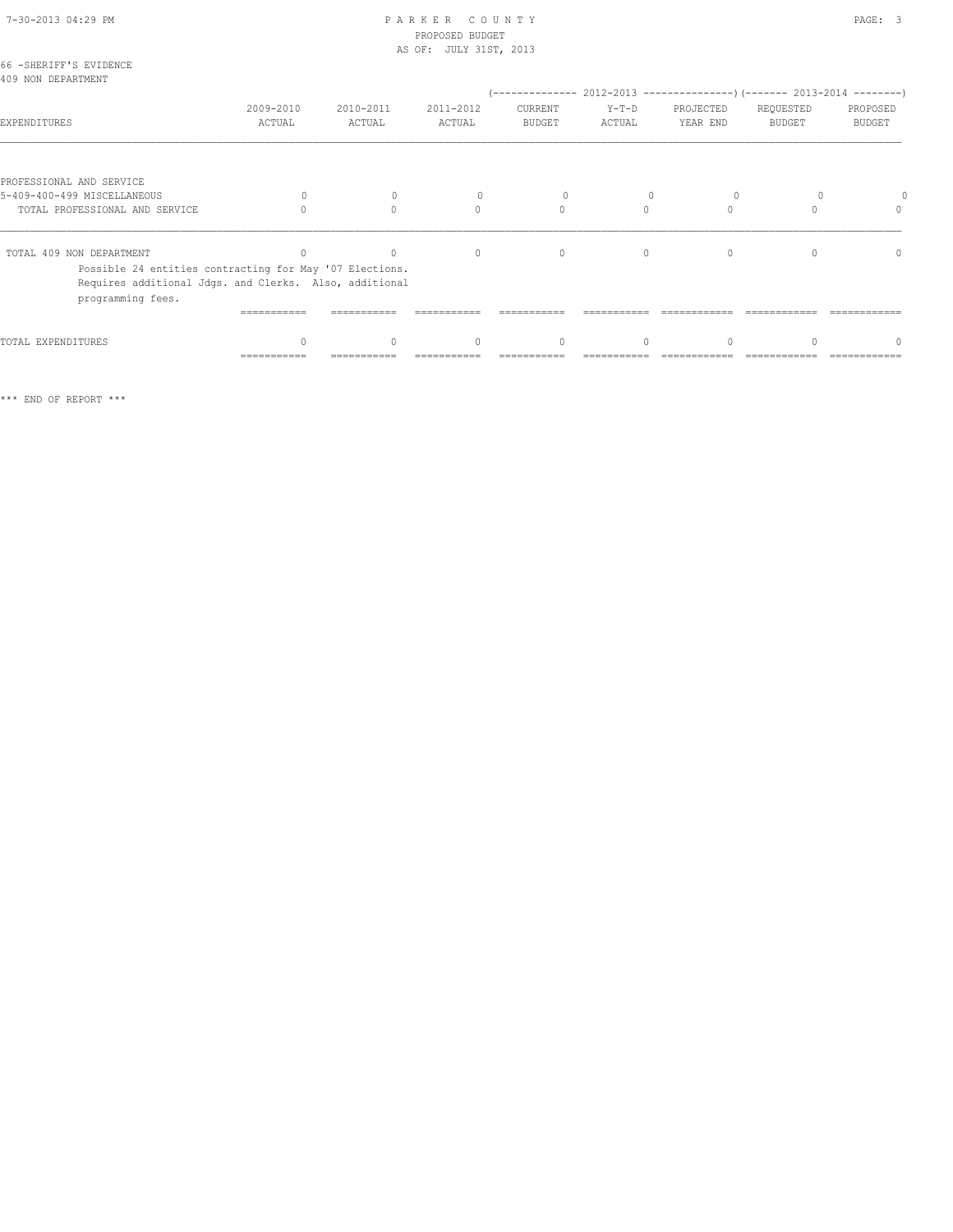PARKER COUNTY
PROPOSED BUDGET
AS OF: JULY 31ST, 2013

66 -SHERIFF'S EVIDENCE
409 NON DEPARTMENT

| EXPENDITURES | 2009-2010 ACTUAL | 2010-2011 ACTUAL | 2011-2012 ACTUAL | 2012-2013 CURRENT BUDGET | 2012-2013 Y-T-D ACTUAL | 2012-2013 PROJECTED YEAR END | 2013-2014 REQUESTED BUDGET | 2013-2014 PROPOSED BUDGET |
|---|---|---|---|---|---|---|---|---|
| PROFESSIONAL AND SERVICE | | | | | | | | |
| 5-409-400-499 MISCELLANEOUS | 0 | 0 | 0 | 0 | 0 | 0 | 0 | 0 |
| TOTAL PROFESSIONAL AND SERVICE | 0 | 0 | 0 | 0 | 0 | 0 | 0 | 0 |
| TOTAL 409 NON DEPARTMENT | 0 | 0 | 0 | 0 | 0 | 0 | 0 | 0 |
| TOTAL EXPENDITURES | 0 | 0 | 0 | 0 | 0 | 0 | 0 | 0 |

Possible 24 entities contracting for May '07 Elections. Requires additional Jdgs. and Clerks. Also, additional programming fees.

*** END OF REPORT ***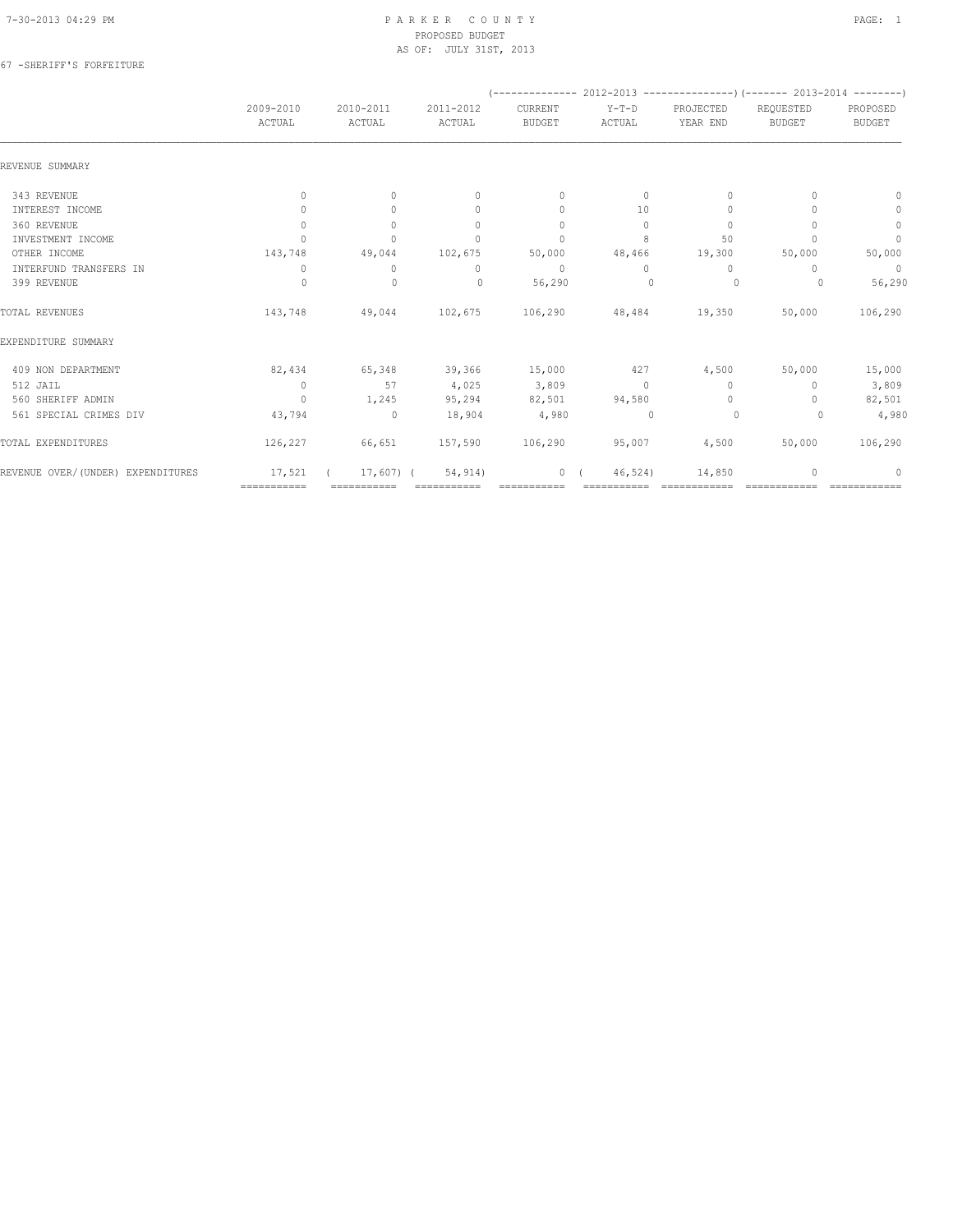# PARKER COUNTY
## PROPOSED BUDGET
### AS OF: JULY 31ST, 2013

67 -SHERIFF'S FORFEITURE

| | 2009-2010 ACTUAL | 2010-2011 ACTUAL | 2011-2012 ACTUAL | 2012-2013 CURRENT BUDGET | 2012-2013 Y-T-D ACTUAL | 2012-2013 PROJECTED YEAR END | 2013-2014 REQUESTED BUDGET | 2013-2014 PROPOSED BUDGET |
|---|---|---|---|---|---|---|---|---|
| REVENUE SUMMARY | | | | | | | | |
| 343 REVENUE | 0 | 0 | 0 | 0 | 0 | 0 | 0 | 0 |
| INTEREST INCOME | 0 | 0 | 0 | 0 | 10 | 0 | 0 | 0 |
| 360 REVENUE | 0 | 0 | 0 | 0 | 0 | 0 | 0 | 0 |
| INVESTMENT INCOME | 0 | 0 | 0 | 0 | 8 | 50 | 0 | 0 |
| OTHER INCOME | 143,748 | 49,044 | 102,675 | 50,000 | 48,466 | 19,300 | 50,000 | 50,000 |
| INTERFUND TRANSFERS IN | 0 | 0 | 0 | 0 | 0 | 0 | 0 | 0 |
| 399 REVENUE | 0 | 0 | 0 | 56,290 | 0 | 0 | 0 | 56,290 |
| TOTAL REVENUES | 143,748 | 49,044 | 102,675 | 106,290 | 48,484 | 19,350 | 50,000 | 106,290 |
| EXPENDITURE SUMMARY | | | | | | | | |
| 409 NON DEPARTMENT | 82,434 | 65,348 | 39,366 | 15,000 | 427 | 4,500 | 50,000 | 15,000 |
| 512 JAIL | 0 | 57 | 4,025 | 3,809 | 0 | 0 | 0 | 3,809 |
| 560 SHERIFF ADMIN | 0 | 1,245 | 95,294 | 82,501 | 94,580 | 0 | 0 | 82,501 |
| 561 SPECIAL CRIMES DIV | 43,794 | 0 | 18,904 | 4,980 | 0 | 0 | 0 | 4,980 |
| TOTAL EXPENDITURES | 126,227 | 66,651 | 157,590 | 106,290 | 95,007 | 4,500 | 50,000 | 106,290 |
| REVENUE OVER/(UNDER) EXPENDITURES | 17,521 | ( 17,607) | ( 54,914) | 0 | ( 46,524) | 14,850 | 0 | 0 |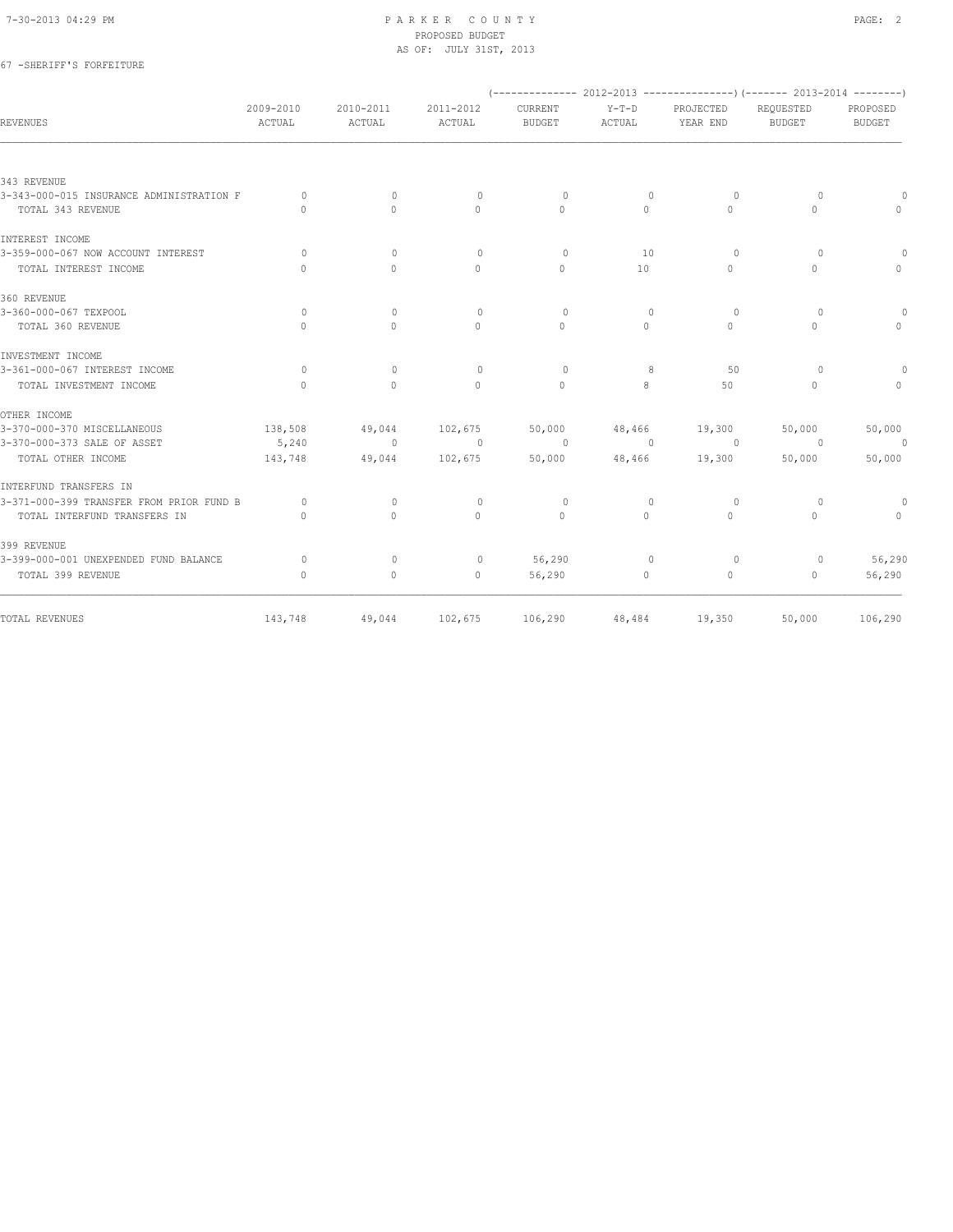PARKER COUNTY
PROPOSED BUDGET
AS OF: JULY 31ST, 2013

67 -SHERIFF'S FORFEITURE

| REVENUES | 2009-2010 ACTUAL | 2010-2011 ACTUAL | 2011-2012 ACTUAL | (------------- 2012-2013 CURRENT BUDGET | Y-T-D ACTUAL | PROJECTED YEAR END --------------) | (------- 2013-2014 REQUESTED BUDGET | PROPOSED BUDGET --------) |
|---|---|---|---|---|---|---|---|---|
| 343 REVENUE | | | | | | | | |
| 3-343-000-015 INSURANCE ADMINISTRATION F | 0 | 0 | 0 | 0 | 0 | 0 | 0 | 0 |
| TOTAL 343 REVENUE | 0 | 0 | 0 | 0 | 0 | 0 | 0 | 0 |
| INTEREST INCOME | | | | | | | | |
| 3-359-000-067 NOW ACCOUNT INTEREST | 0 | 0 | 0 | 0 | 10 | 0 | 0 | 0 |
| TOTAL INTEREST INCOME | 0 | 0 | 0 | 0 | 10 | 0 | 0 | 0 |
| 360 REVENUE | | | | | | | | |
| 3-360-000-067 TEXPOOL | 0 | 0 | 0 | 0 | 0 | 0 | 0 | 0 |
| TOTAL 360 REVENUE | 0 | 0 | 0 | 0 | 0 | 0 | 0 | 0 |
| INVESTMENT INCOME | | | | | | | | |
| 3-361-000-067 INTEREST INCOME | 0 | 0 | 0 | 0 | 8 | 50 | 0 | 0 |
| TOTAL INVESTMENT INCOME | 0 | 0 | 0 | 0 | 8 | 50 | 0 | 0 |
| OTHER INCOME | | | | | | | | |
| 3-370-000-370 MISCELLANEOUS | 138,508 | 49,044 | 102,675 | 50,000 | 48,466 | 19,300 | 50,000 | 50,000 |
| 3-370-000-373 SALE OF ASSET | 5,240 | 0 | 0 | 0 | 0 | 0 | 0 | 0 |
| TOTAL OTHER INCOME | 143,748 | 49,044 | 102,675 | 50,000 | 48,466 | 19,300 | 50,000 | 50,000 |
| INTERFUND TRANSFERS IN | | | | | | | | |
| 3-371-000-399 TRANSFER FROM PRIOR FUND B | 0 | 0 | 0 | 0 | 0 | 0 | 0 | 0 |
| TOTAL INTERFUND TRANSFERS IN | 0 | 0 | 0 | 0 | 0 | 0 | 0 | 0 |
| 399 REVENUE | | | | | | | | |
| 3-399-000-001 UNEXPENDED FUND BALANCE | 0 | 0 | 0 | 56,290 | 0 | 0 | 0 | 56,290 |
| TOTAL 399 REVENUE | 0 | 0 | 0 | 56,290 | 0 | 0 | 0 | 56,290 |
| TOTAL REVENUES | 143,748 | 49,044 | 102,675 | 106,290 | 48,484 | 19,350 | 50,000 | 106,290 |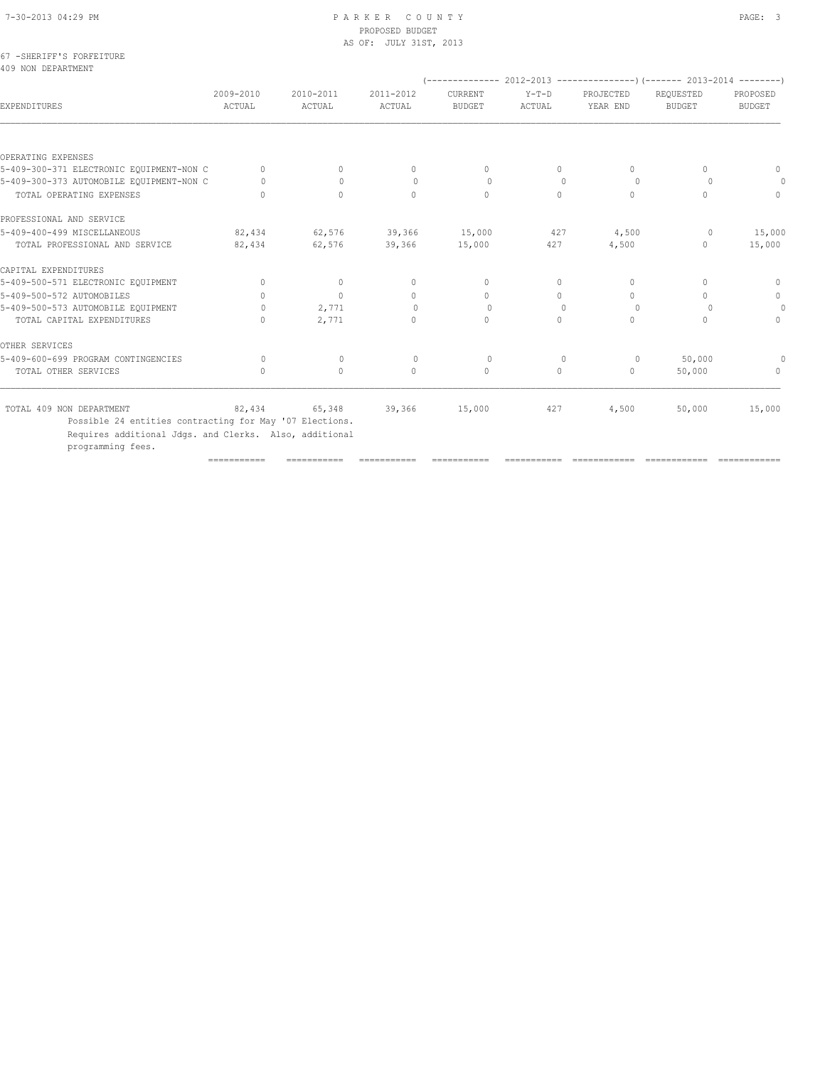PARKER COUNTY
PROPOSED BUDGET
AS OF: JULY 31ST, 2013

67 -SHERIFF'S FORFEITURE
409 NON DEPARTMENT

| EXPENDITURES | 2009-2010 ACTUAL | 2010-2011 ACTUAL | 2011-2012 ACTUAL | 2012-2013 CURRENT BUDGET | 2012-2013 Y-T-D ACTUAL | 2012-2013 PROJECTED YEAR END | 2013-2014 REQUESTED BUDGET | 2013-2014 PROPOSED BUDGET |
|---|---|---|---|---|---|---|---|---|
| OPERATING EXPENSES | | | | | | | | |
| 5-409-300-371 ELECTRONIC EQUIPMENT-NON C | 0 | 0 | 0 | 0 | 0 | 0 | 0 | 0 |
| 5-409-300-373 AUTOMOBILE EQUIPMENT-NON C | 0 | 0 | 0 | 0 | 0 | 0 | 0 | 0 |
| TOTAL OPERATING EXPENSES | 0 | 0 | 0 | 0 | 0 | 0 | 0 | 0 |
| PROFESSIONAL AND SERVICE | | | | | | | | |
| 5-409-400-499 MISCELLANEOUS | 82,434 | 62,576 | 39,366 | 15,000 | 427 | 4,500 | 0 | 15,000 |
| TOTAL PROFESSIONAL AND SERVICE | 82,434 | 62,576 | 39,366 | 15,000 | 427 | 4,500 | 0 | 15,000 |
| CAPITAL EXPENDITURES | | | | | | | | |
| 5-409-500-571 ELECTRONIC EQUIPMENT | 0 | 0 | 0 | 0 | 0 | 0 | 0 | 0 |
| 5-409-500-572 AUTOMOBILES | 0 | 0 | 0 | 0 | 0 | 0 | 0 | 0 |
| 5-409-500-573 AUTOMOBILE EQUIPMENT | 0 | 2,771 | 0 | 0 | 0 | 0 | 0 | 0 |
| TOTAL CAPITAL EXPENDITURES | 0 | 2,771 | 0 | 0 | 0 | 0 | 0 | 0 |
| OTHER SERVICES | | | | | | | | |
| 5-409-600-699 PROGRAM CONTINGENCIES | 0 | 0 | 0 | 0 | 0 | 0 | 50,000 | 0 |
| TOTAL OTHER SERVICES | 0 | 0 | 0 | 0 | 0 | 0 | 50,000 | 0 |
| TOTAL 409 NON DEPARTMENT | 82,434 | 65,348 | 39,366 | 15,000 | 427 | 4,500 | 50,000 | 15,000 |

Possible 24 entities contracting for May '07 Elections.
Requires additional Jdgs. and Clerks. Also, additional programming fees.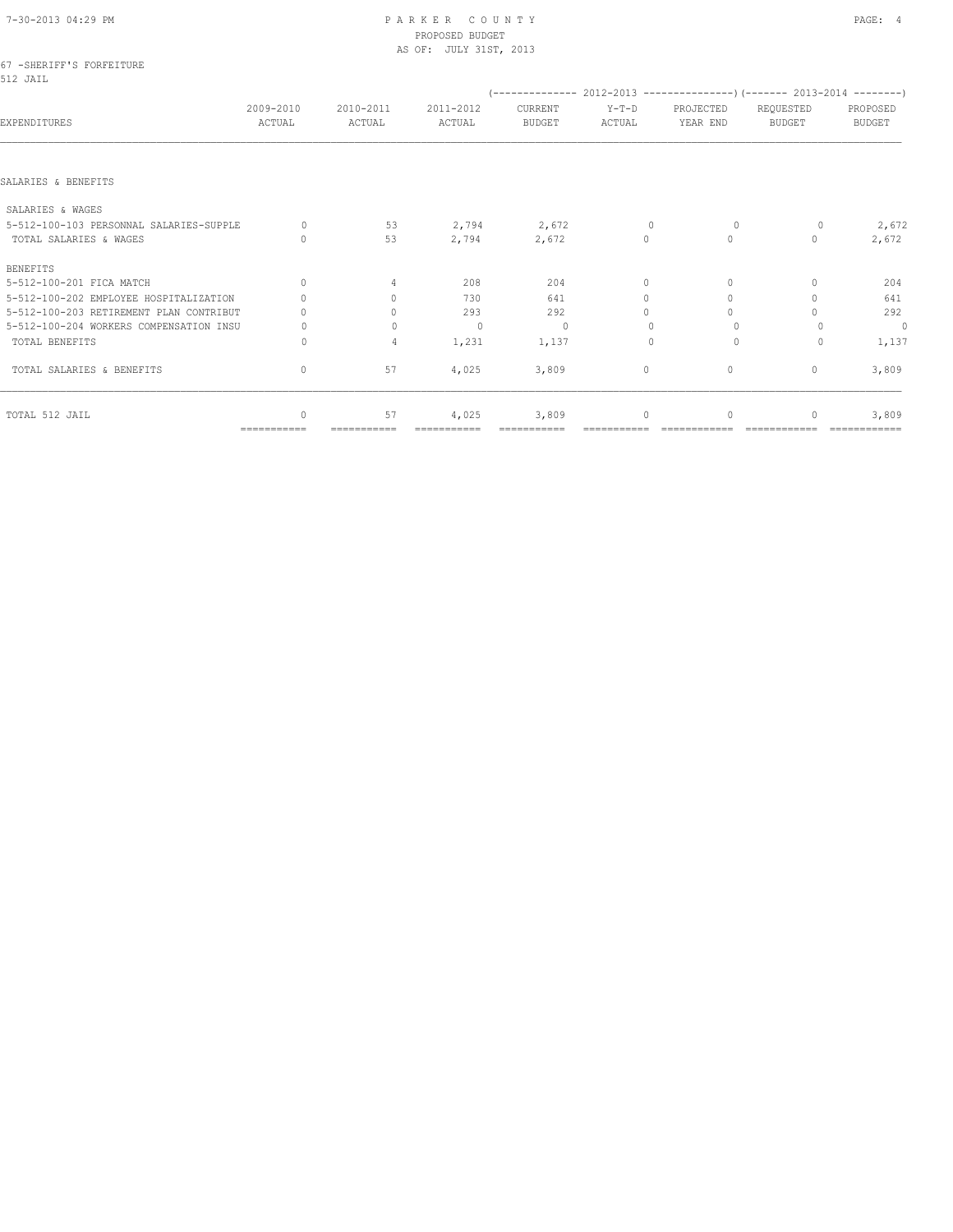PARKER COUNTY
PROPOSED BUDGET
AS OF: JULY 31ST, 2013

67 -SHERIFF'S FORFEITURE
512 JAIL

| EXPENDITURES | 2009-2010 ACTUAL | 2010-2011 ACTUAL | 2011-2012 ACTUAL | 2012-2013 CURRENT BUDGET | 2012-2013 Y-T-D ACTUAL | 2012-2013 PROJECTED YEAR END | 2013-2014 REQUESTED BUDGET | 2013-2014 PROPOSED BUDGET |
|---|---|---|---|---|---|---|---|---|
| SALARIES & BENEFITS | | | | | | | | |
| SALARIES & WAGES | | | | | | | | |
| 5-512-100-103 PERSONNAL SALARIES-SUPPLE | 0 | 53 | 2,794 | 2,672 | 0 | 0 | 0 | 2,672 |
| TOTAL SALARIES & WAGES | 0 | 53 | 2,794 | 2,672 | 0 | 0 | 0 | 2,672 |
| BENEFITS | | | | | | | | |
| 5-512-100-201 FICA MATCH | 0 | 4 | 208 | 204 | 0 | 0 | 0 | 204 |
| 5-512-100-202 EMPLOYEE HOSPITALIZATION | 0 | 0 | 730 | 641 | 0 | 0 | 0 | 641 |
| 5-512-100-203 RETIREMENT PLAN CONTRIBUT | 0 | 0 | 293 | 292 | 0 | 0 | 0 | 292 |
| 5-512-100-204 WORKERS COMPENSATION INSU | 0 | 0 | 0 | 0 | 0 | 0 | 0 | 0 |
| TOTAL BENEFITS | 0 | 4 | 1,231 | 1,137 | 0 | 0 | 0 | 1,137 |
| TOTAL SALARIES & BENEFITS | 0 | 57 | 4,025 | 3,809 | 0 | 0 | 0 | 3,809 |
| TOTAL 512 JAIL | 0 | 57 | 4,025 | 3,809 | 0 | 0 | 0 | 3,809 |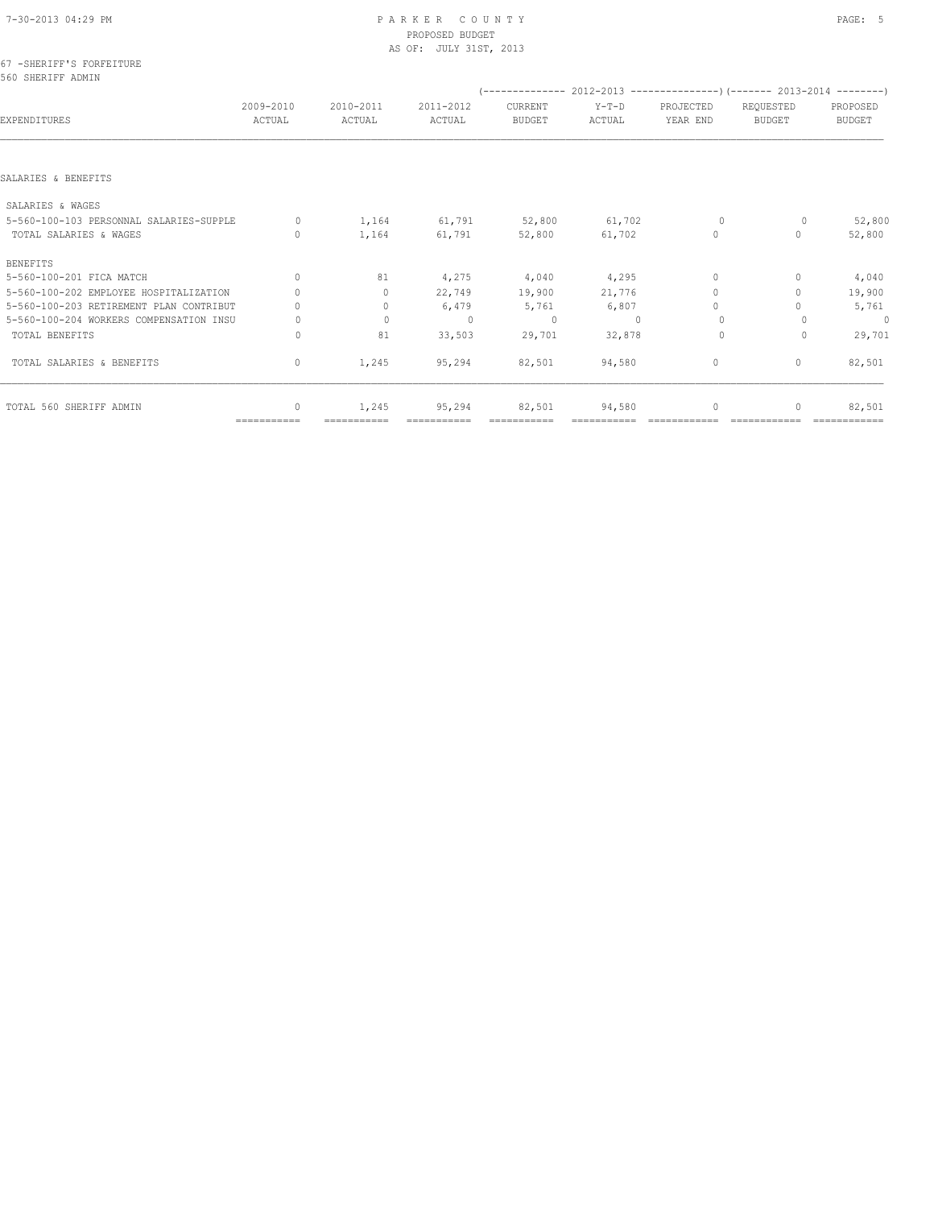# PARKER COUNTY
PROPOSED BUDGET
AS OF: JULY 31ST, 2013

67 -SHERIFF'S FORFEITURE
560 SHERIFF ADMIN

| EXPENDITURES | 2009-2010 ACTUAL | 2010-2011 ACTUAL | 2011-2012 ACTUAL | 2012-2013 CURRENT BUDGET | 2012-2013 Y-T-D ACTUAL | 2012-2013 PROJECTED YEAR END | 2013-2014 REQUESTED BUDGET | 2013-2014 PROPOSED BUDGET |
|---|---|---|---|---|---|---|---|---|
| **SALARIES & BENEFITS** | | | | | | | | |
| SALARIES & WAGES | | | | | | | | |
| 5-560-100-103 PERSONNAL SALARIES-SUPPLE | 0 | 1,164 | 61,791 | 52,800 | 61,702 | 0 | 0 | 52,800 |
| TOTAL SALARIES & WAGES | 0 | 1,164 | 61,791 | 52,800 | 61,702 | 0 | 0 | 52,800 |
| BENEFITS | | | | | | | | |
| 5-560-100-201 FICA MATCH | 0 | 81 | 4,275 | 4,040 | 4,295 | 0 | 0 | 4,040 |
| 5-560-100-202 EMPLOYEE HOSPITALIZATION | 0 | 0 | 22,749 | 19,900 | 21,776 | 0 | 0 | 19,900 |
| 5-560-100-203 RETIREMENT PLAN CONTRIBUT | 0 | 0 | 6,479 | 5,761 | 6,807 | 0 | 0 | 5,761 |
| 5-560-100-204 WORKERS COMPENSATION INSU | 0 | 0 | 0 | 0 | 0 | 0 | 0 | 0 |
| TOTAL BENEFITS | 0 | 81 | 33,503 | 29,701 | 32,878 | 0 | 0 | 29,701 |
| TOTAL SALARIES & BENEFITS | 0 | 1,245 | 95,294 | 82,501 | 94,580 | 0 | 0 | 82,501 |
| TOTAL 560 SHERIFF ADMIN | 0 | 1,245 | 95,294 | 82,501 | 94,580 | 0 | 0 | 82,501 |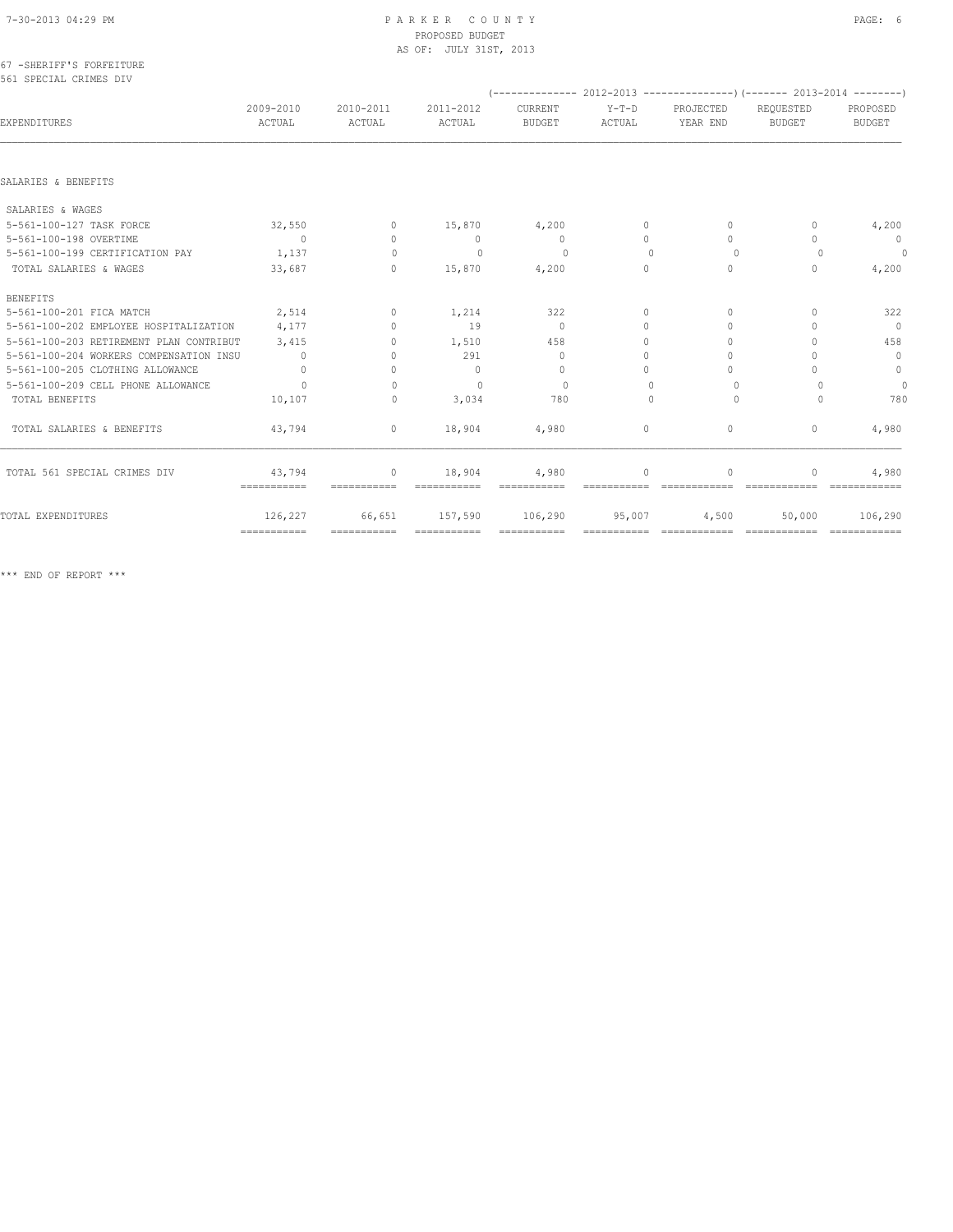# PARKER COUNTY
PROPOSED BUDGET
AS OF: JULY 31ST, 2013

67 -SHERIFF'S FORFEITURE
561 SPECIAL CRIMES DIV

| EXPENDITURES | 2009-2010 ACTUAL | 2010-2011 ACTUAL | 2011-2012 ACTUAL | 2012-2013 CURRENT BUDGET | 2012-2013 Y-T-D ACTUAL | 2012-2013 PROJECTED YEAR END | 2013-2014 REQUESTED BUDGET | 2013-2014 PROPOSED BUDGET |
|---|---|---|---|---|---|---|---|---|
| **SALARIES & BENEFITS** | | | | | | | | |
| SALARIES & WAGES | | | | | | | | |
| 5-561-100-127 TASK FORCE | 32,550 | 0 | 15,870 | 4,200 | 0 | 0 | 0 | 4,200 |
| 5-561-100-198 OVERTIME | 0 | 0 | 0 | 0 | 0 | 0 | 0 | 0 |
| 5-561-100-199 CERTIFICATION PAY | 1,137 | 0 | 0 | 0 | 0 | 0 | 0 | 0 |
| TOTAL SALARIES & WAGES | 33,687 | 0 | 15,870 | 4,200 | 0 | 0 | 0 | 4,200 |
| BENEFITS | | | | | | | | |
| 5-561-100-201 FICA MATCH | 2,514 | 0 | 1,214 | 322 | 0 | 0 | 0 | 322 |
| 5-561-100-202 EMPLOYEE HOSPITALIZATION | 4,177 | 0 | 19 | 0 | 0 | 0 | 0 | 0 |
| 5-561-100-203 RETIREMENT PLAN CONTRIBUT | 3,415 | 0 | 1,510 | 458 | 0 | 0 | 0 | 458 |
| 5-561-100-204 WORKERS COMPENSATION INSU | 0 | 0 | 291 | 0 | 0 | 0 | 0 | 0 |
| 5-561-100-205 CLOTHING ALLOWANCE | 0 | 0 | 0 | 0 | 0 | 0 | 0 | 0 |
| 5-561-100-209 CELL PHONE ALLOWANCE | 0 | 0 | 0 | 0 | 0 | 0 | 0 | 0 |
| TOTAL BENEFITS | 10,107 | 0 | 3,034 | 780 | 0 | 0 | 0 | 780 |
| TOTAL SALARIES & BENEFITS | 43,794 | 0 | 18,904 | 4,980 | 0 | 0 | 0 | 4,980 |
| TOTAL 561 SPECIAL CRIMES DIV | 43,794 | 0 | 18,904 | 4,980 | 0 | 0 | 0 | 4,980 |
| TOTAL EXPENDITURES | 126,227 | 66,651 | 157,590 | 106,290 | 95,007 | 4,500 | 50,000 | 106,290 |

*** END OF REPORT ***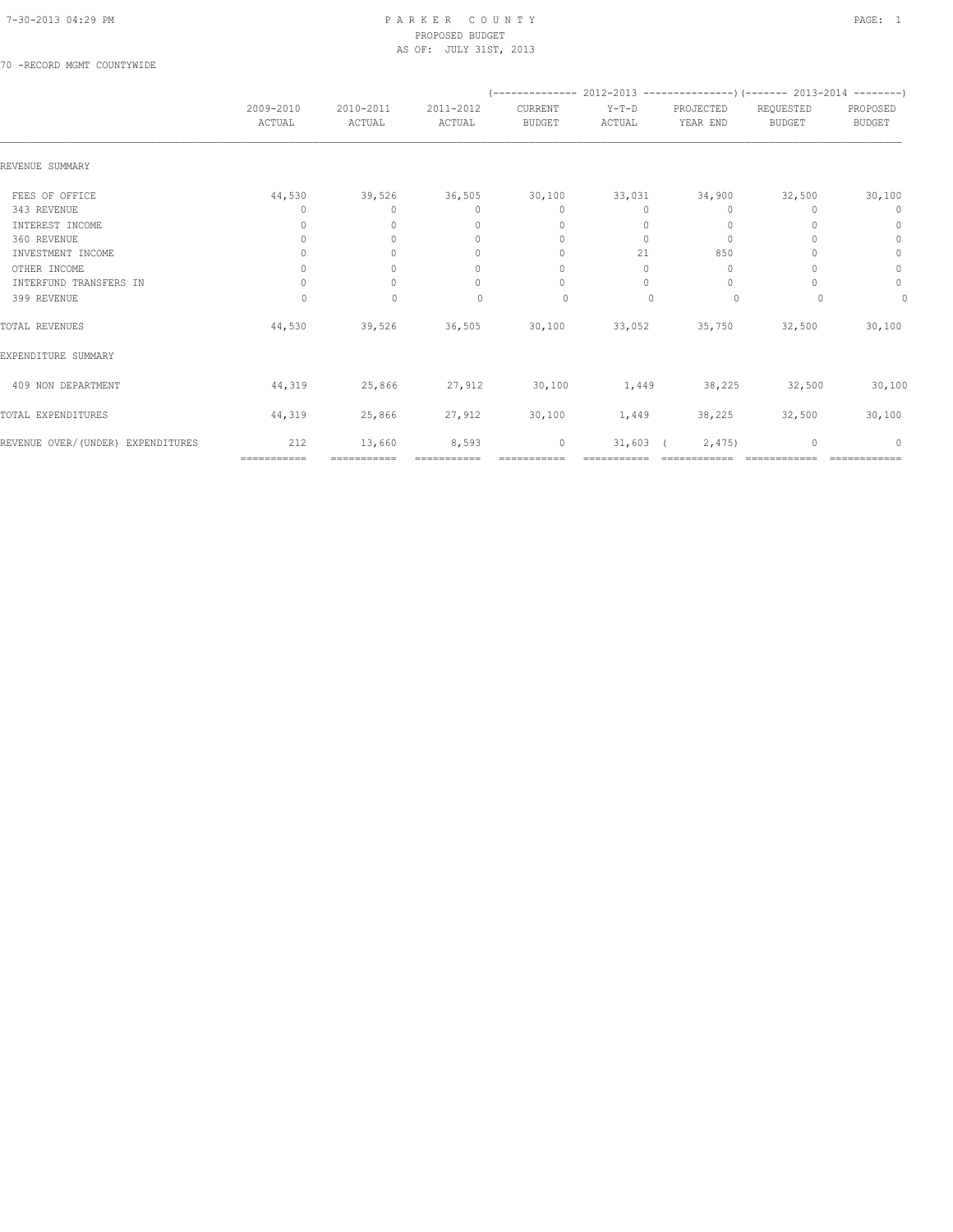PARKER COUNTY
PROPOSED BUDGET
AS OF: JULY 31ST, 2013

70 -RECORD MGMT COUNTYWIDE

| | 2009-2010 ACTUAL | 2010-2011 ACTUAL | 2011-2012 ACTUAL | 2012-2013 CURRENT BUDGET | 2012-2013 Y-T-D ACTUAL | 2012-2013 PROJECTED YEAR END | 2013-2014 REQUESTED BUDGET | 2013-2014 PROPOSED BUDGET |
|---|---|---|---|---|---|---|---|---|
| REVENUE SUMMARY | | | | | | | | |
| FEES OF OFFICE | 44,530 | 39,526 | 36,505 | 30,100 | 33,031 | 34,900 | 32,500 | 30,100 |
| 343 REVENUE | 0 | 0 | 0 | 0 | 0 | 0 | 0 | 0 |
| INTEREST INCOME | 0 | 0 | 0 | 0 | 0 | 0 | 0 | 0 |
| 360 REVENUE | 0 | 0 | 0 | 0 | 0 | 0 | 0 | 0 |
| INVESTMENT INCOME | 0 | 0 | 0 | 0 | 21 | 850 | 0 | 0 |
| OTHER INCOME | 0 | 0 | 0 | 0 | 0 | 0 | 0 | 0 |
| INTERFUND TRANSFERS IN | 0 | 0 | 0 | 0 | 0 | 0 | 0 | 0 |
| 399 REVENUE | 0 | 0 | 0 | 0 | 0 | 0 | 0 | 0 |
| TOTAL REVENUES | 44,530 | 39,526 | 36,505 | 30,100 | 33,052 | 35,750 | 32,500 | 30,100 |
| EXPENDITURE SUMMARY | | | | | | | | |
| 409 NON DEPARTMENT | 44,319 | 25,866 | 27,912 | 30,100 | 1,449 | 38,225 | 32,500 | 30,100 |
| TOTAL EXPENDITURES | 44,319 | 25,866 | 27,912 | 30,100 | 1,449 | 38,225 | 32,500 | 30,100 |
| REVENUE OVER/(UNDER) EXPENDITURES | 212 | 13,660 | 8,593 | 0 | 31,603 | ( 2,475) | 0 | 0 |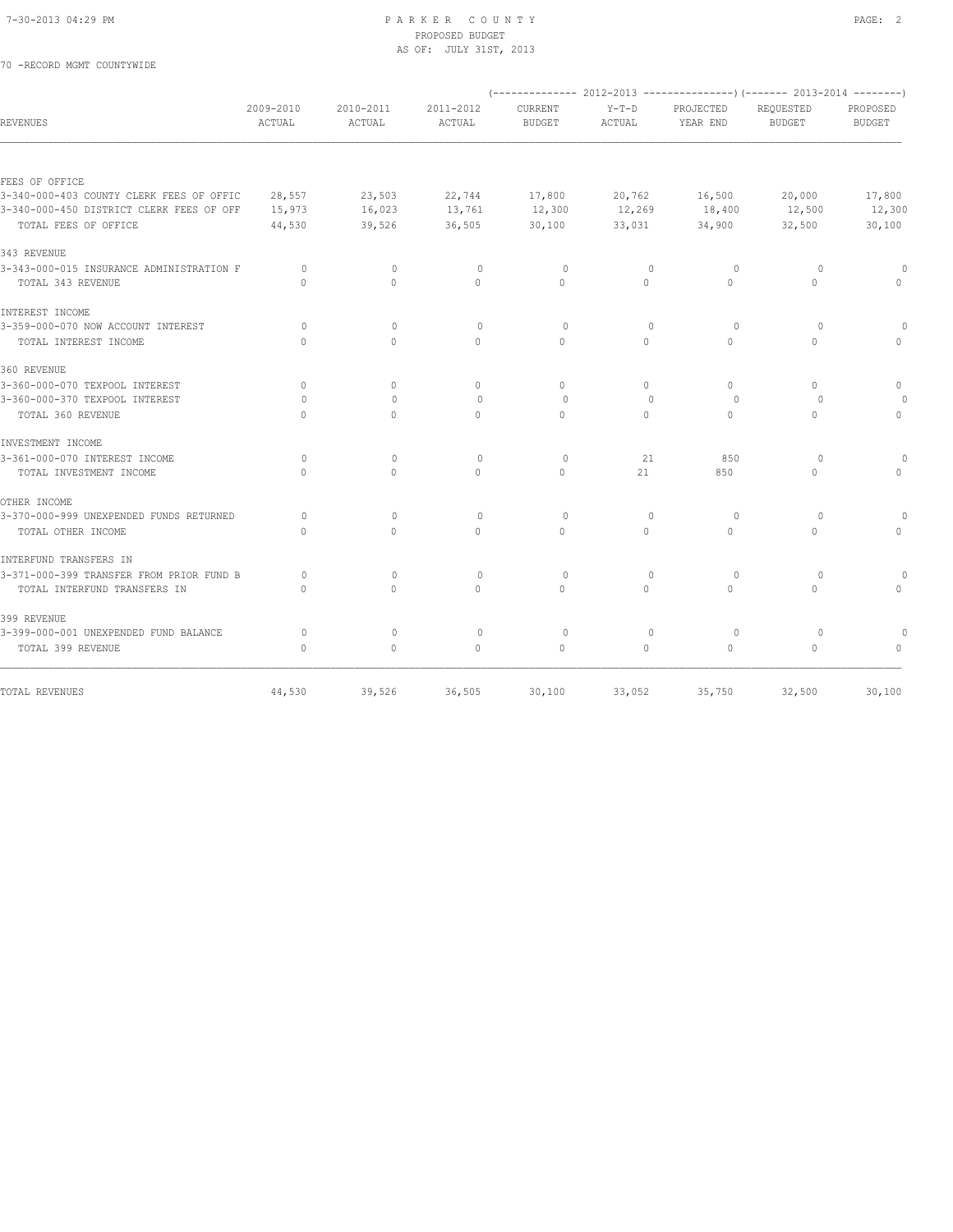PARKER COUNTY
PROPOSED BUDGET
AS OF: JULY 31ST, 2013

70 -RECORD MGMT COUNTYWIDE

| REVENUES | 2009-2010 ACTUAL | 2010-2011 ACTUAL | 2011-2012 ACTUAL | 2012-2013 CURRENT BUDGET | 2012-2013 Y-T-D ACTUAL | 2012-2013 PROJECTED YEAR END | 2013-2014 REQUESTED BUDGET | 2013-2014 PROPOSED BUDGET |
|---|---|---|---|---|---|---|---|---|
| FEES OF OFFICE | | | | | | | | |
| 3-340-000-403 COUNTY CLERK FEES OF OFFIC | 28,557 | 23,503 | 22,744 | 17,800 | 20,762 | 16,500 | 20,000 | 17,800 |
| 3-340-000-450 DISTRICT CLERK FEES OF OFF | 15,973 | 16,023 | 13,761 | 12,300 | 12,269 | 18,400 | 12,500 | 12,300 |
| TOTAL FEES OF OFFICE | 44,530 | 39,526 | 36,505 | 30,100 | 33,031 | 34,900 | 32,500 | 30,100 |
| 343 REVENUE | | | | | | | | |
| 3-343-000-015 INSURANCE ADMINISTRATION F | 0 | 0 | 0 | 0 | 0 | 0 | 0 | 0 |
| TOTAL 343 REVENUE | 0 | 0 | 0 | 0 | 0 | 0 | 0 | 0 |
| INTEREST INCOME | | | | | | | | |
| 3-359-000-070 NOW ACCOUNT INTEREST | 0 | 0 | 0 | 0 | 0 | 0 | 0 | 0 |
| TOTAL INTEREST INCOME | 0 | 0 | 0 | 0 | 0 | 0 | 0 | 0 |
| 360 REVENUE | | | | | | | | |
| 3-360-000-070 TEXPOOL INTEREST | 0 | 0 | 0 | 0 | 0 | 0 | 0 | 0 |
| 3-360-000-370 TEXPOOL INTEREST | 0 | 0 | 0 | 0 | 0 | 0 | 0 | 0 |
| TOTAL 360 REVENUE | 0 | 0 | 0 | 0 | 0 | 0 | 0 | 0 |
| INVESTMENT INCOME | | | | | | | | |
| 3-361-000-070 INTEREST INCOME | 0 | 0 | 0 | 0 | 21 | 850 | 0 | 0 |
| TOTAL INVESTMENT INCOME | 0 | 0 | 0 | 0 | 21 | 850 | 0 | 0 |
| OTHER INCOME | | | | | | | | |
| 3-370-000-999 UNEXPENDED FUNDS RETURNED | 0 | 0 | 0 | 0 | 0 | 0 | 0 | 0 |
| TOTAL OTHER INCOME | 0 | 0 | 0 | 0 | 0 | 0 | 0 | 0 |
| INTERFUND TRANSFERS IN | | | | | | | | |
| 3-371-000-399 TRANSFER FROM PRIOR FUND B | 0 | 0 | 0 | 0 | 0 | 0 | 0 | 0 |
| TOTAL INTERFUND TRANSFERS IN | 0 | 0 | 0 | 0 | 0 | 0 | 0 | 0 |
| 399 REVENUE | | | | | | | | |
| 3-399-000-001 UNEXPENDED FUND BALANCE | 0 | 0 | 0 | 0 | 0 | 0 | 0 | 0 |
| TOTAL 399 REVENUE | 0 | 0 | 0 | 0 | 0 | 0 | 0 | 0 |
| TOTAL REVENUES | 44,530 | 39,526 | 36,505 | 30,100 | 33,052 | 35,750 | 32,500 | 30,100 |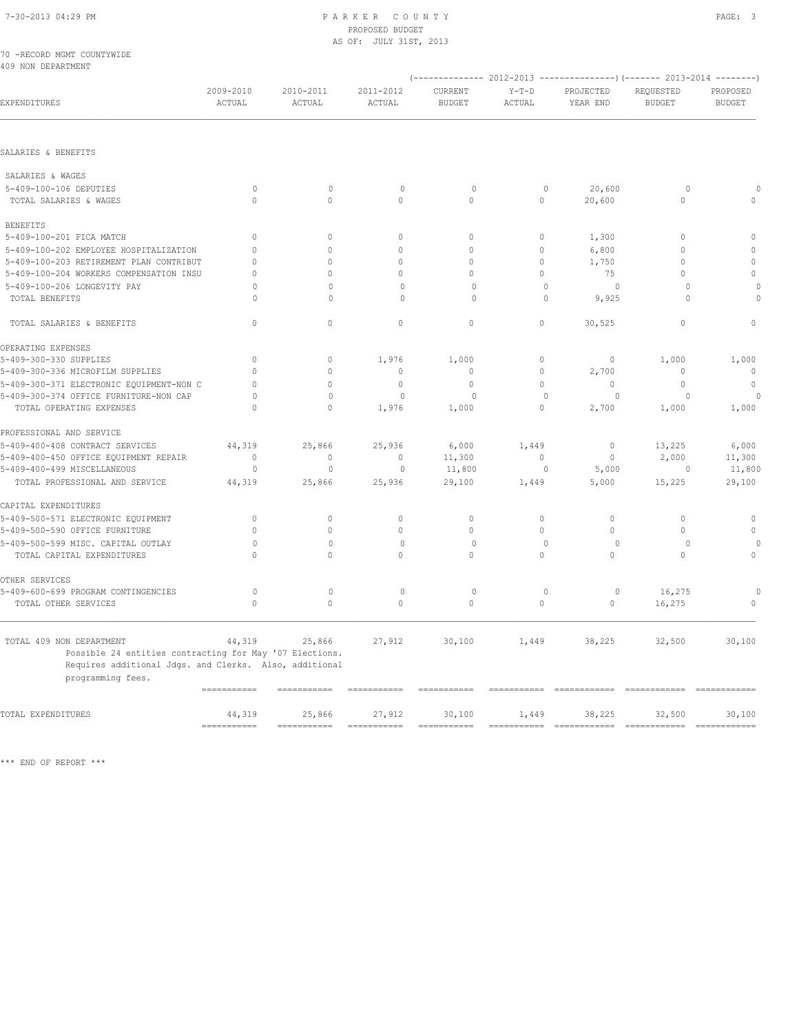PARKER COUNTY
PROPOSED BUDGET
AS OF: JULY 31ST, 2013

70 -RECORD MGMT COUNTYWIDE
409 NON DEPARTMENT

| EXPENDITURES | 2009-2010 ACTUAL | 2010-2011 ACTUAL | 2011-2012 ACTUAL | 2012-2013 CURRENT BUDGET | 2012-2013 Y-T-D ACTUAL | 2012-2013 PROJECTED YEAR END | 2013-2014 REQUESTED BUDGET | 2013-2014 PROPOSED BUDGET |
|---|---|---|---|---|---|---|---|---|
| SALARIES & BENEFITS | | | | | | | | |
| SALARIES & WAGES | | | | | | | | |
| 5-409-100-106 DEPUTIES | 0 | 0 | 0 | 0 | 0 | 20,600 | 0 | 0 |
| TOTAL SALARIES & WAGES | 0 | 0 | 0 | 0 | 0 | 20,600 | 0 | 0 |
| BENEFITS | | | | | | | | |
| 5-409-100-201 FICA MATCH | 0 | 0 | 0 | 0 | 0 | 1,300 | 0 | 0 |
| 5-409-100-202 EMPLOYEE HOSPITALIZATION | 0 | 0 | 0 | 0 | 0 | 6,800 | 0 | 0 |
| 5-409-100-203 RETIREMENT PLAN CONTRIBUT | 0 | 0 | 0 | 0 | 0 | 1,750 | 0 | 0 |
| 5-409-100-204 WORKERS COMPENSATION INSU | 0 | 0 | 0 | 0 | 0 | 75 | 0 | 0 |
| 5-409-100-206 LONGEVITY PAY | 0 | 0 | 0 | 0 | 0 | 0 | 0 | 0 |
| TOTAL BENEFITS | 0 | 0 | 0 | 0 | 0 | 9,925 | 0 | 0 |
| TOTAL SALARIES & BENEFITS | 0 | 0 | 0 | 0 | 0 | 30,525 | 0 | 0 |
| OPERATING EXPENSES | | | | | | | | |
| 5-409-300-330 SUPPLIES | 0 | 0 | 1,976 | 1,000 | 0 | 0 | 1,000 | 1,000 |
| 5-409-300-336 MICROFILM SUPPLIES | 0 | 0 | 0 | 0 | 0 | 2,700 | 0 | 0 |
| 5-409-300-371 ELECTRONIC EQUIPMENT-NON C | 0 | 0 | 0 | 0 | 0 | 0 | 0 | 0 |
| 5-409-300-374 OFFICE FURNITURE-NON CAP | 0 | 0 | 0 | 0 | 0 | 0 | 0 | 0 |
| TOTAL OPERATING EXPENSES | 0 | 0 | 1,976 | 1,000 | 0 | 2,700 | 1,000 | 1,000 |
| PROFESSIONAL AND SERVICE | | | | | | | | |
| 5-409-400-408 CONTRACT SERVICES | 44,319 | 25,866 | 25,936 | 6,000 | 1,449 | 0 | 13,225 | 6,000 |
| 5-409-400-450 OFFICE EQUIPMENT REPAIR | 0 | 0 | 0 | 11,300 | 0 | 0 | 2,000 | 11,300 |
| 5-409-400-499 MISCELLANEOUS | 0 | 0 | 0 | 11,800 | 0 | 5,000 | 0 | 11,800 |
| TOTAL PROFESSIONAL AND SERVICE | 44,319 | 25,866 | 25,936 | 29,100 | 1,449 | 5,000 | 15,225 | 29,100 |
| CAPITAL EXPENDITURES | | | | | | | | |
| 5-409-500-571 ELECTRONIC EQUIPMENT | 0 | 0 | 0 | 0 | 0 | 0 | 0 | 0 |
| 5-409-500-590 OFFICE FURNITURE | 0 | 0 | 0 | 0 | 0 | 0 | 0 | 0 |
| 5-409-500-599 MISC. CAPITAL OUTLAY | 0 | 0 | 0 | 0 | 0 | 0 | 0 | 0 |
| TOTAL CAPITAL EXPENDITURES | 0 | 0 | 0 | 0 | 0 | 0 | 0 | 0 |
| OTHER SERVICES | | | | | | | | |
| 5-409-600-699 PROGRAM CONTINGENCIES | 0 | 0 | 0 | 0 | 0 | 0 | 16,275 | 0 |
| TOTAL OTHER SERVICES | 0 | 0 | 0 | 0 | 0 | 0 | 16,275 | 0 |
| TOTAL 409 NON DEPARTMENT | 44,319 | 25,866 | 27,912 | 30,100 | 1,449 | 38,225 | 32,500 | 30,100 |
| TOTAL EXPENDITURES | 44,319 | 25,866 | 27,912 | 30,100 | 1,449 | 38,225 | 32,500 | 30,100 |

Possible 24 entities contracting for May '07 Elections. Requires additional Jdgs. and Clerks. Also, additional programming fees.

*** END OF REPORT ***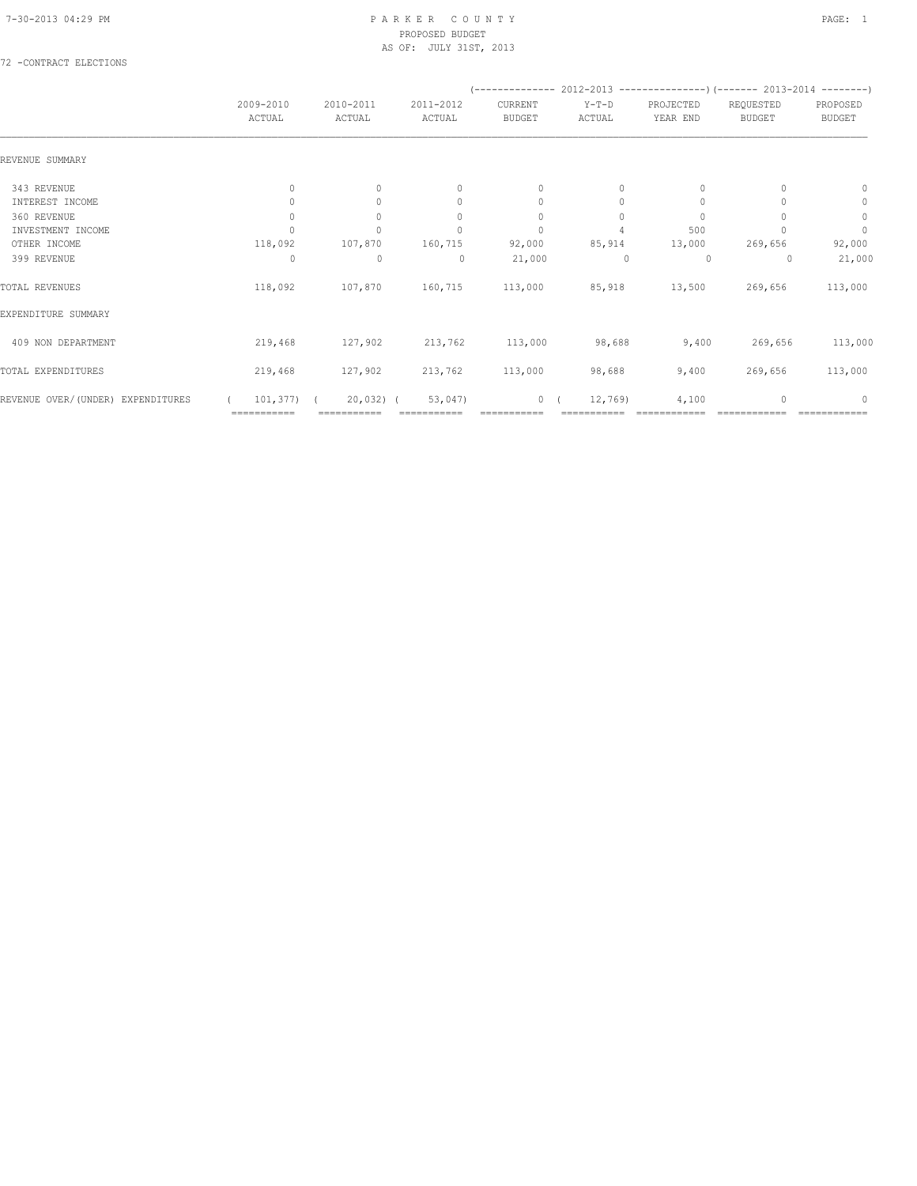PARKER COUNTY
PROPOSED BUDGET
AS OF: JULY 31ST, 2013

72 -CONTRACT ELECTIONS

| | 2009-2010 ACTUAL | 2010-2011 ACTUAL | 2011-2012 ACTUAL | 2012-2013 CURRENT BUDGET | 2012-2013 Y-T-D ACTUAL | 2012-2013 PROJECTED YEAR END | 2013-2014 REQUESTED BUDGET | 2013-2014 PROPOSED BUDGET |
|---|---|---|---|---|---|---|---|---|
| REVENUE SUMMARY | | | | | | | | |
| 343 REVENUE | 0 | 0 | 0 | 0 | 0 | 0 | 0 | 0 |
| INTEREST INCOME | 0 | 0 | 0 | 0 | 0 | 0 | 0 | 0 |
| 360 REVENUE | 0 | 0 | 0 | 0 | 0 | 0 | 0 | 0 |
| INVESTMENT INCOME | 0 | 0 | 0 | 0 | 4 | 500 | 0 | 0 |
| OTHER INCOME | 118,092 | 107,870 | 160,715 | 92,000 | 85,914 | 13,000 | 269,656 | 92,000 |
| 399 REVENUE | 0 | 0 | 0 | 21,000 | 0 | 0 | 0 | 21,000 |
| TOTAL REVENUES | 118,092 | 107,870 | 160,715 | 113,000 | 85,918 | 13,500 | 269,656 | 113,000 |
| EXPENDITURE SUMMARY | | | | | | | | |
| 409 NON DEPARTMENT | 219,468 | 127,902 | 213,762 | 113,000 | 98,688 | 9,400 | 269,656 | 113,000 |
| TOTAL EXPENDITURES | 219,468 | 127,902 | 213,762 | 113,000 | 98,688 | 9,400 | 269,656 | 113,000 |
| REVENUE OVER/(UNDER) EXPENDITURES | ( 101,377) | ( 20,032) | ( 53,047) | 0 | ( 12,769) | 4,100 | 0 | 0 |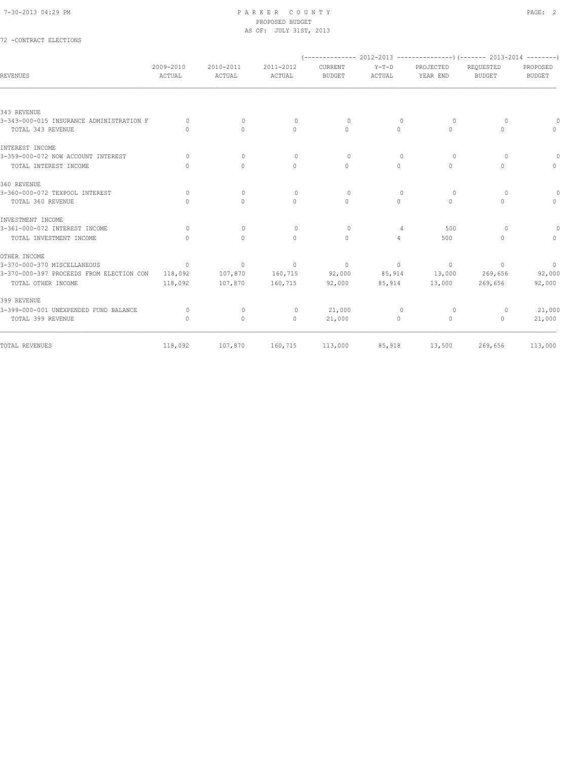PARKER COUNTY
PROPOSED BUDGET
AS OF: JULY 31ST, 2013

72 -CONTRACT ELECTIONS

| REVENUES | 2009-2010 ACTUAL | 2010-2011 ACTUAL | 2011-2012 ACTUAL | (------------- 2012-2013 CURRENT BUDGET | Y-T-D ACTUAL | PROJECTED YEAR END -------------) | (------- 2013-2014 REQUESTED BUDGET | PROPOSED BUDGET --------) |
|---|---|---|---|---|---|---|---|---|
| 343 REVENUE | | | | | | | | |
| 3-343-000-015 INSURANCE ADMINISTRATION F | 0 | 0 | 0 | 0 | 0 | 0 | 0 | 0 |
| TOTAL 343 REVENUE | 0 | 0 | 0 | 0 | 0 | 0 | 0 | 0 |
| INTEREST INCOME | | | | | | | | |
| 3-359-000-072 NOW ACCOUNT INTEREST | 0 | 0 | 0 | 0 | 0 | 0 | 0 | 0 |
| TOTAL INTEREST INCOME | 0 | 0 | 0 | 0 | 0 | 0 | 0 | 0 |
| 360 REVENUE | | | | | | | | |
| 3-360-000-072 TEXPOOL INTEREST | 0 | 0 | 0 | 0 | 0 | 0 | 0 | 0 |
| TOTAL 360 REVENUE | 0 | 0 | 0 | 0 | 0 | 0 | 0 | 0 |
| INVESTMENT INCOME | | | | | | | | |
| 3-361-000-072 INTEREST INCOME | 0 | 0 | 0 | 0 | 4 | 500 | 0 | 0 |
| TOTAL INVESTMENT INCOME | 0 | 0 | 0 | 0 | 4 | 500 | 0 | 0 |
| OTHER INCOME | | | | | | | | |
| 3-370-000-370 MISCELLANEOUS | 0 | 0 | 0 | 0 | 0 | 0 | 0 | 0 |
| 3-370-000-397 PROCEEDS FROM ELECTION CON | 118,092 | 107,870 | 160,715 | 92,000 | 85,914 | 13,000 | 269,656 | 92,000 |
| TOTAL OTHER INCOME | 118,092 | 107,870 | 160,715 | 92,000 | 85,914 | 13,000 | 269,656 | 92,000 |
| 399 REVENUE | | | | | | | | |
| 3-399-000-001 UNEXPENDED FUND BALANCE | 0 | 0 | 0 | 21,000 | 0 | 0 | 0 | 21,000 |
| TOTAL 399 REVENUE | 0 | 0 | 0 | 21,000 | 0 | 0 | 0 | 21,000 |
| TOTAL REVENUES | 118,092 | 107,870 | 160,715 | 113,000 | 85,918 | 13,500 | 269,656 | 113,000 |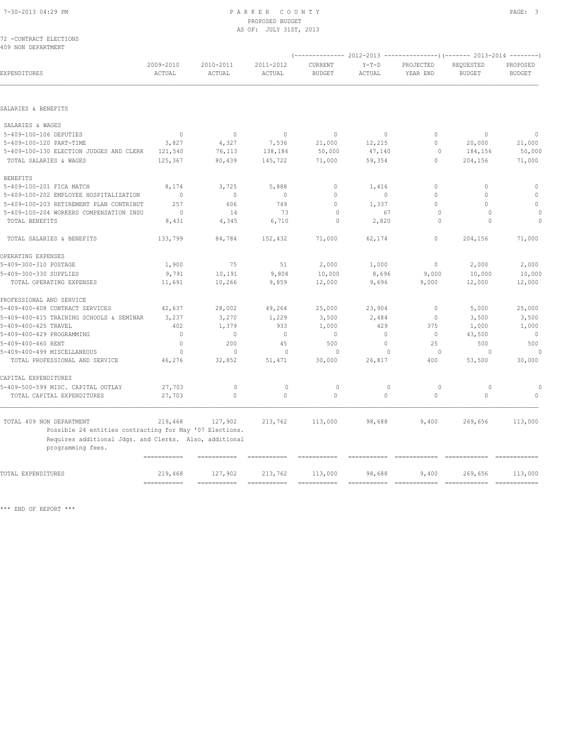PARKER COUNTY
PROPOSED BUDGET
AS OF: JULY 31ST, 2013

72 -CONTRACT ELECTIONS
409 NON DEPARTMENT

| EXPENDITURES | 2009-2010 ACTUAL | 2010-2011 ACTUAL | 2011-2012 ACTUAL | 2012-2013 CURRENT BUDGET | 2012-2013 Y-T-D ACTUAL | 2012-2013 PROJECTED YEAR END | 2013-2014 REQUESTED BUDGET | 2013-2014 PROPOSED BUDGET |
|---|---|---|---|---|---|---|---|---|
| **SALARIES & BENEFITS** | | | | | | | | |
| SALARIES & WAGES | | | | | | | | |
| 5-409-100-106 DEPUTIES | 0 | 0 | 0 | 0 | 0 | 0 | 0 | 0 |
| 5-409-100-120 PART-TIME | 3,827 | 4,327 | 7,536 | 21,000 | 12,215 | 0 | 20,000 | 21,000 |
| 5-409-100-130 ELECTION JUDGES AND CLERK | 121,540 | 76,113 | 138,186 | 50,000 | 47,140 | 0 | 184,156 | 50,000 |
| TOTAL SALARIES & WAGES | 125,367 | 80,439 | 145,722 | 71,000 | 59,354 | 0 | 204,156 | 71,000 |
| BENEFITS | | | | | | | | |
| 5-409-100-201 FICA MATCH | 8,174 | 3,725 | 5,888 | 0 | 1,416 | 0 | 0 | 0 |
| 5-409-100-202 EMPLOYEE HOSPITALIZATION | 0 | 0 | 0 | 0 | 0 | 0 | 0 | 0 |
| 5-409-100-203 RETIREMENT PLAN CONTRIBUT | 257 | 606 | 749 | 0 | 1,337 | 0 | 0 | 0 |
| 5-409-100-204 WORKERS COMPENSATION INSU | 0 | 14 | 73 | 0 | 67 | 0 | 0 | 0 |
| TOTAL BENEFITS | 8,431 | 4,345 | 6,710 | 0 | 2,820 | 0 | 0 | 0 |
| TOTAL SALARIES & BENEFITS | 133,799 | 84,784 | 152,432 | 71,000 | 62,174 | 0 | 204,156 | 71,000 |
| **OPERATING EXPENSES** | | | | | | | | |
| 5-409-300-310 POSTAGE | 1,900 | 75 | 51 | 2,000 | 1,000 | 0 | 2,000 | 2,000 |
| 5-409-300-330 SUPPLIES | 9,791 | 10,191 | 9,808 | 10,000 | 8,696 | 9,000 | 10,000 | 10,000 |
| TOTAL OPERATING EXPENSES | 11,691 | 10,266 | 9,859 | 12,000 | 9,696 | 9,000 | 12,000 | 12,000 |
| **PROFESSIONAL AND SERVICE** | | | | | | | | |
| 5-409-400-408 CONTRACT SERVICES | 42,637 | 28,002 | 49,264 | 25,000 | 23,904 | 0 | 5,000 | 25,000 |
| 5-409-400-415 TRAINING SCHOOLS & SEMINAR | 3,237 | 3,270 | 1,229 | 3,500 | 2,484 | 0 | 3,500 | 3,500 |
| 5-409-400-425 TRAVEL | 402 | 1,379 | 933 | 1,000 | 429 | 375 | 1,000 | 1,000 |
| 5-409-400-429 PROGRAMMING | 0 | 0 | 0 | 0 | 0 | 0 | 43,500 | 0 |
| 5-409-400-460 RENT | 0 | 200 | 45 | 500 | 0 | 25 | 500 | 500 |
| 5-409-400-499 MISCELLANEOUS | 0 | 0 | 0 | 0 | 0 | 0 | 0 | 0 |
| TOTAL PROFESSIONAL AND SERVICE | 46,276 | 32,852 | 51,471 | 30,000 | 26,817 | 400 | 53,500 | 30,000 |
| **CAPITAL EXPENDITURES** | | | | | | | | |
| 5-409-500-599 MISC. CAPITAL OUTLAY | 27,703 | 0 | 0 | 0 | 0 | 0 | 0 | 0 |
| TOTAL CAPITAL EXPENDITURES | 27,703 | 0 | 0 | 0 | 0 | 0 | 0 | 0 |
| TOTAL 409 NON DEPARTMENT | 219,468 | 127,902 | 213,762 | 113,000 | 98,688 | 9,400 | 269,656 | 113,000 |
| TOTAL EXPENDITURES | 219,468 | 127,902 | 213,762 | 113,000 | 98,688 | 9,400 | 269,656 | 113,000 |

Possible 24 entities contracting for May '07 Elections. Requires additional Jdgs. and Clerks. Also, additional programming fees.

*** END OF REPORT ***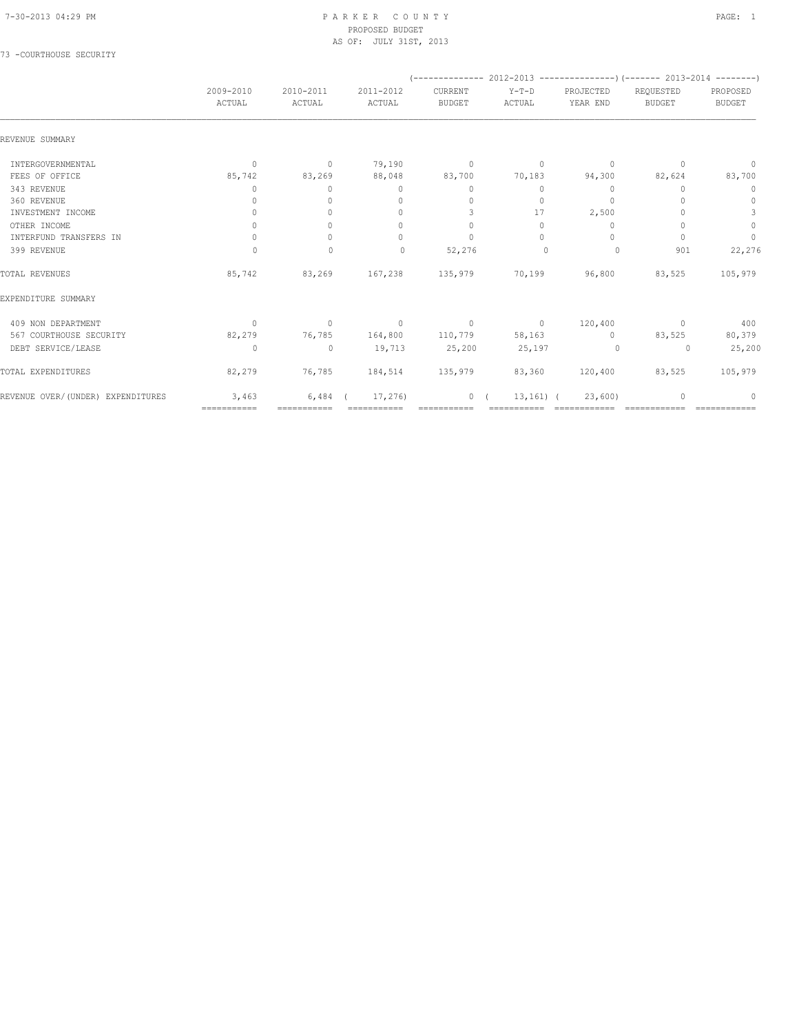PARKER COUNTY
PROPOSED BUDGET
AS OF: JULY 31ST, 2013

73 -COURTHOUSE SECURITY

| | 2009-2010 ACTUAL | 2010-2011 ACTUAL | 2011-2012 ACTUAL | 2012-2013 CURRENT BUDGET | 2012-2013 Y-T-D ACTUAL | 2012-2013 PROJECTED YEAR END | 2013-2014 REQUESTED BUDGET | 2013-2014 PROPOSED BUDGET |
|---|---|---|---|---|---|---|---|---|
| **REVENUE SUMMARY** | | | | | | | | |
| INTERGOVERNMENTAL | 0 | 0 | 79,190 | 0 | 0 | 0 | 0 | 0 |
| FEES OF OFFICE | 85,742 | 83,269 | 88,048 | 83,700 | 70,183 | 94,300 | 82,624 | 83,700 |
| 343 REVENUE | 0 | 0 | 0 | 0 | 0 | 0 | 0 | 0 |
| 360 REVENUE | 0 | 0 | 0 | 0 | 0 | 0 | 0 | 0 |
| INVESTMENT INCOME | 0 | 0 | 0 | 3 | 17 | 2,500 | 0 | 3 |
| OTHER INCOME | 0 | 0 | 0 | 0 | 0 | 0 | 0 | 0 |
| INTERFUND TRANSFERS IN | 0 | 0 | 0 | 0 | 0 | 0 | 0 | 0 |
| 399 REVENUE | 0 | 0 | 0 | 52,276 | 0 | 0 | 901 | 22,276 |
| TOTAL REVENUES | 85,742 | 83,269 | 167,238 | 135,979 | 70,199 | 96,800 | 83,525 | 105,979 |
| **EXPENDITURE SUMMARY** | | | | | | | | |
| 409 NON DEPARTMENT | 0 | 0 | 0 | 0 | 0 | 120,400 | 0 | 400 |
| 567 COURTHOUSE SECURITY | 82,279 | 76,785 | 164,800 | 110,779 | 58,163 | 0 | 83,525 | 80,379 |
| DEBT SERVICE/LEASE | 0 | 0 | 19,713 | 25,200 | 25,197 | 0 | 0 | 25,200 |
| TOTAL EXPENDITURES | 82,279 | 76,785 | 184,514 | 135,979 | 83,360 | 120,400 | 83,525 | 105,979 |
| REVENUE OVER/(UNDER) EXPENDITURES | 3,463 | 6,484 | ( 17,276) | 0 | ( 13,161) | ( 23,600) | 0 | 0 |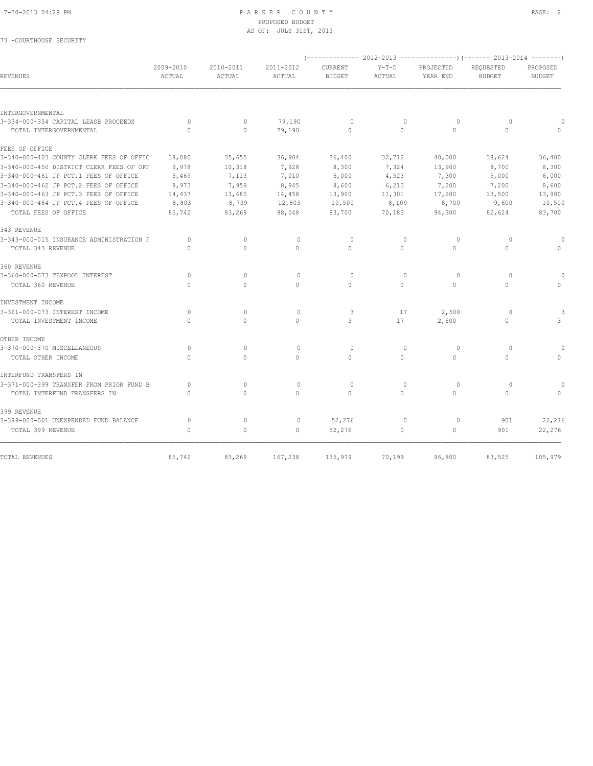PARKER COUNTY
PROPOSED BUDGET
AS OF: JULY 31ST, 2013

73 -COURTHOUSE SECURITY

| REVENUES | 2009-2010 ACTUAL | 2010-2011 ACTUAL | 2011-2012 ACTUAL | 2012-2013 CURRENT BUDGET | 2012-2013 Y-T-D ACTUAL | 2012-2013 PROJECTED YEAR END | 2013-2014 REQUESTED BUDGET | 2013-2014 PROPOSED BUDGET |
|---|---|---|---|---|---|---|---|---|
| INTERGOVERNMENTAL | | | | | | | | |
| 3-334-000-354 CAPITAL LEASE PROCEEDS | 0 | 0 | 79,190 | 0 | 0 | 0 | 0 | 0 |
| TOTAL INTERGOVERNMENTAL | 0 | 0 | 79,190 | 0 | 0 | 0 | 0 | 0 |
| FEES OF OFFICE | | | | | | | | |
| 3-340-000-403 COUNTY CLERK FEES OF OFFIC | 38,080 | 35,655 | 36,904 | 36,400 | 32,712 | 40,000 | 38,624 | 36,400 |
| 3-340-000-450 DISTRICT CLERK FEES OF OFF | 9,978 | 10,318 | 7,928 | 8,300 | 7,324 | 13,900 | 8,700 | 8,300 |
| 3-340-000-461 JP PCT.1 FEES OF OFFICE | 5,469 | 7,113 | 7,010 | 6,000 | 4,523 | 7,300 | 5,000 | 6,000 |
| 3-340-000-462 JP PCT.2 FEES OF OFFICE | 8,973 | 7,959 | 8,945 | 8,600 | 6,213 | 7,200 | 7,200 | 8,600 |
| 3-340-000-463 JP PCT.3 FEES OF OFFICE | 14,437 | 13,485 | 14,458 | 13,900 | 11,301 | 17,200 | 13,500 | 13,900 |
| 3-340-000-464 JP PCT.4 FEES OF OFFICE | 8,803 | 8,739 | 12,803 | 10,500 | 8,109 | 8,700 | 9,600 | 10,500 |
| TOTAL FEES OF OFFICE | 85,742 | 83,269 | 88,048 | 83,700 | 70,183 | 94,300 | 82,624 | 83,700 |
| 343 REVENUE | | | | | | | | |
| 3-343-000-015 INSURANCE ADMINISTRATION F | 0 | 0 | 0 | 0 | 0 | 0 | 0 | 0 |
| TOTAL 343 REVENUE | 0 | 0 | 0 | 0 | 0 | 0 | 0 | 0 |
| 360 REVENUE | | | | | | | | |
| 3-360-000-073 TEXPOOL INTEREST | 0 | 0 | 0 | 0 | 0 | 0 | 0 | 0 |
| TOTAL 360 REVENUE | 0 | 0 | 0 | 0 | 0 | 0 | 0 | 0 |
| INVESTMENT INCOME | | | | | | | | |
| 3-361-000-073 INTEREST INCOME | 0 | 0 | 0 | 3 | 17 | 2,500 | 0 | 3 |
| TOTAL INVESTMENT INCOME | 0 | 0 | 0 | 3 | 17 | 2,500 | 0 | 3 |
| OTHER INCOME | | | | | | | | |
| 3-370-000-370 MISCELLANEOUS | 0 | 0 | 0 | 0 | 0 | 0 | 0 | 0 |
| TOTAL OTHER INCOME | 0 | 0 | 0 | 0 | 0 | 0 | 0 | 0 |
| INTERFUND TRANSFERS IN | | | | | | | | |
| 3-371-000-399 TRANSFER FROM PRIOR FUND B | 0 | 0 | 0 | 0 | 0 | 0 | 0 | 0 |
| TOTAL INTERFUND TRANSFERS IN | 0 | 0 | 0 | 0 | 0 | 0 | 0 | 0 |
| 399 REVENUE | | | | | | | | |
| 3-399-000-001 UNEXPENDED FUND BALANCE | 0 | 0 | 0 | 52,276 | 0 | 0 | 901 | 22,276 |
| TOTAL 399 REVENUE | 0 | 0 | 0 | 52,276 | 0 | 0 | 901 | 22,276 |
| TOTAL REVENUES | 85,742 | 83,269 | 167,238 | 135,979 | 70,199 | 96,800 | 83,525 | 105,979 |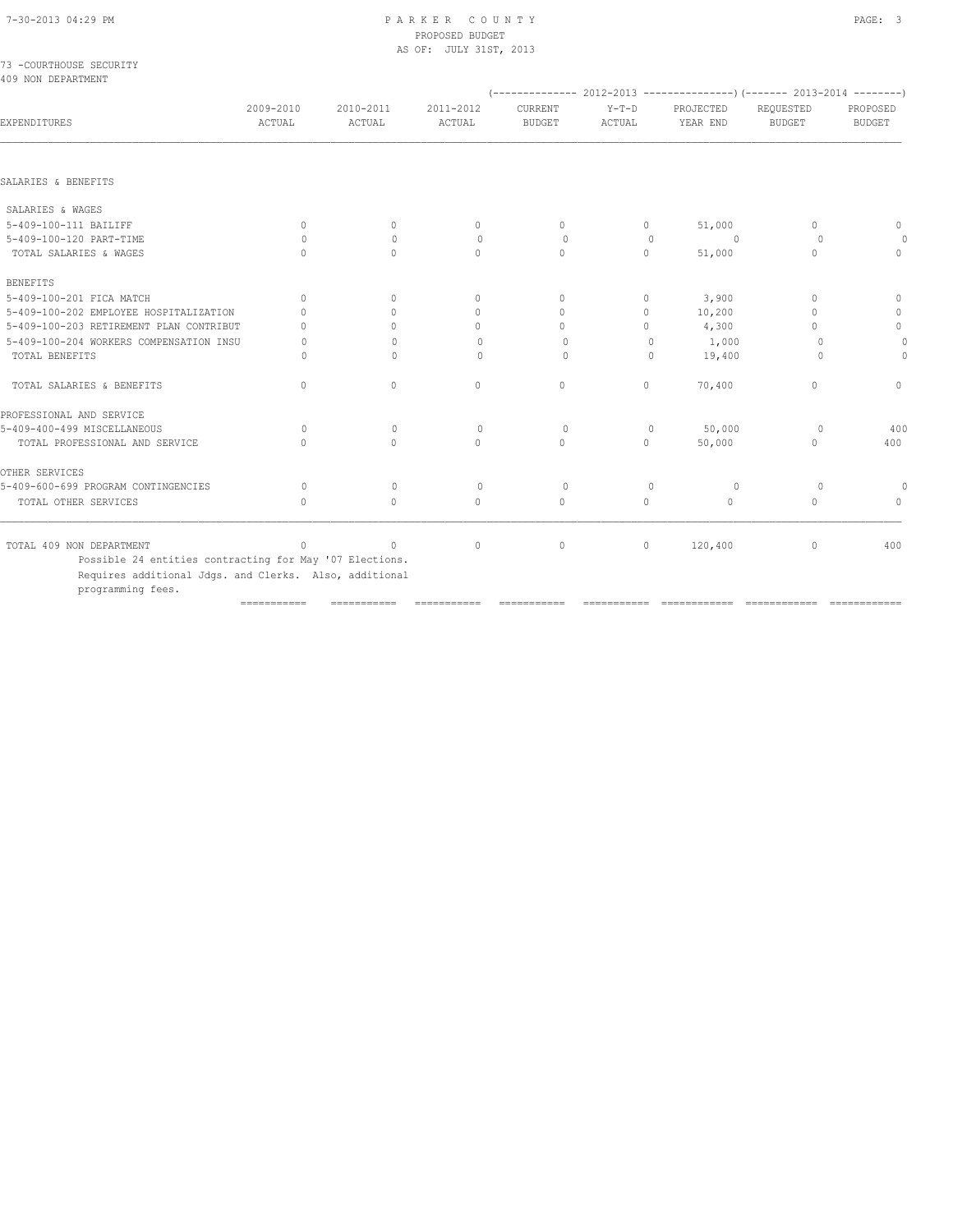PARKER COUNTY
PROPOSED BUDGET
AS OF: JULY 31ST, 2013

73 -COURTHOUSE SECURITY
409 NON DEPARTMENT

| EXPENDITURES | 2009-2010 ACTUAL | 2010-2011 ACTUAL | 2011-2012 ACTUAL | (-------- 2012-2013 CURRENT BUDGET | Y-T-D ACTUAL | --------) PROJECTED YEAR END | (---- 2013-2014 REQUESTED BUDGET | ----) PROPOSED BUDGET |
|---|---|---|---|---|---|---|---|---|
| **SALARIES & BENEFITS** | | | | | | | | |
| SALARIES & WAGES | | | | | | | | |
| 5-409-100-111 BAILIFF | 0 | 0 | 0 | 0 | 0 | 51,000 | 0 | 0 |
| 5-409-100-120 PART-TIME | 0 | 0 | 0 | 0 | 0 | 0 | 0 | 0 |
| TOTAL SALARIES & WAGES | 0 | 0 | 0 | 0 | 0 | 51,000 | 0 | 0 |
| BENEFITS | | | | | | | | |
| 5-409-100-201 FICA MATCH | 0 | 0 | 0 | 0 | 0 | 3,900 | 0 | 0 |
| 5-409-100-202 EMPLOYEE HOSPITALIZATION | 0 | 0 | 0 | 0 | 0 | 10,200 | 0 | 0 |
| 5-409-100-203 RETIREMENT PLAN CONTRIBUT | 0 | 0 | 0 | 0 | 0 | 4,300 | 0 | 0 |
| 5-409-100-204 WORKERS COMPENSATION INSU | 0 | 0 | 0 | 0 | 0 | 1,000 | 0 | 0 |
| TOTAL BENEFITS | 0 | 0 | 0 | 0 | 0 | 19,400 | 0 | 0 |
| TOTAL SALARIES & BENEFITS | 0 | 0 | 0 | 0 | 0 | 70,400 | 0 | 0 |
| **PROFESSIONAL AND SERVICE** | | | | | | | | |
| 5-409-400-499 MISCELLANEOUS | 0 | 0 | 0 | 0 | 0 | 50,000 | 0 | 400 |
| TOTAL PROFESSIONAL AND SERVICE | 0 | 0 | 0 | 0 | 0 | 50,000 | 0 | 400 |
| **OTHER SERVICES** | | | | | | | | |
| 5-409-600-699 PROGRAM CONTINGENCIES | 0 | 0 | 0 | 0 | 0 | 0 | 0 | 0 |
| TOTAL OTHER SERVICES | 0 | 0 | 0 | 0 | 0 | 0 | 0 | 0 |
| TOTAL 409 NON DEPARTMENT | 0 | 0 | 0 | 0 | 0 | 120,400 | 0 | 400 |

Possible 24 entities contracting for May '07 Elections.
Requires additional Jdgs. and Clerks. Also, additional programming fees.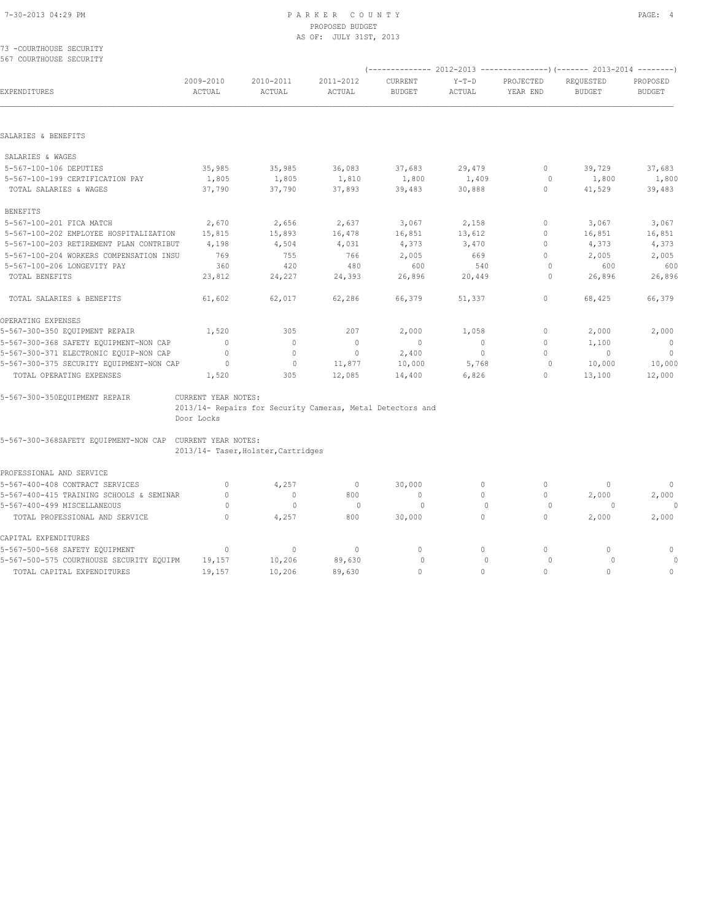PARKER COUNTY
PROPOSED BUDGET
AS OF: JULY 31ST, 2013

73 -COURTHOUSE SECURITY
567 COURTHOUSE SECURITY

| EXPENDITURES | 2009-2010 ACTUAL | 2010-2011 ACTUAL | 2011-2012 ACTUAL | 2012-2013 CURRENT BUDGET | 2012-2013 Y-T-D ACTUAL | 2012-2013 PROJECTED YEAR END | 2013-2014 REQUESTED BUDGET | 2013-2014 PROPOSED BUDGET |
|---|---|---|---|---|---|---|---|---|
| **SALARIES & BENEFITS** | | | | | | | | |
| SALARIES & WAGES | | | | | | | | |
| 5-567-100-106 DEPUTIES | 35,985 | 35,985 | 36,083 | 37,683 | 29,479 | 0 | 39,729 | 37,683 |
| 5-567-100-199 CERTIFICATION PAY | 1,805 | 1,805 | 1,810 | 1,800 | 1,409 | 0 | 1,800 | 1,800 |
| TOTAL SALARIES & WAGES | 37,790 | 37,790 | 37,893 | 39,483 | 30,888 | 0 | 41,529 | 39,483 |
| BENEFITS | | | | | | | | |
| 5-567-100-201 FICA MATCH | 2,670 | 2,656 | 2,637 | 3,067 | 2,158 | 0 | 3,067 | 3,067 |
| 5-567-100-202 EMPLOYEE HOSPITALIZATION | 15,815 | 15,893 | 16,478 | 16,851 | 13,612 | 0 | 16,851 | 16,851 |
| 5-567-100-203 RETIREMENT PLAN CONTRIBUT | 4,198 | 4,504 | 4,031 | 4,373 | 3,470 | 0 | 4,373 | 4,373 |
| 5-567-100-204 WORKERS COMPENSATION INSU | 769 | 755 | 766 | 2,005 | 669 | 0 | 2,005 | 2,005 |
| 5-567-100-206 LONGEVITY PAY | 360 | 420 | 480 | 600 | 540 | 0 | 600 | 600 |
| TOTAL BENEFITS | 23,812 | 24,227 | 24,393 | 26,896 | 20,449 | 0 | 26,896 | 26,896 |
| TOTAL SALARIES & BENEFITS | 61,602 | 62,017 | 62,286 | 66,379 | 51,337 | 0 | 68,425 | 66,379 |
| **OPERATING EXPENSES** | | | | | | | | |
| 5-567-300-350 EQUIPMENT REPAIR | 1,520 | 305 | 207 | 2,000 | 1,058 | 0 | 2,000 | 2,000 |
| 5-567-300-368 SAFETY EQUIPMENT-NON CAP | 0 | 0 | 0 | 0 | 0 | 0 | 1,100 | 0 |
| 5-567-300-371 ELECTRONIC EQUIP-NON CAP | 0 | 0 | 0 | 2,400 | 0 | 0 | 0 | 0 |
| 5-567-300-375 SECURITY EQUIPMENT-NON CAP | 0 | 0 | 11,877 | 10,000 | 5,768 | 0 | 10,000 | 10,000 |
| TOTAL OPERATING EXPENSES | 1,520 | 305 | 12,085 | 14,400 | 6,826 | 0 | 13,100 | 12,000 |

5-567-300-350EQUIPMENT REPAIR — CURRENT YEAR NOTES:
2013/14- Repairs for Security Cameras, Metal Detectors and Door Locks

5-567-300-368SAFETY EQUIPMENT-NON CAP — CURRENT YEAR NOTES:
2013/14- Taser,Holster,Cartridges

| EXPENDITURES | 2009-2010 ACTUAL | 2010-2011 ACTUAL | 2011-2012 ACTUAL | 2012-2013 CURRENT BUDGET | 2012-2013 Y-T-D ACTUAL | 2012-2013 PROJECTED YEAR END | 2013-2014 REQUESTED BUDGET | 2013-2014 PROPOSED BUDGET |
|---|---|---|---|---|---|---|---|---|
| **PROFESSIONAL AND SERVICE** | | | | | | | | |
| 5-567-400-408 CONTRACT SERVICES | 0 | 4,257 | 0 | 30,000 | 0 | 0 | 0 | 0 |
| 5-567-400-415 TRAINING SCHOOLS & SEMINAR | 0 | 0 | 800 | 0 | 0 | 0 | 2,000 | 2,000 |
| 5-567-400-499 MISCELLANEOUS | 0 | 0 | 0 | 0 | 0 | 0 | 0 | 0 |
| TOTAL PROFESSIONAL AND SERVICE | 0 | 4,257 | 800 | 30,000 | 0 | 0 | 2,000 | 2,000 |
| **CAPITAL EXPENDITURES** | | | | | | | | |
| 5-567-500-568 SAFETY EQUIPMENT | 0 | 0 | 0 | 0 | 0 | 0 | 0 | 0 |
| 5-567-500-575 COURTHOUSE SECURITY EQUIPM | 19,157 | 10,206 | 89,630 | 0 | 0 | 0 | 0 | 0 |
| TOTAL CAPITAL EXPENDITURES | 19,157 | 10,206 | 89,630 | 0 | 0 | 0 | 0 | 0 |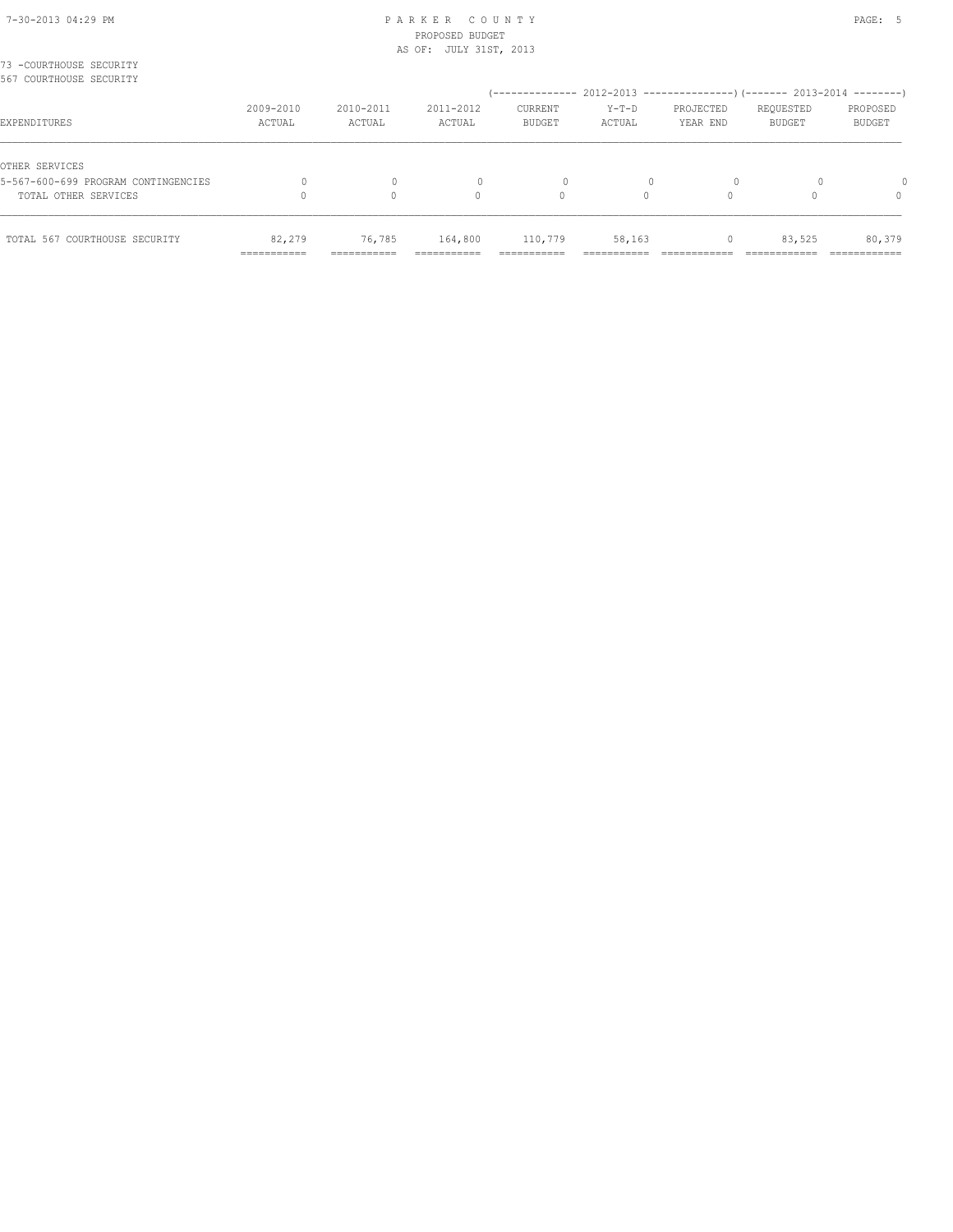PARKER COUNTY
PROPOSED BUDGET
AS OF: JULY 31ST, 2013

73 -COURTHOUSE SECURITY
567 COURTHOUSE SECURITY

| EXPENDITURES | 2009-2010 ACTUAL | 2010-2011 ACTUAL | 2011-2012 ACTUAL | 2012-2013 CURRENT BUDGET | 2012-2013 Y-T-D ACTUAL | 2012-2013 PROJECTED YEAR END | 2013-2014 REQUESTED BUDGET | 2013-2014 PROPOSED BUDGET |
|---|---|---|---|---|---|---|---|---|
| OTHER SERVICES | | | | | | | | |
| 5-567-600-699 PROGRAM CONTINGENCIES | 0 | 0 | 0 | 0 | 0 | 0 | 0 | 0 |
| TOTAL OTHER SERVICES | 0 | 0 | 0 | 0 | 0 | 0 | 0 | 0 |
| TOTAL 567 COURTHOUSE SECURITY | 82,279 | 76,785 | 164,800 | 110,779 | 58,163 | 0 | 83,525 | 80,379 |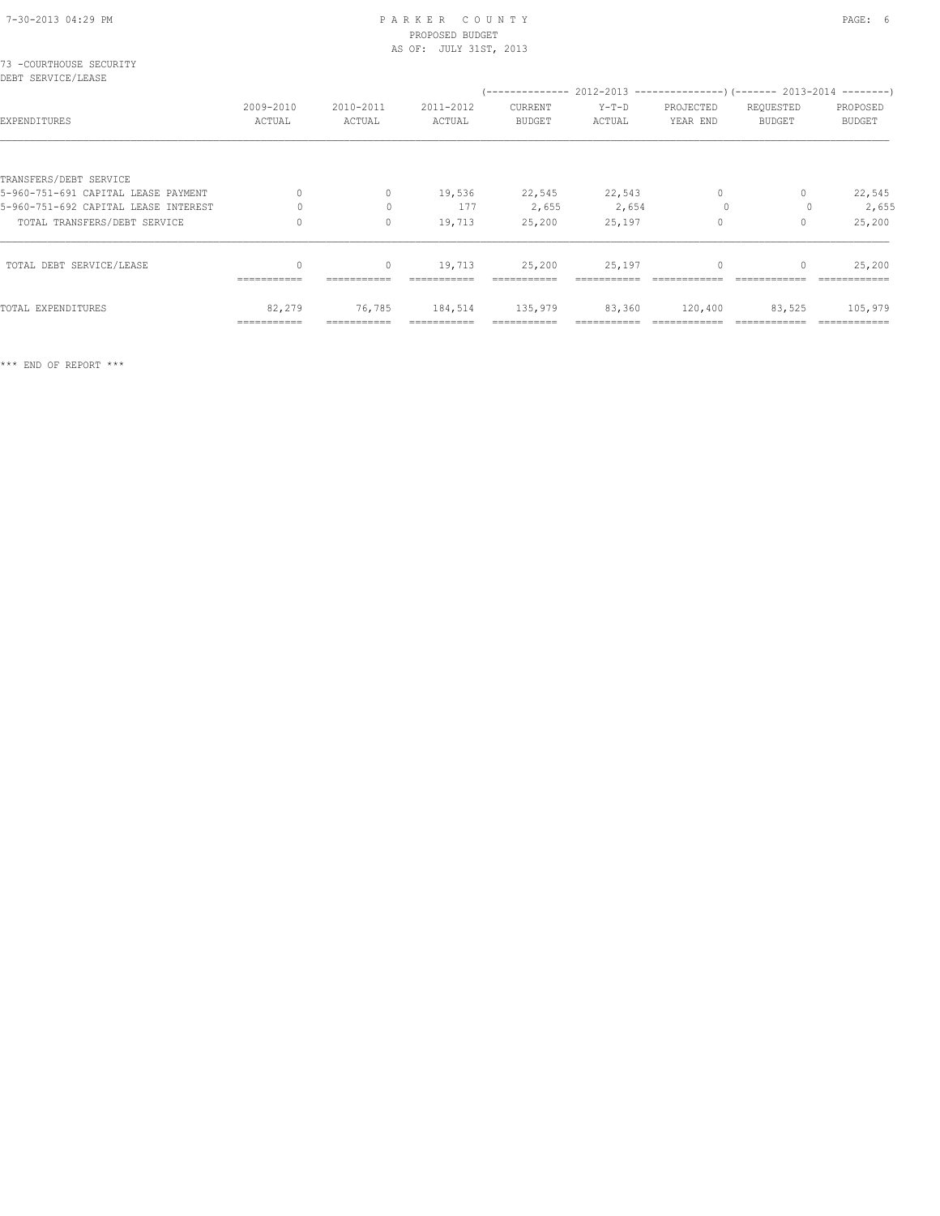PARKER COUNTY
PROPOSED BUDGET
AS OF: JULY 31ST, 2013

73 -COURTHOUSE SECURITY
DEBT SERVICE/LEASE

| EXPENDITURES | 2009-2010 ACTUAL | 2010-2011 ACTUAL | 2011-2012 ACTUAL | 2012-2013 CURRENT BUDGET | 2012-2013 Y-T-D ACTUAL | 2012-2013 PROJECTED YEAR END | 2013-2014 REQUESTED BUDGET | 2013-2014 PROPOSED BUDGET |
|---|---|---|---|---|---|---|---|---|
| TRANSFERS/DEBT SERVICE | | | | | | | | |
| 5-960-751-691 CAPITAL LEASE PAYMENT | 0 | 0 | 19,536 | 22,545 | 22,543 | 0 | 0 | 22,545 |
| 5-960-751-692 CAPITAL LEASE INTEREST | 0 | 0 | 177 | 2,655 | 2,654 | 0 | 0 | 2,655 |
| TOTAL TRANSFERS/DEBT SERVICE | 0 | 0 | 19,713 | 25,200 | 25,197 | 0 | 0 | 25,200 |
| TOTAL DEBT SERVICE/LEASE | 0 | 0 | 19,713 | 25,200 | 25,197 | 0 | 0 | 25,200 |
| TOTAL EXPENDITURES | 82,279 | 76,785 | 184,514 | 135,979 | 83,360 | 120,400 | 83,525 | 105,979 |

*** END OF REPORT ***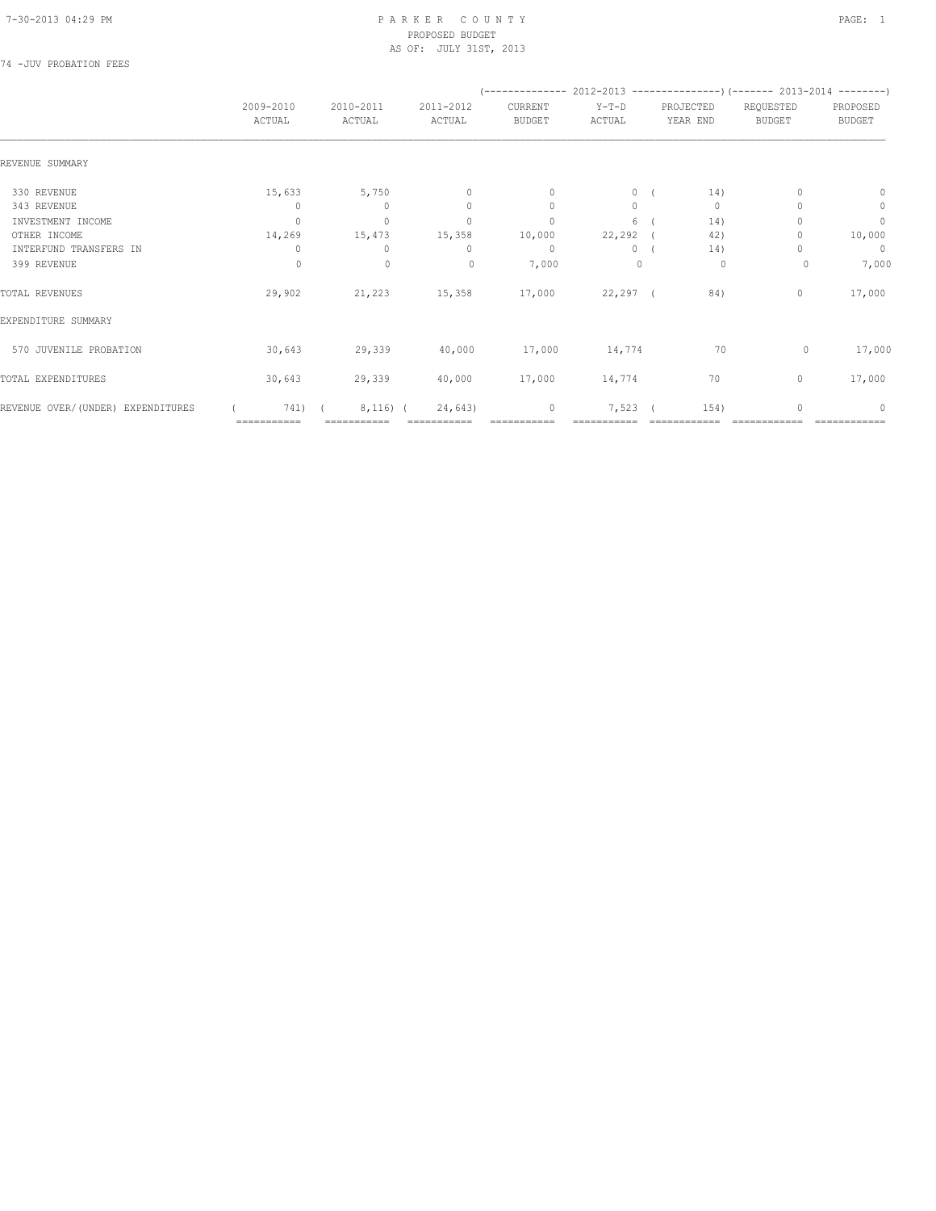PARKER COUNTY
PROPOSED BUDGET
AS OF: JULY 31ST, 2013

74 -JUV PROBATION FEES

| | 2009-2010 ACTUAL | 2010-2011 ACTUAL | 2011-2012 ACTUAL | 2012-2013 CURRENT BUDGET | 2012-2013 Y-T-D ACTUAL | 2012-2013 PROJECTED YEAR END | 2013-2014 REQUESTED BUDGET | 2013-2014 PROPOSED BUDGET |
|---|---|---|---|---|---|---|---|---|
| REVENUE SUMMARY | | | | | | | | |
| 330 REVENUE | 15,633 | 5,750 | 0 | 0 | 0 | ( 14) | 0 | 0 |
| 343 REVENUE | 0 | 0 | 0 | 0 | 0 | 0 | 0 | 0 |
| INVESTMENT INCOME | 0 | 0 | 0 | 0 | 6 | ( 14) | 0 | 0 |
| OTHER INCOME | 14,269 | 15,473 | 15,358 | 10,000 | 22,292 | ( 42) | 0 | 10,000 |
| INTERFUND TRANSFERS IN | 0 | 0 | 0 | 0 | 0 | ( 14) | 0 | 0 |
| 399 REVENUE | 0 | 0 | 0 | 7,000 | 0 | 0 | 0 | 7,000 |
| TOTAL REVENUES | 29,902 | 21,223 | 15,358 | 17,000 | 22,297 | ( 84) | 0 | 17,000 |
| EXPENDITURE SUMMARY | | | | | | | | |
| 570 JUVENILE PROBATION | 30,643 | 29,339 | 40,000 | 17,000 | 14,774 | 70 | 0 | 17,000 |
| TOTAL EXPENDITURES | 30,643 | 29,339 | 40,000 | 17,000 | 14,774 | 70 | 0 | 17,000 |
| REVENUE OVER/(UNDER) EXPENDITURES | ( 741) | ( 8,116) | ( 24,643) | 0 | 7,523 | ( 154) | 0 | 0 |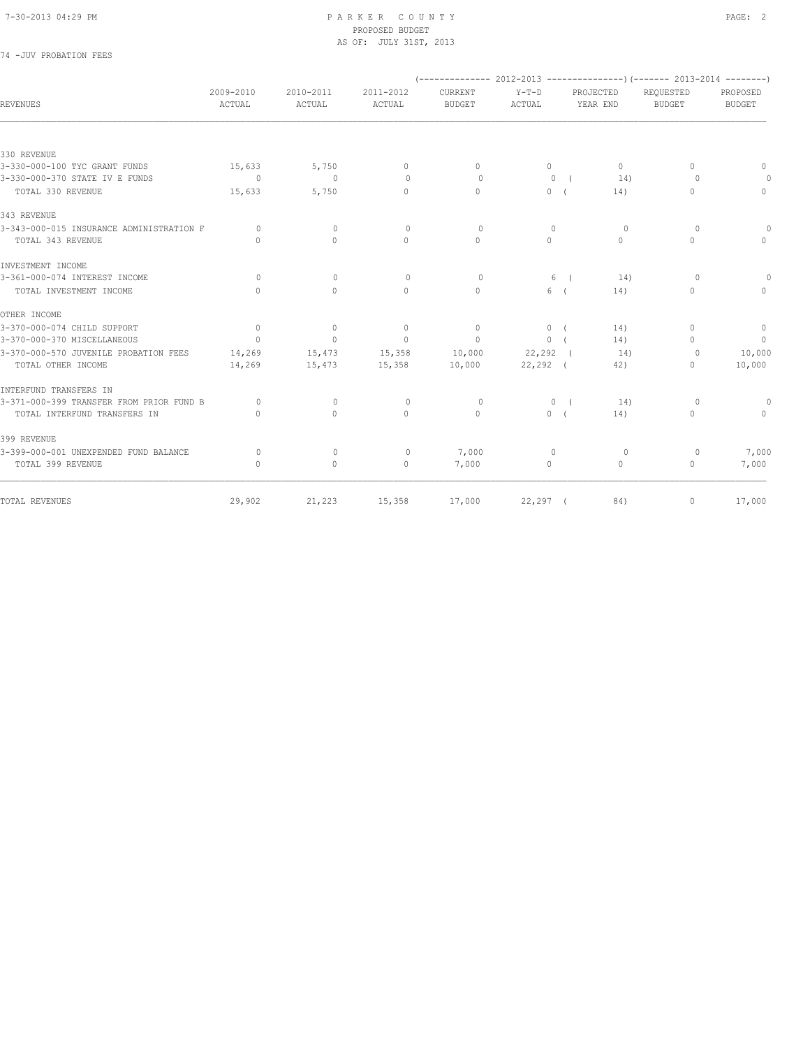PARKER COUNTY
PROPOSED BUDGET
AS OF: JULY 31ST, 2013

74 -JUV PROBATION FEES

| REVENUES | 2009-2010 ACTUAL | 2010-2011 ACTUAL | 2011-2012 ACTUAL | (-------------- 2012-2013 CURRENT BUDGET | Y-T-D ACTUAL | PROJECTED YEAR END ---------------) | (------- 2013-2014 REQUESTED BUDGET | PROPOSED BUDGET --------) |
|---|---|---|---|---|---|---|---|---|
| 330 REVENUE | | | | | | | | |
| 3-330-000-100 TYC GRANT FUNDS | 15,633 | 5,750 | 0 | 0 | 0 | 0 | 0 | 0 |
| 3-330-000-370 STATE IV E FUNDS | 0 | 0 | 0 | 0 | 0 | ( 14) | 0 | 0 |
| TOTAL 330 REVENUE | 15,633 | 5,750 | 0 | 0 | 0 | ( 14) | 0 | 0 |
| 343 REVENUE | | | | | | | | |
| 3-343-000-015 INSURANCE ADMINISTRATION F | 0 | 0 | 0 | 0 | 0 | 0 | 0 | 0 |
| TOTAL 343 REVENUE | 0 | 0 | 0 | 0 | 0 | 0 | 0 | 0 |
| INVESTMENT INCOME | | | | | | | | |
| 3-361-000-074 INTEREST INCOME | 0 | 0 | 0 | 0 | 6 | ( 14) | 0 | 0 |
| TOTAL INVESTMENT INCOME | 0 | 0 | 0 | 0 | 6 | ( 14) | 0 | 0 |
| OTHER INCOME | | | | | | | | |
| 3-370-000-074 CHILD SUPPORT | 0 | 0 | 0 | 0 | 0 | ( 14) | 0 | 0 |
| 3-370-000-370 MISCELLANEOUS | 0 | 0 | 0 | 0 | 0 | ( 14) | 0 | 0 |
| 3-370-000-570 JUVENILE PROBATION FEES | 14,269 | 15,473 | 15,358 | 10,000 | 22,292 | ( 14) | 0 | 10,000 |
| TOTAL OTHER INCOME | 14,269 | 15,473 | 15,358 | 10,000 | 22,292 | ( 42) | 0 | 10,000 |
| INTERFUND TRANSFERS IN | | | | | | | | |
| 3-371-000-399 TRANSFER FROM PRIOR FUND B | 0 | 0 | 0 | 0 | 0 | ( 14) | 0 | 0 |
| TOTAL INTERFUND TRANSFERS IN | 0 | 0 | 0 | 0 | 0 | ( 14) | 0 | 0 |
| 399 REVENUE | | | | | | | | |
| 3-399-000-001 UNEXPENDED FUND BALANCE | 0 | 0 | 0 | 7,000 | 0 | 0 | 0 | 7,000 |
| TOTAL 399 REVENUE | 0 | 0 | 0 | 7,000 | 0 | 0 | 0 | 7,000 |
| TOTAL REVENUES | 29,902 | 21,223 | 15,358 | 17,000 | 22,297 | ( 84) | 0 | 17,000 |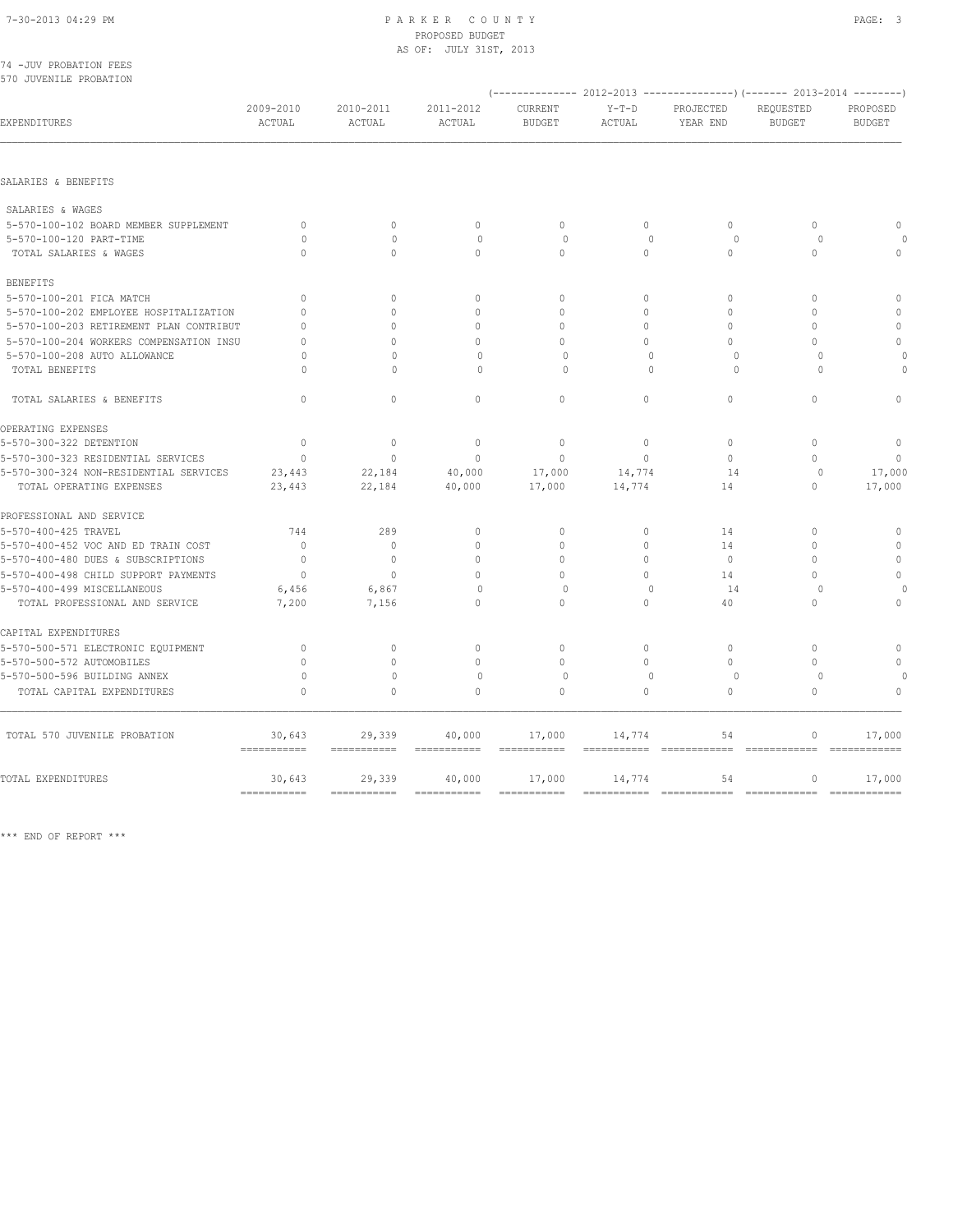PARKER COUNTY
PROPOSED BUDGET
AS OF: JULY 31ST, 2013

74 -JUV PROBATION FEES
570 JUVENILE PROBATION

| EXPENDITURES | 2009-2010 ACTUAL | 2010-2011 ACTUAL | 2011-2012 ACTUAL | 2012-2013 CURRENT BUDGET | 2012-2013 Y-T-D ACTUAL | 2012-2013 PROJECTED YEAR END | 2013-2014 REQUESTED BUDGET | 2013-2014 PROPOSED BUDGET |
|---|---|---|---|---|---|---|---|---|
| SALARIES & BENEFITS | | | | | | | | |
| SALARIES & WAGES | | | | | | | | |
| 5-570-100-102 BOARD MEMBER SUPPLEMENT | 0 | 0 | 0 | 0 | 0 | 0 | 0 | 0 |
| 5-570-100-120 PART-TIME | 0 | 0 | 0 | 0 | 0 | 0 | 0 | 0 |
| TOTAL SALARIES & WAGES | 0 | 0 | 0 | 0 | 0 | 0 | 0 | 0 |
| BENEFITS | | | | | | | | |
| 5-570-100-201 FICA MATCH | 0 | 0 | 0 | 0 | 0 | 0 | 0 | 0 |
| 5-570-100-202 EMPLOYEE HOSPITALIZATION | 0 | 0 | 0 | 0 | 0 | 0 | 0 | 0 |
| 5-570-100-203 RETIREMENT PLAN CONTRIBUT | 0 | 0 | 0 | 0 | 0 | 0 | 0 | 0 |
| 5-570-100-204 WORKERS COMPENSATION INSU | 0 | 0 | 0 | 0 | 0 | 0 | 0 | 0 |
| 5-570-100-208 AUTO ALLOWANCE | 0 | 0 | 0 | 0 | 0 | 0 | 0 | 0 |
| TOTAL BENEFITS | 0 | 0 | 0 | 0 | 0 | 0 | 0 | 0 |
| TOTAL SALARIES & BENEFITS | 0 | 0 | 0 | 0 | 0 | 0 | 0 | 0 |
| OPERATING EXPENSES | | | | | | | | |
| 5-570-300-322 DETENTION | 0 | 0 | 0 | 0 | 0 | 0 | 0 | 0 |
| 5-570-300-323 RESIDENTIAL SERVICES | 0 | 0 | 0 | 0 | 0 | 0 | 0 | 0 |
| 5-570-300-324 NON-RESIDENTIAL SERVICES | 23,443 | 22,184 | 40,000 | 17,000 | 14,774 | 14 | 0 | 17,000 |
| TOTAL OPERATING EXPENSES | 23,443 | 22,184 | 40,000 | 17,000 | 14,774 | 14 | 0 | 17,000 |
| PROFESSIONAL AND SERVICE | | | | | | | | |
| 5-570-400-425 TRAVEL | 744 | 289 | 0 | 0 | 0 | 14 | 0 | 0 |
| 5-570-400-452 VOC AND ED TRAIN COST | 0 | 0 | 0 | 0 | 0 | 14 | 0 | 0 |
| 5-570-400-480 DUES & SUBSCRIPTIONS | 0 | 0 | 0 | 0 | 0 | 0 | 0 | 0 |
| 5-570-400-498 CHILD SUPPORT PAYMENTS | 0 | 0 | 0 | 0 | 0 | 14 | 0 | 0 |
| 5-570-400-499 MISCELLANEOUS | 6,456 | 6,867 | 0 | 0 | 0 | 14 | 0 | 0 |
| TOTAL PROFESSIONAL AND SERVICE | 7,200 | 7,156 | 0 | 0 | 0 | 40 | 0 | 0 |
| CAPITAL EXPENDITURES | | | | | | | | |
| 5-570-500-571 ELECTRONIC EQUIPMENT | 0 | 0 | 0 | 0 | 0 | 0 | 0 | 0 |
| 5-570-500-572 AUTOMOBILES | 0 | 0 | 0 | 0 | 0 | 0 | 0 | 0 |
| 5-570-500-596 BUILDING ANNEX | 0 | 0 | 0 | 0 | 0 | 0 | 0 | 0 |
| TOTAL CAPITAL EXPENDITURES | 0 | 0 | 0 | 0 | 0 | 0 | 0 | 0 |
| TOTAL 570 JUVENILE PROBATION | 30,643 | 29,339 | 40,000 | 17,000 | 14,774 | 54 | 0 | 17,000 |
| TOTAL EXPENDITURES | 30,643 | 29,339 | 40,000 | 17,000 | 14,774 | 54 | 0 | 17,000 |

*** END OF REPORT ***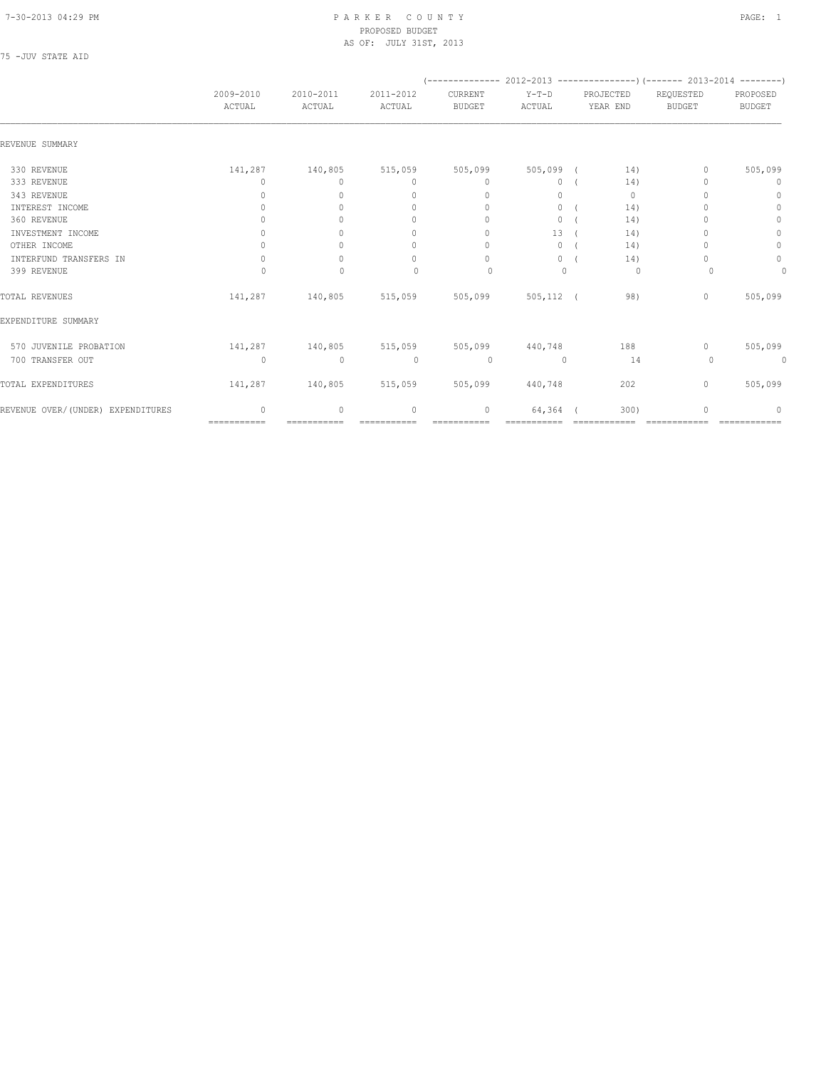# PARKER COUNTY
## PROPOSED BUDGET
### AS OF: JULY 31ST, 2013

75 -JUV STATE AID

| | 2009-2010 ACTUAL | 2010-2011 ACTUAL | 2011-2012 ACTUAL | 2012-2013 CURRENT BUDGET | 2012-2013 Y-T-D ACTUAL | 2012-2013 PROJECTED YEAR END | 2013-2014 REQUESTED BUDGET | 2013-2014 PROPOSED BUDGET |
|---|---|---|---|---|---|---|---|---|
| REVENUE SUMMARY | | | | | | | | |
| 330 REVENUE | 141,287 | 140,805 | 515,059 | 505,099 | 505,099 | ( 14) | 0 | 505,099 |
| 333 REVENUE | 0 | 0 | 0 | 0 | 0 | ( 14) | 0 | 0 |
| 343 REVENUE | 0 | 0 | 0 | 0 | 0 | 0 | 0 | 0 |
| INTEREST INCOME | 0 | 0 | 0 | 0 | 0 | ( 14) | 0 | 0 |
| 360 REVENUE | 0 | 0 | 0 | 0 | 0 | ( 14) | 0 | 0 |
| INVESTMENT INCOME | 0 | 0 | 0 | 0 | 13 | ( 14) | 0 | 0 |
| OTHER INCOME | 0 | 0 | 0 | 0 | 0 | ( 14) | 0 | 0 |
| INTERFUND TRANSFERS IN | 0 | 0 | 0 | 0 | 0 | ( 14) | 0 | 0 |
| 399 REVENUE | 0 | 0 | 0 | 0 | 0 | 0 | 0 | 0 |
| TOTAL REVENUES | 141,287 | 140,805 | 515,059 | 505,099 | 505,112 | ( 98) | 0 | 505,099 |
| EXPENDITURE SUMMARY | | | | | | | | |
| 570 JUVENILE PROBATION | 141,287 | 140,805 | 515,059 | 505,099 | 440,748 | 188 | 0 | 505,099 |
| 700 TRANSFER OUT | 0 | 0 | 0 | 0 | 0 | 14 | 0 | 0 |
| TOTAL EXPENDITURES | 141,287 | 140,805 | 515,059 | 505,099 | 440,748 | 202 | 0 | 505,099 |
| REVENUE OVER/(UNDER) EXPENDITURES | 0 | 0 | 0 | 0 | 64,364 | ( 300) | 0 | 0 |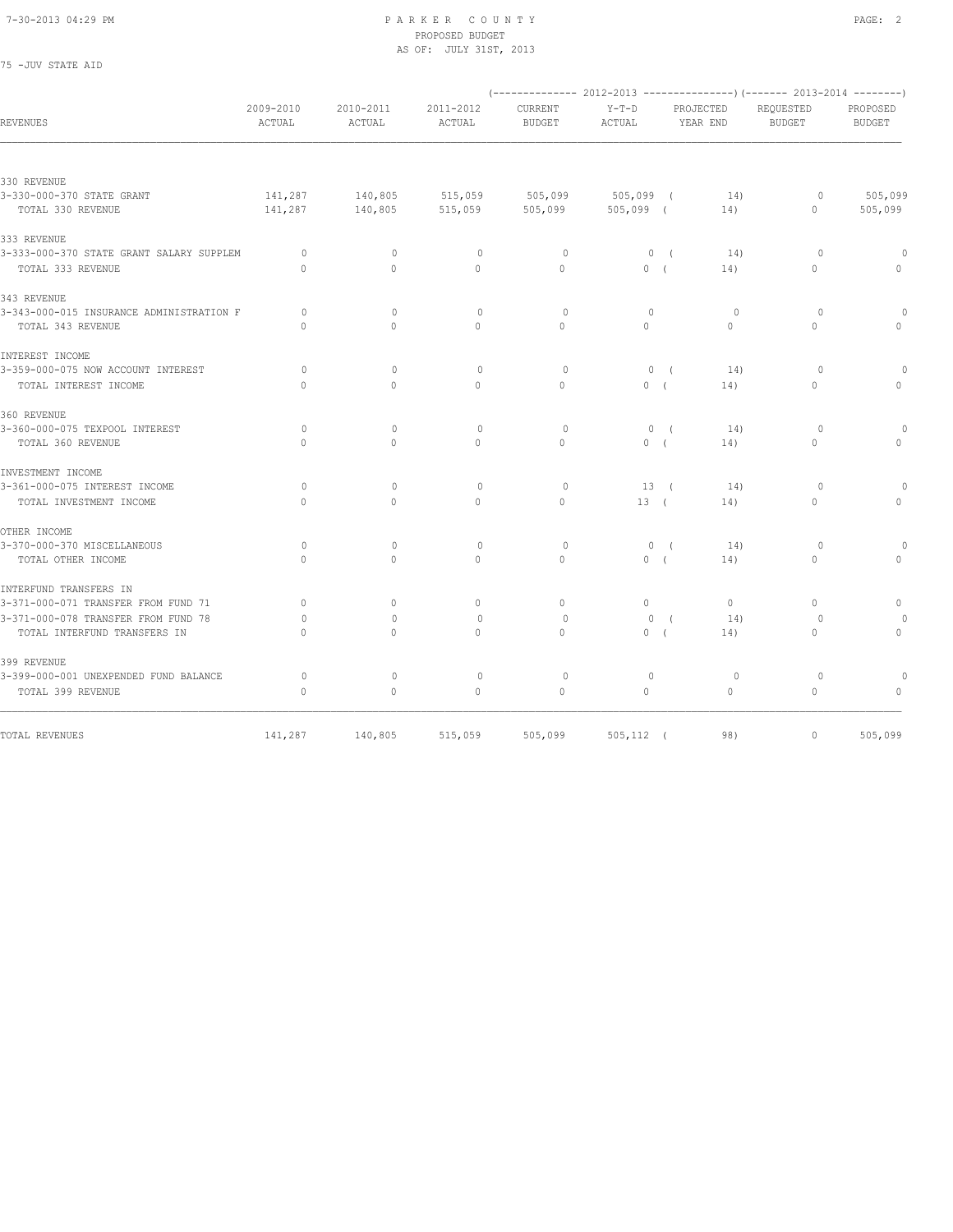# PARKER COUNTY
## PROPOSED BUDGET
### AS OF: JULY 31ST, 2013

75 -JUV STATE AID

| REVENUES | 2009-2010 ACTUAL | 2010-2011 ACTUAL | 2011-2012 ACTUAL | 2012-2013 CURRENT BUDGET | 2012-2013 Y-T-D ACTUAL | 2012-2013 PROJECTED YEAR END | 2013-2014 REQUESTED BUDGET | 2013-2014 PROPOSED BUDGET |
|---|---|---|---|---|---|---|---|---|
| **330 REVENUE** | | | | | | | | |
| 3-330-000-370 STATE GRANT | 141,287 | 140,805 | 515,059 | 505,099 | 505,099 | ( 14) | 0 | 505,099 |
| TOTAL 330 REVENUE | 141,287 | 140,805 | 515,059 | 505,099 | 505,099 | ( 14) | 0 | 505,099 |
| **333 REVENUE** | | | | | | | | |
| 3-333-000-370 STATE GRANT SALARY SUPPLEM | 0 | 0 | 0 | 0 | 0 | ( 14) | 0 | 0 |
| TOTAL 333 REVENUE | 0 | 0 | 0 | 0 | 0 | ( 14) | 0 | 0 |
| **343 REVENUE** | | | | | | | | |
| 3-343-000-015 INSURANCE ADMINISTRATION F | 0 | 0 | 0 | 0 | 0 | 0 | 0 | 0 |
| TOTAL 343 REVENUE | 0 | 0 | 0 | 0 | 0 | 0 | 0 | 0 |
| **INTEREST INCOME** | | | | | | | | |
| 3-359-000-075 NOW ACCOUNT INTEREST | 0 | 0 | 0 | 0 | 0 | ( 14) | 0 | 0 |
| TOTAL INTEREST INCOME | 0 | 0 | 0 | 0 | 0 | ( 14) | 0 | 0 |
| **360 REVENUE** | | | | | | | | |
| 3-360-000-075 TEXPOOL INTEREST | 0 | 0 | 0 | 0 | 0 | ( 14) | 0 | 0 |
| TOTAL 360 REVENUE | 0 | 0 | 0 | 0 | 0 | ( 14) | 0 | 0 |
| **INVESTMENT INCOME** | | | | | | | | |
| 3-361-000-075 INTEREST INCOME | 0 | 0 | 0 | 0 | 13 | ( 14) | 0 | 0 |
| TOTAL INVESTMENT INCOME | 0 | 0 | 0 | 0 | 13 | ( 14) | 0 | 0 |
| **OTHER INCOME** | | | | | | | | |
| 3-370-000-370 MISCELLANEOUS | 0 | 0 | 0 | 0 | 0 | ( 14) | 0 | 0 |
| TOTAL OTHER INCOME | 0 | 0 | 0 | 0 | 0 | ( 14) | 0 | 0 |
| **INTERFUND TRANSFERS IN** | | | | | | | | |
| 3-371-000-071 TRANSFER FROM FUND 71 | 0 | 0 | 0 | 0 | 0 | 0 | 0 | 0 |
| 3-371-000-078 TRANSFER FROM FUND 78 | 0 | 0 | 0 | 0 | 0 | ( 14) | 0 | 0 |
| TOTAL INTERFUND TRANSFERS IN | 0 | 0 | 0 | 0 | 0 | ( 14) | 0 | 0 |
| **399 REVENUE** | | | | | | | | |
| 3-399-000-001 UNEXPENDED FUND BALANCE | 0 | 0 | 0 | 0 | 0 | 0 | 0 | 0 |
| TOTAL 399 REVENUE | 0 | 0 | 0 | 0 | 0 | 0 | 0 | 0 |
| TOTAL REVENUES | 141,287 | 140,805 | 515,059 | 505,099 | 505,112 | ( 98) | 0 | 505,099 |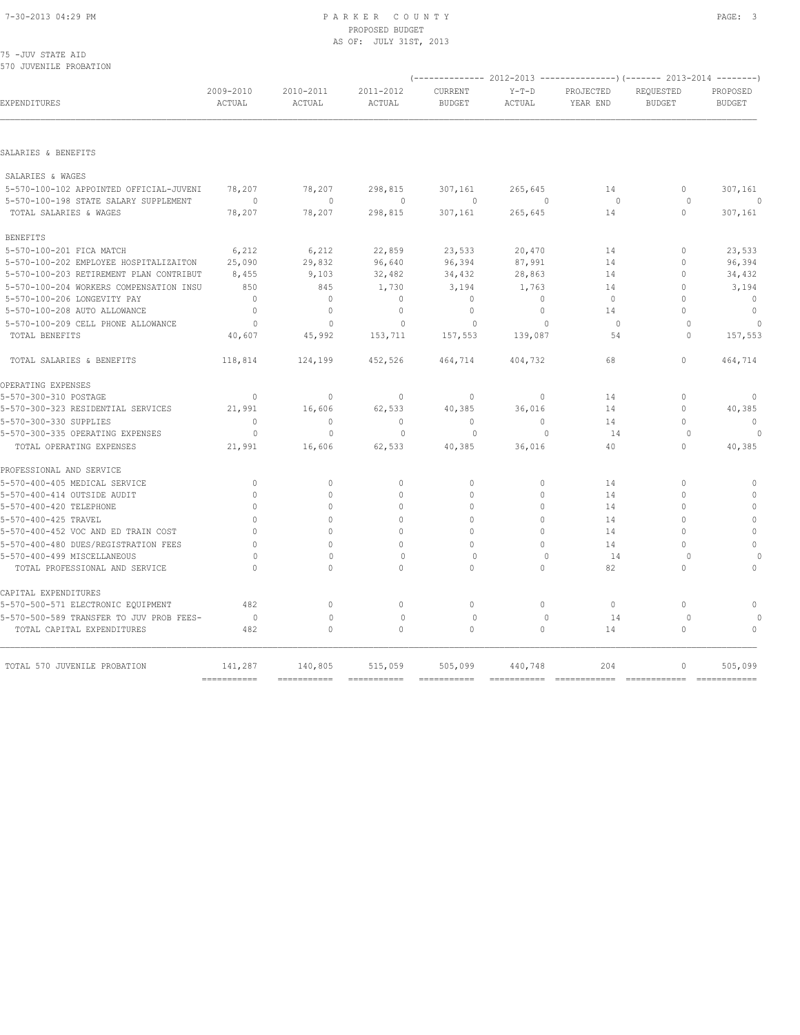PARKER COUNTY
PROPOSED BUDGET
AS OF: JULY 31ST, 2013

75 -JUV STATE AID
570 JUVENILE PROBATION

| EXPENDITURES | 2009-2010 ACTUAL | 2010-2011 ACTUAL | 2011-2012 ACTUAL | 2012-2013 CURRENT BUDGET | 2012-2013 Y-T-D ACTUAL | 2012-2013 PROJECTED YEAR END | 2013-2014 REQUESTED BUDGET | 2013-2014 PROPOSED BUDGET |
|---|---|---|---|---|---|---|---|---|
| SALARIES & BENEFITS | | | | | | | | |
| SALARIES & WAGES | | | | | | | | |
| 5-570-100-102 APPOINTED OFFICIAL-JUVENI | 78,207 | 78,207 | 298,815 | 307,161 | 265,645 | 14 | 0 | 307,161 |
| 5-570-100-198 STATE SALARY SUPPLEMENT | 0 | 0 | 0 | 0 | 0 | 0 | 0 | 0 |
| TOTAL SALARIES & WAGES | 78,207 | 78,207 | 298,815 | 307,161 | 265,645 | 14 | 0 | 307,161 |
| BENEFITS | | | | | | | | |
| 5-570-100-201 FICA MATCH | 6,212 | 6,212 | 22,859 | 23,533 | 20,470 | 14 | 0 | 23,533 |
| 5-570-100-202 EMPLOYEE HOSPITALIZAITON | 25,090 | 29,832 | 96,640 | 96,394 | 87,991 | 14 | 0 | 96,394 |
| 5-570-100-203 RETIREMENT PLAN CONTRIBUT | 8,455 | 9,103 | 32,482 | 34,432 | 28,863 | 14 | 0 | 34,432 |
| 5-570-100-204 WORKERS COMPENSATION INSU | 850 | 845 | 1,730 | 3,194 | 1,763 | 14 | 0 | 3,194 |
| 5-570-100-206 LONGEVITY PAY | 0 | 0 | 0 | 0 | 0 | 0 | 0 | 0 |
| 5-570-100-208 AUTO ALLOWANCE | 0 | 0 | 0 | 0 | 0 | 14 | 0 | 0 |
| 5-570-100-209 CELL PHONE ALLOWANCE | 0 | 0 | 0 | 0 | 0 | 0 | 0 | 0 |
| TOTAL BENEFITS | 40,607 | 45,992 | 153,711 | 157,553 | 139,087 | 54 | 0 | 157,553 |
| TOTAL SALARIES & BENEFITS | 118,814 | 124,199 | 452,526 | 464,714 | 404,732 | 68 | 0 | 464,714 |
| OPERATING EXPENSES | | | | | | | | |
| 5-570-300-310 POSTAGE | 0 | 0 | 0 | 0 | 0 | 14 | 0 | 0 |
| 5-570-300-323 RESIDENTIAL SERVICES | 21,991 | 16,606 | 62,533 | 40,385 | 36,016 | 14 | 0 | 40,385 |
| 5-570-300-330 SUPPLIES | 0 | 0 | 0 | 0 | 0 | 14 | 0 | 0 |
| 5-570-300-335 OPERATING EXPENSES | 0 | 0 | 0 | 0 | 0 | 14 | 0 | 0 |
| TOTAL OPERATING EXPENSES | 21,991 | 16,606 | 62,533 | 40,385 | 36,016 | 40 | 0 | 40,385 |
| PROFESSIONAL AND SERVICE | | | | | | | | |
| 5-570-400-405 MEDICAL SERVICE | 0 | 0 | 0 | 0 | 0 | 14 | 0 | 0 |
| 5-570-400-414 OUTSIDE AUDIT | 0 | 0 | 0 | 0 | 0 | 14 | 0 | 0 |
| 5-570-400-420 TELEPHONE | 0 | 0 | 0 | 0 | 0 | 14 | 0 | 0 |
| 5-570-400-425 TRAVEL | 0 | 0 | 0 | 0 | 0 | 14 | 0 | 0 |
| 5-570-400-452 VOC AND ED TRAIN COST | 0 | 0 | 0 | 0 | 0 | 14 | 0 | 0 |
| 5-570-400-480 DUES/REGISTRATION FEES | 0 | 0 | 0 | 0 | 0 | 14 | 0 | 0 |
| 5-570-400-499 MISCELLANEOUS | 0 | 0 | 0 | 0 | 0 | 14 | 0 | 0 |
| TOTAL PROFESSIONAL AND SERVICE | 0 | 0 | 0 | 0 | 0 | 82 | 0 | 0 |
| CAPITAL EXPENDITURES | | | | | | | | |
| 5-570-500-571 ELECTRONIC EQUIPMENT | 482 | 0 | 0 | 0 | 0 | 0 | 0 | 0 |
| 5-570-500-589 TRANSFER TO JUV PROB FEES- | 0 | 0 | 0 | 0 | 0 | 14 | 0 | 0 |
| TOTAL CAPITAL EXPENDITURES | 482 | 0 | 0 | 0 | 0 | 14 | 0 | 0 |
| TOTAL 570 JUVENILE PROBATION | 141,287 | 140,805 | 515,059 | 505,099 | 440,748 | 204 | 0 | 505,099 |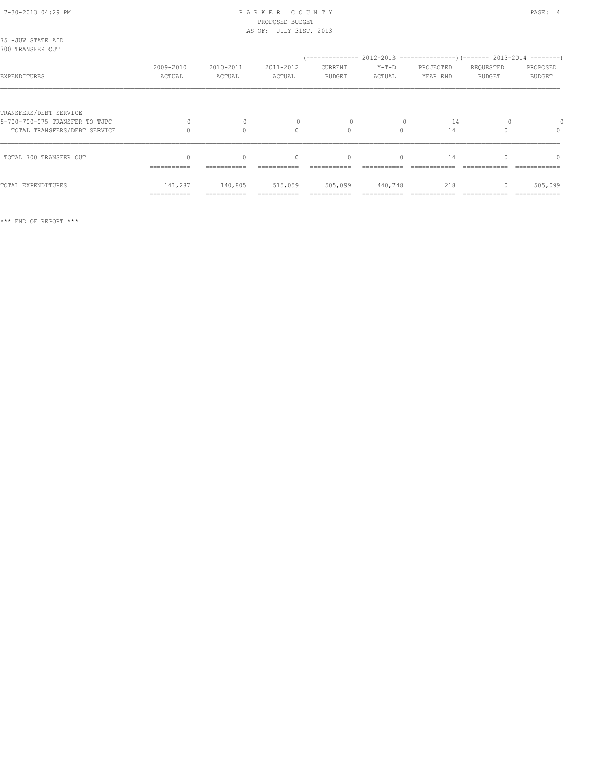75 -JUV STATE AID
700 TRANSFER OUT

| EXPENDITURES | 2009-2010 ACTUAL | 2010-2011 ACTUAL | 2011-2012 ACTUAL | 2012-2013 CURRENT BUDGET | 2012-2013 Y-T-D ACTUAL | 2012-2013 PROJECTED YEAR END | 2013-2014 REQUESTED BUDGET | 2013-2014 PROPOSED BUDGET |
|---|---|---|---|---|---|---|---|---|
| TRANSFERS/DEBT SERVICE | | | | | | | | |
| 5-700-700-075 TRANSFER TO TJPC | 0 | 0 | 0 | 0 | 0 | 14 | 0 | 0 |
| TOTAL TRANSFERS/DEBT SERVICE | 0 | 0 | 0 | 0 | 0 | 14 | 0 | 0 |
| TOTAL 700 TRANSFER OUT | 0 | 0 | 0 | 0 | 0 | 14 | 0 | 0 |
| TOTAL EXPENDITURES | 141,287 | 140,805 | 515,059 | 505,099 | 440,748 | 218 | 0 | 505,099 |

*** END OF REPORT ***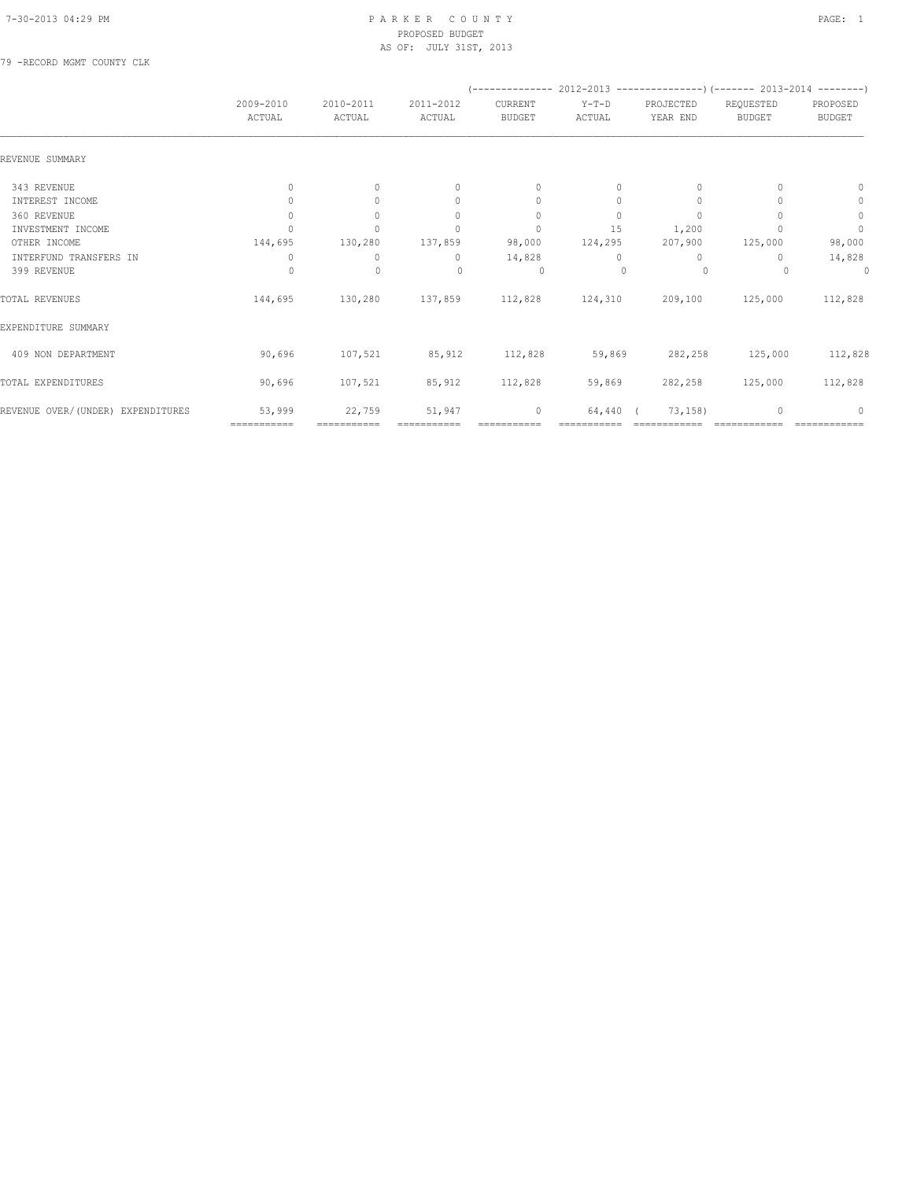# PARKER COUNTY
## PROPOSED BUDGET
### AS OF: JULY 31ST, 2013

79 -RECORD MGMT COUNTY CLK

| | 2009-2010 ACTUAL | 2010-2011 ACTUAL | 2011-2012 ACTUAL | 2012-2013 CURRENT BUDGET | 2012-2013 Y-T-D ACTUAL | 2012-2013 PROJECTED YEAR END | 2013-2014 REQUESTED BUDGET | 2013-2014 PROPOSED BUDGET |
|---|---|---|---|---|---|---|---|---|
| **REVENUE SUMMARY** | | | | | | | | |
| 343 REVENUE | 0 | 0 | 0 | 0 | 0 | 0 | 0 | 0 |
| INTEREST INCOME | 0 | 0 | 0 | 0 | 0 | 0 | 0 | 0 |
| 360 REVENUE | 0 | 0 | 0 | 0 | 0 | 0 | 0 | 0 |
| INVESTMENT INCOME | 0 | 0 | 0 | 0 | 15 | 1,200 | 0 | 0 |
| OTHER INCOME | 144,695 | 130,280 | 137,859 | 98,000 | 124,295 | 207,900 | 125,000 | 98,000 |
| INTERFUND TRANSFERS IN | 0 | 0 | 0 | 14,828 | 0 | 0 | 0 | 14,828 |
| 399 REVENUE | 0 | 0 | 0 | 0 | 0 | 0 | 0 | 0 |
| TOTAL REVENUES | 144,695 | 130,280 | 137,859 | 112,828 | 124,310 | 209,100 | 125,000 | 112,828 |
| **EXPENDITURE SUMMARY** | | | | | | | | |
| 409 NON DEPARTMENT | 90,696 | 107,521 | 85,912 | 112,828 | 59,869 | 282,258 | 125,000 | 112,828 |
| TOTAL EXPENDITURES | 90,696 | 107,521 | 85,912 | 112,828 | 59,869 | 282,258 | 125,000 | 112,828 |
| REVENUE OVER/(UNDER) EXPENDITURES | 53,999 | 22,759 | 51,947 | 0 | 64,440 | ( 73,158) | 0 | 0 |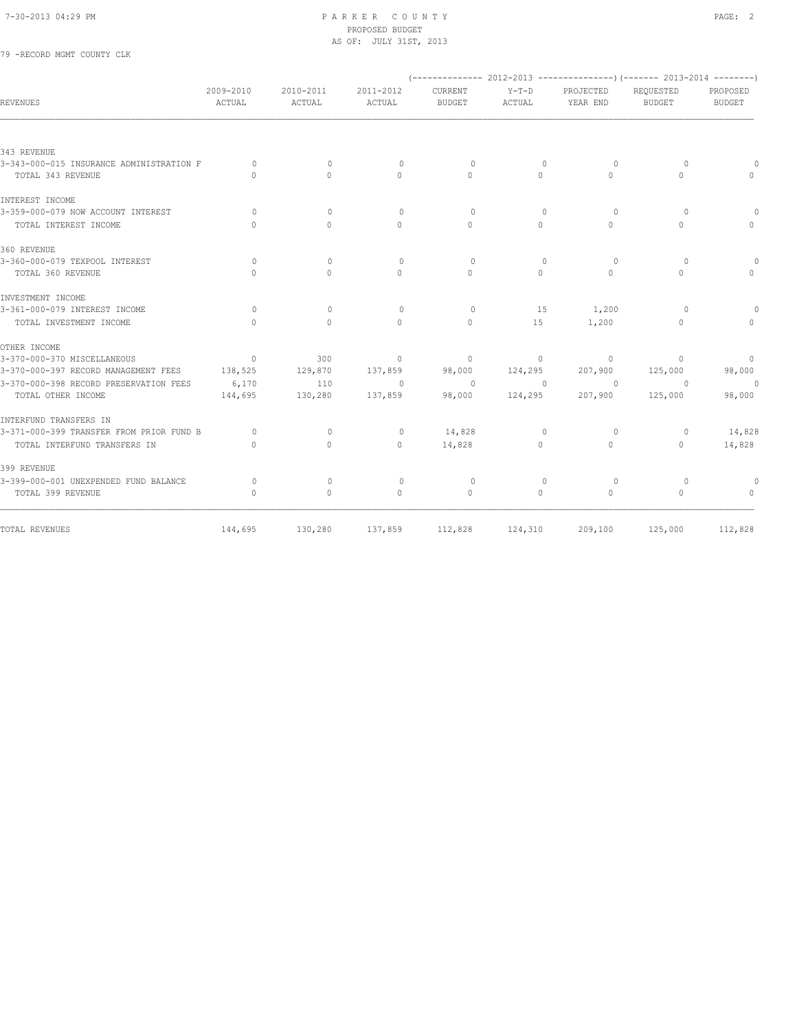# PARKER COUNTY
## PROPOSED BUDGET
### AS OF: JULY 31ST, 2013

79 -RECORD MGMT COUNTY CLK

| REVENUES | 2009-2010 ACTUAL | 2010-2011 ACTUAL | 2011-2012 ACTUAL | 2012-2013 CURRENT BUDGET | 2012-2013 Y-T-D ACTUAL | 2012-2013 PROJECTED YEAR END | 2013-2014 REQUESTED BUDGET | 2013-2014 PROPOSED BUDGET |
|---|---|---|---|---|---|---|---|---|
| **343 REVENUE** | | | | | | | | |
| 3-343-000-015 INSURANCE ADMINISTRATION F | 0 | 0 | 0 | 0 | 0 | 0 | 0 | 0 |
| TOTAL 343 REVENUE | 0 | 0 | 0 | 0 | 0 | 0 | 0 | 0 |
| **INTEREST INCOME** | | | | | | | | |
| 3-359-000-079 NOW ACCOUNT INTEREST | 0 | 0 | 0 | 0 | 0 | 0 | 0 | 0 |
| TOTAL INTEREST INCOME | 0 | 0 | 0 | 0 | 0 | 0 | 0 | 0 |
| **360 REVENUE** | | | | | | | | |
| 3-360-000-079 TEXPOOL INTEREST | 0 | 0 | 0 | 0 | 0 | 0 | 0 | 0 |
| TOTAL 360 REVENUE | 0 | 0 | 0 | 0 | 0 | 0 | 0 | 0 |
| **INVESTMENT INCOME** | | | | | | | | |
| 3-361-000-079 INTEREST INCOME | 0 | 0 | 0 | 0 | 15 | 1,200 | 0 | 0 |
| TOTAL INVESTMENT INCOME | 0 | 0 | 0 | 0 | 15 | 1,200 | 0 | 0 |
| **OTHER INCOME** | | | | | | | | |
| 3-370-000-370 MISCELLANEOUS | 0 | 300 | 0 | 0 | 0 | 0 | 0 | 0 |
| 3-370-000-397 RECORD MANAGEMENT FEES | 138,525 | 129,870 | 137,859 | 98,000 | 124,295 | 207,900 | 125,000 | 98,000 |
| 3-370-000-398 RECORD PRESERVATION FEES | 6,170 | 110 | 0 | 0 | 0 | 0 | 0 | 0 |
| TOTAL OTHER INCOME | 144,695 | 130,280 | 137,859 | 98,000 | 124,295 | 207,900 | 125,000 | 98,000 |
| **INTERFUND TRANSFERS IN** | | | | | | | | |
| 3-371-000-399 TRANSFER FROM PRIOR FUND B | 0 | 0 | 0 | 14,828 | 0 | 0 | 0 | 14,828 |
| TOTAL INTERFUND TRANSFERS IN | 0 | 0 | 0 | 14,828 | 0 | 0 | 0 | 14,828 |
| **399 REVENUE** | | | | | | | | |
| 3-399-000-001 UNEXPENDED FUND BALANCE | 0 | 0 | 0 | 0 | 0 | 0 | 0 | 0 |
| TOTAL 399 REVENUE | 0 | 0 | 0 | 0 | 0 | 0 | 0 | 0 |
| TOTAL REVENUES | 144,695 | 130,280 | 137,859 | 112,828 | 124,310 | 209,100 | 125,000 | 112,828 |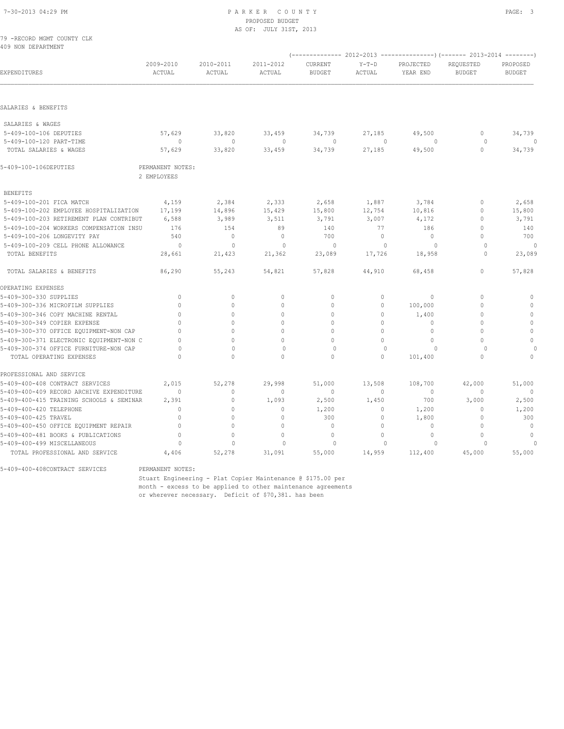PARKER COUNTY
PROPOSED BUDGET
AS OF: JULY 31ST, 2013

79 -RECORD MGMT COUNTY CLK
409 NON DEPARTMENT

| EXPENDITURES | 2009-2010 ACTUAL | 2010-2011 ACTUAL | 2011-2012 ACTUAL | 2012-2013 CURRENT BUDGET | 2012-2013 Y-T-D ACTUAL | 2012-2013 PROJECTED YEAR END | 2013-2014 REQUESTED BUDGET | 2013-2014 PROPOSED BUDGET |
|---|---|---|---|---|---|---|---|---|
| **SALARIES & BENEFITS** | | | | | | | | |
| SALARIES & WAGES | | | | | | | | |
| 5-409-100-106 DEPUTIES | 57,629 | 33,820 | 33,459 | 34,739 | 27,185 | 49,500 | 0 | 34,739 |
| 5-409-100-120 PART-TIME | 0 | 0 | 0 | 0 | 0 | 0 | 0 | 0 |
| TOTAL SALARIES & WAGES | 57,629 | 33,820 | 33,459 | 34,739 | 27,185 | 49,500 | 0 | 34,739 |
| 5-409-100-106DEPUTIES | PERMANENT NOTES: 2 EMPLOYEES | | | | | | | |
| BENEFITS | | | | | | | | |
| 5-409-100-201 FICA MATCH | 4,159 | 2,384 | 2,333 | 2,658 | 1,887 | 3,784 | 0 | 2,658 |
| 5-409-100-202 EMPLOYEE HOSPITALIZATION | 17,199 | 14,896 | 15,429 | 15,800 | 12,754 | 10,816 | 0 | 15,800 |
| 5-409-100-203 RETIREMENT PLAN CONTRIBUT | 6,588 | 3,989 | 3,511 | 3,791 | 3,007 | 4,172 | 0 | 3,791 |
| 5-409-100-204 WORKERS COMPENSATION INSU | 176 | 154 | 89 | 140 | 77 | 186 | 0 | 140 |
| 5-409-100-206 LONGEVITY PAY | 540 | 0 | 0 | 700 | 0 | 0 | 0 | 700 |
| 5-409-100-209 CELL PHONE ALLOWANCE | 0 | 0 | 0 | 0 | 0 | 0 | 0 | 0 |
| TOTAL BENEFITS | 28,661 | 21,423 | 21,362 | 23,089 | 17,726 | 18,958 | 0 | 23,089 |
| TOTAL SALARIES & BENEFITS | 86,290 | 55,243 | 54,821 | 57,828 | 44,910 | 68,458 | 0 | 57,828 |
| **OPERATING EXPENSES** | | | | | | | | |
| 5-409-300-330 SUPPLIES | 0 | 0 | 0 | 0 | 0 | 0 | 0 | 0 |
| 5-409-300-336 MICROFILM SUPPLIES | 0 | 0 | 0 | 0 | 0 | 100,000 | 0 | 0 |
| 5-409-300-346 COPY MACHINE RENTAL | 0 | 0 | 0 | 0 | 0 | 1,400 | 0 | 0 |
| 5-409-300-349 COPIER EXPENSE | 0 | 0 | 0 | 0 | 0 | 0 | 0 | 0 |
| 5-409-300-370 OFFICE EQUIPMENT-NON CAP | 0 | 0 | 0 | 0 | 0 | 0 | 0 | 0 |
| 5-409-300-371 ELECTRONIC EQUIPMENT-NON C | 0 | 0 | 0 | 0 | 0 | 0 | 0 | 0 |
| 5-409-300-374 OFFICE FURNITURE-NON CAP | 0 | 0 | 0 | 0 | 0 | 0 | 0 | 0 |
| TOTAL OPERATING EXPENSES | 0 | 0 | 0 | 0 | 0 | 101,400 | 0 | 0 |
| **PROFESSIONAL AND SERVICE** | | | | | | | | |
| 5-409-400-408 CONTRACT SERVICES | 2,015 | 52,278 | 29,998 | 51,000 | 13,508 | 108,700 | 42,000 | 51,000 |
| 5-409-400-409 RECORD ARCHIVE EXPENDITURE | 0 | 0 | 0 | 0 | 0 | 0 | 0 | 0 |
| 5-409-400-415 TRAINING SCHOOLS & SEMINAR | 2,391 | 0 | 1,093 | 2,500 | 1,450 | 700 | 3,000 | 2,500 |
| 5-409-400-420 TELEPHONE | 0 | 0 | 0 | 1,200 | 0 | 1,200 | 0 | 1,200 |
| 5-409-400-425 TRAVEL | 0 | 0 | 0 | 300 | 0 | 1,800 | 0 | 300 |
| 5-409-400-450 OFFICE EQUIPMENT REPAIR | 0 | 0 | 0 | 0 | 0 | 0 | 0 | 0 |
| 5-409-400-481 BOOKS & PUBLICATIONS | 0 | 0 | 0 | 0 | 0 | 0 | 0 | 0 |
| 5-409-400-499 MISCELLANEOUS | 0 | 0 | 0 | 0 | 0 | 0 | 0 | 0 |
| TOTAL PROFESSIONAL AND SERVICE | 4,406 | 52,278 | 31,091 | 55,000 | 14,959 | 112,400 | 45,000 | 55,000 |

5-409-400-408CONTRACT SERVICES PERMANENT NOTES:
Stuart Engineering - Plat Copier Maintenance @ $175.00 per month - excess to be applied to other maintenance agreements or wherever necessary. Deficit of $70,381. has been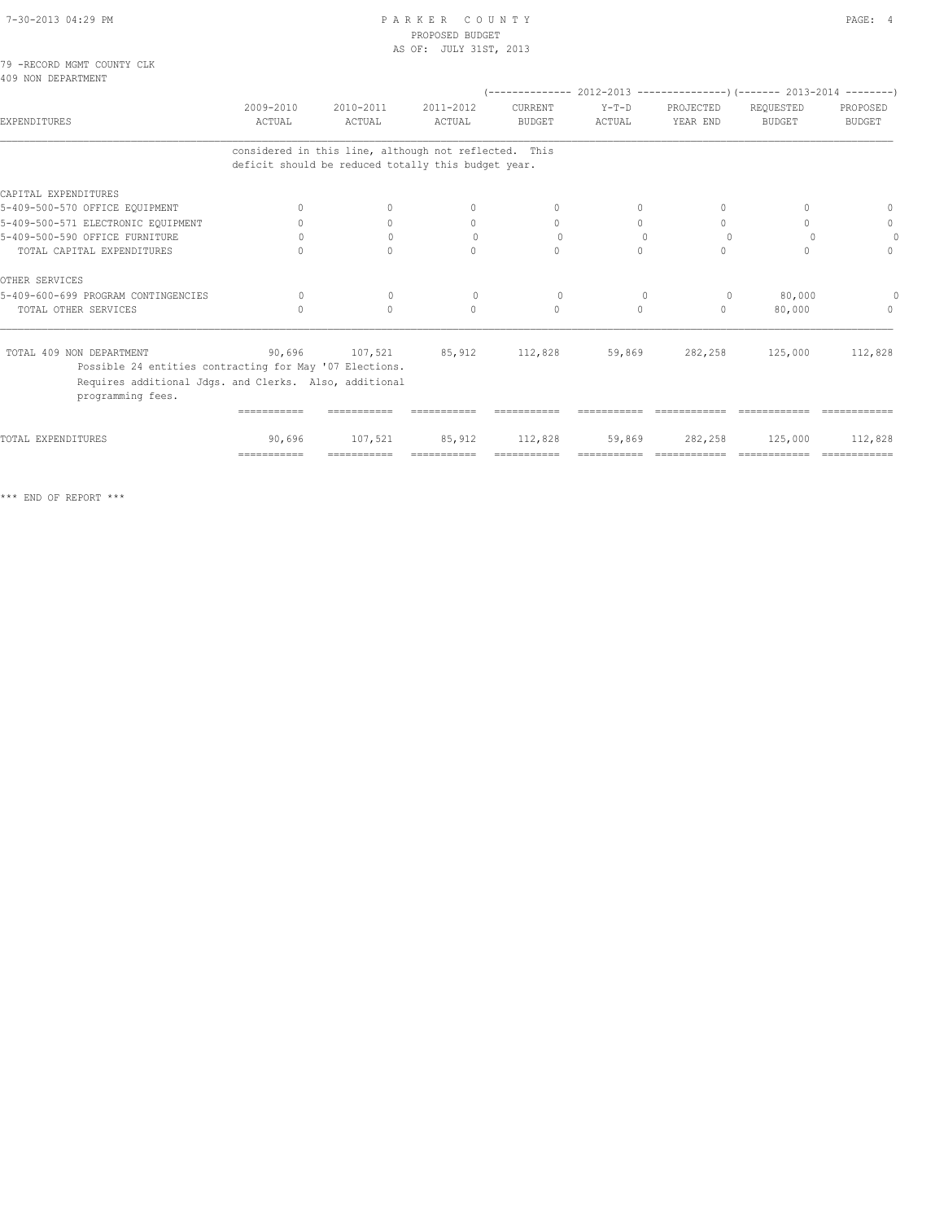PARKER COUNTY
PROPOSED BUDGET
AS OF: JULY 31ST, 2013

79 -RECORD MGMT COUNTY CLK
409 NON DEPARTMENT

| EXPENDITURES | 2009-2010 ACTUAL | 2010-2011 ACTUAL | 2011-2012 ACTUAL | 2012-2013 CURRENT BUDGET | 2012-2013 Y-T-D ACTUAL | 2012-2013 PROJECTED YEAR END | 2013-2014 REQUESTED BUDGET | 2013-2014 PROPOSED BUDGET |
|---|---|---|---|---|---|---|---|---|
| considered in this line, although not reflected. This deficit should be reduced totally this budget year. | | | | | | | | |
| **CAPITAL EXPENDITURES** | | | | | | | | |
| 5-409-500-570 OFFICE EQUIPMENT | 0 | 0 | 0 | 0 | 0 | 0 | 0 | 0 |
| 5-409-500-571 ELECTRONIC EQUIPMENT | 0 | 0 | 0 | 0 | 0 | 0 | 0 | 0 |
| 5-409-500-590 OFFICE FURNITURE | 0 | 0 | 0 | 0 | 0 | 0 | 0 | 0 |
| TOTAL CAPITAL EXPENDITURES | 0 | 0 | 0 | 0 | 0 | 0 | 0 | 0 |
| **OTHER SERVICES** | | | | | | | | |
| 5-409-600-699 PROGRAM CONTINGENCIES | 0 | 0 | 0 | 0 | 0 | 0 | 80,000 | 0 |
| TOTAL OTHER SERVICES | 0 | 0 | 0 | 0 | 0 | 0 | 80,000 | 0 |
| TOTAL 409 NON DEPARTMENT | 90,696 | 107,521 | 85,912 | 112,828 | 59,869 | 282,258 | 125,000 | 112,828 |
| Possible 24 entities contracting for May '07 Elections. Requires additional Jdgs. and Clerks. Also, additional programming fees. | | | | | | | | |
| TOTAL EXPENDITURES | 90,696 | 107,521 | 85,912 | 112,828 | 59,869 | 282,258 | 125,000 | 112,828 |

*** END OF REPORT ***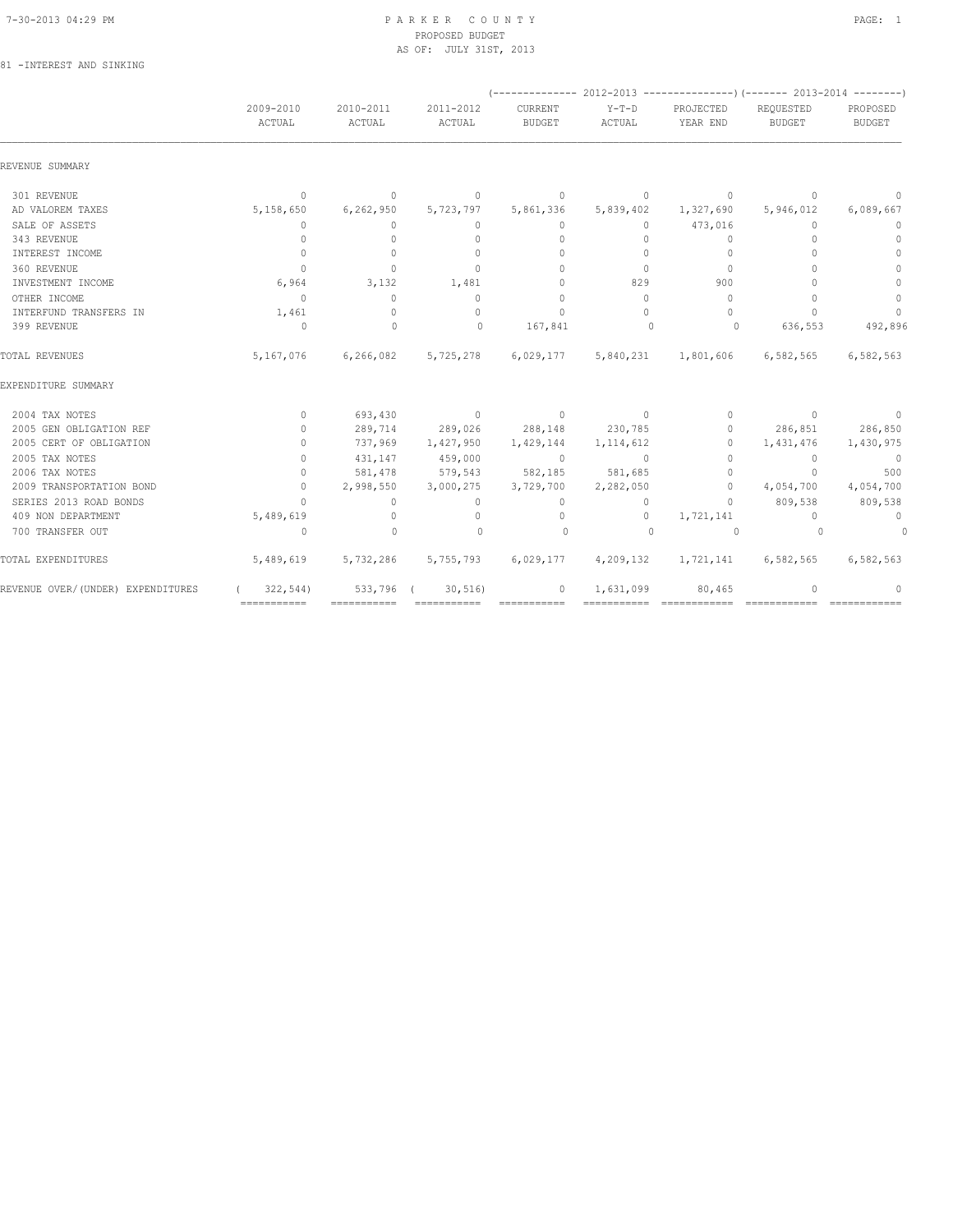# PARKER COUNTY
## PROPOSED BUDGET
### AS OF: JULY 31ST, 2013

81 -INTEREST AND SINKING

| | 2009-2010 ACTUAL | 2010-2011 ACTUAL | 2011-2012 ACTUAL | 2012-2013 CURRENT BUDGET | 2012-2013 Y-T-D ACTUAL | 2012-2013 PROJECTED YEAR END | 2013-2014 REQUESTED BUDGET | 2013-2014 PROPOSED BUDGET |
|---|---|---|---|---|---|---|---|---|
| **REVENUE SUMMARY** | | | | | | | | |
| 301 REVENUE | 0 | 0 | 0 | 0 | 0 | 0 | 0 | 0 |
| AD VALOREM TAXES | 5,158,650 | 6,262,950 | 5,723,797 | 5,861,336 | 5,839,402 | 1,327,690 | 5,946,012 | 6,089,667 |
| SALE OF ASSETS | 0 | 0 | 0 | 0 | 0 | 473,016 | 0 | 0 |
| 343 REVENUE | 0 | 0 | 0 | 0 | 0 | 0 | 0 | 0 |
| INTEREST INCOME | 0 | 0 | 0 | 0 | 0 | 0 | 0 | 0 |
| 360 REVENUE | 0 | 0 | 0 | 0 | 0 | 0 | 0 | 0 |
| INVESTMENT INCOME | 6,964 | 3,132 | 1,481 | 0 | 829 | 900 | 0 | 0 |
| OTHER INCOME | 0 | 0 | 0 | 0 | 0 | 0 | 0 | 0 |
| INTERFUND TRANSFERS IN | 1,461 | 0 | 0 | 0 | 0 | 0 | 0 | 0 |
| 399 REVENUE | 0 | 0 | 0 | 167,841 | 0 | 0 | 636,553 | 492,896 |
| TOTAL REVENUES | 5,167,076 | 6,266,082 | 5,725,278 | 6,029,177 | 5,840,231 | 1,801,606 | 6,582,565 | 6,582,563 |
| **EXPENDITURE SUMMARY** | | | | | | | | |
| 2004 TAX NOTES | 0 | 693,430 | 0 | 0 | 0 | 0 | 0 | 0 |
| 2005 GEN OBLIGATION REF | 0 | 289,714 | 289,026 | 288,148 | 230,785 | 0 | 286,851 | 286,850 |
| 2005 CERT OF OBLIGATION | 0 | 737,969 | 1,427,950 | 1,429,144 | 1,114,612 | 0 | 1,431,476 | 1,430,975 |
| 2005 TAX NOTES | 0 | 431,147 | 459,000 | 0 | 0 | 0 | 0 | 0 |
| 2006 TAX NOTES | 0 | 581,478 | 579,543 | 582,185 | 581,685 | 0 | 0 | 500 |
| 2009 TRANSPORTATION BOND | 0 | 2,998,550 | 3,000,275 | 3,729,700 | 2,282,050 | 0 | 4,054,700 | 4,054,700 |
| SERIES 2013 ROAD BONDS | 0 | 0 | 0 | 0 | 0 | 0 | 809,538 | 809,538 |
| 409 NON DEPARTMENT | 5,489,619 | 0 | 0 | 0 | 0 | 1,721,141 | 0 | 0 |
| 700 TRANSFER OUT | 0 | 0 | 0 | 0 | 0 | 0 | 0 | 0 |
| TOTAL EXPENDITURES | 5,489,619 | 5,732,286 | 5,755,793 | 6,029,177 | 4,209,132 | 1,721,141 | 6,582,565 | 6,582,563 |
| REVENUE OVER/(UNDER) EXPENDITURES | ( 322,544) | 533,796 | ( 30,516) | 0 | 1,631,099 | 80,465 | 0 | 0 |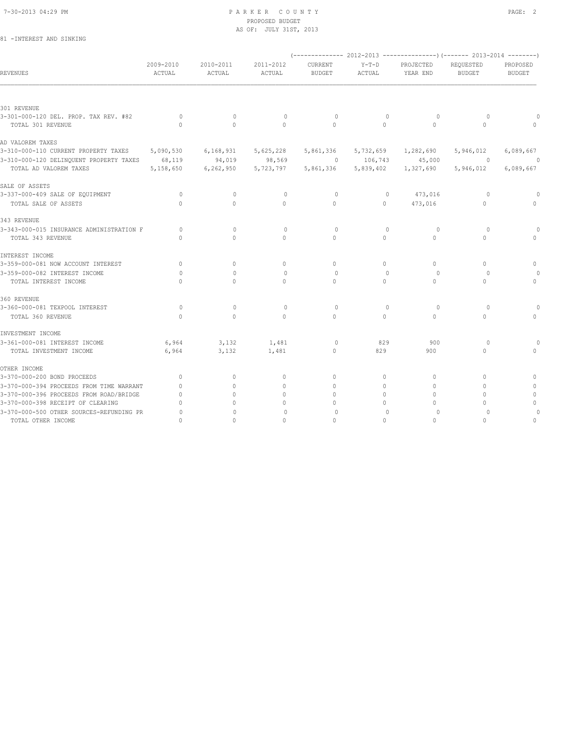# PARKER COUNTY
## PROPOSED BUDGET
### AS OF: JULY 31ST, 2013

81 -INTEREST AND SINKING

| REVENUES | 2009-2010 ACTUAL | 2010-2011 ACTUAL | 2011-2012 ACTUAL | 2012-2013 CURRENT BUDGET | 2012-2013 Y-T-D ACTUAL | 2012-2013 PROJECTED YEAR END | 2013-2014 REQUESTED BUDGET | 2013-2014 PROPOSED BUDGET |
|---|---|---|---|---|---|---|---|---|
| **301 REVENUE** | | | | | | | | |
| 3-301-000-120 DEL. PROP. TAX REV. #82 | 0 | 0 | 0 | 0 | 0 | 0 | 0 | 0 |
| TOTAL 301 REVENUE | 0 | 0 | 0 | 0 | 0 | 0 | 0 | 0 |
| **AD VALOREM TAXES** | | | | | | | | |
| 3-310-000-110 CURRENT PROPERTY TAXES | 5,090,530 | 6,168,931 | 5,625,228 | 5,861,336 | 5,732,659 | 1,282,690 | 5,946,012 | 6,089,667 |
| 3-310-000-120 DELINQUENT PROPERTY TAXES | 68,119 | 94,019 | 98,569 | 0 | 106,743 | 45,000 | 0 | 0 |
| TOTAL AD VALOREM TAXES | 5,158,650 | 6,262,950 | 5,723,797 | 5,861,336 | 5,839,402 | 1,327,690 | 5,946,012 | 6,089,667 |
| **SALE OF ASSETS** | | | | | | | | |
| 3-337-000-409 SALE OF EQUIPMENT | 0 | 0 | 0 | 0 | 0 | 473,016 | 0 | 0 |
| TOTAL SALE OF ASSETS | 0 | 0 | 0 | 0 | 0 | 473,016 | 0 | 0 |
| **343 REVENUE** | | | | | | | | |
| 3-343-000-015 INSURANCE ADMINISTRATION F | 0 | 0 | 0 | 0 | 0 | 0 | 0 | 0 |
| TOTAL 343 REVENUE | 0 | 0 | 0 | 0 | 0 | 0 | 0 | 0 |
| **INTEREST INCOME** | | | | | | | | |
| 3-359-000-081 NOW ACCOUNT INTEREST | 0 | 0 | 0 | 0 | 0 | 0 | 0 | 0 |
| 3-359-000-082 INTEREST INCOME | 0 | 0 | 0 | 0 | 0 | 0 | 0 | 0 |
| TOTAL INTEREST INCOME | 0 | 0 | 0 | 0 | 0 | 0 | 0 | 0 |
| **360 REVENUE** | | | | | | | | |
| 3-360-000-081 TEXPOOL INTEREST | 0 | 0 | 0 | 0 | 0 | 0 | 0 | 0 |
| TOTAL 360 REVENUE | 0 | 0 | 0 | 0 | 0 | 0 | 0 | 0 |
| **INVESTMENT INCOME** | | | | | | | | |
| 3-361-000-081 INTEREST INCOME | 6,964 | 3,132 | 1,481 | 0 | 829 | 900 | 0 | 0 |
| TOTAL INVESTMENT INCOME | 6,964 | 3,132 | 1,481 | 0 | 829 | 900 | 0 | 0 |
| **OTHER INCOME** | | | | | | | | |
| 3-370-000-200 BOND PROCEEDS | 0 | 0 | 0 | 0 | 0 | 0 | 0 | 0 |
| 3-370-000-394 PROCEEDS FROM TIME WARRANT | 0 | 0 | 0 | 0 | 0 | 0 | 0 | 0 |
| 3-370-000-396 PROCEEDS FROM ROAD/BRIDGE | 0 | 0 | 0 | 0 | 0 | 0 | 0 | 0 |
| 3-370-000-398 RECEIPT OF CLEARING | 0 | 0 | 0 | 0 | 0 | 0 | 0 | 0 |
| 3-370-000-500 OTHER SOURCES-REFUNDING PR | 0 | 0 | 0 | 0 | 0 | 0 | 0 | 0 |
| TOTAL OTHER INCOME | 0 | 0 | 0 | 0 | 0 | 0 | 0 | 0 |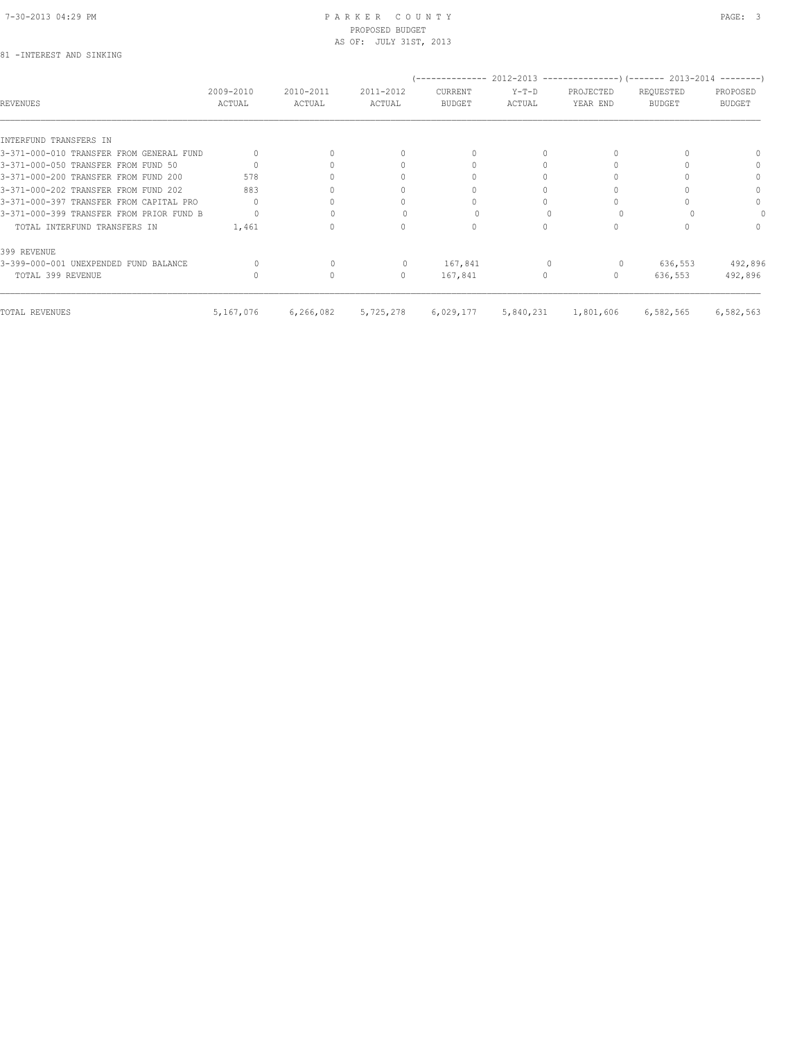PARKER COUNTY
PROPOSED BUDGET
AS OF: JULY 31ST, 2013

81 -INTEREST AND SINKING

| REVENUES | 2009-2010 ACTUAL | 2010-2011 ACTUAL | 2011-2012 ACTUAL | 2012-2013 CURRENT BUDGET | 2012-2013 Y-T-D ACTUAL | 2012-2013 PROJECTED YEAR END | 2013-2014 REQUESTED BUDGET | 2013-2014 PROPOSED BUDGET |
|---|---|---|---|---|---|---|---|---|
| INTERFUND TRANSFERS IN | | | | | | | | |
| 3-371-000-010 TRANSFER FROM GENERAL FUND | 0 | 0 | 0 | 0 | 0 | 0 | 0 | 0 |
| 3-371-000-050 TRANSFER FROM FUND 50 | 0 | 0 | 0 | 0 | 0 | 0 | 0 | 0 |
| 3-371-000-200 TRANSFER FROM FUND 200 | 578 | 0 | 0 | 0 | 0 | 0 | 0 | 0 |
| 3-371-000-202 TRANSFER FROM FUND 202 | 883 | 0 | 0 | 0 | 0 | 0 | 0 | 0 |
| 3-371-000-397 TRANSFER FROM CAPITAL PRO | 0 | 0 | 0 | 0 | 0 | 0 | 0 | 0 |
| 3-371-000-399 TRANSFER FROM PRIOR FUND B | 0 | 0 | 0 | 0 | 0 | 0 | 0 | 0 |
| TOTAL INTERFUND TRANSFERS IN | 1,461 | 0 | 0 | 0 | 0 | 0 | 0 | 0 |
| 399 REVENUE | | | | | | | | |
| 3-399-000-001 UNEXPENDED FUND BALANCE | 0 | 0 | 0 | 167,841 | 0 | 0 | 636,553 | 492,896 |
| TOTAL 399 REVENUE | 0 | 0 | 0 | 167,841 | 0 | 0 | 636,553 | 492,896 |
| TOTAL REVENUES | 5,167,076 | 6,266,082 | 5,725,278 | 6,029,177 | 5,840,231 | 1,801,606 | 6,582,565 | 6,582,563 |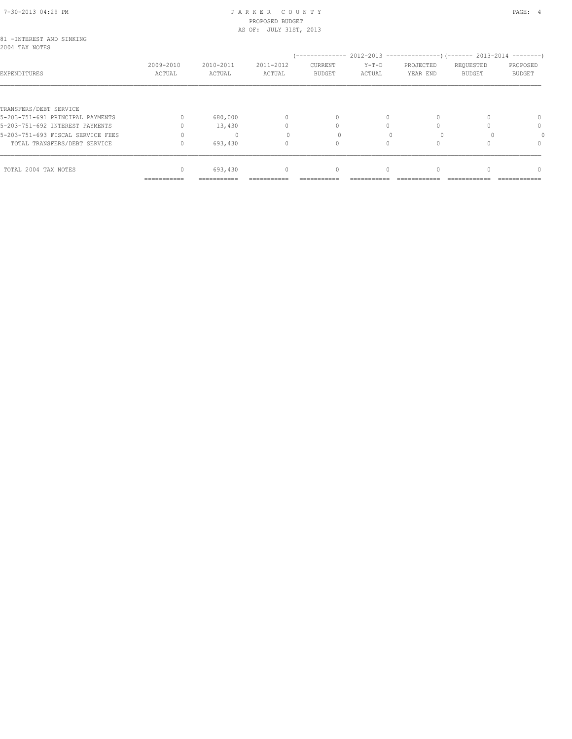81 -INTEREST AND SINKING
2004 TAX NOTES

| EXPENDITURES | 2009-2010 ACTUAL | 2010-2011 ACTUAL | 2011-2012 ACTUAL | 2012-2013 CURRENT BUDGET | 2012-2013 Y-T-D ACTUAL | 2012-2013 PROJECTED YEAR END | 2013-2014 REQUESTED BUDGET | 2013-2014 PROPOSED BUDGET |
|---|---|---|---|---|---|---|---|---|
| TRANSFERS/DEBT SERVICE | | | | | | | | |
| 5-203-751-691 PRINCIPAL PAYMENTS | 0 | 680,000 | 0 | 0 | 0 | 0 | 0 | 0 |
| 5-203-751-692 INTEREST PAYMENTS | 0 | 13,430 | 0 | 0 | 0 | 0 | 0 | 0 |
| 5-203-751-693 FISCAL SERVICE FEES | 0 | 0 | 0 | 0 | 0 | 0 | 0 | 0 |
| TOTAL TRANSFERS/DEBT SERVICE | 0 | 693,430 | 0 | 0 | 0 | 0 | 0 | 0 |
| TOTAL 2004 TAX NOTES | 0 | 693,430 | 0 | 0 | 0 | 0 | 0 | 0 |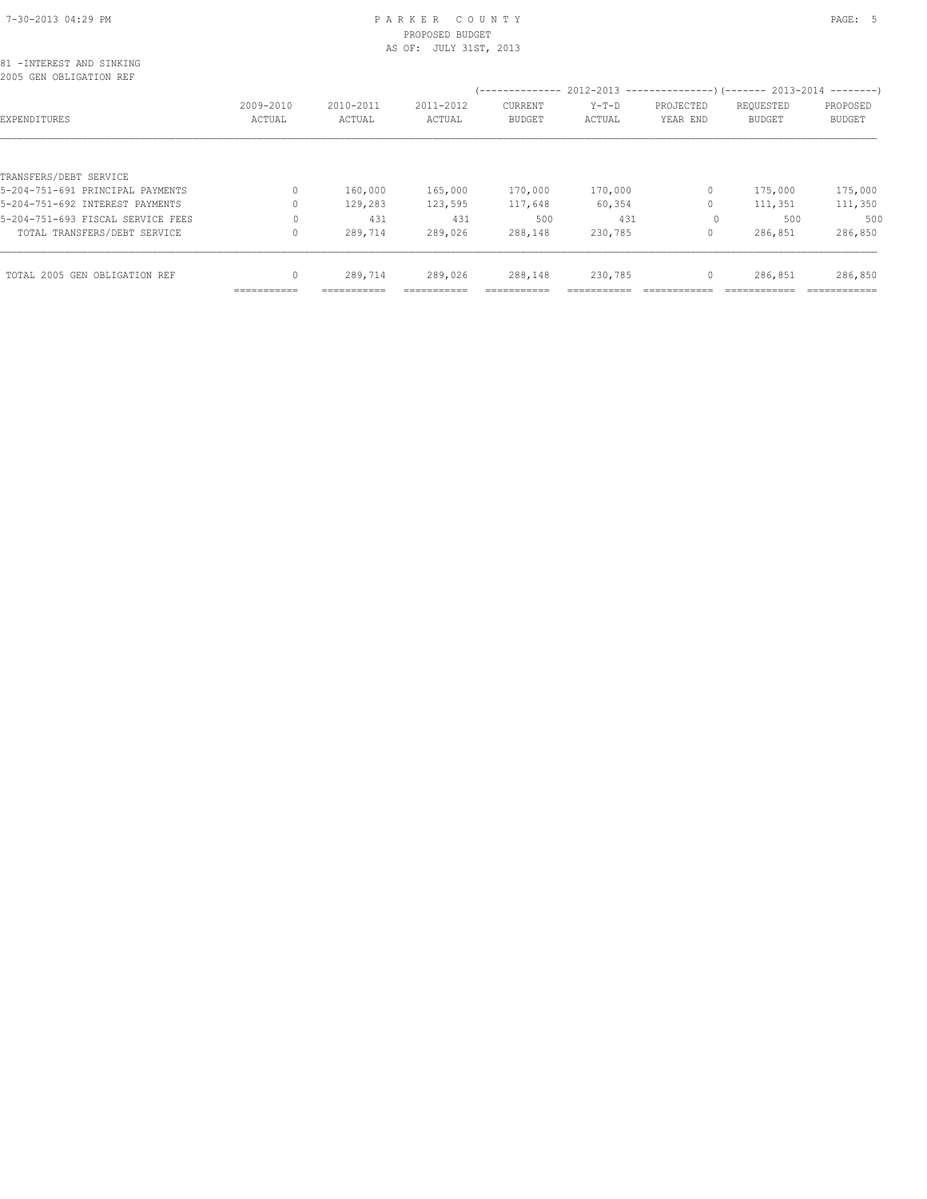PARKER COUNTY
PROPOSED BUDGET
AS OF: JULY 31ST, 2013

81 -INTEREST AND SINKING
2005 GEN OBLIGATION REF

| EXPENDITURES | 2009-2010 ACTUAL | 2010-2011 ACTUAL | 2011-2012 ACTUAL | 2012-2013 CURRENT BUDGET | 2012-2013 Y-T-D ACTUAL | 2012-2013 PROJECTED YEAR END | 2013-2014 REQUESTED BUDGET | 2013-2014 PROPOSED BUDGET |
|---|---|---|---|---|---|---|---|---|
| TRANSFERS/DEBT SERVICE | | | | | | | | |
| 5-204-751-691 PRINCIPAL PAYMENTS | 0 | 160,000 | 165,000 | 170,000 | 170,000 | 0 | 175,000 | 175,000 |
| 5-204-751-692 INTEREST PAYMENTS | 0 | 129,283 | 123,595 | 117,648 | 60,354 | 0 | 111,351 | 111,350 |
| 5-204-751-693 FISCAL SERVICE FEES | 0 | 431 | 431 | 500 | 431 | 0 | 500 | 500 |
| TOTAL TRANSFERS/DEBT SERVICE | 0 | 289,714 | 289,026 | 288,148 | 230,785 | 0 | 286,851 | 286,850 |
| TOTAL 2005 GEN OBLIGATION REF | 0 | 289,714 | 289,026 | 288,148 | 230,785 | 0 | 286,851 | 286,850 |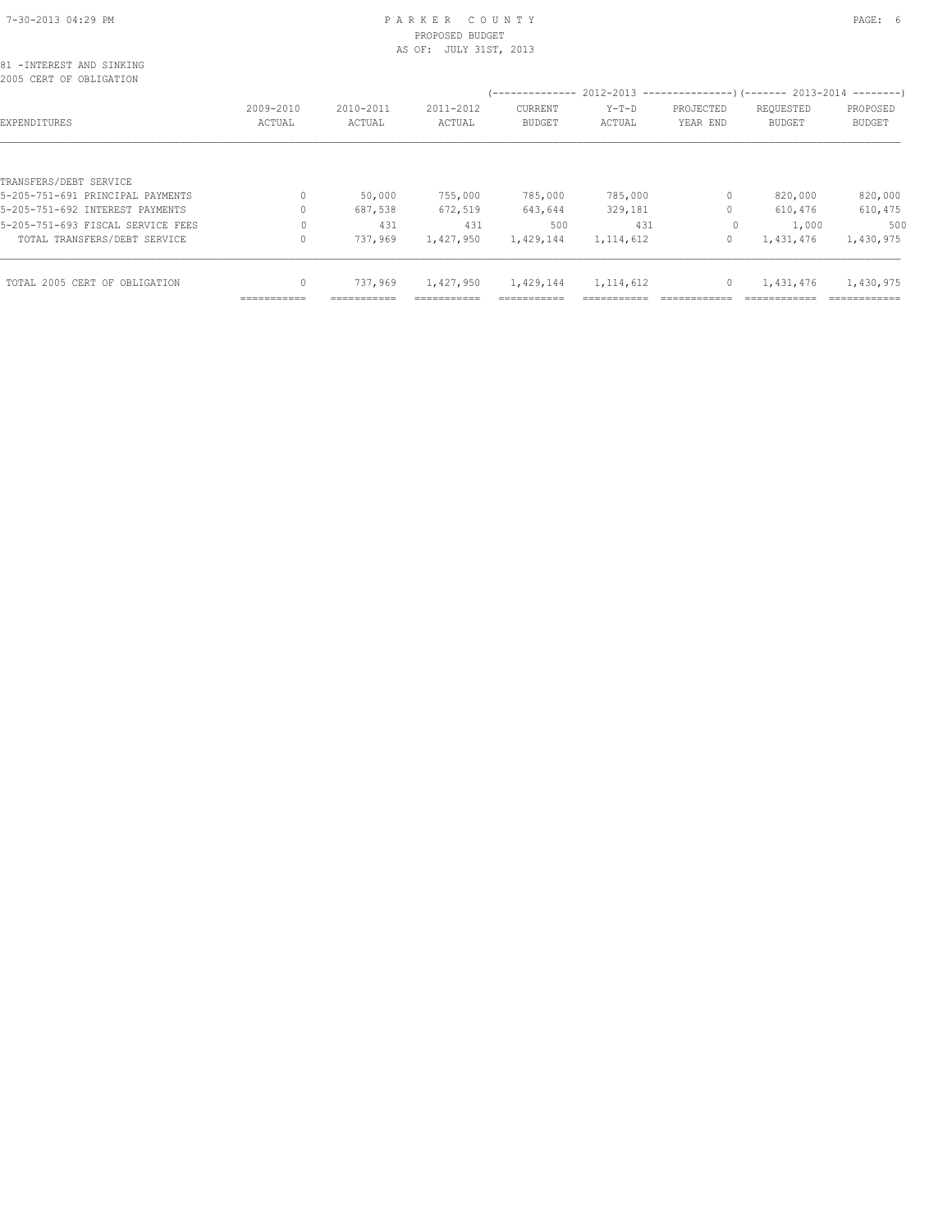PARKER COUNTY
PROPOSED BUDGET
AS OF: JULY 31ST, 2013

81 -INTEREST AND SINKING
2005 CERT OF OBLIGATION

| EXPENDITURES | 2009-2010 ACTUAL | 2010-2011 ACTUAL | 2011-2012 ACTUAL | 2012-2013 CURRENT BUDGET | 2012-2013 Y-T-D ACTUAL | 2012-2013 PROJECTED YEAR END | 2013-2014 REQUESTED BUDGET | 2013-2014 PROPOSED BUDGET |
|---|---|---|---|---|---|---|---|---|
| TRANSFERS/DEBT SERVICE | | | | | | | | |
| 5-205-751-691 PRINCIPAL PAYMENTS | 0 | 50,000 | 755,000 | 785,000 | 785,000 | 0 | 820,000 | 820,000 |
| 5-205-751-692 INTEREST PAYMENTS | 0 | 687,538 | 672,519 | 643,644 | 329,181 | 0 | 610,476 | 610,475 |
| 5-205-751-693 FISCAL SERVICE FEES | 0 | 431 | 431 | 500 | 431 | 0 | 1,000 | 500 |
| TOTAL TRANSFERS/DEBT SERVICE | 0 | 737,969 | 1,427,950 | 1,429,144 | 1,114,612 | 0 | 1,431,476 | 1,430,975 |
| TOTAL 2005 CERT OF OBLIGATION | 0 | 737,969 | 1,427,950 | 1,429,144 | 1,114,612 | 0 | 1,431,476 | 1,430,975 |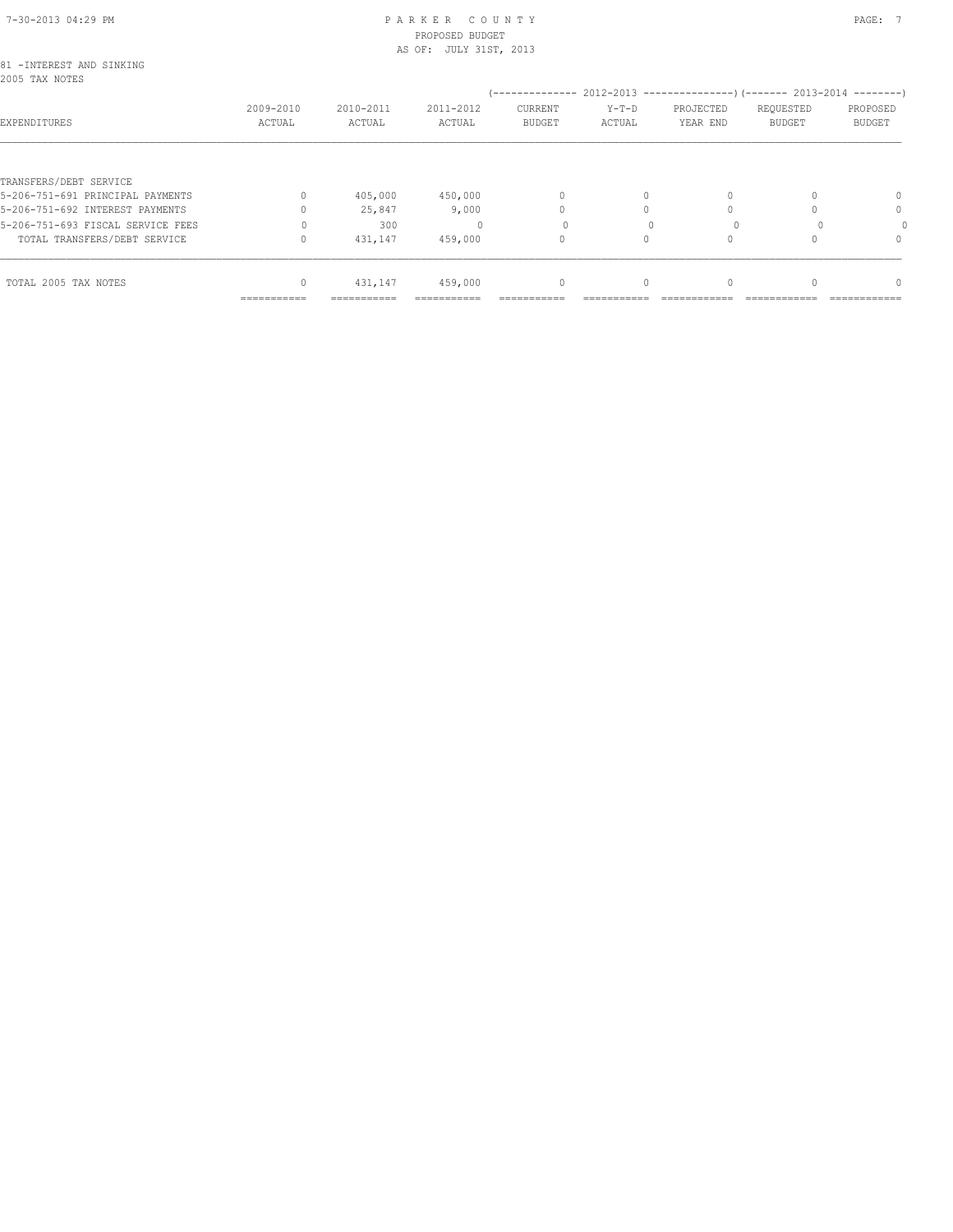PARKER COUNTY
PROPOSED BUDGET
AS OF: JULY 31ST, 2013

81 -INTEREST AND SINKING
2005 TAX NOTES

| EXPENDITURES | 2009-2010 ACTUAL | 2010-2011 ACTUAL | 2011-2012 ACTUAL | 2012-2013 CURRENT BUDGET | 2012-2013 Y-T-D ACTUAL | 2012-2013 PROJECTED YEAR END | 2013-2014 REQUESTED BUDGET | 2013-2014 PROPOSED BUDGET |
|---|---|---|---|---|---|---|---|---|
| TRANSFERS/DEBT SERVICE | | | | | | | | |
| 5-206-751-691 PRINCIPAL PAYMENTS | 0 | 405,000 | 450,000 | 0 | 0 | 0 | 0 | 0 |
| 5-206-751-692 INTEREST PAYMENTS | 0 | 25,847 | 9,000 | 0 | 0 | 0 | 0 | 0 |
| 5-206-751-693 FISCAL SERVICE FEES | 0 | 300 | 0 | 0 | 0 | 0 | 0 | 0 |
| TOTAL TRANSFERS/DEBT SERVICE | 0 | 431,147 | 459,000 | 0 | 0 | 0 | 0 | 0 |
| TOTAL 2005 TAX NOTES | 0 | 431,147 | 459,000 | 0 | 0 | 0 | 0 | 0 |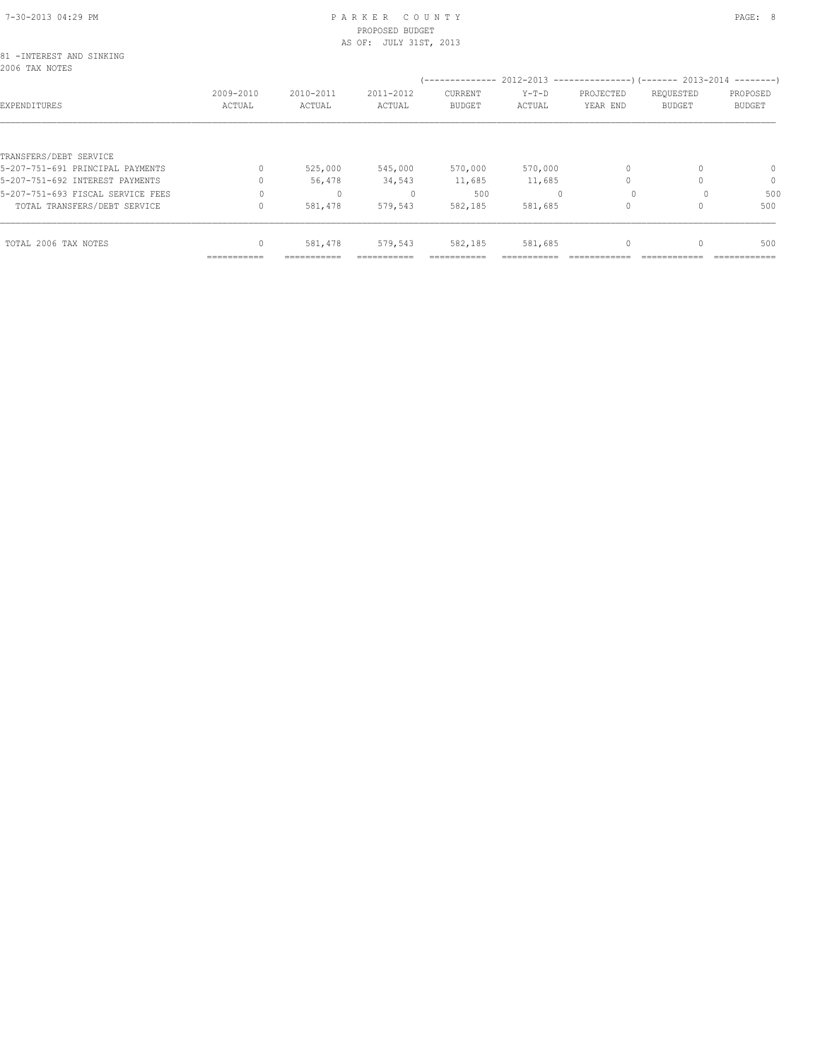PARKER COUNTY
PROPOSED BUDGET
AS OF: JULY 31ST, 2013

81 -INTEREST AND SINKING
2006 TAX NOTES

| EXPENDITURES | 2009-2010 ACTUAL | 2010-2011 ACTUAL | 2011-2012 ACTUAL | 2012-2013 CURRENT BUDGET | 2012-2013 Y-T-D ACTUAL | 2012-2013 PROJECTED YEAR END | 2013-2014 REQUESTED BUDGET | 2013-2014 PROPOSED BUDGET |
|---|---|---|---|---|---|---|---|---|
| TRANSFERS/DEBT SERVICE | | | | | | | | |
| 5-207-751-691 PRINCIPAL PAYMENTS | 0 | 525,000 | 545,000 | 570,000 | 570,000 | 0 | 0 | 0 |
| 5-207-751-692 INTEREST PAYMENTS | 0 | 56,478 | 34,543 | 11,685 | 11,685 | 0 | 0 | 0 |
| 5-207-751-693 FISCAL SERVICE FEES | 0 | 0 | 0 | 500 | 0 | 0 | 0 | 500 |
| TOTAL TRANSFERS/DEBT SERVICE | 0 | 581,478 | 579,543 | 582,185 | 581,685 | 0 | 0 | 500 |
| TOTAL 2006 TAX NOTES | 0 | 581,478 | 579,543 | 582,185 | 581,685 | 0 | 0 | 500 |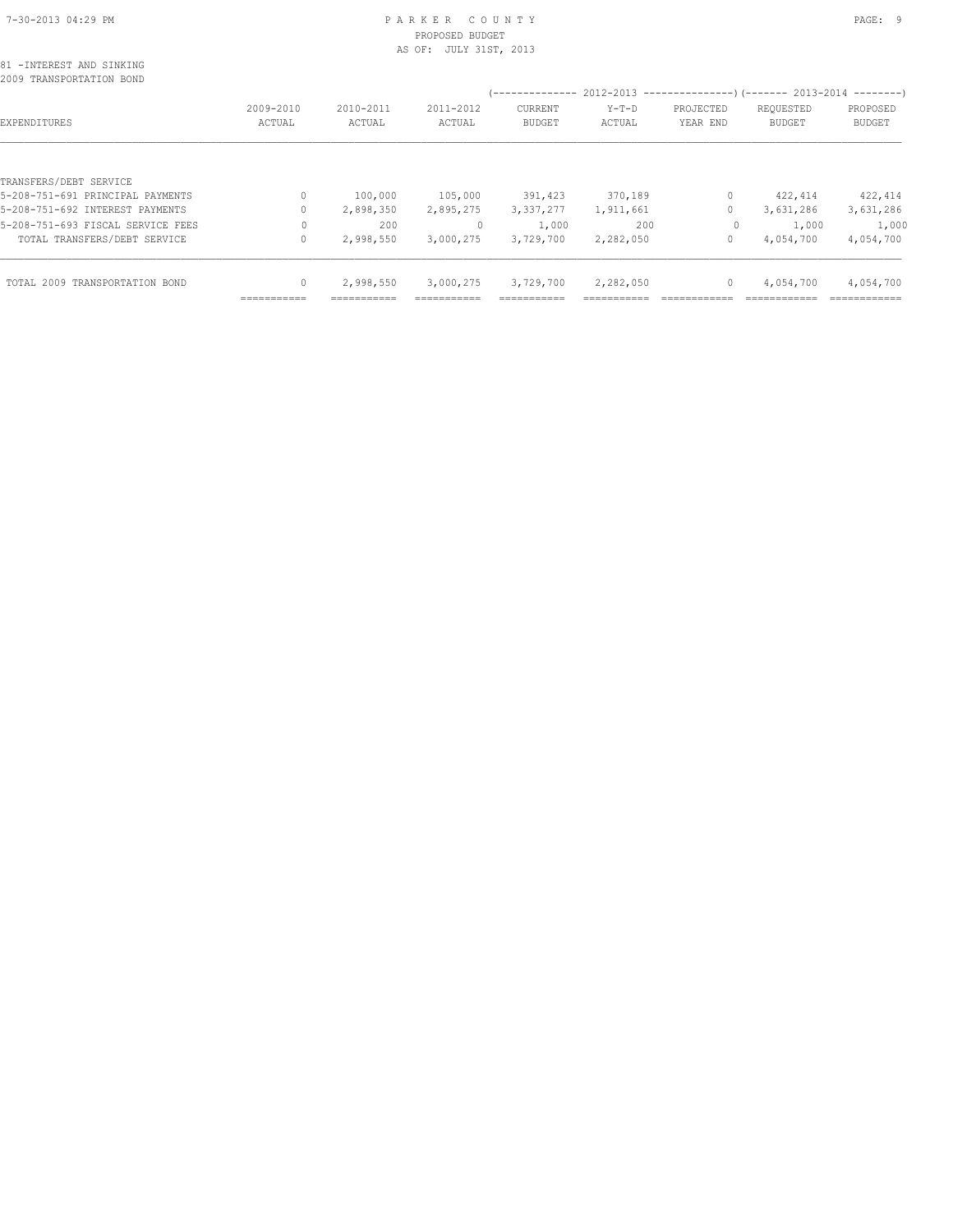# PARKER COUNTY

PROPOSED BUDGET

AS OF: JULY 31ST, 2013

81 -INTEREST AND SINKING

2009 TRANSPORTATION BOND

| EXPENDITURES | 2009-2010 ACTUAL | 2010-2011 ACTUAL | 2011-2012 ACTUAL | 2012-2013 CURRENT BUDGET | 2012-2013 Y-T-D ACTUAL | 2012-2013 PROJECTED YEAR END | 2013-2014 REQUESTED BUDGET | 2013-2014 PROPOSED BUDGET |
|---|---|---|---|---|---|---|---|---|
| TRANSFERS/DEBT SERVICE | | | | | | | | |
| 5-208-751-691 PRINCIPAL PAYMENTS | 0 | 100,000 | 105,000 | 391,423 | 370,189 | 0 | 422,414 | 422,414 |
| 5-208-751-692 INTEREST PAYMENTS | 0 | 2,898,350 | 2,895,275 | 3,337,277 | 1,911,661 | 0 | 3,631,286 | 3,631,286 |
| 5-208-751-693 FISCAL SERVICE FEES | 0 | 200 | 0 | 1,000 | 200 | 0 | 1,000 | 1,000 |
| TOTAL TRANSFERS/DEBT SERVICE | 0 | 2,998,550 | 3,000,275 | 3,729,700 | 2,282,050 | 0 | 4,054,700 | 4,054,700 |
| TOTAL 2009 TRANSPORTATION BOND | 0 | 2,998,550 | 3,000,275 | 3,729,700 | 2,282,050 | 0 | 4,054,700 | 4,054,700 |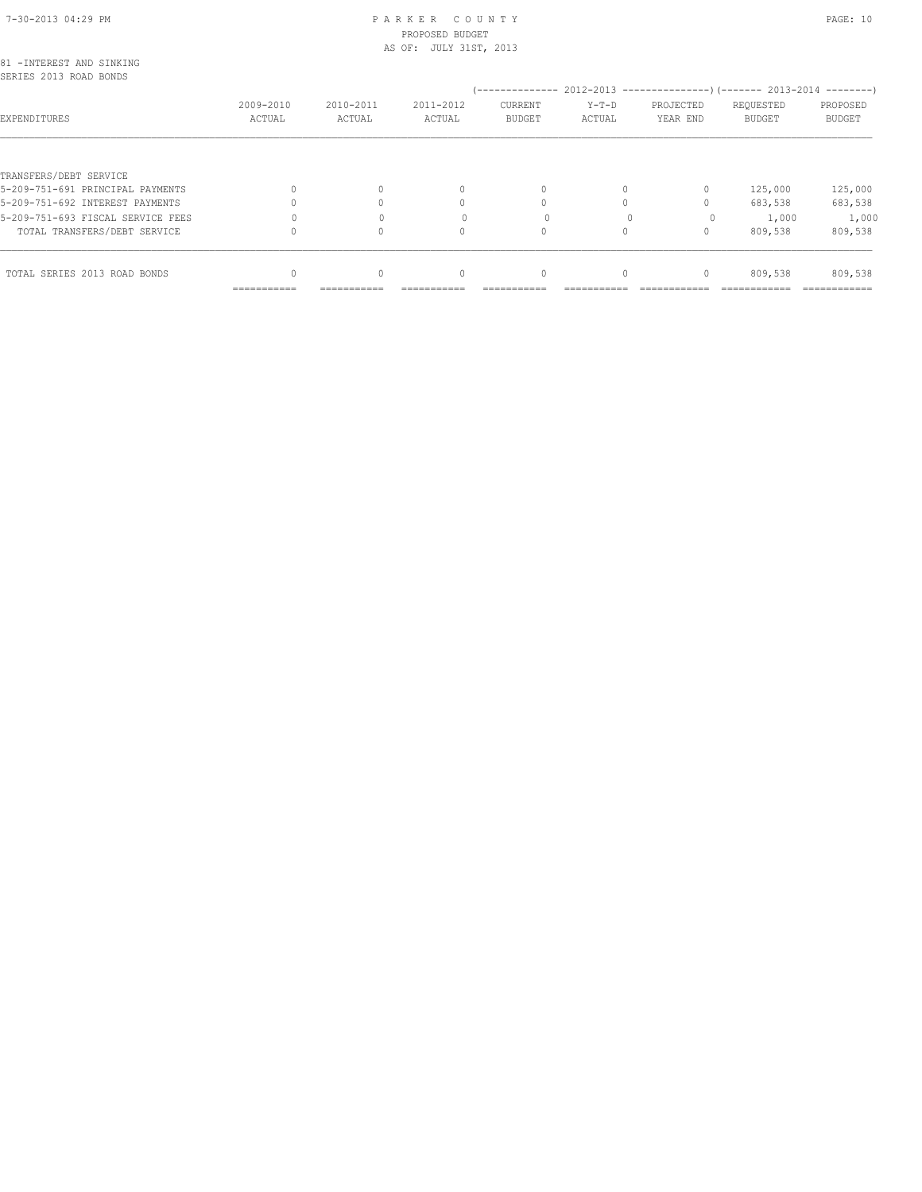PARKER COUNTY
PROPOSED BUDGET
AS OF: JULY 31ST, 2013

81 -INTEREST AND SINKING
SERIES 2013 ROAD BONDS

| | | | | (-------------- 2012-2013 | --------------- | ---------------) | (------- 2013-2014 | --------) |
|---|---|---|---|---|---|---|---|---|
| EXPENDITURES | 2009-2010 ACTUAL | 2010-2011 ACTUAL | 2011-2012 ACTUAL | CURRENT BUDGET | Y-T-D ACTUAL | PROJECTED YEAR END | REQUESTED BUDGET | PROPOSED BUDGET |
| TRANSFERS/DEBT SERVICE | | | | | | | | |
| 5-209-751-691 PRINCIPAL PAYMENTS | 0 | 0 | 0 | 0 | 0 | 0 | 125,000 | 125,000 |
| 5-209-751-692 INTEREST PAYMENTS | 0 | 0 | 0 | 0 | 0 | 0 | 683,538 | 683,538 |
| 5-209-751-693 FISCAL SERVICE FEES | 0 | 0 | 0 | 0 | 0 | 0 | 1,000 | 1,000 |
| TOTAL TRANSFERS/DEBT SERVICE | 0 | 0 | 0 | 0 | 0 | 0 | 809,538 | 809,538 |
| TOTAL SERIES 2013 ROAD BONDS | 0 | 0 | 0 | 0 | 0 | 0 | 809,538 | 809,538 |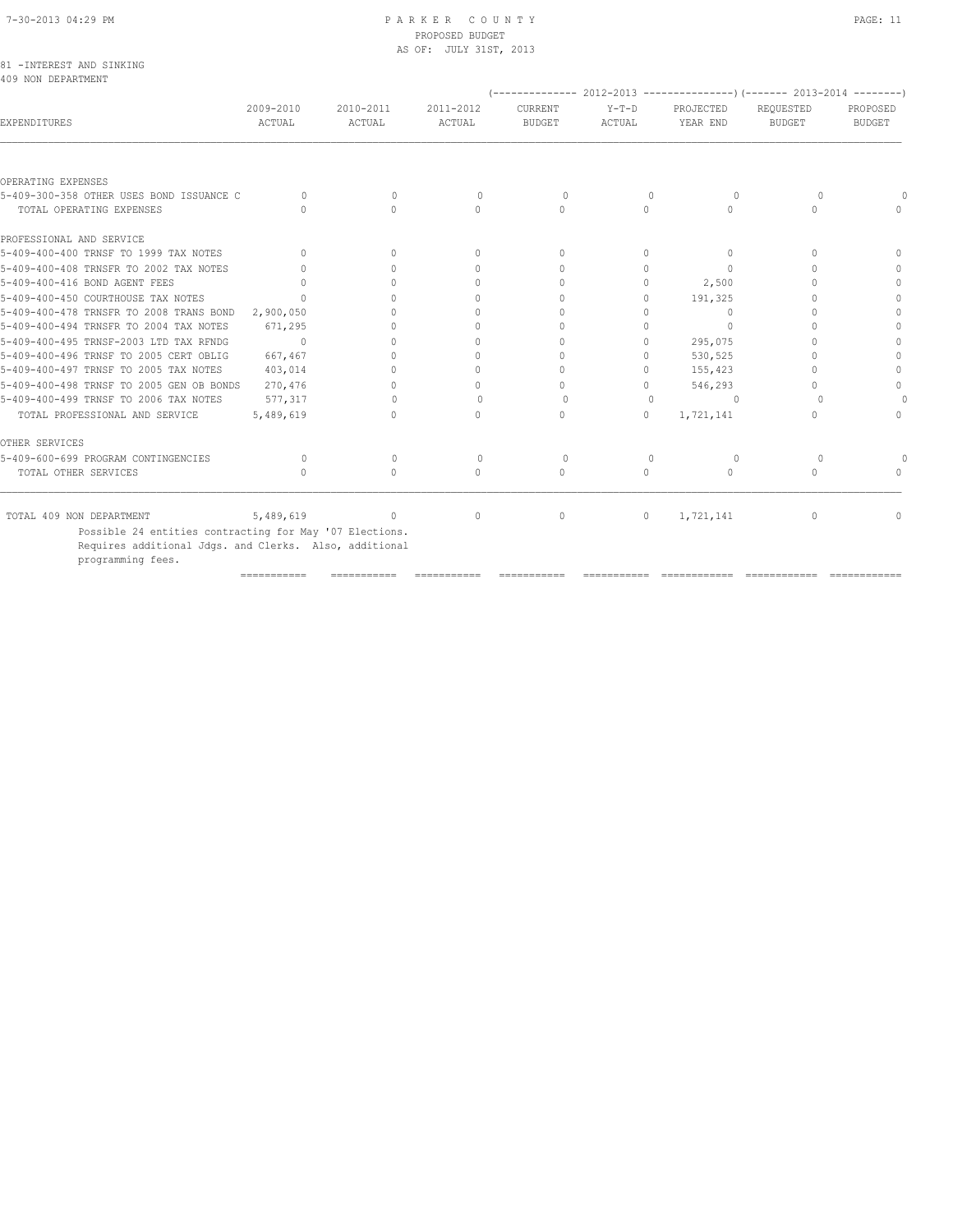PARKER COUNTY
PROPOSED BUDGET
AS OF: JULY 31ST, 2013

81 -INTEREST AND SINKING
409 NON DEPARTMENT

| EXPENDITURES | 2009-2010 ACTUAL | 2010-2011 ACTUAL | 2011-2012 ACTUAL | 2012-2013 CURRENT BUDGET | 2012-2013 Y-T-D ACTUAL | 2012-2013 PROJECTED YEAR END | 2013-2014 REQUESTED BUDGET | 2013-2014 PROPOSED BUDGET |
|---|---|---|---|---|---|---|---|---|
| OPERATING EXPENSES | | | | | | | | |
| 5-409-300-358 OTHER USES BOND ISSUANCE C | 0 | 0 | 0 | 0 | 0 | 0 | 0 | 0 |
| TOTAL OPERATING EXPENSES | 0 | 0 | 0 | 0 | 0 | 0 | 0 | 0 |
| PROFESSIONAL AND SERVICE | | | | | | | | |
| 5-409-400-400 TRNSF TO 1999 TAX NOTES | 0 | 0 | 0 | 0 | 0 | 0 | 0 | 0 |
| 5-409-400-408 TRNSFR TO 2002 TAX NOTES | 0 | 0 | 0 | 0 | 0 | 0 | 0 | 0 |
| 5-409-400-416 BOND AGENT FEES | 0 | 0 | 0 | 0 | 0 | 2,500 | 0 | 0 |
| 5-409-400-450 COURTHOUSE TAX NOTES | 0 | 0 | 0 | 0 | 0 | 191,325 | 0 | 0 |
| 5-409-400-478 TRNSFR TO 2008 TRANS BOND | 2,900,050 | 0 | 0 | 0 | 0 | 0 | 0 | 0 |
| 5-409-400-494 TRNSFR TO 2004 TAX NOTES | 671,295 | 0 | 0 | 0 | 0 | 0 | 0 | 0 |
| 5-409-400-495 TRNSF-2003 LTD TAX RFNDG | 0 | 0 | 0 | 0 | 0 | 295,075 | 0 | 0 |
| 5-409-400-496 TRNSF TO 2005 CERT OBLIG | 667,467 | 0 | 0 | 0 | 0 | 530,525 | 0 | 0 |
| 5-409-400-497 TRNSF TO 2005 TAX NOTES | 403,014 | 0 | 0 | 0 | 0 | 155,423 | 0 | 0 |
| 5-409-400-498 TRNSF TO 2005 GEN OB BONDS | 270,476 | 0 | 0 | 0 | 0 | 546,293 | 0 | 0 |
| 5-409-400-499 TRNSF TO 2006 TAX NOTES | 577,317 | 0 | 0 | 0 | 0 | 0 | 0 | 0 |
| TOTAL PROFESSIONAL AND SERVICE | 5,489,619 | 0 | 0 | 0 | 0 | 1,721,141 | 0 | 0 |
| OTHER SERVICES | | | | | | | | |
| 5-409-600-699 PROGRAM CONTINGENCIES | 0 | 0 | 0 | 0 | 0 | 0 | 0 | 0 |
| TOTAL OTHER SERVICES | 0 | 0 | 0 | 0 | 0 | 0 | 0 | 0 |
| TOTAL 409 NON DEPARTMENT | 5,489,619 | 0 | 0 | 0 | 0 | 1,721,141 | 0 | 0 |

Possible 24 entities contracting for May '07 Elections.
Requires additional Jdgs. and Clerks. Also, additional programming fees.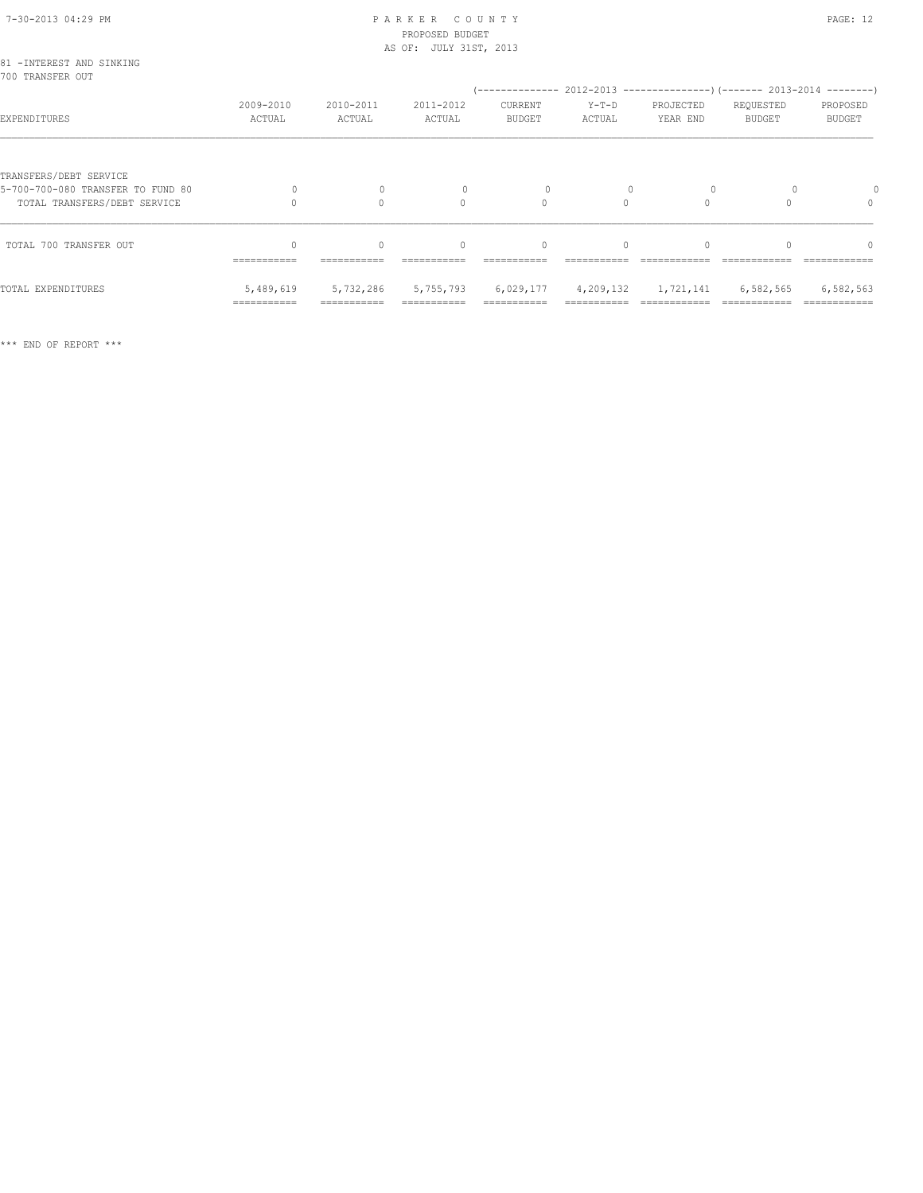81 -INTEREST AND SINKING
700 TRANSFER OUT

| EXPENDITURES | 2009-2010 ACTUAL | 2010-2011 ACTUAL | 2011-2012 ACTUAL | 2012-2013 CURRENT BUDGET | 2012-2013 Y-T-D ACTUAL | 2012-2013 PROJECTED YEAR END | 2013-2014 REQUESTED BUDGET | 2013-2014 PROPOSED BUDGET |
|---|---|---|---|---|---|---|---|---|
| TRANSFERS/DEBT SERVICE | | | | | | | | |
| 5-700-700-080 TRANSFER TO FUND 80 | 0 | 0 | 0 | 0 | 0 | 0 | 0 | 0 |
| TOTAL TRANSFERS/DEBT SERVICE | 0 | 0 | 0 | 0 | 0 | 0 | 0 | 0 |
| TOTAL 700 TRANSFER OUT | 0 | 0 | 0 | 0 | 0 | 0 | 0 | 0 |
| TOTAL EXPENDITURES | 5,489,619 | 5,732,286 | 5,755,793 | 6,029,177 | 4,209,132 | 1,721,141 | 6,582,565 | 6,582,563 |

\*\*\* END OF REPORT \*\*\*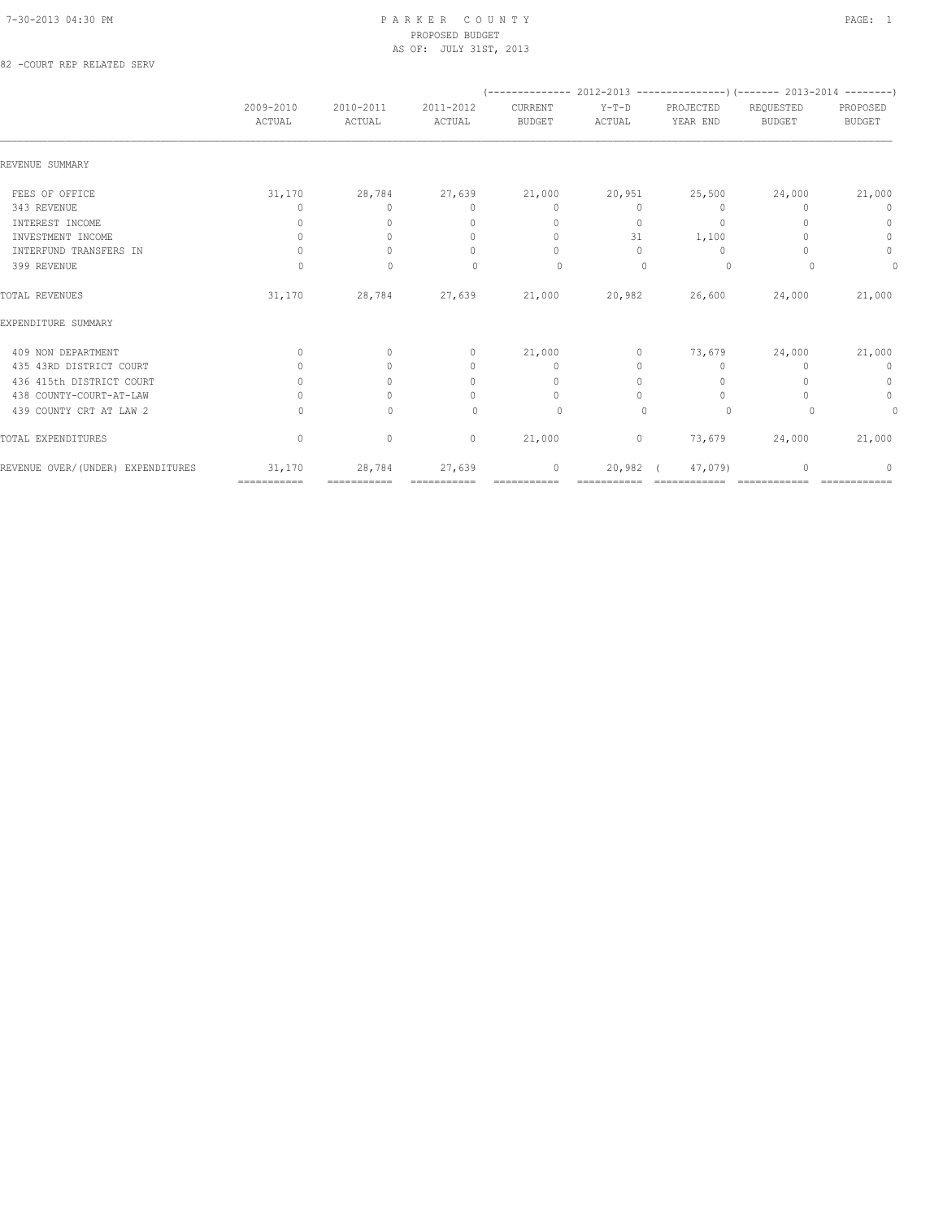# PARKER COUNTY

## PROPOSED BUDGET

AS OF: JULY 31ST, 2013

82 -COURT REP RELATED SERV

| | 2009-2010 ACTUAL | 2010-2011 ACTUAL | 2011-2012 ACTUAL | 2012-2013 CURRENT BUDGET | 2012-2013 Y-T-D ACTUAL | 2012-2013 PROJECTED YEAR END | 2013-2014 REQUESTED BUDGET | 2013-2014 PROPOSED BUDGET |
|---|---|---|---|---|---|---|---|---|
| **REVENUE SUMMARY** | | | | | | | | |
| FEES OF OFFICE | 31,170 | 28,784 | 27,639 | 21,000 | 20,951 | 25,500 | 24,000 | 21,000 |
| 343 REVENUE | 0 | 0 | 0 | 0 | 0 | 0 | 0 | 0 |
| INTEREST INCOME | 0 | 0 | 0 | 0 | 0 | 0 | 0 | 0 |
| INVESTMENT INCOME | 0 | 0 | 0 | 0 | 31 | 1,100 | 0 | 0 |
| INTERFUND TRANSFERS IN | 0 | 0 | 0 | 0 | 0 | 0 | 0 | 0 |
| 399 REVENUE | 0 | 0 | 0 | 0 | 0 | 0 | 0 | 0 |
| TOTAL REVENUES | 31,170 | 28,784 | 27,639 | 21,000 | 20,982 | 26,600 | 24,000 | 21,000 |
| **EXPENDITURE SUMMARY** | | | | | | | | |
| 409 NON DEPARTMENT | 0 | 0 | 0 | 21,000 | 0 | 73,679 | 24,000 | 21,000 |
| 435 43RD DISTRICT COURT | 0 | 0 | 0 | 0 | 0 | 0 | 0 | 0 |
| 436 415th DISTRICT COURT | 0 | 0 | 0 | 0 | 0 | 0 | 0 | 0 |
| 438 COUNTY-COURT-AT-LAW | 0 | 0 | 0 | 0 | 0 | 0 | 0 | 0 |
| 439 COUNTY CRT AT LAW 2 | 0 | 0 | 0 | 0 | 0 | 0 | 0 | 0 |
| TOTAL EXPENDITURES | 0 | 0 | 0 | 21,000 | 0 | 73,679 | 24,000 | 21,000 |
| REVENUE OVER/(UNDER) EXPENDITURES | 31,170 | 28,784 | 27,639 | 0 | 20,982 | ( 47,079) | 0 | 0 |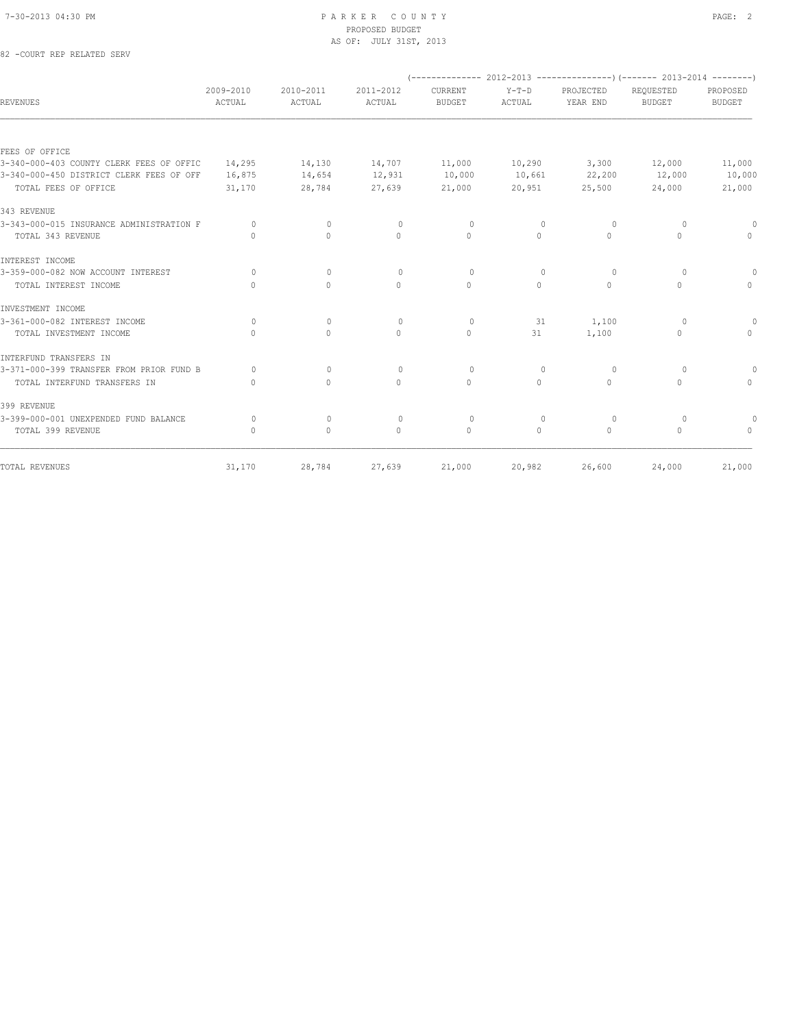PARKER COUNTY
PROPOSED BUDGET
AS OF: JULY 31ST, 2013

82 -COURT REP RELATED SERV

| REVENUES | 2009-2010 ACTUAL | 2010-2011 ACTUAL | 2011-2012 ACTUAL | 2012-2013 CURRENT BUDGET | 2012-2013 Y-T-D ACTUAL | 2012-2013 PROJECTED YEAR END | 2013-2014 REQUESTED BUDGET | 2013-2014 PROPOSED BUDGET |
|---|---|---|---|---|---|---|---|---|
| FEES OF OFFICE | | | | | | | | |
| 3-340-000-403 COUNTY CLERK FEES OF OFFIC | 14,295 | 14,130 | 14,707 | 11,000 | 10,290 | 3,300 | 12,000 | 11,000 |
| 3-340-000-450 DISTRICT CLERK FEES OF OFF | 16,875 | 14,654 | 12,931 | 10,000 | 10,661 | 22,200 | 12,000 | 10,000 |
| TOTAL FEES OF OFFICE | 31,170 | 28,784 | 27,639 | 21,000 | 20,951 | 25,500 | 24,000 | 21,000 |
| 343 REVENUE | | | | | | | | |
| 3-343-000-015 INSURANCE ADMINISTRATION F | 0 | 0 | 0 | 0 | 0 | 0 | 0 | 0 |
| TOTAL 343 REVENUE | 0 | 0 | 0 | 0 | 0 | 0 | 0 | 0 |
| INTEREST INCOME | | | | | | | | |
| 3-359-000-082 NOW ACCOUNT INTEREST | 0 | 0 | 0 | 0 | 0 | 0 | 0 | 0 |
| TOTAL INTEREST INCOME | 0 | 0 | 0 | 0 | 0 | 0 | 0 | 0 |
| INVESTMENT INCOME | | | | | | | | |
| 3-361-000-082 INTEREST INCOME | 0 | 0 | 0 | 0 | 31 | 1,100 | 0 | 0 |
| TOTAL INVESTMENT INCOME | 0 | 0 | 0 | 0 | 31 | 1,100 | 0 | 0 |
| INTERFUND TRANSFERS IN | | | | | | | | |
| 3-371-000-399 TRANSFER FROM PRIOR FUND B | 0 | 0 | 0 | 0 | 0 | 0 | 0 | 0 |
| TOTAL INTERFUND TRANSFERS IN | 0 | 0 | 0 | 0 | 0 | 0 | 0 | 0 |
| 399 REVENUE | | | | | | | | |
| 3-399-000-001 UNEXPENDED FUND BALANCE | 0 | 0 | 0 | 0 | 0 | 0 | 0 | 0 |
| TOTAL 399 REVENUE | 0 | 0 | 0 | 0 | 0 | 0 | 0 | 0 |
| TOTAL REVENUES | 31,170 | 28,784 | 27,639 | 21,000 | 20,982 | 26,600 | 24,000 | 21,000 |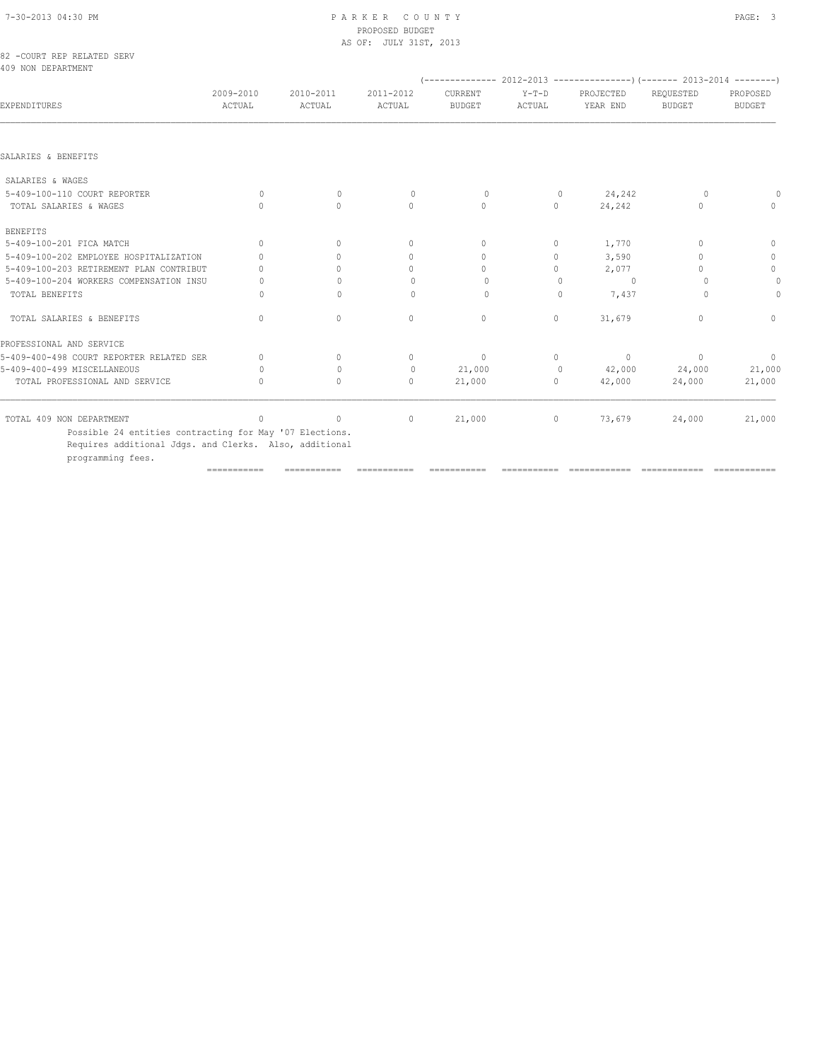82 -COURT REP RELATED SERV
409 NON DEPARTMENT

| EXPENDITURES | 2009-2010 ACTUAL | 2010-2011 ACTUAL | 2011-2012 ACTUAL | 2012-2013 CURRENT BUDGET | 2012-2013 Y-T-D ACTUAL | 2012-2013 PROJECTED YEAR END | 2013-2014 REQUESTED BUDGET | 2013-2014 PROPOSED BUDGET |
|---|---|---|---|---|---|---|---|---|
| SALARIES & BENEFITS | | | | | | | | |
| SALARIES & WAGES | | | | | | | | |
| 5-409-100-110 COURT REPORTER | 0 | 0 | 0 | 0 | 0 | 24,242 | 0 | 0 |
| TOTAL SALARIES & WAGES | 0 | 0 | 0 | 0 | 0 | 24,242 | 0 | 0 |
| BENEFITS | | | | | | | | |
| 5-409-100-201 FICA MATCH | 0 | 0 | 0 | 0 | 0 | 1,770 | 0 | 0 |
| 5-409-100-202 EMPLOYEE HOSPITALIZATION | 0 | 0 | 0 | 0 | 0 | 3,590 | 0 | 0 |
| 5-409-100-203 RETIREMENT PLAN CONTRIBUT | 0 | 0 | 0 | 0 | 0 | 2,077 | 0 | 0 |
| 5-409-100-204 WORKERS COMPENSATION INSU | 0 | 0 | 0 | 0 | 0 | 0 | 0 | 0 |
| TOTAL BENEFITS | 0 | 0 | 0 | 0 | 0 | 7,437 | 0 | 0 |
| TOTAL SALARIES & BENEFITS | 0 | 0 | 0 | 0 | 0 | 31,679 | 0 | 0 |
| PROFESSIONAL AND SERVICE | | | | | | | | |
| 5-409-400-498 COURT REPORTER RELATED SER | 0 | 0 | 0 | 0 | 0 | 0 | 0 | 0 |
| 5-409-400-499 MISCELLANEOUS | 0 | 0 | 0 | 21,000 | 0 | 42,000 | 24,000 | 21,000 |
| TOTAL PROFESSIONAL AND SERVICE | 0 | 0 | 0 | 21,000 | 0 | 42,000 | 24,000 | 21,000 |
| TOTAL 409 NON DEPARTMENT | 0 | 0 | 0 | 21,000 | 0 | 73,679 | 24,000 | 21,000 |

Possible 24 entities contracting for May '07 Elections.
Requires additional Jdgs. and Clerks. Also, additional programming fees.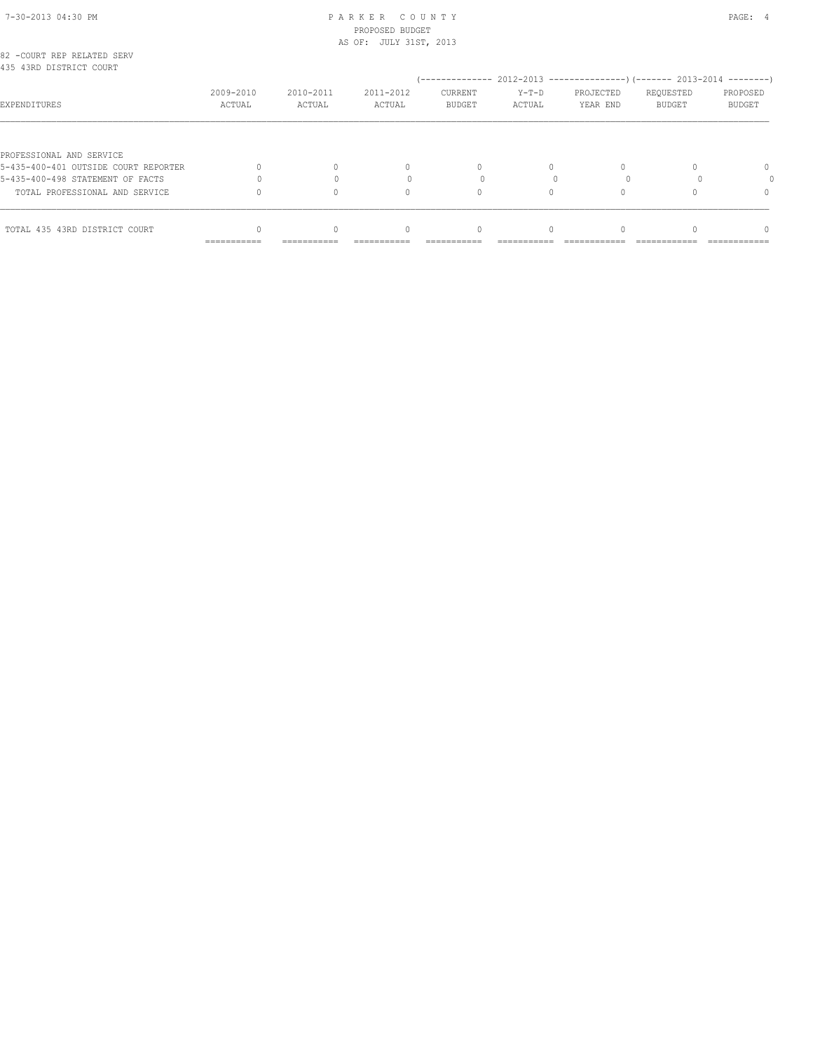82 -COURT REP RELATED SERV
435 43RD DISTRICT COURT

| EXPENDITURES | 2009-2010 ACTUAL | 2010-2011 ACTUAL | 2011-2012 ACTUAL | 2012-2013 CURRENT BUDGET | 2012-2013 Y-T-D ACTUAL | 2012-2013 PROJECTED YEAR END | 2013-2014 REQUESTED BUDGET | 2013-2014 PROPOSED BUDGET |
|---|---|---|---|---|---|---|---|---|
| PROFESSIONAL AND SERVICE | | | | | | | | |
| 5-435-400-401 OUTSIDE COURT REPORTER | 0 | 0 | 0 | 0 | 0 | 0 | 0 | 0 |
| 5-435-400-498 STATEMENT OF FACTS | 0 | 0 | 0 | 0 | 0 | 0 | 0 | 0 |
| TOTAL PROFESSIONAL AND SERVICE | 0 | 0 | 0 | 0 | 0 | 0 | 0 | 0 |
| TOTAL 435 43RD DISTRICT COURT | 0 | 0 | 0 | 0 | 0 | 0 | 0 | 0 |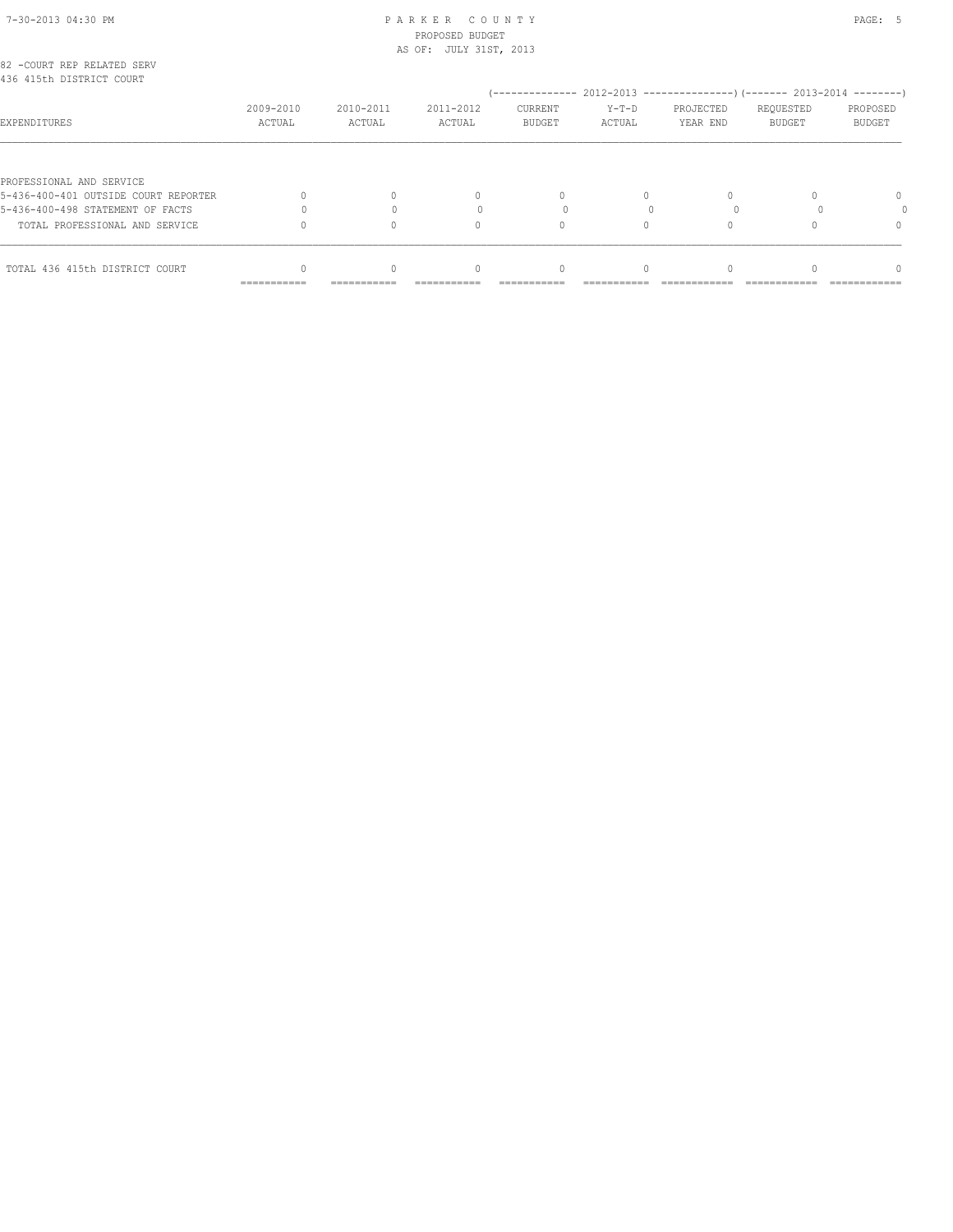82 -COURT REP RELATED SERV
436 415th DISTRICT COURT

| EXPENDITURES | 2009-2010 ACTUAL | 2010-2011 ACTUAL | 2011-2012 ACTUAL | 2012-2013 CURRENT BUDGET | 2012-2013 Y-T-D ACTUAL | 2012-2013 PROJECTED YEAR END | 2013-2014 REQUESTED BUDGET | 2013-2014 PROPOSED BUDGET |
|---|---|---|---|---|---|---|---|---|
| PROFESSIONAL AND SERVICE | | | | | | | | |
| 5-436-400-401 OUTSIDE COURT REPORTER | 0 | 0 | 0 | 0 | 0 | 0 | 0 | 0 |
| 5-436-400-498 STATEMENT OF FACTS | 0 | 0 | 0 | 0 | 0 | 0 | 0 | 0 |
| TOTAL PROFESSIONAL AND SERVICE | 0 | 0 | 0 | 0 | 0 | 0 | 0 | 0 |
| TOTAL 436 415th DISTRICT COURT | 0 | 0 | 0 | 0 | 0 | 0 | 0 | 0 |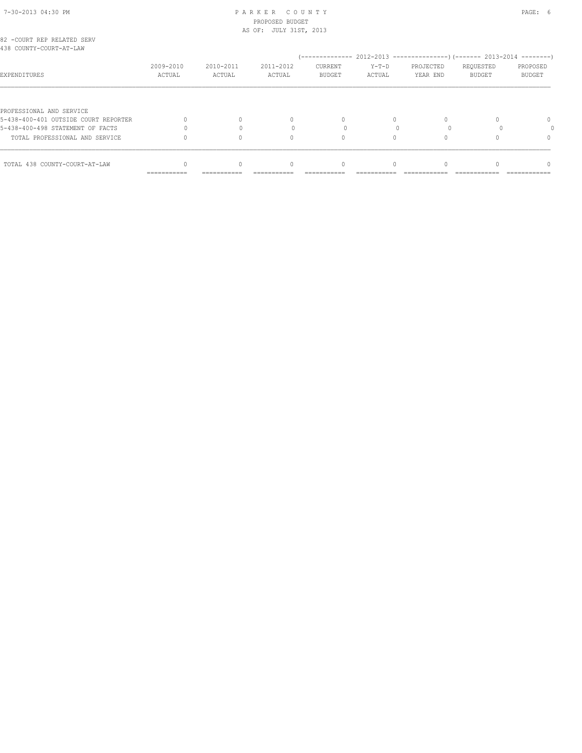82 -COURT REP RELATED SERV
438 COUNTY-COURT-AT-LAW

| EXPENDITURES | 2009-2010 ACTUAL | 2010-2011 ACTUAL | 2011-2012 ACTUAL | 2012-2013 CURRENT BUDGET | 2012-2013 Y-T-D ACTUAL | 2012-2013 PROJECTED YEAR END | 2013-2014 REQUESTED BUDGET | 2013-2014 PROPOSED BUDGET |
|---|---|---|---|---|---|---|---|---|
| PROFESSIONAL AND SERVICE | | | | | | | | |
| 5-438-400-401 OUTSIDE COURT REPORTER | 0 | 0 | 0 | 0 | 0 | 0 | 0 | 0 |
| 5-438-400-498 STATEMENT OF FACTS | 0 | 0 | 0 | 0 | 0 | 0 | 0 | 0 |
| TOTAL PROFESSIONAL AND SERVICE | 0 | 0 | 0 | 0 | 0 | 0 | 0 | 0 |
| TOTAL 438 COUNTY-COURT-AT-LAW | 0 | 0 | 0 | 0 | 0 | 0 | 0 | 0 |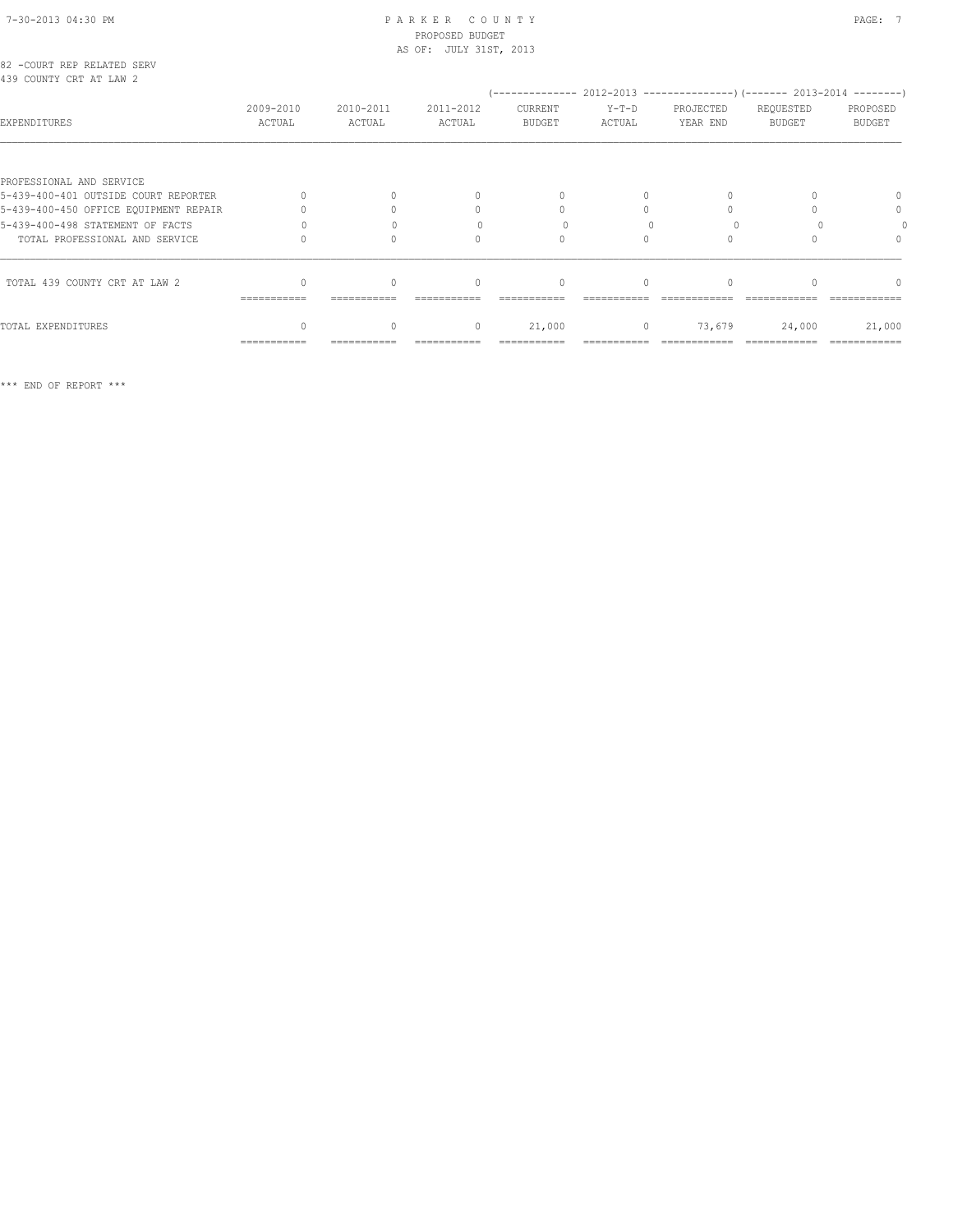PARKER COUNTY
PROPOSED BUDGET
AS OF: JULY 31ST, 2013

82 -COURT REP RELATED SERV
439 COUNTY CRT AT LAW 2

| EXPENDITURES | 2009-2010 ACTUAL | 2010-2011 ACTUAL | 2011-2012 ACTUAL | 2012-2013 CURRENT BUDGET | 2012-2013 Y-T-D ACTUAL | 2012-2013 PROJECTED YEAR END | 2013-2014 REQUESTED BUDGET | 2013-2014 PROPOSED BUDGET |
|---|---|---|---|---|---|---|---|---|
| PROFESSIONAL AND SERVICE | | | | | | | | |
| 5-439-400-401 OUTSIDE COURT REPORTER | 0 | 0 | 0 | 0 | 0 | 0 | 0 | 0 |
| 5-439-400-450 OFFICE EQUIPMENT REPAIR | 0 | 0 | 0 | 0 | 0 | 0 | 0 | 0 |
| 5-439-400-498 STATEMENT OF FACTS | 0 | 0 | 0 | 0 | 0 | 0 | 0 | 0 |
| TOTAL PROFESSIONAL AND SERVICE | 0 | 0 | 0 | 0 | 0 | 0 | 0 | 0 |
| TOTAL 439 COUNTY CRT AT LAW 2 | 0 | 0 | 0 | 0 | 0 | 0 | 0 | 0 |
| TOTAL EXPENDITURES | 0 | 0 | 0 | 21,000 | 0 | 73,679 | 24,000 | 21,000 |

*** END OF REPORT ***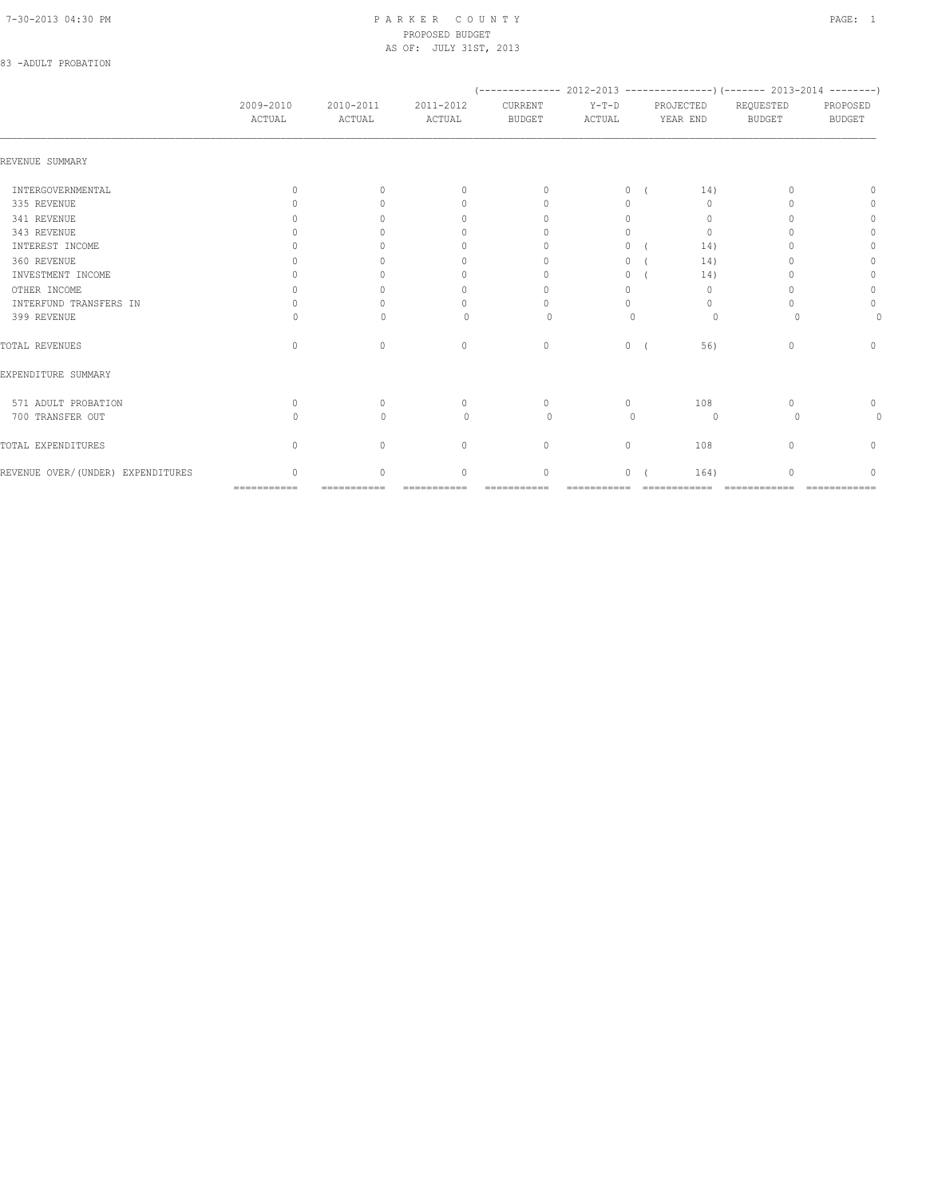PARKER COUNTY
PROPOSED BUDGET
AS OF: JULY 31ST, 2013

83 -ADULT PROBATION

| | 2009-2010 ACTUAL | 2010-2011 ACTUAL | 2011-2012 ACTUAL | 2012-2013 CURRENT BUDGET | 2012-2013 Y-T-D ACTUAL | 2012-2013 PROJECTED YEAR END | 2013-2014 REQUESTED BUDGET | 2013-2014 PROPOSED BUDGET |
|---|---|---|---|---|---|---|---|---|
| REVENUE SUMMARY | | | | | | | | |
| INTERGOVERNMENTAL | 0 | 0 | 0 | 0 | 0 | ( 14) | 0 | 0 |
| 335 REVENUE | 0 | 0 | 0 | 0 | 0 | 0 | 0 | 0 |
| 341 REVENUE | 0 | 0 | 0 | 0 | 0 | 0 | 0 | 0 |
| 343 REVENUE | 0 | 0 | 0 | 0 | 0 | 0 | 0 | 0 |
| INTEREST INCOME | 0 | 0 | 0 | 0 | 0 | ( 14) | 0 | 0 |
| 360 REVENUE | 0 | 0 | 0 | 0 | 0 | ( 14) | 0 | 0 |
| INVESTMENT INCOME | 0 | 0 | 0 | 0 | 0 | ( 14) | 0 | 0 |
| OTHER INCOME | 0 | 0 | 0 | 0 | 0 | 0 | 0 | 0 |
| INTERFUND TRANSFERS IN | 0 | 0 | 0 | 0 | 0 | 0 | 0 | 0 |
| 399 REVENUE | 0 | 0 | 0 | 0 | 0 | 0 | 0 | 0 |
| TOTAL REVENUES | 0 | 0 | 0 | 0 | 0 | ( 56) | 0 | 0 |
| EXPENDITURE SUMMARY | | | | | | | | |
| 571 ADULT PROBATION | 0 | 0 | 0 | 0 | 0 | 108 | 0 | 0 |
| 700 TRANSFER OUT | 0 | 0 | 0 | 0 | 0 | 0 | 0 | 0 |
| TOTAL EXPENDITURES | 0 | 0 | 0 | 0 | 0 | 108 | 0 | 0 |
| REVENUE OVER/(UNDER) EXPENDITURES | 0 | 0 | 0 | 0 | 0 | ( 164) | 0 | 0 |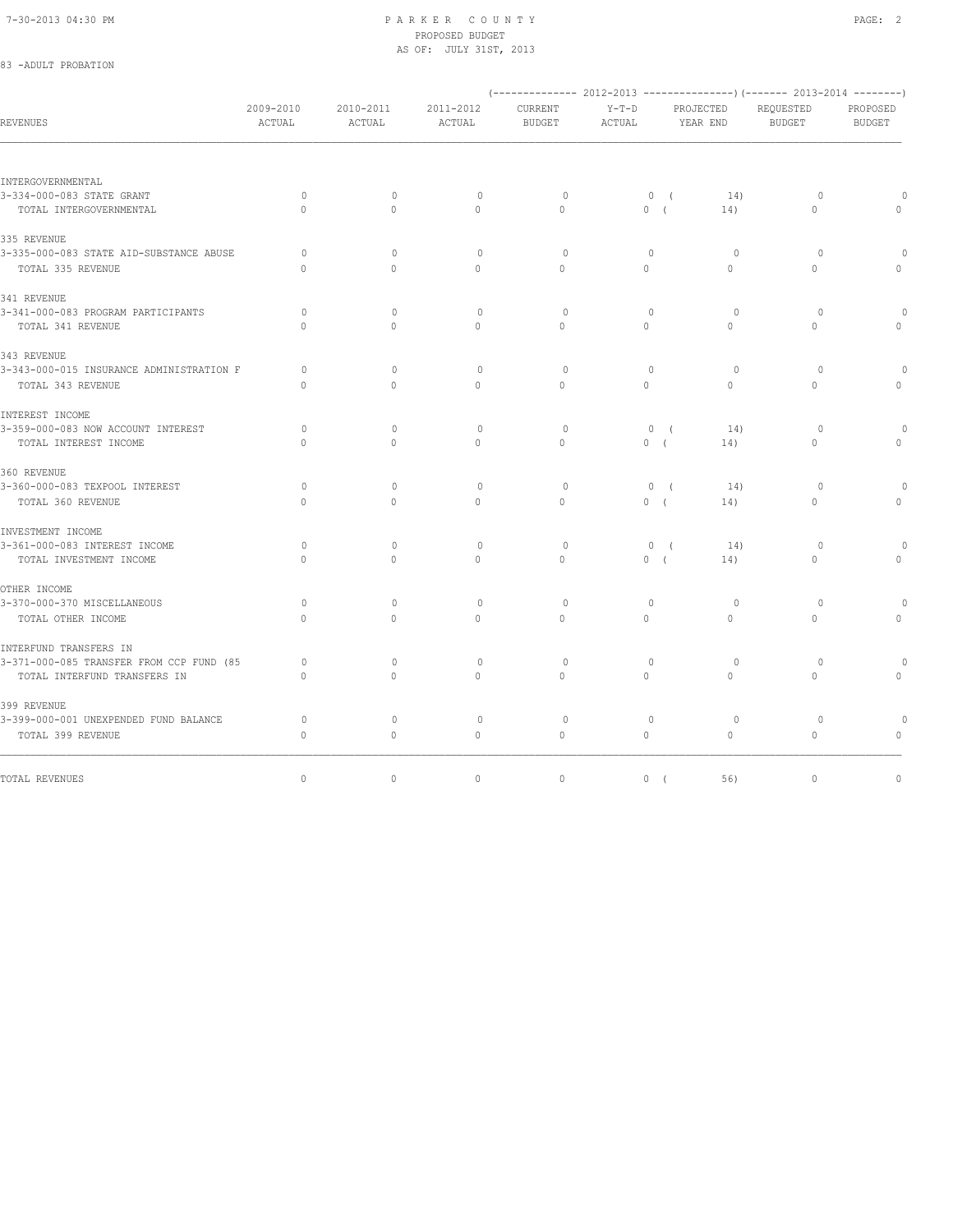PARKER COUNTY
PROPOSED BUDGET
AS OF: JULY 31ST, 2013

83 -ADULT PROBATION

| REVENUES | 2009-2010 ACTUAL | 2010-2011 ACTUAL | 2011-2012 ACTUAL | (2012-2013) CURRENT BUDGET | (2012-2013) Y-T-D ACTUAL | (2012-2013) PROJECTED YEAR END | (2013-2014) REQUESTED BUDGET | (2013-2014) PROPOSED BUDGET |
|---|---|---|---|---|---|---|---|---|
| INTERGOVERNMENTAL | | | | | | | | |
| 3-334-000-083 STATE GRANT | 0 | 0 | 0 | 0 | 0 | ( 14) | 0 | 0 |
| TOTAL INTERGOVERNMENTAL | 0 | 0 | 0 | 0 | 0 | ( 14) | 0 | 0 |
| 335 REVENUE | | | | | | | | |
| 3-335-000-083 STATE AID-SUBSTANCE ABUSE | 0 | 0 | 0 | 0 | 0 | 0 | 0 | 0 |
| TOTAL 335 REVENUE | 0 | 0 | 0 | 0 | 0 | 0 | 0 | 0 |
| 341 REVENUE | | | | | | | | |
| 3-341-000-083 PROGRAM PARTICIPANTS | 0 | 0 | 0 | 0 | 0 | 0 | 0 | 0 |
| TOTAL 341 REVENUE | 0 | 0 | 0 | 0 | 0 | 0 | 0 | 0 |
| 343 REVENUE | | | | | | | | |
| 3-343-000-015 INSURANCE ADMINISTRATION F | 0 | 0 | 0 | 0 | 0 | 0 | 0 | 0 |
| TOTAL 343 REVENUE | 0 | 0 | 0 | 0 | 0 | 0 | 0 | 0 |
| INTEREST INCOME | | | | | | | | |
| 3-359-000-083 NOW ACCOUNT INTEREST | 0 | 0 | 0 | 0 | 0 | ( 14) | 0 | 0 |
| TOTAL INTEREST INCOME | 0 | 0 | 0 | 0 | 0 | ( 14) | 0 | 0 |
| 360 REVENUE | | | | | | | | |
| 3-360-000-083 TEXPOOL INTEREST | 0 | 0 | 0 | 0 | 0 | ( 14) | 0 | 0 |
| TOTAL 360 REVENUE | 0 | 0 | 0 | 0 | 0 | ( 14) | 0 | 0 |
| INVESTMENT INCOME | | | | | | | | |
| 3-361-000-083 INTEREST INCOME | 0 | 0 | 0 | 0 | 0 | ( 14) | 0 | 0 |
| TOTAL INVESTMENT INCOME | 0 | 0 | 0 | 0 | 0 | ( 14) | 0 | 0 |
| OTHER INCOME | | | | | | | | |
| 3-370-000-370 MISCELLANEOUS | 0 | 0 | 0 | 0 | 0 | 0 | 0 | 0 |
| TOTAL OTHER INCOME | 0 | 0 | 0 | 0 | 0 | 0 | 0 | 0 |
| INTERFUND TRANSFERS IN | | | | | | | | |
| 3-371-000-085 TRANSFER FROM CCP FUND (85 | 0 | 0 | 0 | 0 | 0 | 0 | 0 | 0 |
| TOTAL INTERFUND TRANSFERS IN | 0 | 0 | 0 | 0 | 0 | 0 | 0 | 0 |
| 399 REVENUE | | | | | | | | |
| 3-399-000-001 UNEXPENDED FUND BALANCE | 0 | 0 | 0 | 0 | 0 | 0 | 0 | 0 |
| TOTAL 399 REVENUE | 0 | 0 | 0 | 0 | 0 | 0 | 0 | 0 |
| TOTAL REVENUES | 0 | 0 | 0 | 0 | 0 | ( 56) | 0 | 0 |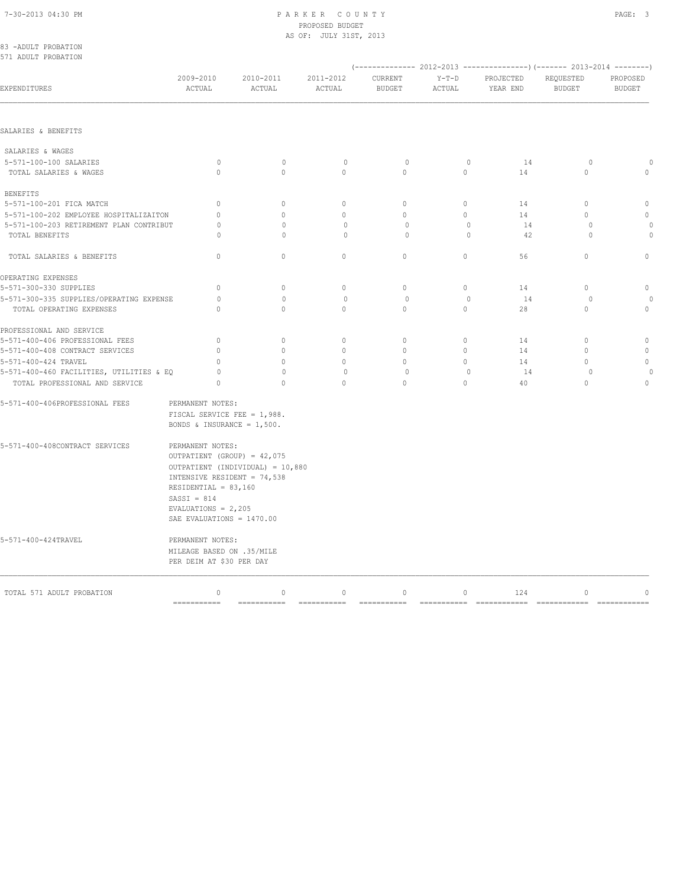PARKER COUNTY
PROPOSED BUDGET
AS OF: JULY 31ST, 2013

83 -ADULT PROBATION
571 ADULT PROBATION

| EXPENDITURES | 2009-2010 ACTUAL | 2010-2011 ACTUAL | 2011-2012 ACTUAL | 2012-2013 CURRENT BUDGET | 2012-2013 Y-T-D ACTUAL | 2012-2013 PROJECTED YEAR END | 2013-2014 REQUESTED BUDGET | 2013-2014 PROPOSED BUDGET |
|---|---|---|---|---|---|---|---|---|
| SALARIES & BENEFITS | | | | | | | | |
| SALARIES & WAGES | | | | | | | | |
| 5-571-100-100 SALARIES | 0 | 0 | 0 | 0 | 0 | 14 | 0 | 0 |
| TOTAL SALARIES & WAGES | 0 | 0 | 0 | 0 | 0 | 14 | 0 | 0 |
| BENEFITS | | | | | | | | |
| 5-571-100-201 FICA MATCH | 0 | 0 | 0 | 0 | 0 | 14 | 0 | 0 |
| 5-571-100-202 EMPLOYEE HOSPITALIZAITON | 0 | 0 | 0 | 0 | 0 | 14 | 0 | 0 |
| 5-571-100-203 RETIREMENT PLAN CONTRIBUT | 0 | 0 | 0 | 0 | 0 | 14 | 0 | 0 |
| TOTAL BENEFITS | 0 | 0 | 0 | 0 | 0 | 42 | 0 | 0 |
| TOTAL SALARIES & BENEFITS | 0 | 0 | 0 | 0 | 0 | 56 | 0 | 0 |
| OPERATING EXPENSES | | | | | | | | |
| 5-571-300-330 SUPPLIES | 0 | 0 | 0 | 0 | 0 | 14 | 0 | 0 |
| 5-571-300-335 SUPPLIES/OPERATING EXPENSE | 0 | 0 | 0 | 0 | 0 | 14 | 0 | 0 |
| TOTAL OPERATING EXPENSES | 0 | 0 | 0 | 0 | 0 | 28 | 0 | 0 |
| PROFESSIONAL AND SERVICE | | | | | | | | |
| 5-571-400-406 PROFESSIONAL FEES | 0 | 0 | 0 | 0 | 0 | 14 | 0 | 0 |
| 5-571-400-408 CONTRACT SERVICES | 0 | 0 | 0 | 0 | 0 | 14 | 0 | 0 |
| 5-571-400-424 TRAVEL | 0 | 0 | 0 | 0 | 0 | 14 | 0 | 0 |
| 5-571-400-460 FACILITIES, UTILITIES & EQ | 0 | 0 | 0 | 0 | 0 | 14 | 0 | 0 |
| TOTAL PROFESSIONAL AND SERVICE | 0 | 0 | 0 | 0 | 0 | 40 | 0 | 0 |

5-571-400-406PROFESSIONAL FEES — PERMANENT NOTES:
FISCAL SERVICE FEE = 1,988.
BONDS & INSURANCE = 1,500.

5-571-400-408CONTRACT SERVICES — PERMANENT NOTES:
OUTPATIENT (GROUP) = 42,075
OUTPATIENT (INDIVIDUAL) = 10,880
INTENSIVE RESIDENT = 74,538
RESIDENTIAL = 83,160
SASSI = 814
EVALUATIONS = 2,205
SAE EVALUATIONS = 1470.00

5-571-400-424TRAVEL — PERMANENT NOTES:
MILEAGE BASED ON .35/MILE
PER DEIM AT $30 PER DAY

| | | | | | | | | |
|---|---|---|---|---|---|---|---|---|
| TOTAL 571 ADULT PROBATION | 0 | 0 | 0 | 0 | 0 | 124 | 0 | 0 |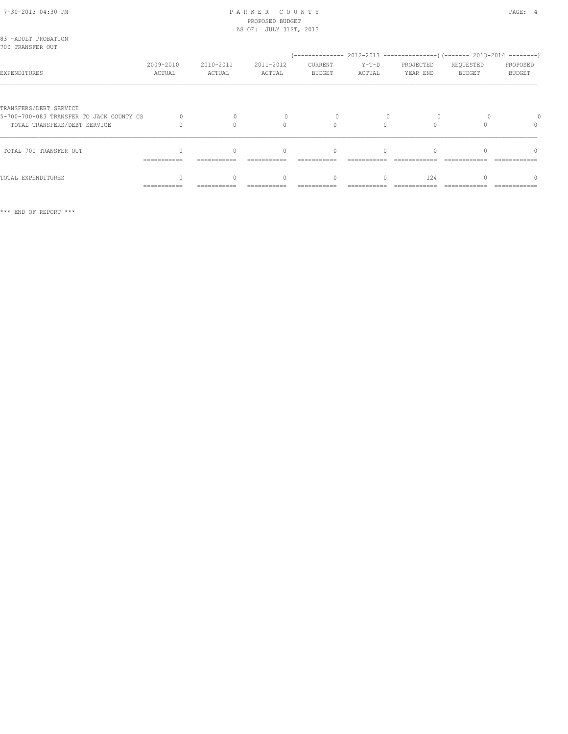PARKER COUNTY
PROPOSED BUDGET
AS OF: JULY 31ST, 2013

83 -ADULT PROBATION
700 TRANSFER OUT

| EXPENDITURES | 2009-2010 ACTUAL | 2010-2011 ACTUAL | 2011-2012 ACTUAL | 2012-2013 CURRENT BUDGET | 2012-2013 Y-T-D ACTUAL | 2012-2013 PROJECTED YEAR END | 2013-2014 REQUESTED BUDGET | 2013-2014 PROPOSED BUDGET |
|---|---|---|---|---|---|---|---|---|
| TRANSFERS/DEBT SERVICE | | | | | | | | |
| 5-700-700-083 TRANSFER TO JACK COUNTY CS | 0 | 0 | 0 | 0 | 0 | 0 | 0 | 0 |
| TOTAL TRANSFERS/DEBT SERVICE | 0 | 0 | 0 | 0 | 0 | 0 | 0 | 0 |
| TOTAL 700 TRANSFER OUT | 0 | 0 | 0 | 0 | 0 | 0 | 0 | 0 |
| TOTAL EXPENDITURES | 0 | 0 | 0 | 0 | 0 | 124 | 0 | 0 |

*** END OF REPORT ***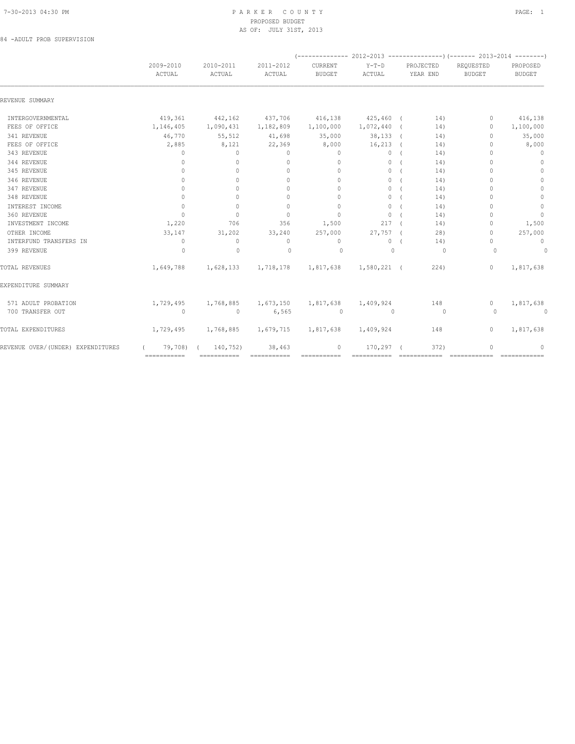PARKER COUNTY
PROPOSED BUDGET
AS OF: JULY 31ST, 2013

84 -ADULT PROB SUPERVISION

| | 2009-2010 ACTUAL | 2010-2011 ACTUAL | 2011-2012 ACTUAL | 2012-2013 CURRENT BUDGET | 2012-2013 Y-T-D ACTUAL | 2012-2013 PROJECTED YEAR END | 2013-2014 REQUESTED BUDGET | 2013-2014 PROPOSED BUDGET |
|---|---|---|---|---|---|---|---|---|
| REVENUE SUMMARY | | | | | | | | |
| INTERGOVERNMENTAL | 419,361 | 442,162 | 437,706 | 416,138 | 425,460 | ( 14) | 0 | 416,138 |
| FEES OF OFFICE | 1,146,405 | 1,090,431 | 1,182,809 | 1,100,000 | 1,072,440 | ( 14) | 0 | 1,100,000 |
| 341 REVENUE | 46,770 | 55,512 | 41,698 | 35,000 | 38,133 | ( 14) | 0 | 35,000 |
| FEES OF OFFICE | 2,885 | 8,121 | 22,369 | 8,000 | 16,213 | ( 14) | 0 | 8,000 |
| 343 REVENUE | 0 | 0 | 0 | 0 | 0 | ( 14) | 0 | 0 |
| 344 REVENUE | 0 | 0 | 0 | 0 | 0 | ( 14) | 0 | 0 |
| 345 REVENUE | 0 | 0 | 0 | 0 | 0 | ( 14) | 0 | 0 |
| 346 REVENUE | 0 | 0 | 0 | 0 | 0 | ( 14) | 0 | 0 |
| 347 REVENUE | 0 | 0 | 0 | 0 | 0 | ( 14) | 0 | 0 |
| 348 REVENUE | 0 | 0 | 0 | 0 | 0 | ( 14) | 0 | 0 |
| INTEREST INCOME | 0 | 0 | 0 | 0 | 0 | ( 14) | 0 | 0 |
| 360 REVENUE | 0 | 0 | 0 | 0 | 0 | ( 14) | 0 | 0 |
| INVESTMENT INCOME | 1,220 | 706 | 356 | 1,500 | 217 | ( 14) | 0 | 1,500 |
| OTHER INCOME | 33,147 | 31,202 | 33,240 | 257,000 | 27,757 | ( 28) | 0 | 257,000 |
| INTERFUND TRANSFERS IN | 0 | 0 | 0 | 0 | 0 | ( 14) | 0 | 0 |
| 399 REVENUE | 0 | 0 | 0 | 0 | 0 | 0 | 0 | 0 |
| TOTAL REVENUES | 1,649,788 | 1,628,133 | 1,718,178 | 1,817,638 | 1,580,221 | ( 224) | 0 | 1,817,638 |
| EXPENDITURE SUMMARY | | | | | | | | |
| 571 ADULT PROBATION | 1,729,495 | 1,768,885 | 1,673,150 | 1,817,638 | 1,409,924 | 148 | 0 | 1,817,638 |
| 700 TRANSFER OUT | 0 | 0 | 6,565 | 0 | 0 | 0 | 0 | 0 |
| TOTAL EXPENDITURES | 1,729,495 | 1,768,885 | 1,679,715 | 1,817,638 | 1,409,924 | 148 | 0 | 1,817,638 |
| REVENUE OVER/(UNDER) EXPENDITURES | ( 79,708) | ( 140,752) | 38,463 | 0 | 170,297 | ( 372) | 0 | 0 |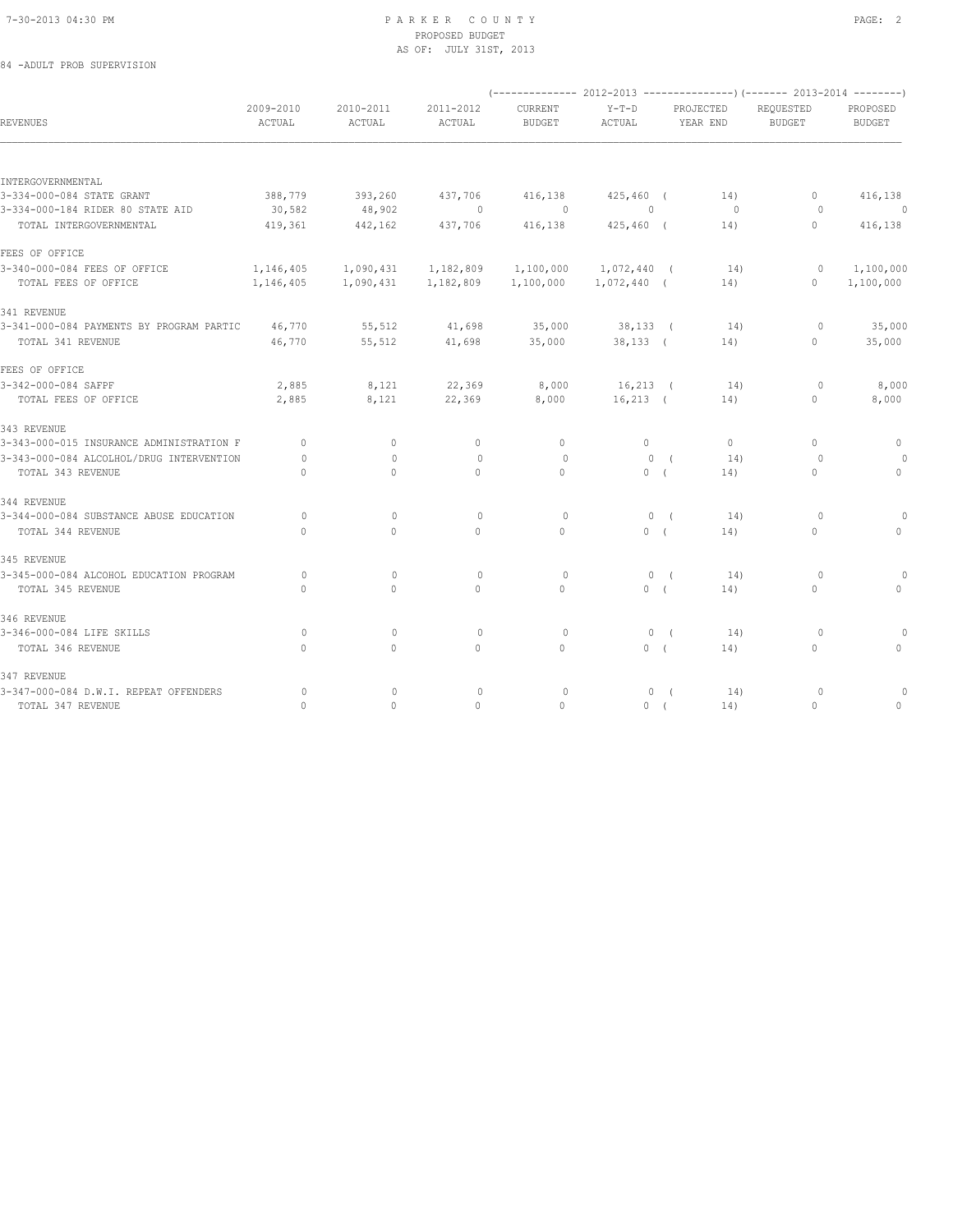# PARKER COUNTY
## PROPOSED BUDGET
### AS OF: JULY 31ST, 2013

84 -ADULT PROB SUPERVISION

| REVENUES | 2009-2010 ACTUAL | 2010-2011 ACTUAL | 2011-2012 ACTUAL | (------ 2012-2013 CURRENT BUDGET | Y-T-D ACTUAL | PROJECTED YEAR END ------) | (------ 2013-2014 REQUESTED BUDGET | PROPOSED BUDGET ------) |
|---|---|---|---|---|---|---|---|---|
| INTERGOVERNMENTAL | | | | | | | | |
| 3-334-000-084 STATE GRANT | 388,779 | 393,260 | 437,706 | 416,138 | 425,460 ( | 14) | 0 | 416,138 |
| 3-334-000-184 RIDER 80 STATE AID | 30,582 | 48,902 | 0 | 0 | 0 | 0 | 0 | 0 |
| TOTAL INTERGOVERNMENTAL | 419,361 | 442,162 | 437,706 | 416,138 | 425,460 ( | 14) | 0 | 416,138 |
| FEES OF OFFICE | | | | | | | | |
| 3-340-000-084 FEES OF OFFICE | 1,146,405 | 1,090,431 | 1,182,809 | 1,100,000 | 1,072,440 ( | 14) | 0 | 1,100,000 |
| TOTAL FEES OF OFFICE | 1,146,405 | 1,090,431 | 1,182,809 | 1,100,000 | 1,072,440 ( | 14) | 0 | 1,100,000 |
| 341 REVENUE | | | | | | | | |
| 3-341-000-084 PAYMENTS BY PROGRAM PARTIC | 46,770 | 55,512 | 41,698 | 35,000 | 38,133 ( | 14) | 0 | 35,000 |
| TOTAL 341 REVENUE | 46,770 | 55,512 | 41,698 | 35,000 | 38,133 ( | 14) | 0 | 35,000 |
| FEES OF OFFICE | | | | | | | | |
| 3-342-000-084 SAFPF | 2,885 | 8,121 | 22,369 | 8,000 | 16,213 ( | 14) | 0 | 8,000 |
| TOTAL FEES OF OFFICE | 2,885 | 8,121 | 22,369 | 8,000 | 16,213 ( | 14) | 0 | 8,000 |
| 343 REVENUE | | | | | | | | |
| 3-343-000-015 INSURANCE ADMINISTRATION F | 0 | 0 | 0 | 0 | 0 | 0 | 0 | 0 |
| 3-343-000-084 ALCOLHOL/DRUG INTERVENTION | 0 | 0 | 0 | 0 | 0 ( | 14) | 0 | 0 |
| TOTAL 343 REVENUE | 0 | 0 | 0 | 0 | 0 ( | 14) | 0 | 0 |
| 344 REVENUE | | | | | | | | |
| 3-344-000-084 SUBSTANCE ABUSE EDUCATION | 0 | 0 | 0 | 0 | 0 ( | 14) | 0 | 0 |
| TOTAL 344 REVENUE | 0 | 0 | 0 | 0 | 0 ( | 14) | 0 | 0 |
| 345 REVENUE | | | | | | | | |
| 3-345-000-084 ALCOHOL EDUCATION PROGRAM | 0 | 0 | 0 | 0 | 0 ( | 14) | 0 | 0 |
| TOTAL 345 REVENUE | 0 | 0 | 0 | 0 | 0 ( | 14) | 0 | 0 |
| 346 REVENUE | | | | | | | | |
| 3-346-000-084 LIFE SKILLS | 0 | 0 | 0 | 0 | 0 ( | 14) | 0 | 0 |
| TOTAL 346 REVENUE | 0 | 0 | 0 | 0 | 0 ( | 14) | 0 | 0 |
| 347 REVENUE | | | | | | | | |
| 3-347-000-084 D.W.I. REPEAT OFFENDERS | 0 | 0 | 0 | 0 | 0 ( | 14) | 0 | 0 |
| TOTAL 347 REVENUE | 0 | 0 | 0 | 0 | 0 ( | 14) | 0 | 0 |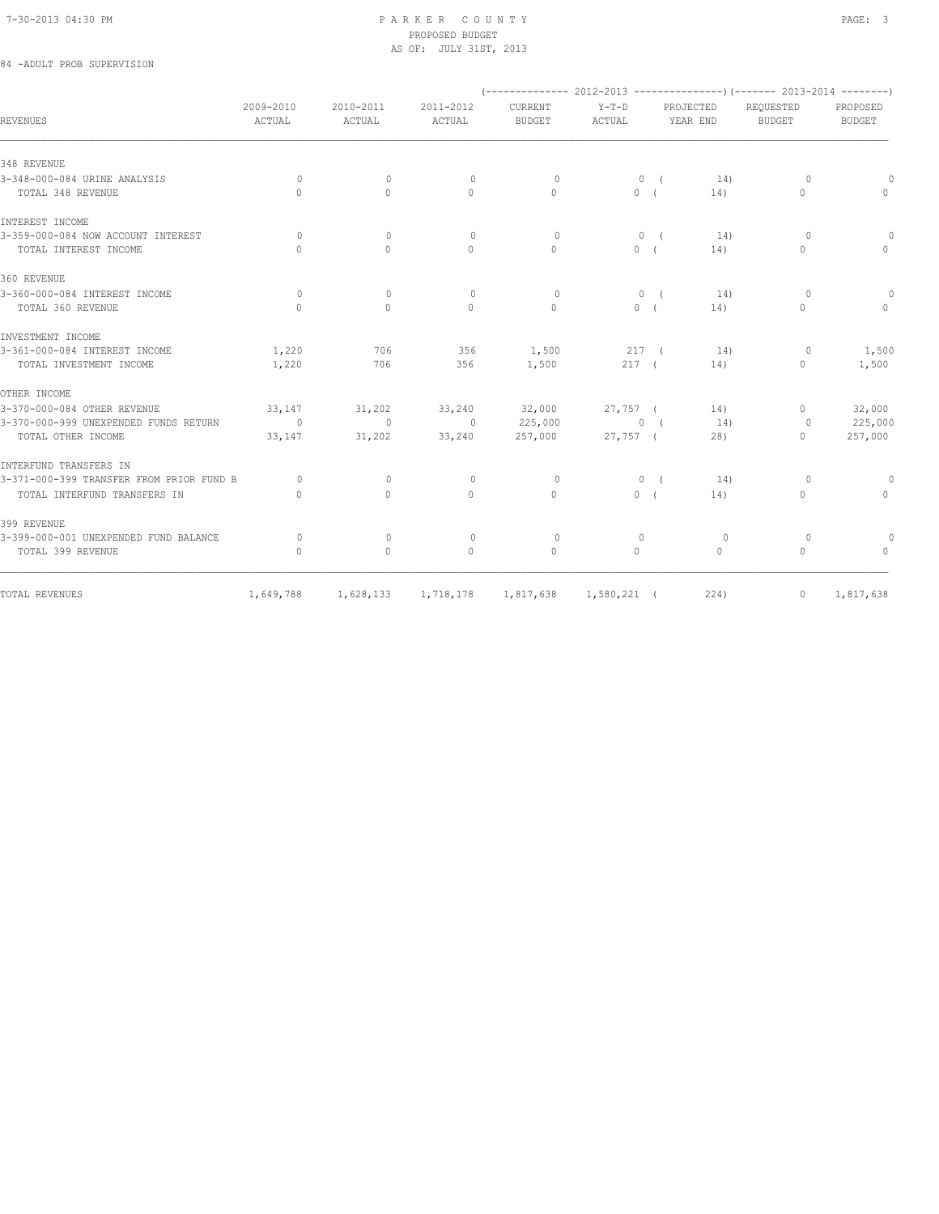PARKER COUNTY
PROPOSED BUDGET
AS OF: JULY 31ST, 2013

84 -ADULT PROB SUPERVISION

| REVENUES | 2009-2010 ACTUAL | 2010-2011 ACTUAL | 2011-2012 ACTUAL | 2012-2013 CURRENT BUDGET | 2012-2013 Y-T-D ACTUAL | 2012-2013 PROJECTED YEAR END | 2013-2014 REQUESTED BUDGET | 2013-2014 PROPOSED BUDGET |
|---|---|---|---|---|---|---|---|---|
| 348 REVENUE | | | | | | | | |
| 3-348-000-084 URINE ANALYSIS | 0 | 0 | 0 | 0 | 0 | ( 14) | 0 | 0 |
| TOTAL 348 REVENUE | 0 | 0 | 0 | 0 | 0 | ( 14) | 0 | 0 |
| INTEREST INCOME | | | | | | | | |
| 3-359-000-084 NOW ACCOUNT INTEREST | 0 | 0 | 0 | 0 | 0 | ( 14) | 0 | 0 |
| TOTAL INTEREST INCOME | 0 | 0 | 0 | 0 | 0 | ( 14) | 0 | 0 |
| 360 REVENUE | | | | | | | | |
| 3-360-000-084 INTEREST INCOME | 0 | 0 | 0 | 0 | 0 | ( 14) | 0 | 0 |
| TOTAL 360 REVENUE | 0 | 0 | 0 | 0 | 0 | ( 14) | 0 | 0 |
| INVESTMENT INCOME | | | | | | | | |
| 3-361-000-084 INTEREST INCOME | 1,220 | 706 | 356 | 1,500 | 217 | ( 14) | 0 | 1,500 |
| TOTAL INVESTMENT INCOME | 1,220 | 706 | 356 | 1,500 | 217 | ( 14) | 0 | 1,500 |
| OTHER INCOME | | | | | | | | |
| 3-370-000-084 OTHER REVENUE | 33,147 | 31,202 | 33,240 | 32,000 | 27,757 | ( 14) | 0 | 32,000 |
| 3-370-000-999 UNEXPENDED FUNDS RETURN | 0 | 0 | 0 | 225,000 | 0 | ( 14) | 0 | 225,000 |
| TOTAL OTHER INCOME | 33,147 | 31,202 | 33,240 | 257,000 | 27,757 | ( 28) | 0 | 257,000 |
| INTERFUND TRANSFERS IN | | | | | | | | |
| 3-371-000-399 TRANSFER FROM PRIOR FUND B | 0 | 0 | 0 | 0 | 0 | ( 14) | 0 | 0 |
| TOTAL INTERFUND TRANSFERS IN | 0 | 0 | 0 | 0 | 0 | ( 14) | 0 | 0 |
| 399 REVENUE | | | | | | | | |
| 3-399-000-001 UNEXPENDED FUND BALANCE | 0 | 0 | 0 | 0 | 0 | 0 | 0 | 0 |
| TOTAL 399 REVENUE | 0 | 0 | 0 | 0 | 0 | 0 | 0 | 0 |
| TOTAL REVENUES | 1,649,788 | 1,628,133 | 1,718,178 | 1,817,638 | 1,580,221 | ( 224) | 0 | 1,817,638 |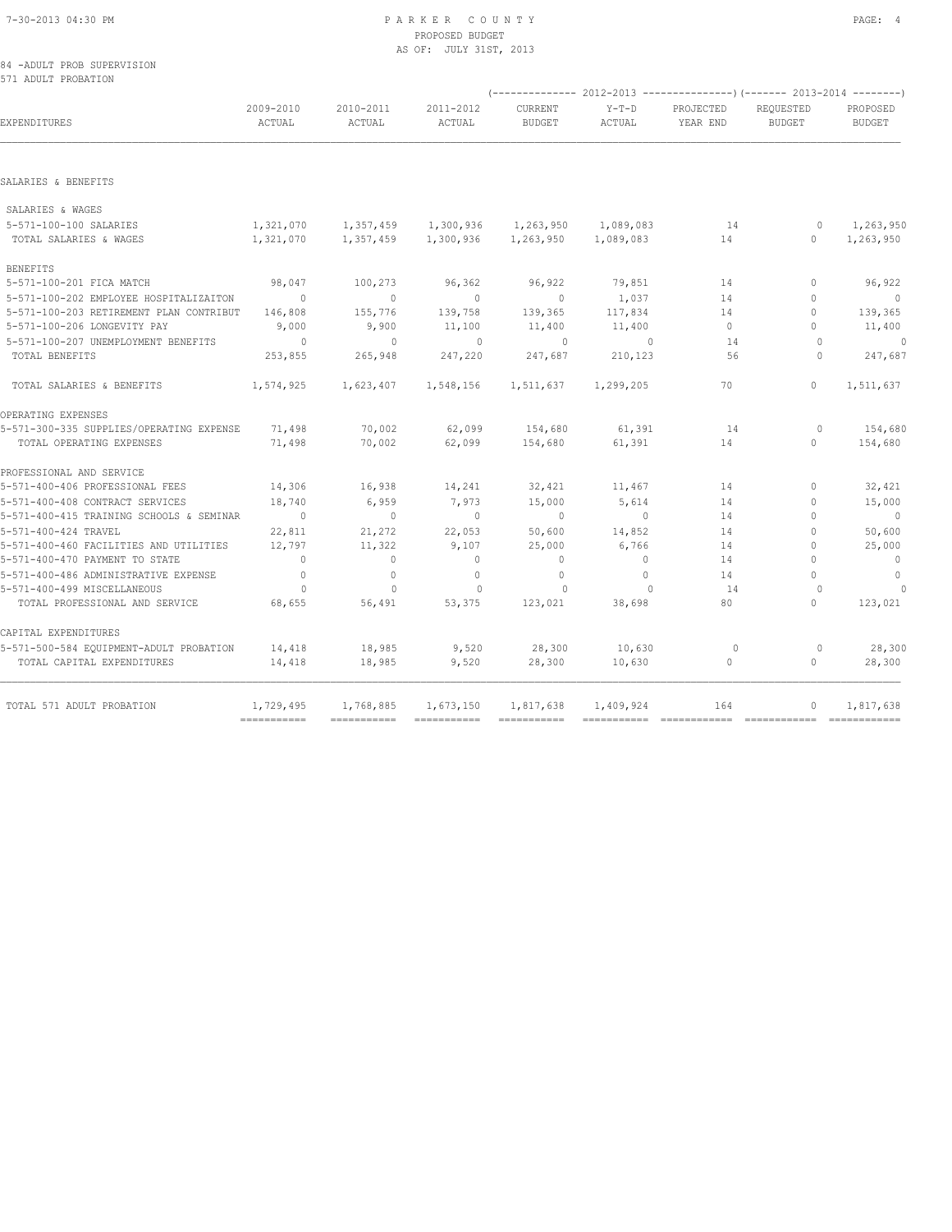PARKER COUNTY
PROPOSED BUDGET
AS OF: JULY 31ST, 2013

84 -ADULT PROB SUPERVISION
571 ADULT PROBATION

| EXPENDITURES | 2009-2010 ACTUAL | 2010-2011 ACTUAL | 2011-2012 ACTUAL | 2012-2013 CURRENT BUDGET | 2012-2013 Y-T-D ACTUAL | 2012-2013 PROJECTED YEAR END | 2013-2014 REQUESTED BUDGET | 2013-2014 PROPOSED BUDGET |
|---|---|---|---|---|---|---|---|---|
| SALARIES & BENEFITS | | | | | | | | |
| SALARIES & WAGES | | | | | | | | |
| 5-571-100-100 SALARIES | 1,321,070 | 1,357,459 | 1,300,936 | 1,263,950 | 1,089,083 | 14 | 0 | 1,263,950 |
| TOTAL SALARIES & WAGES | 1,321,070 | 1,357,459 | 1,300,936 | 1,263,950 | 1,089,083 | 14 | 0 | 1,263,950 |
| BENEFITS | | | | | | | | |
| 5-571-100-201 FICA MATCH | 98,047 | 100,273 | 96,362 | 96,922 | 79,851 | 14 | 0 | 96,922 |
| 5-571-100-202 EMPLOYEE HOSPITALIZAITON | 0 | 0 | 0 | 0 | 1,037 | 14 | 0 | 0 |
| 5-571-100-203 RETIREMENT PLAN CONTRIBUT | 146,808 | 155,776 | 139,758 | 139,365 | 117,834 | 14 | 0 | 139,365 |
| 5-571-100-206 LONGEVITY PAY | 9,000 | 9,900 | 11,100 | 11,400 | 11,400 | 0 | 0 | 11,400 |
| 5-571-100-207 UNEMPLOYMENT BENEFITS | 0 | 0 | 0 | 0 | 0 | 14 | 0 | 0 |
| TOTAL BENEFITS | 253,855 | 265,948 | 247,220 | 247,687 | 210,123 | 56 | 0 | 247,687 |
| TOTAL SALARIES & BENEFITS | 1,574,925 | 1,623,407 | 1,548,156 | 1,511,637 | 1,299,205 | 70 | 0 | 1,511,637 |
| OPERATING EXPENSES | | | | | | | | |
| 5-571-300-335 SUPPLIES/OPERATING EXPENSE | 71,498 | 70,002 | 62,099 | 154,680 | 61,391 | 14 | 0 | 154,680 |
| TOTAL OPERATING EXPENSES | 71,498 | 70,002 | 62,099 | 154,680 | 61,391 | 14 | 0 | 154,680 |
| PROFESSIONAL AND SERVICE | | | | | | | | |
| 5-571-400-406 PROFESSIONAL FEES | 14,306 | 16,938 | 14,241 | 32,421 | 11,467 | 14 | 0 | 32,421 |
| 5-571-400-408 CONTRACT SERVICES | 18,740 | 6,959 | 7,973 | 15,000 | 5,614 | 14 | 0 | 15,000 |
| 5-571-400-415 TRAINING SCHOOLS & SEMINAR | 0 | 0 | 0 | 0 | 0 | 14 | 0 | 0 |
| 5-571-400-424 TRAVEL | 22,811 | 21,272 | 22,053 | 50,600 | 14,852 | 14 | 0 | 50,600 |
| 5-571-400-460 FACILITIES AND UTILITIES | 12,797 | 11,322 | 9,107 | 25,000 | 6,766 | 14 | 0 | 25,000 |
| 5-571-400-470 PAYMENT TO STATE | 0 | 0 | 0 | 0 | 0 | 14 | 0 | 0 |
| 5-571-400-486 ADMINISTRATIVE EXPENSE | 0 | 0 | 0 | 0 | 0 | 14 | 0 | 0 |
| 5-571-400-499 MISCELLANEOUS | 0 | 0 | 0 | 0 | 0 | 14 | 0 | 0 |
| TOTAL PROFESSIONAL AND SERVICE | 68,655 | 56,491 | 53,375 | 123,021 | 38,698 | 80 | 0 | 123,021 |
| CAPITAL EXPENDITURES | | | | | | | | |
| 5-571-500-584 EQUIPMENT-ADULT PROBATION | 14,418 | 18,985 | 9,520 | 28,300 | 10,630 | 0 | 0 | 28,300 |
| TOTAL CAPITAL EXPENDITURES | 14,418 | 18,985 | 9,520 | 28,300 | 10,630 | 0 | 0 | 28,300 |
| TOTAL 571 ADULT PROBATION | 1,729,495 | 1,768,885 | 1,673,150 | 1,817,638 | 1,409,924 | 164 | 0 | 1,817,638 |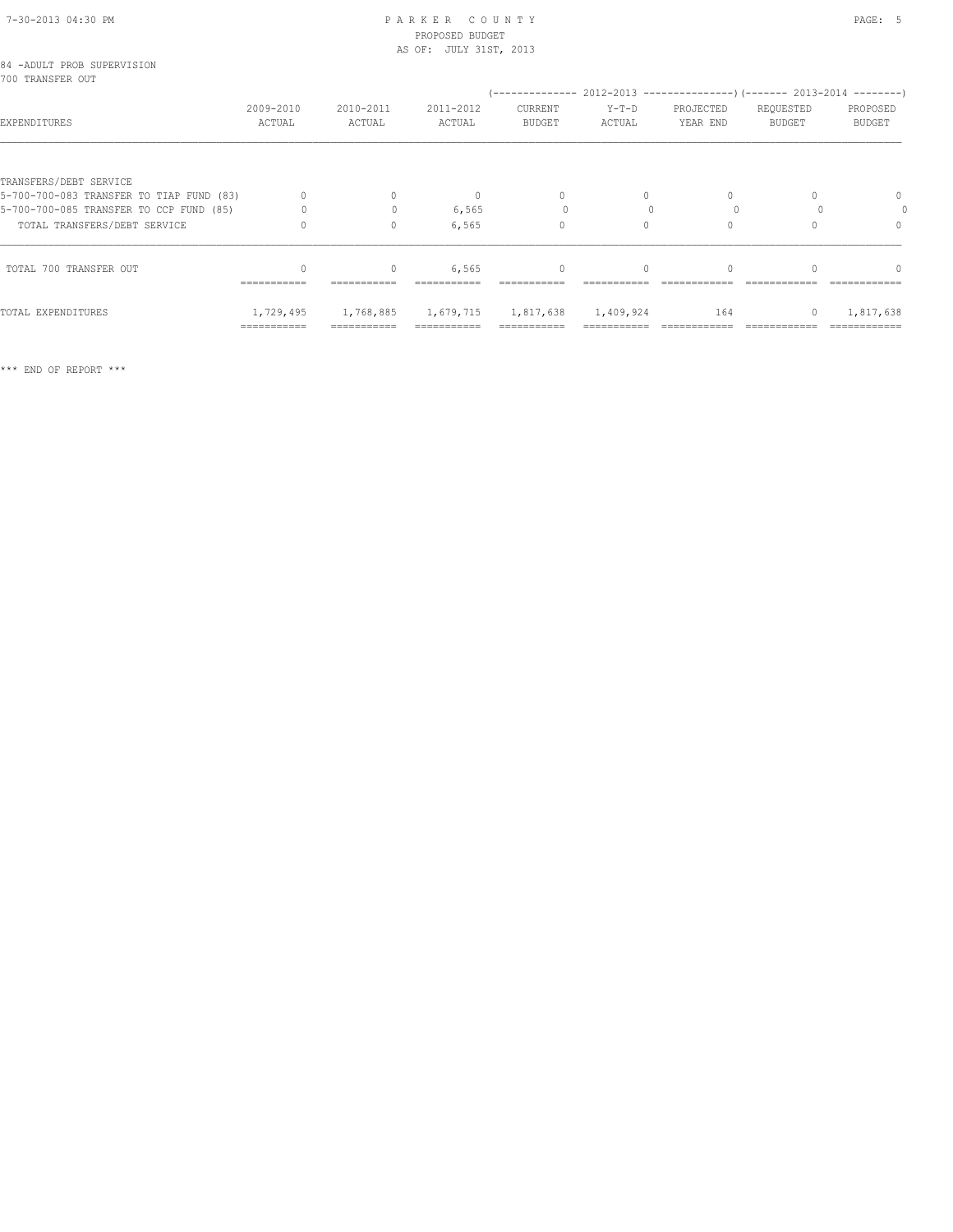84 -ADULT PROB SUPERVISION
700 TRANSFER OUT

| EXPENDITURES | 2009-2010 ACTUAL | 2010-2011 ACTUAL | 2011-2012 ACTUAL | 2012-2013 CURRENT BUDGET | 2012-2013 Y-T-D ACTUAL | 2012-2013 PROJECTED YEAR END | 2013-2014 REQUESTED BUDGET | 2013-2014 PROPOSED BUDGET |
|---|---|---|---|---|---|---|---|---|
| TRANSFERS/DEBT SERVICE | | | | | | | | |
| 5-700-700-083 TRANSFER TO TIAP FUND (83) | 0 | 0 | 0 | 0 | 0 | 0 | 0 | 0 |
| 5-700-700-085 TRANSFER TO CCP FUND (85) | 0 | 0 | 6,565 | 0 | 0 | 0 | 0 | 0 |
| TOTAL TRANSFERS/DEBT SERVICE | 0 | 0 | 6,565 | 0 | 0 | 0 | 0 | 0 |
| TOTAL 700 TRANSFER OUT | 0 | 0 | 6,565 | 0 | 0 | 0 | 0 | 0 |
| TOTAL EXPENDITURES | 1,729,495 | 1,768,885 | 1,679,715 | 1,817,638 | 1,409,924 | 164 | 0 | 1,817,638 |

*** END OF REPORT ***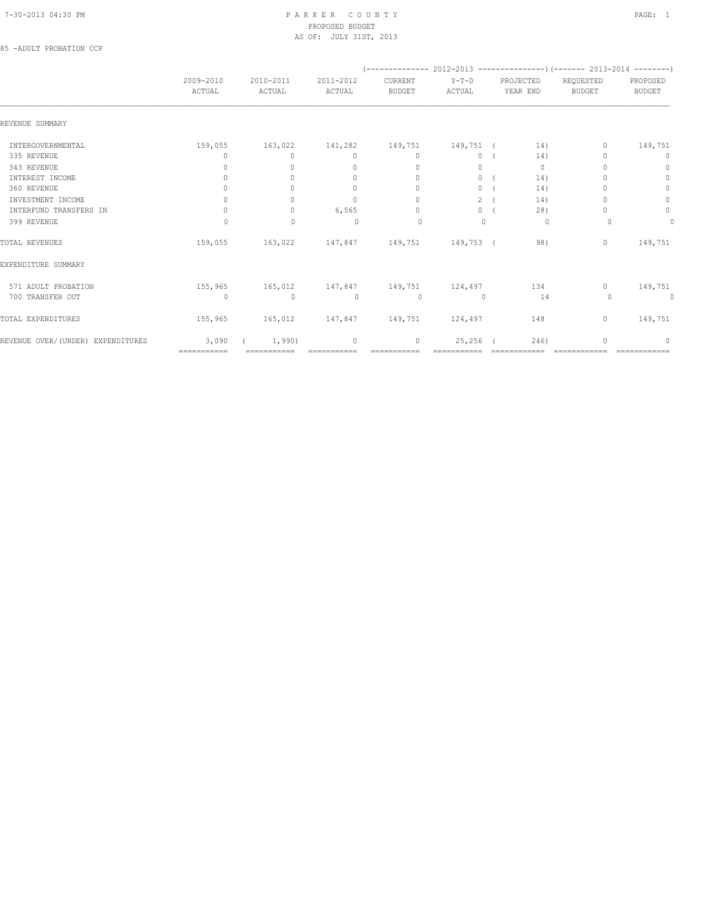PARKER COUNTY
PROPOSED BUDGET
AS OF: JULY 31ST, 2013

85 -ADULT PROBATION CCP

| | 2009-2010 ACTUAL | 2010-2011 ACTUAL | 2011-2012 ACTUAL | 2012-2013 CURRENT BUDGET | 2012-2013 Y-T-D ACTUAL | 2012-2013 PROJECTED YEAR END | 2013-2014 REQUESTED BUDGET | 2013-2014 PROPOSED BUDGET |
|---|---|---|---|---|---|---|---|---|
| REVENUE SUMMARY | | | | | | | | |
| INTERGOVERNMENTAL | 159,055 | 163,022 | 141,282 | 149,751 | 149,751 | ( 14) | 0 | 149,751 |
| 335 REVENUE | 0 | 0 | 0 | 0 | 0 | ( 14) | 0 | 0 |
| 343 REVENUE | 0 | 0 | 0 | 0 | 0 | 0 | 0 | 0 |
| INTEREST INCOME | 0 | 0 | 0 | 0 | 0 | ( 14) | 0 | 0 |
| 360 REVENUE | 0 | 0 | 0 | 0 | 0 | ( 14) | 0 | 0 |
| INVESTMENT INCOME | 0 | 0 | 0 | 0 | 2 | ( 14) | 0 | 0 |
| INTERFUND TRANSFERS IN | 0 | 0 | 6,565 | 0 | 0 | ( 28) | 0 | 0 |
| 399 REVENUE | 0 | 0 | 0 | 0 | 0 | 0 | 0 | 0 |
| TOTAL REVENUES | 159,055 | 163,022 | 147,847 | 149,751 | 149,753 | ( 98) | 0 | 149,751 |
| EXPENDITURE SUMMARY | | | | | | | | |
| 571 ADULT PROBATION | 155,965 | 165,012 | 147,847 | 149,751 | 124,497 | 134 | 0 | 149,751 |
| 700 TRANSFER OUT | 0 | 0 | 0 | 0 | 0 | 14 | 0 | 0 |
| TOTAL EXPENDITURES | 155,965 | 165,012 | 147,847 | 149,751 | 124,497 | 148 | 0 | 149,751 |
| REVENUE OVER/(UNDER) EXPENDITURES | 3,090 | ( 1,990) | 0 | 0 | 25,256 | ( 246) | 0 | 0 |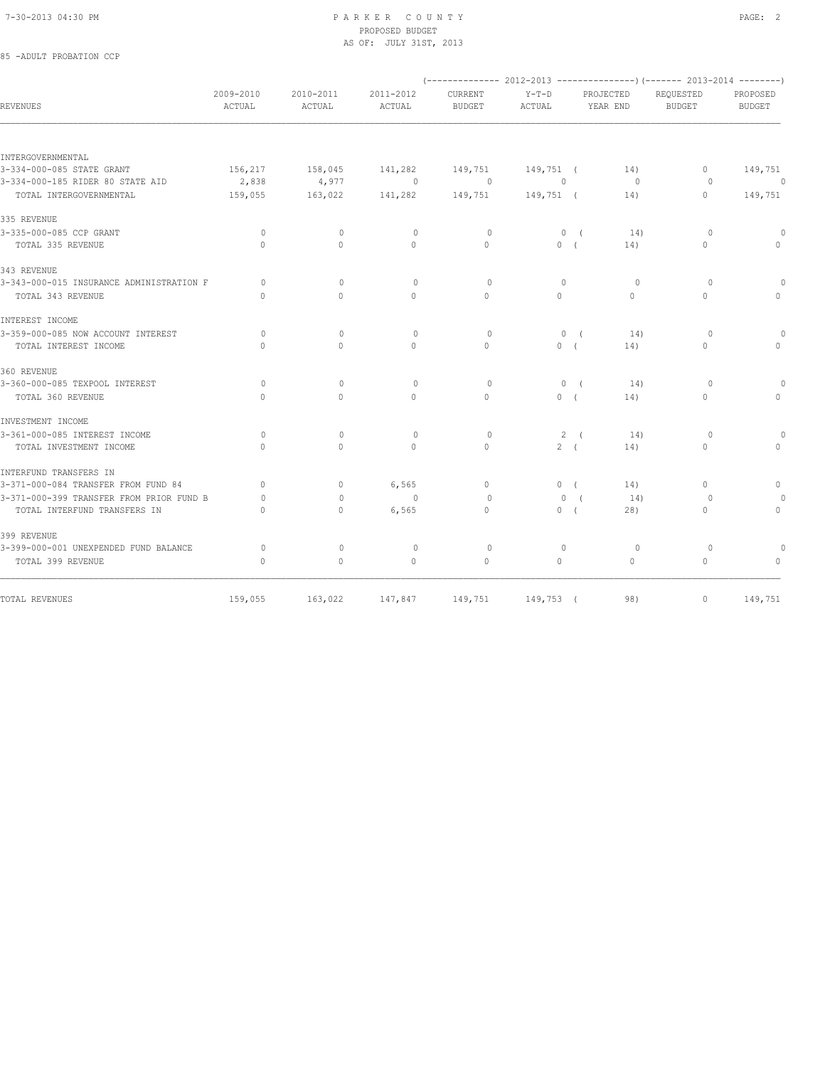# PARKER COUNTY
## PROPOSED BUDGET
### AS OF: JULY 31ST, 2013

85 -ADULT PROBATION CCP

| REVENUES | 2009-2010 ACTUAL | 2010-2011 ACTUAL | 2011-2012 ACTUAL | 2012-2013 CURRENT BUDGET | 2012-2013 Y-T-D ACTUAL | 2012-2013 PROJECTED YEAR END | 2013-2014 REQUESTED BUDGET | 2013-2014 PROPOSED BUDGET |
|---|---|---|---|---|---|---|---|---|
| INTERGOVERNMENTAL | | | | | | | | |
| 3-334-000-085 STATE GRANT | 156,217 | 158,045 | 141,282 | 149,751 | 149,751 | ( 14) | 0 | 149,751 |
| 3-334-000-185 RIDER 80 STATE AID | 2,838 | 4,977 | 0 | 0 | 0 | 0 | 0 | 0 |
| TOTAL INTERGOVERNMENTAL | 159,055 | 163,022 | 141,282 | 149,751 | 149,751 | ( 14) | 0 | 149,751 |
| 335 REVENUE | | | | | | | | |
| 3-335-000-085 CCP GRANT | 0 | 0 | 0 | 0 | 0 | ( 14) | 0 | 0 |
| TOTAL 335 REVENUE | 0 | 0 | 0 | 0 | 0 | ( 14) | 0 | 0 |
| 343 REVENUE | | | | | | | | |
| 3-343-000-015 INSURANCE ADMINISTRATION F | 0 | 0 | 0 | 0 | 0 | 0 | 0 | 0 |
| TOTAL 343 REVENUE | 0 | 0 | 0 | 0 | 0 | 0 | 0 | 0 |
| INTEREST INCOME | | | | | | | | |
| 3-359-000-085 NOW ACCOUNT INTEREST | 0 | 0 | 0 | 0 | 0 | ( 14) | 0 | 0 |
| TOTAL INTEREST INCOME | 0 | 0 | 0 | 0 | 0 | ( 14) | 0 | 0 |
| 360 REVENUE | | | | | | | | |
| 3-360-000-085 TEXPOOL INTEREST | 0 | 0 | 0 | 0 | 0 | ( 14) | 0 | 0 |
| TOTAL 360 REVENUE | 0 | 0 | 0 | 0 | 0 | ( 14) | 0 | 0 |
| INVESTMENT INCOME | | | | | | | | |
| 3-361-000-085 INTEREST INCOME | 0 | 0 | 0 | 0 | 2 | ( 14) | 0 | 0 |
| TOTAL INVESTMENT INCOME | 0 | 0 | 0 | 0 | 2 | ( 14) | 0 | 0 |
| INTERFUND TRANSFERS IN | | | | | | | | |
| 3-371-000-084 TRANSFER FROM FUND 84 | 0 | 0 | 6,565 | 0 | 0 | ( 14) | 0 | 0 |
| 3-371-000-399 TRANSFER FROM PRIOR FUND B | 0 | 0 | 0 | 0 | 0 | ( 14) | 0 | 0 |
| TOTAL INTERFUND TRANSFERS IN | 0 | 0 | 6,565 | 0 | 0 | ( 28) | 0 | 0 |
| 399 REVENUE | | | | | | | | |
| 3-399-000-001 UNEXPENDED FUND BALANCE | 0 | 0 | 0 | 0 | 0 | 0 | 0 | 0 |
| TOTAL 399 REVENUE | 0 | 0 | 0 | 0 | 0 | 0 | 0 | 0 |
| TOTAL REVENUES | 159,055 | 163,022 | 147,847 | 149,751 | 149,753 | ( 98) | 0 | 149,751 |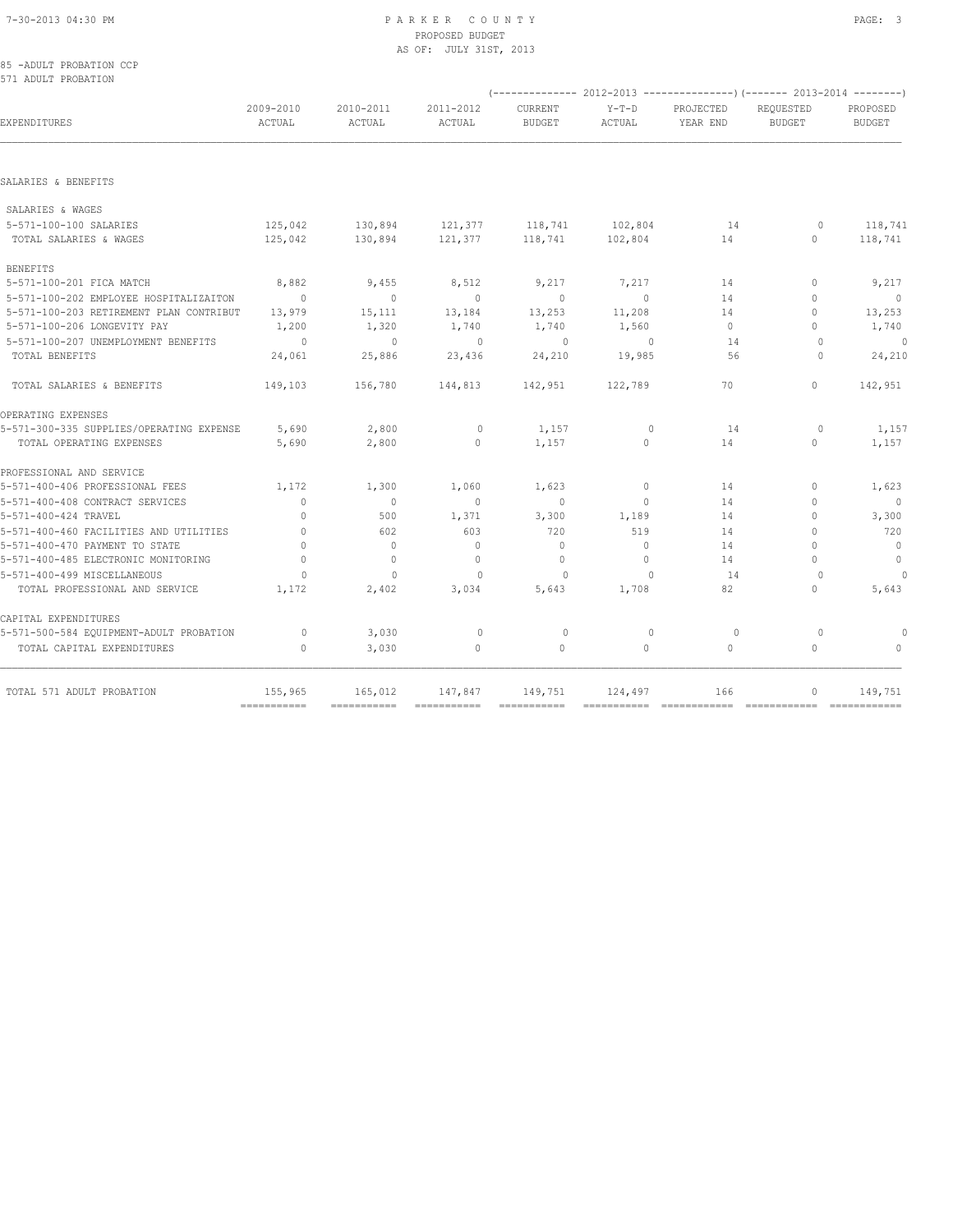# PARKER COUNTY
## PROPOSED BUDGET
### AS OF: JULY 31ST, 2013

85 -ADULT PROBATION CCP
571 ADULT PROBATION

| EXPENDITURES | 2009-2010 ACTUAL | 2010-2011 ACTUAL | 2011-2012 ACTUAL | 2012-2013 CURRENT BUDGET | 2012-2013 Y-T-D ACTUAL | 2012-2013 PROJECTED YEAR END | 2013-2014 REQUESTED BUDGET | 2013-2014 PROPOSED BUDGET |
|---|---|---|---|---|---|---|---|---|
| SALARIES & BENEFITS | | | | | | | | |
| SALARIES & WAGES | | | | | | | | |
| 5-571-100-100 SALARIES | 125,042 | 130,894 | 121,377 | 118,741 | 102,804 | 14 | 0 | 118,741 |
| TOTAL SALARIES & WAGES | 125,042 | 130,894 | 121,377 | 118,741 | 102,804 | 14 | 0 | 118,741 |
| BENEFITS | | | | | | | | |
| 5-571-100-201 FICA MATCH | 8,882 | 9,455 | 8,512 | 9,217 | 7,217 | 14 | 0 | 9,217 |
| 5-571-100-202 EMPLOYEE HOSPITALIZAITON | 0 | 0 | 0 | 0 | 0 | 14 | 0 | 0 |
| 5-571-100-203 RETIREMENT PLAN CONTRIBUT | 13,979 | 15,111 | 13,184 | 13,253 | 11,208 | 14 | 0 | 13,253 |
| 5-571-100-206 LONGEVITY PAY | 1,200 | 1,320 | 1,740 | 1,740 | 1,560 | 0 | 0 | 1,740 |
| 5-571-100-207 UNEMPLOYMENT BENEFITS | 0 | 0 | 0 | 0 | 0 | 14 | 0 | 0 |
| TOTAL BENEFITS | 24,061 | 25,886 | 23,436 | 24,210 | 19,985 | 56 | 0 | 24,210 |
| TOTAL SALARIES & BENEFITS | 149,103 | 156,780 | 144,813 | 142,951 | 122,789 | 70 | 0 | 142,951 |
| OPERATING EXPENSES | | | | | | | | |
| 5-571-300-335 SUPPLIES/OPERATING EXPENSE | 5,690 | 2,800 | 0 | 1,157 | 0 | 14 | 0 | 1,157 |
| TOTAL OPERATING EXPENSES | 5,690 | 2,800 | 0 | 1,157 | 0 | 14 | 0 | 1,157 |
| PROFESSIONAL AND SERVICE | | | | | | | | |
| 5-571-400-406 PROFESSIONAL FEES | 1,172 | 1,300 | 1,060 | 1,623 | 0 | 14 | 0 | 1,623 |
| 5-571-400-408 CONTRACT SERVICES | 0 | 0 | 0 | 0 | 0 | 14 | 0 | 0 |
| 5-571-400-424 TRAVEL | 0 | 500 | 1,371 | 3,300 | 1,189 | 14 | 0 | 3,300 |
| 5-571-400-460 FACILITIES AND UTILITIES | 0 | 602 | 603 | 720 | 519 | 14 | 0 | 720 |
| 5-571-400-470 PAYMENT TO STATE | 0 | 0 | 0 | 0 | 0 | 14 | 0 | 0 |
| 5-571-400-485 ELECTRONIC MONITORING | 0 | 0 | 0 | 0 | 0 | 14 | 0 | 0 |
| 5-571-400-499 MISCELLANEOUS | 0 | 0 | 0 | 0 | 0 | 14 | 0 | 0 |
| TOTAL PROFESSIONAL AND SERVICE | 1,172 | 2,402 | 3,034 | 5,643 | 1,708 | 82 | 0 | 5,643 |
| CAPITAL EXPENDITURES | | | | | | | | |
| 5-571-500-584 EQUIPMENT-ADULT PROBATION | 0 | 3,030 | 0 | 0 | 0 | 0 | 0 | 0 |
| TOTAL CAPITAL EXPENDITURES | 0 | 3,030 | 0 | 0 | 0 | 0 | 0 | 0 |
| TOTAL 571 ADULT PROBATION | 155,965 | 165,012 | 147,847 | 149,751 | 124,497 | 166 | 0 | 149,751 |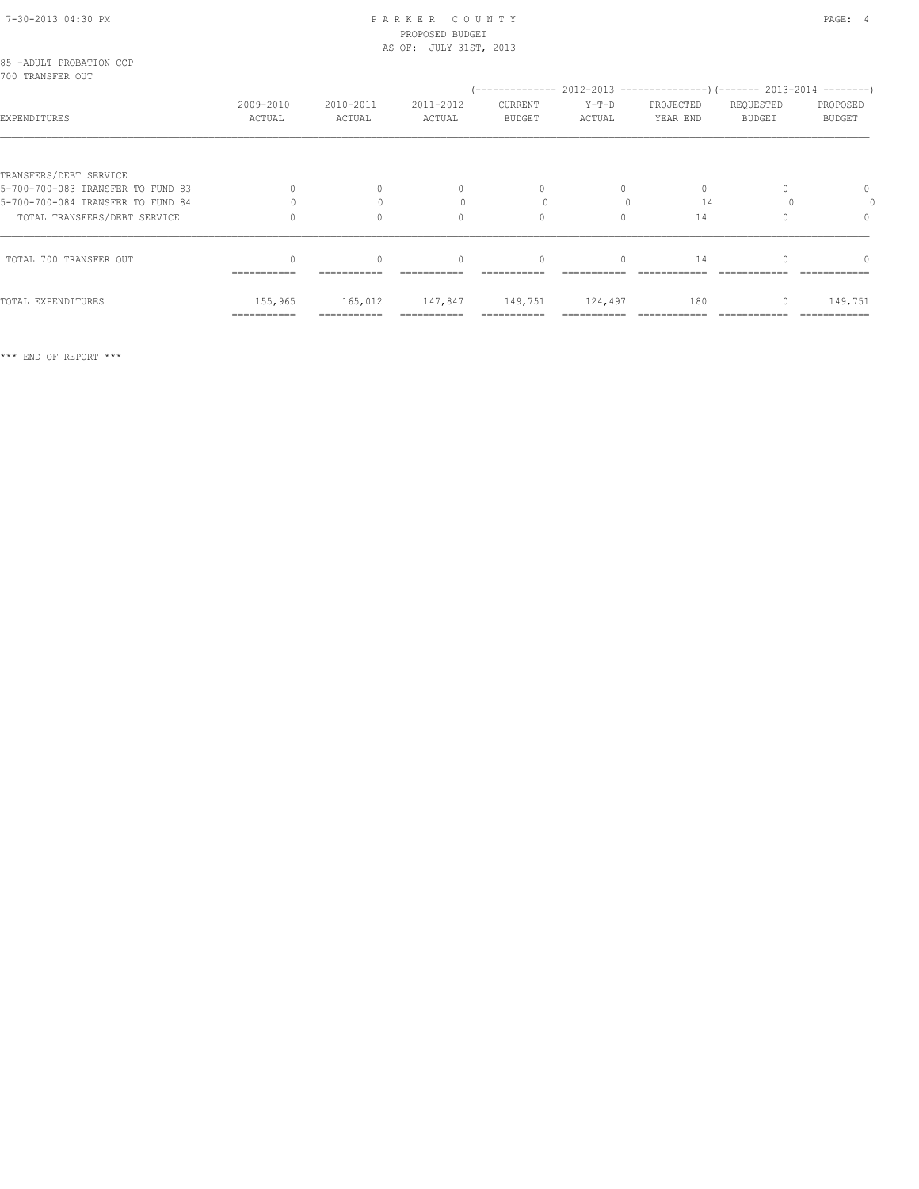PARKER COUNTY
PROPOSED BUDGET
AS OF: JULY 31ST, 2013

85 -ADULT PROBATION CCP
700 TRANSFER OUT

| EXPENDITURES | 2009-2010 ACTUAL | 2010-2011 ACTUAL | 2011-2012 ACTUAL | 2012-2013 CURRENT BUDGET | 2012-2013 Y-T-D ACTUAL | 2012-2013 PROJECTED YEAR END | 2013-2014 REQUESTED BUDGET | 2013-2014 PROPOSED BUDGET |
|---|---|---|---|---|---|---|---|---|
| TRANSFERS/DEBT SERVICE | | | | | | | | |
| 5-700-700-083 TRANSFER TO FUND 83 | 0 | 0 | 0 | 0 | 0 | 0 | 0 | 0 |
| 5-700-700-084 TRANSFER TO FUND 84 | 0 | 0 | 0 | 0 | 0 | 14 | 0 | 0 |
| TOTAL TRANSFERS/DEBT SERVICE | 0 | 0 | 0 | 0 | 0 | 14 | 0 | 0 |
| TOTAL 700 TRANSFER OUT | 0 | 0 | 0 | 0 | 0 | 14 | 0 | 0 |
| TOTAL EXPENDITURES | 155,965 | 165,012 | 147,847 | 149,751 | 124,497 | 180 | 0 | 149,751 |

*** END OF REPORT ***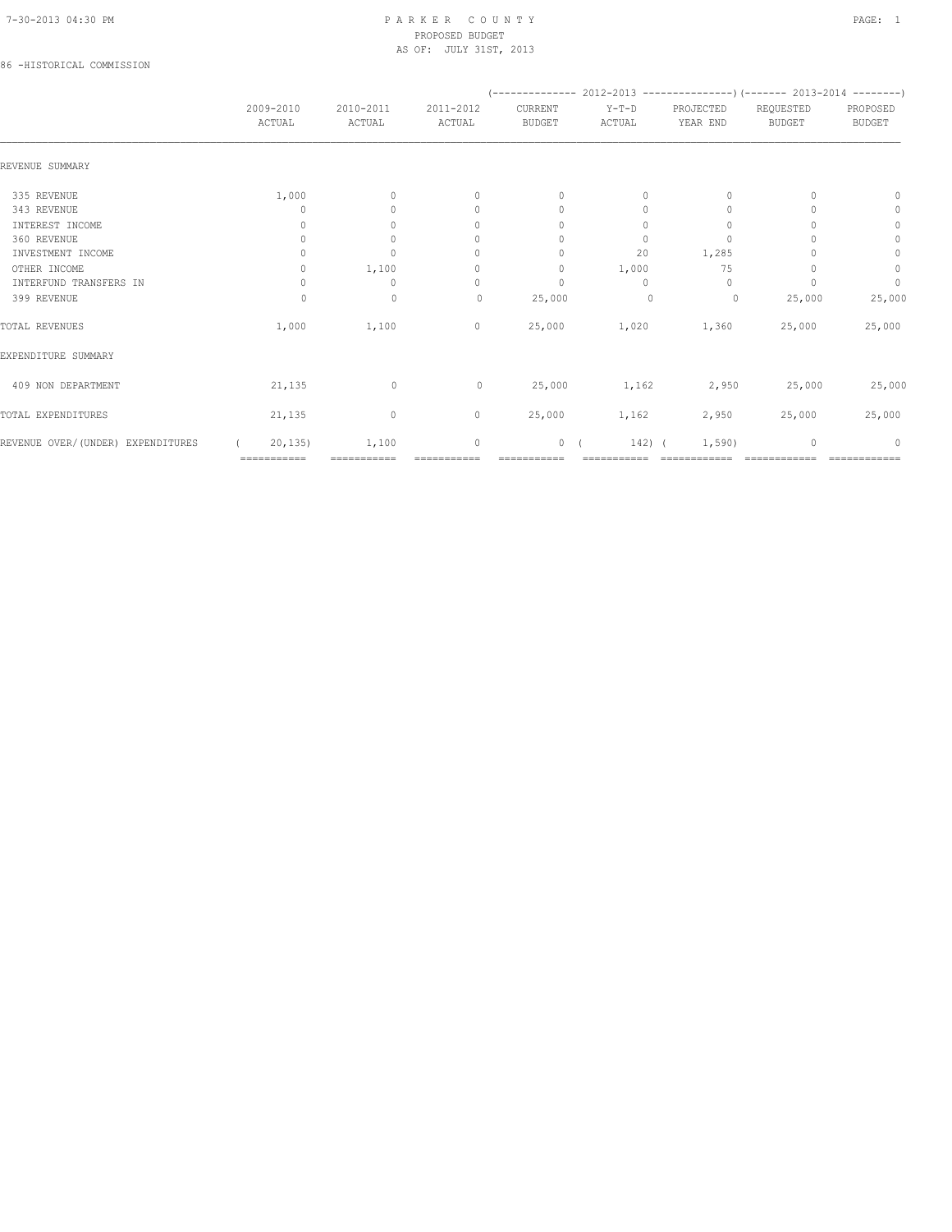PARKER COUNTY
PROPOSED BUDGET
AS OF: JULY 31ST, 2013

86 -HISTORICAL COMMISSION

| | 2009-2010 ACTUAL | 2010-2011 ACTUAL | 2011-2012 ACTUAL | 2012-2013 CURRENT BUDGET | 2012-2013 Y-T-D ACTUAL | 2012-2013 PROJECTED YEAR END | 2013-2014 REQUESTED BUDGET | 2013-2014 PROPOSED BUDGET |
|---|---|---|---|---|---|---|---|---|
| REVENUE SUMMARY | | | | | | | | |
| 335 REVENUE | 1,000 | 0 | 0 | 0 | 0 | 0 | 0 | 0 |
| 343 REVENUE | 0 | 0 | 0 | 0 | 0 | 0 | 0 | 0 |
| INTEREST INCOME | 0 | 0 | 0 | 0 | 0 | 0 | 0 | 0 |
| 360 REVENUE | 0 | 0 | 0 | 0 | 0 | 0 | 0 | 0 |
| INVESTMENT INCOME | 0 | 0 | 0 | 0 | 20 | 1,285 | 0 | 0 |
| OTHER INCOME | 0 | 1,100 | 0 | 0 | 1,000 | 75 | 0 | 0 |
| INTERFUND TRANSFERS IN | 0 | 0 | 0 | 0 | 0 | 0 | 0 | 0 |
| 399 REVENUE | 0 | 0 | 0 | 25,000 | 0 | 0 | 25,000 | 25,000 |
| TOTAL REVENUES | 1,000 | 1,100 | 0 | 25,000 | 1,020 | 1,360 | 25,000 | 25,000 |
| EXPENDITURE SUMMARY | | | | | | | | |
| 409 NON DEPARTMENT | 21,135 | 0 | 0 | 25,000 | 1,162 | 2,950 | 25,000 | 25,000 |
| TOTAL EXPENDITURES | 21,135 | 0 | 0 | 25,000 | 1,162 | 2,950 | 25,000 | 25,000 |
| REVENUE OVER/(UNDER) EXPENDITURES | ( 20,135) | 1,100 | 0 | 0 | ( 142) | ( 1,590) | 0 | 0 |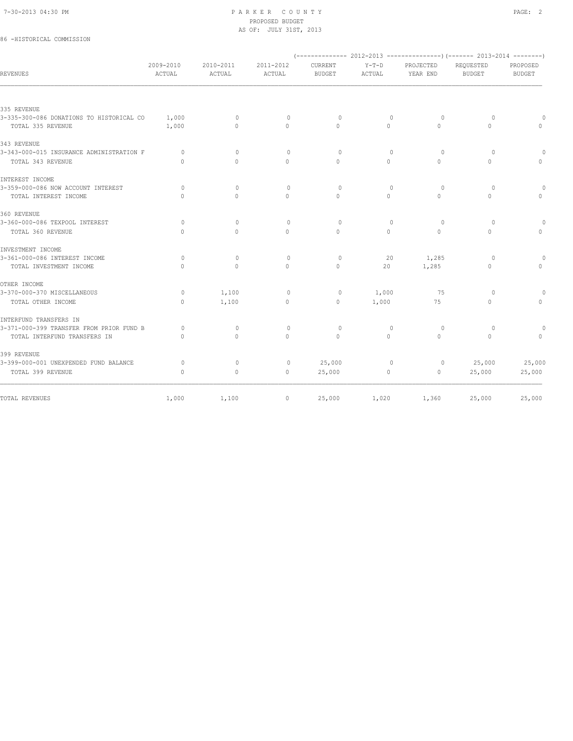PARKER COUNTY
PROPOSED BUDGET
AS OF: JULY 31ST, 2013

86 -HISTORICAL COMMISSION

| REVENUES | 2009-2010 ACTUAL | 2010-2011 ACTUAL | 2011-2012 ACTUAL | 2012-2013 CURRENT BUDGET | 2012-2013 Y-T-D ACTUAL | 2012-2013 PROJECTED YEAR END | 2013-2014 REQUESTED BUDGET | 2013-2014 PROPOSED BUDGET |
|---|---|---|---|---|---|---|---|---|
| 335 REVENUE | | | | | | | | |
| 3-335-300-086 DONATIONS TO HISTORICAL CO | 1,000 | 0 | 0 | 0 | 0 | 0 | 0 | 0 |
| TOTAL 335 REVENUE | 1,000 | 0 | 0 | 0 | 0 | 0 | 0 | 0 |
| 343 REVENUE | | | | | | | | |
| 3-343-000-015 INSURANCE ADMINISTRATION F | 0 | 0 | 0 | 0 | 0 | 0 | 0 | 0 |
| TOTAL 343 REVENUE | 0 | 0 | 0 | 0 | 0 | 0 | 0 | 0 |
| INTEREST INCOME | | | | | | | | |
| 3-359-000-086 NOW ACCOUNT INTEREST | 0 | 0 | 0 | 0 | 0 | 0 | 0 | 0 |
| TOTAL INTEREST INCOME | 0 | 0 | 0 | 0 | 0 | 0 | 0 | 0 |
| 360 REVENUE | | | | | | | | |
| 3-360-000-086 TEXPOOL INTEREST | 0 | 0 | 0 | 0 | 0 | 0 | 0 | 0 |
| TOTAL 360 REVENUE | 0 | 0 | 0 | 0 | 0 | 0 | 0 | 0 |
| INVESTMENT INCOME | | | | | | | | |
| 3-361-000-086 INTEREST INCOME | 0 | 0 | 0 | 0 | 20 | 1,285 | 0 | 0 |
| TOTAL INVESTMENT INCOME | 0 | 0 | 0 | 0 | 20 | 1,285 | 0 | 0 |
| OTHER INCOME | | | | | | | | |
| 3-370-000-370 MISCELLANEOUS | 0 | 1,100 | 0 | 0 | 1,000 | 75 | 0 | 0 |
| TOTAL OTHER INCOME | 0 | 1,100 | 0 | 0 | 1,000 | 75 | 0 | 0 |
| INTERFUND TRANSFERS IN | | | | | | | | |
| 3-371-000-399 TRANSFER FROM PRIOR FUND B | 0 | 0 | 0 | 0 | 0 | 0 | 0 | 0 |
| TOTAL INTERFUND TRANSFERS IN | 0 | 0 | 0 | 0 | 0 | 0 | 0 | 0 |
| 399 REVENUE | | | | | | | | |
| 3-399-000-001 UNEXPENDED FUND BALANCE | 0 | 0 | 0 | 25,000 | 0 | 0 | 25,000 | 25,000 |
| TOTAL 399 REVENUE | 0 | 0 | 0 | 25,000 | 0 | 0 | 25,000 | 25,000 |
| TOTAL REVENUES | 1,000 | 1,100 | 0 | 25,000 | 1,020 | 1,360 | 25,000 | 25,000 |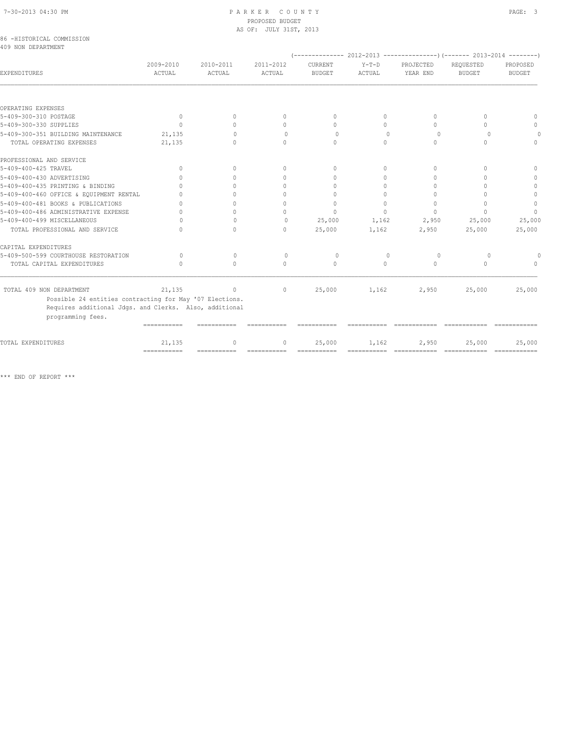# PARKER COUNTY
PROPOSED BUDGET
AS OF: JULY 31ST, 2013

86 -HISTORICAL COMMISSION
409 NON DEPARTMENT

| EXPENDITURES | 2009-2010 ACTUAL | 2010-2011 ACTUAL | 2011-2012 ACTUAL | 2012-2013 CURRENT BUDGET | 2012-2013 Y-T-D ACTUAL | 2012-2013 PROJECTED YEAR END | 2013-2014 REQUESTED BUDGET | 2013-2014 PROPOSED BUDGET |
|---|---|---|---|---|---|---|---|---|
| OPERATING EXPENSES | | | | | | | | |
| 5-409-300-310 POSTAGE | 0 | 0 | 0 | 0 | 0 | 0 | 0 | 0 |
| 5-409-300-330 SUPPLIES | 0 | 0 | 0 | 0 | 0 | 0 | 0 | 0 |
| 5-409-300-351 BUILDING MAINTENANCE | 21,135 | 0 | 0 | 0 | 0 | 0 | 0 | 0 |
| TOTAL OPERATING EXPENSES | 21,135 | 0 | 0 | 0 | 0 | 0 | 0 | 0 |
| PROFESSIONAL AND SERVICE | | | | | | | | |
| 5-409-400-425 TRAVEL | 0 | 0 | 0 | 0 | 0 | 0 | 0 | 0 |
| 5-409-400-430 ADVERTISING | 0 | 0 | 0 | 0 | 0 | 0 | 0 | 0 |
| 5-409-400-435 PRINTING & BINDING | 0 | 0 | 0 | 0 | 0 | 0 | 0 | 0 |
| 5-409-400-460 OFFICE & EQUIPMENT RENTAL | 0 | 0 | 0 | 0 | 0 | 0 | 0 | 0 |
| 5-409-400-481 BOOKS & PUBLICATIONS | 0 | 0 | 0 | 0 | 0 | 0 | 0 | 0 |
| 5-409-400-486 ADMINISTRATIVE EXPENSE | 0 | 0 | 0 | 0 | 0 | 0 | 0 | 0 |
| 5-409-400-499 MISCELLANEOUS | 0 | 0 | 0 | 25,000 | 1,162 | 2,950 | 25,000 | 25,000 |
| TOTAL PROFESSIONAL AND SERVICE | 0 | 0 | 0 | 25,000 | 1,162 | 2,950 | 25,000 | 25,000 |
| CAPITAL EXPENDITURES | | | | | | | | |
| 5-409-500-599 COURTHOUSE RESTORATION | 0 | 0 | 0 | 0 | 0 | 0 | 0 | 0 |
| TOTAL CAPITAL EXPENDITURES | 0 | 0 | 0 | 0 | 0 | 0 | 0 | 0 |
| TOTAL 409 NON DEPARTMENT | 21,135 | 0 | 0 | 25,000 | 1,162 | 2,950 | 25,000 | 25,000 |
| TOTAL EXPENDITURES | 21,135 | 0 | 0 | 25,000 | 1,162 | 2,950 | 25,000 | 25,000 |

Possible 24 entities contracting for May '07 Elections. Requires additional Jdgs. and Clerks. Also, additional programming fees.

\*\*\* END OF REPORT \*\*\*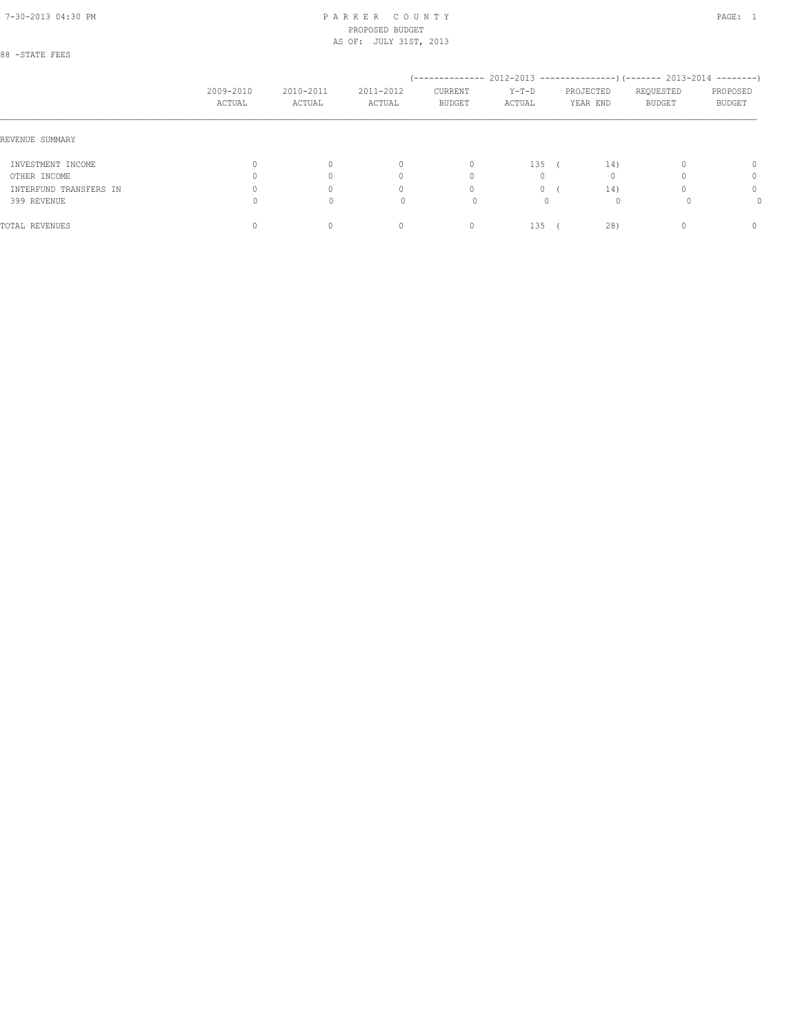88 -STATE FEES

| | 2009-2010 ACTUAL | 2010-2011 ACTUAL | 2011-2012 ACTUAL | 2012-2013 CURRENT BUDGET | 2012-2013 Y-T-D ACTUAL | 2012-2013 PROJECTED YEAR END | 2013-2014 REQUESTED BUDGET | 2013-2014 PROPOSED BUDGET |
|---|---|---|---|---|---|---|---|---|
| REVENUE SUMMARY | | | | | | | | |
| INVESTMENT INCOME | 0 | 0 | 0 | 0 | 135 | ( 14) | 0 | 0 |
| OTHER INCOME | 0 | 0 | 0 | 0 | 0 | 0 | 0 | 0 |
| INTERFUND TRANSFERS IN | 0 | 0 | 0 | 0 | 0 | ( 14) | 0 | 0 |
| 399 REVENUE | 0 | 0 | 0 | 0 | 0 | 0 | 0 | 0 |
| TOTAL REVENUES | 0 | 0 | 0 | 0 | 135 | ( 28) | 0 | 0 |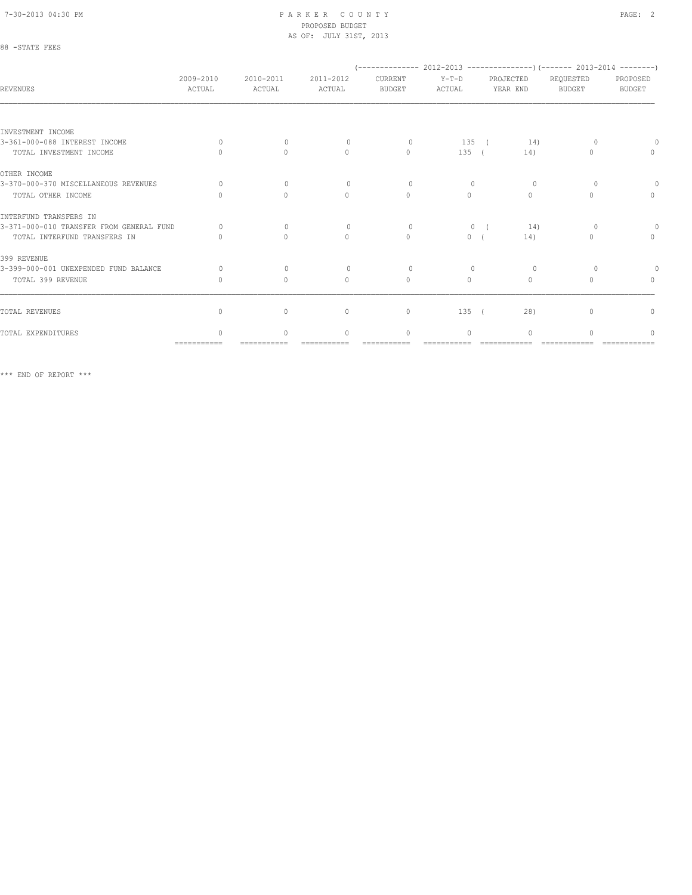PARKER COUNTY
PROPOSED BUDGET
AS OF: JULY 31ST, 2013

88 -STATE FEES

| REVENUES | 2009-2010 ACTUAL | 2010-2011 ACTUAL | 2011-2012 ACTUAL | 2012-2013 CURRENT BUDGET | 2012-2013 Y-T-D ACTUAL | 2012-2013 PROJECTED YEAR END | 2013-2014 REQUESTED BUDGET | 2013-2014 PROPOSED BUDGET |
|---|---|---|---|---|---|---|---|---|
| INVESTMENT INCOME | | | | | | | | |
| 3-361-000-088 INTEREST INCOME | 0 | 0 | 0 | 0 | 135 | ( 14) | 0 | 0 |
| TOTAL INVESTMENT INCOME | 0 | 0 | 0 | 0 | 135 | ( 14) | 0 | 0 |
| OTHER INCOME | | | | | | | | |
| 3-370-000-370 MISCELLANEOUS REVENUES | 0 | 0 | 0 | 0 | 0 | 0 | 0 | 0 |
| TOTAL OTHER INCOME | 0 | 0 | 0 | 0 | 0 | 0 | 0 | 0 |
| INTERFUND TRANSFERS IN | | | | | | | | |
| 3-371-000-010 TRANSFER FROM GENERAL FUND | 0 | 0 | 0 | 0 | 0 | ( 14) | 0 | 0 |
| TOTAL INTERFUND TRANSFERS IN | 0 | 0 | 0 | 0 | 0 | ( 14) | 0 | 0 |
| 399 REVENUE | | | | | | | | |
| 3-399-000-001 UNEXPENDED FUND BALANCE | 0 | 0 | 0 | 0 | 0 | 0 | 0 | 0 |
| TOTAL 399 REVENUE | 0 | 0 | 0 | 0 | 0 | 0 | 0 | 0 |
| TOTAL REVENUES | 0 | 0 | 0 | 0 | 135 | ( 28) | 0 | 0 |
| TOTAL EXPENDITURES | 0 | 0 | 0 | 0 | 0 | 0 | 0 | 0 |

*** END OF REPORT ***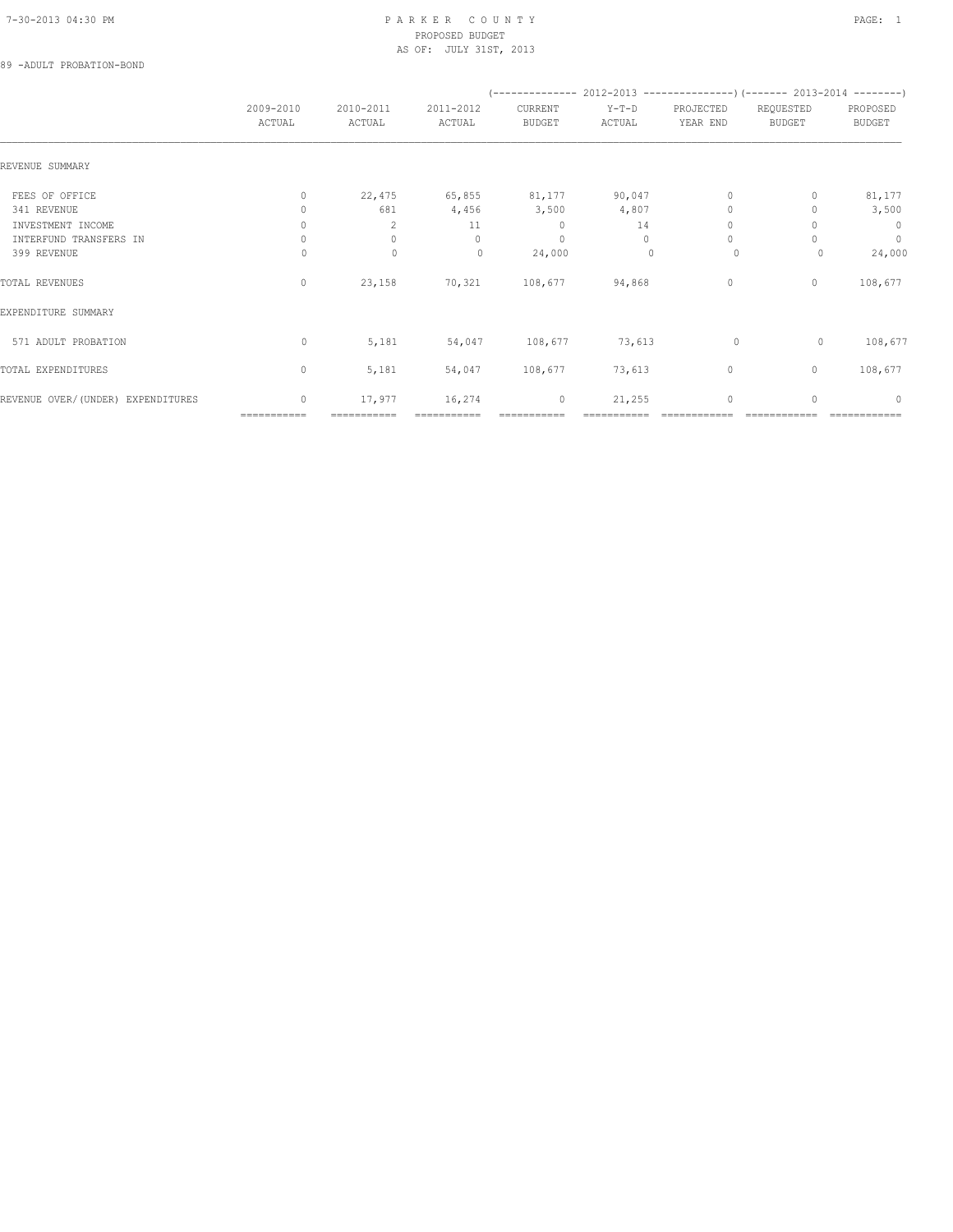# PARKER COUNTY
## PROPOSED BUDGET
### AS OF: JULY 31ST, 2013

89 -ADULT PROBATION-BOND

| | 2009-2010 ACTUAL | 2010-2011 ACTUAL | 2011-2012 ACTUAL | (-------------- 2012-2013 CURRENT BUDGET | Y-T-D ACTUAL | PROJECTED YEAR END ---------------) | (------- 2013-2014 REQUESTED BUDGET | PROPOSED BUDGET --------) |
|---|---|---|---|---|---|---|---|---|
| REVENUE SUMMARY | | | | | | | | |
| FEES OF OFFICE | 0 | 22,475 | 65,855 | 81,177 | 90,047 | 0 | 0 | 81,177 |
| 341 REVENUE | 0 | 681 | 4,456 | 3,500 | 4,807 | 0 | 0 | 3,500 |
| INVESTMENT INCOME | 0 | 2 | 11 | 0 | 14 | 0 | 0 | 0 |
| INTERFUND TRANSFERS IN | 0 | 0 | 0 | 0 | 0 | 0 | 0 | 0 |
| 399 REVENUE | 0 | 0 | 0 | 24,000 | 0 | 0 | 0 | 24,000 |
| TOTAL REVENUES | 0 | 23,158 | 70,321 | 108,677 | 94,868 | 0 | 0 | 108,677 |
| EXPENDITURE SUMMARY | | | | | | | | |
| 571 ADULT PROBATION | 0 | 5,181 | 54,047 | 108,677 | 73,613 | 0 | 0 | 108,677 |
| TOTAL EXPENDITURES | 0 | 5,181 | 54,047 | 108,677 | 73,613 | 0 | 0 | 108,677 |
| REVENUE OVER/(UNDER) EXPENDITURES | 0 | 17,977 | 16,274 | 0 | 21,255 | 0 | 0 | 0 |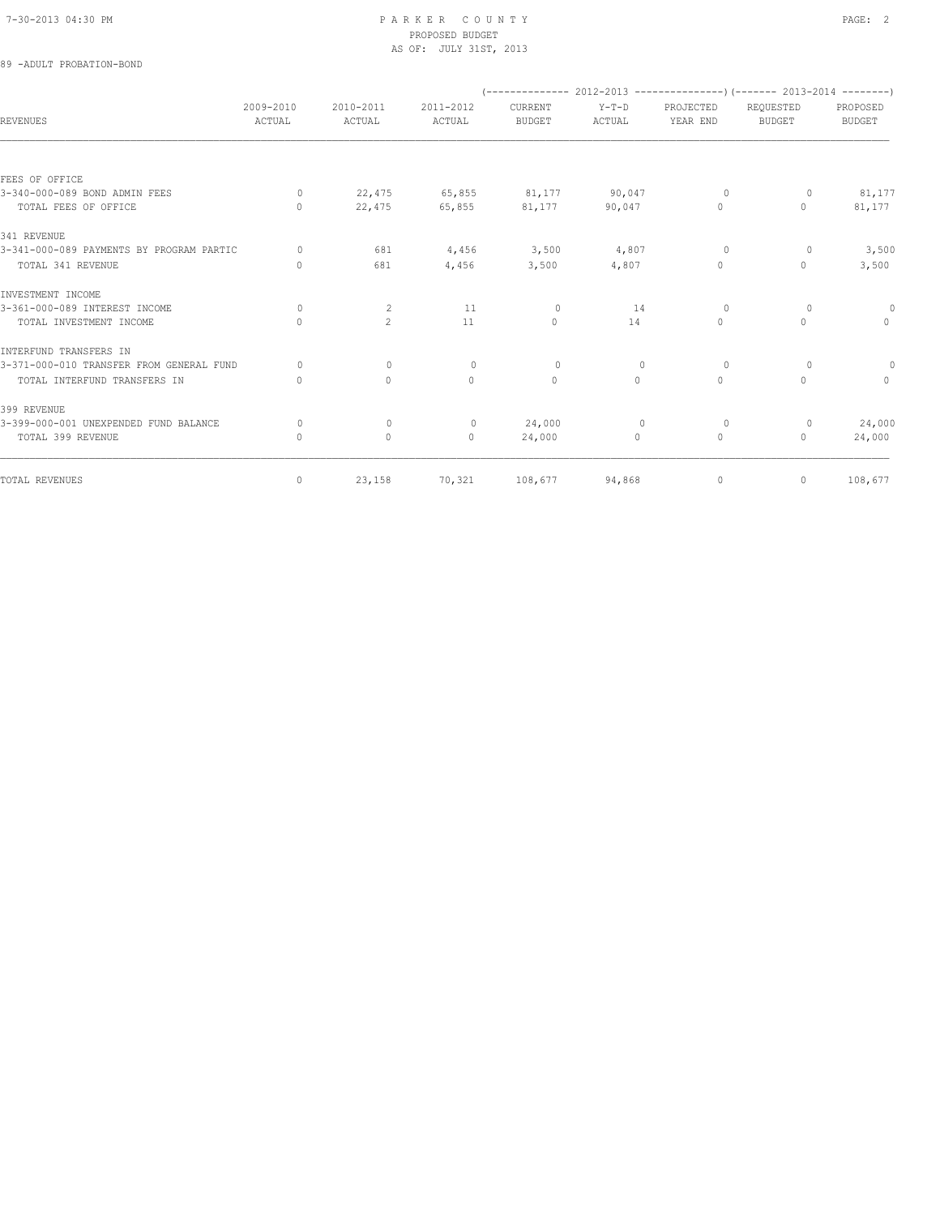# PARKER COUNTY
## PROPOSED BUDGET
## AS OF: JULY 31ST, 2013

89 -ADULT PROBATION-BOND

| REVENUES | 2009-2010 ACTUAL | 2010-2011 ACTUAL | 2011-2012 ACTUAL | 2012-2013 CURRENT BUDGET | 2012-2013 Y-T-D ACTUAL | 2012-2013 PROJECTED YEAR END | 2013-2014 REQUESTED BUDGET | 2013-2014 PROPOSED BUDGET |
|---|---|---|---|---|---|---|---|---|
| FEES OF OFFICE | | | | | | | | |
| 3-340-000-089 BOND ADMIN FEES | 0 | 22,475 | 65,855 | 81,177 | 90,047 | 0 | 0 | 81,177 |
| TOTAL FEES OF OFFICE | 0 | 22,475 | 65,855 | 81,177 | 90,047 | 0 | 0 | 81,177 |
| 341 REVENUE | | | | | | | | |
| 3-341-000-089 PAYMENTS BY PROGRAM PARTIC | 0 | 681 | 4,456 | 3,500 | 4,807 | 0 | 0 | 3,500 |
| TOTAL 341 REVENUE | 0 | 681 | 4,456 | 3,500 | 4,807 | 0 | 0 | 3,500 |
| INVESTMENT INCOME | | | | | | | | |
| 3-361-000-089 INTEREST INCOME | 0 | 2 | 11 | 0 | 14 | 0 | 0 | 0 |
| TOTAL INVESTMENT INCOME | 0 | 2 | 11 | 0 | 14 | 0 | 0 | 0 |
| INTERFUND TRANSFERS IN | | | | | | | | |
| 3-371-000-010 TRANSFER FROM GENERAL FUND | 0 | 0 | 0 | 0 | 0 | 0 | 0 | 0 |
| TOTAL INTERFUND TRANSFERS IN | 0 | 0 | 0 | 0 | 0 | 0 | 0 | 0 |
| 399 REVENUE | | | | | | | | |
| 3-399-000-001 UNEXPENDED FUND BALANCE | 0 | 0 | 0 | 24,000 | 0 | 0 | 0 | 24,000 |
| TOTAL 399 REVENUE | 0 | 0 | 0 | 24,000 | 0 | 0 | 0 | 24,000 |
| TOTAL REVENUES | 0 | 23,158 | 70,321 | 108,677 | 94,868 | 0 | 0 | 108,677 |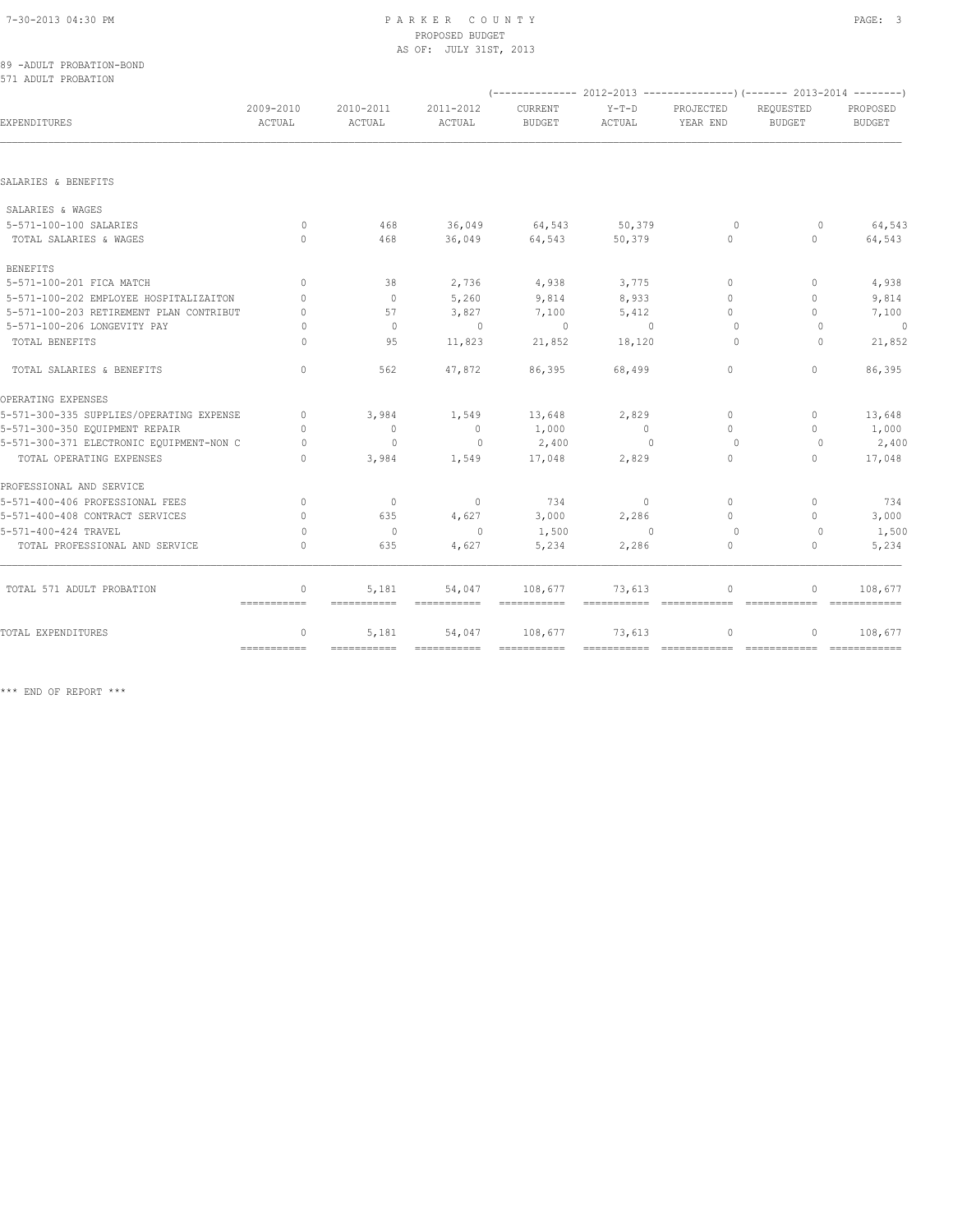PARKER COUNTY
PROPOSED BUDGET
AS OF: JULY 31ST, 2013

89 -ADULT PROBATION-BOND
571 ADULT PROBATION

| EXPENDITURES | 2009-2010 ACTUAL | 2010-2011 ACTUAL | 2011-2012 ACTUAL | 2012-2013 CURRENT BUDGET | 2012-2013 Y-T-D ACTUAL | 2012-2013 PROJECTED YEAR END | 2013-2014 REQUESTED BUDGET | 2013-2014 PROPOSED BUDGET |
|---|---|---|---|---|---|---|---|---|
| SALARIES & BENEFITS | | | | | | | | |
| SALARIES & WAGES | | | | | | | | |
| 5-571-100-100 SALARIES | 0 | 468 | 36,049 | 64,543 | 50,379 | 0 | 0 | 64,543 |
| TOTAL SALARIES & WAGES | 0 | 468 | 36,049 | 64,543 | 50,379 | 0 | 0 | 64,543 |
| BENEFITS | | | | | | | | |
| 5-571-100-201 FICA MATCH | 0 | 38 | 2,736 | 4,938 | 3,775 | 0 | 0 | 4,938 |
| 5-571-100-202 EMPLOYEE HOSPITALIZAITON | 0 | 0 | 5,260 | 9,814 | 8,933 | 0 | 0 | 9,814 |
| 5-571-100-203 RETIREMENT PLAN CONTRIBUT | 0 | 57 | 3,827 | 7,100 | 5,412 | 0 | 0 | 7,100 |
| 5-571-100-206 LONGEVITY PAY | 0 | 0 | 0 | 0 | 0 | 0 | 0 | 0 |
| TOTAL BENEFITS | 0 | 95 | 11,823 | 21,852 | 18,120 | 0 | 0 | 21,852 |
| TOTAL SALARIES & BENEFITS | 0 | 562 | 47,872 | 86,395 | 68,499 | 0 | 0 | 86,395 |
| OPERATING EXPENSES | | | | | | | | |
| 5-571-300-335 SUPPLIES/OPERATING EXPENSE | 0 | 3,984 | 1,549 | 13,648 | 2,829 | 0 | 0 | 13,648 |
| 5-571-300-350 EQUIPMENT REPAIR | 0 | 0 | 0 | 1,000 | 0 | 0 | 0 | 1,000 |
| 5-571-300-371 ELECTRONIC EQUIPMENT-NON C | 0 | 0 | 0 | 2,400 | 0 | 0 | 0 | 2,400 |
| TOTAL OPERATING EXPENSES | 0 | 3,984 | 1,549 | 17,048 | 2,829 | 0 | 0 | 17,048 |
| PROFESSIONAL AND SERVICE | | | | | | | | |
| 5-571-400-406 PROFESSIONAL FEES | 0 | 0 | 0 | 734 | 0 | 0 | 0 | 734 |
| 5-571-400-408 CONTRACT SERVICES | 0 | 635 | 4,627 | 3,000 | 2,286 | 0 | 0 | 3,000 |
| 5-571-400-424 TRAVEL | 0 | 0 | 0 | 1,500 | 0 | 0 | 0 | 1,500 |
| TOTAL PROFESSIONAL AND SERVICE | 0 | 635 | 4,627 | 5,234 | 2,286 | 0 | 0 | 5,234 |
| TOTAL 571 ADULT PROBATION | 0 | 5,181 | 54,047 | 108,677 | 73,613 | 0 | 0 | 108,677 |
| TOTAL EXPENDITURES | 0 | 5,181 | 54,047 | 108,677 | 73,613 | 0 | 0 | 108,677 |

*** END OF REPORT ***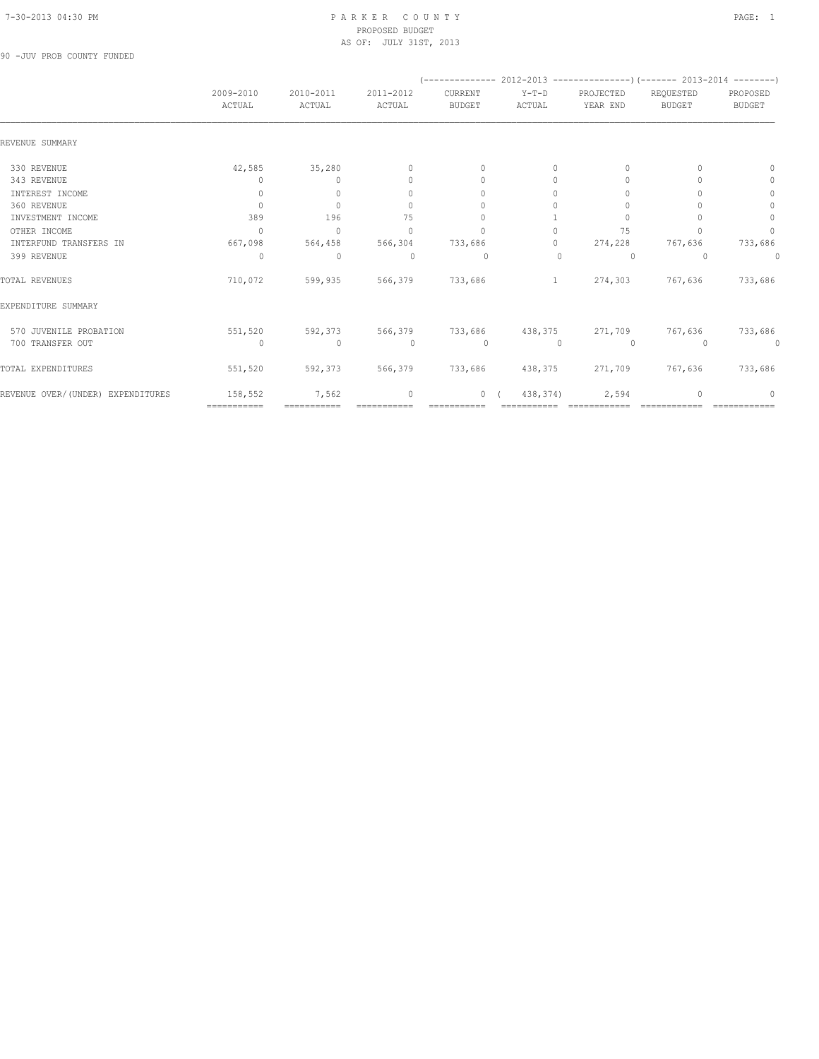PARKER COUNTY
PROPOSED BUDGET
AS OF: JULY 31ST, 2013

90 -JUV PROB COUNTY FUNDED

| | 2009-2010 ACTUAL | 2010-2011 ACTUAL | 2011-2012 ACTUAL | 2012-2013 CURRENT BUDGET | 2012-2013 Y-T-D ACTUAL | 2012-2013 PROJECTED YEAR END | 2013-2014 REQUESTED BUDGET | 2013-2014 PROPOSED BUDGET |
|---|---|---|---|---|---|---|---|---|
| REVENUE SUMMARY | | | | | | | | |
| 330 REVENUE | 42,585 | 35,280 | 0 | 0 | 0 | 0 | 0 | 0 |
| 343 REVENUE | 0 | 0 | 0 | 0 | 0 | 0 | 0 | 0 |
| INTEREST INCOME | 0 | 0 | 0 | 0 | 0 | 0 | 0 | 0 |
| 360 REVENUE | 0 | 0 | 0 | 0 | 0 | 0 | 0 | 0 |
| INVESTMENT INCOME | 389 | 196 | 75 | 0 | 1 | 0 | 0 | 0 |
| OTHER INCOME | 0 | 0 | 0 | 0 | 0 | 75 | 0 | 0 |
| INTERFUND TRANSFERS IN | 667,098 | 564,458 | 566,304 | 733,686 | 0 | 274,228 | 767,636 | 733,686 |
| 399 REVENUE | 0 | 0 | 0 | 0 | 0 | 0 | 0 | 0 |
| TOTAL REVENUES | 710,072 | 599,935 | 566,379 | 733,686 | 1 | 274,303 | 767,636 | 733,686 |
| EXPENDITURE SUMMARY | | | | | | | | |
| 570 JUVENILE PROBATION | 551,520 | 592,373 | 566,379 | 733,686 | 438,375 | 271,709 | 767,636 | 733,686 |
| 700 TRANSFER OUT | 0 | 0 | 0 | 0 | 0 | 0 | 0 | 0 |
| TOTAL EXPENDITURES | 551,520 | 592,373 | 566,379 | 733,686 | 438,375 | 271,709 | 767,636 | 733,686 |
| REVENUE OVER/(UNDER) EXPENDITURES | 158,552 | 7,562 | 0 | 0 | (438,374) | 2,594 | 0 | 0 |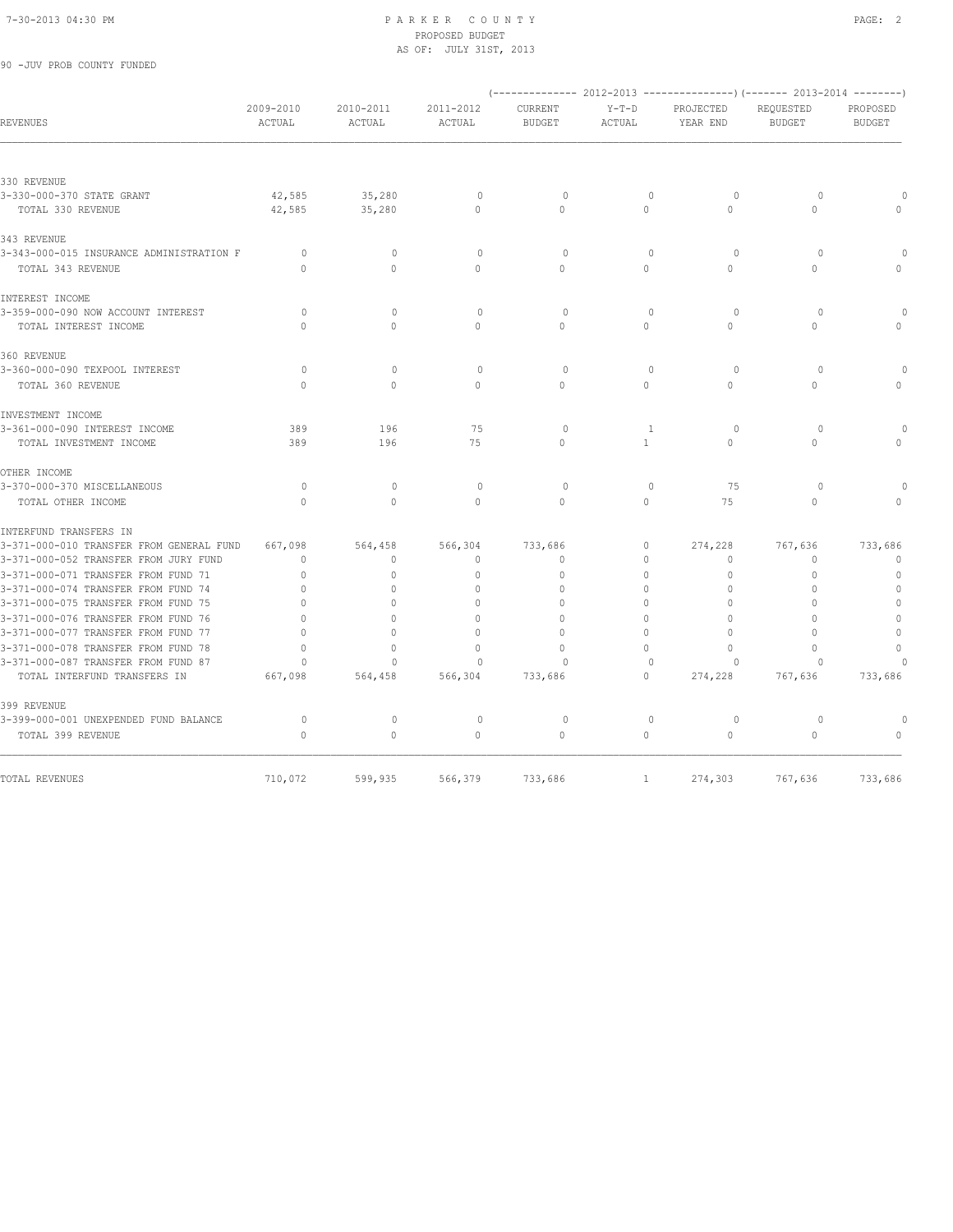PARKER COUNTY
PROPOSED BUDGET
AS OF: JULY 31ST, 2013

90 -JUV PROB COUNTY FUNDED

| REVENUES | 2009-2010 ACTUAL | 2010-2011 ACTUAL | 2011-2012 ACTUAL | 2012-2013 CURRENT BUDGET | 2012-2013 Y-T-D ACTUAL | 2012-2013 PROJECTED YEAR END | 2013-2014 REQUESTED BUDGET | 2013-2014 PROPOSED BUDGET |
|---|---|---|---|---|---|---|---|---|
| **330 REVENUE** | | | | | | | | |
| 3-330-000-370 STATE GRANT | 42,585 | 35,280 | 0 | 0 | 0 | 0 | 0 | 0 |
| TOTAL 330 REVENUE | 42,585 | 35,280 | 0 | 0 | 0 | 0 | 0 | 0 |
| **343 REVENUE** | | | | | | | | |
| 3-343-000-015 INSURANCE ADMINISTRATION F | 0 | 0 | 0 | 0 | 0 | 0 | 0 | 0 |
| TOTAL 343 REVENUE | 0 | 0 | 0 | 0 | 0 | 0 | 0 | 0 |
| **INTEREST INCOME** | | | | | | | | |
| 3-359-000-090 NOW ACCOUNT INTEREST | 0 | 0 | 0 | 0 | 0 | 0 | 0 | 0 |
| TOTAL INTEREST INCOME | 0 | 0 | 0 | 0 | 0 | 0 | 0 | 0 |
| **360 REVENUE** | | | | | | | | |
| 3-360-000-090 TEXPOOL INTEREST | 0 | 0 | 0 | 0 | 0 | 0 | 0 | 0 |
| TOTAL 360 REVENUE | 0 | 0 | 0 | 0 | 0 | 0 | 0 | 0 |
| **INVESTMENT INCOME** | | | | | | | | |
| 3-361-000-090 INTEREST INCOME | 389 | 196 | 75 | 0 | 1 | 0 | 0 | 0 |
| TOTAL INVESTMENT INCOME | 389 | 196 | 75 | 0 | 1 | 0 | 0 | 0 |
| **OTHER INCOME** | | | | | | | | |
| 3-370-000-370 MISCELLANEOUS | 0 | 0 | 0 | 0 | 0 | 75 | 0 | 0 |
| TOTAL OTHER INCOME | 0 | 0 | 0 | 0 | 0 | 75 | 0 | 0 |
| **INTERFUND TRANSFERS IN** | | | | | | | | |
| 3-371-000-010 TRANSFER FROM GENERAL FUND | 667,098 | 564,458 | 566,304 | 733,686 | 0 | 274,228 | 767,636 | 733,686 |
| 3-371-000-052 TRANSFER FROM JURY FUND | 0 | 0 | 0 | 0 | 0 | 0 | 0 | 0 |
| 3-371-000-071 TRANSFER FROM FUND 71 | 0 | 0 | 0 | 0 | 0 | 0 | 0 | 0 |
| 3-371-000-074 TRANSFER FROM FUND 74 | 0 | 0 | 0 | 0 | 0 | 0 | 0 | 0 |
| 3-371-000-075 TRANSFER FROM FUND 75 | 0 | 0 | 0 | 0 | 0 | 0 | 0 | 0 |
| 3-371-000-076 TRANSFER FROM FUND 76 | 0 | 0 | 0 | 0 | 0 | 0 | 0 | 0 |
| 3-371-000-077 TRANSFER FROM FUND 77 | 0 | 0 | 0 | 0 | 0 | 0 | 0 | 0 |
| 3-371-000-078 TRANSFER FROM FUND 78 | 0 | 0 | 0 | 0 | 0 | 0 | 0 | 0 |
| 3-371-000-087 TRANSFER FROM FUND 87 | 0 | 0 | 0 | 0 | 0 | 0 | 0 | 0 |
| TOTAL INTERFUND TRANSFERS IN | 667,098 | 564,458 | 566,304 | 733,686 | 0 | 274,228 | 767,636 | 733,686 |
| **399 REVENUE** | | | | | | | | |
| 3-399-000-001 UNEXPENDED FUND BALANCE | 0 | 0 | 0 | 0 | 0 | 0 | 0 | 0 |
| TOTAL 399 REVENUE | 0 | 0 | 0 | 0 | 0 | 0 | 0 | 0 |
| TOTAL REVENUES | 710,072 | 599,935 | 566,379 | 733,686 | 1 | 274,303 | 767,636 | 733,686 |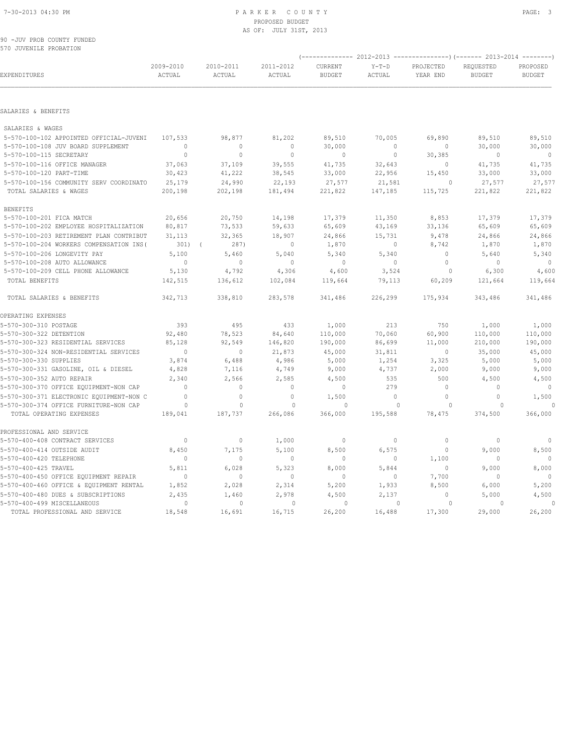PARKER COUNTY
PROPOSED BUDGET
AS OF: JULY 31ST, 2013

90 -JUV PROB COUNTY FUNDED
570 JUVENILE PROBATION

| EXPENDITURES | 2009-2010 ACTUAL | 2010-2011 ACTUAL | 2011-2012 ACTUAL | 2012-2013 CURRENT BUDGET | 2012-2013 Y-T-D ACTUAL | 2012-2013 PROJECTED YEAR END | 2013-2014 REQUESTED BUDGET | 2013-2014 PROPOSED BUDGET |
|---|---|---|---|---|---|---|---|---|
| **SALARIES & BENEFITS** | | | | | | | | |
| SALARIES & WAGES | | | | | | | | |
| 5-570-100-102 APPOINTED OFFICIAL-JUVENI | 107,533 | 98,877 | 81,202 | 89,510 | 70,005 | 69,890 | 89,510 | 89,510 |
| 5-570-100-108 JUV BOARD SUPPLEMENT | 0 | 0 | 0 | 30,000 | 0 | 0 | 30,000 | 30,000 |
| 5-570-100-115 SECRETARY | 0 | 0 | 0 | 0 | 0 | 30,385 | 0 | 0 |
| 5-570-100-116 OFFICE MANAGER | 37,063 | 37,109 | 39,555 | 41,735 | 32,643 | 0 | 41,735 | 41,735 |
| 5-570-100-120 PART-TIME | 30,423 | 41,222 | 38,545 | 33,000 | 22,956 | 15,450 | 33,000 | 33,000 |
| 5-570-100-156 COMMUNITY SERV COORDINATO | 25,179 | 24,990 | 22,193 | 27,577 | 21,581 | 0 | 27,577 | 27,577 |
| TOTAL SALARIES & WAGES | 200,198 | 202,198 | 181,494 | 221,822 | 147,185 | 115,725 | 221,822 | 221,822 |
| BENEFITS | | | | | | | | |
| 5-570-100-201 FICA MATCH | 20,656 | 20,750 | 14,198 | 17,379 | 11,350 | 8,853 | 17,379 | 17,379 |
| 5-570-100-202 EMPLOYEE HOSPITALIZATION | 80,817 | 73,533 | 59,633 | 65,609 | 43,169 | 33,136 | 65,609 | 65,609 |
| 5-570-100-203 RETIREMENT PLAN CONTRIBUT | 31,113 | 32,365 | 18,907 | 24,866 | 15,731 | 9,478 | 24,866 | 24,866 |
| 5-570-100-204 WORKERS COMPENSATION INS( | 301) | ( 287) | 0 | 1,870 | 0 | 8,742 | 1,870 | 1,870 |
| 5-570-100-206 LONGEVITY PAY | 5,100 | 5,460 | 5,040 | 5,340 | 5,340 | 0 | 5,640 | 5,340 |
| 5-570-100-208 AUTO ALLOWANCE | 0 | 0 | 0 | 0 | 0 | 0 | 0 | 0 |
| 5-570-100-209 CELL PHONE ALLOWANCE | 5,130 | 4,792 | 4,306 | 4,600 | 3,524 | 0 | 6,300 | 4,600 |
| TOTAL BENEFITS | 142,515 | 136,612 | 102,084 | 119,664 | 79,113 | 60,209 | 121,664 | 119,664 |
| TOTAL SALARIES & BENEFITS | 342,713 | 338,810 | 283,578 | 341,486 | 226,299 | 175,934 | 343,486 | 341,486 |
| **OPERATING EXPENSES** | | | | | | | | |
| 5-570-300-310 POSTAGE | 393 | 495 | 433 | 1,000 | 213 | 750 | 1,000 | 1,000 |
| 5-570-300-322 DETENTION | 92,480 | 78,523 | 84,640 | 110,000 | 70,060 | 60,900 | 110,000 | 110,000 |
| 5-570-300-323 RESIDENTIAL SERVICES | 85,128 | 92,549 | 146,820 | 190,000 | 86,699 | 11,000 | 210,000 | 190,000 |
| 5-570-300-324 NON-RESIDENTIAL SERVICES | 0 | 0 | 21,873 | 45,000 | 31,811 | 0 | 35,000 | 45,000 |
| 5-570-300-330 SUPPLIES | 3,874 | 6,488 | 4,986 | 5,000 | 1,254 | 3,325 | 5,000 | 5,000 |
| 5-570-300-331 GASOLINE, OIL & DIESEL | 4,828 | 7,116 | 4,749 | 9,000 | 4,737 | 2,000 | 9,000 | 9,000 |
| 5-570-300-352 AUTO REPAIR | 2,340 | 2,566 | 2,585 | 4,500 | 535 | 500 | 4,500 | 4,500 |
| 5-570-300-370 OFFICE EQUIPMENT-NON CAP | 0 | 0 | 0 | 0 | 279 | 0 | 0 | 0 |
| 5-570-300-371 ELECTRONIC EQUIPMENT-NON C | 0 | 0 | 0 | 1,500 | 0 | 0 | 0 | 1,500 |
| 5-570-300-374 OFFICE FURNITURE-NON CAP | 0 | 0 | 0 | 0 | 0 | 0 | 0 | 0 |
| TOTAL OPERATING EXPENSES | 189,041 | 187,737 | 266,086 | 366,000 | 195,588 | 78,475 | 374,500 | 366,000 |
| **PROFESSIONAL AND SERVICE** | | | | | | | | |
| 5-570-400-408 CONTRACT SERVICES | 0 | 0 | 1,000 | 0 | 0 | 0 | 0 | 0 |
| 5-570-400-414 OUTSIDE AUDIT | 8,450 | 7,175 | 5,100 | 8,500 | 6,575 | 0 | 9,000 | 8,500 |
| 5-570-400-420 TELEPHONE | 0 | 0 | 0 | 0 | 0 | 1,100 | 0 | 0 |
| 5-570-400-425 TRAVEL | 5,811 | 6,028 | 5,323 | 8,000 | 5,844 | 0 | 9,000 | 8,000 |
| 5-570-400-450 OFFICE EQUIPMENT REPAIR | 0 | 0 | 0 | 0 | 0 | 7,700 | 0 | 0 |
| 5-570-400-460 OFFICE & EQUIPMENT RENTAL | 1,852 | 2,028 | 2,314 | 5,200 | 1,933 | 8,500 | 6,000 | 5,200 |
| 5-570-400-480 DUES & SUBSCRIPTIONS | 2,435 | 1,460 | 2,978 | 4,500 | 2,137 | 0 | 5,000 | 4,500 |
| 5-570-400-499 MISCELLANEOUS | 0 | 0 | 0 | 0 | 0 | 0 | 0 | 0 |
| TOTAL PROFESSIONAL AND SERVICE | 18,548 | 16,691 | 16,715 | 26,200 | 16,488 | 17,300 | 29,000 | 26,200 |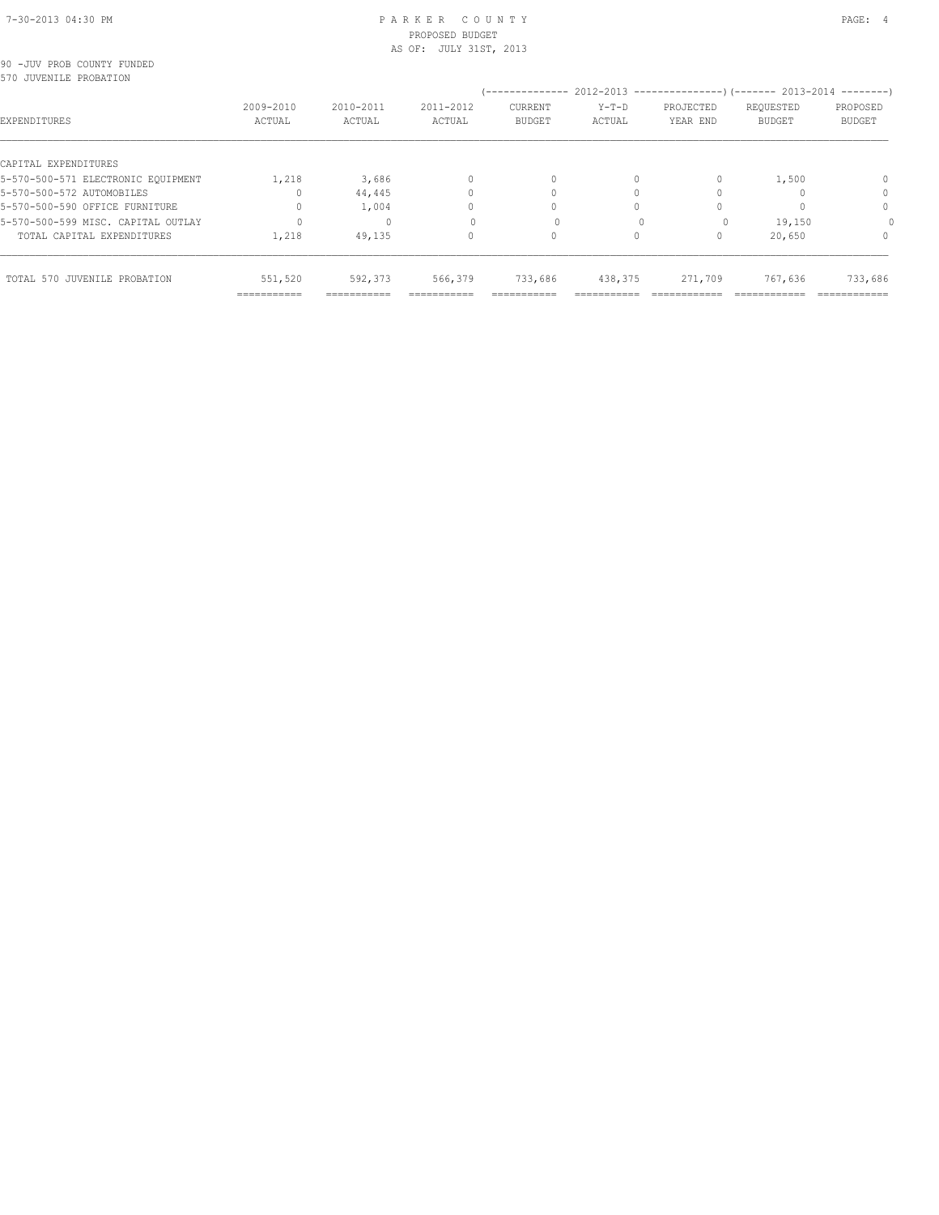90 -JUV PROB COUNTY FUNDED
570 JUVENILE PROBATION

| EXPENDITURES | 2009-2010 ACTUAL | 2010-2011 ACTUAL | 2011-2012 ACTUAL | 2012-2013 CURRENT BUDGET | 2012-2013 Y-T-D ACTUAL | 2012-2013 PROJECTED YEAR END | 2013-2014 REQUESTED BUDGET | 2013-2014 PROPOSED BUDGET |
|---|---|---|---|---|---|---|---|---|
| CAPITAL EXPENDITURES | | | | | | | | |
| 5-570-500-571 ELECTRONIC EQUIPMENT | 1,218 | 3,686 | 0 | 0 | 0 | 0 | 1,500 | 0 |
| 5-570-500-572 AUTOMOBILES | 0 | 44,445 | 0 | 0 | 0 | 0 | 0 | 0 |
| 5-570-500-590 OFFICE FURNITURE | 0 | 1,004 | 0 | 0 | 0 | 0 | 0 | 0 |
| 5-570-500-599 MISC. CAPITAL OUTLAY | 0 | 0 | 0 | 0 | 0 | 0 | 19,150 | 0 |
| TOTAL CAPITAL EXPENDITURES | 1,218 | 49,135 | 0 | 0 | 0 | 0 | 20,650 | 0 |
| TOTAL 570 JUVENILE PROBATION | 551,520 | 592,373 | 566,379 | 733,686 | 438,375 | 271,709 | 767,636 | 733,686 |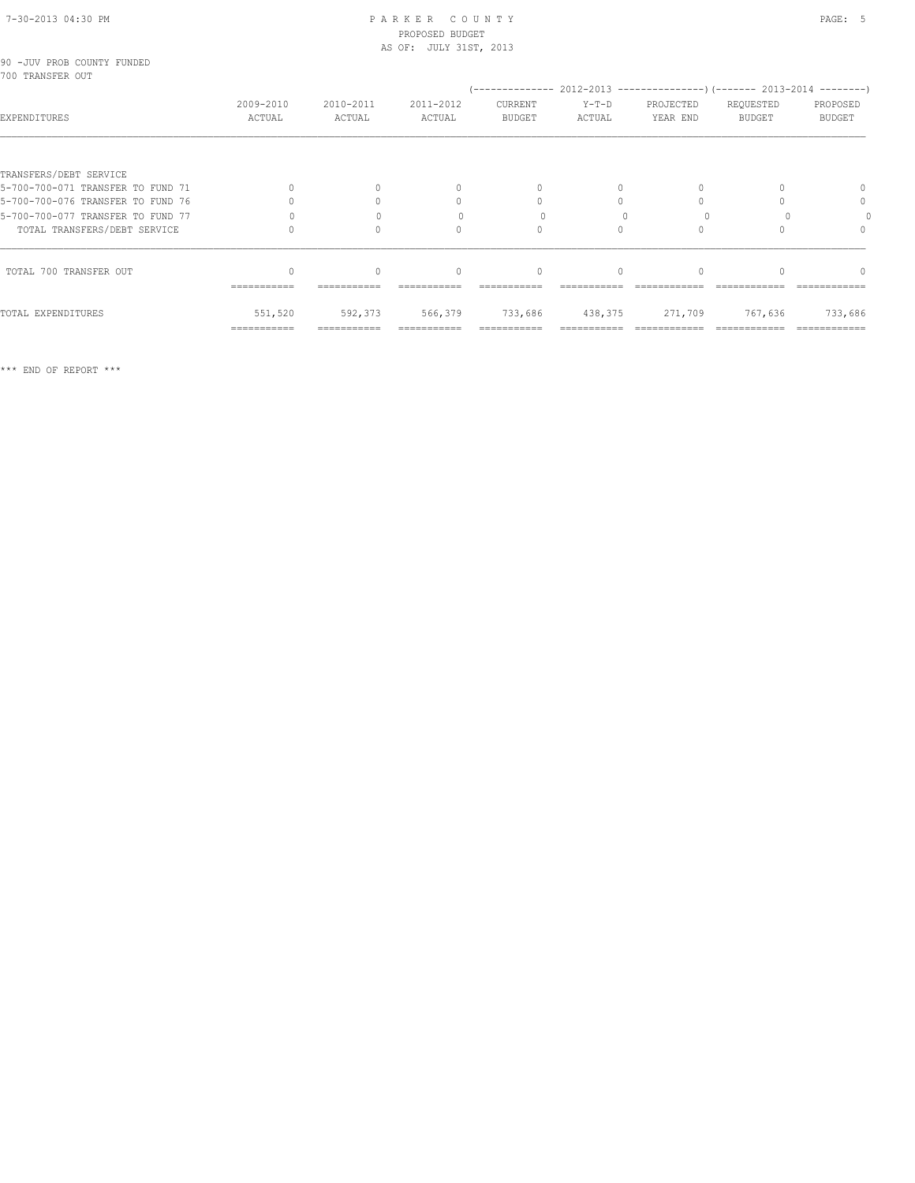90 -JUV PROB COUNTY FUNDED
700 TRANSFER OUT

| EXPENDITURES | 2009-2010 ACTUAL | 2010-2011 ACTUAL | 2011-2012 ACTUAL | 2012-2013 CURRENT BUDGET | 2012-2013 Y-T-D ACTUAL | 2012-2013 PROJECTED YEAR END | 2013-2014 REQUESTED BUDGET | 2013-2014 PROPOSED BUDGET |
|---|---|---|---|---|---|---|---|---|
| TRANSFERS/DEBT SERVICE | | | | | | | | |
| 5-700-700-071 TRANSFER TO FUND 71 | 0 | 0 | 0 | 0 | 0 | 0 | 0 | 0 |
| 5-700-700-076 TRANSFER TO FUND 76 | 0 | 0 | 0 | 0 | 0 | 0 | 0 | 0 |
| 5-700-700-077 TRANSFER TO FUND 77 | 0 | 0 | 0 | 0 | 0 | 0 | 0 | 0 |
| TOTAL TRANSFERS/DEBT SERVICE | 0 | 0 | 0 | 0 | 0 | 0 | 0 | 0 |
| TOTAL 700 TRANSFER OUT | 0 | 0 | 0 | 0 | 0 | 0 | 0 | 0 |
| TOTAL EXPENDITURES | 551,520 | 592,373 | 566,379 | 733,686 | 438,375 | 271,709 | 767,636 | 733,686 |

*** END OF REPORT ***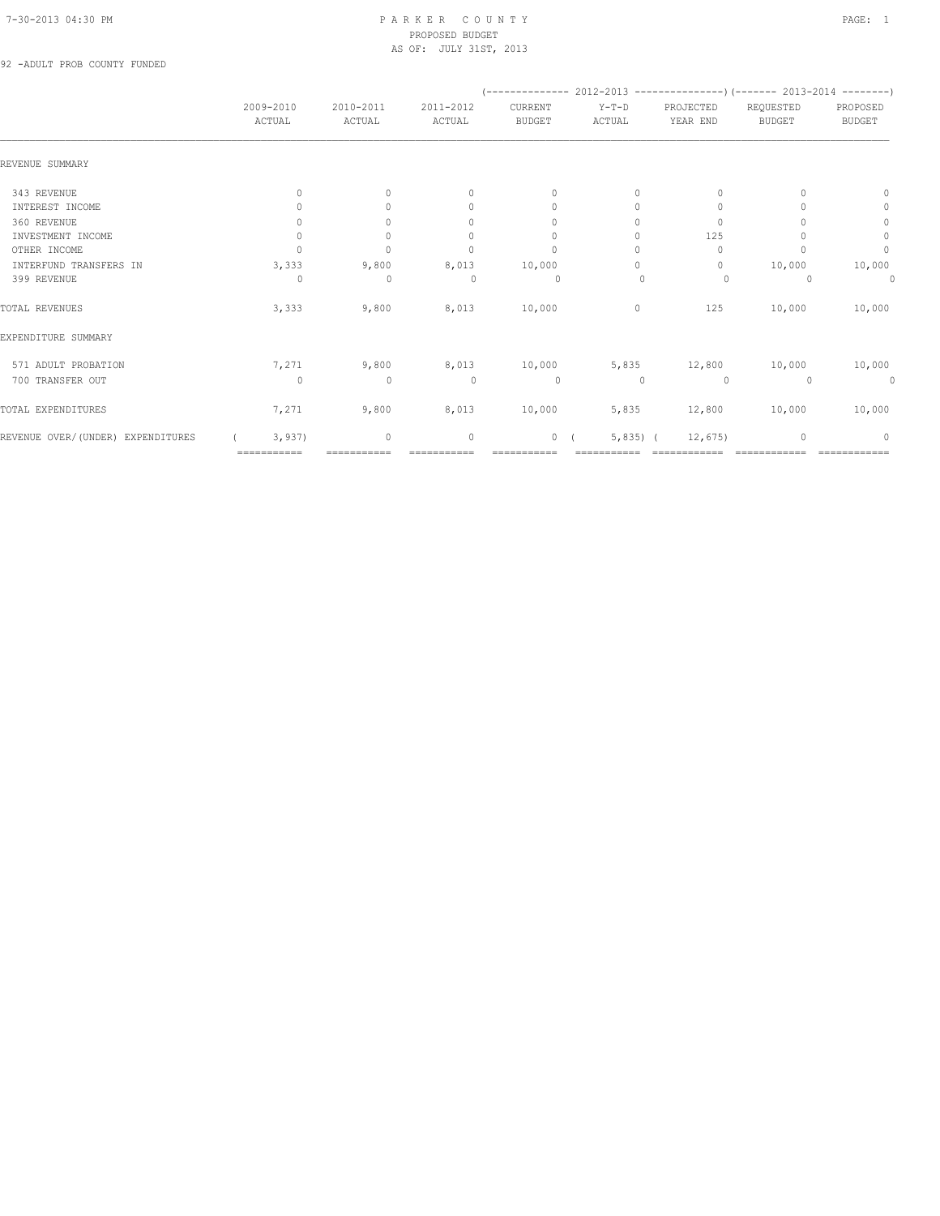PARKER COUNTY
PROPOSED BUDGET
AS OF: JULY 31ST, 2013

92 -ADULT PROB COUNTY FUNDED

| | 2009-2010 ACTUAL | 2010-2011 ACTUAL | 2011-2012 ACTUAL | 2012-2013 CURRENT BUDGET | 2012-2013 Y-T-D ACTUAL | 2012-2013 PROJECTED YEAR END | 2013-2014 REQUESTED BUDGET | 2013-2014 PROPOSED BUDGET |
|---|---|---|---|---|---|---|---|---|
| REVENUE SUMMARY | | | | | | | | |
| 343 REVENUE | 0 | 0 | 0 | 0 | 0 | 0 | 0 | 0 |
| INTEREST INCOME | 0 | 0 | 0 | 0 | 0 | 0 | 0 | 0 |
| 360 REVENUE | 0 | 0 | 0 | 0 | 0 | 0 | 0 | 0 |
| INVESTMENT INCOME | 0 | 0 | 0 | 0 | 0 | 125 | 0 | 0 |
| OTHER INCOME | 0 | 0 | 0 | 0 | 0 | 0 | 0 | 0 |
| INTERFUND TRANSFERS IN | 3,333 | 9,800 | 8,013 | 10,000 | 0 | 0 | 10,000 | 10,000 |
| 399 REVENUE | 0 | 0 | 0 | 0 | 0 | 0 | 0 | 0 |
| TOTAL REVENUES | 3,333 | 9,800 | 8,013 | 10,000 | 0 | 125 | 10,000 | 10,000 |
| EXPENDITURE SUMMARY | | | | | | | | |
| 571 ADULT PROBATION | 7,271 | 9,800 | 8,013 | 10,000 | 5,835 | 12,800 | 10,000 | 10,000 |
| 700 TRANSFER OUT | 0 | 0 | 0 | 0 | 0 | 0 | 0 | 0 |
| TOTAL EXPENDITURES | 7,271 | 9,800 | 8,013 | 10,000 | 5,835 | 12,800 | 10,000 | 10,000 |
| REVENUE OVER/(UNDER) EXPENDITURES | ( 3,937) | 0 | 0 | 0 | ( 5,835) | ( 12,675) | 0 | 0 |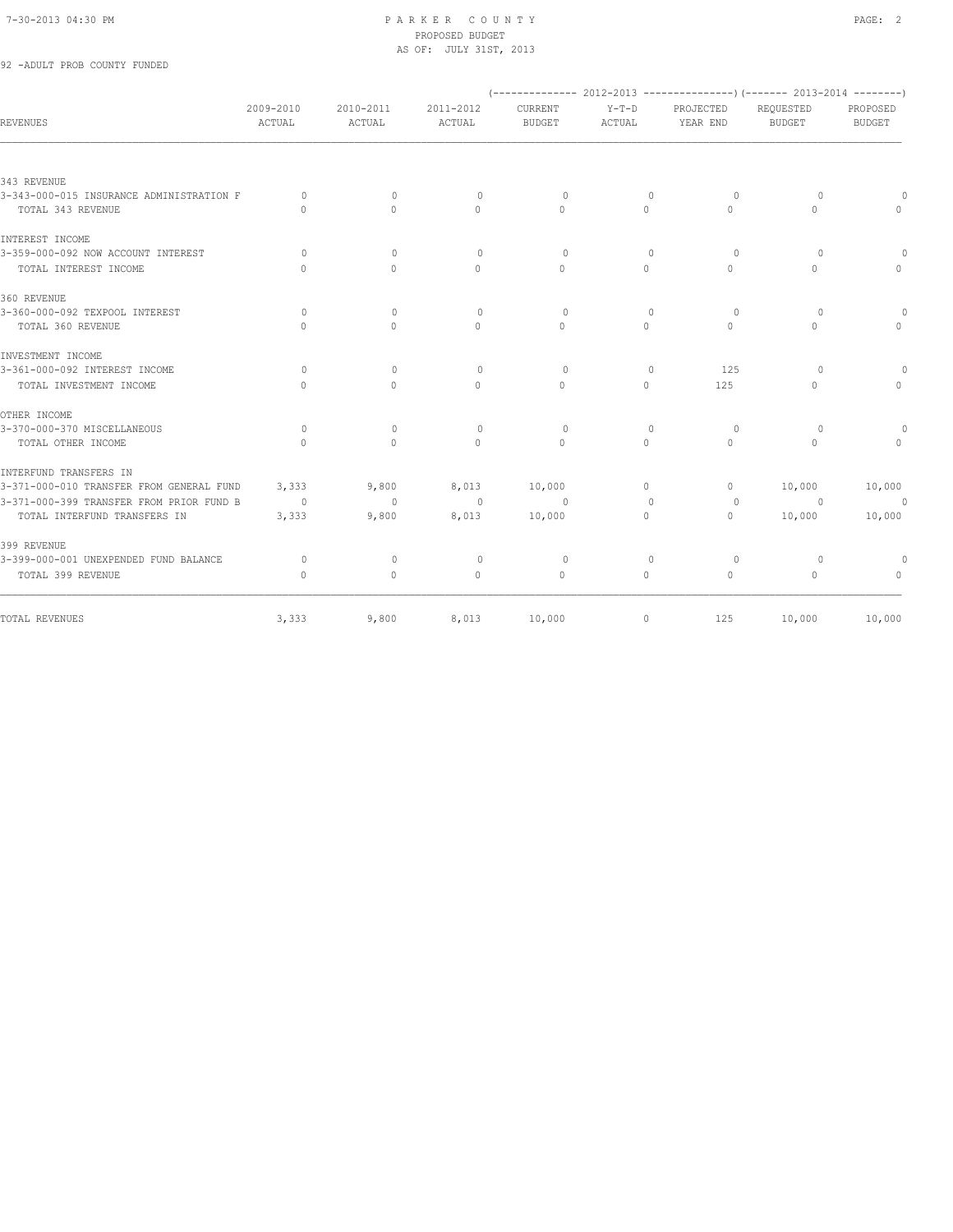PARKER COUNTY
PROPOSED BUDGET
AS OF: JULY 31ST, 2013

92 -ADULT PROB COUNTY FUNDED

| REVENUES | 2009-2010 ACTUAL | 2010-2011 ACTUAL | 2011-2012 ACTUAL | 2012-2013 CURRENT BUDGET | 2012-2013 Y-T-D ACTUAL | 2012-2013 PROJECTED YEAR END | 2013-2014 REQUESTED BUDGET | 2013-2014 PROPOSED BUDGET |
|---|---|---|---|---|---|---|---|---|
| 343 REVENUE | | | | | | | | |
| 3-343-000-015 INSURANCE ADMINISTRATION F | 0 | 0 | 0 | 0 | 0 | 0 | 0 | 0 |
| TOTAL 343 REVENUE | 0 | 0 | 0 | 0 | 0 | 0 | 0 | 0 |
| INTEREST INCOME | | | | | | | | |
| 3-359-000-092 NOW ACCOUNT INTEREST | 0 | 0 | 0 | 0 | 0 | 0 | 0 | 0 |
| TOTAL INTEREST INCOME | 0 | 0 | 0 | 0 | 0 | 0 | 0 | 0 |
| 360 REVENUE | | | | | | | | |
| 3-360-000-092 TEXPOOL INTEREST | 0 | 0 | 0 | 0 | 0 | 0 | 0 | 0 |
| TOTAL 360 REVENUE | 0 | 0 | 0 | 0 | 0 | 0 | 0 | 0 |
| INVESTMENT INCOME | | | | | | | | |
| 3-361-000-092 INTEREST INCOME | 0 | 0 | 0 | 0 | 0 | 125 | 0 | 0 |
| TOTAL INVESTMENT INCOME | 0 | 0 | 0 | 0 | 0 | 125 | 0 | 0 |
| OTHER INCOME | | | | | | | | |
| 3-370-000-370 MISCELLANEOUS | 0 | 0 | 0 | 0 | 0 | 0 | 0 | 0 |
| TOTAL OTHER INCOME | 0 | 0 | 0 | 0 | 0 | 0 | 0 | 0 |
| INTERFUND TRANSFERS IN | | | | | | | | |
| 3-371-000-010 TRANSFER FROM GENERAL FUND | 3,333 | 9,800 | 8,013 | 10,000 | 0 | 0 | 10,000 | 10,000 |
| 3-371-000-399 TRANSFER FROM PRIOR FUND B | 0 | 0 | 0 | 0 | 0 | 0 | 0 | 0 |
| TOTAL INTERFUND TRANSFERS IN | 3,333 | 9,800 | 8,013 | 10,000 | 0 | 0 | 10,000 | 10,000 |
| 399 REVENUE | | | | | | | | |
| 3-399-000-001 UNEXPENDED FUND BALANCE | 0 | 0 | 0 | 0 | 0 | 0 | 0 | 0 |
| TOTAL 399 REVENUE | 0 | 0 | 0 | 0 | 0 | 0 | 0 | 0 |
| TOTAL REVENUES | 3,333 | 9,800 | 8,013 | 10,000 | 0 | 125 | 10,000 | 10,000 |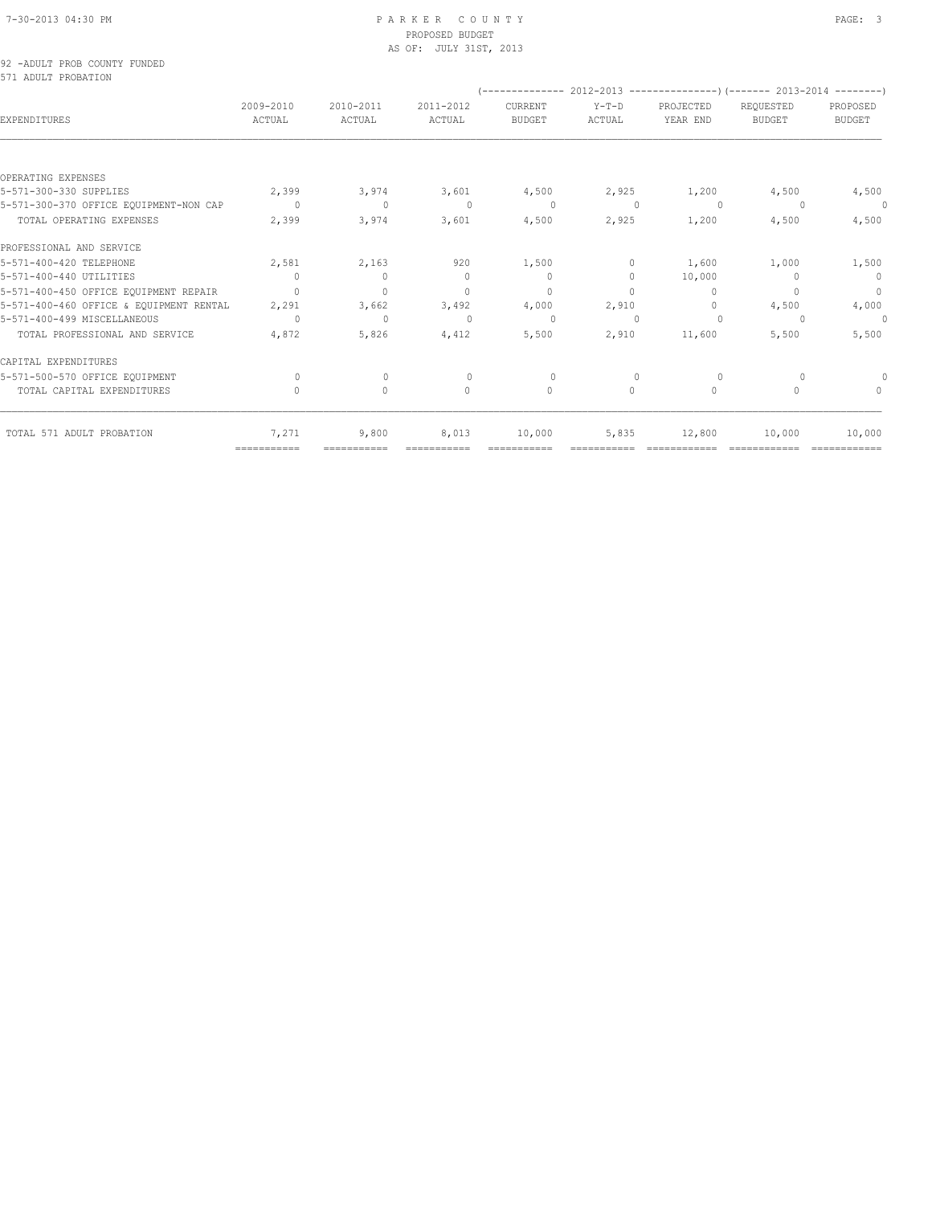PARKER COUNTY
PROPOSED BUDGET
AS OF: JULY 31ST, 2013

92 -ADULT PROB COUNTY FUNDED
571 ADULT PROBATION

| EXPENDITURES | 2009-2010 ACTUAL | 2010-2011 ACTUAL | 2011-2012 ACTUAL | 2012-2013 CURRENT BUDGET | 2012-2013 Y-T-D ACTUAL | 2012-2013 PROJECTED YEAR END | 2013-2014 REQUESTED BUDGET | 2013-2014 PROPOSED BUDGET |
|---|---|---|---|---|---|---|---|---|
| OPERATING EXPENSES | | | | | | | | |
| 5-571-300-330 SUPPLIES | 2,399 | 3,974 | 3,601 | 4,500 | 2,925 | 1,200 | 4,500 | 4,500 |
| 5-571-300-370 OFFICE EQUIPMENT-NON CAP | 0 | 0 | 0 | 0 | 0 | 0 | 0 | 0 |
| TOTAL OPERATING EXPENSES | 2,399 | 3,974 | 3,601 | 4,500 | 2,925 | 1,200 | 4,500 | 4,500 |
| PROFESSIONAL AND SERVICE | | | | | | | | |
| 5-571-400-420 TELEPHONE | 2,581 | 2,163 | 920 | 1,500 | 0 | 1,600 | 1,000 | 1,500 |
| 5-571-400-440 UTILITIES | 0 | 0 | 0 | 0 | 0 | 10,000 | 0 | 0 |
| 5-571-400-450 OFFICE EQUIPMENT REPAIR | 0 | 0 | 0 | 0 | 0 | 0 | 0 | 0 |
| 5-571-400-460 OFFICE & EQUIPMENT RENTAL | 2,291 | 3,662 | 3,492 | 4,000 | 2,910 | 0 | 4,500 | 4,000 |
| 5-571-400-499 MISCELLANEOUS | 0 | 0 | 0 | 0 | 0 | 0 | 0 | 0 |
| TOTAL PROFESSIONAL AND SERVICE | 4,872 | 5,826 | 4,412 | 5,500 | 2,910 | 11,600 | 5,500 | 5,500 |
| CAPITAL EXPENDITURES | | | | | | | | |
| 5-571-500-570 OFFICE EQUIPMENT | 0 | 0 | 0 | 0 | 0 | 0 | 0 | 0 |
| TOTAL CAPITAL EXPENDITURES | 0 | 0 | 0 | 0 | 0 | 0 | 0 | 0 |
| TOTAL 571 ADULT PROBATION | 7,271 | 9,800 | 8,013 | 10,000 | 5,835 | 12,800 | 10,000 | 10,000 |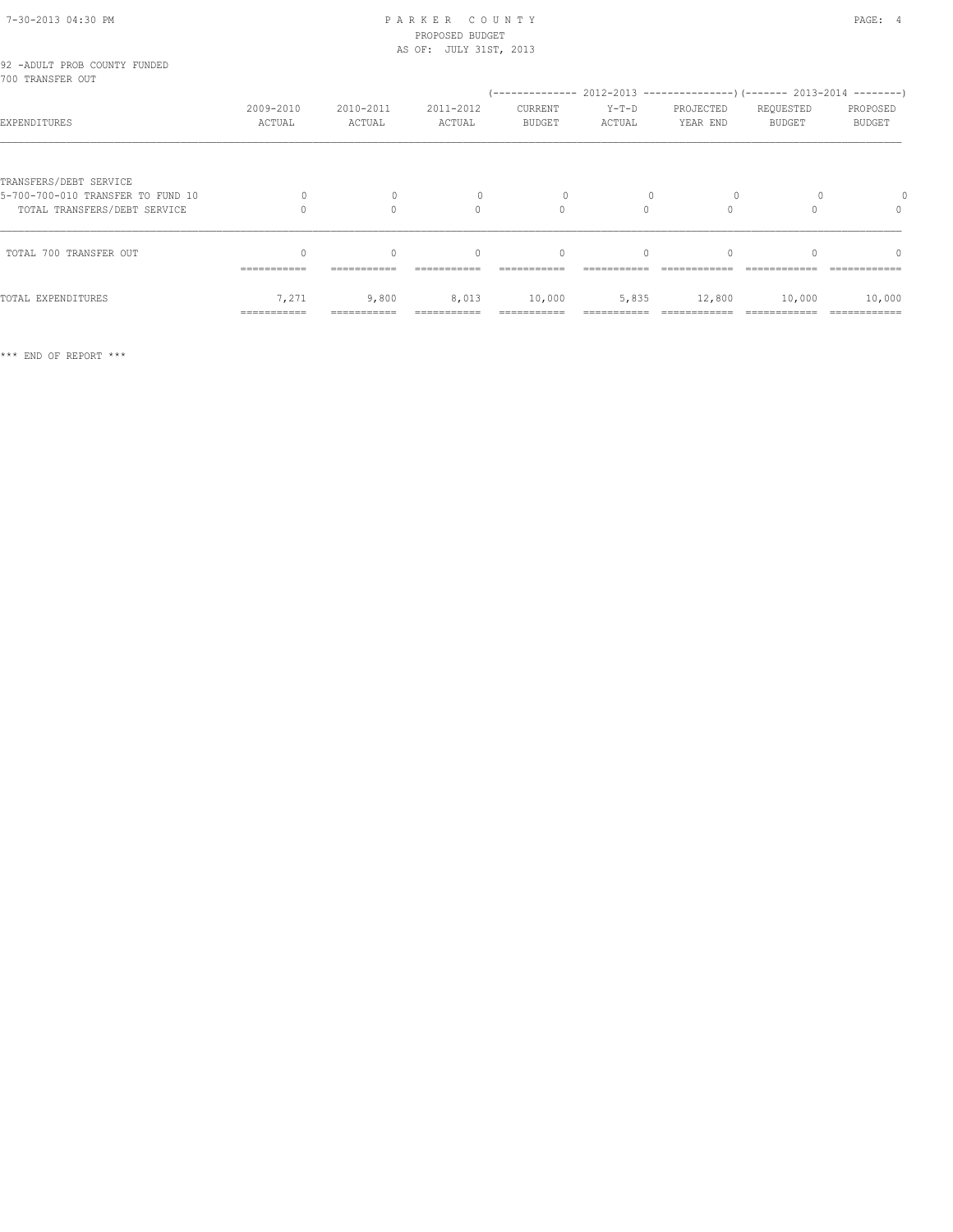92 -ADULT PROB COUNTY FUNDED
700 TRANSFER OUT

| EXPENDITURES | 2009-2010 ACTUAL | 2010-2011 ACTUAL | 2011-2012 ACTUAL | 2012-2013 CURRENT BUDGET | 2012-2013 Y-T-D ACTUAL | 2012-2013 PROJECTED YEAR END | 2013-2014 REQUESTED BUDGET | 2013-2014 PROPOSED BUDGET |
|---|---|---|---|---|---|---|---|---|
| TRANSFERS/DEBT SERVICE | | | | | | | | |
| 5-700-700-010 TRANSFER TO FUND 10 | 0 | 0 | 0 | 0 | 0 | 0 | 0 | 0 |
| TOTAL TRANSFERS/DEBT SERVICE | 0 | 0 | 0 | 0 | 0 | 0 | 0 | 0 |
| TOTAL 700 TRANSFER OUT | 0 | 0 | 0 | 0 | 0 | 0 | 0 | 0 |
| TOTAL EXPENDITURES | 7,271 | 9,800 | 8,013 | 10,000 | 5,835 | 12,800 | 10,000 | 10,000 |

*** END OF REPORT ***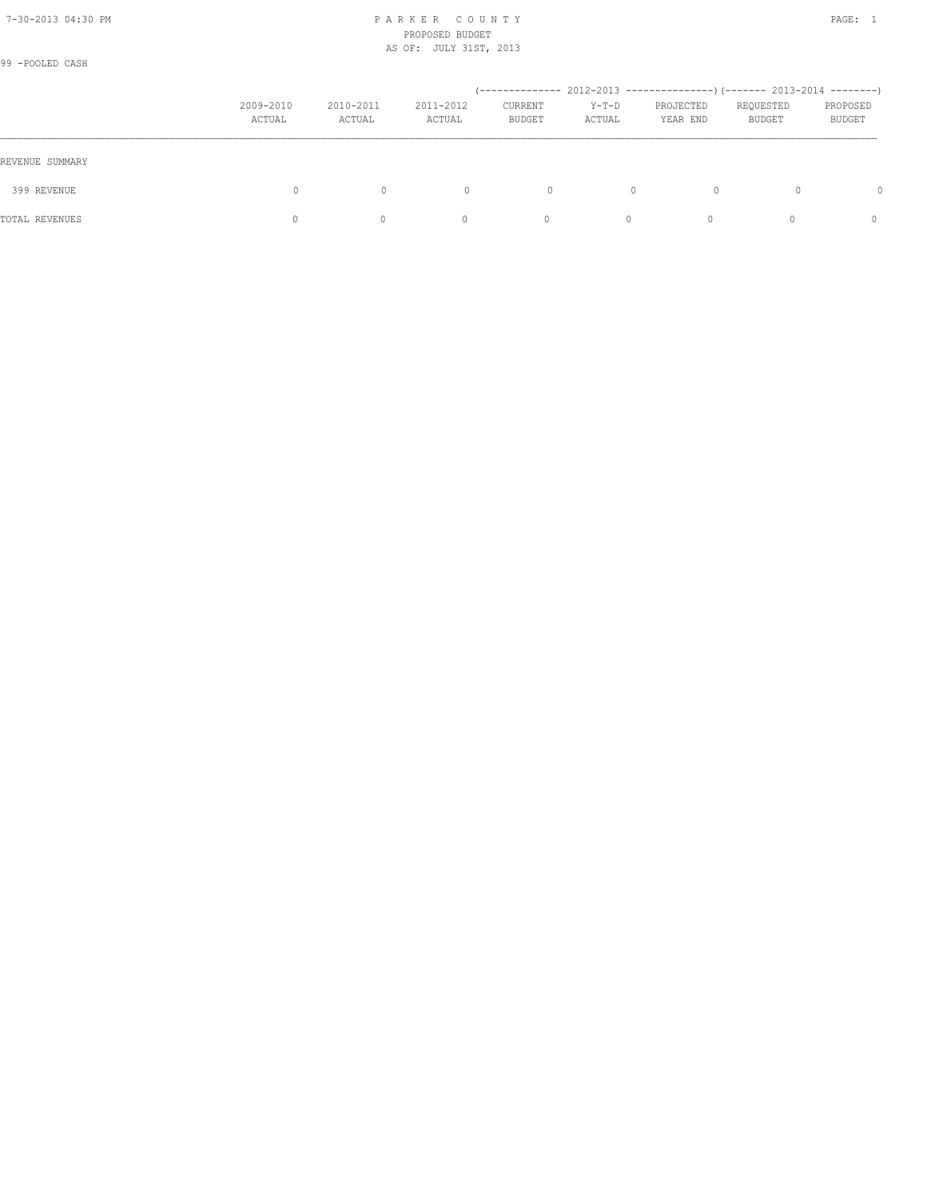99 -POOLED CASH

| | 2009-2010 ACTUAL | 2010-2011 ACTUAL | 2011-2012 ACTUAL | 2012-2013 CURRENT BUDGET | 2012-2013 Y-T-D ACTUAL | 2012-2013 PROJECTED YEAR END | 2013-2014 REQUESTED BUDGET | 2013-2014 PROPOSED BUDGET |
|---|---|---|---|---|---|---|---|---|
| REVENUE SUMMARY | | | | | | | | |
| 399 REVENUE | 0 | 0 | 0 | 0 | 0 | 0 | 0 | 0 |
| TOTAL REVENUES | 0 | 0 | 0 | 0 | 0 | 0 | 0 | 0 |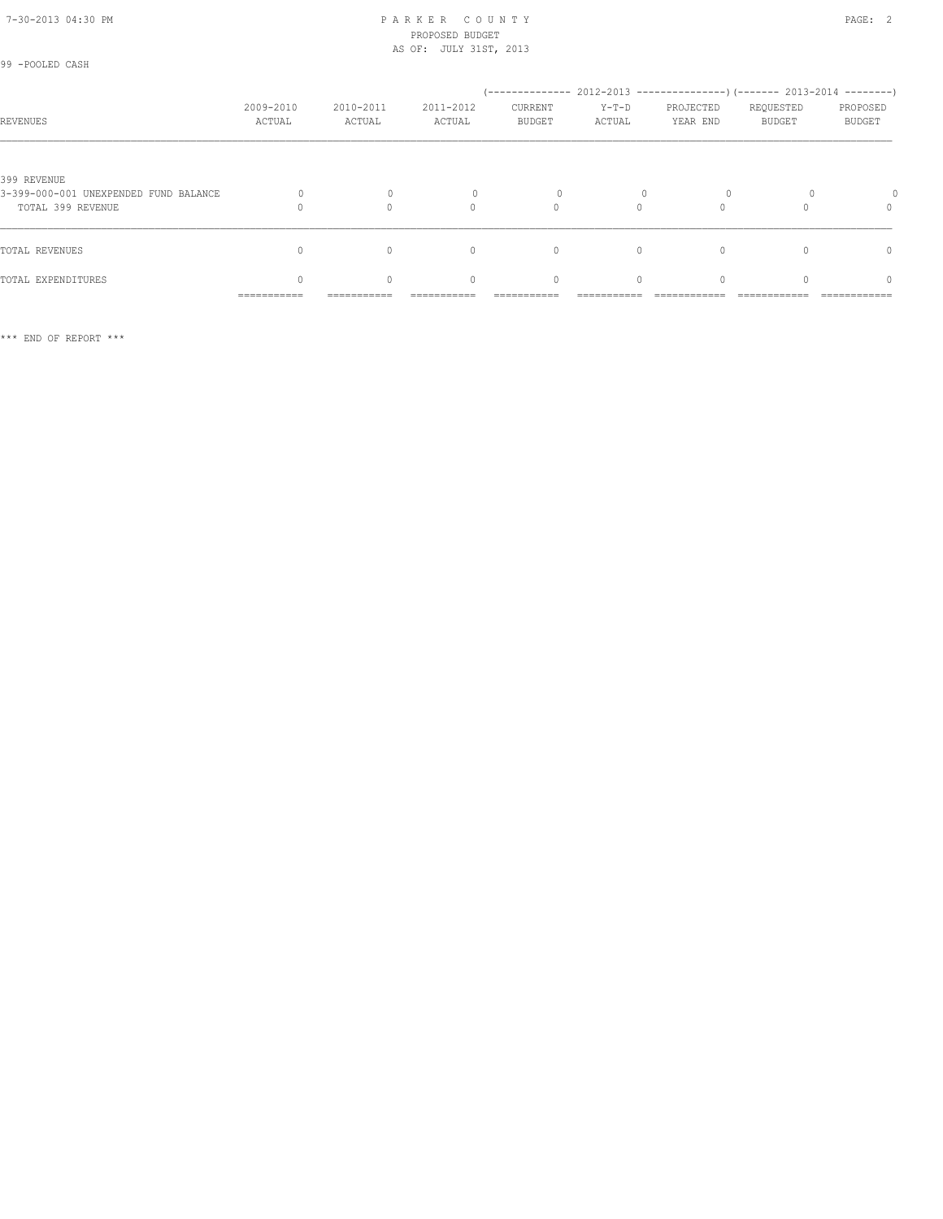PARKER COUNTY
PROPOSED BUDGET
AS OF: JULY 31ST, 2013

99 -POOLED CASH

| REVENUES | 2009-2010 ACTUAL | 2010-2011 ACTUAL | 2011-2012 ACTUAL | (------------- 2012-2013 CURRENT BUDGET | Y-T-D ACTUAL | PROJECTED YEAR END --------------) | (------- 2013-2014 REQUESTED BUDGET | PROPOSED BUDGET --------) |
|---|---|---|---|---|---|---|---|---|
| 399 REVENUE | | | | | | | | |
| 3-399-000-001 UNEXPENDED FUND BALANCE | 0 | 0 | 0 | 0 | 0 | 0 | 0 | 0 |
| TOTAL 399 REVENUE | 0 | 0 | 0 | 0 | 0 | 0 | 0 | 0 |
| TOTAL REVENUES | 0 | 0 | 0 | 0 | 0 | 0 | 0 | 0 |
| TOTAL EXPENDITURES | 0 | 0 | 0 | 0 | 0 | 0 | 0 | 0 |

*** END OF REPORT ***